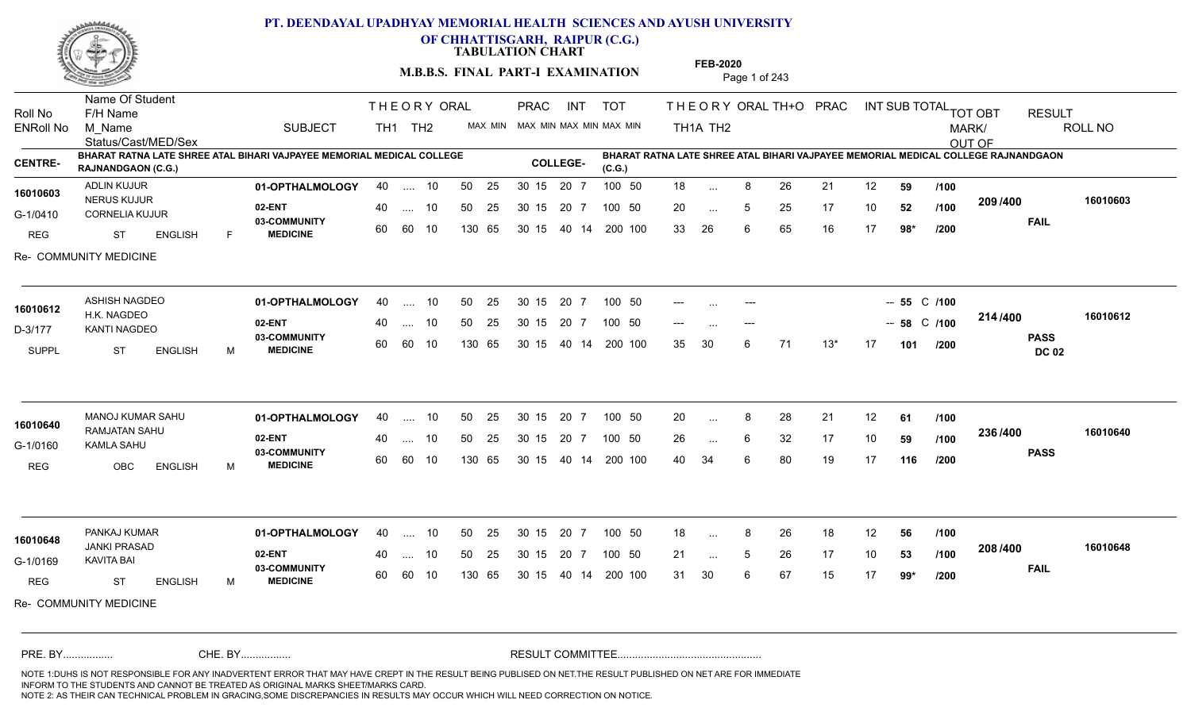# PT. DEENDAYAL UPADHYAY MEMORIAL HEALTH SCIENCES AND AYUSH UNIVERSITY OF CHHATTISGARH, RAIPUR (C.G.)

**TABULATION CHART**

**M.B.B.S. FINAL PART-I EXAMINATION**

**FEB-2020**

| Roll No / ENRoll No | Name Of Student / F/H Name / M_Name / Status/Cast/MED/Sex | SUBJECT | THEORY TH1 | THEORY TH2 | ORAL (MAX MIN) | PRAC (MAX MIN) | INT (MAX MIN) | TOT (MAX MIN) | THEORY TH1A | THEORY TH2 | ORAL | TH+O | PRAC | INT | SUB TOTAL | | TOT OBT MARK/ OUT OF | RESULT | ROLL NO |
|---|---|---|---|---|---|---|---|---|---|---|---|---|---|---|---|---|---|---|---|

**CENTRE-** BHARAT RATNA LATE SHREE ATAL BIHARI VAJPAYEE MEMORIAL MEDICAL COLLEGE RAJNANDGAON (C.G.)

**COLLEGE-** BHARAT RATNA LATE SHREE ATAL BIHARI VAJPAYEE MEMORIAL MEDICAL COLLEGE RAJNANDGAON (C.G.)

| Roll No / ENRoll No | Name / F/H Name / M_Name / Status/Cast/MED/Sex | SUBJECT | TH1 | TH2 | ORAL | PRAC | INT | TOT | TH1A | TH2 | ORAL | TH+O | PRAC | INT | SUB TOTAL | | TOT OBT | RESULT | ROLL NO |
|---|---|---|---|---|---|---|---|---|---|---|---|---|---|---|---|---|---|---|---|
| 16010603 | ADLIN KUJUR | 01-OPTHALMOLOGY | 40 | .... | 10 | 50 25 | 30 15 | 20 7 | 100 50 | 18 | ... | 8 | 26 | 21 | 12 | 59 | /100 | 209 /400 | 16010603 |
| G-1/0410 | NERUS KUJUR / CORNELIA KUJUR | 02-ENT | 40 | .... | 10 | 50 25 | 30 15 | 20 7 | 100 50 | 20 | ... | 5 | 25 | 17 | 10 | 52 | /100 | | FAIL |
| REG | ST ENGLISH F | 03-COMMUNITY MEDICINE | 60 | 60 | 10 | 130 65 | 30 15 | 40 14 | 200 100 | 33 | 26 | 6 | 65 | 16 | 17 | 98* | /200 | | |
| Re- COMMUNITY MEDICINE | | | | | | | | | | | | | | | | | | | |
| 16010612 | ASHISH NAGDEO | 01-OPTHALMOLOGY | 40 | .... | 10 | 50 25 | 30 15 | 20 7 | 100 50 | --- | ... | --- | | | -- | 55 C | /100 | 214 /400 | 16010612 |
| D-3/177 | H.K. NAGDEO / KANTI NAGDEO | 02-ENT | 40 | .... | 10 | 50 25 | 30 15 | 20 7 | 100 50 | --- | ... | --- | | | -- | 58 C | /100 | | PASS DC 02 |
| SUPPL | ST ENGLISH M | 03-COMMUNITY MEDICINE | 60 | 60 | 10 | 130 65 | 30 15 | 40 14 | 200 100 | 35 | 30 | 6 | 71 | 13* | 17 | 101 | /200 | | |
| 16010640 | MANOJ KUMAR SAHU | 01-OPTHALMOLOGY | 40 | .... | 10 | 50 25 | 30 15 | 20 7 | 100 50 | 20 | ... | 8 | 28 | 21 | 12 | 61 | /100 | 236 /400 | 16010640 |
| G-1/0160 | RAMJATAN SAHU / KAMLA SAHU | 02-ENT | 40 | .... | 10 | 50 25 | 30 15 | 20 7 | 100 50 | 26 | ... | 6 | 32 | 17 | 10 | 59 | /100 | | PASS |
| REG | OBC ENGLISH M | 03-COMMUNITY MEDICINE | 60 | 60 | 10 | 130 65 | 30 15 | 40 14 | 200 100 | 40 | 34 | 6 | 80 | 19 | 17 | 116 | /200 | | |
| 16010648 | PANKAJ KUMAR | 01-OPTHALMOLOGY | 40 | .... | 10 | 50 25 | 30 15 | 20 7 | 100 50 | 18 | ... | 8 | 26 | 18 | 12 | 56 | /100 | 208 /400 | 16010648 |
| G-1/0169 | JANKI PRASAD / KAVITA BAI | 02-ENT | 40 | .... | 10 | 50 25 | 30 15 | 20 7 | 100 50 | 21 | ... | 5 | 26 | 17 | 10 | 53 | /100 | | FAIL |
| REG | ST ENGLISH M | 03-COMMUNITY MEDICINE | 60 | 60 | 10 | 130 65 | 30 15 | 40 14 | 200 100 | 31 | 30 | 6 | 67 | 15 | 17 | 99* | /200 | | |
| Re- COMMUNITY MEDICINE | | | | | | | | | | | | | | | | | | | |

PRE. BY................ CHE. BY................ RESULT COMMITTEE................................................

NOTE 1:DUHS IS NOT RESPONSIBLE FOR ANY INADVERTENT ERROR THAT MAY HAVE CREPT IN THE RESULT BEING PUBLISED ON NET.THE RESULT PUBLISHED ON NET ARE FOR IMMEDIATE INFORM TO THE STUDENTS AND CANNOT BE TREATED AS ORIGINAL MARKS SHEET/MARKS CARD.
NOTE 2: AS THEIR CAN TECHNICAL PROBLEM IN GRACING,SOME DISCREPANCIES IN RESULTS MAY OCCUR WHICH WILL NEED CORRECTION ON NOTICE.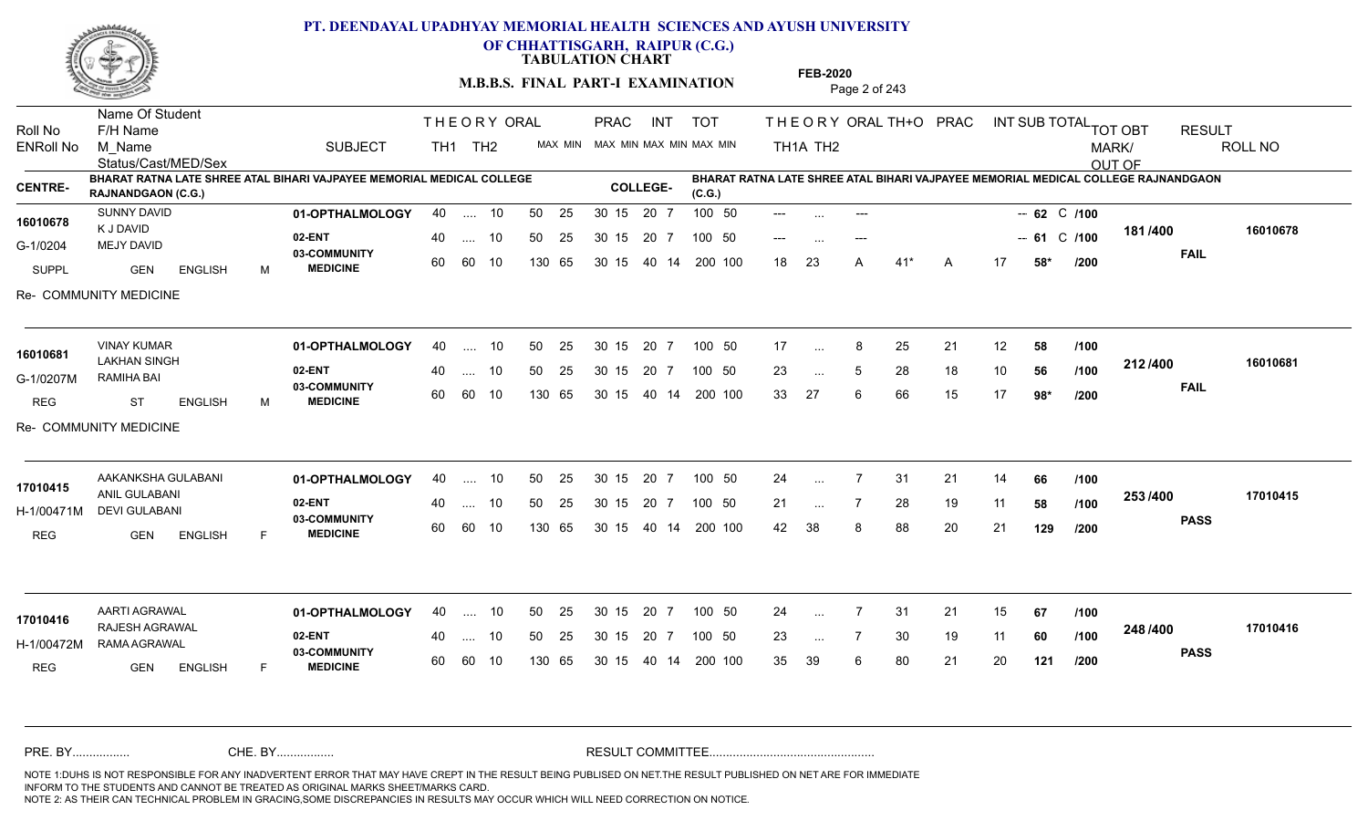# PT. DEENDAYAL UPADHYAY MEMORIAL HEALTH SCIENCES AND AYUSH UNIVERSITY OF CHHATTISGARH, RAIPUR (C.G.)

## TABULATION CHART

**M.B.B.S. FINAL PART-I EXAMINATION**

**FEB-2020**

| Roll No / ENRoll No | Name Of Student / F/H Name / M_Name / Status/Cast/MED/Sex | SUBJECT | THEORY TH1 | THEORY TH2 | ORAL MAX MIN | PRAC MAX MIN | INT MAX MIN | TOT MAX MIN | THEORY TH1A | THEORY TH2 | ORAL | TH+O | PRAC | INT | SUB TOTAL | TOT | TOT OBT MARK/OUT OF | RESULT | ROLL NO |
|---|---|---|---|---|---|---|---|---|---|---|---|---|---|---|---|---|---|---|---|

**CENTRE-** BHARAT RATNA LATE SHREE ATAL BIHARI VAJPAYEE MEMORIAL MEDICAL COLLEGE RAJNANDGAON (C.G.)
**COLLEGE-** BHARAT RATNA LATE SHREE ATAL BIHARI VAJPAYEE MEMORIAL MEDICAL COLLEGE RAJNANDGAON (C.G.)

| Roll No / ENRoll No | Name / Details | SUBJECT | TH1 | TH2 | ORAL | PRAC | INT | TOT | TH1A | TH2 | ORAL | TH+O | PRAC | INT | SUB TOTAL | OUT OF | TOT OBT | RESULT | ROLL NO |
|---|---|---|---|---|---|---|---|---|---|---|---|---|---|---|---|---|---|---|---|
| 16010678 | SUNNY DAVID | 01-OPTHALMOLOGY | 40 | .... | 10 | 50 25 | 30 15 | 20 7 | 100 50 | --- | ... | --- | | | -- | 62 C | /100 | 181 /400 | FAIL | 16010678 |
| G-1/0204 | K J DAVID / MEJY DAVID | 02-ENT | 40 | .... | 10 | 50 25 | 30 15 | 20 7 | 100 50 | --- | ... | --- | | | -- | 61 C | /100 | | | |
| SUPPL | GEN ENGLISH M | 03-COMMUNITY MEDICINE | 60 | 60 | 10 | 130 65 | 30 15 | 40 14 | 200 100 | 18 | 23 | A | 41* | A | 17 | 58* | /200 | | | |

Re- COMMUNITY MEDICINE

| Roll No / ENRoll No | Name / Details | SUBJECT | TH1 | TH2 | ORAL | PRAC | INT | TOT | TH1A | TH2 | ORAL | TH+O | PRAC | INT | SUB TOTAL | OUT OF | TOT OBT | RESULT | ROLL NO |
|---|---|---|---|---|---|---|---|---|---|---|---|---|---|---|---|---|---|---|---|
| 16010681 | VINAY KUMAR | 01-OPTHALMOLOGY | 40 | .... | 10 | 50 25 | 30 15 | 20 7 | 100 50 | 17 | ... | 8 | 25 | 21 | 12 | 58 | /100 | 212 /400 | FAIL | 16010681 |
| G-1/0207M | LAKHAN SINGH / RAMIHA BAI | 02-ENT | 40 | .... | 10 | 50 25 | 30 15 | 20 7 | 100 50 | 23 | ... | 5 | 28 | 18 | 10 | 56 | /100 | | | |
| REG | ST ENGLISH M | 03-COMMUNITY MEDICINE | 60 | 60 | 10 | 130 65 | 30 15 | 40 14 | 200 100 | 33 | 27 | 6 | 66 | 15 | 17 | 98* | /200 | | | |

Re- COMMUNITY MEDICINE

| Roll No / ENRoll No | Name / Details | SUBJECT | TH1 | TH2 | ORAL | PRAC | INT | TOT | TH1A | TH2 | ORAL | TH+O | PRAC | INT | SUB TOTAL | OUT OF | TOT OBT | RESULT | ROLL NO |
|---|---|---|---|---|---|---|---|---|---|---|---|---|---|---|---|---|---|---|---|
| 17010415 | AAKANKSHA GULABANI | 01-OPTHALMOLOGY | 40 | .... | 10 | 50 25 | 30 15 | 20 7 | 100 50 | 24 | ... | 7 | 31 | 21 | 14 | 66 | /100 | 253 /400 | PASS | 17010415 |
| H-1/00471M | ANIL GULABANI / DEVI GULABANI | 02-ENT | 40 | .... | 10 | 50 25 | 30 15 | 20 7 | 100 50 | 21 | ... | 7 | 28 | 19 | 11 | 58 | /100 | | | |
| REG | GEN ENGLISH F | 03-COMMUNITY MEDICINE | 60 | 60 | 10 | 130 65 | 30 15 | 40 14 | 200 100 | 42 | 38 | 8 | 88 | 20 | 21 | 129 | /200 | | | |
| 17010416 | AARTI AGRAWAL | 01-OPTHALMOLOGY | 40 | .... | 10 | 50 25 | 30 15 | 20 7 | 100 50 | 24 | ... | 7 | 31 | 21 | 15 | 67 | /100 | 248 /400 | PASS | 17010416 |
| H-1/00472M | RAJESH AGRAWAL / RAMA AGRAWAL | 02-ENT | 40 | .... | 10 | 50 25 | 30 15 | 20 7 | 100 50 | 23 | ... | 7 | 30 | 19 | 11 | 60 | /100 | | | |
| REG | GEN ENGLISH F | 03-COMMUNITY MEDICINE | 60 | 60 | 10 | 130 65 | 30 15 | 40 14 | 200 100 | 35 | 39 | 6 | 80 | 21 | 20 | 121 | /200 | | | |

PRE. BY................ CHE. BY................ RESULT COMMITTEE................................................

NOTE 1:DUHS IS NOT RESPONSIBLE FOR ANY INADVERTENT ERROR THAT MAY HAVE CREPT IN THE RESULT BEING PUBLISED ON NET.THE RESULT PUBLISHED ON NET ARE FOR IMMEDIATE INFORM TO THE STUDENTS AND CANNOT BE TREATED AS ORIGINAL MARKS SHEET/MARKS CARD.
NOTE 2: AS THEIR CAN TECHNICAL PROBLEM IN GRACING,SOME DISCREPANCIES IN RESULTS MAY OCCUR WHICH WILL NEED CORRECTION ON NOTICE.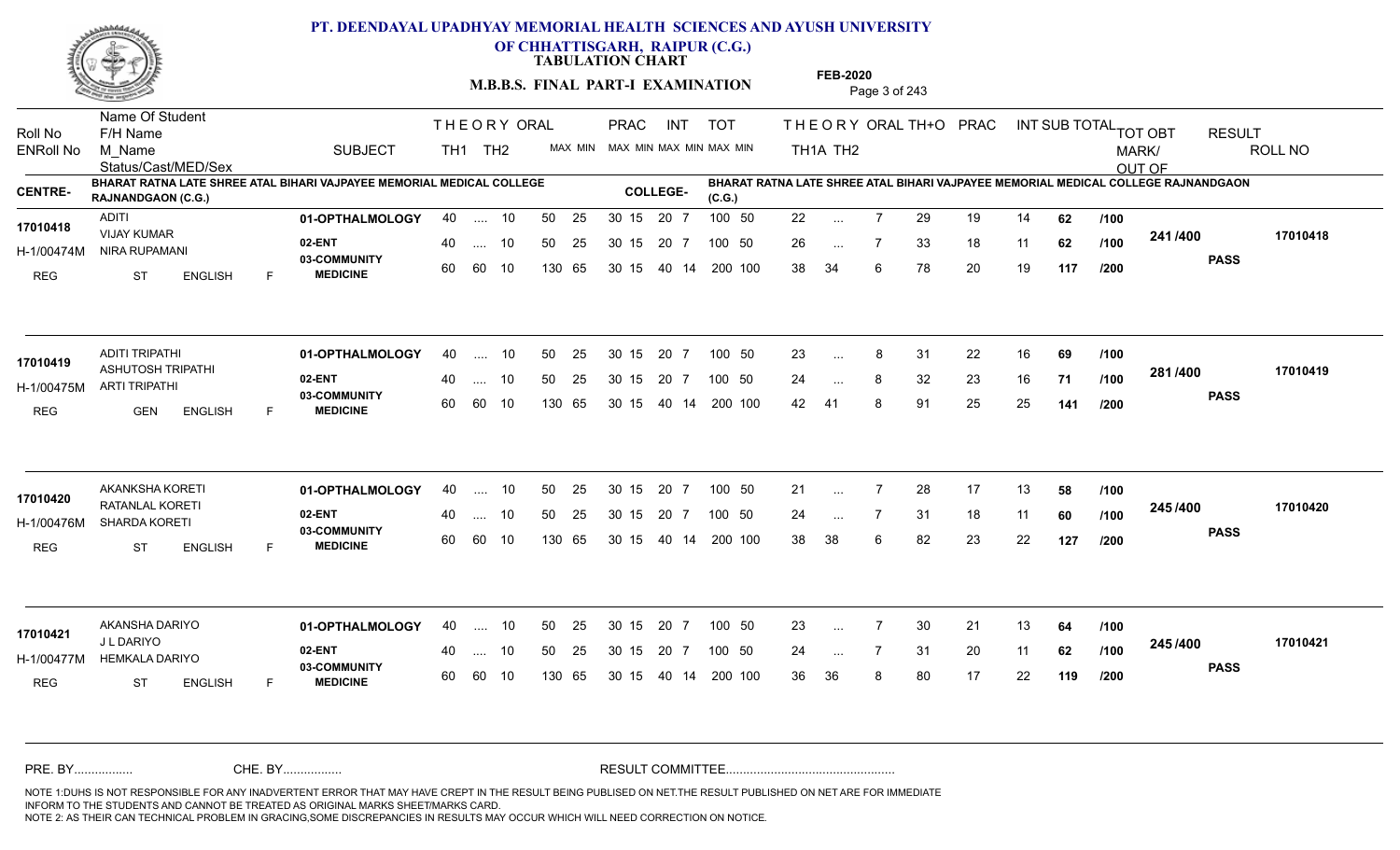# PT. DEENDAYAL UPADHYAY MEMORIAL HEALTH SCIENCES AND AYUSH UNIVERSITY OF CHHATTISGARH, RAIPUR (C.G.)

**TABULATION CHART**

**M.B.B.S. FINAL PART-I EXAMINATION**

**FEB-2020**

**CENTRE-** BHARAT RATNA LATE SHREE ATAL BIHARI VAJPAYEE MEMORIAL MEDICAL COLLEGE RAJNANDGAON (C.G.)

**COLLEGE-** BHARAT RATNA LATE SHREE ATAL BIHARI VAJPAYEE MEMORIAL MEDICAL COLLEGE RAJNANDGAON (C.G.)

| Roll No / ENRoll No | Name Of Student / F/H Name / M_Name / Status/Cast/MED/Sex | SUBJECT | THEORY TH1 (MAX) | THEORY TH2 (MAX) | ORAL (MAX MIN) | PRAC (MAX MIN) | INT (MAX MIN) | TOT (MAX MIN) | TH1A | TH2 | ORAL | TH+O | PRAC | INT | SUB TOTAL | | TOT OBT MARK/OUT OF | RESULT | ROLL NO |
|---|---|---|---|---|---|---|---|---|---|---|---|---|---|---|---|---|---|---|---|
| 17010418 / H-1/00474M | ADITI / VIJAY KUMAR / NIRA RUPAMANI / REG ST ENGLISH F | 01-OPTHALMOLOGY | 40 | .... | 10 | 50 25 | 30 15 | 20 7 | 100 50 | 22 | ... | 7 | 29 | 19 | 14 | 62 | /100 | 241 /400 | PASS | 17010418 |
| | | 02-ENT | 40 | .... | 10 | 50 25 | 30 15 | 20 7 | 100 50 | 26 | ... | 7 | 33 | 18 | 11 | 62 | /100 | | | |
| | | 03-COMMUNITY MEDICINE | 60 | 60 | 10 | 130 65 | 30 15 | 40 14 | 200 100 | 38 | 34 | 6 | 78 | 20 | 19 | 117 | /200 | | | |
| 17010419 / H-1/00475M | ADITI TRIPATHI / ASHUTOSH TRIPATHI / ARTI TRIPATHI / REG GEN ENGLISH F | 01-OPTHALMOLOGY | 40 | .... | 10 | 50 25 | 30 15 | 20 7 | 100 50 | 23 | ... | 8 | 31 | 22 | 16 | 69 | /100 | 281 /400 | PASS | 17010419 |
| | | 02-ENT | 40 | .... | 10 | 50 25 | 30 15 | 20 7 | 100 50 | 24 | ... | 8 | 32 | 23 | 16 | 71 | /100 | | | |
| | | 03-COMMUNITY MEDICINE | 60 | 60 | 10 | 130 65 | 30 15 | 40 14 | 200 100 | 42 | 41 | 8 | 91 | 25 | 25 | 141 | /200 | | | |
| 17010420 / H-1/00476M | AKANKSHA KORETI / RATANLAL KORETI / SHARDA KORETI / REG ST ENGLISH F | 01-OPTHALMOLOGY | 40 | .... | 10 | 50 25 | 30 15 | 20 7 | 100 50 | 21 | ... | 7 | 28 | 17 | 13 | 58 | /100 | 245 /400 | PASS | 17010420 |
| | | 02-ENT | 40 | .... | 10 | 50 25 | 30 15 | 20 7 | 100 50 | 24 | ... | 7 | 31 | 18 | 11 | 60 | /100 | | | |
| | | 03-COMMUNITY MEDICINE | 60 | 60 | 10 | 130 65 | 30 15 | 40 14 | 200 100 | 38 | 38 | 6 | 82 | 23 | 22 | 127 | /200 | | | |
| 17010421 / H-1/00477M | AKANSHA DARIYO / J L DARIYO / HEMKALA DARIYO / REG ST ENGLISH F | 01-OPTHALMOLOGY | 40 | .... | 10 | 50 25 | 30 15 | 20 7 | 100 50 | 23 | ... | 7 | 30 | 21 | 13 | 64 | /100 | 245 /400 | PASS | 17010421 |
| | | 02-ENT | 40 | .... | 10 | 50 25 | 30 15 | 20 7 | 100 50 | 24 | ... | 7 | 31 | 20 | 11 | 62 | /100 | | | |
| | | 03-COMMUNITY MEDICINE | 60 | 60 | 10 | 130 65 | 30 15 | 40 14 | 200 100 | 36 | 36 | 8 | 80 | 17 | 22 | 119 | /200 | | | |

PRE. BY................ CHE. BY................ RESULT COMMITTEE................................................

NOTE 1:DUHS IS NOT RESPONSIBLE FOR ANY INADVERTENT ERROR THAT MAY HAVE CREPT IN THE RESULT BEING PUBLISED ON NET.THE RESULT PUBLISHED ON NET ARE FOR IMMEDIATE INFORM TO THE STUDENTS AND CANNOT BE TREATED AS ORIGINAL MARKS SHEET/MARKS CARD.
NOTE 2: AS THEIR CAN TECHNICAL PROBLEM IN GRACING,SOME DISCREPANCIES IN RESULTS MAY OCCUR WHICH WILL NEED CORRECTION ON NOTICE.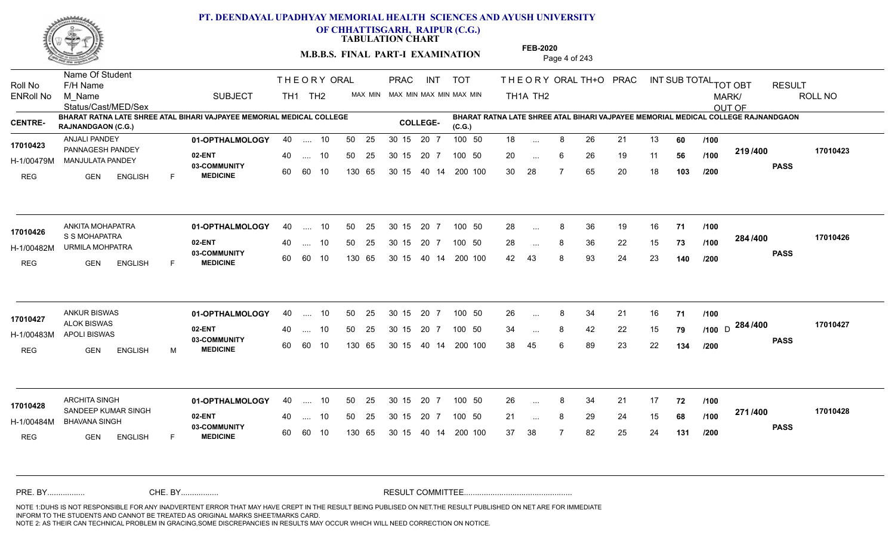# PT. DEENDAYAL UPADHYAY MEMORIAL HEALTH SCIENCES AND AYUSH UNIVERSITY OF CHHATTISGARH, RAIPUR (C.G.)

## TABULATION CHART

**M.B.B.S. FINAL PART-I EXAMINATION**

**FEB-2020**

**CENTRE-** BHARAT RATNA LATE SHREE ATAL BIHARI VAJPAYEE MEMORIAL MEDICAL COLLEGE RAJNANDGAON (C.G.)

**COLLEGE-** BHARAT RATNA LATE SHREE ATAL BIHARI VAJPAYEE MEMORIAL MEDICAL COLLEGE RAJNANDGAON (C.G.)

| Roll No / ENRoll No | Name Of Student / F/H Name / M_Name / Status/Cast/MED/Sex | SUBJECT | THEORY TH1 | THEORY TH2 | ORAL MAX MIN | PRAC MAX MIN | INT MAX MIN | TOT MAX MIN | THEORY TH1A | THEORY TH2 | ORAL | TH+O | PRAC | INT | SUB TOTAL | | TOT OBT MARK/OUT OF | RESULT | ROLL NO |
|---|---|---|---|---|---|---|---|---|---|---|---|---|---|---|---|---|---|---|---|
| 17010423 / H-1/00479M | ANJALI PANDEY / PANNAGESH PANDEY / MANJULATA PANDEY / REG GEN ENGLISH F | 01-OPTHALMOLOGY | 40 | .... | 10 | 50 25 | 30 15 | 20 7 | 100 50 | 18 | ... | 8 | 26 | 21 | 13 | 60 | /100 | 219 /400 | PASS | 17010423 |
| | | 02-ENT | 40 | .... | 10 | 50 25 | 30 15 | 20 7 | 100 50 | 20 | ... | 6 | 26 | 19 | 11 | 56 | /100 | | | |
| | | 03-COMMUNITY MEDICINE | 60 | 60 | 10 | 130 65 | 30 15 | 40 14 | 200 100 | 30 | 28 | 7 | 65 | 20 | 18 | 103 | /200 | | | |
| 17010426 / H-1/00482M | ANKITA MOHAPATRA / S S MOHAPATRA / URMILA MOHPATRA / REG GEN ENGLISH F | 01-OPTHALMOLOGY | 40 | .... | 10 | 50 25 | 30 15 | 20 7 | 100 50 | 28 | ... | 8 | 36 | 19 | 16 | 71 | /100 | 284 /400 | PASS | 17010426 |
| | | 02-ENT | 40 | .... | 10 | 50 25 | 30 15 | 20 7 | 100 50 | 28 | ... | 8 | 36 | 22 | 15 | 73 | /100 | | | |
| | | 03-COMMUNITY MEDICINE | 60 | 60 | 10 | 130 65 | 30 15 | 40 14 | 200 100 | 42 | 43 | 8 | 93 | 24 | 23 | 140 | /200 | | | |
| 17010427 / H-1/00483M | ANKUR BISWAS / ALOK BISWAS / APOLI BISWAS / REG GEN ENGLISH M | 01-OPTHALMOLOGY | 40 | .... | 10 | 50 25 | 30 15 | 20 7 | 100 50 | 26 | ... | 8 | 34 | 21 | 16 | 71 | /100 | 284 /400 | PASS | 17010427 |
| | | 02-ENT | 40 | .... | 10 | 50 25 | 30 15 | 20 7 | 100 50 | 34 | ... | 8 | 42 | 22 | 15 | 79 | /100 D | | | |
| | | 03-COMMUNITY MEDICINE | 60 | 60 | 10 | 130 65 | 30 15 | 40 14 | 200 100 | 38 | 45 | 6 | 89 | 23 | 22 | 134 | /200 | | | |
| 17010428 / H-1/00484M | ARCHITA SINGH / SANDEEP KUMAR SINGH / BHAVANA SINGH / REG GEN ENGLISH F | 01-OPTHALMOLOGY | 40 | .... | 10 | 50 25 | 30 15 | 20 7 | 100 50 | 26 | ... | 8 | 34 | 21 | 17 | 72 | /100 | 271 /400 | PASS | 17010428 |
| | | 02-ENT | 40 | .... | 10 | 50 25 | 30 15 | 20 7 | 100 50 | 21 | ... | 8 | 29 | 24 | 15 | 68 | /100 | | | |
| | | 03-COMMUNITY MEDICINE | 60 | 60 | 10 | 130 65 | 30 15 | 40 14 | 200 100 | 37 | 38 | 7 | 82 | 25 | 24 | 131 | /200 | | | |

PRE. BY................. CHE. BY................. RESULT COMMITTEE.................................................

NOTE 1:DUHS IS NOT RESPONSIBLE FOR ANY INADVERTENT ERROR THAT MAY HAVE CREPT IN THE RESULT BEING PUBLISED ON NET.THE RESULT PUBLISHED ON NET ARE FOR IMMEDIATE INFORM TO THE STUDENTS AND CANNOT BE TREATED AS ORIGINAL MARKS SHEET/MARKS CARD.
NOTE 2: AS THEIR CAN TECHNICAL PROBLEM IN GRACING,SOME DISCREPANCIES IN RESULTS MAY OCCUR WHICH WILL NEED CORRECTION ON NOTICE.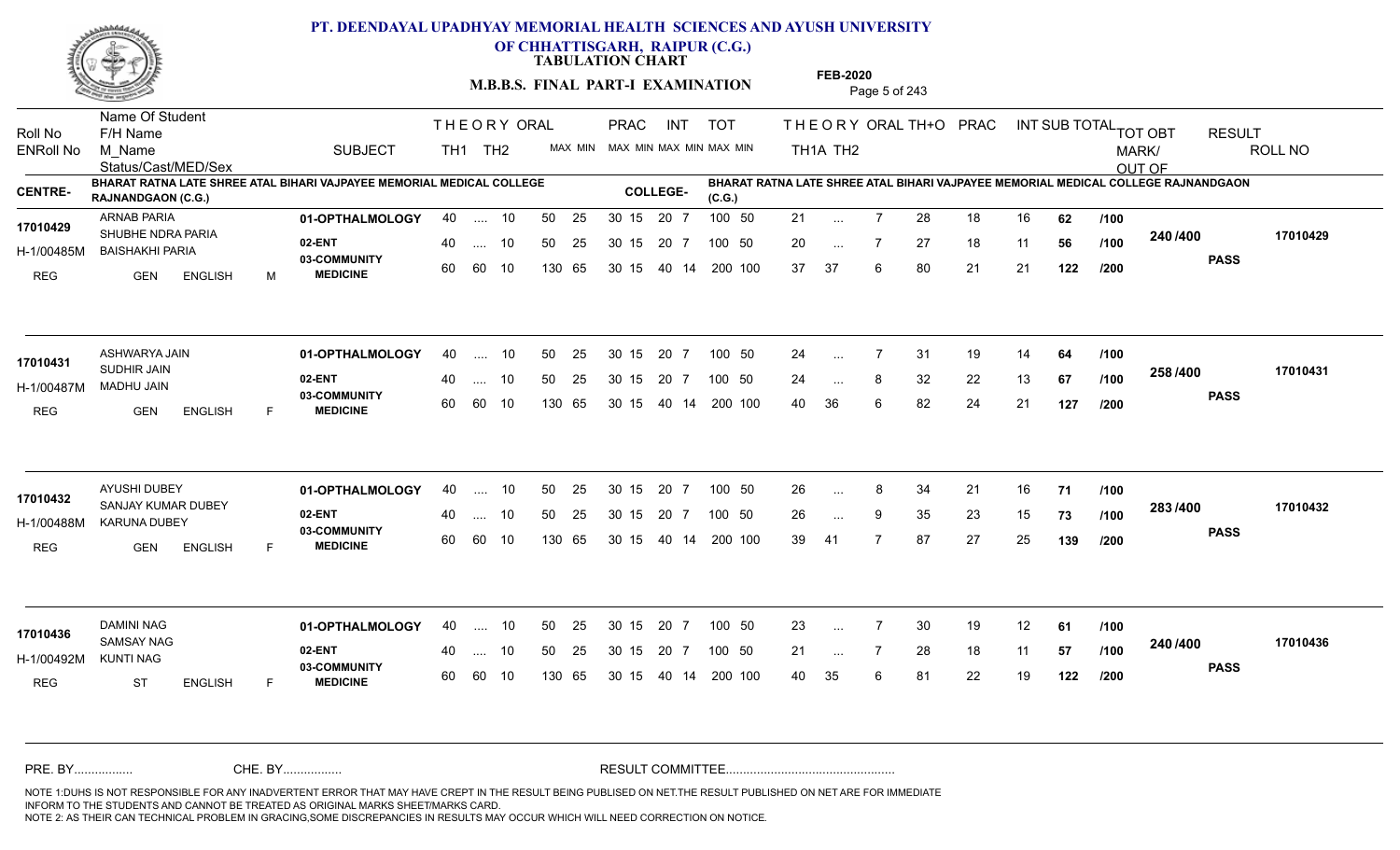# PT. DEENDAYAL UPADHYAY MEMORIAL HEALTH SCIENCES AND AYUSH UNIVERSITY OF CHHATTISGARH, RAIPUR (C.G.)

**TABULATION CHART**

**M.B.B.S. FINAL PART-I EXAMINATION**

**FEB-2020**

**CENTRE-** BHARAT RATNA LATE SHREE ATAL BIHARI VAJPAYEE MEMORIAL MEDICAL COLLEGE RAJNANDGAON (C.G.)

**COLLEGE-** BHARAT RATNA LATE SHREE ATAL BIHARI VAJPAYEE MEMORIAL MEDICAL COLLEGE RAJNANDGAON (C.G.)

| Roll No / ENRoll No / Status/Cast/MED/Sex | Name Of Student / F/H Name / M_Name | SUBJECT | THEORY TH1 | THEORY TH2 | ORAL | PRAC MAX | PRAC MIN | INT MAX | INT MIN | TOT MAX | TOT MIN | TH1A | TH2 | ORAL | TH+O | PRAC | INT | SUB TOTAL | TOT | TOT OBT MARK/OUT OF | RESULT | ROLL NO |
|---|---|---|---|---|---|---|---|---|---|---|---|---|---|---|---|---|---|---|---|---|---|---|
| 17010429 | ARNAB PARIA | 01-OPTHALMOLOGY | 40 | .... | 10 | 50 | 25 | 30 15 | 20 7 | 100 | 50 | 21 | ... | 7 | 28 | 18 | 16 | 62 | /100 | 240 /400 | PASS | 17010429 |
| H-1/00485M | SHUBHE NDRA PARIA | 02-ENT | 40 | .... | 10 | 50 | 25 | 30 15 | 20 7 | 100 | 50 | 20 | ... | 7 | 27 | 18 | 11 | 56 | /100 | | | |
| REG GEN ENGLISH M | BAISHAKHI PARIA | 03-COMMUNITY MEDICINE | 60 | 60 | 10 | 130 | 65 | 30 15 | 40 14 | 200 | 100 | 37 | 37 | 6 | 80 | 21 | 21 | 122 | /200 | | | |
| 17010431 | ASHWARYA JAIN | 01-OPTHALMOLOGY | 40 | .... | 10 | 50 | 25 | 30 15 | 20 7 | 100 | 50 | 24 | ... | 7 | 31 | 19 | 14 | 64 | /100 | 258 /400 | PASS | 17010431 |
| H-1/00487M | SUDHIR JAIN | 02-ENT | 40 | .... | 10 | 50 | 25 | 30 15 | 20 7 | 100 | 50 | 24 | ... | 8 | 32 | 22 | 13 | 67 | /100 | | | |
| REG GEN ENGLISH F | MADHU JAIN | 03-COMMUNITY MEDICINE | 60 | 60 | 10 | 130 | 65 | 30 15 | 40 14 | 200 | 100 | 40 | 36 | 6 | 82 | 24 | 21 | 127 | /200 | | | |
| 17010432 | AYUSHI DUBEY | 01-OPTHALMOLOGY | 40 | .... | 10 | 50 | 25 | 30 15 | 20 7 | 100 | 50 | 26 | ... | 8 | 34 | 21 | 16 | 71 | /100 | 283 /400 | PASS | 17010432 |
| H-1/00488M | SANJAY KUMAR DUBEY | 02-ENT | 40 | .... | 10 | 50 | 25 | 30 15 | 20 7 | 100 | 50 | 26 | ... | 9 | 35 | 23 | 15 | 73 | /100 | | | |
| REG GEN ENGLISH F | KARUNA DUBEY | 03-COMMUNITY MEDICINE | 60 | 60 | 10 | 130 | 65 | 30 15 | 40 14 | 200 | 100 | 39 | 41 | 7 | 87 | 27 | 25 | 139 | /200 | | | |
| 17010436 | DAMINI NAG | 01-OPTHALMOLOGY | 40 | .... | 10 | 50 | 25 | 30 15 | 20 7 | 100 | 50 | 23 | ... | 7 | 30 | 19 | 12 | 61 | /100 | 240 /400 | PASS | 17010436 |
| H-1/00492M | SAMSAY NAG | 02-ENT | 40 | .... | 10 | 50 | 25 | 30 15 | 20 7 | 100 | 50 | 21 | ... | 7 | 28 | 18 | 11 | 57 | /100 | | | |
| REG ST ENGLISH F | KUNTI NAG | 03-COMMUNITY MEDICINE | 60 | 60 | 10 | 130 | 65 | 30 15 | 40 14 | 200 | 100 | 40 | 35 | 6 | 81 | 22 | 19 | 122 | /200 | | | |

PRE. BY................ CHE. BY................ RESULT COMMITTEE................................................

NOTE 1:DUHS IS NOT RESPONSIBLE FOR ANY INADVERTENT ERROR THAT MAY HAVE CREPT IN THE RESULT BEING PUBLISED ON NET.THE RESULT PUBLISHED ON NET ARE FOR IMMEDIATE INFORM TO THE STUDENTS AND CANNOT BE TREATED AS ORIGINAL MARKS SHEET/MARKS CARD.
NOTE 2: AS THEIR CAN TECHNICAL PROBLEM IN GRACING,SOME DISCREPANCIES IN RESULTS MAY OCCUR WHICH WILL NEED CORRECTION ON NOTICE.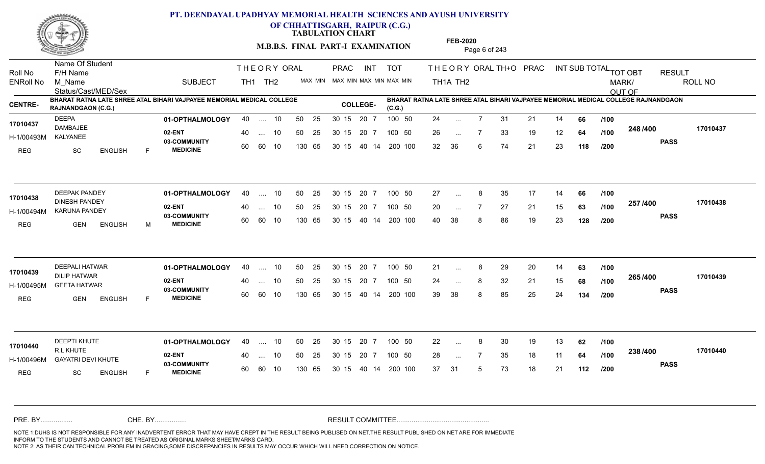# PT. DEENDAYAL UPADHYAY MEMORIAL HEALTH SCIENCES AND AYUSH UNIVERSITY OF CHHATTISGARH, RAIPUR (C.G.)

**TABULATION CHART**

**M.B.B.S. FINAL PART-I EXAMINATION**

**FEB-2020**

**CENTRE-** BHARAT RATNA LATE SHREE ATAL BIHARI VAJPAYEE MEMORIAL MEDICAL COLLEGE RAJNANDGAON (C.G.)

**COLLEGE-** BHARAT RATNA LATE SHREE ATAL BIHARI VAJPAYEE MEMORIAL MEDICAL COLLEGE RAJNANDGAON (C.G.)

| Roll No / ENRoll No | Name Of Student / F/H Name / M_Name / Status/Cast/MED/Sex | SUBJECT | THEORY TH1 | THEORY TH2 | ORAL | PRAC MAX | PRAC MIN | INT MAX | INT MIN | TOT MAX | TOT MIN | TH1A | TH2 | ORAL | TH+O | PRAC | INT | SUB TOTAL | | TOT OBT MARK/ OUT OF | RESULT | ROLL NO |
|---|---|---|---|---|---|---|---|---|---|---|---|---|---|---|---|---|---|---|---|---|---|---|
| 17010437 / H-1/00493M | DEEPA / DAMBAJEE / KALYANEE / REG SC ENGLISH F | 01-OPTHALMOLOGY | 40 | .... | 10 | 50 | 25 | 30 15 | | 20 7 | | 100 | 50 | 24 | ... | 7 | 31 | 21 | 14 | 66 | /100 | 248 /400 | PASS | 17010437 |
| | | 02-ENT | 40 | .... | 10 | 50 | 25 | 30 15 | | 20 7 | | 100 | 50 | 26 | ... | 7 | 33 | 19 | 12 | 64 | /100 | | | |
| | | 03-COMMUNITY MEDICINE | 60 | 60 | 10 | 130 | 65 | 30 15 | | 40 14 | | 200 | 100 | 32 | 36 | 6 | 74 | 21 | 23 | 118 | /200 | | | |
| 17010438 / H-1/00494M | DEEPAK PANDEY / DINESH PANDEY / KARUNA PANDEY / REG GEN ENGLISH M | 01-OPTHALMOLOGY | 40 | .... | 10 | 50 | 25 | 30 15 | | 20 7 | | 100 | 50 | 27 | ... | 8 | 35 | 17 | 14 | 66 | /100 | 257 /400 | PASS | 17010438 |
| | | 02-ENT | 40 | .... | 10 | 50 | 25 | 30 15 | | 20 7 | | 100 | 50 | 20 | ... | 7 | 27 | 21 | 15 | 63 | /100 | | | |
| | | 03-COMMUNITY MEDICINE | 60 | 60 | 10 | 130 | 65 | 30 15 | | 40 14 | | 200 | 100 | 40 | 38 | 8 | 86 | 19 | 23 | 128 | /200 | | | |
| 17010439 / H-1/00495M | DEEPALI HATWAR / DILIP HATWAR / GEETA HATWAR / REG GEN ENGLISH F | 01-OPTHALMOLOGY | 40 | .... | 10 | 50 | 25 | 30 15 | | 20 7 | | 100 | 50 | 21 | ... | 8 | 29 | 20 | 14 | 63 | /100 | 265 /400 | PASS | 17010439 |
| | | 02-ENT | 40 | .... | 10 | 50 | 25 | 30 15 | | 20 7 | | 100 | 50 | 24 | ... | 8 | 32 | 21 | 15 | 68 | /100 | | | |
| | | 03-COMMUNITY MEDICINE | 60 | 60 | 10 | 130 | 65 | 30 15 | | 40 14 | | 200 | 100 | 39 | 38 | 8 | 85 | 25 | 24 | 134 | /200 | | | |
| 17010440 / H-1/00496M | DEEPTI KHUTE / R.L KHUTE / GAYATRI DEVI KHUTE / REG SC ENGLISH F | 01-OPTHALMOLOGY | 40 | .... | 10 | 50 | 25 | 30 15 | | 20 7 | | 100 | 50 | 22 | ... | 8 | 30 | 19 | 13 | 62 | /100 | 238 /400 | PASS | 17010440 |
| | | 02-ENT | 40 | .... | 10 | 50 | 25 | 30 15 | | 20 7 | | 100 | 50 | 28 | ... | 7 | 35 | 18 | 11 | 64 | /100 | | | |
| | | 03-COMMUNITY MEDICINE | 60 | 60 | 10 | 130 | 65 | 30 15 | | 40 14 | | 200 | 100 | 37 | 31 | 5 | 73 | 18 | 21 | 112 | /200 | | | |

PRE. BY................ CHE. BY................ RESULT COMMITTEE................................................

NOTE 1:DUHS IS NOT RESPONSIBLE FOR ANY INADVERTENT ERROR THAT MAY HAVE CREPT IN THE RESULT BEING PUBLISED ON NET.THE RESULT PUBLISHED ON NET ARE FOR IMMEDIATE INFORM TO THE STUDENTS AND CANNOT BE TREATED AS ORIGINAL MARKS SHEET/MARKS CARD.
NOTE 2: AS THEIR CAN TECHNICAL PROBLEM IN GRACING,SOME DISCREPANCIES IN RESULTS MAY OCCUR WHICH WILL NEED CORRECTION ON NOTICE.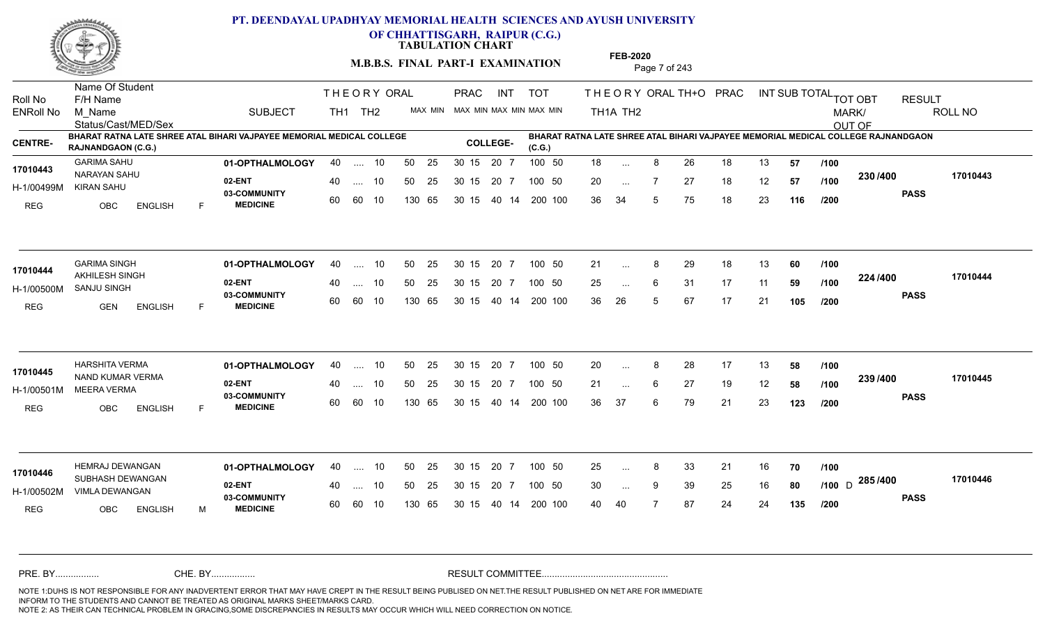# PT. DEENDAYAL UPADHYAY MEMORIAL HEALTH SCIENCES AND AYUSH UNIVERSITY OF CHHATTISGARH, RAIPUR (C.G.)

**TABULATION CHART**

**M.B.B.S. FINAL PART-I EXAMINATION** — **FEB-2020**

**CENTRE-** BHARAT RATNA LATE SHREE ATAL BIHARI VAJPAYEE MEMORIAL MEDICAL COLLEGE RAJNANDGAON (C.G.)

**COLLEGE-** BHARAT RATNA LATE SHREE ATAL BIHARI VAJPAYEE MEMORIAL MEDICAL COLLEGE RAJNANDGAON (C.G.)

| Roll No / ENRoll No / Status | Name / F/H Name / M_Name / Cast/MED/Sex | SUBJECT | THEORY TH1 | TH2 | ORAL | PRAC MAX MIN | INT MAX MIN | TOT MAX MIN | TH1A | TH2 | ORAL | TH+O | PRAC | INT | SUB TOTAL | | TOT OBT MARK/OUT OF | RESULT | ROLL NO |
|---|---|---|---|---|---|---|---|---|---|---|---|---|---|---|---|---|---|---|---|
| 17010443 | GARIMA SAHU | 01-OPTHALMOLOGY | 40 | .... | 10 | 50 25 | 30 15 20 7 | 100 50 | 18 | ... | 8 | 26 | 18 | 13 | 57 | /100 | 230 /400 | PASS | 17010443 |
| H-1/00499M | NARAYAN SAHU / KIRAN SAHU | 02-ENT | 40 | .... | 10 | 50 25 | 30 15 20 7 | 100 50 | 20 | ... | 7 | 27 | 18 | 12 | 57 | /100 | | | |
| REG | OBC ENGLISH F | 03-COMMUNITY MEDICINE | 60 | 60 | 10 | 130 65 | 30 15 40 14 | 200 100 | 36 | 34 | 5 | 75 | 18 | 23 | 116 | /200 | | | |
| 17010444 | GARIMA SINGH | 01-OPTHALMOLOGY | 40 | .... | 10 | 50 25 | 30 15 20 7 | 100 50 | 21 | ... | 8 | 29 | 18 | 13 | 60 | /100 | 224 /400 | PASS | 17010444 |
| H-1/00500M | AKHILESH SINGH / SANJU SINGH | 02-ENT | 40 | .... | 10 | 50 25 | 30 15 20 7 | 100 50 | 25 | ... | 6 | 31 | 17 | 11 | 59 | /100 | | | |
| REG | GEN ENGLISH F | 03-COMMUNITY MEDICINE | 60 | 60 | 10 | 130 65 | 30 15 40 14 | 200 100 | 36 | 26 | 5 | 67 | 17 | 21 | 105 | /200 | | | |
| 17010445 | HARSHITA VERMA | 01-OPTHALMOLOGY | 40 | .... | 10 | 50 25 | 30 15 20 7 | 100 50 | 20 | ... | 8 | 28 | 17 | 13 | 58 | /100 | 239 /400 | PASS | 17010445 |
| H-1/00501M | NAND KUMAR VERMA / MEERA VERMA | 02-ENT | 40 | .... | 10 | 50 25 | 30 15 20 7 | 100 50 | 21 | ... | 6 | 27 | 19 | 12 | 58 | /100 | | | |
| REG | OBC ENGLISH F | 03-COMMUNITY MEDICINE | 60 | 60 | 10 | 130 65 | 30 15 40 14 | 200 100 | 36 | 37 | 6 | 79 | 21 | 23 | 123 | /200 | | | |
| 17010446 | HEMRAJ DEWANGAN | 01-OPTHALMOLOGY | 40 | .... | 10 | 50 25 | 30 15 20 7 | 100 50 | 25 | ... | 8 | 33 | 21 | 16 | 70 | /100 | 285 /400 | PASS | 17010446 |
| H-1/00502M | SUBHASH DEWANGAN / VIMLA DEWANGAN | 02-ENT | 40 | .... | 10 | 50 25 | 30 15 20 7 | 100 50 | 30 | ... | 9 | 39 | 25 | 16 | 80 | /100 D | | | |
| REG | OBC ENGLISH M | 03-COMMUNITY MEDICINE | 60 | 60 | 10 | 130 65 | 30 15 40 14 | 200 100 | 40 | 40 | 7 | 87 | 24 | 24 | 135 | /200 | | | |

PRE. BY................ CHE. BY................ RESULT COMMITTEE................................................

NOTE 1:DUHS IS NOT RESPONSIBLE FOR ANY INADVERTENT ERROR THAT MAY HAVE CREPT IN THE RESULT BEING PUBLISED ON NET.THE RESULT PUBLISHED ON NET ARE FOR IMMEDIATE INFORM TO THE STUDENTS AND CANNOT BE TREATED AS ORIGINAL MARKS SHEET/MARKS CARD.
NOTE 2: AS THEIR CAN TECHNICAL PROBLEM IN GRACING,SOME DISCREPANCIES IN RESULTS MAY OCCUR WHICH WILL NEED CORRECTION ON NOTICE.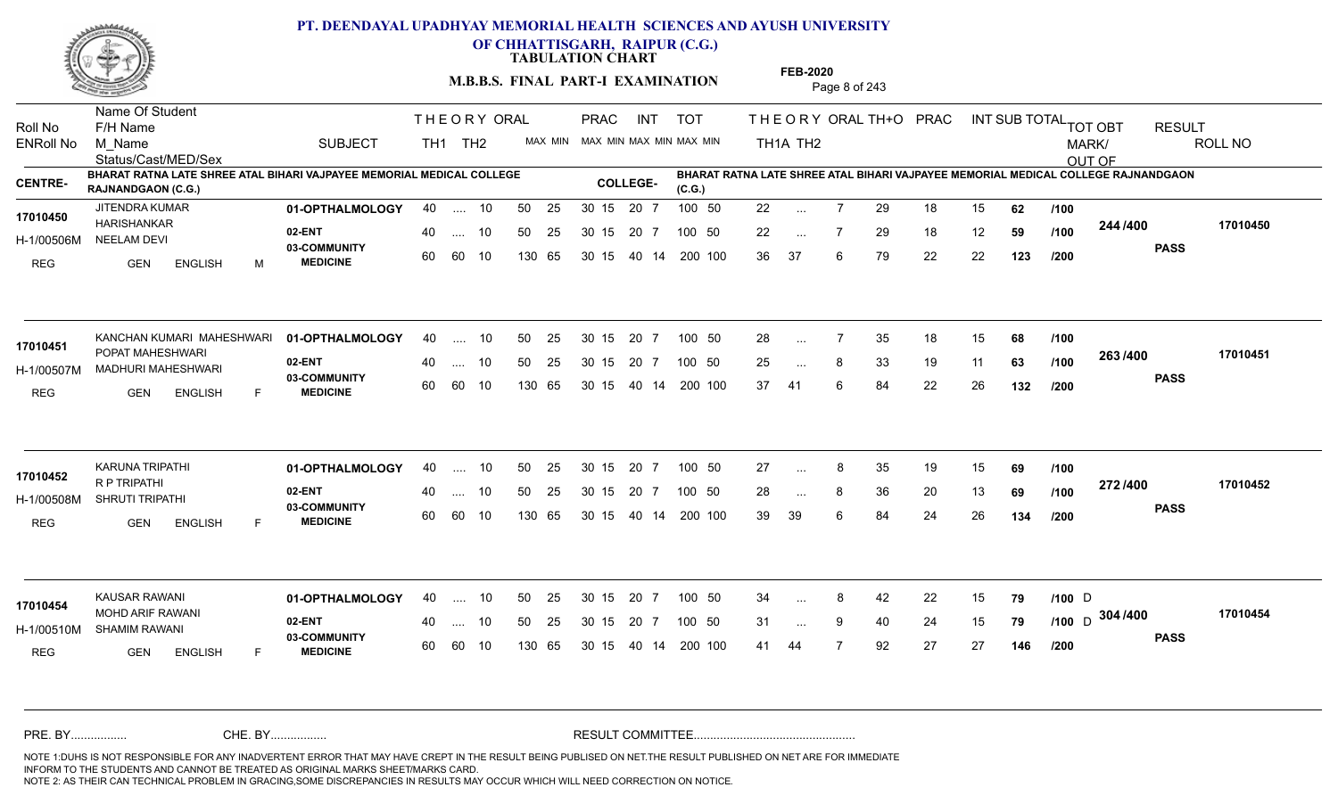## PT. DEENDAYAL UPADHYAY MEMORIAL HEALTH SCIENCES AND AYUSH UNIVERSITY OF CHHATTISGARH, RAIPUR (C.G.)

**TABULATION CHART**

**M.B.B.S. FINAL PART-I EXAMINATION**

**FEB-2020**

**CENTRE-** BHARAT RATNA LATE SHREE ATAL BIHARI VAJPAYEE MEMORIAL MEDICAL COLLEGE RAJNANDGAON (C.G.)

**COLLEGE-** BHARAT RATNA LATE SHREE ATAL BIHARI VAJPAYEE MEMORIAL MEDICAL COLLEGE RAJNANDGAON (C.G.)

| Roll No / ENRoll No / Status | Name Of Student / F/H Name / M_Name / Cast/MED/Sex | SUBJECT | THEORY TH1 | TH2 | ORAL MAX MIN | PRAC MAX MIN | INT MAX MIN | TOT MAX MIN | THEORY TH1A | TH2 | ORAL | TH+O | PRAC | INT | SUB TOTAL | | TOT OBT MARK/OUT OF | RESULT | ROLL NO |
|---|---|---|---|---|---|---|---|---|---|---|---|---|---|---|---|---|---|---|---|
| 17010450 | JITENDRA KUMAR | 01-OPTHALMOLOGY | 40 | .... | 10 | 50 25 | 30 15 | 20 7 | 100 50 | 22 | ... | 7 | 29 | 18 | 15 | 62 | /100 | | | |
| H-1/00506M | HARISHANKAR / NEELAM DEVI | 02-ENT | 40 | .... | 10 | 50 25 | 30 15 | 20 7 | 100 50 | 22 | ... | 7 | 29 | 18 | 12 | 59 | /100 | 244 /400 | PASS | 17010450 |
| REG | GEN ENGLISH M | 03-COMMUNITY MEDICINE | 60 | 60 | 10 | 130 65 | 30 15 | 40 14 | 200 100 | 36 | 37 | 6 | 79 | 22 | 22 | 123 | /200 | | | |
| 17010451 | KANCHAN KUMARI MAHESHWARI | 01-OPTHALMOLOGY | 40 | .... | 10 | 50 25 | 30 15 | 20 7 | 100 50 | 28 | ... | 7 | 35 | 18 | 15 | 68 | /100 | | | |
| H-1/00507M | POPAT MAHESHWARI / MADHURI MAHESHWARI | 02-ENT | 40 | .... | 10 | 50 25 | 30 15 | 20 7 | 100 50 | 25 | ... | 8 | 33 | 19 | 11 | 63 | /100 | 263 /400 | PASS | 17010451 |
| REG | GEN ENGLISH F | 03-COMMUNITY MEDICINE | 60 | 60 | 10 | 130 65 | 30 15 | 40 14 | 200 100 | 37 | 41 | 6 | 84 | 22 | 26 | 132 | /200 | | | |
| 17010452 | KARUNA TRIPATHI | 01-OPTHALMOLOGY | 40 | .... | 10 | 50 25 | 30 15 | 20 7 | 100 50 | 27 | ... | 8 | 35 | 19 | 15 | 69 | /100 | | | |
| H-1/00508M | R P TRIPATHI / SHRUTI TRIPATHI | 02-ENT | 40 | .... | 10 | 50 25 | 30 15 | 20 7 | 100 50 | 28 | ... | 8 | 36 | 20 | 13 | 69 | /100 | 272 /400 | PASS | 17010452 |
| REG | GEN ENGLISH F | 03-COMMUNITY MEDICINE | 60 | 60 | 10 | 130 65 | 30 15 | 40 14 | 200 100 | 39 | 39 | 6 | 84 | 24 | 26 | 134 | /200 | | | |
| 17010454 | KAUSAR RAWANI | 01-OPTHALMOLOGY | 40 | .... | 10 | 50 25 | 30 15 | 20 7 | 100 50 | 34 | ... | 8 | 42 | 22 | 15 | 79 | /100 D | | | |
| H-1/00510M | MOHD ARIF RAWANI / SHAMIM RAWANI | 02-ENT | 40 | .... | 10 | 50 25 | 30 15 | 20 7 | 100 50 | 31 | ... | 9 | 40 | 24 | 15 | 79 | /100 D | 304 /400 | PASS | 17010454 |
| REG | GEN ENGLISH F | 03-COMMUNITY MEDICINE | 60 | 60 | 10 | 130 65 | 30 15 | 40 14 | 200 100 | 41 | 44 | 7 | 92 | 27 | 27 | 146 | /200 | | | |

PRE. BY................ CHE. BY................ RESULT COMMITTEE................................................

NOTE 1:DUHS IS NOT RESPONSIBLE FOR ANY INADVERTENT ERROR THAT MAY HAVE CREPT IN THE RESULT BEING PUBLISED ON NET.THE RESULT PUBLISHED ON NET ARE FOR IMMEDIATE INFORM TO THE STUDENTS AND CANNOT BE TREATED AS ORIGINAL MARKS SHEET/MARKS CARD.
NOTE 2: AS THEIR CAN TECHNICAL PROBLEM IN GRACING,SOME DISCREPANCIES IN RESULTS MAY OCCUR WHICH WILL NEED CORRECTION ON NOTICE.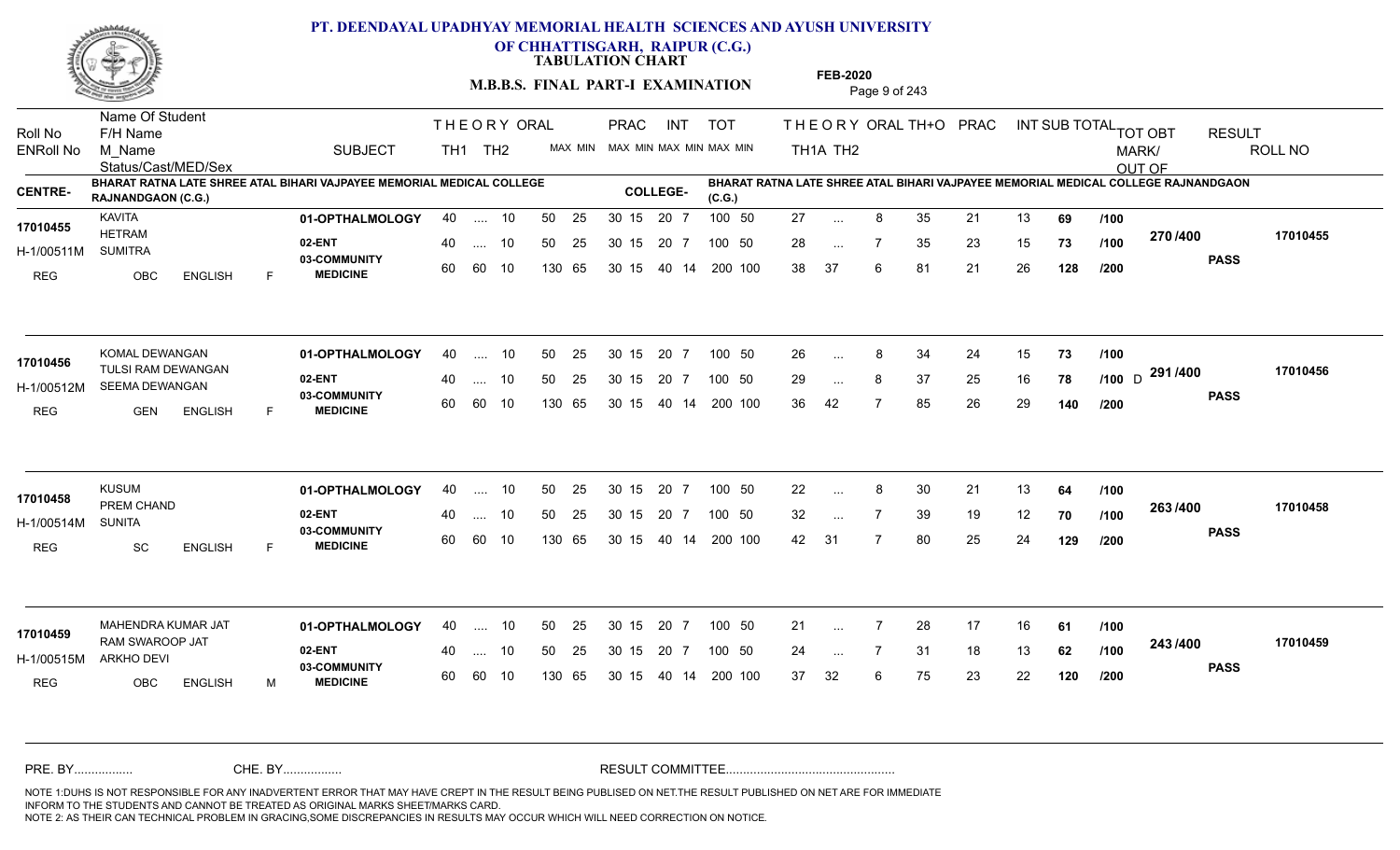# PT. DEENDAYAL UPADHYAY MEMORIAL HEALTH SCIENCES AND AYUSH UNIVERSITY OF CHHATTISGARH, RAIPUR (C.G.)

**TABULATION CHART**

**M.B.B.S. FINAL PART-I EXAMINATION**

**FEB-2020**

**CENTRE-** BHARAT RATNA LATE SHREE ATAL BIHARI VAJPAYEE MEMORIAL MEDICAL COLLEGE RAJNANDGAON (C.G.)

**COLLEGE-** BHARAT RATNA LATE SHREE ATAL BIHARI VAJPAYEE MEMORIAL MEDICAL COLLEGE RAJNANDGAON (C.G.)

| Roll No / ENRoll No | Name Of Student / F/H Name / M_Name / Status/Cast/MED/Sex | SUBJECT | THEORY TH1 | TH2 | ORAL | PRAC MAX MIN | INT MAX MIN | TOT MAX MIN | TH1A | TH2 | ORAL | TH+O | PRAC | INT | SUB TOTAL | | TOT OBT MARK/OUT OF | RESULT | ROLL NO |
|---|---|---|---|---|---|---|---|---|---|---|---|---|---|---|---|---|---|---|---|
| 17010455 / H-1/00511M / REG | KAVITA / HETRAM / SUMITRA / OBC ENGLISH F | 01-OPTHALMOLOGY | 40 | .... | 10 | 50 25 | 30 15 20 7 | 100 50 | 27 | ... | 8 | 35 | 21 | 13 | 69 | /100 | 270 /400 | PASS | 17010455 |
| | | 02-ENT | 40 | .... | 10 | 50 25 | 30 15 20 7 | 100 50 | 28 | ... | 7 | 35 | 23 | 15 | 73 | /100 | | | |
| | | 03-COMMUNITY MEDICINE | 60 | 60 | 10 | 130 65 | 30 15 40 14 | 200 100 | 38 | 37 | 6 | 81 | 21 | 26 | 128 | /200 | | | |
| 17010456 / H-1/00512M / REG | KOMAL DEWANGAN / TULSI RAM DEWANGAN / SEEMA DEWANGAN / GEN ENGLISH F | 01-OPTHALMOLOGY | 40 | .... | 10 | 50 25 | 30 15 20 7 | 100 50 | 26 | ... | 8 | 34 | 24 | 15 | 73 | /100 | 291 /400 | PASS | 17010456 |
| | | 02-ENT | 40 | .... | 10 | 50 25 | 30 15 20 7 | 100 50 | 29 | ... | 8 | 37 | 25 | 16 | 78 | /100 D | | | |
| | | 03-COMMUNITY MEDICINE | 60 | 60 | 10 | 130 65 | 30 15 40 14 | 200 100 | 36 | 42 | 7 | 85 | 26 | 29 | 140 | /200 | | | |
| 17010458 / H-1/00514M / REG | KUSUM / PREM CHAND / SUNITA / SC ENGLISH F | 01-OPTHALMOLOGY | 40 | .... | 10 | 50 25 | 30 15 20 7 | 100 50 | 22 | ... | 8 | 30 | 21 | 13 | 64 | /100 | 263 /400 | PASS | 17010458 |
| | | 02-ENT | 40 | .... | 10 | 50 25 | 30 15 20 7 | 100 50 | 32 | ... | 7 | 39 | 19 | 12 | 70 | /100 | | | |
| | | 03-COMMUNITY MEDICINE | 60 | 60 | 10 | 130 65 | 30 15 40 14 | 200 100 | 42 | 31 | 7 | 80 | 25 | 24 | 129 | /200 | | | |
| 17010459 / H-1/00515M / REG | MAHENDRA KUMAR JAT / RAM SWAROOP JAT / ARKHO DEVI / OBC ENGLISH M | 01-OPTHALMOLOGY | 40 | .... | 10 | 50 25 | 30 15 20 7 | 100 50 | 21 | ... | 7 | 28 | 17 | 16 | 61 | /100 | 243 /400 | PASS | 17010459 |
| | | 02-ENT | 40 | .... | 10 | 50 25 | 30 15 20 7 | 100 50 | 24 | ... | 7 | 31 | 18 | 13 | 62 | /100 | | | |
| | | 03-COMMUNITY MEDICINE | 60 | 60 | 10 | 130 65 | 30 15 40 14 | 200 100 | 37 | 32 | 6 | 75 | 23 | 22 | 120 | /200 | | | |

PRE. BY................ CHE. BY................ RESULT COMMITTEE................................................

NOTE 1:DUHS IS NOT RESPONSIBLE FOR ANY INADVERTENT ERROR THAT MAY HAVE CREPT IN THE RESULT BEING PUBLISED ON NET.THE RESULT PUBLISHED ON NET ARE FOR IMMEDIATE INFORM TO THE STUDENTS AND CANNOT BE TREATED AS ORIGINAL MARKS SHEET/MARKS CARD.
NOTE 2: AS THEIR CAN TECHNICAL PROBLEM IN GRACING,SOME DISCREPANCIES IN RESULTS MAY OCCUR WHICH WILL NEED CORRECTION ON NOTICE.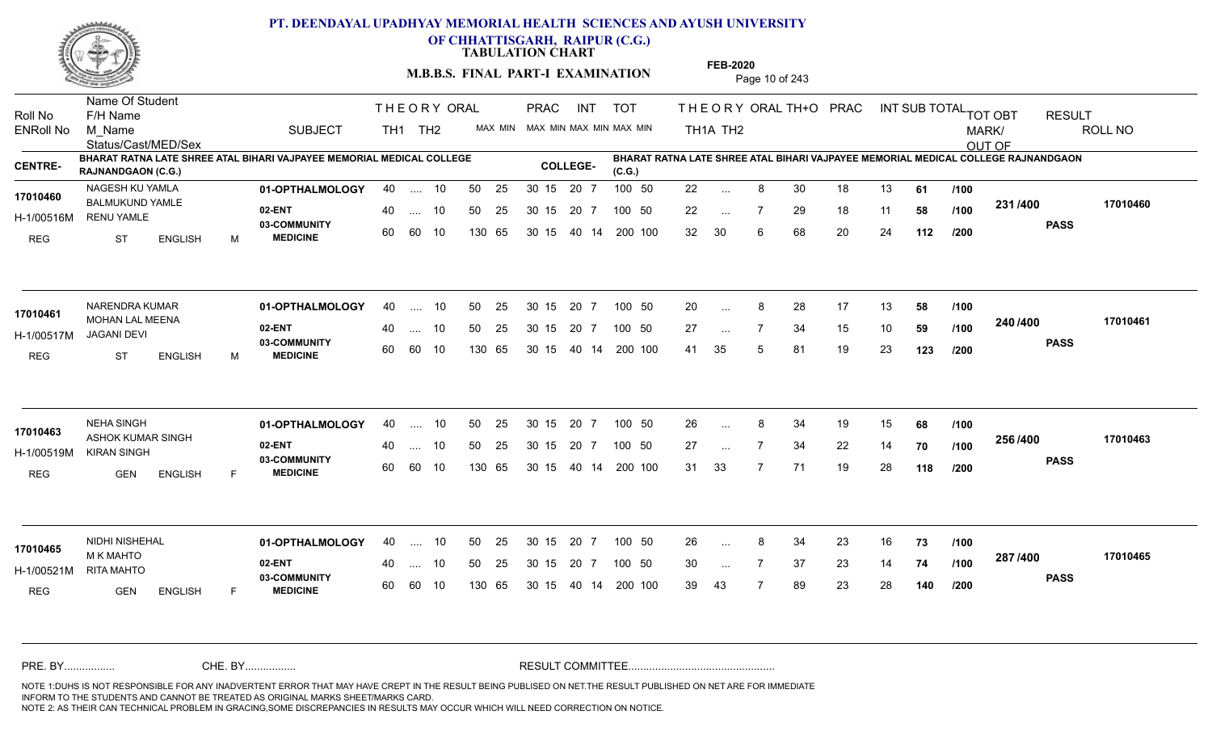# PT. DEENDAYAL UPADHYAY MEMORIAL HEALTH SCIENCES AND AYUSH UNIVERSITY OF CHHATTISGARH, RAIPUR (C.G.)

**TABULATION CHART**

**M.B.B.S. FINAL PART-I EXAMINATION**

**FEB-2020**

**CENTRE-** BHARAT RATNA LATE SHREE ATAL BIHARI VAJPAYEE MEMORIAL MEDICAL COLLEGE RAJNANDGAON (C.G.)

**COLLEGE-** BHARAT RATNA LATE SHREE ATAL BIHARI VAJPAYEE MEMORIAL MEDICAL COLLEGE RAJNANDGAON (C.G.)

| Roll No / ENRoll No / Status | Name Of Student / F/H Name / M_Name / Cast / MED / Sex | SUBJECT | THEORY TH1 | THEORY TH2 | ORAL MIN | PRAC MAX MIN | INT MAX MIN | TOT MAX MIN | THEORY TH1A | THEORY TH2 | ORAL | TH+O | PRAC | INT | SUB TOTAL | | TOT OBT MARK/OUT OF | RESULT | ROLL NO |
|---|---|---|---|---|---|---|---|---|---|---|---|---|---|---|---|---|---|---|---|
| 17010460 | NAGESH KU YAMLA | 01-OPTHALMOLOGY | 40 | .... | 10 | 50 25 | 30 15 20 7 | 100 50 | 22 | ... | 8 | 30 | 18 | 13 | 61 | /100 | 231 /400 | PASS | 17010460 |
| H-1/00516M | BALMUKUND YAMLE / RENU YAMLE | 02-ENT | 40 | .... | 10 | 50 25 | 30 15 20 7 | 100 50 | 22 | ... | 7 | 29 | 18 | 11 | 58 | /100 | | | |
| REG | ST ENGLISH M | 03-COMMUNITY MEDICINE | 60 | 60 | 10 | 130 65 | 30 15 40 14 | 200 100 | 32 | 30 | 6 | 68 | 20 | 24 | 112 | /200 | | | |
| 17010461 | NARENDRA KUMAR | 01-OPTHALMOLOGY | 40 | .... | 10 | 50 25 | 30 15 20 7 | 100 50 | 20 | ... | 8 | 28 | 17 | 13 | 58 | /100 | 240 /400 | PASS | 17010461 |
| H-1/00517M | MOHAN LAL MEENA / JAGANI DEVI | 02-ENT | 40 | .... | 10 | 50 25 | 30 15 20 7 | 100 50 | 27 | ... | 7 | 34 | 15 | 10 | 59 | /100 | | | |
| REG | ST ENGLISH M | 03-COMMUNITY MEDICINE | 60 | 60 | 10 | 130 65 | 30 15 40 14 | 200 100 | 41 | 35 | 5 | 81 | 19 | 23 | 123 | /200 | | | |
| 17010463 | NEHA SINGH | 01-OPTHALMOLOGY | 40 | .... | 10 | 50 25 | 30 15 20 7 | 100 50 | 26 | ... | 8 | 34 | 19 | 15 | 68 | /100 | 256 /400 | PASS | 17010463 |
| H-1/00519M | ASHOK KUMAR SINGH / KIRAN SINGH | 02-ENT | 40 | .... | 10 | 50 25 | 30 15 20 7 | 100 50 | 27 | ... | 7 | 34 | 22 | 14 | 70 | /100 | | | |
| REG | GEN ENGLISH F | 03-COMMUNITY MEDICINE | 60 | 60 | 10 | 130 65 | 30 15 40 14 | 200 100 | 31 | 33 | 7 | 71 | 19 | 28 | 118 | /200 | | | |
| 17010465 | NIDHI NISHEHAL | 01-OPTHALMOLOGY | 40 | .... | 10 | 50 25 | 30 15 20 7 | 100 50 | 26 | ... | 8 | 34 | 23 | 16 | 73 | /100 | 287 /400 | PASS | 17010465 |
| H-1/00521M | M K MAHTO / RITA MAHTO | 02-ENT | 40 | .... | 10 | 50 25 | 30 15 20 7 | 100 50 | 30 | ... | 7 | 37 | 23 | 14 | 74 | /100 | | | |
| REG | GEN ENGLISH F | 03-COMMUNITY MEDICINE | 60 | 60 | 10 | 130 65 | 30 15 40 14 | 200 100 | 39 | 43 | 7 | 89 | 23 | 28 | 140 | /200 | | | |

PRE. BY................ CHE. BY................ RESULT COMMITTEE................................................

NOTE 1:DUHS IS NOT RESPONSIBLE FOR ANY INADVERTENT ERROR THAT MAY HAVE CREPT IN THE RESULT BEING PUBLISED ON NET.THE RESULT PUBLISHED ON NET ARE FOR IMMEDIATE INFORM TO THE STUDENTS AND CANNOT BE TREATED AS ORIGINAL MARKS SHEET/MARKS CARD.
NOTE 2: AS THEIR CAN TECHNICAL PROBLEM IN GRACING,SOME DISCREPANCIES IN RESULTS MAY OCCUR WHICH WILL NEED CORRECTION ON NOTICE.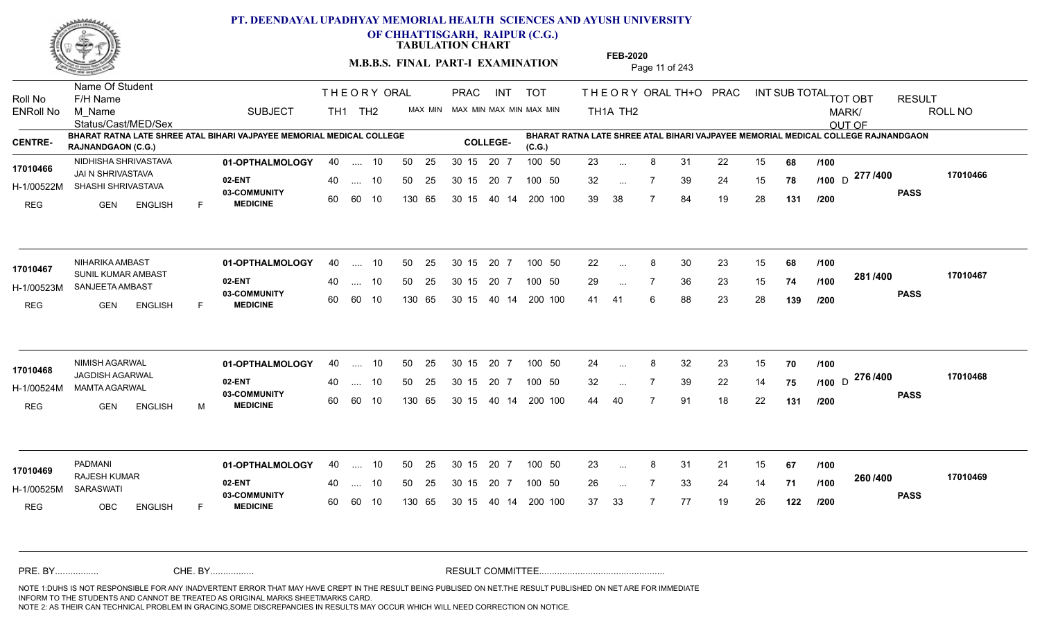# PT. DEENDAYAL UPADHYAY MEMORIAL HEALTH SCIENCES AND AYUSH UNIVERSITY OF CHHATTISGARH, RAIPUR (C.G.)

**TABULATION CHART**

**M.B.B.S. FINAL PART-I EXAMINATION**

**FEB-2020**

| Roll No | Name Of Student / F/H Name / M_Name / Status/Cast/MED/Sex | SUBJECT | THEORY TH1 | THEORY TH2 | ORAL | PRAC MAX | PRAC MIN | INT MAX | INT MIN | TOT MAX | TOT MIN | THEORY TH1A | THEORY TH2 | ORAL | TH+O | PRAC | INT | SUB TOTAL | | TOT OBT MARK/OUT OF | RESULT | ROLL NO |
|---|---|---|---|---|---|---|---|---|---|---|---|---|---|---|---|---|---|---|---|---|---|---|

**CENTRE-** BHARAT RATNA LATE SHREE ATAL BIHARI VAJPAYEE MEMORIAL MEDICAL COLLEGE RAJNANDGAON (C.G.)

**COLLEGE-** BHARAT RATNA LATE SHREE ATAL BIHARI VAJPAYEE MEMORIAL MEDICAL COLLEGE RAJNANDGAON (C.G.)

| Roll No | Name Of Student / F/H Name / M_Name / Status/Cast/MED/Sex | SUBJECT | TH1 | TH2 | ORAL | PRAC MAX | PRAC MIN | INT MAX | INT MIN | TOT MAX | TOT MIN | TH1A | TH2 | ORAL | TH+O | PRAC | INT | SUB TOTAL | | TOT OBT | RESULT | ROLL NO |
|---|---|---|---|---|---|---|---|---|---|---|---|---|---|---|---|---|---|---|---|---|---|---|
| 17010466 | NIDHISHA SHRIVASTAVA | 01-OPTHALMOLOGY | 40 | .... | 10 | 50 25 | | 30 15 | 20 7 | 100 | 50 | 23 | ... | 8 | 31 | 22 | 15 | 68 | /100 | | | |
| H-1/00522M | JAI N SHRIVASTAVA / SHASHI SHRIVASTAVA | 02-ENT | 40 | .... | 10 | 50 25 | | 30 15 | 20 7 | 100 | 50 | 32 | ... | 7 | 39 | 24 | 15 | 78 | /100 D | 277 /400 | PASS | 17010466 |
| REG | GEN ENGLISH F | 03-COMMUNITY MEDICINE | 60 | 60 | 10 | 130 65 | | 30 15 | 40 14 | 200 | 100 | 39 | 38 | 7 | 84 | 19 | 28 | 131 | /200 | | | |
| 17010467 | NIHARIKA AMBAST | 01-OPTHALMOLOGY | 40 | .... | 10 | 50 25 | | 30 15 | 20 7 | 100 | 50 | 22 | ... | 8 | 30 | 23 | 15 | 68 | /100 | | | |
| H-1/00523M | SUNIL KUMAR AMBAST / SANJEETA AMBAST | 02-ENT | 40 | .... | 10 | 50 25 | | 30 15 | 20 7 | 100 | 50 | 29 | ... | 7 | 36 | 23 | 15 | 74 | /100 | 281 /400 | PASS | 17010467 |
| REG | GEN ENGLISH F | 03-COMMUNITY MEDICINE | 60 | 60 | 10 | 130 65 | | 30 15 | 40 14 | 200 | 100 | 41 | 41 | 6 | 88 | 23 | 28 | 139 | /200 | | | |
| 17010468 | NIMISH AGARWAL | 01-OPTHALMOLOGY | 40 | .... | 10 | 50 25 | | 30 15 | 20 7 | 100 | 50 | 24 | ... | 8 | 32 | 23 | 15 | 70 | /100 | | | |
| H-1/00524M | JAGDISH AGARWAL / MAMTA AGARWAL | 02-ENT | 40 | .... | 10 | 50 25 | | 30 15 | 20 7 | 100 | 50 | 32 | ... | 7 | 39 | 22 | 14 | 75 | /100 D | 276 /400 | PASS | 17010468 |
| REG | GEN ENGLISH M | 03-COMMUNITY MEDICINE | 60 | 60 | 10 | 130 65 | | 30 15 | 40 14 | 200 | 100 | 44 | 40 | 7 | 91 | 18 | 22 | 131 | /200 | | | |
| 17010469 | PADMANI | 01-OPTHALMOLOGY | 40 | .... | 10 | 50 25 | | 30 15 | 20 7 | 100 | 50 | 23 | ... | 8 | 31 | 21 | 15 | 67 | /100 | | | |
| H-1/00525M | RAJESH KUMAR / SARASWATI | 02-ENT | 40 | .... | 10 | 50 25 | | 30 15 | 20 7 | 100 | 50 | 26 | ... | 7 | 33 | 24 | 14 | 71 | /100 | 260 /400 | PASS | 17010469 |
| REG | OBC ENGLISH F | 03-COMMUNITY MEDICINE | 60 | 60 | 10 | 130 65 | | 30 15 | 40 14 | 200 | 100 | 37 | 33 | 7 | 77 | 19 | 26 | 122 | /200 | | | |

PRE. BY................ CHE. BY................ RESULT COMMITTEE................................................

NOTE 1:DUHS IS NOT RESPONSIBLE FOR ANY INADVERTENT ERROR THAT MAY HAVE CREPT IN THE RESULT BEING PUBLISED ON NET.THE RESULT PUBLISHED ON NET ARE FOR IMMEDIATE INFORM TO THE STUDENTS AND CANNOT BE TREATED AS ORIGINAL MARKS SHEET/MARKS CARD.
NOTE 2: AS THEIR CAN TECHNICAL PROBLEM IN GRACING,SOME DISCREPANCIES IN RESULTS MAY OCCUR WHICH WILL NEED CORRECTION ON NOTICE.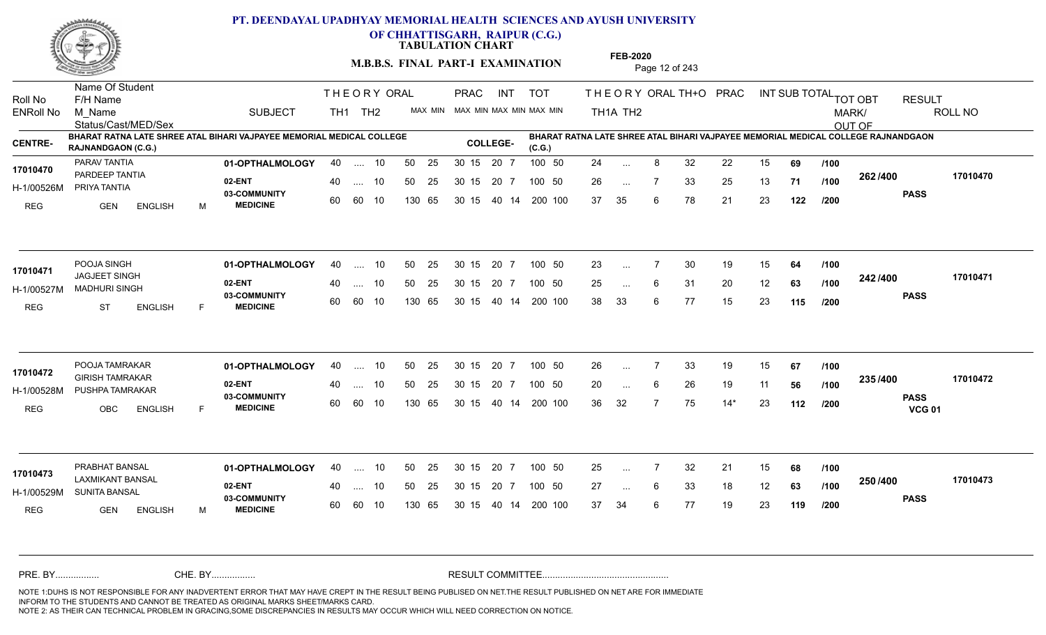# PT. DEENDAYAL UPADHYAY MEMORIAL HEALTH SCIENCES AND AYUSH UNIVERSITY OF CHHATTISGARH, RAIPUR (C.G.)

**TABULATION CHART**

**M.B.B.S. FINAL PART-I EXAMINATION**

**FEB-2020**

**CENTRE-** BHARAT RATNA LATE SHREE ATAL BIHARI VAJPAYEE MEMORIAL MEDICAL COLLEGE RAJNANDGAON (C.G.)

**COLLEGE-** BHARAT RATNA LATE SHREE ATAL BIHARI VAJPAYEE MEMORIAL MEDICAL COLLEGE RAJNANDGAON (C.G.)

| Roll No / ENRoll No | Name Of Student / F/H Name / M_Name / Status/Cast/MED/Sex | SUBJECT | THEORY TH1 | THEORY TH2 | ORAL | PRAC MAX | PRAC MIN | INT MAX | INT MIN | TOT MAX | TOT MIN | TH1A | TH2 | ORAL | TH+O | PRAC | INT | SUB TOTAL | | TOT OBT MARK/ OUT OF | RESULT | ROLL NO |
|---|---|---|---|---|---|---|---|---|---|---|---|---|---|---|---|---|---|---|---|---|---|---|
| 17010470 | PARAV TANTIA | 01-OPTHALMOLOGY | 40 | .... | 10 | 50 | 25 | 30 15 | 20 7 | 100 | 50 | 24 | ... | 8 | 32 | 22 | 15 | 69 | /100 | 262 /400 | PASS | 17010470 |
| H-1/00526M | PARDEEP TANTIA | 02-ENT | 40 | .... | 10 | 50 | 25 | 30 15 | 20 7 | 100 | 50 | 26 | ... | 7 | 33 | 25 | 13 | 71 | /100 | | | |
| REG | PRIYA TANTIA / GEN ENGLISH M | 03-COMMUNITY MEDICINE | 60 | 60 | 10 | 130 | 65 | 30 15 | 40 14 | 200 | 100 | 37 | 35 | 6 | 78 | 21 | 23 | 122 | /200 | | | |
| 17010471 | POOJA SINGH | 01-OPTHALMOLOGY | 40 | .... | 10 | 50 | 25 | 30 15 | 20 7 | 100 | 50 | 23 | ... | 7 | 30 | 19 | 15 | 64 | /100 | 242 /400 | PASS | 17010471 |
| H-1/00527M | JAGJEET SINGH | 02-ENT | 40 | .... | 10 | 50 | 25 | 30 15 | 20 7 | 100 | 50 | 25 | ... | 6 | 31 | 20 | 12 | 63 | /100 | | | |
| REG | MADHURI SINGH / ST ENGLISH F | 03-COMMUNITY MEDICINE | 60 | 60 | 10 | 130 | 65 | 30 15 | 40 14 | 200 | 100 | 38 | 33 | 6 | 77 | 15 | 23 | 115 | /200 | | | |
| 17010472 | POOJA TAMRAKAR | 01-OPTHALMOLOGY | 40 | .... | 10 | 50 | 25 | 30 15 | 20 7 | 100 | 50 | 26 | ... | 7 | 33 | 19 | 15 | 67 | /100 | 235 /400 | PASS VCG 01 | 17010472 |
| H-1/00528M | GIRISH TAMRAKAR | 02-ENT | 40 | .... | 10 | 50 | 25 | 30 15 | 20 7 | 100 | 50 | 20 | ... | 6 | 26 | 19 | 11 | 56 | /100 | | | |
| REG | PUSHPA TAMRAKAR / OBC ENGLISH F | 03-COMMUNITY MEDICINE | 60 | 60 | 10 | 130 | 65 | 30 15 | 40 14 | 200 | 100 | 36 | 32 | 7 | 75 | 14* | 23 | 112 | /200 | | | |
| 17010473 | PRABHAT BANSAL | 01-OPTHALMOLOGY | 40 | .... | 10 | 50 | 25 | 30 15 | 20 7 | 100 | 50 | 25 | ... | 7 | 32 | 21 | 15 | 68 | /100 | 250 /400 | PASS | 17010473 |
| H-1/00529M | LAXMIKANT BANSAL | 02-ENT | 40 | .... | 10 | 50 | 25 | 30 15 | 20 7 | 100 | 50 | 27 | ... | 6 | 33 | 18 | 12 | 63 | /100 | | | |
| REG | SUNITA BANSAL / GEN ENGLISH M | 03-COMMUNITY MEDICINE | 60 | 60 | 10 | 130 | 65 | 30 15 | 40 14 | 200 | 100 | 37 | 34 | 6 | 77 | 19 | 23 | 119 | /200 | | | |

PRE. BY................ CHE. BY................ RESULT COMMITTEE................................................

NOTE 1:DUHS IS NOT RESPONSIBLE FOR ANY INADVERTENT ERROR THAT MAY HAVE CREPT IN THE RESULT BEING PUBLISED ON NET.THE RESULT PUBLISHED ON NET ARE FOR IMMEDIATE INFORM TO THE STUDENTS AND CANNOT BE TREATED AS ORIGINAL MARKS SHEET/MARKS CARD.
NOTE 2: AS THEIR CAN TECHNICAL PROBLEM IN GRACING,SOME DISCREPANCIES IN RESULTS MAY OCCUR WHICH WILL NEED CORRECTION ON NOTICE.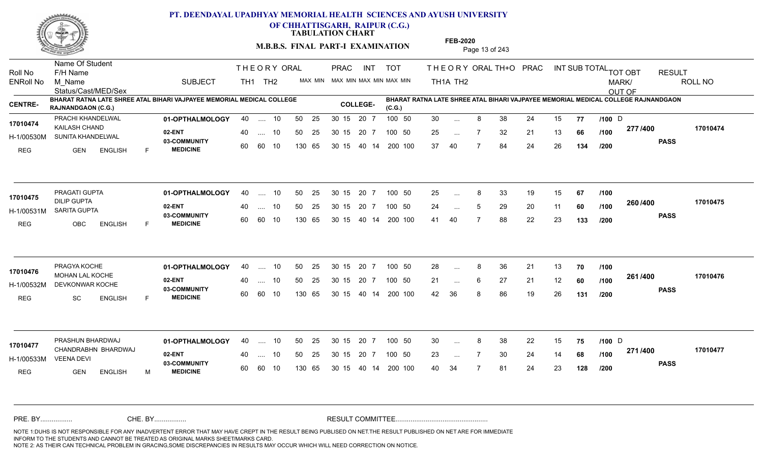# PT. DEENDAYAL UPADHYAY MEMORIAL HEALTH SCIENCES AND AYUSH UNIVERSITY OF CHHATTISGARH, RAIPUR (C.G.)

**TABULATION CHART**

**M.B.B.S. FINAL PART-I EXAMINATION** — **FEB-2020**

**CENTRE-** BHARAT RATNA LATE SHREE ATAL BIHARI VAJPAYEE MEMORIAL MEDICAL COLLEGE RAJNANDGAON (C.G.)

**COLLEGE-** BHARAT RATNA LATE SHREE ATAL BIHARI VAJPAYEE MEMORIAL MEDICAL COLLEGE RAJNANDGAON (C.G.)

| Roll No / ENRoll No / Status | Name / F/H Name / M_Name / Cast / MED / Sex | SUBJECT | THEORY TH1 | THEORY TH2 | ORAL | PRAC MAX MIN | INT MAX MIN | TOT MAX MIN | TH1A | TH2 | ORAL | TH+O | PRAC | INT | SUB TOTAL | | TOT OBT MARK/OUT OF | RESULT | ROLL NO |
|---|---|---|---|---|---|---|---|---|---|---|---|---|---|---|---|---|---|---|---|
| 17010474 | PRACHI KHANDELWAL | 01-OPTHALMOLOGY | 40 | .... | 10 | 50 25 | 30 15 | 20 7 / 100 50 | 30 | ... | 8 | 38 | 24 | 15 | 77 | /100 D | 277 /400 | PASS | 17010474 |
| H-1/00530M | KAILASH CHAND / SUNITA KHANDELWAL | 02-ENT | 40 | .... | 10 | 50 25 | 30 15 | 20 7 / 100 50 | 25 | ... | 7 | 32 | 21 | 13 | 66 | /100 | | | |
| REG | GEN ENGLISH F | 03-COMMUNITY MEDICINE | 60 | 60 | 10 | 130 65 | 30 15 | 40 14 / 200 100 | 37 | 40 | 7 | 84 | 24 | 26 | 134 | /200 | | | |
| 17010475 | PRAGATI GUPTA | 01-OPTHALMOLOGY | 40 | .... | 10 | 50 25 | 30 15 | 20 7 / 100 50 | 25 | ... | 8 | 33 | 19 | 15 | 67 | /100 | 260 /400 | PASS | 17010475 |
| H-1/00531M | DILIP GUPTA / SARITA GUPTA | 02-ENT | 40 | .... | 10 | 50 25 | 30 15 | 20 7 / 100 50 | 24 | ... | 5 | 29 | 20 | 11 | 60 | /100 | | | |
| REG | OBC ENGLISH F | 03-COMMUNITY MEDICINE | 60 | 60 | 10 | 130 65 | 30 15 | 40 14 / 200 100 | 41 | 40 | 7 | 88 | 22 | 23 | 133 | /200 | | | |
| 17010476 | PRAGYA KOCHE | 01-OPTHALMOLOGY | 40 | .... | 10 | 50 25 | 30 15 | 20 7 / 100 50 | 28 | ... | 8 | 36 | 21 | 13 | 70 | /100 | 261 /400 | PASS | 17010476 |
| H-1/00532M | MOHAN LAL KOCHE / DEVKONWAR KOCHE | 02-ENT | 40 | .... | 10 | 50 25 | 30 15 | 20 7 / 100 50 | 21 | ... | 6 | 27 | 21 | 12 | 60 | /100 | | | |
| REG | SC ENGLISH F | 03-COMMUNITY MEDICINE | 60 | 60 | 10 | 130 65 | 30 15 | 40 14 / 200 100 | 42 | 36 | 8 | 86 | 19 | 26 | 131 | /200 | | | |
| 17010477 | PRASHUN BHARDWAJ | 01-OPTHALMOLOGY | 40 | .... | 10 | 50 25 | 30 15 | 20 7 / 100 50 | 30 | ... | 8 | 38 | 22 | 15 | 75 | /100 D | 271 /400 | PASS | 17010477 |
| H-1/00533M | CHANDRABHN BHARDWAJ / VEENA DEVI | 02-ENT | 40 | .... | 10 | 50 25 | 30 15 | 20 7 / 100 50 | 23 | ... | 7 | 30 | 24 | 14 | 68 | /100 | | | |
| REG | GEN ENGLISH M | 03-COMMUNITY MEDICINE | 60 | 60 | 10 | 130 65 | 30 15 | 40 14 / 200 100 | 40 | 34 | 7 | 81 | 24 | 23 | 128 | /200 | | | |

PRE. BY................ CHE. BY................ RESULT COMMITTEE................................................

NOTE 1:DUHS IS NOT RESPONSIBLE FOR ANY INADVERTENT ERROR THAT MAY HAVE CREPT IN THE RESULT BEING PUBLISED ON NET.THE RESULT PUBLISHED ON NET ARE FOR IMMEDIATE INFORM TO THE STUDENTS AND CANNOT BE TREATED AS ORIGINAL MARKS SHEET/MARKS CARD.
NOTE 2: AS THEIR CAN TECHNICAL PROBLEM IN GRACING,SOME DISCREPANCIES IN RESULTS MAY OCCUR WHICH WILL NEED CORRECTION ON NOTICE.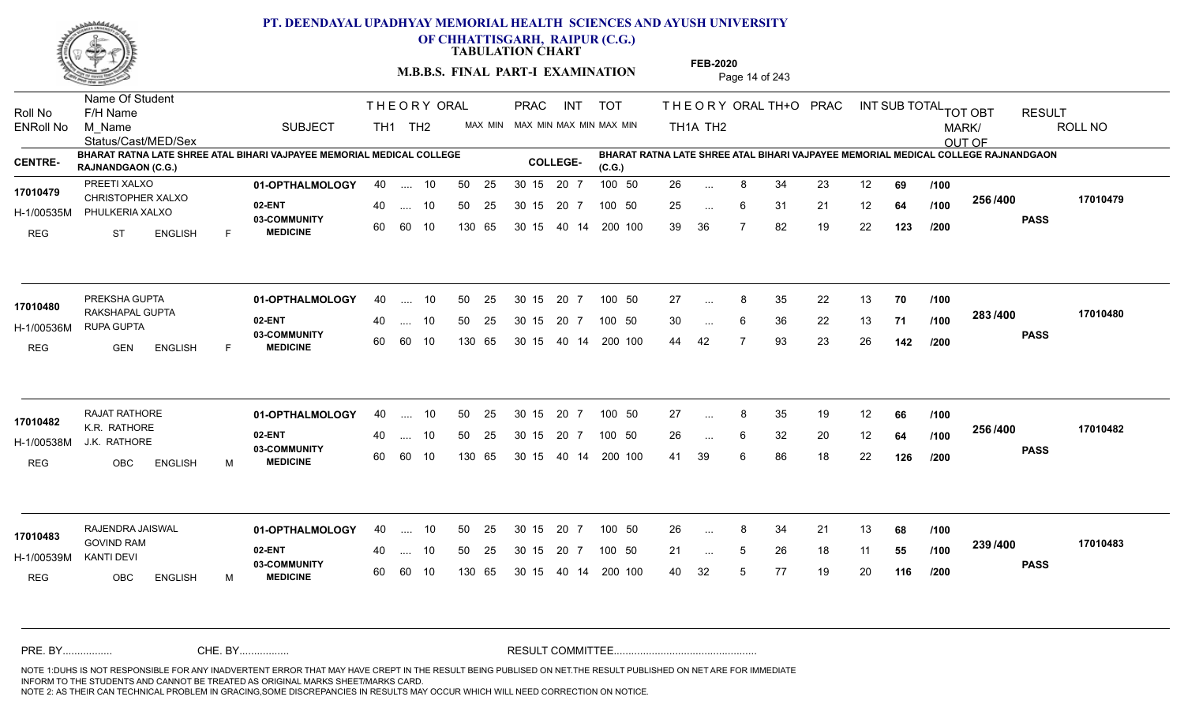# PT. DEENDAYAL UPADHYAY MEMORIAL HEALTH SCIENCES AND AYUSH UNIVERSITY OF CHHATTISGARH, RAIPUR (C.G.)

**TABULATION CHART**

**M.B.B.S. FINAL PART-I EXAMINATION**

**FEB-2020**

**CENTRE-** BHARAT RATNA LATE SHREE ATAL BIHARI VAJPAYEE MEMORIAL MEDICAL COLLEGE RAJNANDGAON (C.G.)

**COLLEGE-** BHARAT RATNA LATE SHREE ATAL BIHARI VAJPAYEE MEMORIAL MEDICAL COLLEGE RAJNANDGAON (C.G.)

| Roll No / ENRoll No / Status | Name Of Student / F/H Name / M_Name / Cast/MED/Sex | SUBJECT | THEORY TH1 (MAX MIN) | THEORY TH2 (MAX MIN) | ORAL (MAX MIN) | PRAC (MAX MIN) | INT (MAX MIN) | TOT (MAX MIN) | TH1A | TH2 | ORAL | TH+O | PRAC | INT | SUB TOTAL | | TOT OBT MARK/OUT OF | RESULT | ROLL NO |
|---|---|---|---|---|---|---|---|---|---|---|---|---|---|---|---|---|---|---|---|
| 17010479 / H-1/00535M / REG | PREETI XALXO / CHRISTOPHER XALXO / PHULKERIA XALXO / ST ENGLISH F | 01-OPTHALMOLOGY | 40 .... | 10 | 50 25 | 30 15 | 20 7 | 100 50 | 26 | ... | 8 | 34 | 23 | 12 | 69 | /100 | 256 /400 | PASS | 17010479 |
| | | 02-ENT | 40 .... | 10 | 50 25 | 30 15 | 20 7 | 100 50 | 25 | ... | 6 | 31 | 21 | 12 | 64 | /100 | | | |
| | | 03-COMMUNITY MEDICINE | 60 60 | 10 | 130 65 | 30 15 | 40 14 | 200 100 | 39 | 36 | 7 | 82 | 19 | 22 | 123 | /200 | | | |
| 17010480 / H-1/00536M / REG | PREKSHA GUPTA / RAKSHAPAL GUPTA / RUPA GUPTA / GEN ENGLISH F | 01-OPTHALMOLOGY | 40 .... | 10 | 50 25 | 30 15 | 20 7 | 100 50 | 27 | ... | 8 | 35 | 22 | 13 | 70 | /100 | 283 /400 | PASS | 17010480 |
| | | 02-ENT | 40 .... | 10 | 50 25 | 30 15 | 20 7 | 100 50 | 30 | ... | 6 | 36 | 22 | 13 | 71 | /100 | | | |
| | | 03-COMMUNITY MEDICINE | 60 60 | 10 | 130 65 | 30 15 | 40 14 | 200 100 | 44 | 42 | 7 | 93 | 23 | 26 | 142 | /200 | | | |
| 17010482 / H-1/00538M / REG | RAJAT RATHORE / K.R. RATHORE / J.K. RATHORE / OBC ENGLISH M | 01-OPTHALMOLOGY | 40 .... | 10 | 50 25 | 30 15 | 20 7 | 100 50 | 27 | ... | 8 | 35 | 19 | 12 | 66 | /100 | 256 /400 | PASS | 17010482 |
| | | 02-ENT | 40 .... | 10 | 50 25 | 30 15 | 20 7 | 100 50 | 26 | ... | 6 | 32 | 20 | 12 | 64 | /100 | | | |
| | | 03-COMMUNITY MEDICINE | 60 60 | 10 | 130 65 | 30 15 | 40 14 | 200 100 | 41 | 39 | 6 | 86 | 18 | 22 | 126 | /200 | | | |
| 17010483 / H-1/00539M / REG | RAJENDRA JAISWAL / GOVIND RAM / KANTI DEVI / OBC ENGLISH M | 01-OPTHALMOLOGY | 40 .... | 10 | 50 25 | 30 15 | 20 7 | 100 50 | 26 | ... | 8 | 34 | 21 | 13 | 68 | /100 | 239 /400 | PASS | 17010483 |
| | | 02-ENT | 40 .... | 10 | 50 25 | 30 15 | 20 7 | 100 50 | 21 | ... | 5 | 26 | 18 | 11 | 55 | /100 | | | |
| | | 03-COMMUNITY MEDICINE | 60 60 | 10 | 130 65 | 30 15 | 40 14 | 200 100 | 40 | 32 | 5 | 77 | 19 | 20 | 116 | /200 | | | |

PRE. BY................ CHE. BY................ RESULT COMMITTEE................................................

NOTE 1:DUHS IS NOT RESPONSIBLE FOR ANY INADVERTENT ERROR THAT MAY HAVE CREPT IN THE RESULT BEING PUBLISED ON NET.THE RESULT PUBLISHED ON NET ARE FOR IMMEDIATE INFORM TO THE STUDENTS AND CANNOT BE TREATED AS ORIGINAL MARKS SHEET/MARKS CARD.
NOTE 2: AS THEIR CAN TECHNICAL PROBLEM IN GRACING,SOME DISCREPANCIES IN RESULTS MAY OCCUR WHICH WILL NEED CORRECTION ON NOTICE.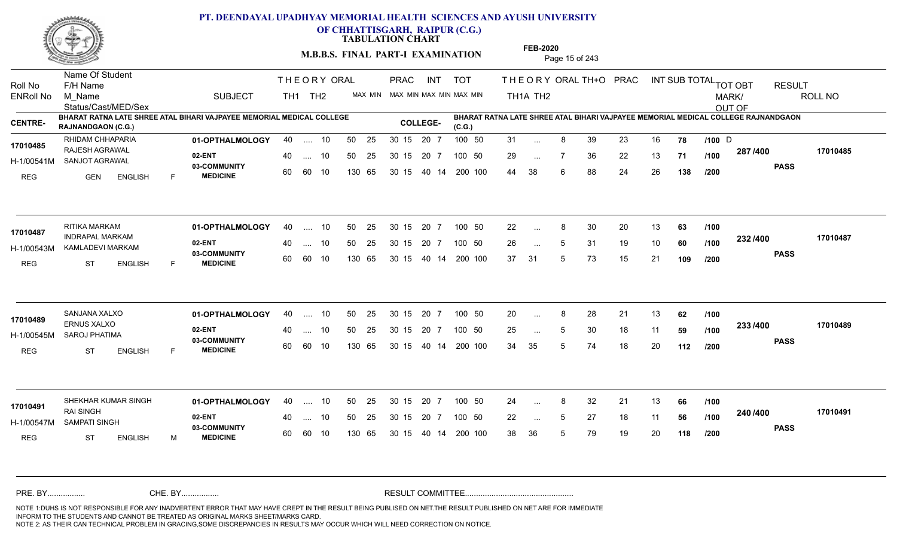# PT. DEENDAYAL UPADHYAY MEMORIAL HEALTH SCIENCES AND AYUSH UNIVERSITY OF CHHATTISGARH, RAIPUR (C.G.)

**TABULATION CHART**

**M.B.B.S. FINAL PART-I EXAMINATION**

**FEB-2020**

**CENTRE-** BHARAT RATNA LATE SHREE ATAL BIHARI VAJPAYEE MEMORIAL MEDICAL COLLEGE RAJNANDGAON (C.G.)

**COLLEGE-** BHARAT RATNA LATE SHREE ATAL BIHARI VAJPAYEE MEMORIAL MEDICAL COLLEGE RAJNANDGAON (C.G.)

| Roll No / ENRoll No / Status | Name Of Student / F/H Name / M_Name / Cast/MED/Sex | SUBJECT | THEORY TH1 | TH2 | ORAL | PRAC MAX | MIN | INT MAX | MIN | TOT MAX | MIN | TH1A | TH2 | ORAL | TH+O | PRAC | INT | SUB TOTAL | | TOT OBT MARK/OUT OF | RESULT | ROLL NO |
|---|---|---|---|---|---|---|---|---|---|---|---|---|---|---|---|---|---|---|---|---|---|---|
| 17010485 | RHIDAM CHHAPARIA | 01-OPTHALMOLOGY | 40 | .... | 10 | 50 | 25 | 30 15 | 20 7 | 100 | 50 | 31 | ... | 8 | 39 | 23 | 16 | 78 | /100 D | 287 /400 | PASS | 17010485 |
| H-1/00541M | RAJESH AGRAWAL / SANJOT AGRAWAL | 02-ENT | 40 | .... | 10 | 50 | 25 | 30 15 | 20 7 | 100 | 50 | 29 | ... | 7 | 36 | 22 | 13 | 71 | /100 | | | |
| REG | GEN ENGLISH F | 03-COMMUNITY MEDICINE | 60 | 60 | 10 | 130 | 65 | 30 15 | 40 14 | 200 | 100 | 44 | 38 | 6 | 88 | 24 | 26 | 138 | /200 | | | |
| 17010487 | RITIKA MARKAM | 01-OPTHALMOLOGY | 40 | .... | 10 | 50 | 25 | 30 15 | 20 7 | 100 | 50 | 22 | ... | 8 | 30 | 20 | 13 | 63 | /100 | 232 /400 | PASS | 17010487 |
| H-1/00543M | INDRAPAL MARKAM / KAMLADEVI MARKAM | 02-ENT | 40 | .... | 10 | 50 | 25 | 30 15 | 20 7 | 100 | 50 | 26 | ... | 5 | 31 | 19 | 10 | 60 | /100 | | | |
| REG | ST ENGLISH F | 03-COMMUNITY MEDICINE | 60 | 60 | 10 | 130 | 65 | 30 15 | 40 14 | 200 | 100 | 37 | 31 | 5 | 73 | 15 | 21 | 109 | /200 | | | |
| 17010489 | SANJANA XALXO | 01-OPTHALMOLOGY | 40 | .... | 10 | 50 | 25 | 30 15 | 20 7 | 100 | 50 | 20 | ... | 8 | 28 | 21 | 13 | 62 | /100 | 233 /400 | PASS | 17010489 |
| H-1/00545M | ERNUS XALXO / SAROJ PHATIMA | 02-ENT | 40 | .... | 10 | 50 | 25 | 30 15 | 20 7 | 100 | 50 | 25 | ... | 5 | 30 | 18 | 11 | 59 | /100 | | | |
| REG | ST ENGLISH F | 03-COMMUNITY MEDICINE | 60 | 60 | 10 | 130 | 65 | 30 15 | 40 14 | 200 | 100 | 34 | 35 | 5 | 74 | 18 | 20 | 112 | /200 | | | |
| 17010491 | SHEKHAR KUMAR SINGH | 01-OPTHALMOLOGY | 40 | .... | 10 | 50 | 25 | 30 15 | 20 7 | 100 | 50 | 24 | ... | 8 | 32 | 21 | 13 | 66 | /100 | 240 /400 | PASS | 17010491 |
| H-1/00547M | RAI SINGH / SAMPATI SINGH | 02-ENT | 40 | .... | 10 | 50 | 25 | 30 15 | 20 7 | 100 | 50 | 22 | ... | 5 | 27 | 18 | 11 | 56 | /100 | | | |
| REG | ST ENGLISH M | 03-COMMUNITY MEDICINE | 60 | 60 | 10 | 130 | 65 | 30 15 | 40 14 | 200 | 100 | 38 | 36 | 5 | 79 | 19 | 20 | 118 | /200 | | | |

PRE. BY................ CHE. BY................ RESULT COMMITTEE................................................

NOTE 1:DUHS IS NOT RESPONSIBLE FOR ANY INADVERTENT ERROR THAT MAY HAVE CREPT IN THE RESULT BEING PUBLISED ON NET.THE RESULT PUBLISHED ON NET ARE FOR IMMEDIATE INFORM TO THE STUDENTS AND CANNOT BE TREATED AS ORIGINAL MARKS SHEET/MARKS CARD.
NOTE 2: AS THEIR CAN TECHNICAL PROBLEM IN GRACING,SOME DISCREPANCIES IN RESULTS MAY OCCUR WHICH WILL NEED CORRECTION ON NOTICE.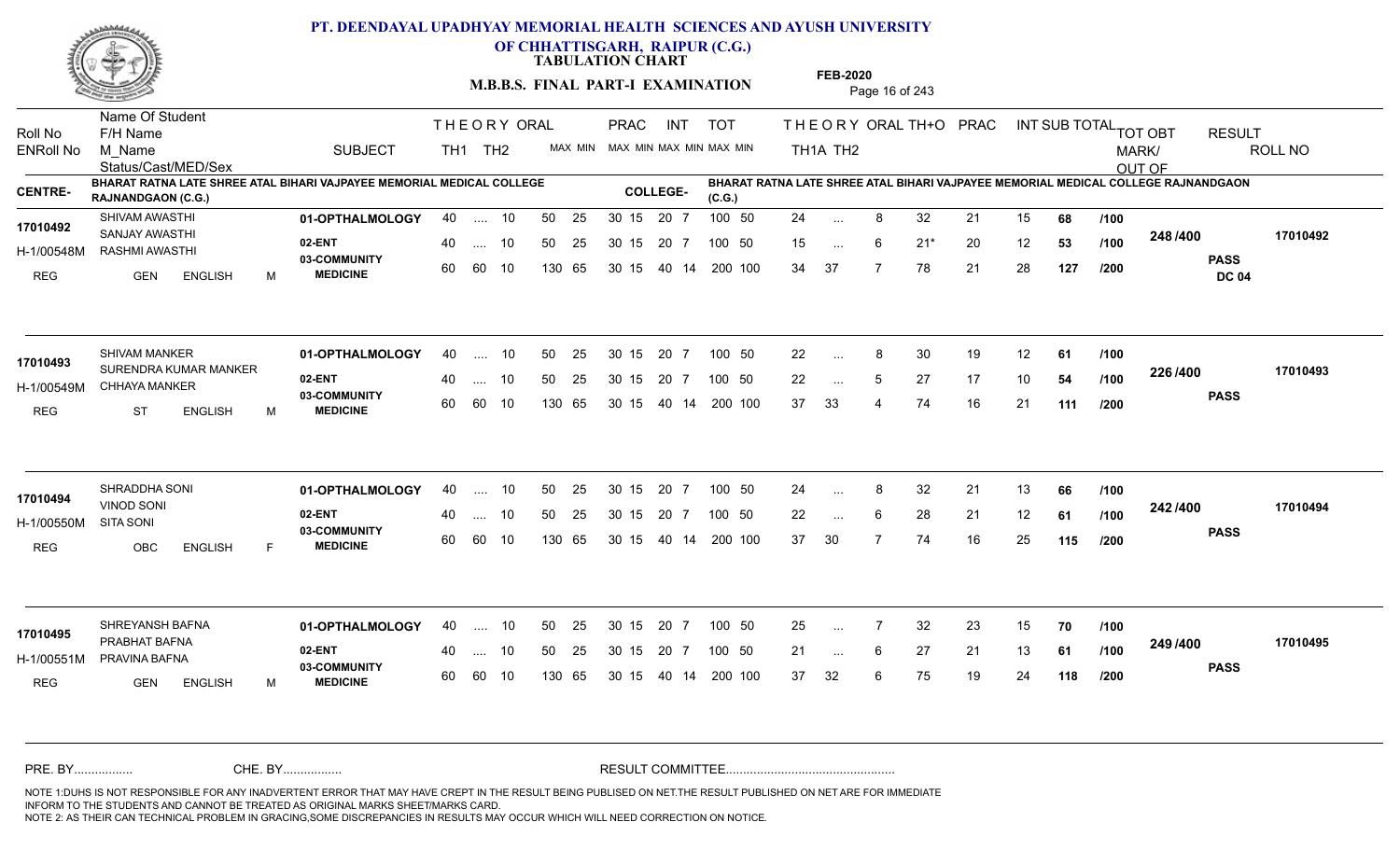# PT. DEENDAYAL UPADHYAY MEMORIAL HEALTH SCIENCES AND AYUSH UNIVERSITY OF CHHATTISGARH, RAIPUR (C.G.)

**TABULATION CHART**

**M.B.B.S. FINAL PART-I EXAMINATION**

**FEB-2020**

**CENTRE-** BHARAT RATNA LATE SHREE ATAL BIHARI VAJPAYEE MEMORIAL MEDICAL COLLEGE RAJNANDGAON (C.G.)

**COLLEGE-** BHARAT RATNA LATE SHREE ATAL BIHARI VAJPAYEE MEMORIAL MEDICAL COLLEGE RAJNANDGAON (C.G.)

| Roll No / ENRoll No / Status/Cast/MED/Sex | Name Of Student / F/H Name / M_Name | SUBJECT | THEORY TH1 | THEORY TH2 | ORAL | PRAC MAX | PRAC MIN | INT MAX | INT MIN | TOT MAX | TOT MIN | TH1A | TH2 | ORAL | TH+O | PRAC | INT | SUB TOTAL | | TOT OBT MARK/OUT OF | RESULT | ROLL NO |
|---|---|---|---|---|---|---|---|---|---|---|---|---|---|---|---|---|---|---|---|---|---|---|
| 17010492 | SHIVAM AWASTHI | 01-OPTHALMOLOGY | 40 | .... | 10 | 50 | 25 | 30 15 | 20 7 | 100 | 50 | 24 | ... | 8 | 32 | 21 | 15 | 68 | /100 | 248 /400 | PASS DC 04 | 17010492 |
| H-1/00548M | SANJAY AWASTHI | 02-ENT | 40 | .... | 10 | 50 | 25 | 30 15 | 20 7 | 100 | 50 | 15 | ... | 6 | 21* | 20 | 12 | 53 | /100 | | | |
| REG GEN ENGLISH M | RASHMI AWASTHI | 03-COMMUNITY MEDICINE | 60 | 60 | 10 | 130 | 65 | 30 15 | 40 14 | 200 | 100 | 34 | 37 | 7 | 78 | 21 | 28 | 127 | /200 | | | |
| 17010493 | SHIVAM MANKER | 01-OPTHALMOLOGY | 40 | .... | 10 | 50 | 25 | 30 15 | 20 7 | 100 | 50 | 22 | ... | 8 | 30 | 19 | 12 | 61 | /100 | 226 /400 | PASS | 17010493 |
| H-1/00549M | SURENDRA KUMAR MANKER | 02-ENT | 40 | .... | 10 | 50 | 25 | 30 15 | 20 7 | 100 | 50 | 22 | ... | 5 | 27 | 17 | 10 | 54 | /100 | | | |
| REG ST ENGLISH M | CHHAYA MANKER | 03-COMMUNITY MEDICINE | 60 | 60 | 10 | 130 | 65 | 30 15 | 40 14 | 200 | 100 | 37 | 33 | 4 | 74 | 16 | 21 | 111 | /200 | | | |
| 17010494 | SHRADDHA SONI | 01-OPTHALMOLOGY | 40 | .... | 10 | 50 | 25 | 30 15 | 20 7 | 100 | 50 | 24 | ... | 8 | 32 | 21 | 13 | 66 | /100 | 242 /400 | PASS | 17010494 |
| H-1/00550M | VINOD SONI | 02-ENT | 40 | .... | 10 | 50 | 25 | 30 15 | 20 7 | 100 | 50 | 22 | ... | 6 | 28 | 21 | 12 | 61 | /100 | | | |
| REG OBC ENGLISH F | SITA SONI | 03-COMMUNITY MEDICINE | 60 | 60 | 10 | 130 | 65 | 30 15 | 40 14 | 200 | 100 | 37 | 30 | 7 | 74 | 16 | 25 | 115 | /200 | | | |
| 17010495 | SHREYANSH BAFNA | 01-OPTHALMOLOGY | 40 | .... | 10 | 50 | 25 | 30 15 | 20 7 | 100 | 50 | 25 | ... | 7 | 32 | 23 | 15 | 70 | /100 | 249 /400 | PASS | 17010495 |
| H-1/00551M | PRABHAT BAFNA | 02-ENT | 40 | .... | 10 | 50 | 25 | 30 15 | 20 7 | 100 | 50 | 21 | ... | 6 | 27 | 21 | 13 | 61 | /100 | | | |
| REG GEN ENGLISH M | PRAVINA BAFNA | 03-COMMUNITY MEDICINE | 60 | 60 | 10 | 130 | 65 | 30 15 | 40 14 | 200 | 100 | 37 | 32 | 6 | 75 | 19 | 24 | 118 | /200 | | | |

PRE. BY................ CHE. BY................ RESULT COMMITTEE................................................

NOTE 1:DUHS IS NOT RESPONSIBLE FOR ANY INADVERTENT ERROR THAT MAY HAVE CREPT IN THE RESULT BEING PUBLISED ON NET.THE RESULT PUBLISHED ON NET ARE FOR IMMEDIATE INFORM TO THE STUDENTS AND CANNOT BE TREATED AS ORIGINAL MARKS SHEET/MARKS CARD.
NOTE 2: AS THEIR CAN TECHNICAL PROBLEM IN GRACING,SOME DISCREPANCIES IN RESULTS MAY OCCUR WHICH WILL NEED CORRECTION ON NOTICE.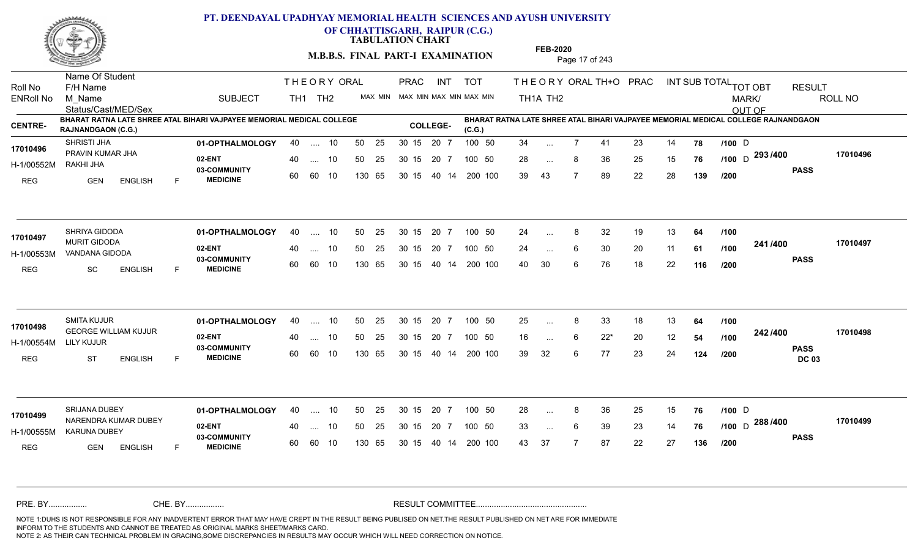# PT. DEENDAYAL UPADHYAY MEMORIAL HEALTH SCIENCES AND AYUSH UNIVERSITY OF CHHATTISGARH, RAIPUR (C.G.)

**TABULATION CHART**

**M.B.B.S. FINAL PART-I EXAMINATION**

**FEB-2020**

**CENTRE-** BHARAT RATNA LATE SHREE ATAL BIHARI VAJPAYEE MEMORIAL MEDICAL COLLEGE RAJNANDGAON (C.G.)

**COLLEGE-** BHARAT RATNA LATE SHREE ATAL BIHARI VAJPAYEE MEMORIAL MEDICAL COLLEGE RAJNANDGAON (C.G.)

| Roll No / ENRoll No / Status/Cast/MED/Sex | Name Of Student / F/H Name / M_Name | SUBJECT | THEORY TH1 | THEORY TH2 | ORAL MAX MIN | PRAC MAX MIN | INT MAX MIN | TOT MAX MIN | TH1A | TH2 | ORAL | TH+O | PRAC | INT | SUB TOTAL | TOT OBT MARK/OUT OF | RESULT | ROLL NO |
|---|---|---|---|---|---|---|---|---|---|---|---|---|---|---|---|---|---|---|
| 17010496 | SHRISTI JHA | 01-OPTHALMOLOGY | 40 | .... | 10 | 50 25 | 30 15 | 20 7 | 34 | ... | 7 | 41 | 23 | 14 | 78 | /100 D | | 17010496 |
| H-1/00552M | PRAVIN KUMAR JHA / RAKHI JHA | 02-ENT | 40 | .... | 10 | 50 25 | 30 15 | 20 7 | 28 | ... | 8 | 36 | 25 | 15 | 76 | /100 D | 293 /400 PASS | |
| REG GEN ENGLISH F | | 03-COMMUNITY MEDICINE | 60 | 60 | 10 | 130 65 | 30 15 | 40 14 | 39 | 43 | 7 | 89 | 22 | 28 | 139 | /200 | | |
| 17010497 | SHRIYA GIDODA | 01-OPTHALMOLOGY | 40 | .... | 10 | 50 25 | 30 15 | 20 7 | 24 | ... | 8 | 32 | 19 | 13 | 64 | /100 | | 17010497 |
| H-1/00553M | MURIT GIDODA / VANDANA GIDODA | 02-ENT | 40 | .... | 10 | 50 25 | 30 15 | 20 7 | 24 | ... | 6 | 30 | 20 | 11 | 61 | /100 | 241 /400 PASS | |
| REG SC ENGLISH F | | 03-COMMUNITY MEDICINE | 60 | 60 | 10 | 130 65 | 30 15 | 40 14 | 40 | 30 | 6 | 76 | 18 | 22 | 116 | /200 | | |
| 17010498 | SMITA KUJUR | 01-OPTHALMOLOGY | 40 | .... | 10 | 50 25 | 30 15 | 20 7 | 25 | ... | 8 | 33 | 18 | 13 | 64 | /100 | | 17010498 |
| H-1/00554M | GEORGE WILLIAM KUJUR / LILY KUJUR | 02-ENT | 40 | .... | 10 | 50 25 | 30 15 | 20 7 | 16 | ... | 6 | 22* | 20 | 12 | 54 | /100 | 242 /400 PASS DC 03 | |
| REG ST ENGLISH F | | 03-COMMUNITY MEDICINE | 60 | 60 | 10 | 130 65 | 30 15 | 40 14 | 39 | 32 | 6 | 77 | 23 | 24 | 124 | /200 | | |
| 17010499 | SRIJANA DUBEY | 01-OPTHALMOLOGY | 40 | .... | 10 | 50 25 | 30 15 | 20 7 | 28 | ... | 8 | 36 | 25 | 15 | 76 | /100 D | | 17010499 |
| H-1/00555M | NARENDRA KUMAR DUBEY / KARUNA DUBEY | 02-ENT | 40 | .... | 10 | 50 25 | 30 15 | 20 7 | 33 | ... | 6 | 39 | 23 | 14 | 76 | /100 D | 288 /400 PASS | |
| REG GEN ENGLISH F | | 03-COMMUNITY MEDICINE | 60 | 60 | 10 | 130 65 | 30 15 | 40 14 | 43 | 37 | 7 | 87 | 22 | 27 | 136 | /200 | | |

(TOT MAX MIN: 100 50 for OPTHALMOLOGY and ENT; 200 100 for COMMUNITY MEDICINE)

PRE. BY................ CHE. BY................ RESULT COMMITTEE................................................

NOTE 1:DUHS IS NOT RESPONSIBLE FOR ANY INADVERTENT ERROR THAT MAY HAVE CREPT IN THE RESULT BEING PUBLISED ON NET.THE RESULT PUBLISHED ON NET ARE FOR IMMEDIATE INFORM TO THE STUDENTS AND CANNOT BE TREATED AS ORIGINAL MARKS SHEET/MARKS CARD.
NOTE 2: AS THEIR CAN TECHNICAL PROBLEM IN GRACING,SOME DISCREPANCIES IN RESULTS MAY OCCUR WHICH WILL NEED CORRECTION ON NOTICE.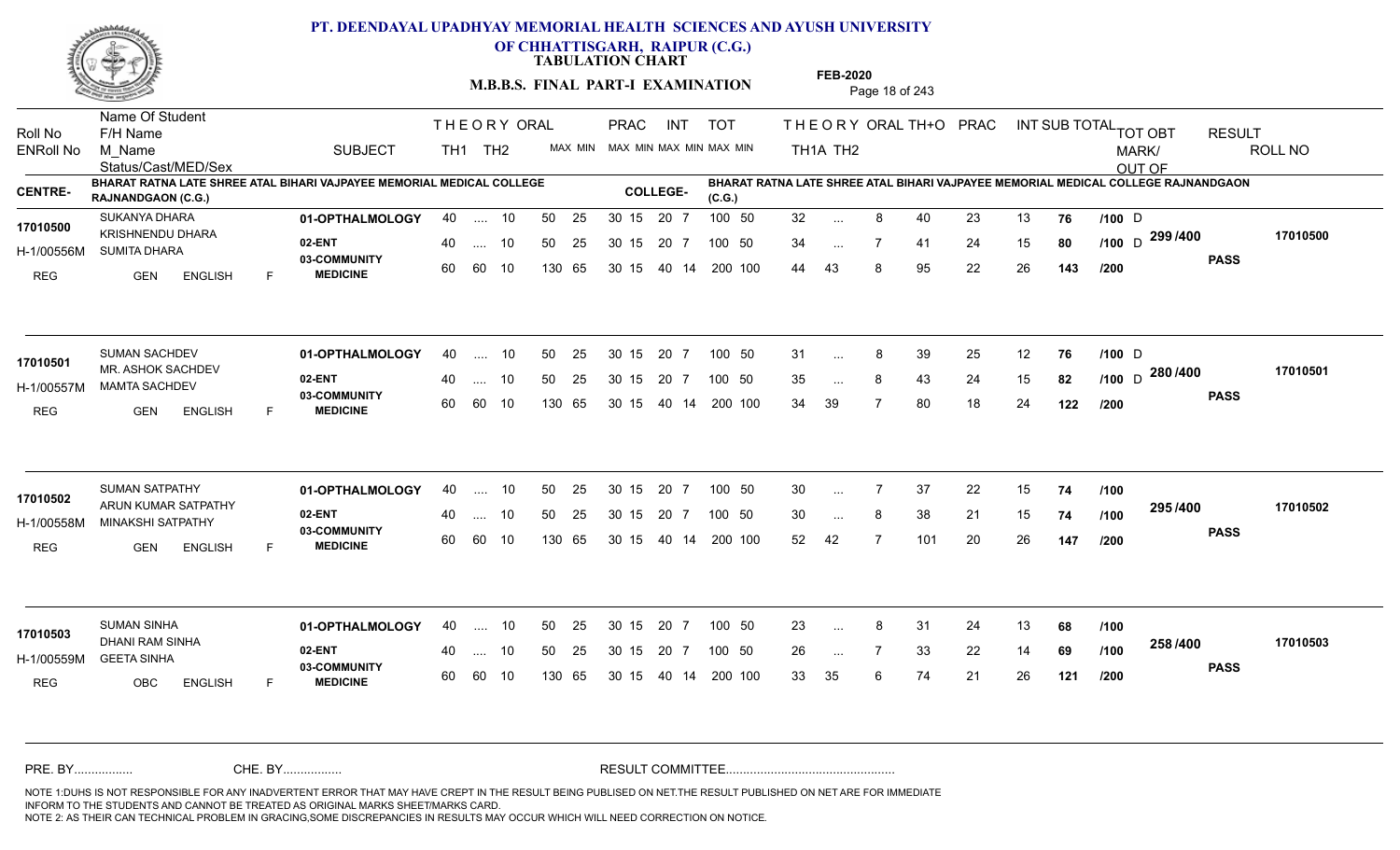# PT. DEENDAYAL UPADHYAY MEMORIAL HEALTH SCIENCES AND AYUSH UNIVERSITY OF CHHATTISGARH, RAIPUR (C.G.)

**TABULATION CHART**

**M.B.B.S. FINAL PART-I EXAMINATION**

**FEB-2020**

**CENTRE-** BHARAT RATNA LATE SHREE ATAL BIHARI VAJPAYEE MEMORIAL MEDICAL COLLEGE RAJNANDGAON (C.G.)

**COLLEGE-** BHARAT RATNA LATE SHREE ATAL BIHARI VAJPAYEE MEMORIAL MEDICAL COLLEGE RAJNANDGAON (C.G.)

| Roll No / ENRoll No | Name Of Student / F/H Name / M_Name / Status/Cast/MED/Sex | SUBJECT | THEORY TH1 | TH2 | ORAL | PRAC MAX | PRAC MIN | INT MAX | INT MIN | TOT MAX | TOT MIN | TH1A | TH2 | ORAL | TH+O | PRAC | INT | SUB TOTAL | TOT OBT MARK/OUT OF | RESULT | ROLL NO |
|---|---|---|---|---|---|---|---|---|---|---|---|---|---|---|---|---|---|---|---|---|---|
| 17010500 / H-1/00556M | SUKANYA DHARA / KRISHNENDU DHARA / SUMITA DHARA / REG GEN ENGLISH F | 01-OPTHALMOLOGY | 40 | .... | 10 | 50 | 25 | 30 15 | | 20 | 7 | 100 50 | 32 | ... | 8 | 40 | 23 | 13 | 76 /100 D | 299 /400 | PASS | 17010500 |
| | | 02-ENT | 40 | .... | 10 | 50 | 25 | 30 15 | | 20 | 7 | 100 50 | 34 | ... | 7 | 41 | 24 | 15 | 80 /100 D | | | |
| | | 03-COMMUNITY MEDICINE | 60 | 60 | 10 | 130 | 65 | 30 15 | | 40 | 14 | 200 100 | 44 | 43 | 8 | 95 | 22 | 26 | 143 /200 | | | |
| 17010501 / H-1/00557M | SUMAN SACHDEV / MR. ASHOK SACHDEV / MAMTA SACHDEV / REG GEN ENGLISH F | 01-OPTHALMOLOGY | 40 | .... | 10 | 50 | 25 | 30 15 | | 20 | 7 | 100 50 | 31 | ... | 8 | 39 | 25 | 12 | 76 /100 D | 280 /400 | PASS | 17010501 |
| | | 02-ENT | 40 | .... | 10 | 50 | 25 | 30 15 | | 20 | 7 | 100 50 | 35 | ... | 8 | 43 | 24 | 15 | 82 /100 D | | | |
| | | 03-COMMUNITY MEDICINE | 60 | 60 | 10 | 130 | 65 | 30 15 | | 40 | 14 | 200 100 | 34 | 39 | 7 | 80 | 18 | 24 | 122 /200 | | | |
| 17010502 / H-1/00558M | SUMAN SATPATHY / ARUN KUMAR SATPATHY / MINAKSHI SATPATHY / REG GEN ENGLISH F | 01-OPTHALMOLOGY | 40 | .... | 10 | 50 | 25 | 30 15 | | 20 | 7 | 100 50 | 30 | ... | 7 | 37 | 22 | 15 | 74 /100 | 295 /400 | PASS | 17010502 |
| | | 02-ENT | 40 | .... | 10 | 50 | 25 | 30 15 | | 20 | 7 | 100 50 | 30 | ... | 8 | 38 | 21 | 15 | 74 /100 | | | |
| | | 03-COMMUNITY MEDICINE | 60 | 60 | 10 | 130 | 65 | 30 15 | | 40 | 14 | 200 100 | 52 | 42 | 7 | 101 | 20 | 26 | 147 /200 | | | |
| 17010503 / H-1/00559M | SUMAN SINHA / DHANI RAM SINHA / GEETA SINHA / REG OBC ENGLISH F | 01-OPTHALMOLOGY | 40 | .... | 10 | 50 | 25 | 30 15 | | 20 | 7 | 100 50 | 23 | ... | 8 | 31 | 24 | 13 | 68 /100 | 258 /400 | PASS | 17010503 |
| | | 02-ENT | 40 | .... | 10 | 50 | 25 | 30 15 | | 20 | 7 | 100 50 | 26 | ... | 7 | 33 | 22 | 14 | 69 /100 | | | |
| | | 03-COMMUNITY MEDICINE | 60 | 60 | 10 | 130 | 65 | 30 15 | | 40 | 14 | 200 100 | 33 | 35 | 6 | 74 | 21 | 26 | 121 /200 | | | |

PRE. BY................ CHE. BY................ RESULT COMMITTEE................................................

NOTE 1:DUHS IS NOT RESPONSIBLE FOR ANY INADVERTENT ERROR THAT MAY HAVE CREPT IN THE RESULT BEING PUBLISED ON NET.THE RESULT PUBLISHED ON NET ARE FOR IMMEDIATE INFORM TO THE STUDENTS AND CANNOT BE TREATED AS ORIGINAL MARKS SHEET/MARKS CARD.
NOTE 2: AS THEIR CAN TECHNICAL PROBLEM IN GRACING,SOME DISCREPANCIES IN RESULTS MAY OCCUR WHICH WILL NEED CORRECTION ON NOTICE.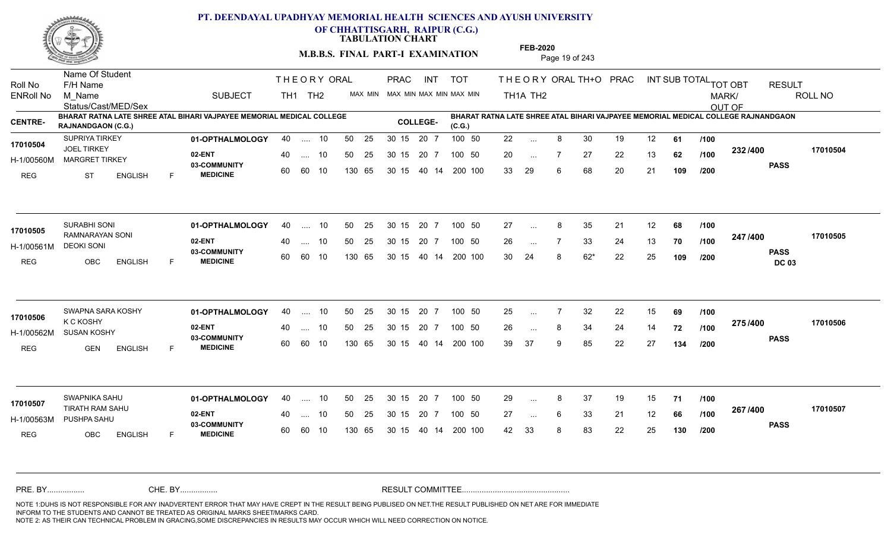# PT. DEENDAYAL UPADHYAY MEMORIAL HEALTH SCIENCES AND AYUSH UNIVERSITY OF CHHATTISGARH, RAIPUR (C.G.)

**TABULATION CHART**

**M.B.B.S. FINAL PART-I EXAMINATION**

**FEB-2020**

**CENTRE-** BHARAT RATNA LATE SHREE ATAL BIHARI VAJPAYEE MEMORIAL MEDICAL COLLEGE RAJNANDGAON (C.G.)

**COLLEGE-** BHARAT RATNA LATE SHREE ATAL BIHARI VAJPAYEE MEMORIAL MEDICAL COLLEGE RAJNANDGAON (C.G.)

| Roll No / ENRoll No | Name Of Student / F/H Name / M_Name / Status/Cast/MED/Sex | SUBJECT | THEORY TH1 | THEORY TH2 | ORAL | PRAC MAX MIN | INT MAX MIN | TOT MAX MIN | THEORY TH1A | THEORY TH2 | ORAL | TH+O | PRAC | INT | SUB TOTAL | | TOT OBT MARK/ OUT OF | RESULT | ROLL NO |
|---|---|---|---|---|---|---|---|---|---|---|---|---|---|---|---|---|---|---|---|
| 17010504 / H-1/00560M | SUPRIYA TIRKEY / JOEL TIRKEY / MARGRET TIRKEY / REG ST ENGLISH F | 01-OPTHALMOLOGY | 40 | .... | 10 | 50 25 | 30 15 | 20 7 | 100 50 | 22 | ... | 8 | 30 | 19 | 12 | 61 | /100 | 232 /400 | PASS | 17010504 |
| | | 02-ENT | 40 | .... | 10 | 50 25 | 30 15 | 20 7 | 100 50 | 20 | ... | 7 | 27 | 22 | 13 | 62 | /100 | | | |
| | | 03-COMMUNITY MEDICINE | 60 | 60 | 10 | 130 65 | 30 15 | 40 14 | 200 100 | 33 | 29 | 6 | 68 | 20 | 21 | 109 | /200 | | | |
| 17010505 / H-1/00561M | SURABHI SONI / RAMNARAYAN SONI / DEOKI SONI / REG OBC ENGLISH F | 01-OPTHALMOLOGY | 40 | .... | 10 | 50 25 | 30 15 | 20 7 | 100 50 | 27 | ... | 8 | 35 | 21 | 12 | 68 | /100 | 247 /400 | PASS DC 03 | 17010505 |
| | | 02-ENT | 40 | .... | 10 | 50 25 | 30 15 | 20 7 | 100 50 | 26 | ... | 7 | 33 | 24 | 13 | 70 | /100 | | | |
| | | 03-COMMUNITY MEDICINE | 60 | 60 | 10 | 130 65 | 30 15 | 40 14 | 200 100 | 30 | 24 | 8 | 62* | 22 | 25 | 109 | /200 | | | |
| 17010506 / H-1/00562M | SWAPNA SARA KOSHY / K C KOSHY / SUSAN KOSHY / REG GEN ENGLISH F | 01-OPTHALMOLOGY | 40 | .... | 10 | 50 25 | 30 15 | 20 7 | 100 50 | 25 | ... | 7 | 32 | 22 | 15 | 69 | /100 | 275 /400 | PASS | 17010506 |
| | | 02-ENT | 40 | .... | 10 | 50 25 | 30 15 | 20 7 | 100 50 | 26 | ... | 8 | 34 | 24 | 14 | 72 | /100 | | | |
| | | 03-COMMUNITY MEDICINE | 60 | 60 | 10 | 130 65 | 30 15 | 40 14 | 200 100 | 39 | 37 | 9 | 85 | 22 | 27 | 134 | /200 | | | |
| 17010507 / H-1/00563M | SWAPNIKA SAHU / TIRATH RAM SAHU / PUSHPA SAHU / REG OBC ENGLISH F | 01-OPTHALMOLOGY | 40 | .... | 10 | 50 25 | 30 15 | 20 7 | 100 50 | 29 | ... | 8 | 37 | 19 | 15 | 71 | /100 | 267 /400 | PASS | 17010507 |
| | | 02-ENT | 40 | .... | 10 | 50 25 | 30 15 | 20 7 | 100 50 | 27 | ... | 6 | 33 | 21 | 12 | 66 | /100 | | | |
| | | 03-COMMUNITY MEDICINE | 60 | 60 | 10 | 130 65 | 30 15 | 40 14 | 200 100 | 42 | 33 | 8 | 83 | 22 | 25 | 130 | /200 | | | |

PRE. BY................ CHE. BY................ RESULT COMMITTEE................................................

NOTE 1:DUHS IS NOT RESPONSIBLE FOR ANY INADVERTENT ERROR THAT MAY HAVE CREPT IN THE RESULT BEING PUBLISED ON NET.THE RESULT PUBLISHED ON NET ARE FOR IMMEDIATE INFORM TO THE STUDENTS AND CANNOT BE TREATED AS ORIGINAL MARKS SHEET/MARKS CARD.
NOTE 2: AS THEIR CAN TECHNICAL PROBLEM IN GRACING,SOME DISCREPANCIES IN RESULTS MAY OCCUR WHICH WILL NEED CORRECTION ON NOTICE.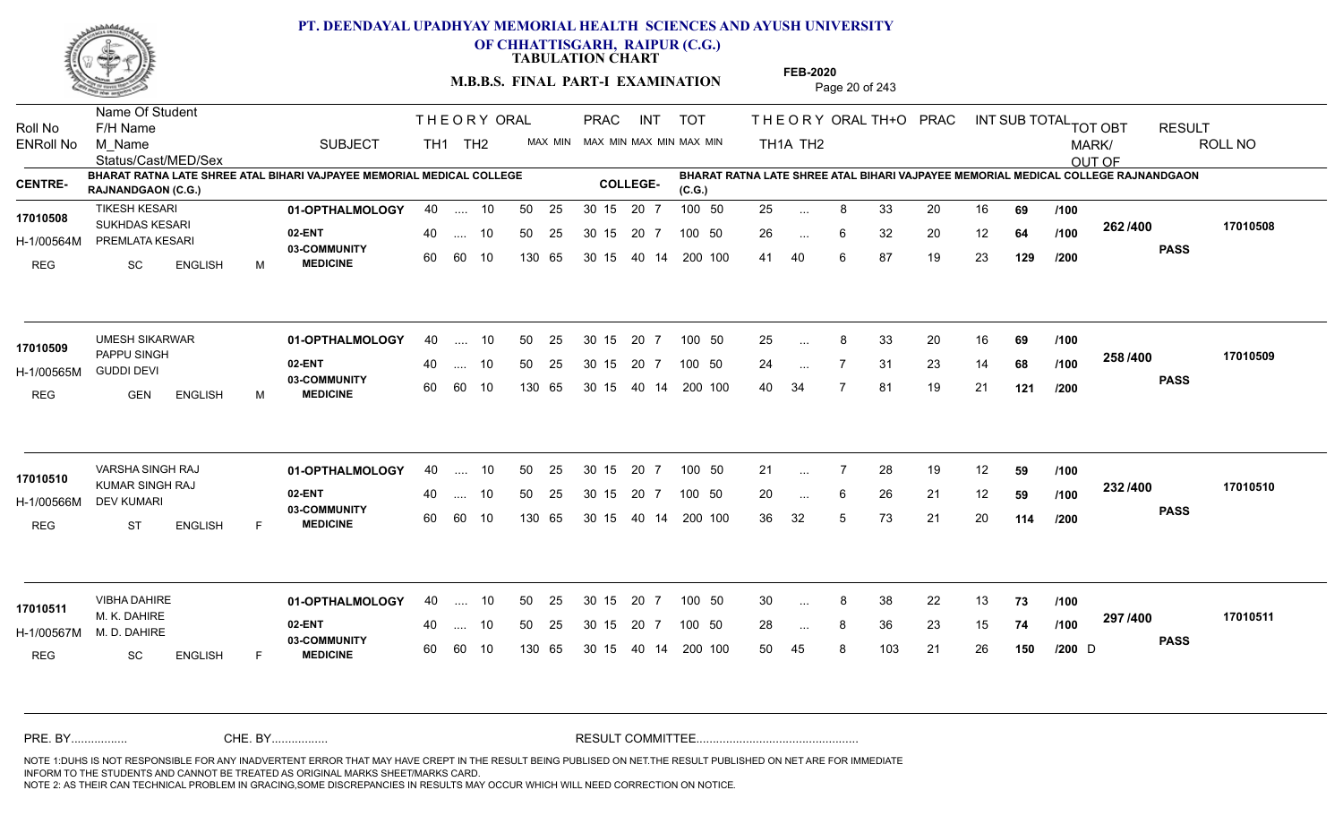# PT. DEENDAYAL UPADHYAY MEMORIAL HEALTH SCIENCES AND AYUSH UNIVERSITY OF CHHATTISGARH, RAIPUR (C.G.)

## TABULATION CHART

**M.B.B.S. FINAL PART-I EXAMINATION** FEB-2020

**CENTRE-** BHARAT RATNA LATE SHREE ATAL BIHARI VAJPAYEE MEMORIAL MEDICAL COLLEGE RAJNANDGAON (C.G.)

**COLLEGE-** BHARAT RATNA LATE SHREE ATAL BIHARI VAJPAYEE MEMORIAL MEDICAL COLLEGE RAJNANDGAON (C.G.)

| Roll No / ENRoll No / Status/Cast/MED/Sex | Name Of Student / F/H Name / M_Name | SUBJECT | THEORY TH1 | THEORY TH2 | ORAL | PRAC MAX MIN | INT MAX MIN | TOT MAX MIN | TH1A | TH2 | ORAL | TH+O | PRAC | INT | SUB TOTAL | | TOT OBT MARK/OUT OF | RESULT | ROLL NO |
|---|---|---|---|---|---|---|---|---|---|---|---|---|---|---|---|---|---|---|---|
| 17010508 | TIKESH KESARI | 01-OPTHALMOLOGY | 40 | .... | 10 | 50 25 | 30 15 / 20 7 | 100 50 | 25 | ... | 8 | 33 | 20 | 16 | 69 | /100 | 262 /400 | PASS | 17010508 |
| H-1/00564M | SUKHDAS KESARI | 02-ENT | 40 | .... | 10 | 50 25 | 30 15 / 20 7 | 100 50 | 26 | ... | 6 | 32 | 20 | 12 | 64 | /100 | | | |
| REG SC ENGLISH M | PREMLATA KESARI | 03-COMMUNITY MEDICINE | 60 | 60 | 10 | 130 65 | 30 15 / 40 14 | 200 100 | 41 | 40 | 6 | 87 | 19 | 23 | 129 | /200 | | | |
| 17010509 | UMESH SIKARWAR | 01-OPTHALMOLOGY | 40 | .... | 10 | 50 25 | 30 15 / 20 7 | 100 50 | 25 | ... | 8 | 33 | 20 | 16 | 69 | /100 | 258 /400 | PASS | 17010509 |
| H-1/00565M | PAPPU SINGH | 02-ENT | 40 | .... | 10 | 50 25 | 30 15 / 20 7 | 100 50 | 24 | ... | 7 | 31 | 23 | 14 | 68 | /100 | | | |
| REG GEN ENGLISH M | GUDDI DEVI | 03-COMMUNITY MEDICINE | 60 | 60 | 10 | 130 65 | 30 15 / 40 14 | 200 100 | 40 | 34 | 7 | 81 | 19 | 21 | 121 | /200 | | | |
| 17010510 | VARSHA SINGH RAJ | 01-OPTHALMOLOGY | 40 | .... | 10 | 50 25 | 30 15 / 20 7 | 100 50 | 21 | ... | 7 | 28 | 19 | 12 | 59 | /100 | 232 /400 | PASS | 17010510 |
| H-1/00566M | KUMAR SINGH RAJ | 02-ENT | 40 | .... | 10 | 50 25 | 30 15 / 20 7 | 100 50 | 20 | ... | 6 | 26 | 21 | 12 | 59 | /100 | | | |
| REG ST ENGLISH F | DEV KUMARI | 03-COMMUNITY MEDICINE | 60 | 60 | 10 | 130 65 | 30 15 / 40 14 | 200 100 | 36 | 32 | 5 | 73 | 21 | 20 | 114 | /200 | | | |
| 17010511 | VIBHA DAHIRE | 01-OPTHALMOLOGY | 40 | .... | 10 | 50 25 | 30 15 / 20 7 | 100 50 | 30 | ... | 8 | 38 | 22 | 13 | 73 | /100 | 297 /400 | PASS | 17010511 |
| H-1/00567M | M. K. DAHIRE | 02-ENT | 40 | .... | 10 | 50 25 | 30 15 / 20 7 | 100 50 | 28 | ... | 8 | 36 | 23 | 15 | 74 | /100 | | | |
| REG SC ENGLISH F | M. D. DAHIRE | 03-COMMUNITY MEDICINE | 60 | 60 | 10 | 130 65 | 30 15 / 40 14 | 200 100 | 50 | 45 | 8 | 103 | 21 | 26 | 150 | /200 D | | | |

PRE. BY................ CHE. BY................ RESULT COMMITTEE................................................

NOTE 1:DUHS IS NOT RESPONSIBLE FOR ANY INADVERTENT ERROR THAT MAY HAVE CREPT IN THE RESULT BEING PUBLISED ON NET.THE RESULT PUBLISHED ON NET ARE FOR IMMEDIATE INFORM TO THE STUDENTS AND CANNOT BE TREATED AS ORIGINAL MARKS SHEET/MARKS CARD.
NOTE 2: AS THEIR CAN TECHNICAL PROBLEM IN GRACING,SOME DISCREPANCIES IN RESULTS MAY OCCUR WHICH WILL NEED CORRECTION ON NOTICE.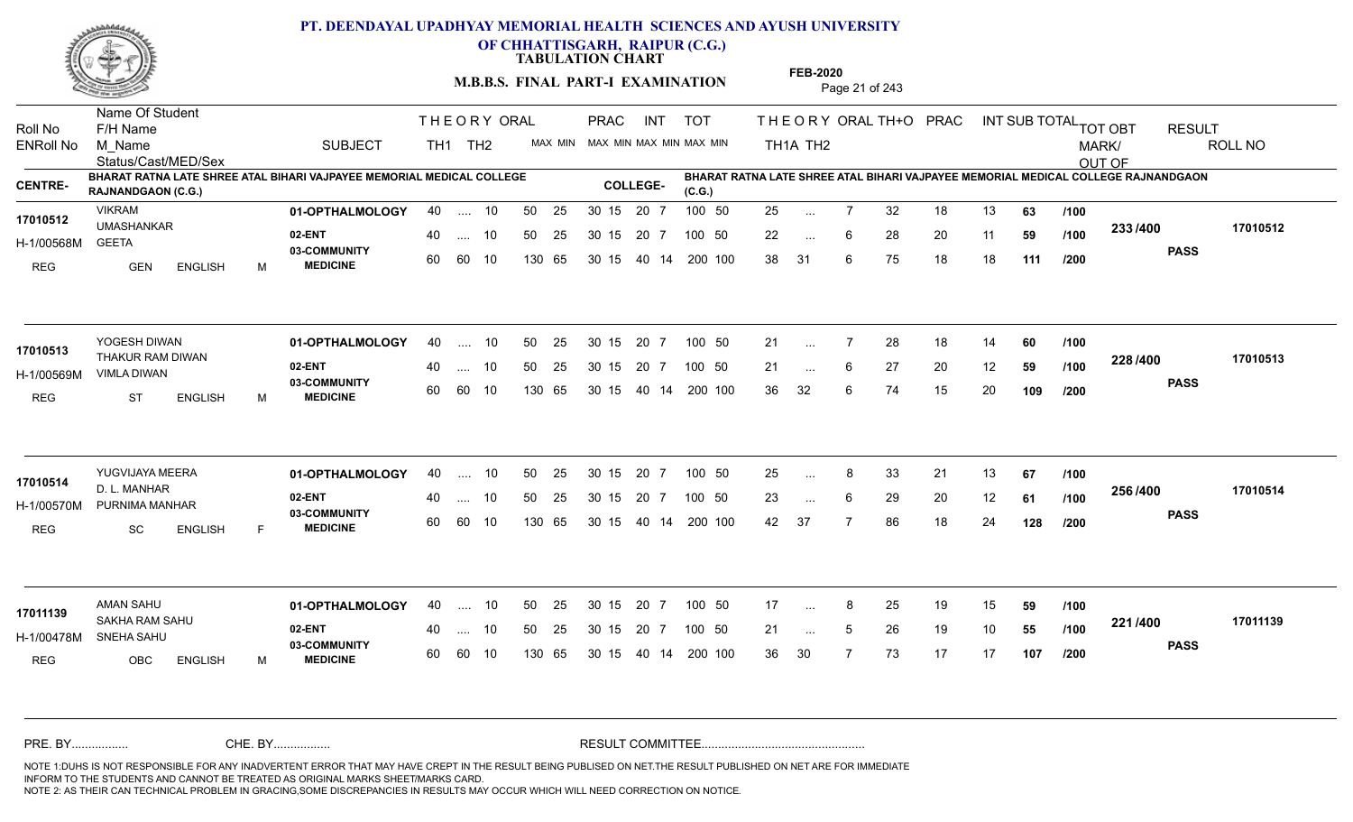# PT. DEENDAYAL UPADHYAY MEMORIAL HEALTH SCIENCES AND AYUSH UNIVERSITY OF CHHATTISGARH, RAIPUR (C.G.)

## TABULATION CHART

**M.B.B.S. FINAL PART-I EXAMINATION** FEB-2020

**CENTRE-** BHARAT RATNA LATE SHREE ATAL BIHARI VAJPAYEE MEMORIAL MEDICAL COLLEGE RAJNANDGAON (C.G.)

**COLLEGE-** BHARAT RATNA LATE SHREE ATAL BIHARI VAJPAYEE MEMORIAL MEDICAL COLLEGE RAJNANDGAON (C.G.)

| Roll No / ENRoll No | Name Of Student / F/H Name / M_Name / Status/Cast/MED/Sex | SUBJECT | THEORY TH1 (MAX MIN) | TH2 (MAX MIN) | ORAL (MAX MIN) | PRAC (MAX MIN) | INT (MAX MIN) | TOT (MAX MIN) | TH1A | TH2 | ORAL | TH+O | PRAC | INT | SUB TOTAL | | TOT OBT MARK/ OUT OF | RESULT | ROLL NO |
|---|---|---|---|---|---|---|---|---|---|---|---|---|---|---|---|---|---|---|---|
| 17010512 | VIKRAM / UMASHANKAR / GEETA | 01-OPTHALMOLOGY | 40 .... | | 10 | 50 25 | 30 15 | 20 7 | 100 50 | 25 | ... | 7 | 32 | 18 | 13 | 63 | /100 | 233 /400 | PASS | 17010512 |
| H-1/00568M | | 02-ENT | 40 .... | | 10 | 50 25 | 30 15 | 20 7 | 100 50 | 22 | ... | 6 | 28 | 20 | 11 | 59 | /100 | | | |
| REG | GEN ENGLISH M | 03-COMMUNITY MEDICINE | 60 | 60 | 10 | 130 65 | 30 15 | 40 14 | 200 100 | 38 | 31 | 6 | 75 | 18 | 18 | 111 | /200 | | | |
| 17010513 | YOGESH DIWAN / THAKUR RAM DIWAN / VIMLA DIWAN | 01-OPTHALMOLOGY | 40 .... | | 10 | 50 25 | 30 15 | 20 7 | 100 50 | 21 | ... | 7 | 28 | 18 | 14 | 60 | /100 | 228 /400 | PASS | 17010513 |
| H-1/00569M | | 02-ENT | 40 .... | | 10 | 50 25 | 30 15 | 20 7 | 100 50 | 21 | ... | 6 | 27 | 20 | 12 | 59 | /100 | | | |
| REG | ST ENGLISH M | 03-COMMUNITY MEDICINE | 60 | 60 | 10 | 130 65 | 30 15 | 40 14 | 200 100 | 36 | 32 | 6 | 74 | 15 | 20 | 109 | /200 | | | |
| 17010514 | YUGVIJAYA MEERA / D. L. MANHAR / PURNIMA MANHAR | 01-OPTHALMOLOGY | 40 .... | | 10 | 50 25 | 30 15 | 20 7 | 100 50 | 25 | ... | 8 | 33 | 21 | 13 | 67 | /100 | 256 /400 | PASS | 17010514 |
| H-1/00570M | | 02-ENT | 40 .... | | 10 | 50 25 | 30 15 | 20 7 | 100 50 | 23 | ... | 6 | 29 | 20 | 12 | 61 | /100 | | | |
| REG | SC ENGLISH F | 03-COMMUNITY MEDICINE | 60 | 60 | 10 | 130 65 | 30 15 | 40 14 | 200 100 | 42 | 37 | 7 | 86 | 18 | 24 | 128 | /200 | | | |
| 17011139 | AMAN SAHU / SAKHA RAM SAHU / SNEHA SAHU | 01-OPTHALMOLOGY | 40 .... | | 10 | 50 25 | 30 15 | 20 7 | 100 50 | 17 | ... | 8 | 25 | 19 | 15 | 59 | /100 | 221 /400 | PASS | 17011139 |
| H-1/00478M | | 02-ENT | 40 .... | | 10 | 50 25 | 30 15 | 20 7 | 100 50 | 21 | ... | 5 | 26 | 19 | 10 | 55 | /100 | | | |
| REG | OBC ENGLISH M | 03-COMMUNITY MEDICINE | 60 | 60 | 10 | 130 65 | 30 15 | 40 14 | 200 100 | 36 | 30 | 7 | 73 | 17 | 17 | 107 | /200 | | | |

PRE. BY................ CHE. BY................ RESULT COMMITTEE................................................

NOTE 1:DUHS IS NOT RESPONSIBLE FOR ANY INADVERTENT ERROR THAT MAY HAVE CREPT IN THE RESULT BEING PUBLISED ON NET.THE RESULT PUBLISHED ON NET ARE FOR IMMEDIATE INFORM TO THE STUDENTS AND CANNOT BE TREATED AS ORIGINAL MARKS SHEET/MARKS CARD.
NOTE 2: AS THEIR CAN TECHNICAL PROBLEM IN GRACING,SOME DISCREPANCIES IN RESULTS MAY OCCUR WHICH WILL NEED CORRECTION ON NOTICE.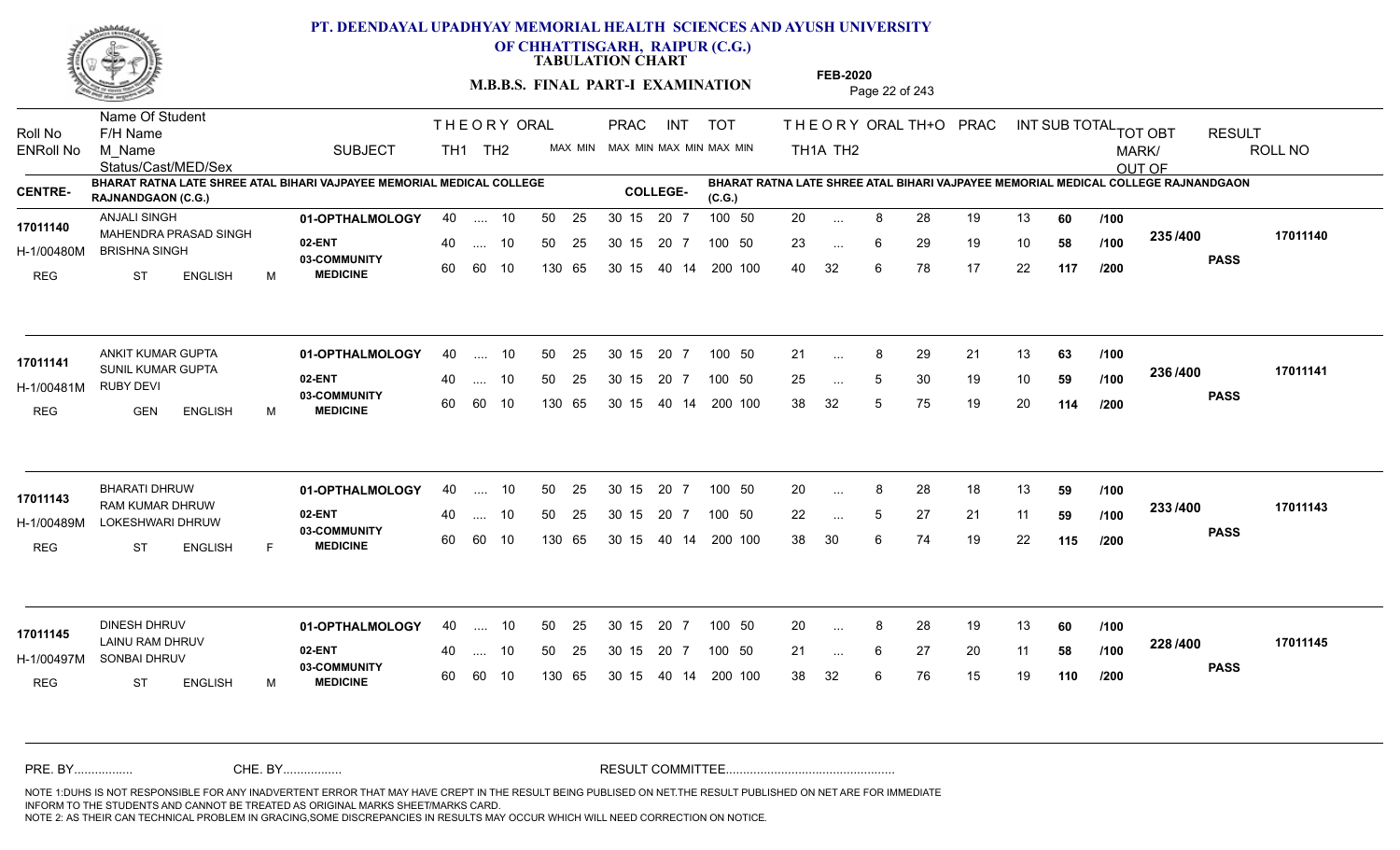# PT. DEENDAYAL UPADHYAY MEMORIAL HEALTH SCIENCES AND AYUSH UNIVERSITY OF CHHATTISGARH, RAIPUR (C.G.)

**TABULATION CHART**

**M.B.B.S. FINAL PART-I EXAMINATION**

**FEB-2020**

**CENTRE-** BHARAT RATNA LATE SHREE ATAL BIHARI VAJPAYEE MEMORIAL MEDICAL COLLEGE RAJNANDGAON (C.G.)

**COLLEGE-** BHARAT RATNA LATE SHREE ATAL BIHARI VAJPAYEE MEMORIAL MEDICAL COLLEGE RAJNANDGAON (C.G.)

| Roll No / ENRoll No / Status | Name Of Student / F/H Name / M_Name / Cast/MED/Sex | SUBJECT | THEORY TH1 | TH2 | ORAL | PRAC MAX MIN | INT MAX MIN | TOT MAX MIN | TH1A | TH2 | ORAL | TH+O | PRAC | INT | SUB TOTAL | | TOT OBT MARK/OUT OF | RESULT | ROLL NO |
|---|---|---|---|---|---|---|---|---|---|---|---|---|---|---|---|---|---|---|---|
| 17011140 | ANJALI SINGH | 01-OPTHALMOLOGY | 40 | .... | 10 | 50 25 | 30 15 20 7 | 100 50 | 20 | ... | 8 | 28 | 19 | 13 | 60 | /100 | 235/400 | PASS | 17011140 |
| H-1/00480M | MAHENDRA PRASAD SINGH / BRISHNA SINGH | 02-ENT | 40 | .... | 10 | 50 25 | 30 15 20 7 | 100 50 | 23 | ... | 6 | 29 | 19 | 10 | 58 | /100 | | | |
| REG | ST ENGLISH M | 03-COMMUNITY MEDICINE | 60 | 60 | 10 | 130 65 | 30 15 40 14 | 200 100 | 40 | 32 | 6 | 78 | 17 | 22 | 117 | /200 | | | |
| 17011141 | ANKIT KUMAR GUPTA | 01-OPTHALMOLOGY | 40 | .... | 10 | 50 25 | 30 15 20 7 | 100 50 | 21 | ... | 8 | 29 | 21 | 13 | 63 | /100 | 236/400 | PASS | 17011141 |
| H-1/00481M | SUNIL KUMAR GUPTA / RUBY DEVI | 02-ENT | 40 | .... | 10 | 50 25 | 30 15 20 7 | 100 50 | 25 | ... | 5 | 30 | 19 | 10 | 59 | /100 | | | |
| REG | GEN ENGLISH M | 03-COMMUNITY MEDICINE | 60 | 60 | 10 | 130 65 | 30 15 40 14 | 200 100 | 38 | 32 | 5 | 75 | 19 | 20 | 114 | /200 | | | |
| 17011143 | BHARATI DHRUW | 01-OPTHALMOLOGY | 40 | .... | 10 | 50 25 | 30 15 20 7 | 100 50 | 20 | ... | 8 | 28 | 18 | 13 | 59 | /100 | 233/400 | PASS | 17011143 |
| H-1/00489M | RAM KUMAR DHRUW / LOKESHWARI DHRUW | 02-ENT | 40 | .... | 10 | 50 25 | 30 15 20 7 | 100 50 | 22 | ... | 5 | 27 | 21 | 11 | 59 | /100 | | | |
| REG | ST ENGLISH F | 03-COMMUNITY MEDICINE | 60 | 60 | 10 | 130 65 | 30 15 40 14 | 200 100 | 38 | 30 | 6 | 74 | 19 | 22 | 115 | /200 | | | |
| 17011145 | DINESH DHRUV | 01-OPTHALMOLOGY | 40 | .... | 10 | 50 25 | 30 15 20 7 | 100 50 | 20 | ... | 8 | 28 | 19 | 13 | 60 | /100 | 228/400 | PASS | 17011145 |
| H-1/00497M | LAINU RAM DHRUV / SONBAI DHRUV | 02-ENT | 40 | .... | 10 | 50 25 | 30 15 20 7 | 100 50 | 21 | ... | 6 | 27 | 20 | 11 | 58 | /100 | | | |
| REG | ST ENGLISH M | 03-COMMUNITY MEDICINE | 60 | 60 | 10 | 130 65 | 30 15 40 14 | 200 100 | 38 | 32 | 6 | 76 | 15 | 19 | 110 | /200 | | | |

PRE. BY................ CHE. BY................ RESULT COMMITTEE................................................

NOTE 1:DUHS IS NOT RESPONSIBLE FOR ANY INADVERTENT ERROR THAT MAY HAVE CREPT IN THE RESULT BEING PUBLISED ON NET.THE RESULT PUBLISHED ON NET ARE FOR IMMEDIATE INFORM TO THE STUDENTS AND CANNOT BE TREATED AS ORIGINAL MARKS SHEET/MARKS CARD.
NOTE 2: AS THEIR CAN TECHNICAL PROBLEM IN GRACING,SOME DISCREPANCIES IN RESULTS MAY OCCUR WHICH WILL NEED CORRECTION ON NOTICE.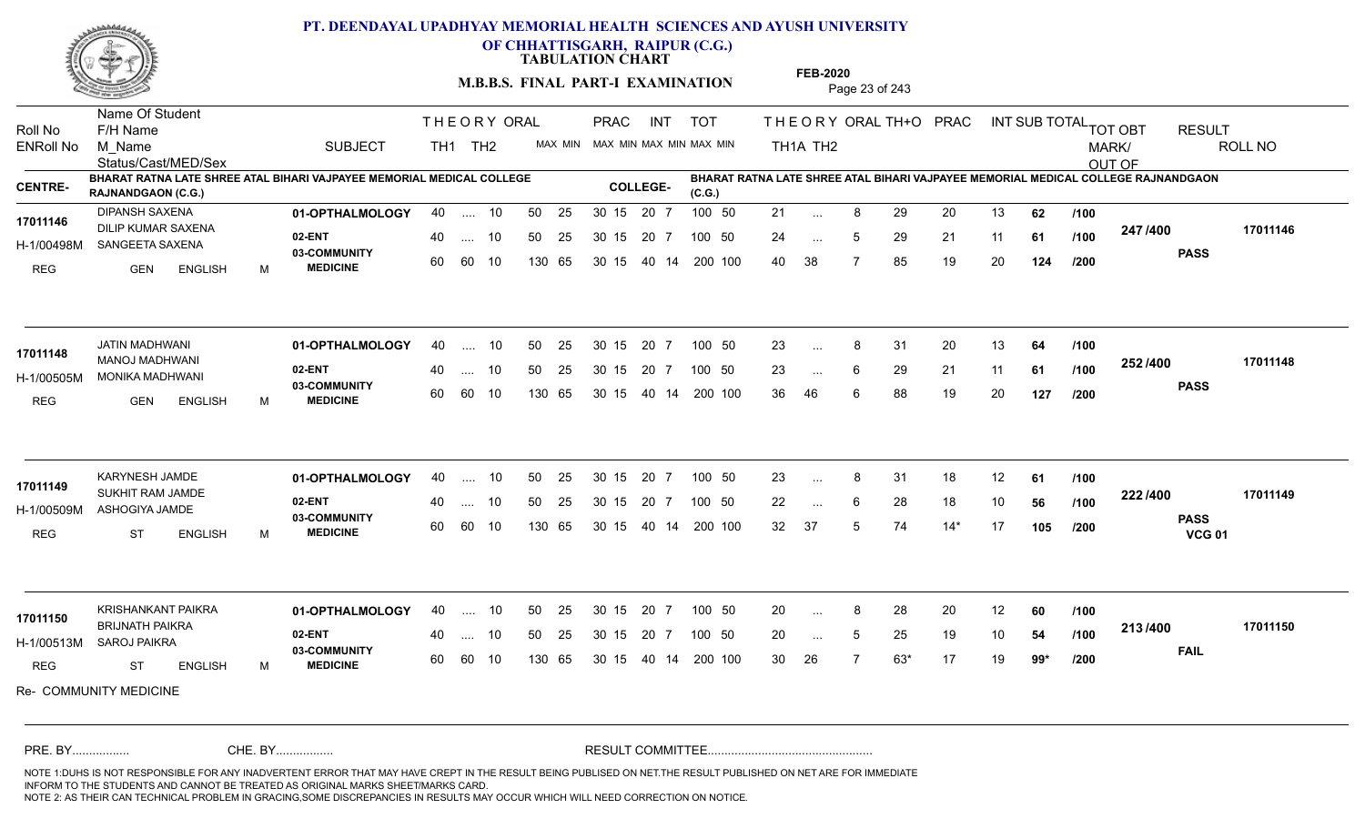# PT. DEENDAYAL UPADHYAY MEMORIAL HEALTH SCIENCES AND AYUSH UNIVERSITY OF CHHATTISGARH, RAIPUR (C.G.)

**TABULATION CHART**

**M.B.B.S. FINAL PART-I EXAMINATION**

**FEB-2020**

| Roll No / ENRoll No | Name Of Student / F/H Name / M_Name / Status/Cast/MED/Sex | SUBJECT | THEORY TH1 | THEORY TH2 | ORAL | PRAC MAX MIN | INT MAX MIN | TOT MAX MIN | TH1A | TH2 | ORAL | TH+O | PRAC | INT | SUB TOTAL | | TOT OBT MARK/OUT OF | RESULT | ROLL NO |
|---|---|---|---|---|---|---|---|---|---|---|---|---|---|---|---|---|---|---|---|
| **CENTRE-** BHARAT RATNA LATE SHREE ATAL BIHARI VAJPAYEE MEMORIAL MEDICAL COLLEGE RAJNANDGAON (C.G.) | | | | | | | | | **COLLEGE-** BHARAT RATNA LATE SHREE ATAL BIHARI VAJPAYEE MEMORIAL MEDICAL COLLEGE RAJNANDGAON (C.G.) | | | | | | | | | | |
| 17011146 | DIPANSH SAXENA | 01-OPTHALMOLOGY | 40 | .... | 10 | 50 25 | 30 15 | 20 7 | 100 50 | 21 | ... | 8 | 29 | 20 | 13 | 62 | /100 | 247 /400 | 17011146 |
| H-1/00498M | DILIP KUMAR SAXENA / SANGEETA SAXENA | 02-ENT | 40 | .... | 10 | 50 25 | 30 15 | 20 7 | 100 50 | 24 | ... | 5 | 29 | 21 | 11 | 61 | /100 | PASS | |
| REG | GEN ENGLISH M | 03-COMMUNITY MEDICINE | 60 | 60 | 10 | 130 65 | 30 15 | 40 14 | 200 100 | 40 | 38 | 7 | 85 | 19 | 20 | 124 | /200 | | |
| 17011148 | JATIN MADHWANI | 01-OPTHALMOLOGY | 40 | .... | 10 | 50 25 | 30 15 | 20 7 | 100 50 | 23 | ... | 8 | 31 | 20 | 13 | 64 | /100 | 252 /400 | 17011148 |
| H-1/00505M | MANOJ MADHWANI / MONIKA MADHWANI | 02-ENT | 40 | .... | 10 | 50 25 | 30 15 | 20 7 | 100 50 | 23 | ... | 6 | 29 | 21 | 11 | 61 | /100 | PASS | |
| REG | GEN ENGLISH M | 03-COMMUNITY MEDICINE | 60 | 60 | 10 | 130 65 | 30 15 | 40 14 | 200 100 | 36 | 46 | 6 | 88 | 19 | 20 | 127 | /200 | | |
| 17011149 | KARYNESH JAMDE | 01-OPTHALMOLOGY | 40 | .... | 10 | 50 25 | 30 15 | 20 7 | 100 50 | 23 | ... | 8 | 31 | 18 | 12 | 61 | /100 | 222 /400 | 17011149 |
| H-1/00509M | SUKHIT RAM JAMDE / ASHOGIYA JAMDE | 02-ENT | 40 | .... | 10 | 50 25 | 30 15 | 20 7 | 100 50 | 22 | ... | 6 | 28 | 18 | 10 | 56 | /100 | PASS VCG 01 | |
| REG | ST ENGLISH M | 03-COMMUNITY MEDICINE | 60 | 60 | 10 | 130 65 | 30 15 | 40 14 | 200 100 | 32 | 37 | 5 | 74 | 14* | 17 | 105 | /200 | | |
| 17011150 | KRISHANKANT PAIKRA | 01-OPTHALMOLOGY | 40 | .... | 10 | 50 25 | 30 15 | 20 7 | 100 50 | 20 | ... | 8 | 28 | 20 | 12 | 60 | /100 | 213 /400 | 17011150 |
| H-1/00513M | BRIJNATH PAIKRA / SAROJ PAIKRA | 02-ENT | 40 | .... | 10 | 50 25 | 30 15 | 20 7 | 100 50 | 20 | ... | 5 | 25 | 19 | 10 | 54 | /100 | FAIL | |
| REG | ST ENGLISH M | 03-COMMUNITY MEDICINE | 60 | 60 | 10 | 130 65 | 30 15 | 40 14 | 200 100 | 30 | 26 | 7 | 63* | 17 | 19 | 99* | /200 | | |

Re- COMMUNITY MEDICINE

PRE. BY................ CHE. BY................ RESULT COMMITTEE................................................

NOTE 1:DUHS IS NOT RESPONSIBLE FOR ANY INADVERTENT ERROR THAT MAY HAVE CREPT IN THE RESULT BEING PUBLISED ON NET.THE RESULT PUBLISHED ON NET ARE FOR IMMEDIATE INFORM TO THE STUDENTS AND CANNOT BE TREATED AS ORIGINAL MARKS SHEET/MARKS CARD.
NOTE 2: AS THEIR CAN TECHNICAL PROBLEM IN GRACING,SOME DISCREPANCIES IN RESULTS MAY OCCUR WHICH WILL NEED CORRECTION ON NOTICE.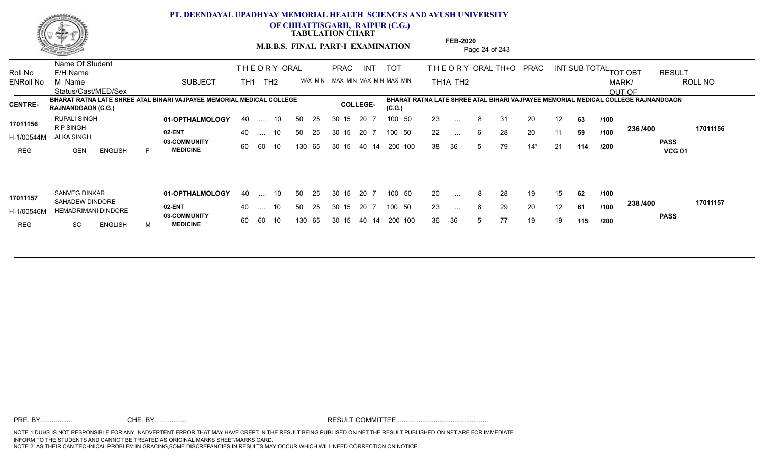# PT. DEENDAYAL UPADHYAY MEMORIAL HEALTH SCIENCES AND AYUSH UNIVERSITY OF CHHATTISGARH, RAIPUR (C.G.)

**TABULATION CHART**

**M.B.B.S. FINAL PART-I EXAMINATION**

**FEB-2020**

**CENTRE-** BHARAT RATNA LATE SHREE ATAL BIHARI VAJPAYEE MEMORIAL MEDICAL COLLEGE RAJNANDGAON (C.G.)

**COLLEGE-** BHARAT RATNA LATE SHREE ATAL BIHARI VAJPAYEE MEMORIAL MEDICAL COLLEGE RAJNANDGAON (C.G.)

| Roll No / ENRoll No | Name Of Student / F/H Name / M_Name / Status/Cast/MED/Sex | SUBJECT | THEORY TH1 | THEORY TH2 | ORAL | PRAC MAX | PRAC MIN | INT MAX | INT MIN | TOT MAX | TOT MIN | TH1A | TH2 | ORAL | TH+O | PRAC | INT | SUB TOTAL | | TOT OBT MARK/OUT OF | RESULT | ROLL NO |
|---|---|---|---|---|---|---|---|---|---|---|---|---|---|---|---|---|---|---|---|---|---|---|
| 17011156 | RUPALI SINGH | 01-OPTHALMOLOGY | 40 | .... | 10 | 50 | 25 | 30 15 | 20 7 | 100 | 50 | 23 | ... | 8 | 31 | 20 | 12 | 63 | /100 | 236 /400 | PASS VCG 01 | 17011156 |
| H-1/00544M | R P SINGH / ALKA SINGH | 02-ENT | 40 | .... | 10 | 50 | 25 | 30 15 | 20 7 | 100 | 50 | 22 | ... | 6 | 28 | 20 | 11 | 59 | /100 | | | |
| REG | GEN ENGLISH F | 03-COMMUNITY MEDICINE | 60 | 60 | 10 | 130 | 65 | 30 15 | 40 14 | 200 | 100 | 38 | 36 | 5 | 79 | 14* | 21 | 114 | /200 | | | |
| 17011157 | SANVEG DINKAR | 01-OPTHALMOLOGY | 40 | .... | 10 | 50 | 25 | 30 15 | 20 7 | 100 | 50 | 20 | ... | 8 | 28 | 19 | 15 | 62 | /100 | 238 /400 | PASS | 17011157 |
| H-1/00546M | SAHADEW DINDORE / HEMADRIMANI DINDORE | 02-ENT | 40 | .... | 10 | 50 | 25 | 30 15 | 20 7 | 100 | 50 | 23 | ... | 6 | 29 | 20 | 12 | 61 | /100 | | | |
| REG | SC ENGLISH M | 03-COMMUNITY MEDICINE | 60 | 60 | 10 | 130 | 65 | 30 15 | 40 14 | 200 | 100 | 36 | 36 | 5 | 77 | 19 | 19 | 115 | /200 | | | |

PRE. BY................ CHE. BY................ RESULT COMMITTEE................................................

NOTE 1:DUHS IS NOT RESPONSIBLE FOR ANY INADVERTENT ERROR THAT MAY HAVE CREPT IN THE RESULT BEING PUBLISED ON NET.THE RESULT PUBLISHED ON NET ARE FOR IMMEDIATE INFORM TO THE STUDENTS AND CANNOT BE TREATED AS ORIGINAL MARKS SHEET/MARKS CARD.
NOTE 2: AS THEIR CAN TECHNICAL PROBLEM IN GRACING,SOME DISCREPANCIES IN RESULTS MAY OCCUR WHICH WILL NEED CORRECTION ON NOTICE.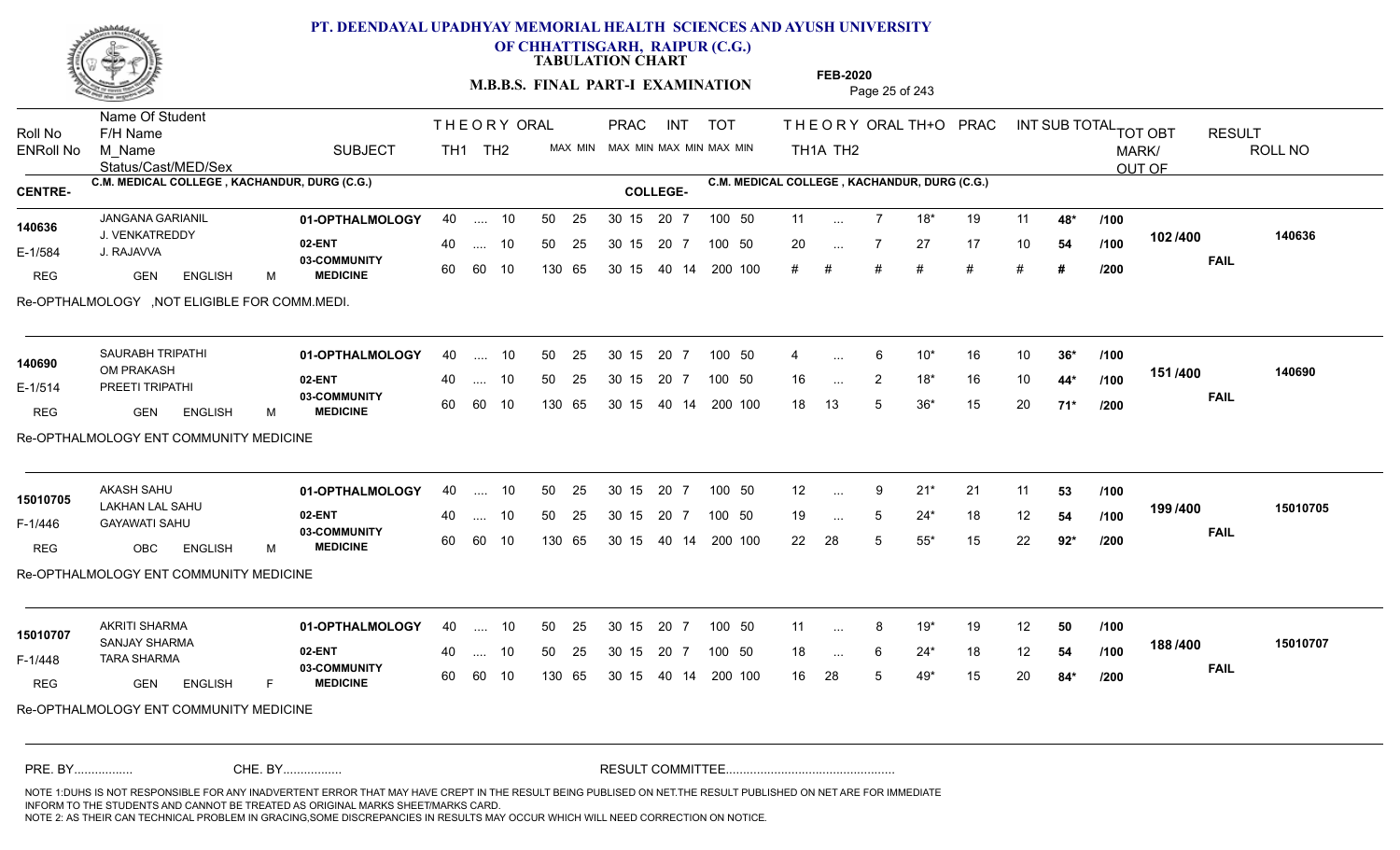# PT. DEENDAYAL UPADHYAY MEMORIAL HEALTH SCIENCES AND AYUSH UNIVERSITY
## OF CHHATTISGARH, RAIPUR (C.G.)
### TABULATION CHART

**M.B.B.S. FINAL PART-I EXAMINATION** — **FEB-2020**

| Roll No / ENRoll No | Name Of Student / F/H Name / M_Name / Status/Cast/MED/Sex | SUBJECT | THEORY TH1 | THEORY TH2 | ORAL MAX MIN | PRAC MAX MIN | INT MAX MIN | TOT MAX MIN | TH1A | TH2 | ORAL | TH+O | PRAC | INT | SUB TOTAL | TOT | TOT OBT MARK/OUT OF | RESULT | ROLL NO |
|---|---|---|---|---|---|---|---|---|---|---|---|---|---|---|---|---|---|---|---|
| **CENTRE-** | C.M. MEDICAL COLLEGE , KACHANDUR, DURG (C.G.) | | | | | | | **COLLEGE-** C.M. MEDICAL COLLEGE , KACHANDUR, DURG (C.G.) | | | | | | | | | | | |
| 140636 | JANGANA GARIANIL | 01-OPTHALMOLOGY | 40 | .... | 10 | 50 25 | 30 15 20 7 | 100 50 | 11 | ... | 7 | 18* | 19 | 11 | 48* | /100 | 102 /400 | FAIL | 140636 |
| E-1/584 | J. VENKATREDDY / J. RAJAVVA | 02-ENT | 40 | .... | 10 | 50 25 | 30 15 20 7 | 100 50 | 20 | ... | 7 | 27 | 17 | 10 | 54 | /100 | | | |
| REG | GEN ENGLISH M | 03-COMMUNITY MEDICINE | 60 | 60 | 10 | 130 65 | 30 15 40 14 | 200 100 | # | # | # | # | # | # | # | /200 | | | |
| | Re-OPTHALMOLOGY ,NOT ELIGIBLE FOR COMM.MEDI. | | | | | | | | | | | | | | | | | | |
| 140690 | SAURABH TRIPATHI | 01-OPTHALMOLOGY | 40 | .... | 10 | 50 25 | 30 15 20 7 | 100 50 | 4 | ... | 6 | 10* | 16 | 10 | 36* | /100 | 151 /400 | FAIL | 140690 |
| E-1/514 | OM PRAKASH / PREETI TRIPATHI | 02-ENT | 40 | .... | 10 | 50 25 | 30 15 20 7 | 100 50 | 16 | ... | 2 | 18* | 16 | 10 | 44* | /100 | | | |
| REG | GEN ENGLISH M | 03-COMMUNITY MEDICINE | 60 | 60 | 10 | 130 65 | 30 15 40 14 | 200 100 | 18 | 13 | 5 | 36* | 15 | 20 | 71* | /200 | | | |
| | Re-OPTHALMOLOGY ENT COMMUNITY MEDICINE | | | | | | | | | | | | | | | | | | |
| 15010705 | AKASH SAHU | 01-OPTHALMOLOGY | 40 | .... | 10 | 50 25 | 30 15 20 7 | 100 50 | 12 | ... | 9 | 21* | 21 | 11 | 53 | /100 | 199 /400 | FAIL | 15010705 |
| F-1/446 | LAKHAN LAL SAHU / GAYAWATI SAHU | 02-ENT | 40 | .... | 10 | 50 25 | 30 15 20 7 | 100 50 | 19 | ... | 5 | 24* | 18 | 12 | 54 | /100 | | | |
| REG | OBC ENGLISH M | 03-COMMUNITY MEDICINE | 60 | 60 | 10 | 130 65 | 30 15 40 14 | 200 100 | 22 | 28 | 5 | 55* | 15 | 22 | 92* | /200 | | | |
| | Re-OPTHALMOLOGY ENT COMMUNITY MEDICINE | | | | | | | | | | | | | | | | | | |
| 15010707 | AKRITI SHARMA | 01-OPTHALMOLOGY | 40 | .... | 10 | 50 25 | 30 15 20 7 | 100 50 | 11 | ... | 8 | 19* | 19 | 12 | 50 | /100 | 188 /400 | FAIL | 15010707 |
| F-1/448 | SANJAY SHARMA / TARA SHARMA | 02-ENT | 40 | .... | 10 | 50 25 | 30 15 20 7 | 100 50 | 18 | ... | 6 | 24* | 18 | 12 | 54 | /100 | | | |
| REG | GEN ENGLISH F | 03-COMMUNITY MEDICINE | 60 | 60 | 10 | 130 65 | 30 15 40 14 | 200 100 | 16 | 28 | 5 | 49* | 15 | 20 | 84* | /200 | | | |
| | Re-OPTHALMOLOGY ENT COMMUNITY MEDICINE | | | | | | | | | | | | | | | | | | |

PRE. BY................ CHE. BY................ RESULT COMMITTEE................................................

NOTE 1:DUHS IS NOT RESPONSIBLE FOR ANY INADVERTENT ERROR THAT MAY HAVE CREPT IN THE RESULT BEING PUBLISED ON NET.THE RESULT PUBLISHED ON NET ARE FOR IMMEDIATE INFORM TO THE STUDENTS AND CANNOT BE TREATED AS ORIGINAL MARKS SHEET/MARKS CARD.
NOTE 2: AS THEIR CAN TECHNICAL PROBLEM IN GRACING,SOME DISCREPANCIES IN RESULTS MAY OCCUR WHICH WILL NEED CORRECTION ON NOTICE.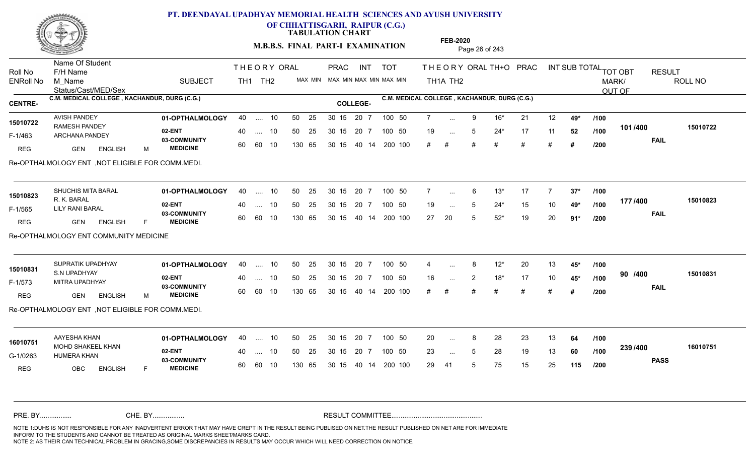# PT. DEENDAYAL UPADHYAY MEMORIAL HEALTH SCIENCES AND AYUSH UNIVERSITY OF CHHATTISGARH, RAIPUR (C.G.)

**TABULATION CHART**

**M.B.B.S. FINAL PART-I EXAMINATION**

**FEB-2020**

| Roll No | Name Of Student / F/H Name / M_Name / Status/Cast/MED/Sex | SUBJECT | THEORY TH1 | THEORY TH2 | ORAL MAX MIN | PRAC MAX MIN | INT MAX MIN | TOT MAX MIN | THEORY TH1A | THEORY TH2 | ORAL | TH+O | PRAC | INT | SUB TOTAL | TOT OBT MARK/OUT OF | RESULT | ROLL NO |
|---|---|---|---|---|---|---|---|---|---|---|---|---|---|---|---|---|---|---|
| **CENTRE-** C.M. MEDICAL COLLEGE , KACHANDUR, DURG (C.G.) | | | | | | | | | **COLLEGE-** C.M. MEDICAL COLLEGE , KACHANDUR, DURG (C.G.) | | | | | | | | | |
| 15010722 | AVISH PANDEY / RAMESH PANDEY / ARCHANA PANDEY | 01-OPTHALMOLOGY | 40 | .... | 10 | 50 25 | 30 15 | 20 7 | 100 50 | 7 | ... | 9 | 16* | 21 | 12 | 49* /100 | 101 /400 | FAIL | 15010722 |
| F-1/463 | | 02-ENT | 40 | .... | 10 | 50 25 | 30 15 | 20 7 | 100 50 | 19 | ... | 5 | 24* | 17 | 11 | 52 /100 | | | |
| REG | GEN ENGLISH M | 03-COMMUNITY MEDICINE | 60 | 60 | 10 | 130 65 | 30 15 | 40 14 | 200 100 | # | # | # | # | # | # | # /200 | | | |

Re-OPTHALMOLOGY ENT ,NOT ELIGIBLE FOR COMM.MEDI.

| Roll No | Name | SUBJECT | TH1 | TH2 | ORAL | PRAC | INT | TOT | TH1A | TH2 | ORAL | TH+O | PRAC | INT | SUB TOTAL | TOT OBT | RESULT | ROLL NO |
|---|---|---|---|---|---|---|---|---|---|---|---|---|---|---|---|---|---|---|
| 15010823 | SHUCHIS MITA BARAL / R. K. BARAL / LILY RANI BARAL | 01-OPTHALMOLOGY | 40 | .... | 10 | 50 25 | 30 15 | 20 7 | 100 50 | 7 | ... | 6 | 13* | 17 | 7 | 37* /100 | 177 /400 | FAIL | 15010823 |
| F-1/565 | | 02-ENT | 40 | .... | 10 | 50 25 | 30 15 | 20 7 | 100 50 | 19 | ... | 5 | 24* | 15 | 10 | 49* /100 | | | |
| REG | GEN ENGLISH F | 03-COMMUNITY MEDICINE | 60 | 60 | 10 | 130 65 | 30 15 | 40 14 | 200 100 | 27 | 20 | 5 | 52* | 19 | 20 | 91* /200 | | | |

Re-OPTHALMOLOGY ENT COMMUNITY MEDICINE

| Roll No | Name | SUBJECT | TH1 | TH2 | ORAL | PRAC | INT | TOT | TH1A | TH2 | ORAL | TH+O | PRAC | INT | SUB TOTAL | TOT OBT | RESULT | ROLL NO |
|---|---|---|---|---|---|---|---|---|---|---|---|---|---|---|---|---|---|---|
| 15010831 | SUPRATIK UPADHYAY / S.N UPADHYAY / MITRA UPADHYAY | 01-OPTHALMOLOGY | 40 | .... | 10 | 50 25 | 30 15 | 20 7 | 100 50 | 4 | ... | 8 | 12* | 20 | 13 | 45* /100 | 90 /400 | FAIL | 15010831 |
| F-1/573 | | 02-ENT | 40 | .... | 10 | 50 25 | 30 15 | 20 7 | 100 50 | 16 | ... | 2 | 18* | 17 | 10 | 45* /100 | | | |
| REG | GEN ENGLISH M | 03-COMMUNITY MEDICINE | 60 | 60 | 10 | 130 65 | 30 15 | 40 14 | 200 100 | # | # | # | # | # | # | # /200 | | | |

Re-OPTHALMOLOGY ENT ,NOT ELIGIBLE FOR COMM.MEDI.

| Roll No | Name | SUBJECT | TH1 | TH2 | ORAL | PRAC | INT | TOT | TH1A | TH2 | ORAL | TH+O | PRAC | INT | SUB TOTAL | TOT OBT | RESULT | ROLL NO |
|---|---|---|---|---|---|---|---|---|---|---|---|---|---|---|---|---|---|---|
| 16010751 | AAYESHA KHAN / MOHD SHAKEEL KHAN / HUMERA KHAN | 01-OPTHALMOLOGY | 40 | .... | 10 | 50 25 | 30 15 | 20 7 | 100 50 | 20 | ... | 8 | 28 | 23 | 13 | 64 /100 | 239 /400 | PASS | 16010751 |
| G-1/0263 | | 02-ENT | 40 | .... | 10 | 50 25 | 30 15 | 20 7 | 100 50 | 23 | ... | 5 | 28 | 19 | 13 | 60 /100 | | | |
| REG | OBC ENGLISH F | 03-COMMUNITY MEDICINE | 60 | 60 | 10 | 130 65 | 30 15 | 40 14 | 200 100 | 29 | 41 | 5 | 75 | 15 | 25 | 115 /200 | | | |

PRE. BY................ CHE. BY................ RESULT COMMITTEE................................................

NOTE 1:DUHS IS NOT RESPONSIBLE FOR ANY INADVERTENT ERROR THAT MAY HAVE CREPT IN THE RESULT BEING PUBLISED ON NET.THE RESULT PUBLISHED ON NET ARE FOR IMMEDIATE INFORM TO THE STUDENTS AND CANNOT BE TREATED AS ORIGINAL MARKS SHEET/MARKS CARD.
NOTE 2: AS THEIR CAN TECHNICAL PROBLEM IN GRACING,SOME DISCREPANCIES IN RESULTS MAY OCCUR WHICH WILL NEED CORRECTION ON NOTICE.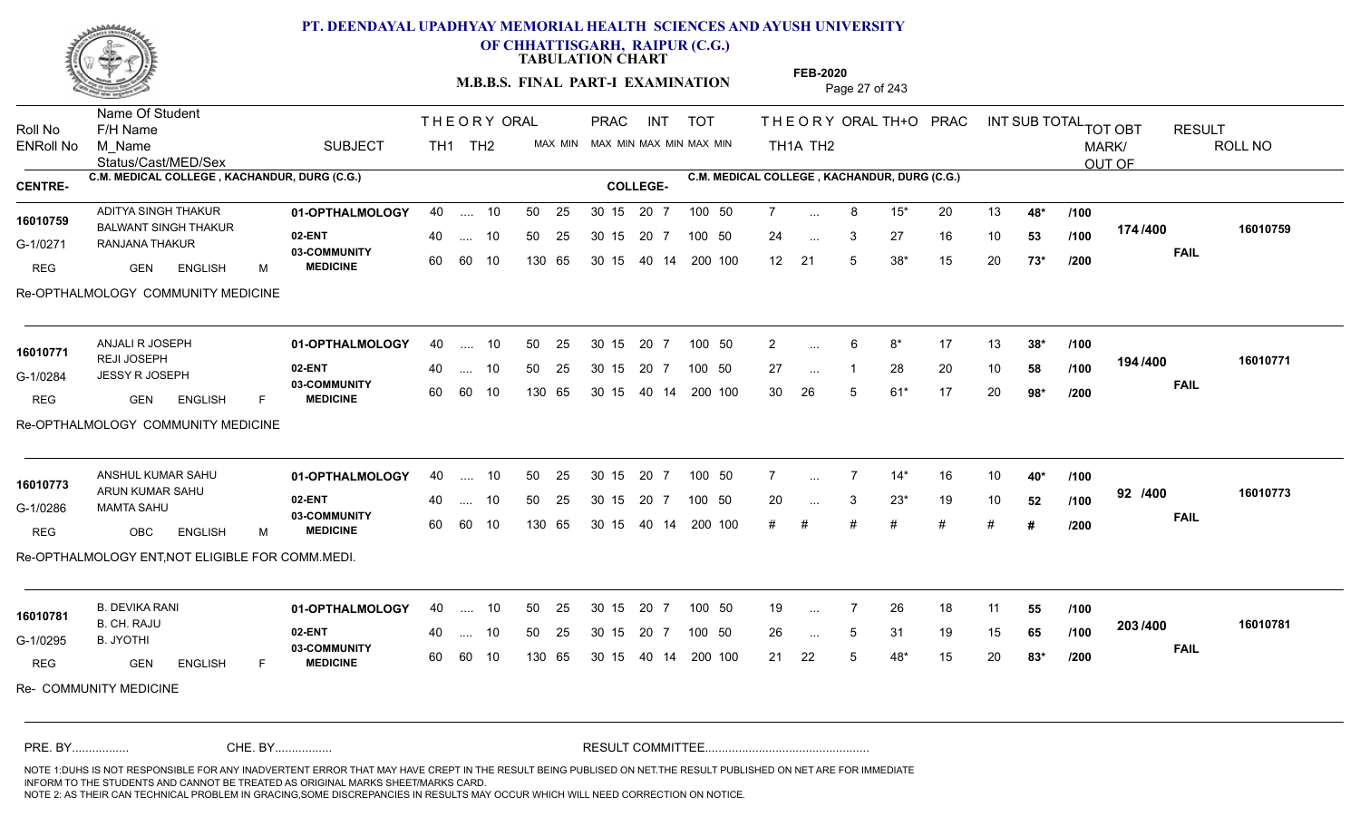# PT. DEENDAYAL UPADHYAY MEMORIAL HEALTH SCIENCES AND AYUSH UNIVERSITY OF CHHATTISGARH, RAIPUR (C.G.)

**TABULATION CHART**

**M.B.B.S. FINAL PART-I EXAMINATION** — **FEB-2020**

| Roll No / ENRoll No | Name Of Student / F/H Name / M_Name / Status/Cast/MED/Sex | SUBJECT | THEORY TH1 | TH2 | ORAL MAX MIN | PRAC MAX MIN | INT MAX MIN | TOT MAX MIN | TH1A | TH2 | ORAL | TH+O | PRAC | INT | SUB TOTAL | | TOT OBT MARK/OUT OF | RESULT | ROLL NO |
|---|---|---|---|---|---|---|---|---|---|---|---|---|---|---|---|---|---|---|---|
| **CENTRE-** | C.M. MEDICAL COLLEGE , KACHANDUR, DURG (C.G.) | | | | | | | | **COLLEGE-** C.M. MEDICAL COLLEGE , KACHANDUR, DURG (C.G.) | | | | | | | | | | |
| 16010759 | ADITYA SINGH THAKUR | 01-OPTHALMOLOGY | 40 | .... | 10 | 50 25 | 30 15 | 20 7 | 100 50 | 7 | ... | 8 | 15* | 20 | 13 | 48* | /100 | 174 /400 | 16010759 |
| G-1/0271 | BALWANT SINGH THAKUR / RANJANA THAKUR | 02-ENT | 40 | .... | 10 | 50 25 | 30 15 | 20 7 | 100 50 | 24 | ... | 3 | 27 | 16 | 10 | 53 | /100 | | FAIL |
| REG | GEN ENGLISH M | 03-COMMUNITY MEDICINE | 60 | 60 | 10 | 130 65 | 30 15 | 40 14 | 200 100 | 12 | 21 | 5 | 38* | 15 | 20 | 73* | /200 | | |
| | Re-OPTHALMOLOGY COMMUNITY MEDICINE | | | | | | | | | | | | | | | | | | |
| 16010771 | ANJALI R JOSEPH | 01-OPTHALMOLOGY | 40 | .... | 10 | 50 25 | 30 15 | 20 7 | 100 50 | 2 | ... | 6 | 8* | 17 | 13 | 38* | /100 | 194 /400 | 16010771 |
| G-1/0284 | REJI JOSEPH / JESSY R JOSEPH | 02-ENT | 40 | .... | 10 | 50 25 | 30 15 | 20 7 | 100 50 | 27 | ... | 1 | 28 | 20 | 10 | 58 | /100 | | FAIL |
| REG | GEN ENGLISH F | 03-COMMUNITY MEDICINE | 60 | 60 | 10 | 130 65 | 30 15 | 40 14 | 200 100 | 30 | 26 | 5 | 61* | 17 | 20 | 98* | /200 | | |
| | Re-OPTHALMOLOGY COMMUNITY MEDICINE | | | | | | | | | | | | | | | | | | |
| 16010773 | ANSHUL KUMAR SAHU | 01-OPTHALMOLOGY | 40 | .... | 10 | 50 25 | 30 15 | 20 7 | 100 50 | 7 | ... | 7 | 14* | 16 | 10 | 40* | /100 | 92 /400 | 16010773 |
| G-1/0286 | ARUN KUMAR SAHU / MAMTA SAHU | 02-ENT | 40 | .... | 10 | 50 25 | 30 15 | 20 7 | 100 50 | 20 | ... | 3 | 23* | 19 | 10 | 52 | /100 | | FAIL |
| REG | OBC ENGLISH M | 03-COMMUNITY MEDICINE | 60 | 60 | 10 | 130 65 | 30 15 | 40 14 | 200 100 | # | # | # | # | # | # | # | /200 | | |
| | Re-OPTHALMOLOGY ENT,NOT ELIGIBLE FOR COMM.MEDI. | | | | | | | | | | | | | | | | | | |
| 16010781 | B. DEVIKA RANI | 01-OPTHALMOLOGY | 40 | .... | 10 | 50 25 | 30 15 | 20 7 | 100 50 | 19 | ... | 7 | 26 | 18 | 11 | 55 | /100 | 203 /400 | 16010781 |
| G-1/0295 | B. CH. RAJU / B. JYOTHI | 02-ENT | 40 | .... | 10 | 50 25 | 30 15 | 20 7 | 100 50 | 26 | ... | 5 | 31 | 19 | 15 | 65 | /100 | | FAIL |
| REG | GEN ENGLISH F | 03-COMMUNITY MEDICINE | 60 | 60 | 10 | 130 65 | 30 15 | 40 14 | 200 100 | 21 | 22 | 5 | 48* | 15 | 20 | 83* | /200 | | |
| | Re- COMMUNITY MEDICINE | | | | | | | | | | | | | | | | | | |

PRE. BY................ CHE. BY................ RESULT COMMITTEE................................................

NOTE 1:DUHS IS NOT RESPONSIBLE FOR ANY INADVERTENT ERROR THAT MAY HAVE CREPT IN THE RESULT BEING PUBLISED ON NET.THE RESULT PUBLISHED ON NET ARE FOR IMMEDIATE INFORM TO THE STUDENTS AND CANNOT BE TREATED AS ORIGINAL MARKS SHEET/MARKS CARD.
NOTE 2: AS THEIR CAN TECHNICAL PROBLEM IN GRACING,SOME DISCREPANCIES IN RESULTS MAY OCCUR WHICH WILL NEED CORRECTION ON NOTICE.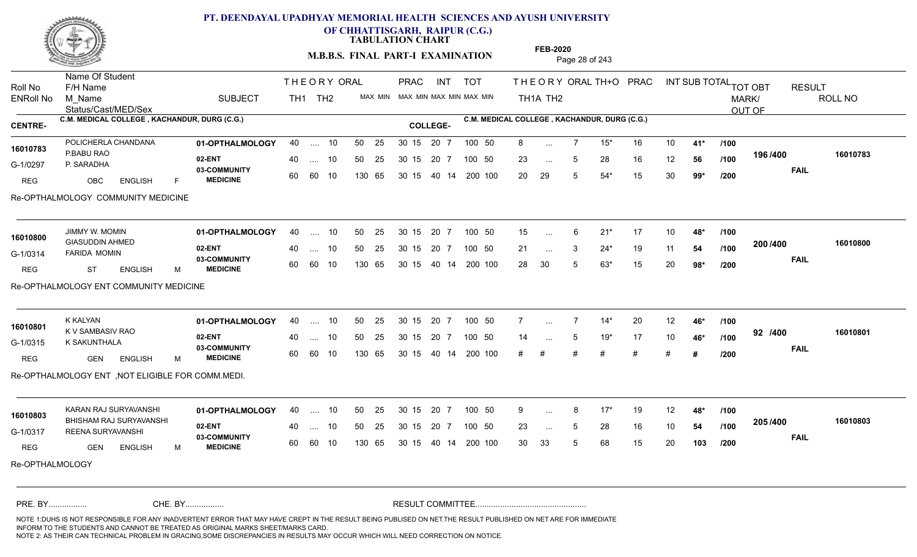# PT. DEENDAYAL UPADHYAY MEMORIAL HEALTH SCIENCES AND AYUSH UNIVERSITY
## OF CHHATTISGARH, RAIPUR (C.G.)
### TABULATION CHART
### M.B.B.S. FINAL PART-I EXAMINATION

FEB-2020

CENTRE- C.M. MEDICAL COLLEGE , KACHANDUR, DURG (C.G.) | COLLEGE- C.M. MEDICAL COLLEGE , KACHANDUR, DURG (C.G.)

| Roll No / ENRoll No | Name Of Student / F/H Name / M_Name / Status/Cast/MED/Sex | SUBJECT | THEORY TH1 | TH2 | ORAL | PRAC MAX | MIN | INT MAX | MIN | TOT MAX | MIN | TH1A | TH2 | ORAL | TH+O | PRAC | INT | SUB TOTAL | | TOT OBT MARK/OUT OF | RESULT | ROLL NO |
|---|---|---|---|---|---|---|---|---|---|---|---|---|---|---|---|---|---|---|---|---|---|---|
| 16010783 / G-1/0297 / REG | POLICHERLA CHANDANA / P.BABU RAO / P. SARADHA / OBC ENGLISH F | 01-OPTHALMOLOGY | 40 | .... | 10 | 50 | 25 | 30 15 | 20 7 | 100 | 50 | 8 | ... | 7 | 15* | 16 | 10 | 41* | /100 | 196/400 | FAIL | 16010783 |
| | | 02-ENT | 40 | .... | 10 | 50 | 25 | 30 15 | 20 7 | 100 | 50 | 23 | ... | 5 | 28 | 16 | 12 | 56 | /100 | | | |
| | | 03-COMMUNITY MEDICINE | 60 | 60 | 10 | 130 | 65 | 30 15 | 40 14 | 200 | 100 | 20 | 29 | 5 | 54* | 15 | 30 | 99* | /200 | | | |

Re-OPTHALMOLOGY COMMUNITY MEDICINE

| Roll No / ENRoll No | Name Of Student / F/H Name / M_Name / Status/Cast/MED/Sex | SUBJECT | THEORY TH1 | TH2 | ORAL | PRAC MAX | MIN | INT MAX | MIN | TOT MAX | MIN | TH1A | TH2 | ORAL | TH+O | PRAC | INT | SUB TOTAL | | TOT OBT MARK/OUT OF | RESULT | ROLL NO |
|---|---|---|---|---|---|---|---|---|---|---|---|---|---|---|---|---|---|---|---|---|---|---|
| 16010800 / G-1/0314 / REG | JIMMY W. MOMIN / GIASUDDIN AHMED / FARIDA MOMIN / ST ENGLISH M | 01-OPTHALMOLOGY | 40 | .... | 10 | 50 | 25 | 30 15 | 20 7 | 100 | 50 | 15 | ... | 6 | 21* | 17 | 10 | 48* | /100 | 200/400 | FAIL | 16010800 |
| | | 02-ENT | 40 | .... | 10 | 50 | 25 | 30 15 | 20 7 | 100 | 50 | 21 | ... | 3 | 24* | 19 | 11 | 54 | /100 | | | |
| | | 03-COMMUNITY MEDICINE | 60 | 60 | 10 | 130 | 65 | 30 15 | 40 14 | 200 | 100 | 28 | 30 | 5 | 63* | 15 | 20 | 98* | /200 | | | |

Re-OPTHALMOLOGY ENT COMMUNITY MEDICINE

| Roll No / ENRoll No | Name Of Student / F/H Name / M_Name / Status/Cast/MED/Sex | SUBJECT | THEORY TH1 | TH2 | ORAL | PRAC MAX | MIN | INT MAX | MIN | TOT MAX | MIN | TH1A | TH2 | ORAL | TH+O | PRAC | INT | SUB TOTAL | | TOT OBT MARK/OUT OF | RESULT | ROLL NO |
|---|---|---|---|---|---|---|---|---|---|---|---|---|---|---|---|---|---|---|---|---|---|---|
| 16010801 / G-1/0315 / REG | K KALYAN / K V SAMBASIV RAO / K SAKUNTHALA / GEN ENGLISH M | 01-OPTHALMOLOGY | 40 | .... | 10 | 50 | 25 | 30 15 | 20 7 | 100 | 50 | 7 | ... | 7 | 14* | 20 | 12 | 46* | /100 | 92 /400 | FAIL | 16010801 |
| | | 02-ENT | 40 | .... | 10 | 50 | 25 | 30 15 | 20 7 | 100 | 50 | 14 | ... | 5 | 19* | 17 | 10 | 46* | /100 | | | |
| | | 03-COMMUNITY MEDICINE | 60 | 60 | 10 | 130 | 65 | 30 15 | 40 14 | 200 | 100 | # | # | # | # | # | # | # | /200 | | | |

Re-OPTHALMOLOGY ENT ,NOT ELIGIBLE FOR COMM.MEDI.

| Roll No / ENRoll No | Name Of Student / F/H Name / M_Name / Status/Cast/MED/Sex | SUBJECT | THEORY TH1 | TH2 | ORAL | PRAC MAX | MIN | INT MAX | MIN | TOT MAX | MIN | TH1A | TH2 | ORAL | TH+O | PRAC | INT | SUB TOTAL | | TOT OBT MARK/OUT OF | RESULT | ROLL NO |
|---|---|---|---|---|---|---|---|---|---|---|---|---|---|---|---|---|---|---|---|---|---|---|
| 16010803 / G-1/0317 / REG | KARAN RAJ SURYAVANSHI / BHISHAM RAJ SURYAVANSHI / REENA SURYAVANSHI / GEN ENGLISH M | 01-OPTHALMOLOGY | 40 | .... | 10 | 50 | 25 | 30 15 | 20 7 | 100 | 50 | 9 | ... | 8 | 17* | 19 | 12 | 48* | /100 | 205/400 | FAIL | 16010803 |
| | | 02-ENT | 40 | .... | 10 | 50 | 25 | 30 15 | 20 7 | 100 | 50 | 23 | ... | 5 | 28 | 16 | 10 | 54 | /100 | | | |
| | | 03-COMMUNITY MEDICINE | 60 | 60 | 10 | 130 | 65 | 30 15 | 40 14 | 200 | 100 | 30 | 33 | 5 | 68 | 15 | 20 | 103 | /200 | | | |

Re-OPTHALMOLOGY

PRE. BY................ CHE. BY................ RESULT COMMITTEE................................................

NOTE 1:DUHS IS NOT RESPONSIBLE FOR ANY INADVERTENT ERROR THAT MAY HAVE CREPT IN THE RESULT BEING PUBLISED ON NET.THE RESULT PUBLISHED ON NET ARE FOR IMMEDIATE INFORM TO THE STUDENTS AND CANNOT BE TREATED AS ORIGINAL MARKS SHEET/MARKS CARD.
NOTE 2: AS THEIR CAN TECHNICAL PROBLEM IN GRACING,SOME DISCREPANCIES IN RESULTS MAY OCCUR WHICH WILL NEED CORRECTION ON NOTICE.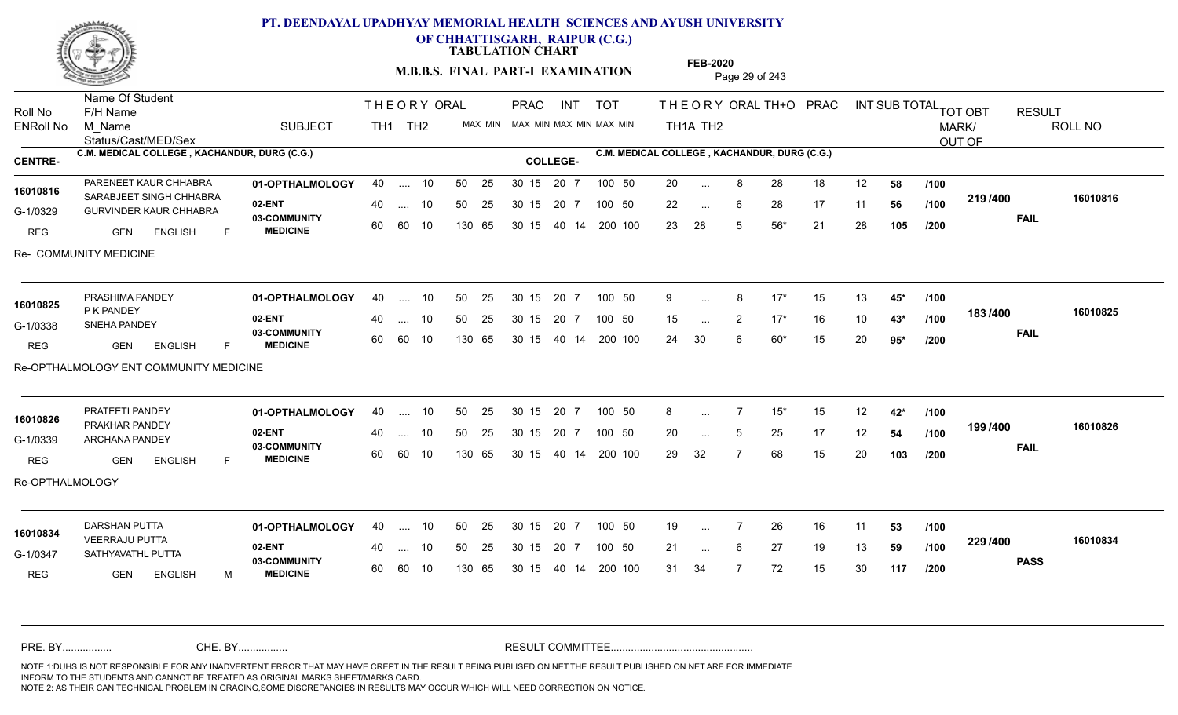**PT. DEENDAYAL UPADHYAY MEMORIAL HEALTH SCIENCES AND AYUSH UNIVERSITY OF CHHATTISGARH, RAIPUR (C.G.)**

**TABULATION CHART**

**M.B.B.S. FINAL PART-I EXAMINATION**

**FEB-2020**

| Roll No / ENRoll No | Name Of Student / F/H Name / M_Name / Status/Cast/MED/Sex | SUBJECT | THEORY TH1 | TH2 | ORAL | PRAC MAX | MIN | INT MAX | MIN | TOT MAX | MIN | THEORY TH1A | TH2 | ORAL | TH+O | PRAC | INT | SUB TOTAL | | TOT OBT MARK/ OUT OF | RESULT | ROLL NO |
|---|---|---|---|---|---|---|---|---|---|---|---|---|---|---|---|---|---|---|---|---|---|---|

**CENTRE-** C.M. MEDICAL COLLEGE , KACHANDUR, DURG (C.G.) **COLLEGE-** C.M. MEDICAL COLLEGE , KACHANDUR, DURG (C.G.)

| Roll No / ENRoll No | Name Of Student / F/H Name / M_Name / Status/Cast/MED/Sex | SUBJECT | TH1 | TH2 | ORAL | PRAC MAX | PRAC MIN | INT MAX | INT MIN | TOT MAX | TOT MIN | TH1A | TH2 | ORAL | TH+O | PRAC | INT | SUB TOTAL | | TOT OBT | RESULT | ROLL NO |
|---|---|---|---|---|---|---|---|---|---|---|---|---|---|---|---|---|---|---|---|---|---|---|
| 16010816 | PARENEET KAUR CHHABRA | 01-OPTHALMOLOGY | 40 | .... | 10 | 50 | 25 | 30 15 | 20 7 | 100 | 50 | 20 | ... | 8 | 28 | 18 | 12 | 58 | /100 | 219 /400 | FAIL | 16010816 |
| G-1/0329 | SARABJEET SINGH CHHABRA / GURVINDER KAUR CHHABRA | 02-ENT | 40 | .... | 10 | 50 | 25 | 30 15 | 20 7 | 100 | 50 | 22 | ... | 6 | 28 | 17 | 11 | 56 | /100 | | | |
| REG | GEN ENGLISH F | 03-COMMUNITY MEDICINE | 60 | 60 | 10 | 130 | 65 | 30 15 | 40 14 | 200 | 100 | 23 | 28 | 5 | 56* | 21 | 28 | 105 | /200 | | | |

Re- COMMUNITY MEDICINE

| Roll No / ENRoll No | Name Of Student / F/H Name / M_Name / Status/Cast/MED/Sex | SUBJECT | TH1 | TH2 | ORAL | PRAC MAX | PRAC MIN | INT MAX | INT MIN | TOT MAX | TOT MIN | TH1A | TH2 | ORAL | TH+O | PRAC | INT | SUB TOTAL | | TOT OBT | RESULT | ROLL NO |
|---|---|---|---|---|---|---|---|---|---|---|---|---|---|---|---|---|---|---|---|---|---|---|
| 16010825 | PRASHIMA PANDEY | 01-OPTHALMOLOGY | 40 | .... | 10 | 50 | 25 | 30 15 | 20 7 | 100 | 50 | 9 | ... | 8 | 17* | 15 | 13 | 45* | /100 | 183 /400 | FAIL | 16010825 |
| G-1/0338 | P K PANDEY / SNEHA PANDEY | 02-ENT | 40 | .... | 10 | 50 | 25 | 30 15 | 20 7 | 100 | 50 | 15 | ... | 2 | 17* | 16 | 10 | 43* | /100 | | | |
| REG | GEN ENGLISH F | 03-COMMUNITY MEDICINE | 60 | 60 | 10 | 130 | 65 | 30 15 | 40 14 | 200 | 100 | 24 | 30 | 6 | 60* | 15 | 20 | 95* | /200 | | | |

Re-OPTHALMOLOGY ENT COMMUNITY MEDICINE

| Roll No / ENRoll No | Name Of Student / F/H Name / M_Name / Status/Cast/MED/Sex | SUBJECT | TH1 | TH2 | ORAL | PRAC MAX | PRAC MIN | INT MAX | INT MIN | TOT MAX | TOT MIN | TH1A | TH2 | ORAL | TH+O | PRAC | INT | SUB TOTAL | | TOT OBT | RESULT | ROLL NO |
|---|---|---|---|---|---|---|---|---|---|---|---|---|---|---|---|---|---|---|---|---|---|---|
| 16010826 | PRATEETI PANDEY | 01-OPTHALMOLOGY | 40 | .... | 10 | 50 | 25 | 30 15 | 20 7 | 100 | 50 | 8 | ... | 7 | 15* | 15 | 12 | 42* | /100 | 199 /400 | FAIL | 16010826 |
| G-1/0339 | PRAKHAR PANDEY / ARCHANA PANDEY | 02-ENT | 40 | .... | 10 | 50 | 25 | 30 15 | 20 7 | 100 | 50 | 20 | ... | 5 | 25 | 17 | 12 | 54 | /100 | | | |
| REG | GEN ENGLISH F | 03-COMMUNITY MEDICINE | 60 | 60 | 10 | 130 | 65 | 30 15 | 40 14 | 200 | 100 | 29 | 32 | 7 | 68 | 15 | 20 | 103 | /200 | | | |

Re-OPTHALMOLOGY

| Roll No / ENRoll No | Name Of Student / F/H Name / M_Name / Status/Cast/MED/Sex | SUBJECT | TH1 | TH2 | ORAL | PRAC MAX | PRAC MIN | INT MAX | INT MIN | TOT MAX | TOT MIN | TH1A | TH2 | ORAL | TH+O | PRAC | INT | SUB TOTAL | | TOT OBT | RESULT | ROLL NO |
|---|---|---|---|---|---|---|---|---|---|---|---|---|---|---|---|---|---|---|---|---|---|---|
| 16010834 | DARSHAN PUTTA | 01-OPTHALMOLOGY | 40 | .... | 10 | 50 | 25 | 30 15 | 20 7 | 100 | 50 | 19 | ... | 7 | 26 | 16 | 11 | 53 | /100 | 229 /400 | PASS | 16010834 |
| G-1/0347 | VEERRAJU PUTTA / SATHYAVATHL PUTTA | 02-ENT | 40 | .... | 10 | 50 | 25 | 30 15 | 20 7 | 100 | 50 | 21 | ... | 6 | 27 | 19 | 13 | 59 | /100 | | | |
| REG | GEN ENGLISH M | 03-COMMUNITY MEDICINE | 60 | 60 | 10 | 130 | 65 | 30 15 | 40 14 | 200 | 100 | 31 | 34 | 7 | 72 | 15 | 30 | 117 | /200 | | | |

PRE. BY................. CHE. BY................. RESULT COMMITTEE.................................................

NOTE 1:DUHS IS NOT RESPONSIBLE FOR ANY INADVERTENT ERROR THAT MAY HAVE CREPT IN THE RESULT BEING PUBLISED ON NET.THE RESULT PUBLISHED ON NET ARE FOR IMMEDIATE INFORM TO THE STUDENTS AND CANNOT BE TREATED AS ORIGINAL MARKS SHEET/MARKS CARD.
NOTE 2: AS THEIR CAN TECHNICAL PROBLEM IN GRACING,SOME DISCREPANCIES IN RESULTS MAY OCCUR WHICH WILL NEED CORRECTION ON NOTICE.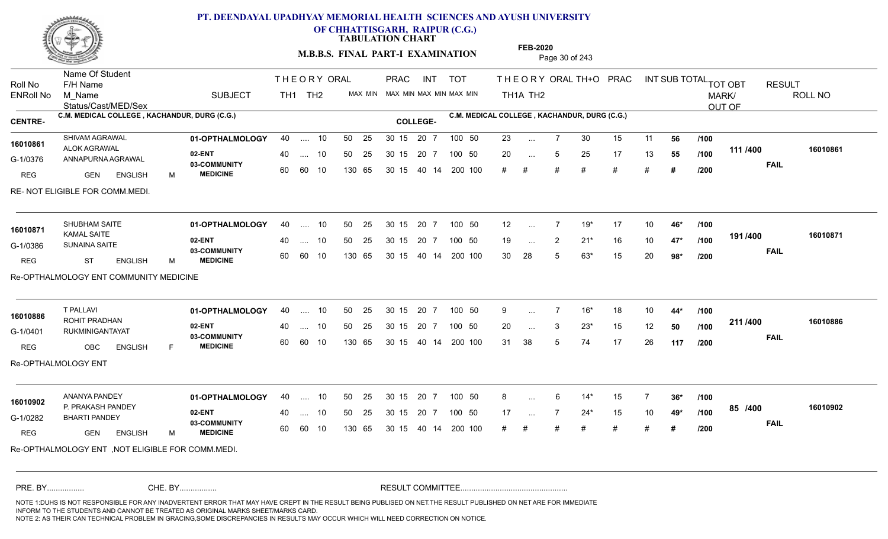# PT. DEENDAYAL UPADHYAY MEMORIAL HEALTH SCIENCES AND AYUSH UNIVERSITY OF CHHATTISGARH, RAIPUR (C.G.)

**TABULATION CHART**

**M.B.B.S. FINAL PART-I EXAMINATION**

**FEB-2020**

| Roll No / ENRoll No | Name Of Student / F/H Name / M_Name / Status/Cast/MED/Sex | SUBJECT | THEORY TH1 | THEORY TH2 | ORAL MAX MIN | PRAC MAX MIN | INT MAX MIN | TOT MAX MIN | THEORY TH1A | THEORY TH2 | ORAL | TH+O | PRAC | INT | SUB TOTAL | TOT OBT MARK/OUT OF | RESULT | ROLL NO |
|---|---|---|---|---|---|---|---|---|---|---|---|---|---|---|---|---|---|---|

**CENTRE- C.M. MEDICAL COLLEGE , KACHANDUR, DURG (C.G.)** &nbsp;&nbsp; **COLLEGE- C.M. MEDICAL COLLEGE , KACHANDUR, DURG (C.G.)**

| Roll No | Student | SUBJECT | TH1 | TH2 | ORAL | PRAC | INT | TOT | TH1A | TH2 | ORAL | TH+O | PRAC | INT | SUB TOTAL | /OUT | TOT OBT | RESULT | ROLL NO |
|---|---|---|---|---|---|---|---|---|---|---|---|---|---|---|---|---|---|---|---|
| 16010861 | SHIVAM AGRAWAL | 01-OPTHALMOLOGY | 40 | .... | 10 | 50 25 | 30 15 20 7 | 100 50 | 23 | ... | 7 | 30 | 15 | 11 | 56 | /100 | 111 /400 | FAIL | 16010861 |
| G-1/0376 | ALOK AGRAWAL / ANNAPURNA AGRAWAL | 02-ENT | 40 | .... | 10 | 50 25 | 30 15 20 7 | 100 50 | 20 | ... | 5 | 25 | 17 | 13 | 55 | /100 | | | |
| REG | GEN ENGLISH M | 03-COMMUNITY MEDICINE | 60 | 60 | 10 | 130 65 | 30 15 40 14 | 200 100 | # | # | # | # | # | # | # | /200 | | | |

RE- NOT ELIGIBLE FOR COMM.MEDI.

| Roll No | Student | SUBJECT | TH1 | TH2 | ORAL | PRAC | INT | TOT | TH1A | TH2 | ORAL | TH+O | PRAC | INT | SUB TOTAL | /OUT | TOT OBT | RESULT | ROLL NO |
|---|---|---|---|---|---|---|---|---|---|---|---|---|---|---|---|---|---|---|---|
| 16010871 | SHUBHAM SAITE | 01-OPTHALMOLOGY | 40 | .... | 10 | 50 25 | 30 15 20 7 | 100 50 | 12 | ... | 7 | 19* | 17 | 10 | 46* | /100 | 191 /400 | FAIL | 16010871 |
| G-1/0386 | KAMAL SAITE / SUNAINA SAITE | 02-ENT | 40 | .... | 10 | 50 25 | 30 15 20 7 | 100 50 | 19 | ... | 2 | 21* | 16 | 10 | 47* | /100 | | | |
| REG | ST ENGLISH M | 03-COMMUNITY MEDICINE | 60 | 60 | 10 | 130 65 | 30 15 40 14 | 200 100 | 30 | 28 | 5 | 63* | 15 | 20 | 98* | /200 | | | |

Re-OPTHALMOLOGY ENT COMMUNITY MEDICINE

| Roll No | Student | SUBJECT | TH1 | TH2 | ORAL | PRAC | INT | TOT | TH1A | TH2 | ORAL | TH+O | PRAC | INT | SUB TOTAL | /OUT | TOT OBT | RESULT | ROLL NO |
|---|---|---|---|---|---|---|---|---|---|---|---|---|---|---|---|---|---|---|---|
| 16010886 | T PALLAVI | 01-OPTHALMOLOGY | 40 | .... | 10 | 50 25 | 30 15 20 7 | 100 50 | 9 | ... | 7 | 16* | 18 | 10 | 44* | /100 | 211 /400 | FAIL | 16010886 |
| G-1/0401 | ROHIT PRADHAN / RUKMINIGANTAYAT | 02-ENT | 40 | .... | 10 | 50 25 | 30 15 20 7 | 100 50 | 20 | ... | 3 | 23* | 15 | 12 | 50 | /100 | | | |
| REG | OBC ENGLISH F | 03-COMMUNITY MEDICINE | 60 | 60 | 10 | 130 65 | 30 15 40 14 | 200 100 | 31 | 38 | 5 | 74 | 17 | 26 | 117 | /200 | | | |

Re-OPTHALMOLOGY ENT

| Roll No | Student | SUBJECT | TH1 | TH2 | ORAL | PRAC | INT | TOT | TH1A | TH2 | ORAL | TH+O | PRAC | INT | SUB TOTAL | /OUT | TOT OBT | RESULT | ROLL NO |
|---|---|---|---|---|---|---|---|---|---|---|---|---|---|---|---|---|---|---|---|
| 16010902 | ANANYA PANDEY | 01-OPTHALMOLOGY | 40 | .... | 10 | 50 25 | 30 15 20 7 | 100 50 | 8 | ... | 6 | 14* | 15 | 7 | 36* | /100 | 85 /400 | FAIL | 16010902 |
| G-1/0282 | P. PRAKASH PANDEY / BHARTI PANDEY | 02-ENT | 40 | .... | 10 | 50 25 | 30 15 20 7 | 100 50 | 17 | ... | 7 | 24* | 15 | 10 | 49* | /100 | | | |
| REG | GEN ENGLISH M | 03-COMMUNITY MEDICINE | 60 | 60 | 10 | 130 65 | 30 15 40 14 | 200 100 | # | # | # | # | # | # | # | /200 | | | |

Re-OPTHALMOLOGY ENT ,NOT ELIGIBLE FOR COMM.MEDI.

PRE. BY................ CHE. BY................ RESULT COMMITTEE................................................

NOTE 1:DUHS IS NOT RESPONSIBLE FOR ANY INADVERTENT ERROR THAT MAY HAVE CREPT IN THE RESULT BEING PUBLISED ON NET.THE RESULT PUBLISHED ON NET ARE FOR IMMEDIATE INFORM TO THE STUDENTS AND CANNOT BE TREATED AS ORIGINAL MARKS SHEET/MARKS CARD.
NOTE 2: AS THEIR CAN TECHNICAL PROBLEM IN GRACING,SOME DISCREPANCIES IN RESULTS MAY OCCUR WHICH WILL NEED CORRECTION ON NOTICE.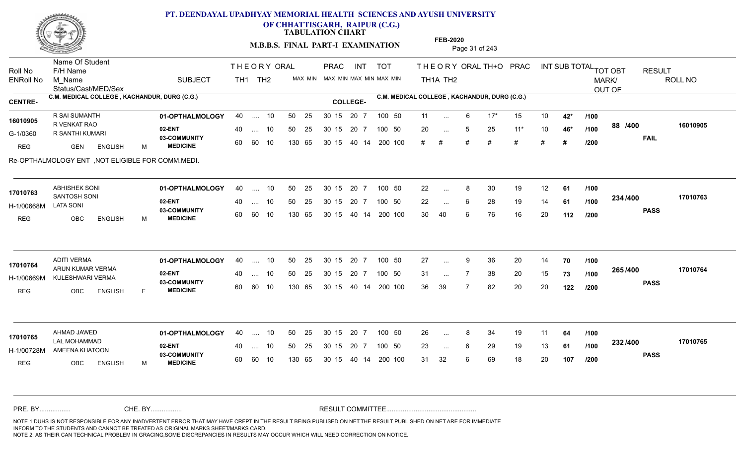# PT. DEENDAYAL UPADHYAY MEMORIAL HEALTH SCIENCES AND AYUSH UNIVERSITY OF CHHATTISGARH, RAIPUR (C.G.)

**TABULATION CHART**

**M.B.B.S. FINAL PART-I EXAMINATION**

**FEB-2020**

| Roll No / ENRoll No | Name Of Student / F/H Name / M_Name / Status/Cast/MED/Sex | SUBJECT | THEORY TH1 | THEORY TH2 | ORAL | PRAC MAX | PRAC MIN | INT MAX | INT MIN | TOT MAX | TOT MIN | THEORY TH1A | THEORY TH2 | ORAL | TH+O | PRAC | INT | SUB TOTAL | | TOT OBT MARK/OUT OF | RESULT | ROLL NO |
|---|---|---|---|---|---|---|---|---|---|---|---|---|---|---|---|---|---|---|---|---|---|---|

**CENTRE-** C.M. MEDICAL COLLEGE , KACHANDUR, DURG (C.G.) **COLLEGE-** C.M. MEDICAL COLLEGE , KACHANDUR, DURG (C.G.)

| Roll No / ENRoll No | Name Of Student / F/H Name / M_Name / Status/Cast/MED/Sex | SUBJECT | TH1 | TH2 | ORAL | PRAC MAX | PRAC MIN | INT MAX | INT MIN | TOT MAX | TOT MIN | TH1A | TH2 | ORAL | TH+O | PRAC | INT | SUB TOTAL | | TOT OBT MARK/OUT OF | RESULT | ROLL NO |
|---|---|---|---|---|---|---|---|---|---|---|---|---|---|---|---|---|---|---|---|---|---|---|
| 16010905 | R SAI SUMANTH | 01-OPTHALMOLOGY | 40 | .... | 10 | 50 25 | 30 15 | 20 | 7 | 100 | 50 | 11 | ... | 6 | 17* | 15 | 10 | 42* | /100 | 88 /400 | FAIL | 16010905 |
| G-1/0360 | R VENKAT RAO / R SANTHI KUMARI | 02-ENT | 40 | .... | 10 | 50 25 | 30 15 | 20 | 7 | 100 | 50 | 20 | ... | 5 | 25 | 11* | 10 | 46* | /100 | | | |
| REG | GEN ENGLISH M | 03-COMMUNITY MEDICINE | 60 | 60 | 10 | 130 65 | 30 15 | 40 | 14 | 200 | 100 | # | # | # | # | # | # | # | /200 | | | |

Re-OPTHALMOLOGY ENT ,NOT ELIGIBLE FOR COMM.MEDI.

| Roll No / ENRoll No | Name Of Student / F/H Name / M_Name / Status/Cast/MED/Sex | SUBJECT | TH1 | TH2 | ORAL | PRAC MAX | PRAC MIN | INT MAX | INT MIN | TOT MAX | TOT MIN | TH1A | TH2 | ORAL | TH+O | PRAC | INT | SUB TOTAL | | TOT OBT MARK/OUT OF | RESULT | ROLL NO |
|---|---|---|---|---|---|---|---|---|---|---|---|---|---|---|---|---|---|---|---|---|---|---|
| 17010763 | ABHISHEK SONI | 01-OPTHALMOLOGY | 40 | .... | 10 | 50 25 | 30 15 | 20 | 7 | 100 | 50 | 22 | ... | 8 | 30 | 19 | 12 | 61 | /100 | 234 /400 | PASS | 17010763 |
| H-1/00668M | SANTOSH SONI / LATA SONI | 02-ENT | 40 | .... | 10 | 50 25 | 30 15 | 20 | 7 | 100 | 50 | 22 | ... | 6 | 28 | 19 | 14 | 61 | /100 | | | |
| REG | OBC ENGLISH M | 03-COMMUNITY MEDICINE | 60 | 60 | 10 | 130 65 | 30 15 | 40 | 14 | 200 | 100 | 30 | 40 | 6 | 76 | 16 | 20 | 112 | /200 | | | |
| 17010764 | ADITI VERMA | 01-OPTHALMOLOGY | 40 | .... | 10 | 50 25 | 30 15 | 20 | 7 | 100 | 50 | 27 | ... | 9 | 36 | 20 | 14 | 70 | /100 | 265 /400 | PASS | 17010764 |
| H-1/00669M | ARUN KUMAR VERMA / KULESHWARI VERMA | 02-ENT | 40 | .... | 10 | 50 25 | 30 15 | 20 | 7 | 100 | 50 | 31 | ... | 7 | 38 | 20 | 15 | 73 | /100 | | | |
| REG | OBC ENGLISH F | 03-COMMUNITY MEDICINE | 60 | 60 | 10 | 130 65 | 30 15 | 40 | 14 | 200 | 100 | 36 | 39 | 7 | 82 | 20 | 20 | 122 | /200 | | | |
| 17010765 | AHMAD JAWED | 01-OPTHALMOLOGY | 40 | .... | 10 | 50 25 | 30 15 | 20 | 7 | 100 | 50 | 26 | ... | 8 | 34 | 19 | 11 | 64 | /100 | 232 /400 | PASS | 17010765 |
| H-1/00728M | LAL MOHAMMAD / AMEENA KHATOON | 02-ENT | 40 | .... | 10 | 50 25 | 30 15 | 20 | 7 | 100 | 50 | 23 | ... | 6 | 29 | 19 | 13 | 61 | /100 | | | |
| REG | OBC ENGLISH M | 03-COMMUNITY MEDICINE | 60 | 60 | 10 | 130 65 | 30 15 | 40 | 14 | 200 | 100 | 31 | 32 | 6 | 69 | 18 | 20 | 107 | /200 | | | |

PRE. BY................ CHE. BY................ RESULT COMMITTEE................................................

NOTE 1:DUHS IS NOT RESPONSIBLE FOR ANY INADVERTENT ERROR THAT MAY HAVE CREPT IN THE RESULT BEING PUBLISED ON NET.THE RESULT PUBLISHED ON NET ARE FOR IMMEDIATE INFORM TO THE STUDENTS AND CANNOT BE TREATED AS ORIGINAL MARKS SHEET/MARKS CARD.
NOTE 2: AS THEIR CAN TECHNICAL PROBLEM IN GRACING,SOME DISCREPANCIES IN RESULTS MAY OCCUR WHICH WILL NEED CORRECTION ON NOTICE.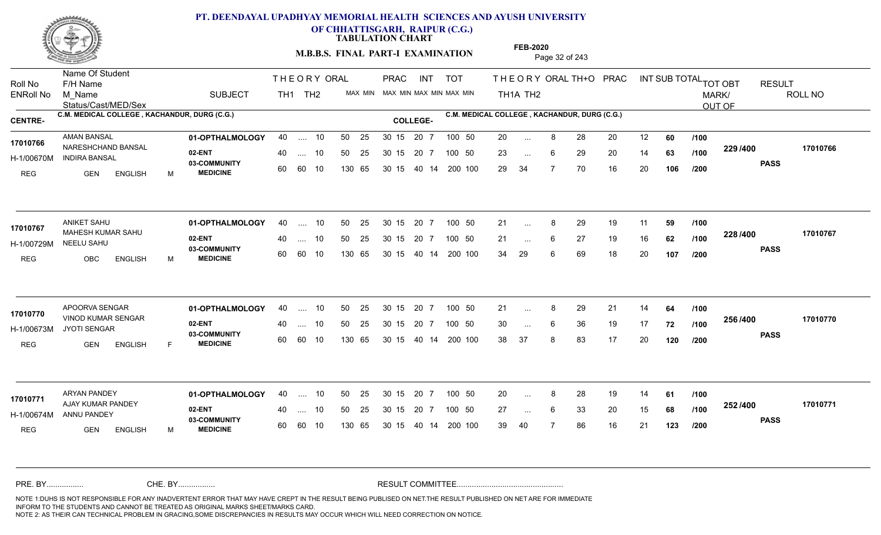# PT. DEENDAYAL UPADHYAY MEMORIAL HEALTH SCIENCES AND AYUSH UNIVERSITY OF CHHATTISGARH, RAIPUR (C.G.)

**TABULATION CHART**

**M.B.B.S. FINAL PART-I EXAMINATION**

**FEB-2020**

CENTRE- C.M. MEDICAL COLLEGE , KACHANDUR, DURG (C.G.)    COLLEGE- C.M. MEDICAL COLLEGE , KACHANDUR, DURG (C.G.)

| Roll No / ENRoll No / Status | Name Of Student / F/H Name / M_Name / Cast/MED/Sex | SUBJECT | THEORY TH1 | THEORY TH2 | ORAL MAX | ORAL MIN | PRAC MAX | PRAC MIN | INT MAX | INT MIN | TOT MAX | TOT MIN | TH1A | TH2 | ORAL | TH+O | PRAC | INT | SUB TOTAL | OUT OF | TOT OBT MARK/OUT OF | RESULT | ROLL NO |
|---|---|---|---|---|---|---|---|---|---|---|---|---|---|---|---|---|---|---|---|---|---|---|---|
| 17010766 | AMAN BANSAL | 01-OPTHALMOLOGY | 40 | .... | 10 | | 50 25 | | 30 15 | | 20 7 | 100 50 | 20 | ... | 8 | 28 | 20 | 12 | 60 | /100 | 229 /400 | PASS | 17010766 |
| H-1/00670M | NARESHCHAND BANSAL / INDIRA BANSAL | 02-ENT | 40 | .... | 10 | | 50 25 | | 30 15 | | 20 7 | 100 50 | 23 | ... | 6 | 29 | 20 | 14 | 63 | /100 | | | |
| REG | GEN ENGLISH M | 03-COMMUNITY MEDICINE | 60 | 60 | 10 | | 130 65 | | 30 15 | | 40 14 | 200 100 | 29 | 34 | 7 | 70 | 16 | 20 | 106 | /200 | | | |
| 17010767 | ANIKET SAHU | 01-OPTHALMOLOGY | 40 | .... | 10 | | 50 25 | | 30 15 | | 20 7 | 100 50 | 21 | ... | 8 | 29 | 19 | 11 | 59 | /100 | 228 /400 | PASS | 17010767 |
| H-1/00729M | MAHESH KUMAR SAHU / NEELU SAHU | 02-ENT | 40 | .... | 10 | | 50 25 | | 30 15 | | 20 7 | 100 50 | 21 | ... | 6 | 27 | 19 | 16 | 62 | /100 | | | |
| REG | OBC ENGLISH M | 03-COMMUNITY MEDICINE | 60 | 60 | 10 | | 130 65 | | 30 15 | | 40 14 | 200 100 | 34 | 29 | 6 | 69 | 18 | 20 | 107 | /200 | | | |
| 17010770 | APOORVA SENGAR | 01-OPTHALMOLOGY | 40 | .... | 10 | | 50 25 | | 30 15 | | 20 7 | 100 50 | 21 | ... | 8 | 29 | 21 | 14 | 64 | /100 | 256 /400 | PASS | 17010770 |
| H-1/00673M | VINOD KUMAR SENGAR / JYOTI SENGAR | 02-ENT | 40 | .... | 10 | | 50 25 | | 30 15 | | 20 7 | 100 50 | 30 | ... | 6 | 36 | 19 | 17 | 72 | /100 | | | |
| REG | GEN ENGLISH F | 03-COMMUNITY MEDICINE | 60 | 60 | 10 | | 130 65 | | 30 15 | | 40 14 | 200 100 | 38 | 37 | 8 | 83 | 17 | 20 | 120 | /200 | | | |
| 17010771 | ARYAN PANDEY | 01-OPTHALMOLOGY | 40 | .... | 10 | | 50 25 | | 30 15 | | 20 7 | 100 50 | 20 | ... | 8 | 28 | 19 | 14 | 61 | /100 | 252 /400 | PASS | 17010771 |
| H-1/00674M | AJAY KUMAR PANDEY / ANNU PANDEY | 02-ENT | 40 | .... | 10 | | 50 25 | | 30 15 | | 20 7 | 100 50 | 27 | ... | 6 | 33 | 20 | 15 | 68 | /100 | | | |
| REG | GEN ENGLISH M | 03-COMMUNITY MEDICINE | 60 | 60 | 10 | | 130 65 | | 30 15 | | 40 14 | 200 100 | 39 | 40 | 7 | 86 | 16 | 21 | 123 | /200 | | | |

PRE. BY................ CHE. BY................ RESULT COMMITTEE................................................

NOTE 1:DUHS IS NOT RESPONSIBLE FOR ANY INADVERTENT ERROR THAT MAY HAVE CREPT IN THE RESULT BEING PUBLISED ON NET.THE RESULT PUBLISHED ON NET ARE FOR IMMEDIATE INFORM TO THE STUDENTS AND CANNOT BE TREATED AS ORIGINAL MARKS SHEET/MARKS CARD.
NOTE 2: AS THEIR CAN TECHNICAL PROBLEM IN GRACING,SOME DISCREPANCIES IN RESULTS MAY OCCUR WHICH WILL NEED CORRECTION ON NOTICE.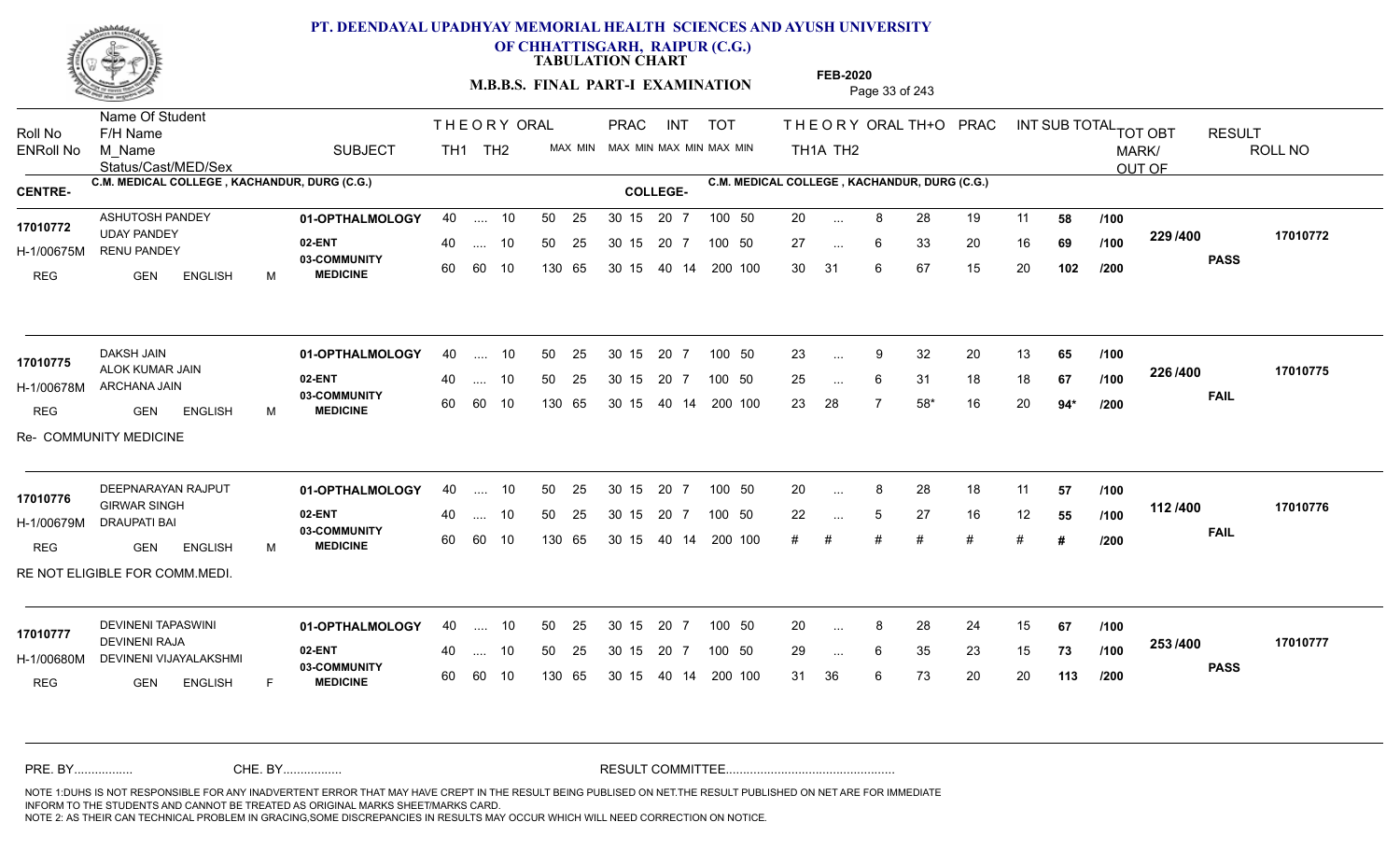# PT. DEENDAYAL UPADHYAY MEMORIAL HEALTH SCIENCES AND AYUSH UNIVERSITY OF CHHATTISGARH, RAIPUR (C.G.)

## TABULATION CHART

## M.B.B.S. FINAL PART-I EXAMINATION

**FEB-2020**

CENTRE- C.M. MEDICAL COLLEGE , KACHANDUR, DURG (C.G.)

COLLEGE- C.M. MEDICAL COLLEGE , KACHANDUR, DURG (C.G.)

| Roll No / ENRoll No | Name Of Student / F/H Name / M_Name / Status/Cast/MED/Sex | SUBJECT | THEORY TH1 | THEORY TH2 | ORAL MAX MIN | PRAC MAX MIN | INT MAX MIN | TOT MAX MIN | TH1A | TH2 | ORAL | TH+O | PRAC | INT | SUB TOTAL | | TOT OBT MARK/ OUT OF | RESULT | ROLL NO |
|---|---|---|---|---|---|---|---|---|---|---|---|---|---|---|---|---|---|---|---|
| 17010772 | ASHUTOSH PANDEY | 01-OPTHALMOLOGY | 40 | .... | 10 | 50 25 | 30 15 | 20 7 | 100 50 | 20 | ... | 8 | 28 | 19 | 11 | 58 | /100 | 229 /400 | PASS | 17010772 |
| H-1/00675M | UDAY PANDEY / RENU PANDEY | 02-ENT | 40 | .... | 10 | 50 25 | 30 15 | 20 7 | 100 50 | 27 | ... | 6 | 33 | 20 | 16 | 69 | /100 | | | |
| REG | GEN ENGLISH M | 03-COMMUNITY MEDICINE | 60 | 60 | 10 | 130 65 | 30 15 | 40 14 | 200 100 | 30 | 31 | 6 | 67 | 15 | 20 | 102 | /200 | | | |
| 17010775 | DAKSH JAIN | 01-OPTHALMOLOGY | 40 | .... | 10 | 50 25 | 30 15 | 20 7 | 100 50 | 23 | ... | 9 | 32 | 20 | 13 | 65 | /100 | 226 /400 | FAIL | 17010775 |
| H-1/00678M | ALOK KUMAR JAIN / ARCHANA JAIN | 02-ENT | 40 | .... | 10 | 50 25 | 30 15 | 20 7 | 100 50 | 25 | ... | 6 | 31 | 18 | 18 | 67 | /100 | | | |
| REG | GEN ENGLISH M | 03-COMMUNITY MEDICINE | 60 | 60 | 10 | 130 65 | 30 15 | 40 14 | 200 100 | 23 | 28 | 7 | 58* | 16 | 20 | 94* | /200 | | | |
| Re- COMMUNITY MEDICINE | | | | | | | | | | | | | | | | | | | | |
| 17010776 | DEEPNARAYAN RAJPUT | 01-OPTHALMOLOGY | 40 | .... | 10 | 50 25 | 30 15 | 20 7 | 100 50 | 20 | ... | 8 | 28 | 18 | 11 | 57 | /100 | 112 /400 | FAIL | 17010776 |
| H-1/00679M | GIRWAR SINGH / DRAUPATI BAI | 02-ENT | 40 | .... | 10 | 50 25 | 30 15 | 20 7 | 100 50 | 22 | ... | 5 | 27 | 16 | 12 | 55 | /100 | | | |
| REG | GEN ENGLISH M | 03-COMMUNITY MEDICINE | 60 | 60 | 10 | 130 65 | 30 15 | 40 14 | 200 100 | # | # | # | # | # | # | # | /200 | | | |
| RE NOT ELIGIBLE FOR COMM.MEDI. | | | | | | | | | | | | | | | | | | | | |
| 17010777 | DEVINENI TAPASWINI | 01-OPTHALMOLOGY | 40 | .... | 10 | 50 25 | 30 15 | 20 7 | 100 50 | 20 | ... | 8 | 28 | 24 | 15 | 67 | /100 | 253 /400 | PASS | 17010777 |
| H-1/00680M | DEVINENI RAJA / DEVINENI VIJAYALAKSHMI | 02-ENT | 40 | .... | 10 | 50 25 | 30 15 | 20 7 | 100 50 | 29 | ... | 6 | 35 | 23 | 15 | 73 | /100 | | | |
| REG | GEN ENGLISH F | 03-COMMUNITY MEDICINE | 60 | 60 | 10 | 130 65 | 30 15 | 40 14 | 200 100 | 31 | 36 | 6 | 73 | 20 | 20 | 113 | /200 | | | |

PRE. BY................ CHE. BY................ RESULT COMMITTEE................................................

NOTE 1:DUHS IS NOT RESPONSIBLE FOR ANY INADVERTENT ERROR THAT MAY HAVE CREPT IN THE RESULT BEING PUBLISED ON NET.THE RESULT PUBLISHED ON NET ARE FOR IMMEDIATE INFORM TO THE STUDENTS AND CANNOT BE TREATED AS ORIGINAL MARKS SHEET/MARKS CARD.
NOTE 2: AS THEIR CAN TECHNICAL PROBLEM IN GRACING,SOME DISCREPANCIES IN RESULTS MAY OCCUR WHICH WILL NEED CORRECTION ON NOTICE.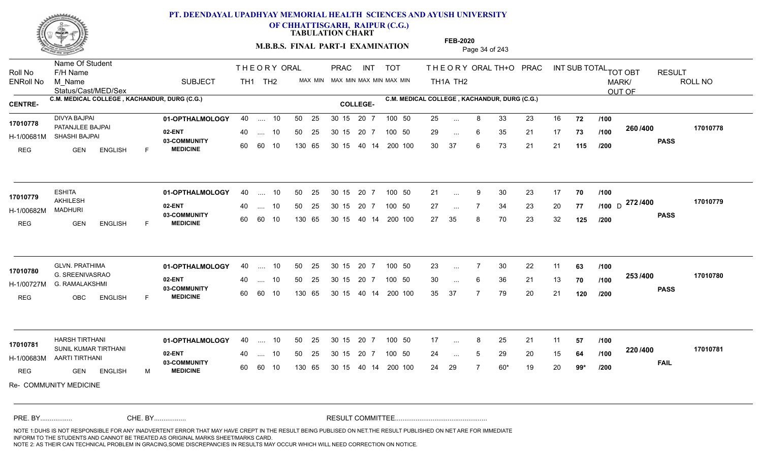# PT. DEENDAYAL UPADHYAY MEMORIAL HEALTH SCIENCES AND AYUSH UNIVERSITY OF CHHATTISGARH, RAIPUR (C.G.)

## TABULATION CHART

**M.B.B.S. FINAL PART-I EXAMINATION**

**FEB-2020**

| Roll No | Name Of Student / F/H Name / M_Name | SUBJECT | THEORY TH1 | THEORY TH2 | ORAL MAX MIN | PRAC MAX MIN | INT MAX MIN | TOT MAX MIN | TH1A | TH2 | ORAL | TH+O | PRAC | INT | SUB TOTAL | | TOT OBT MARK/ OUT OF | RESULT | ROLL NO |
|---|---|---|---|---|---|---|---|---|---|---|---|---|---|---|---|---|---|---|---|
| ENRoll No | Status/Cast/MED/Sex | | | | | | | | | | | | | | | | | | |

**CENTRE-** C.M. MEDICAL COLLEGE , KACHANDUR, DURG (C.G.) **COLLEGE-** C.M. MEDICAL COLLEGE , KACHANDUR, DURG (C.G.)

| Roll No | Name Of Student / F/H Name / M_Name | SUBJECT | TH1 | TH2 | ORAL | PRAC | INT | TOT | TH1A | TH2 | ORAL | TH+O | PRAC | INT | SUB TOTAL | | TOT OBT | RESULT | ROLL NO |
|---|---|---|---|---|---|---|---|---|---|---|---|---|---|---|---|---|---|---|---|
| 17010778 | DIVYA BAJPAI | 01-OPTHALMOLOGY | 40 | .... | 10 | 50 25 | 30 15 | 20 7 | 100 50 | 25 | ... | 8 | 33 | 23 | 16 | 72 | /100 | 260 /400 | 17010778 |
| H-1/00681M | PATANJLEE BAJPAI / SHASHI BAJPAI | 02-ENT | 40 | .... | 10 | 50 25 | 30 15 | 20 7 | 100 50 | 29 | ... | 6 | 35 | 21 | 17 | 73 | /100 | PASS | |
| REG | GEN ENGLISH F | 03-COMMUNITY MEDICINE | 60 | 60 | 10 | 130 65 | 30 15 | 40 14 | 200 100 | 30 | 37 | 6 | 73 | 21 | 21 | 115 | /200 | | |
| 17010779 | ESHITA | 01-OPTHALMOLOGY | 40 | .... | 10 | 50 25 | 30 15 | 20 7 | 100 50 | 21 | ... | 9 | 30 | 23 | 17 | 70 | /100 | 272 /400 | 17010779 |
| H-1/00682M | AKHILESH / MADHURI | 02-ENT | 40 | .... | 10 | 50 25 | 30 15 | 20 7 | 100 50 | 27 | ... | 7 | 34 | 23 | 20 | 77 | /100 D | PASS | |
| REG | GEN ENGLISH F | 03-COMMUNITY MEDICINE | 60 | 60 | 10 | 130 65 | 30 15 | 40 14 | 200 100 | 27 | 35 | 8 | 70 | 23 | 32 | 125 | /200 | | |
| 17010780 | GLVN. PRATHIMA | 01-OPTHALMOLOGY | 40 | .... | 10 | 50 25 | 30 15 | 20 7 | 100 50 | 23 | ... | 7 | 30 | 22 | 11 | 63 | /100 | 253 /400 | 17010780 |
| H-1/00727M | G. SREENIVASRAO / G. RAMALAKSHMI | 02-ENT | 40 | .... | 10 | 50 25 | 30 15 | 20 7 | 100 50 | 30 | ... | 6 | 36 | 21 | 13 | 70 | /100 | PASS | |
| REG | OBC ENGLISH F | 03-COMMUNITY MEDICINE | 60 | 60 | 10 | 130 65 | 30 15 | 40 14 | 200 100 | 35 | 37 | 7 | 79 | 20 | 21 | 120 | /200 | | |
| 17010781 | HARSH TIRTHANI | 01-OPTHALMOLOGY | 40 | .... | 10 | 50 25 | 30 15 | 20 7 | 100 50 | 17 | ... | 8 | 25 | 21 | 11 | 57 | /100 | 220 /400 | 17010781 |
| H-1/00683M | SUNIL KUMAR TIRTHANI / AARTI TIRTHANI | 02-ENT | 40 | .... | 10 | 50 25 | 30 15 | 20 7 | 100 50 | 24 | ... | 5 | 29 | 20 | 15 | 64 | /100 | FAIL | |
| REG | GEN ENGLISH M | 03-COMMUNITY MEDICINE | 60 | 60 | 10 | 130 65 | 30 15 | 40 14 | 200 100 | 24 | 29 | 7 | 60* | 19 | 20 | 99* | /200 | | |

Re- COMMUNITY MEDICINE

PRE. BY................ CHE. BY................ RESULT COMMITTEE................................................

NOTE 1:DUHS IS NOT RESPONSIBLE FOR ANY INADVERTENT ERROR THAT MAY HAVE CREPT IN THE RESULT BEING PUBLISED ON NET.THE RESULT PUBLISHED ON NET ARE FOR IMMEDIATE INFORM TO THE STUDENTS AND CANNOT BE TREATED AS ORIGINAL MARKS SHEET/MARKS CARD.
NOTE 2: AS THEIR CAN TECHNICAL PROBLEM IN GRACING,SOME DISCREPANCIES IN RESULTS MAY OCCUR WHICH WILL NEED CORRECTION ON NOTICE.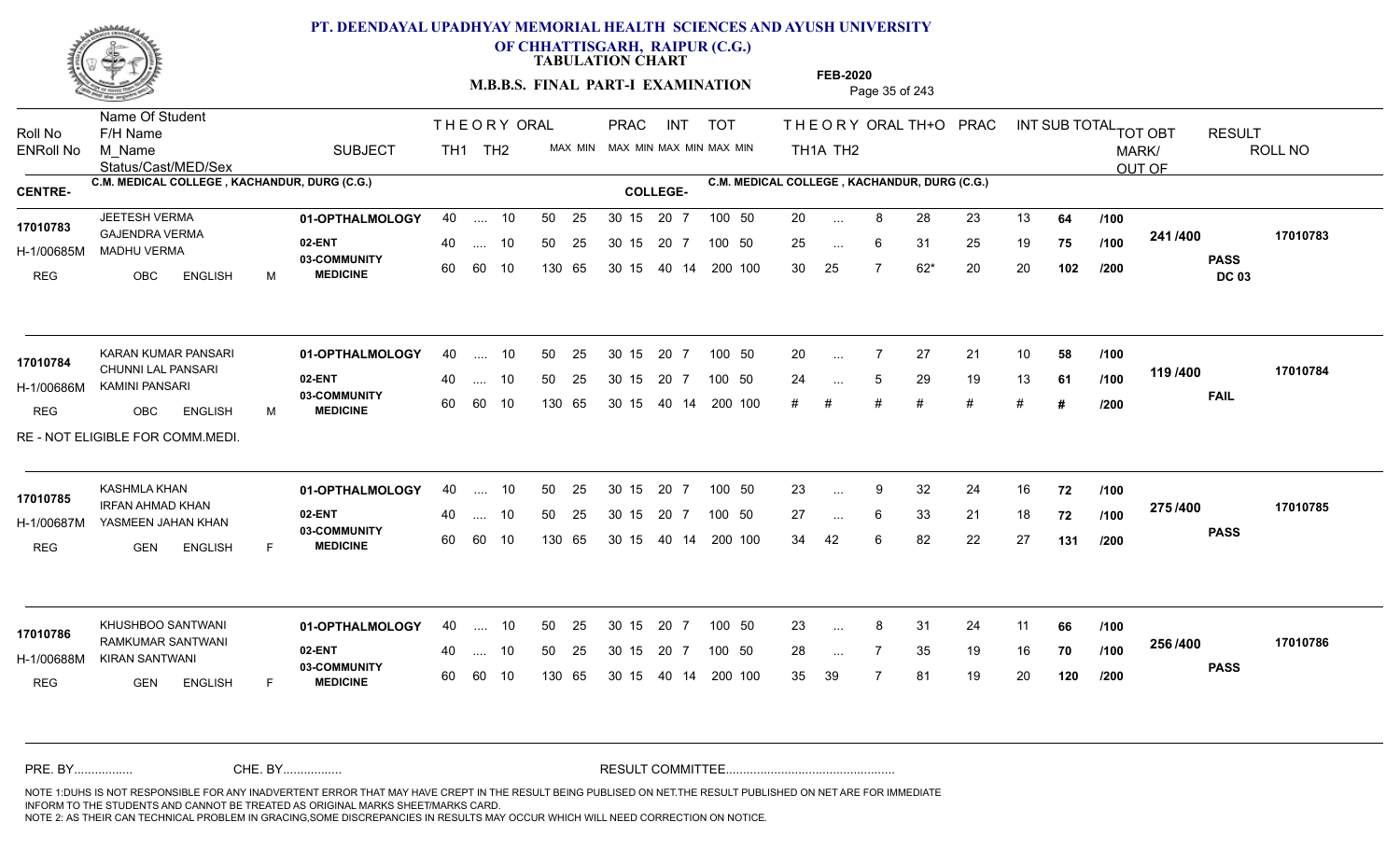# PT. DEENDAYAL UPADHYAY MEMORIAL HEALTH SCIENCES AND AYUSH UNIVERSITY OF CHHATTISGARH, RAIPUR (C.G.)

**TABULATION CHART**

**M.B.B.S. FINAL PART-I EXAMINATION**

**FEB-2020**

**CENTRE-** C.M. MEDICAL COLLEGE , KACHANDUR, DURG (C.G.)

**COLLEGE-** C.M. MEDICAL COLLEGE , KACHANDUR, DURG (C.G.)

| Roll No / ENRoll No / Status/Cast/MED/Sex | Name Of Student / F/H Name / M_Name | SUBJECT | THEORY TH1 | THEORY TH2 | ORAL | PRAC MAX | PRAC MIN | INT MAX | INT MIN | TOT MAX | TOT MIN | TH1A | TH2 | ORAL | TH+O | PRAC | INT | SUB TOTAL | TOT OUT OF | TOT OBT MARK/OUT OF | RESULT | ROLL NO |
|---|---|---|---|---|---|---|---|---|---|---|---|---|---|---|---|---|---|---|---|---|---|---|
| 17010783 | JEETESH VERMA | 01-OPTHALMOLOGY | 40 | .... | 10 | 50 | 25 | 30 15 | | 20 7 | | 100 50 | 20 | ... | 8 | 28 | 23 | 13 | 64 | /100 | 241 /400 | PASS DC 03 | 17010783 |
| H-1/00685M | GAJENDRA VERMA / MADHU VERMA | 02-ENT | 40 | .... | 10 | 50 | 25 | 30 15 | | 20 7 | | 100 50 | 25 | ... | 6 | 31 | 25 | 19 | 75 | /100 | | | |
| REG OBC ENGLISH M | | 03-COMMUNITY MEDICINE | 60 | 60 | 10 | 130 | 65 | 30 15 | | 40 14 | | 200 100 | 30 | 25 | 7 | 62* | 20 | 20 | 102 | /200 | | | |
| 17010784 | KARAN KUMAR PANSARI | 01-OPTHALMOLOGY | 40 | .... | 10 | 50 | 25 | 30 15 | | 20 7 | | 100 50 | 20 | ... | 7 | 27 | 21 | 10 | 58 | /100 | 119 /400 | FAIL | 17010784 |
| H-1/00686M | CHUNNI LAL PANSARI / KAMINI PANSARI | 02-ENT | 40 | .... | 10 | 50 | 25 | 30 15 | | 20 7 | | 100 50 | 24 | ... | 5 | 29 | 19 | 13 | 61 | /100 | | | |
| REG OBC ENGLISH M | | 03-COMMUNITY MEDICINE | 60 | 60 | 10 | 130 | 65 | 30 15 | | 40 14 | | 200 100 | # | # | # | # | # | # | # | /200 | | | |
| RE - NOT ELIGIBLE FOR COMM.MEDI. | | | | | | | | | | | | | | | | | | | | | | | |
| 17010785 | KASHMLA KHAN | 01-OPTHALMOLOGY | 40 | .... | 10 | 50 | 25 | 30 15 | | 20 7 | | 100 50 | 23 | ... | 9 | 32 | 24 | 16 | 72 | /100 | 275 /400 | PASS | 17010785 |
| H-1/00687M | IRFAN AHMAD KHAN / YASMEEN JAHAN KHAN | 02-ENT | 40 | .... | 10 | 50 | 25 | 30 15 | | 20 7 | | 100 50 | 27 | ... | 6 | 33 | 21 | 18 | 72 | /100 | | | |
| REG GEN ENGLISH F | | 03-COMMUNITY MEDICINE | 60 | 60 | 10 | 130 | 65 | 30 15 | | 40 14 | | 200 100 | 34 | 42 | 6 | 82 | 22 | 27 | 131 | /200 | | | |
| 17010786 | KHUSHBOO SANTWANI | 01-OPTHALMOLOGY | 40 | .... | 10 | 50 | 25 | 30 15 | | 20 7 | | 100 50 | 23 | ... | 8 | 31 | 24 | 11 | 66 | /100 | 256 /400 | PASS | 17010786 |
| H-1/00688M | RAMKUMAR SANTWANI / KIRAN SANTWANI | 02-ENT | 40 | .... | 10 | 50 | 25 | 30 15 | | 20 7 | | 100 50 | 28 | ... | 7 | 35 | 19 | 16 | 70 | /100 | | | |
| REG GEN ENGLISH F | | 03-COMMUNITY MEDICINE | 60 | 60 | 10 | 130 | 65 | 30 15 | | 40 14 | | 200 100 | 35 | 39 | 7 | 81 | 19 | 20 | 120 | /200 | | | |

PRE. BY................ CHE. BY................ RESULT COMMITTEE................................................

NOTE 1:DUHS IS NOT RESPONSIBLE FOR ANY INADVERTENT ERROR THAT MAY HAVE CREPT IN THE RESULT BEING PUBLISED ON NET.THE RESULT PUBLISHED ON NET ARE FOR IMMEDIATE INFORM TO THE STUDENTS AND CANNOT BE TREATED AS ORIGINAL MARKS SHEET/MARKS CARD.
NOTE 2: AS THEIR CAN TECHNICAL PROBLEM IN GRACING,SOME DISCREPANCIES IN RESULTS MAY OCCUR WHICH WILL NEED CORRECTION ON NOTICE.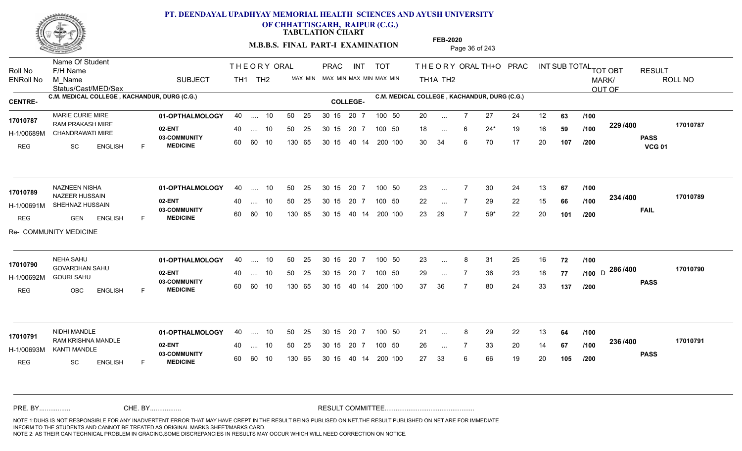# PT. DEENDAYAL UPADHYAY MEMORIAL HEALTH SCIENCES AND AYUSH UNIVERSITY OF CHHATTISGARH, RAIPUR (C.G.)

**TABULATION CHART**

**M.B.B.S. FINAL PART-I EXAMINATION**

**FEB-2020**

CENTRE- C.M. MEDICAL COLLEGE , KACHANDUR, DURG (C.G.)

COLLEGE- C.M. MEDICAL COLLEGE , KACHANDUR, DURG (C.G.)

| Roll No / ENRoll No | Name Of Student / F/H Name / M_Name / Status/Cast/MED/Sex | SUBJECT | TH1 | TH2 | ORAL | PRAC MAX | PRAC MIN | INT MAX | INT MIN | TOT MAX | TOT MIN | TH1A | TH2 | ORAL | TH+O | PRAC | INT | SUB TOTAL | | TOT OBT MARK/OUT OF | RESULT | ROLL NO |
|---|---|---|---|---|---|---|---|---|---|---|---|---|---|---|---|---|---|---|---|---|---|---|
| 17010787 / H-1/00689M | MARIE CURIE MIRE / RAM PRAKASH MIRE / CHANDRAWATI MIRE / REG SC ENGLISH F | 01-OPTHALMOLOGY | 40 | .... | 10 | 50 | 25 | 30 15 | | 20 7 | 100 50 | 20 | ... | 7 | 27 | 24 | 12 | 63 | /100 | 229 /400 | PASS VCG 01 | 17010787 |
| | | 02-ENT | 40 | .... | 10 | 50 | 25 | 30 15 | | 20 7 | 100 50 | 18 | ... | 6 | 24* | 19 | 16 | 59 | /100 | | | |
| | | 03-COMMUNITY MEDICINE | 60 | 60 | 10 | 130 | 65 | 30 15 | | 40 14 | 200 100 | 30 | 34 | 6 | 70 | 17 | 20 | 107 | /200 | | | |
| 17010789 / H-1/00691M | NAZNEEN NISHA / NAZEER HUSSAIN / SHEHNAZ HUSSAIN / REG GEN ENGLISH F | 01-OPTHALMOLOGY | 40 | .... | 10 | 50 | 25 | 30 15 | | 20 7 | 100 50 | 23 | ... | 7 | 30 | 24 | 13 | 67 | /100 | 234 /400 | FAIL | 17010789 |
| | | 02-ENT | 40 | .... | 10 | 50 | 25 | 30 15 | | 20 7 | 100 50 | 22 | ... | 7 | 29 | 22 | 15 | 66 | /100 | | | |
| | | 03-COMMUNITY MEDICINE | 60 | 60 | 10 | 130 | 65 | 30 15 | | 40 14 | 200 100 | 23 | 29 | 7 | 59* | 22 | 20 | 101 | /200 | | | |
| | Re- COMMUNITY MEDICINE | | | | | | | | | | | | | | | | | | | | | |
| 17010790 / H-1/00692M | NEHA SAHU / GOVARDHAN SAHU / GOURI SAHU / REG OBC ENGLISH F | 01-OPTHALMOLOGY | 40 | .... | 10 | 50 | 25 | 30 15 | | 20 7 | 100 50 | 23 | ... | 8 | 31 | 25 | 16 | 72 | /100 | 286 /400 | PASS | 17010790 |
| | | 02-ENT | 40 | .... | 10 | 50 | 25 | 30 15 | | 20 7 | 100 50 | 29 | ... | 7 | 36 | 23 | 18 | 77 | /100 D | | | |
| | | 03-COMMUNITY MEDICINE | 60 | 60 | 10 | 130 | 65 | 30 15 | | 40 14 | 200 100 | 37 | 36 | 7 | 80 | 24 | 33 | 137 | /200 | | | |
| 17010791 / H-1/00693M | NIDHI MANDLE / RAM KRISHNA MANDLE / KANTI MANDLE / REG SC ENGLISH F | 01-OPTHALMOLOGY | 40 | .... | 10 | 50 | 25 | 30 15 | | 20 7 | 100 50 | 21 | ... | 8 | 29 | 22 | 13 | 64 | /100 | 236 /400 | PASS | 17010791 |
| | | 02-ENT | 40 | .... | 10 | 50 | 25 | 30 15 | | 20 7 | 100 50 | 26 | ... | 7 | 33 | 20 | 14 | 67 | /100 | | | |
| | | 03-COMMUNITY MEDICINE | 60 | 60 | 10 | 130 | 65 | 30 15 | | 40 14 | 200 100 | 27 | 33 | 6 | 66 | 19 | 20 | 105 | /200 | | | |

PRE. BY................ CHE. BY................ RESULT COMMITTEE................................................

NOTE 1:DUHS IS NOT RESPONSIBLE FOR ANY INADVERTENT ERROR THAT MAY HAVE CREPT IN THE RESULT BEING PUBLISED ON NET.THE RESULT PUBLISHED ON NET ARE FOR IMMEDIATE INFORM TO THE STUDENTS AND CANNOT BE TREATED AS ORIGINAL MARKS SHEET/MARKS CARD.
NOTE 2: AS THEIR CAN TECHNICAL PROBLEM IN GRACING,SOME DISCREPANCIES IN RESULTS MAY OCCUR WHICH WILL NEED CORRECTION ON NOTICE.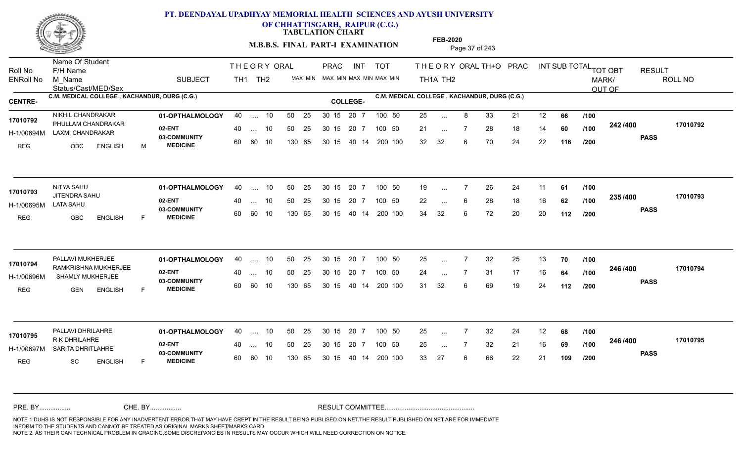# PT. DEENDAYAL UPADHYAY MEMORIAL HEALTH SCIENCES AND AYUSH UNIVERSITY OF CHHATTISGARH, RAIPUR (C.G.)

**TABULATION CHART**

**M.B.B.S. FINAL PART-I EXAMINATION**

**FEB-2020**

**CENTRE-** C.M. MEDICAL COLLEGE , KACHANDUR, DURG (C.G.)

**COLLEGE-** C.M. MEDICAL COLLEGE , KACHANDUR, DURG (C.G.)

| Roll No / ENRoll No / Status/Cast/MED/Sex | Name Of Student / F/H Name / M_Name | SUBJECT | THEORY TH1 | THEORY TH2 | ORAL | PRAC MAX | PRAC MIN | INT MAX | INT MIN | TOT MAX | TOT MIN | THEORY TH1A | THEORY TH2 | ORAL | TH+O | PRAC | INT | SUB TOTAL | TOT OBT MARK/OUT OF | RESULT | ROLL NO |
|---|---|---|---|---|---|---|---|---|---|---|---|---|---|---|---|---|---|---|---|---|---|
| 17010792 / H-1/00694M / REG OBC ENGLISH M | NIKHIL CHANDRAKAR / PHULLAM CHANDRAKAR / LAXMI CHANDRAKAR | 01-OPTHALMOLOGY | 40 | .... | 10 | 50 25 | 30 15 | 20 | 7 | 100 | 50 | 25 | ... | 8 | 33 | 21 | 12 | 66 /100 | 242/400 | PASS | 17010792 |
| | | 02-ENT | 40 | .... | 10 | 50 25 | 30 15 | 20 | 7 | 100 | 50 | 21 | ... | 7 | 28 | 18 | 14 | 60 /100 | | | |
| | | 03-COMMUNITY MEDICINE | 60 | 60 | 10 | 130 65 | 30 15 | 40 | 14 | 200 | 100 | 32 | 32 | 6 | 70 | 24 | 22 | 116 /200 | | | |
| 17010793 / H-1/00695M / REG OBC ENGLISH F | NITYA SAHU / JITENDRA SAHU / LATA SAHU | 01-OPTHALMOLOGY | 40 | .... | 10 | 50 25 | 30 15 | 20 | 7 | 100 | 50 | 19 | ... | 7 | 26 | 24 | 11 | 61 /100 | 235/400 | PASS | 17010793 |
| | | 02-ENT | 40 | .... | 10 | 50 25 | 30 15 | 20 | 7 | 100 | 50 | 22 | ... | 6 | 28 | 18 | 16 | 62 /100 | | | |
| | | 03-COMMUNITY MEDICINE | 60 | 60 | 10 | 130 65 | 30 15 | 40 | 14 | 200 | 100 | 34 | 32 | 6 | 72 | 20 | 20 | 112 /200 | | | |
| 17010794 / H-1/00696M / REG GEN ENGLISH F | PALLAVI MUKHERJEE / RAMKRISHNA MUKHERJEE / SHAMLY MUKHERJEE | 01-OPTHALMOLOGY | 40 | .... | 10 | 50 25 | 30 15 | 20 | 7 | 100 | 50 | 25 | ... | 7 | 32 | 25 | 13 | 70 /100 | 246/400 | PASS | 17010794 |
| | | 02-ENT | 40 | .... | 10 | 50 25 | 30 15 | 20 | 7 | 100 | 50 | 24 | ... | 7 | 31 | 17 | 16 | 64 /100 | | | |
| | | 03-COMMUNITY MEDICINE | 60 | 60 | 10 | 130 65 | 30 15 | 40 | 14 | 200 | 100 | 31 | 32 | 6 | 69 | 19 | 24 | 112 /200 | | | |
| 17010795 / H-1/00697M / REG SC ENGLISH F | PALLAVI DHRILAHRE / R K DHRILAHRE / SARITA DHRITLAHRE | 01-OPTHALMOLOGY | 40 | .... | 10 | 50 25 | 30 15 | 20 | 7 | 100 | 50 | 25 | ... | 7 | 32 | 24 | 12 | 68 /100 | 246/400 | PASS | 17010795 |
| | | 02-ENT | 40 | .... | 10 | 50 25 | 30 15 | 20 | 7 | 100 | 50 | 25 | ... | 7 | 32 | 21 | 16 | 69 /100 | | | |
| | | 03-COMMUNITY MEDICINE | 60 | 60 | 10 | 130 65 | 30 15 | 40 | 14 | 200 | 100 | 33 | 27 | 6 | 66 | 22 | 21 | 109 /200 | | | |

PRE. BY................ CHE. BY................ RESULT COMMITTEE................................................

NOTE 1:DUHS IS NOT RESPONSIBLE FOR ANY INADVERTENT ERROR THAT MAY HAVE CREPT IN THE RESULT BEING PUBLISED ON NET.THE RESULT PUBLISHED ON NET ARE FOR IMMEDIATE INFORM TO THE STUDENTS AND CANNOT BE TREATED AS ORIGINAL MARKS SHEET/MARKS CARD.
NOTE 2: AS THEIR CAN TECHNICAL PROBLEM IN GRACING,SOME DISCREPANCIES IN RESULTS MAY OCCUR WHICH WILL NEED CORRECTION ON NOTICE.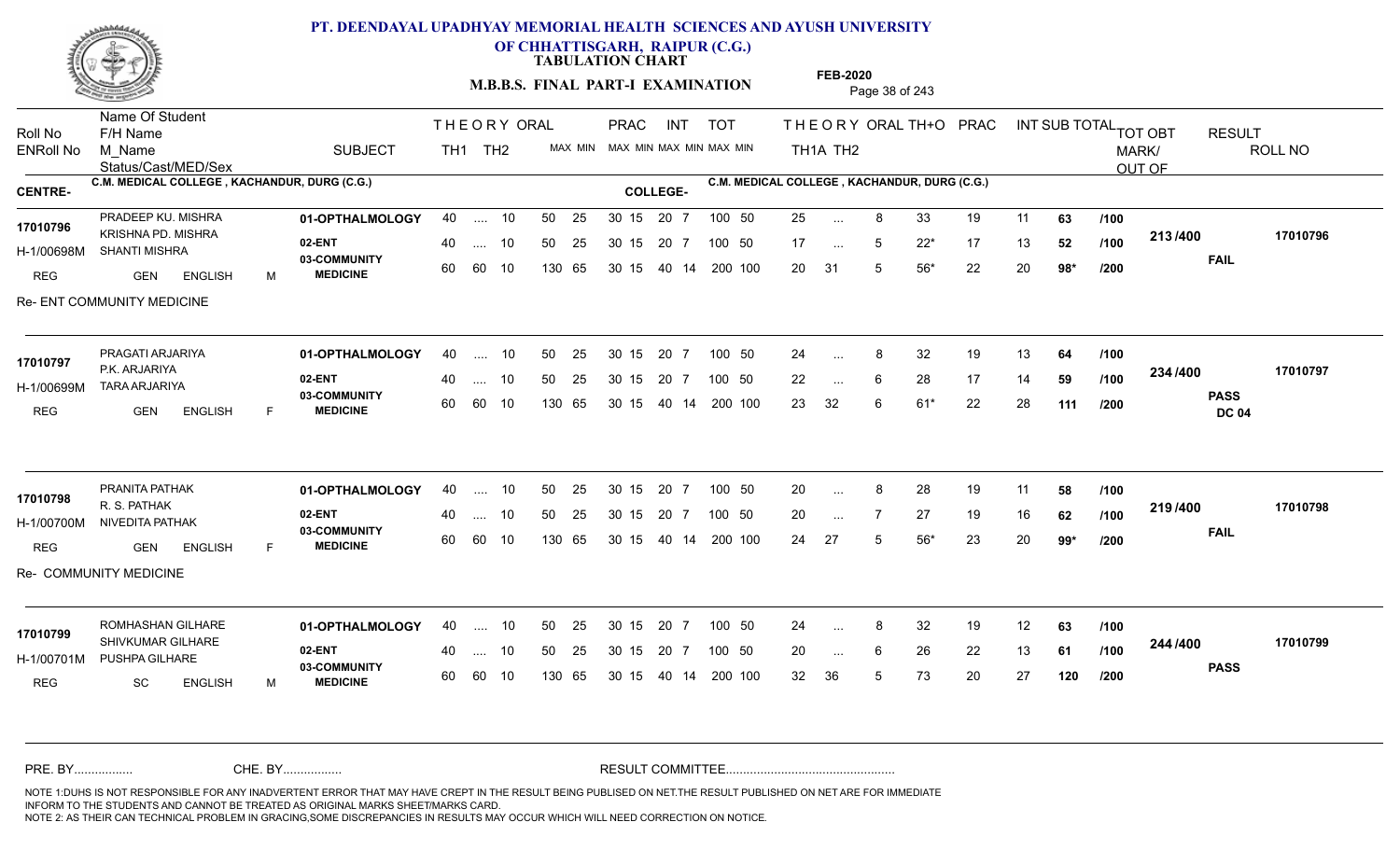# PT. DEENDAYAL UPADHYAY MEMORIAL HEALTH SCIENCES AND AYUSH UNIVERSITY OF CHHATTISGARH, RAIPUR (C.G.)

## TABULATION CHART

### M.B.B.S. FINAL PART-I EXAMINATION

FEB-2020

CENTRE- C.M. MEDICAL COLLEGE , KACHANDUR, DURG (C.G.)

COLLEGE- C.M. MEDICAL COLLEGE , KACHANDUR, DURG (C.G.)

| Roll No / ENRoll No | Name Of Student / F/H Name / M_Name / Status/Cast/MED/Sex | SUBJECT | THEORY TH1 | THEORY TH2 | ORAL | PRAC MAX | PRAC MIN | INT MAX | INT MIN | TOT MAX | TOT MIN | TH1A | TH2 | ORAL | TH+O | PRAC | INT | SUB TOTAL | TOT | TOT OBT MARK/OUT OF | RESULT | ROLL NO |
|---|---|---|---|---|---|---|---|---|---|---|---|---|---|---|---|---|---|---|---|---|---|---|
| 17010796 / H-1/00698M | PRADEEP KU. MISHRA / KRISHNA PD. MISHRA / SHANTI MISHRA / REG GEN ENGLISH M | 01-OPTHALMOLOGY | 40 | .... | 10 | 50 | 25 | 30 15 | | 20 7 | | 100 | 50 | 25 | ... | 8 | 33 | 19 | 11 | 63 | /100 | 213/400 | FAIL | 17010796 |
| | | 02-ENT | 40 | .... | 10 | 50 | 25 | 30 15 | | 20 7 | | 100 | 50 | 17 | ... | 5 | 22* | 17 | 13 | 52 | /100 | | | |
| | | 03-COMMUNITY MEDICINE | 60 | 60 | 10 | 130 | 65 | 30 15 | | 40 14 | | 200 | 100 | 20 | 31 | 5 | 56* | 22 | 20 | 98* | /200 | | | |
| Re- ENT COMMUNITY MEDICINE | | | | | | | | | | | | | | | | | | | | | | | | |
| 17010797 / H-1/00699M | PRAGATI ARJARIYA / P.K. ARJARIYA / TARA ARJARIYA / REG GEN ENGLISH F | 01-OPTHALMOLOGY | 40 | .... | 10 | 50 | 25 | 30 15 | | 20 7 | | 100 | 50 | 24 | ... | 8 | 32 | 19 | 13 | 64 | /100 | 234/400 | PASS DC 04 | 17010797 |
| | | 02-ENT | 40 | .... | 10 | 50 | 25 | 30 15 | | 20 7 | | 100 | 50 | 22 | ... | 6 | 28 | 17 | 14 | 59 | /100 | | | |
| | | 03-COMMUNITY MEDICINE | 60 | 60 | 10 | 130 | 65 | 30 15 | | 40 14 | | 200 | 100 | 23 | 32 | 6 | 61* | 22 | 28 | 111 | /200 | | | |
| 17010798 / H-1/00700M | PRANITA PATHAK / R. S. PATHAK / NIVEDITA PATHAK / REG GEN ENGLISH F | 01-OPTHALMOLOGY | 40 | .... | 10 | 50 | 25 | 30 15 | | 20 7 | | 100 | 50 | 20 | ... | 8 | 28 | 19 | 11 | 58 | /100 | 219/400 | FAIL | 17010798 |
| | | 02-ENT | 40 | .... | 10 | 50 | 25 | 30 15 | | 20 7 | | 100 | 50 | 20 | ... | 7 | 27 | 19 | 16 | 62 | /100 | | | |
| | | 03-COMMUNITY MEDICINE | 60 | 60 | 10 | 130 | 65 | 30 15 | | 40 14 | | 200 | 100 | 24 | 27 | 5 | 56* | 23 | 20 | 99* | /200 | | | |
| Re- COMMUNITY MEDICINE | | | | | | | | | | | | | | | | | | | | | | | | |
| 17010799 / H-1/00701M | ROMHASHAN GILHARE / SHIVKUMAR GILHARE / PUSHPA GILHARE / REG SC ENGLISH M | 01-OPTHALMOLOGY | 40 | .... | 10 | 50 | 25 | 30 15 | | 20 7 | | 100 | 50 | 24 | ... | 8 | 32 | 19 | 12 | 63 | /100 | 244/400 | PASS | 17010799 |
| | | 02-ENT | 40 | .... | 10 | 50 | 25 | 30 15 | | 20 7 | | 100 | 50 | 20 | ... | 6 | 26 | 22 | 13 | 61 | /100 | | | |
| | | 03-COMMUNITY MEDICINE | 60 | 60 | 10 | 130 | 65 | 30 15 | | 40 14 | | 200 | 100 | 32 | 36 | 5 | 73 | 20 | 27 | 120 | /200 | | | |

PRE. BY................. CHE. BY................. RESULT COMMITTEE.................................................

NOTE 1:DUHS IS NOT RESPONSIBLE FOR ANY INADVERTENT ERROR THAT MAY HAVE CREPT IN THE RESULT BEING PUBLISED ON NET.THE RESULT PUBLISHED ON NET ARE FOR IMMEDIATE INFORM TO THE STUDENTS AND CANNOT BE TREATED AS ORIGINAL MARKS SHEET/MARKS CARD.
NOTE 2: AS THEIR CAN TECHNICAL PROBLEM IN GRACING,SOME DISCREPANCIES IN RESULTS MAY OCCUR WHICH WILL NEED CORRECTION ON NOTICE.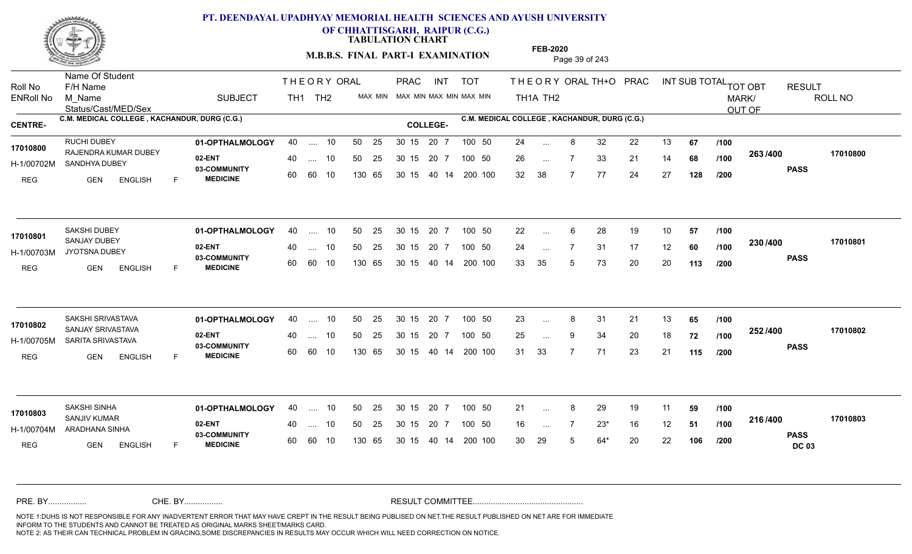# PT. DEENDAYAL UPADHYAY MEMORIAL HEALTH SCIENCES AND AYUSH UNIVERSITY OF CHHATTISGARH, RAIPUR (C.G.)

## TABULATION CHART

**M.B.B.S. FINAL PART-I EXAMINATION**

**FEB-2020**

| Roll No / ENRoll No | Name Of Student / F/H Name / M_Name / Status/Cast/MED/Sex | SUBJECT | THEORY TH1 | THEORY TH2 | ORAL (MAX MIN) | PRAC (MAX MIN) | INT (MAX MIN) | TOT (MAX MIN) | TH1A | TH2 | ORAL | TH+O | PRAC | INT | SUB TOTAL | | TOT OBT MARK/OUT OF | RESULT | ROLL NO |
|---|---|---|---|---|---|---|---|---|---|---|---|---|---|---|---|---|---|---|---|
| **CENTRE-** C.M. MEDICAL COLLEGE , KACHANDUR, DURG (C.G.) | | | | | | | | | **COLLEGE-** C.M. MEDICAL COLLEGE , KACHANDUR, DURG (C.G.) | | | | | | | | | | |
| 17010800 | RUCHI DUBEY | 01-OPTHALMOLOGY | 40 | .... | 10 | 50 25 | 30 15 | 20 7 | 100 50 | 24 | ... | 8 | 32 | 22 | 13 | 67 | /100 | 263 /400 | 17010800 |
| H-1/00702M | RAJENDRA KUMAR DUBEY / SANDHYA DUBEY | 02-ENT | 40 | .... | 10 | 50 25 | 30 15 | 20 7 | 100 50 | 26 | ... | 7 | 33 | 21 | 14 | 68 | /100 | PASS | |
| REG | GEN ENGLISH F | 03-COMMUNITY MEDICINE | 60 | 60 | 10 | 130 65 | 30 15 | 40 14 | 200 100 | 32 | 38 | 7 | 77 | 24 | 27 | 128 | /200 | | |
| 17010801 | SAKSHI DUBEY | 01-OPTHALMOLOGY | 40 | .... | 10 | 50 25 | 30 15 | 20 7 | 100 50 | 22 | ... | 6 | 28 | 19 | 10 | 57 | /100 | 230 /400 | 17010801 |
| H-1/00703M | SANJAY DUBEY / JYOTSNA DUBEY | 02-ENT | 40 | .... | 10 | 50 25 | 30 15 | 20 7 | 100 50 | 24 | ... | 7 | 31 | 17 | 12 | 60 | /100 | PASS | |
| REG | GEN ENGLISH F | 03-COMMUNITY MEDICINE | 60 | 60 | 10 | 130 65 | 30 15 | 40 14 | 200 100 | 33 | 35 | 5 | 73 | 20 | 20 | 113 | /200 | | |
| 17010802 | SAKSHI SRIVASTAVA | 01-OPTHALMOLOGY | 40 | .... | 10 | 50 25 | 30 15 | 20 7 | 100 50 | 23 | ... | 8 | 31 | 21 | 13 | 65 | /100 | 252 /400 | 17010802 |
| H-1/00705M | SANJAY SRIVASTAVA / SARITA SRIVASTAVA | 02-ENT | 40 | .... | 10 | 50 25 | 30 15 | 20 7 | 100 50 | 25 | ... | 9 | 34 | 20 | 18 | 72 | /100 | PASS | |
| REG | GEN ENGLISH F | 03-COMMUNITY MEDICINE | 60 | 60 | 10 | 130 65 | 30 15 | 40 14 | 200 100 | 31 | 33 | 7 | 71 | 23 | 21 | 115 | /200 | | |
| 17010803 | SAKSHI SINHA | 01-OPTHALMOLOGY | 40 | .... | 10 | 50 25 | 30 15 | 20 7 | 100 50 | 21 | ... | 8 | 29 | 19 | 11 | 59 | /100 | 216 /400 | 17010803 |
| H-1/00704M | SANJIV KUMAR / ARADHANA SINHA | 02-ENT | 40 | .... | 10 | 50 25 | 30 15 | 20 7 | 100 50 | 16 | ... | 7 | 23* | 16 | 12 | 51 | /100 | PASS DC 03 | |
| REG | GEN ENGLISH F | 03-COMMUNITY MEDICINE | 60 | 60 | 10 | 130 65 | 30 15 | 40 14 | 200 100 | 30 | 29 | 5 | 64* | 20 | 22 | 106 | /200 | | |

PRE. BY................ CHE. BY................ RESULT COMMITTEE................................................

NOTE 1:DUHS IS NOT RESPONSIBLE FOR ANY INADVERTENT ERROR THAT MAY HAVE CREPT IN THE RESULT BEING PUBLISED ON NET.THE RESULT PUBLISHED ON NET ARE FOR IMMEDIATE INFORM TO THE STUDENTS AND CANNOT BE TREATED AS ORIGINAL MARKS SHEET/MARKS CARD.
NOTE 2: AS THEIR CAN TECHNICAL PROBLEM IN GRACING,SOME DISCREPANCIES IN RESULTS MAY OCCUR WHICH WILL NEED CORRECTION ON NOTICE.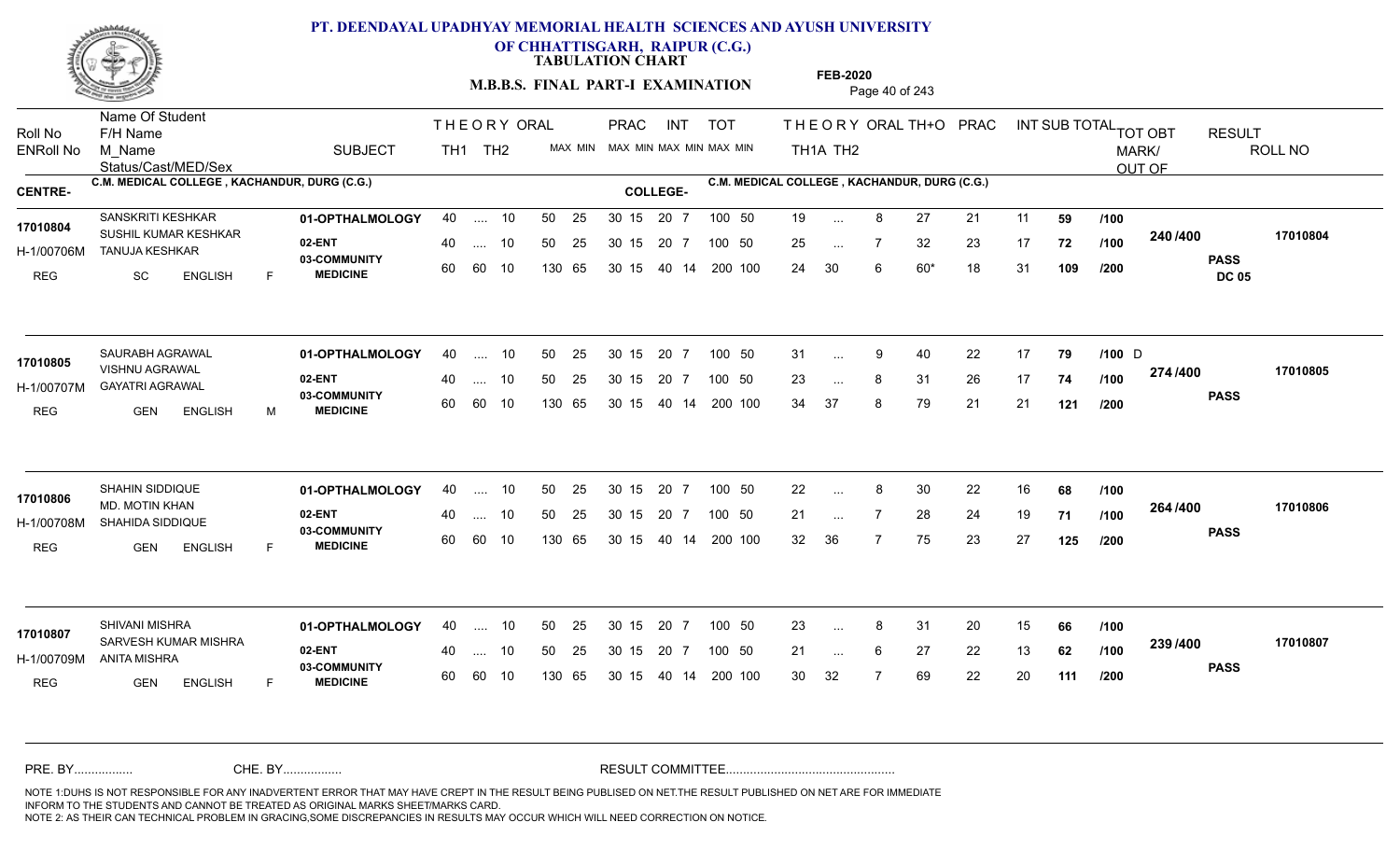# PT. DEENDAYAL UPADHYAY MEMORIAL HEALTH SCIENCES AND AYUSH UNIVERSITY OF CHHATTISGARH, RAIPUR (C.G.)

## TABULATION CHART

### M.B.B.S. FINAL PART-I EXAMINATION

**FEB-2020**

| Roll No | Name Of Student / F/H Name / M_Name | ENRoll No / Status/Cast/MED/Sex | SUBJECT | THEORY TH1 | THEORY TH2 | ORAL | PRAC MAX | PRAC MIN | INT MAX | INT MIN | TOT MAX | TOT MIN | THEORY TH1A | THEORY TH2 | ORAL | TH+O | PRAC | INT | SUB TOTAL | TOT OBT MARK/OUT OF | RESULT | ROLL NO |
|---|---|---|---|---|---|---|---|---|---|---|---|---|---|---|---|---|---|---|---|---|---|---|
| | | | | | | | | | | | | | | | | | | | | | | |

**CENTRE-** C.M. MEDICAL COLLEGE , KACHANDUR, DURG (C.G.)   **COLLEGE-** C.M. MEDICAL COLLEGE , KACHANDUR, DURG (C.G.)

| Roll No | Name / F/H Name / M_Name | ENRoll No / Status | SUBJECT | TH1 | TH2 | ORAL | PRAC | INT | TOT | TH1A | TH2 | ORAL | TH+O | PRAC | INT | SUB TOTAL | | TOT OBT | RESULT | ROLL NO |
|---|---|---|---|---|---|---|---|---|---|---|---|---|---|---|---|---|---|---|---|---|
| 17010804 | SANSKRITI KESHKAR / SUSHIL KUMAR KESHKAR / TANUJA KESHKAR | H-1/00706M / REG SC ENGLISH F | 01-OPTHALMOLOGY | 40 | .... | 10 | 50 25 | 30 15 / 20 7 | 100 50 | 19 | ... | 8 | 27 | 21 | 11 | 59 | /100 | 240 /400 | PASS DC 05 | 17010804 |
| | | | 02-ENT | 40 | .... | 10 | 50 25 | 30 15 / 20 7 | 100 50 | 25 | ... | 7 | 32 | 23 | 17 | 72 | /100 | | | |
| | | | 03-COMMUNITY MEDICINE | 60 | 60 | 10 | 130 65 | 30 15 / 40 14 | 200 100 | 24 | 30 | 6 | 60* | 18 | 31 | 109 | /200 | | | |
| 17010805 | SAURABH AGRAWAL / VISHNU AGRAWAL / GAYATRI AGRAWAL | H-1/00707M / REG GEN ENGLISH M | 01-OPTHALMOLOGY | 40 | .... | 10 | 50 25 | 30 15 / 20 7 | 100 50 | 31 | ... | 9 | 40 | 22 | 17 | 79 | /100 D | 274 /400 | PASS | 17010805 |
| | | | 02-ENT | 40 | .... | 10 | 50 25 | 30 15 / 20 7 | 100 50 | 23 | ... | 8 | 31 | 26 | 17 | 74 | /100 | | | |
| | | | 03-COMMUNITY MEDICINE | 60 | 60 | 10 | 130 65 | 30 15 / 40 14 | 200 100 | 34 | 37 | 8 | 79 | 21 | 21 | 121 | /200 | | | |
| 17010806 | SHAHIN SIDDIQUE / MD. MOTIN KHAN / SHAHIDA SIDDIQUE | H-1/00708M / REG GEN ENGLISH F | 01-OPTHALMOLOGY | 40 | .... | 10 | 50 25 | 30 15 / 20 7 | 100 50 | 22 | ... | 8 | 30 | 22 | 16 | 68 | /100 | 264 /400 | PASS | 17010806 |
| | | | 02-ENT | 40 | .... | 10 | 50 25 | 30 15 / 20 7 | 100 50 | 21 | ... | 7 | 28 | 24 | 19 | 71 | /100 | | | |
| | | | 03-COMMUNITY MEDICINE | 60 | 60 | 10 | 130 65 | 30 15 / 40 14 | 200 100 | 32 | 36 | 7 | 75 | 23 | 27 | 125 | /200 | | | |
| 17010807 | SHIVANI MISHRA / SARVESH KUMAR MISHRA / ANITA MISHRA | H-1/00709M / REG GEN ENGLISH F | 01-OPTHALMOLOGY | 40 | .... | 10 | 50 25 | 30 15 / 20 7 | 100 50 | 23 | ... | 8 | 31 | 20 | 15 | 66 | /100 | 239 /400 | PASS | 17010807 |
| | | | 02-ENT | 40 | .... | 10 | 50 25 | 30 15 / 20 7 | 100 50 | 21 | ... | 6 | 27 | 22 | 13 | 62 | /100 | | | |
| | | | 03-COMMUNITY MEDICINE | 60 | 60 | 10 | 130 65 | 30 15 / 40 14 | 200 100 | 30 | 32 | 7 | 69 | 22 | 20 | 111 | /200 | | | |

PRE. BY................ CHE. BY................ RESULT COMMITTEE................................................

NOTE 1:DUHS IS NOT RESPONSIBLE FOR ANY INADVERTENT ERROR THAT MAY HAVE CREPT IN THE RESULT BEING PUBLISED ON NET.THE RESULT PUBLISHED ON NET ARE FOR IMMEDIATE INFORM TO THE STUDENTS AND CANNOT BE TREATED AS ORIGINAL MARKS SHEET/MARKS CARD.
NOTE 2: AS THEIR CAN TECHNICAL PROBLEM IN GRACING,SOME DISCREPANCIES IN RESULTS MAY OCCUR WHICH WILL NEED CORRECTION ON NOTICE.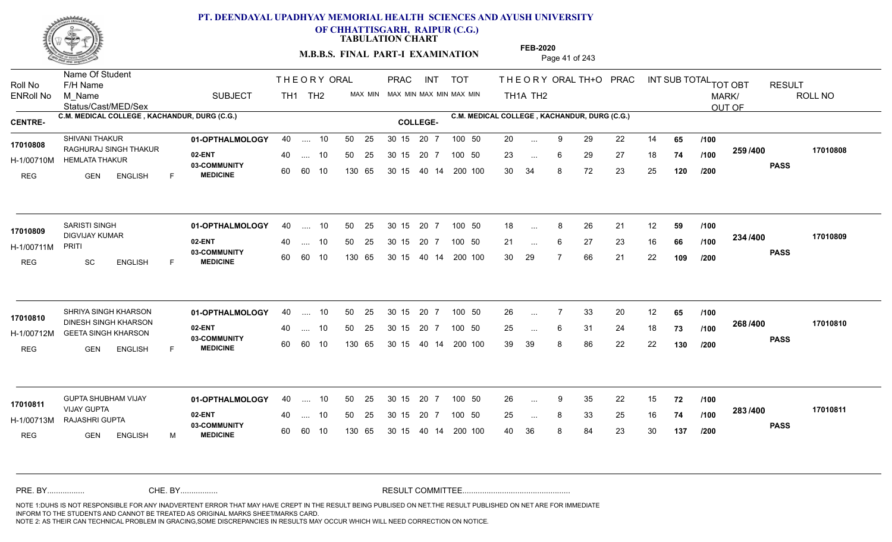# PT. DEENDAYAL UPADHYAY MEMORIAL HEALTH SCIENCES AND AYUSH UNIVERSITY OF CHHATTISGARH, RAIPUR (C.G.)

**TABULATION CHART**

**M.B.B.S. FINAL PART-I EXAMINATION**

**FEB-2020**

| Roll No / ENRoll No | Name Of Student / F/H Name / M_Name / Status/Cast/MED/Sex | SUBJECT | THEORY TH1 | THEORY TH2 | ORAL | PRAC MAX | PRAC MIN | INT MAX | INT MIN | TOT MAX | TOT MIN | THEORY TH1A | THEORY TH2 | ORAL | TH+O | PRAC | INT | SUB TOTAL | | TOT OBT MARK/ OUT OF | RESULT | ROLL NO |
|---|---|---|---|---|---|---|---|---|---|---|---|---|---|---|---|---|---|---|---|---|---|---|

**CENTRE-** C.M. MEDICAL COLLEGE , KACHANDUR, DURG (C.G.) **COLLEGE-** C.M. MEDICAL COLLEGE , KACHANDUR, DURG (C.G.)

| Roll No / ENRoll No | Name / F/H Name / M_Name / Status | SUBJECT | TH1 | TH2 | ORAL | PRAC MAX | PRAC MIN | INT MAX | INT MIN | TOT MAX | TOT MIN | TH1A | TH2 | ORAL | TH+O | PRAC | INT | SUB TOTAL | | TOT OBT | RESULT | ROLL NO |
|---|---|---|---|---|---|---|---|---|---|---|---|---|---|---|---|---|---|---|---|---|---|---|
| 17010808 | SHIVANI THAKUR | 01-OPTHALMOLOGY | 40 | .... | 10 | 50 25 | 30 15 | 20 | 7 | 100 | 50 | 20 | ... | 9 | 29 | 22 | 14 | 65 | /100 | 259 /400 | PASS | 17010808 |
| H-1/00710M | RAGHURAJ SINGH THAKUR / HEMLATA THAKUR | 02-ENT | 40 | .... | 10 | 50 25 | 30 15 | 20 | 7 | 100 | 50 | 23 | ... | 6 | 29 | 27 | 18 | 74 | /100 | | | |
| REG | GEN ENGLISH F | 03-COMMUNITY MEDICINE | 60 | 60 | 10 | 130 65 | 30 15 | 40 | 14 | 200 | 100 | 30 | 34 | 8 | 72 | 23 | 25 | 120 | /200 | | | |
| 17010809 | SARISTI SINGH | 01-OPTHALMOLOGY | 40 | .... | 10 | 50 25 | 30 15 | 20 | 7 | 100 | 50 | 18 | ... | 8 | 26 | 21 | 12 | 59 | /100 | 234 /400 | PASS | 17010809 |
| H-1/00711M | DIGVIJAY KUMAR / PRITI | 02-ENT | 40 | .... | 10 | 50 25 | 30 15 | 20 | 7 | 100 | 50 | 21 | ... | 6 | 27 | 23 | 16 | 66 | /100 | | | |
| REG | SC ENGLISH F | 03-COMMUNITY MEDICINE | 60 | 60 | 10 | 130 65 | 30 15 | 40 | 14 | 200 | 100 | 30 | 29 | 7 | 66 | 21 | 22 | 109 | /200 | | | |
| 17010810 | SHRIYA SINGH KHARSON | 01-OPTHALMOLOGY | 40 | .... | 10 | 50 25 | 30 15 | 20 | 7 | 100 | 50 | 26 | ... | 7 | 33 | 20 | 12 | 65 | /100 | 268 /400 | PASS | 17010810 |
| H-1/00712M | DINESH SINGH KHARSON / GEETA SINGH KHARSON | 02-ENT | 40 | .... | 10 | 50 25 | 30 15 | 20 | 7 | 100 | 50 | 25 | ... | 6 | 31 | 24 | 18 | 73 | /100 | | | |
| REG | GEN ENGLISH F | 03-COMMUNITY MEDICINE | 60 | 60 | 10 | 130 65 | 30 15 | 40 | 14 | 200 | 100 | 39 | 39 | 8 | 86 | 22 | 22 | 130 | /200 | | | |
| 17010811 | GUPTA SHUBHAM VIJAY | 01-OPTHALMOLOGY | 40 | .... | 10 | 50 25 | 30 15 | 20 | 7 | 100 | 50 | 26 | ... | 9 | 35 | 22 | 15 | 72 | /100 | 283 /400 | PASS | 17010811 |
| H-1/00713M | VIJAY GUPTA / RAJASHRI GUPTA | 02-ENT | 40 | .... | 10 | 50 25 | 30 15 | 20 | 7 | 100 | 50 | 25 | ... | 8 | 33 | 25 | 16 | 74 | /100 | | | |
| REG | GEN ENGLISH M | 03-COMMUNITY MEDICINE | 60 | 60 | 10 | 130 65 | 30 15 | 40 | 14 | 200 | 100 | 40 | 36 | 8 | 84 | 23 | 30 | 137 | /200 | | | |

PRE. BY................ CHE. BY................ RESULT COMMITTEE................................................

NOTE 1:DUHS IS NOT RESPONSIBLE FOR ANY INADVERTENT ERROR THAT MAY HAVE CREPT IN THE RESULT BEING PUBLISED ON NET.THE RESULT PUBLISHED ON NET ARE FOR IMMEDIATE INFORM TO THE STUDENTS AND CANNOT BE TREATED AS ORIGINAL MARKS SHEET/MARKS CARD.
NOTE 2: AS THEIR CAN TECHNICAL PROBLEM IN GRACING,SOME DISCREPANCIES IN RESULTS MAY OCCUR WHICH WILL NEED CORRECTION ON NOTICE.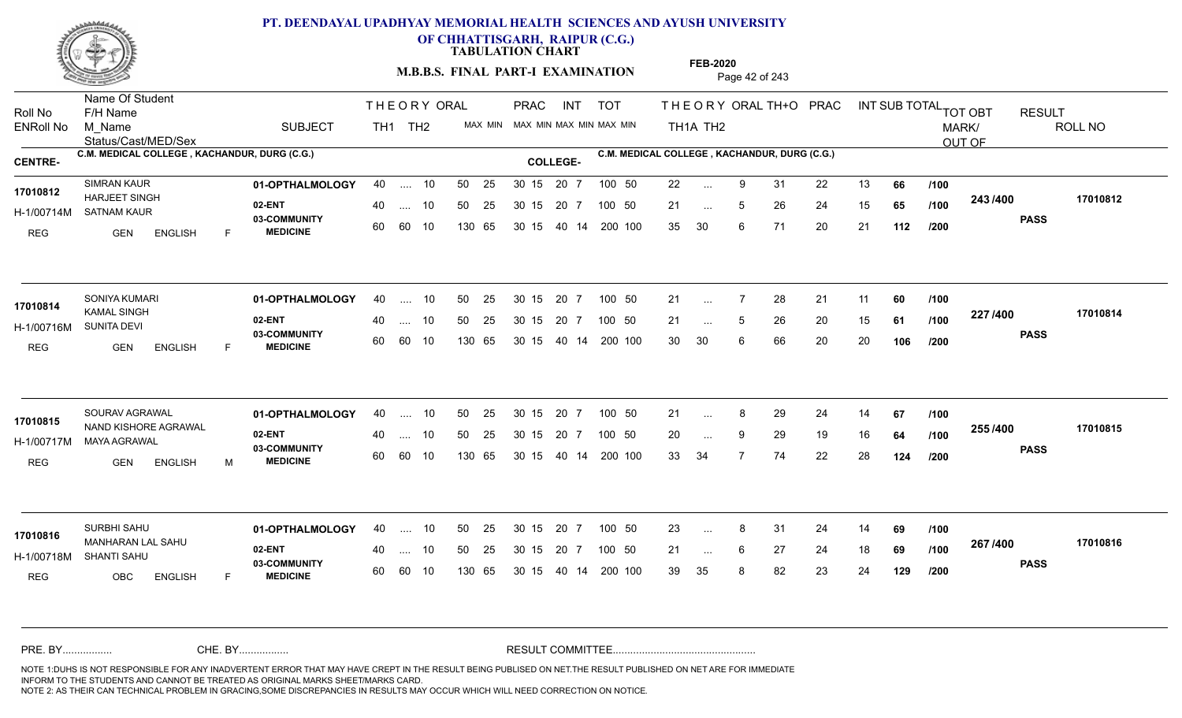# PT. DEENDAYAL UPADHYAY MEMORIAL HEALTH SCIENCES AND AYUSH UNIVERSITY OF CHHATTISGARH, RAIPUR (C.G.)

## TABULATION CHART

**M.B.B.S. FINAL PART-I EXAMINATION**

**FEB-2020**

**CENTRE-** C.M. MEDICAL COLLEGE , KACHANDUR, DURG (C.G.)  **COLLEGE-** C.M. MEDICAL COLLEGE , KACHANDUR, DURG (C.G.)

| Roll No / ENRoll No / Status | Name Of Student / F/H Name / M_Name / Cast/MED/Sex | SUBJECT | TH1 | TH2 | ORAL | PRAC MAX | PRAC MIN | INT MAX | INT MIN | TOT MAX | TOT MIN | TH1A | TH2 | ORAL | TH+O | PRAC | INT | SUB TOTAL | | TOT OBT MARK/OUT OF | RESULT | ROLL NO |
|---|---|---|---|---|---|---|---|---|---|---|---|---|---|---|---|---|---|---|---|---|---|---|
| 17010812 | SIMRAN KAUR | 01-OPTHALMOLOGY | 40 | .... | 10 | 50 | 25 | 30 15 | 20 7 | 100 | 50 | 22 | ... | 9 | 31 | 22 | 13 | 66 | /100 | 243 /400 | PASS | 17010812 |
| H-1/00714M | HARJEET SINGH / SATNAM KAUR | 02-ENT | 40 | .... | 10 | 50 | 25 | 30 15 | 20 7 | 100 | 50 | 21 | ... | 5 | 26 | 24 | 15 | 65 | /100 | | | |
| REG | GEN ENGLISH F | 03-COMMUNITY MEDICINE | 60 | 60 | 10 | 130 | 65 | 30 15 | 40 14 | 200 | 100 | 35 | 30 | 6 | 71 | 20 | 21 | 112 | /200 | | | |
| 17010814 | SONIYA KUMARI | 01-OPTHALMOLOGY | 40 | .... | 10 | 50 | 25 | 30 15 | 20 7 | 100 | 50 | 21 | ... | 7 | 28 | 21 | 11 | 60 | /100 | 227 /400 | PASS | 17010814 |
| H-1/00716M | KAMAL SINGH / SUNITA DEVI | 02-ENT | 40 | .... | 10 | 50 | 25 | 30 15 | 20 7 | 100 | 50 | 21 | ... | 5 | 26 | 20 | 15 | 61 | /100 | | | |
| REG | GEN ENGLISH F | 03-COMMUNITY MEDICINE | 60 | 60 | 10 | 130 | 65 | 30 15 | 40 14 | 200 | 100 | 30 | 30 | 6 | 66 | 20 | 20 | 106 | /200 | | | |
| 17010815 | SOURAV AGRAWAL | 01-OPTHALMOLOGY | 40 | .... | 10 | 50 | 25 | 30 15 | 20 7 | 100 | 50 | 21 | ... | 8 | 29 | 24 | 14 | 67 | /100 | 255 /400 | PASS | 17010815 |
| H-1/00717M | NAND KISHORE AGRAWAL / MAYA AGRAWAL | 02-ENT | 40 | .... | 10 | 50 | 25 | 30 15 | 20 7 | 100 | 50 | 20 | ... | 9 | 29 | 19 | 16 | 64 | /100 | | | |
| REG | GEN ENGLISH M | 03-COMMUNITY MEDICINE | 60 | 60 | 10 | 130 | 65 | 30 15 | 40 14 | 200 | 100 | 33 | 34 | 7 | 74 | 22 | 28 | 124 | /200 | | | |
| 17010816 | SURBHI SAHU | 01-OPTHALMOLOGY | 40 | .... | 10 | 50 | 25 | 30 15 | 20 7 | 100 | 50 | 23 | ... | 8 | 31 | 24 | 14 | 69 | /100 | 267 /400 | PASS | 17010816 |
| H-1/00718M | MANHARAN LAL SAHU / SHANTI SAHU | 02-ENT | 40 | .... | 10 | 50 | 25 | 30 15 | 20 7 | 100 | 50 | 21 | ... | 6 | 27 | 24 | 18 | 69 | /100 | | | |
| REG | OBC ENGLISH F | 03-COMMUNITY MEDICINE | 60 | 60 | 10 | 130 | 65 | 30 15 | 40 14 | 200 | 100 | 39 | 35 | 8 | 82 | 23 | 24 | 129 | /200 | | | |

PRE. BY................. CHE. BY................. RESULT COMMITTEE.................................................

NOTE 1:DUHS IS NOT RESPONSIBLE FOR ANY INADVERTENT ERROR THAT MAY HAVE CREPT IN THE RESULT BEING PUBLISED ON NET.THE RESULT PUBLISHED ON NET ARE FOR IMMEDIATE INFORM TO THE STUDENTS AND CANNOT BE TREATED AS ORIGINAL MARKS SHEET/MARKS CARD.
NOTE 2: AS THEIR CAN TECHNICAL PROBLEM IN GRACING,SOME DISCREPANCIES IN RESULTS MAY OCCUR WHICH WILL NEED CORRECTION ON NOTICE.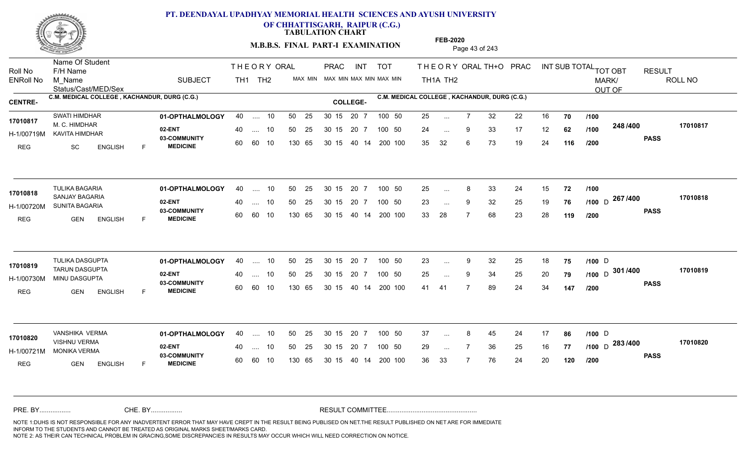# PT. DEENDAYAL UPADHYAY MEMORIAL HEALTH SCIENCES AND AYUSH UNIVERSITY OF CHHATTISGARH, RAIPUR (C.G.)

## TABULATION CHART

**M.B.B.S. FINAL PART-I EXAMINATION** — FEB-2020

CENTRE- C.M. MEDICAL COLLEGE , KACHANDUR, DURG (C.G.) — COLLEGE- C.M. MEDICAL COLLEGE , KACHANDUR, DURG (C.G.)

| Roll No / ENRoll No / Status/Cast/MED/Sex | Name Of Student / F/H Name / M_Name | SUBJECT | THEORY TH1 | THEORY TH2 | ORAL MAX MIN | PRAC MAX MIN | INT MAX MIN | TOT MAX MIN | TH1A | TH2 | ORAL | TH+O | PRAC | INT | SUB TOTAL | | TOT OBT MARK/ OUT OF | RESULT | ROLL NO |
|---|---|---|---|---|---|---|---|---|---|---|---|---|---|---|---|---|---|---|---|
| 17010817 / H-1/00719M / REG SC ENGLISH F | SWATI HIMDHAR / M. C. HIMDHAR / KAVITA HIMDHAR | 01-OPTHALMOLOGY | 40 | .... | 10 | 50 25 | 30 15 | 20 7 | 100 50 | 25 | ... | 7 | 32 | 22 | 16 | 70 | /100 | 248 /400 | PASS | 17010817 |
| | | 02-ENT | 40 | .... | 10 | 50 25 | 30 15 | 20 7 | 100 50 | 24 | ... | 9 | 33 | 17 | 12 | 62 | /100 | | | |
| | | 03-COMMUNITY MEDICINE | 60 | 60 | 10 | 130 65 | 30 15 | 40 14 | 200 100 | 35 | 32 | 6 | 73 | 19 | 24 | 116 | /200 | | | |
| 17010818 / H-1/00720M / REG GEN ENGLISH F | TULIKA BAGARIA / SANJAY BAGARIA / SUNITA BAGARIA | 01-OPTHALMOLOGY | 40 | .... | 10 | 50 25 | 30 15 | 20 7 | 100 50 | 25 | ... | 8 | 33 | 24 | 15 | 72 | /100 | 267 /400 | PASS | 17010818 |
| | | 02-ENT | 40 | .... | 10 | 50 25 | 30 15 | 20 7 | 100 50 | 23 | ... | 9 | 32 | 25 | 19 | 76 | /100 D | | | |
| | | 03-COMMUNITY MEDICINE | 60 | 60 | 10 | 130 65 | 30 15 | 40 14 | 200 100 | 33 | 28 | 7 | 68 | 23 | 28 | 119 | /200 | | | |
| 17010819 / H-1/00730M / REG GEN ENGLISH F | TULIKA DASGUPTA / TARUN DASGUPTA / MINU DASGUPTA | 01-OPTHALMOLOGY | 40 | .... | 10 | 50 25 | 30 15 | 20 7 | 100 50 | 23 | ... | 9 | 32 | 25 | 18 | 75 | /100 D | 301 /400 | PASS | 17010819 |
| | | 02-ENT | 40 | .... | 10 | 50 25 | 30 15 | 20 7 | 100 50 | 25 | ... | 9 | 34 | 25 | 20 | 79 | /100 D | | | |
| | | 03-COMMUNITY MEDICINE | 60 | 60 | 10 | 130 65 | 30 15 | 40 14 | 200 100 | 41 | 41 | 7 | 89 | 24 | 34 | 147 | /200 | | | |
| 17010820 / H-1/00721M / REG GEN ENGLISH F | VANSHIKA VERMA / VISHNU VERMA / MONIKA VERMA | 01-OPTHALMOLOGY | 40 | .... | 10 | 50 25 | 30 15 | 20 7 | 100 50 | 37 | ... | 8 | 45 | 24 | 17 | 86 | /100 D | 283 /400 | PASS | 17010820 |
| | | 02-ENT | 40 | .... | 10 | 50 25 | 30 15 | 20 7 | 100 50 | 29 | ... | 7 | 36 | 25 | 16 | 77 | /100 D | | | |
| | | 03-COMMUNITY MEDICINE | 60 | 60 | 10 | 130 65 | 30 15 | 40 14 | 200 100 | 36 | 33 | 7 | 76 | 24 | 20 | 120 | /200 | | | |

PRE. BY................ CHE. BY................ RESULT COMMITTEE................................................

NOTE 1:DUHS IS NOT RESPONSIBLE FOR ANY INADVERTENT ERROR THAT MAY HAVE CREPT IN THE RESULT BEING PUBLISED ON NET.THE RESULT PUBLISHED ON NET ARE FOR IMMEDIATE INFORM TO THE STUDENTS AND CANNOT BE TREATED AS ORIGINAL MARKS SHEET/MARKS CARD.
NOTE 2: AS THEIR CAN TECHNICAL PROBLEM IN GRACING,SOME DISCREPANCIES IN RESULTS MAY OCCUR WHICH WILL NEED CORRECTION ON NOTICE.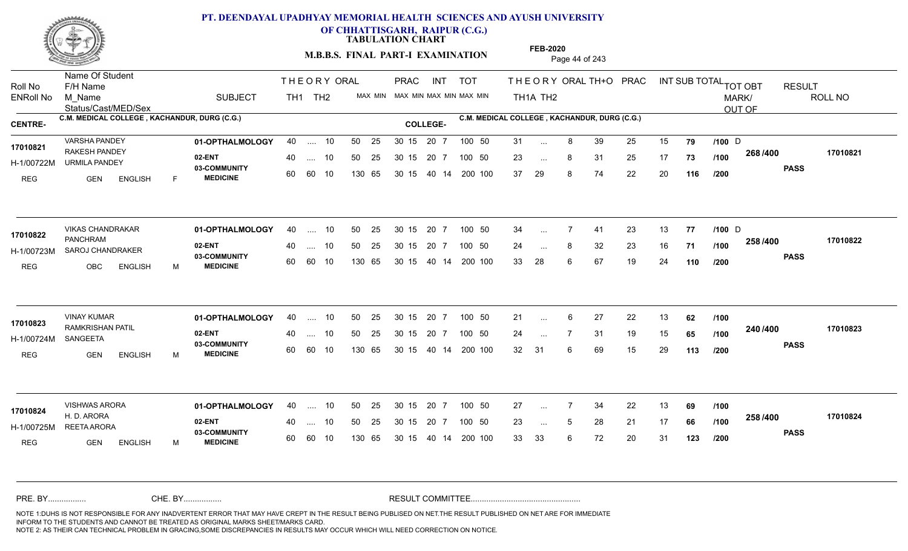# PT. DEENDAYAL UPADHYAY MEMORIAL HEALTH SCIENCES AND AYUSH UNIVERSITY OF CHHATTISGARH, RAIPUR (C.G.)

**TABULATION CHART**

**M.B.B.S. FINAL PART-I EXAMINATION**

**FEB-2020**

| Roll No / ENRoll No | Name Of Student / F/H Name / M_Name / Status/Cast/MED/Sex | SUBJECT | THEORY TH1 | THEORY TH2 | ORAL MAX MIN | PRAC MAX MIN | INT MAX MIN | TOT MAX MIN | THEORY TH1A | THEORY TH2 | ORAL | TH+O | PRAC | INT | SUB TOTAL | TOT OBT MARK/ OUT OF | RESULT | ROLL NO |
|---|---|---|---|---|---|---|---|---|---|---|---|---|---|---|---|---|---|---|
| **CENTRE-** C.M. MEDICAL COLLEGE , KACHANDUR, DURG (C.G.) | | **COLLEGE-** C.M. MEDICAL COLLEGE , KACHANDUR, DURG (C.G.) | | | | | | | | | | | | | | | | |
| **17010821** | VARSHA PANDEY | 01-OPTHALMOLOGY | 40 | .... | 10 | 50 25 | 30 15 | 20 7 | 100 50 | 31 | ... | 8 | 39 | 25 | 15 | **79** | /100 D | | |
| H-1/00722M | RAKESH PANDEY / URMILA PANDEY | 02-ENT | 40 | .... | 10 | 50 25 | 30 15 | 20 7 | 100 50 | 23 | ... | 8 | 31 | 25 | 17 | **73** | /100 | **268 /400** | **PASS** | **17010821** |
| REG | GEN ENGLISH F | 03-COMMUNITY MEDICINE | 60 | 60 | 10 | 130 65 | 30 15 | 40 14 | 200 100 | 37 | 29 | 8 | 74 | 22 | 20 | **116** | /200 | | |
| **17010822** | VIKAS CHANDRAKAR | 01-OPTHALMOLOGY | 40 | .... | 10 | 50 25 | 30 15 | 20 7 | 100 50 | 34 | ... | 7 | 41 | 23 | 13 | **77** | /100 D | | |
| H-1/00723M | PANCHRAM / SAROJ CHANDRAKER | 02-ENT | 40 | .... | 10 | 50 25 | 30 15 | 20 7 | 100 50 | 24 | ... | 8 | 32 | 23 | 16 | **71** | /100 | **258 /400** | **PASS** | **17010822** |
| REG | OBC ENGLISH M | 03-COMMUNITY MEDICINE | 60 | 60 | 10 | 130 65 | 30 15 | 40 14 | 200 100 | 33 | 28 | 6 | 67 | 19 | 24 | **110** | /200 | | |
| **17010823** | VINAY KUMAR | 01-OPTHALMOLOGY | 40 | .... | 10 | 50 25 | 30 15 | 20 7 | 100 50 | 21 | ... | 6 | 27 | 22 | 13 | **62** | /100 | | |
| H-1/00724M | RAMKRISHAN PATIL / SANGEETA | 02-ENT | 40 | .... | 10 | 50 25 | 30 15 | 20 7 | 100 50 | 24 | ... | 7 | 31 | 19 | 15 | **65** | /100 | **240 /400** | **PASS** | **17010823** |
| REG | GEN ENGLISH M | 03-COMMUNITY MEDICINE | 60 | 60 | 10 | 130 65 | 30 15 | 40 14 | 200 100 | 32 | 31 | 6 | 69 | 15 | 29 | **113** | /200 | | |
| **17010824** | VISHWAS ARORA | 01-OPTHALMOLOGY | 40 | .... | 10 | 50 25 | 30 15 | 20 7 | 100 50 | 27 | ... | 7 | 34 | 22 | 13 | **69** | /100 | | |
| H-1/00725M | H. D. ARORA / REETA ARORA | 02-ENT | 40 | .... | 10 | 50 25 | 30 15 | 20 7 | 100 50 | 23 | ... | 5 | 28 | 21 | 17 | **66** | /100 | **258 /400** | **PASS** | **17010824** |
| REG | GEN ENGLISH M | 03-COMMUNITY MEDICINE | 60 | 60 | 10 | 130 65 | 30 15 | 40 14 | 200 100 | 33 | 33 | 6 | 72 | 20 | 31 | **123** | /200 | | |

PRE. BY................ CHE. BY................ RESULT COMMITTEE................................................

NOTE 1:DUHS IS NOT RESPONSIBLE FOR ANY INADVERTENT ERROR THAT MAY HAVE CREPT IN THE RESULT BEING PUBLISED ON NET.THE RESULT PUBLISHED ON NET ARE FOR IMMEDIATE INFORM TO THE STUDENTS AND CANNOT BE TREATED AS ORIGINAL MARKS SHEET/MARKS CARD.
NOTE 2: AS THEIR CAN TECHNICAL PROBLEM IN GRACING,SOME DISCREPANCIES IN RESULTS MAY OCCUR WHICH WILL NEED CORRECTION ON NOTICE.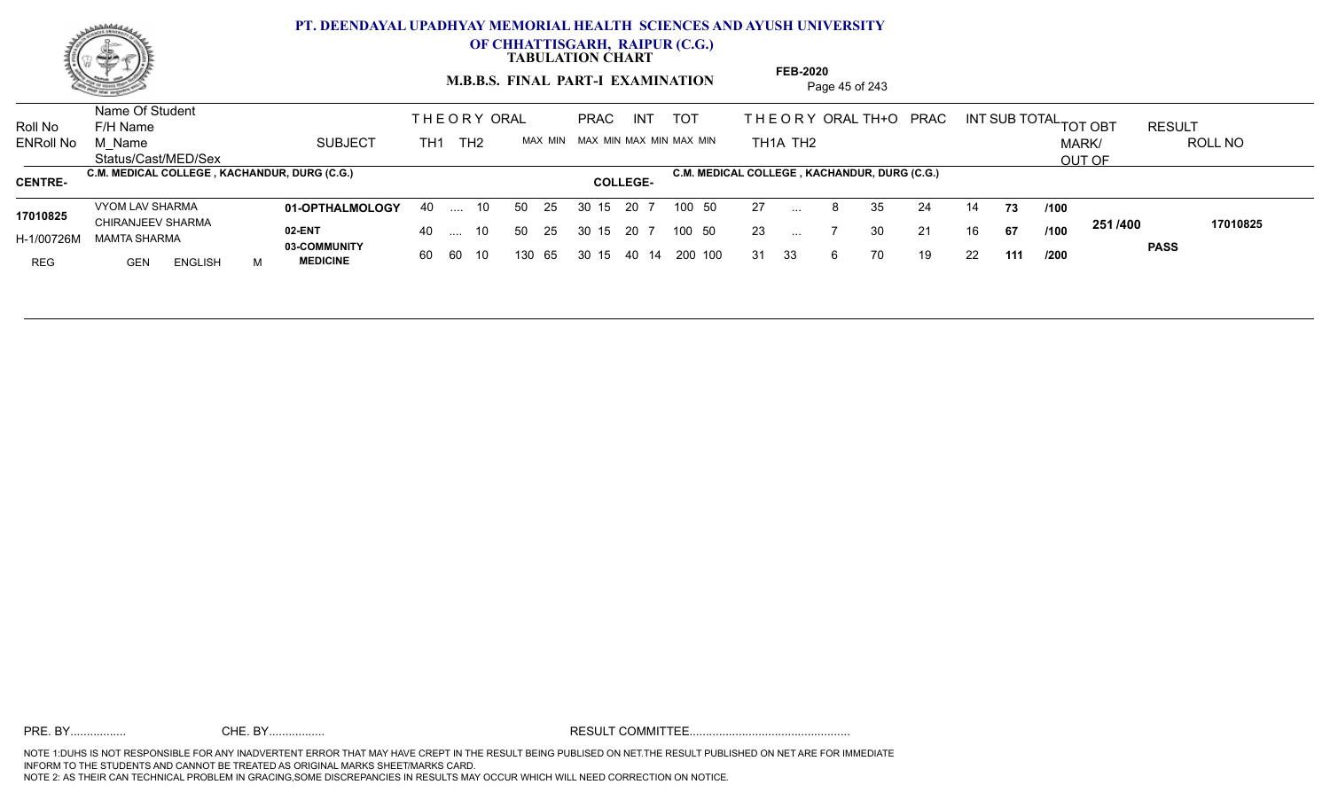# PT. DEENDAYAL UPADHYAY MEMORIAL HEALTH SCIENCES AND AYUSH UNIVERSITY OF CHHATTISGARH, RAIPUR (C.G.)

**TABULATION CHART**

**M.B.B.S. FINAL PART-I EXAMINATION**

**FEB-2020**

| Roll No | Name Of Student / F/H Name / M_Name / Status/Cast/MED/Sex | SUBJECT | THEORY TH1 | THEORY TH2 | ORAL | PRAC MAX | PRAC MIN | INT MAX | INT MIN | TOT MAX | TOT MIN | THEORY TH1A | THEORY TH2 | ORAL | TH+O | PRAC | INT | SUB TOTAL | | TOT OBT MARK/ OUT OF | RESULT | ROLL NO |
|---|---|---|---|---|---|---|---|---|---|---|---|---|---|---|---|---|---|---|---|---|---|---|
| **CENTRE-** | C.M. MEDICAL COLLEGE , KACHANDUR, DURG (C.G.) | | | | | | | | | | | **COLLEGE-** C.M. MEDICAL COLLEGE , KACHANDUR, DURG (C.G.) | | | | | | | | | | |
| 17010825 | VYOM LAV SHARMA | 01-OPTHALMOLOGY | 40 | .... | 10 | 50 25 | 30 15 | 20 | 7 | 100 | 50 | 27 | ... | 8 | 35 | 24 | 14 | 73 | /100 | 251 /400 | PASS | 17010825 |
| H-1/00726M | CHIRANJEEV SHARMA / MAMTA SHARMA | 02-ENT | 40 | .... | 10 | 50 25 | 30 15 | 20 | 7 | 100 | 50 | 23 | ... | 7 | 30 | 21 | 16 | 67 | /100 | | | |
| REG | GEN ENGLISH M | 03-COMMUNITY MEDICINE | 60 | 60 | 10 | 130 65 | 30 15 | 40 | 14 | 200 | 100 | 31 | 33 | 6 | 70 | 19 | 22 | 111 | /200 | | | |

PRE. BY................. CHE. BY................. RESULT COMMITTEE................................................

NOTE 1:DUHS IS NOT RESPONSIBLE FOR ANY INADVERTENT ERROR THAT MAY HAVE CREPT IN THE RESULT BEING PUBLISED ON NET.THE RESULT PUBLISHED ON NET ARE FOR IMMEDIATE INFORM TO THE STUDENTS AND CANNOT BE TREATED AS ORIGINAL MARKS SHEET/MARKS CARD.
NOTE 2: AS THEIR CAN TECHNICAL PROBLEM IN GRACING,SOME DISCREPANCIES IN RESULTS MAY OCCUR WHICH WILL NEED CORRECTION ON NOTICE.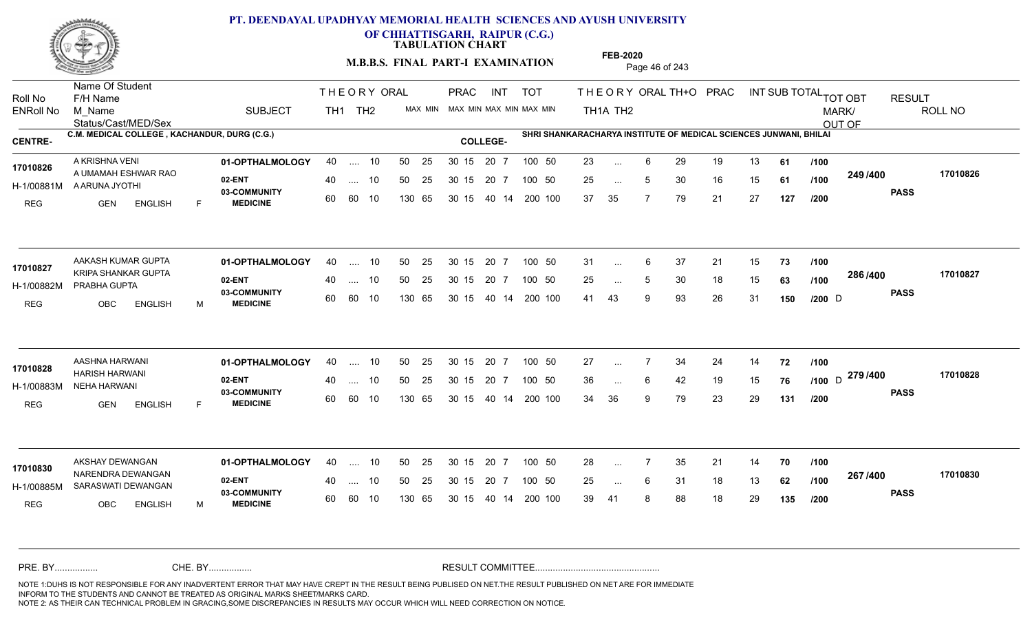# PT. DEENDAYAL UPADHYAY MEMORIAL HEALTH SCIENCES AND AYUSH UNIVERSITY
## OF CHHATTISGARH, RAIPUR (C.G.)
### TABULATION CHART

**M.B.B.S. FINAL PART-I EXAMINATION**

**FEB-2020**

**CENTRE-** C.M. MEDICAL COLLEGE , KACHANDUR, DURG (C.G.)

**COLLEGE-** SHRI SHANKARACHARYA INSTITUTE OF MEDICAL SCIENCES JUNWANI, BHILAI

| Roll No / ENRoll No | Name Of Student / F/H Name / M_Name / Status/Cast/MED/Sex | SUBJECT | THEORY TH1 | THEORY TH2 | ORAL MAX MIN | PRAC MAX MIN | INT MAX MIN | TOT MAX MIN | TH1A | TH2 | ORAL | TH+O | PRAC | INT | SUB TOTAL | TOT OBT MARK/OUT OF | RESULT | ROLL NO |
|---|---|---|---|---|---|---|---|---|---|---|---|---|---|---|---|---|---|---|
| 17010826 | A KRISHNA VENI | 01-OPTHALMOLOGY | 40 | .... | 10 | 50 25 | 30 15 | 20 7 | 100 50 | 23 | ... | 6 | 29 | 19 | 13 | 61 /100 | | | |
| H-1/00881M | A UMAMAH ESHWAR RAO / A ARUNA JYOTHI | 02-ENT | 40 | .... | 10 | 50 25 | 30 15 | 20 7 | 100 50 | 25 | ... | 5 | 30 | 16 | 15 | 61 /100 | 249 /400 | PASS | 17010826 |
| REG | GEN ENGLISH F | 03-COMMUNITY MEDICINE | 60 | 60 | 10 | 130 65 | 30 15 | 40 14 | 200 100 | 37 | 35 | 7 | 79 | 21 | 27 | 127 /200 | | | |
| 17010827 | AAKASH KUMAR GUPTA | 01-OPTHALMOLOGY | 40 | .... | 10 | 50 25 | 30 15 | 20 7 | 100 50 | 31 | ... | 6 | 37 | 21 | 15 | 73 /100 | | | |
| H-1/00882M | KRIPA SHANKAR GUPTA / PRABHA GUPTA | 02-ENT | 40 | .... | 10 | 50 25 | 30 15 | 20 7 | 100 50 | 25 | ... | 5 | 30 | 18 | 15 | 63 /100 | 286 /400 | PASS | 17010827 |
| REG | OBC ENGLISH M | 03-COMMUNITY MEDICINE | 60 | 60 | 10 | 130 65 | 30 15 | 40 14 | 200 100 | 41 | 43 | 9 | 93 | 26 | 31 | 150 /200 D | | | |
| 17010828 | AASHNA HARWANI | 01-OPTHALMOLOGY | 40 | .... | 10 | 50 25 | 30 15 | 20 7 | 100 50 | 27 | ... | 7 | 34 | 24 | 14 | 72 /100 | | | |
| H-1/00883M | HARISH HARWANI / NEHA HARWANI | 02-ENT | 40 | .... | 10 | 50 25 | 30 15 | 20 7 | 100 50 | 36 | ... | 6 | 42 | 19 | 15 | 76 /100 D | 279 /400 | PASS | 17010828 |
| REG | GEN ENGLISH F | 03-COMMUNITY MEDICINE | 60 | 60 | 10 | 130 65 | 30 15 | 40 14 | 200 100 | 34 | 36 | 9 | 79 | 23 | 29 | 131 /200 | | | |
| 17010830 | AKSHAY DEWANGAN | 01-OPTHALMOLOGY | 40 | .... | 10 | 50 25 | 30 15 | 20 7 | 100 50 | 28 | ... | 7 | 35 | 21 | 14 | 70 /100 | | | |
| H-1/00885M | NARENDRA DEWANGAN / SARASWATI DEWANGAN | 02-ENT | 40 | .... | 10 | 50 25 | 30 15 | 20 7 | 100 50 | 25 | ... | 6 | 31 | 18 | 13 | 62 /100 | 267 /400 | PASS | 17010830 |
| REG | OBC ENGLISH M | 03-COMMUNITY MEDICINE | 60 | 60 | 10 | 130 65 | 30 15 | 40 14 | 200 100 | 39 | 41 | 8 | 88 | 18 | 29 | 135 /200 | | | |

PRE. BY................ CHE. BY................ RESULT COMMITTEE................................................

NOTE 1:DUHS IS NOT RESPONSIBLE FOR ANY INADVERTENT ERROR THAT MAY HAVE CREPT IN THE RESULT BEING PUBLISED ON NET.THE RESULT PUBLISHED ON NET ARE FOR IMMEDIATE INFORM TO THE STUDENTS AND CANNOT BE TREATED AS ORIGINAL MARKS SHEET/MARKS CARD.
NOTE 2: AS THEIR CAN TECHNICAL PROBLEM IN GRACING,SOME DISCREPANCIES IN RESULTS MAY OCCUR WHICH WILL NEED CORRECTION ON NOTICE.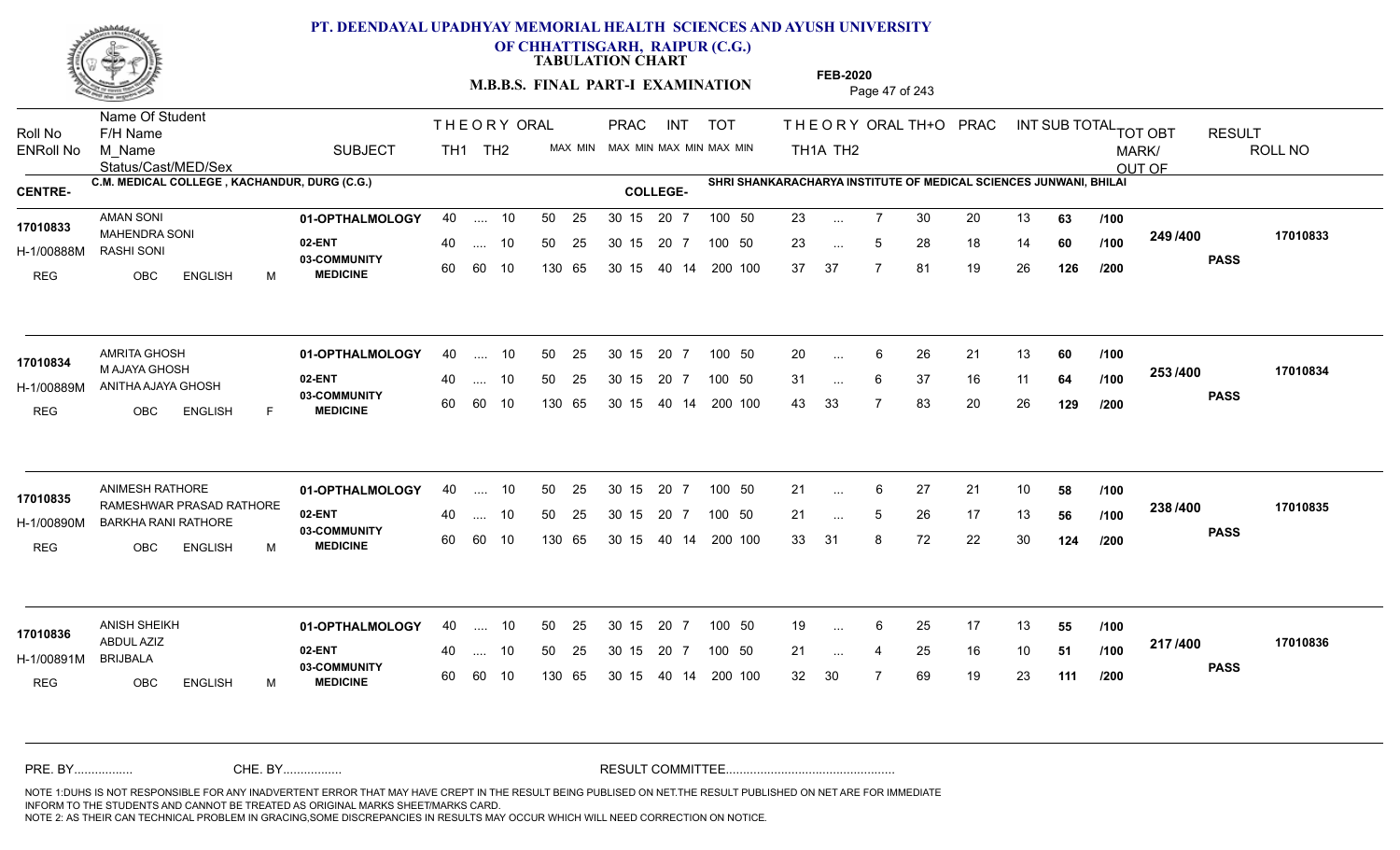# PT. DEENDAYAL UPADHYAY MEMORIAL HEALTH SCIENCES AND AYUSH UNIVERSITY OF CHHATTISGARH, RAIPUR (C.G.)

**TABULATION CHART**

**M.B.B.S. FINAL PART-I EXAMINATION**

**FEB-2020**

**CENTRE-** C.M. MEDICAL COLLEGE , KACHANDUR, DURG (C.G.)

**COLLEGE-** SHRI SHANKARACHARYA INSTITUTE OF MEDICAL SCIENCES JUNWANI, BHILAI

| Roll No / ENRoll No / Status | Name Of Student / F/H Name / M_Name / Cast/MED/Sex | SUBJECT | THEORY TH1 (MAX) | THEORY TH2 (MAX) | ORAL MAX MIN | PRAC MAX MIN | INT MAX MIN | TOT MAX MIN | TH1A | TH2 | ORAL | TH+O | PRAC | INT | SUB TOTAL | | TOT OBT MARK/OUT OF | RESULT | ROLL NO |
|---|---|---|---|---|---|---|---|---|---|---|---|---|---|---|---|---|---|---|---|
| 17010833 | AMAN SONI | 01-OPTHALMOLOGY | 40 | .... | 10 | 50 25 | 30 15 | 20 7 | 100 50 | 23 | ... | 7 | 30 | 20 | 13 | 63 | /100 | 249 /400 | PASS | 17010833 |
| H-1/00888M | MAHENDRA SONI / RASHI SONI | 02-ENT | 40 | .... | 10 | 50 25 | 30 15 | 20 7 | 100 50 | 23 | ... | 5 | 28 | 18 | 14 | 60 | /100 | | | |
| REG | OBC ENGLISH M | 03-COMMUNITY MEDICINE | 60 | 60 | 10 | 130 65 | 30 15 | 40 14 | 200 100 | 37 | 37 | 7 | 81 | 19 | 26 | 126 | /200 | | | |
| 17010834 | AMRITA GHOSH | 01-OPTHALMOLOGY | 40 | .... | 10 | 50 25 | 30 15 | 20 7 | 100 50 | 20 | ... | 6 | 26 | 21 | 13 | 60 | /100 | 253 /400 | PASS | 17010834 |
| H-1/00889M | M AJAYA GHOSH / ANITHA AJAYA GHOSH | 02-ENT | 40 | .... | 10 | 50 25 | 30 15 | 20 7 | 100 50 | 31 | ... | 6 | 37 | 16 | 11 | 64 | /100 | | | |
| REG | OBC ENGLISH F | 03-COMMUNITY MEDICINE | 60 | 60 | 10 | 130 65 | 30 15 | 40 14 | 200 100 | 43 | 33 | 7 | 83 | 20 | 26 | 129 | /200 | | | |
| 17010835 | ANIMESH RATHORE | 01-OPTHALMOLOGY | 40 | .... | 10 | 50 25 | 30 15 | 20 7 | 100 50 | 21 | ... | 6 | 27 | 21 | 10 | 58 | /100 | 238 /400 | PASS | 17010835 |
| H-1/00890M | RAMESHWAR PRASAD RATHORE / BARKHA RANI RATHORE | 02-ENT | 40 | .... | 10 | 50 25 | 30 15 | 20 7 | 100 50 | 21 | ... | 5 | 26 | 17 | 13 | 56 | /100 | | | |
| REG | OBC ENGLISH M | 03-COMMUNITY MEDICINE | 60 | 60 | 10 | 130 65 | 30 15 | 40 14 | 200 100 | 33 | 31 | 8 | 72 | 22 | 30 | 124 | /200 | | | |
| 17010836 | ANISH SHEIKH | 01-OPTHALMOLOGY | 40 | .... | 10 | 50 25 | 30 15 | 20 7 | 100 50 | 19 | ... | 6 | 25 | 17 | 13 | 55 | /100 | 217 /400 | PASS | 17010836 |
| H-1/00891M | ABDUL AZIZ / BRIJBALA | 02-ENT | 40 | .... | 10 | 50 25 | 30 15 | 20 7 | 100 50 | 21 | ... | 4 | 25 | 16 | 10 | 51 | /100 | | | |
| REG | OBC ENGLISH M | 03-COMMUNITY MEDICINE | 60 | 60 | 10 | 130 65 | 30 15 | 40 14 | 200 100 | 32 | 30 | 7 | 69 | 19 | 23 | 111 | /200 | | | |

PRE. BY................ CHE. BY................ RESULT COMMITTEE................................................

NOTE 1:DUHS IS NOT RESPONSIBLE FOR ANY INADVERTENT ERROR THAT MAY HAVE CREPT IN THE RESULT BEING PUBLISED ON NET.THE RESULT PUBLISHED ON NET ARE FOR IMMEDIATE INFORM TO THE STUDENTS AND CANNOT BE TREATED AS ORIGINAL MARKS SHEET/MARKS CARD.
NOTE 2: AS THEIR CAN TECHNICAL PROBLEM IN GRACING,SOME DISCREPANCIES IN RESULTS MAY OCCUR WHICH WILL NEED CORRECTION ON NOTICE.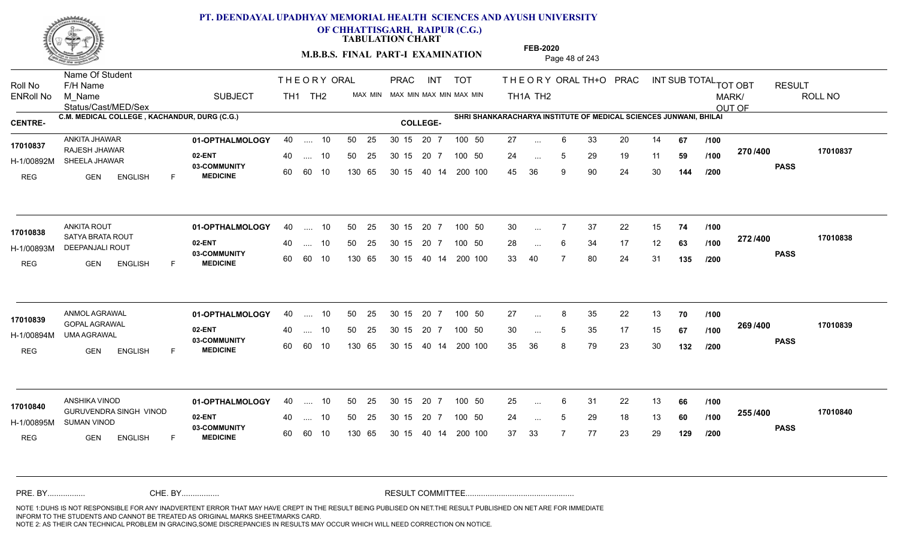**PT. DEENDAYAL UPADHYAY MEMORIAL HEALTH SCIENCES AND AYUSH UNIVERSITY OF CHHATTISGARH, RAIPUR (C.G.)**

**TABULATION CHART**

**M.B.B.S. FINAL PART-I EXAMINATION**

**FEB-2020**

**CENTRE-** C.M. MEDICAL COLLEGE , KACHANDUR, DURG (C.G.)

**COLLEGE-** SHRI SHANKARACHARYA INSTITUTE OF MEDICAL SCIENCES JUNWANI, BHILAI

| Roll No / ENRoll No / Status/Cast/MED/Sex | Name Of Student / F/H Name / M_Name | SUBJECT | THEORY TH1 | THEORY TH2 | ORAL | PRAC MAX | PRAC MIN | INT MAX | INT MIN | TOT MAX | TOT MIN | TH1A | TH2 | ORAL | TH+O | PRAC | INT | SUB TOTAL | | TOT OBT MARK/OUT OF | RESULT | ROLL NO |
|---|---|---|---|---|---|---|---|---|---|---|---|---|---|---|---|---|---|---|---|---|---|---|
| 17010837 / H-1/00892M / REG GEN ENGLISH F | ANKITA JHAWAR / RAJESH JHAWAR / SHEELA JHAWAR | 01-OPTHALMOLOGY | 40 | .... | 10 | 50 | 25 | 30 15 | 20 7 | 100 | 50 | 27 | ... | 6 | 33 | 20 | 14 | 67 | /100 | 270 /400 | PASS | 17010837 |
| | | 02-ENT | 40 | .... | 10 | 50 | 25 | 30 15 | 20 7 | 100 | 50 | 24 | ... | 5 | 29 | 19 | 11 | 59 | /100 | | | |
| | | 03-COMMUNITY MEDICINE | 60 | 60 | 10 | 130 | 65 | 30 15 | 40 14 | 200 | 100 | 45 | 36 | 9 | 90 | 24 | 30 | 144 | /200 | | | |
| 17010838 / H-1/00893M / REG GEN ENGLISH F | ANKITA ROUT / SATYA BRATA ROUT / DEEPANJALI ROUT | 01-OPTHALMOLOGY | 40 | .... | 10 | 50 | 25 | 30 15 | 20 7 | 100 | 50 | 30 | ... | 7 | 37 | 22 | 15 | 74 | /100 | 272 /400 | PASS | 17010838 |
| | | 02-ENT | 40 | .... | 10 | 50 | 25 | 30 15 | 20 7 | 100 | 50 | 28 | ... | 6 | 34 | 17 | 12 | 63 | /100 | | | |
| | | 03-COMMUNITY MEDICINE | 60 | 60 | 10 | 130 | 65 | 30 15 | 40 14 | 200 | 100 | 33 | 40 | 7 | 80 | 24 | 31 | 135 | /200 | | | |
| 17010839 / H-1/00894M / REG GEN ENGLISH F | ANMOL AGRAWAL / GOPAL AGRAWAL / UMA AGRAWAL | 01-OPTHALMOLOGY | 40 | .... | 10 | 50 | 25 | 30 15 | 20 7 | 100 | 50 | 27 | ... | 8 | 35 | 22 | 13 | 70 | /100 | 269 /400 | PASS | 17010839 |
| | | 02-ENT | 40 | .... | 10 | 50 | 25 | 30 15 | 20 7 | 100 | 50 | 30 | ... | 5 | 35 | 17 | 15 | 67 | /100 | | | |
| | | 03-COMMUNITY MEDICINE | 60 | 60 | 10 | 130 | 65 | 30 15 | 40 14 | 200 | 100 | 35 | 36 | 8 | 79 | 23 | 30 | 132 | /200 | | | |
| 17010840 / H-1/00895M / REG GEN ENGLISH F | ANSHIKA VINOD / GURUVENDRA SINGH VINOD / SUMAN VINOD | 01-OPTHALMOLOGY | 40 | .... | 10 | 50 | 25 | 30 15 | 20 7 | 100 | 50 | 25 | ... | 6 | 31 | 22 | 13 | 66 | /100 | 255 /400 | PASS | 17010840 |
| | | 02-ENT | 40 | .... | 10 | 50 | 25 | 30 15 | 20 7 | 100 | 50 | 24 | ... | 5 | 29 | 18 | 13 | 60 | /100 | | | |
| | | 03-COMMUNITY MEDICINE | 60 | 60 | 10 | 130 | 65 | 30 15 | 40 14 | 200 | 100 | 37 | 33 | 7 | 77 | 23 | 29 | 129 | /200 | | | |

PRE. BY................ CHE. BY................ RESULT COMMITTEE................................................

NOTE 1:DUHS IS NOT RESPONSIBLE FOR ANY INADVERTENT ERROR THAT MAY HAVE CREPT IN THE RESULT BEING PUBLISED ON NET.THE RESULT PUBLISHED ON NET ARE FOR IMMEDIATE INFORM TO THE STUDENTS AND CANNOT BE TREATED AS ORIGINAL MARKS SHEET/MARKS CARD.
NOTE 2: AS THEIR CAN TECHNICAL PROBLEM IN GRACING,SOME DISCREPANCIES IN RESULTS MAY OCCUR WHICH WILL NEED CORRECTION ON NOTICE.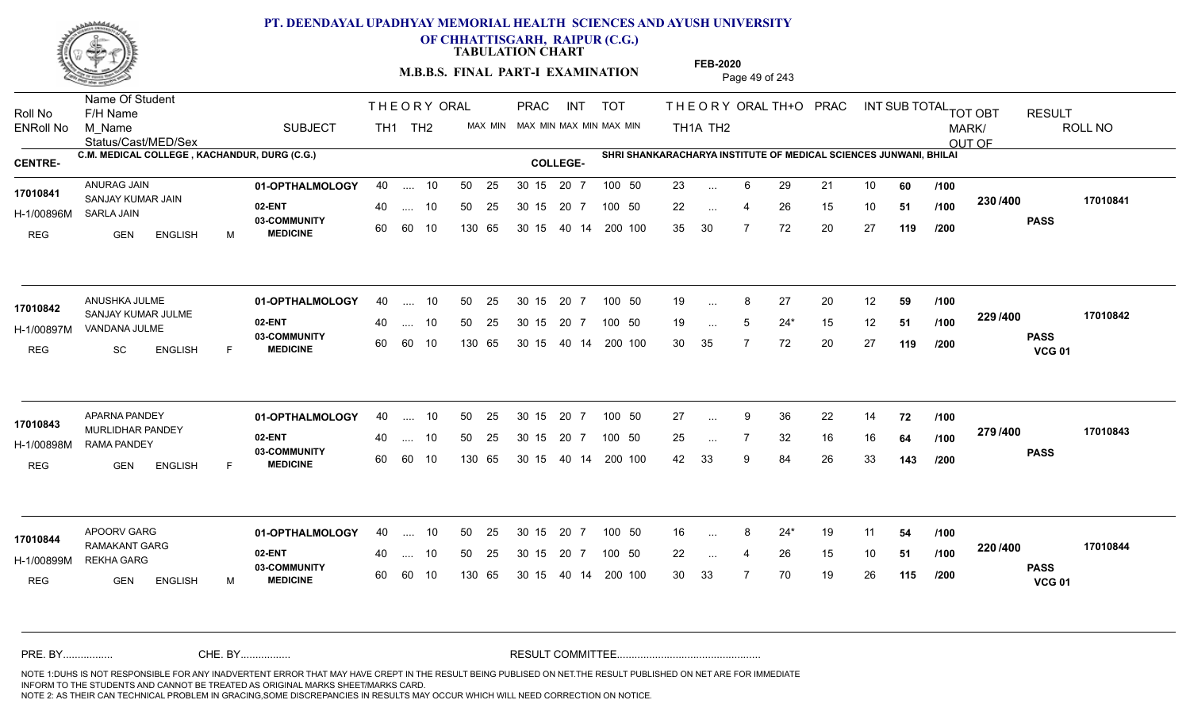# PT. DEENDAYAL UPADHYAY MEMORIAL HEALTH SCIENCES AND AYUSH UNIVERSITY OF CHHATTISGARH, RAIPUR (C.G.)

**TABULATION CHART**

**M.B.B.S. FINAL PART-I EXAMINATION**

**FEB-2020**

| Roll No / ENRoll No | Name Of Student / F/H Name / M_Name / Status/Cast/MED/Sex | SUBJECT | THEORY TH1 | THEORY TH2 | ORAL | PRAC MAX | PRAC MIN | INT MAX | INT MIN | TOT MAX | TOT MIN | THEORY TH1A | THEORY TH2 | ORAL | TH+O | PRAC | INT | SUB TOTAL | | TOT OBT MARK/OUT OF | RESULT | ROLL NO |
|---|---|---|---|---|---|---|---|---|---|---|---|---|---|---|---|---|---|---|---|---|---|---|

**CENTRE-** C.M. MEDICAL COLLEGE , KACHANDUR, DURG (C.G.)  **COLLEGE-** SHRI SHANKARACHARYA INSTITUTE OF MEDICAL SCIENCES JUNWANI, BHILAI

| Roll No / ENRoll No | Name Of Student / F/H Name / M_Name / Status/Cast/MED/Sex | SUBJECT | TH1 | TH2 | ORAL | PRAC MAX | PRAC MIN | INT MAX | INT MIN | TOT MAX | TOT MIN | TH1A | TH2 | ORAL | TH+O | PRAC | INT | SUB TOTAL | | TOT OBT | RESULT | ROLL NO |
|---|---|---|---|---|---|---|---|---|---|---|---|---|---|---|---|---|---|---|---|---|---|---|
| 17010841 | ANURAG JAIN | 01-OPTHALMOLOGY | 40 | .... | 10 | 50 | 25 | 30 15 | 20 7 | 100 | 50 | 23 | ... | 6 | 29 | 21 | 10 | 60 | /100 | 230 /400 | PASS | 17010841 |
| H-1/00896M | SANJAY KUMAR JAIN / SARLA JAIN | 02-ENT | 40 | .... | 10 | 50 | 25 | 30 15 | 20 7 | 100 | 50 | 22 | ... | 4 | 26 | 15 | 10 | 51 | /100 | | | |
| REG | GEN ENGLISH M | 03-COMMUNITY MEDICINE | 60 | 60 | 10 | 130 | 65 | 30 15 | 40 14 | 200 | 100 | 35 | 30 | 7 | 72 | 20 | 27 | 119 | /200 | | | |
| 17010842 | ANUSHKA JULME | 01-OPTHALMOLOGY | 40 | .... | 10 | 50 | 25 | 30 15 | 20 7 | 100 | 50 | 19 | ... | 8 | 27 | 20 | 12 | 59 | /100 | 229 /400 | PASS VCG 01 | 17010842 |
| H-1/00897M | SANJAY KUMAR JULME / VANDANA JULME | 02-ENT | 40 | .... | 10 | 50 | 25 | 30 15 | 20 7 | 100 | 50 | 19 | ... | 5 | 24* | 15 | 12 | 51 | /100 | | | |
| REG | SC ENGLISH F | 03-COMMUNITY MEDICINE | 60 | 60 | 10 | 130 | 65 | 30 15 | 40 14 | 200 | 100 | 30 | 35 | 7 | 72 | 20 | 27 | 119 | /200 | | | |
| 17010843 | APARNA PANDEY | 01-OPTHALMOLOGY | 40 | .... | 10 | 50 | 25 | 30 15 | 20 7 | 100 | 50 | 27 | ... | 9 | 36 | 22 | 14 | 72 | /100 | 279 /400 | PASS | 17010843 |
| H-1/00898M | MURLIDHAR PANDEY / RAMA PANDEY | 02-ENT | 40 | .... | 10 | 50 | 25 | 30 15 | 20 7 | 100 | 50 | 25 | ... | 7 | 32 | 16 | 16 | 64 | /100 | | | |
| REG | GEN ENGLISH F | 03-COMMUNITY MEDICINE | 60 | 60 | 10 | 130 | 65 | 30 15 | 40 14 | 200 | 100 | 42 | 33 | 9 | 84 | 26 | 33 | 143 | /200 | | | |
| 17010844 | APOORV GARG | 01-OPTHALMOLOGY | 40 | .... | 10 | 50 | 25 | 30 15 | 20 7 | 100 | 50 | 16 | ... | 8 | 24* | 19 | 11 | 54 | /100 | 220 /400 | PASS VCG 01 | 17010844 |
| H-1/00899M | RAMAKANT GARG / REKHA GARG | 02-ENT | 40 | .... | 10 | 50 | 25 | 30 15 | 20 7 | 100 | 50 | 22 | ... | 4 | 26 | 15 | 10 | 51 | /100 | | | |
| REG | GEN ENGLISH M | 03-COMMUNITY MEDICINE | 60 | 60 | 10 | 130 | 65 | 30 15 | 40 14 | 200 | 100 | 30 | 33 | 7 | 70 | 19 | 26 | 115 | /200 | | | |

PRE. BY................ CHE. BY................ RESULT COMMITTEE................................................

NOTE 1:DUHS IS NOT RESPONSIBLE FOR ANY INADVERTENT ERROR THAT MAY HAVE CREPT IN THE RESULT BEING PUBLISED ON NET.THE RESULT PUBLISHED ON NET ARE FOR IMMEDIATE INFORM TO THE STUDENTS AND CANNOT BE TREATED AS ORIGINAL MARKS SHEET/MARKS CARD.
NOTE 2: AS THEIR CAN TECHNICAL PROBLEM IN GRACING,SOME DISCREPANCIES IN RESULTS MAY OCCUR WHICH WILL NEED CORRECTION ON NOTICE.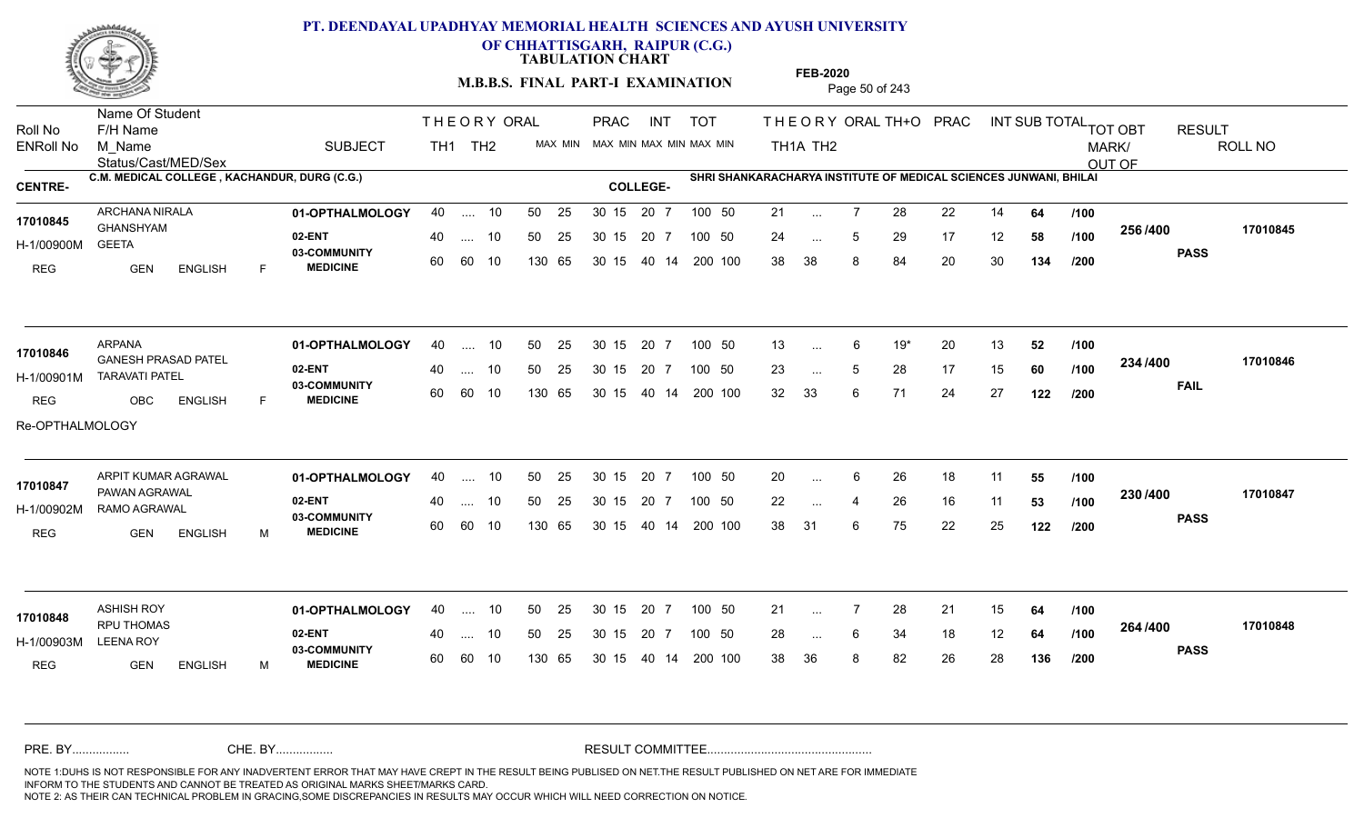# PT. DEENDAYAL UPADHYAY MEMORIAL HEALTH SCIENCES AND AYUSH UNIVERSITY OF CHHATTISGARH, RAIPUR (C.G.)

**TABULATION CHART**

**M.B.B.S. FINAL PART-I EXAMINATION**

**FEB-2020**

| Roll No | Name Of Student / F/H Name / M_Name | SUBJECT | THEORY TH1 | TH2 | ORAL MAX MIN | PRAC MAX MIN | INT MAX MIN | TOT MAX MIN | THEORY TH1A | TH2 | ORAL | TH+O | PRAC | INT | SUB TOTAL | | TOT OBT MARK/OUT OF | RESULT | ROLL NO |
|---|---|---|---|---|---|---|---|---|---|---|---|---|---|---|---|---|---|---|---|
| ENRoll No / Status/Cast/MED/Sex | | | | | | | | | | | | | | | | | | | |

**CENTRE-** C.M. MEDICAL COLLEGE , KACHANDUR, DURG (C.G.) **COLLEGE-** SHRI SHANKARACHARYA INSTITUTE OF MEDICAL SCIENCES JUNWANI, BHILAI

| Roll No | Name / F/H Name / M_Name | SUBJECT | TH1 | TH2 | ORAL | PRAC | INT | TOT | TH1A | TH2 | ORAL | TH+O | PRAC | INT | SUB TOTAL | | TOT OBT | RESULT | ROLL NO |
|---|---|---|---|---|---|---|---|---|---|---|---|---|---|---|---|---|---|---|---|
| 17010845 | ARCHANA NIRALA | 01-OPTHALMOLOGY | 40 | .... | 10 | 50 25 | 30 15 | 20 7 | 100 50 | 21 | ... | 7 | 28 | 22 | 14 | 64 | /100 | 256 /400 | 17010845 |
| H-1/00900M | GHANSHYAM / GEETA | 02-ENT | 40 | .... | 10 | 50 25 | 30 15 | 20 7 | 100 50 | 24 | ... | 5 | 29 | 17 | 12 | 58 | /100 | | PASS |
| REG GEN ENGLISH F | | 03-COMMUNITY MEDICINE | 60 | 60 | 10 | 130 65 | 30 15 | 40 14 | 200 100 | 38 | 38 | 8 | 84 | 20 | 30 | 134 | /200 | | |
| 17010846 | ARPANA | 01-OPTHALMOLOGY | 40 | .... | 10 | 50 25 | 30 15 | 20 7 | 100 50 | 13 | ... | 6 | 19* | 20 | 13 | 52 | /100 | 234 /400 | 17010846 |
| H-1/00901M | GANESH PRASAD PATEL / TARAVATI PATEL | 02-ENT | 40 | .... | 10 | 50 25 | 30 15 | 20 7 | 100 50 | 23 | ... | 5 | 28 | 17 | 15 | 60 | /100 | | FAIL |
| REG OBC ENGLISH F | | 03-COMMUNITY MEDICINE | 60 | 60 | 10 | 130 65 | 30 15 | 40 14 | 200 100 | 32 | 33 | 6 | 71 | 24 | 27 | 122 | /200 | | |
| Re-OPTHALMOLOGY | | | | | | | | | | | | | | | | | | | |
| 17010847 | ARPIT KUMAR AGRAWAL | 01-OPTHALMOLOGY | 40 | .... | 10 | 50 25 | 30 15 | 20 7 | 100 50 | 20 | ... | 6 | 26 | 18 | 11 | 55 | /100 | 230 /400 | 17010847 |
| H-1/00902M | PAWAN AGRAWAL / RAMO AGRAWAL | 02-ENT | 40 | .... | 10 | 50 25 | 30 15 | 20 7 | 100 50 | 22 | ... | 4 | 26 | 16 | 11 | 53 | /100 | | PASS |
| REG GEN ENGLISH M | | 03-COMMUNITY MEDICINE | 60 | 60 | 10 | 130 65 | 30 15 | 40 14 | 200 100 | 38 | 31 | 6 | 75 | 22 | 25 | 122 | /200 | | |
| 17010848 | ASHISH ROY | 01-OPTHALMOLOGY | 40 | .... | 10 | 50 25 | 30 15 | 20 7 | 100 50 | 21 | ... | 7 | 28 | 21 | 15 | 64 | /100 | 264 /400 | 17010848 |
| H-1/00903M | RPU THOMAS / LEENA ROY | 02-ENT | 40 | .... | 10 | 50 25 | 30 15 | 20 7 | 100 50 | 28 | ... | 6 | 34 | 18 | 12 | 64 | /100 | | PASS |
| REG GEN ENGLISH M | | 03-COMMUNITY MEDICINE | 60 | 60 | 10 | 130 65 | 30 15 | 40 14 | 200 100 | 38 | 36 | 8 | 82 | 26 | 28 | 136 | /200 | | |

PRE. BY................ CHE. BY................ RESULT COMMITTEE................................................

NOTE 1:DUHS IS NOT RESPONSIBLE FOR ANY INADVERTENT ERROR THAT MAY HAVE CREPT IN THE RESULT BEING PUBLISED ON NET.THE RESULT PUBLISHED ON NET ARE FOR IMMEDIATE INFORM TO THE STUDENTS AND CANNOT BE TREATED AS ORIGINAL MARKS SHEET/MARKS CARD.
NOTE 2: AS THEIR CAN TECHNICAL PROBLEM IN GRACING,SOME DISCREPANCIES IN RESULTS MAY OCCUR WHICH WILL NEED CORRECTION ON NOTICE.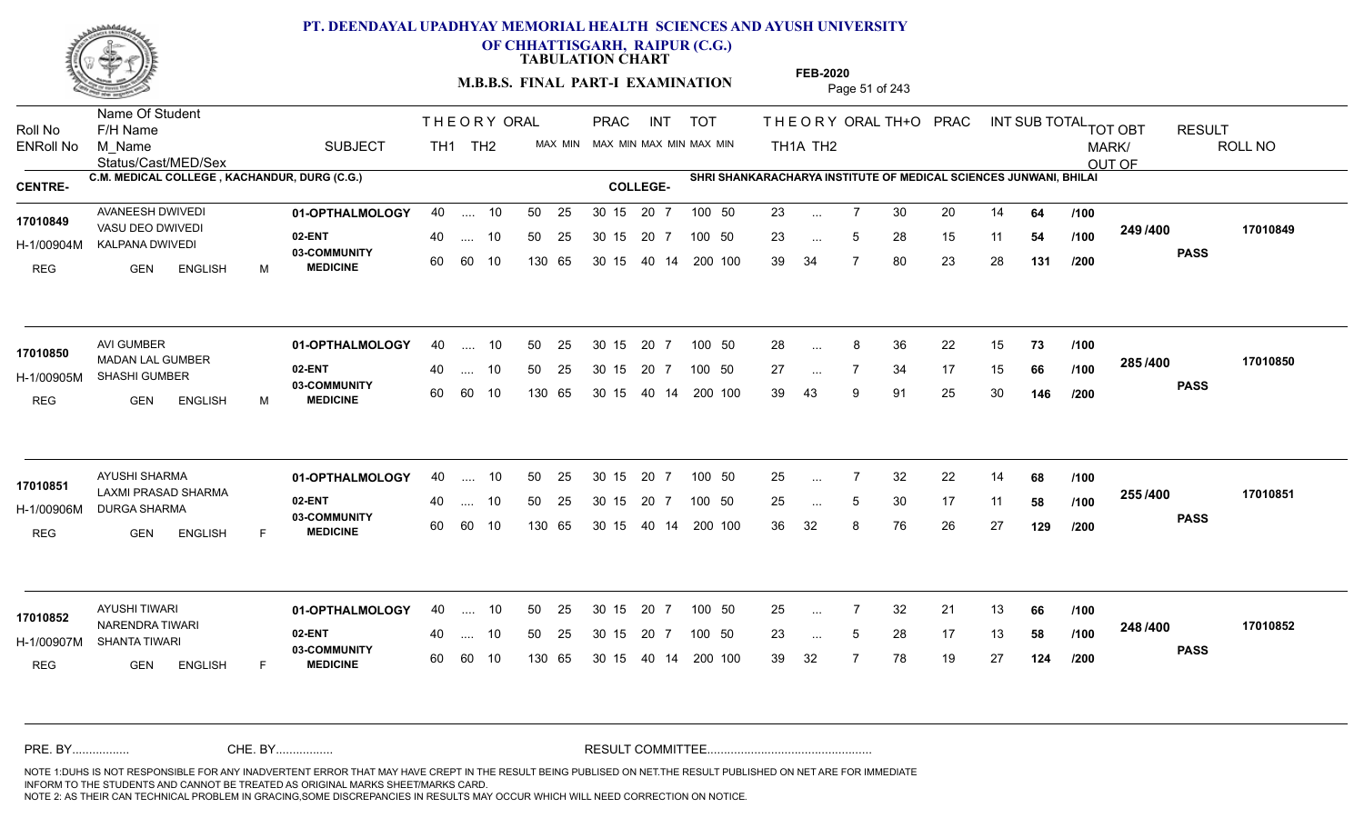# PT. DEENDAYAL UPADHYAY MEMORIAL HEALTH SCIENCES AND AYUSH UNIVERSITY OF CHHATTISGARH, RAIPUR (C.G.)

**TABULATION CHART**

**M.B.B.S. FINAL PART-I EXAMINATION**

**FEB-2020**

**CENTRE-** C.M. MEDICAL COLLEGE , KACHANDUR, DURG (C.G.)

**COLLEGE-** SHRI SHANKARACHARYA INSTITUTE OF MEDICAL SCIENCES JUNWANI, BHILAI

| Roll No / ENRoll No | Name Of Student / F/H Name / M_Name / Status/Cast/MED/Sex | SUBJECT | THEORY TH1 | THEORY TH2 | ORAL | PRAC MAX | PRAC MIN | INT MAX | INT MIN | TOT MAX | TOT MIN | THEORY TH1A | THEORY TH2 | ORAL | TH+O | PRAC | INT | SUB TOTAL | | TOT OBT MARK/OUT OF | RESULT | ROLL NO |
|---|---|---|---|---|---|---|---|---|---|---|---|---|---|---|---|---|---|---|---|---|---|---|
| 17010849 | AVANEESH DWIVEDI | 01-OPTHALMOLOGY | 40 | .... | 10 | 50 25 | 30 15 | 20 | 7 | 100 | 50 | 23 | ... | 7 | 30 | 20 | 14 | 64 | /100 | 249 /400 | PASS | 17010849 |
| H-1/00904M | VASU DEO DWIVEDI / KALPANA DWIVEDI | 02-ENT | 40 | .... | 10 | 50 25 | 30 15 | 20 | 7 | 100 | 50 | 23 | ... | 5 | 28 | 15 | 11 | 54 | /100 | | | |
| REG | GEN ENGLISH M | 03-COMMUNITY MEDICINE | 60 | 60 | 10 | 130 65 | 30 15 | 40 | 14 | 200 | 100 | 39 | 34 | 7 | 80 | 23 | 28 | 131 | /200 | | | |
| 17010850 | AVI GUMBER | 01-OPTHALMOLOGY | 40 | .... | 10 | 50 25 | 30 15 | 20 | 7 | 100 | 50 | 28 | ... | 8 | 36 | 22 | 15 | 73 | /100 | 285 /400 | PASS | 17010850 |
| H-1/00905M | MADAN LAL GUMBER / SHASHI GUMBER | 02-ENT | 40 | .... | 10 | 50 25 | 30 15 | 20 | 7 | 100 | 50 | 27 | ... | 7 | 34 | 17 | 15 | 66 | /100 | | | |
| REG | GEN ENGLISH M | 03-COMMUNITY MEDICINE | 60 | 60 | 10 | 130 65 | 30 15 | 40 | 14 | 200 | 100 | 39 | 43 | 9 | 91 | 25 | 30 | 146 | /200 | | | |
| 17010851 | AYUSHI SHARMA | 01-OPTHALMOLOGY | 40 | .... | 10 | 50 25 | 30 15 | 20 | 7 | 100 | 50 | 25 | ... | 7 | 32 | 22 | 14 | 68 | /100 | 255 /400 | PASS | 17010851 |
| H-1/00906M | LAXMI PRASAD SHARMA / DURGA SHARMA | 02-ENT | 40 | .... | 10 | 50 25 | 30 15 | 20 | 7 | 100 | 50 | 25 | ... | 5 | 30 | 17 | 11 | 58 | /100 | | | |
| REG | GEN ENGLISH F | 03-COMMUNITY MEDICINE | 60 | 60 | 10 | 130 65 | 30 15 | 40 | 14 | 200 | 100 | 36 | 32 | 8 | 76 | 26 | 27 | 129 | /200 | | | |
| 17010852 | AYUSHI TIWARI | 01-OPTHALMOLOGY | 40 | .... | 10 | 50 25 | 30 15 | 20 | 7 | 100 | 50 | 25 | ... | 7 | 32 | 21 | 13 | 66 | /100 | 248 /400 | PASS | 17010852 |
| H-1/00907M | NARENDRA TIWARI / SHANTA TIWARI | 02-ENT | 40 | .... | 10 | 50 25 | 30 15 | 20 | 7 | 100 | 50 | 23 | ... | 5 | 28 | 17 | 13 | 58 | /100 | | | |
| REG | GEN ENGLISH F | 03-COMMUNITY MEDICINE | 60 | 60 | 10 | 130 65 | 30 15 | 40 | 14 | 200 | 100 | 39 | 32 | 7 | 78 | 19 | 27 | 124 | /200 | | | |

PRE. BY................ CHE. BY................ RESULT COMMITTEE................................................

NOTE 1:DUHS IS NOT RESPONSIBLE FOR ANY INADVERTENT ERROR THAT MAY HAVE CREPT IN THE RESULT BEING PUBLISED ON NET.THE RESULT PUBLISHED ON NET ARE FOR IMMEDIATE INFORM TO THE STUDENTS AND CANNOT BE TREATED AS ORIGINAL MARKS SHEET/MARKS CARD.
NOTE 2: AS THEIR CAN TECHNICAL PROBLEM IN GRACING,SOME DISCREPANCIES IN RESULTS MAY OCCUR WHICH WILL NEED CORRECTION ON NOTICE.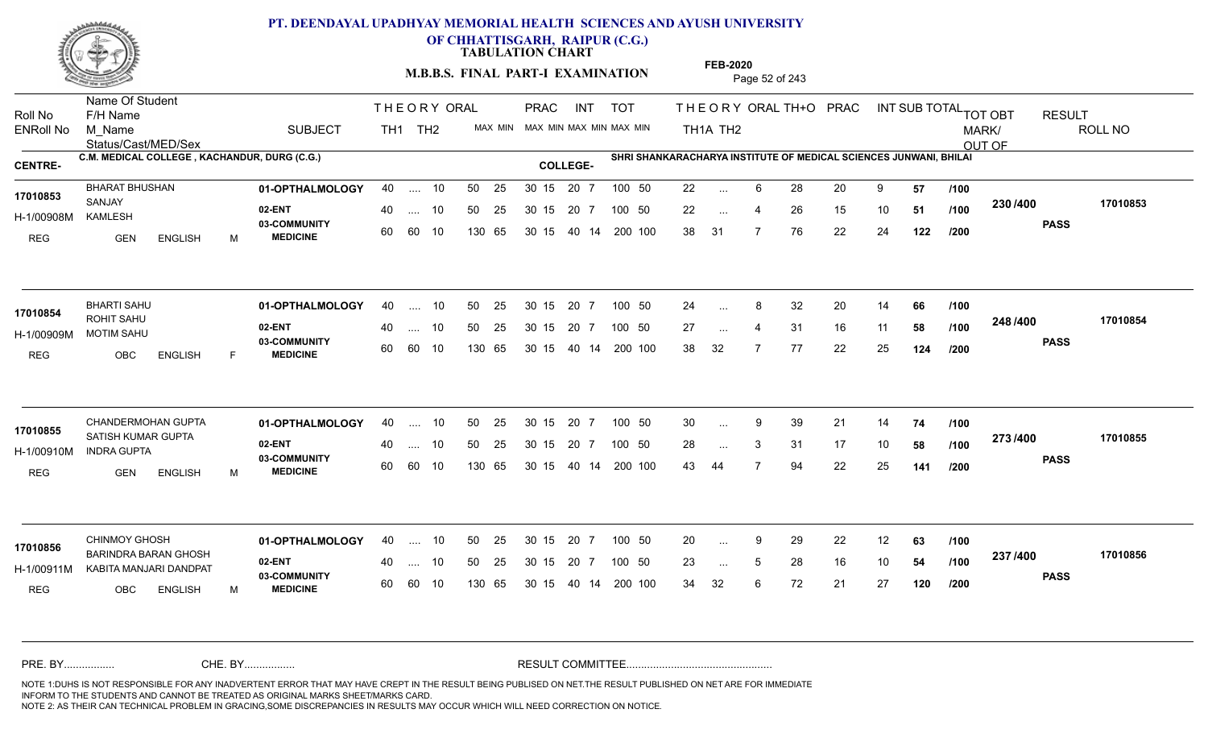# PT. DEENDAYAL UPADHYAY MEMORIAL HEALTH SCIENCES AND AYUSH UNIVERSITY OF CHHATTISGARH, RAIPUR (C.G.)

**TABULATION CHART**

**M.B.B.S. FINAL PART-I EXAMINATION**

**FEB-2020**

| Roll No / ENRoll No / Status/Cast/MED/Sex | Name Of Student / F/H Name / M_Name | SUBJECT | THEORY TH1 | THEORY TH2 | ORAL | PRAC MAX | PRAC MIN | INT MAX | INT MIN | TOT MAX | TOT MIN | TH1A | TH2 | ORAL | TH+O | PRAC | INT | SUB TOTAL | TOT OBT MARK/OUT OF | RESULT | ROLL NO |
|---|---|---|---|---|---|---|---|---|---|---|---|---|---|---|---|---|---|---|---|---|---|

**CENTRE-** C.M. MEDICAL COLLEGE , KACHANDUR, DURG (C.G.) **COLLEGE-** SHRI SHANKARACHARYA INSTITUTE OF MEDICAL SCIENCES JUNWANI, BHILAI

| Roll No / ENRoll No / Status | Name / F/H Name / M_Name | SUBJECT | TH1 | TH2 | ORAL | PRAC MAX MIN | INT MAX MIN | TOT MAX MIN | TH1A | TH2 | ORAL | TH+O | PRAC | INT | SUB TOTAL | | TOT OBT | RESULT | ROLL NO |
|---|---|---|---|---|---|---|---|---|---|---|---|---|---|---|---|---|---|---|---|
| 17010853 | BHARAT BHUSHAN | 01-OPTHALMOLOGY | 40 | .... | 10 | 50 25 30 15 | 20 7 | 100 50 | 22 | ... | 6 | 28 | 20 | 9 | 57 | /100 | 230 /400 | PASS | 17010853 |
| H-1/00908M | SANJAY / KAMLESH | 02-ENT | 40 | .... | 10 | 50 25 30 15 | 20 7 | 100 50 | 22 | ... | 4 | 26 | 15 | 10 | 51 | /100 | | | |
| REG GEN ENGLISH M | | 03-COMMUNITY MEDICINE | 60 | 60 | 10 | 130 65 30 15 | 40 14 | 200 100 | 38 | 31 | 7 | 76 | 22 | 24 | 122 | /200 | | | |
| 17010854 | BHARTI SAHU | 01-OPTHALMOLOGY | 40 | .... | 10 | 50 25 30 15 | 20 7 | 100 50 | 24 | ... | 8 | 32 | 20 | 14 | 66 | /100 | 248 /400 | PASS | 17010854 |
| H-1/00909M | ROHIT SAHU / MOTIM SAHU | 02-ENT | 40 | .... | 10 | 50 25 30 15 | 20 7 | 100 50 | 27 | ... | 4 | 31 | 16 | 11 | 58 | /100 | | | |
| REG OBC ENGLISH F | | 03-COMMUNITY MEDICINE | 60 | 60 | 10 | 130 65 30 15 | 40 14 | 200 100 | 38 | 32 | 7 | 77 | 22 | 25 | 124 | /200 | | | |
| 17010855 | CHANDERMOHAN GUPTA | 01-OPTHALMOLOGY | 40 | .... | 10 | 50 25 30 15 | 20 7 | 100 50 | 30 | ... | 9 | 39 | 21 | 14 | 74 | /100 | 273 /400 | PASS | 17010855 |
| H-1/00910M | SATISH KUMAR GUPTA / INDRA GUPTA | 02-ENT | 40 | .... | 10 | 50 25 30 15 | 20 7 | 100 50 | 28 | ... | 3 | 31 | 17 | 10 | 58 | /100 | | | |
| REG GEN ENGLISH M | | 03-COMMUNITY MEDICINE | 60 | 60 | 10 | 130 65 30 15 | 40 14 | 200 100 | 43 | 44 | 7 | 94 | 22 | 25 | 141 | /200 | | | |
| 17010856 | CHINMOY GHOSH | 01-OPTHALMOLOGY | 40 | .... | 10 | 50 25 30 15 | 20 7 | 100 50 | 20 | ... | 9 | 29 | 22 | 12 | 63 | /100 | 237 /400 | PASS | 17010856 |
| H-1/00911M | BARINDRA BARAN GHOSH / KABITA MANJARI DANDPAT | 02-ENT | 40 | .... | 10 | 50 25 30 15 | 20 7 | 100 50 | 23 | ... | 5 | 28 | 16 | 10 | 54 | /100 | | | |
| REG OBC ENGLISH M | | 03-COMMUNITY MEDICINE | 60 | 60 | 10 | 130 65 30 15 | 40 14 | 200 100 | 34 | 32 | 6 | 72 | 21 | 27 | 120 | /200 | | | |

PRE. BY................ CHE. BY................ RESULT COMMITTEE................................................

NOTE 1:DUHS IS NOT RESPONSIBLE FOR ANY INADVERTENT ERROR THAT MAY HAVE CREPT IN THE RESULT BEING PUBLISED ON NET.THE RESULT PUBLISHED ON NET ARE FOR IMMEDIATE INFORM TO THE STUDENTS AND CANNOT BE TREATED AS ORIGINAL MARKS SHEET/MARKS CARD.
NOTE 2: AS THEIR CAN TECHNICAL PROBLEM IN GRACING,SOME DISCREPANCIES IN RESULTS MAY OCCUR WHICH WILL NEED CORRECTION ON NOTICE.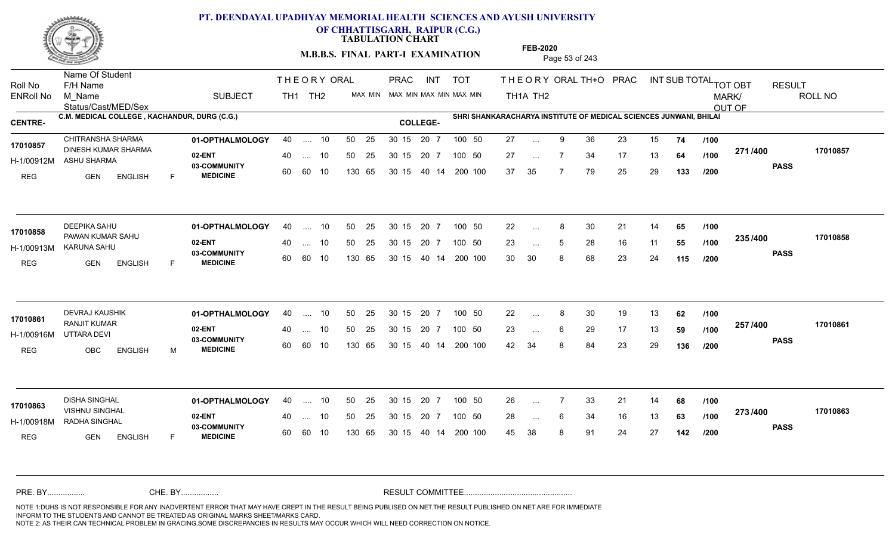# PT. DEENDAYAL UPADHYAY MEMORIAL HEALTH SCIENCES AND AYUSH UNIVERSITY OF CHHATTISGARH, RAIPUR (C.G.)

**TABULATION CHART**

**M.B.B.S. FINAL PART-I EXAMINATION**

**FEB-2020**

**CENTRE-** C.M. MEDICAL COLLEGE , KACHANDUR, DURG (C.G.)

**COLLEGE-** SHRI SHANKARACHARYA INSTITUTE OF MEDICAL SCIENCES JUNWANI, BHILAI

| Roll No / ENRoll No / Status/Cast/MED/Sex | Name Of Student / F/H Name / M_Name | SUBJECT | THEORY TH1 | THEORY TH2 | ORAL | PRAC MAX MIN | INT MAX MIN | TOT MAX MIN | THEORY TH1A | THEORY TH2 | ORAL | TH+O | PRAC | INT | SUB TOTAL | | TOT OBT MARK/OUT OF | RESULT | ROLL NO |
|---|---|---|---|---|---|---|---|---|---|---|---|---|---|---|---|---|---|---|---|
| 17010857 / H-1/00912M / REG GEN ENGLISH F | CHITRANSHA SHARMA / DINESH KUMAR SHARMA / ASHU SHARMA | 01-OPTHALMOLOGY | 40 | .... | 10 | 50 25 | 30 15 20 7 | 100 50 | 27 | ... | 9 | 36 | 23 | 15 | 74 | /100 | 271 /400 | PASS | 17010857 |
| | | 02-ENT | 40 | .... | 10 | 50 25 | 30 15 20 7 | 100 50 | 27 | ... | 7 | 34 | 17 | 13 | 64 | /100 | | | |
| | | 03-COMMUNITY MEDICINE | 60 | 60 | 10 | 130 65 | 30 15 40 14 | 200 100 | 37 | 35 | 7 | 79 | 25 | 29 | 133 | /200 | | | |
| 17010858 / H-1/00913M / REG GEN ENGLISH F | DEEPIKA SAHU / PAWAN KUMAR SAHU / KARUNA SAHU | 01-OPTHALMOLOGY | 40 | .... | 10 | 50 25 | 30 15 20 7 | 100 50 | 22 | ... | 8 | 30 | 21 | 14 | 65 | /100 | 235 /400 | PASS | 17010858 |
| | | 02-ENT | 40 | .... | 10 | 50 25 | 30 15 20 7 | 100 50 | 23 | ... | 5 | 28 | 16 | 11 | 55 | /100 | | | |
| | | 03-COMMUNITY MEDICINE | 60 | 60 | 10 | 130 65 | 30 15 40 14 | 200 100 | 30 | 30 | 8 | 68 | 23 | 24 | 115 | /200 | | | |
| 17010861 / H-1/00916M / REG OBC ENGLISH M | DEVRAJ KAUSHIK / RANJIT KUMAR / UTTARA DEVI | 01-OPTHALMOLOGY | 40 | .... | 10 | 50 25 | 30 15 20 7 | 100 50 | 22 | ... | 8 | 30 | 19 | 13 | 62 | /100 | 257 /400 | PASS | 17010861 |
| | | 02-ENT | 40 | .... | 10 | 50 25 | 30 15 20 7 | 100 50 | 23 | ... | 6 | 29 | 17 | 13 | 59 | /100 | | | |
| | | 03-COMMUNITY MEDICINE | 60 | 60 | 10 | 130 65 | 30 15 40 14 | 200 100 | 42 | 34 | 8 | 84 | 23 | 29 | 136 | /200 | | | |
| 17010863 / H-1/00918M / REG GEN ENGLISH F | DISHA SINGHAL / VISHNU SINGHAL / RADHA SINGHAL | 01-OPTHALMOLOGY | 40 | .... | 10 | 50 25 | 30 15 20 7 | 100 50 | 26 | ... | 7 | 33 | 21 | 14 | 68 | /100 | 273 /400 | PASS | 17010863 |
| | | 02-ENT | 40 | .... | 10 | 50 25 | 30 15 20 7 | 100 50 | 28 | ... | 6 | 34 | 16 | 13 | 63 | /100 | | | |
| | | 03-COMMUNITY MEDICINE | 60 | 60 | 10 | 130 65 | 30 15 40 14 | 200 100 | 45 | 38 | 8 | 91 | 24 | 27 | 142 | /200 | | | |

PRE. BY................ CHE. BY................ RESULT COMMITTEE................................................

NOTE 1:DUHS IS NOT RESPONSIBLE FOR ANY INADVERTENT ERROR THAT MAY HAVE CREPT IN THE RESULT BEING PUBLISED ON NET.THE RESULT PUBLISHED ON NET ARE FOR IMMEDIATE INFORM TO THE STUDENTS AND CANNOT BE TREATED AS ORIGINAL MARKS SHEET/MARKS CARD.
NOTE 2: AS THEIR CAN TECHNICAL PROBLEM IN GRACING,SOME DISCREPANCIES IN RESULTS MAY OCCUR WHICH WILL NEED CORRECTION ON NOTICE.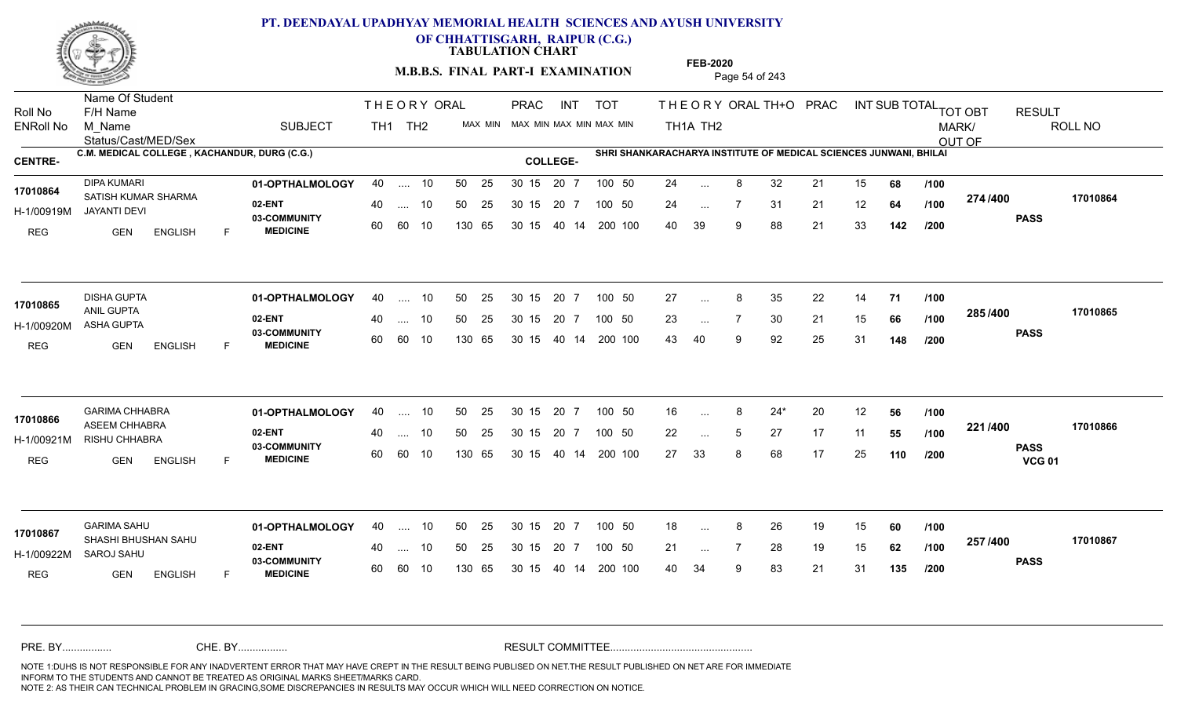# PT. DEENDAYAL UPADHYAY MEMORIAL HEALTH SCIENCES AND AYUSH UNIVERSITY OF CHHATTISGARH, RAIPUR (C.G.)

**TABULATION CHART**

**M.B.B.S. FINAL PART-I EXAMINATION**

**FEB-2020**

**CENTRE-** C.M. MEDICAL COLLEGE , KACHANDUR, DURG (C.G.)

**COLLEGE-** SHRI SHANKARACHARYA INSTITUTE OF MEDICAL SCIENCES JUNWANI, BHILAI

| Roll No / ENRoll No / Status | Name Of Student / F/H Name / M_Name / Cast/MED/Sex | SUBJECT | TH1 | TH2 | ORAL | PRAC MAX | PRAC MIN | INT MAX | INT MIN | TOT MAX | TOT MIN | TH1A | TH2 | ORAL | TH+O | PRAC | INT | SUB TOTAL | | TOT OBT MARK/OUT OF | RESULT | ROLL NO |
|---|---|---|---|---|---|---|---|---|---|---|---|---|---|---|---|---|---|---|---|---|---|---|
| 17010864 | DIPA KUMARI | 01-OPTHALMOLOGY | 40 | .... | 10 | 50 25 | 30 15 | 20 | 7 | 100 | 50 | 24 | ... | 8 | 32 | 21 | 15 | 68 | /100 | 274 /400 | PASS | 17010864 |
| H-1/00919M | SATISH KUMAR SHARMA / JAYANTI DEVI | 02-ENT | 40 | .... | 10 | 50 25 | 30 15 | 20 | 7 | 100 | 50 | 24 | ... | 7 | 31 | 21 | 12 | 64 | /100 | | | |
| REG | GEN ENGLISH F | 03-COMMUNITY MEDICINE | 60 | 60 | 10 | 130 65 | 30 15 | 40 | 14 | 200 | 100 | 40 | 39 | 9 | 88 | 21 | 33 | 142 | /200 | | | |
| 17010865 | DISHA GUPTA | 01-OPTHALMOLOGY | 40 | .... | 10 | 50 25 | 30 15 | 20 | 7 | 100 | 50 | 27 | ... | 8 | 35 | 22 | 14 | 71 | /100 | 285 /400 | PASS | 17010865 |
| H-1/00920M | ANIL GUPTA / ASHA GUPTA | 02-ENT | 40 | .... | 10 | 50 25 | 30 15 | 20 | 7 | 100 | 50 | 23 | ... | 7 | 30 | 21 | 15 | 66 | /100 | | | |
| REG | GEN ENGLISH F | 03-COMMUNITY MEDICINE | 60 | 60 | 10 | 130 65 | 30 15 | 40 | 14 | 200 | 100 | 43 | 40 | 9 | 92 | 25 | 31 | 148 | /200 | | | |
| 17010866 | GARIMA CHHABRA | 01-OPTHALMOLOGY | 40 | .... | 10 | 50 25 | 30 15 | 20 | 7 | 100 | 50 | 16 | ... | 8 | 24* | 20 | 12 | 56 | /100 | 221 /400 | PASS VCG 01 | 17010866 |
| H-1/00921M | ASEEM CHHABRA / RISHU CHHABRA | 02-ENT | 40 | .... | 10 | 50 25 | 30 15 | 20 | 7 | 100 | 50 | 22 | ... | 5 | 27 | 17 | 11 | 55 | /100 | | | |
| REG | GEN ENGLISH F | 03-COMMUNITY MEDICINE | 60 | 60 | 10 | 130 65 | 30 15 | 40 | 14 | 200 | 100 | 27 | 33 | 8 | 68 | 17 | 25 | 110 | /200 | | | |
| 17010867 | GARIMA SAHU | 01-OPTHALMOLOGY | 40 | .... | 10 | 50 25 | 30 15 | 20 | 7 | 100 | 50 | 18 | ... | 8 | 26 | 19 | 15 | 60 | /100 | 257 /400 | PASS | 17010867 |
| H-1/00922M | SHASHI BHUSHAN SAHU / SAROJ SAHU | 02-ENT | 40 | .... | 10 | 50 25 | 30 15 | 20 | 7 | 100 | 50 | 21 | ... | 7 | 28 | 19 | 15 | 62 | /100 | | | |
| REG | GEN ENGLISH F | 03-COMMUNITY MEDICINE | 60 | 60 | 10 | 130 65 | 30 15 | 40 | 14 | 200 | 100 | 40 | 34 | 9 | 83 | 21 | 31 | 135 | /200 | | | |

PRE. BY................ CHE. BY................ RESULT COMMITTEE................................................

NOTE 1:DUHS IS NOT RESPONSIBLE FOR ANY INADVERTENT ERROR THAT MAY HAVE CREPT IN THE RESULT BEING PUBLISED ON NET.THE RESULT PUBLISHED ON NET ARE FOR IMMEDIATE INFORM TO THE STUDENTS AND CANNOT BE TREATED AS ORIGINAL MARKS SHEET/MARKS CARD.
NOTE 2: AS THEIR CAN TECHNICAL PROBLEM IN GRACING,SOME DISCREPANCIES IN RESULTS MAY OCCUR WHICH WILL NEED CORRECTION ON NOTICE.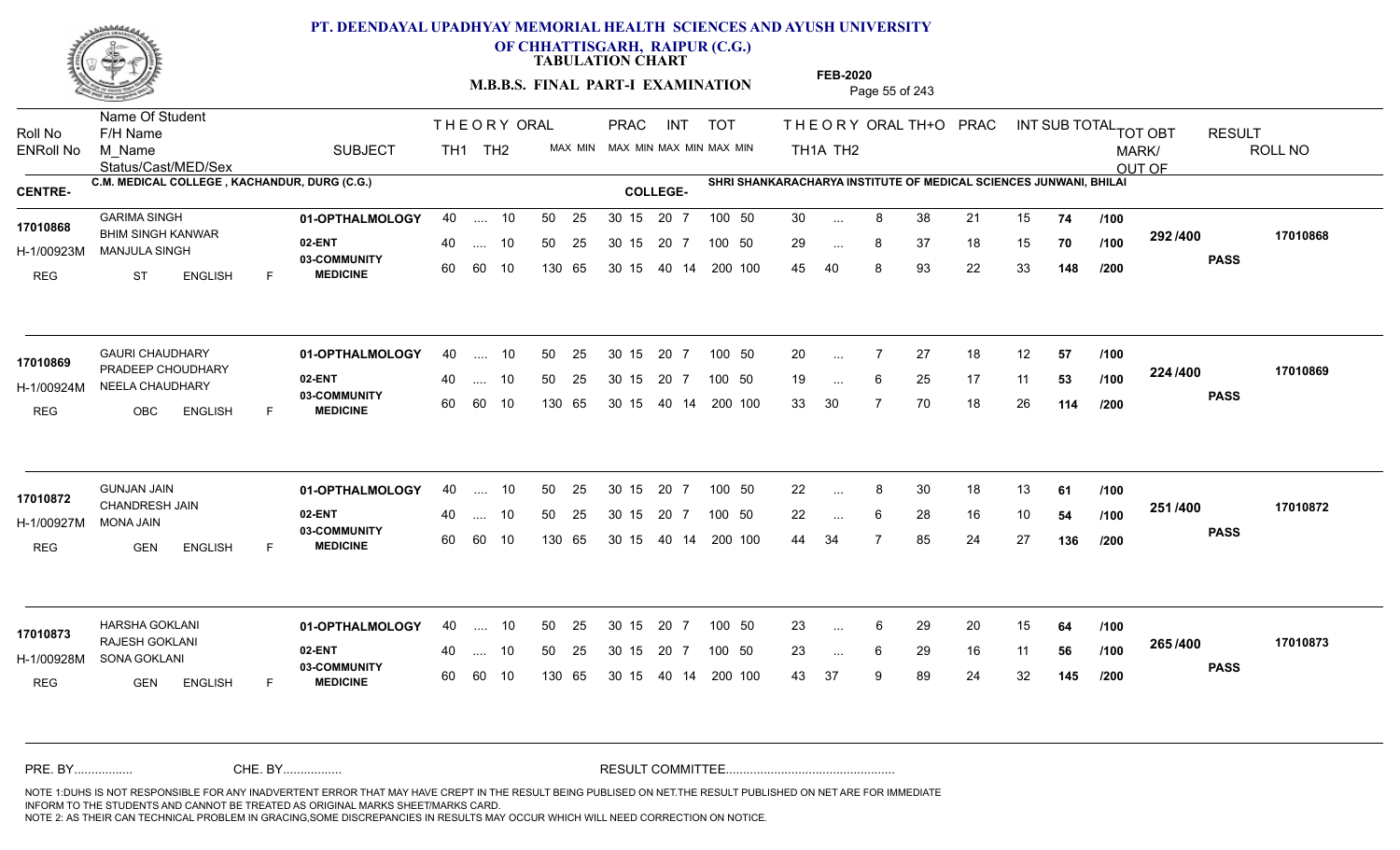# PT. DEENDAYAL UPADHYAY MEMORIAL HEALTH SCIENCES AND AYUSH UNIVERSITY OF CHHATTISGARH, RAIPUR (C.G.)

**TABULATION CHART**

**M.B.B.S. FINAL PART-I EXAMINATION**

**FEB-2020**

**CENTRE-** C.M. MEDICAL COLLEGE , KACHANDUR, DURG (C.G.)

**COLLEGE-** SHRI SHANKARACHARYA INSTITUTE OF MEDICAL SCIENCES JUNWANI, BHILAI

| Roll No / ENRoll No | Name Of Student / F/H Name / M_Name / Status/Cast/MED/Sex | SUBJECT | THEORY TH1 | THEORY TH2 | ORAL (MAX MIN) | PRAC (MAX MIN) | INT (MAX MIN) | TOT (MAX MIN) | THEORY TH1A | THEORY TH2 | ORAL | TH+O | PRAC | INT | SUB TOTAL | TOT | TOT OBT MARK/OUT OF | RESULT | ROLL NO |
|---|---|---|---|---|---|---|---|---|---|---|---|---|---|---|---|---|---|---|---|
| 17010868 / H-1/00923M | GARIMA SINGH / BHIM SINGH KANWAR / MANJULA SINGH / REG ST ENGLISH F | 01-OPTHALMOLOGY | 40 | .... | 10 | 50 25 | 30 15 | 20 7 | 100 50 | 30 | ... | 8 | 38 | 21 | 15 | 74 | /100 | 292 /400 | PASS | 17010868 |
| | | 02-ENT | 40 | .... | 10 | 50 25 | 30 15 | 20 7 | 100 50 | 29 | ... | 8 | 37 | 18 | 15 | 70 | /100 | | | |
| | | 03-COMMUNITY MEDICINE | 60 | 60 | 10 | 130 65 | 30 15 | 40 14 | 200 100 | 45 | 40 | 8 | 93 | 22 | 33 | 148 | /200 | | | |
| 17010869 / H-1/00924M | GAURI CHAUDHARY / PRADEEP CHOUDHARY / NEELA CHAUDHARY / REG OBC ENGLISH F | 01-OPTHALMOLOGY | 40 | .... | 10 | 50 25 | 30 15 | 20 7 | 100 50 | 20 | ... | 7 | 27 | 18 | 12 | 57 | /100 | 224 /400 | PASS | 17010869 |
| | | 02-ENT | 40 | .... | 10 | 50 25 | 30 15 | 20 7 | 100 50 | 19 | ... | 6 | 25 | 17 | 11 | 53 | /100 | | | |
| | | 03-COMMUNITY MEDICINE | 60 | 60 | 10 | 130 65 | 30 15 | 40 14 | 200 100 | 33 | 30 | 7 | 70 | 18 | 26 | 114 | /200 | | | |
| 17010872 / H-1/00927M | GUNJAN JAIN / CHANDRESH JAIN / MONA JAIN / REG GEN ENGLISH F | 01-OPTHALMOLOGY | 40 | .... | 10 | 50 25 | 30 15 | 20 7 | 100 50 | 22 | ... | 8 | 30 | 18 | 13 | 61 | /100 | 251 /400 | PASS | 17010872 |
| | | 02-ENT | 40 | .... | 10 | 50 25 | 30 15 | 20 7 | 100 50 | 22 | ... | 6 | 28 | 16 | 10 | 54 | /100 | | | |
| | | 03-COMMUNITY MEDICINE | 60 | 60 | 10 | 130 65 | 30 15 | 40 14 | 200 100 | 44 | 34 | 7 | 85 | 24 | 27 | 136 | /200 | | | |
| 17010873 / H-1/00928M | HARSHA GOKLANI / RAJESH GOKLANI / SONA GOKLANI / REG GEN ENGLISH F | 01-OPTHALMOLOGY | 40 | .... | 10 | 50 25 | 30 15 | 20 7 | 100 50 | 23 | ... | 6 | 29 | 20 | 15 | 64 | /100 | 265 /400 | PASS | 17010873 |
| | | 02-ENT | 40 | .... | 10 | 50 25 | 30 15 | 20 7 | 100 50 | 23 | ... | 6 | 29 | 16 | 11 | 56 | /100 | | | |
| | | 03-COMMUNITY MEDICINE | 60 | 60 | 10 | 130 65 | 30 15 | 40 14 | 200 100 | 43 | 37 | 9 | 89 | 24 | 32 | 145 | /200 | | | |

PRE. BY................ CHE. BY................ RESULT COMMITTEE................................................

NOTE 1:DUHS IS NOT RESPONSIBLE FOR ANY INADVERTENT ERROR THAT MAY HAVE CREPT IN THE RESULT BEING PUBLISED ON NET.THE RESULT PUBLISHED ON NET ARE FOR IMMEDIATE INFORM TO THE STUDENTS AND CANNOT BE TREATED AS ORIGINAL MARKS SHEET/MARKS CARD.

NOTE 2: AS THEIR CAN TECHNICAL PROBLEM IN GRACING,SOME DISCREPANCIES IN RESULTS MAY OCCUR WHICH WILL NEED CORRECTION ON NOTICE.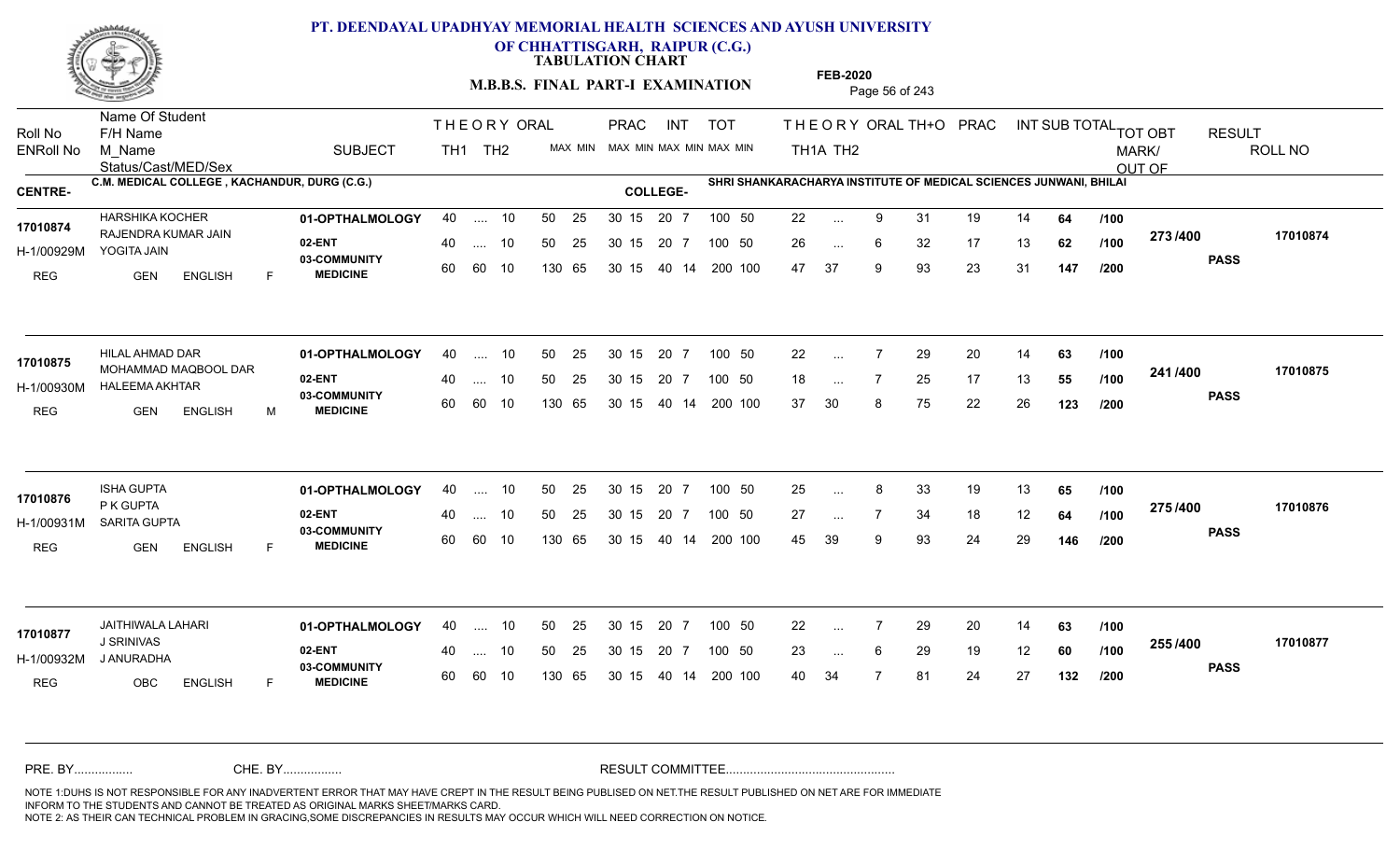# PT. DEENDAYAL UPADHYAY MEMORIAL HEALTH SCIENCES AND AYUSH UNIVERSITY OF CHHATTISGARH, RAIPUR (C.G.)

**TABULATION CHART**

**M.B.B.S. FINAL PART-I EXAMINATION**

**FEB-2020**

**CENTRE-** C.M. MEDICAL COLLEGE , KACHANDUR, DURG (C.G.)

**COLLEGE-** SHRI SHANKARACHARYA INSTITUTE OF MEDICAL SCIENCES JUNWANI, BHILAI

| Roll No / ENRoll No / Status/Cast/MED/Sex | Name Of Student / F/H Name / M_Name | SUBJECT | THEORY TH1 | THEORY TH2 | ORAL MAX MIN | PRAC MAX MIN | INT MAX MIN | TOT MAX MIN | THEORY TH1A | THEORY TH2 | ORAL | TH+O | PRAC | INT | SUB TOTAL | TOT | TOT OBT MARK/OUT OF | RESULT | ROLL NO |
|---|---|---|---|---|---|---|---|---|---|---|---|---|---|---|---|---|---|---|---|
| 17010874 / H-1/00929M / REG GEN ENGLISH F | HARSHIKA KOCHER / RAJENDRA KUMAR JAIN / YOGITA JAIN | 01-OPTHALMOLOGY | 40 | .... | 10 | 50 25 | 30 15 | 20 7 | 100 50 | 22 | ... | 9 | 31 | 19 | 14 | 64 | /100 | 273 /400 | PASS | 17010874 |
| | | 02-ENT | 40 | .... | 10 | 50 25 | 30 15 | 20 7 | 100 50 | 26 | ... | 6 | 32 | 17 | 13 | 62 | /100 | | | |
| | | 03-COMMUNITY MEDICINE | 60 | 60 | 10 | 130 65 | 30 15 | 40 14 | 200 100 | 47 | 37 | 9 | 93 | 23 | 31 | 147 | /200 | | | |
| 17010875 / H-1/00930M / REG GEN ENGLISH M | HILAL AHMAD DAR / MOHAMMAD MAQBOOL DAR / HALEEMA AKHTAR | 01-OPTHALMOLOGY | 40 | .... | 10 | 50 25 | 30 15 | 20 7 | 100 50 | 22 | ... | 7 | 29 | 20 | 14 | 63 | /100 | 241 /400 | PASS | 17010875 |
| | | 02-ENT | 40 | .... | 10 | 50 25 | 30 15 | 20 7 | 100 50 | 18 | ... | 7 | 25 | 17 | 13 | 55 | /100 | | | |
| | | 03-COMMUNITY MEDICINE | 60 | 60 | 10 | 130 65 | 30 15 | 40 14 | 200 100 | 37 | 30 | 8 | 75 | 22 | 26 | 123 | /200 | | | |
| 17010876 / H-1/00931M / REG GEN ENGLISH F | ISHA GUPTA / P K GUPTA / SARITA GUPTA | 01-OPTHALMOLOGY | 40 | .... | 10 | 50 25 | 30 15 | 20 7 | 100 50 | 25 | ... | 8 | 33 | 19 | 13 | 65 | /100 | 275 /400 | PASS | 17010876 |
| | | 02-ENT | 40 | .... | 10 | 50 25 | 30 15 | 20 7 | 100 50 | 27 | ... | 7 | 34 | 18 | 12 | 64 | /100 | | | |
| | | 03-COMMUNITY MEDICINE | 60 | 60 | 10 | 130 65 | 30 15 | 40 14 | 200 100 | 45 | 39 | 9 | 93 | 24 | 29 | 146 | /200 | | | |
| 17010877 / H-1/00932M / REG OBC ENGLISH F | JAITHIWALA LAHARI / J SRINIVAS / J ANURADHA | 01-OPTHALMOLOGY | 40 | .... | 10 | 50 25 | 30 15 | 20 7 | 100 50 | 22 | ... | 7 | 29 | 20 | 14 | 63 | /100 | 255 /400 | PASS | 17010877 |
| | | 02-ENT | 40 | .... | 10 | 50 25 | 30 15 | 20 7 | 100 50 | 23 | ... | 6 | 29 | 19 | 12 | 60 | /100 | | | |
| | | 03-COMMUNITY MEDICINE | 60 | 60 | 10 | 130 65 | 30 15 | 40 14 | 200 100 | 40 | 34 | 7 | 81 | 24 | 27 | 132 | /200 | | | |

PRE. BY................ CHE. BY................ RESULT COMMITTEE................................................

NOTE 1:DUHS IS NOT RESPONSIBLE FOR ANY INADVERTENT ERROR THAT MAY HAVE CREPT IN THE RESULT BEING PUBLISED ON NET.THE RESULT PUBLISHED ON NET ARE FOR IMMEDIATE INFORM TO THE STUDENTS AND CANNOT BE TREATED AS ORIGINAL MARKS SHEET/MARKS CARD.
NOTE 2: AS THEIR CAN TECHNICAL PROBLEM IN GRACING,SOME DISCREPANCIES IN RESULTS MAY OCCUR WHICH WILL NEED CORRECTION ON NOTICE.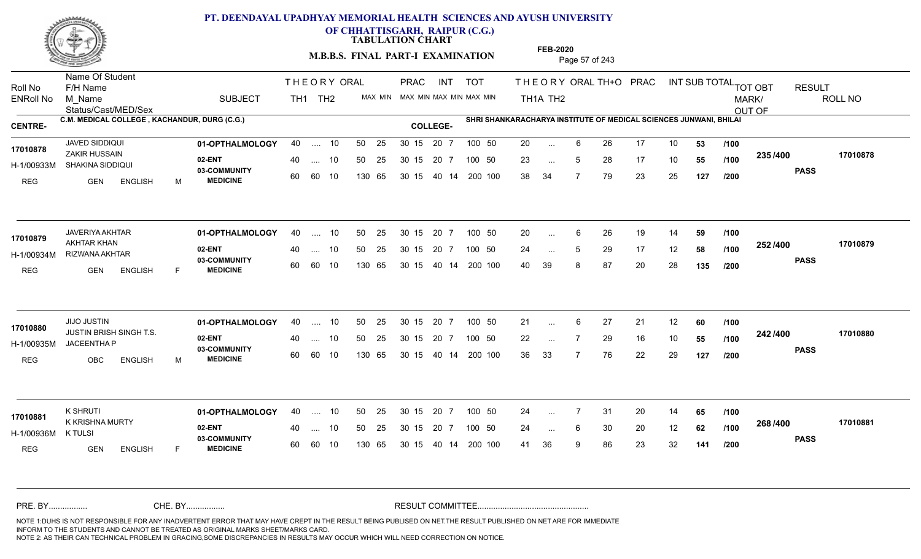# PT. DEENDAYAL UPADHYAY MEMORIAL HEALTH SCIENCES AND AYUSH UNIVERSITY OF CHHATTISGARH, RAIPUR (C.G.)

**TABULATION CHART**

**M.B.B.S. FINAL PART-I EXAMINATION**

**FEB-2020**

**CENTRE-** C.M. MEDICAL COLLEGE , KACHANDUR, DURG (C.G.)

**COLLEGE-** SHRI SHANKARACHARYA INSTITUTE OF MEDICAL SCIENCES JUNWANI, BHILAI

| Roll No / ENRoll No / Status | Name Of Student / F/H Name / M_Name / Cast/MED/Sex | SUBJECT | THEORY TH1 | THEORY TH2 | ORAL MAX MIN | PRAC MAX MIN | INT MAX MIN | TOT MAX MIN | TH1A | TH2 | ORAL | TH+O | PRAC | INT | SUB TOTAL | | TOT OBT MARK/OUT OF | RESULT | ROLL NO |
|---|---|---|---|---|---|---|---|---|---|---|---|---|---|---|---|---|---|---|---|
| 17010878 | JAVED SIDDIQUI | 01-OPTHALMOLOGY | 40 | .... | 10 | 50 25 | 30 15 | 20 7 | 100 50 | 20 | ... | 6 | 26 | 17 | 10 | 53 | /100 | 235 /400 | PASS | 17010878 |
| H-1/00933M | ZAKIR HUSSAIN / SHAKINA SIDDIQUI | 02-ENT | 40 | .... | 10 | 50 25 | 30 15 | 20 7 | 100 50 | 23 | ... | 5 | 28 | 17 | 10 | 55 | /100 | | | |
| REG | GEN ENGLISH M | 03-COMMUNITY MEDICINE | 60 | 60 | 10 | 130 65 | 30 15 | 40 14 | 200 100 | 38 | 34 | 7 | 79 | 23 | 25 | 127 | /200 | | | |
| 17010879 | JAVERIYA AKHTAR | 01-OPTHALMOLOGY | 40 | .... | 10 | 50 25 | 30 15 | 20 7 | 100 50 | 20 | ... | 6 | 26 | 19 | 14 | 59 | /100 | 252 /400 | PASS | 17010879 |
| H-1/00934M | AKHTAR KHAN / RIZWANA AKHTAR | 02-ENT | 40 | .... | 10 | 50 25 | 30 15 | 20 7 | 100 50 | 24 | ... | 5 | 29 | 17 | 12 | 58 | /100 | | | |
| REG | GEN ENGLISH F | 03-COMMUNITY MEDICINE | 60 | 60 | 10 | 130 65 | 30 15 | 40 14 | 200 100 | 40 | 39 | 8 | 87 | 20 | 28 | 135 | /200 | | | |
| 17010880 | JIJO JUSTIN | 01-OPTHALMOLOGY | 40 | .... | 10 | 50 25 | 30 15 | 20 7 | 100 50 | 21 | ... | 6 | 27 | 21 | 12 | 60 | /100 | 242 /400 | PASS | 17010880 |
| H-1/00935M | JUSTIN BRISH SINGH T.S. / JACEENTHA P | 02-ENT | 40 | .... | 10 | 50 25 | 30 15 | 20 7 | 100 50 | 22 | ... | 7 | 29 | 16 | 10 | 55 | /100 | | | |
| REG | OBC ENGLISH M | 03-COMMUNITY MEDICINE | 60 | 60 | 10 | 130 65 | 30 15 | 40 14 | 200 100 | 36 | 33 | 7 | 76 | 22 | 29 | 127 | /200 | | | |
| 17010881 | K SHRUTI | 01-OPTHALMOLOGY | 40 | .... | 10 | 50 25 | 30 15 | 20 7 | 100 50 | 24 | ... | 7 | 31 | 20 | 14 | 65 | /100 | 268 /400 | PASS | 17010881 |
| H-1/00936M | K KRISHNA MURTY / K TULSI | 02-ENT | 40 | .... | 10 | 50 25 | 30 15 | 20 7 | 100 50 | 24 | ... | 6 | 30 | 20 | 12 | 62 | /100 | | | |
| REG | GEN ENGLISH F | 03-COMMUNITY MEDICINE | 60 | 60 | 10 | 130 65 | 30 15 | 40 14 | 200 100 | 41 | 36 | 9 | 86 | 23 | 32 | 141 | /200 | | | |

PRE. BY................. CHE. BY................. RESULT COMMITTEE................................................

NOTE 1:DUHS IS NOT RESPONSIBLE FOR ANY INADVERTENT ERROR THAT MAY HAVE CREPT IN THE RESULT BEING PUBLISED ON NET.THE RESULT PUBLISHED ON NET ARE FOR IMMEDIATE INFORM TO THE STUDENTS AND CANNOT BE TREATED AS ORIGINAL MARKS SHEET/MARKS CARD.
NOTE 2: AS THEIR CAN TECHNICAL PROBLEM IN GRACING,SOME DISCREPANCIES IN RESULTS MAY OCCUR WHICH WILL NEED CORRECTION ON NOTICE.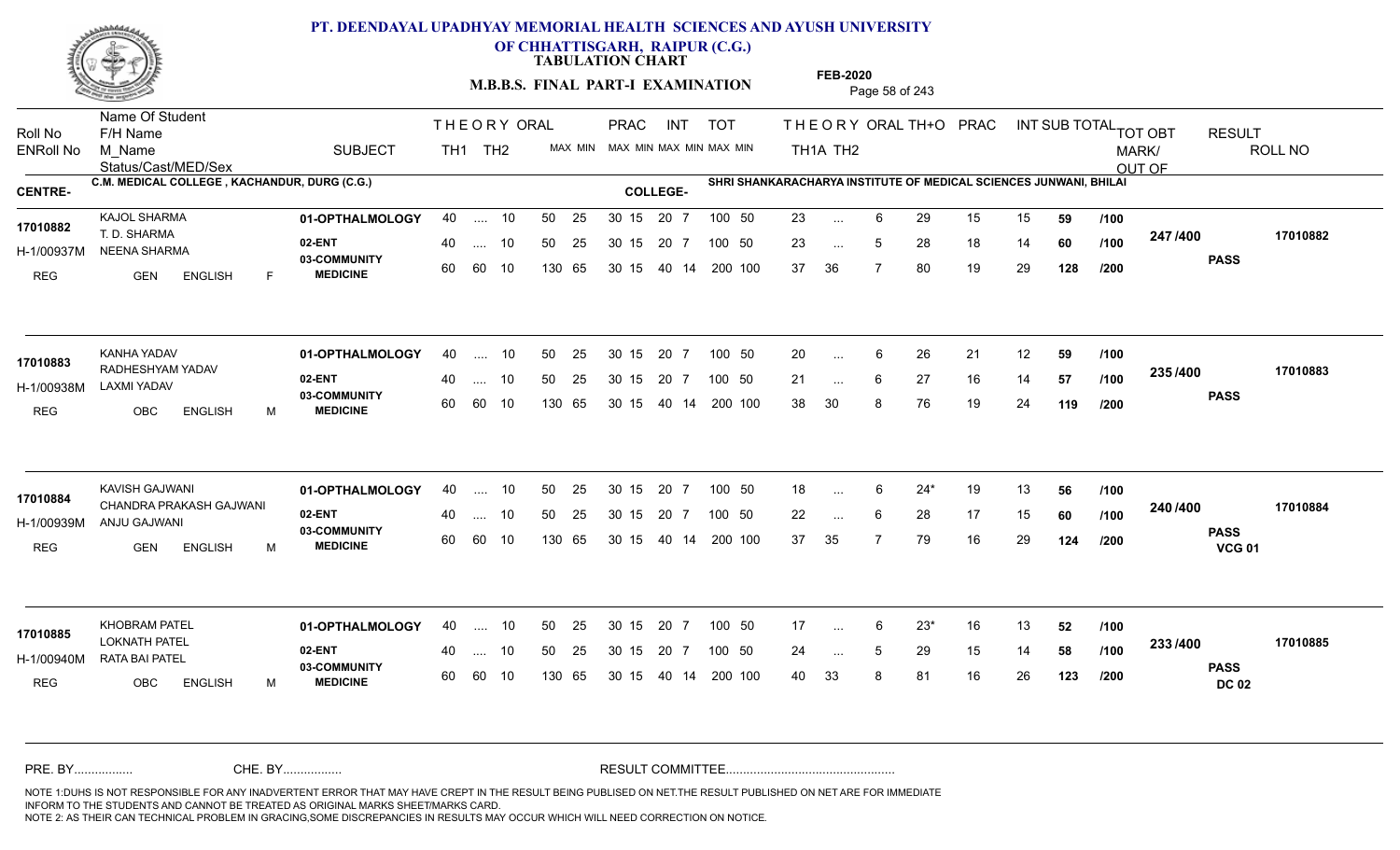# PT. DEENDAYAL UPADHYAY MEMORIAL HEALTH SCIENCES AND AYUSH UNIVERSITY OF CHHATTISGARH, RAIPUR (C.G.)

**TABULATION CHART**

**M.B.B.S. FINAL PART-I EXAMINATION**

**FEB-2020**

| Roll No | Name Of Student / F/H Name / M_Name / Status/Cast/MED/Sex | SUBJECT | THEORY TH1 | THEORY TH2 | ORAL MAX MIN | PRAC MAX MIN | INT MAX MIN | TOT MAX MIN | THEORY TH1A | THEORY TH2 | ORAL | TH+O | PRAC | INT | SUB TOTAL | TOT | TOT OBT MARK/OUT OF | RESULT | ROLL NO |
|---|---|---|---|---|---|---|---|---|---|---|---|---|---|---|---|---|---|---|---|

**CENTRE-** C.M. MEDICAL COLLEGE , KACHANDUR, DURG (C.G.)

**COLLEGE-** SHRI SHANKARACHARYA INSTITUTE OF MEDICAL SCIENCES JUNWANI, BHILAI

| Roll No | Name Of Student / F/H Name / M_Name / Status/Cast/MED/Sex | SUBJECT | TH1 | TH2 | ORAL MAX MIN | PRAC MAX MIN | INT MAX MIN | TOT MAX MIN | TH1A | TH2 | ORAL | TH+O | PRAC | INT | SUB TOTAL | OUT OF | TOT OBT | RESULT | ROLL NO |
|---|---|---|---|---|---|---|---|---|---|---|---|---|---|---|---|---|---|---|---|
| 17010882 | KAJOL SHARMA / T. D. SHARMA / NEENA SHARMA | 01-OPTHALMOLOGY | 40 | .... | 10 | 50 25 | 30 15 | 20 7 | 100 50 | 23 | ... | 6 | 29 | 15 | 15 | 59 | /100 | 247 /400 | PASS | 17010882 |
| H-1/00937M | | 02-ENT | 40 | .... | 10 | 50 25 | 30 15 | 20 7 | 100 50 | 23 | ... | 5 | 28 | 18 | 14 | 60 | /100 | | | |
| REG | GEN ENGLISH F | 03-COMMUNITY MEDICINE | 60 | 60 | 10 | 130 65 | 30 15 | 40 14 | 200 100 | 37 | 36 | 7 | 80 | 19 | 29 | 128 | /200 | | | |
| 17010883 | KANHA YADAV / RADHESHYAM YADAV / LAXMI YADAV | 01-OPTHALMOLOGY | 40 | .... | 10 | 50 25 | 30 15 | 20 7 | 100 50 | 20 | ... | 6 | 26 | 21 | 12 | 59 | /100 | 235 /400 | PASS | 17010883 |
| H-1/00938M | | 02-ENT | 40 | .... | 10 | 50 25 | 30 15 | 20 7 | 100 50 | 21 | ... | 6 | 27 | 16 | 14 | 57 | /100 | | | |
| REG | OBC ENGLISH M | 03-COMMUNITY MEDICINE | 60 | 60 | 10 | 130 65 | 30 15 | 40 14 | 200 100 | 38 | 30 | 8 | 76 | 19 | 24 | 119 | /200 | | | |
| 17010884 | KAVISH GAJWANI / CHANDRA PRAKASH GAJWANI / ANJU GAJWANI | 01-OPTHALMOLOGY | 40 | .... | 10 | 50 25 | 30 15 | 20 7 | 100 50 | 18 | ... | 6 | 24* | 19 | 13 | 56 | /100 | 240 /400 | PASS VCG 01 | 17010884 |
| H-1/00939M | | 02-ENT | 40 | .... | 10 | 50 25 | 30 15 | 20 7 | 100 50 | 22 | ... | 6 | 28 | 17 | 15 | 60 | /100 | | | |
| REG | GEN ENGLISH M | 03-COMMUNITY MEDICINE | 60 | 60 | 10 | 130 65 | 30 15 | 40 14 | 200 100 | 37 | 35 | 7 | 79 | 16 | 29 | 124 | /200 | | | |
| 17010885 | KHOBRAM PATEL / LOKNATH PATEL / RATA BAI PATEL | 01-OPTHALMOLOGY | 40 | .... | 10 | 50 25 | 30 15 | 20 7 | 100 50 | 17 | ... | 6 | 23* | 16 | 13 | 52 | /100 | 233 /400 | PASS DC 02 | 17010885 |
| H-1/00940M | | 02-ENT | 40 | .... | 10 | 50 25 | 30 15 | 20 7 | 100 50 | 24 | ... | 5 | 29 | 15 | 14 | 58 | /100 | | | |
| REG | OBC ENGLISH M | 03-COMMUNITY MEDICINE | 60 | 60 | 10 | 130 65 | 30 15 | 40 14 | 200 100 | 40 | 33 | 8 | 81 | 16 | 26 | 123 | /200 | | | |

PRE. BY................ CHE. BY................ RESULT COMMITTEE................................................

NOTE 1:DUHS IS NOT RESPONSIBLE FOR ANY INADVERTENT ERROR THAT MAY HAVE CREPT IN THE RESULT BEING PUBLISED ON NET.THE RESULT PUBLISHED ON NET ARE FOR IMMEDIATE INFORM TO THE STUDENTS AND CANNOT BE TREATED AS ORIGINAL MARKS SHEET/MARKS CARD.
NOTE 2: AS THEIR CAN TECHNICAL PROBLEM IN GRACING,SOME DISCREPANCIES IN RESULTS MAY OCCUR WHICH WILL NEED CORRECTION ON NOTICE.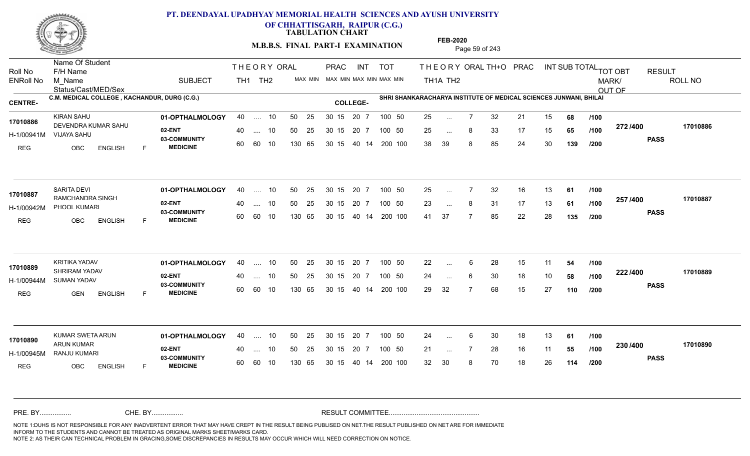# PT. DEENDAYAL UPADHYAY MEMORIAL HEALTH SCIENCES AND AYUSH UNIVERSITY OF CHHATTISGARH, RAIPUR (C.G.)

**TABULATION CHART**

**M.B.B.S. FINAL PART-I EXAMINATION**

**FEB-2020**

**CENTRE-** C.M. MEDICAL COLLEGE , KACHANDUR, DURG (C.G.)

**COLLEGE-** SHRI SHANKARACHARYA INSTITUTE OF MEDICAL SCIENCES JUNWANI, BHILAI

| Roll No / ENRoll No / Status | Name Of Student / F/H Name / M_Name / Cast/MED/Sex | SUBJECT | THEORY TH1 | THEORY TH2 | ORAL | PRAC MAX MIN | INT MAX MIN | TOT MAX MIN | TH1A | TH2 | ORAL | TH+O | PRAC | INT | SUB TOTAL | | TOT OBT MARK/OUT OF | RESULT | ROLL NO |
|---|---|---|---|---|---|---|---|---|---|---|---|---|---|---|---|---|---|---|---|
| 17010886 | KIRAN SAHU | 01-OPTHALMOLOGY | 40 | .... | 10 | 50 25 | 30 15 20 7 | 100 50 | 25 | ... | 7 | 32 | 21 | 15 | 68 | /100 | 272 /400 | PASS | 17010886 |
| H-1/00941M | DEVENDRA KUMAR SAHU / VIJAYA SAHU | 02-ENT | 40 | .... | 10 | 50 25 | 30 15 20 7 | 100 50 | 25 | ... | 8 | 33 | 17 | 15 | 65 | /100 | | | |
| REG | OBC ENGLISH F | 03-COMMUNITY MEDICINE | 60 | 60 | 10 | 130 65 | 30 15 40 14 | 200 100 | 38 | 39 | 8 | 85 | 24 | 30 | 139 | /200 | | | |
| 17010887 | SARITA DEVI | 01-OPTHALMOLOGY | 40 | .... | 10 | 50 25 | 30 15 20 7 | 100 50 | 25 | ... | 7 | 32 | 16 | 13 | 61 | /100 | 257 /400 | PASS | 17010887 |
| H-1/00942M | RAMCHANDRA SINGH / PHOOL KUMARI | 02-ENT | 40 | .... | 10 | 50 25 | 30 15 20 7 | 100 50 | 23 | ... | 8 | 31 | 17 | 13 | 61 | /100 | | | |
| REG | OBC ENGLISH F | 03-COMMUNITY MEDICINE | 60 | 60 | 10 | 130 65 | 30 15 40 14 | 200 100 | 41 | 37 | 7 | 85 | 22 | 28 | 135 | /200 | | | |
| 17010889 | KRITIKA YADAV | 01-OPTHALMOLOGY | 40 | .... | 10 | 50 25 | 30 15 20 7 | 100 50 | 22 | ... | 6 | 28 | 15 | 11 | 54 | /100 | 222 /400 | PASS | 17010889 |
| H-1/00944M | SHRIRAM YADAV / SUMAN YADAV | 02-ENT | 40 | .... | 10 | 50 25 | 30 15 20 7 | 100 50 | 24 | ... | 6 | 30 | 18 | 10 | 58 | /100 | | | |
| REG | GEN ENGLISH F | 03-COMMUNITY MEDICINE | 60 | 60 | 10 | 130 65 | 30 15 40 14 | 200 100 | 29 | 32 | 7 | 68 | 15 | 27 | 110 | /200 | | | |
| 17010890 | KUMAR SWETA ARUN | 01-OPTHALMOLOGY | 40 | .... | 10 | 50 25 | 30 15 20 7 | 100 50 | 24 | ... | 6 | 30 | 18 | 13 | 61 | /100 | 230 /400 | PASS | 17010890 |
| H-1/00945M | ARUN KUMAR / RANJU KUMARI | 02-ENT | 40 | .... | 10 | 50 25 | 30 15 20 7 | 100 50 | 21 | ... | 7 | 28 | 16 | 11 | 55 | /100 | | | |
| REG | OBC ENGLISH F | 03-COMMUNITY MEDICINE | 60 | 60 | 10 | 130 65 | 30 15 40 14 | 200 100 | 32 | 30 | 8 | 70 | 18 | 26 | 114 | /200 | | | |

PRE. BY................ CHE. BY................ RESULT COMMITTEE................................................

NOTE 1:DUHS IS NOT RESPONSIBLE FOR ANY INADVERTENT ERROR THAT MAY HAVE CREPT IN THE RESULT BEING PUBLISED ON NET.THE RESULT PUBLISHED ON NET ARE FOR IMMEDIATE INFORM TO THE STUDENTS AND CANNOT BE TREATED AS ORIGINAL MARKS SHEET/MARKS CARD.
NOTE 2: AS THEIR CAN TECHNICAL PROBLEM IN GRACING,SOME DISCREPANCIES IN RESULTS MAY OCCUR WHICH WILL NEED CORRECTION ON NOTICE.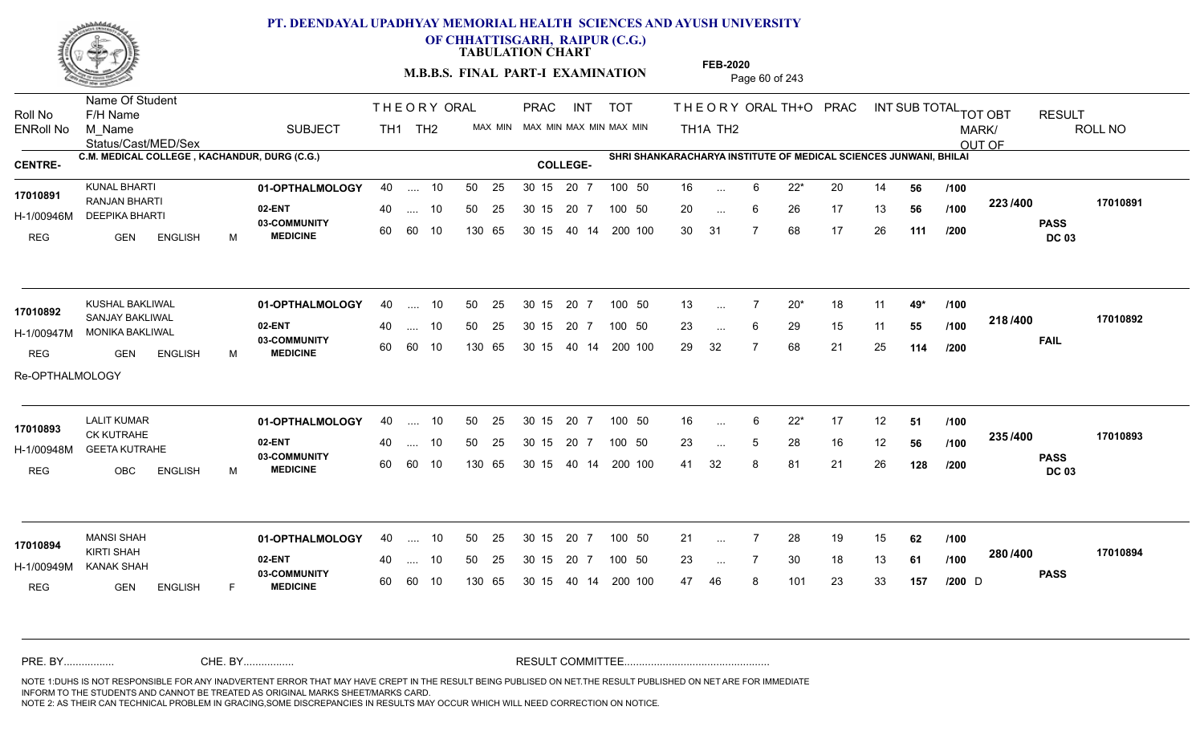# PT. DEENDAYAL UPADHYAY MEMORIAL HEALTH SCIENCES AND AYUSH UNIVERSITY OF CHHATTISGARH, RAIPUR (C.G.)

**TABULATION CHART**

**M.B.B.S. FINAL PART-I EXAMINATION**

**FEB-2020**

| Roll No / ENRoll No | Name Of Student / F/H Name / M_Name / Status/Cast/MED/Sex | SUBJECT | THEORY TH1 | THEORY TH2 | ORAL MAX MIN | PRAC MAX MIN | INT MAX MIN | TOT MAX MIN | THEORY TH1A | THEORY TH2 | ORAL | TH+O | PRAC | INT | SUB TOTAL | TOT | TOT OBT MARK/ OUT OF | RESULT | ROLL NO |
|---|---|---|---|---|---|---|---|---|---|---|---|---|---|---|---|---|---|---|---|
| | | | | | | | | | | | | | | | | | | | |

**CENTRE-** C.M. MEDICAL COLLEGE , KACHANDUR, DURG (C.G.)
**COLLEGE-** SHRI SHANKARACHARYA INSTITUTE OF MEDICAL SCIENCES JUNWANI, BHILAI

| Roll No | Name / Details | SUBJECT | TH1 | TH2 | ORAL | PRAC | INT | TOT | TH1A | TH2 | ORAL | TH+O | PRAC | INT | SUB TOTAL | OUT OF | TOT OBT | RESULT | ROLL NO |
|---|---|---|---|---|---|---|---|---|---|---|---|---|---|---|---|---|---|---|---|
| 17010891 | KUNAL BHARTI | 01-OPTHALMOLOGY | 40 | .... | 10 | 50 25 | 30 15 | 20 7 | 100 50 | 16 | ... | 6 | 22* | 20 | 14 | 56 | /100 | 223 /400 | 17010891 |
| H-1/00946M | RANJAN BHARTI / DEEPIKA BHARTI | 02-ENT | 40 | .... | 10 | 50 25 | 30 15 | 20 7 | 100 50 | 20 | ... | 6 | 26 | 17 | 13 | 56 | /100 | PASS DC 03 | |
| REG | GEN ENGLISH M | 03-COMMUNITY MEDICINE | 60 | 60 | 10 | 130 65 | 30 15 | 40 14 | 200 100 | 30 | 31 | 7 | 68 | 17 | 26 | 111 | /200 | | |
| 17010892 | KUSHAL BAKLIWAL | 01-OPTHALMOLOGY | 40 | .... | 10 | 50 25 | 30 15 | 20 7 | 100 50 | 13 | ... | 7 | 20* | 18 | 11 | 49* | /100 | 218 /400 | 17010892 |
| H-1/00947M | SANJAY BAKLIWAL / MONIKA BAKLIWAL | 02-ENT | 40 | .... | 10 | 50 25 | 30 15 | 20 7 | 100 50 | 23 | ... | 6 | 29 | 15 | 11 | 55 | /100 | FAIL | |
| REG | GEN ENGLISH M | 03-COMMUNITY MEDICINE | 60 | 60 | 10 | 130 65 | 30 15 | 40 14 | 200 100 | 29 | 32 | 7 | 68 | 21 | 25 | 114 | /200 | | |
| | Re-OPTHALMOLOGY | | | | | | | | | | | | | | | | | | |
| 17010893 | LALIT KUMAR | 01-OPTHALMOLOGY | 40 | .... | 10 | 50 25 | 30 15 | 20 7 | 100 50 | 16 | ... | 6 | 22* | 17 | 12 | 51 | /100 | 235 /400 | 17010893 |
| H-1/00948M | CK KUTRAHE / GEETA KUTRAHE | 02-ENT | 40 | .... | 10 | 50 25 | 30 15 | 20 7 | 100 50 | 23 | ... | 5 | 28 | 16 | 12 | 56 | /100 | PASS DC 03 | |
| REG | OBC ENGLISH M | 03-COMMUNITY MEDICINE | 60 | 60 | 10 | 130 65 | 30 15 | 40 14 | 200 100 | 41 | 32 | 8 | 81 | 21 | 26 | 128 | /200 | | |
| 17010894 | MANSI SHAH | 01-OPTHALMOLOGY | 40 | .... | 10 | 50 25 | 30 15 | 20 7 | 100 50 | 21 | ... | 7 | 28 | 19 | 15 | 62 | /100 | 280 /400 | 17010894 |
| H-1/00949M | KIRTI SHAH / KANAK SHAH | 02-ENT | 40 | .... | 10 | 50 25 | 30 15 | 20 7 | 100 50 | 23 | ... | 7 | 30 | 18 | 13 | 61 | /100 | PASS | |
| REG | GEN ENGLISH F | 03-COMMUNITY MEDICINE | 60 | 60 | 10 | 130 65 | 30 15 | 40 14 | 200 100 | 47 | 46 | 8 | 101 | 23 | 33 | 157 | /200 D | | |

PRE. BY................ CHE. BY................ RESULT COMMITTEE................................................

NOTE 1:DUHS IS NOT RESPONSIBLE FOR ANY INADVERTENT ERROR THAT MAY HAVE CREPT IN THE RESULT BEING PUBLISED ON NET.THE RESULT PUBLISHED ON NET ARE FOR IMMEDIATE INFORM TO THE STUDENTS AND CANNOT BE TREATED AS ORIGINAL MARKS SHEET/MARKS CARD.
NOTE 2: AS THEIR CAN TECHNICAL PROBLEM IN GRACING,SOME DISCREPANCIES IN RESULTS MAY OCCUR WHICH WILL NEED CORRECTION ON NOTICE.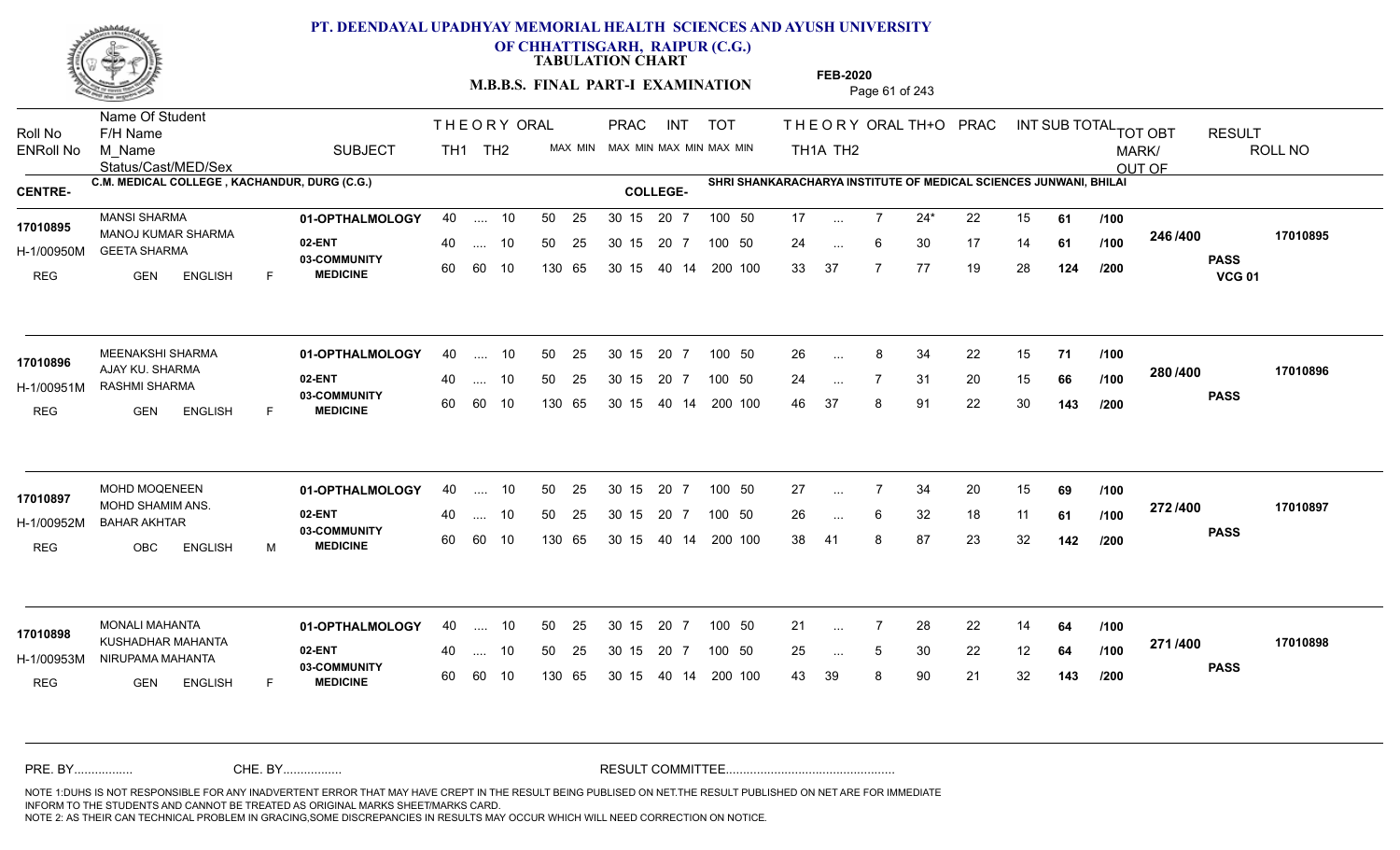# PT. DEENDAYAL UPADHYAY MEMORIAL HEALTH SCIENCES AND AYUSH UNIVERSITY OF CHHATTISGARH, RAIPUR (C.G.)

**TABULATION CHART**

**M.B.B.S. FINAL PART-I EXAMINATION**

**FEB-2020**

**CENTRE-** C.M. MEDICAL COLLEGE , KACHANDUR, DURG (C.G.)

**COLLEGE-** SHRI SHANKARACHARYA INSTITUTE OF MEDICAL SCIENCES JUNWANI, BHILAI

| Roll No / ENRoll No / Status/Cast/MED/Sex | Name Of Student / F/H Name / M_Name | SUBJECT | THEORY TH1 | THEORY TH2 | ORAL | PRAC MAX | PRAC MIN | INT MAX | INT MIN | TOT MAX | TOT MIN | THEORY TH1A | THEORY TH2 | ORAL | TH+O | PRAC | INT | SUB TOTAL | | TOT OBT MARK/OUT OF | RESULT | ROLL NO |
|---|---|---|---|---|---|---|---|---|---|---|---|---|---|---|---|---|---|---|---|---|---|---|
| 17010895 | MANSI SHARMA | 01-OPTHALMOLOGY | 40 | .... | 10 | 50 | 25 | 30 15 | | 20 7 | | 100 50 | 17 | ... | 7 | 24* | 22 | 15 | 61 | /100 | 246 /400 | PASS VCG 01 | 17010895 |
| H-1/00950M | MANOJ KUMAR SHARMA / GEETA SHARMA | 02-ENT | 40 | .... | 10 | 50 | 25 | 30 15 | | 20 7 | | 100 50 | 24 | ... | 6 | 30 | 17 | 14 | 61 | /100 | | | |
| REG GEN ENGLISH F | | 03-COMMUNITY MEDICINE | 60 | 60 | 10 | 130 | 65 | 30 15 | | 40 14 | | 200 100 | 33 | 37 | 7 | 77 | 19 | 28 | 124 | /200 | | | |
| 17010896 | MEENAKSHI SHARMA | 01-OPTHALMOLOGY | 40 | .... | 10 | 50 | 25 | 30 15 | | 20 7 | | 100 50 | 26 | ... | 8 | 34 | 22 | 15 | 71 | /100 | 280 /400 | PASS | 17010896 |
| H-1/00951M | AJAY KU. SHARMA / RASHMI SHARMA | 02-ENT | 40 | .... | 10 | 50 | 25 | 30 15 | | 20 7 | | 100 50 | 24 | ... | 7 | 31 | 20 | 15 | 66 | /100 | | | |
| REG GEN ENGLISH F | | 03-COMMUNITY MEDICINE | 60 | 60 | 10 | 130 | 65 | 30 15 | | 40 14 | | 200 100 | 46 | 37 | 8 | 91 | 22 | 30 | 143 | /200 | | | |
| 17010897 | MOHD MOQENEEN | 01-OPTHALMOLOGY | 40 | .... | 10 | 50 | 25 | 30 15 | | 20 7 | | 100 50 | 27 | ... | 7 | 34 | 20 | 15 | 69 | /100 | 272 /400 | PASS | 17010897 |
| H-1/00952M | MOHD SHAMIM ANS. / BAHAR AKHTAR | 02-ENT | 40 | .... | 10 | 50 | 25 | 30 15 | | 20 7 | | 100 50 | 26 | ... | 6 | 32 | 18 | 11 | 61 | /100 | | | |
| REG OBC ENGLISH M | | 03-COMMUNITY MEDICINE | 60 | 60 | 10 | 130 | 65 | 30 15 | | 40 14 | | 200 100 | 38 | 41 | 8 | 87 | 23 | 32 | 142 | /200 | | | |
| 17010898 | MONALI MAHANTA | 01-OPTHALMOLOGY | 40 | .... | 10 | 50 | 25 | 30 15 | | 20 7 | | 100 50 | 21 | ... | 7 | 28 | 22 | 14 | 64 | /100 | 271 /400 | PASS | 17010898 |
| H-1/00953M | KUSHADHAR MAHANTA / NIRUPAMA MAHANTA | 02-ENT | 40 | .... | 10 | 50 | 25 | 30 15 | | 20 7 | | 100 50 | 25 | ... | 5 | 30 | 22 | 12 | 64 | /100 | | | |
| REG GEN ENGLISH F | | 03-COMMUNITY MEDICINE | 60 | 60 | 10 | 130 | 65 | 30 15 | | 40 14 | | 200 100 | 43 | 39 | 8 | 90 | 21 | 32 | 143 | /200 | | | |

PRE. BY................ CHE. BY................ RESULT COMMITTEE................................................

NOTE 1:DUHS IS NOT RESPONSIBLE FOR ANY INADVERTENT ERROR THAT MAY HAVE CREPT IN THE RESULT BEING PUBLISED ON NET.THE RESULT PUBLISHED ON NET ARE FOR IMMEDIATE INFORM TO THE STUDENTS AND CANNOT BE TREATED AS ORIGINAL MARKS SHEET/MARKS CARD.
NOTE 2: AS THEIR CAN TECHNICAL PROBLEM IN GRACING,SOME DISCREPANCIES IN RESULTS MAY OCCUR WHICH WILL NEED CORRECTION ON NOTICE.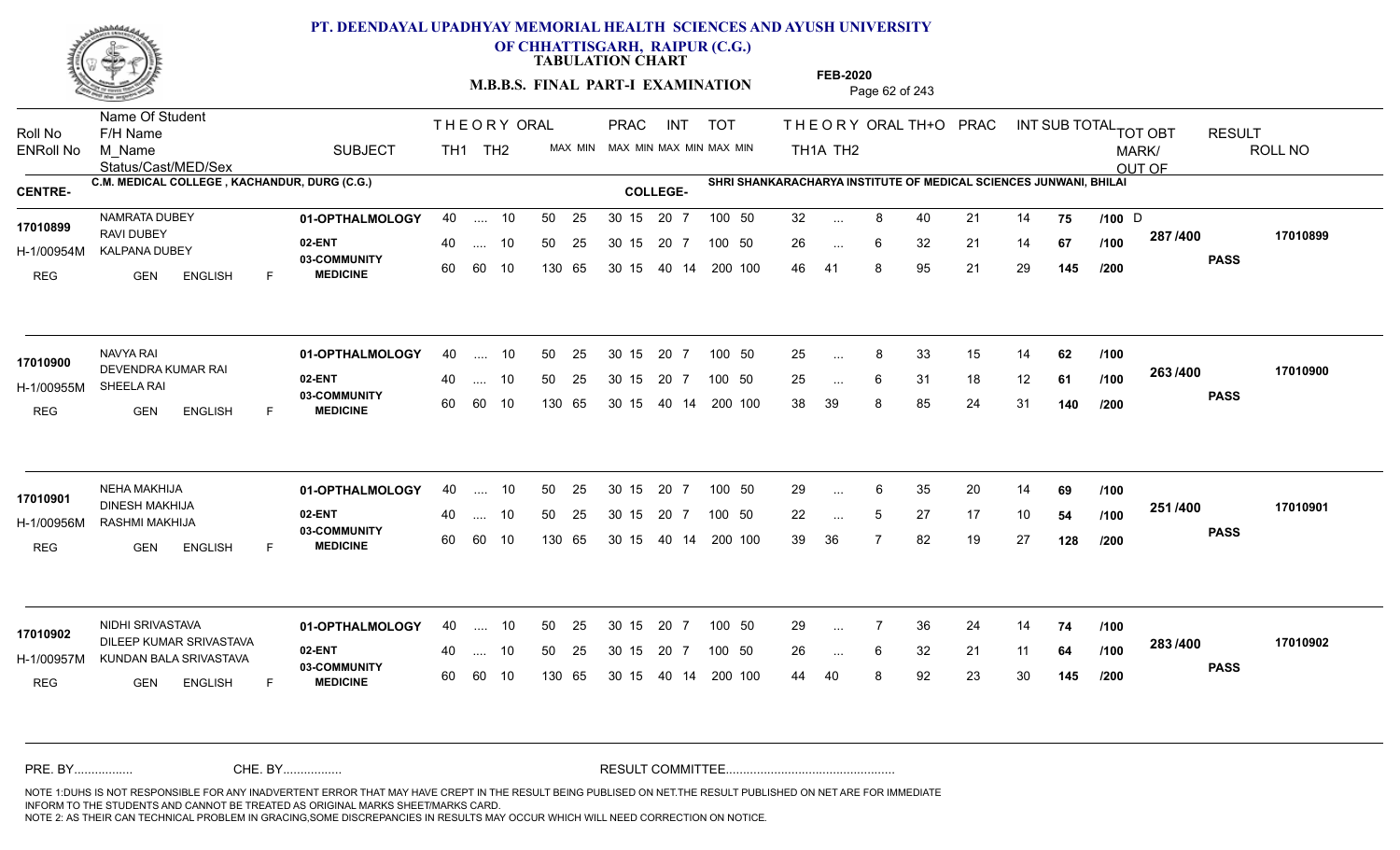# PT. DEENDAYAL UPADHYAY MEMORIAL HEALTH SCIENCES AND AYUSH UNIVERSITY OF CHHATTISGARH, RAIPUR (C.G.)

**TABULATION CHART**

**M.B.B.S. FINAL PART-I EXAMINATION**

**FEB-2020**

| Roll No / ENRoll No | Name Of Student / F/H Name / M_Name / Status/Cast/MED/Sex | SUBJECT | THEORY TH1 | THEORY TH2 | ORAL MAX MIN | PRAC MAX MIN | INT MAX MIN | TOT MAX MIN | THEORY TH1A | THEORY TH2 | ORAL | TH+O | PRAC | INT | SUB TOTAL | TOT | TOT OBT MARK/OUT OF | RESULT | ROLL NO |
|---|---|---|---|---|---|---|---|---|---|---|---|---|---|---|---|---|---|---|---|

**CENTRE-** C.M. MEDICAL COLLEGE , KACHANDUR, DURG (C.G.) **COLLEGE-** SHRI SHANKARACHARYA INSTITUTE OF MEDICAL SCIENCES JUNWANI, BHILAI

| Roll No / ENRoll No | Name Of Student / F/H Name / M_Name / Status/Cast/MED/Sex | SUBJECT | TH1 | TH2 | ORAL | PRAC | INT | TOT | TH1A | TH2 | ORAL | TH+O | PRAC | INT | SUB TOTAL | | TOT OBT MARK/OUT OF | RESULT | ROLL NO |
|---|---|---|---|---|---|---|---|---|---|---|---|---|---|---|---|---|---|---|---|
| 17010899 | NAMRATA DUBEY | 01-OPTHALMOLOGY | 40 | .... | 10 | 50 25 | 30 15 20 7 | 100 50 | 32 | ... | 8 | 40 | 21 | 14 | 75 | /100 D | 287 /400 | PASS | 17010899 |
| H-1/00954M | RAVI DUBEY / KALPANA DUBEY | 02-ENT | 40 | .... | 10 | 50 25 | 30 15 20 7 | 100 50 | 26 | ... | 6 | 32 | 21 | 14 | 67 | /100 | | | |
| REG | GEN ENGLISH F | 03-COMMUNITY MEDICINE | 60 | 60 | 10 | 130 65 | 30 15 40 14 | 200 100 | 46 | 41 | 8 | 95 | 21 | 29 | 145 | /200 | | | |
| 17010900 | NAVYA RAI | 01-OPTHALMOLOGY | 40 | .... | 10 | 50 25 | 30 15 20 7 | 100 50 | 25 | ... | 8 | 33 | 15 | 14 | 62 | /100 | 263 /400 | PASS | 17010900 |
| H-1/00955M | DEVENDRA KUMAR RAI / SHEELA RAI | 02-ENT | 40 | .... | 10 | 50 25 | 30 15 20 7 | 100 50 | 25 | ... | 6 | 31 | 18 | 12 | 61 | /100 | | | |
| REG | GEN ENGLISH F | 03-COMMUNITY MEDICINE | 60 | 60 | 10 | 130 65 | 30 15 40 14 | 200 100 | 38 | 39 | 8 | 85 | 24 | 31 | 140 | /200 | | | |
| 17010901 | NEHA MAKHIJA | 01-OPTHALMOLOGY | 40 | .... | 10 | 50 25 | 30 15 20 7 | 100 50 | 29 | ... | 6 | 35 | 20 | 14 | 69 | /100 | 251 /400 | PASS | 17010901 |
| H-1/00956M | DINESH MAKHIJA / RASHMI MAKHIJA | 02-ENT | 40 | .... | 10 | 50 25 | 30 15 20 7 | 100 50 | 22 | ... | 5 | 27 | 17 | 10 | 54 | /100 | | | |
| REG | GEN ENGLISH F | 03-COMMUNITY MEDICINE | 60 | 60 | 10 | 130 65 | 30 15 40 14 | 200 100 | 39 | 36 | 7 | 82 | 19 | 27 | 128 | /200 | | | |
| 17010902 | NIDHI SRIVASTAVA | 01-OPTHALMOLOGY | 40 | .... | 10 | 50 25 | 30 15 20 7 | 100 50 | 29 | ... | 7 | 36 | 24 | 14 | 74 | /100 | 283 /400 | PASS | 17010902 |
| H-1/00957M | DILEEP KUMAR SRIVASTAVA / KUNDAN BALA SRIVASTAVA | 02-ENT | 40 | .... | 10 | 50 25 | 30 15 20 7 | 100 50 | 26 | ... | 6 | 32 | 21 | 11 | 64 | /100 | | | |
| REG | GEN ENGLISH F | 03-COMMUNITY MEDICINE | 60 | 60 | 10 | 130 65 | 30 15 40 14 | 200 100 | 44 | 40 | 8 | 92 | 23 | 30 | 145 | /200 | | | |

PRE. BY................ CHE. BY................ RESULT COMMITTEE................................................

NOTE 1:DUHS IS NOT RESPONSIBLE FOR ANY INADVERTENT ERROR THAT MAY HAVE CREPT IN THE RESULT BEING PUBLISED ON NET.THE RESULT PUBLISHED ON NET ARE FOR IMMEDIATE INFORM TO THE STUDENTS AND CANNOT BE TREATED AS ORIGINAL MARKS SHEET/MARKS CARD.
NOTE 2: AS THEIR CAN TECHNICAL PROBLEM IN GRACING,SOME DISCREPANCIES IN RESULTS MAY OCCUR WHICH WILL NEED CORRECTION ON NOTICE.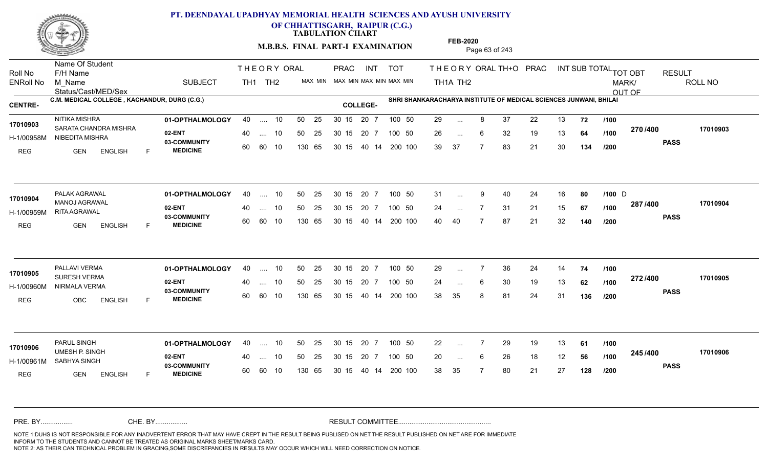# PT. DEENDAYAL UPADHYAY MEMORIAL HEALTH SCIENCES AND AYUSH UNIVERSITY OF CHHATTISGARH, RAIPUR (C.G.)

## TABULATION CHART

### M.B.B.S. FINAL PART-I EXAMINATION

FEB-2020

**CENTRE-** C.M. MEDICAL COLLEGE , KACHANDUR, DURG (C.G.)

**COLLEGE-** SHRI SHANKARACHARYA INSTITUTE OF MEDICAL SCIENCES JUNWANI, BHILAI

| Roll No / ENRoll No | Name Of Student / F/H Name / M_Name / Status/Cast/MED/Sex | SUBJECT | THEORY TH1 | THEORY TH2 | ORAL | PRAC MAX | PRAC MIN | INT MAX | INT MIN | TOT MAX | TOT MIN | THEORY TH1A | THEORY TH2 | ORAL | TH+O | PRAC | INT | SUB TOTAL | TOT OBT MARK/OUT OF | RESULT | ROLL NO |
|---|---|---|---|---|---|---|---|---|---|---|---|---|---|---|---|---|---|---|---|---|---|
| 17010903 | NITIKA MISHRA | 01-OPTHALMOLOGY | 40 | .... | 10 | 50 | 25 | 30 15 | | 20 7 | | 100 50 | 29 | ... | 8 | 37 | 22 | 13 | 72 /100 | | |
| H-1/00958M | SARATA CHANDRA MISHRA | 02-ENT | 40 | .... | 10 | 50 | 25 | 30 15 | | 20 7 | | 100 50 | 26 | ... | 6 | 32 | 19 | 13 | 64 /100 | 270 /400 | PASS | 17010903 |
| REG | NIBEDITA MISHRA / GEN ENGLISH F | 03-COMMUNITY MEDICINE | 60 | 60 | 10 | 130 | 65 | 30 15 | | 40 14 | | 200 100 | 39 | 37 | 7 | 83 | 21 | 30 | 134 /200 | | |
| 17010904 | PALAK AGRAWAL | 01-OPTHALMOLOGY | 40 | .... | 10 | 50 | 25 | 30 15 | | 20 7 | | 100 50 | 31 | ... | 9 | 40 | 24 | 16 | 80 /100 D | | |
| H-1/00959M | MANOJ AGRAWAL | 02-ENT | 40 | .... | 10 | 50 | 25 | 30 15 | | 20 7 | | 100 50 | 24 | ... | 7 | 31 | 21 | 15 | 67 /100 | 287 /400 | PASS | 17010904 |
| REG | RITA AGRAWAL / GEN ENGLISH F | 03-COMMUNITY MEDICINE | 60 | 60 | 10 | 130 | 65 | 30 15 | | 40 14 | | 200 100 | 40 | 40 | 7 | 87 | 21 | 32 | 140 /200 | | |
| 17010905 | PALLAVI VERMA | 01-OPTHALMOLOGY | 40 | .... | 10 | 50 | 25 | 30 15 | | 20 7 | | 100 50 | 29 | ... | 7 | 36 | 24 | 14 | 74 /100 | | |
| H-1/00960M | SURESH VERMA | 02-ENT | 40 | .... | 10 | 50 | 25 | 30 15 | | 20 7 | | 100 50 | 24 | ... | 6 | 30 | 19 | 13 | 62 /100 | 272 /400 | PASS | 17010905 |
| REG | NIRMALA VERMA / OBC ENGLISH F | 03-COMMUNITY MEDICINE | 60 | 60 | 10 | 130 | 65 | 30 15 | | 40 14 | | 200 100 | 38 | 35 | 8 | 81 | 24 | 31 | 136 /200 | | |
| 17010906 | PARUL SINGH | 01-OPTHALMOLOGY | 40 | .... | 10 | 50 | 25 | 30 15 | | 20 7 | | 100 50 | 22 | ... | 7 | 29 | 19 | 13 | 61 /100 | | |
| H-1/00961M | UMESH P. SINGH | 02-ENT | 40 | .... | 10 | 50 | 25 | 30 15 | | 20 7 | | 100 50 | 20 | ... | 6 | 26 | 18 | 12 | 56 /100 | 245 /400 | PASS | 17010906 |
| REG | SABHYA SINGH / GEN ENGLISH F | 03-COMMUNITY MEDICINE | 60 | 60 | 10 | 130 | 65 | 30 15 | | 40 14 | | 200 100 | 38 | 35 | 7 | 80 | 21 | 27 | 128 /200 | | |

PRE. BY................ CHE. BY................ RESULT COMMITTEE................................................

NOTE 1:DUHS IS NOT RESPONSIBLE FOR ANY INADVERTENT ERROR THAT MAY HAVE CREPT IN THE RESULT BEING PUBLISED ON NET.THE RESULT PUBLISHED ON NET ARE FOR IMMEDIATE INFORM TO THE STUDENTS AND CANNOT BE TREATED AS ORIGINAL MARKS SHEET/MARKS CARD.
NOTE 2: AS THEIR CAN TECHNICAL PROBLEM IN GRACING,SOME DISCREPANCIES IN RESULTS MAY OCCUR WHICH WILL NEED CORRECTION ON NOTICE.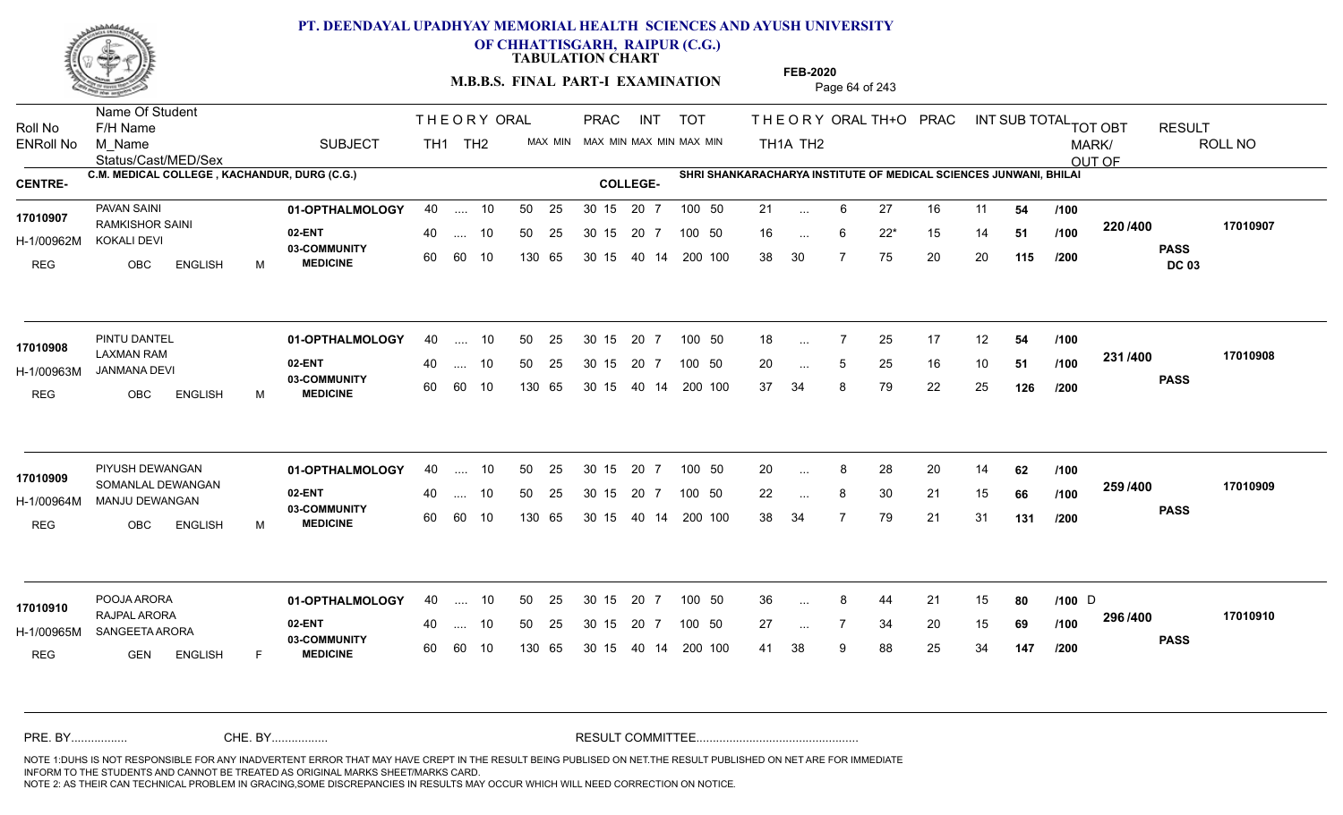# PT. DEENDAYAL UPADHYAY MEMORIAL HEALTH SCIENCES AND AYUSH UNIVERSITY OF CHHATTISGARH, RAIPUR (C.G.)

**TABULATION CHART**

**M.B.B.S. FINAL PART-I EXAMINATION**

**FEB-2020**

**CENTRE-** C.M. MEDICAL COLLEGE , KACHANDUR, DURG (C.G.)

**COLLEGE-** SHRI SHANKARACHARYA INSTITUTE OF MEDICAL SCIENCES JUNWANI, BHILAI

| Roll No / ENRoll No / Status/Cast/MED/Sex | Name Of Student / F/H Name / M_Name | SUBJECT | THEORY TH1 | THEORY TH2 | ORAL | PRAC MAX | PRAC MIN | INT MAX | INT MIN | TOT MAX | TOT MIN | TH1A | TH2 | ORAL | TH+O | PRAC | INT | SUB TOTAL | | TOT OBT MARK/OUT OF | RESULT | ROLL NO |
|---|---|---|---|---|---|---|---|---|---|---|---|---|---|---|---|---|---|---|---|---|---|---|
| 17010907 | PAVAN SAINI | 01-OPTHALMOLOGY | 40 | .... | 10 | 50 | 25 | 30 15 | 20 7 | 100 | 50 | 21 | ... | 6 | 27 | 16 | 11 | 54 | /100 | 220 /400 | PASS DC 03 | 17010907 |
| H-1/00962M | RAMKISHOR SAINI | 02-ENT | 40 | .... | 10 | 50 | 25 | 30 15 | 20 7 | 100 | 50 | 16 | ... | 6 | 22* | 15 | 14 | 51 | /100 | | | |
| REG OBC ENGLISH M | KOKALI DEVI | 03-COMMUNITY MEDICINE | 60 | 60 | 10 | 130 | 65 | 30 15 | 40 14 | 200 | 100 | 38 | 30 | 7 | 75 | 20 | 20 | 115 | /200 | | | |
| 17010908 | PINTU DANTEL | 01-OPTHALMOLOGY | 40 | .... | 10 | 50 | 25 | 30 15 | 20 7 | 100 | 50 | 18 | ... | 7 | 25 | 17 | 12 | 54 | /100 | 231 /400 | PASS | 17010908 |
| H-1/00963M | LAXMAN RAM | 02-ENT | 40 | .... | 10 | 50 | 25 | 30 15 | 20 7 | 100 | 50 | 20 | ... | 5 | 25 | 16 | 10 | 51 | /100 | | | |
| REG OBC ENGLISH M | JANMANA DEVI | 03-COMMUNITY MEDICINE | 60 | 60 | 10 | 130 | 65 | 30 15 | 40 14 | 200 | 100 | 37 | 34 | 8 | 79 | 22 | 25 | 126 | /200 | | | |
| 17010909 | PIYUSH DEWANGAN | 01-OPTHALMOLOGY | 40 | .... | 10 | 50 | 25 | 30 15 | 20 7 | 100 | 50 | 20 | ... | 8 | 28 | 20 | 14 | 62 | /100 | 259 /400 | PASS | 17010909 |
| H-1/00964M | SOMANLAL DEWANGAN | 02-ENT | 40 | .... | 10 | 50 | 25 | 30 15 | 20 7 | 100 | 50 | 22 | ... | 8 | 30 | 21 | 15 | 66 | /100 | | | |
| REG OBC ENGLISH M | MANJU DEWANGAN | 03-COMMUNITY MEDICINE | 60 | 60 | 10 | 130 | 65 | 30 15 | 40 14 | 200 | 100 | 38 | 34 | 7 | 79 | 21 | 31 | 131 | /200 | | | |
| 17010910 | POOJA ARORA | 01-OPTHALMOLOGY | 40 | .... | 10 | 50 | 25 | 30 15 | 20 7 | 100 | 50 | 36 | ... | 8 | 44 | 21 | 15 | 80 | /100 D | 296 /400 | PASS | 17010910 |
| H-1/00965M | RAJPAL ARORA | 02-ENT | 40 | .... | 10 | 50 | 25 | 30 15 | 20 7 | 100 | 50 | 27 | ... | 7 | 34 | 20 | 15 | 69 | /100 | | | |
| REG GEN ENGLISH F | SANGEETA ARORA | 03-COMMUNITY MEDICINE | 60 | 60 | 10 | 130 | 65 | 30 15 | 40 14 | 200 | 100 | 41 | 38 | 9 | 88 | 25 | 34 | 147 | /200 | | | |

PRE. BY................ CHE. BY................ RESULT COMMITTEE................................................

NOTE 1:DUHS IS NOT RESPONSIBLE FOR ANY INADVERTENT ERROR THAT MAY HAVE CREPT IN THE RESULT BEING PUBLISED ON NET.THE RESULT PUBLISHED ON NET ARE FOR IMMEDIATE INFORM TO THE STUDENTS AND CANNOT BE TREATED AS ORIGINAL MARKS SHEET/MARKS CARD.
NOTE 2: AS THEIR CAN TECHNICAL PROBLEM IN GRACING,SOME DISCREPANCIES IN RESULTS MAY OCCUR WHICH WILL NEED CORRECTION ON NOTICE.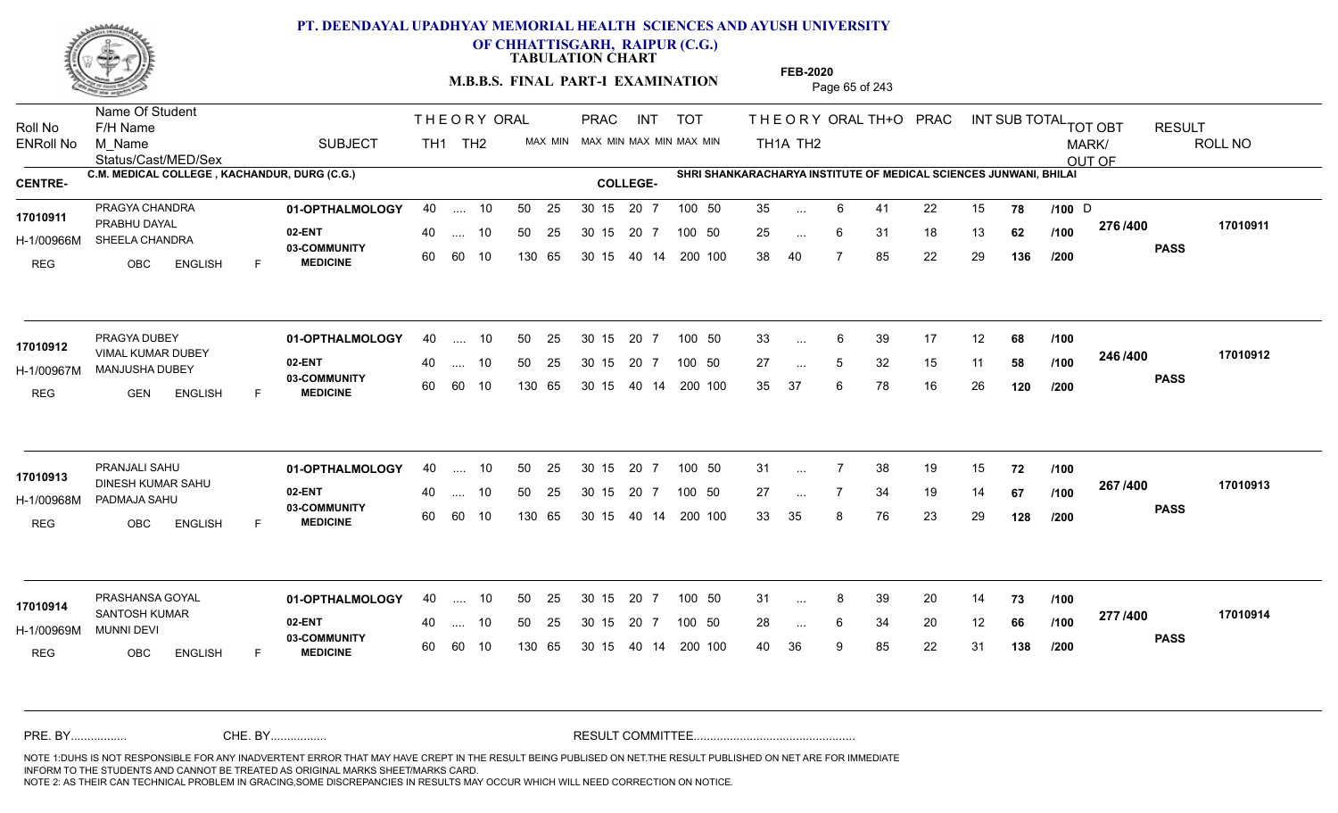# PT. DEENDAYAL UPADHYAY MEMORIAL HEALTH SCIENCES AND AYUSH UNIVERSITY OF CHHATTISGARH, RAIPUR (C.G.)

**TABULATION CHART**

**M.B.B.S. FINAL PART-I EXAMINATION**

**FEB-2020**

**CENTRE-** C.M. MEDICAL COLLEGE , KACHANDUR, DURG (C.G.)

**COLLEGE-** SHRI SHANKARACHARYA INSTITUTE OF MEDICAL SCIENCES JUNWANI, BHILAI

| Roll No / ENRoll No / Status/Cast/MED/Sex | Name Of Student / F/H Name / M_Name | SUBJECT | THEORY TH1 | THEORY TH2 | ORAL | PRAC MAX MIN | INT MAX MIN | TOT MAX MIN | THEORY TH1A | THEORY TH2 | ORAL | TH+O | PRAC | INT | SUB TOTAL | TOT OBT MARK/OUT OF | RESULT | ROLL NO |
|---|---|---|---|---|---|---|---|---|---|---|---|---|---|---|---|---|---|---|
| 17010911 / H-1/00966M / REG OBC ENGLISH F | PRAGYA CHANDRA / PRABHU DAYAL / SHEELA CHANDRA | 01-OPTHALMOLOGY | 40 | .... | 10 | 50 25 | 30 15 | 20 7 / 100 50 | 35 | ... | 6 | 41 | 22 | 15 | 78 | /100 D | | |
| | | 02-ENT | 40 | .... | 10 | 50 25 | 30 15 | 20 7 / 100 50 | 25 | ... | 6 | 31 | 18 | 13 | 62 | /100 | 276 /400 | PASS 17010911 |
| | | 03-COMMUNITY MEDICINE | 60 | 60 | 10 | 130 65 | 30 15 | 40 14 / 200 100 | 38 | 40 | 7 | 85 | 22 | 29 | 136 | /200 | | |
| 17010912 / H-1/00967M / REG GEN ENGLISH F | PRAGYA DUBEY / VIMAL KUMAR DUBEY / MANJUSHA DUBEY | 01-OPTHALMOLOGY | 40 | .... | 10 | 50 25 | 30 15 | 20 7 / 100 50 | 33 | ... | 6 | 39 | 17 | 12 | 68 | /100 | | |
| | | 02-ENT | 40 | .... | 10 | 50 25 | 30 15 | 20 7 / 100 50 | 27 | ... | 5 | 32 | 15 | 11 | 58 | /100 | 246 /400 | PASS 17010912 |
| | | 03-COMMUNITY MEDICINE | 60 | 60 | 10 | 130 65 | 30 15 | 40 14 / 200 100 | 35 | 37 | 6 | 78 | 16 | 26 | 120 | /200 | | |
| 17010913 / H-1/00968M / REG OBC ENGLISH F | PRANJALI SAHU / DINESH KUMAR SAHU / PADMAJA SAHU | 01-OPTHALMOLOGY | 40 | .... | 10 | 50 25 | 30 15 | 20 7 / 100 50 | 31 | ... | 7 | 38 | 19 | 15 | 72 | /100 | | |
| | | 02-ENT | 40 | .... | 10 | 50 25 | 30 15 | 20 7 / 100 50 | 27 | ... | 7 | 34 | 19 | 14 | 67 | /100 | 267 /400 | PASS 17010913 |
| | | 03-COMMUNITY MEDICINE | 60 | 60 | 10 | 130 65 | 30 15 | 40 14 / 200 100 | 33 | 35 | 8 | 76 | 23 | 29 | 128 | /200 | | |
| 17010914 / H-1/00969M / REG OBC ENGLISH F | PRASHANSA GOYAL / SANTOSH KUMAR / MUNNI DEVI | 01-OPTHALMOLOGY | 40 | .... | 10 | 50 25 | 30 15 | 20 7 / 100 50 | 31 | ... | 8 | 39 | 20 | 14 | 73 | /100 | | |
| | | 02-ENT | 40 | .... | 10 | 50 25 | 30 15 | 20 7 / 100 50 | 28 | ... | 6 | 34 | 20 | 12 | 66 | /100 | 277 /400 | PASS 17010914 |
| | | 03-COMMUNITY MEDICINE | 60 | 60 | 10 | 130 65 | 30 15 | 40 14 / 200 100 | 40 | 36 | 9 | 85 | 22 | 31 | 138 | /200 | | |

PRE. BY................ CHE. BY................ RESULT COMMITTEE................................................

NOTE 1:DUHS IS NOT RESPONSIBLE FOR ANY INADVERTENT ERROR THAT MAY HAVE CREPT IN THE RESULT BEING PUBLISED ON NET.THE RESULT PUBLISHED ON NET ARE FOR IMMEDIATE INFORM TO THE STUDENTS AND CANNOT BE TREATED AS ORIGINAL MARKS SHEET/MARKS CARD.
NOTE 2: AS THEIR CAN TECHNICAL PROBLEM IN GRACING,SOME DISCREPANCIES IN RESULTS MAY OCCUR WHICH WILL NEED CORRECTION ON NOTICE.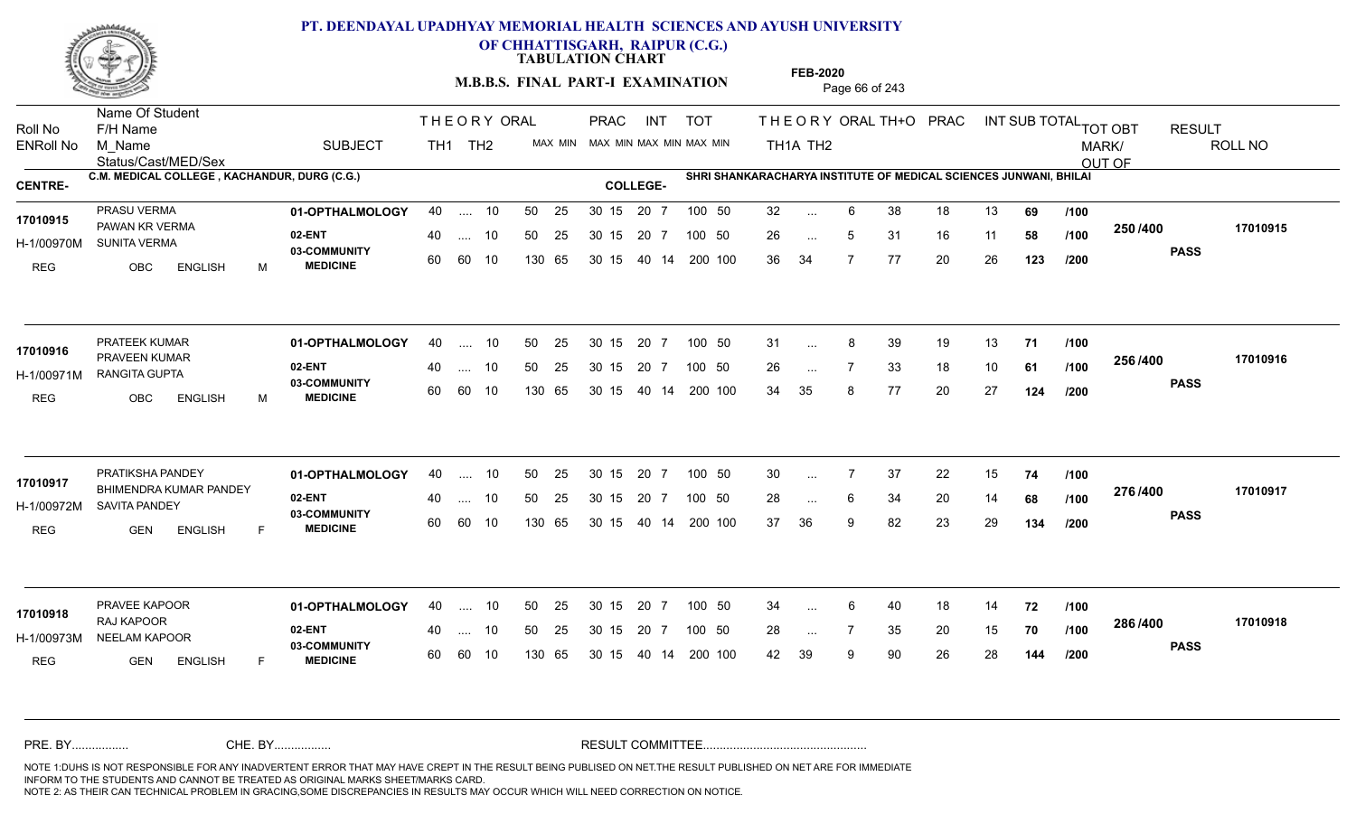# PT. DEENDAYAL UPADHYAY MEMORIAL HEALTH SCIENCES AND AYUSH UNIVERSITY OF CHHATTISGARH, RAIPUR (C.G.)

**TABULATION CHART**

**M.B.B.S. FINAL PART-I EXAMINATION**

**FEB-2020**

**CENTRE-** C.M. MEDICAL COLLEGE , KACHANDUR, DURG (C.G.)

**COLLEGE-** SHRI SHANKARACHARYA INSTITUTE OF MEDICAL SCIENCES JUNWANI, BHILAI

| Roll No / ENRoll No | Name Of Student / F/H Name / M_Name / Status/Cast/MED/Sex | SUBJECT | THEORY TH1 | THEORY TH2 | ORAL MAX MIN | PRAC MAX MIN | INT MAX MIN | TOT MAX MIN | TH1A | TH2 | ORAL | TH+O | PRAC | INT | SUB TOTAL | | TOT OBT MARK/OUT OF | RESULT | ROLL NO |
|---|---|---|---|---|---|---|---|---|---|---|---|---|---|---|---|---|---|---|---|
| 17010915 | PRASU VERMA | 01-OPTHALMOLOGY | 40 | .... | 10 | 50 25 | 30 15 | 20 7 | 100 50 | 32 | ... | 6 | 38 | 18 | 13 | 69 | /100 | 250 /400 | 17010915 |
| H-1/00970M | PAWAN KR VERMA / SUNITA VERMA | 02-ENT | 40 | .... | 10 | 50 25 | 30 15 | 20 7 | 100 50 | 26 | ... | 5 | 31 | 16 | 11 | 58 | /100 | | PASS |
| REG | OBC ENGLISH M | 03-COMMUNITY MEDICINE | 60 | 60 | 10 | 130 65 | 30 15 | 40 14 | 200 100 | 36 | 34 | 7 | 77 | 20 | 26 | 123 | /200 | | |
| 17010916 | PRATEEK KUMAR | 01-OPTHALMOLOGY | 40 | .... | 10 | 50 25 | 30 15 | 20 7 | 100 50 | 31 | ... | 8 | 39 | 19 | 13 | 71 | /100 | 256 /400 | 17010916 |
| H-1/00971M | PRAVEEN KUMAR / RANGITA GUPTA | 02-ENT | 40 | .... | 10 | 50 25 | 30 15 | 20 7 | 100 50 | 26 | ... | 7 | 33 | 18 | 10 | 61 | /100 | | PASS |
| REG | OBC ENGLISH M | 03-COMMUNITY MEDICINE | 60 | 60 | 10 | 130 65 | 30 15 | 40 14 | 200 100 | 34 | 35 | 8 | 77 | 20 | 27 | 124 | /200 | | |
| 17010917 | PRATIKSHA PANDEY | 01-OPTHALMOLOGY | 40 | .... | 10 | 50 25 | 30 15 | 20 7 | 100 50 | 30 | ... | 7 | 37 | 22 | 15 | 74 | /100 | 276 /400 | 17010917 |
| H-1/00972M | BHIMENDRA KUMAR PANDEY / SAVITA PANDEY | 02-ENT | 40 | .... | 10 | 50 25 | 30 15 | 20 7 | 100 50 | 28 | ... | 6 | 34 | 20 | 14 | 68 | /100 | | PASS |
| REG | GEN ENGLISH F | 03-COMMUNITY MEDICINE | 60 | 60 | 10 | 130 65 | 30 15 | 40 14 | 200 100 | 37 | 36 | 9 | 82 | 23 | 29 | 134 | /200 | | |
| 17010918 | PRAVEE KAPOOR | 01-OPTHALMOLOGY | 40 | .... | 10 | 50 25 | 30 15 | 20 7 | 100 50 | 34 | ... | 6 | 40 | 18 | 14 | 72 | /100 | 286 /400 | 17010918 |
| H-1/00973M | RAJ KAPOOR / NEELAM KAPOOR | 02-ENT | 40 | .... | 10 | 50 25 | 30 15 | 20 7 | 100 50 | 28 | ... | 7 | 35 | 20 | 15 | 70 | /100 | | PASS |
| REG | GEN ENGLISH F | 03-COMMUNITY MEDICINE | 60 | 60 | 10 | 130 65 | 30 15 | 40 14 | 200 100 | 42 | 39 | 9 | 90 | 26 | 28 | 144 | /200 | | |

PRE. BY................ CHE. BY................ RESULT COMMITTEE................................................

NOTE 1:DUHS IS NOT RESPONSIBLE FOR ANY INADVERTENT ERROR THAT MAY HAVE CREPT IN THE RESULT BEING PUBLISED ON NET.THE RESULT PUBLISHED ON NET ARE FOR IMMEDIATE INFORM TO THE STUDENTS AND CANNOT BE TREATED AS ORIGINAL MARKS SHEET/MARKS CARD.
NOTE 2: AS THEIR CAN TECHNICAL PROBLEM IN GRACING,SOME DISCREPANCIES IN RESULTS MAY OCCUR WHICH WILL NEED CORRECTION ON NOTICE.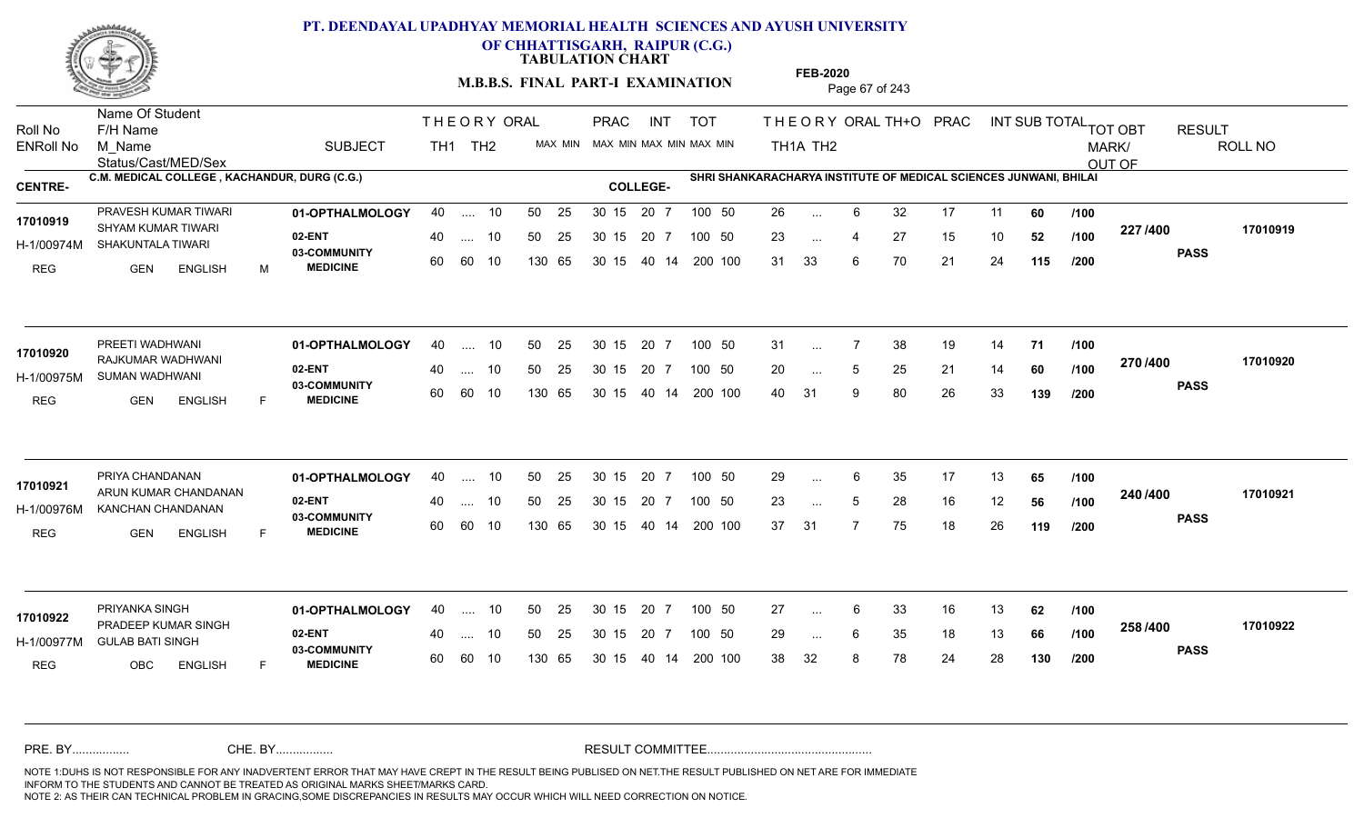# PT. DEENDAYAL UPADHYAY MEMORIAL HEALTH SCIENCES AND AYUSH UNIVERSITY OF CHHATTISGARH, RAIPUR (C.G.)

**TABULATION CHART**

**M.B.B.S. FINAL PART-I EXAMINATION**

**FEB-2020**

**CENTRE-** C.M. MEDICAL COLLEGE , KACHANDUR, DURG (C.G.)

**COLLEGE-** SHRI SHANKARACHARYA INSTITUTE OF MEDICAL SCIENCES JUNWANI, BHILAI

| Roll No / ENRoll No | Name Of Student / F/H Name / M_Name / Status/Cast/MED/Sex | SUBJECT | TH1 | TH2 | ORAL | PRAC MAX | PRAC MIN | INT MAX | INT MIN | TOT MAX | TOT MIN | TH1A | TH2 | ORAL | TH+O | PRAC | INT | SUB TOTAL | | TOT OBT MARK/OUT OF | RESULT | ROLL NO |
|---|---|---|---|---|---|---|---|---|---|---|---|---|---|---|---|---|---|---|---|---|---|---|
| 17010919 / H-1/00974M | PRAVESH KUMAR TIWARI / SHYAM KUMAR TIWARI / SHAKUNTALA TIWARI / REG GEN ENGLISH M | 01-OPTHALMOLOGY | 40 | .... | 10 | 50 | 25 | 30 15 | | 20 | 7 | 26 | ... | 6 | 32 | 17 | 11 | 60 | /100 | 227 /400 | PASS | 17010919 |
| | | 02-ENT | 40 | .... | 10 | 50 | 25 | 30 15 | | 20 | 7 | 23 | ... | 4 | 27 | 15 | 10 | 52 | /100 | | | |
| | | 03-COMMUNITY MEDICINE | 60 | 60 | 10 | 130 | 65 | 30 15 | | 40 | 14 | 31 | 33 | 6 | 70 | 21 | 24 | 115 | /200 | | | |
| 17010920 / H-1/00975M | PREETI WADHWANI / RAJKUMAR WADHWANI / SUMAN WADHWANI / REG GEN ENGLISH F | 01-OPTHALMOLOGY | 40 | .... | 10 | 50 | 25 | 30 15 | | 20 | 7 | 31 | ... | 7 | 38 | 19 | 14 | 71 | /100 | 270 /400 | PASS | 17010920 |
| | | 02-ENT | 40 | .... | 10 | 50 | 25 | 30 15 | | 20 | 7 | 20 | ... | 5 | 25 | 21 | 14 | 60 | /100 | | | |
| | | 03-COMMUNITY MEDICINE | 60 | 60 | 10 | 130 | 65 | 30 15 | | 40 | 14 | 40 | 31 | 9 | 80 | 26 | 33 | 139 | /200 | | | |
| 17010921 / H-1/00976M | PRIYA CHANDANAN / ARUN KUMAR CHANDANAN / KANCHAN CHANDANAN / REG GEN ENGLISH F | 01-OPTHALMOLOGY | 40 | .... | 10 | 50 | 25 | 30 15 | | 20 | 7 | 29 | ... | 6 | 35 | 17 | 13 | 65 | /100 | 240 /400 | PASS | 17010921 |
| | | 02-ENT | 40 | .... | 10 | 50 | 25 | 30 15 | | 20 | 7 | 23 | ... | 5 | 28 | 16 | 12 | 56 | /100 | | | |
| | | 03-COMMUNITY MEDICINE | 60 | 60 | 10 | 130 | 65 | 30 15 | | 40 | 14 | 37 | 31 | 7 | 75 | 18 | 26 | 119 | /200 | | | |
| 17010922 / H-1/00977M | PRIYANKA SINGH / PRADEEP KUMAR SINGH / GULAB BATI SINGH / REG OBC ENGLISH F | 01-OPTHALMOLOGY | 40 | .... | 10 | 50 | 25 | 30 15 | | 20 | 7 | 27 | ... | 6 | 33 | 16 | 13 | 62 | /100 | 258 /400 | PASS | 17010922 |
| | | 02-ENT | 40 | .... | 10 | 50 | 25 | 30 15 | | 20 | 7 | 29 | ... | 6 | 35 | 18 | 13 | 66 | /100 | | | |
| | | 03-COMMUNITY MEDICINE | 60 | 60 | 10 | 130 | 65 | 30 15 | | 40 | 14 | 38 | 32 | 8 | 78 | 24 | 28 | 130 | /200 | | | |

Note: TOT MAX/MIN for each subject: 01-OPTHALMOLOGY 100 50; 02-ENT 100 50; 03-COMMUNITY MEDICINE 200 100.

PRE. BY................ CHE. BY................ RESULT COMMITTEE................................................

NOTE 1:DUHS IS NOT RESPONSIBLE FOR ANY INADVERTENT ERROR THAT MAY HAVE CREPT IN THE RESULT BEING PUBLISED ON NET.THE RESULT PUBLISHED ON NET ARE FOR IMMEDIATE INFORM TO THE STUDENTS AND CANNOT BE TREATED AS ORIGINAL MARKS SHEET/MARKS CARD.
NOTE 2: AS THEIR CAN TECHNICAL PROBLEM IN GRACING,SOME DISCREPANCIES IN RESULTS MAY OCCUR WHICH WILL NEED CORRECTION ON NOTICE.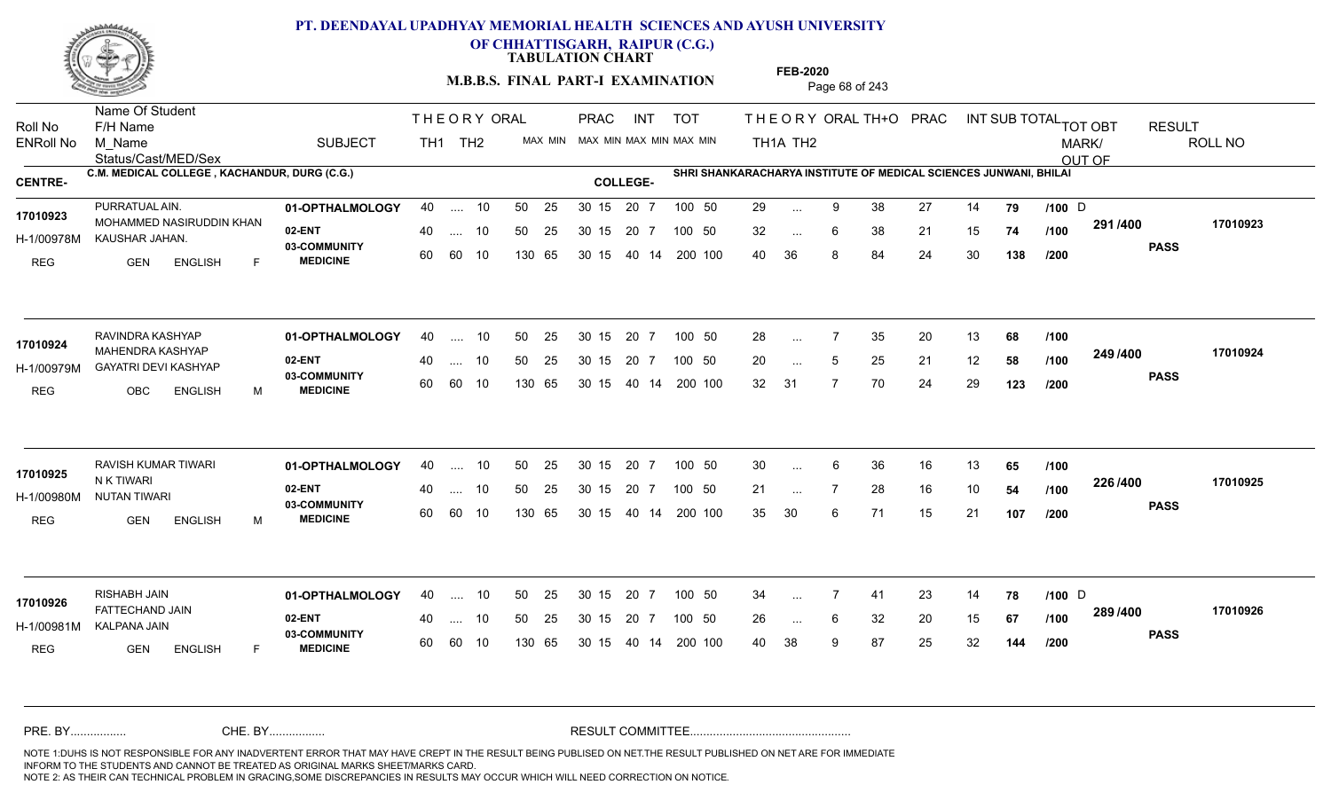# PT. DEENDAYAL UPADHYAY MEMORIAL HEALTH SCIENCES AND AYUSH UNIVERSITY OF CHHATTISGARH, RAIPUR (C.G.)

**TABULATION CHART**

**M.B.B.S. FINAL PART-I EXAMINATION**

**FEB-2020**

**CENTRE-** C.M. MEDICAL COLLEGE , KACHANDUR, DURG (C.G.)

**COLLEGE-** SHRI SHANKARACHARYA INSTITUTE OF MEDICAL SCIENCES JUNWANI, BHILAI

| Roll No / ENRoll No | Name Of Student / F/H Name / M_Name / Status/Cast/MED/Sex | SUBJECT | THEORY TH1 | THEORY TH2 | ORAL | PRAC MAX | PRAC MIN | INT MAX | INT MIN | TOT MAX | TOT MIN | TH1A | TH2 | ORAL | TH+O | PRAC | INT | SUB TOTAL | | TOT OBT MARK/ OUT OF | RESULT | ROLL NO |
|---|---|---|---|---|---|---|---|---|---|---|---|---|---|---|---|---|---|---|---|---|---|---|
| 17010923 | PURRATUAL AIN. | 01-OPTHALMOLOGY | 40 | .... | 10 | 50 25 | 30 15 | 20 | 7 | 100 | 50 | 29 | ... | 9 | 38 | 27 | 14 | 79 | /100 D | 291 /400 | PASS | 17010923 |
| H-1/00978M | MOHAMMED NASIRUDDIN KHAN / KAUSHAR JAHAN. | 02-ENT | 40 | .... | 10 | 50 25 | 30 15 | 20 | 7 | 100 | 50 | 32 | ... | 6 | 38 | 21 | 15 | 74 | /100 | | | |
| REG | GEN ENGLISH F | 03-COMMUNITY MEDICINE | 60 | 60 | 10 | 130 65 | 30 15 | 40 | 14 | 200 | 100 | 40 | 36 | 8 | 84 | 24 | 30 | 138 | /200 | | | |
| 17010924 | RAVINDRA KASHYAP | 01-OPTHALMOLOGY | 40 | .... | 10 | 50 25 | 30 15 | 20 | 7 | 100 | 50 | 28 | ... | 7 | 35 | 20 | 13 | 68 | /100 | 249 /400 | PASS | 17010924 |
| H-1/00979M | MAHENDRA KASHYAP / GAYATRI DEVI KASHYAP | 02-ENT | 40 | .... | 10 | 50 25 | 30 15 | 20 | 7 | 100 | 50 | 20 | ... | 5 | 25 | 21 | 12 | 58 | /100 | | | |
| REG | OBC ENGLISH M | 03-COMMUNITY MEDICINE | 60 | 60 | 10 | 130 65 | 30 15 | 40 | 14 | 200 | 100 | 32 | 31 | 7 | 70 | 24 | 29 | 123 | /200 | | | |
| 17010925 | RAVISH KUMAR TIWARI | 01-OPTHALMOLOGY | 40 | .... | 10 | 50 25 | 30 15 | 20 | 7 | 100 | 50 | 30 | ... | 6 | 36 | 16 | 13 | 65 | /100 | 226 /400 | PASS | 17010925 |
| H-1/00980M | N K TIWARI / NUTAN TIWARI | 02-ENT | 40 | .... | 10 | 50 25 | 30 15 | 20 | 7 | 100 | 50 | 21 | ... | 7 | 28 | 16 | 10 | 54 | /100 | | | |
| REG | GEN ENGLISH M | 03-COMMUNITY MEDICINE | 60 | 60 | 10 | 130 65 | 30 15 | 40 | 14 | 200 | 100 | 35 | 30 | 6 | 71 | 15 | 21 | 107 | /200 | | | |
| 17010926 | RISHABH JAIN | 01-OPTHALMOLOGY | 40 | .... | 10 | 50 25 | 30 15 | 20 | 7 | 100 | 50 | 34 | ... | 7 | 41 | 23 | 14 | 78 | /100 D | 289 /400 | PASS | 17010926 |
| H-1/00981M | FATTECHAND JAIN / KALPANA JAIN | 02-ENT | 40 | .... | 10 | 50 25 | 30 15 | 20 | 7 | 100 | 50 | 26 | ... | 6 | 32 | 20 | 15 | 67 | /100 | | | |
| REG | GEN ENGLISH F | 03-COMMUNITY MEDICINE | 60 | 60 | 10 | 130 65 | 30 15 | 40 | 14 | 200 | 100 | 40 | 38 | 9 | 87 | 25 | 32 | 144 | /200 | | | |

PRE. BY................ CHE. BY................ RESULT COMMITTEE................................................

NOTE 1:DUHS IS NOT RESPONSIBLE FOR ANY INADVERTENT ERROR THAT MAY HAVE CREPT IN THE RESULT BEING PUBLISED ON NET.THE RESULT PUBLISHED ON NET ARE FOR IMMEDIATE INFORM TO THE STUDENTS AND CANNOT BE TREATED AS ORIGINAL MARKS SHEET/MARKS CARD.
NOTE 2: AS THEIR CAN TECHNICAL PROBLEM IN GRACING,SOME DISCREPANCIES IN RESULTS MAY OCCUR WHICH WILL NEED CORRECTION ON NOTICE.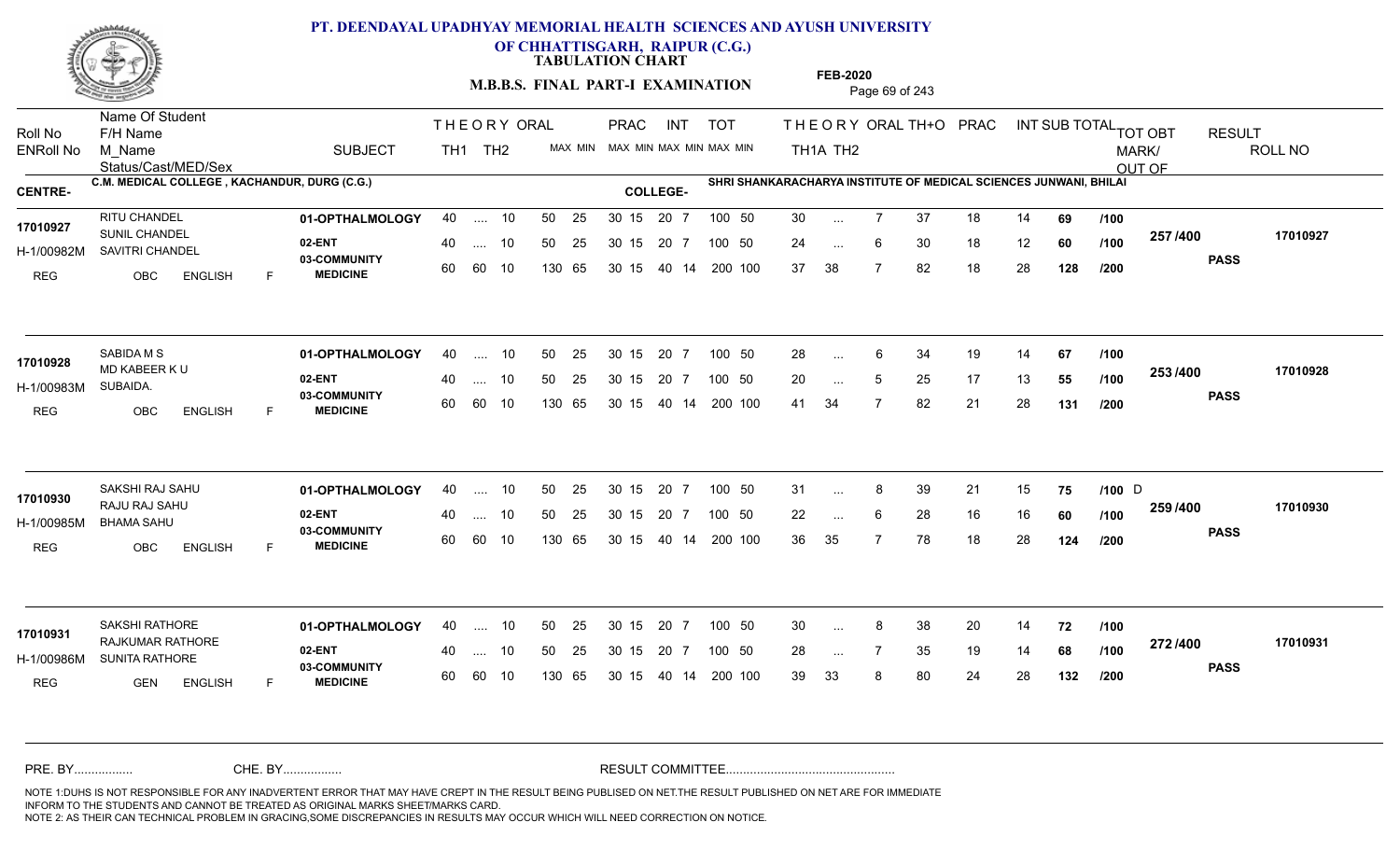# PT. DEENDAYAL UPADHYAY MEMORIAL HEALTH SCIENCES AND AYUSH UNIVERSITY OF CHHATTISGARH, RAIPUR (C.G.)

**TABULATION CHART**

**M.B.B.S. FINAL PART-I EXAMINATION**

**FEB-2020**

**CENTRE-** C.M. MEDICAL COLLEGE , KACHANDUR, DURG (C.G.)

**COLLEGE-** SHRI SHANKARACHARYA INSTITUTE OF MEDICAL SCIENCES JUNWANI, BHILAI

| Roll No / ENRoll No / Status/Cast/MED/Sex | Name Of Student / F/H Name / M_Name | SUBJECT | TH1 | TH2 | ORAL | PRAC MAX | PRAC MIN | INT MAX | INT MIN | TOT MAX | TOT MIN | TH1A | TH2 | ORAL | TH+O | PRAC | INT | SUB TOTAL | | TOT OBT MARK/ OUT OF | RESULT | ROLL NO |
|---|---|---|---|---|---|---|---|---|---|---|---|---|---|---|---|---|---|---|---|---|---|---|
| 17010927 | RITU CHANDEL | 01-OPTHALMOLOGY | 40 | .... | 10 | 50 25 | 30 15 | 20 | 7 | 100 | 50 | 30 | ... | 7 | 37 | 18 | 14 | 69 | /100 | 257 /400 | PASS | 17010927 |
| H-1/00982M | SUNIL CHANDEL | 02-ENT | 40 | .... | 10 | 50 25 | 30 15 | 20 | 7 | 100 | 50 | 24 | ... | 6 | 30 | 18 | 12 | 60 | /100 | | | |
| REG OBC ENGLISH F | SAVITRI CHANDEL | 03-COMMUNITY MEDICINE | 60 | 60 | 10 | 130 65 | 30 15 | 40 | 14 | 200 | 100 | 37 | 38 | 7 | 82 | 18 | 28 | 128 | /200 | | | |
| 17010928 | SABIDA M S | 01-OPTHALMOLOGY | 40 | .... | 10 | 50 25 | 30 15 | 20 | 7 | 100 | 50 | 28 | ... | 6 | 34 | 19 | 14 | 67 | /100 | 253 /400 | PASS | 17010928 |
| H-1/00983M | MD KABEER K U | 02-ENT | 40 | .... | 10 | 50 25 | 30 15 | 20 | 7 | 100 | 50 | 20 | ... | 5 | 25 | 17 | 13 | 55 | /100 | | | |
| REG OBC ENGLISH F | SUBAIDA. | 03-COMMUNITY MEDICINE | 60 | 60 | 10 | 130 65 | 30 15 | 40 | 14 | 200 | 100 | 41 | 34 | 7 | 82 | 21 | 28 | 131 | /200 | | | |
| 17010930 | SAKSHI RAJ SAHU | 01-OPTHALMOLOGY | 40 | .... | 10 | 50 25 | 30 15 | 20 | 7 | 100 | 50 | 31 | ... | 8 | 39 | 21 | 15 | 75 | /100 D | 259 /400 | PASS | 17010930 |
| H-1/00985M | RAJU RAJ SAHU | 02-ENT | 40 | .... | 10 | 50 25 | 30 15 | 20 | 7 | 100 | 50 | 22 | ... | 6 | 28 | 16 | 16 | 60 | /100 | | | |
| REG OBC ENGLISH F | BHAMA SAHU | 03-COMMUNITY MEDICINE | 60 | 60 | 10 | 130 65 | 30 15 | 40 | 14 | 200 | 100 | 36 | 35 | 7 | 78 | 18 | 28 | 124 | /200 | | | |
| 17010931 | SAKSHI RATHORE | 01-OPTHALMOLOGY | 40 | .... | 10 | 50 25 | 30 15 | 20 | 7 | 100 | 50 | 30 | ... | 8 | 38 | 20 | 14 | 72 | /100 | 272 /400 | PASS | 17010931 |
| H-1/00986M | RAJKUMAR RATHORE | 02-ENT | 40 | .... | 10 | 50 25 | 30 15 | 20 | 7 | 100 | 50 | 28 | ... | 7 | 35 | 19 | 14 | 68 | /100 | | | |
| REG GEN ENGLISH F | SUNITA RATHORE | 03-COMMUNITY MEDICINE | 60 | 60 | 10 | 130 65 | 30 15 | 40 | 14 | 200 | 100 | 39 | 33 | 8 | 80 | 24 | 28 | 132 | /200 | | | |

PRE. BY................ CHE. BY................ RESULT COMMITTEE................................................

NOTE 1:DUHS IS NOT RESPONSIBLE FOR ANY INADVERTENT ERROR THAT MAY HAVE CREPT IN THE RESULT BEING PUBLISED ON NET.THE RESULT PUBLISHED ON NET ARE FOR IMMEDIATE INFORM TO THE STUDENTS AND CANNOT BE TREATED AS ORIGINAL MARKS SHEET/MARKS CARD.
NOTE 2: AS THEIR CAN TECHNICAL PROBLEM IN GRACING,SOME DISCREPANCIES IN RESULTS MAY OCCUR WHICH WILL NEED CORRECTION ON NOTICE.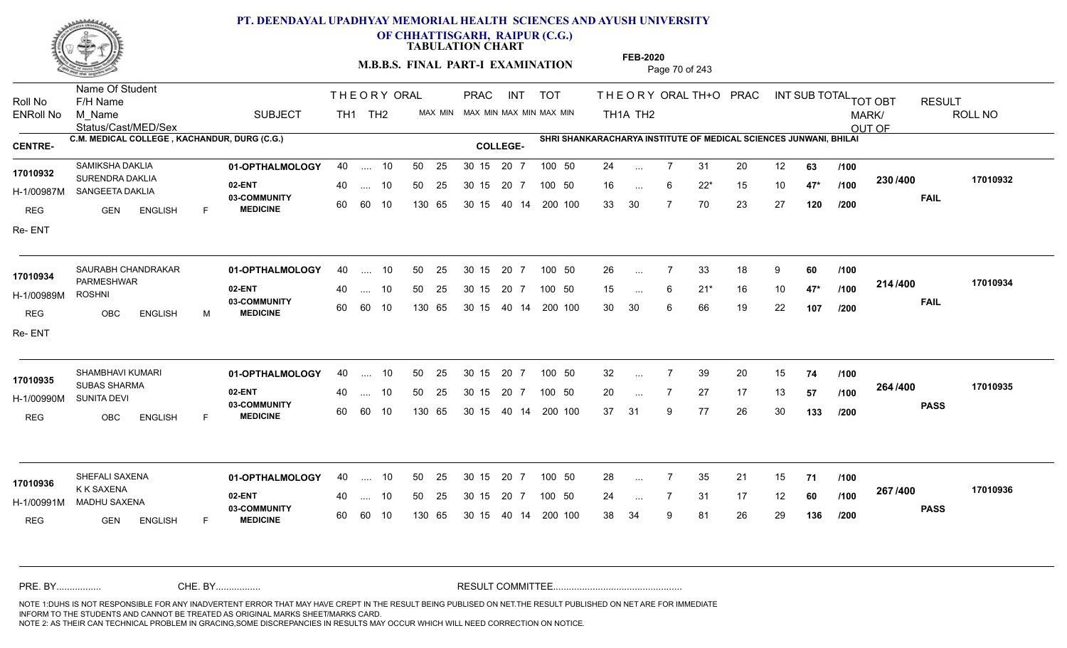# PT. DEENDAYAL UPADHYAY MEMORIAL HEALTH SCIENCES AND AYUSH UNIVERSITY OF CHHATTISGARH, RAIPUR (C.G.)

**TABULATION CHART**

**M.B.B.S. FINAL PART-I EXAMINATION**

**FEB-2020**

**CENTRE-** C.M. MEDICAL COLLEGE , KACHANDUR, DURG (C.G.)

**COLLEGE-** SHRI SHANKARACHARYA INSTITUTE OF MEDICAL SCIENCES JUNWANI, BHILAI

| Roll No / ENRoll No / Status | Name Of Student / F/H Name / M_Name / Cast/MED/Sex | SUBJECT | THEORY TH1 | THEORY TH2 | ORAL | PRAC MAX | PRAC MIN | INT MAX | INT MIN | TOT MAX | TOT MIN | TH1A | TH2 | ORAL | TH+O | PRAC | INT | SUB TOTAL | | TOT OBT MARK/OUT OF | RESULT | ROLL NO |
|---|---|---|---|---|---|---|---|---|---|---|---|---|---|---|---|---|---|---|---|---|---|---|
| 17010932 | SAMIKSHA DAKLIA | 01-OPTHALMOLOGY | 40 | .... | 10 | 50 25 | 30 15 | 20 | 7 | 100 | 50 | 24 | ... | 7 | 31 | 20 | 12 | 63 | /100 | 230 /400 | FAIL | 17010932 |
| H-1/00987M | SURENDRA DAKLIA / SANGEETA DAKLIA | 02-ENT | 40 | .... | 10 | 50 25 | 30 15 | 20 | 7 | 100 | 50 | 16 | ... | 6 | 22* | 15 | 10 | 47* | /100 | | | |
| REG / Re- ENT | GEN ENGLISH F | 03-COMMUNITY MEDICINE | 60 | 60 | 10 | 130 65 | 30 15 | 40 | 14 | 200 | 100 | 33 | 30 | 7 | 70 | 23 | 27 | 120 | /200 | | | |
| 17010934 | SAURABH CHANDRAKAR | 01-OPTHALMOLOGY | 40 | .... | 10 | 50 25 | 30 15 | 20 | 7 | 100 | 50 | 26 | ... | 7 | 33 | 18 | 9 | 60 | /100 | 214 /400 | FAIL | 17010934 |
| H-1/00989M | PARMESHWAR / ROSHNI | 02-ENT | 40 | .... | 10 | 50 25 | 30 15 | 20 | 7 | 100 | 50 | 15 | ... | 6 | 21* | 16 | 10 | 47* | /100 | | | |
| REG / Re- ENT | OBC ENGLISH M | 03-COMMUNITY MEDICINE | 60 | 60 | 10 | 130 65 | 30 15 | 40 | 14 | 200 | 100 | 30 | 30 | 6 | 66 | 19 | 22 | 107 | /200 | | | |
| 17010935 | SHAMBHAVI KUMARI | 01-OPTHALMOLOGY | 40 | .... | 10 | 50 25 | 30 15 | 20 | 7 | 100 | 50 | 32 | ... | 7 | 39 | 20 | 15 | 74 | /100 | 264 /400 | PASS | 17010935 |
| H-1/00990M | SUBAS SHARMA / SUNITA DEVI | 02-ENT | 40 | .... | 10 | 50 25 | 30 15 | 20 | 7 | 100 | 50 | 20 | ... | 7 | 27 | 17 | 13 | 57 | /100 | | | |
| REG | OBC ENGLISH F | 03-COMMUNITY MEDICINE | 60 | 60 | 10 | 130 65 | 30 15 | 40 | 14 | 200 | 100 | 37 | 31 | 9 | 77 | 26 | 30 | 133 | /200 | | | |
| 17010936 | SHEFALI SAXENA | 01-OPTHALMOLOGY | 40 | .... | 10 | 50 25 | 30 15 | 20 | 7 | 100 | 50 | 28 | ... | 7 | 35 | 21 | 15 | 71 | /100 | 267 /400 | PASS | 17010936 |
| H-1/00991M | K K SAXENA / MADHU SAXENA | 02-ENT | 40 | .... | 10 | 50 25 | 30 15 | 20 | 7 | 100 | 50 | 24 | ... | 7 | 31 | 17 | 12 | 60 | /100 | | | |
| REG | GEN ENGLISH F | 03-COMMUNITY MEDICINE | 60 | 60 | 10 | 130 65 | 30 15 | 40 | 14 | 200 | 100 | 38 | 34 | 9 | 81 | 26 | 29 | 136 | /200 | | | |

PRE. BY................ CHE. BY................ RESULT COMMITTEE................................................

NOTE 1:DUHS IS NOT RESPONSIBLE FOR ANY INADVERTENT ERROR THAT MAY HAVE CREPT IN THE RESULT BEING PUBLISED ON NET.THE RESULT PUBLISHED ON NET ARE FOR IMMEDIATE INFORM TO THE STUDENTS AND CANNOT BE TREATED AS ORIGINAL MARKS SHEET/MARKS CARD.
NOTE 2: AS THEIR CAN TECHNICAL PROBLEM IN GRACING,SOME DISCREPANCIES IN RESULTS MAY OCCUR WHICH WILL NEED CORRECTION ON NOTICE.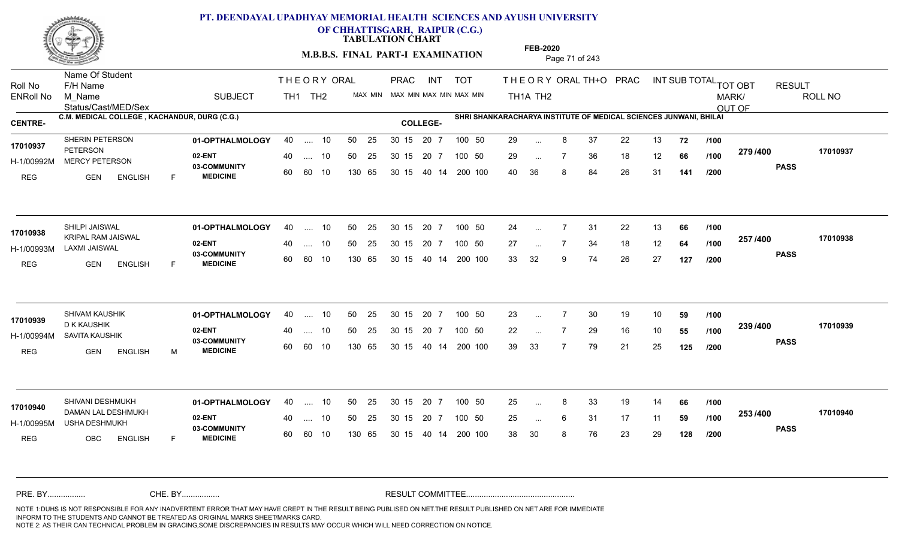# PT. DEENDAYAL UPADHYAY MEMORIAL HEALTH SCIENCES AND AYUSH UNIVERSITY OF CHHATTISGARH, RAIPUR (C.G.)

**TABULATION CHART**

**M.B.B.S. FINAL PART-I EXAMINATION**

**FEB-2020**

**CENTRE-** C.M. MEDICAL COLLEGE , KACHANDUR, DURG (C.G.)

**COLLEGE-** SHRI SHANKARACHARYA INSTITUTE OF MEDICAL SCIENCES JUNWANI, BHILAI

| Roll No / ENRoll No / Status | Name Of Student / F/H Name / M_Name / Cast/MED/Sex | SUBJECT | THEORY TH1 | THEORY TH2 | ORAL | PRAC MAX | PRAC MIN | INT MAX | INT MIN | TOT MAX | TOT MIN | TH1A | TH2 | ORAL | TH+O | PRAC | INT | SUB TOTAL | TOT | TOT OBT MARK/OUT OF | RESULT | ROLL NO |
|---|---|---|---|---|---|---|---|---|---|---|---|---|---|---|---|---|---|---|---|---|---|---|
| 17010937 | SHERIN PETERSON | 01-OPTHALMOLOGY | 40 | .... | 10 | 50 | 25 | 30 15 | 20 7 | 100 | 50 | 29 | ... | 8 | 37 | 22 | 13 | 72 | /100 | 279 /400 | PASS | 17010937 |
| H-1/00992M | PETERSON / MERCY PETERSON | 02-ENT | 40 | .... | 10 | 50 | 25 | 30 15 | 20 7 | 100 | 50 | 29 | ... | 7 | 36 | 18 | 12 | 66 | /100 | | | |
| REG | GEN ENGLISH F | 03-COMMUNITY MEDICINE | 60 | 60 | 10 | 130 | 65 | 30 15 | 40 14 | 200 | 100 | 40 | 36 | 8 | 84 | 26 | 31 | 141 | /200 | | | |
| 17010938 | SHILPI JAISWAL | 01-OPTHALMOLOGY | 40 | .... | 10 | 50 | 25 | 30 15 | 20 7 | 100 | 50 | 24 | ... | 7 | 31 | 22 | 13 | 66 | /100 | 257 /400 | PASS | 17010938 |
| H-1/00993M | KRIPAL RAM JAISWAL / LAXMI JAISWAL | 02-ENT | 40 | .... | 10 | 50 | 25 | 30 15 | 20 7 | 100 | 50 | 27 | ... | 7 | 34 | 18 | 12 | 64 | /100 | | | |
| REG | GEN ENGLISH F | 03-COMMUNITY MEDICINE | 60 | 60 | 10 | 130 | 65 | 30 15 | 40 14 | 200 | 100 | 33 | 32 | 9 | 74 | 26 | 27 | 127 | /200 | | | |
| 17010939 | SHIVAM KAUSHIK | 01-OPTHALMOLOGY | 40 | .... | 10 | 50 | 25 | 30 15 | 20 7 | 100 | 50 | 23 | ... | 7 | 30 | 19 | 10 | 59 | /100 | 239 /400 | PASS | 17010939 |
| H-1/00994M | D K KAUSHIK / SAVITA KAUSHIK | 02-ENT | 40 | .... | 10 | 50 | 25 | 30 15 | 20 7 | 100 | 50 | 22 | ... | 7 | 29 | 16 | 10 | 55 | /100 | | | |
| REG | GEN ENGLISH M | 03-COMMUNITY MEDICINE | 60 | 60 | 10 | 130 | 65 | 30 15 | 40 14 | 200 | 100 | 39 | 33 | 7 | 79 | 21 | 25 | 125 | /200 | | | |
| 17010940 | SHIVANI DESHMUKH | 01-OPTHALMOLOGY | 40 | .... | 10 | 50 | 25 | 30 15 | 20 7 | 100 | 50 | 25 | ... | 8 | 33 | 19 | 14 | 66 | /100 | 253 /400 | PASS | 17010940 |
| H-1/00995M | DAMAN LAL DESHMUKH / USHA DESHMUKH | 02-ENT | 40 | .... | 10 | 50 | 25 | 30 15 | 20 7 | 100 | 50 | 25 | ... | 6 | 31 | 17 | 11 | 59 | /100 | | | |
| REG | OBC ENGLISH F | 03-COMMUNITY MEDICINE | 60 | 60 | 10 | 130 | 65 | 30 15 | 40 14 | 200 | 100 | 38 | 30 | 8 | 76 | 23 | 29 | 128 | /200 | | | |

PRE. BY................ CHE. BY................ RESULT COMMITTEE................................................

NOTE 1:DUHS IS NOT RESPONSIBLE FOR ANY INADVERTENT ERROR THAT MAY HAVE CREPT IN THE RESULT BEING PUBLISED ON NET.THE RESULT PUBLISHED ON NET ARE FOR IMMEDIATE INFORM TO THE STUDENTS AND CANNOT BE TREATED AS ORIGINAL MARKS SHEET/MARKS CARD.
NOTE 2: AS THEIR CAN TECHNICAL PROBLEM IN GRACING,SOME DISCREPANCIES IN RESULTS MAY OCCUR WHICH WILL NEED CORRECTION ON NOTICE.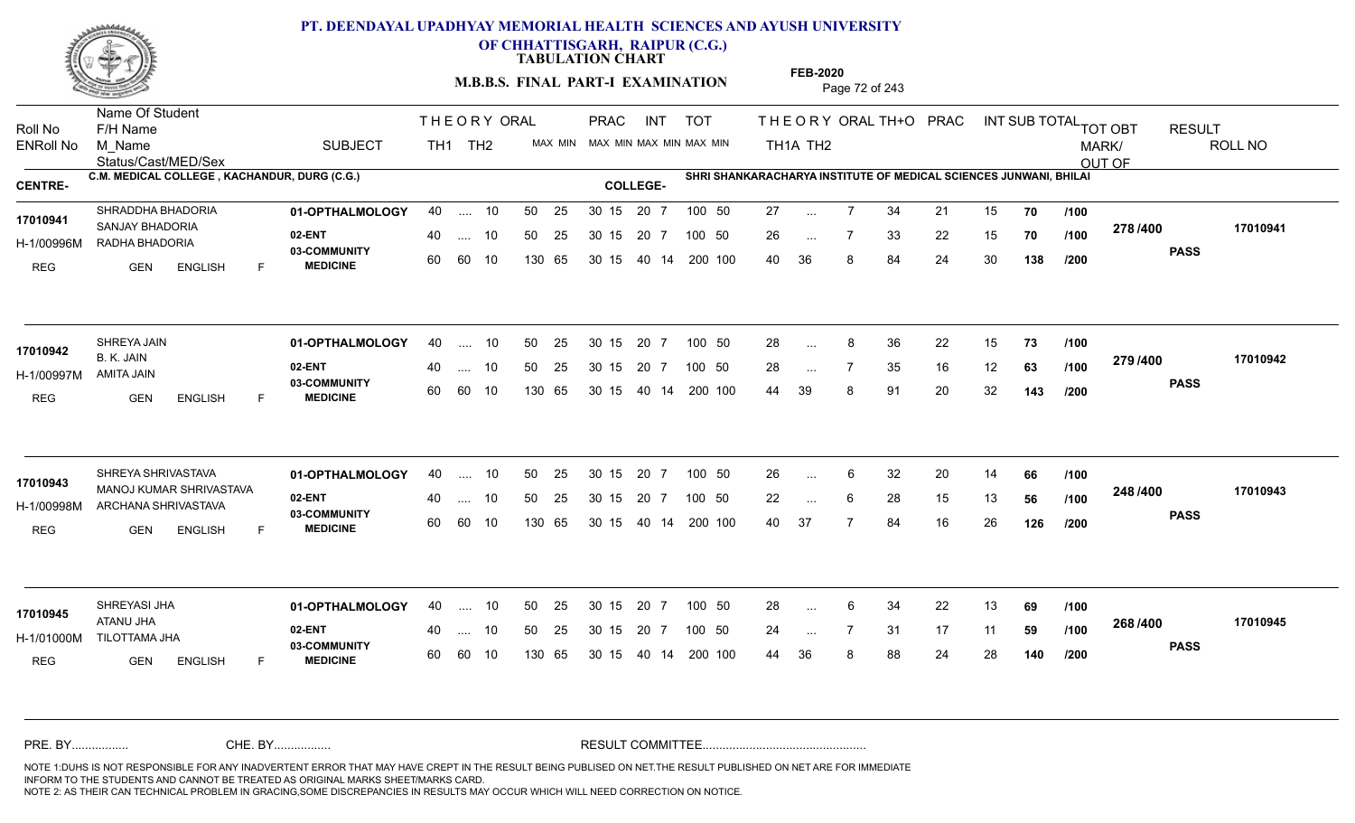# PT. DEENDAYAL UPADHYAY MEMORIAL HEALTH SCIENCES AND AYUSH UNIVERSITY OF CHHATTISGARH, RAIPUR (C.G.)

**TABULATION CHART**

**M.B.B.S. FINAL PART-I EXAMINATION**

**FEB-2020**

**CENTRE-** C.M. MEDICAL COLLEGE , KACHANDUR, DURG (C.G.)

**COLLEGE-** SHRI SHANKARACHARYA INSTITUTE OF MEDICAL SCIENCES JUNWANI, BHILAI

| Roll No / ENRoll No / Status/Cast/MED/Sex | Name Of Student / F/H Name / M_Name | SUBJECT | THEORY TH1 | THEORY TH2 | ORAL | PRAC MAX | PRAC MIN | INT MAX | INT MIN | TOT MAX | TOT MIN | THEORY TH1A | THEORY TH2 | ORAL | TH+O | PRAC | INT | SUB TOTAL | | TOT OBT MARK/OUT OF | RESULT | ROLL NO |
|---|---|---|---|---|---|---|---|---|---|---|---|---|---|---|---|---|---|---|---|---|---|---|
| 17010941 / H-1/00996M / REG GEN ENGLISH F | SHRADDHA BHADORIA / SANJAY BHADORIA / RADHA BHADORIA | 01-OPTHALMOLOGY | 40 | .... | 10 | 50 25 | 30 15 | 20 | 7 | 100 | 50 | 27 | ... | 7 | 34 | 21 | 15 | 70 | /100 | 278 /400 | PASS | 17010941 |
| | | 02-ENT | 40 | .... | 10 | 50 25 | 30 15 | 20 | 7 | 100 | 50 | 26 | ... | 7 | 33 | 22 | 15 | 70 | /100 | | | |
| | | 03-COMMUNITY MEDICINE | 60 | 60 | 10 | 130 65 | 30 15 | 40 | 14 | 200 | 100 | 40 | 36 | 8 | 84 | 24 | 30 | 138 | /200 | | | |
| 17010942 / H-1/00997M / REG GEN ENGLISH F | SHREYA JAIN / B. K. JAIN / AMITA JAIN | 01-OPTHALMOLOGY | 40 | .... | 10 | 50 25 | 30 15 | 20 | 7 | 100 | 50 | 28 | ... | 8 | 36 | 22 | 15 | 73 | /100 | 279 /400 | PASS | 17010942 |
| | | 02-ENT | 40 | .... | 10 | 50 25 | 30 15 | 20 | 7 | 100 | 50 | 28 | ... | 7 | 35 | 16 | 12 | 63 | /100 | | | |
| | | 03-COMMUNITY MEDICINE | 60 | 60 | 10 | 130 65 | 30 15 | 40 | 14 | 200 | 100 | 44 | 39 | 8 | 91 | 20 | 32 | 143 | /200 | | | |
| 17010943 / H-1/00998M / REG GEN ENGLISH F | SHREYA SHRIVASTAVA / MANOJ KUMAR SHRIVASTAVA / ARCHANA SHRIVASTAVA | 01-OPTHALMOLOGY | 40 | .... | 10 | 50 25 | 30 15 | 20 | 7 | 100 | 50 | 26 | ... | 6 | 32 | 20 | 14 | 66 | /100 | 248 /400 | PASS | 17010943 |
| | | 02-ENT | 40 | .... | 10 | 50 25 | 30 15 | 20 | 7 | 100 | 50 | 22 | ... | 6 | 28 | 15 | 13 | 56 | /100 | | | |
| | | 03-COMMUNITY MEDICINE | 60 | 60 | 10 | 130 65 | 30 15 | 40 | 14 | 200 | 100 | 40 | 37 | 7 | 84 | 16 | 26 | 126 | /200 | | | |
| 17010945 / H-1/01000M / REG GEN ENGLISH F | SHREYASI JHA / ATANU JHA / TILOTTAMA JHA | 01-OPTHALMOLOGY | 40 | .... | 10 | 50 25 | 30 15 | 20 | 7 | 100 | 50 | 28 | ... | 6 | 34 | 22 | 13 | 69 | /100 | 268 /400 | PASS | 17010945 |
| | | 02-ENT | 40 | .... | 10 | 50 25 | 30 15 | 20 | 7 | 100 | 50 | 24 | ... | 7 | 31 | 17 | 11 | 59 | /100 | | | |
| | | 03-COMMUNITY MEDICINE | 60 | 60 | 10 | 130 65 | 30 15 | 40 | 14 | 200 | 100 | 44 | 36 | 8 | 88 | 24 | 28 | 140 | /200 | | | |

PRE. BY................ CHE. BY................ RESULT COMMITTEE................................................

NOTE 1:DUHS IS NOT RESPONSIBLE FOR ANY INADVERTENT ERROR THAT MAY HAVE CREPT IN THE RESULT BEING PUBLISED ON NET.THE RESULT PUBLISHED ON NET ARE FOR IMMEDIATE INFORM TO THE STUDENTS AND CANNOT BE TREATED AS ORIGINAL MARKS SHEET/MARKS CARD.
NOTE 2: AS THEIR CAN TECHNICAL PROBLEM IN GRACING,SOME DISCREPANCIES IN RESULTS MAY OCCUR WHICH WILL NEED CORRECTION ON NOTICE.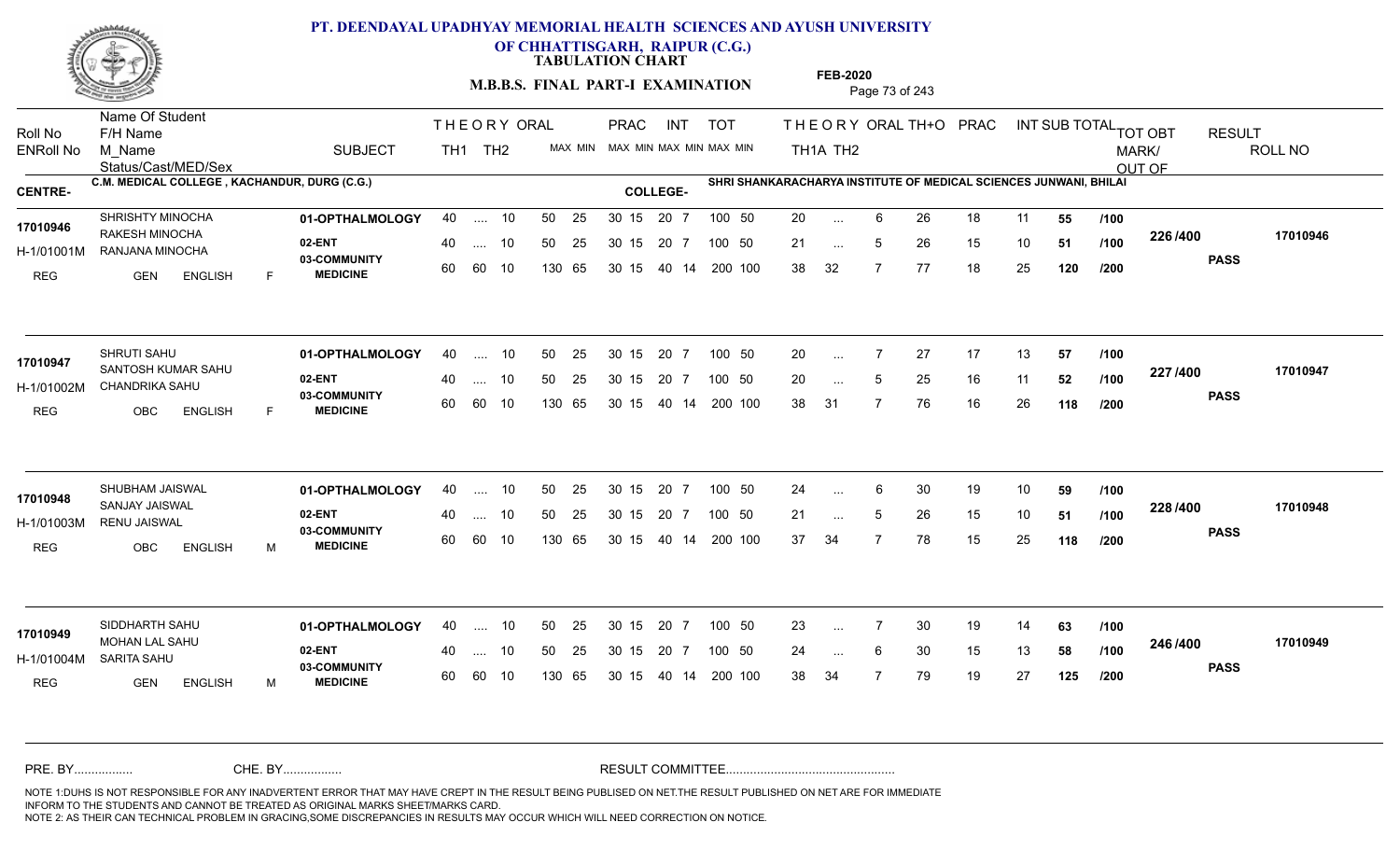# PT. DEENDAYAL UPADHYAY MEMORIAL HEALTH SCIENCES AND AYUSH UNIVERSITY OF CHHATTISGARH, RAIPUR (C.G.)

**TABULATION CHART**

**M.B.B.S. FINAL PART-I EXAMINATION**

**FEB-2020**

| Roll No | Name Of Student / F/H Name / M_Name | SUBJECT | THEORY TH1 | THEORY TH2 | ORAL MAX MIN | PRAC MAX MIN | INT MAX MIN | TOT MAX MIN | THEORY TH1A | THEORY TH2 | ORAL | TH+O | PRAC | INT | SUB TOTAL | OUT OF | TOT OBT MARK/ | RESULT | ROLL NO |
|---|---|---|---|---|---|---|---|---|---|---|---|---|---|---|---|---|---|---|---|
| ENRoll No | Status/Cast/MED/Sex | | | | | | | | | | | | | | | | | | |

**CENTRE-** C.M. MEDICAL COLLEGE , KACHANDUR, DURG (C.G.)

**COLLEGE-** SHRI SHANKARACHARYA INSTITUTE OF MEDICAL SCIENCES JUNWANI, BHILAI

| Roll No | Name Of Student / F/H Name / M_Name | SUBJECT | TH1 | TH2 | ORAL | PRAC | INT | TOT | TH1A | TH2 | ORAL | TH+O | PRAC | INT | SUB TOTAL | OUT OF | TOT OBT | RESULT | ROLL NO |
|---|---|---|---|---|---|---|---|---|---|---|---|---|---|---|---|---|---|---|---|
| 17010946 | SHRISHTY MINOCHA | 01-OPTHALMOLOGY | 40 | .... | 10 | 50 25 | 30 15 | 20 7 | 100 50 | 20 | ... | 6 | 26 | 18 | 11 | 55 | /100 | 226 /400 | 17010946 |
| H-1/01001M | RAKESH MINOCHA / RANJANA MINOCHA | 02-ENT | 40 | .... | 10 | 50 25 | 30 15 | 20 7 | 100 50 | 21 | ... | 5 | 26 | 15 | 10 | 51 | /100 | PASS | |
| REG | GEN ENGLISH F | 03-COMMUNITY MEDICINE | 60 | 60 | 10 | 130 65 | 30 15 | 40 14 | 200 100 | 38 | 32 | 7 | 77 | 18 | 25 | 120 | /200 | | |
| 17010947 | SHRUTI SAHU | 01-OPTHALMOLOGY | 40 | .... | 10 | 50 25 | 30 15 | 20 7 | 100 50 | 20 | ... | 7 | 27 | 17 | 13 | 57 | /100 | 227 /400 | 17010947 |
| H-1/01002M | SANTOSH KUMAR SAHU / CHANDRIKA SAHU | 02-ENT | 40 | .... | 10 | 50 25 | 30 15 | 20 7 | 100 50 | 20 | ... | 5 | 25 | 16 | 11 | 52 | /100 | PASS | |
| REG | OBC ENGLISH F | 03-COMMUNITY MEDICINE | 60 | 60 | 10 | 130 65 | 30 15 | 40 14 | 200 100 | 38 | 31 | 7 | 76 | 16 | 26 | 118 | /200 | | |
| 17010948 | SHUBHAM JAISWAL | 01-OPTHALMOLOGY | 40 | .... | 10 | 50 25 | 30 15 | 20 7 | 100 50 | 24 | ... | 6 | 30 | 19 | 10 | 59 | /100 | 228 /400 | 17010948 |
| H-1/01003M | SANJAY JAISWAL / RENU JAISWAL | 02-ENT | 40 | .... | 10 | 50 25 | 30 15 | 20 7 | 100 50 | 21 | ... | 5 | 26 | 15 | 10 | 51 | /100 | PASS | |
| REG | OBC ENGLISH M | 03-COMMUNITY MEDICINE | 60 | 60 | 10 | 130 65 | 30 15 | 40 14 | 200 100 | 37 | 34 | 7 | 78 | 15 | 25 | 118 | /200 | | |
| 17010949 | SIDDHARTH SAHU | 01-OPTHALMOLOGY | 40 | .... | 10 | 50 25 | 30 15 | 20 7 | 100 50 | 23 | ... | 7 | 30 | 19 | 14 | 63 | /100 | 246 /400 | 17010949 |
| H-1/01004M | MOHAN LAL SAHU / SARITA SAHU | 02-ENT | 40 | .... | 10 | 50 25 | 30 15 | 20 7 | 100 50 | 24 | ... | 6 | 30 | 15 | 13 | 58 | /100 | PASS | |
| REG | GEN ENGLISH M | 03-COMMUNITY MEDICINE | 60 | 60 | 10 | 130 65 | 30 15 | 40 14 | 200 100 | 38 | 34 | 7 | 79 | 19 | 27 | 125 | /200 | | |

PRE. BY................ CHE. BY................ RESULT COMMITTEE................................................

NOTE 1:DUHS IS NOT RESPONSIBLE FOR ANY INADVERTENT ERROR THAT MAY HAVE CREPT IN THE RESULT BEING PUBLISED ON NET.THE RESULT PUBLISHED ON NET ARE FOR IMMEDIATE INFORM TO THE STUDENTS AND CANNOT BE TREATED AS ORIGINAL MARKS SHEET/MARKS CARD.
NOTE 2: AS THEIR CAN TECHNICAL PROBLEM IN GRACING,SOME DISCREPANCIES IN RESULTS MAY OCCUR WHICH WILL NEED CORRECTION ON NOTICE.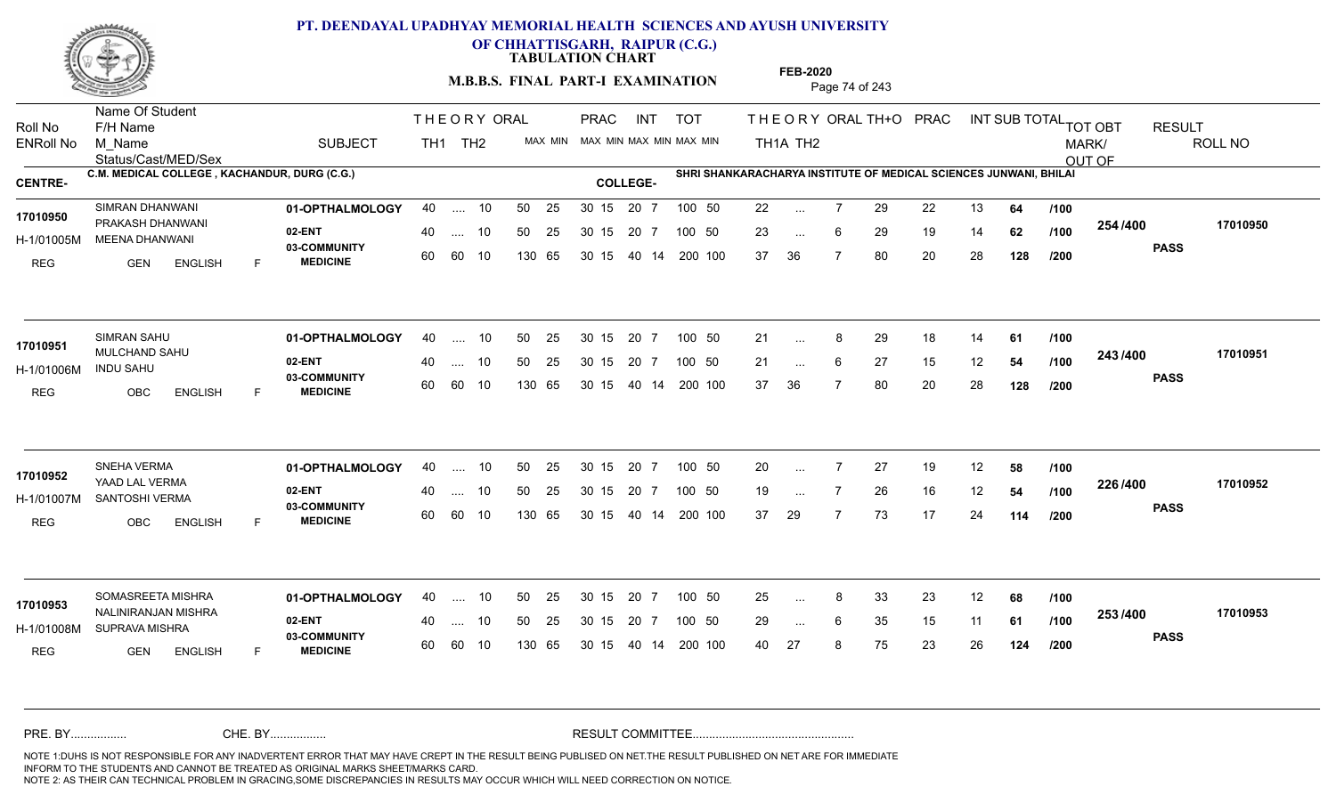# PT. DEENDAYAL UPADHYAY MEMORIAL HEALTH SCIENCES AND AYUSH UNIVERSITY OF CHHATTISGARH, RAIPUR (C.G.)

**TABULATION CHART**

**M.B.B.S. FINAL PART-I EXAMINATION**

**FEB-2020**

**CENTRE-** C.M. MEDICAL COLLEGE , KACHANDUR, DURG (C.G.)

**COLLEGE-** SHRI SHANKARACHARYA INSTITUTE OF MEDICAL SCIENCES JUNWANI, BHILAI

| Roll No / ENRoll No | Name Of Student / F/H Name / M_Name / Status/Cast/MED/Sex | SUBJECT | THEORY TH1 | THEORY TH2 | ORAL | PRAC MAX | PRAC MIN | INT MAX | INT MIN | TOT MAX | TOT MIN | TH1A | TH2 | ORAL | TH+O | PRAC | INT | SUB TOTAL | | TOT OBT MARK/OUT OF | RESULT | ROLL NO |
|---|---|---|---|---|---|---|---|---|---|---|---|---|---|---|---|---|---|---|---|---|---|---|
| 17010950 | SIMRAN DHANWANI | 01-OPTHALMOLOGY | 40 | .... | 10 | 50 | 25 | 30 15 | | 20 | 7 | 22 | ... | 7 | 29 | 22 | 13 | 64 | /100 | 254 /400 | PASS | 17010950 |
| H-1/01005M | PRAKASH DHANWANI / MEENA DHANWANI | 02-ENT | 40 | .... | 10 | 50 | 25 | 30 15 | | 20 | 7 | 23 | ... | 6 | 29 | 19 | 14 | 62 | /100 | | | |
| REG | GEN ENGLISH F | 03-COMMUNITY MEDICINE | 60 | 60 | 10 | 130 | 65 | 30 15 | | 40 | 14 | 37 | 36 | 7 | 80 | 20 | 28 | 128 | /200 | | | |
| 17010951 | SIMRAN SAHU | 01-OPTHALMOLOGY | 40 | .... | 10 | 50 | 25 | 30 15 | | 20 | 7 | 21 | ... | 8 | 29 | 18 | 14 | 61 | /100 | 243 /400 | PASS | 17010951 |
| H-1/01006M | MULCHAND SAHU / INDU SAHU | 02-ENT | 40 | .... | 10 | 50 | 25 | 30 15 | | 20 | 7 | 21 | ... | 6 | 27 | 15 | 12 | 54 | /100 | | | |
| REG | OBC ENGLISH F | 03-COMMUNITY MEDICINE | 60 | 60 | 10 | 130 | 65 | 30 15 | | 40 | 14 | 37 | 36 | 7 | 80 | 20 | 28 | 128 | /200 | | | |
| 17010952 | SNEHA VERMA | 01-OPTHALMOLOGY | 40 | .... | 10 | 50 | 25 | 30 15 | | 20 | 7 | 20 | ... | 7 | 27 | 19 | 12 | 58 | /100 | 226 /400 | PASS | 17010952 |
| H-1/01007M | YAAD LAL VERMA / SANTOSHI VERMA | 02-ENT | 40 | .... | 10 | 50 | 25 | 30 15 | | 20 | 7 | 19 | ... | 7 | 26 | 16 | 12 | 54 | /100 | | | |
| REG | OBC ENGLISH F | 03-COMMUNITY MEDICINE | 60 | 60 | 10 | 130 | 65 | 30 15 | | 40 | 14 | 37 | 29 | 7 | 73 | 17 | 24 | 114 | /200 | | | |
| 17010953 | SOMASREETA MISHRA | 01-OPTHALMOLOGY | 40 | .... | 10 | 50 | 25 | 30 15 | | 20 | 7 | 25 | ... | 8 | 33 | 23 | 12 | 68 | /100 | 253 /400 | PASS | 17010953 |
| H-1/01008M | NALINIRANJAN MISHRA / SUPRAVA MISHRA | 02-ENT | 40 | .... | 10 | 50 | 25 | 30 15 | | 20 | 7 | 29 | ... | 6 | 35 | 15 | 11 | 61 | /100 | | | |
| REG | GEN ENGLISH F | 03-COMMUNITY MEDICINE | 60 | 60 | 10 | 130 | 65 | 30 15 | | 40 | 14 | 40 | 27 | 8 | 75 | 23 | 26 | 124 | /200 | | | |

Note: TOT MAX/MIN for subjects: 01-OPTHALMOLOGY 100 50; 02-ENT 100 50; 03-COMMUNITY MEDICINE 200 100.

PRE. BY................ CHE. BY................ RESULT COMMITTEE................................................

NOTE 1:DUHS IS NOT RESPONSIBLE FOR ANY INADVERTENT ERROR THAT MAY HAVE CREPT IN THE RESULT BEING PUBLISED ON NET.THE RESULT PUBLISHED ON NET ARE FOR IMMEDIATE INFORM TO THE STUDENTS AND CANNOT BE TREATED AS ORIGINAL MARKS SHEET/MARKS CARD.
NOTE 2: AS THEIR CAN TECHNICAL PROBLEM IN GRACING,SOME DISCREPANCIES IN RESULTS MAY OCCUR WHICH WILL NEED CORRECTION ON NOTICE.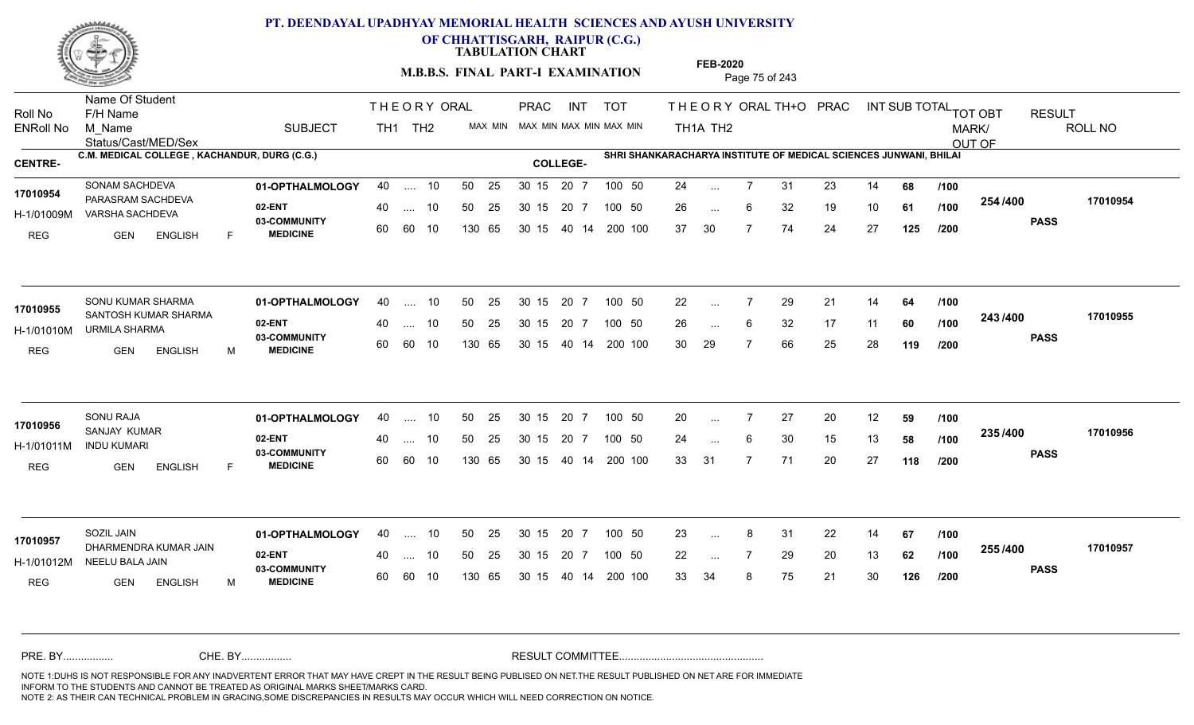# PT. DEENDAYAL UPADHYAY MEMORIAL HEALTH SCIENCES AND AYUSH UNIVERSITY OF CHHATTISGARH, RAIPUR (C.G.)

**TABULATION CHART**

**M.B.B.S. FINAL PART-I EXAMINATION**

**FEB-2020**

| Roll No / ENRoll No | Name Of Student / F/H Name / M_Name / Status/Cast/MED/Sex | SUBJECT | THEORY TH1 | THEORY TH2 | ORAL | PRAC MAX | PRAC MIN | INT MAX | INT MIN | TOT MAX | TOT MIN | TH1A | TH2 | ORAL | TH+O | PRAC | INT | SUB TOTAL | TOT | TOT OBT MARK/OUT OF | RESULT | ROLL NO |
|---|---|---|---|---|---|---|---|---|---|---|---|---|---|---|---|---|---|---|---|---|---|---|
| **CENTRE-** C.M. MEDICAL COLLEGE , KACHANDUR, DURG (C.G.) | | | | | | | | | | | | **COLLEGE-** SHRI SHANKARACHARYA INSTITUTE OF MEDICAL SCIENCES JUNWANI, BHILAI | | | | | | | | | | |
| 17010954 | SONAM SACHDEVA | 01-OPTHALMOLOGY | 40 | .... | 10 | 50 | 25 | 30 15 | | 20 7 | 100 50 | 24 | ... | 7 | 31 | 23 | 14 | 68 | /100 | 254 /400 | PASS | 17010954 |
| H-1/01009M | PARASRAM SACHDEVA / VARSHA SACHDEVA | 02-ENT | 40 | .... | 10 | 50 | 25 | 30 15 | | 20 7 | 100 50 | 26 | ... | 6 | 32 | 19 | 10 | 61 | /100 | | | |
| REG | GEN ENGLISH F | 03-COMMUNITY MEDICINE | 60 | 60 | 10 | 130 | 65 | 30 15 | | 40 14 | 200 100 | 37 | 30 | 7 | 74 | 24 | 27 | 125 | /200 | | | |
| 17010955 | SONU KUMAR SHARMA | 01-OPTHALMOLOGY | 40 | .... | 10 | 50 | 25 | 30 15 | | 20 7 | 100 50 | 22 | ... | 7 | 29 | 21 | 14 | 64 | /100 | 243 /400 | PASS | 17010955 |
| H-1/01010M | SANTOSH KUMAR SHARMA / URMILA SHARMA | 02-ENT | 40 | .... | 10 | 50 | 25 | 30 15 | | 20 7 | 100 50 | 26 | ... | 6 | 32 | 17 | 11 | 60 | /100 | | | |
| REG | GEN ENGLISH M | 03-COMMUNITY MEDICINE | 60 | 60 | 10 | 130 | 65 | 30 15 | | 40 14 | 200 100 | 30 | 29 | 7 | 66 | 25 | 28 | 119 | /200 | | | |
| 17010956 | SONU RAJA | 01-OPTHALMOLOGY | 40 | .... | 10 | 50 | 25 | 30 15 | | 20 7 | 100 50 | 20 | ... | 7 | 27 | 20 | 12 | 59 | /100 | 235 /400 | PASS | 17010956 |
| H-1/01011M | SANJAY KUMAR / INDU KUMARI | 02-ENT | 40 | .... | 10 | 50 | 25 | 30 15 | | 20 7 | 100 50 | 24 | ... | 6 | 30 | 15 | 13 | 58 | /100 | | | |
| REG | GEN ENGLISH F | 03-COMMUNITY MEDICINE | 60 | 60 | 10 | 130 | 65 | 30 15 | | 40 14 | 200 100 | 33 | 31 | 7 | 71 | 20 | 27 | 118 | /200 | | | |
| 17010957 | SOZIL JAIN | 01-OPTHALMOLOGY | 40 | .... | 10 | 50 | 25 | 30 15 | | 20 7 | 100 50 | 23 | ... | 8 | 31 | 22 | 14 | 67 | /100 | 255 /400 | PASS | 17010957 |
| H-1/01012M | DHARMENDRA KUMAR JAIN / NEELU BALA JAIN | 02-ENT | 40 | .... | 10 | 50 | 25 | 30 15 | | 20 7 | 100 50 | 22 | ... | 7 | 29 | 20 | 13 | 62 | /100 | | | |
| REG | GEN ENGLISH M | 03-COMMUNITY MEDICINE | 60 | 60 | 10 | 130 | 65 | 30 15 | | 40 14 | 200 100 | 33 | 34 | 8 | 75 | 21 | 30 | 126 | /200 | | | |

PRE. BY................ CHE. BY................ RESULT COMMITTEE................................................

NOTE 1:DUHS IS NOT RESPONSIBLE FOR ANY INADVERTENT ERROR THAT MAY HAVE CREPT IN THE RESULT BEING PUBLISED ON NET.THE RESULT PUBLISHED ON NET ARE FOR IMMEDIATE INFORM TO THE STUDENTS AND CANNOT BE TREATED AS ORIGINAL MARKS SHEET/MARKS CARD.
NOTE 2: AS THEIR CAN TECHNICAL PROBLEM IN GRACING,SOME DISCREPANCIES IN RESULTS MAY OCCUR WHICH WILL NEED CORRECTION ON NOTICE.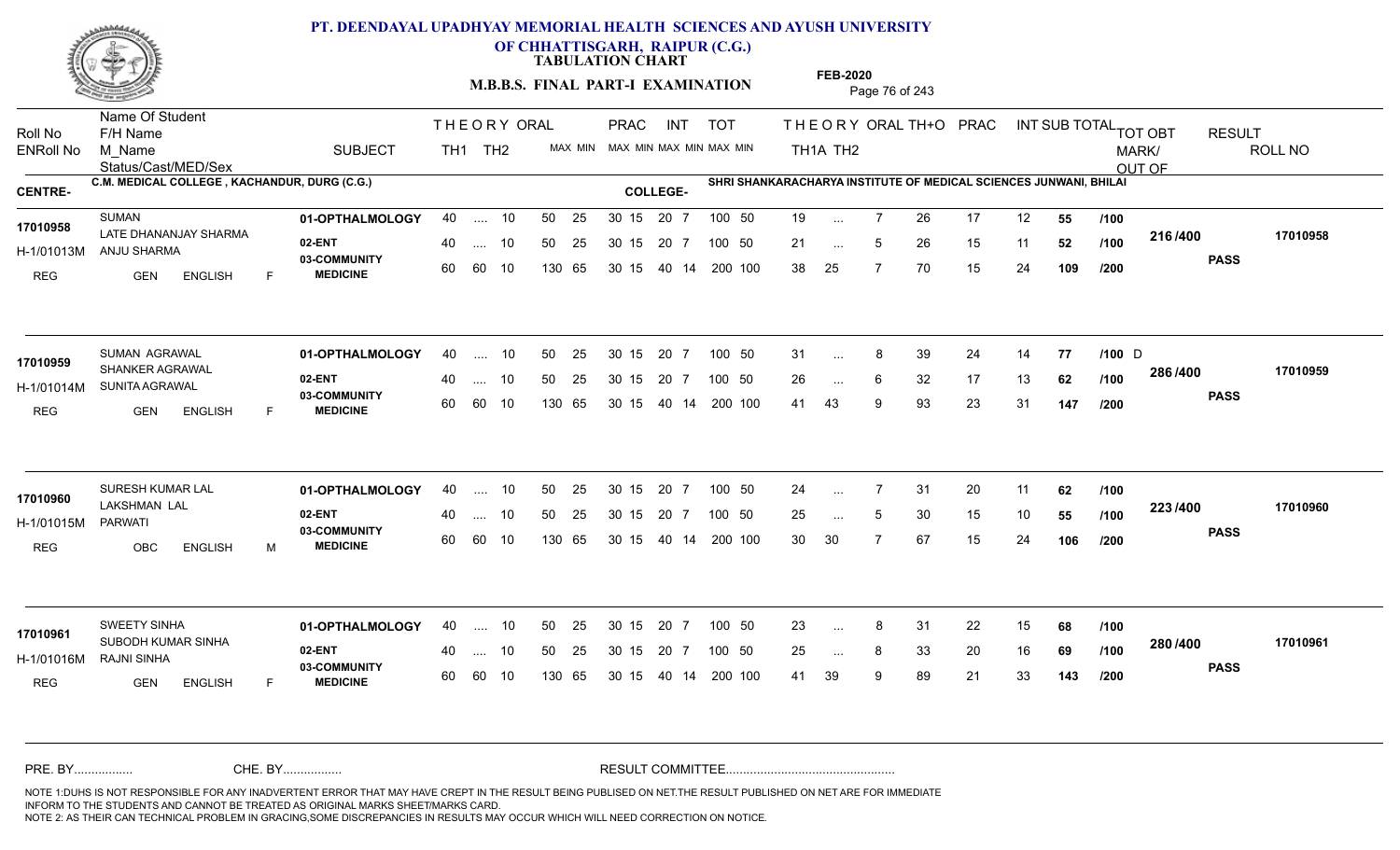# PT. DEENDAYAL UPADHYAY MEMORIAL HEALTH SCIENCES AND AYUSH UNIVERSITY OF CHHATTISGARH, RAIPUR (C.G.)

## TABULATION CHART

### M.B.B.S. FINAL PART-I EXAMINATION

FEB-2020

**CENTRE-** C.M. MEDICAL COLLEGE , KACHANDUR, DURG (C.G.)

**COLLEGE-** SHRI SHANKARACHARYA INSTITUTE OF MEDICAL SCIENCES JUNWANI, BHILAI

| Roll No / ENRoll No | Name Of Student / F/H Name / M_Name / Status/Cast/MED/Sex | SUBJECT | THEORY TH1 | THEORY TH2 | ORAL | PRAC MAX | PRAC MIN | INT MAX | INT MIN | TOT MAX | TOT MIN | TH1A | TH2 | ORAL | TH+O | PRAC | INT | SUB TOTAL | TOT | TOT OBT MARK/OUT OF | RESULT | ROLL NO |
|---|---|---|---|---|---|---|---|---|---|---|---|---|---|---|---|---|---|---|---|---|---|---|
| 17010958 / H-1/01013M | SUMAN / LATE DHANANJAY SHARMA / ANJU SHARMA / REG GEN ENGLISH F | 01-OPTHALMOLOGY | 40 | .... | 10 | 50 25 | 30 15 | 20 | 7 | 100 | 50 | 19 | ... | 7 | 26 | 17 | 12 | 55 | /100 | 216/400 | PASS | 17010958 |
| | | 02-ENT | 40 | .... | 10 | 50 25 | 30 15 | 20 | 7 | 100 | 50 | 21 | ... | 5 | 26 | 15 | 11 | 52 | /100 | | | |
| | | 03-COMMUNITY MEDICINE | 60 | 60 | 10 | 130 65 | 30 15 | 40 | 14 | 200 | 100 | 38 | 25 | 7 | 70 | 15 | 24 | 109 | /200 | | | |
| 17010959 / H-1/01014M | SUMAN AGRAWAL / SHANKER AGRAWAL / SUNITA AGRAWAL / REG GEN ENGLISH F | 01-OPTHALMOLOGY | 40 | .... | 10 | 50 25 | 30 15 | 20 | 7 | 100 | 50 | 31 | ... | 8 | 39 | 24 | 14 | 77 | /100 D | 286/400 | PASS | 17010959 |
| | | 02-ENT | 40 | .... | 10 | 50 25 | 30 15 | 20 | 7 | 100 | 50 | 26 | ... | 6 | 32 | 17 | 13 | 62 | /100 | | | |
| | | 03-COMMUNITY MEDICINE | 60 | 60 | 10 | 130 65 | 30 15 | 40 | 14 | 200 | 100 | 41 | 43 | 9 | 93 | 23 | 31 | 147 | /200 | | | |
| 17010960 / H-1/01015M | SURESH KUMAR LAL / LAKSHMAN LAL / PARWATI / REG OBC ENGLISH M | 01-OPTHALMOLOGY | 40 | .... | 10 | 50 25 | 30 15 | 20 | 7 | 100 | 50 | 24 | ... | 7 | 31 | 20 | 11 | 62 | /100 | 223/400 | PASS | 17010960 |
| | | 02-ENT | 40 | .... | 10 | 50 25 | 30 15 | 20 | 7 | 100 | 50 | 25 | ... | 5 | 30 | 15 | 10 | 55 | /100 | | | |
| | | 03-COMMUNITY MEDICINE | 60 | 60 | 10 | 130 65 | 30 15 | 40 | 14 | 200 | 100 | 30 | 30 | 7 | 67 | 15 | 24 | 106 | /200 | | | |
| 17010961 / H-1/01016M | SWEETY SINHA / SUBODH KUMAR SINHA / RAJNI SINHA / REG GEN ENGLISH F | 01-OPTHALMOLOGY | 40 | .... | 10 | 50 25 | 30 15 | 20 | 7 | 100 | 50 | 23 | ... | 8 | 31 | 22 | 15 | 68 | /100 | 280/400 | PASS | 17010961 |
| | | 02-ENT | 40 | .... | 10 | 50 25 | 30 15 | 20 | 7 | 100 | 50 | 25 | ... | 8 | 33 | 20 | 16 | 69 | /100 | | | |
| | | 03-COMMUNITY MEDICINE | 60 | 60 | 10 | 130 65 | 30 15 | 40 | 14 | 200 | 100 | 41 | 39 | 9 | 89 | 21 | 33 | 143 | /200 | | | |

PRE. BY................ CHE. BY................ RESULT COMMITTEE................................................

NOTE 1:DUHS IS NOT RESPONSIBLE FOR ANY INADVERTENT ERROR THAT MAY HAVE CREPT IN THE RESULT BEING PUBLISED ON NET.THE RESULT PUBLISHED ON NET ARE FOR IMMEDIATE INFORM TO THE STUDENTS AND CANNOT BE TREATED AS ORIGINAL MARKS SHEET/MARKS CARD.
NOTE 2: AS THEIR CAN TECHNICAL PROBLEM IN GRACING,SOME DISCREPANCIES IN RESULTS MAY OCCUR WHICH WILL NEED CORRECTION ON NOTICE.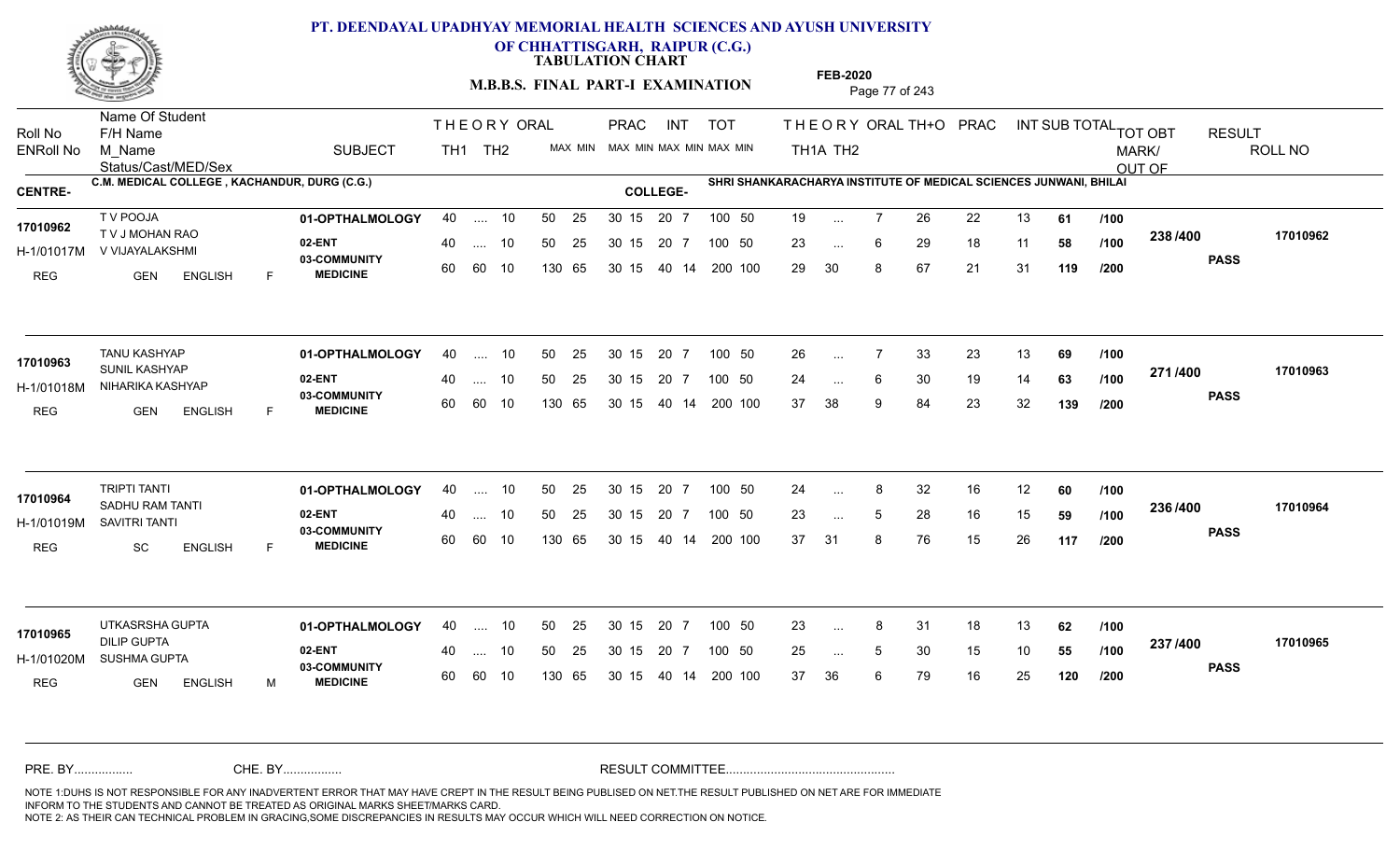# PT. DEENDAYAL UPADHYAY MEMORIAL HEALTH SCIENCES AND AYUSH UNIVERSITY OF CHHATTISGARH, RAIPUR (C.G.)

**TABULATION CHART**

**M.B.B.S. FINAL PART-I EXAMINATION**

**FEB-2020**

| Roll No | Name Of Student / F/H Name / M_Name | SUBJECT | THEORY TH1 | THEORY TH2 | ORAL MAX MIN | PRAC MAX MIN | INT MAX MIN | TOT MAX MIN | TH1A | TH2 | ORAL | TH+O | PRAC | INT | SUB TOTAL | TOT | TOT OBT MARK/OUT OF | RESULT | ROLL NO |
|---|---|---|---|---|---|---|---|---|---|---|---|---|---|---|---|---|---|---|---|
| ENRoll No | Status/Cast/MED/Sex | | | | | | | | | | | | | | | | | | |

**CENTRE-** C.M. MEDICAL COLLEGE , KACHANDUR, DURG (C.G.)  **COLLEGE-** SHRI SHANKARACHARYA INSTITUTE OF MEDICAL SCIENCES JUNWANI, BHILAI

| Roll No / ENRoll No | Name / F/H Name / M_Name / Status | SUBJECT | TH1 | TH2 | ORAL | PRAC | INT | TOT | TH1A | TH2 | ORAL | TH+O | PRAC | INT | SUB TOTAL | TOT | TOT OBT | RESULT | ROLL NO |
|---|---|---|---|---|---|---|---|---|---|---|---|---|---|---|---|---|---|---|---|
| 17010962 | T V POOJA | 01-OPTHALMOLOGY | 40 | .... | 10 | 50 25 | 30 15 | 20 7 | 100 50 | 19 | ... | 7 | 26 | 22 | 13 | 61 | /100 | 238 /400 | 17010962 |
| H-1/01017M | T V J MOHAN RAO / V VIJAYALAKSHMI | 02-ENT | 40 | .... | 10 | 50 25 | 30 15 | 20 7 | 100 50 | 23 | ... | 6 | 29 | 18 | 11 | 58 | /100 | PASS | |
| REG | GEN ENGLISH F | 03-COMMUNITY MEDICINE | 60 | 60 | 10 | 130 65 | 30 15 | 40 14 | 200 100 | 29 | 30 | 8 | 67 | 21 | 31 | 119 | /200 | | |
| 17010963 | TANU KASHYAP | 01-OPTHALMOLOGY | 40 | .... | 10 | 50 25 | 30 15 | 20 7 | 100 50 | 26 | ... | 7 | 33 | 23 | 13 | 69 | /100 | 271 /400 | 17010963 |
| H-1/01018M | SUNIL KASHYAP / NIHARIKA KASHYAP | 02-ENT | 40 | .... | 10 | 50 25 | 30 15 | 20 7 | 100 50 | 24 | ... | 6 | 30 | 19 | 14 | 63 | /100 | PASS | |
| REG | GEN ENGLISH F | 03-COMMUNITY MEDICINE | 60 | 60 | 10 | 130 65 | 30 15 | 40 14 | 200 100 | 37 | 38 | 9 | 84 | 23 | 32 | 139 | /200 | | |
| 17010964 | TRIPTI TANTI | 01-OPTHALMOLOGY | 40 | .... | 10 | 50 25 | 30 15 | 20 7 | 100 50 | 24 | ... | 8 | 32 | 16 | 12 | 60 | /100 | 236 /400 | 17010964 |
| H-1/01019M | SADHU RAM TANTI / SAVITRI TANTI | 02-ENT | 40 | .... | 10 | 50 25 | 30 15 | 20 7 | 100 50 | 23 | ... | 5 | 28 | 16 | 15 | 59 | /100 | PASS | |
| REG | SC ENGLISH F | 03-COMMUNITY MEDICINE | 60 | 60 | 10 | 130 65 | 30 15 | 40 14 | 200 100 | 37 | 31 | 8 | 76 | 15 | 26 | 117 | /200 | | |
| 17010965 | UTKASRSHA GUPTA | 01-OPTHALMOLOGY | 40 | .... | 10 | 50 25 | 30 15 | 20 7 | 100 50 | 23 | ... | 8 | 31 | 18 | 13 | 62 | /100 | 237 /400 | 17010965 |
| H-1/01020M | DILIP GUPTA / SUSHMA GUPTA | 02-ENT | 40 | .... | 10 | 50 25 | 30 15 | 20 7 | 100 50 | 25 | ... | 5 | 30 | 15 | 10 | 55 | /100 | PASS | |
| REG | GEN ENGLISH M | 03-COMMUNITY MEDICINE | 60 | 60 | 10 | 130 65 | 30 15 | 40 14 | 200 100 | 37 | 36 | 6 | 79 | 16 | 25 | 120 | /200 | | |

PRE. BY................ CHE. BY................ RESULT COMMITTEE................................................

NOTE 1:DUHS IS NOT RESPONSIBLE FOR ANY INADVERTENT ERROR THAT MAY HAVE CREPT IN THE RESULT BEING PUBLISED ON NET.THE RESULT PUBLISHED ON NET ARE FOR IMMEDIATE INFORM TO THE STUDENTS AND CANNOT BE TREATED AS ORIGINAL MARKS SHEET/MARKS CARD.
NOTE 2: AS THEIR CAN TECHNICAL PROBLEM IN GRACING,SOME DISCREPANCIES IN RESULTS MAY OCCUR WHICH WILL NEED CORRECTION ON NOTICE.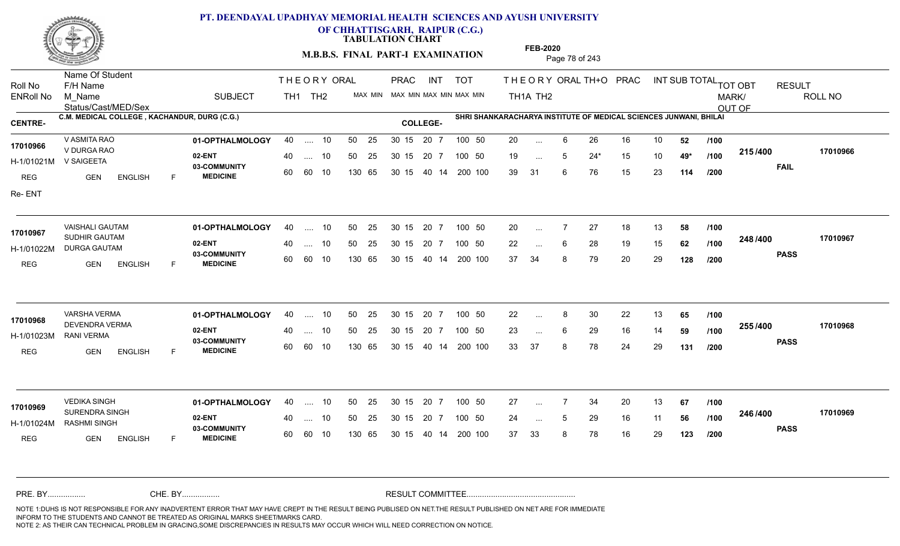# PT. DEENDAYAL UPADHYAY MEMORIAL HEALTH SCIENCES AND AYUSH UNIVERSITY OF CHHATTISGARH, RAIPUR (C.G.)

**TABULATION CHART**

**M.B.B.S. FINAL PART-I EXAMINATION**

**FEB-2020**

CENTRE- C.M. MEDICAL COLLEGE , KACHANDUR, DURG (C.G.)

COLLEGE- SHRI SHANKARACHARYA INSTITUTE OF MEDICAL SCIENCES JUNWANI, BHILAI

| Roll No / ENRoll No / Status | Name Of Student / F/H Name / M_Name / Cast/MED/Sex | SUBJECT | THEORY TH1 | THEORY TH2 | ORAL | PRAC MAX | PRAC MIN | INT MAX | INT MIN | TOT MAX | TOT MIN | TH1A | TH2 | ORAL | TH+O | PRAC | INT | SUB TOTAL | MAX | TOT OBT MARK/OUT OF | RESULT | ROLL NO |
|---|---|---|---|---|---|---|---|---|---|---|---|---|---|---|---|---|---|---|---|---|---|---|
| 17010966 | V ASMITA RAO | 01-OPTHALMOLOGY | 40 | .... | 10 | 50 | 25 | 30 15 | 20 7 | 100 | 50 | 20 | ... | 6 | 26 | 16 | 10 | 52 | /100 | 215/400 | FAIL | 17010966 |
| H-1/01021M | V DURGA RAO / V SAIGEETA | 02-ENT | 40 | .... | 10 | 50 | 25 | 30 15 | 20 7 | 100 | 50 | 19 | ... | 5 | 24* | 15 | 10 | 49* | /100 | | | |
| REG / Re- ENT | GEN ENGLISH F | 03-COMMUNITY MEDICINE | 60 | 60 | 10 | 130 | 65 | 30 15 | 40 14 | 200 | 100 | 39 | 31 | 6 | 76 | 15 | 23 | 114 | /200 | | | |
| 17010967 | VAISHALI GAUTAM | 01-OPTHALMOLOGY | 40 | .... | 10 | 50 | 25 | 30 15 | 20 7 | 100 | 50 | 20 | ... | 7 | 27 | 18 | 13 | 58 | /100 | 248/400 | PASS | 17010967 |
| H-1/01022M | SUDHIR GAUTAM / DURGA GAUTAM | 02-ENT | 40 | .... | 10 | 50 | 25 | 30 15 | 20 7 | 100 | 50 | 22 | ... | 6 | 28 | 19 | 15 | 62 | /100 | | | |
| REG | GEN ENGLISH F | 03-COMMUNITY MEDICINE | 60 | 60 | 10 | 130 | 65 | 30 15 | 40 14 | 200 | 100 | 37 | 34 | 8 | 79 | 20 | 29 | 128 | /200 | | | |
| 17010968 | VARSHA VERMA | 01-OPTHALMOLOGY | 40 | .... | 10 | 50 | 25 | 30 15 | 20 7 | 100 | 50 | 22 | ... | 8 | 30 | 22 | 13 | 65 | /100 | 255/400 | PASS | 17010968 |
| H-1/01023M | DEVENDRA VERMA / RANI VERMA | 02-ENT | 40 | .... | 10 | 50 | 25 | 30 15 | 20 7 | 100 | 50 | 23 | ... | 6 | 29 | 16 | 14 | 59 | /100 | | | |
| REG | GEN ENGLISH F | 03-COMMUNITY MEDICINE | 60 | 60 | 10 | 130 | 65 | 30 15 | 40 14 | 200 | 100 | 33 | 37 | 8 | 78 | 24 | 29 | 131 | /200 | | | |
| 17010969 | VEDIKA SINGH | 01-OPTHALMOLOGY | 40 | .... | 10 | 50 | 25 | 30 15 | 20 7 | 100 | 50 | 27 | ... | 7 | 34 | 20 | 13 | 67 | /100 | 246/400 | PASS | 17010969 |
| H-1/01024M | SURENDRA SINGH / RASHMI SINGH | 02-ENT | 40 | .... | 10 | 50 | 25 | 30 15 | 20 7 | 100 | 50 | 24 | ... | 5 | 29 | 16 | 11 | 56 | /100 | | | |
| REG | GEN ENGLISH F | 03-COMMUNITY MEDICINE | 60 | 60 | 10 | 130 | 65 | 30 15 | 40 14 | 200 | 100 | 37 | 33 | 8 | 78 | 16 | 29 | 123 | /200 | | | |

PRE. BY................ CHE. BY................ RESULT COMMITTEE................................................

NOTE 1:DUHS IS NOT RESPONSIBLE FOR ANY INADVERTENT ERROR THAT MAY HAVE CREPT IN THE RESULT BEING PUBLISED ON NET.THE RESULT PUBLISHED ON NET ARE FOR IMMEDIATE INFORM TO THE STUDENTS AND CANNOT BE TREATED AS ORIGINAL MARKS SHEET/MARKS CARD.
NOTE 2: AS THEIR CAN TECHNICAL PROBLEM IN GRACING,SOME DISCREPANCIES IN RESULTS MAY OCCUR WHICH WILL NEED CORRECTION ON NOTICE.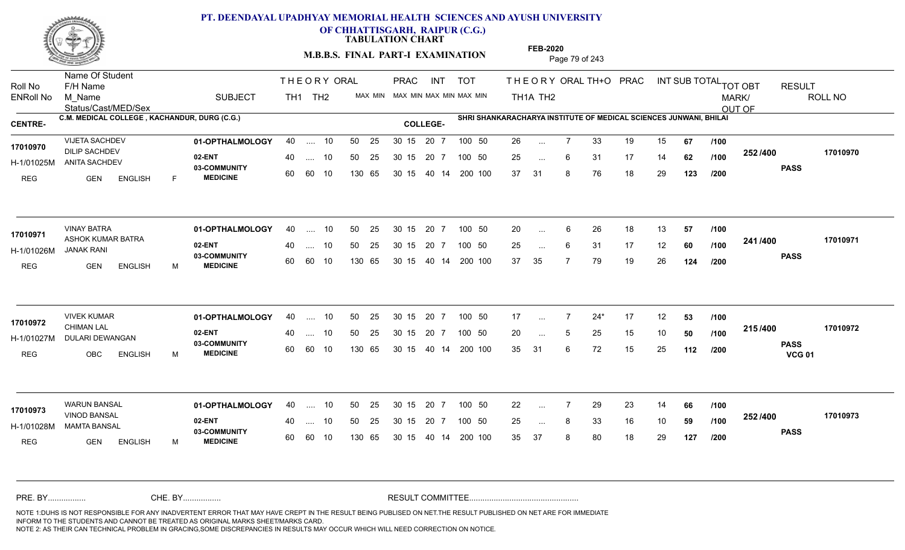# PT. DEENDAYAL UPADHYAY MEMORIAL HEALTH SCIENCES AND AYUSH UNIVERSITY OF CHHATTISGARH, RAIPUR (C.G.)

**TABULATION CHART**

**M.B.B.S. FINAL PART-I EXAMINATION**

**FEB-2020**

CENTRE- C.M. MEDICAL COLLEGE , KACHANDUR, DURG (C.G.)

COLLEGE- SHRI SHANKARACHARYA INSTITUTE OF MEDICAL SCIENCES JUNWANI, BHILAI

| Roll No / ENRoll No | Name Of Student / F/H Name / M_Name / Status/Cast/MED/Sex | SUBJECT | TH1 | TH2 | ORAL | PRAC MAX | PRAC MIN | INT MAX | INT MIN | TOT MAX | TOT MIN | TH1A | TH2 | ORAL | TH+O | PRAC | INT | SUB TOTAL | | TOT OBT MARK/OUT OF | RESULT | ROLL NO |
|---|---|---|---|---|---|---|---|---|---|---|---|---|---|---|---|---|---|---|---|---|---|---|
| 17010970 / H-1/01025M | VIJETA SACHDEV / DILIP SACHDEV / ANITA SACHDEV / REG GEN ENGLISH F | 01-OPTHALMOLOGY | 40 | .... | 10 | 50 | 25 | 30 15 | | 20 7 | | 26 | ... | 7 | 33 | 19 | 15 | 67 | /100 | 252 /400 | PASS | 17010970 |
| | | 02-ENT | 40 | .... | 10 | 50 | 25 | 30 15 | | 20 7 | | 25 | ... | 6 | 31 | 17 | 14 | 62 | /100 | | | |
| | | 03-COMMUNITY MEDICINE | 60 | 60 | 10 | 130 | 65 | 30 15 | | 40 14 | | 37 | 31 | 8 | 76 | 18 | 29 | 123 | /200 | | | |
| 17010971 / H-1/01026M | VINAY BATRA / ASHOK KUMAR BATRA / JANAK RANI / REG GEN ENGLISH M | 01-OPTHALMOLOGY | 40 | .... | 10 | 50 | 25 | 30 15 | | 20 7 | | 20 | ... | 6 | 26 | 18 | 13 | 57 | /100 | 241 /400 | PASS | 17010971 |
| | | 02-ENT | 40 | .... | 10 | 50 | 25 | 30 15 | | 20 7 | | 25 | ... | 6 | 31 | 17 | 12 | 60 | /100 | | | |
| | | 03-COMMUNITY MEDICINE | 60 | 60 | 10 | 130 | 65 | 30 15 | | 40 14 | | 37 | 35 | 7 | 79 | 19 | 26 | 124 | /200 | | | |
| 17010972 / H-1/01027M | VIVEK KUMAR / CHIMAN LAL / DULARI DEWANGAN / REG OBC ENGLISH M | 01-OPTHALMOLOGY | 40 | .... | 10 | 50 | 25 | 30 15 | | 20 7 | | 17 | ... | 7 | 24* | 17 | 12 | 53 | /100 | 215 /400 | PASS VCG 01 | 17010972 |
| | | 02-ENT | 40 | .... | 10 | 50 | 25 | 30 15 | | 20 7 | | 20 | ... | 5 | 25 | 15 | 10 | 50 | /100 | | | |
| | | 03-COMMUNITY MEDICINE | 60 | 60 | 10 | 130 | 65 | 30 15 | | 40 14 | | 35 | 31 | 6 | 72 | 15 | 25 | 112 | /200 | | | |
| 17010973 / H-1/01028M | WARUN BANSAL / VINOD BANSAL / MAMTA BANSAL / REG GEN ENGLISH M | 01-OPTHALMOLOGY | 40 | .... | 10 | 50 | 25 | 30 15 | | 20 7 | | 22 | ... | 7 | 29 | 23 | 14 | 66 | /100 | 252 /400 | PASS | 17010973 |
| | | 02-ENT | 40 | .... | 10 | 50 | 25 | 30 15 | | 20 7 | | 25 | ... | 8 | 33 | 16 | 10 | 59 | /100 | | | |
| | | 03-COMMUNITY MEDICINE | 60 | 60 | 10 | 130 | 65 | 30 15 | | 40 14 | | 35 | 37 | 8 | 80 | 18 | 29 | 127 | /200 | | | |

Note: TOT MAX/MIN for 01-OPTHALMOLOGY and 02-ENT: 100 50; for 03-COMMUNITY MEDICINE: 200 100.

PRE. BY................ CHE. BY................ RESULT COMMITTEE................................................

NOTE 1:DUHS IS NOT RESPONSIBLE FOR ANY INADVERTENT ERROR THAT MAY HAVE CREPT IN THE RESULT BEING PUBLISED ON NET.THE RESULT PUBLISHED ON NET ARE FOR IMMEDIATE INFORM TO THE STUDENTS AND CANNOT BE TREATED AS ORIGINAL MARKS SHEET/MARKS CARD.
NOTE 2: AS THEIR CAN TECHNICAL PROBLEM IN GRACING,SOME DISCREPANCIES IN RESULTS MAY OCCUR WHICH WILL NEED CORRECTION ON NOTICE.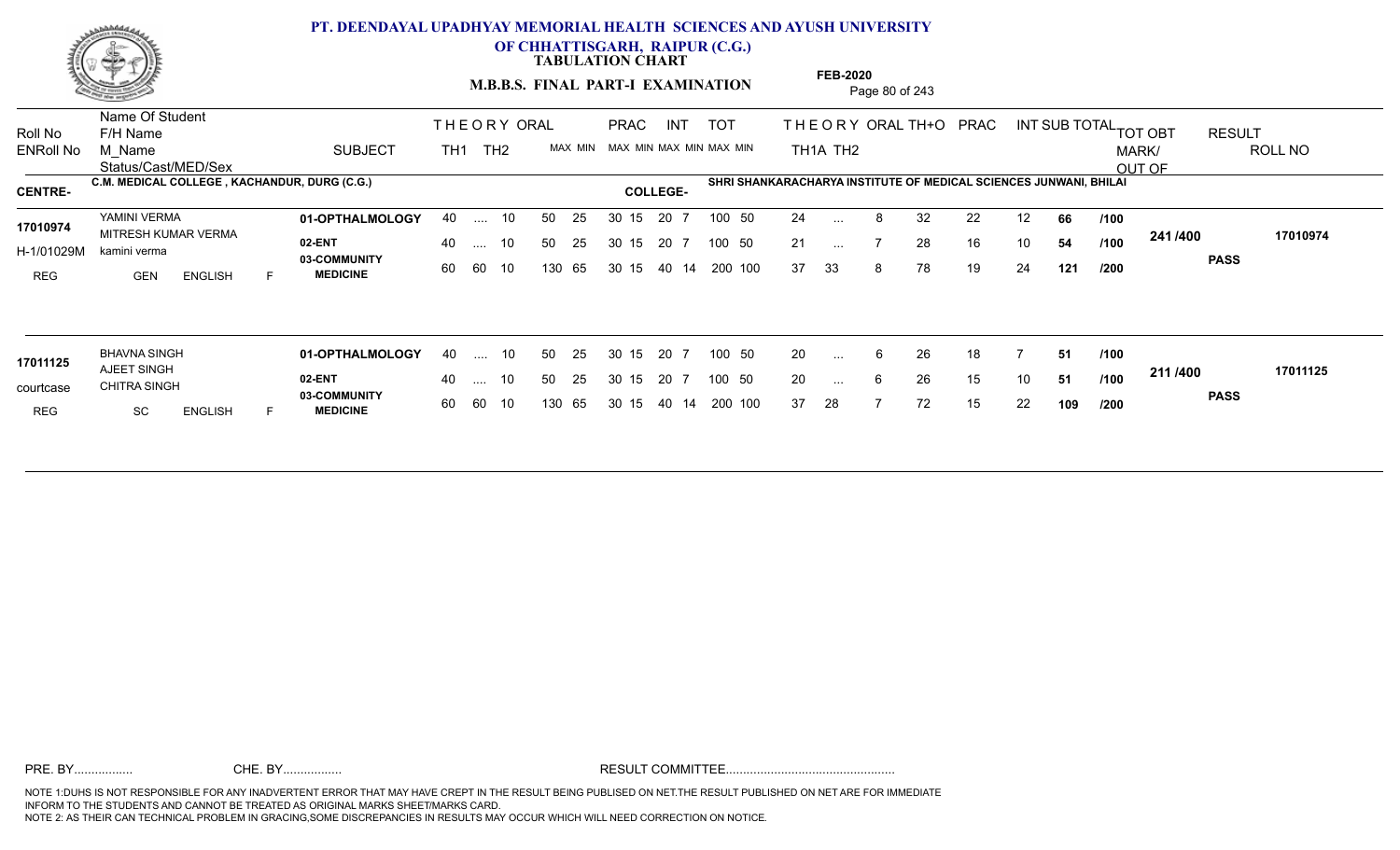# PT. DEENDAYAL UPADHYAY MEMORIAL HEALTH SCIENCES AND AYUSH UNIVERSITY OF CHHATTISGARH, RAIPUR (C.G.)

**TABULATION CHART**

**M.B.B.S. FINAL PART-I EXAMINATION**

**FEB-2020**

**CENTRE-** C.M. MEDICAL COLLEGE , KACHANDUR, DURG (C.G.)

**COLLEGE-** SHRI SHANKARACHARYA INSTITUTE OF MEDICAL SCIENCES JUNWANI, BHILAI

| Roll No / ENRoll No | Name Of Student / F/H Name / M_Name / Status/Cast/MED/Sex | SUBJECT | THEORY TH1 | THEORY TH2 | ORAL | PRAC MAX | PRAC MIN | INT MAX | INT MIN | TOT MAX | TOT MIN | TH1A | TH2 | ORAL | TH+O | PRAC | INT | SUB TOTAL | | TOT OBT MARK/ OUT OF | RESULT | ROLL NO |
|---|---|---|---|---|---|---|---|---|---|---|---|---|---|---|---|---|---|---|---|---|---|---|
| 17010974 | YAMINI VERMA | 01-OPTHALMOLOGY | 40 | .... | 10 | 50 25 | 30 15 | 20 | 7 | 100 | 50 | 24 | ... | 8 | 32 | 22 | 12 | 66 | /100 | 241 /400 | PASS | 17010974 |
| H-1/01029M | MITRESH KUMAR VERMA / kamini verma | 02-ENT | 40 | .... | 10 | 50 25 | 30 15 | 20 | 7 | 100 | 50 | 21 | ... | 7 | 28 | 16 | 10 | 54 | /100 | | | |
| REG | GEN ENGLISH F | 03-COMMUNITY MEDICINE | 60 | 60 | 10 | 130 65 | 30 15 | 40 | 14 | 200 | 100 | 37 | 33 | 8 | 78 | 19 | 24 | 121 | /200 | | | |
| 17011125 | BHAVNA SINGH | 01-OPTHALMOLOGY | 40 | .... | 10 | 50 25 | 30 15 | 20 | 7 | 100 | 50 | 20 | ... | 6 | 26 | 18 | 7 | 51 | /100 | 211 /400 | PASS | 17011125 |
| courtcase | AJEET SINGH / CHITRA SINGH | 02-ENT | 40 | .... | 10 | 50 25 | 30 15 | 20 | 7 | 100 | 50 | 20 | ... | 6 | 26 | 15 | 10 | 51 | /100 | | | |
| REG | SC ENGLISH F | 03-COMMUNITY MEDICINE | 60 | 60 | 10 | 130 65 | 30 15 | 40 | 14 | 200 | 100 | 37 | 28 | 7 | 72 | 15 | 22 | 109 | /200 | | | |

PRE. BY................ CHE. BY................ RESULT COMMITTEE................................................

NOTE 1:DUHS IS NOT RESPONSIBLE FOR ANY INADVERTENT ERROR THAT MAY HAVE CREPT IN THE RESULT BEING PUBLISED ON NET.THE RESULT PUBLISHED ON NET ARE FOR IMMEDIATE INFORM TO THE STUDENTS AND CANNOT BE TREATED AS ORIGINAL MARKS SHEET/MARKS CARD.
NOTE 2: AS THEIR CAN TECHNICAL PROBLEM IN GRACING,SOME DISCREPANCIES IN RESULTS MAY OCCUR WHICH WILL NEED CORRECTION ON NOTICE.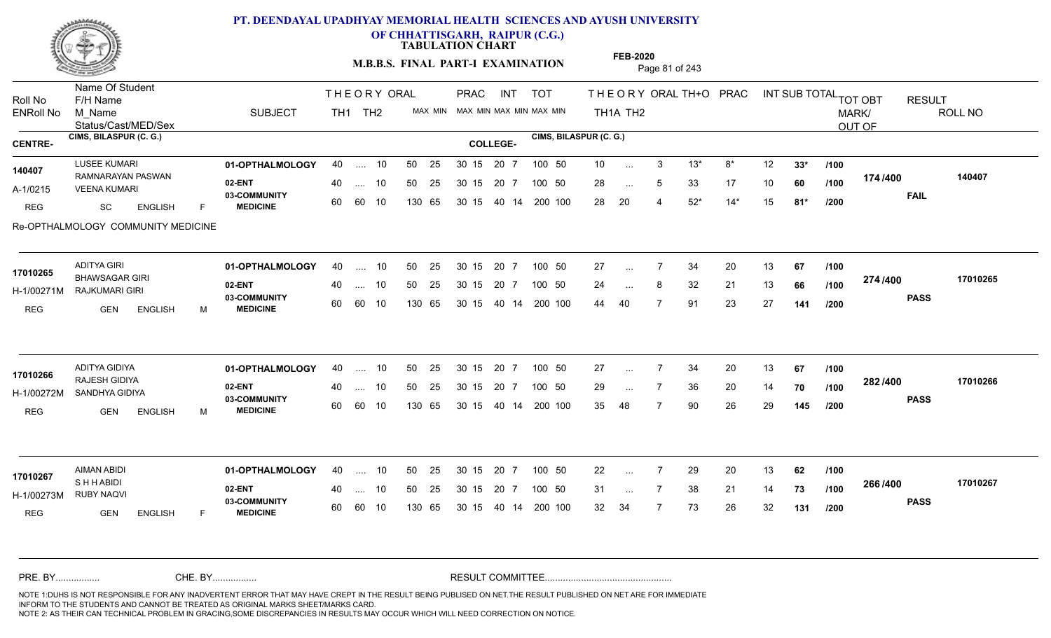# PT. DEENDAYAL UPADHYAY MEMORIAL HEALTH SCIENCES AND AYUSH UNIVERSITY OF CHHATTISGARH, RAIPUR (C.G.)

**TABULATION CHART**

**M.B.B.S. FINAL PART-I EXAMINATION**

**FEB-2020**

| Roll No / ENRoll No | Name Of Student / F/H Name / M_Name / Status/Cast/MED/Sex | SUBJECT | THEORY TH1 | THEORY TH2 | ORAL | PRAC MAX | PRAC MIN | INT MAX | INT MIN | TOT MAX | TOT MIN | THEORY TH1A | THEORY TH2 | ORAL | TH+O | PRAC | INT | SUB TOTAL | TOT OBT MARK/OUT OF | RESULT | ROLL NO |
|---|---|---|---|---|---|---|---|---|---|---|---|---|---|---|---|---|---|---|---|---|---|

**CENTRE-** CIMS, BILASPUR (C. G.) **COLLEGE-** CIMS, BILASPUR (C. G.)

| Roll No / ENRoll No | Name Of Student / F/H Name / M_Name / Status/Cast/MED/Sex | SUBJECT | TH1 | TH2 | ORAL | PRAC MAX | PRAC MIN | INT MAX | INT MIN | TOT MAX | TOT MIN | TH1A | TH2 | ORAL | TH+O | PRAC | INT | SUB TOTAL | OUT OF | TOT OBT MARK/OUT OF | RESULT | ROLL NO |
|---|---|---|---|---|---|---|---|---|---|---|---|---|---|---|---|---|---|---|---|---|---|---|
| 140407 | LUSEE KUMARI | 01-OPTHALMOLOGY | 40 | .... | 10 | 50 | 25 | 30 15 | 20 7 | 100 | 50 | 10 | ... | 3 | 13* | 8* | 12 | 33* | /100 | 174 /400 | FAIL | 140407 |
| A-1/0215 | RAMNARAYAN PASWAN / VEENA KUMARI | 02-ENT | 40 | .... | 10 | 50 | 25 | 30 15 | 20 7 | 100 | 50 | 28 | ... | 5 | 33 | 17 | 10 | 60 | /100 | | | |
| REG | SC ENGLISH F | 03-COMMUNITY MEDICINE | 60 | 60 | 10 | 130 | 65 | 30 15 | 40 14 | 200 | 100 | 28 | 20 | 4 | 52* | 14* | 15 | 81* | /200 | | | |
| | Re-OPTHALMOLOGY COMMUNITY MEDICINE | | | | | | | | | | | | | | | | | | | | | |
| 17010265 | ADITYA GIRI | 01-OPTHALMOLOGY | 40 | .... | 10 | 50 | 25 | 30 15 | 20 7 | 100 | 50 | 27 | ... | 7 | 34 | 20 | 13 | 67 | /100 | 274 /400 | PASS | 17010265 |
| H-1/00271M | BHAWSAGAR GIRI / RAJKUMARI GIRI | 02-ENT | 40 | .... | 10 | 50 | 25 | 30 15 | 20 7 | 100 | 50 | 24 | ... | 8 | 32 | 21 | 13 | 66 | /100 | | | |
| REG | GEN ENGLISH M | 03-COMMUNITY MEDICINE | 60 | 60 | 10 | 130 | 65 | 30 15 | 40 14 | 200 | 100 | 44 | 40 | 7 | 91 | 23 | 27 | 141 | /200 | | | |
| 17010266 | ADITYA GIDIYA | 01-OPTHALMOLOGY | 40 | .... | 10 | 50 | 25 | 30 15 | 20 7 | 100 | 50 | 27 | ... | 7 | 34 | 20 | 13 | 67 | /100 | 282 /400 | PASS | 17010266 |
| H-1/00272M | RAJESH GIDIYA / SANDHYA GIDIYA | 02-ENT | 40 | .... | 10 | 50 | 25 | 30 15 | 20 7 | 100 | 50 | 29 | ... | 7 | 36 | 20 | 14 | 70 | /100 | | | |
| REG | GEN ENGLISH M | 03-COMMUNITY MEDICINE | 60 | 60 | 10 | 130 | 65 | 30 15 | 40 14 | 200 | 100 | 35 | 48 | 7 | 90 | 26 | 29 | 145 | /200 | | | |
| 17010267 | AIMAN ABIDI | 01-OPTHALMOLOGY | 40 | .... | 10 | 50 | 25 | 30 15 | 20 7 | 100 | 50 | 22 | ... | 7 | 29 | 20 | 13 | 62 | /100 | 266 /400 | PASS | 17010267 |
| H-1/00273M | S H H ABIDI / RUBY NAQVI | 02-ENT | 40 | .... | 10 | 50 | 25 | 30 15 | 20 7 | 100 | 50 | 31 | ... | 7 | 38 | 21 | 14 | 73 | /100 | | | |
| REG | GEN ENGLISH F | 03-COMMUNITY MEDICINE | 60 | 60 | 10 | 130 | 65 | 30 15 | 40 14 | 200 | 100 | 32 | 34 | 7 | 73 | 26 | 32 | 131 | /200 | | | |

PRE. BY................ CHE. BY................ RESULT COMMITTEE................................................

NOTE 1:DUHS IS NOT RESPONSIBLE FOR ANY INADVERTENT ERROR THAT MAY HAVE CREPT IN THE RESULT BEING PUBLISED ON NET.THE RESULT PUBLISHED ON NET ARE FOR IMMEDIATE INFORM TO THE STUDENTS AND CANNOT BE TREATED AS ORIGINAL MARKS SHEET/MARKS CARD.
NOTE 2: AS THEIR CAN TECHNICAL PROBLEM IN GRACING,SOME DISCREPANCIES IN RESULTS MAY OCCUR WHICH WILL NEED CORRECTION ON NOTICE.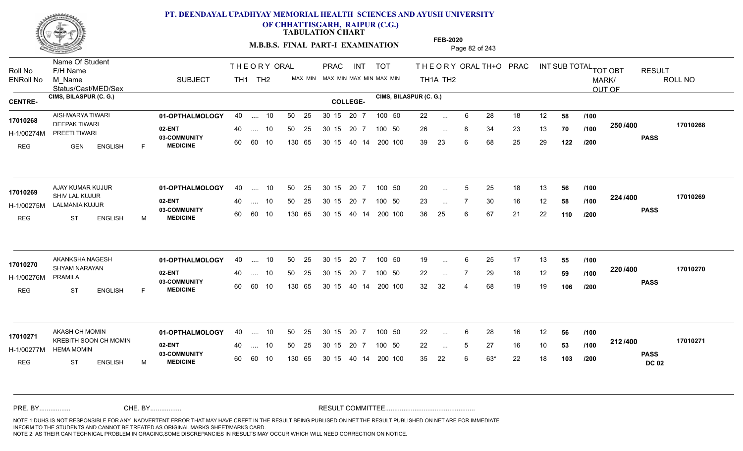# PT. DEENDAYAL UPADHYAY MEMORIAL HEALTH SCIENCES AND AYUSH UNIVERSITY OF CHHATTISGARH, RAIPUR (C.G.)

**TABULATION CHART**

**M.B.B.S. FINAL PART-I EXAMINATION**

**FEB-2020**

CENTRE: CIMS, BILASPUR (C. G.) COLLEGE: CIMS, BILASPUR (C. G.)

| Roll No / ENRoll No / Status | Name Of Student / F/H Name / M_Name / Cast/MED/Sex | SUBJECT | THEORY TH1 | TH2 | ORAL MAX MIN | PRAC MAX MIN | INT MAX MIN | TOT MAX MIN | TH1A | TH2 | ORAL | TH+O | PRAC | INT | SUB TOTAL | TOT OBT MARK/OUT OF | RESULT | ROLL NO |
|---|---|---|---|---|---|---|---|---|---|---|---|---|---|---|---|---|---|---|
| 17010268 | AISHWARYA TIWARI | 01-OPTHALMOLOGY | 40 | .... | 10 | 50 25 | 30 15 | 20 7 | 100 50 | 22 | ... | 6 | 28 | 18 | 12 | 58 /100 | 250 /400 | PASS | 17010268 |
| H-1/00274M | DEEPAK TIWARI / PREETI TIWARI | 02-ENT | 40 | .... | 10 | 50 25 | 30 15 | 20 7 | 100 50 | 26 | ... | 8 | 34 | 23 | 13 | 70 /100 | | | |
| REG | GEN ENGLISH F | 03-COMMUNITY MEDICINE | 60 | 60 | 10 | 130 65 | 30 15 | 40 14 | 200 100 | 39 | 23 | 6 | 68 | 25 | 29 | 122 /200 | | | |
| 17010269 | AJAY KUMAR KUJUR | 01-OPTHALMOLOGY | 40 | .... | 10 | 50 25 | 30 15 | 20 7 | 100 50 | 20 | ... | 5 | 25 | 18 | 13 | 56 /100 | 224 /400 | PASS | 17010269 |
| H-1/00275M | SHIV LAL KUJUR / LALMANIA KUJUR | 02-ENT | 40 | .... | 10 | 50 25 | 30 15 | 20 7 | 100 50 | 23 | ... | 7 | 30 | 16 | 12 | 58 /100 | | | |
| REG | ST ENGLISH M | 03-COMMUNITY MEDICINE | 60 | 60 | 10 | 130 65 | 30 15 | 40 14 | 200 100 | 36 | 25 | 6 | 67 | 21 | 22 | 110 /200 | | | |
| 17010270 | AKANKSHA NAGESH | 01-OPTHALMOLOGY | 40 | .... | 10 | 50 25 | 30 15 | 20 7 | 100 50 | 19 | ... | 6 | 25 | 17 | 13 | 55 /100 | 220 /400 | PASS | 17010270 |
| H-1/00276M | SHYAM NARAYAN / PRAMILA | 02-ENT | 40 | .... | 10 | 50 25 | 30 15 | 20 7 | 100 50 | 22 | ... | 7 | 29 | 18 | 12 | 59 /100 | | | |
| REG | ST ENGLISH F | 03-COMMUNITY MEDICINE | 60 | 60 | 10 | 130 65 | 30 15 | 40 14 | 200 100 | 32 | 32 | 4 | 68 | 19 | 19 | 106 /200 | | | |
| 17010271 | AKASH CH MOMIN | 01-OPTHALMOLOGY | 40 | .... | 10 | 50 25 | 30 15 | 20 7 | 100 50 | 22 | ... | 6 | 28 | 16 | 12 | 56 /100 | 212 /400 | PASS DC 02 | 17010271 |
| H-1/00277M | KREBITH SOON CH MOMIN / HEMA MOMIN | 02-ENT | 40 | .... | 10 | 50 25 | 30 15 | 20 7 | 100 50 | 22 | ... | 5 | 27 | 16 | 10 | 53 /100 | | | |
| REG | ST ENGLISH M | 03-COMMUNITY MEDICINE | 60 | 60 | 10 | 130 65 | 30 15 | 40 14 | 200 100 | 35 | 22 | 6 | 63* | 22 | 18 | 103 /200 | | | |

PRE. BY................ CHE. BY................ RESULT COMMITTEE................................................

NOTE 1:DUHS IS NOT RESPONSIBLE FOR ANY INADVERTENT ERROR THAT MAY HAVE CREPT IN THE RESULT BEING PUBLISED ON NET.THE RESULT PUBLISHED ON NET ARE FOR IMMEDIATE INFORM TO THE STUDENTS AND CANNOT BE TREATED AS ORIGINAL MARKS SHEET/MARKS CARD.
NOTE 2: AS THEIR CAN TECHNICAL PROBLEM IN GRACING,SOME DISCREPANCIES IN RESULTS MAY OCCUR WHICH WILL NEED CORRECTION ON NOTICE.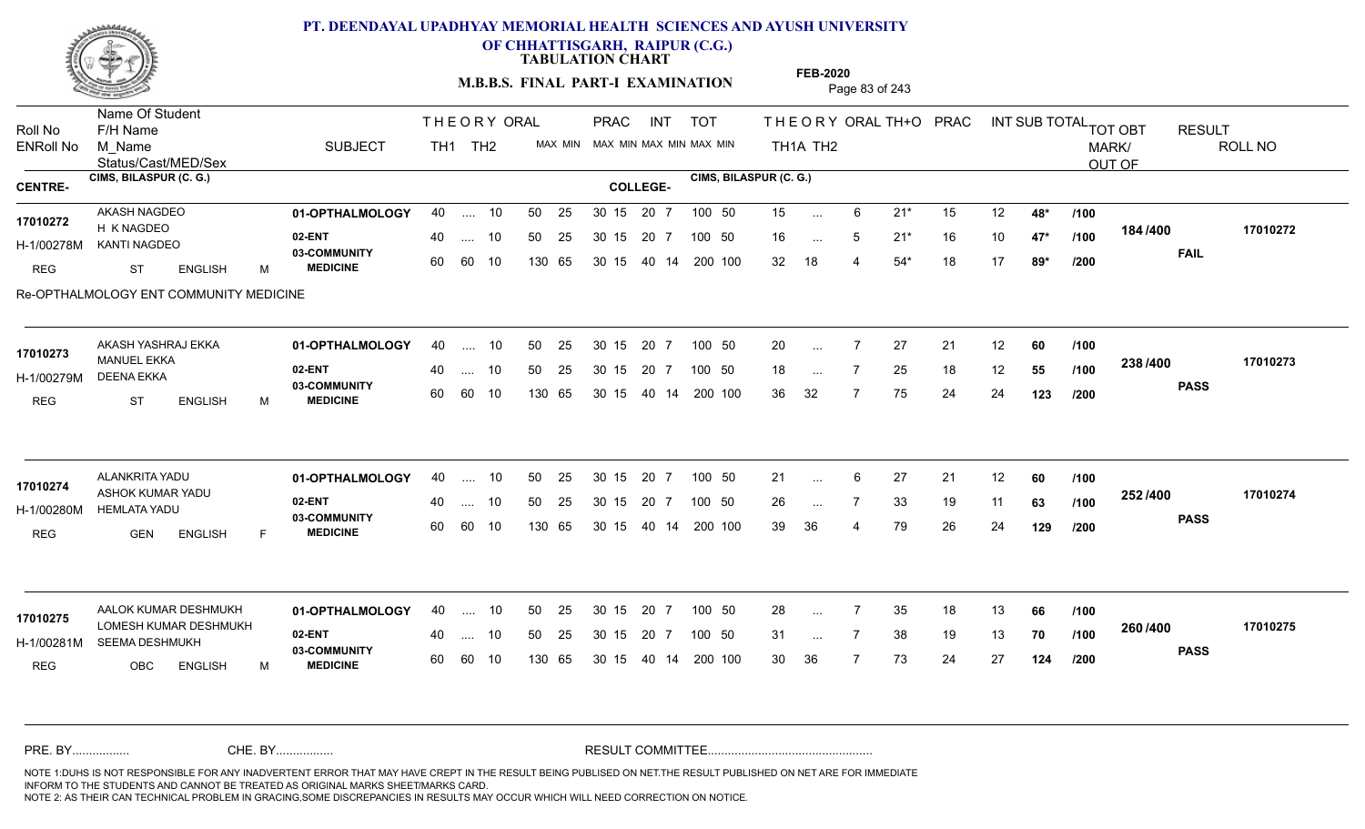# PT. DEENDAYAL UPADHYAY MEMORIAL HEALTH SCIENCES AND AYUSH UNIVERSITY
## OF CHHATTISGARH, RAIPUR (C.G.)
### TABULATION CHART

**M.B.B.S. FINAL PART-I EXAMINATION** — FEB-2020

CENTRE: CIMS, BILASPUR (C. G.) — COLLEGE: CIMS, BILASPUR (C. G.)

| Roll No / ENRoll No / Status | Name Of Student / F/H Name / M_Name / Cast/MED/Sex | SUBJECT | TH1 | TH2 | ORAL | PRAC MAX | PRAC MIN | INT MAX | INT MIN | TOT MAX | TOT MIN | TH1A | TH2 | ORAL | TH+O | PRAC | INT | SUB TOTAL | | TOT OBT MARK/OUT OF | RESULT | ROLL NO |
|---|---|---|---|---|---|---|---|---|---|---|---|---|---|---|---|---|---|---|---|---|---|---|
| 17010272 | AKASH NAGDEO | 01-OPTHALMOLOGY | 40 | .... | 10 | 50 | 25 | 30 15 | 20 7 | 100 | 50 | 15 | ... | 6 | 21* | 15 | 12 | 48* | /100 | 184 /400 | FAIL | 17010272 |
| H-1/00278M | H K NAGDEO / KANTI NAGDEO | 02-ENT | 40 | .... | 10 | 50 | 25 | 30 15 | 20 7 | 100 | 50 | 16 | ... | 5 | 21* | 16 | 10 | 47* | /100 | | | |
| REG | ST ENGLISH M | 03-COMMUNITY MEDICINE | 60 | 60 | 10 | 130 | 65 | 30 15 | 40 14 | 200 | 100 | 32 | 18 | 4 | 54* | 18 | 17 | 89* | /200 | | | |
| | Re-OPTHALMOLOGY ENT COMMUNITY MEDICINE | | | | | | | | | | | | | | | | | | | | | |
| 17010273 | AKASH YASHRAJ EKKA | 01-OPTHALMOLOGY | 40 | .... | 10 | 50 | 25 | 30 15 | 20 7 | 100 | 50 | 20 | ... | 7 | 27 | 21 | 12 | 60 | /100 | 238 /400 | PASS | 17010273 |
| H-1/00279M | MANUEL EKKA / DEENA EKKA | 02-ENT | 40 | .... | 10 | 50 | 25 | 30 15 | 20 7 | 100 | 50 | 18 | ... | 7 | 25 | 18 | 12 | 55 | /100 | | | |
| REG | ST ENGLISH M | 03-COMMUNITY MEDICINE | 60 | 60 | 10 | 130 | 65 | 30 15 | 40 14 | 200 | 100 | 36 | 32 | 7 | 75 | 24 | 24 | 123 | /200 | | | |
| 17010274 | ALANKRITA YADU | 01-OPTHALMOLOGY | 40 | .... | 10 | 50 | 25 | 30 15 | 20 7 | 100 | 50 | 21 | ... | 6 | 27 | 21 | 12 | 60 | /100 | 252 /400 | PASS | 17010274 |
| H-1/00280M | ASHOK KUMAR YADU / HEMLATA YADU | 02-ENT | 40 | .... | 10 | 50 | 25 | 30 15 | 20 7 | 100 | 50 | 26 | ... | 7 | 33 | 19 | 11 | 63 | /100 | | | |
| REG | GEN ENGLISH F | 03-COMMUNITY MEDICINE | 60 | 60 | 10 | 130 | 65 | 30 15 | 40 14 | 200 | 100 | 39 | 36 | 4 | 79 | 26 | 24 | 129 | /200 | | | |
| 17010275 | AALOK KUMAR DESHMUKH | 01-OPTHALMOLOGY | 40 | .... | 10 | 50 | 25 | 30 15 | 20 7 | 100 | 50 | 28 | ... | 7 | 35 | 18 | 13 | 66 | /100 | 260 /400 | PASS | 17010275 |
| H-1/00281M | LOMESH KUMAR DESHMUKH / SEEMA DESHMUKH | 02-ENT | 40 | .... | 10 | 50 | 25 | 30 15 | 20 7 | 100 | 50 | 31 | ... | 7 | 38 | 19 | 13 | 70 | /100 | | | |
| REG | OBC ENGLISH M | 03-COMMUNITY MEDICINE | 60 | 60 | 10 | 130 | 65 | 30 15 | 40 14 | 200 | 100 | 30 | 36 | 7 | 73 | 24 | 27 | 124 | /200 | | | |

PRE. BY................ CHE. BY................ RESULT COMMITTEE................................................

NOTE 1:DUHS IS NOT RESPONSIBLE FOR ANY INADVERTENT ERROR THAT MAY HAVE CREPT IN THE RESULT BEING PUBLISED ON NET.THE RESULT PUBLISHED ON NET ARE FOR IMMEDIATE INFORM TO THE STUDENTS AND CANNOT BE TREATED AS ORIGINAL MARKS SHEET/MARKS CARD.
NOTE 2: AS THEIR CAN TECHNICAL PROBLEM IN GRACING,SOME DISCREPANCIES IN RESULTS MAY OCCUR WHICH WILL NEED CORRECTION ON NOTICE.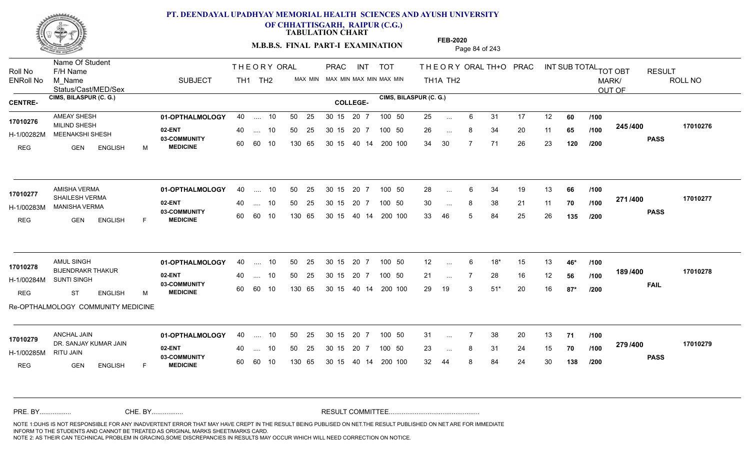# PT. DEENDAYAL UPADHYAY MEMORIAL HEALTH SCIENCES AND AYUSH UNIVERSITY OF CHHATTISGARH, RAIPUR (C.G.)

**TABULATION CHART**

**M.B.B.S. FINAL PART-I EXAMINATION**

**FEB-2020**

| Roll No | Name Of Student / F/H Name / M_Name / Status/Cast/MED/Sex | SUBJECT | THEORY TH1 | THEORY TH2 | ORAL | PRAC MAX | PRAC MIN | INT MAX | INT MIN | TOT MAX | TOT MIN | TH1A | TH2 | ORAL | TH+O | PRAC | INT | SUB TOTAL | TOT OBT MARK/ OUT OF | RESULT | ROLL NO |
|---|---|---|---|---|---|---|---|---|---|---|---|---|---|---|---|---|---|---|---|---|---|
| **CENTRE-** CIMS, BILASPUR (C. G.) | | | | | | | | | | | | **COLLEGE-** CIMS, BILASPUR (C. G.) | | | | | | | | | |
| 17010276 | AMEAY SHESH | 01-OPTHALMOLOGY | 40 | .... | 10 | 50 | 25 | 30 15 | 20 7 | 100 | 50 | 25 | ... | 6 | 31 | 17 | 12 | 60 /100 | 245 /400 | PASS | 17010276 |
| H-1/00282M | MILIND SHESH | 02-ENT | 40 | .... | 10 | 50 | 25 | 30 15 | 20 7 | 100 | 50 | 26 | ... | 8 | 34 | 20 | 11 | 65 /100 | | | |
| REG | MEENAKSHI SHESH / GEN ENGLISH M | 03-COMMUNITY MEDICINE | 60 | 60 | 10 | 130 | 65 | 30 15 | 40 14 | 200 | 100 | 34 | 30 | 7 | 71 | 26 | 23 | 120 /200 | | | |
| 17010277 | AMISHA VERMA | 01-OPTHALMOLOGY | 40 | .... | 10 | 50 | 25 | 30 15 | 20 7 | 100 | 50 | 28 | ... | 6 | 34 | 19 | 13 | 66 /100 | 271 /400 | PASS | 17010277 |
| H-1/00283M | SHAILESH VERMA | 02-ENT | 40 | .... | 10 | 50 | 25 | 30 15 | 20 7 | 100 | 50 | 30 | ... | 8 | 38 | 21 | 11 | 70 /100 | | | |
| REG | MANISHA VERMA / GEN ENGLISH F | 03-COMMUNITY MEDICINE | 60 | 60 | 10 | 130 | 65 | 30 15 | 40 14 | 200 | 100 | 33 | 46 | 5 | 84 | 25 | 26 | 135 /200 | | | |
| 17010278 | AMUL SINGH | 01-OPTHALMOLOGY | 40 | .... | 10 | 50 | 25 | 30 15 | 20 7 | 100 | 50 | 12 | ... | 6 | 18* | 15 | 13 | 46* /100 | 189 /400 | FAIL | 17010278 |
| H-1/00284M | BIJENDRAKR THAKUR | 02-ENT | 40 | .... | 10 | 50 | 25 | 30 15 | 20 7 | 100 | 50 | 21 | ... | 7 | 28 | 16 | 12 | 56 /100 | | | |
| REG | SUNTI SINGH / ST ENGLISH M | 03-COMMUNITY MEDICINE | 60 | 60 | 10 | 130 | 65 | 30 15 | 40 14 | 200 | 100 | 29 | 19 | 3 | 51* | 20 | 16 | 87* /200 | | | |
| | Re-OPTHALMOLOGY COMMUNITY MEDICINE | | | | | | | | | | | | | | | | | | | | |
| 17010279 | ANCHAL JAIN | 01-OPTHALMOLOGY | 40 | .... | 10 | 50 | 25 | 30 15 | 20 7 | 100 | 50 | 31 | ... | 7 | 38 | 20 | 13 | 71 /100 | 279 /400 | PASS | 17010279 |
| H-1/00285M | DR. SANJAY KUMAR JAIN | 02-ENT | 40 | .... | 10 | 50 | 25 | 30 15 | 20 7 | 100 | 50 | 23 | ... | 8 | 31 | 24 | 15 | 70 /100 | | | |
| REG | RITU JAIN / GEN ENGLISH F | 03-COMMUNITY MEDICINE | 60 | 60 | 10 | 130 | 65 | 30 15 | 40 14 | 200 | 100 | 32 | 44 | 8 | 84 | 24 | 30 | 138 /200 | | | |

PRE. BY................ CHE. BY................ RESULT COMMITTEE................................................

NOTE 1:DUHS IS NOT RESPONSIBLE FOR ANY INADVERTENT ERROR THAT MAY HAVE CREPT IN THE RESULT BEING PUBLISED ON NET.THE RESULT PUBLISHED ON NET ARE FOR IMMEDIATE INFORM TO THE STUDENTS AND CANNOT BE TREATED AS ORIGINAL MARKS SHEET/MARKS CARD.
NOTE 2: AS THEIR CAN TECHNICAL PROBLEM IN GRACING,SOME DISCREPANCIES IN RESULTS MAY OCCUR WHICH WILL NEED CORRECTION ON NOTICE.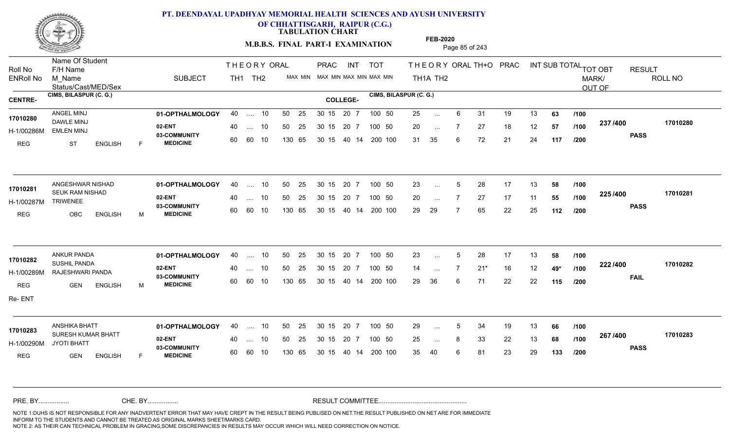# PT. DEENDAYAL UPADHYAY MEMORIAL HEALTH SCIENCES AND AYUSH UNIVERSITY OF CHHATTISGARH, RAIPUR (C.G.)

**TABULATION CHART**

**M.B.B.S. FINAL PART-I EXAMINATION**

**FEB-2020**

| Roll No / ENRoll No | Name Of Student / F/H Name / M_Name / Status/Cast/MED/Sex | SUBJECT | THEORY TH1 | THEORY TH2 | ORAL | PRAC MAX | PRAC MIN | INT MAX | INT MIN | TOT MAX | TOT MIN | TH1A | TH2 | ORAL | TH+O | PRAC | INT | SUB TOTAL | | TOT OBT MARK/OUT OF | RESULT | ROLL NO |
|---|---|---|---|---|---|---|---|---|---|---|---|---|---|---|---|---|---|---|---|---|---|---|
| **CENTRE- CIMS, BILASPUR (C. G.)** | | | | | | | | | | | | **COLLEGE- CIMS, BILASPUR (C. G.)** | | | | | | | | | | |
| 17010280 | ANGEL MINJ | 01-OPTHALMOLOGY | 40 | .... | 10 | 50 | 25 | 30 15 | | 20 7 | | 25 | ... | 6 | 31 | 19 | 13 | 63 | /100 | 237 /400 | PASS | 17010280 |
| H-1/00286M | DAWLE MINJ / EMLEN MINJ | 02-ENT | 40 | .... | 10 | 50 | 25 | 30 15 | | 20 7 | | 20 | ... | 7 | 27 | 18 | 12 | 57 | /100 | | | |
| REG | ST ENGLISH F | 03-COMMUNITY MEDICINE | 60 | 60 | 10 | 130 | 65 | 30 15 | | 40 14 | | 31 | 35 | 6 | 72 | 21 | 24 | 117 | /200 | | | |
| 17010281 | ANGESHWAR NISHAD | 01-OPTHALMOLOGY | 40 | .... | 10 | 50 | 25 | 30 15 | | 20 7 | | 23 | ... | 5 | 28 | 17 | 13 | 58 | /100 | 225 /400 | PASS | 17010281 |
| H-1/00287M | SEUK RAM NISHAD / TRIWENEE | 02-ENT | 40 | .... | 10 | 50 | 25 | 30 15 | | 20 7 | | 20 | ... | 7 | 27 | 17 | 11 | 55 | /100 | | | |
| REG | OBC ENGLISH M | 03-COMMUNITY MEDICINE | 60 | 60 | 10 | 130 | 65 | 30 15 | | 40 14 | | 29 | 29 | 7 | 65 | 22 | 25 | 112 | /200 | | | |
| 17010282 | ANKUR PANDA | 01-OPTHALMOLOGY | 40 | .... | 10 | 50 | 25 | 30 15 | | 20 7 | | 23 | ... | 5 | 28 | 17 | 13 | 58 | /100 | 222 /400 | FAIL | 17010282 |
| H-1/00289M | SUSHIL PANDA / RAJESHWARI PANDA | 02-ENT | 40 | .... | 10 | 50 | 25 | 30 15 | | 20 7 | | 14 | ... | 7 | 21* | 16 | 12 | 49* | /100 | | | |
| REG / Re- ENT | GEN ENGLISH M | 03-COMMUNITY MEDICINE | 60 | 60 | 10 | 130 | 65 | 30 15 | | 40 14 | | 29 | 36 | 6 | 71 | 22 | 22 | 115 | /200 | | | |
| 17010283 | ANSHIKA BHATT | 01-OPTHALMOLOGY | 40 | .... | 10 | 50 | 25 | 30 15 | | 20 7 | | 29 | ... | 5 | 34 | 19 | 13 | 66 | /100 | 267 /400 | PASS | 17010283 |
| H-1/00290M | SURESH KUMAR BHATT / JYOTI BHATT | 02-ENT | 40 | .... | 10 | 50 | 25 | 30 15 | | 20 7 | | 25 | ... | 8 | 33 | 22 | 13 | 68 | /100 | | | |
| REG | GEN ENGLISH F | 03-COMMUNITY MEDICINE | 60 | 60 | 10 | 130 | 65 | 30 15 | | 40 14 | | 35 | 40 | 6 | 81 | 23 | 29 | 133 | /200 | | | |

Note: TOT MAX/MIN for rows: 100 50 (subjects 01, 02) and 200 100 (subject 03).

PRE. BY................ CHE. BY................ RESULT COMMITTEE................................................

NOTE 1:DUHS IS NOT RESPONSIBLE FOR ANY INADVERTENT ERROR THAT MAY HAVE CREPT IN THE RESULT BEING PUBLISED ON NET.THE RESULT PUBLISHED ON NET ARE FOR IMMEDIATE INFORM TO THE STUDENTS AND CANNOT BE TREATED AS ORIGINAL MARKS SHEET/MARKS CARD.
NOTE 2: AS THEIR CAN TECHNICAL PROBLEM IN GRACING,SOME DISCREPANCIES IN RESULTS MAY OCCUR WHICH WILL NEED CORRECTION ON NOTICE.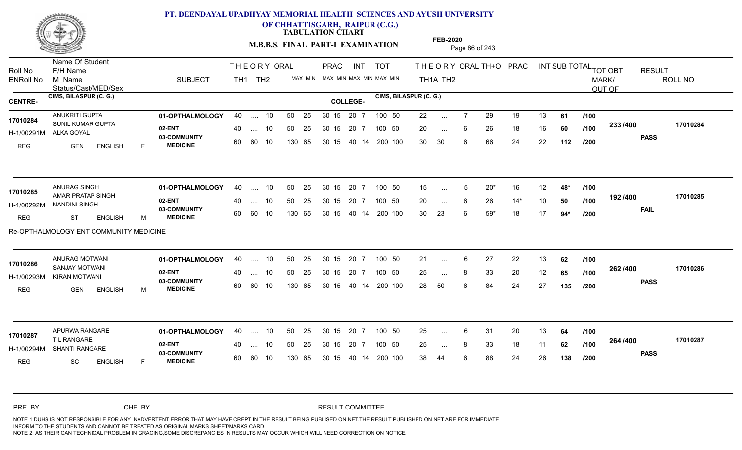# PT. DEENDAYAL UPADHYAY MEMORIAL HEALTH SCIENCES AND AYUSH UNIVERSITY OF CHHATTISGARH, RAIPUR (C.G.)

**TABULATION CHART**

**M.B.B.S. FINAL PART-I EXAMINATION**

**FEB-2020**

| Roll No / ENRoll No | Name Of Student / F/H Name / M_Name / Status/Cast/MED/Sex | SUBJECT | THEORY TH1 | THEORY TH2 | ORAL | PRAC MAX | PRAC MIN | INT MAX | INT MIN | TOT MAX | TOT MIN | THEORY TH1A | THEORY TH2 | ORAL | TH+O | PRAC | INT | SUB TOTAL | | TOT OBT MARK/OUT OF | RESULT | ROLL NO |
|---|---|---|---|---|---|---|---|---|---|---|---|---|---|---|---|---|---|---|---|---|---|---|

**CENTRE-** CIMS, BILASPUR (C. G.) **COLLEGE-** CIMS, BILASPUR (C. G.)

| Roll No / ENRoll No | Name Of Student / F/H Name / M_Name / Status/Cast/MED/Sex | SUBJECT | TH1 | TH2 | ORAL | PRAC MAX | PRAC MIN | INT MAX | INT MIN | TOT MAX | TOT MIN | TH1A | TH2 | ORAL | TH+O | PRAC | INT | SUB TOTAL | | TOT OBT MARK/OUT OF | RESULT | ROLL NO |
|---|---|---|---|---|---|---|---|---|---|---|---|---|---|---|---|---|---|---|---|---|---|---|
| 17010284 | ANUKRITI GUPTA | 01-OPTHALMOLOGY | 40 | .... | 10 | 50 | 25 | 30 15 | 20 7 | 100 | 50 | 22 | ... | 7 | 29 | 19 | 13 | 61 | /100 | 233 /400 | PASS | 17010284 |
| H-1/00291M | SUNIL KUMAR GUPTA / ALKA GOYAL | 02-ENT | 40 | .... | 10 | 50 | 25 | 30 15 | 20 7 | 100 | 50 | 20 | ... | 6 | 26 | 18 | 16 | 60 | /100 | | | |
| REG | GEN ENGLISH F | 03-COMMUNITY MEDICINE | 60 | 60 | 10 | 130 | 65 | 30 15 | 40 14 | 200 | 100 | 30 | 30 | 6 | 66 | 24 | 22 | 112 | /200 | | | |
| 17010285 | ANURAG SINGH | 01-OPTHALMOLOGY | 40 | .... | 10 | 50 | 25 | 30 15 | 20 7 | 100 | 50 | 15 | ... | 5 | 20* | 16 | 12 | 48* | /100 | 192 /400 | FAIL | 17010285 |
| H-1/00292M | AMAR PRATAP SINGH / NANDINI SINGH | 02-ENT | 40 | .... | 10 | 50 | 25 | 30 15 | 20 7 | 100 | 50 | 20 | ... | 6 | 26 | 14* | 10 | 50 | /100 | | | |
| REG | ST ENGLISH M | 03-COMMUNITY MEDICINE | 60 | 60 | 10 | 130 | 65 | 30 15 | 40 14 | 200 | 100 | 30 | 23 | 6 | 59* | 18 | 17 | 94* | /200 | | | |
| | Re-OPTHALMOLOGY ENT COMMUNITY MEDICINE | | | | | | | | | | | | | | | | | | | | | |
| 17010286 | ANURAG MOTWANI | 01-OPTHALMOLOGY | 40 | .... | 10 | 50 | 25 | 30 15 | 20 7 | 100 | 50 | 21 | ... | 6 | 27 | 22 | 13 | 62 | /100 | 262 /400 | PASS | 17010286 |
| H-1/00293M | SANJAY MOTWANI / KIRAN MOTWANI | 02-ENT | 40 | .... | 10 | 50 | 25 | 30 15 | 20 7 | 100 | 50 | 25 | ... | 8 | 33 | 20 | 12 | 65 | /100 | | | |
| REG | GEN ENGLISH M | 03-COMMUNITY MEDICINE | 60 | 60 | 10 | 130 | 65 | 30 15 | 40 14 | 200 | 100 | 28 | 50 | 6 | 84 | 24 | 27 | 135 | /200 | | | |
| 17010287 | APURWA RANGARE | 01-OPTHALMOLOGY | 40 | .... | 10 | 50 | 25 | 30 15 | 20 7 | 100 | 50 | 25 | ... | 6 | 31 | 20 | 13 | 64 | /100 | 264 /400 | PASS | 17010287 |
| H-1/00294M | T L RANGARE / SHANTI RANGARE | 02-ENT | 40 | .... | 10 | 50 | 25 | 30 15 | 20 7 | 100 | 50 | 25 | ... | 8 | 33 | 18 | 11 | 62 | /100 | | | |
| REG | SC ENGLISH F | 03-COMMUNITY MEDICINE | 60 | 60 | 10 | 130 | 65 | 30 15 | 40 14 | 200 | 100 | 38 | 44 | 6 | 88 | 24 | 26 | 138 | /200 | | | |

PRE. BY................ CHE. BY................ RESULT COMMITTEE................................................

NOTE 1:DUHS IS NOT RESPONSIBLE FOR ANY INADVERTENT ERROR THAT MAY HAVE CREPT IN THE RESULT BEING PUBLISED ON NET.THE RESULT PUBLISHED ON NET ARE FOR IMMEDIATE INFORM TO THE STUDENTS AND CANNOT BE TREATED AS ORIGINAL MARKS SHEET/MARKS CARD.
NOTE 2: AS THEIR CAN TECHNICAL PROBLEM IN GRACING,SOME DISCREPANCIES IN RESULTS MAY OCCUR WHICH WILL NEED CORRECTION ON NOTICE.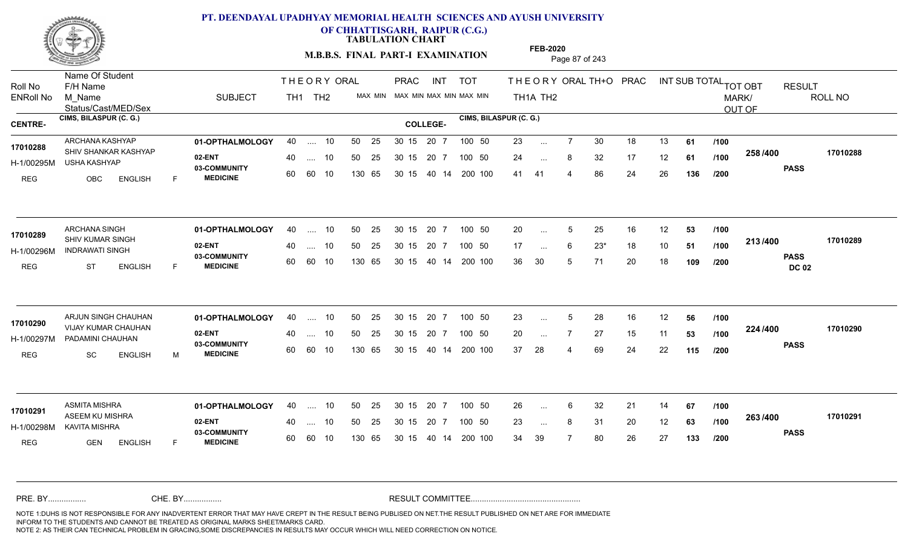# PT. DEENDAYAL UPADHYAY MEMORIAL HEALTH SCIENCES AND AYUSH UNIVERSITY OF CHHATTISGARH, RAIPUR (C.G.)

**TABULATION CHART**

**M.B.B.S. FINAL PART-I EXAMINATION**

**FEB-2020**

CENTRE- CIMS, BILASPUR (C. G.) | COLLEGE- CIMS, BILASPUR (C. G.)

| Roll No / ENRoll No / Status | Name Of Student / F/H Name / M_Name / Cast/MED/Sex | SUBJECT | TH1 | TH2 | ORAL MIN | PRAC MAX | PRAC MIN | INT MAX | INT MIN | TOT MAX | TOT MIN | TH1A | TH2 | ORAL | TH+O | PRAC | INT | SUB TOTAL | OUT OF | TOT OBT MARK/OUT OF | RESULT | ROLL NO |
|---|---|---|---|---|---|---|---|---|---|---|---|---|---|---|---|---|---|---|---|---|---|---|
| 17010288 | ARCHANA KASHYAP | 01-OPTHALMOLOGY | 40 | .... | 10 | 50 | 25 | 30 15 | 20 7 | 100 | 50 | 23 | ... | 7 | 30 | 18 | 13 | 61 | /100 | 258 /400 | PASS | 17010288 |
| H-1/00295M | SHIV SHANKAR KASHYAP / USHA KASHYAP | 02-ENT | 40 | .... | 10 | 50 | 25 | 30 15 | 20 7 | 100 | 50 | 24 | ... | 8 | 32 | 17 | 12 | 61 | /100 | | | |
| REG | OBC ENGLISH F | 03-COMMUNITY MEDICINE | 60 | 60 | 10 | 130 | 65 | 30 15 | 40 14 | 200 | 100 | 41 | 41 | 4 | 86 | 24 | 26 | 136 | /200 | | | |
| 17010289 | ARCHANA SINGH | 01-OPTHALMOLOGY | 40 | .... | 10 | 50 | 25 | 30 15 | 20 7 | 100 | 50 | 20 | ... | 5 | 25 | 16 | 12 | 53 | /100 | 213 /400 | PASS DC 02 | 17010289 |
| H-1/00296M | SHIV KUMAR SINGH / INDRAWATI SINGH | 02-ENT | 40 | .... | 10 | 50 | 25 | 30 15 | 20 7 | 100 | 50 | 17 | ... | 6 | 23* | 18 | 10 | 51 | /100 | | | |
| REG | ST ENGLISH F | 03-COMMUNITY MEDICINE | 60 | 60 | 10 | 130 | 65 | 30 15 | 40 14 | 200 | 100 | 36 | 30 | 5 | 71 | 20 | 18 | 109 | /200 | | | |
| 17010290 | ARJUN SINGH CHAUHAN | 01-OPTHALMOLOGY | 40 | .... | 10 | 50 | 25 | 30 15 | 20 7 | 100 | 50 | 23 | ... | 5 | 28 | 16 | 12 | 56 | /100 | 224 /400 | PASS | 17010290 |
| H-1/00297M | VIJAY KUMAR CHAUHAN / PADAMINI CHAUHAN | 02-ENT | 40 | .... | 10 | 50 | 25 | 30 15 | 20 7 | 100 | 50 | 20 | ... | 7 | 27 | 15 | 11 | 53 | /100 | | | |
| REG | SC ENGLISH M | 03-COMMUNITY MEDICINE | 60 | 60 | 10 | 130 | 65 | 30 15 | 40 14 | 200 | 100 | 37 | 28 | 4 | 69 | 24 | 22 | 115 | /200 | | | |
| 17010291 | ASMITA MISHRA | 01-OPTHALMOLOGY | 40 | .... | 10 | 50 | 25 | 30 15 | 20 7 | 100 | 50 | 26 | ... | 6 | 32 | 21 | 14 | 67 | /100 | 263 /400 | PASS | 17010291 |
| H-1/00298M | ASEEM KU MISHRA / KAVITA MISHRA | 02-ENT | 40 | .... | 10 | 50 | 25 | 30 15 | 20 7 | 100 | 50 | 23 | ... | 8 | 31 | 20 | 12 | 63 | /100 | | | |
| REG | GEN ENGLISH F | 03-COMMUNITY MEDICINE | 60 | 60 | 10 | 130 | 65 | 30 15 | 40 14 | 200 | 100 | 34 | 39 | 7 | 80 | 26 | 27 | 133 | /200 | | | |

PRE. BY................ CHE. BY................ RESULT COMMITTEE................................................

NOTE 1:DUHS IS NOT RESPONSIBLE FOR ANY INADVERTENT ERROR THAT MAY HAVE CREPT IN THE RESULT BEING PUBLISED ON NET.THE RESULT PUBLISHED ON NET ARE FOR IMMEDIATE INFORM TO THE STUDENTS AND CANNOT BE TREATED AS ORIGINAL MARKS SHEET/MARKS CARD.
NOTE 2: AS THEIR CAN TECHNICAL PROBLEM IN GRACING,SOME DISCREPANCIES IN RESULTS MAY OCCUR WHICH WILL NEED CORRECTION ON NOTICE.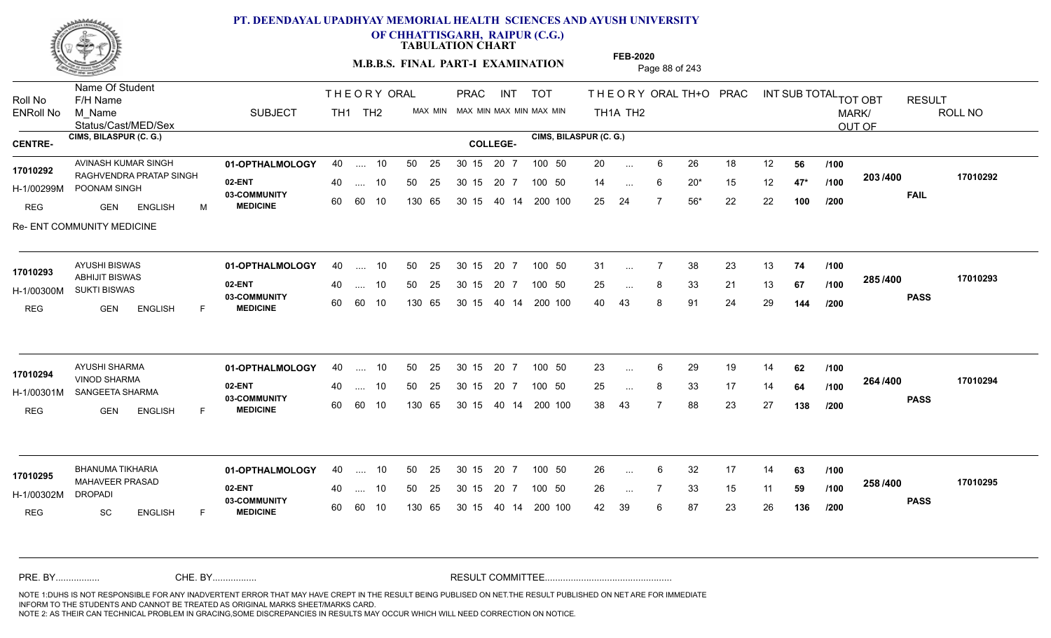# PT. DEENDAYAL UPADHYAY MEMORIAL HEALTH SCIENCES AND AYUSH UNIVERSITY OF CHHATTISGARH, RAIPUR (C.G.)

**TABULATION CHART**

**M.B.B.S. FINAL PART-I EXAMINATION**

**FEB-2020**

| Roll No / ENRoll No | Name Of Student / F/H Name / M_Name / Status/Cast/MED/Sex | SUBJECT | THEORY TH1 | THEORY TH2 | ORAL MAX MIN | PRAC MAX MIN | INT MAX MIN | TOT MAX MIN | THEORY TH1A | THEORY TH2 | ORAL | TH+O | PRAC | INT | SUB TOTAL | | TOT OBT MARK/ OUT OF | RESULT | ROLL NO |
|---|---|---|---|---|---|---|---|---|---|---|---|---|---|---|---|---|---|---|---|
| **CENTRE-** CIMS, BILASPUR (C. G.) | | | | | | | | **COLLEGE-** CIMS, BILASPUR (C. G.) | | | | | | | | | | | |
| 17010292 | AVINASH KUMAR SINGH | 01-OPTHALMOLOGY | 40 | .... | 10 | 50 25 | 30 15 | 20 7 | 100 50 | 20 | ... | 6 | 26 | 18 | 12 | 56 | /100 | 203 /400 | | 17010292 |
| H-1/00299M | RAGHVENDRA PRATAP SINGH / POONAM SINGH | 02-ENT | 40 | .... | 10 | 50 25 | 30 15 | 20 7 | 100 50 | 14 | ... | 6 | 20* | 15 | 12 | 47* | /100 | | FAIL | |
| REG | GEN ENGLISH M | 03-COMMUNITY MEDICINE | 60 | 60 | 10 | 130 65 | 30 15 | 40 14 | 200 100 | 25 | 24 | 7 | 56* | 22 | 22 | 100 | /200 | | | |
| Re- ENT COMMUNITY MEDICINE | | | | | | | | | | | | | | | | | | | | |
| 17010293 | AYUSHI BISWAS | 01-OPTHALMOLOGY | 40 | .... | 10 | 50 25 | 30 15 | 20 7 | 100 50 | 31 | ... | 7 | 38 | 23 | 13 | 74 | /100 | 285 /400 | | 17010293 |
| H-1/00300M | ABHIJIT BISWAS / SUKTI BISWAS | 02-ENT | 40 | .... | 10 | 50 25 | 30 15 | 20 7 | 100 50 | 25 | ... | 8 | 33 | 21 | 13 | 67 | /100 | | PASS | |
| REG | GEN ENGLISH F | 03-COMMUNITY MEDICINE | 60 | 60 | 10 | 130 65 | 30 15 | 40 14 | 200 100 | 40 | 43 | 8 | 91 | 24 | 29 | 144 | /200 | | | |
| 17010294 | AYUSHI SHARMA | 01-OPTHALMOLOGY | 40 | .... | 10 | 50 25 | 30 15 | 20 7 | 100 50 | 23 | ... | 6 | 29 | 19 | 14 | 62 | /100 | 264 /400 | | 17010294 |
| H-1/00301M | VINOD SHARMA / SANGEETA SHARMA | 02-ENT | 40 | .... | 10 | 50 25 | 30 15 | 20 7 | 100 50 | 25 | ... | 8 | 33 | 17 | 14 | 64 | /100 | | PASS | |
| REG | GEN ENGLISH F | 03-COMMUNITY MEDICINE | 60 | 60 | 10 | 130 65 | 30 15 | 40 14 | 200 100 | 38 | 43 | 7 | 88 | 23 | 27 | 138 | /200 | | | |
| 17010295 | BHANUMA TIKHARIA | 01-OPTHALMOLOGY | 40 | .... | 10 | 50 25 | 30 15 | 20 7 | 100 50 | 26 | ... | 6 | 32 | 17 | 14 | 63 | /100 | 258 /400 | | 17010295 |
| H-1/00302M | MAHAVEER PRASAD / DROPADI | 02-ENT | 40 | .... | 10 | 50 25 | 30 15 | 20 7 | 100 50 | 26 | ... | 7 | 33 | 15 | 11 | 59 | /100 | | PASS | |
| REG | SC ENGLISH F | 03-COMMUNITY MEDICINE | 60 | 60 | 10 | 130 65 | 30 15 | 40 14 | 200 100 | 42 | 39 | 6 | 87 | 23 | 26 | 136 | /200 | | | |

PRE. BY................ CHE. BY................ RESULT COMMITTEE................................................

NOTE 1:DUHS IS NOT RESPONSIBLE FOR ANY INADVERTENT ERROR THAT MAY HAVE CREPT IN THE RESULT BEING PUBLISED ON NET.THE RESULT PUBLISHED ON NET ARE FOR IMMEDIATE INFORM TO THE STUDENTS AND CANNOT BE TREATED AS ORIGINAL MARKS SHEET/MARKS CARD.
NOTE 2: AS THEIR CAN TECHNICAL PROBLEM IN GRACING,SOME DISCREPANCIES IN RESULTS MAY OCCUR WHICH WILL NEED CORRECTION ON NOTICE.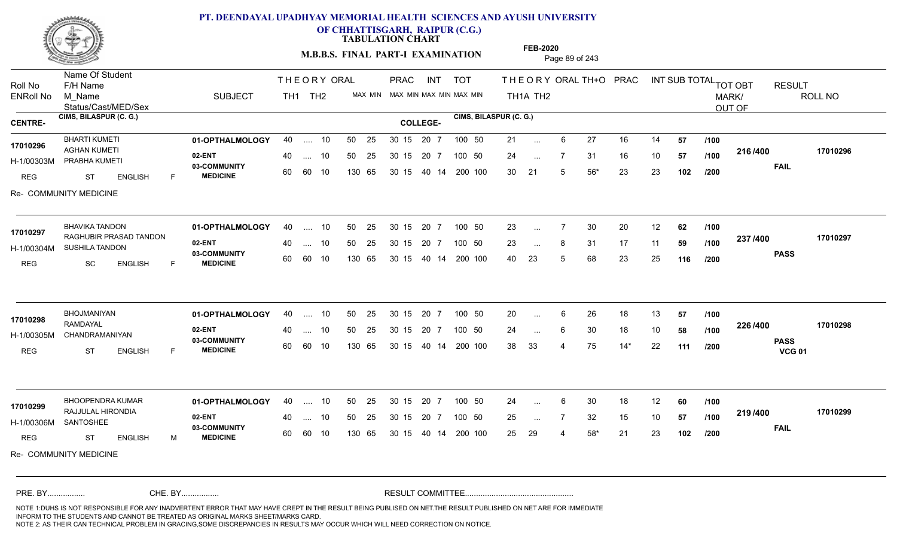# PT. DEENDAYAL UPADHYAY MEMORIAL HEALTH SCIENCES AND AYUSH UNIVERSITY OF CHHATTISGARH, RAIPUR (C.G.)

**TABULATION CHART**

**M.B.B.S. FINAL PART-I EXAMINATION**

**FEB-2020**

| Roll No / ENRoll No | Name Of Student / F/H Name / M_Name / Status/Cast/MED/Sex | SUBJECT | THEORY TH1 | THEORY TH2 | ORAL | PRAC MAX | PRAC MIN | INT MAX | INT MIN | TOT MAX | TOT MIN | TH1A | TH2 | ORAL | TH+O | PRAC | INT | SUB TOTAL | TOT OBT MARK/OUT OF | RESULT | ROLL NO |
|---|---|---|---|---|---|---|---|---|---|---|---|---|---|---|---|---|---|---|---|---|---|
| **CENTRE-** CIMS, BILASPUR (C. G.) | | | | | | | | | | **COLLEGE-** CIMS, BILASPUR (C. G.) | | | | | | | | | | | |
| 17010296 | BHARTI KUMETI / AGHAN KUMETI | 01-OPTHALMOLOGY | 40 | .... | 10 | 50 | 25 | 30 15 | 20 7 | 100 | 50 | 21 | ... | 6 | 27 | 16 | 14 | 57 /100 | 216 /400 | FAIL | 17010296 |
| H-1/00303M | PRABHA KUMETI | 02-ENT | 40 | .... | 10 | 50 | 25 | 30 15 | 20 7 | 100 | 50 | 24 | ... | 7 | 31 | 16 | 10 | 57 /100 | | | |
| REG | ST ENGLISH F | 03-COMMUNITY MEDICINE | 60 | 60 | 10 | 130 | 65 | 30 15 | 40 14 | 200 | 100 | 30 | 21 | 5 | 56* | 23 | 23 | 102 /200 | | | |
| Re- COMMUNITY MEDICINE | | | | | | | | | | | | | | | | | | | | | |
| 17010297 | BHAVIKA TANDON / RAGHUBIR PRASAD TANDON | 01-OPTHALMOLOGY | 40 | .... | 10 | 50 | 25 | 30 15 | 20 7 | 100 | 50 | 23 | ... | 7 | 30 | 20 | 12 | 62 /100 | 237 /400 | PASS | 17010297 |
| H-1/00304M | SUSHILA TANDON | 02-ENT | 40 | .... | 10 | 50 | 25 | 30 15 | 20 7 | 100 | 50 | 23 | ... | 8 | 31 | 17 | 11 | 59 /100 | | | |
| REG | SC ENGLISH F | 03-COMMUNITY MEDICINE | 60 | 60 | 10 | 130 | 65 | 30 15 | 40 14 | 200 | 100 | 40 | 23 | 5 | 68 | 23 | 25 | 116 /200 | | | |
| 17010298 | BHOJMANIYAN / RAMDAYAL | 01-OPTHALMOLOGY | 40 | .... | 10 | 50 | 25 | 30 15 | 20 7 | 100 | 50 | 20 | ... | 6 | 26 | 18 | 13 | 57 /100 | 226 /400 | PASS VCG 01 | 17010298 |
| H-1/00305M | CHANDRAMANIYAN | 02-ENT | 40 | .... | 10 | 50 | 25 | 30 15 | 20 7 | 100 | 50 | 24 | ... | 6 | 30 | 18 | 10 | 58 /100 | | | |
| REG | ST ENGLISH F | 03-COMMUNITY MEDICINE | 60 | 60 | 10 | 130 | 65 | 30 15 | 40 14 | 200 | 100 | 38 | 33 | 4 | 75 | 14* | 22 | 111 /200 | | | |
| 17010299 | BHOOPENDRA KUMAR / RAJJULAL HIRONDIA | 01-OPTHALMOLOGY | 40 | .... | 10 | 50 | 25 | 30 15 | 20 7 | 100 | 50 | 24 | ... | 6 | 30 | 18 | 12 | 60 /100 | 219 /400 | FAIL | 17010299 |
| H-1/00306M | SANTOSHEE | 02-ENT | 40 | .... | 10 | 50 | 25 | 30 15 | 20 7 | 100 | 50 | 25 | ... | 7 | 32 | 15 | 10 | 57 /100 | | | |
| REG | ST ENGLISH M | 03-COMMUNITY MEDICINE | 60 | 60 | 10 | 130 | 65 | 30 15 | 40 14 | 200 | 100 | 25 | 29 | 4 | 58* | 21 | 23 | 102 /200 | | | |
| Re- COMMUNITY MEDICINE | | | | | | | | | | | | | | | | | | | | | |

PRE. BY................ CHE. BY................ RESULT COMMITTEE................................................

NOTE 1:DUHS IS NOT RESPONSIBLE FOR ANY INADVERTENT ERROR THAT MAY HAVE CREPT IN THE RESULT BEING PUBLISED ON NET.THE RESULT PUBLISHED ON NET ARE FOR IMMEDIATE INFORM TO THE STUDENTS AND CANNOT BE TREATED AS ORIGINAL MARKS SHEET/MARKS CARD.
NOTE 2: AS THEIR CAN TECHNICAL PROBLEM IN GRACING,SOME DISCREPANCIES IN RESULTS MAY OCCUR WHICH WILL NEED CORRECTION ON NOTICE.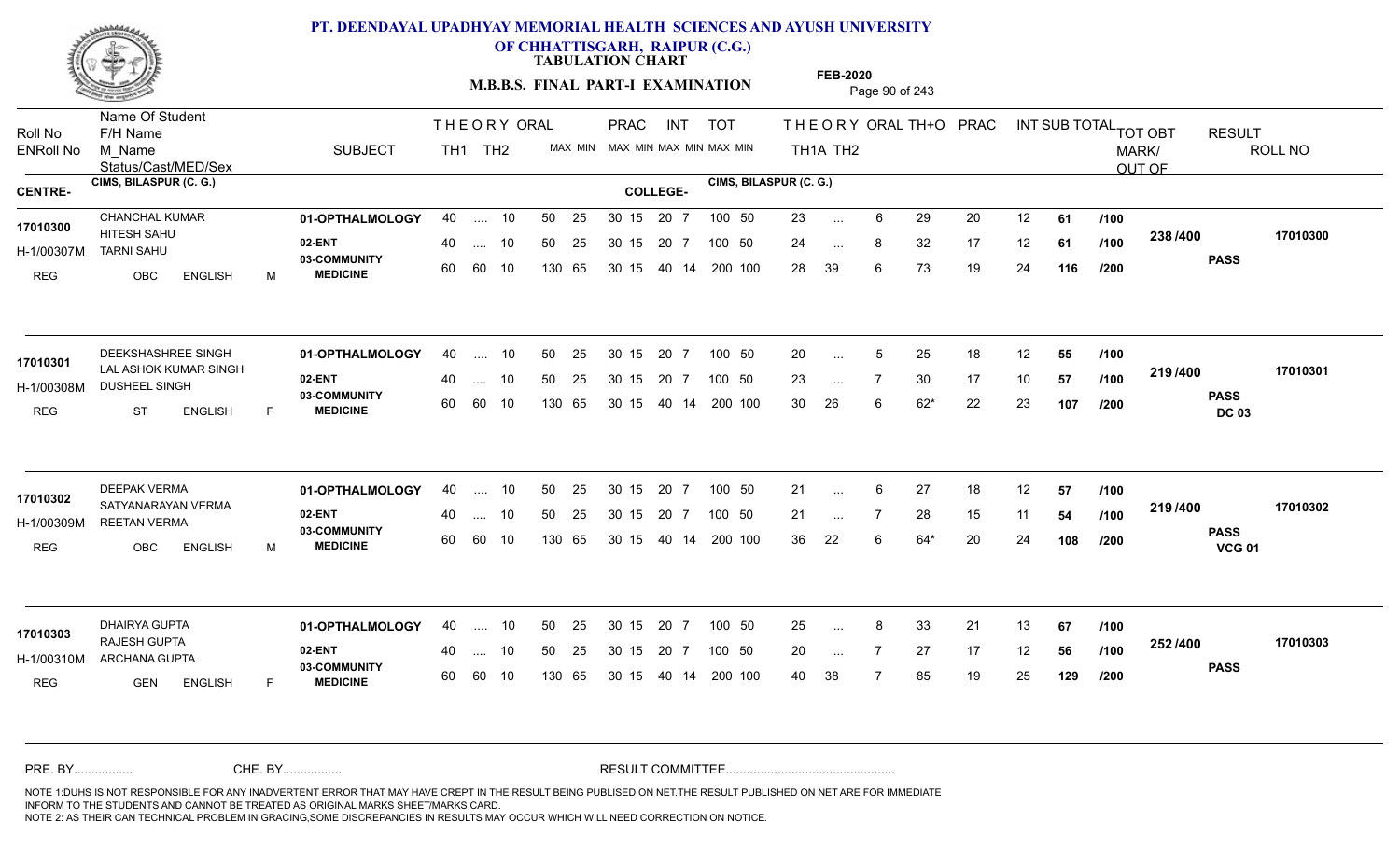# PT. DEENDAYAL UPADHYAY MEMORIAL HEALTH SCIENCES AND AYUSH UNIVERSITY OF CHHATTISGARH, RAIPUR (C.G.)

## TABULATION CHART

### M.B.B.S. FINAL PART-I EXAMINATION

FEB-2020

CENTRE- CIMS, BILASPUR (C. G.) COLLEGE- CIMS, BILASPUR (C. G.)

| Roll No / ENRoll No | Name Of Student / F/H Name / M_Name / Status/Cast/MED/Sex | SUBJECT | TH1 | TH2 | ORAL | PRAC MAX | PRAC MIN | INT MAX | INT MIN | TOT MAX | TOT MIN | TH1A | TH2 | ORAL | TH+O | PRAC | INT | SUB TOTAL | | TOT OBT MARK/OUT OF | RESULT | ROLL NO |
|---|---|---|---|---|---|---|---|---|---|---|---|---|---|---|---|---|---|---|---|---|---|---|
| 17010300 / H-1/00307M | CHANCHAL KUMAR / HITESH SAHU / TARNI SAHU / REG OBC ENGLISH M | 01-OPTHALMOLOGY | 40 | .... | 10 | 50 25 | | 30 15 | | 100 50 | | 23 | ... | 6 | 29 | 20 | 12 | 61 | /100 | 238 /400 | PASS | 17010300 |
| | | 02-ENT | 40 | .... | 10 | 50 25 | | 30 15 | | 100 50 | | 24 | ... | 8 | 32 | 17 | 12 | 61 | /100 | | | |
| | | 03-COMMUNITY MEDICINE | 60 | 60 | 10 | 130 65 | | 30 15 | 40 14 | 200 100 | | 28 | 39 | 6 | 73 | 19 | 24 | 116 | /200 | | | |
| 17010301 / H-1/00308M | DEEKSHASHREE SINGH / LAL ASHOK KUMAR SINGH / DUSHEEL SINGH / REG ST ENGLISH F | 01-OPTHALMOLOGY | 40 | .... | 10 | 50 25 | | 30 15 | | 100 50 | | 20 | ... | 5 | 25 | 18 | 12 | 55 | /100 | 219 /400 | PASS DC 03 | 17010301 |
| | | 02-ENT | 40 | .... | 10 | 50 25 | | 30 15 | | 100 50 | | 23 | ... | 7 | 30 | 17 | 10 | 57 | /100 | | | |
| | | 03-COMMUNITY MEDICINE | 60 | 60 | 10 | 130 65 | | 30 15 | 40 14 | 200 100 | | 30 | 26 | 6 | 62* | 22 | 23 | 107 | /200 | | | |
| 17010302 / H-1/00309M | DEEPAK VERMA / SATYANARAYAN VERMA / REETAN VERMA / REG OBC ENGLISH M | 01-OPTHALMOLOGY | 40 | .... | 10 | 50 25 | | 30 15 | | 100 50 | | 21 | ... | 6 | 27 | 18 | 12 | 57 | /100 | 219 /400 | PASS VCG 01 | 17010302 |
| | | 02-ENT | 40 | .... | 10 | 50 25 | | 30 15 | | 100 50 | | 21 | ... | 7 | 28 | 15 | 11 | 54 | /100 | | | |
| | | 03-COMMUNITY MEDICINE | 60 | 60 | 10 | 130 65 | | 30 15 | 40 14 | 200 100 | | 36 | 22 | 6 | 64* | 20 | 24 | 108 | /200 | | | |
| 17010303 / H-1/00310M | DHAIRYA GUPTA / RAJESH GUPTA / ARCHANA GUPTA / REG GEN ENGLISH F | 01-OPTHALMOLOGY | 40 | .... | 10 | 50 25 | | 30 15 | | 100 50 | | 25 | ... | 8 | 33 | 21 | 13 | 67 | /100 | 252 /400 | PASS | 17010303 |
| | | 02-ENT | 40 | .... | 10 | 50 25 | | 30 15 | | 100 50 | | 20 | ... | 7 | 27 | 17 | 12 | 56 | /100 | | | |
| | | 03-COMMUNITY MEDICINE | 60 | 60 | 10 | 130 65 | | 30 15 | 40 14 | 200 100 | | 40 | 38 | 7 | 85 | 19 | 25 | 129 | /200 | | | |

Note: INT column values per subject: 01 & 02: 20 7; 03: 40 14.

PRE. BY................ CHE. BY................ RESULT COMMITTEE................................................

NOTE 1:DUHS IS NOT RESPONSIBLE FOR ANY INADVERTENT ERROR THAT MAY HAVE CREPT IN THE RESULT BEING PUBLISED ON NET.THE RESULT PUBLISHED ON NET ARE FOR IMMEDIATE INFORM TO THE STUDENTS AND CANNOT BE TREATED AS ORIGINAL MARKS SHEET/MARKS CARD.
NOTE 2: AS THEIR CAN TECHNICAL PROBLEM IN GRACING,SOME DISCREPANCIES IN RESULTS MAY OCCUR WHICH WILL NEED CORRECTION ON NOTICE.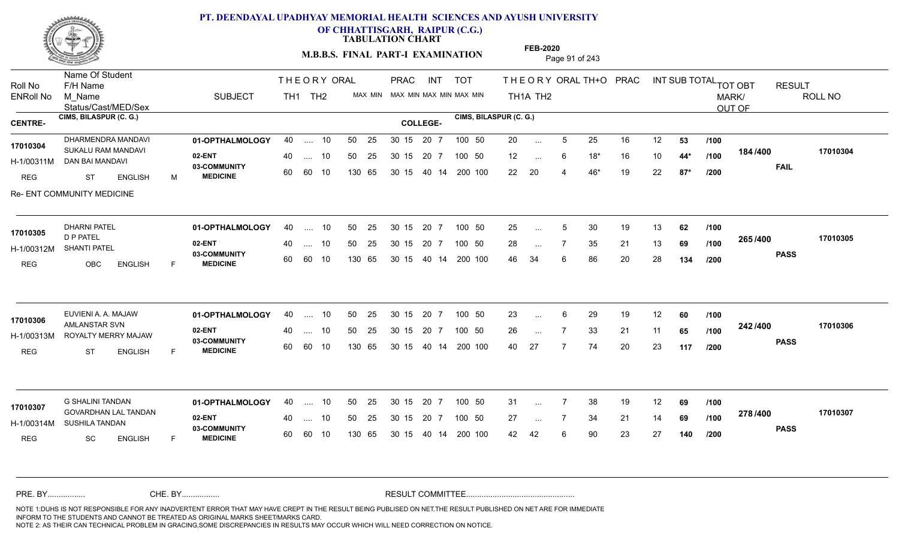# PT. DEENDAYAL UPADHYAY MEMORIAL HEALTH SCIENCES AND AYUSH UNIVERSITY OF CHHATTISGARH, RAIPUR (C.G.)

**TABULATION CHART**

**M.B.B.S. FINAL PART-I EXAMINATION**

**FEB-2020**

| Roll No | Name Of Student / F/H Name / M_Name / Status/Cast/MED/Sex | SUBJECT | TH1 | TH2 | ORAL | PRAC MAX | PRAC MIN | INT MAX | INT MIN | TOT MAX | TOT MIN | TH1A | TH2 | ORAL | TH+O | PRAC | INT | SUB TOTAL | | TOT OBT MARK/OUT OF | RESULT | ROLL NO |
|---|---|---|---|---|---|---|---|---|---|---|---|---|---|---|---|---|---|---|---|---|---|---|
| **CENTRE-** CIMS, BILASPUR (C. G.) | | **COLLEGE-** CIMS, BILASPUR (C. G.) | | | | | | | | | | | | | | | | | | | | |
| 17010304 | DHARMENDRA MANDAVI | 01-OPTHALMOLOGY | 40 | .... | 10 | 50 | 25 | 30 15 | | 20 7 | | 20 | ... | 5 | 25 | 16 | 12 | 53 | /100 | 184 /400 | FAIL | 17010304 |
| H-1/00311M | SUKALU RAM MANDAVI | 02-ENT | 40 | .... | 10 | 50 | 25 | 30 15 | | 20 7 | 100 50 | 12 | ... | 6 | 18* | 16 | 10 | 44* | /100 | | | |
| REG | DAN BAI MANDAVI / ST ENGLISH M | 03-COMMUNITY MEDICINE | 60 | 60 | 10 | 130 | 65 | 30 15 | | 40 14 | 200 100 | 22 | 20 | 4 | 46* | 19 | 22 | 87* | /200 | | | |
| | Re- ENT COMMUNITY MEDICINE | | | | | | | | | | | | | | | | | | | | | |
| 17010305 | DHARNI PATEL | 01-OPTHALMOLOGY | 40 | .... | 10 | 50 | 25 | 30 15 | | 20 7 | 100 50 | 25 | ... | 5 | 30 | 19 | 13 | 62 | /100 | 265 /400 | PASS | 17010305 |
| H-1/00312M | D P PATEL | 02-ENT | 40 | .... | 10 | 50 | 25 | 30 15 | | 20 7 | 100 50 | 28 | ... | 7 | 35 | 21 | 13 | 69 | /100 | | | |
| REG | SHANTI PATEL / OBC ENGLISH F | 03-COMMUNITY MEDICINE | 60 | 60 | 10 | 130 | 65 | 30 15 | | 40 14 | 200 100 | 46 | 34 | 6 | 86 | 20 | 28 | 134 | /200 | | | |
| 17010306 | EUVIENI A. A. MAJAW | 01-OPTHALMOLOGY | 40 | .... | 10 | 50 | 25 | 30 15 | | 20 7 | 100 50 | 23 | ... | 6 | 29 | 19 | 12 | 60 | /100 | 242 /400 | PASS | 17010306 |
| H-1/00313M | AMLANSTAR SVN | 02-ENT | 40 | .... | 10 | 50 | 25 | 30 15 | | 20 7 | 100 50 | 26 | ... | 7 | 33 | 21 | 11 | 65 | /100 | | | |
| REG | ROYALTY MERRY MAJAW / ST ENGLISH F | 03-COMMUNITY MEDICINE | 60 | 60 | 10 | 130 | 65 | 30 15 | | 40 14 | 200 100 | 40 | 27 | 7 | 74 | 20 | 23 | 117 | /200 | | | |
| 17010307 | G SHALINI TANDAN | 01-OPTHALMOLOGY | 40 | .... | 10 | 50 | 25 | 30 15 | | 20 7 | 100 50 | 31 | ... | 7 | 38 | 19 | 12 | 69 | /100 | 278 /400 | PASS | 17010307 |
| H-1/00314M | GOVARDHAN LAL TANDAN | 02-ENT | 40 | .... | 10 | 50 | 25 | 30 15 | | 20 7 | 100 50 | 27 | ... | 7 | 34 | 21 | 14 | 69 | /100 | | | |
| REG | SUSHILA TANDAN / SC ENGLISH F | 03-COMMUNITY MEDICINE | 60 | 60 | 10 | 130 | 65 | 30 15 | | 40 14 | 200 100 | 42 | 42 | 6 | 90 | 23 | 27 | 140 | /200 | | | |

PRE. BY................ CHE. BY................ RESULT COMMITTEE................................................

NOTE 1:DUHS IS NOT RESPONSIBLE FOR ANY INADVERTENT ERROR THAT MAY HAVE CREPT IN THE RESULT BEING PUBLISED ON NET.THE RESULT PUBLISHED ON NET ARE FOR IMMEDIATE INFORM TO THE STUDENTS AND CANNOT BE TREATED AS ORIGINAL MARKS SHEET/MARKS CARD.
NOTE 2: AS THEIR CAN TECHNICAL PROBLEM IN GRACING,SOME DISCREPANCIES IN RESULTS MAY OCCUR WHICH WILL NEED CORRECTION ON NOTICE.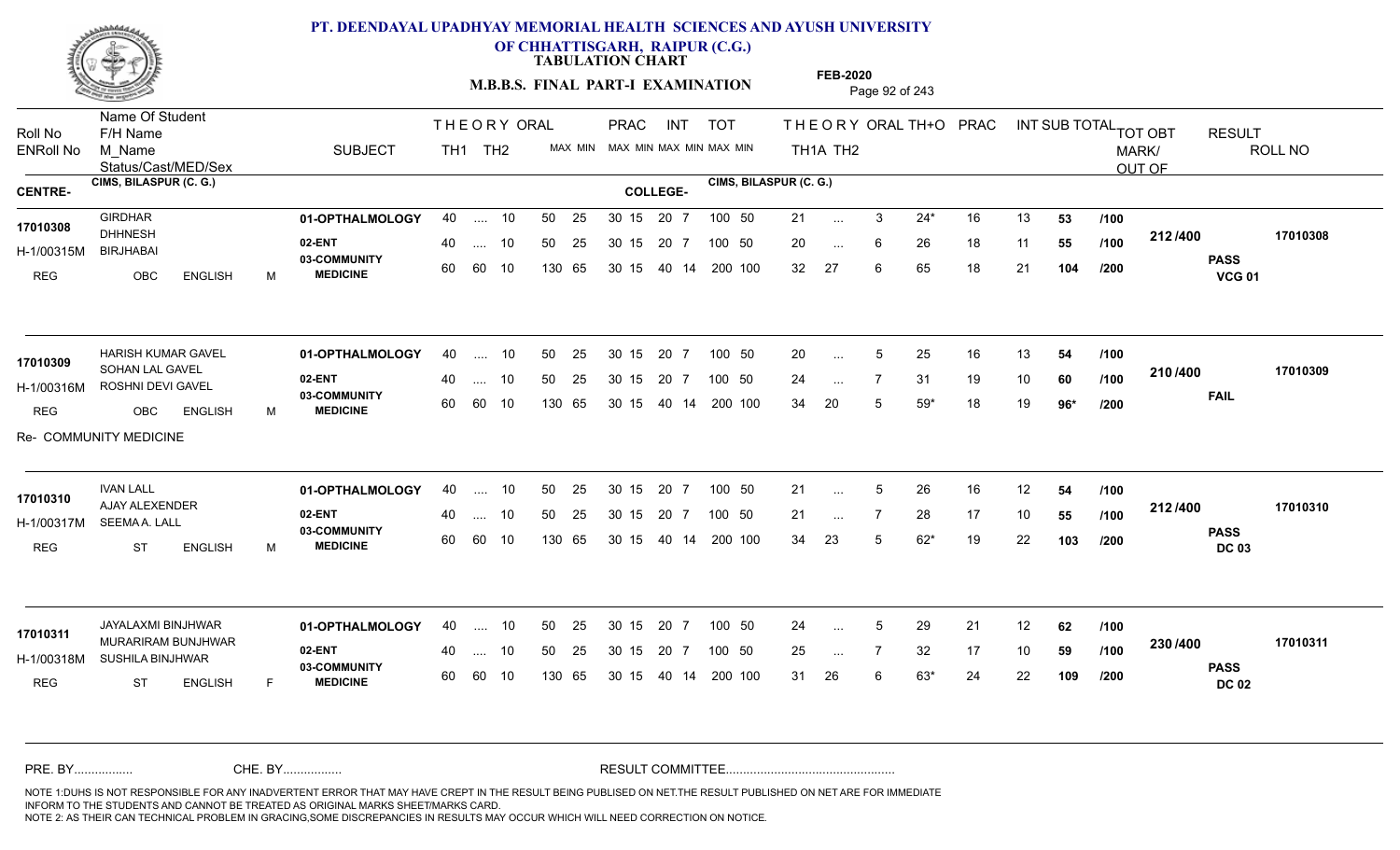**PT. DEENDAYAL UPADHYAY MEMORIAL HEALTH SCIENCES AND AYUSH UNIVERSITY OF CHHATTISGARH, RAIPUR (C.G.)**

**TABULATION CHART**

**M.B.B.S. FINAL PART-I EXAMINATION**

**FEB-2020**

CENTRE- CIMS, BILASPUR (C. G.) COLLEGE- CIMS, BILASPUR (C. G.)

| Roll No / ENRoll No | Name Of Student / F/H Name / M_Name / Status/Cast/MED/Sex | SUBJECT | THEORY TH1 | THEORY TH2 | ORAL | PRAC MAX MIN | INT MAX MIN | TOT MAX MIN | TH1A | TH2 | ORAL | TH+O | PRAC | INT | SUB TOTAL | TOT OBT MARK/OUT OF | RESULT |
|---|---|---|---|---|---|---|---|---|---|---|---|---|---|---|---|---|---|
| 17010308 / H-1/00315M | GIRDHAR / DHHNESH / BIRJHABAI / REG OBC ENGLISH M | 01-OPTHALMOLOGY | 40 | .... | 10 | 50 25 | 30 15 20 7 | 100 50 | 21 | ... | 3 | 24* | 16 | 13 | 53 /100 | 212/400 | PASS VCG 01 |
| | | 02-ENT | 40 | .... | 10 | 50 25 | 30 15 20 7 | 100 50 | 20 | ... | 6 | 26 | 18 | 11 | 55 /100 | | |
| | | 03-COMMUNITY MEDICINE | 60 | 60 | 10 | 130 65 | 30 15 40 14 | 200 100 | 32 | 27 | 6 | 65 | 18 | 21 | 104 /200 | | |
| 17010309 / H-1/00316M | HARISH KUMAR GAVEL / SOHAN LAL GAVEL / ROSHNI DEVI GAVEL / REG OBC ENGLISH M | 01-OPTHALMOLOGY | 40 | .... | 10 | 50 25 | 30 15 20 7 | 100 50 | 20 | ... | 5 | 25 | 16 | 13 | 54 /100 | 210/400 | FAIL |
| | | 02-ENT | 40 | .... | 10 | 50 25 | 30 15 20 7 | 100 50 | 24 | ... | 7 | 31 | 19 | 10 | 60 /100 | | |
| | | 03-COMMUNITY MEDICINE | 60 | 60 | 10 | 130 65 | 30 15 40 14 | 200 100 | 34 | 20 | 5 | 59* | 18 | 19 | 96* /200 | | |
| | Re- COMMUNITY MEDICINE | | | | | | | | | | | | | | | | |
| 17010310 / H-1/00317M | IVAN LALL / AJAY ALEXENDER / SEEMA A. LALL / REG ST ENGLISH M | 01-OPTHALMOLOGY | 40 | .... | 10 | 50 25 | 30 15 20 7 | 100 50 | 21 | ... | 5 | 26 | 16 | 12 | 54 /100 | 212/400 | PASS DC 03 |
| | | 02-ENT | 40 | .... | 10 | 50 25 | 30 15 20 7 | 100 50 | 21 | ... | 7 | 28 | 17 | 10 | 55 /100 | | |
| | | 03-COMMUNITY MEDICINE | 60 | 60 | 10 | 130 65 | 30 15 40 14 | 200 100 | 34 | 23 | 5 | 62* | 19 | 22 | 103 /200 | | |
| 17010311 / H-1/00318M | JAYALAXMI BINJHWAR / MURARIRAM BUNJHWAR / SUSHILA BINJHWAR / REG ST ENGLISH F | 01-OPTHALMOLOGY | 40 | .... | 10 | 50 25 | 30 15 20 7 | 100 50 | 24 | ... | 5 | 29 | 21 | 12 | 62 /100 | 230/400 | PASS DC 02 |
| | | 02-ENT | 40 | .... | 10 | 50 25 | 30 15 20 7 | 100 50 | 25 | ... | 7 | 32 | 17 | 10 | 59 /100 | | |
| | | 03-COMMUNITY MEDICINE | 60 | 60 | 10 | 130 65 | 30 15 40 14 | 200 100 | 31 | 26 | 6 | 63* | 24 | 22 | 109 /200 | | |

PRE. BY................ CHE. BY................ RESULT COMMITTEE................................................

NOTE 1:DUHS IS NOT RESPONSIBLE FOR ANY INADVERTENT ERROR THAT MAY HAVE CREPT IN THE RESULT BEING PUBLISED ON NET.THE RESULT PUBLISHED ON NET ARE FOR IMMEDIATE INFORM TO THE STUDENTS AND CANNOT BE TREATED AS ORIGINAL MARKS SHEET/MARKS CARD.
NOTE 2: AS THEIR CAN TECHNICAL PROBLEM IN GRACING,SOME DISCREPANCIES IN RESULTS MAY OCCUR WHICH WILL NEED CORRECTION ON NOTICE.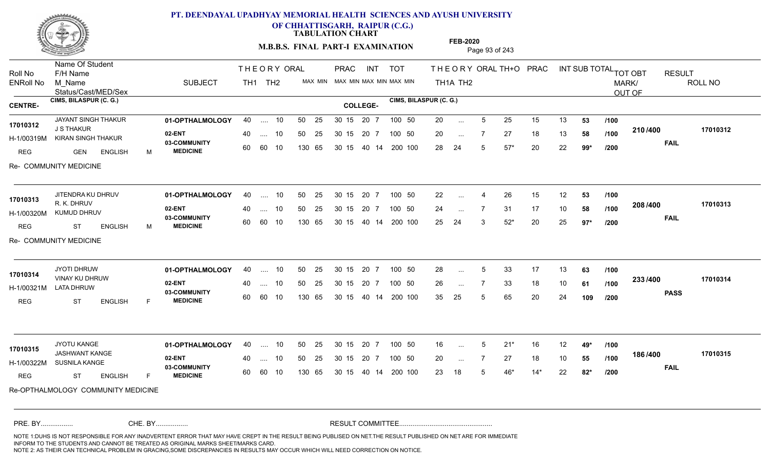# PT. DEENDAYAL UPADHYAY MEMORIAL HEALTH SCIENCES AND AYUSH UNIVERSITY OF CHHATTISGARH, RAIPUR (C.G.)

**TABULATION CHART**

**M.B.B.S. FINAL PART-I EXAMINATION**

**FEB-2020**

| Roll No / ENRoll No | Name Of Student / F/H Name / M_Name / Status/Cast/MED/Sex | SUBJECT | THEORY TH1 | THEORY TH2 | ORAL | PRAC MAX | PRAC MIN | INT MAX | INT MIN | TOT MAX | TOT MIN | THEORY TH1A | THEORY TH2 | ORAL | TH+O | PRAC | INT | SUB TOTAL | | TOT OBT MARK/ OUT OF | RESULT | ROLL NO |
|---|---|---|---|---|---|---|---|---|---|---|---|---|---|---|---|---|---|---|---|---|---|---|

**CENTRE-** CIMS, BILASPUR (C. G.) **COLLEGE-** CIMS, BILASPUR (C. G.)

| Roll No / ENRoll No | Name / Details | SUBJECT | TH1 | TH2 | ORAL | PRAC MAX | PRAC MIN | INT MAX | INT MIN | TOT MAX | TOT MIN | TH1A | TH2 | ORAL | TH+O | PRAC | INT | SUB TOTAL | | TOT OBT | RESULT | ROLL NO |
|---|---|---|---|---|---|---|---|---|---|---|---|---|---|---|---|---|---|---|---|---|---|---|
| 17010312 | JAYANT SINGH THAKUR | 01-OPTHALMOLOGY | 40 | .... | 10 | 50 25 | | 30 15 | | 20 7 | | 20 | ... | 5 | 25 | 15 | 13 | 53 | /100 | 210 /400 | FAIL | 17010312 |
| H-1/00319M | J S THAKUR / KIRAN SINGH THAKUR | 02-ENT | 40 | .... | 10 | 50 25 | | 30 15 | | 20 7 | | 20 | ... | 7 | 27 | 18 | 13 | 58 | /100 | | | |
| REG | GEN ENGLISH M | 03-COMMUNITY MEDICINE | 60 | 60 | 10 | 130 65 | | 30 15 | | 40 14 | | 28 | 24 | 5 | 57* | 20 | 22 | 99* | /200 | | | |

Re- COMMUNITY MEDICINE

| Roll No / ENRoll No | Name / Details | SUBJECT | TH1 | TH2 | ORAL | PRAC | INT | TOT | TH1A | TH2 | ORAL | TH+O | PRAC | INT | SUB TOTAL | | TOT OBT | RESULT | ROLL NO |
|---|---|---|---|---|---|---|---|---|---|---|---|---|---|---|---|---|---|---|---|
| 17010313 | JITENDRA KU DHRUV | 01-OPTHALMOLOGY | 40 | .... | 10 | 50 25 | 30 15 | 20 7 / 100 50 | 22 | ... | 4 | 26 | 15 | 12 | 53 | /100 | 208 /400 | FAIL | 17010313 |
| H-1/00320M | R. K. DHRUV / KUMUD DHRUV | 02-ENT | 40 | .... | 10 | 50 25 | 30 15 | 20 7 / 100 50 | 24 | ... | 7 | 31 | 17 | 10 | 58 | /100 | | | |
| REG | ST ENGLISH M | 03-COMMUNITY MEDICINE | 60 | 60 | 10 | 130 65 | 30 15 | 40 14 / 200 100 | 25 | 24 | 3 | 52* | 20 | 25 | 97* | /200 | | | |

Re- COMMUNITY MEDICINE

| Roll No / ENRoll No | Name / Details | SUBJECT | TH1 | TH2 | ORAL | PRAC | INT | TOT | TH1A | TH2 | ORAL | TH+O | PRAC | INT | SUB TOTAL | | TOT OBT | RESULT | ROLL NO |
|---|---|---|---|---|---|---|---|---|---|---|---|---|---|---|---|---|---|---|---|
| 17010314 | JYOTI DHRUW | 01-OPTHALMOLOGY | 40 | .... | 10 | 50 25 | 30 15 | 20 7 / 100 50 | 28 | ... | 5 | 33 | 17 | 13 | 63 | /100 | 233 /400 | PASS | 17010314 |
| H-1/00321M | VINAY KU DHRUW / LATA DHRUW | 02-ENT | 40 | .... | 10 | 50 25 | 30 15 | 20 7 / 100 50 | 26 | ... | 7 | 33 | 18 | 10 | 61 | /100 | | | |
| REG | ST ENGLISH F | 03-COMMUNITY MEDICINE | 60 | 60 | 10 | 130 65 | 30 15 | 40 14 / 200 100 | 35 | 25 | 5 | 65 | 20 | 24 | 109 | /200 | | | |

| Roll No / ENRoll No | Name / Details | SUBJECT | TH1 | TH2 | ORAL | PRAC | INT | TOT | TH1A | TH2 | ORAL | TH+O | PRAC | INT | SUB TOTAL | | TOT OBT | RESULT | ROLL NO |
|---|---|---|---|---|---|---|---|---|---|---|---|---|---|---|---|---|---|---|---|
| 17010315 | JYOTU KANGE | 01-OPTHALMOLOGY | 40 | .... | 10 | 50 25 | 30 15 | 20 7 / 100 50 | 16 | ... | 5 | 21* | 16 | 12 | 49* | /100 | 186 /400 | FAIL | 17010315 |
| H-1/00322M | JASHWANT KANGE / SUSNILA KANGE | 02-ENT | 40 | .... | 10 | 50 25 | 30 15 | 20 7 / 100 50 | 20 | ... | 7 | 27 | 18 | 10 | 55 | /100 | | | |
| REG | ST ENGLISH F | 03-COMMUNITY MEDICINE | 60 | 60 | 10 | 130 65 | 30 15 | 40 14 / 200 100 | 23 | 18 | 5 | 46* | 14* | 22 | 82* | /200 | | | |

Re-OPTHALMOLOGY COMMUNITY MEDICINE

PRE. BY................ CHE. BY................ RESULT COMMITTEE................................................

NOTE 1:DUHS IS NOT RESPONSIBLE FOR ANY INADVERTENT ERROR THAT MAY HAVE CREPT IN THE RESULT BEING PUBLISED ON NET.THE RESULT PUBLISHED ON NET ARE FOR IMMEDIATE INFORM TO THE STUDENTS AND CANNOT BE TREATED AS ORIGINAL MARKS SHEET/MARKS CARD.
NOTE 2: AS THEIR CAN TECHNICAL PROBLEM IN GRACING,SOME DISCREPANCIES IN RESULTS MAY OCCUR WHICH WILL NEED CORRECTION ON NOTICE.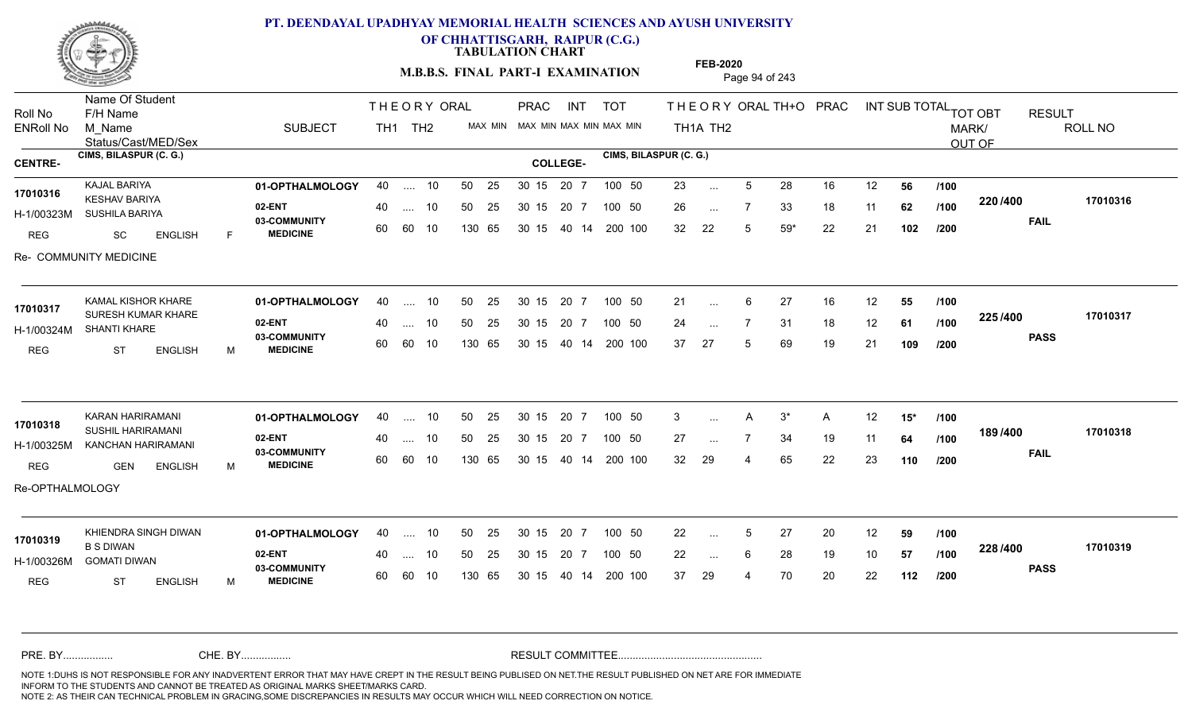# PT. DEENDAYAL UPADHYAY MEMORIAL HEALTH SCIENCES AND AYUSH UNIVERSITY OF CHHATTISGARH, RAIPUR (C.G.)

**TABULATION CHART**

**M.B.B.S. FINAL PART-I EXAMINATION** — **FEB-2020**

| Roll No / ENRoll No | Name Of Student / F/H Name / M_Name / Status/Cast/MED/Sex | SUBJECT | THEORY TH1 | THEORY TH2 | ORAL | PRAC MAX | PRAC MIN | INT MAX | INT MIN | TOT MAX | TOT MIN | THEORY TH1A | THEORY TH2 | ORAL | TH+O | PRAC | INT | SUB TOTAL | | TOT OBT MARK/OUT OF | RESULT | ROLL NO |
|---|---|---|---|---|---|---|---|---|---|---|---|---|---|---|---|---|---|---|---|---|---|---|
| **CENTRE-** CIMS, BILASPUR (C. G.) | | **COLLEGE-** CIMS, BILASPUR (C. G.) | | | | | | | | | | | | | | | | | | | | |
| 17010316 / H-1/00323M / REG | KAJAL BARIYA / KESHAV BARIYA / SUSHILA BARIYA / SC ENGLISH F | 01-OPTHALMOLOGY | 40 | .... | 10 | 50 25 | | 30 15 | | 20 7 | 100 50 | 23 | ... | 5 | 28 | 16 | 12 | 56 | /100 | 220 /400 | FAIL | 17010316 |
| | | 02-ENT | 40 | .... | 10 | 50 25 | | 30 15 | | 20 7 | 100 50 | 26 | ... | 7 | 33 | 18 | 11 | 62 | /100 | | | |
| | | 03-COMMUNITY MEDICINE | 60 | 60 | 10 | 130 65 | | 30 15 | | 40 14 | 200 100 | 32 | 22 | 5 | 59* | 22 | 21 | 102 | /200 | | | |
| Re- COMMUNITY MEDICINE | | | | | | | | | | | | | | | | | | | | | | |
| 17010317 / H-1/00324M / REG | KAMAL KISHOR KHARE / SURESH KUMAR KHARE / SHANTI KHARE / ST ENGLISH M | 01-OPTHALMOLOGY | 40 | .... | 10 | 50 25 | | 30 15 | | 20 7 | 100 50 | 21 | ... | 6 | 27 | 16 | 12 | 55 | /100 | 225 /400 | PASS | 17010317 |
| | | 02-ENT | 40 | .... | 10 | 50 25 | | 30 15 | | 20 7 | 100 50 | 24 | ... | 7 | 31 | 18 | 12 | 61 | /100 | | | |
| | | 03-COMMUNITY MEDICINE | 60 | 60 | 10 | 130 65 | | 30 15 | | 40 14 | 200 100 | 37 | 27 | 5 | 69 | 19 | 21 | 109 | /200 | | | |
| 17010318 / H-1/00325M / REG | KARAN HARIRAMANI / SUSHIL HARIRAMANI / KANCHAN HARIRAMANI / GEN ENGLISH M | 01-OPTHALMOLOGY | 40 | .... | 10 | 50 25 | | 30 15 | | 20 7 | 100 50 | 3 | ... | A | 3* | A | 12 | 15* | /100 | 189 /400 | FAIL | 17010318 |
| | | 02-ENT | 40 | .... | 10 | 50 25 | | 30 15 | | 20 7 | 100 50 | 27 | ... | 7 | 34 | 19 | 11 | 64 | /100 | | | |
| | | 03-COMMUNITY MEDICINE | 60 | 60 | 10 | 130 65 | | 30 15 | | 40 14 | 200 100 | 32 | 29 | 4 | 65 | 22 | 23 | 110 | /200 | | | |
| Re-OPTHALMOLOGY | | | | | | | | | | | | | | | | | | | | | | |
| 17010319 / H-1/00326M / REG | KHIENDRA SINGH DIWAN / B S DIWAN / GOMATI DIWAN / ST ENGLISH M | 01-OPTHALMOLOGY | 40 | .... | 10 | 50 25 | | 30 15 | | 20 7 | 100 50 | 22 | ... | 5 | 27 | 20 | 12 | 59 | /100 | 228 /400 | PASS | 17010319 |
| | | 02-ENT | 40 | .... | 10 | 50 25 | | 30 15 | | 20 7 | 100 50 | 22 | ... | 6 | 28 | 19 | 10 | 57 | /100 | | | |
| | | 03-COMMUNITY MEDICINE | 60 | 60 | 10 | 130 65 | | 30 15 | | 40 14 | 200 100 | 37 | 29 | 4 | 70 | 20 | 22 | 112 | /200 | | | |

PRE. BY................ CHE. BY................ RESULT COMMITTEE................................................

NOTE 1:DUHS IS NOT RESPONSIBLE FOR ANY INADVERTENT ERROR THAT MAY HAVE CREPT IN THE RESULT BEING PUBLISED ON NET.THE RESULT PUBLISHED ON NET ARE FOR IMMEDIATE INFORM TO THE STUDENTS AND CANNOT BE TREATED AS ORIGINAL MARKS SHEET/MARKS CARD.
NOTE 2: AS THEIR CAN TECHNICAL PROBLEM IN GRACING,SOME DISCREPANCIES IN RESULTS MAY OCCUR WHICH WILL NEED CORRECTION ON NOTICE.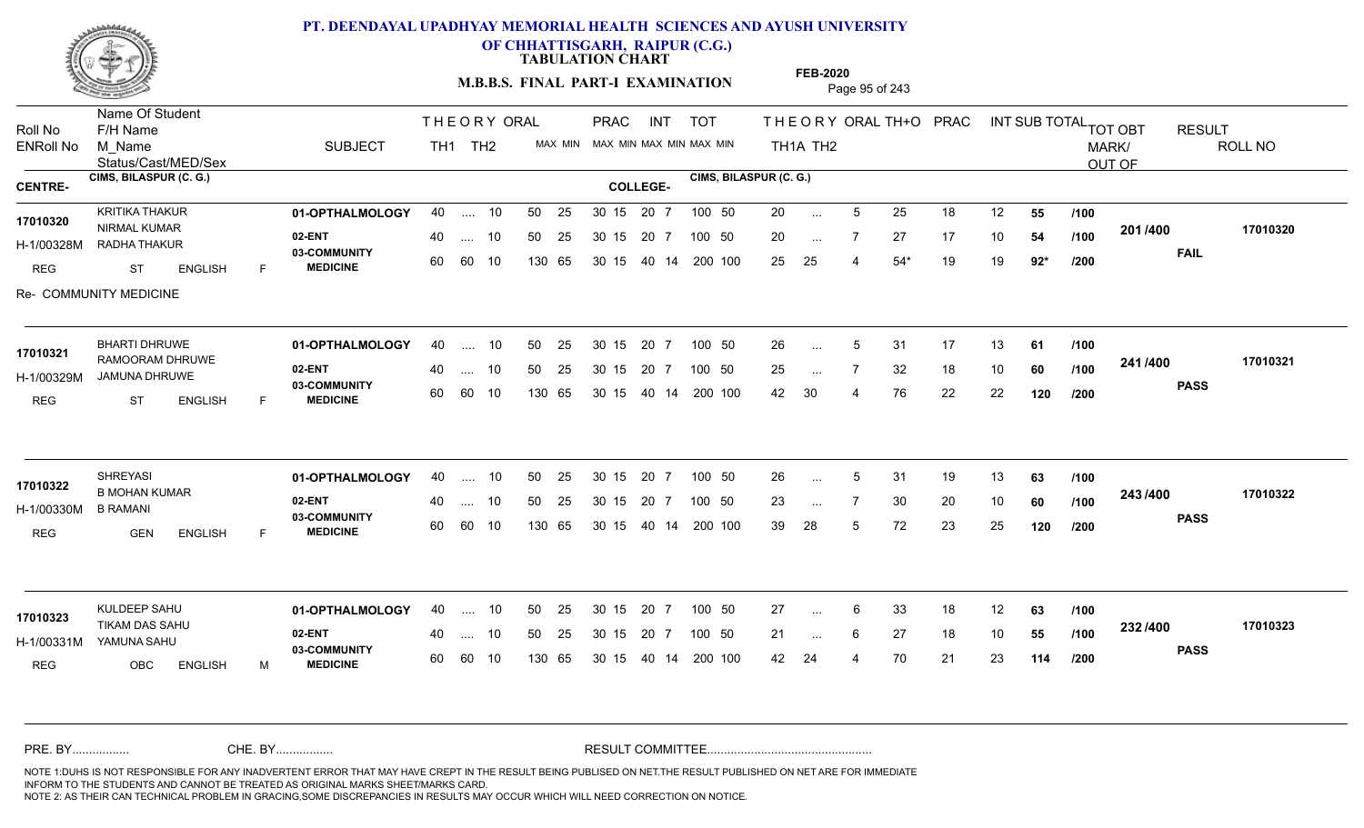# PT. DEENDAYAL UPADHYAY MEMORIAL HEALTH SCIENCES AND AYUSH UNIVERSITY OF CHHATTISGARH, RAIPUR (C.G.)

**TABULATION CHART**

**M.B.B.S. FINAL PART-I EXAMINATION**

**FEB-2020**

| Roll No / ENRoll No | Name Of Student / F/H Name / M_Name / Status/Cast/MED/Sex | SUBJECT | THEORY TH1 | THEORY TH2 | ORAL | PRAC MAX | PRAC MIN | INT MAX | INT MIN | TOT MAX | TOT MIN | TH1A | TH2 | ORAL | TH+O | PRAC | INT | SUB TOTAL | | TOT OBT MARK/ OUT OF | RESULT | ROLL NO |
|---|---|---|---|---|---|---|---|---|---|---|---|---|---|---|---|---|---|---|---|---|---|---|
| **CENTRE-** CIMS, BILASPUR (C. G.) | | **COLLEGE-** CIMS, BILASPUR (C. G.) | | | | | | | | | | | | | | | | | | | | |
| 17010320 | KRITIKA THAKUR | 01-OPTHALMOLOGY | 40 | .... | 10 | 50 | 25 | 30 15 | | 20 7 | | 100 50 | | 20 | ... | 5 | 25 | 18 | 12 | **55** | /100 | 201 /400 | FAIL | 17010320 |
| H-1/00328M | NIRMAL KUMAR / RADHA THAKUR | 02-ENT | 40 | .... | 10 | 50 | 25 | 30 15 | | 20 7 | | 100 50 | | 20 | ... | 7 | 27 | 17 | 10 | **54** | /100 | | | |
| REG | ST ENGLISH F | 03-COMMUNITY MEDICINE | 60 | 60 | 10 | 130 | 65 | 30 15 | | 40 14 | | 200 100 | | 25 | 25 | 4 | 54* | 19 | 19 | **92*** | /200 | | | |
| Re- COMMUNITY MEDICINE | | | | | | | | | | | | | | | | | | | | | | | | |
| 17010321 | BHARTI DHRUWE | 01-OPTHALMOLOGY | 40 | .... | 10 | 50 | 25 | 30 15 | | 20 7 | | 100 50 | | 26 | ... | 5 | 31 | 17 | 13 | **61** | /100 | 241 /400 | PASS | 17010321 |
| H-1/00329M | RAMOORAM DHRUWE / JAMUNA DHRUWE | 02-ENT | 40 | .... | 10 | 50 | 25 | 30 15 | | 20 7 | | 100 50 | | 25 | ... | 7 | 32 | 18 | 10 | **60** | /100 | | | |
| REG | ST ENGLISH F | 03-COMMUNITY MEDICINE | 60 | 60 | 10 | 130 | 65 | 30 15 | | 40 14 | | 200 100 | | 42 | 30 | 4 | 76 | 22 | 22 | **120** | /200 | | | |
| 17010322 | SHREYASI | 01-OPTHALMOLOGY | 40 | .... | 10 | 50 | 25 | 30 15 | | 20 7 | | 100 50 | | 26 | ... | 5 | 31 | 19 | 13 | **63** | /100 | 243 /400 | PASS | 17010322 |
| H-1/00330M | B MOHAN KUMAR / B RAMANI | 02-ENT | 40 | .... | 10 | 50 | 25 | 30 15 | | 20 7 | | 100 50 | | 23 | ... | 7 | 30 | 20 | 10 | **60** | /100 | | | |
| REG | GEN ENGLISH F | 03-COMMUNITY MEDICINE | 60 | 60 | 10 | 130 | 65 | 30 15 | | 40 14 | | 200 100 | | 39 | 28 | 5 | 72 | 23 | 25 | **120** | /200 | | | |
| 17010323 | KULDEEP SAHU | 01-OPTHALMOLOGY | 40 | .... | 10 | 50 | 25 | 30 15 | | 20 7 | | 100 50 | | 27 | ... | 6 | 33 | 18 | 12 | **63** | /100 | 232 /400 | PASS | 17010323 |
| H-1/00331M | TIKAM DAS SAHU / YAMUNA SAHU | 02-ENT | 40 | .... | 10 | 50 | 25 | 30 15 | | 20 7 | | 100 50 | | 21 | ... | 6 | 27 | 18 | 10 | **55** | /100 | | | |
| REG | OBC ENGLISH M | 03-COMMUNITY MEDICINE | 60 | 60 | 10 | 130 | 65 | 30 15 | | 40 14 | | 200 100 | | 42 | 24 | 4 | 70 | 21 | 23 | **114** | /200 | | | |

PRE. BY................ CHE. BY................ RESULT COMMITTEE................................................

NOTE 1:DUHS IS NOT RESPONSIBLE FOR ANY INADVERTENT ERROR THAT MAY HAVE CREPT IN THE RESULT BEING PUBLISED ON NET.THE RESULT PUBLISHED ON NET ARE FOR IMMEDIATE INFORM TO THE STUDENTS AND CANNOT BE TREATED AS ORIGINAL MARKS SHEET/MARKS CARD.
NOTE 2: AS THEIR CAN TECHNICAL PROBLEM IN GRACING,SOME DISCREPANCIES IN RESULTS MAY OCCUR WHICH WILL NEED CORRECTION ON NOTICE.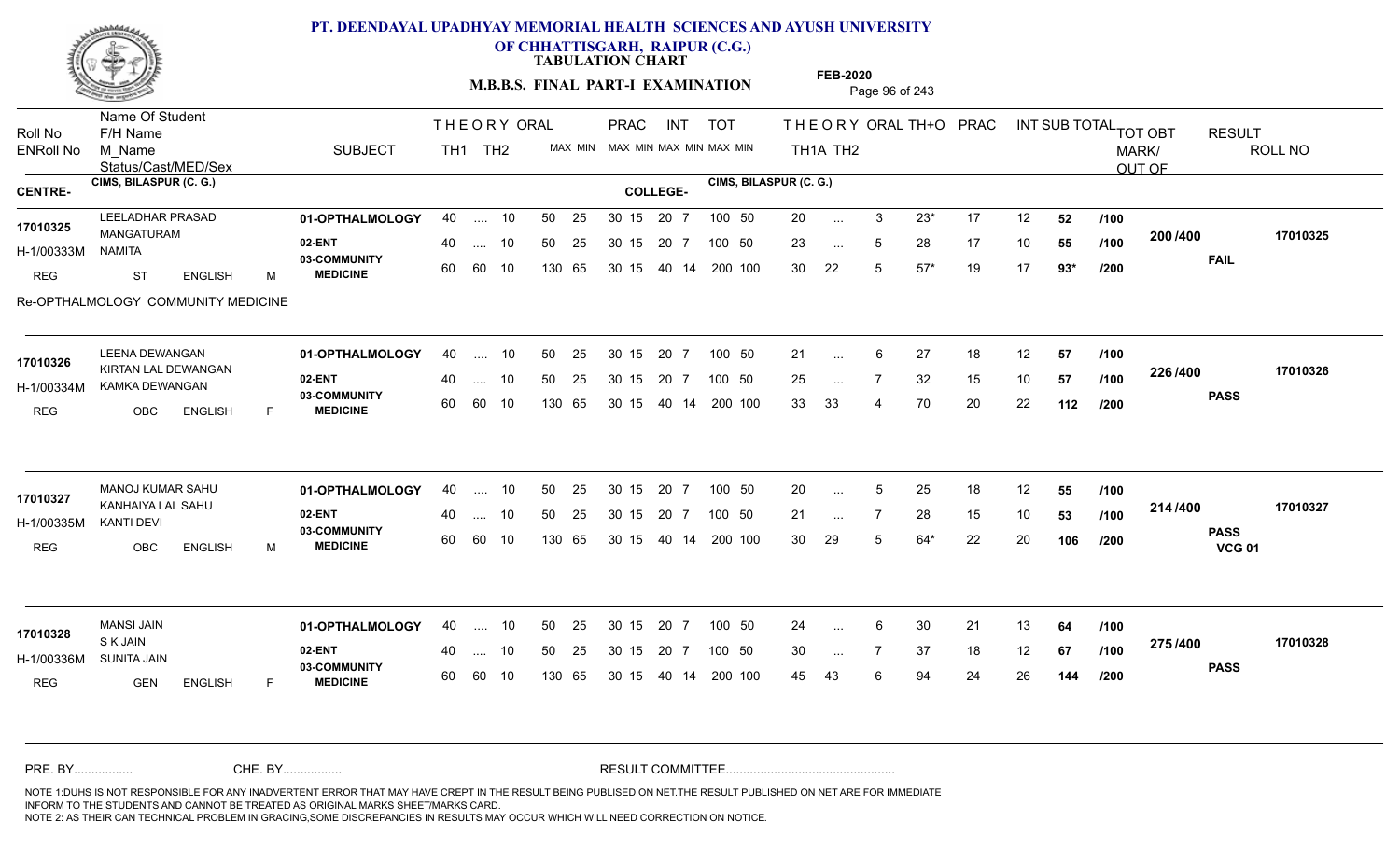# PT. DEENDAYAL UPADHYAY MEMORIAL HEALTH SCIENCES AND AYUSH UNIVERSITY OF CHHATTISGARH, RAIPUR (C.G.)

**TABULATION CHART**

**M.B.B.S. FINAL PART-I EXAMINATION**

**FEB-2020**

CENTRE: CIMS, BILASPUR (C. G.) | COLLEGE: CIMS, BILASPUR (C. G.)

| Roll No / ENRoll No | Name Of Student / F/H Name / M_Name / Status/Cast/MED/Sex | SUBJECT | TH1 | TH2 | ORAL | PRAC MAX | PRAC MIN | INT MAX | INT MIN | TOT MAX | TOT MIN | TH1A | TH2 | ORAL | TH+O | PRAC | INT | SUB TOTAL | TOT | TOT OBT MARK/OUT OF | RESULT | ROLL NO |
|---|---|---|---|---|---|---|---|---|---|---|---|---|---|---|---|---|---|---|---|---|---|---|
| 17010325 | LEELADHAR PRASAD / MANGATURAM | 01-OPTHALMOLOGY | 40 | .... | 10 | 50 25 | 30 15 | 20 | 7 | 100 | 50 | 20 | ... | 3 | 23* | 17 | 12 | 52 | /100 | 200 /400 | FAIL | 17010325 |
| H-1/00333M | NAMITA | 02-ENT | 40 | .... | 10 | 50 25 | 30 15 | 20 | 7 | 100 | 50 | 23 | ... | 5 | 28 | 17 | 10 | 55 | /100 | | | |
| REG | ST ENGLISH M | 03-COMMUNITY MEDICINE | 60 | 60 | 10 | 130 65 | 30 15 | 40 | 14 | 200 | 100 | 30 | 22 | 5 | 57* | 19 | 17 | 93* | /200 | | | |
| | Re-OPTHALMOLOGY COMMUNITY MEDICINE | | | | | | | | | | | | | | | | | | | | | |
| 17010326 | LEENA DEWANGAN / KIRTAN LAL DEWANGAN | 01-OPTHALMOLOGY | 40 | .... | 10 | 50 25 | 30 15 | 20 | 7 | 100 | 50 | 21 | ... | 6 | 27 | 18 | 12 | 57 | /100 | 226 /400 | PASS | 17010326 |
| H-1/00334M | KAMKA DEWANGAN | 02-ENT | 40 | .... | 10 | 50 25 | 30 15 | 20 | 7 | 100 | 50 | 25 | ... | 7 | 32 | 15 | 10 | 57 | /100 | | | |
| REG | OBC ENGLISH F | 03-COMMUNITY MEDICINE | 60 | 60 | 10 | 130 65 | 30 15 | 40 | 14 | 200 | 100 | 33 | 33 | 4 | 70 | 20 | 22 | 112 | /200 | | | |
| 17010327 | MANOJ KUMAR SAHU / KANHAIYA LAL SAHU | 01-OPTHALMOLOGY | 40 | .... | 10 | 50 25 | 30 15 | 20 | 7 | 100 | 50 | 20 | ... | 5 | 25 | 18 | 12 | 55 | /100 | 214 /400 | PASS VCG 01 | 17010327 |
| H-1/00335M | KANTI DEVI | 02-ENT | 40 | .... | 10 | 50 25 | 30 15 | 20 | 7 | 100 | 50 | 21 | ... | 7 | 28 | 15 | 10 | 53 | /100 | | | |
| REG | OBC ENGLISH M | 03-COMMUNITY MEDICINE | 60 | 60 | 10 | 130 65 | 30 15 | 40 | 14 | 200 | 100 | 30 | 29 | 5 | 64* | 22 | 20 | 106 | /200 | | | |
| 17010328 | MANSI JAIN / S K JAIN | 01-OPTHALMOLOGY | 40 | .... | 10 | 50 25 | 30 15 | 20 | 7 | 100 | 50 | 24 | ... | 6 | 30 | 21 | 13 | 64 | /100 | 275 /400 | PASS | 17010328 |
| H-1/00336M | SUNITA JAIN | 02-ENT | 40 | .... | 10 | 50 25 | 30 15 | 20 | 7 | 100 | 50 | 30 | ... | 7 | 37 | 18 | 12 | 67 | /100 | | | |
| REG | GEN ENGLISH F | 03-COMMUNITY MEDICINE | 60 | 60 | 10 | 130 65 | 30 15 | 40 | 14 | 200 | 100 | 45 | 43 | 6 | 94 | 24 | 26 | 144 | /200 | | | |

PRE. BY................ CHE. BY................ RESULT COMMITTEE................................................

NOTE 1:DUHS IS NOT RESPONSIBLE FOR ANY INADVERTENT ERROR THAT MAY HAVE CREPT IN THE RESULT BEING PUBLISED ON NET.THE RESULT PUBLISHED ON NET ARE FOR IMMEDIATE INFORM TO THE STUDENTS AND CANNOT BE TREATED AS ORIGINAL MARKS SHEET/MARKS CARD.
NOTE 2: AS THEIR CAN TECHNICAL PROBLEM IN GRACING,SOME DISCREPANCIES IN RESULTS MAY OCCUR WHICH WILL NEED CORRECTION ON NOTICE.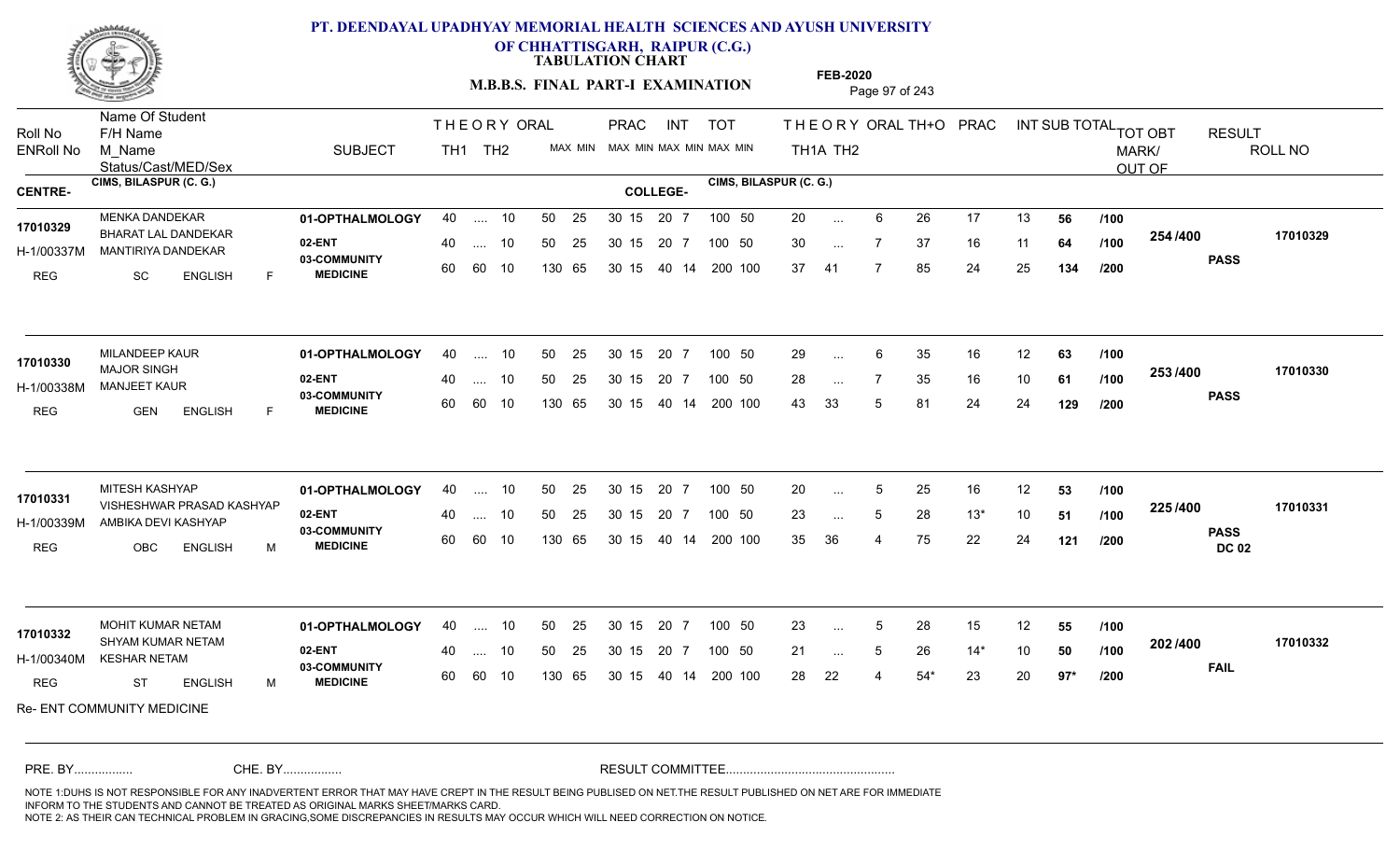# PT. DEENDAYAL UPADHYAY MEMORIAL HEALTH SCIENCES AND AYUSH UNIVERSITY OF CHHATTISGARH, RAIPUR (C.G.)

**TABULATION CHART**

**M.B.B.S. FINAL PART-I EXAMINATION** — **FEB-2020**

| Roll No / ENRoll No | Name Of Student / F/H Name / M_Name / Status/Cast/MED/Sex | SUBJECT | THEORY TH1 | THEORY TH2 | ORAL | PRAC MAX | PRAC MIN | INT MAX | INT MIN | TOT MAX | TOT MIN | THEORY TH1A | THEORY TH2 | ORAL | TH+O | PRAC | INT | SUB TOTAL | | TOT OBT MARK/OUT OF | RESULT | ROLL NO |
|---|---|---|---|---|---|---|---|---|---|---|---|---|---|---|---|---|---|---|---|---|---|---|
| **CENTRE-** CIMS, BILASPUR (C. G.) | | **COLLEGE-** CIMS, BILASPUR (C. G.) | | | | | | | | | | | | | | | | | | | | |
| 17010329 | MENKA DANDEKAR | 01-OPTHALMOLOGY | 40 | .... | 10 | 50 | 25 | 30 15 | | 20 7 | 100 50 | 20 | ... | 6 | 26 | 17 | 13 | 56 | /100 | 254 /400 | PASS | 17010329 |
| H-1/00337M | BHARAT LAL DANDEKAR / MANTIRIYA DANDEKAR | 02-ENT | 40 | .... | 10 | 50 | 25 | 30 15 | | 20 7 | 100 50 | 30 | ... | 7 | 37 | 16 | 11 | 64 | /100 | | | |
| REG | SC ENGLISH F | 03-COMMUNITY MEDICINE | 60 | 60 | 10 | 130 | 65 | 30 15 | | 40 14 | 200 100 | 37 | 41 | 7 | 85 | 24 | 25 | 134 | /200 | | | |
| 17010330 | MILANDEEP KAUR | 01-OPTHALMOLOGY | 40 | .... | 10 | 50 | 25 | 30 15 | | 20 7 | 100 50 | 29 | ... | 6 | 35 | 16 | 12 | 63 | /100 | 253 /400 | PASS | 17010330 |
| H-1/00338M | MAJOR SINGH / MANJEET KAUR | 02-ENT | 40 | .... | 10 | 50 | 25 | 30 15 | | 20 7 | 100 50 | 28 | ... | 7 | 35 | 16 | 10 | 61 | /100 | | | |
| REG | GEN ENGLISH F | 03-COMMUNITY MEDICINE | 60 | 60 | 10 | 130 | 65 | 30 15 | | 40 14 | 200 100 | 43 | 33 | 5 | 81 | 24 | 24 | 129 | /200 | | | |
| 17010331 | MITESH KASHYAP | 01-OPTHALMOLOGY | 40 | .... | 10 | 50 | 25 | 30 15 | | 20 7 | 100 50 | 20 | ... | 5 | 25 | 16 | 12 | 53 | /100 | 225 /400 | PASS DC 02 | 17010331 |
| H-1/00339M | VISHESHWAR PRASAD KASHYAP / AMBIKA DEVI KASHYAP | 02-ENT | 40 | .... | 10 | 50 | 25 | 30 15 | | 20 7 | 100 50 | 23 | ... | 5 | 28 | 13* | 10 | 51 | /100 | | | |
| REG | OBC ENGLISH M | 03-COMMUNITY MEDICINE | 60 | 60 | 10 | 130 | 65 | 30 15 | | 40 14 | 200 100 | 35 | 36 | 4 | 75 | 22 | 24 | 121 | /200 | | | |
| 17010332 | MOHIT KUMAR NETAM | 01-OPTHALMOLOGY | 40 | .... | 10 | 50 | 25 | 30 15 | | 20 7 | 100 50 | 23 | ... | 5 | 28 | 15 | 12 | 55 | /100 | 202 /400 | FAIL | 17010332 |
| H-1/00340M | SHYAM KUMAR NETAM / KESHAR NETAM | 02-ENT | 40 | .... | 10 | 50 | 25 | 30 15 | | 20 7 | 100 50 | 21 | ... | 5 | 26 | 14* | 10 | 50 | /100 | | | |
| REG | ST ENGLISH M | 03-COMMUNITY MEDICINE | 60 | 60 | 10 | 130 | 65 | 30 15 | | 40 14 | 200 100 | 28 | 22 | 4 | 54* | 23 | 20 | 97* | /200 | | | |

Re- ENT COMMUNITY MEDICINE

PRE. BY................ CHE. BY................ RESULT COMMITTEE................................................

NOTE 1:DUHS IS NOT RESPONSIBLE FOR ANY INADVERTENT ERROR THAT MAY HAVE CREPT IN THE RESULT BEING PUBLISED ON NET.THE RESULT PUBLISHED ON NET ARE FOR IMMEDIATE INFORM TO THE STUDENTS AND CANNOT BE TREATED AS ORIGINAL MARKS SHEET/MARKS CARD.
NOTE 2: AS THEIR CAN TECHNICAL PROBLEM IN GRACING,SOME DISCREPANCIES IN RESULTS MAY OCCUR WHICH WILL NEED CORRECTION ON NOTICE.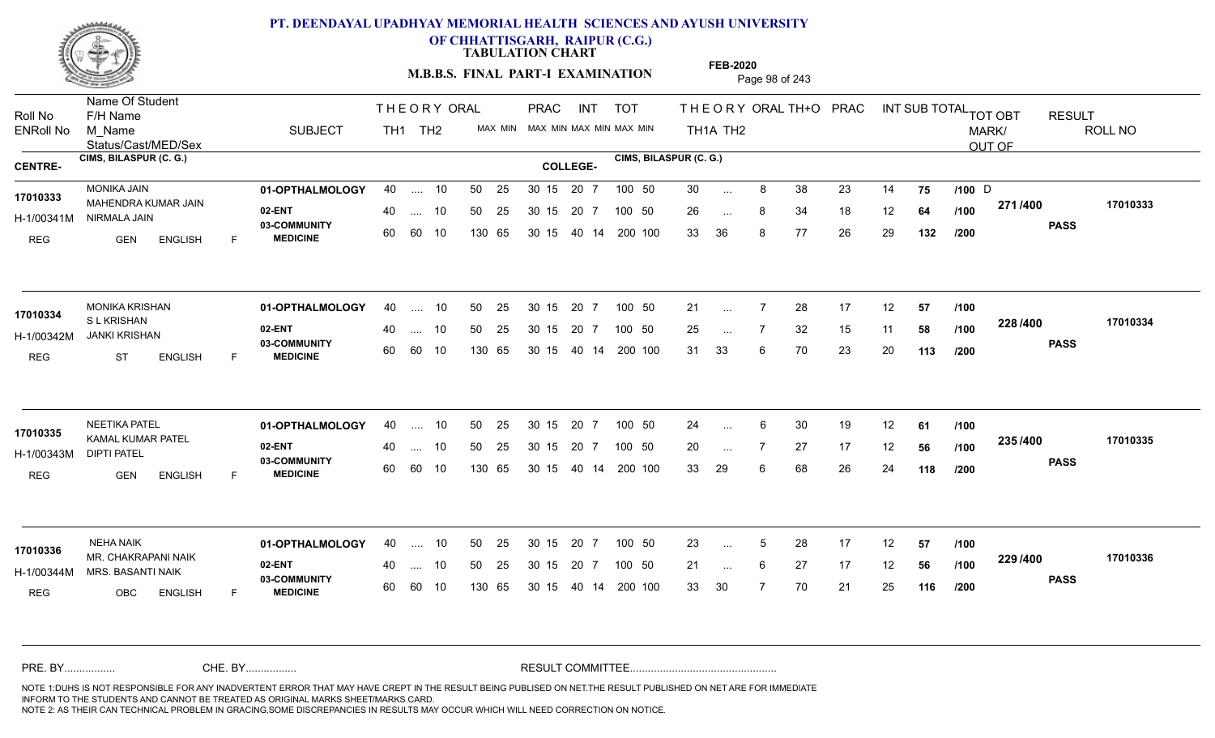# PT. DEENDAYAL UPADHYAY MEMORIAL HEALTH SCIENCES AND AYUSH UNIVERSITY OF CHHATTISGARH, RAIPUR (C.G.)

**TABULATION CHART**

**M.B.B.S. FINAL PART-I EXAMINATION**

**FEB-2020**

| Roll No / ENRoll No | Name Of Student / F/H Name / M_Name / Status/Cast/MED/Sex | SUBJECT | THEORY TH1 | THEORY TH2 | ORAL | PRAC MAX | PRAC MIN | INT MAX | INT MIN | TOT MAX | TOT MIN | THEORY TH1A | THEORY TH2 | ORAL | TH+O | PRAC | INT | SUB TOTAL | | TOT OBT MARK/OUT OF | RESULT | ROLL NO |
|---|---|---|---|---|---|---|---|---|---|---|---|---|---|---|---|---|---|---|---|---|---|---|
| **CENTRE-** CIMS, BILASPUR (C. G.) | | | | | | | | | | | | **COLLEGE-** CIMS, BILASPUR (C. G.) | | | | | | | | | | |
| 17010333 | MONIKA JAIN | 01-OPTHALMOLOGY | 40 | .... | 10 | 50 | 25 | 30 15 | | 20 7 | | 100 50 | 30 | ... | 8 | 38 | 23 | 14 | 75 | /100 D | 271 /400 | 17010333 |
| H-1/00341M | MAHENDRA KUMAR JAIN / NIRMALA JAIN | 02-ENT | 40 | .... | 10 | 50 | 25 | 30 15 | | 20 7 | | 100 50 | 26 | ... | 8 | 34 | 18 | 12 | 64 | /100 | PASS | |
| REG | GEN ENGLISH F | 03-COMMUNITY MEDICINE | 60 | 60 | 10 | 130 | 65 | 30 15 | | 40 14 | | 200 100 | 33 | 36 | 8 | 77 | 26 | 29 | 132 | /200 | | |
| 17010334 | MONIKA KRISHAN | 01-OPTHALMOLOGY | 40 | .... | 10 | 50 | 25 | 30 15 | | 20 7 | | 100 50 | 21 | ... | 7 | 28 | 17 | 12 | 57 | /100 | 228 /400 | 17010334 |
| H-1/00342M | S L KRISHAN / JANKI KRISHAN | 02-ENT | 40 | .... | 10 | 50 | 25 | 30 15 | | 20 7 | | 100 50 | 25 | ... | 7 | 32 | 15 | 11 | 58 | /100 | PASS | |
| REG | ST ENGLISH F | 03-COMMUNITY MEDICINE | 60 | 60 | 10 | 130 | 65 | 30 15 | | 40 14 | | 200 100 | 31 | 33 | 6 | 70 | 23 | 20 | 113 | /200 | | |
| 17010335 | NEETIKA PATEL | 01-OPTHALMOLOGY | 40 | .... | 10 | 50 | 25 | 30 15 | | 20 7 | | 100 50 | 24 | ... | 6 | 30 | 19 | 12 | 61 | /100 | 235 /400 | 17010335 |
| H-1/00343M | KAMAL KUMAR PATEL / DIPTI PATEL | 02-ENT | 40 | .... | 10 | 50 | 25 | 30 15 | | 20 7 | | 100 50 | 20 | ... | 7 | 27 | 17 | 12 | 56 | /100 | PASS | |
| REG | GEN ENGLISH F | 03-COMMUNITY MEDICINE | 60 | 60 | 10 | 130 | 65 | 30 15 | | 40 14 | | 200 100 | 33 | 29 | 6 | 68 | 26 | 24 | 118 | /200 | | |
| 17010336 | NEHA NAIK | 01-OPTHALMOLOGY | 40 | .... | 10 | 50 | 25 | 30 15 | | 20 7 | | 100 50 | 23 | ... | 5 | 28 | 17 | 12 | 57 | /100 | 229 /400 | 17010336 |
| H-1/00344M | MR. CHAKRAPANI NAIK / MRS. BASANTI NAIK | 02-ENT | 40 | .... | 10 | 50 | 25 | 30 15 | | 20 7 | | 100 50 | 21 | ... | 6 | 27 | 17 | 12 | 56 | /100 | PASS | |
| REG | OBC ENGLISH F | 03-COMMUNITY MEDICINE | 60 | 60 | 10 | 130 | 65 | 30 15 | | 40 14 | | 200 100 | 33 | 30 | 7 | 70 | 21 | 25 | 116 | /200 | | |

PRE. BY................ CHE. BY................ RESULT COMMITTEE................................................

NOTE 1:DUHS IS NOT RESPONSIBLE FOR ANY INADVERTENT ERROR THAT MAY HAVE CREPT IN THE RESULT BEING PUBLISED ON NET.THE RESULT PUBLISHED ON NET ARE FOR IMMEDIATE INFORM TO THE STUDENTS AND CANNOT BE TREATED AS ORIGINAL MARKS SHEET/MARKS CARD.
NOTE 2: AS THEIR CAN TECHNICAL PROBLEM IN GRACING,SOME DISCREPANCIES IN RESULTS MAY OCCUR WHICH WILL NEED CORRECTION ON NOTICE.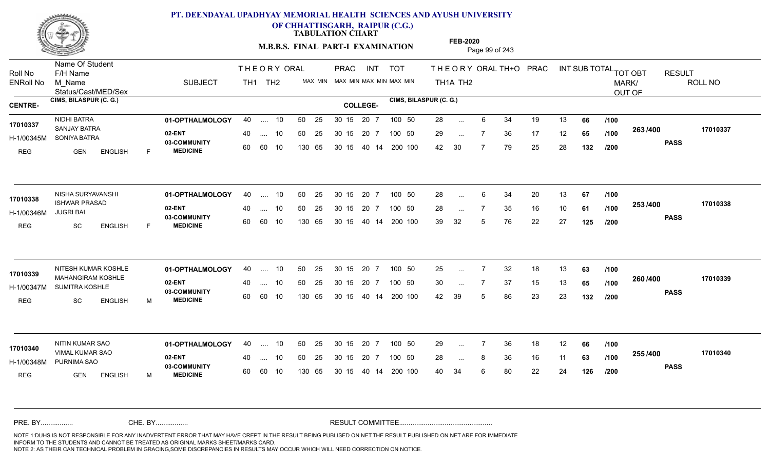# PT. DEENDAYAL UPADHYAY MEMORIAL HEALTH SCIENCES AND AYUSH UNIVERSITY OF CHHATTISGARH, RAIPUR (C.G.)

**TABULATION CHART**

**M.B.B.S. FINAL PART-I EXAMINATION**

**FEB-2020**

| Roll No / ENRoll No | Name Of Student / F/H Name / M_Name / Status/Cast/MED/Sex | SUBJECT | THEORY TH1 | THEORY TH2 | ORAL | PRAC MAX | PRAC MIN | INT MAX | INT MIN | TOT MAX | TOT MIN | TH1A | TH2 | ORAL | TH+O | PRAC | INT | SUB TOTAL | TOT OBT MARK/OUT OF | RESULT | ROLL NO |
|---|---|---|---|---|---|---|---|---|---|---|---|---|---|---|---|---|---|---|---|---|---|
| **CENTRE-** CIMS, BILASPUR (C. G.) | | **COLLEGE-** CIMS, BILASPUR (C. G.) | | | | | | | | | | | | | | | | | | | |
| 17010337 | NIDHI BATRA | 01-OPTHALMOLOGY | 40 | .... | 10 | 50 | 25 | 30 15 | 20 7 | 100 | 50 | 28 | ... | 6 | 34 | 19 | 13 | 66 /100 | 263 /400 | PASS | 17010337 |
| H-1/00345M | SANJAY BATRA / SONIYA BATRA | 02-ENT | 40 | .... | 10 | 50 | 25 | 30 15 | 20 7 | 100 | 50 | 29 | ... | 7 | 36 | 17 | 12 | 65 /100 | | | |
| REG | GEN ENGLISH F | 03-COMMUNITY MEDICINE | 60 | 60 | 10 | 130 | 65 | 30 15 | 40 14 | 200 | 100 | 42 | 30 | 7 | 79 | 25 | 28 | 132 /200 | | | |
| 17010338 | NISHA SURYAVANSHI | 01-OPTHALMOLOGY | 40 | .... | 10 | 50 | 25 | 30 15 | 20 7 | 100 | 50 | 28 | ... | 6 | 34 | 20 | 13 | 67 /100 | 253 /400 | PASS | 17010338 |
| H-1/00346M | ISHWAR PRASAD / JUGRI BAI | 02-ENT | 40 | .... | 10 | 50 | 25 | 30 15 | 20 7 | 100 | 50 | 28 | ... | 7 | 35 | 16 | 10 | 61 /100 | | | |
| REG | SC ENGLISH F | 03-COMMUNITY MEDICINE | 60 | 60 | 10 | 130 | 65 | 30 15 | 40 14 | 200 | 100 | 39 | 32 | 5 | 76 | 22 | 27 | 125 /200 | | | |
| 17010339 | NITESH KUMAR KOSHLE | 01-OPTHALMOLOGY | 40 | .... | 10 | 50 | 25 | 30 15 | 20 7 | 100 | 50 | 25 | ... | 7 | 32 | 18 | 13 | 63 /100 | 260 /400 | PASS | 17010339 |
| H-1/00347M | MAHANGIRAM KOSHLE / SUMITRA KOSHLE | 02-ENT | 40 | .... | 10 | 50 | 25 | 30 15 | 20 7 | 100 | 50 | 30 | ... | 7 | 37 | 15 | 13 | 65 /100 | | | |
| REG | SC ENGLISH M | 03-COMMUNITY MEDICINE | 60 | 60 | 10 | 130 | 65 | 30 15 | 40 14 | 200 | 100 | 42 | 39 | 5 | 86 | 23 | 23 | 132 /200 | | | |
| 17010340 | NITIN KUMAR SAO | 01-OPTHALMOLOGY | 40 | .... | 10 | 50 | 25 | 30 15 | 20 7 | 100 | 50 | 29 | ... | 7 | 36 | 18 | 12 | 66 /100 | 255 /400 | PASS | 17010340 |
| H-1/00348M | VIMAL KUMAR SAO / PURNIMA SAO | 02-ENT | 40 | .... | 10 | 50 | 25 | 30 15 | 20 7 | 100 | 50 | 28 | ... | 8 | 36 | 16 | 11 | 63 /100 | | | |
| REG | GEN ENGLISH M | 03-COMMUNITY MEDICINE | 60 | 60 | 10 | 130 | 65 | 30 15 | 40 14 | 200 | 100 | 40 | 34 | 6 | 80 | 22 | 24 | 126 /200 | | | |

PRE. BY................ CHE. BY................ RESULT COMMITTEE................................................

NOTE 1:DUHS IS NOT RESPONSIBLE FOR ANY INADVERTENT ERROR THAT MAY HAVE CREPT IN THE RESULT BEING PUBLISED ON NET.THE RESULT PUBLISHED ON NET ARE FOR IMMEDIATE INFORM TO THE STUDENTS AND CANNOT BE TREATED AS ORIGINAL MARKS SHEET/MARKS CARD.
NOTE 2: AS THEIR CAN TECHNICAL PROBLEM IN GRACING,SOME DISCREPANCIES IN RESULTS MAY OCCUR WHICH WILL NEED CORRECTION ON NOTICE.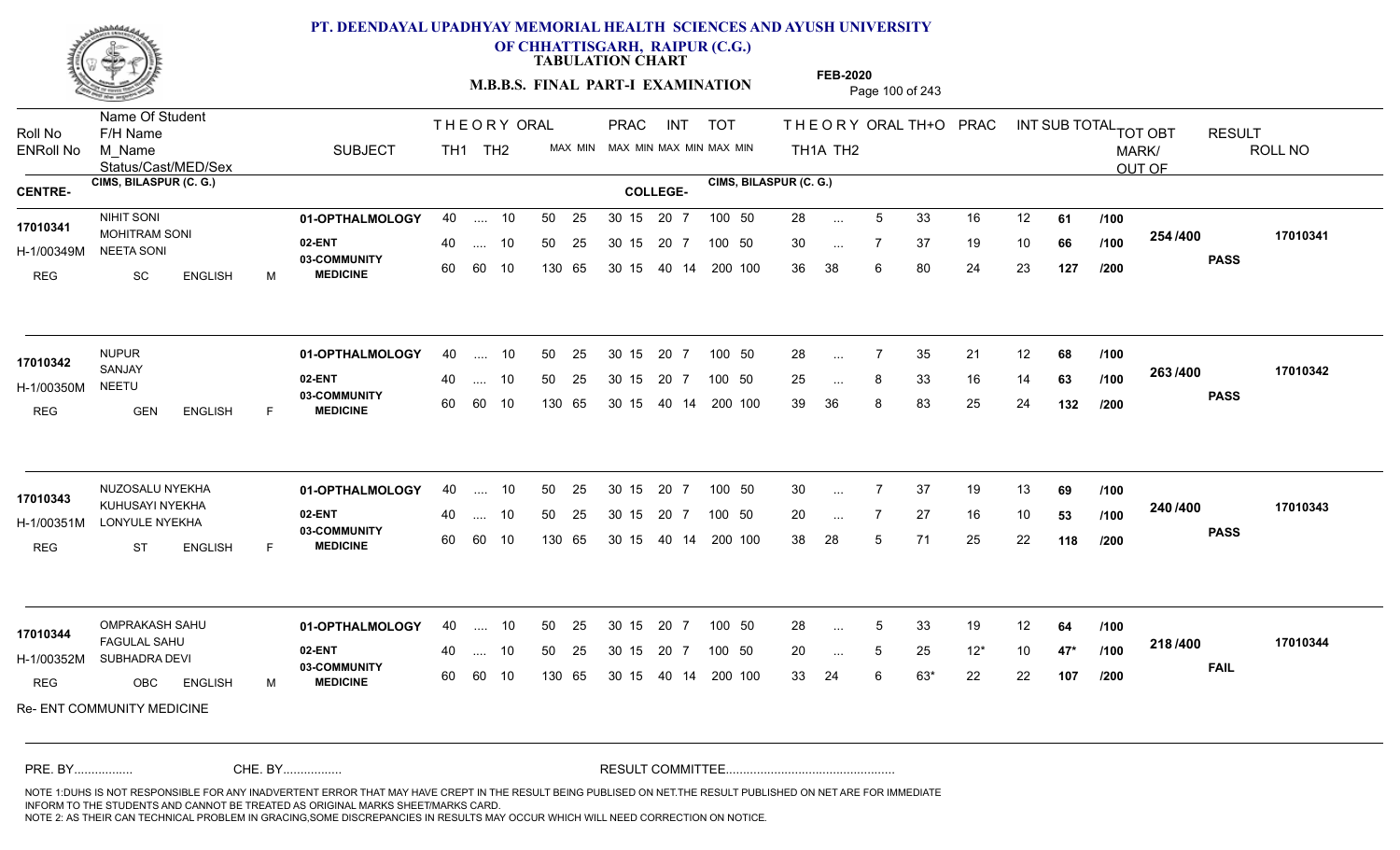# PT. DEENDAYAL UPADHYAY MEMORIAL HEALTH SCIENCES AND AYUSH UNIVERSITY OF CHHATTISGARH, RAIPUR (C.G.)

**TABULATION CHART**

**M.B.B.S. FINAL PART-I EXAMINATION**

**FEB-2020**

CENTRE: CIMS, BILASPUR (C. G.) COLLEGE: CIMS, BILASPUR (C. G.)

| Roll No / ENRoll No | Name Of Student / F/H Name / M_Name / Status/Cast/MED/Sex | SUBJECT | THEORY TH1 | THEORY TH2 | ORAL | PRAC MAX | PRAC MIN | INT MAX | INT MIN | TOT MAX | TOT MIN | TH1A | TH2 | ORAL | TH+O | PRAC | INT | SUB TOTAL | | TOT OBT MARK/OUT OF | RESULT | ROLL NO |
|---|---|---|---|---|---|---|---|---|---|---|---|---|---|---|---|---|---|---|---|---|---|---|
| 17010341 / H-1/00349M / REG | NIHIT SONI / MOHITRAM SONI / NEETA SONI / SC ENGLISH M | 01-OPTHALMOLOGY | 40 | .... | 10 | 50 | 25 | 30 15 | | 20 7 | | 28 | ... | 5 | 33 | 16 | 12 | 61 | /100 | 254 /400 | PASS | 17010341 |
| | | 02-ENT | 40 | .... | 10 | 50 | 25 | 30 15 | | 20 7 | | 30 | ... | 7 | 37 | 19 | 10 | 66 | /100 | | | |
| | | 03-COMMUNITY MEDICINE | 60 | 60 | 10 | 130 | 65 | 30 15 | | 40 14 | | 36 | 38 | 6 | 80 | 24 | 23 | 127 | /200 | | | |
| 17010342 / H-1/00350M / REG | NUPUR / SANJAY / NEETU / GEN ENGLISH F | 01-OPTHALMOLOGY | 40 | .... | 10 | 50 | 25 | 30 15 | | 20 7 | | 28 | ... | 7 | 35 | 21 | 12 | 68 | /100 | 263 /400 | PASS | 17010342 |
| | | 02-ENT | 40 | .... | 10 | 50 | 25 | 30 15 | | 20 7 | | 25 | ... | 8 | 33 | 16 | 14 | 63 | /100 | | | |
| | | 03-COMMUNITY MEDICINE | 60 | 60 | 10 | 130 | 65 | 30 15 | | 40 14 | | 39 | 36 | 8 | 83 | 25 | 24 | 132 | /200 | | | |
| 17010343 / H-1/00351M / REG | NUZOSALU NYEKHA / KUHUSAYI NYEKHA / LONYULE NYEKHA / ST ENGLISH F | 01-OPTHALMOLOGY | 40 | .... | 10 | 50 | 25 | 30 15 | | 20 7 | | 30 | ... | 7 | 37 | 19 | 13 | 69 | /100 | 240 /400 | PASS | 17010343 |
| | | 02-ENT | 40 | .... | 10 | 50 | 25 | 30 15 | | 20 7 | | 20 | ... | 7 | 27 | 16 | 10 | 53 | /100 | | | |
| | | 03-COMMUNITY MEDICINE | 60 | 60 | 10 | 130 | 65 | 30 15 | | 40 14 | | 38 | 28 | 5 | 71 | 25 | 22 | 118 | /200 | | | |
| 17010344 / H-1/00352M / REG | OMPRAKASH SAHU / FAGULAL SAHU / SUBHADRA DEVI / OBC ENGLISH M | 01-OPTHALMOLOGY | 40 | .... | 10 | 50 | 25 | 30 15 | | 20 7 | | 28 | ... | 5 | 33 | 19 | 12 | 64 | /100 | 218 /400 | FAIL | 17010344 |
| | | 02-ENT | 40 | .... | 10 | 50 | 25 | 30 15 | | 20 7 | | 20 | ... | 5 | 25 | 12* | 10 | 47* | /100 | | | |
| | | 03-COMMUNITY MEDICINE | 60 | 60 | 10 | 130 | 65 | 30 15 | | 40 14 | | 33 | 24 | 6 | 63* | 22 | 22 | 107 | /200 | | | |

Note: TOT MAX/MIN for subjects: 01-OPTHALMOLOGY 100 50; 02-ENT 100 50; 03-COMMUNITY MEDICINE 200 100.

Re- ENT COMMUNITY MEDICINE

PRE. BY................ CHE. BY................ RESULT COMMITTEE................................................

NOTE 1:DUHS IS NOT RESPONSIBLE FOR ANY INADVERTENT ERROR THAT MAY HAVE CREPT IN THE RESULT BEING PUBLISED ON NET.THE RESULT PUBLISHED ON NET ARE FOR IMMEDIATE INFORM TO THE STUDENTS AND CANNOT BE TREATED AS ORIGINAL MARKS SHEET/MARKS CARD.
NOTE 2: AS THEIR CAN TECHNICAL PROBLEM IN GRACING,SOME DISCREPANCIES IN RESULTS MAY OCCUR WHICH WILL NEED CORRECTION ON NOTICE.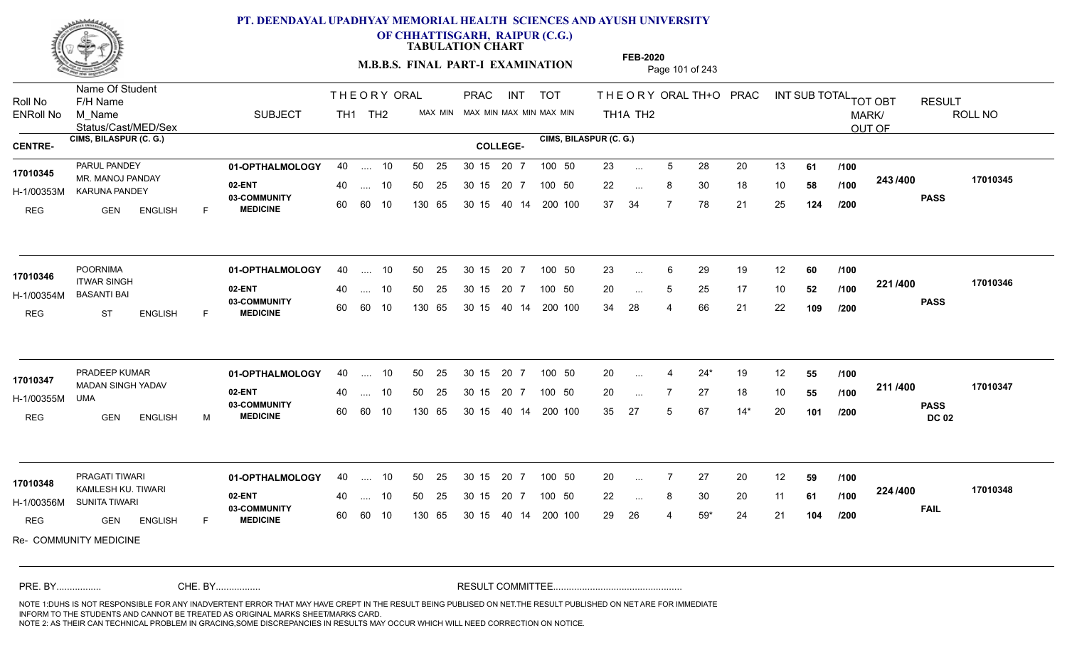**PT. DEENDAYAL UPADHYAY MEMORIAL HEALTH SCIENCES AND AYUSH UNIVERSITY OF CHHATTISGARH, RAIPUR (C.G.)**

**TABULATION CHART**

**M.B.B.S. FINAL PART-I EXAMINATION**

**FEB-2020**

| Roll No / ENRoll No | Name Of Student / F/H Name / M_Name / Status/Cast/MED/Sex | SUBJECT | THEORY TH1 | THEORY TH2 | ORAL | PRAC MAX | PRAC MIN | INT MAX | INT MIN | TOT MAX | TOT MIN | THEORY TH1A | THEORY TH2 | ORAL | TH+O | PRAC | INT | SUB TOTAL | TOT OUT OF | TOT OBT MARK/OUT OF | RESULT | ROLL NO |
|---|---|---|---|---|---|---|---|---|---|---|---|---|---|---|---|---|---|---|---|---|---|---|

**CENTRE-** CIMS, BILASPUR (C. G.) **COLLEGE-** CIMS, BILASPUR (C. G.)

| Roll No / ENRoll No | Name Of Student / F/H Name / M_Name / Status/Cast/MED/Sex | SUBJECT | TH1 | TH2 | ORAL | PRAC MAX | PRAC MIN | INT MAX | INT MIN | TOT MAX | TOT MIN | TH1A | TH2 | ORAL | TH+O | PRAC | INT | SUB TOTAL | OUT OF | TOT OBT | RESULT | ROLL NO |
|---|---|---|---|---|---|---|---|---|---|---|---|---|---|---|---|---|---|---|---|---|---|---|
| 17010345 | PARUL PANDEY | 01-OPTHALMOLOGY | 40 | .... | 10 | 50 25 | | 30 15 | 20 7 | 100 | 50 | 23 | ... | 5 | 28 | 20 | 13 | 61 | /100 | 243 /400 | PASS | 17010345 |
| H-1/00353M | MR. MANOJ PANDAY | 02-ENT | 40 | .... | 10 | 50 25 | | 30 15 | 20 7 | 100 | 50 | 22 | ... | 8 | 30 | 18 | 10 | 58 | /100 | | | |
| REG | KARUNA PANDEY / GEN ENGLISH F | 03-COMMUNITY MEDICINE | 60 | 60 | 10 | 130 65 | | 30 15 | 40 14 | 200 | 100 | 37 | 34 | 7 | 78 | 21 | 25 | 124 | /200 | | | |
| 17010346 | POORNIMA | 01-OPTHALMOLOGY | 40 | .... | 10 | 50 25 | | 30 15 | 20 7 | 100 | 50 | 23 | ... | 6 | 29 | 19 | 12 | 60 | /100 | 221 /400 | PASS | 17010346 |
| H-1/00354M | ITWAR SINGH | 02-ENT | 40 | .... | 10 | 50 25 | | 30 15 | 20 7 | 100 | 50 | 20 | ... | 5 | 25 | 17 | 10 | 52 | /100 | | | |
| REG | BASANTI BAI / ST ENGLISH F | 03-COMMUNITY MEDICINE | 60 | 60 | 10 | 130 65 | | 30 15 | 40 14 | 200 | 100 | 34 | 28 | 4 | 66 | 21 | 22 | 109 | /200 | | | |
| 17010347 | PRADEEP KUMAR | 01-OPTHALMOLOGY | 40 | .... | 10 | 50 25 | | 30 15 | 20 7 | 100 | 50 | 20 | ... | 4 | 24* | 19 | 12 | 55 | /100 | 211 /400 | PASS DC 02 | 17010347 |
| H-1/00355M | MADAN SINGH YADAV | 02-ENT | 40 | .... | 10 | 50 25 | | 30 15 | 20 7 | 100 | 50 | 20 | ... | 7 | 27 | 18 | 10 | 55 | /100 | | | |
| REG | UMA / GEN ENGLISH M | 03-COMMUNITY MEDICINE | 60 | 60 | 10 | 130 65 | | 30 15 | 40 14 | 200 | 100 | 35 | 27 | 5 | 67 | 14* | 20 | 101 | /200 | | | |
| 17010348 | PRAGATI TIWARI | 01-OPTHALMOLOGY | 40 | .... | 10 | 50 25 | | 30 15 | 20 7 | 100 | 50 | 20 | ... | 7 | 27 | 20 | 12 | 59 | /100 | 224 /400 | FAIL | 17010348 |
| H-1/00356M | KAMLESH KU. TIWARI | 02-ENT | 40 | .... | 10 | 50 25 | | 30 15 | 20 7 | 100 | 50 | 22 | ... | 8 | 30 | 20 | 11 | 61 | /100 | | | |
| REG | SUNITA TIWARI / GEN ENGLISH F | 03-COMMUNITY MEDICINE | 60 | 60 | 10 | 130 65 | | 30 15 | 40 14 | 200 | 100 | 29 | 26 | 4 | 59* | 24 | 21 | 104 | /200 | | | |

Re- COMMUNITY MEDICINE

PRE. BY................ CHE. BY................ RESULT COMMITTEE................................................

NOTE 1:DUHS IS NOT RESPONSIBLE FOR ANY INADVERTENT ERROR THAT MAY HAVE CREPT IN THE RESULT BEING PUBLISED ON NET.THE RESULT PUBLISHED ON NET ARE FOR IMMEDIATE INFORM TO THE STUDENTS AND CANNOT BE TREATED AS ORIGINAL MARKS SHEET/MARKS CARD.

NOTE 2: AS THEIR CAN TECHNICAL PROBLEM IN GRACING,SOME DISCREPANCIES IN RESULTS MAY OCCUR WHICH WILL NEED CORRECTION ON NOTICE.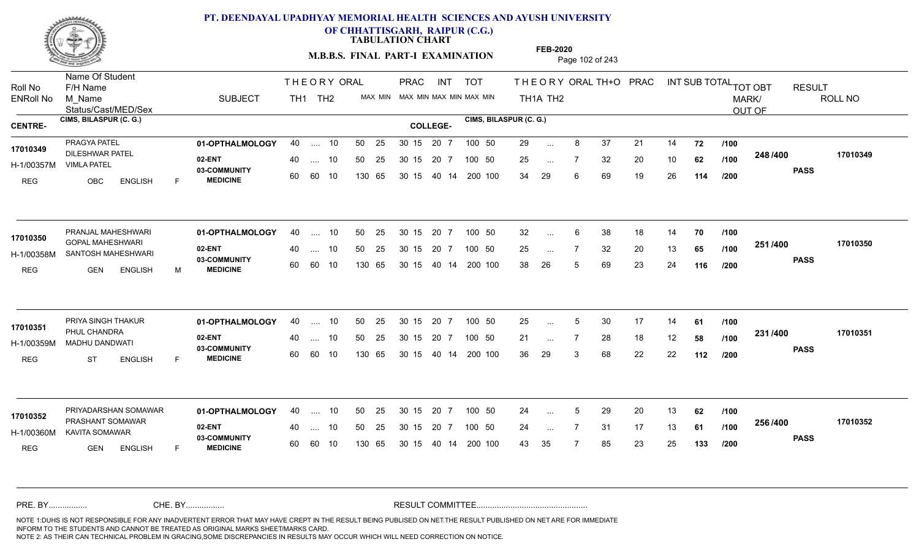# PT. DEENDAYAL UPADHYAY MEMORIAL HEALTH SCIENCES AND AYUSH UNIVERSITY OF CHHATTISGARH, RAIPUR (C.G.)

**TABULATION CHART**

**M.B.B.S. FINAL PART-I EXAMINATION**

**FEB-2020**

CENTRE- CIMS, BILASPUR (C. G.) COLLEGE- CIMS, BILASPUR (C. G.)

| Roll No / ENRoll No / Status | Name Of Student / F/H Name / M_Name / Cast/MED/Sex | SUBJECT | THEORY TH1 | THEORY TH2 | ORAL | PRAC MAX | PRAC MIN | INT MAX | INT MIN | TOT MAX | TOT MIN | TH1A | TH2 | ORAL | TH+O | PRAC | INT | SUB TOTAL | OUT OF | TOT OBT MARK/OUT OF | RESULT | ROLL NO |
|---|---|---|---|---|---|---|---|---|---|---|---|---|---|---|---|---|---|---|---|---|---|---|
| 17010349 | PRAGYA PATEL | 01-OPTHALMOLOGY | 40 | .... | 10 | 50 25 | 30 15 | 20 | 7 | 100 | 50 | 29 | ... | 8 | 37 | 21 | 14 | 72 | /100 | 248 /400 | PASS | 17010349 |
| H-1/00357M | DILESHWAR PATEL / VIMLA PATEL | 02-ENT | 40 | .... | 10 | 50 25 | 30 15 | 20 | 7 | 100 | 50 | 25 | ... | 7 | 32 | 20 | 10 | 62 | /100 | | | |
| REG | OBC ENGLISH F | 03-COMMUNITY MEDICINE | 60 | 60 | 10 | 130 65 | 30 15 | 40 | 14 | 200 | 100 | 34 | 29 | 6 | 69 | 19 | 26 | 114 | /200 | | | |
| 17010350 | PRANJAL MAHESHWARI | 01-OPTHALMOLOGY | 40 | .... | 10 | 50 25 | 30 15 | 20 | 7 | 100 | 50 | 32 | ... | 6 | 38 | 18 | 14 | 70 | /100 | 251 /400 | PASS | 17010350 |
| H-1/00358M | GOPAL MAHESHWARI / SANTOSH MAHESHWARI | 02-ENT | 40 | .... | 10 | 50 25 | 30 15 | 20 | 7 | 100 | 50 | 25 | ... | 7 | 32 | 20 | 13 | 65 | /100 | | | |
| REG | GEN ENGLISH M | 03-COMMUNITY MEDICINE | 60 | 60 | 10 | 130 65 | 30 15 | 40 | 14 | 200 | 100 | 38 | 26 | 5 | 69 | 23 | 24 | 116 | /200 | | | |
| 17010351 | PRIYA SINGH THAKUR | 01-OPTHALMOLOGY | 40 | .... | 10 | 50 25 | 30 15 | 20 | 7 | 100 | 50 | 25 | ... | 5 | 30 | 17 | 14 | 61 | /100 | 231 /400 | PASS | 17010351 |
| H-1/00359M | PHUL CHANDRA / MADHU DANDWATI | 02-ENT | 40 | .... | 10 | 50 25 | 30 15 | 20 | 7 | 100 | 50 | 21 | ... | 7 | 28 | 18 | 12 | 58 | /100 | | | |
| REG | ST ENGLISH F | 03-COMMUNITY MEDICINE | 60 | 60 | 10 | 130 65 | 30 15 | 40 | 14 | 200 | 100 | 36 | 29 | 3 | 68 | 22 | 22 | 112 | /200 | | | |
| 17010352 | PRIYADARSHAN SOMAWAR | 01-OPTHALMOLOGY | 40 | .... | 10 | 50 25 | 30 15 | 20 | 7 | 100 | 50 | 24 | ... | 5 | 29 | 20 | 13 | 62 | /100 | 256 /400 | PASS | 17010352 |
| H-1/00360M | PRASHANT SOMAWAR / KAVITA SOMAWAR | 02-ENT | 40 | .... | 10 | 50 25 | 30 15 | 20 | 7 | 100 | 50 | 24 | ... | 7 | 31 | 17 | 13 | 61 | /100 | | | |
| REG | GEN ENGLISH F | 03-COMMUNITY MEDICINE | 60 | 60 | 10 | 130 65 | 30 15 | 40 | 14 | 200 | 100 | 43 | 35 | 7 | 85 | 23 | 25 | 133 | /200 | | | |

PRE. BY................ CHE. BY................ RESULT COMMITTEE................................................

NOTE 1:DUHS IS NOT RESPONSIBLE FOR ANY INADVERTENT ERROR THAT MAY HAVE CREPT IN THE RESULT BEING PUBLISED ON NET.THE RESULT PUBLISHED ON NET ARE FOR IMMEDIATE INFORM TO THE STUDENTS AND CANNOT BE TREATED AS ORIGINAL MARKS SHEET/MARKS CARD.
NOTE 2: AS THEIR CAN TECHNICAL PROBLEM IN GRACING,SOME DISCREPANCIES IN RESULTS MAY OCCUR WHICH WILL NEED CORRECTION ON NOTICE.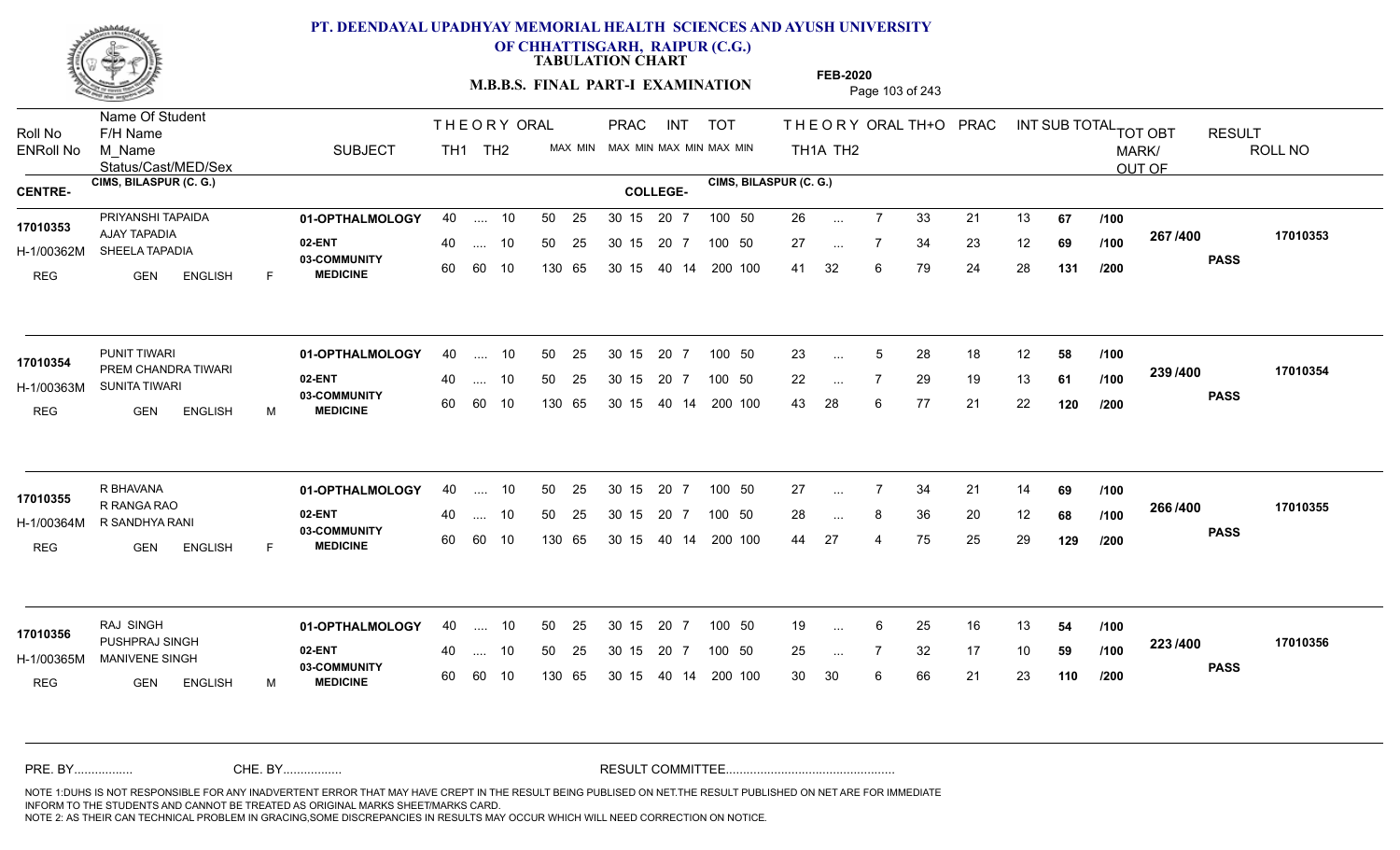# PT. DEENDAYAL UPADHYAY MEMORIAL HEALTH SCIENCES AND AYUSH UNIVERSITY OF CHHATTISGARH, RAIPUR (C.G.)

**TABULATION CHART**

**M.B.B.S. FINAL PART-I EXAMINATION**

**FEB-2020**

| Roll No / ENRoll No | Name Of Student / F/H Name / M_Name / Status/Cast/MED/Sex | SUBJECT | THEORY TH1 | THEORY TH2 | ORAL | PRAC MAX | PRAC MIN | INT MAX | INT MIN | TOT MAX | TOT MIN | THEORY TH1A | THEORY TH2 | ORAL | TH+O | PRAC | INT | SUB TOTAL | | TOT OBT MARK/OUT OF | RESULT | ROLL NO |
|---|---|---|---|---|---|---|---|---|---|---|---|---|---|---|---|---|---|---|---|---|---|---|
| **CENTRE-** CIMS, BILASPUR (C. G.) | | **COLLEGE-** CIMS, BILASPUR (C. G.) | | | | | | | | | | | | | | | | | | | | |
| 17010353 | PRIYANSHI TAPAIDA | 01-OPTHALMOLOGY | 40 | .... | 10 | 50 25 | | 30 15 | | 20 7 | 100 50 | 26 | ... | 7 | 33 | 21 | 13 | 67 | /100 | 267 /400 | PASS | 17010353 |
| H-1/00362M | AJAY TAPADIA / SHEELA TAPADIA | 02-ENT | 40 | .... | 10 | 50 25 | | 30 15 | | 20 7 | 100 50 | 27 | ... | 7 | 34 | 23 | 12 | 69 | /100 | | | |
| REG | GEN ENGLISH F | 03-COMMUNITY MEDICINE | 60 | 60 | 10 | 130 65 | | 30 15 | | 40 14 | 200 100 | 41 | 32 | 6 | 79 | 24 | 28 | 131 | /200 | | | |
| 17010354 | PUNIT TIWARI | 01-OPTHALMOLOGY | 40 | .... | 10 | 50 25 | | 30 15 | | 20 7 | 100 50 | 23 | ... | 5 | 28 | 18 | 12 | 58 | /100 | 239 /400 | PASS | 17010354 |
| H-1/00363M | PREM CHANDRA TIWARI / SUNITA TIWARI | 02-ENT | 40 | .... | 10 | 50 25 | | 30 15 | | 20 7 | 100 50 | 22 | ... | 7 | 29 | 19 | 13 | 61 | /100 | | | |
| REG | GEN ENGLISH M | 03-COMMUNITY MEDICINE | 60 | 60 | 10 | 130 65 | | 30 15 | | 40 14 | 200 100 | 43 | 28 | 6 | 77 | 21 | 22 | 120 | /200 | | | |
| 17010355 | R BHAVANA | 01-OPTHALMOLOGY | 40 | .... | 10 | 50 25 | | 30 15 | | 20 7 | 100 50 | 27 | ... | 7 | 34 | 21 | 14 | 69 | /100 | 266 /400 | PASS | 17010355 |
| H-1/00364M | R RANGA RAO / R SANDHYA RANI | 02-ENT | 40 | .... | 10 | 50 25 | | 30 15 | | 20 7 | 100 50 | 28 | ... | 8 | 36 | 20 | 12 | 68 | /100 | | | |
| REG | GEN ENGLISH F | 03-COMMUNITY MEDICINE | 60 | 60 | 10 | 130 65 | | 30 15 | | 40 14 | 200 100 | 44 | 27 | 4 | 75 | 25 | 29 | 129 | /200 | | | |
| 17010356 | RAJ SINGH | 01-OPTHALMOLOGY | 40 | .... | 10 | 50 25 | | 30 15 | | 20 7 | 100 50 | 19 | ... | 6 | 25 | 16 | 13 | 54 | /100 | 223 /400 | PASS | 17010356 |
| H-1/00365M | PUSHPRAJ SINGH / MANIVENE SINGH | 02-ENT | 40 | .... | 10 | 50 25 | | 30 15 | | 20 7 | 100 50 | 25 | ... | 7 | 32 | 17 | 10 | 59 | /100 | | | |
| REG | GEN ENGLISH M | 03-COMMUNITY MEDICINE | 60 | 60 | 10 | 130 65 | | 30 15 | | 40 14 | 200 100 | 30 | 30 | 6 | 66 | 21 | 23 | 110 | /200 | | | |

PRE. BY................ CHE. BY................ RESULT COMMITTEE................................................

NOTE 1:DUHS IS NOT RESPONSIBLE FOR ANY INADVERTENT ERROR THAT MAY HAVE CREPT IN THE RESULT BEING PUBLISED ON NET.THE RESULT PUBLISHED ON NET ARE FOR IMMEDIATE INFORM TO THE STUDENTS AND CANNOT BE TREATED AS ORIGINAL MARKS SHEET/MARKS CARD.
NOTE 2: AS THEIR CAN TECHNICAL PROBLEM IN GRACING,SOME DISCREPANCIES IN RESULTS MAY OCCUR WHICH WILL NEED CORRECTION ON NOTICE.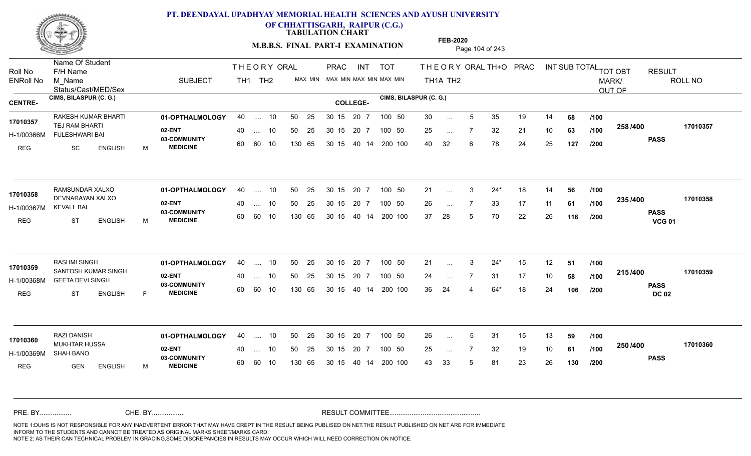# PT. DEENDAYAL UPADHYAY MEMORIAL HEALTH SCIENCES AND AYUSH UNIVERSITY
## OF CHHATTISGARH, RAIPUR (C.G.)
### TABULATION CHART
### M.B.B.S. FINAL PART-I EXAMINATION
**FEB-2020**

| Roll No / ENRoll No | Name Of Student / F/H Name / M_Name / Status/Cast/MED/Sex | SUBJECT | THEORY TH1 | THEORY TH2 | ORAL | PRAC MAX | PRAC MIN | INT MAX | INT MIN | TOT MAX | TOT MIN | TH1A | TH2 | ORAL | TH+O | PRAC | INT | SUB TOTAL | TOT OBT MARK/OUT OF | RESULT | ROLL NO |
|---|---|---|---|---|---|---|---|---|---|---|---|---|---|---|---|---|---|---|---|---|---|
| CENTRE- CIMS, BILASPUR (C. G.) | | | | | | | | COLLEGE- CIMS, BILASPUR (C. G.) | | | | | | | | | | | | | |
| 17010357 | RAKESH KUMAR BHARTI | 01-OPTHALMOLOGY | 40 | .... | 10 | 50 | 25 | 30 15 | | 20 7 | | 30 | ... | 5 | 35 | 19 | 14 | 68 /100 | 258 /400 | PASS | 17010357 |
| H-1/00366M | TEJ RAM BHARTI / FULESHWARI BAI | 02-ENT | 40 | .... | 10 | 50 | 25 | 30 15 | | 20 7 | | 25 | ... | 7 | 32 | 21 | 10 | 63 /100 | | | |
| REG | SC ENGLISH M | 03-COMMUNITY MEDICINE | 60 | 60 | 10 | 130 | 65 | 30 15 | | 40 14 | | 40 | 32 | 6 | 78 | 24 | 25 | 127 /200 | | | |
| 17010358 | RAMSUNDAR XALXO | 01-OPTHALMOLOGY | 40 | .... | 10 | 50 | 25 | 30 15 | | 20 7 | | 21 | ... | 3 | 24* | 18 | 14 | 56 /100 | 235 /400 | PASS VCG 01 | 17010358 |
| H-1/00367M | DEVNARAYAN XALXO / KEVALI BAI | 02-ENT | 40 | .... | 10 | 50 | 25 | 30 15 | | 20 7 | | 26 | ... | 7 | 33 | 17 | 11 | 61 /100 | | | |
| REG | ST ENGLISH M | 03-COMMUNITY MEDICINE | 60 | 60 | 10 | 130 | 65 | 30 15 | | 40 14 | | 37 | 28 | 5 | 70 | 22 | 26 | 118 /200 | | | |
| 17010359 | RASHMI SINGH | 01-OPTHALMOLOGY | 40 | .... | 10 | 50 | 25 | 30 15 | | 20 7 | | 21 | ... | 3 | 24* | 15 | 12 | 51 /100 | 215 /400 | PASS DC 02 | 17010359 |
| H-1/00368M | SANTOSH KUMAR SINGH / GEETA DEVI SINGH | 02-ENT | 40 | .... | 10 | 50 | 25 | 30 15 | | 20 7 | | 24 | ... | 7 | 31 | 17 | 10 | 58 /100 | | | |
| REG | ST ENGLISH F | 03-COMMUNITY MEDICINE | 60 | 60 | 10 | 130 | 65 | 30 15 | | 40 14 | | 36 | 24 | 4 | 64* | 18 | 24 | 106 /200 | | | |
| 17010360 | RAZI DANISH | 01-OPTHALMOLOGY | 40 | .... | 10 | 50 | 25 | 30 15 | | 20 7 | | 26 | ... | 5 | 31 | 15 | 13 | 59 /100 | 250 /400 | PASS | 17010360 |
| H-1/00369M | MUKHTAR HUSSA / SHAH BANO | 02-ENT | 40 | .... | 10 | 50 | 25 | 30 15 | | 20 7 | | 25 | ... | 7 | 32 | 19 | 10 | 61 /100 | | | |
| REG | GEN ENGLISH M | 03-COMMUNITY MEDICINE | 60 | 60 | 10 | 130 | 65 | 30 15 | | 40 14 | | 43 | 33 | 5 | 81 | 23 | 26 | 130 /200 | | | |

Note: TOT max/min per subject: 100 50 (Opthalmology, ENT), 200 100 (Community Medicine).

PRE. BY................ CHE. BY................ RESULT COMMITTEE................................................

NOTE 1:DUHS IS NOT RESPONSIBLE FOR ANY INADVERTENT ERROR THAT MAY HAVE CREPT IN THE RESULT BEING PUBLISED ON NET.THE RESULT PUBLISHED ON NET ARE FOR IMMEDIATE INFORM TO THE STUDENTS AND CANNOT BE TREATED AS ORIGINAL MARKS SHEET/MARKS CARD.
NOTE 2: AS THEIR CAN TECHNICAL PROBLEM IN GRACING,SOME DISCREPANCIES IN RESULTS MAY OCCUR WHICH WILL NEED CORRECTION ON NOTICE.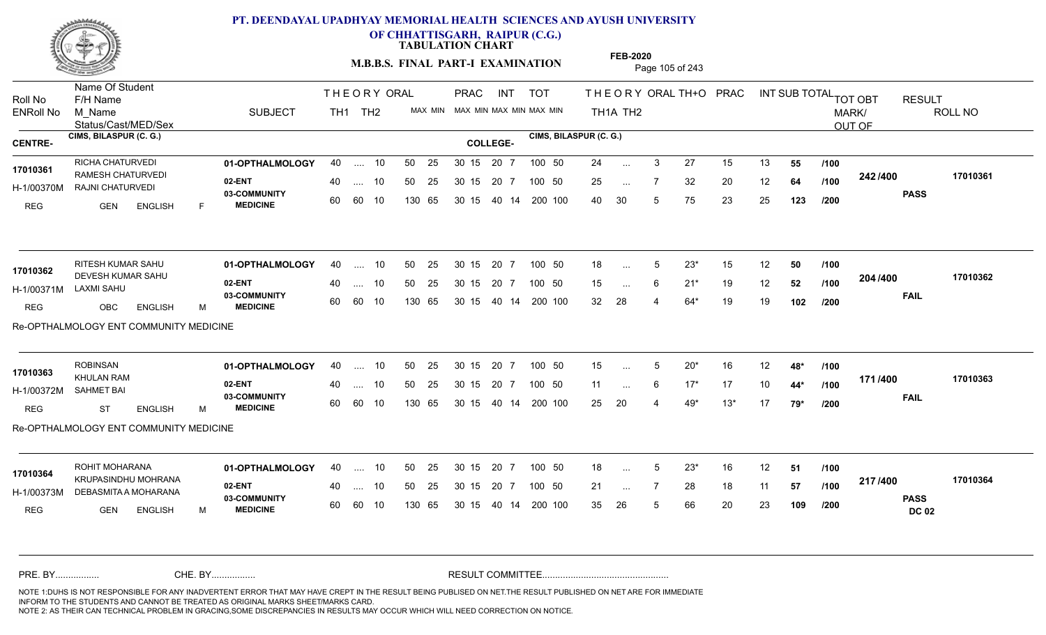# PT. DEENDAYAL UPADHYAY MEMORIAL HEALTH SCIENCES AND AYUSH UNIVERSITY OF CHHATTISGARH, RAIPUR (C.G.)

**TABULATION CHART**

**M.B.B.S. FINAL PART-I EXAMINATION**

**FEB-2020**

CENTRE- CIMS, BILASPUR (C. G.) | COLLEGE- CIMS, BILASPUR (C. G.)

| Roll No / ENRoll No | Name Of Student / F/H Name / M_Name / Status/Cast/MED/Sex | SUBJECT | THEORY TH1 | TH2 | ORAL MAX | MIN | PRAC MAX | MIN | INT MAX | MIN | TOT MAX | MIN | THEORY TH1A | TH2 | ORAL | TH+O | PRAC | INT | SUB TOTAL | TOT OBT MARK/OUT OF | RESULT | ROLL NO |
|---|---|---|---|---|---|---|---|---|---|---|---|---|---|---|---|---|---|---|---|---|---|---|
| 17010361 / H-1/00370M | RICHA CHATURVEDI / RAMESH CHATURVEDI / RAJNI CHATURVEDI / REG GEN ENGLISH F | 01-OPTHALMOLOGY | 40 | .... | 10 | | 50 | 25 | 30 | 15 | 20 7 | | 100 50 | 24 | ... | 3 | 27 | 15 | 13 | 55 /100 | 242 /400 | PASS | 17010361 |
| | | 02-ENT | 40 | .... | 10 | | 50 | 25 | 30 | 15 | 20 7 | | 100 50 | 25 | ... | 7 | 32 | 20 | 12 | 64 /100 | | | |
| | | 03-COMMUNITY MEDICINE | 60 | 60 | 10 | | 130 | 65 | 30 | 15 | 40 14 | | 200 100 | 40 | 30 | 5 | 75 | 23 | 25 | 123 /200 | | | |
| 17010362 / H-1/00371M | RITESH KUMAR SAHU / DEVESH KUMAR SAHU / LAXMI SAHU / REG OBC ENGLISH M | 01-OPTHALMOLOGY | 40 | .... | 10 | | 50 | 25 | 30 | 15 | 20 7 | | 100 50 | 18 | ... | 5 | 23* | 15 | 12 | 50 /100 | 204 /400 | FAIL | 17010362 |
| | | 02-ENT | 40 | .... | 10 | | 50 | 25 | 30 | 15 | 20 7 | | 100 50 | 15 | ... | 6 | 21* | 19 | 12 | 52 /100 | | | |
| | | 03-COMMUNITY MEDICINE | 60 | 60 | 10 | | 130 | 65 | 30 | 15 | 40 14 | | 200 100 | 32 | 28 | 4 | 64* | 19 | 19 | 102 /200 | | | |
| | Re-OPTHALMOLOGY ENT COMMUNITY MEDICINE | | | | | | | | | | | | | | | | | | | | | | |
| 17010363 / H-1/00372M | ROBINSAN / KHULAN RAM / SAHMET BAI / REG ST ENGLISH M | 01-OPTHALMOLOGY | 40 | .... | 10 | | 50 | 25 | 30 | 15 | 20 7 | | 100 50 | 15 | ... | 5 | 20* | 16 | 12 | 48* /100 | 171 /400 | FAIL | 17010363 |
| | | 02-ENT | 40 | .... | 10 | | 50 | 25 | 30 | 15 | 20 7 | | 100 50 | 11 | ... | 6 | 17* | 17 | 10 | 44* /100 | | | |
| | | 03-COMMUNITY MEDICINE | 60 | 60 | 10 | | 130 | 65 | 30 | 15 | 40 14 | | 200 100 | 25 | 20 | 4 | 49* | 13* | 17 | 79* /200 | | | |
| | Re-OPTHALMOLOGY ENT COMMUNITY MEDICINE | | | | | | | | | | | | | | | | | | | | | | |
| 17010364 / H-1/00373M | ROHIT MOHARANA / KRUPASINDHU MOHRANA / DEBASMITA A MOHARANA / REG GEN ENGLISH M | 01-OPTHALMOLOGY | 40 | .... | 10 | | 50 | 25 | 30 | 15 | 20 7 | | 100 50 | 18 | ... | 5 | 23* | 16 | 12 | 51 /100 | 217 /400 | PASS DC 02 | 17010364 |
| | | 02-ENT | 40 | .... | 10 | | 50 | 25 | 30 | 15 | 20 7 | | 100 50 | 21 | ... | 7 | 28 | 18 | 11 | 57 /100 | | | |
| | | 03-COMMUNITY MEDICINE | 60 | 60 | 10 | | 130 | 65 | 30 | 15 | 40 14 | | 200 100 | 35 | 26 | 5 | 66 | 20 | 23 | 109 /200 | | | |

PRE. BY................ CHE. BY................ RESULT COMMITTEE................................................

NOTE 1:DUHS IS NOT RESPONSIBLE FOR ANY INADVERTENT ERROR THAT MAY HAVE CREPT IN THE RESULT BEING PUBLISED ON NET.THE RESULT PUBLISHED ON NET ARE FOR IMMEDIATE INFORM TO THE STUDENTS AND CANNOT BE TREATED AS ORIGINAL MARKS SHEET/MARKS CARD.
NOTE 2: AS THEIR CAN TECHNICAL PROBLEM IN GRACING,SOME DISCREPANCIES IN RESULTS MAY OCCUR WHICH WILL NEED CORRECTION ON NOTICE.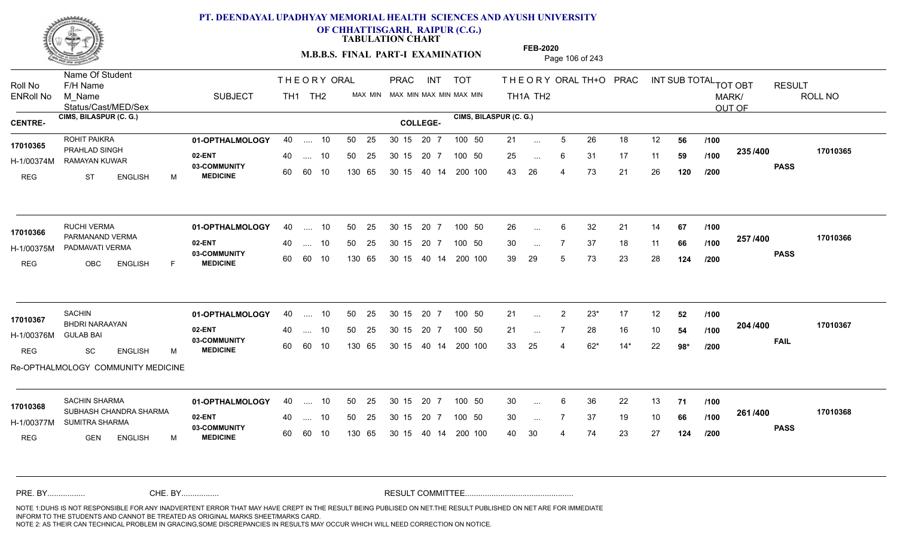# PT. DEENDAYAL UPADHYAY MEMORIAL HEALTH SCIENCES AND AYUSH UNIVERSITY OF CHHATTISGARH, RAIPUR (C.G.)

**TABULATION CHART**

**M.B.B.S. FINAL PART-I EXAMINATION**

**FEB-2020**

CENTRE- CIMS, BILASPUR (C. G.) COLLEGE- CIMS, BILASPUR (C. G.)

| Roll No / ENRoll No / Status | Name Of Student / F/H Name / M_Name / Cast/MED/Sex | SUBJECT | TH1 | TH2 | ORAL | PRAC MAX | PRAC MIN | INT MAX | INT MIN | TOT MAX | TOT MIN | TH1A | TH2 | ORAL | TH+O | PRAC | INT | SUB TOTAL | | TOT OBT MARK/OUT OF | RESULT | ROLL NO |
|---|---|---|---|---|---|---|---|---|---|---|---|---|---|---|---|---|---|---|---|---|---|---|
| 17010365 | ROHIT PAIKRA | 01-OPTHALMOLOGY | 40 | .... | 10 | 50 | 25 | 30 15 | 20 7 | 100 | 50 | 21 | ... | 5 | 26 | 18 | 12 | 56 | /100 | 235 /400 | PASS | 17010365 |
| H-1/00374M | PRAHLAD SINGH / RAMAYAN KUWAR | 02-ENT | 40 | .... | 10 | 50 | 25 | 30 15 | 20 7 | 100 | 50 | 25 | ... | 6 | 31 | 17 | 11 | 59 | /100 | | | |
| REG | ST ENGLISH M | 03-COMMUNITY MEDICINE | 60 | 60 | 10 | 130 | 65 | 30 15 | 40 14 | 200 | 100 | 43 | 26 | 4 | 73 | 21 | 26 | 120 | /200 | | | |
| 17010366 | RUCHI VERMA | 01-OPTHALMOLOGY | 40 | .... | 10 | 50 | 25 | 30 15 | 20 7 | 100 | 50 | 26 | ... | 6 | 32 | 21 | 14 | 67 | /100 | 257 /400 | PASS | 17010366 |
| H-1/00375M | PARMANAND VERMA / PADMAVATI VERMA | 02-ENT | 40 | .... | 10 | 50 | 25 | 30 15 | 20 7 | 100 | 50 | 30 | ... | 7 | 37 | 18 | 11 | 66 | /100 | | | |
| REG | OBC ENGLISH F | 03-COMMUNITY MEDICINE | 60 | 60 | 10 | 130 | 65 | 30 15 | 40 14 | 200 | 100 | 39 | 29 | 5 | 73 | 23 | 28 | 124 | /200 | | | |
| 17010367 | SACHIN | 01-OPTHALMOLOGY | 40 | .... | 10 | 50 | 25 | 30 15 | 20 7 | 100 | 50 | 21 | ... | 2 | 23* | 17 | 12 | 52 | /100 | 204 /400 | FAIL | 17010367 |
| H-1/00376M | BHDRI NARAAYAN / GULAB BAI | 02-ENT | 40 | .... | 10 | 50 | 25 | 30 15 | 20 7 | 100 | 50 | 21 | ... | 7 | 28 | 16 | 10 | 54 | /100 | | | |
| REG | SC ENGLISH M | 03-COMMUNITY MEDICINE | 60 | 60 | 10 | 130 | 65 | 30 15 | 40 14 | 200 | 100 | 33 | 25 | 4 | 62* | 14* | 22 | 98* | /200 | | | |
| 17010368 | SACHIN SHARMA | 01-OPTHALMOLOGY | 40 | .... | 10 | 50 | 25 | 30 15 | 20 7 | 100 | 50 | 30 | ... | 6 | 36 | 22 | 13 | 71 | /100 | 261 /400 | PASS | 17010368 |
| H-1/00377M | SUBHASH CHANDRA SHARMA / SUMITRA SHARMA | 02-ENT | 40 | .... | 10 | 50 | 25 | 30 15 | 20 7 | 100 | 50 | 30 | ... | 7 | 37 | 19 | 10 | 66 | /100 | | | |
| REG | GEN ENGLISH M | 03-COMMUNITY MEDICINE | 60 | 60 | 10 | 130 | 65 | 30 15 | 40 14 | 200 | 100 | 40 | 30 | 4 | 74 | 23 | 27 | 124 | /200 | | | |

Re-OPTHALMOLOGY COMMUNITY MEDICINE (17010367)

PRE. BY................ CHE. BY................ RESULT COMMITTEE................................................

NOTE 1:DUHS IS NOT RESPONSIBLE FOR ANY INADVERTENT ERROR THAT MAY HAVE CREPT IN THE RESULT BEING PUBLISED ON NET.THE RESULT PUBLISHED ON NET ARE FOR IMMEDIATE INFORM TO THE STUDENTS AND CANNOT BE TREATED AS ORIGINAL MARKS SHEET/MARKS CARD.
NOTE 2: AS THEIR CAN TECHNICAL PROBLEM IN GRACING,SOME DISCREPANCIES IN RESULTS MAY OCCUR WHICH WILL NEED CORRECTION ON NOTICE.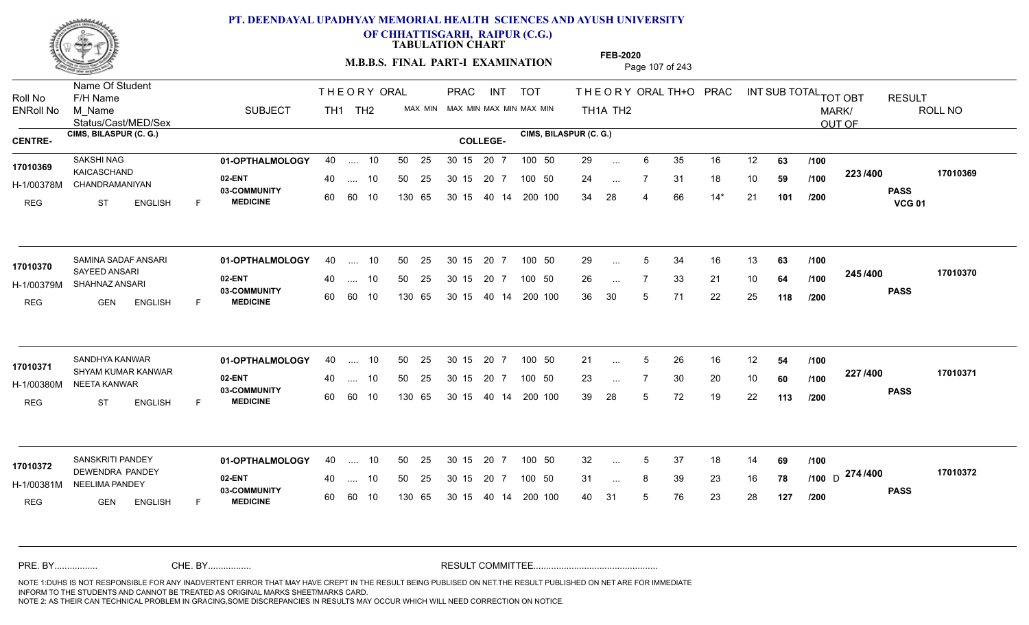# PT. DEENDAYAL UPADHYAY MEMORIAL HEALTH SCIENCES AND AYUSH UNIVERSITY OF CHHATTISGARH, RAIPUR (C.G.)

**TABULATION CHART**

**M.B.B.S. FINAL PART-I EXAMINATION**

**FEB-2020**

**CENTRE-** CIMS, BILASPUR (C. G.) **COLLEGE-** CIMS, BILASPUR (C. G.)

| Roll No / ENRoll No / Status/Cast/MED/Sex | Name Of Student / F/H Name / M_Name | SUBJECT | THEORY TH1 | THEORY TH2 | ORAL | PRAC MAX | PRAC MIN | INT MAX | INT MIN | TOT MAX | TOT MIN | TH1A | TH2 | ORAL | TH+O | PRAC | INT | SUB TOTAL | TOT | TOT OBT MARK/OUT OF | RESULT | ROLL NO |
|---|---|---|---|---|---|---|---|---|---|---|---|---|---|---|---|---|---|---|---|---|---|---|
| 17010369 | SAKSHI NAG | 01-OPTHALMOLOGY | 40 | .... | 10 | 50 | 25 | 30 15 | 20 7 | 100 | 50 | 29 | ... | 6 | 35 | 16 | 12 | 63 | /100 | 223 /400 | PASS VCG 01 | 17010369 |
| H-1/00378M | KAICASCHAND | 02-ENT | 40 | .... | 10 | 50 | 25 | 30 15 | 20 7 | 100 | 50 | 24 | ... | 7 | 31 | 18 | 10 | 59 | /100 | | | |
| REG ST ENGLISH F | CHANDRAMANIYAN | 03-COMMUNITY MEDICINE | 60 | 60 | 10 | 130 | 65 | 30 15 | 40 14 | 200 | 100 | 34 | 28 | 4 | 66 | 14* | 21 | 101 | /200 | | | |
| 17010370 | SAMINA SADAF ANSARI | 01-OPTHALMOLOGY | 40 | .... | 10 | 50 | 25 | 30 15 | 20 7 | 100 | 50 | 29 | ... | 5 | 34 | 16 | 13 | 63 | /100 | 245 /400 | PASS | 17010370 |
| H-1/00379M | SAYEED ANSARI | 02-ENT | 40 | .... | 10 | 50 | 25 | 30 15 | 20 7 | 100 | 50 | 26 | ... | 7 | 33 | 21 | 10 | 64 | /100 | | | |
| REG GEN ENGLISH F | SHAHNAZ ANSARI | 03-COMMUNITY MEDICINE | 60 | 60 | 10 | 130 | 65 | 30 15 | 40 14 | 200 | 100 | 36 | 30 | 5 | 71 | 22 | 25 | 118 | /200 | | | |
| 17010371 | SANDHYA KANWAR | 01-OPTHALMOLOGY | 40 | .... | 10 | 50 | 25 | 30 15 | 20 7 | 100 | 50 | 21 | ... | 5 | 26 | 16 | 12 | 54 | /100 | 227 /400 | PASS | 17010371 |
| H-1/00380M | SHYAM KUMAR KANWAR | 02-ENT | 40 | .... | 10 | 50 | 25 | 30 15 | 20 7 | 100 | 50 | 23 | ... | 7 | 30 | 20 | 10 | 60 | /100 | | | |
| REG ST ENGLISH F | NEETA KANWAR | 03-COMMUNITY MEDICINE | 60 | 60 | 10 | 130 | 65 | 30 15 | 40 14 | 200 | 100 | 39 | 28 | 5 | 72 | 19 | 22 | 113 | /200 | | | |
| 17010372 | SANSKRITI PANDEY | 01-OPTHALMOLOGY | 40 | .... | 10 | 50 | 25 | 30 15 | 20 7 | 100 | 50 | 32 | ... | 5 | 37 | 18 | 14 | 69 | /100 | 274 /400 | PASS | 17010372 |
| H-1/00381M | DEWENDRA PANDEY | 02-ENT | 40 | .... | 10 | 50 | 25 | 30 15 | 20 7 | 100 | 50 | 31 | ... | 8 | 39 | 23 | 16 | 78 | /100 D | | | |
| REG GEN ENGLISH F | NEELIMA PANDEY | 03-COMMUNITY MEDICINE | 60 | 60 | 10 | 130 | 65 | 30 15 | 40 14 | 200 | 100 | 40 | 31 | 5 | 76 | 23 | 28 | 127 | /200 | | | |

PRE. BY................ CHE. BY................ RESULT COMMITTEE................................................

NOTE 1:DUHS IS NOT RESPONSIBLE FOR ANY INADVERTENT ERROR THAT MAY HAVE CREPT IN THE RESULT BEING PUBLISED ON NET.THE RESULT PUBLISHED ON NET ARE FOR IMMEDIATE INFORM TO THE STUDENTS AND CANNOT BE TREATED AS ORIGINAL MARKS SHEET/MARKS CARD.
NOTE 2: AS THEIR CAN TECHNICAL PROBLEM IN GRACING,SOME DISCREPANCIES IN RESULTS MAY OCCUR WHICH WILL NEED CORRECTION ON NOTICE.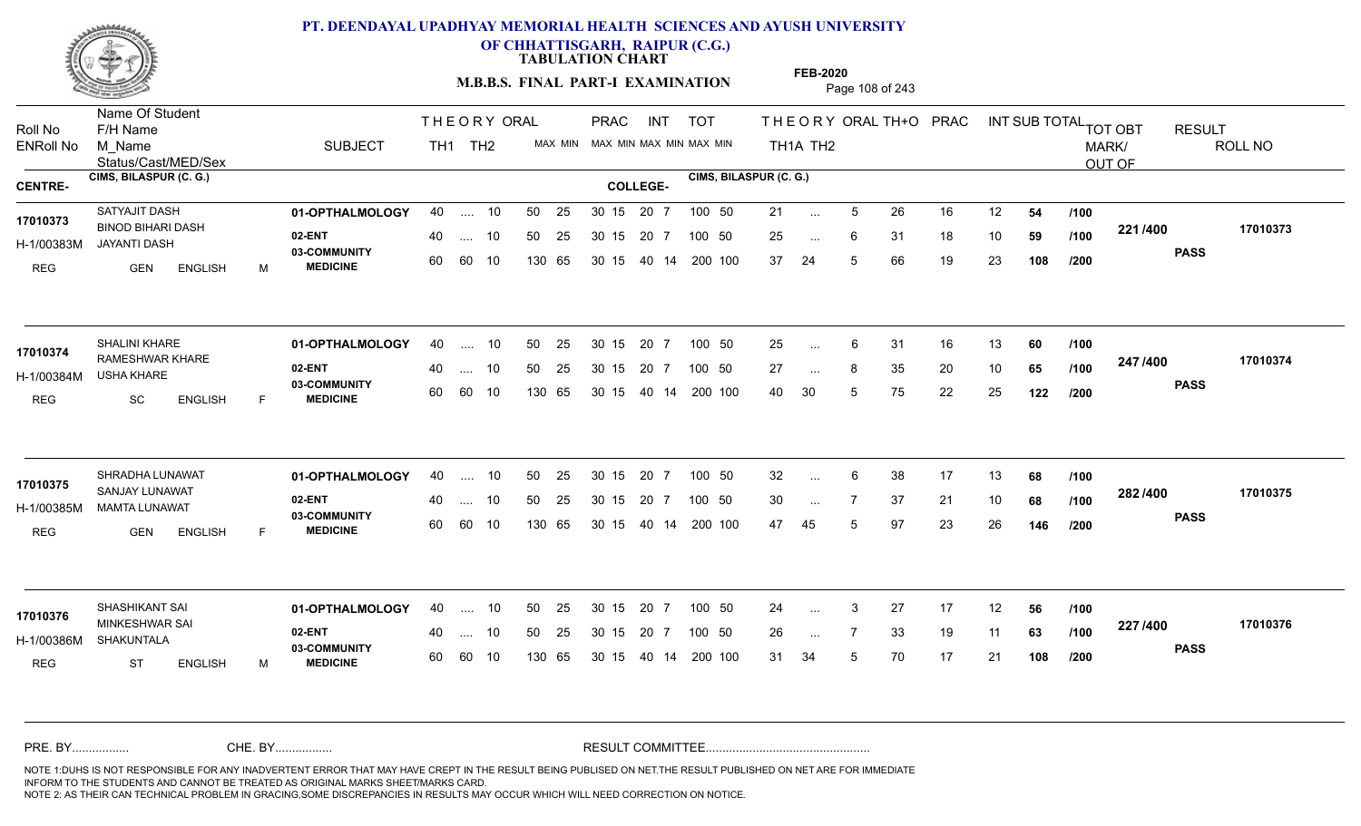# PT. DEENDAYAL UPADHYAY MEMORIAL HEALTH SCIENCES AND AYUSH UNIVERSITY OF CHHATTISGARH, RAIPUR (C.G.)

**TABULATION CHART**

**M.B.B.S. FINAL PART-I EXAMINATION**

**FEB-2020**

CENTRE- CIMS, BILASPUR (C. G.) COLLEGE- CIMS, BILASPUR (C. G.)

| Roll No / ENRoll No / Status | Name Of Student / F/H Name / M_Name / Cast/MED/Sex | SUBJECT | THEORY TH1 | THEORY TH2 | ORAL | PRAC MAX MIN | INT MAX MIN | TOT MAX MIN | THEORY TH1A | THEORY TH2 | ORAL | TH+O | PRAC | INT | SUB TOTAL | TOT OBT MARK/OUT OF | RESULT | ROLL NO |
|---|---|---|---|---|---|---|---|---|---|---|---|---|---|---|---|---|---|---|
| 17010373 | SATYAJIT DASH | 01-OPTHALMOLOGY | 40 | .... | 10 | 50 25 | 30 15 20 7 | 100 50 | 21 | ... | 5 | 26 | 16 | 12 | 54 /100 | 221 /400 | PASS | 17010373 |
| H-1/00383M | BINOD BIHARI DASH / JAYANTI DASH | 02-ENT | 40 | .... | 10 | 50 25 | 30 15 20 7 | 100 50 | 25 | ... | 6 | 31 | 18 | 10 | 59 /100 | | | |
| REG | GEN ENGLISH M | 03-COMMUNITY MEDICINE | 60 | 60 | 10 | 130 65 | 30 15 40 14 | 200 100 | 37 | 24 | 5 | 66 | 19 | 23 | 108 /200 | | | |
| 17010374 | SHALINI KHARE | 01-OPTHALMOLOGY | 40 | .... | 10 | 50 25 | 30 15 20 7 | 100 50 | 25 | ... | 6 | 31 | 16 | 13 | 60 /100 | 247 /400 | PASS | 17010374 |
| H-1/00384M | RAMESHWAR KHARE / USHA KHARE | 02-ENT | 40 | .... | 10 | 50 25 | 30 15 20 7 | 100 50 | 27 | ... | 8 | 35 | 20 | 10 | 65 /100 | | | |
| REG | SC ENGLISH F | 03-COMMUNITY MEDICINE | 60 | 60 | 10 | 130 65 | 30 15 40 14 | 200 100 | 40 | 30 | 5 | 75 | 22 | 25 | 122 /200 | | | |
| 17010375 | SHRADHA LUNAWAT | 01-OPTHALMOLOGY | 40 | .... | 10 | 50 25 | 30 15 20 7 | 100 50 | 32 | ... | 6 | 38 | 17 | 13 | 68 /100 | 282 /400 | PASS | 17010375 |
| H-1/00385M | SANJAY LUNAWAT / MAMTA LUNAWAT | 02-ENT | 40 | .... | 10 | 50 25 | 30 15 20 7 | 100 50 | 30 | ... | 7 | 37 | 21 | 10 | 68 /100 | | | |
| REG | GEN ENGLISH F | 03-COMMUNITY MEDICINE | 60 | 60 | 10 | 130 65 | 30 15 40 14 | 200 100 | 47 | 45 | 5 | 97 | 23 | 26 | 146 /200 | | | |
| 17010376 | SHASHIKANT SAI | 01-OPTHALMOLOGY | 40 | .... | 10 | 50 25 | 30 15 20 7 | 100 50 | 24 | ... | 3 | 27 | 17 | 12 | 56 /100 | 227 /400 | PASS | 17010376 |
| H-1/00386M | MINKESHWAR SAI / SHAKUNTALA | 02-ENT | 40 | .... | 10 | 50 25 | 30 15 20 7 | 100 50 | 26 | ... | 7 | 33 | 19 | 11 | 63 /100 | | | |
| REG | ST ENGLISH M | 03-COMMUNITY MEDICINE | 60 | 60 | 10 | 130 65 | 30 15 40 14 | 200 100 | 31 | 34 | 5 | 70 | 17 | 21 | 108 /200 | | | |

PRE. BY................ CHE. BY................ RESULT COMMITTEE................................................

NOTE 1:DUHS IS NOT RESPONSIBLE FOR ANY INADVERTENT ERROR THAT MAY HAVE CREPT IN THE RESULT BEING PUBLISED ON NET.THE RESULT PUBLISHED ON NET ARE FOR IMMEDIATE INFORM TO THE STUDENTS AND CANNOT BE TREATED AS ORIGINAL MARKS SHEET/MARKS CARD.
NOTE 2: AS THEIR CAN TECHNICAL PROBLEM IN GRACING,SOME DISCREPANCIES IN RESULTS MAY OCCUR WHICH WILL NEED CORRECTION ON NOTICE.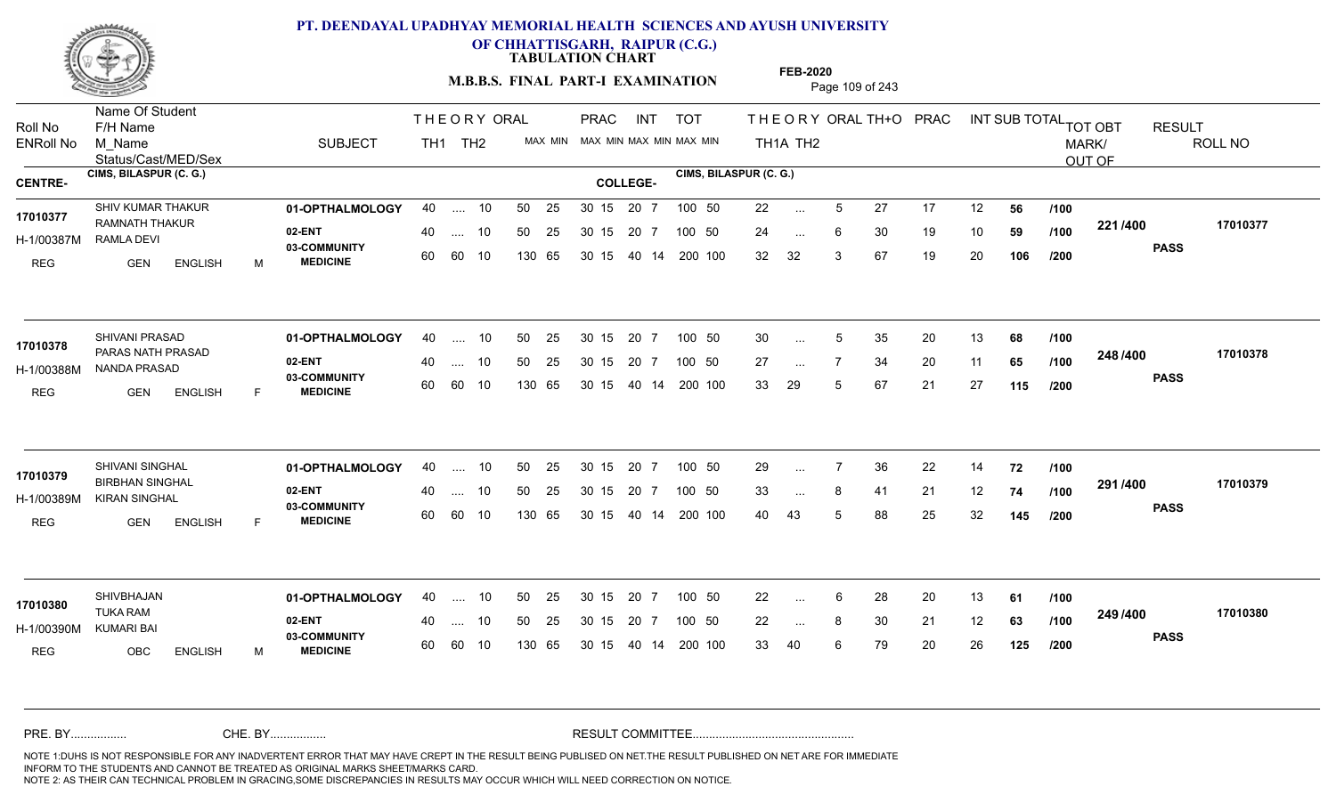# PT. DEENDAYAL UPADHYAY MEMORIAL HEALTH SCIENCES AND AYUSH UNIVERSITY OF CHHATTISGARH, RAIPUR (C.G.)

## TABULATION CHART

### M.B.B.S. FINAL PART-I EXAMINATION

FEB-2020

CENTRE- CIMS, BILASPUR (C. G.) COLLEGE- CIMS, BILASPUR (C. G.)

| Roll No / ENRoll No | Name Of Student / F/H Name / M_Name / Status/Cast/MED/Sex | SUBJECT | THEORY TH1 | THEORY TH2 | ORAL MAX MIN | PRAC MAX MIN | INT MAX MIN | TOT MAX MIN | THEORY TH1A | THEORY TH2 | ORAL | TH+O | PRAC | INT | SUB TOTAL | | TOT OBT MARK/OUT OF | RESULT | ROLL NO |
|---|---|---|---|---|---|---|---|---|---|---|---|---|---|---|---|---|---|---|---|
| 17010377 | SHIV KUMAR THAKUR | 01-OPTHALMOLOGY | 40 | .... | 10 | 50 25 | 30 15 | 20 7 | 100 50 | 22 | ... | 5 | 27 | 17 | 12 | 56 | /100 | 221 /400 | PASS | 17010377 |
| H-1/00387M | RAMNATH THAKUR / RAMLA DEVI | 02-ENT | 40 | .... | 10 | 50 25 | 30 15 | 20 7 | 100 50 | 24 | ... | 6 | 30 | 19 | 10 | 59 | /100 | | | |
| REG | GEN ENGLISH M | 03-COMMUNITY MEDICINE | 60 | 60 | 10 | 130 65 | 30 15 | 40 14 | 200 100 | 32 | 32 | 3 | 67 | 19 | 20 | 106 | /200 | | | |
| 17010378 | SHIVANI PRASAD | 01-OPTHALMOLOGY | 40 | .... | 10 | 50 25 | 30 15 | 20 7 | 100 50 | 30 | ... | 5 | 35 | 20 | 13 | 68 | /100 | 248 /400 | PASS | 17010378 |
| H-1/00388M | PARAS NATH PRASAD / NANDA PRASAD | 02-ENT | 40 | .... | 10 | 50 25 | 30 15 | 20 7 | 100 50 | 27 | ... | 7 | 34 | 20 | 11 | 65 | /100 | | | |
| REG | GEN ENGLISH F | 03-COMMUNITY MEDICINE | 60 | 60 | 10 | 130 65 | 30 15 | 40 14 | 200 100 | 33 | 29 | 5 | 67 | 21 | 27 | 115 | /200 | | | |
| 17010379 | SHIVANI SINGHAL | 01-OPTHALMOLOGY | 40 | .... | 10 | 50 25 | 30 15 | 20 7 | 100 50 | 29 | ... | 7 | 36 | 22 | 14 | 72 | /100 | 291 /400 | PASS | 17010379 |
| H-1/00389M | BIRBHAN SINGHAL / KIRAN SINGHAL | 02-ENT | 40 | .... | 10 | 50 25 | 30 15 | 20 7 | 100 50 | 33 | ... | 8 | 41 | 21 | 12 | 74 | /100 | | | |
| REG | GEN ENGLISH F | 03-COMMUNITY MEDICINE | 60 | 60 | 10 | 130 65 | 30 15 | 40 14 | 200 100 | 40 | 43 | 5 | 88 | 25 | 32 | 145 | /200 | | | |
| 17010380 | SHIVBHAJAN | 01-OPTHALMOLOGY | 40 | .... | 10 | 50 25 | 30 15 | 20 7 | 100 50 | 22 | ... | 6 | 28 | 20 | 13 | 61 | /100 | 249 /400 | PASS | 17010380 |
| H-1/00390M | TUKA RAM / KUMARI BAI | 02-ENT | 40 | .... | 10 | 50 25 | 30 15 | 20 7 | 100 50 | 22 | ... | 8 | 30 | 21 | 12 | 63 | /100 | | | |
| REG | OBC ENGLISH M | 03-COMMUNITY MEDICINE | 60 | 60 | 10 | 130 65 | 30 15 | 40 14 | 200 100 | 33 | 40 | 6 | 79 | 20 | 26 | 125 | /200 | | | |

PRE. BY................ CHE. BY................ RESULT COMMITTEE................................................

NOTE 1:DUHS IS NOT RESPONSIBLE FOR ANY INADVERTENT ERROR THAT MAY HAVE CREPT IN THE RESULT BEING PUBLISED ON NET.THE RESULT PUBLISHED ON NET ARE FOR IMMEDIATE INFORM TO THE STUDENTS AND CANNOT BE TREATED AS ORIGINAL MARKS SHEET/MARKS CARD.
NOTE 2: AS THEIR CAN TECHNICAL PROBLEM IN GRACING,SOME DISCREPANCIES IN RESULTS MAY OCCUR WHICH WILL NEED CORRECTION ON NOTICE.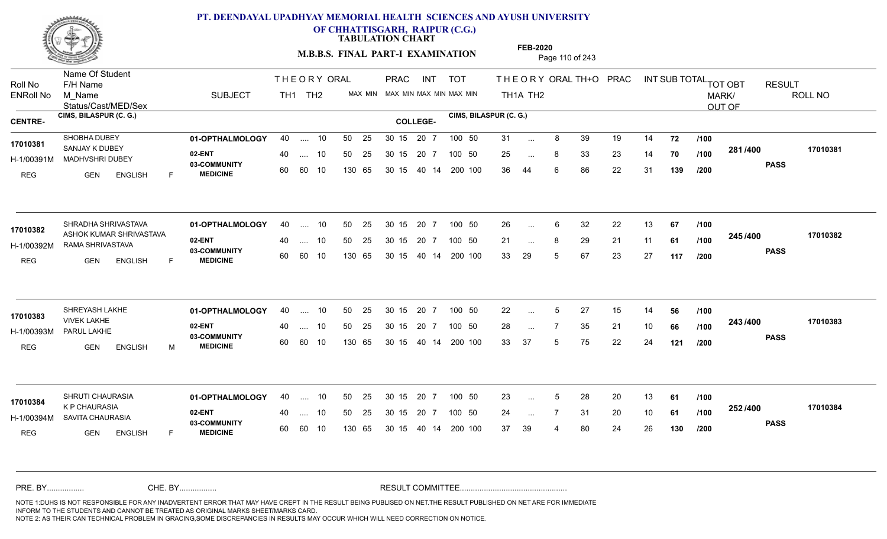# PT. DEENDAYAL UPADHYAY MEMORIAL HEALTH SCIENCES AND AYUSH UNIVERSITY OF CHHATTISGARH, RAIPUR (C.G.)

## TABULATION CHART

### M.B.B.S. FINAL PART-I EXAMINATION

FEB-2020

| Roll No / ENRoll No | Name Of Student / F/H Name / M_Name / Status/Cast/MED/Sex | SUBJECT | THEORY TH1 | THEORY TH2 | ORAL | PRAC MAX | PRAC MIN | INT MAX | INT MIN | TOT MAX | TOT MIN | THEORY TH1A | THEORY TH2 | ORAL | TH+O | PRAC | INT | SUB TOTAL | | TOT OBT MARK/OUT OF | RESULT | ROLL NO |
|---|---|---|---|---|---|---|---|---|---|---|---|---|---|---|---|---|---|---|---|---|---|---|
| **CENTRE-** CIMS, BILASPUR (C. G.) | | | | | | | | | | | | **COLLEGE-** CIMS, BILASPUR (C. G.) | | | | | | | | | | |
| 17010381 | SHOBHA DUBEY | 01-OPTHALMOLOGY | 40 | .... | 10 | 50 | 25 | 30 15 | | 20 7 | | 31 | ... | 8 | 39 | 19 | 14 | 72 | /100 | 281 /400 | PASS | 17010381 |
| H-1/00391M | SANJAY K DUBEY / MADHVSHRI DUBEY | 02-ENT | 40 | .... | 10 | 50 | 25 | 30 15 | | 20 7 | 100 50 | 25 | ... | 8 | 33 | 23 | 14 | 70 | /100 | | | |
| REG | GEN ENGLISH F | 03-COMMUNITY MEDICINE | 60 | 60 | 10 | 130 | 65 | 30 15 | | 40 14 | 200 100 | 36 | 44 | 6 | 86 | 22 | 31 | 139 | /200 | | | |
| 17010382 | SHRADHA SHRIVASTAVA | 01-OPTHALMOLOGY | 40 | .... | 10 | 50 | 25 | 30 15 | | 20 7 | 100 50 | 26 | ... | 6 | 32 | 22 | 13 | 67 | /100 | 245 /400 | PASS | 17010382 |
| H-1/00392M | ASHOK KUMAR SHRIVASTAVA / RAMA SHRIVASTAVA | 02-ENT | 40 | .... | 10 | 50 | 25 | 30 15 | | 20 7 | 100 50 | 21 | ... | 8 | 29 | 21 | 11 | 61 | /100 | | | |
| REG | GEN ENGLISH F | 03-COMMUNITY MEDICINE | 60 | 60 | 10 | 130 | 65 | 30 15 | | 40 14 | 200 100 | 33 | 29 | 5 | 67 | 23 | 27 | 117 | /200 | | | |
| 17010383 | SHREYASH LAKHE | 01-OPTHALMOLOGY | 40 | .... | 10 | 50 | 25 | 30 15 | | 20 7 | 100 50 | 22 | ... | 5 | 27 | 15 | 14 | 56 | /100 | 243 /400 | PASS | 17010383 |
| H-1/00393M | VIVEK LAKHE / PARUL LAKHE | 02-ENT | 40 | .... | 10 | 50 | 25 | 30 15 | | 20 7 | 100 50 | 28 | ... | 7 | 35 | 21 | 10 | 66 | /100 | | | |
| REG | GEN ENGLISH M | 03-COMMUNITY MEDICINE | 60 | 60 | 10 | 130 | 65 | 30 15 | | 40 14 | 200 100 | 33 | 37 | 5 | 75 | 22 | 24 | 121 | /200 | | | |
| 17010384 | SHRUTI CHAURASIA | 01-OPTHALMOLOGY | 40 | .... | 10 | 50 | 25 | 30 15 | | 20 7 | 100 50 | 23 | ... | 5 | 28 | 20 | 13 | 61 | /100 | 252 /400 | PASS | 17010384 |
| H-1/00394M | K P CHAURASIA / SAVITA CHAURASIA | 02-ENT | 40 | .... | 10 | 50 | 25 | 30 15 | | 20 7 | 100 50 | 24 | ... | 7 | 31 | 20 | 10 | 61 | /100 | | | |
| REG | GEN ENGLISH F | 03-COMMUNITY MEDICINE | 60 | 60 | 10 | 130 | 65 | 30 15 | | 40 14 | 200 100 | 37 | 39 | 4 | 80 | 24 | 26 | 130 | /200 | | | |

PRE. BY................ CHE. BY................ RESULT COMMITTEE................................................

NOTE 1:DUHS IS NOT RESPONSIBLE FOR ANY INADVERTENT ERROR THAT MAY HAVE CREPT IN THE RESULT BEING PUBLISED ON NET.THE RESULT PUBLISHED ON NET ARE FOR IMMEDIATE INFORM TO THE STUDENTS AND CANNOT BE TREATED AS ORIGINAL MARKS SHEET/MARKS CARD.
NOTE 2: AS THEIR CAN TECHNICAL PROBLEM IN GRACING,SOME DISCREPANCIES IN RESULTS MAY OCCUR WHICH WILL NEED CORRECTION ON NOTICE.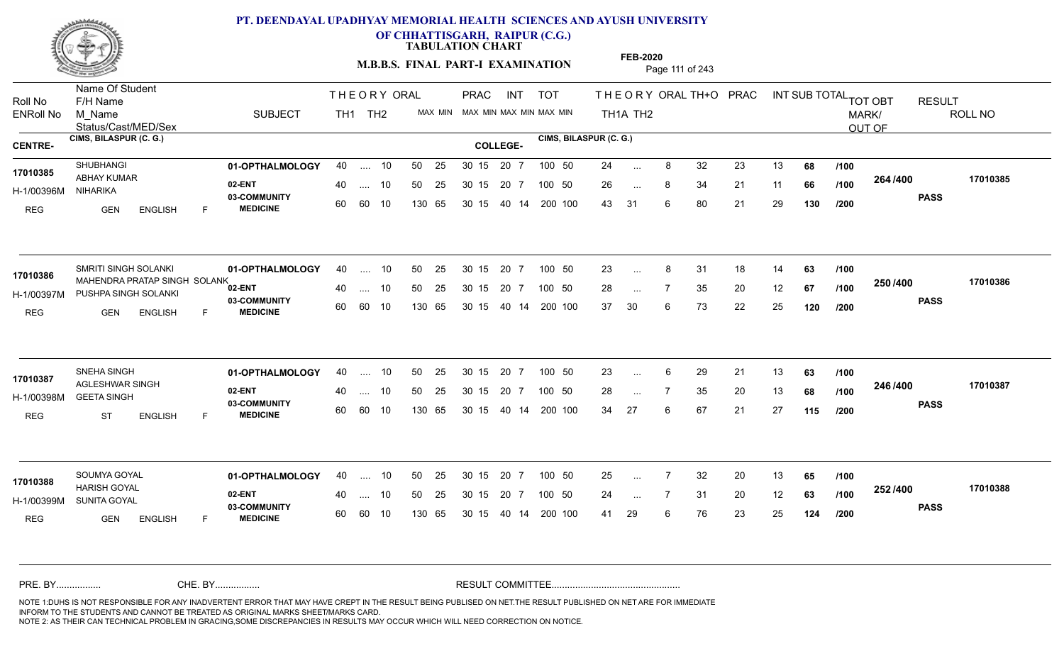# PT. DEENDAYAL UPADHYAY MEMORIAL HEALTH SCIENCES AND AYUSH UNIVERSITY OF CHHATTISGARH, RAIPUR (C.G.)

**TABULATION CHART**

**M.B.B.S. FINAL PART-I EXAMINATION**

**FEB-2020**

| Roll No / ENRoll No | Name Of Student / F/H Name / M_Name / Status/Cast/MED/Sex | SUBJECT | THEORY TH1 | THEORY TH2 | ORAL | PRAC MAX | PRAC MIN | INT MAX | INT MIN | TOT MAX | TOT MIN | THEORY TH1A | THEORY TH2 | ORAL | TH+O | PRAC | INT | SUB TOTAL | | TOT OBT MARK/ OUT OF | RESULT | ROLL NO |
|---|---|---|---|---|---|---|---|---|---|---|---|---|---|---|---|---|---|---|---|---|---|---|
| **CENTRE-** CIMS, BILASPUR (C. G.) | | | | | | | | | | | | **COLLEGE-** CIMS, BILASPUR (C. G.) | | | | | | | | | | |
| 17010385 | SHUBHANGI | 01-OPTHALMOLOGY | 40 | .... | 10 | 50 | 25 | 30 15 | 20 7 | 100 | 50 | 24 | ... | 8 | 32 | 23 | 13 | 68 | /100 | 264 /400 | PASS | 17010385 |
| H-1/00396M | ABHAY KUMAR | 02-ENT | 40 | .... | 10 | 50 | 25 | 30 15 | 20 7 | 100 | 50 | 26 | ... | 8 | 34 | 21 | 11 | 66 | /100 | | | |
| REG | NIHARIKA / GEN / ENGLISH / F | 03-COMMUNITY MEDICINE | 60 | 60 | 10 | 130 | 65 | 30 15 | 40 14 | 200 | 100 | 43 | 31 | 6 | 80 | 21 | 29 | 130 | /200 | | | |
| 17010386 | SMRITI SINGH SOLANKI | 01-OPTHALMOLOGY | 40 | .... | 10 | 50 | 25 | 30 15 | 20 7 | 100 | 50 | 23 | ... | 8 | 31 | 18 | 14 | 63 | /100 | 250 /400 | PASS | 17010386 |
| H-1/00397M | MAHENDRA PRATAP SINGH SOLANKI | 02-ENT | 40 | .... | 10 | 50 | 25 | 30 15 | 20 7 | 100 | 50 | 28 | ... | 7 | 35 | 20 | 12 | 67 | /100 | | | |
| REG | PUSHPA SINGH SOLANKI / GEN / ENGLISH / F | 03-COMMUNITY MEDICINE | 60 | 60 | 10 | 130 | 65 | 30 15 | 40 14 | 200 | 100 | 37 | 30 | 6 | 73 | 22 | 25 | 120 | /200 | | | |
| 17010387 | SNEHA SINGH | 01-OPTHALMOLOGY | 40 | .... | 10 | 50 | 25 | 30 15 | 20 7 | 100 | 50 | 23 | ... | 6 | 29 | 21 | 13 | 63 | /100 | 246 /400 | PASS | 17010387 |
| H-1/00398M | AGLESHWAR SINGH | 02-ENT | 40 | .... | 10 | 50 | 25 | 30 15 | 20 7 | 100 | 50 | 28 | ... | 7 | 35 | 20 | 13 | 68 | /100 | | | |
| REG | GEETA SINGH / ST / ENGLISH / F | 03-COMMUNITY MEDICINE | 60 | 60 | 10 | 130 | 65 | 30 15 | 40 14 | 200 | 100 | 34 | 27 | 6 | 67 | 21 | 27 | 115 | /200 | | | |
| 17010388 | SOUMYA GOYAL | 01-OPTHALMOLOGY | 40 | .... | 10 | 50 | 25 | 30 15 | 20 7 | 100 | 50 | 25 | ... | 7 | 32 | 20 | 13 | 65 | /100 | 252 /400 | PASS | 17010388 |
| H-1/00399M | HARISH GOYAL | 02-ENT | 40 | .... | 10 | 50 | 25 | 30 15 | 20 7 | 100 | 50 | 24 | ... | 7 | 31 | 20 | 12 | 63 | /100 | | | |
| REG | SUNITA GOYAL / GEN / ENGLISH / F | 03-COMMUNITY MEDICINE | 60 | 60 | 10 | 130 | 65 | 30 15 | 40 14 | 200 | 100 | 41 | 29 | 6 | 76 | 23 | 25 | 124 | /200 | | | |

PRE. BY................. CHE. BY................. RESULT COMMITTEE.................................................

NOTE 1:DUHS IS NOT RESPONSIBLE FOR ANY INADVERTENT ERROR THAT MAY HAVE CREPT IN THE RESULT BEING PUBLISED ON NET.THE RESULT PUBLISHED ON NET ARE FOR IMMEDIATE INFORM TO THE STUDENTS AND CANNOT BE TREATED AS ORIGINAL MARKS SHEET/MARKS CARD.
NOTE 2: AS THEIR CAN TECHNICAL PROBLEM IN GRACING,SOME DISCREPANCIES IN RESULTS MAY OCCUR WHICH WILL NEED CORRECTION ON NOTICE.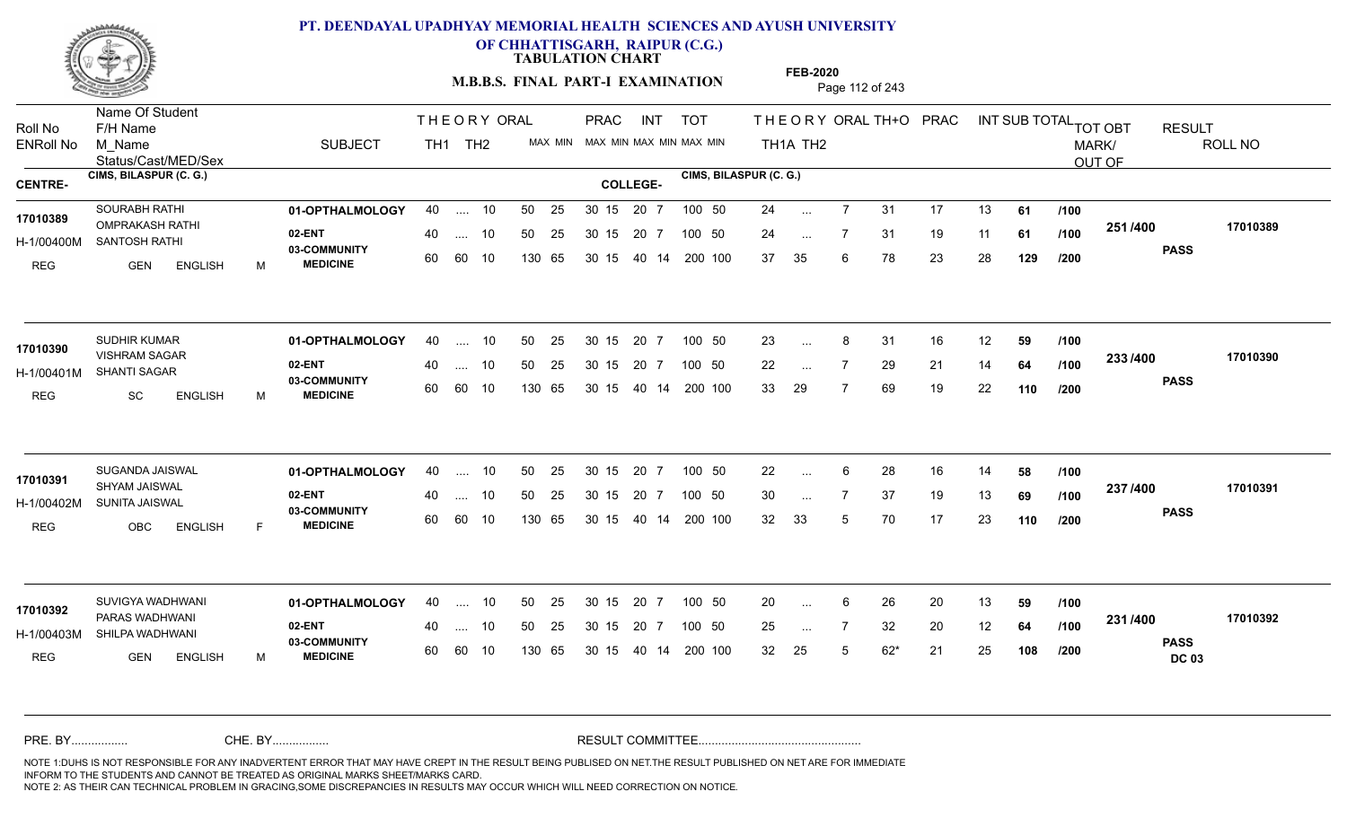# PT. DEENDAYAL UPADHYAY MEMORIAL HEALTH SCIENCES AND AYUSH UNIVERSITY OF CHHATTISGARH, RAIPUR (C.G.)

**TABULATION CHART**

**M.B.B.S. FINAL PART-I EXAMINATION**

**FEB-2020**

| Roll No / ENRoll No | Name Of Student / F/H Name / M_Name / Status/Cast/MED/Sex | SUBJECT | THEORY TH1 | THEORY TH2 | ORAL | PRAC MAX | PRAC MIN | INT MAX | INT MIN | TOT MAX | TOT MIN | THEORY TH1A | THEORY TH2 | ORAL | TH+O | PRAC | INT | SUB TOTAL | TOT OBT MARK/OUT OF | RESULT | ROLL NO |
|---|---|---|---|---|---|---|---|---|---|---|---|---|---|---|---|---|---|---|---|---|---|
| **CENTRE- CIMS, BILASPUR (C. G.)** | | **COLLEGE- CIMS, BILASPUR (C. G.)** | | | | | | | | | | | | | | | | | | | |
| 17010389 | SOURABH RATHI | 01-OPTHALMOLOGY | 40 | .... | 10 | 50 | 25 | 30 15 | | 20 7 | | 24 | ... | 7 | 31 | 17 | 13 | 61 /100 | 251 /400 | PASS | 17010389 |
| H-1/00400M | OMPRAKASH RATHI / SANTOSH RATHI | 02-ENT | 40 | .... | 10 | 50 | 25 | 30 15 | | 20 7 | | 24 | ... | 7 | 31 | 19 | 11 | 61 /100 | | | |
| REG | GEN ENGLISH M | 03-COMMUNITY MEDICINE | 60 | 60 | 10 | 130 | 65 | 30 15 | | 40 14 | | 37 | 35 | 6 | 78 | 23 | 28 | 129 /200 | | | |
| 17010390 | SUDHIR KUMAR | 01-OPTHALMOLOGY | 40 | .... | 10 | 50 | 25 | 30 15 | | 20 7 | | 23 | ... | 8 | 31 | 16 | 12 | 59 /100 | 233 /400 | PASS | 17010390 |
| H-1/00401M | VISHRAM SAGAR / SHANTI SAGAR | 02-ENT | 40 | .... | 10 | 50 | 25 | 30 15 | | 20 7 | | 22 | ... | 7 | 29 | 21 | 14 | 64 /100 | | | |
| REG | SC ENGLISH M | 03-COMMUNITY MEDICINE | 60 | 60 | 10 | 130 | 65 | 30 15 | | 40 14 | | 33 | 29 | 7 | 69 | 19 | 22 | 110 /200 | | | |
| 17010391 | SUGANDA JAISWAL | 01-OPTHALMOLOGY | 40 | .... | 10 | 50 | 25 | 30 15 | | 20 7 | | 22 | ... | 6 | 28 | 16 | 14 | 58 /100 | 237 /400 | PASS | 17010391 |
| H-1/00402M | SHYAM JAISWAL / SUNITA JAISWAL | 02-ENT | 40 | .... | 10 | 50 | 25 | 30 15 | | 20 7 | | 30 | ... | 7 | 37 | 19 | 13 | 69 /100 | | | |
| REG | OBC ENGLISH F | 03-COMMUNITY MEDICINE | 60 | 60 | 10 | 130 | 65 | 30 15 | | 40 14 | | 32 | 33 | 5 | 70 | 17 | 23 | 110 /200 | | | |
| 17010392 | SUVIGYA WADHWANI | 01-OPTHALMOLOGY | 40 | .... | 10 | 50 | 25 | 30 15 | | 20 7 | | 20 | ... | 6 | 26 | 20 | 13 | 59 /100 | 231 /400 | PASS DC 03 | 17010392 |
| H-1/00403M | PARAS WADHWANI / SHILPA WADHWANI | 02-ENT | 40 | .... | 10 | 50 | 25 | 30 15 | | 20 7 | | 25 | ... | 7 | 32 | 20 | 12 | 64 /100 | | | |
| REG | GEN ENGLISH M | 03-COMMUNITY MEDICINE | 60 | 60 | 10 | 130 | 65 | 30 15 | | 40 14 | | 32 | 25 | 5 | 62* | 21 | 25 | 108 /200 | | | |

Note: TOT MAX/MIN for all subjects: 100 50 (Opthalmology, ENT), 200 100 (Community Medicine).

PRE. BY................ CHE. BY................ RESULT COMMITTEE................................................

NOTE 1:DUHS IS NOT RESPONSIBLE FOR ANY INADVERTENT ERROR THAT MAY HAVE CREPT IN THE RESULT BEING PUBLISED ON NET.THE RESULT PUBLISHED ON NET ARE FOR IMMEDIATE INFORM TO THE STUDENTS AND CANNOT BE TREATED AS ORIGINAL MARKS SHEET/MARKS CARD.
NOTE 2: AS THEIR CAN TECHNICAL PROBLEM IN GRACING,SOME DISCREPANCIES IN RESULTS MAY OCCUR WHICH WILL NEED CORRECTION ON NOTICE.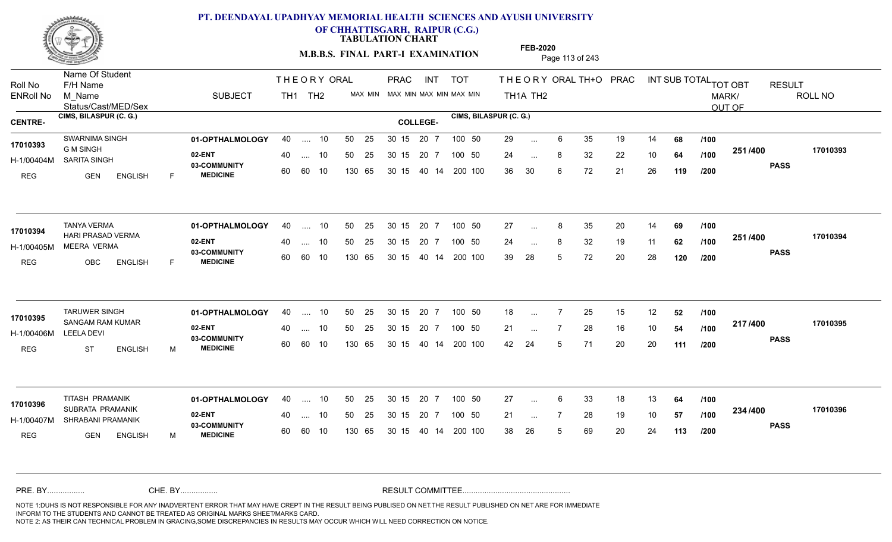# PT. DEENDAYAL UPADHYAY MEMORIAL HEALTH SCIENCES AND AYUSH UNIVERSITY OF CHHATTISGARH, RAIPUR (C.G.)

## TABULATION CHART

**M.B.B.S. FINAL PART-I EXAMINATION**

**FEB-2020**

CENTRE: CIMS, BILASPUR (C. G.) — COLLEGE: CIMS, BILASPUR (C. G.)

| Roll No / ENRoll No | Name / F/H Name / M_Name | Status/Cast/MED/Sex | SUBJECT | TH1 | TH2 | ORAL | PRAC MAX | PRAC MIN | INT MAX | INT MIN | TOT MAX | TOT MIN | TH1A | TH2 | ORAL | TH+O | PRAC | INT | SUB TOTAL | | TOT OBT MARK/OUT OF | RESULT | ROLL NO |
|---|---|---|---|---|---|---|---|---|---|---|---|---|---|---|---|---|---|---|---|---|---|---|---|
| 17010393 / H-1/00404M | SWARNIMA SINGH / G M SINGH / SARITA SINGH | REG GEN ENGLISH F | 01-OPTHALMOLOGY | 40 | .... | 10 | 50 | 25 | 30 15 | | 20 7 | 100 50 | 29 | ... | 6 | 35 | 19 | 14 | 68 | /100 | 251 /400 | PASS | 17010393 |
| | | | 02-ENT | 40 | .... | 10 | 50 | 25 | 30 15 | | 20 7 | 100 50 | 24 | ... | 8 | 32 | 22 | 10 | 64 | /100 | | | |
| | | | 03-COMMUNITY MEDICINE | 60 | 60 | 10 | 130 | 65 | 30 15 | | 40 14 | 200 100 | 36 | 30 | 6 | 72 | 21 | 26 | 119 | /200 | | | |
| 17010394 / H-1/00405M | TANYA VERMA / HARI PRASAD VERMA / MEERA VERMA | REG OBC ENGLISH F | 01-OPTHALMOLOGY | 40 | .... | 10 | 50 | 25 | 30 15 | | 20 7 | 100 50 | 27 | ... | 8 | 35 | 20 | 14 | 69 | /100 | 251 /400 | PASS | 17010394 |
| | | | 02-ENT | 40 | .... | 10 | 50 | 25 | 30 15 | | 20 7 | 100 50 | 24 | ... | 8 | 32 | 19 | 11 | 62 | /100 | | | |
| | | | 03-COMMUNITY MEDICINE | 60 | 60 | 10 | 130 | 65 | 30 15 | | 40 14 | 200 100 | 39 | 28 | 5 | 72 | 20 | 28 | 120 | /200 | | | |
| 17010395 / H-1/00406M | TARUWER SINGH / SANGAM RAM KUMAR / LEELA DEVI | REG ST ENGLISH M | 01-OPTHALMOLOGY | 40 | .... | 10 | 50 | 25 | 30 15 | | 20 7 | 100 50 | 18 | ... | 7 | 25 | 15 | 12 | 52 | /100 | 217 /400 | PASS | 17010395 |
| | | | 02-ENT | 40 | .... | 10 | 50 | 25 | 30 15 | | 20 7 | 100 50 | 21 | ... | 7 | 28 | 16 | 10 | 54 | /100 | | | |
| | | | 03-COMMUNITY MEDICINE | 60 | 60 | 10 | 130 | 65 | 30 15 | | 40 14 | 200 100 | 42 | 24 | 5 | 71 | 20 | 20 | 111 | /200 | | | |
| 17010396 / H-1/00407M | TITASH PRAMANIK / SUBRATA PRAMANIK / SHRABANI PRAMANIK | REG GEN ENGLISH M | 01-OPTHALMOLOGY | 40 | .... | 10 | 50 | 25 | 30 15 | | 20 7 | 100 50 | 27 | ... | 6 | 33 | 18 | 13 | 64 | /100 | 234 /400 | PASS | 17010396 |
| | | | 02-ENT | 40 | .... | 10 | 50 | 25 | 30 15 | | 20 7 | 100 50 | 21 | ... | 7 | 28 | 19 | 10 | 57 | /100 | | | |
| | | | 03-COMMUNITY MEDICINE | 60 | 60 | 10 | 130 | 65 | 30 15 | | 40 14 | 200 100 | 38 | 26 | 5 | 69 | 20 | 24 | 113 | /200 | | | |

PRE. BY................ CHE. BY................ RESULT COMMITTEE................................................

NOTE 1:DUHS IS NOT RESPONSIBLE FOR ANY INADVERTENT ERROR THAT MAY HAVE CREPT IN THE RESULT BEING PUBLISED ON NET.THE RESULT PUBLISHED ON NET ARE FOR IMMEDIATE INFORM TO THE STUDENTS AND CANNOT BE TREATED AS ORIGINAL MARKS SHEET/MARKS CARD.
NOTE 2: AS THEIR CAN TECHNICAL PROBLEM IN GRACING,SOME DISCREPANCIES IN RESULTS MAY OCCUR WHICH WILL NEED CORRECTION ON NOTICE.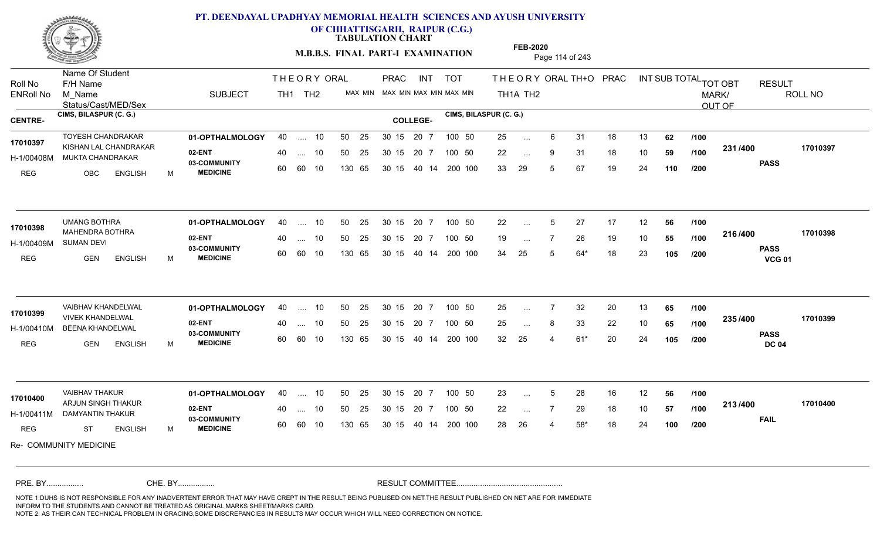# PT. DEENDAYAL UPADHYAY MEMORIAL HEALTH SCIENCES AND AYUSH UNIVERSITY OF CHHATTISGARH, RAIPUR (C.G.)

**TABULATION CHART**

**M.B.B.S. FINAL PART-I EXAMINATION**

**FEB-2020**

| Roll No / ENRoll No | Name Of Student / F/H Name / M_Name / Status/Cast/MED/Sex | SUBJECT | THEORY TH1 | THEORY TH2 | ORAL MAX MIN | PRAC MAX MIN | INT MAX MIN | TOT MAX MIN | TH1A | TH2 | ORAL | TH+O | PRAC | INT | SUB TOTAL | | TOT OBT MARK/OUT OF | RESULT | ROLL NO |
|---|---|---|---|---|---|---|---|---|---|---|---|---|---|---|---|---|---|---|---|
| **CENTRE-** | CIMS, BILASPUR (C. G.) | | | | | | | **COLLEGE-** CIMS, BILASPUR (C. G.) | | | | | | | | | | | |
| 17010397 | TOYESH CHANDRAKAR / KISHAN LAL CHANDRAKAR | 01-OPTHALMOLOGY | 40 | .... | 10 | 50 25 | 30 15 | 20 7 | 100 50 | 25 | ... | 6 | 31 | 18 | 13 | 62 | /100 | 231 /400 | 17010397 |
| H-1/00408M | MUKTA CHANDRAKAR | 02-ENT | 40 | .... | 10 | 50 25 | 30 15 | 20 7 | 100 50 | 22 | ... | 9 | 31 | 18 | 10 | 59 | /100 | | PASS |
| REG | OBC ENGLISH M | 03-COMMUNITY MEDICINE | 60 | 60 | 10 | 130 65 | 30 15 | 40 14 | 200 100 | 33 | 29 | 5 | 67 | 19 | 24 | 110 | /200 | | |
| 17010398 | UMANG BOTHRA / MAHENDRA BOTHRA | 01-OPTHALMOLOGY | 40 | .... | 10 | 50 25 | 30 15 | 20 7 | 100 50 | 22 | ... | 5 | 27 | 17 | 12 | 56 | /100 | 216 /400 | 17010398 |
| H-1/00409M | SUMAN DEVI | 02-ENT | 40 | .... | 10 | 50 25 | 30 15 | 20 7 | 100 50 | 19 | ... | 7 | 26 | 19 | 10 | 55 | /100 | | PASS VCG 01 |
| REG | GEN ENGLISH M | 03-COMMUNITY MEDICINE | 60 | 60 | 10 | 130 65 | 30 15 | 40 14 | 200 100 | 34 | 25 | 5 | 64* | 18 | 23 | 105 | /200 | | |
| 17010399 | VAIBHAV KHANDELWAL / VIVEK KHANDELWAL | 01-OPTHALMOLOGY | 40 | .... | 10 | 50 25 | 30 15 | 20 7 | 100 50 | 25 | ... | 7 | 32 | 20 | 13 | 65 | /100 | 235 /400 | 17010399 |
| H-1/00410M | BEENA KHANDELWAL | 02-ENT | 40 | .... | 10 | 50 25 | 30 15 | 20 7 | 100 50 | 25 | ... | 8 | 33 | 22 | 10 | 65 | /100 | | PASS DC 04 |
| REG | GEN ENGLISH M | 03-COMMUNITY MEDICINE | 60 | 60 | 10 | 130 65 | 30 15 | 40 14 | 200 100 | 32 | 25 | 4 | 61* | 20 | 24 | 105 | /200 | | |
| 17010400 | VAIBHAV THAKUR / ARJUN SINGH THAKUR | 01-OPTHALMOLOGY | 40 | .... | 10 | 50 25 | 30 15 | 20 7 | 100 50 | 23 | ... | 5 | 28 | 16 | 12 | 56 | /100 | 213 /400 | 17010400 |
| H-1/00411M | DAMYANTIN THAKUR | 02-ENT | 40 | .... | 10 | 50 25 | 30 15 | 20 7 | 100 50 | 22 | ... | 7 | 29 | 18 | 10 | 57 | /100 | | FAIL |
| REG | ST ENGLISH M | 03-COMMUNITY MEDICINE | 60 | 60 | 10 | 130 65 | 30 15 | 40 14 | 200 100 | 28 | 26 | 4 | 58* | 18 | 24 | 100 | /200 | | |

Re- COMMUNITY MEDICINE

PRE. BY................ CHE. BY................ RESULT COMMITTEE................................................

NOTE 1:DUHS IS NOT RESPONSIBLE FOR ANY INADVERTENT ERROR THAT MAY HAVE CREPT IN THE RESULT BEING PUBLISED ON NET.THE RESULT PUBLISHED ON NET ARE FOR IMMEDIATE INFORM TO THE STUDENTS AND CANNOT BE TREATED AS ORIGINAL MARKS SHEET/MARKS CARD.
NOTE 2: AS THEIR CAN TECHNICAL PROBLEM IN GRACING,SOME DISCREPANCIES IN RESULTS MAY OCCUR WHICH WILL NEED CORRECTION ON NOTICE.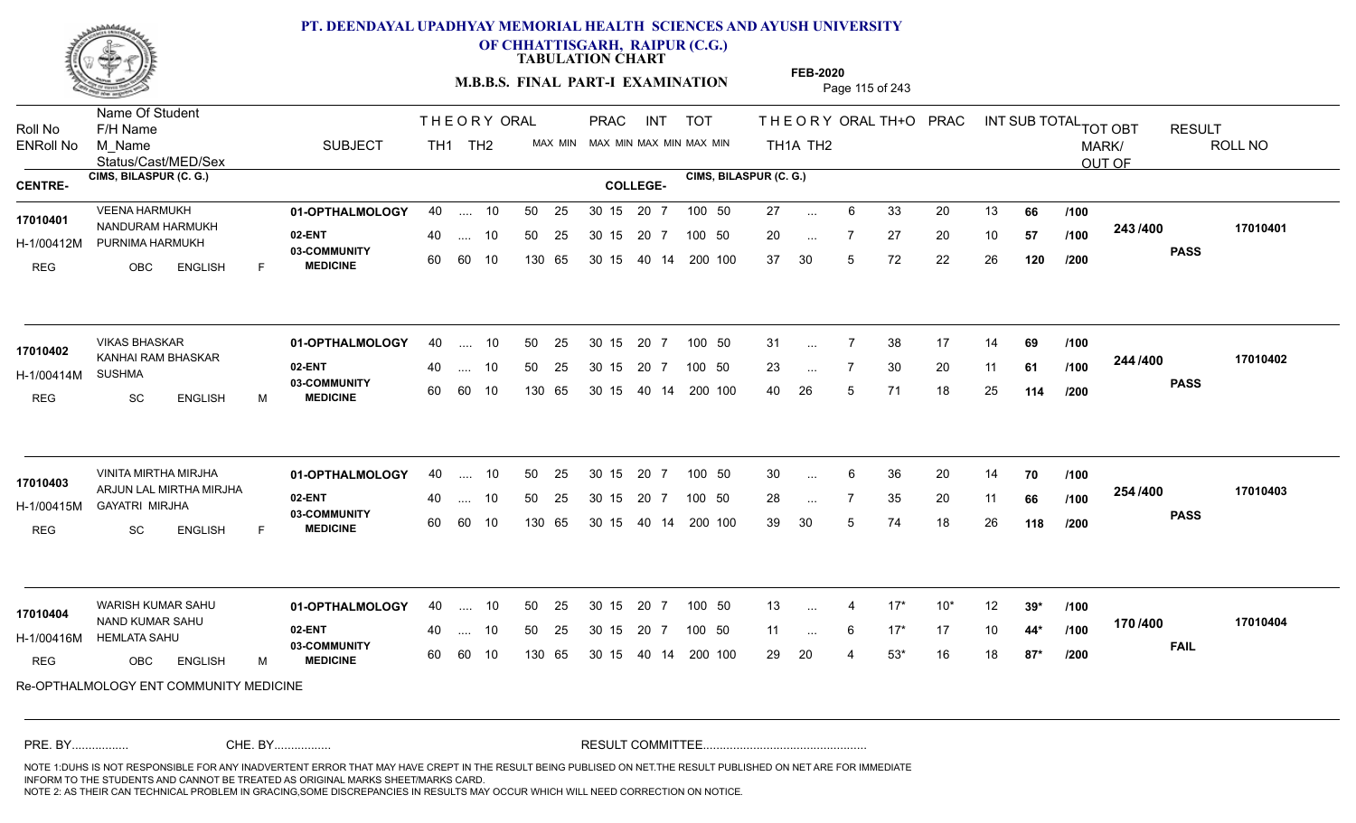# PT. DEENDAYAL UPADHYAY MEMORIAL HEALTH SCIENCES AND AYUSH UNIVERSITY OF CHHATTISGARH, RAIPUR (C.G.)

## TABULATION CHART

### M.B.B.S. FINAL PART-I EXAMINATION

FEB-2020

| Roll No / ENRoll No | Name Of Student / F/H Name / M_Name / Status/Cast/MED/Sex | SUBJECT | THEORY TH1 | THEORY TH2 | ORAL | PRAC MAX | PRAC MIN | INT MAX | INT MIN | TOT MAX | TOT MIN | THEORY TH1A | THEORY TH2 | ORAL | TH+O | PRAC | INT | SUB TOTAL | TOT OBT MARK/ OUT OF | RESULT | ROLL NO |
|---|---|---|---|---|---|---|---|---|---|---|---|---|---|---|---|---|---|---|---|---|---|
| **CENTRE-** CIMS, BILASPUR (C. G.) | | | | | | | | | | | **COLLEGE-** CIMS, BILASPUR (C. G.) | | | | | | | | | | |
| 17010401 | VEENA HARMUKH | 01-OPTHALMOLOGY | 40 | .... | 10 | 50 | 25 | 30 15 | | 20 7 | 100 50 | 27 | ... | 6 | 33 | 20 | 13 | 66 /100 | 243 /400 | PASS | 17010401 |
| H-1/00412M | NANDURAM HARMUKH / PURNIMA HARMUKH | 02-ENT | 40 | .... | 10 | 50 | 25 | 30 15 | | 20 7 | 100 50 | 20 | ... | 7 | 27 | 20 | 10 | 57 /100 | | | |
| REG | OBC ENGLISH F | 03-COMMUNITY MEDICINE | 60 | 60 | 10 | 130 | 65 | 30 15 | | 40 14 | 200 100 | 37 | 30 | 5 | 72 | 22 | 26 | 120 /200 | | | |
| 17010402 | VIKAS BHASKAR | 01-OPTHALMOLOGY | 40 | .... | 10 | 50 | 25 | 30 15 | | 20 7 | 100 50 | 31 | ... | 7 | 38 | 17 | 14 | 69 /100 | 244 /400 | PASS | 17010402 |
| H-1/00414M | KANHAI RAM BHASKAR / SUSHMA | 02-ENT | 40 | .... | 10 | 50 | 25 | 30 15 | | 20 7 | 100 50 | 23 | ... | 7 | 30 | 20 | 11 | 61 /100 | | | |
| REG | SC ENGLISH M | 03-COMMUNITY MEDICINE | 60 | 60 | 10 | 130 | 65 | 30 15 | | 40 14 | 200 100 | 40 | 26 | 5 | 71 | 18 | 25 | 114 /200 | | | |
| 17010403 | VINITA MIRTHA MIRJHA | 01-OPTHALMOLOGY | 40 | .... | 10 | 50 | 25 | 30 15 | | 20 7 | 100 50 | 30 | ... | 6 | 36 | 20 | 14 | 70 /100 | 254 /400 | PASS | 17010403 |
| H-1/00415M | ARJUN LAL MIRTHA MIRJHA / GAYATRI MIRJHA | 02-ENT | 40 | .... | 10 | 50 | 25 | 30 15 | | 20 7 | 100 50 | 28 | ... | 7 | 35 | 20 | 11 | 66 /100 | | | |
| REG | SC ENGLISH F | 03-COMMUNITY MEDICINE | 60 | 60 | 10 | 130 | 65 | 30 15 | | 40 14 | 200 100 | 39 | 30 | 5 | 74 | 18 | 26 | 118 /200 | | | |
| 17010404 | WARISH KUMAR SAHU | 01-OPTHALMOLOGY | 40 | .... | 10 | 50 | 25 | 30 15 | | 20 7 | 100 50 | 13 | ... | 4 | 17* | 10* | 12 | 39* /100 | 170 /400 | FAIL | 17010404 |
| H-1/00416M | NAND KUMAR SAHU / HEMLATA SAHU | 02-ENT | 40 | .... | 10 | 50 | 25 | 30 15 | | 20 7 | 100 50 | 11 | ... | 6 | 17* | 17 | 10 | 44* /100 | | | |
| REG | OBC ENGLISH M | 03-COMMUNITY MEDICINE | 60 | 60 | 10 | 130 | 65 | 30 15 | | 40 14 | 200 100 | 29 | 20 | 4 | 53* | 16 | 18 | 87* /200 | | | |

Re-OPTHALMOLOGY ENT COMMUNITY MEDICINE

PRE. BY................ CHE. BY................ RESULT COMMITTEE................................................

NOTE 1:DUHS IS NOT RESPONSIBLE FOR ANY INADVERTENT ERROR THAT MAY HAVE CREPT IN THE RESULT BEING PUBLISED ON NET.THE RESULT PUBLISHED ON NET ARE FOR IMMEDIATE INFORM TO THE STUDENTS AND CANNOT BE TREATED AS ORIGINAL MARKS SHEET/MARKS CARD.
NOTE 2: AS THEIR CAN TECHNICAL PROBLEM IN GRACING,SOME DISCREPANCIES IN RESULTS MAY OCCUR WHICH WILL NEED CORRECTION ON NOTICE.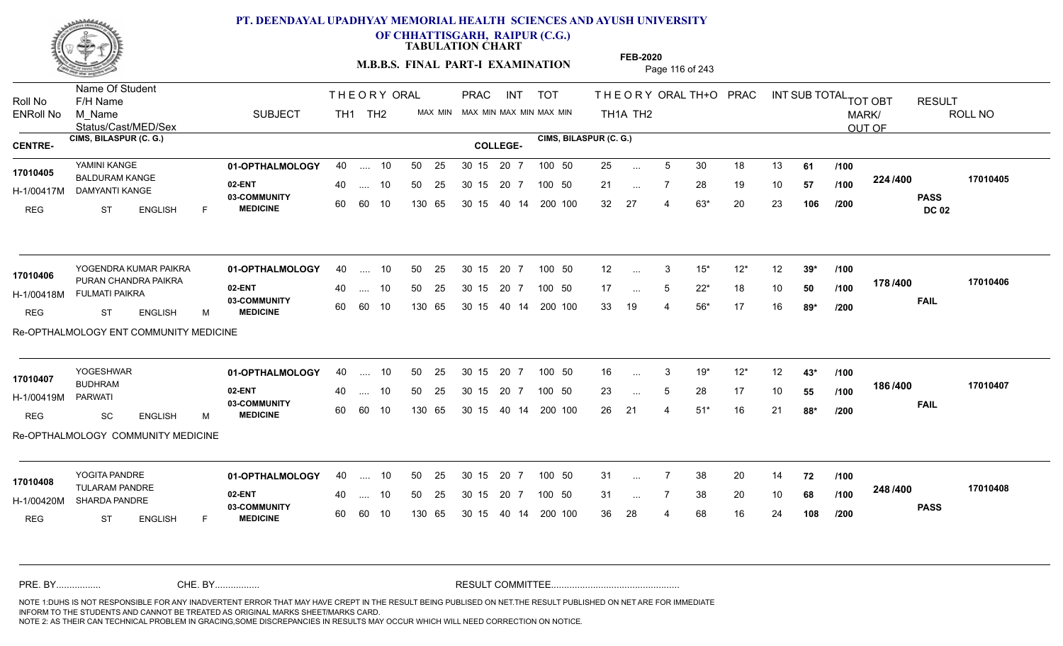# PT. DEENDAYAL UPADHYAY MEMORIAL HEALTH SCIENCES AND AYUSH UNIVERSITY OF CHHATTISGARH, RAIPUR (C.G.)

**TABULATION CHART**

**M.B.B.S. FINAL PART-I EXAMINATION**

**FEB-2020**

| Roll No / ENRoll No | Name Of Student / F/H Name / M_Name / Status/Cast/MED/Sex | SUBJECT | THEORY TH1 | THEORY TH2 | ORAL | PRAC MAX | PRAC MIN | INT MAX | INT MIN | TOT MAX | TOT MIN | THEORY TH1A | THEORY TH2 | ORAL | TH+O | PRAC | INT | SUB TOTAL | TOT OBT MARK/OUT OF | RESULT | ROLL NO |
|---|---|---|---|---|---|---|---|---|---|---|---|---|---|---|---|---|---|---|---|---|---|
| **CENTRE- CIMS, BILASPUR (C. G.)** | | | | | | | | | | | | **COLLEGE- CIMS, BILASPUR (C. G.)** | | | | | | | | | |
| 17010405 | YAMINI KANGE | 01-OPTHALMOLOGY | 40 | .... | 10 | 50 | 25 | 30 15 | | 20 7 | | 25 | ... | 5 | 30 | 18 | 13 | 61 /100 | 224 /400 | PASS DC 02 | 17010405 |
| H-1/00417M | BALDURAM KANGE / DAMYANTI KANGE | 02-ENT | 40 | .... | 10 | 50 | 25 | 30 15 | | 20 7 | 100 50 | 21 | ... | 7 | 28 | 19 | 10 | 57 /100 | | | |
| REG | ST ENGLISH F | 03-COMMUNITY MEDICINE | 60 | 60 | 10 | 130 | 65 | 30 15 | | 40 14 | 200 100 | 32 | 27 | 4 | 63* | 20 | 23 | 106 /200 | | | |
| 17010406 | YOGENDRA KUMAR PAIKRA | 01-OPTHALMOLOGY | 40 | .... | 10 | 50 | 25 | 30 15 | | 20 7 | 100 50 | 12 | ... | 3 | 15* | 12* | 12 | 39* /100 | 178 /400 | FAIL | 17010406 |
| H-1/00418M | PURAN CHANDRA PAIKRA / FULMATI PAIKRA | 02-ENT | 40 | .... | 10 | 50 | 25 | 30 15 | | 20 7 | 100 50 | 17 | ... | 5 | 22* | 18 | 10 | 50 /100 | | | |
| REG | ST ENGLISH M | 03-COMMUNITY MEDICINE | 60 | 60 | 10 | 130 | 65 | 30 15 | | 40 14 | 200 100 | 33 | 19 | 4 | 56* | 17 | 16 | 89* /200 | | | |
| Re-OPTHALMOLOGY ENT COMMUNITY MEDICINE | | | | | | | | | | | | | | | | | | | | | |
| 17010407 | YOGESHWAR | 01-OPTHALMOLOGY | 40 | .... | 10 | 50 | 25 | 30 15 | | 20 7 | 100 50 | 16 | ... | 3 | 19* | 12* | 12 | 43* /100 | 186 /400 | FAIL | 17010407 |
| H-1/00419M | BUDHRAM / PARWATI | 02-ENT | 40 | .... | 10 | 50 | 25 | 30 15 | | 20 7 | 100 50 | 23 | ... | 5 | 28 | 17 | 10 | 55 /100 | | | |
| REG | SC ENGLISH M | 03-COMMUNITY MEDICINE | 60 | 60 | 10 | 130 | 65 | 30 15 | | 40 14 | 200 100 | 26 | 21 | 4 | 51* | 16 | 21 | 88* /200 | | | |
| Re-OPTHALMOLOGY COMMUNITY MEDICINE | | | | | | | | | | | | | | | | | | | | | |
| 17010408 | YOGITA PANDRE | 01-OPTHALMOLOGY | 40 | .... | 10 | 50 | 25 | 30 15 | | 20 7 | 100 50 | 31 | ... | 7 | 38 | 20 | 14 | 72 /100 | 248 /400 | PASS | 17010408 |
| H-1/00420M | TULARAM PANDRE / SHARDA PANDRE | 02-ENT | 40 | .... | 10 | 50 | 25 | 30 15 | | 20 7 | 100 50 | 31 | ... | 7 | 38 | 20 | 10 | 68 /100 | | | |
| REG | ST ENGLISH F | 03-COMMUNITY MEDICINE | 60 | 60 | 10 | 130 | 65 | 30 15 | | 40 14 | 200 100 | 36 | 28 | 4 | 68 | 16 | 24 | 108 /200 | | | |

PRE. BY................ CHE. BY................ RESULT COMMITTEE................................................

NOTE 1:DUHS IS NOT RESPONSIBLE FOR ANY INADVERTENT ERROR THAT MAY HAVE CREPT IN THE RESULT BEING PUBLISED ON NET.THE RESULT PUBLISHED ON NET ARE FOR IMMEDIATE INFORM TO THE STUDENTS AND CANNOT BE TREATED AS ORIGINAL MARKS SHEET/MARKS CARD.
NOTE 2: AS THEIR CAN TECHNICAL PROBLEM IN GRACING,SOME DISCREPANCIES IN RESULTS MAY OCCUR WHICH WILL NEED CORRECTION ON NOTICE.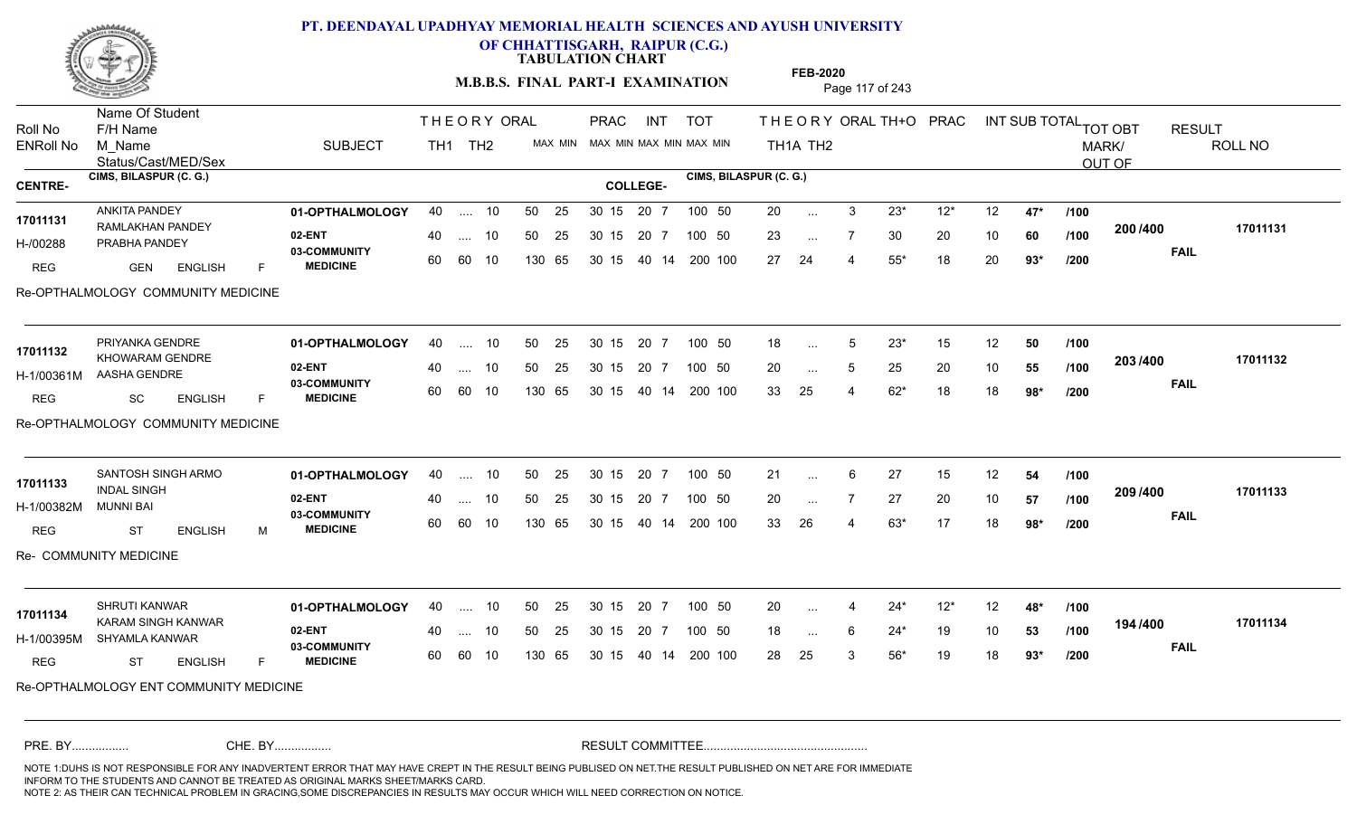# PT. DEENDAYAL UPADHYAY MEMORIAL HEALTH SCIENCES AND AYUSH UNIVERSITY
## OF CHHATTISGARH, RAIPUR (C.G.)
### TABULATION CHART
### M.B.B.S. FINAL PART-I EXAMINATION

FEB-2020

| Roll No / ENRoll No | Name Of Student / F/H Name / M_Name / Status/Cast/MED/Sex | SUBJECT | THEORY TH1 | THEORY TH2 | ORAL MAX MIN | PRAC MAX MIN | INT MAX MIN | TOT MAX MIN | TH1A | TH2 | ORAL | TH+O | PRAC | INT | SUB TOTAL | TOT | TOT OBT MARK/OUT OF | RESULT | ROLL NO |
|---|---|---|---|---|---|---|---|---|---|---|---|---|---|---|---|---|---|---|---|
| **CENTRE-** CIMS, BILASPUR (C. G.) | | | | | | | | **COLLEGE-** CIMS, BILASPUR (C. G.) | | | | | | | | | | | |
| 17011131 | ANKITA PANDEY / RAMLAKHAN PANDEY | 01-OPTHALMOLOGY | 40 | .... | 10 | 50 25 | 30 15 | 20 7 | 100 50 | 20 | ... | 3 | 23* | 12* | 12 | 47* | /100 | 200 /400 | 17011131 |
| H-/00288 | PRABHA PANDEY | 02-ENT | 40 | .... | 10 | 50 25 | 30 15 | 20 7 | 100 50 | 23 | ... | 7 | 30 | 20 | 10 | 60 | /100 | FAIL | |
| REG | GEN ENGLISH F | 03-COMMUNITY MEDICINE | 60 | 60 | 10 | 130 65 | 30 15 | 40 14 | 200 100 | 27 | 24 | 4 | 55* | 18 | 20 | 93* | /200 | | |
| Re-OPTHALMOLOGY COMMUNITY MEDICINE | | | | | | | | | | | | | | | | | | | |
| 17011132 | PRIYANKA GENDRE / KHOWARAM GENDRE | 01-OPTHALMOLOGY | 40 | .... | 10 | 50 25 | 30 15 | 20 7 | 100 50 | 18 | ... | 5 | 23* | 15 | 12 | 50 | /100 | 203 /400 | 17011132 |
| H-1/00361M | AASHA GENDRE | 02-ENT | 40 | .... | 10 | 50 25 | 30 15 | 20 7 | 100 50 | 20 | ... | 5 | 25 | 20 | 10 | 55 | /100 | FAIL | |
| REG | SC ENGLISH F | 03-COMMUNITY MEDICINE | 60 | 60 | 10 | 130 65 | 30 15 | 40 14 | 200 100 | 33 | 25 | 4 | 62* | 18 | 18 | 98* | /200 | | |
| Re-OPTHALMOLOGY COMMUNITY MEDICINE | | | | | | | | | | | | | | | | | | | |
| 17011133 | SANTOSH SINGH ARMO / INDAL SINGH | 01-OPTHALMOLOGY | 40 | .... | 10 | 50 25 | 30 15 | 20 7 | 100 50 | 21 | ... | 6 | 27 | 15 | 12 | 54 | /100 | 209 /400 | 17011133 |
| H-1/00382M | MUNNI BAI | 02-ENT | 40 | .... | 10 | 50 25 | 30 15 | 20 7 | 100 50 | 20 | ... | 7 | 27 | 20 | 10 | 57 | /100 | FAIL | |
| REG | ST ENGLISH M | 03-COMMUNITY MEDICINE | 60 | 60 | 10 | 130 65 | 30 15 | 40 14 | 200 100 | 33 | 26 | 4 | 63* | 17 | 18 | 98* | /200 | | |
| Re- COMMUNITY MEDICINE | | | | | | | | | | | | | | | | | | | |
| 17011134 | SHRUTI KANWAR / KARAM SINGH KANWAR | 01-OPTHALMOLOGY | 40 | .... | 10 | 50 25 | 30 15 | 20 7 | 100 50 | 20 | ... | 4 | 24* | 12* | 12 | 48* | /100 | 194 /400 | 17011134 |
| H-1/00395M | SHYAMLA KANWAR | 02-ENT | 40 | .... | 10 | 50 25 | 30 15 | 20 7 | 100 50 | 18 | ... | 6 | 24* | 19 | 10 | 53 | /100 | FAIL | |
| REG | ST ENGLISH F | 03-COMMUNITY MEDICINE | 60 | 60 | 10 | 130 65 | 30 15 | 40 14 | 200 100 | 28 | 25 | 3 | 56* | 19 | 18 | 93* | /200 | | |
| Re-OPTHALMOLOGY ENT COMMUNITY MEDICINE | | | | | | | | | | | | | | | | | | | |

PRE. BY................ CHE. BY................ RESULT COMMITTEE................................................

NOTE 1:DUHS IS NOT RESPONSIBLE FOR ANY INADVERTENT ERROR THAT MAY HAVE CREPT IN THE RESULT BEING PUBLISED ON NET.THE RESULT PUBLISHED ON NET ARE FOR IMMEDIATE INFORM TO THE STUDENTS AND CANNOT BE TREATED AS ORIGINAL MARKS SHEET/MARKS CARD.
NOTE 2: AS THEIR CAN TECHNICAL PROBLEM IN GRACING,SOME DISCREPANCIES IN RESULTS MAY OCCUR WHICH WILL NEED CORRECTION ON NOTICE.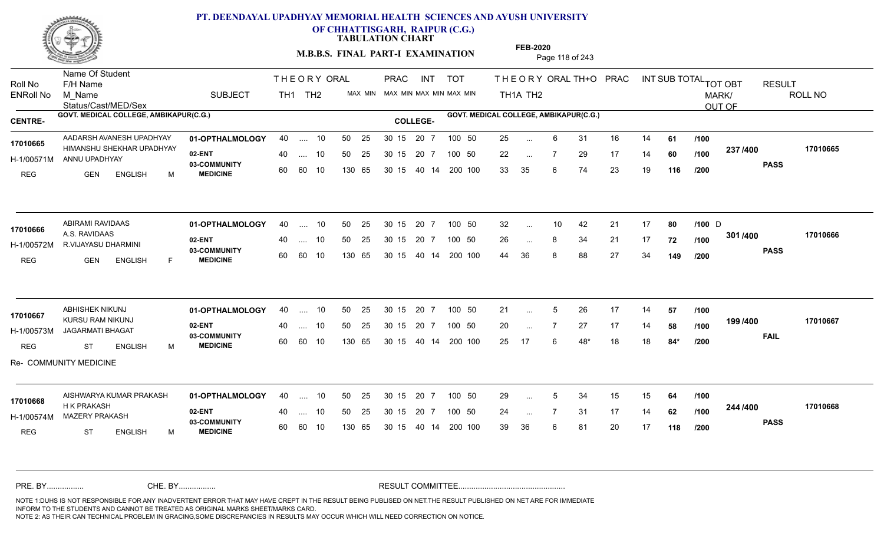# PT. DEENDAYAL UPADHYAY MEMORIAL HEALTH SCIENCES AND AYUSH UNIVERSITY OF CHHATTISGARH, RAIPUR (C.G.)

**TABULATION CHART**

**M.B.B.S. FINAL PART-I EXAMINATION**

**FEB-2020**

| Roll No / ENRoll No | Name Of Student / F/H Name / M_Name / Status/Cast/MED/Sex | SUBJECT | THEORY TH1 | THEORY TH2 | ORAL | PRAC MAX | PRAC MIN | INT MAX | INT MIN | TOT MAX | TOT MIN | THEORY TH1A | THEORY TH2 | ORAL | TH+O | PRAC | INT | SUB TOTAL | TOT OBT MARK/OUT OF | RESULT | ROLL NO |
|---|---|---|---|---|---|---|---|---|---|---|---|---|---|---|---|---|---|---|---|---|---|
| **CENTRE-** GOVT. MEDICAL COLLEGE, AMBIKAPUR(C.G.) | | | | | | | | | | | | **COLLEGE-** GOVT. MEDICAL COLLEGE, AMBIKAPUR(C.G.) | | | | | | | | | |
| 17010665 | AADARSH AVANESH UPADHYAY | 01-OPTHALMOLOGY | 40 | .... | 10 | 50 | 25 | 30 15 | 20 7 | 100 | 50 | 25 | ... | 6 | 31 | 16 | 14 | 61 /100 | 237 /400 | PASS | 17010665 |
| H-1/00571M | HIMANSHU SHEKHAR UPADHYAY / ANNU UPADHYAY | 02-ENT | 40 | .... | 10 | 50 | 25 | 30 15 | 20 7 | 100 | 50 | 22 | ... | 7 | 29 | 17 | 14 | 60 /100 | | | |
| REG | GEN ENGLISH M | 03-COMMUNITY MEDICINE | 60 | 60 | 10 | 130 | 65 | 30 15 | 40 14 | 200 | 100 | 33 | 35 | 6 | 74 | 23 | 19 | 116 /200 | | | |
| 17010666 | ABIRAMI RAVIDAAS | 01-OPTHALMOLOGY | 40 | .... | 10 | 50 | 25 | 30 15 | 20 7 | 100 | 50 | 32 | ... | 10 | 42 | 21 | 17 | 80 /100 D | 301 /400 | PASS | 17010666 |
| H-1/00572M | A.S. RAVIDAAS / R.VIJAYASU DHARMINI | 02-ENT | 40 | .... | 10 | 50 | 25 | 30 15 | 20 7 | 100 | 50 | 26 | ... | 8 | 34 | 21 | 17 | 72 /100 | | | |
| REG | GEN ENGLISH F | 03-COMMUNITY MEDICINE | 60 | 60 | 10 | 130 | 65 | 30 15 | 40 14 | 200 | 100 | 44 | 36 | 8 | 88 | 27 | 34 | 149 /200 | | | |
| 17010667 | ABHISHEK NIKUNJ | 01-OPTHALMOLOGY | 40 | .... | 10 | 50 | 25 | 30 15 | 20 7 | 100 | 50 | 21 | ... | 5 | 26 | 17 | 14 | 57 /100 | 199 /400 | FAIL | 17010667 |
| H-1/00573M | KURSU RAM NIKUNJ / JAGARMATI BHAGAT | 02-ENT | 40 | .... | 10 | 50 | 25 | 30 15 | 20 7 | 100 | 50 | 20 | ... | 7 | 27 | 17 | 14 | 58 /100 | | | |
| REG | ST ENGLISH M | 03-COMMUNITY MEDICINE | 60 | 60 | 10 | 130 | 65 | 30 15 | 40 14 | 200 | 100 | 25 | 17 | 6 | 48* | 18 | 18 | 84* /200 | | | |
| Re- COMMUNITY MEDICINE | | | | | | | | | | | | | | | | | | | | | |
| 17010668 | AISHWARYA KUMAR PRAKASH | 01-OPTHALMOLOGY | 40 | .... | 10 | 50 | 25 | 30 15 | 20 7 | 100 | 50 | 29 | ... | 5 | 34 | 15 | 15 | 64 /100 | 244 /400 | PASS | 17010668 |
| H-1/00574M | H K PRAKASH / MAZERY PRAKASH | 02-ENT | 40 | .... | 10 | 50 | 25 | 30 15 | 20 7 | 100 | 50 | 24 | ... | 7 | 31 | 17 | 14 | 62 /100 | | | |
| REG | ST ENGLISH M | 03-COMMUNITY MEDICINE | 60 | 60 | 10 | 130 | 65 | 30 15 | 40 14 | 200 | 100 | 39 | 36 | 6 | 81 | 20 | 17 | 118 /200 | | | |

PRE. BY................. CHE. BY................. RESULT COMMITTEE.................................................

NOTE 1:DUHS IS NOT RESPONSIBLE FOR ANY INADVERTENT ERROR THAT MAY HAVE CREPT IN THE RESULT BEING PUBLISED ON NET.THE RESULT PUBLISHED ON NET ARE FOR IMMEDIATE INFORM TO THE STUDENTS AND CANNOT BE TREATED AS ORIGINAL MARKS SHEET/MARKS CARD.
NOTE 2: AS THEIR CAN TECHNICAL PROBLEM IN GRACING,SOME DISCREPANCIES IN RESULTS MAY OCCUR WHICH WILL NEED CORRECTION ON NOTICE.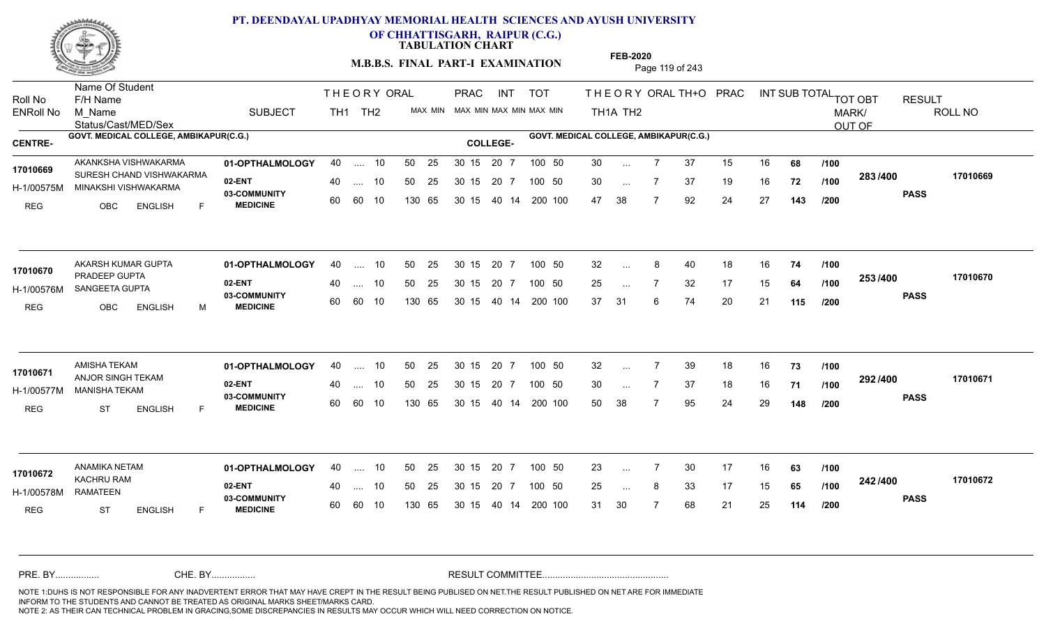# PT. DEENDAYAL UPADHYAY MEMORIAL HEALTH SCIENCES AND AYUSH UNIVERSITY OF CHHATTISGARH, RAIPUR (C.G.)

**TABULATION CHART**

**M.B.B.S. FINAL PART-I EXAMINATION**

**FEB-2020**

| Roll No / ENRoll No | Name Of Student / F/H Name / M_Name / Status/Cast/MED/Sex | SUBJECT | THEORY TH1 | THEORY TH2 | ORAL MAX MIN | PRAC MAX MIN | INT MAX MIN | TOT MAX MIN | THEORY TH1A | THEORY TH2 | ORAL | TH+O | PRAC | INT | SUB TOTAL | | TOT OBT MARK/OUT OF | RESULT | ROLL NO |
|---|---|---|---|---|---|---|---|---|---|---|---|---|---|---|---|---|---|---|---|

**CENTRE-** GOVT. MEDICAL COLLEGE, AMBIKAPUR(C.G.) **COLLEGE-** GOVT. MEDICAL COLLEGE, AMBIKAPUR(C.G.)

| Roll No / ENRoll No | Name / F/H Name / M_Name / Status | SUBJECT | TH1 | TH2 | ORAL | PRAC | INT | TOT | TH1A | TH2 | ORAL | TH+O | PRAC | INT | SUB TOTAL | OUT OF | TOT OBT | RESULT | ROLL NO |
|---|---|---|---|---|---|---|---|---|---|---|---|---|---|---|---|---|---|---|---|
| 17010669 | AKANKSHA VISHWAKARMA | 01-OPTHALMOLOGY | 40 | .... | 10 | 50 25 | 30 15 | 20 7 | 100 50 | 30 | ... | 7 | 37 | 15 | 16 | 68 | /100 | 283 /400 | 17010669 |
| H-1/00575M | SURESH CHAND VISHWAKARMA / MINAKSHI VISHWAKARMA | 02-ENT | 40 | .... | 10 | 50 25 | 30 15 | 20 7 | 100 50 | 30 | ... | 7 | 37 | 19 | 16 | 72 | /100 | PASS | |
| REG | OBC ENGLISH F | 03-COMMUNITY MEDICINE | 60 | 60 | 10 | 130 65 | 30 15 | 40 14 | 200 100 | 47 | 38 | 7 | 92 | 24 | 27 | 143 | /200 | | |
| 17010670 | AKARSH KUMAR GUPTA | 01-OPTHALMOLOGY | 40 | .... | 10 | 50 25 | 30 15 | 20 7 | 100 50 | 32 | ... | 8 | 40 | 18 | 16 | 74 | /100 | 253 /400 | 17010670 |
| H-1/00576M | PRADEEP GUPTA / SANGEETA GUPTA | 02-ENT | 40 | .... | 10 | 50 25 | 30 15 | 20 7 | 100 50 | 25 | ... | 7 | 32 | 17 | 15 | 64 | /100 | PASS | |
| REG | OBC ENGLISH M | 03-COMMUNITY MEDICINE | 60 | 60 | 10 | 130 65 | 30 15 | 40 14 | 200 100 | 37 | 31 | 6 | 74 | 20 | 21 | 115 | /200 | | |
| 17010671 | AMISHA TEKAM | 01-OPTHALMOLOGY | 40 | .... | 10 | 50 25 | 30 15 | 20 7 | 100 50 | 32 | ... | 7 | 39 | 18 | 16 | 73 | /100 | 292 /400 | 17010671 |
| H-1/00577M | ANJOR SINGH TEKAM / MANISHA TEKAM | 02-ENT | 40 | .... | 10 | 50 25 | 30 15 | 20 7 | 100 50 | 30 | ... | 7 | 37 | 18 | 16 | 71 | /100 | PASS | |
| REG | ST ENGLISH F | 03-COMMUNITY MEDICINE | 60 | 60 | 10 | 130 65 | 30 15 | 40 14 | 200 100 | 50 | 38 | 7 | 95 | 24 | 29 | 148 | /200 | | |
| 17010672 | ANAMIKA NETAM | 01-OPTHALMOLOGY | 40 | .... | 10 | 50 25 | 30 15 | 20 7 | 100 50 | 23 | ... | 7 | 30 | 17 | 16 | 63 | /100 | 242 /400 | 17010672 |
| H-1/00578M | KACHRU RAM / RAMATEEN | 02-ENT | 40 | .... | 10 | 50 25 | 30 15 | 20 7 | 100 50 | 25 | ... | 8 | 33 | 17 | 15 | 65 | /100 | PASS | |
| REG | ST ENGLISH F | 03-COMMUNITY MEDICINE | 60 | 60 | 10 | 130 65 | 30 15 | 40 14 | 200 100 | 31 | 30 | 7 | 68 | 21 | 25 | 114 | /200 | | |

PRE. BY................ CHE. BY................ RESULT COMMITTEE................................................

NOTE 1:DUHS IS NOT RESPONSIBLE FOR ANY INADVERTENT ERROR THAT MAY HAVE CREPT IN THE RESULT BEING PUBLISED ON NET.THE RESULT PUBLISHED ON NET ARE FOR IMMEDIATE INFORM TO THE STUDENTS AND CANNOT BE TREATED AS ORIGINAL MARKS SHEET/MARKS CARD.
NOTE 2: AS THEIR CAN TECHNICAL PROBLEM IN GRACING,SOME DISCREPANCIES IN RESULTS MAY OCCUR WHICH WILL NEED CORRECTION ON NOTICE.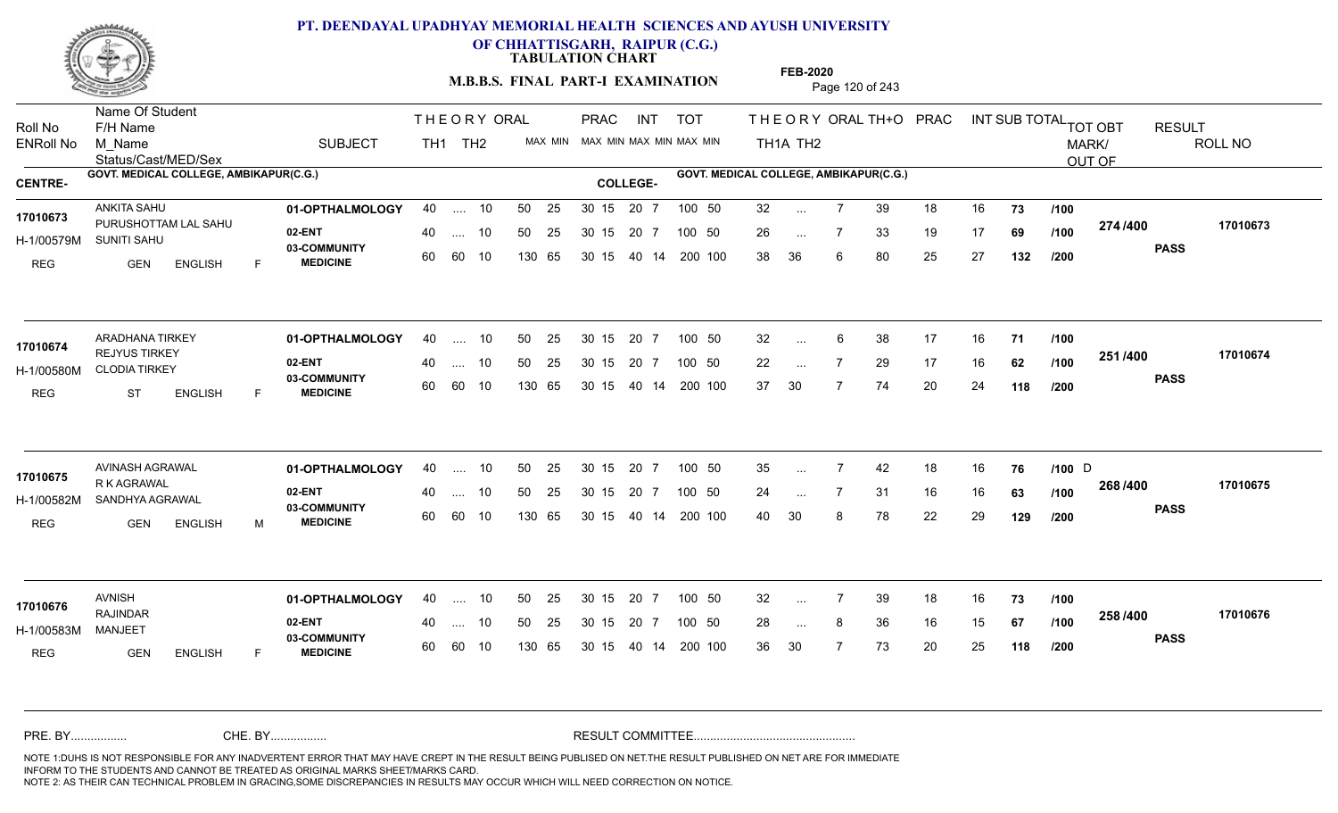# PT. DEENDAYAL UPADHYAY MEMORIAL HEALTH SCIENCES AND AYUSH UNIVERSITY OF CHHATTISGARH, RAIPUR (C.G.)

## TABULATION CHART

### M.B.B.S. FINAL PART-I EXAMINATION

FEB-2020

| Roll No / ENRoll No | Name Of Student / F/H Name / M_Name / Status/Cast/MED/Sex | SUBJECT | THEORY TH1 | THEORY TH2 | ORAL | PRAC MAX | PRAC MIN | INT MAX | INT MIN | TOT MAX | TOT MIN | THEORY TH1A | THEORY TH2 | ORAL | TH+O | PRAC | INT | SUB TOTAL | TOT OBT MARK/OUT OF | RESULT | ROLL NO |
|---|---|---|---|---|---|---|---|---|---|---|---|---|---|---|---|---|---|---|---|---|---|

**CENTRE-** GOVT. MEDICAL COLLEGE, AMBIKAPUR(C.G.) **COLLEGE-** GOVT. MEDICAL COLLEGE, AMBIKAPUR(C.G.)

| Roll No / ENRoll No | Name Of Student / F/H Name / M_Name / Status/Cast/MED/Sex | SUBJECT | TH1 | TH2 | ORAL | PRAC MAX | PRAC MIN | INT MAX | INT MIN | TOT MAX | TOT MIN | TH1A | TH2 | ORAL | TH+O | PRAC | INT | SUB TOTAL | | TOT OBT | RESULT | ROLL NO |
|---|---|---|---|---|---|---|---|---|---|---|---|---|---|---|---|---|---|---|---|---|---|---|
| 17010673 | ANKITA SAHU | 01-OPTHALMOLOGY | 40 | .... | 10 | 50 | 25 | 30 15 | 20 7 | 100 | 50 | 32 | ... | 7 | 39 | 18 | 16 | 73 | /100 | 274 /400 | PASS | 17010673 |
| H-1/00579M | PURUSHOTTAM LAL SAHU / SUNITI SAHU | 02-ENT | 40 | .... | 10 | 50 | 25 | 30 15 | 20 7 | 100 | 50 | 26 | ... | 7 | 33 | 19 | 17 | 69 | /100 | | | |
| REG | GEN ENGLISH F | 03-COMMUNITY MEDICINE | 60 | 60 | 10 | 130 | 65 | 30 15 | 40 14 | 200 | 100 | 38 | 36 | 6 | 80 | 25 | 27 | 132 | /200 | | | |
| 17010674 | ARADHANA TIRKEY | 01-OPTHALMOLOGY | 40 | .... | 10 | 50 | 25 | 30 15 | 20 7 | 100 | 50 | 32 | ... | 6 | 38 | 17 | 16 | 71 | /100 | 251 /400 | PASS | 17010674 |
| H-1/00580M | REJYUS TIRKEY / CLODIA TIRKEY | 02-ENT | 40 | .... | 10 | 50 | 25 | 30 15 | 20 7 | 100 | 50 | 22 | ... | 7 | 29 | 17 | 16 | 62 | /100 | | | |
| REG | ST ENGLISH F | 03-COMMUNITY MEDICINE | 60 | 60 | 10 | 130 | 65 | 30 15 | 40 14 | 200 | 100 | 37 | 30 | 7 | 74 | 20 | 24 | 118 | /200 | | | |
| 17010675 | AVINASH AGRAWAL | 01-OPTHALMOLOGY | 40 | .... | 10 | 50 | 25 | 30 15 | 20 7 | 100 | 50 | 35 | ... | 7 | 42 | 18 | 16 | 76 | /100 D | 268 /400 | PASS | 17010675 |
| H-1/00582M | R K AGRAWAL / SANDHYA AGRAWAL | 02-ENT | 40 | .... | 10 | 50 | 25 | 30 15 | 20 7 | 100 | 50 | 24 | ... | 7 | 31 | 16 | 16 | 63 | /100 | | | |
| REG | GEN ENGLISH M | 03-COMMUNITY MEDICINE | 60 | 60 | 10 | 130 | 65 | 30 15 | 40 14 | 200 | 100 | 40 | 30 | 8 | 78 | 22 | 29 | 129 | /200 | | | |
| 17010676 | AVNISH | 01-OPTHALMOLOGY | 40 | .... | 10 | 50 | 25 | 30 15 | 20 7 | 100 | 50 | 32 | ... | 7 | 39 | 18 | 16 | 73 | /100 | 258 /400 | PASS | 17010676 |
| H-1/00583M | RAJINDAR / MANJEET | 02-ENT | 40 | .... | 10 | 50 | 25 | 30 15 | 20 7 | 100 | 50 | 28 | ... | 8 | 36 | 16 | 15 | 67 | /100 | | | |
| REG | GEN ENGLISH F | 03-COMMUNITY MEDICINE | 60 | 60 | 10 | 130 | 65 | 30 15 | 40 14 | 200 | 100 | 36 | 30 | 7 | 73 | 20 | 25 | 118 | /200 | | | |

PRE. BY................ CHE. BY................ RESULT COMMITTEE................................................

NOTE 1:DUHS IS NOT RESPONSIBLE FOR ANY INADVERTENT ERROR THAT MAY HAVE CREPT IN THE RESULT BEING PUBLISED ON NET.THE RESULT PUBLISHED ON NET ARE FOR IMMEDIATE INFORM TO THE STUDENTS AND CANNOT BE TREATED AS ORIGINAL MARKS SHEET/MARKS CARD.
NOTE 2: AS THEIR CAN TECHNICAL PROBLEM IN GRACING,SOME DISCREPANCIES IN RESULTS MAY OCCUR WHICH WILL NEED CORRECTION ON NOTICE.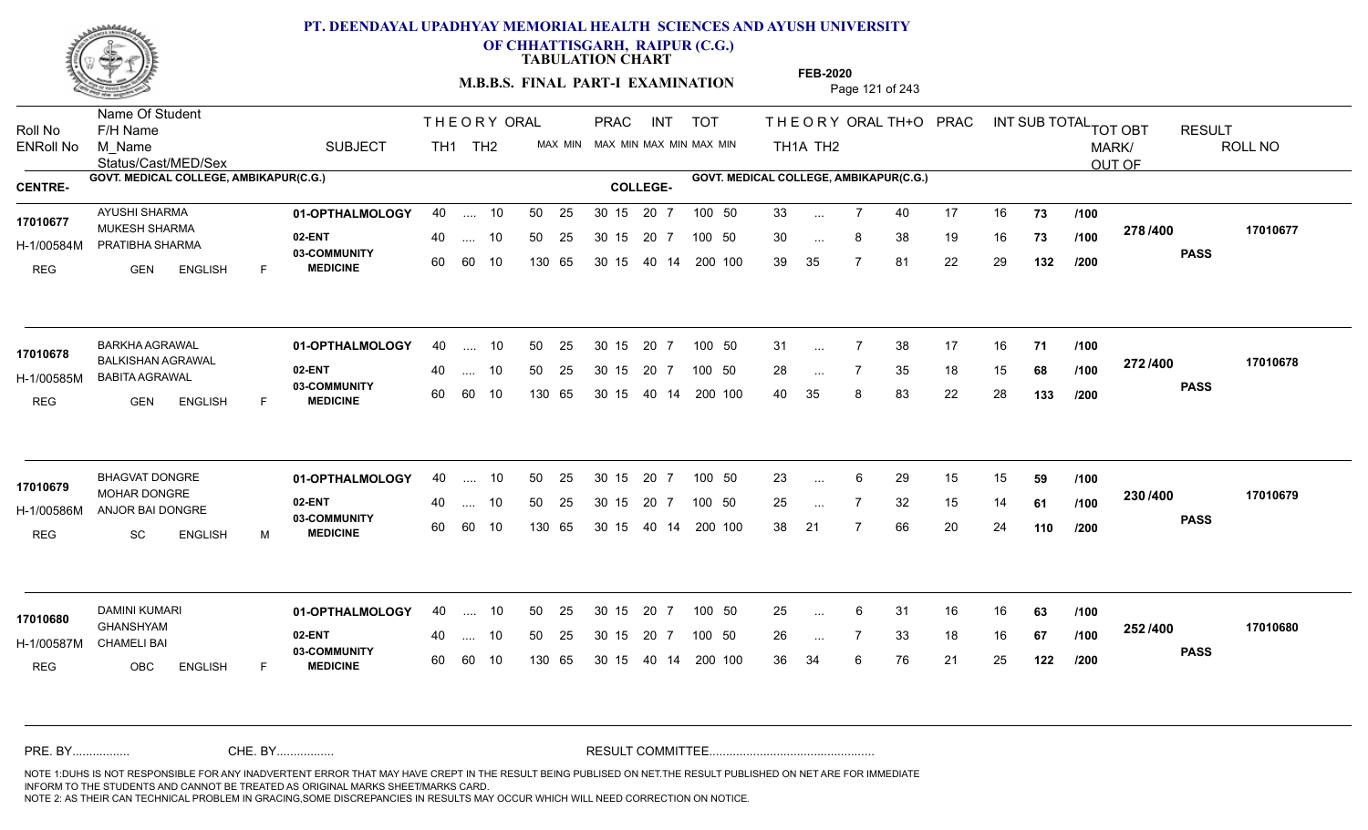# PT. DEENDAYAL UPADHYAY MEMORIAL HEALTH SCIENCES AND AYUSH UNIVERSITY OF CHHATTISGARH, RAIPUR (C.G.)

**TABULATION CHART**

**M.B.B.S. FINAL PART-I EXAMINATION**

**FEB-2020**

| Roll No / ENRoll No | Name Of Student / F/H Name / M_Name / Status/Cast/MED/Sex | SUBJECT | THEORY TH1 | THEORY TH2 | ORAL | PRAC MAX | PRAC MIN | INT MAX | INT MIN | TOT MAX | TOT MIN | THEORY TH1A | THEORY TH2 | ORAL | TH+O | PRAC | INT | SUB TOTAL | | TOT OBT MARK/OUT OF | RESULT | ROLL NO |
|---|---|---|---|---|---|---|---|---|---|---|---|---|---|---|---|---|---|---|---|---|---|---|
| **CENTRE-** | GOVT. MEDICAL COLLEGE, AMBIKAPUR(C.G.) | | | | | | | | | | | **COLLEGE-** GOVT. MEDICAL COLLEGE, AMBIKAPUR(C.G.) | | | | | | | | | | |
| 17010677 | AYUSHI SHARMA | 01-OPTHALMOLOGY | 40 | .... | 10 | 50 25 | | 30 15 | | 20 7 | 100 50 | 33 | ... | 7 | 40 | 17 | 16 | 73 | /100 | 278 /400 | PASS | 17010677 |
| H-1/00584M | MUKESH SHARMA / PRATIBHA SHARMA | 02-ENT | 40 | .... | 10 | 50 25 | | 30 15 | | 20 7 | 100 50 | 30 | ... | 8 | 38 | 19 | 16 | 73 | /100 | | | |
| REG | GEN ENGLISH F | 03-COMMUNITY MEDICINE | 60 | 60 | 10 | 130 65 | | 30 15 | | 40 14 | 200 100 | 39 | 35 | 7 | 81 | 22 | 29 | 132 | /200 | | | |
| 17010678 | BARKHA AGRAWAL | 01-OPTHALMOLOGY | 40 | .... | 10 | 50 25 | | 30 15 | | 20 7 | 100 50 | 31 | ... | 7 | 38 | 17 | 16 | 71 | /100 | 272 /400 | PASS | 17010678 |
| H-1/00585M | BALKISHAN AGRAWAL / BABITA AGRAWAL | 02-ENT | 40 | .... | 10 | 50 25 | | 30 15 | | 20 7 | 100 50 | 28 | ... | 7 | 35 | 18 | 15 | 68 | /100 | | | |
| REG | GEN ENGLISH F | 03-COMMUNITY MEDICINE | 60 | 60 | 10 | 130 65 | | 30 15 | | 40 14 | 200 100 | 40 | 35 | 8 | 83 | 22 | 28 | 133 | /200 | | | |
| 17010679 | BHAGVAT DONGRE | 01-OPTHALMOLOGY | 40 | .... | 10 | 50 25 | | 30 15 | | 20 7 | 100 50 | 23 | ... | 6 | 29 | 15 | 15 | 59 | /100 | 230 /400 | PASS | 17010679 |
| H-1/00586M | MOHAR DONGRE / ANJOR BAI DONGRE | 02-ENT | 40 | .... | 10 | 50 25 | | 30 15 | | 20 7 | 100 50 | 25 | ... | 7 | 32 | 15 | 14 | 61 | /100 | | | |
| REG | SC ENGLISH M | 03-COMMUNITY MEDICINE | 60 | 60 | 10 | 130 65 | | 30 15 | | 40 14 | 200 100 | 38 | 21 | 7 | 66 | 20 | 24 | 110 | /200 | | | |
| 17010680 | DAMINI KUMARI | 01-OPTHALMOLOGY | 40 | .... | 10 | 50 25 | | 30 15 | | 20 7 | 100 50 | 25 | ... | 6 | 31 | 16 | 16 | 63 | /100 | 252 /400 | PASS | 17010680 |
| H-1/00587M | GHANSHYAM / CHAMELI BAI | 02-ENT | 40 | .... | 10 | 50 25 | | 30 15 | | 20 7 | 100 50 | 26 | ... | 7 | 33 | 18 | 16 | 67 | /100 | | | |
| REG | OBC ENGLISH F | 03-COMMUNITY MEDICINE | 60 | 60 | 10 | 130 65 | | 30 15 | | 40 14 | 200 100 | 36 | 34 | 6 | 76 | 21 | 25 | 122 | /200 | | | |

PRE. BY................ CHE. BY................ RESULT COMMITTEE................................................

NOTE 1:DUHS IS NOT RESPONSIBLE FOR ANY INADVERTENT ERROR THAT MAY HAVE CREPT IN THE RESULT BEING PUBLISED ON NET.THE RESULT PUBLISHED ON NET ARE FOR IMMEDIATE INFORM TO THE STUDENTS AND CANNOT BE TREATED AS ORIGINAL MARKS SHEET/MARKS CARD.
NOTE 2: AS THEIR CAN TECHNICAL PROBLEM IN GRACING,SOME DISCREPANCIES IN RESULTS MAY OCCUR WHICH WILL NEED CORRECTION ON NOTICE.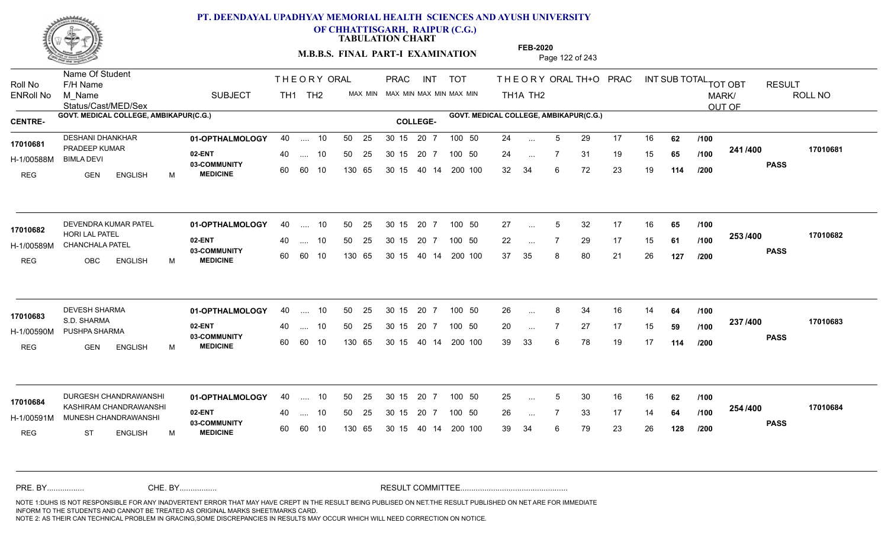# PT. DEENDAYAL UPADHYAY MEMORIAL HEALTH SCIENCES AND AYUSH UNIVERSITY OF CHHATTISGARH, RAIPUR (C.G.)

**TABULATION CHART**

**M.B.B.S. FINAL PART-I EXAMINATION**

**FEB-2020**

**CENTRE-** GOVT. MEDICAL COLLEGE, AMBIKAPUR(C.G.)

**COLLEGE-** GOVT. MEDICAL COLLEGE, AMBIKAPUR(C.G.)

| Roll No / ENRoll No | Name Of Student / F/H Name / M_Name / Status/Cast/MED/Sex | SUBJECT | THEORY TH1 | THEORY TH2 | ORAL | PRAC MAX | PRAC MIN | INT MAX | INT MIN | TOT MAX | TOT MIN | TH1A | TH2 | ORAL | TH+O | PRAC | INT | SUB TOTAL | | TOT OBT MARK/OUT OF | RESULT | ROLL NO |
|---|---|---|---|---|---|---|---|---|---|---|---|---|---|---|---|---|---|---|---|---|---|---|
| 17010681 / H-1/00588M | DESHANI DHANKHAR / PRADEEP KUMAR / BIMLA DEVI / REG GEN ENGLISH M | 01-OPTHALMOLOGY | 40 | .... | 10 | 50 | 25 | 30 15 | | 20 7 | | 100 50 | | 24 | ... | 5 | 29 | 17 | 16 | 62 | /100 | 241 /400 | PASS | 17010681 |
| | | 02-ENT | 40 | .... | 10 | 50 | 25 | 30 15 | | 20 7 | | 100 50 | | 24 | ... | 7 | 31 | 19 | 15 | 65 | /100 | | | |
| | | 03-COMMUNITY MEDICINE | 60 | 60 | 10 | 130 | 65 | 30 15 | | 40 14 | | 200 100 | | 32 | 34 | 6 | 72 | 23 | 19 | 114 | /200 | | | |
| 17010682 / H-1/00589M | DEVENDRA KUMAR PATEL / HORI LAL PATEL / CHANCHALA PATEL / REG OBC ENGLISH M | 01-OPTHALMOLOGY | 40 | .... | 10 | 50 | 25 | 30 15 | | 20 7 | | 100 50 | | 27 | ... | 5 | 32 | 17 | 16 | 65 | /100 | 253 /400 | PASS | 17010682 |
| | | 02-ENT | 40 | .... | 10 | 50 | 25 | 30 15 | | 20 7 | | 100 50 | | 22 | ... | 7 | 29 | 17 | 15 | 61 | /100 | | | |
| | | 03-COMMUNITY MEDICINE | 60 | 60 | 10 | 130 | 65 | 30 15 | | 40 14 | | 200 100 | | 37 | 35 | 8 | 80 | 21 | 26 | 127 | /200 | | | |
| 17010683 / H-1/00590M | DEVESH SHARMA / S.D. SHARMA / PUSHPA SHARMA / REG GEN ENGLISH M | 01-OPTHALMOLOGY | 40 | .... | 10 | 50 | 25 | 30 15 | | 20 7 | | 100 50 | | 26 | ... | 8 | 34 | 16 | 14 | 64 | /100 | 237 /400 | PASS | 17010683 |
| | | 02-ENT | 40 | .... | 10 | 50 | 25 | 30 15 | | 20 7 | | 100 50 | | 20 | ... | 7 | 27 | 17 | 15 | 59 | /100 | | | |
| | | 03-COMMUNITY MEDICINE | 60 | 60 | 10 | 130 | 65 | 30 15 | | 40 14 | | 200 100 | | 39 | 33 | 6 | 78 | 19 | 17 | 114 | /200 | | | |
| 17010684 / H-1/00591M | DURGESH CHANDRAWANSHI / KASHIRAM CHANDRAWANSHI / MUNESH CHANDRAWANSHI / REG ST ENGLISH M | 01-OPTHALMOLOGY | 40 | .... | 10 | 50 | 25 | 30 15 | | 20 7 | | 100 50 | | 25 | ... | 5 | 30 | 16 | 16 | 62 | /100 | 254 /400 | PASS | 17010684 |
| | | 02-ENT | 40 | .... | 10 | 50 | 25 | 30 15 | | 20 7 | | 100 50 | | 26 | ... | 7 | 33 | 17 | 14 | 64 | /100 | | | |
| | | 03-COMMUNITY MEDICINE | 60 | 60 | 10 | 130 | 65 | 30 15 | | 40 14 | | 200 100 | | 39 | 34 | 6 | 79 | 23 | 26 | 128 | /200 | | | |

PRE. BY................ CHE. BY................ RESULT COMMITTEE................................................

NOTE 1:DUHS IS NOT RESPONSIBLE FOR ANY INADVERTENT ERROR THAT MAY HAVE CREPT IN THE RESULT BEING PUBLISED ON NET.THE RESULT PUBLISHED ON NET ARE FOR IMMEDIATE INFORM TO THE STUDENTS AND CANNOT BE TREATED AS ORIGINAL MARKS SHEET/MARKS CARD.
NOTE 2: AS THEIR CAN TECHNICAL PROBLEM IN GRACING,SOME DISCREPANCIES IN RESULTS MAY OCCUR WHICH WILL NEED CORRECTION ON NOTICE.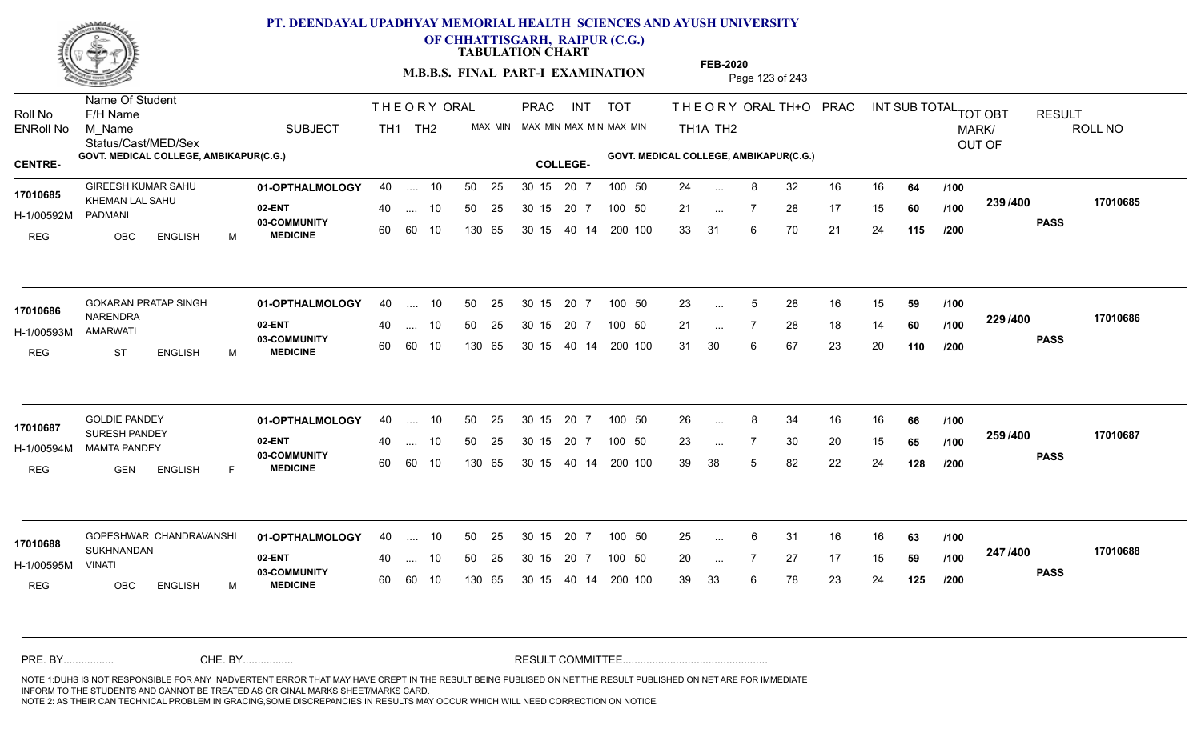# PT. DEENDAYAL UPADHYAY MEMORIAL HEALTH SCIENCES AND AYUSH UNIVERSITY OF CHHATTISGARH, RAIPUR (C.G.)

## TABULATION CHART

**M.B.B.S. FINAL PART-I EXAMINATION** — **FEB-2020**

CENTRE- GOVT. MEDICAL COLLEGE, AMBIKAPUR(C.G.) — COLLEGE- GOVT. MEDICAL COLLEGE, AMBIKAPUR(C.G.)

| Roll No / ENRoll No / Status/Cast/MED/Sex | Name Of Student / F/H Name / M_Name | SUBJECT | THEORY TH1 (MAX) | TH2 (MAX) | ORAL (MIN) | PRAC MAX | PRAC MIN | INT MAX | INT MIN | TOT MAX | TOT MIN | TH1A | TH2 | ORAL | TH+O | PRAC | INT | SUB TOTAL | OUT OF | TOT OBT MARK/OUT OF | RESULT | ROLL NO |
|---|---|---|---|---|---|---|---|---|---|---|---|---|---|---|---|---|---|---|---|---|---|---|
| 17010685 / H-1/00592M / REG OBC ENGLISH M | GIREESH KUMAR SAHU / KHEMAN LAL SAHU / PADMANI | 01-OPTHALMOLOGY | 40 | .... | 10 | 50 | 25 | 30 15 | | 20 7 | | 100 50 | | 24 | ... | 8 | 32 | 16 | 16 | 64 | /100 | 239 /400 | PASS | 17010685 |
| | | 02-ENT | 40 | .... | 10 | 50 | 25 | 30 15 | | 20 7 | | 100 50 | | 21 | ... | 7 | 28 | 17 | 15 | 60 | /100 | | | |
| | | 03-COMMUNITY MEDICINE | 60 | 60 | 10 | 130 | 65 | 30 15 | | 40 14 | | 200 100 | | 33 | 31 | 6 | 70 | 21 | 24 | 115 | /200 | | | |
| 17010686 / H-1/00593M / REG ST ENGLISH M | GOKARAN PRATAP SINGH / NARENDRA / AMARWATI | 01-OPTHALMOLOGY | 40 | .... | 10 | 50 | 25 | 30 15 | | 20 7 | | 100 50 | | 23 | ... | 5 | 28 | 16 | 15 | 59 | /100 | 229 /400 | PASS | 17010686 |
| | | 02-ENT | 40 | .... | 10 | 50 | 25 | 30 15 | | 20 7 | | 100 50 | | 21 | ... | 7 | 28 | 18 | 14 | 60 | /100 | | | |
| | | 03-COMMUNITY MEDICINE | 60 | 60 | 10 | 130 | 65 | 30 15 | | 40 14 | | 200 100 | | 31 | 30 | 6 | 67 | 23 | 20 | 110 | /200 | | | |
| 17010687 / H-1/00594M / REG GEN ENGLISH F | GOLDIE PANDEY / SURESH PANDEY / MAMTA PANDEY | 01-OPTHALMOLOGY | 40 | .... | 10 | 50 | 25 | 30 15 | | 20 7 | | 100 50 | | 26 | ... | 8 | 34 | 16 | 16 | 66 | /100 | 259 /400 | PASS | 17010687 |
| | | 02-ENT | 40 | .... | 10 | 50 | 25 | 30 15 | | 20 7 | | 100 50 | | 23 | ... | 7 | 30 | 20 | 15 | 65 | /100 | | | |
| | | 03-COMMUNITY MEDICINE | 60 | 60 | 10 | 130 | 65 | 30 15 | | 40 14 | | 200 100 | | 39 | 38 | 5 | 82 | 22 | 24 | 128 | /200 | | | |
| 17010688 / H-1/00595M / REG OBC ENGLISH M | GOPESHWAR CHANDRAVANSHI / SUKHNANDAN / VINATI | 01-OPTHALMOLOGY | 40 | .... | 10 | 50 | 25 | 30 15 | | 20 7 | | 100 50 | | 25 | ... | 6 | 31 | 16 | 16 | 63 | /100 | 247 /400 | PASS | 17010688 |
| | | 02-ENT | 40 | .... | 10 | 50 | 25 | 30 15 | | 20 7 | | 100 50 | | 20 | ... | 7 | 27 | 17 | 15 | 59 | /100 | | | |
| | | 03-COMMUNITY MEDICINE | 60 | 60 | 10 | 130 | 65 | 30 15 | | 40 14 | | 200 100 | | 39 | 33 | 6 | 78 | 23 | 24 | 125 | /200 | | | |

PRE. BY................ CHE. BY................ RESULT COMMITTEE................................................

NOTE 1:DUHS IS NOT RESPONSIBLE FOR ANY INADVERTENT ERROR THAT MAY HAVE CREPT IN THE RESULT BEING PUBLISED ON NET.THE RESULT PUBLISHED ON NET ARE FOR IMMEDIATE INFORM TO THE STUDENTS AND CANNOT BE TREATED AS ORIGINAL MARKS SHEET/MARKS CARD.
NOTE 2: AS THEIR CAN TECHNICAL PROBLEM IN GRACING,SOME DISCREPANCIES IN RESULTS MAY OCCUR WHICH WILL NEED CORRECTION ON NOTICE.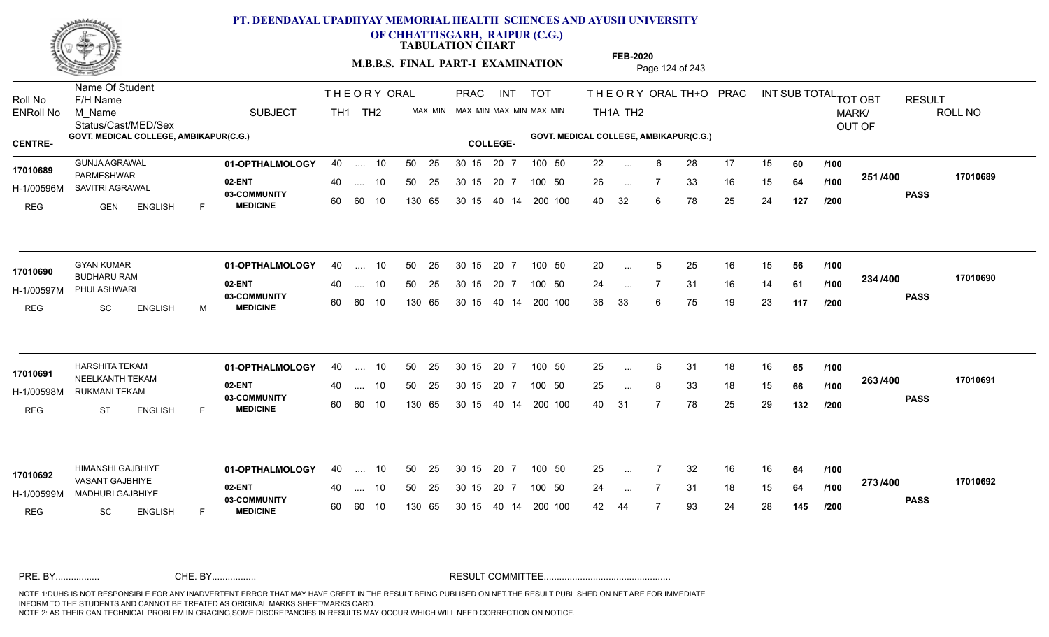# PT. DEENDAYAL UPADHYAY MEMORIAL HEALTH SCIENCES AND AYUSH UNIVERSITY OF CHHATTISGARH, RAIPUR (C.G.)

**TABULATION CHART**

**M.B.B.S. FINAL PART-I EXAMINATION**

**FEB-2020**

| Roll No / ENRoll No | Name Of Student / F/H Name / M_Name / Status/Cast/MED/Sex | SUBJECT | THEORY TH1 | THEORY TH2 | ORAL MAX MIN | PRAC MAX MIN | INT MAX MIN | TOT MAX MIN | THEORY TH1A | THEORY TH2 | ORAL | TH+O | PRAC | INT | SUB TOTAL | TOT OBT MARK/ OUT OF | RESULT | ROLL NO |
|---|---|---|---|---|---|---|---|---|---|---|---|---|---|---|---|---|---|---|

**CENTRE-** GOVT. MEDICAL COLLEGE, AMBIKAPUR(C.G.) **COLLEGE-** GOVT. MEDICAL COLLEGE, AMBIKAPUR(C.G.)

| Roll No / ENRoll No | Name / F/H Name / M_Name / Status | SUBJECT | TH1 | TH2 | ORAL | PRAC | INT | TOT | TH1A | TH2 | ORAL | TH+O | PRAC | INT | SUB TOTAL | OUT OF | TOT OBT | RESULT | ROLL NO |
|---|---|---|---|---|---|---|---|---|---|---|---|---|---|---|---|---|---|---|---|
| 17010689 | GUNJA AGRAWAL | 01-OPTHALMOLOGY | 40 | .... | 10 | 50 25 | 30 15 | 20 7 | 100 50 | 22 | ... | 6 | 28 | 17 | 15 | 60 | /100 | 251 /400 | 17010689 |
| H-1/00596M | PARMESHWAR / SAVITRI AGRAWAL | 02-ENT | 40 | .... | 10 | 50 25 | 30 15 | 20 7 | 100 50 | 26 | ... | 7 | 33 | 16 | 15 | 64 | /100 | | PASS |
| REG | GEN ENGLISH F | 03-COMMUNITY MEDICINE | 60 | 60 | 10 | 130 65 | 30 15 | 40 14 | 200 100 | 40 | 32 | 6 | 78 | 25 | 24 | 127 | /200 | | |
| 17010690 | GYAN KUMAR | 01-OPTHALMOLOGY | 40 | .... | 10 | 50 25 | 30 15 | 20 7 | 100 50 | 20 | ... | 5 | 25 | 16 | 15 | 56 | /100 | 234 /400 | 17010690 |
| H-1/00597M | BUDHARU RAM / PHULASHWARI | 02-ENT | 40 | .... | 10 | 50 25 | 30 15 | 20 7 | 100 50 | 24 | ... | 7 | 31 | 16 | 14 | 61 | /100 | | PASS |
| REG | SC ENGLISH M | 03-COMMUNITY MEDICINE | 60 | 60 | 10 | 130 65 | 30 15 | 40 14 | 200 100 | 36 | 33 | 6 | 75 | 19 | 23 | 117 | /200 | | |
| 17010691 | HARSHITA TEKAM | 01-OPTHALMOLOGY | 40 | .... | 10 | 50 25 | 30 15 | 20 7 | 100 50 | 25 | ... | 6 | 31 | 18 | 16 | 65 | /100 | 263 /400 | 17010691 |
| H-1/00598M | NEELKANTH TEKAM / RUKMANI TEKAM | 02-ENT | 40 | .... | 10 | 50 25 | 30 15 | 20 7 | 100 50 | 25 | ... | 8 | 33 | 18 | 15 | 66 | /100 | | PASS |
| REG | ST ENGLISH F | 03-COMMUNITY MEDICINE | 60 | 60 | 10 | 130 65 | 30 15 | 40 14 | 200 100 | 40 | 31 | 7 | 78 | 25 | 29 | 132 | /200 | | |
| 17010692 | HIMANSHI GAJBHIYE | 01-OPTHALMOLOGY | 40 | .... | 10 | 50 25 | 30 15 | 20 7 | 100 50 | 25 | ... | 7 | 32 | 16 | 16 | 64 | /100 | 273 /400 | 17010692 |
| H-1/00599M | VASANT GAJBHIYE / MADHURI GAJBHIYE | 02-ENT | 40 | .... | 10 | 50 25 | 30 15 | 20 7 | 100 50 | 24 | ... | 7 | 31 | 18 | 15 | 64 | /100 | | PASS |
| REG | SC ENGLISH F | 03-COMMUNITY MEDICINE | 60 | 60 | 10 | 130 65 | 30 15 | 40 14 | 200 100 | 42 | 44 | 7 | 93 | 24 | 28 | 145 | /200 | | |

PRE. BY................ CHE. BY................ RESULT COMMITTEE................................................

NOTE 1:DUHS IS NOT RESPONSIBLE FOR ANY INADVERTENT ERROR THAT MAY HAVE CREPT IN THE RESULT BEING PUBLISED ON NET.THE RESULT PUBLISHED ON NET ARE FOR IMMEDIATE INFORM TO THE STUDENTS AND CANNOT BE TREATED AS ORIGINAL MARKS SHEET/MARKS CARD.
NOTE 2: AS THEIR CAN TECHNICAL PROBLEM IN GRACING,SOME DISCREPANCIES IN RESULTS MAY OCCUR WHICH WILL NEED CORRECTION ON NOTICE.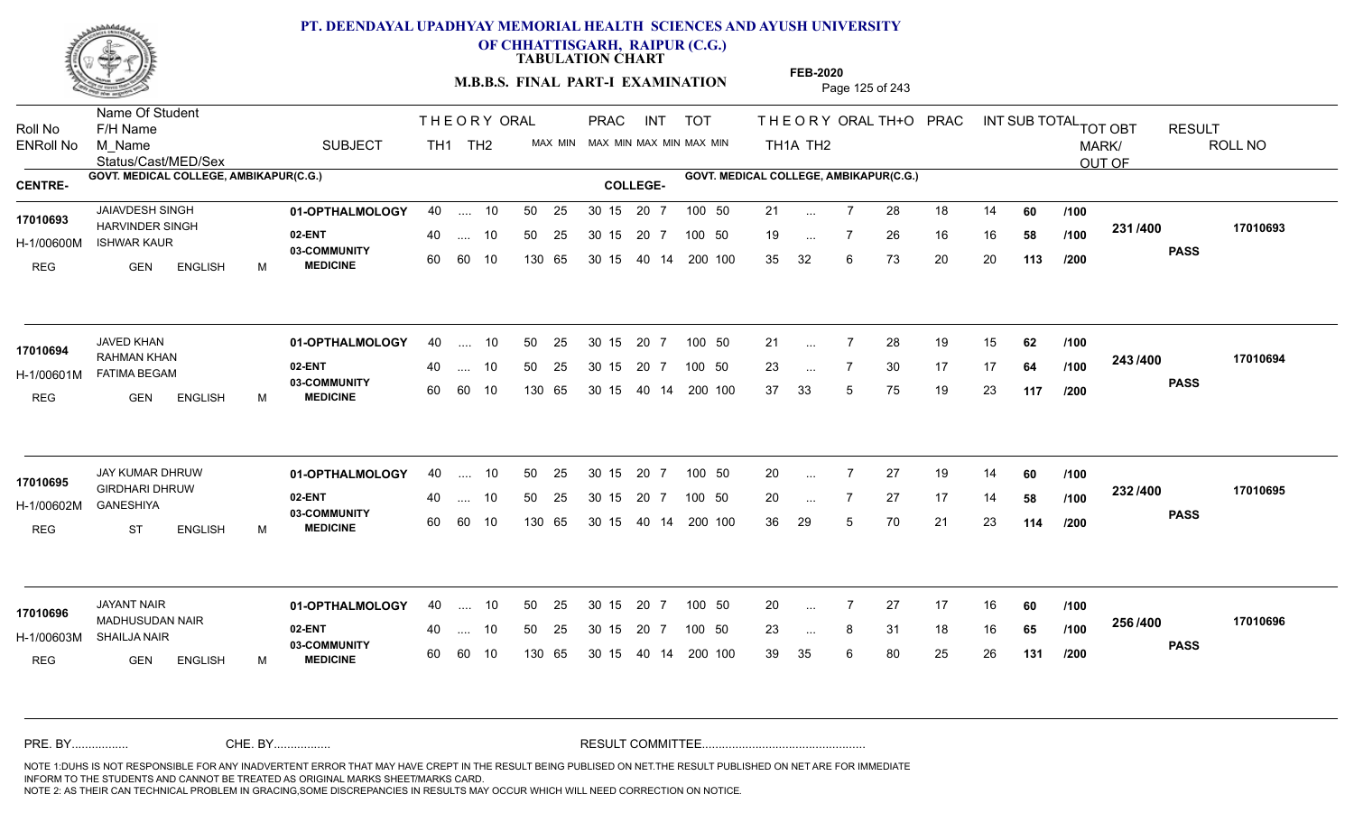# PT. DEENDAYAL UPADHYAY MEMORIAL HEALTH SCIENCES AND AYUSH UNIVERSITY OF CHHATTISGARH, RAIPUR (C.G.)

**TABULATION CHART**

**M.B.B.S. FINAL PART-I EXAMINATION**

**FEB-2020**

| Roll No / ENRoll No | Name Of Student / F/H Name / M_Name / Status/Cast/MED/Sex | SUBJECT | THEORY TH1 | THEORY TH2 | ORAL | PRAC MAX | PRAC MIN | INT MAX | INT MIN | TOT MAX | TOT MIN | TH1A | TH2 | ORAL | TH+O | PRAC | INT | SUB TOTAL | | TOT OBT MARK/OUT OF | RESULT | ROLL NO |
|---|---|---|---|---|---|---|---|---|---|---|---|---|---|---|---|---|---|---|---|---|---|---|
| **CENTRE-** GOVT. MEDICAL COLLEGE, AMBIKAPUR(C.G.) | | **COLLEGE-** GOVT. MEDICAL COLLEGE, AMBIKAPUR(C.G.) | | | | | | | | | | | | | | | | | | | | |
| 17010693 | JAIAVDESH SINGH | 01-OPTHALMOLOGY | 40 | .... | 10 | 50 | 25 | 30 15 | | 20 | 7 | 100 | 50 | 21 | ... | 7 | 28 | 18 | 14 | 60 | /100 | 231 /400 | | 17010693 |
| H-1/00600M | HARVINDER SINGH / ISHWAR KAUR | 02-ENT | 40 | .... | 10 | 50 | 25 | 30 15 | | 20 | 7 | 100 | 50 | 19 | ... | 7 | 26 | 16 | 16 | 58 | /100 | | PASS | |
| REG | GEN ENGLISH M | 03-COMMUNITY MEDICINE | 60 | 60 | 10 | 130 | 65 | 30 15 | | 40 | 14 | 200 | 100 | 35 | 32 | 6 | 73 | 20 | 20 | 113 | /200 | | | |
| 17010694 | JAVED KHAN | 01-OPTHALMOLOGY | 40 | .... | 10 | 50 | 25 | 30 15 | | 20 | 7 | 100 | 50 | 21 | ... | 7 | 28 | 19 | 15 | 62 | /100 | 243 /400 | | 17010694 |
| H-1/00601M | RAHMAN KHAN / FATIMA BEGAM | 02-ENT | 40 | .... | 10 | 50 | 25 | 30 15 | | 20 | 7 | 100 | 50 | 23 | ... | 7 | 30 | 17 | 17 | 64 | /100 | | PASS | |
| REG | GEN ENGLISH M | 03-COMMUNITY MEDICINE | 60 | 60 | 10 | 130 | 65 | 30 15 | | 40 | 14 | 200 | 100 | 37 | 33 | 5 | 75 | 19 | 23 | 117 | /200 | | | |
| 17010695 | JAY KUMAR DHRUW | 01-OPTHALMOLOGY | 40 | .... | 10 | 50 | 25 | 30 15 | | 20 | 7 | 100 | 50 | 20 | ... | 7 | 27 | 19 | 14 | 60 | /100 | 232 /400 | | 17010695 |
| H-1/00602M | GIRDHARI DHRUW / GANESHIYA | 02-ENT | 40 | .... | 10 | 50 | 25 | 30 15 | | 20 | 7 | 100 | 50 | 20 | ... | 7 | 27 | 17 | 14 | 58 | /100 | | PASS | |
| REG | ST ENGLISH M | 03-COMMUNITY MEDICINE | 60 | 60 | 10 | 130 | 65 | 30 15 | | 40 | 14 | 200 | 100 | 36 | 29 | 5 | 70 | 21 | 23 | 114 | /200 | | | |
| 17010696 | JAYANT NAIR | 01-OPTHALMOLOGY | 40 | .... | 10 | 50 | 25 | 30 15 | | 20 | 7 | 100 | 50 | 20 | ... | 7 | 27 | 17 | 16 | 60 | /100 | 256 /400 | | 17010696 |
| H-1/00603M | MADHUSUDAN NAIR / SHAILJA NAIR | 02-ENT | 40 | .... | 10 | 50 | 25 | 30 15 | | 20 | 7 | 100 | 50 | 23 | ... | 8 | 31 | 18 | 16 | 65 | /100 | | PASS | |
| REG | GEN ENGLISH M | 03-COMMUNITY MEDICINE | 60 | 60 | 10 | 130 | 65 | 30 15 | | 40 | 14 | 200 | 100 | 39 | 35 | 6 | 80 | 25 | 26 | 131 | /200 | | | |

PRE. BY................ CHE. BY................ RESULT COMMITTEE................................................

NOTE 1:DUHS IS NOT RESPONSIBLE FOR ANY INADVERTENT ERROR THAT MAY HAVE CREPT IN THE RESULT BEING PUBLISED ON NET.THE RESULT PUBLISHED ON NET ARE FOR IMMEDIATE INFORM TO THE STUDENTS AND CANNOT BE TREATED AS ORIGINAL MARKS SHEET/MARKS CARD.
NOTE 2: AS THEIR CAN TECHNICAL PROBLEM IN GRACING,SOME DISCREPANCIES IN RESULTS MAY OCCUR WHICH WILL NEED CORRECTION ON NOTICE.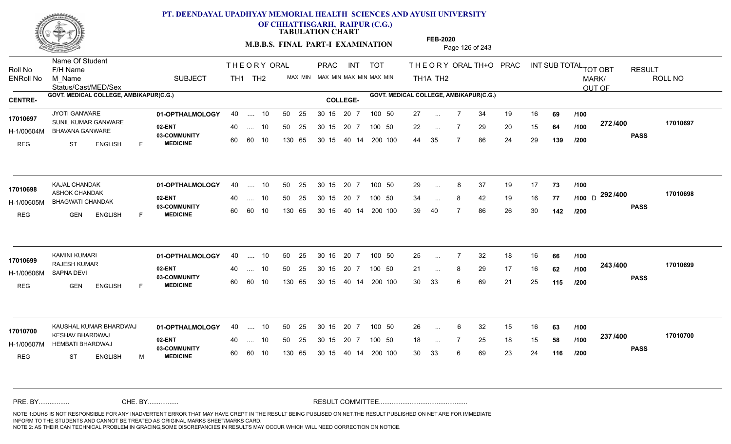# PT. DEENDAYAL UPADHYAY MEMORIAL HEALTH SCIENCES AND AYUSH UNIVERSITY OF CHHATTISGARH, RAIPUR (C.G.)

**TABULATION CHART**

**M.B.B.S. FINAL PART-I EXAMINATION**

**FEB-2020**

CENTRE- GOVT. MEDICAL COLLEGE, AMBIKAPUR(C.G.) | COLLEGE- GOVT. MEDICAL COLLEGE, AMBIKAPUR(C.G.)

| Roll No / ENRoll No | Name Of Student / F/H Name / M_Name / Status/Cast/MED/Sex | SUBJECT | THEORY TH1 | THEORY TH2 | ORAL | PRAC MAX | PRAC MIN | INT MAX | INT MIN | TOT MAX | TOT MIN | TH1A | TH2 | ORAL | TH+O | PRAC | INT | SUB TOTAL | | TOT OBT MARK/OUT OF | RESULT | ROLL NO |
|---|---|---|---|---|---|---|---|---|---|---|---|---|---|---|---|---|---|---|---|---|---|---|
| 17010697 / H-1/00604M | JYOTI GANWARE / SUNIL KUMAR GANWARE / BHAVANA GANWARE / REG ST ENGLISH F | 01-OPTHALMOLOGY | 40 | .... | 10 | 50 25 | 30 15 | 20 | 7 | 100 | 50 | 27 | ... | 7 | 34 | 19 | 16 | 69 | /100 | 272 /400 | PASS | 17010697 |
| | | 02-ENT | 40 | .... | 10 | 50 25 | 30 15 | 20 | 7 | 100 | 50 | 22 | ... | 7 | 29 | 20 | 15 | 64 | /100 | | | |
| | | 03-COMMUNITY MEDICINE | 60 | 60 | 10 | 130 65 | 30 15 | 40 | 14 | 200 | 100 | 44 | 35 | 7 | 86 | 24 | 29 | 139 | /200 | | | |
| 17010698 / H-1/00605M | KAJAL CHANDAK / ASHOK CHANDAK / BHAGWATI CHANDAK / REG GEN ENGLISH F | 01-OPTHALMOLOGY | 40 | .... | 10 | 50 25 | 30 15 | 20 | 7 | 100 | 50 | 29 | ... | 8 | 37 | 19 | 17 | 73 | /100 | 292 /400 | PASS | 17010698 |
| | | 02-ENT | 40 | .... | 10 | 50 25 | 30 15 | 20 | 7 | 100 | 50 | 34 | ... | 8 | 42 | 19 | 16 | 77 | /100 D | | | |
| | | 03-COMMUNITY MEDICINE | 60 | 60 | 10 | 130 65 | 30 15 | 40 | 14 | 200 | 100 | 39 | 40 | 7 | 86 | 26 | 30 | 142 | /200 | | | |
| 17010699 / H-1/00606M | KAMINI KUMARI / RAJESH KUMAR / SAPNA DEVI / REG GEN ENGLISH F | 01-OPTHALMOLOGY | 40 | .... | 10 | 50 25 | 30 15 | 20 | 7 | 100 | 50 | 25 | ... | 7 | 32 | 18 | 16 | 66 | /100 | 243 /400 | PASS | 17010699 |
| | | 02-ENT | 40 | .... | 10 | 50 25 | 30 15 | 20 | 7 | 100 | 50 | 21 | ... | 8 | 29 | 17 | 16 | 62 | /100 | | | |
| | | 03-COMMUNITY MEDICINE | 60 | 60 | 10 | 130 65 | 30 15 | 40 | 14 | 200 | 100 | 30 | 33 | 6 | 69 | 21 | 25 | 115 | /200 | | | |
| 17010700 / H-1/00607M | KAUSHAL KUMAR BHARDWAJ / KESHAV BHARDWAJ / HEMBATI BHARDWAJ / REG ST ENGLISH M | 01-OPTHALMOLOGY | 40 | .... | 10 | 50 25 | 30 15 | 20 | 7 | 100 | 50 | 26 | ... | 6 | 32 | 15 | 16 | 63 | /100 | 237 /400 | PASS | 17010700 |
| | | 02-ENT | 40 | .... | 10 | 50 25 | 30 15 | 20 | 7 | 100 | 50 | 18 | ... | 7 | 25 | 18 | 15 | 58 | /100 | | | |
| | | 03-COMMUNITY MEDICINE | 60 | 60 | 10 | 130 65 | 30 15 | 40 | 14 | 200 | 100 | 30 | 33 | 6 | 69 | 23 | 24 | 116 | /200 | | | |

PRE. BY................ CHE. BY................ RESULT COMMITTEE................................................

NOTE 1:DUHS IS NOT RESPONSIBLE FOR ANY INADVERTENT ERROR THAT MAY HAVE CREPT IN THE RESULT BEING PUBLISED ON NET.THE RESULT PUBLISHED ON NET ARE FOR IMMEDIATE INFORM TO THE STUDENTS AND CANNOT BE TREATED AS ORIGINAL MARKS SHEET/MARKS CARD.
NOTE 2: AS THEIR CAN TECHNICAL PROBLEM IN GRACING,SOME DISCREPANCIES IN RESULTS MAY OCCUR WHICH WILL NEED CORRECTION ON NOTICE.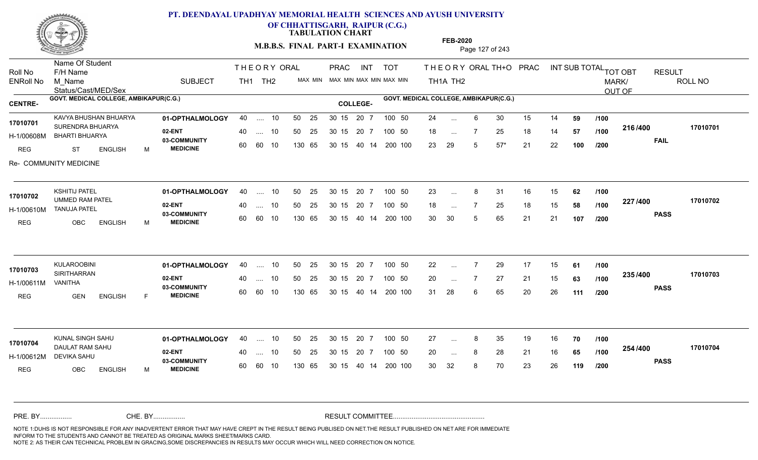# PT. DEENDAYAL UPADHYAY MEMORIAL HEALTH SCIENCES AND AYUSH UNIVERSITY OF CHHATTISGARH, RAIPUR (C.G.)

## TABULATION CHART

### M.B.B.S. FINAL PART-I EXAMINATION

FEB-2020

**CENTRE-** GOVT. MEDICAL COLLEGE, AMBIKAPUR(C.G.) **COLLEGE-** GOVT. MEDICAL COLLEGE, AMBIKAPUR(C.G.)

| Roll No / ENRoll No | Name Of Student / F/H Name / M_Name / Status/Cast/MED/Sex | SUBJECT | THEORY TH1 | THEORY TH2 | ORAL MAX MIN | PRAC MAX MIN | INT MAX MIN | TOT MAX MIN | TH1A | TH2 | ORAL | TH+O | PRAC | INT | SUB TOTAL | | TOT OBT MARK/OUT OF | RESULT | ROLL NO |
|---|---|---|---|---|---|---|---|---|---|---|---|---|---|---|---|---|---|---|---|
| 17010701 | KAVYA BHUSHAN BHUARYA | 01-OPTHALMOLOGY | 40 | .... | 10 | 50 25 | 30 15 | 20 7 | 100 50 | 24 | ... | 6 | 30 | 15 | 14 | 59 | /100 | 216 /400 | FAIL | 17010701 |
| H-1/00608M | SURENDRA BHUARYA / BHARTI BHUARYA | 02-ENT | 40 | .... | 10 | 50 25 | 30 15 | 20 7 | 100 50 | 18 | ... | 7 | 25 | 18 | 14 | 57 | /100 | | | |
| REG | ST ENGLISH M | 03-COMMUNITY MEDICINE | 60 | 60 | 10 | 130 65 | 30 15 | 40 14 | 200 100 | 23 | 29 | 5 | 57* | 21 | 22 | 100 | /200 | | | |
| Re- COMMUNITY MEDICINE | | | | | | | | | | | | | | | | | | | | |
| 17010702 | KSHITIJ PATEL | 01-OPTHALMOLOGY | 40 | .... | 10 | 50 25 | 30 15 | 20 7 | 100 50 | 23 | ... | 8 | 31 | 16 | 15 | 62 | /100 | 227 /400 | PASS | 17010702 |
| H-1/00610M | UMMED RAM PATEL / TANUJA PATEL | 02-ENT | 40 | .... | 10 | 50 25 | 30 15 | 20 7 | 100 50 | 18 | ... | 7 | 25 | 18 | 15 | 58 | /100 | | | |
| REG | OBC ENGLISH M | 03-COMMUNITY MEDICINE | 60 | 60 | 10 | 130 65 | 30 15 | 40 14 | 200 100 | 30 | 30 | 5 | 65 | 21 | 21 | 107 | /200 | | | |
| 17010703 | KULAROOBINI | 01-OPTHALMOLOGY | 40 | .... | 10 | 50 25 | 30 15 | 20 7 | 100 50 | 22 | ... | 7 | 29 | 17 | 15 | 61 | /100 | 235 /400 | PASS | 17010703 |
| H-1/00611M | SIRITHARRAN / VANITHA | 02-ENT | 40 | .... | 10 | 50 25 | 30 15 | 20 7 | 100 50 | 20 | ... | 7 | 27 | 21 | 15 | 63 | /100 | | | |
| REG | GEN ENGLISH F | 03-COMMUNITY MEDICINE | 60 | 60 | 10 | 130 65 | 30 15 | 40 14 | 200 100 | 31 | 28 | 6 | 65 | 20 | 26 | 111 | /200 | | | |
| 17010704 | KUNAL SINGH SAHU | 01-OPTHALMOLOGY | 40 | .... | 10 | 50 25 | 30 15 | 20 7 | 100 50 | 27 | ... | 8 | 35 | 19 | 16 | 70 | /100 | 254 /400 | PASS | 17010704 |
| H-1/00612M | DAULAT RAM SAHU / DEVIKA SAHU | 02-ENT | 40 | .... | 10 | 50 25 | 30 15 | 20 7 | 100 50 | 20 | ... | 8 | 28 | 21 | 16 | 65 | /100 | | | |
| REG | OBC ENGLISH M | 03-COMMUNITY MEDICINE | 60 | 60 | 10 | 130 65 | 30 15 | 40 14 | 200 100 | 30 | 32 | 8 | 70 | 23 | 26 | 119 | /200 | | | |

PRE. BY................ CHE. BY................ RESULT COMMITTEE................................................

NOTE 1:DUHS IS NOT RESPONSIBLE FOR ANY INADVERTENT ERROR THAT MAY HAVE CREPT IN THE RESULT BEING PUBLISED ON NET.THE RESULT PUBLISHED ON NET ARE FOR IMMEDIATE INFORM TO THE STUDENTS AND CANNOT BE TREATED AS ORIGINAL MARKS SHEET/MARKS CARD.
NOTE 2: AS THEIR CAN TECHNICAL PROBLEM IN GRACING,SOME DISCREPANCIES IN RESULTS MAY OCCUR WHICH WILL NEED CORRECTION ON NOTICE.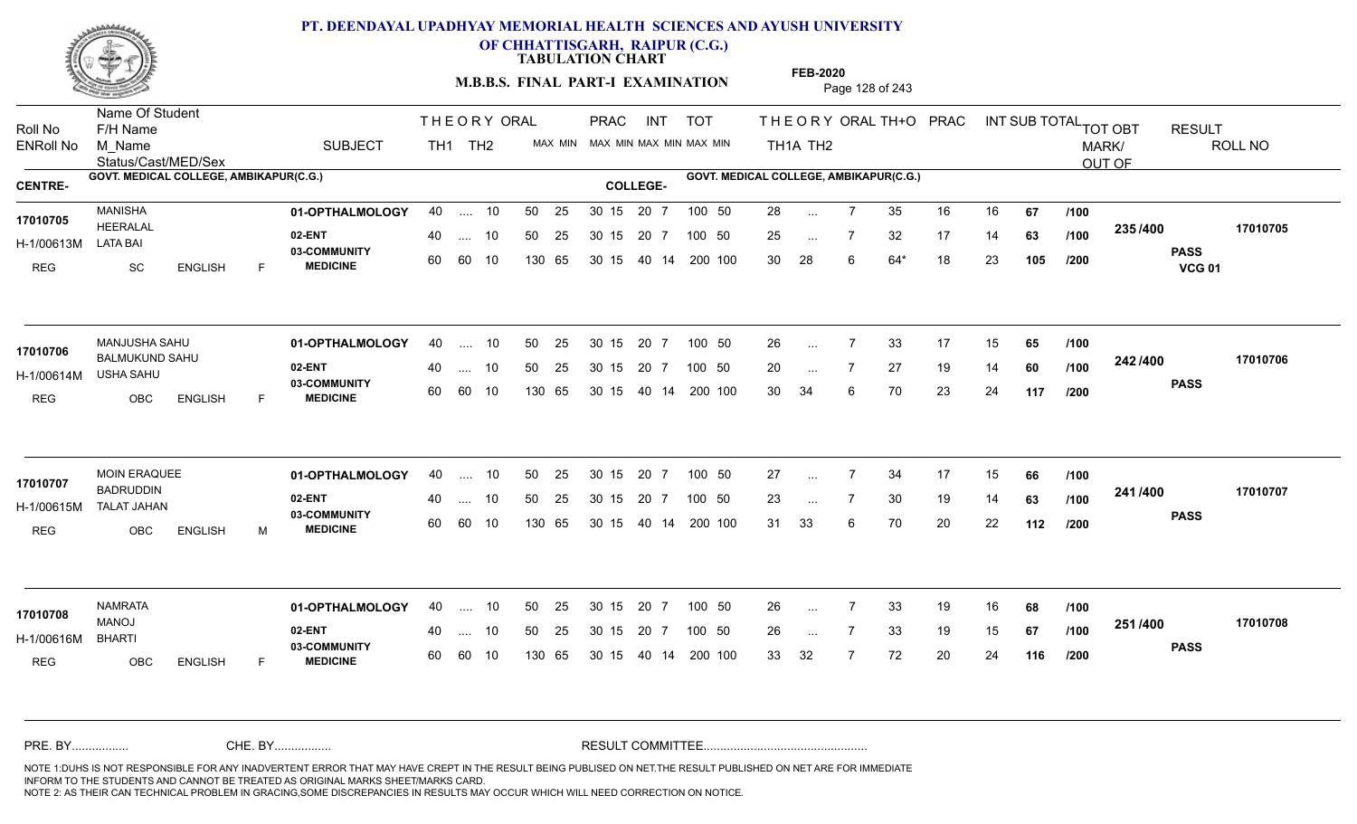# PT. DEENDAYAL UPADHYAY MEMORIAL HEALTH SCIENCES AND AYUSH UNIVERSITY OF CHHATTISGARH, RAIPUR (C.G.)

## TABULATION CHART

**M.B.B.S. FINAL PART-I EXAMINATION** — FEB-2020

CENTRE- GOVT. MEDICAL COLLEGE, AMBIKAPUR(C.G.) | COLLEGE- GOVT. MEDICAL COLLEGE, AMBIKAPUR(C.G.)

| Roll No / ENRoll No | Name Of Student / F/H Name / M_Name / Status/Cast/MED/Sex | SUBJECT | TH1 | TH2 | ORAL | PRAC MAX | PRAC MIN | INT MAX | INT MIN | TOT MAX | TOT MIN | TH1A | TH2 | ORAL | TH+O | PRAC | INT | SUB TOTAL | OUT OF | TOT OBT MARK/OUT OF | RESULT | ROLL NO |
|---|---|---|---|---|---|---|---|---|---|---|---|---|---|---|---|---|---|---|---|---|---|---|
| 17010705 / H-1/00613M | MANISHA / HEERALAL / LATA BAI / REG SC ENGLISH F | 01-OPTHALMOLOGY | 40 | .... | 10 | 50 | 25 | 30 15 | 20 7 | 100 | 50 | 28 | ... | 7 | 35 | 16 | 16 | 67 | /100 | 235 /400 | PASS VCG 01 | 17010705 |
| | | 02-ENT | 40 | .... | 10 | 50 | 25 | 30 15 | 20 7 | 100 | 50 | 25 | ... | 7 | 32 | 17 | 14 | 63 | /100 | | | |
| | | 03-COMMUNITY MEDICINE | 60 | 60 | 10 | 130 | 65 | 30 15 | 40 14 | 200 | 100 | 30 | 28 | 6 | 64* | 18 | 23 | 105 | /200 | | | |
| 17010706 / H-1/00614M | MANJUSHA SAHU / BALMUKUND SAHU / USHA SAHU / REG OBC ENGLISH F | 01-OPTHALMOLOGY | 40 | .... | 10 | 50 | 25 | 30 15 | 20 7 | 100 | 50 | 26 | ... | 7 | 33 | 17 | 15 | 65 | /100 | 242 /400 | PASS | 17010706 |
| | | 02-ENT | 40 | .... | 10 | 50 | 25 | 30 15 | 20 7 | 100 | 50 | 20 | ... | 7 | 27 | 19 | 14 | 60 | /100 | | | |
| | | 03-COMMUNITY MEDICINE | 60 | 60 | 10 | 130 | 65 | 30 15 | 40 14 | 200 | 100 | 30 | 34 | 6 | 70 | 23 | 24 | 117 | /200 | | | |
| 17010707 / H-1/00615M | MOIN ERAQUEE / BADRUDDIN / TALAT JAHAN / REG OBC ENGLISH M | 01-OPTHALMOLOGY | 40 | .... | 10 | 50 | 25 | 30 15 | 20 7 | 100 | 50 | 27 | ... | 7 | 34 | 17 | 15 | 66 | /100 | 241 /400 | PASS | 17010707 |
| | | 02-ENT | 40 | .... | 10 | 50 | 25 | 30 15 | 20 7 | 100 | 50 | 23 | ... | 7 | 30 | 19 | 14 | 63 | /100 | | | |
| | | 03-COMMUNITY MEDICINE | 60 | 60 | 10 | 130 | 65 | 30 15 | 40 14 | 200 | 100 | 31 | 33 | 6 | 70 | 20 | 22 | 112 | /200 | | | |
| 17010708 / H-1/00616M | NAMRATA / MANOJ / BHARTI / REG OBC ENGLISH F | 01-OPTHALMOLOGY | 40 | .... | 10 | 50 | 25 | 30 15 | 20 7 | 100 | 50 | 26 | ... | 7 | 33 | 19 | 16 | 68 | /100 | 251 /400 | PASS | 17010708 |
| | | 02-ENT | 40 | .... | 10 | 50 | 25 | 30 15 | 20 7 | 100 | 50 | 26 | ... | 7 | 33 | 19 | 15 | 67 | /100 | | | |
| | | 03-COMMUNITY MEDICINE | 60 | 60 | 10 | 130 | 65 | 30 15 | 40 14 | 200 | 100 | 33 | 32 | 7 | 72 | 20 | 24 | 116 | /200 | | | |

PRE. BY................ CHE. BY................ RESULT COMMITTEE................................................

NOTE 1:DUHS IS NOT RESPONSIBLE FOR ANY INADVERTENT ERROR THAT MAY HAVE CREPT IN THE RESULT BEING PUBLISED ON NET.THE RESULT PUBLISHED ON NET ARE FOR IMMEDIATE INFORM TO THE STUDENTS AND CANNOT BE TREATED AS ORIGINAL MARKS SHEET/MARKS CARD.
NOTE 2: AS THEIR CAN TECHNICAL PROBLEM IN GRACING,SOME DISCREPANCIES IN RESULTS MAY OCCUR WHICH WILL NEED CORRECTION ON NOTICE.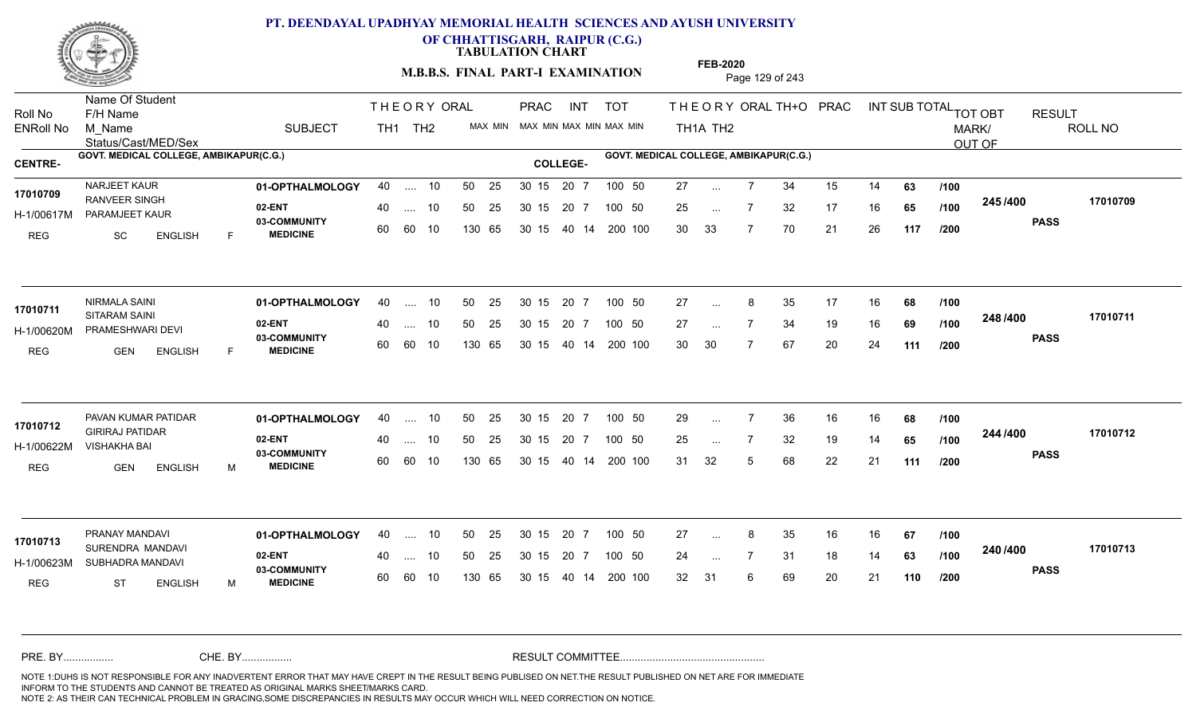# PT. DEENDAYAL UPADHYAY MEMORIAL HEALTH SCIENCES AND AYUSH UNIVERSITY OF CHHATTISGARH, RAIPUR (C.G.)

**TABULATION CHART**

**M.B.B.S. FINAL PART-I EXAMINATION**

**FEB-2020**

| Roll No / ENRoll No | Name Of Student / F/H Name / M_Name / Status/Cast/MED/Sex | SUBJECT | THEORY TH1 | THEORY TH2 | ORAL | PRAC MAX | PRAC MIN | INT MAX | INT MIN | TOT MAX | TOT MIN | THEORY TH1A | THEORY TH2 | ORAL | TH+O | PRAC | INT | SUB TOTAL | | TOT OBT MARK/OUT OF | RESULT | ROLL NO |
|---|---|---|---|---|---|---|---|---|---|---|---|---|---|---|---|---|---|---|---|---|---|---|
| **CENTRE-** GOVT. MEDICAL COLLEGE, AMBIKAPUR(C.G.) | | **COLLEGE-** GOVT. MEDICAL COLLEGE, AMBIKAPUR(C.G.) | | | | | | | | | | | | | | | | | | | | |
| 17010709 | NARJEET KAUR | 01-OPTHALMOLOGY | 40 | .... | 10 | 50 25 | | 30 15 | | 20 7 | 100 50 | 27 | ... | 7 | 34 | 15 | 14 | 63 | /100 | 245 /400 | PASS | 17010709 |
| H-1/00617M | RANVEER SINGH / PARAMJEET KAUR | 02-ENT | 40 | .... | 10 | 50 25 | | 30 15 | | 20 7 | 100 50 | 25 | ... | 7 | 32 | 17 | 16 | 65 | /100 | | | |
| REG | SC ENGLISH F | 03-COMMUNITY MEDICINE | 60 | 60 | 10 | 130 65 | | 30 15 | | 40 14 | 200 100 | 30 | 33 | 7 | 70 | 21 | 26 | 117 | /200 | | | |
| 17010711 | NIRMALA SAINI | 01-OPTHALMOLOGY | 40 | .... | 10 | 50 25 | | 30 15 | | 20 7 | 100 50 | 27 | ... | 8 | 35 | 17 | 16 | 68 | /100 | 248 /400 | PASS | 17010711 |
| H-1/00620M | SITARAM SAINI / PRAMESHWARI DEVI | 02-ENT | 40 | .... | 10 | 50 25 | | 30 15 | | 20 7 | 100 50 | 27 | ... | 7 | 34 | 19 | 16 | 69 | /100 | | | |
| REG | GEN ENGLISH F | 03-COMMUNITY MEDICINE | 60 | 60 | 10 | 130 65 | | 30 15 | | 40 14 | 200 100 | 30 | 30 | 7 | 67 | 20 | 24 | 111 | /200 | | | |
| 17010712 | PAVAN KUMAR PATIDAR | 01-OPTHALMOLOGY | 40 | .... | 10 | 50 25 | | 30 15 | | 20 7 | 100 50 | 29 | ... | 7 | 36 | 16 | 16 | 68 | /100 | 244 /400 | PASS | 17010712 |
| H-1/00622M | GIRIRAJ PATIDAR / VISHAKHA BAI | 02-ENT | 40 | .... | 10 | 50 25 | | 30 15 | | 20 7 | 100 50 | 25 | ... | 7 | 32 | 19 | 14 | 65 | /100 | | | |
| REG | GEN ENGLISH M | 03-COMMUNITY MEDICINE | 60 | 60 | 10 | 130 65 | | 30 15 | | 40 14 | 200 100 | 31 | 32 | 5 | 68 | 22 | 21 | 111 | /200 | | | |
| 17010713 | PRANAY MANDAVI | 01-OPTHALMOLOGY | 40 | .... | 10 | 50 25 | | 30 15 | | 20 7 | 100 50 | 27 | ... | 8 | 35 | 16 | 16 | 67 | /100 | 240 /400 | PASS | 17010713 |
| H-1/00623M | SURENDRA MANDAVI / SUBHADRA MANDAVI | 02-ENT | 40 | .... | 10 | 50 25 | | 30 15 | | 20 7 | 100 50 | 24 | ... | 7 | 31 | 18 | 14 | 63 | /100 | | | |
| REG | ST ENGLISH M | 03-COMMUNITY MEDICINE | 60 | 60 | 10 | 130 65 | | 30 15 | | 40 14 | 200 100 | 32 | 31 | 6 | 69 | 20 | 21 | 110 | /200 | | | |

PRE. BY................ CHE. BY................ RESULT COMMITTEE................................................

NOTE 1:DUHS IS NOT RESPONSIBLE FOR ANY INADVERTENT ERROR THAT MAY HAVE CREPT IN THE RESULT BEING PUBLISED ON NET.THE RESULT PUBLISHED ON NET ARE FOR IMMEDIATE INFORM TO THE STUDENTS AND CANNOT BE TREATED AS ORIGINAL MARKS SHEET/MARKS CARD.
NOTE 2: AS THEIR CAN TECHNICAL PROBLEM IN GRACING,SOME DISCREPANCIES IN RESULTS MAY OCCUR WHICH WILL NEED CORRECTION ON NOTICE.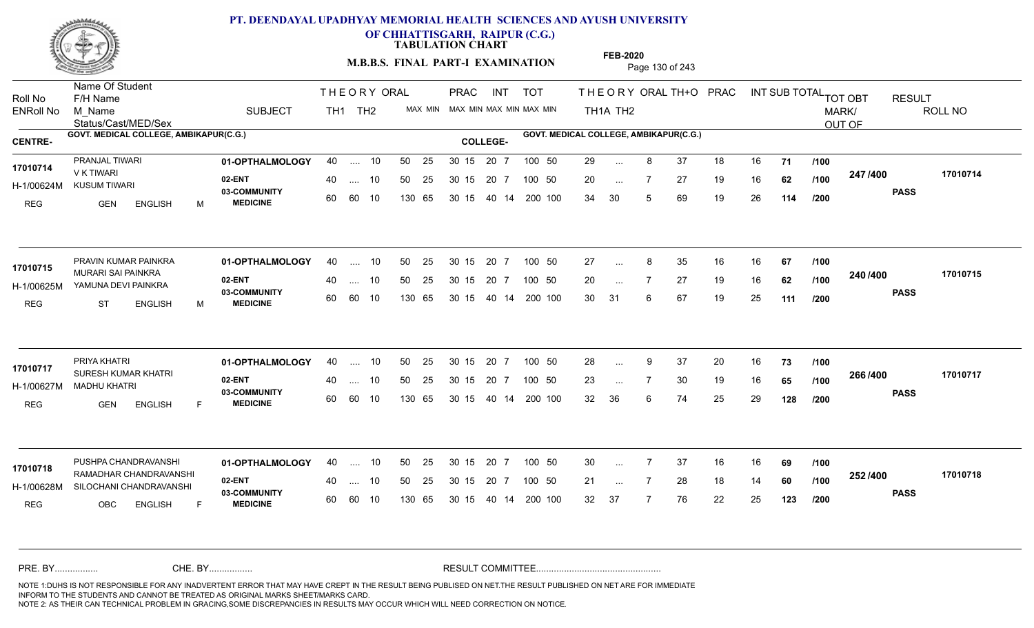# PT. DEENDAYAL UPADHYAY MEMORIAL HEALTH SCIENCES AND AYUSH UNIVERSITY OF CHHATTISGARH, RAIPUR (C.G.)

**TABULATION CHART**

**M.B.B.S. FINAL PART-I EXAMINATION**

**FEB-2020**

**CENTRE-** GOVT. MEDICAL COLLEGE, AMBIKAPUR(C.G.)    **COLLEGE-** GOVT. MEDICAL COLLEGE, AMBIKAPUR(C.G.)

| Roll No / ENRoll No / Status/Cast/MED/Sex | Name Of Student / F/H Name / M_Name | SUBJECT | THEORY TH1 | THEORY TH2 | ORAL MAX MIN | PRAC MAX MIN | INT MAX MIN | TOT MAX MIN | THEORY TH1A | THEORY TH2 | ORAL | TH+O | PRAC | INT | SUB TOTAL | TOT OBT MARK/OUT OF | RESULT | ROLL NO |
|---|---|---|---|---|---|---|---|---|---|---|---|---|---|---|---|---|---|---|
| 17010714 | PRANJAL TIWARI | 01-OPTHALMOLOGY | 40 | .... | 10 | 50 25 | 30 15 | 20 7 | 100 50 | 29 | ... | 8 | 37 | 18 | 16 | 71 /100 | 247 /400 | 17010714 |
| H-1/00624M | V K TIWARI / KUSUM TIWARI | 02-ENT | 40 | .... | 10 | 50 25 | 30 15 | 20 7 | 100 50 | 20 | ... | 7 | 27 | 19 | 16 | 62 /100 | | PASS |
| REG GEN ENGLISH M | | 03-COMMUNITY MEDICINE | 60 | 60 | 10 | 130 65 | 30 15 | 40 14 | 200 100 | 34 | 30 | 5 | 69 | 19 | 26 | 114 /200 | | |
| 17010715 | PRAVIN KUMAR PAINKRA | 01-OPTHALMOLOGY | 40 | .... | 10 | 50 25 | 30 15 | 20 7 | 100 50 | 27 | ... | 8 | 35 | 16 | 16 | 67 /100 | 240 /400 | 17010715 |
| H-1/00625M | MURARI SAI PAINKRA / YAMUNA DEVI PAINKRA | 02-ENT | 40 | .... | 10 | 50 25 | 30 15 | 20 7 | 100 50 | 20 | ... | 7 | 27 | 19 | 16 | 62 /100 | | PASS |
| REG ST ENGLISH M | | 03-COMMUNITY MEDICINE | 60 | 60 | 10 | 130 65 | 30 15 | 40 14 | 200 100 | 30 | 31 | 6 | 67 | 19 | 25 | 111 /200 | | |
| 17010717 | PRIYA KHATRI | 01-OPTHALMOLOGY | 40 | .... | 10 | 50 25 | 30 15 | 20 7 | 100 50 | 28 | ... | 9 | 37 | 20 | 16 | 73 /100 | 266 /400 | 17010717 |
| H-1/00627M | SURESH KUMAR KHATRI / MADHU KHATRI | 02-ENT | 40 | .... | 10 | 50 25 | 30 15 | 20 7 | 100 50 | 23 | ... | 7 | 30 | 19 | 16 | 65 /100 | | PASS |
| REG GEN ENGLISH F | | 03-COMMUNITY MEDICINE | 60 | 60 | 10 | 130 65 | 30 15 | 40 14 | 200 100 | 32 | 36 | 6 | 74 | 25 | 29 | 128 /200 | | |
| 17010718 | PUSHPA CHANDRAVANSHI | 01-OPTHALMOLOGY | 40 | .... | 10 | 50 25 | 30 15 | 20 7 | 100 50 | 30 | ... | 7 | 37 | 16 | 16 | 69 /100 | 252 /400 | 17010718 |
| H-1/00628M | RAMADHAR CHANDRAVANSHI / SILOCHANI CHANDRAVANSHI | 02-ENT | 40 | .... | 10 | 50 25 | 30 15 | 20 7 | 100 50 | 21 | ... | 7 | 28 | 18 | 14 | 60 /100 | | PASS |
| REG OBC ENGLISH F | | 03-COMMUNITY MEDICINE | 60 | 60 | 10 | 130 65 | 30 15 | 40 14 | 200 100 | 32 | 37 | 7 | 76 | 22 | 25 | 123 /200 | | |

PRE. BY................ CHE. BY................ RESULT COMMITTEE................................................

NOTE 1:DUHS IS NOT RESPONSIBLE FOR ANY INADVERTENT ERROR THAT MAY HAVE CREPT IN THE RESULT BEING PUBLISED ON NET.THE RESULT PUBLISHED ON NET ARE FOR IMMEDIATE INFORM TO THE STUDENTS AND CANNOT BE TREATED AS ORIGINAL MARKS SHEET/MARKS CARD.
NOTE 2: AS THEIR CAN TECHNICAL PROBLEM IN GRACING,SOME DISCREPANCIES IN RESULTS MAY OCCUR WHICH WILL NEED CORRECTION ON NOTICE.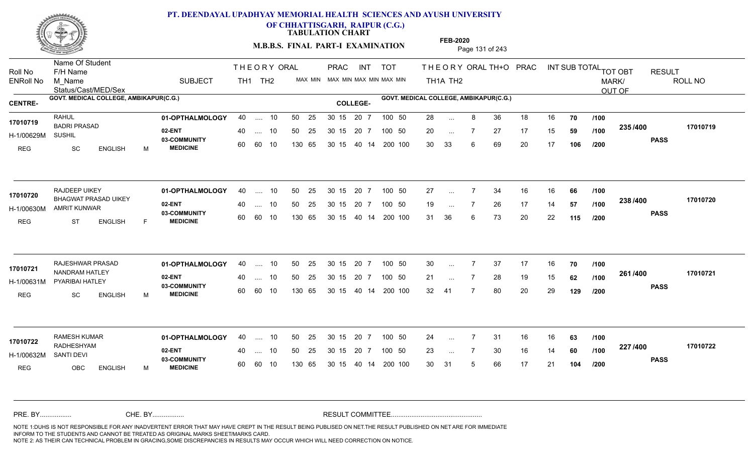# PT. DEENDAYAL UPADHYAY MEMORIAL HEALTH SCIENCES AND AYUSH UNIVERSITY OF CHHATTISGARH, RAIPUR (C.G.)

**TABULATION CHART**

**M.B.B.S. FINAL PART-I EXAMINATION**

**FEB-2020**

| Roll No / ENRoll No | Name Of Student / F/H Name / M_Name / Status/Cast/MED/Sex | SUBJECT | THEORY TH1 | THEORY TH2 | ORAL MAX MIN | PRAC MAX MIN | INT MAX MIN | TOT MAX MIN | THEORY TH1A | THEORY TH2 | ORAL | TH+O | PRAC | INT | SUB TOTAL | | TOT OBT MARK/OUT OF | RESULT | ROLL NO |
|---|---|---|---|---|---|---|---|---|---|---|---|---|---|---|---|---|---|---|---|

**CENTRE-** GOVT. MEDICAL COLLEGE, AMBIKAPUR(C.G.) **COLLEGE-** GOVT. MEDICAL COLLEGE, AMBIKAPUR(C.G.)

| Roll No / ENRoll No | Name / F/H Name / M_Name / Status | SUBJECT | TH1 | TH2 | ORAL | PRAC | INT | TOT | TH1A | TH2 | ORAL | TH+O | PRAC | INT | SUB TOTAL | | TOT OBT | RESULT | ROLL NO |
|---|---|---|---|---|---|---|---|---|---|---|---|---|---|---|---|---|---|---|---|
| 17010719 | RAHUL | 01-OPTHALMOLOGY | 40 | .... | 10 | 50 25 | 30 15 | 20 7 | 100 50 | 28 | ... | 8 | 36 | 18 | 16 | 70 | /100 | 235 /400 | 17010719 |
| H-1/00629M | BADRI PRASAD / SUSHIL | 02-ENT | 40 | .... | 10 | 50 25 | 30 15 | 20 7 | 100 50 | 20 | ... | 7 | 27 | 17 | 15 | 59 | /100 | PASS | |
| REG | SC ENGLISH M | 03-COMMUNITY MEDICINE | 60 | 60 | 10 | 130 65 | 30 15 | 40 14 | 200 100 | 30 | 33 | 6 | 69 | 20 | 17 | 106 | /200 | | |
| 17010720 | RAJDEEP UIKEY | 01-OPTHALMOLOGY | 40 | .... | 10 | 50 25 | 30 15 | 20 7 | 100 50 | 27 | ... | 7 | 34 | 16 | 16 | 66 | /100 | 238 /400 | 17010720 |
| H-1/00630M | BHAGWAT PRASAD UIKEY / AMRIT KUNWAR | 02-ENT | 40 | .... | 10 | 50 25 | 30 15 | 20 7 | 100 50 | 19 | ... | 7 | 26 | 17 | 14 | 57 | /100 | PASS | |
| REG | ST ENGLISH F | 03-COMMUNITY MEDICINE | 60 | 60 | 10 | 130 65 | 30 15 | 40 14 | 200 100 | 31 | 36 | 6 | 73 | 20 | 22 | 115 | /200 | | |
| 17010721 | RAJESHWAR PRASAD | 01-OPTHALMOLOGY | 40 | .... | 10 | 50 25 | 30 15 | 20 7 | 100 50 | 30 | ... | 7 | 37 | 17 | 16 | 70 | /100 | 261 /400 | 17010721 |
| H-1/00631M | NANDRAM HATLEY / PYARIBAI HATLEY | 02-ENT | 40 | .... | 10 | 50 25 | 30 15 | 20 7 | 100 50 | 21 | ... | 7 | 28 | 19 | 15 | 62 | /100 | PASS | |
| REG | SC ENGLISH M | 03-COMMUNITY MEDICINE | 60 | 60 | 10 | 130 65 | 30 15 | 40 14 | 200 100 | 32 | 41 | 7 | 80 | 20 | 29 | 129 | /200 | | |
| 17010722 | RAMESH KUMAR | 01-OPTHALMOLOGY | 40 | .... | 10 | 50 25 | 30 15 | 20 7 | 100 50 | 24 | ... | 7 | 31 | 16 | 16 | 63 | /100 | 227 /400 | 17010722 |
| H-1/00632M | RADHESHYAM / SANTI DEVI | 02-ENT | 40 | .... | 10 | 50 25 | 30 15 | 20 7 | 100 50 | 23 | ... | 7 | 30 | 16 | 14 | 60 | /100 | PASS | |
| REG | OBC ENGLISH M | 03-COMMUNITY MEDICINE | 60 | 60 | 10 | 130 65 | 30 15 | 40 14 | 200 100 | 30 | 31 | 5 | 66 | 17 | 21 | 104 | /200 | | |

PRE. BY................ CHE. BY................ RESULT COMMITTEE................................................

NOTE 1:DUHS IS NOT RESPONSIBLE FOR ANY INADVERTENT ERROR THAT MAY HAVE CREPT IN THE RESULT BEING PUBLISED ON NET.THE RESULT PUBLISHED ON NET ARE FOR IMMEDIATE INFORM TO THE STUDENTS AND CANNOT BE TREATED AS ORIGINAL MARKS SHEET/MARKS CARD.
NOTE 2: AS THEIR CAN TECHNICAL PROBLEM IN GRACING,SOME DISCREPANCIES IN RESULTS MAY OCCUR WHICH WILL NEED CORRECTION ON NOTICE.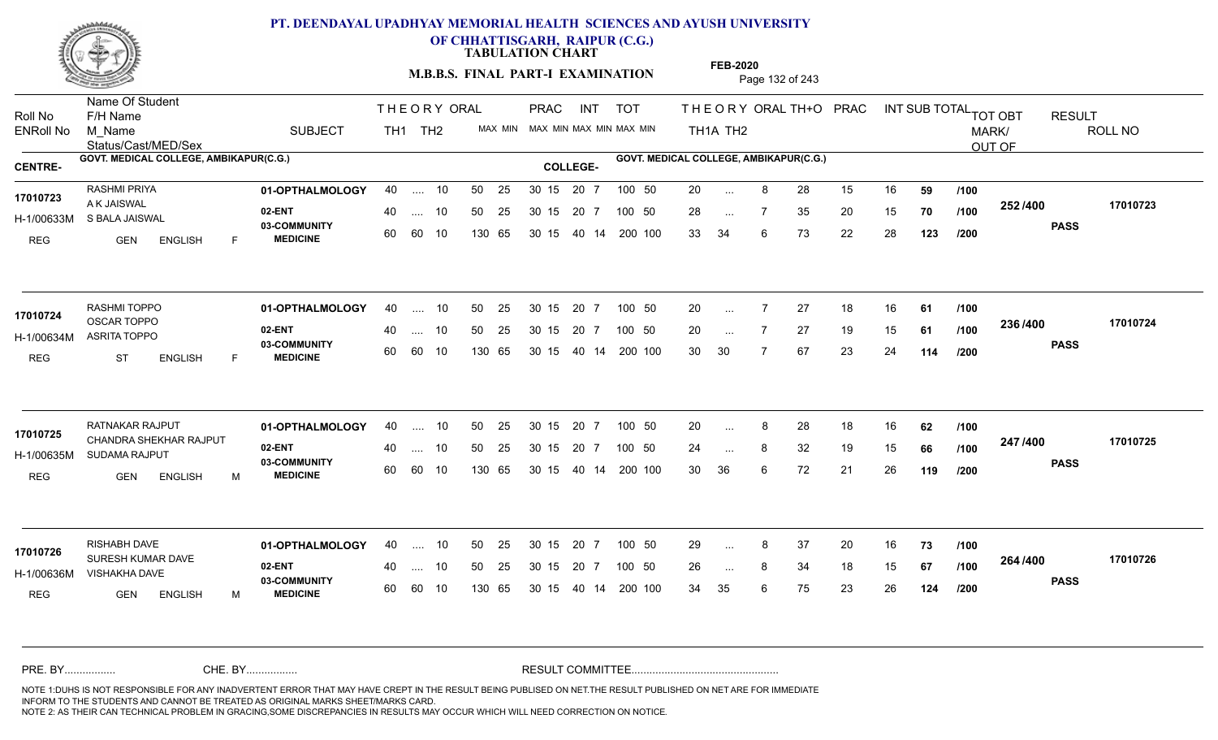# PT. DEENDAYAL UPADHYAY MEMORIAL HEALTH SCIENCES AND AYUSH UNIVERSITY OF CHHATTISGARH, RAIPUR (C.G.)

**TABULATION CHART**

**M.B.B.S. FINAL PART-I EXAMINATION**

**FEB-2020**

| Roll No / ENRoll No | Name Of Student / F/H Name / M_Name / Status/Cast/MED/Sex | SUBJECT | THEORY TH1 | THEORY TH2 | ORAL | PRAC MAX | PRAC MIN | INT MAX | INT MIN | TOT MAX | TOT MIN | TH1A | TH2 | ORAL | TH+O | PRAC | INT | SUB TOTAL | | TOT OBT MARK/OUT OF | RESULT | ROLL NO |
|---|---|---|---|---|---|---|---|---|---|---|---|---|---|---|---|---|---|---|---|---|---|---|
| **CENTRE-** GOVT. MEDICAL COLLEGE, AMBIKAPUR(C.G.) | | **COLLEGE-** GOVT. MEDICAL COLLEGE, AMBIKAPUR(C.G.) | | | | | | | | | | | | | | | | | | | | |
| 17010723 | RASHMI PRIYA | 01-OPTHALMOLOGY | 40 | .... | 10 | 50 | 25 | 30 15 | | 20 7 | | 100 | 50 | 20 | ... | 8 | 28 | 15 | 16 | 59 | /100 | 252 /400 | PASS | 17010723 |
| H-1/00633M | A K JAISWAL / S BALA JAISWAL | 02-ENT | 40 | .... | 10 | 50 | 25 | 30 15 | | 20 7 | | 100 | 50 | 28 | ... | 7 | 35 | 20 | 15 | 70 | /100 | | | |
| REG | GEN ENGLISH F | 03-COMMUNITY MEDICINE | 60 | 60 | 10 | 130 | 65 | 30 15 | | 40 14 | | 200 | 100 | 33 | 34 | 6 | 73 | 22 | 28 | 123 | /200 | | | |
| 17010724 | RASHMI TOPPO | 01-OPTHALMOLOGY | 40 | .... | 10 | 50 | 25 | 30 15 | | 20 7 | | 100 | 50 | 20 | ... | 7 | 27 | 18 | 16 | 61 | /100 | 236 /400 | PASS | 17010724 |
| H-1/00634M | OSCAR TOPPO / ASRITA TOPPO | 02-ENT | 40 | .... | 10 | 50 | 25 | 30 15 | | 20 7 | | 100 | 50 | 20 | ... | 7 | 27 | 19 | 15 | 61 | /100 | | | |
| REG | ST ENGLISH F | 03-COMMUNITY MEDICINE | 60 | 60 | 10 | 130 | 65 | 30 15 | | 40 14 | | 200 | 100 | 30 | 30 | 7 | 67 | 23 | 24 | 114 | /200 | | | |
| 17010725 | RATNAKAR RAJPUT | 01-OPTHALMOLOGY | 40 | .... | 10 | 50 | 25 | 30 15 | | 20 7 | | 100 | 50 | 20 | ... | 8 | 28 | 18 | 16 | 62 | /100 | 247 /400 | PASS | 17010725 |
| H-1/00635M | CHANDRA SHEKHAR RAJPUT / SUDAMA RAJPUT | 02-ENT | 40 | .... | 10 | 50 | 25 | 30 15 | | 20 7 | | 100 | 50 | 24 | ... | 8 | 32 | 19 | 15 | 66 | /100 | | | |
| REG | GEN ENGLISH M | 03-COMMUNITY MEDICINE | 60 | 60 | 10 | 130 | 65 | 30 15 | | 40 14 | | 200 | 100 | 30 | 36 | 6 | 72 | 21 | 26 | 119 | /200 | | | |
| 17010726 | RISHABH DAVE | 01-OPTHALMOLOGY | 40 | .... | 10 | 50 | 25 | 30 15 | | 20 7 | | 100 | 50 | 29 | ... | 8 | 37 | 20 | 16 | 73 | /100 | 264 /400 | PASS | 17010726 |
| H-1/00636M | SURESH KUMAR DAVE / VISHAKHA DAVE | 02-ENT | 40 | .... | 10 | 50 | 25 | 30 15 | | 20 7 | | 100 | 50 | 26 | ... | 8 | 34 | 18 | 15 | 67 | /100 | | | |
| REG | GEN ENGLISH M | 03-COMMUNITY MEDICINE | 60 | 60 | 10 | 130 | 65 | 30 15 | | 40 14 | | 200 | 100 | 34 | 35 | 6 | 75 | 23 | 26 | 124 | /200 | | | |

PRE. BY................ CHE. BY................ RESULT COMMITTEE................................................

NOTE 1:DUHS IS NOT RESPONSIBLE FOR ANY INADVERTENT ERROR THAT MAY HAVE CREPT IN THE RESULT BEING PUBLISED ON NET.THE RESULT PUBLISHED ON NET ARE FOR IMMEDIATE INFORM TO THE STUDENTS AND CANNOT BE TREATED AS ORIGINAL MARKS SHEET/MARKS CARD.
NOTE 2: AS THEIR CAN TECHNICAL PROBLEM IN GRACING,SOME DISCREPANCIES IN RESULTS MAY OCCUR WHICH WILL NEED CORRECTION ON NOTICE.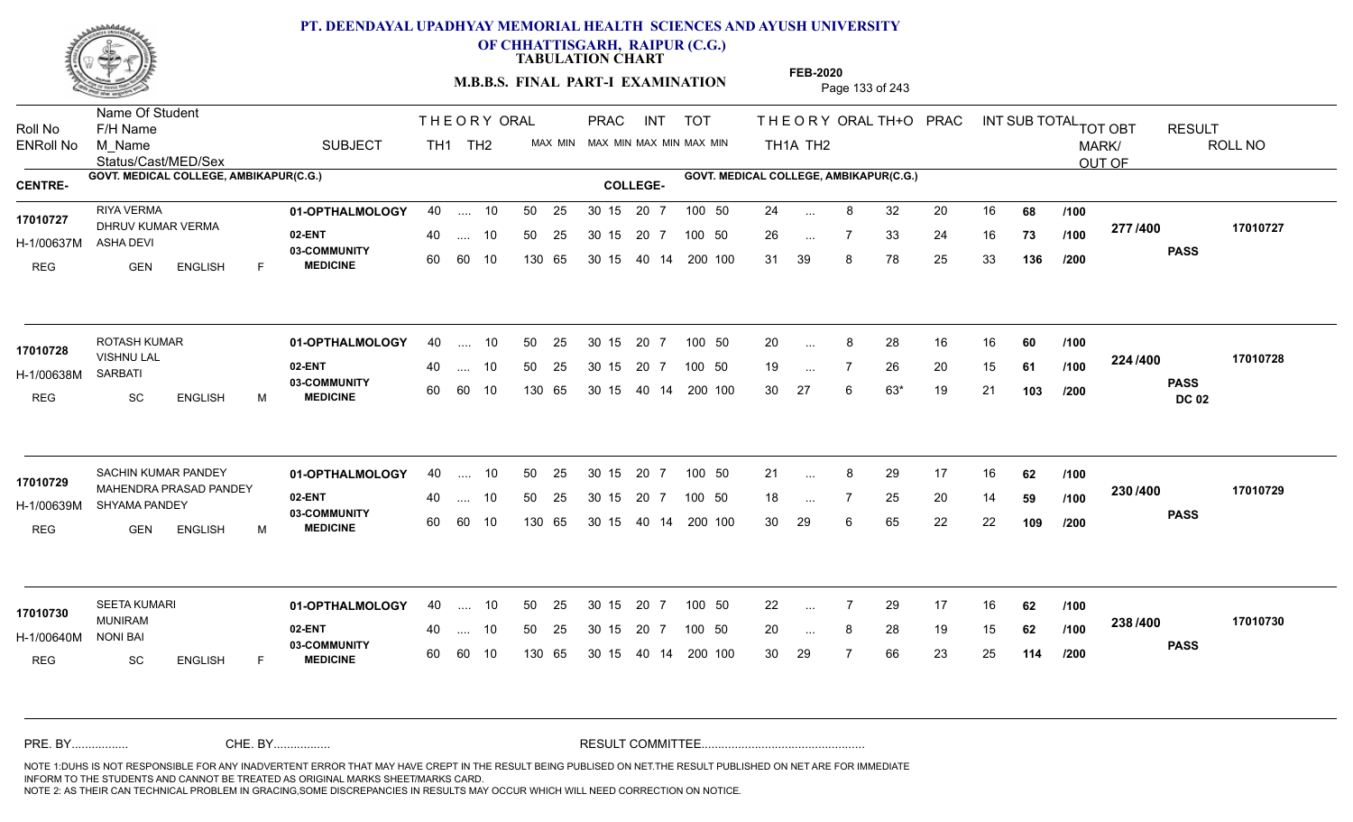# PT. DEENDAYAL UPADHYAY MEMORIAL HEALTH SCIENCES AND AYUSH UNIVERSITY OF CHHATTISGARH, RAIPUR (C.G.)

**TABULATION CHART**

**M.B.B.S. FINAL PART-I EXAMINATION**

**FEB-2020**

CENTRE- GOVT. MEDICAL COLLEGE, AMBIKAPUR(C.G.) COLLEGE- GOVT. MEDICAL COLLEGE, AMBIKAPUR(C.G.)

| Roll No / ENRoll No | Name Of Student / F/H Name / M_Name / Status/Cast/MED/Sex | SUBJECT | THEORY TH1 | TH2 | ORAL | PRAC MAX | PRAC MIN | INT MAX | INT MIN | TOT MAX | TOT MIN | TH1A | TH2 | ORAL | TH+O | PRAC | INT | SUB TOTAL | OUT OF | TOT OBT MARK/OUT OF | RESULT | ROLL NO |
|---|---|---|---|---|---|---|---|---|---|---|---|---|---|---|---|---|---|---|---|---|---|---|
| 17010727 / H-1/00637M | RIYA VERMA / DHRUV KUMAR VERMA / ASHA DEVI / REG GEN ENGLISH F | 01-OPTHALMOLOGY | 40 | .... | 10 | 50 | 25 | 30 15 | 20 7 | 100 | 50 | 24 | ... | 8 | 32 | 20 | 16 | 68 | /100 | 277 /400 | PASS | 17010727 |
| | | 02-ENT | 40 | .... | 10 | 50 | 25 | 30 15 | 20 7 | 100 | 50 | 26 | ... | 7 | 33 | 24 | 16 | 73 | /100 | | | |
| | | 03-COMMUNITY MEDICINE | 60 | 60 | 10 | 130 | 65 | 30 15 | 40 14 | 200 | 100 | 31 | 39 | 8 | 78 | 25 | 33 | 136 | /200 | | | |
| 17010728 / H-1/00638M | ROTASH KUMAR / VISHNU LAL / SARBATI / REG SC ENGLISH M | 01-OPTHALMOLOGY | 40 | .... | 10 | 50 | 25 | 30 15 | 20 7 | 100 | 50 | 20 | ... | 8 | 28 | 16 | 16 | 60 | /100 | 224 /400 | PASS DC 02 | 17010728 |
| | | 02-ENT | 40 | .... | 10 | 50 | 25 | 30 15 | 20 7 | 100 | 50 | 19 | ... | 7 | 26 | 20 | 15 | 61 | /100 | | | |
| | | 03-COMMUNITY MEDICINE | 60 | 60 | 10 | 130 | 65 | 30 15 | 40 14 | 200 | 100 | 30 | 27 | 6 | 63* | 19 | 21 | 103 | /200 | | | |
| 17010729 / H-1/00639M | SACHIN KUMAR PANDEY / MAHENDRA PRASAD PANDEY / SHYAMA PANDEY / REG GEN ENGLISH M | 01-OPTHALMOLOGY | 40 | .... | 10 | 50 | 25 | 30 15 | 20 7 | 100 | 50 | 21 | ... | 8 | 29 | 17 | 16 | 62 | /100 | 230 /400 | PASS | 17010729 |
| | | 02-ENT | 40 | .... | 10 | 50 | 25 | 30 15 | 20 7 | 100 | 50 | 18 | ... | 7 | 25 | 20 | 14 | 59 | /100 | | | |
| | | 03-COMMUNITY MEDICINE | 60 | 60 | 10 | 130 | 65 | 30 15 | 40 14 | 200 | 100 | 30 | 29 | 6 | 65 | 22 | 22 | 109 | /200 | | | |
| 17010730 / H-1/00640M | SEETA KUMARI / MUNIRAM / NONI BAI / REG SC ENGLISH F | 01-OPTHALMOLOGY | 40 | .... | 10 | 50 | 25 | 30 15 | 20 7 | 100 | 50 | 22 | ... | 7 | 29 | 17 | 16 | 62 | /100 | 238 /400 | PASS | 17010730 |
| | | 02-ENT | 40 | .... | 10 | 50 | 25 | 30 15 | 20 7 | 100 | 50 | 20 | ... | 8 | 28 | 19 | 15 | 62 | /100 | | | |
| | | 03-COMMUNITY MEDICINE | 60 | 60 | 10 | 130 | 65 | 30 15 | 40 14 | 200 | 100 | 30 | 29 | 7 | 66 | 23 | 25 | 114 | /200 | | | |

PRE. BY................ CHE. BY................ RESULT COMMITTEE................................................

NOTE 1:DUHS IS NOT RESPONSIBLE FOR ANY INADVERTENT ERROR THAT MAY HAVE CREPT IN THE RESULT BEING PUBLISED ON NET.THE RESULT PUBLISHED ON NET ARE FOR IMMEDIATE INFORM TO THE STUDENTS AND CANNOT BE TREATED AS ORIGINAL MARKS SHEET/MARKS CARD.
NOTE 2: AS THEIR CAN TECHNICAL PROBLEM IN GRACING,SOME DISCREPANCIES IN RESULTS MAY OCCUR WHICH WILL NEED CORRECTION ON NOTICE.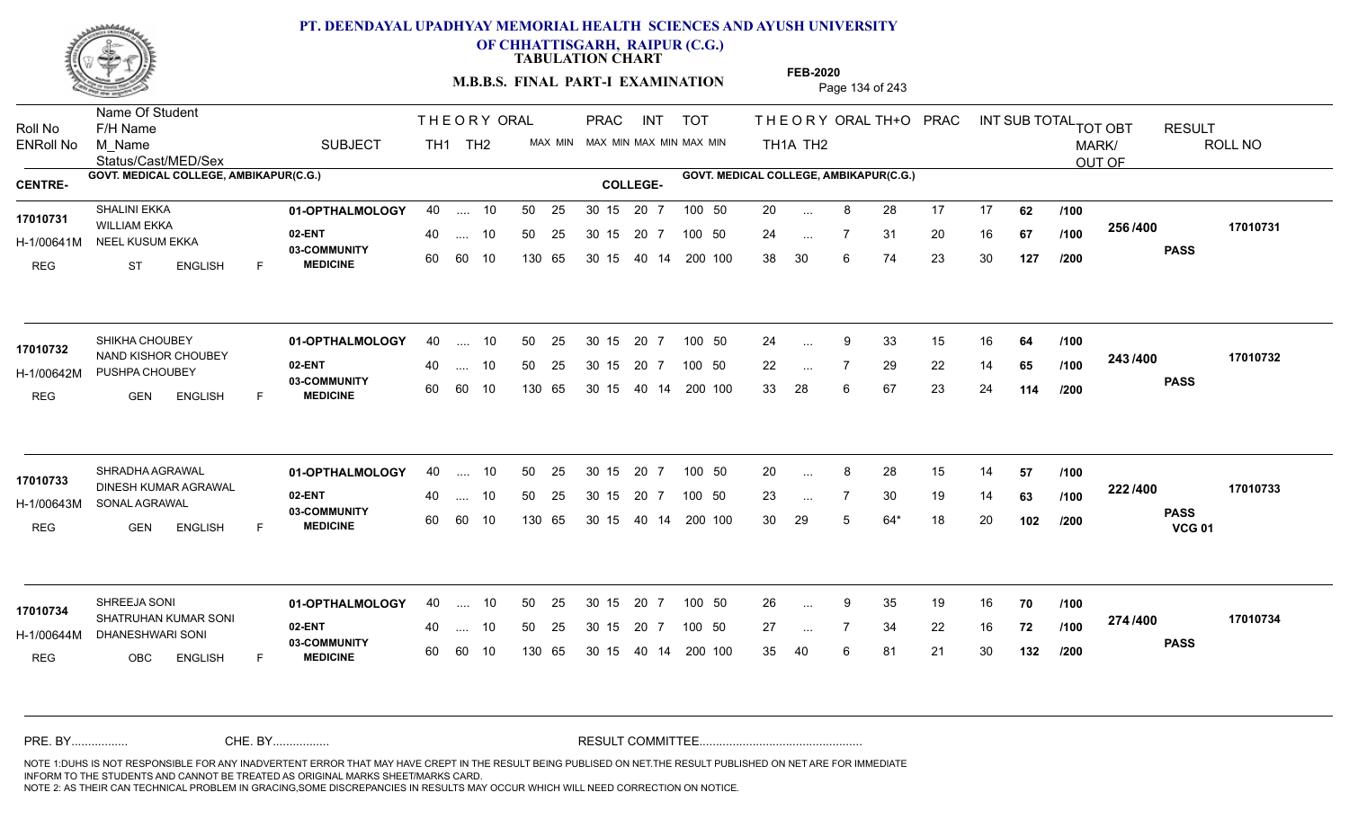# PT. DEENDAYAL UPADHYAY MEMORIAL HEALTH SCIENCES AND AYUSH UNIVERSITY OF CHHATTISGARH, RAIPUR (C.G.)

**TABULATION CHART**

**M.B.B.S. FINAL PART-I EXAMINATION**

**FEB-2020**

| Roll No / ENRoll No | Name Of Student / F/H Name / M_Name / Status/Cast/MED/Sex | SUBJECT | THEORY TH1 | THEORY TH2 | ORAL MAX MIN | PRAC MAX MIN | INT MAX MIN | TOT MAX MIN | TH1A | TH2 | ORAL | TH+O | PRAC | INT | SUB TOTAL | | TOT OBT MARK/ OUT OF | RESULT | ROLL NO |
|---|---|---|---|---|---|---|---|---|---|---|---|---|---|---|---|---|---|---|---|
| **CENTRE-** | GOVT. MEDICAL COLLEGE, AMBIKAPUR(C.G.) | | | | | | | **COLLEGE-** GOVT. MEDICAL COLLEGE, AMBIKAPUR(C.G.) | | | | | | | | | | | |
| 17010731 | SHALINI EKKA | 01-OPTHALMOLOGY | 40 | .... | 10 | 50 25 | 30 15 | 20 7 | 100 50 | 20 | ... | 8 | 28 | 17 | 17 | 62 | /100 | | |
| H-1/00641M | WILLIAM EKKA / NEEL KUSUM EKKA | 02-ENT | 40 | .... | 10 | 50 25 | 30 15 | 20 7 | 100 50 | 24 | ... | 7 | 31 | 20 | 16 | 67 | /100 | 256 /400 | PASS | 17010731 |
| REG | ST ENGLISH F | 03-COMMUNITY MEDICINE | 60 | 60 | 10 | 130 65 | 30 15 | 40 14 | 200 100 | 38 | 30 | 6 | 74 | 23 | 30 | 127 | /200 | | |
| 17010732 | SHIKHA CHOUBEY | 01-OPTHALMOLOGY | 40 | .... | 10 | 50 25 | 30 15 | 20 7 | 100 50 | 24 | ... | 9 | 33 | 15 | 16 | 64 | /100 | | |
| H-1/00642M | NAND KISHOR CHOUBEY / PUSHPA CHOUBEY | 02-ENT | 40 | .... | 10 | 50 25 | 30 15 | 20 7 | 100 50 | 22 | ... | 7 | 29 | 22 | 14 | 65 | /100 | 243 /400 | PASS | 17010732 |
| REG | GEN ENGLISH F | 03-COMMUNITY MEDICINE | 60 | 60 | 10 | 130 65 | 30 15 | 40 14 | 200 100 | 33 | 28 | 6 | 67 | 23 | 24 | 114 | /200 | | |
| 17010733 | SHRADHA AGRAWAL | 01-OPTHALMOLOGY | 40 | .... | 10 | 50 25 | 30 15 | 20 7 | 100 50 | 20 | ... | 8 | 28 | 15 | 14 | 57 | /100 | | |
| H-1/00643M | DINESH KUMAR AGRAWAL / SONAL AGRAWAL | 02-ENT | 40 | .... | 10 | 50 25 | 30 15 | 20 7 | 100 50 | 23 | ... | 7 | 30 | 19 | 14 | 63 | /100 | 222 /400 | PASS VCG 01 | 17010733 |
| REG | GEN ENGLISH F | 03-COMMUNITY MEDICINE | 60 | 60 | 10 | 130 65 | 30 15 | 40 14 | 200 100 | 30 | 29 | 5 | 64* | 18 | 20 | 102 | /200 | | |
| 17010734 | SHREEJA SONI | 01-OPTHALMOLOGY | 40 | .... | 10 | 50 25 | 30 15 | 20 7 | 100 50 | 26 | ... | 9 | 35 | 19 | 16 | 70 | /100 | | |
| H-1/00644M | SHATRUHAN KUMAR SONI / DHANESHWARI SONI | 02-ENT | 40 | .... | 10 | 50 25 | 30 15 | 20 7 | 100 50 | 27 | ... | 7 | 34 | 22 | 16 | 72 | /100 | 274 /400 | PASS | 17010734 |
| REG | OBC ENGLISH F | 03-COMMUNITY MEDICINE | 60 | 60 | 10 | 130 65 | 30 15 | 40 14 | 200 100 | 35 | 40 | 6 | 81 | 21 | 30 | 132 | /200 | | |

PRE. BY................ CHE. BY................ RESULT COMMITTEE................................................

NOTE 1:DUHS IS NOT RESPONSIBLE FOR ANY INADVERTENT ERROR THAT MAY HAVE CREPT IN THE RESULT BEING PUBLISED ON NET.THE RESULT PUBLISHED ON NET ARE FOR IMMEDIATE INFORM TO THE STUDENTS AND CANNOT BE TREATED AS ORIGINAL MARKS SHEET/MARKS CARD.
NOTE 2: AS THEIR CAN TECHNICAL PROBLEM IN GRACING,SOME DISCREPANCIES IN RESULTS MAY OCCUR WHICH WILL NEED CORRECTION ON NOTICE.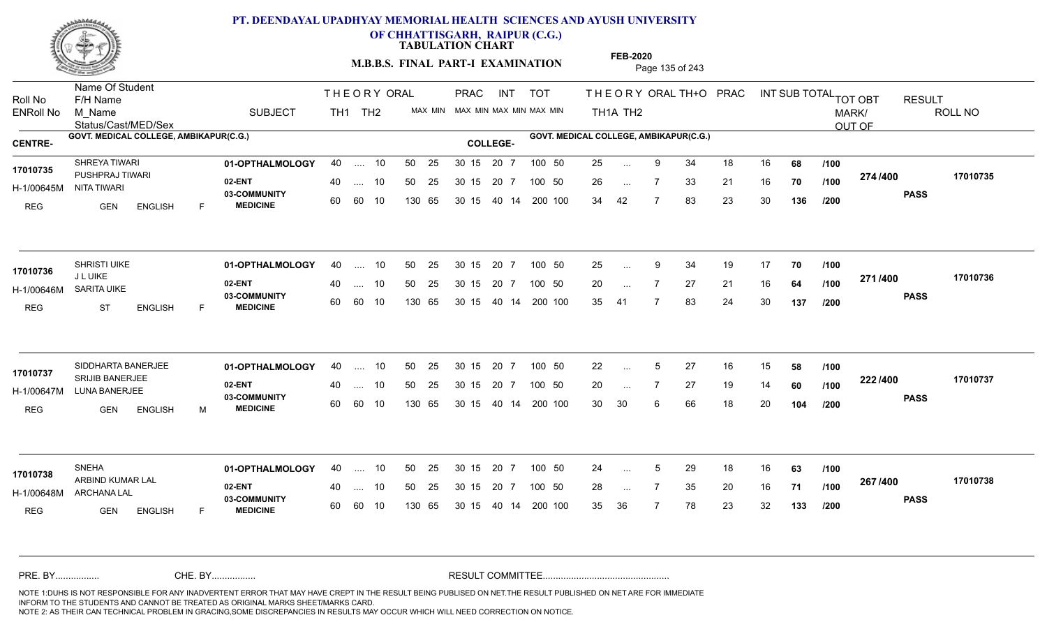# PT. DEENDAYAL UPADHYAY MEMORIAL HEALTH SCIENCES AND AYUSH UNIVERSITY OF CHHATTISGARH, RAIPUR (C.G.)

**TABULATION CHART**

**M.B.B.S. FINAL PART-I EXAMINATION**

**FEB-2020**

| Roll No / ENRoll No | Name Of Student / F/H Name / M_Name / Status/Cast/MED/Sex | SUBJECT | THEORY TH1 | THEORY TH2 | ORAL | PRAC MAX | PRAC MIN | INT MAX | INT MIN | TOT MAX | TOT MIN | TH1A | TH2 | ORAL | TH+O | PRAC | INT | SUB TOTAL | TOT OBT MARK/OUT OF | RESULT | ROLL NO |
|---|---|---|---|---|---|---|---|---|---|---|---|---|---|---|---|---|---|---|---|---|---|
| **CENTRE- GOVT. MEDICAL COLLEGE, AMBIKAPUR(C.G.)** | | | | | | | | | | | | **COLLEGE- GOVT. MEDICAL COLLEGE, AMBIKAPUR(C.G.)** | | | | | | | | | |
| 17010735 | SHREYA TIWARI | 01-OPTHALMOLOGY | 40 | .... | 10 | 50 | 25 | 30 15 | | 20 7 | 100 50 | 25 | ... | 9 | 34 | 18 | 16 | 68 /100 | 274 /400 | PASS | 17010735 |
| H-1/00645M | PUSHPRAJ TIWARI / NITA TIWARI | 02-ENT | 40 | .... | 10 | 50 | 25 | 30 15 | | 20 7 | 100 50 | 26 | ... | 7 | 33 | 21 | 16 | 70 /100 | | | |
| REG | GEN ENGLISH F | 03-COMMUNITY MEDICINE | 60 | 60 | 10 | 130 | 65 | 30 15 | | 40 14 | 200 100 | 34 | 42 | 7 | 83 | 23 | 30 | 136 /200 | | | |
| 17010736 | SHRISTI UIKE | 01-OPTHALMOLOGY | 40 | .... | 10 | 50 | 25 | 30 15 | | 20 7 | 100 50 | 25 | ... | 9 | 34 | 19 | 17 | 70 /100 | 271 /400 | PASS | 17010736 |
| H-1/00646M | J L UIKE / SARITA UIKE | 02-ENT | 40 | .... | 10 | 50 | 25 | 30 15 | | 20 7 | 100 50 | 20 | ... | 7 | 27 | 21 | 16 | 64 /100 | | | |
| REG | ST ENGLISH F | 03-COMMUNITY MEDICINE | 60 | 60 | 10 | 130 | 65 | 30 15 | | 40 14 | 200 100 | 35 | 41 | 7 | 83 | 24 | 30 | 137 /200 | | | |
| 17010737 | SIDDHARTA BANERJEE | 01-OPTHALMOLOGY | 40 | .... | 10 | 50 | 25 | 30 15 | | 20 7 | 100 50 | 22 | ... | 5 | 27 | 16 | 15 | 58 /100 | 222 /400 | PASS | 17010737 |
| H-1/00647M | SRIJIB BANERJEE / LUNA BANERJEE | 02-ENT | 40 | .... | 10 | 50 | 25 | 30 15 | | 20 7 | 100 50 | 20 | ... | 7 | 27 | 19 | 14 | 60 /100 | | | |
| REG | GEN ENGLISH M | 03-COMMUNITY MEDICINE | 60 | 60 | 10 | 130 | 65 | 30 15 | | 40 14 | 200 100 | 30 | 30 | 6 | 66 | 18 | 20 | 104 /200 | | | |
| 17010738 | SNEHA | 01-OPTHALMOLOGY | 40 | .... | 10 | 50 | 25 | 30 15 | | 20 7 | 100 50 | 24 | ... | 5 | 29 | 18 | 16 | 63 /100 | 267 /400 | PASS | 17010738 |
| H-1/00648M | ARBIND KUMAR LAL / ARCHANA LAL | 02-ENT | 40 | .... | 10 | 50 | 25 | 30 15 | | 20 7 | 100 50 | 28 | ... | 7 | 35 | 20 | 16 | 71 /100 | | | |
| REG | GEN ENGLISH F | 03-COMMUNITY MEDICINE | 60 | 60 | 10 | 130 | 65 | 30 15 | | 40 14 | 200 100 | 35 | 36 | 7 | 78 | 23 | 32 | 133 /200 | | | |

PRE. BY................ CHE. BY................ RESULT COMMITTEE................................................

NOTE 1:DUHS IS NOT RESPONSIBLE FOR ANY INADVERTENT ERROR THAT MAY HAVE CREPT IN THE RESULT BEING PUBLISED ON NET.THE RESULT PUBLISHED ON NET ARE FOR IMMEDIATE INFORM TO THE STUDENTS AND CANNOT BE TREATED AS ORIGINAL MARKS SHEET/MARKS CARD.
NOTE 2: AS THEIR CAN TECHNICAL PROBLEM IN GRACING,SOME DISCREPANCIES IN RESULTS MAY OCCUR WHICH WILL NEED CORRECTION ON NOTICE.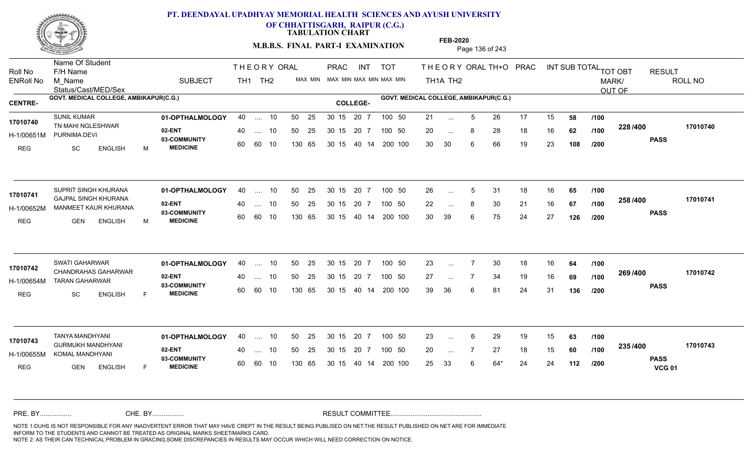# PT. DEENDAYAL UPADHYAY MEMORIAL HEALTH SCIENCES AND AYUSH UNIVERSITY OF CHHATTISGARH, RAIPUR (C.G.)

**TABULATION CHART**

**M.B.B.S. FINAL PART-I EXAMINATION**

**FEB-2020**

CENTRE- GOVT. MEDICAL COLLEGE, AMBIKAPUR(C.G.)
COLLEGE- GOVT. MEDICAL COLLEGE, AMBIKAPUR(C.G.)

| Roll No / ENRoll No | Name Of Student / F/H Name / M_Name / Status/Cast/MED/Sex | SUBJECT | THEORY TH1 | THEORY TH2 | ORAL MAX MIN | PRAC MAX MIN | INT MAX MIN | TOT MAX MIN | THEORY TH1A | THEORY TH2 | ORAL | TH+O | PRAC | INT | SUB TOTAL | TOT OBT MARK/OUT OF | RESULT | ROLL NO |
|---|---|---|---|---|---|---|---|---|---|---|---|---|---|---|---|---|---|---|
| 17010740 / H-1/00651M | SUNIL KUMAR / TN MAHI NGLESHWAR / PURNIMA DEVI / REG SC ENGLISH M | 01-OPTHALMOLOGY | 40 | .... | 10 | 50 25 | 30 15 | 20 7 | 100 50 | 21 | ... | 5 | 26 | 17 | 15 | 58 /100 | 228 /400 | PASS | 17010740 |
| | | 02-ENT | 40 | .... | 10 | 50 25 | 30 15 | 20 7 | 100 50 | 20 | ... | 8 | 28 | 18 | 16 | 62 /100 | | | |
| | | 03-COMMUNITY MEDICINE | 60 | 60 | 10 | 130 65 | 30 15 | 40 14 | 200 100 | 30 | 30 | 6 | 66 | 19 | 23 | 108 /200 | | | |
| 17010741 / H-1/00652M | SUPRIT SINGH KHURANA / GAJPAL SINGH KHURANA / MANMEET KAUR KHURANA / REG GEN ENGLISH M | 01-OPTHALMOLOGY | 40 | .... | 10 | 50 25 | 30 15 | 20 7 | 100 50 | 26 | ... | 5 | 31 | 18 | 16 | 65 /100 | 258 /400 | PASS | 17010741 |
| | | 02-ENT | 40 | .... | 10 | 50 25 | 30 15 | 20 7 | 100 50 | 22 | ... | 8 | 30 | 21 | 16 | 67 /100 | | | |
| | | 03-COMMUNITY MEDICINE | 60 | 60 | 10 | 130 65 | 30 15 | 40 14 | 200 100 | 30 | 39 | 6 | 75 | 24 | 27 | 126 /200 | | | |
| 17010742 / H-1/00654M | SWATI GAHARWAR / CHANDRAHAS GAHARWAR / TARAN GAHARWAR / REG SC ENGLISH F | 01-OPTHALMOLOGY | 40 | .... | 10 | 50 25 | 30 15 | 20 7 | 100 50 | 23 | ... | 7 | 30 | 18 | 16 | 64 /100 | 269 /400 | PASS | 17010742 |
| | | 02-ENT | 40 | .... | 10 | 50 25 | 30 15 | 20 7 | 100 50 | 27 | ... | 7 | 34 | 19 | 16 | 69 /100 | | | |
| | | 03-COMMUNITY MEDICINE | 60 | 60 | 10 | 130 65 | 30 15 | 40 14 | 200 100 | 39 | 36 | 6 | 81 | 24 | 31 | 136 /200 | | | |
| 17010743 / H-1/00655M | TANYA MANDHYANI / GURMUKH MANDHYANI / KOMAL MANDHYANI / REG GEN ENGLISH F | 01-OPTHALMOLOGY | 40 | .... | 10 | 50 25 | 30 15 | 20 7 | 100 50 | 23 | ... | 6 | 29 | 19 | 15 | 63 /100 | 235 /400 | PASS VCG 01 | 17010743 |
| | | 02-ENT | 40 | .... | 10 | 50 25 | 30 15 | 20 7 | 100 50 | 20 | ... | 7 | 27 | 18 | 15 | 60 /100 | | | |
| | | 03-COMMUNITY MEDICINE | 60 | 60 | 10 | 130 65 | 30 15 | 40 14 | 200 100 | 25 | 33 | 6 | 64* | 24 | 24 | 112 /200 | | | |

PRE. BY................ CHE. BY................ RESULT COMMITTEE................................................

NOTE 1:DUHS IS NOT RESPONSIBLE FOR ANY INADVERTENT ERROR THAT MAY HAVE CREPT IN THE RESULT BEING PUBLISED ON NET.THE RESULT PUBLISHED ON NET ARE FOR IMMEDIATE INFORM TO THE STUDENTS AND CANNOT BE TREATED AS ORIGINAL MARKS SHEET/MARKS CARD.
NOTE 2: AS THEIR CAN TECHNICAL PROBLEM IN GRACING,SOME DISCREPANCIES IN RESULTS MAY OCCUR WHICH WILL NEED CORRECTION ON NOTICE.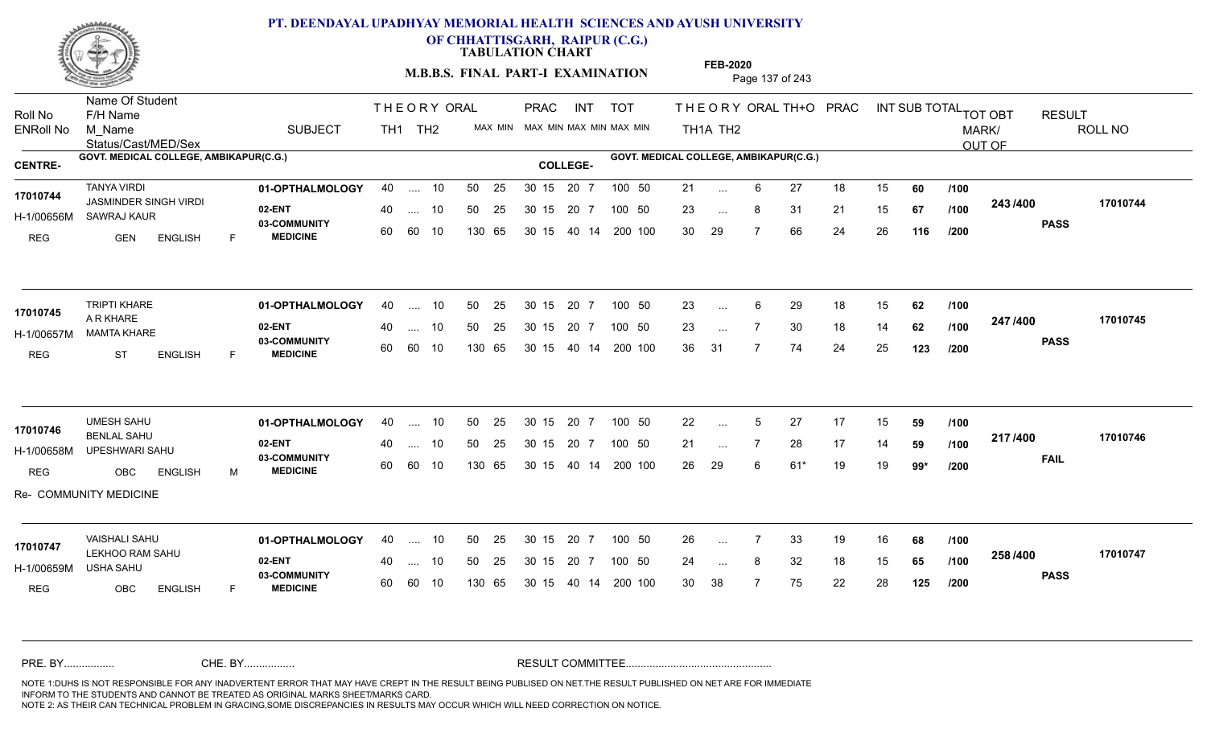# PT. DEENDAYAL UPADHYAY MEMORIAL HEALTH SCIENCES AND AYUSH UNIVERSITY OF CHHATTISGARH, RAIPUR (C.G.)

**TABULATION CHART**

**M.B.B.S. FINAL PART-I EXAMINATION**

**FEB-2020**

| Roll No / ENRoll No | Name Of Student / F/H Name / M_Name / Status/Cast/MED/Sex | SUBJECT | THEORY TH1 | TH2 | ORAL | PRAC MAX | PRAC MIN | INT MAX | INT MIN | TOT MAX | TOT MIN | THEORY TH1A | TH2 | ORAL | TH+O | PRAC | INT | SUB TOTAL | TOT OBT MARK/OUT OF | RESULT | ROLL NO |
|---|---|---|---|---|---|---|---|---|---|---|---|---|---|---|---|---|---|---|---|---|---|

**CENTRE-** GOVT. MEDICAL COLLEGE, AMBIKAPUR(C.G.) **COLLEGE-** GOVT. MEDICAL COLLEGE, AMBIKAPUR(C.G.)

| Roll No / ENRoll No | Name / F/H Name / M_Name / Status | SUBJECT | TH1 | TH2 | ORAL | PRAC MAX MIN | INT MAX MIN | TOT MAX MIN | TH1A | TH2 | ORAL | TH+O | PRAC | INT | SUB TOTAL | | TOT OBT | RESULT | ROLL NO |
|---|---|---|---|---|---|---|---|---|---|---|---|---|---|---|---|---|---|---|---|
| 17010744 | TANYA VIRDI | 01-OPTHALMOLOGY | 40 | .... | 10 | 50 25 | 30 15 20 7 | 100 50 | 21 | ... | 6 | 27 | 18 | 15 | 60 | /100 | 243 /400 | PASS | 17010744 |
| H-1/00656M | JASMINDER SINGH VIRDI / SAWRAJ KAUR | 02-ENT | 40 | .... | 10 | 50 25 | 30 15 20 7 | 100 50 | 23 | ... | 8 | 31 | 21 | 15 | 67 | /100 | | | |
| REG | GEN ENGLISH F | 03-COMMUNITY MEDICINE | 60 | 60 | 10 | 130 65 | 30 15 40 14 | 200 100 | 30 | 29 | 7 | 66 | 24 | 26 | 116 | /200 | | | |
| 17010745 | TRIPTI KHARE | 01-OPTHALMOLOGY | 40 | .... | 10 | 50 25 | 30 15 20 7 | 100 50 | 23 | ... | 6 | 29 | 18 | 15 | 62 | /100 | 247 /400 | PASS | 17010745 |
| H-1/00657M | A R KHARE / MAMTA KHARE | 02-ENT | 40 | .... | 10 | 50 25 | 30 15 20 7 | 100 50 | 23 | ... | 7 | 30 | 18 | 14 | 62 | /100 | | | |
| REG | ST ENGLISH F | 03-COMMUNITY MEDICINE | 60 | 60 | 10 | 130 65 | 30 15 40 14 | 200 100 | 36 | 31 | 7 | 74 | 24 | 25 | 123 | /200 | | | |
| 17010746 | UMESH SAHU | 01-OPTHALMOLOGY | 40 | .... | 10 | 50 25 | 30 15 20 7 | 100 50 | 22 | ... | 5 | 27 | 17 | 15 | 59 | /100 | 217 /400 | FAIL | 17010746 |
| H-1/00658M | BENLAL SAHU / UPESHWARI SAHU | 02-ENT | 40 | .... | 10 | 50 25 | 30 15 20 7 | 100 50 | 21 | ... | 7 | 28 | 17 | 14 | 59 | /100 | | | |
| REG | OBC ENGLISH M | 03-COMMUNITY MEDICINE | 60 | 60 | 10 | 130 65 | 30 15 40 14 | 200 100 | 26 | 29 | 6 | 61* | 19 | 19 | 99* | /200 | | | |
| Re- COMMUNITY MEDICINE | | | | | | | | | | | | | | | | | | | |
| 17010747 | VAISHALI SAHU | 01-OPTHALMOLOGY | 40 | .... | 10 | 50 25 | 30 15 20 7 | 100 50 | 26 | ... | 7 | 33 | 19 | 16 | 68 | /100 | 258 /400 | PASS | 17010747 |
| H-1/00659M | LEKHOO RAM SAHU / USHA SAHU | 02-ENT | 40 | .... | 10 | 50 25 | 30 15 20 7 | 100 50 | 24 | ... | 8 | 32 | 18 | 15 | 65 | /100 | | | |
| REG | OBC ENGLISH F | 03-COMMUNITY MEDICINE | 60 | 60 | 10 | 130 65 | 30 15 40 14 | 200 100 | 30 | 38 | 7 | 75 | 22 | 28 | 125 | /200 | | | |

PRE. BY................ CHE. BY................ RESULT COMMITTEE................................................

NOTE 1:DUHS IS NOT RESPONSIBLE FOR ANY INADVERTENT ERROR THAT MAY HAVE CREPT IN THE RESULT BEING PUBLISED ON NET.THE RESULT PUBLISHED ON NET ARE FOR IMMEDIATE INFORM TO THE STUDENTS AND CANNOT BE TREATED AS ORIGINAL MARKS SHEET/MARKS CARD.
NOTE 2: AS THEIR CAN TECHNICAL PROBLEM IN GRACING,SOME DISCREPANCIES IN RESULTS MAY OCCUR WHICH WILL NEED CORRECTION ON NOTICE.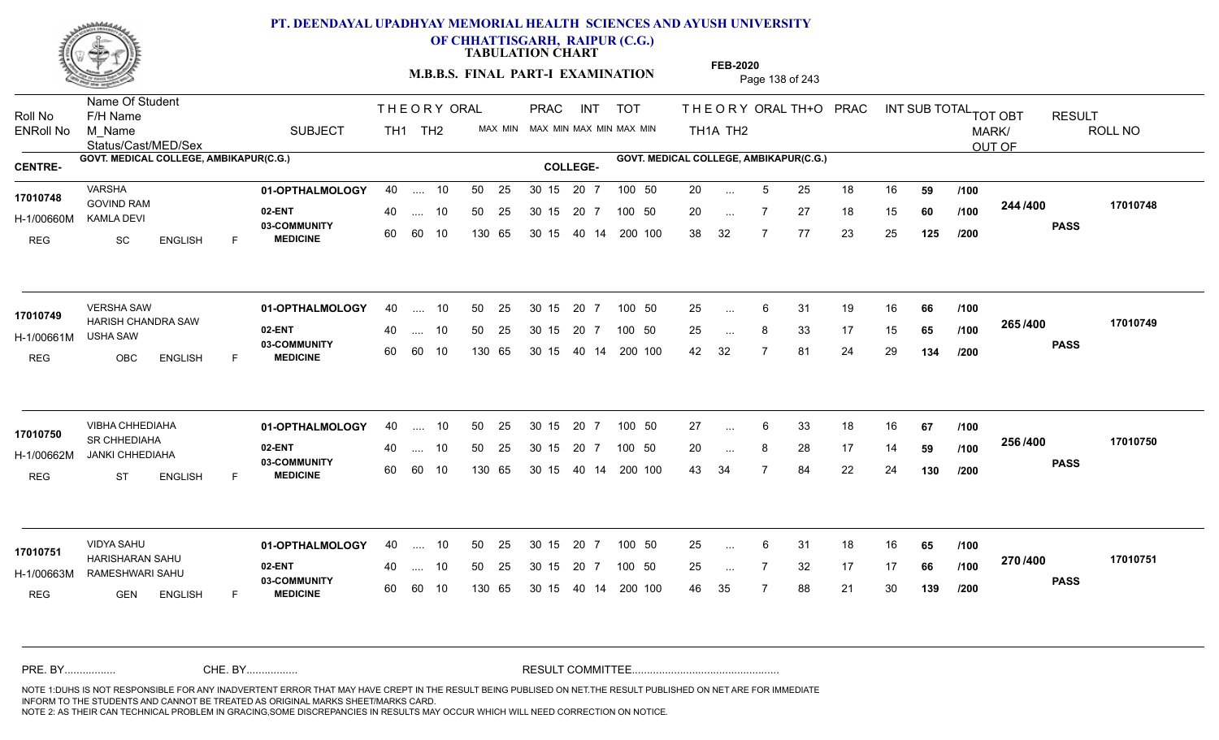# PT. DEENDAYAL UPADHYAY MEMORIAL HEALTH SCIENCES AND AYUSH UNIVERSITY OF CHHATTISGARH, RAIPUR (C.G.)

**TABULATION CHART**

**M.B.B.S. FINAL PART-I EXAMINATION**

**FEB-2020**

**CENTRE-** GOVT. MEDICAL COLLEGE, AMBIKAPUR(C.G.)

**COLLEGE-** GOVT. MEDICAL COLLEGE, AMBIKAPUR(C.G.)

| Roll No / ENRoll No | Name Of Student / F/H Name / M_Name / Status/Cast/MED/Sex | SUBJECT | TH1 | TH2 | ORAL | PRAC MAX | PRAC MIN | INT MAX | INT MIN | TOT MAX | TOT MIN | TH1A | TH2 | ORAL | TH+O | PRAC | INT | SUB TOTAL | | TOT OBT MARK/ OUT OF | RESULT | ROLL NO |
|---|---|---|---|---|---|---|---|---|---|---|---|---|---|---|---|---|---|---|---|---|---|---|
| 17010748 | VARSHA | 01-OPTHALMOLOGY | 40 | .... | 10 | 50 | 25 | 30 15 | 20 7 | 100 | 50 | 20 | ... | 5 | 25 | 18 | 16 | 59 | /100 | 244 /400 | PASS | 17010748 |
| H-1/00660M | GOVIND RAM / KAMLA DEVI | 02-ENT | 40 | .... | 10 | 50 | 25 | 30 15 | 20 7 | 100 | 50 | 20 | ... | 7 | 27 | 18 | 15 | 60 | /100 | | | |
| REG | SC ENGLISH F | 03-COMMUNITY MEDICINE | 60 | 60 | 10 | 130 | 65 | 30 15 | 40 14 | 200 | 100 | 38 | 32 | 7 | 77 | 23 | 25 | 125 | /200 | | | |
| 17010749 | VERSHA SAW | 01-OPTHALMOLOGY | 40 | .... | 10 | 50 | 25 | 30 15 | 20 7 | 100 | 50 | 25 | ... | 6 | 31 | 19 | 16 | 66 | /100 | 265 /400 | PASS | 17010749 |
| H-1/00661M | HARISH CHANDRA SAW / USHA SAW | 02-ENT | 40 | .... | 10 | 50 | 25 | 30 15 | 20 7 | 100 | 50 | 25 | ... | 8 | 33 | 17 | 15 | 65 | /100 | | | |
| REG | OBC ENGLISH F | 03-COMMUNITY MEDICINE | 60 | 60 | 10 | 130 | 65 | 30 15 | 40 14 | 200 | 100 | 42 | 32 | 7 | 81 | 24 | 29 | 134 | /200 | | | |
| 17010750 | VIBHA CHHEDIAHA | 01-OPTHALMOLOGY | 40 | .... | 10 | 50 | 25 | 30 15 | 20 7 | 100 | 50 | 27 | ... | 6 | 33 | 18 | 16 | 67 | /100 | 256 /400 | PASS | 17010750 |
| H-1/00662M | SR CHHEDIAHA / JANKI CHHEDIAHA | 02-ENT | 40 | .... | 10 | 50 | 25 | 30 15 | 20 7 | 100 | 50 | 20 | ... | 8 | 28 | 17 | 14 | 59 | /100 | | | |
| REG | ST ENGLISH F | 03-COMMUNITY MEDICINE | 60 | 60 | 10 | 130 | 65 | 30 15 | 40 14 | 200 | 100 | 43 | 34 | 7 | 84 | 22 | 24 | 130 | /200 | | | |
| 17010751 | VIDYA SAHU | 01-OPTHALMOLOGY | 40 | .... | 10 | 50 | 25 | 30 15 | 20 7 | 100 | 50 | 25 | ... | 6 | 31 | 18 | 16 | 65 | /100 | 270 /400 | PASS | 17010751 |
| H-1/00663M | HARISHARAN SAHU / RAMESHWARI SAHU | 02-ENT | 40 | .... | 10 | 50 | 25 | 30 15 | 20 7 | 100 | 50 | 25 | ... | 7 | 32 | 17 | 17 | 66 | /100 | | | |
| REG | GEN ENGLISH F | 03-COMMUNITY MEDICINE | 60 | 60 | 10 | 130 | 65 | 30 15 | 40 14 | 200 | 100 | 46 | 35 | 7 | 88 | 21 | 30 | 139 | /200 | | | |

PRE. BY................ CHE. BY................ RESULT COMMITTEE................................................

NOTE 1:DUHS IS NOT RESPONSIBLE FOR ANY INADVERTENT ERROR THAT MAY HAVE CREPT IN THE RESULT BEING PUBLISED ON NET.THE RESULT PUBLISHED ON NET ARE FOR IMMEDIATE INFORM TO THE STUDENTS AND CANNOT BE TREATED AS ORIGINAL MARKS SHEET/MARKS CARD.
NOTE 2: AS THEIR CAN TECHNICAL PROBLEM IN GRACING,SOME DISCREPANCIES IN RESULTS MAY OCCUR WHICH WILL NEED CORRECTION ON NOTICE.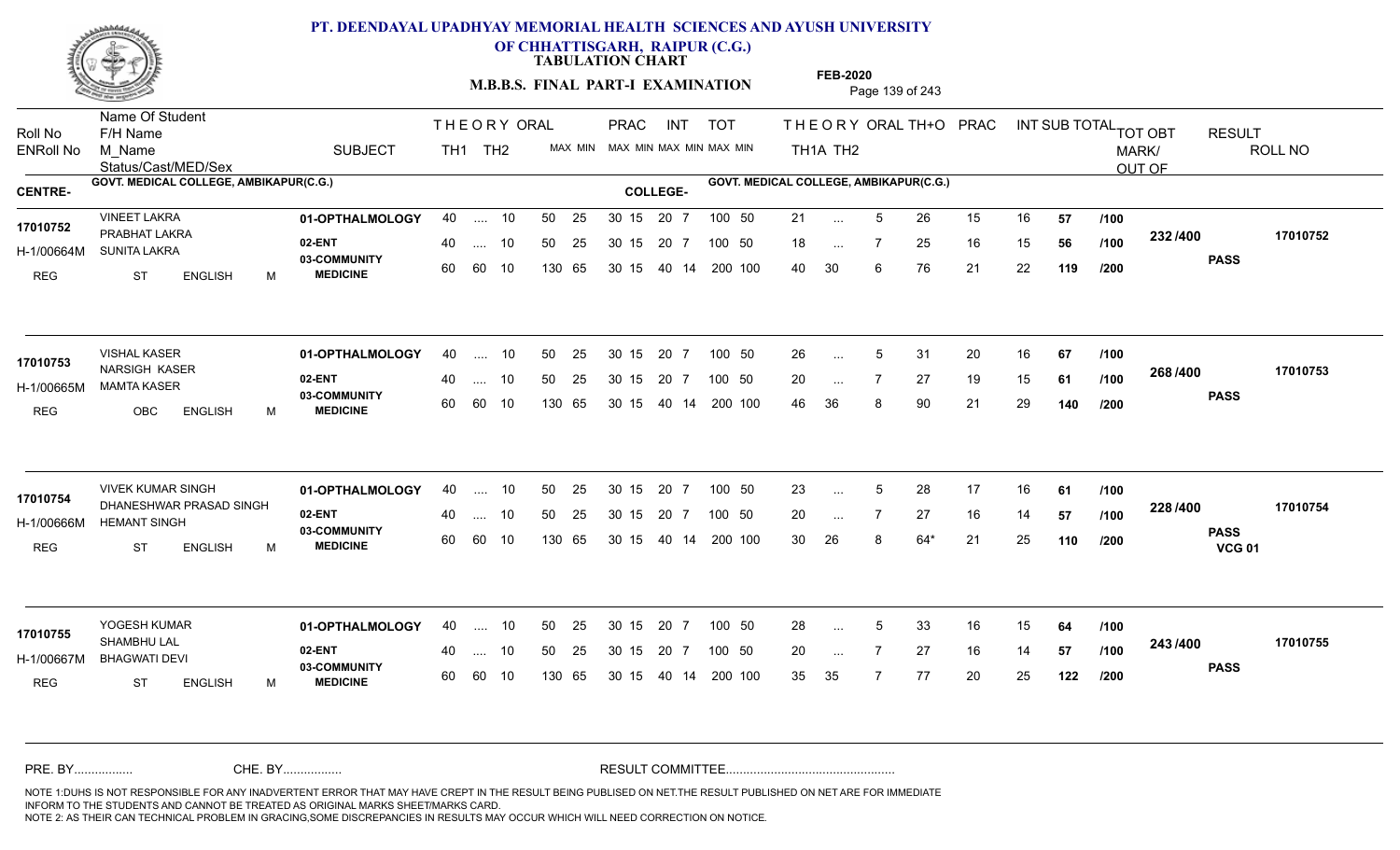# PT. DEENDAYAL UPADHYAY MEMORIAL HEALTH SCIENCES AND AYUSH UNIVERSITY OF CHHATTISGARH, RAIPUR (C.G.)

**TABULATION CHART**

**M.B.B.S. FINAL PART-I EXAMINATION**

**FEB-2020**

| Roll No / ENRoll No | Name Of Student / F/H Name / M_Name / Status/Cast/MED/Sex | SUBJECT | THEORY TH1 | THEORY TH2 | ORAL MAX MIN | PRAC MAX MIN | INT MAX MIN | TOT MAX MIN | THEORY TH1A | THEORY TH2 | ORAL | TH+O | PRAC | INT | SUB TOTAL | TOT OUT OF | TOT OBT MARK/ OUT OF | RESULT | ROLL NO |
|---|---|---|---|---|---|---|---|---|---|---|---|---|---|---|---|---|---|---|---|
| **CENTRE-** GOVT. MEDICAL COLLEGE, AMBIKAPUR(C.G.) | | | | | | | | | **COLLEGE-** GOVT. MEDICAL COLLEGE, AMBIKAPUR(C.G.) | | | | | | | | | | |
| 17010752 | VINEET LAKRA | 01-OPTHALMOLOGY | 40 | .... | 10 | 50 25 | 30 15 | 20 7 | 100 50 | 21 | ... | 5 | 26 | 15 | 16 | 57 | /100 | 232 /400 | 17010752 |
| H-1/00664M | PRABHAT LAKRA / SUNITA LAKRA | 02-ENT | 40 | .... | 10 | 50 25 | 30 15 | 20 7 | 100 50 | 18 | ... | 7 | 25 | 16 | 15 | 56 | /100 | | PASS |
| REG | ST ENGLISH M | 03-COMMUNITY MEDICINE | 60 | 60 | 10 | 130 65 | 30 15 | 40 14 | 200 100 | 40 | 30 | 6 | 76 | 21 | 22 | 119 | /200 | | |
| 17010753 | VISHAL KASER | 01-OPTHALMOLOGY | 40 | .... | 10 | 50 25 | 30 15 | 20 7 | 100 50 | 26 | ... | 5 | 31 | 20 | 16 | 67 | /100 | 268 /400 | 17010753 |
| H-1/00665M | NARSIGH KASER / MAMTA KASER | 02-ENT | 40 | .... | 10 | 50 25 | 30 15 | 20 7 | 100 50 | 20 | ... | 7 | 27 | 19 | 15 | 61 | /100 | | PASS |
| REG | OBC ENGLISH M | 03-COMMUNITY MEDICINE | 60 | 60 | 10 | 130 65 | 30 15 | 40 14 | 200 100 | 46 | 36 | 8 | 90 | 21 | 29 | 140 | /200 | | |
| 17010754 | VIVEK KUMAR SINGH | 01-OPTHALMOLOGY | 40 | .... | 10 | 50 25 | 30 15 | 20 7 | 100 50 | 23 | ... | 5 | 28 | 17 | 16 | 61 | /100 | 228 /400 | 17010754 |
| H-1/00666M | DHANESHWAR PRASAD SINGH / HEMANT SINGH | 02-ENT | 40 | .... | 10 | 50 25 | 30 15 | 20 7 | 100 50 | 20 | ... | 7 | 27 | 16 | 14 | 57 | /100 | | PASS |
| REG | ST ENGLISH M | 03-COMMUNITY MEDICINE | 60 | 60 | 10 | 130 65 | 30 15 | 40 14 | 200 100 | 30 | 26 | 8 | 64* | 21 | 25 | 110 | /200 | | VCG 01 |
| 17010755 | YOGESH KUMAR | 01-OPTHALMOLOGY | 40 | .... | 10 | 50 25 | 30 15 | 20 7 | 100 50 | 28 | ... | 5 | 33 | 16 | 15 | 64 | /100 | 243 /400 | 17010755 |
| H-1/00667M | SHAMBHU LAL / BHAGWATI DEVI | 02-ENT | 40 | .... | 10 | 50 25 | 30 15 | 20 7 | 100 50 | 20 | ... | 7 | 27 | 16 | 14 | 57 | /100 | | PASS |
| REG | ST ENGLISH M | 03-COMMUNITY MEDICINE | 60 | 60 | 10 | 130 65 | 30 15 | 40 14 | 200 100 | 35 | 35 | 7 | 77 | 20 | 25 | 122 | /200 | | |

PRE. BY................ CHE. BY................ RESULT COMMITTEE................................................

NOTE 1:DUHS IS NOT RESPONSIBLE FOR ANY INADVERTENT ERROR THAT MAY HAVE CREPT IN THE RESULT BEING PUBLISED ON NET.THE RESULT PUBLISHED ON NET ARE FOR IMMEDIATE INFORM TO THE STUDENTS AND CANNOT BE TREATED AS ORIGINAL MARKS SHEET/MARKS CARD.
NOTE 2: AS THEIR CAN TECHNICAL PROBLEM IN GRACING,SOME DISCREPANCIES IN RESULTS MAY OCCUR WHICH WILL NEED CORRECTION ON NOTICE.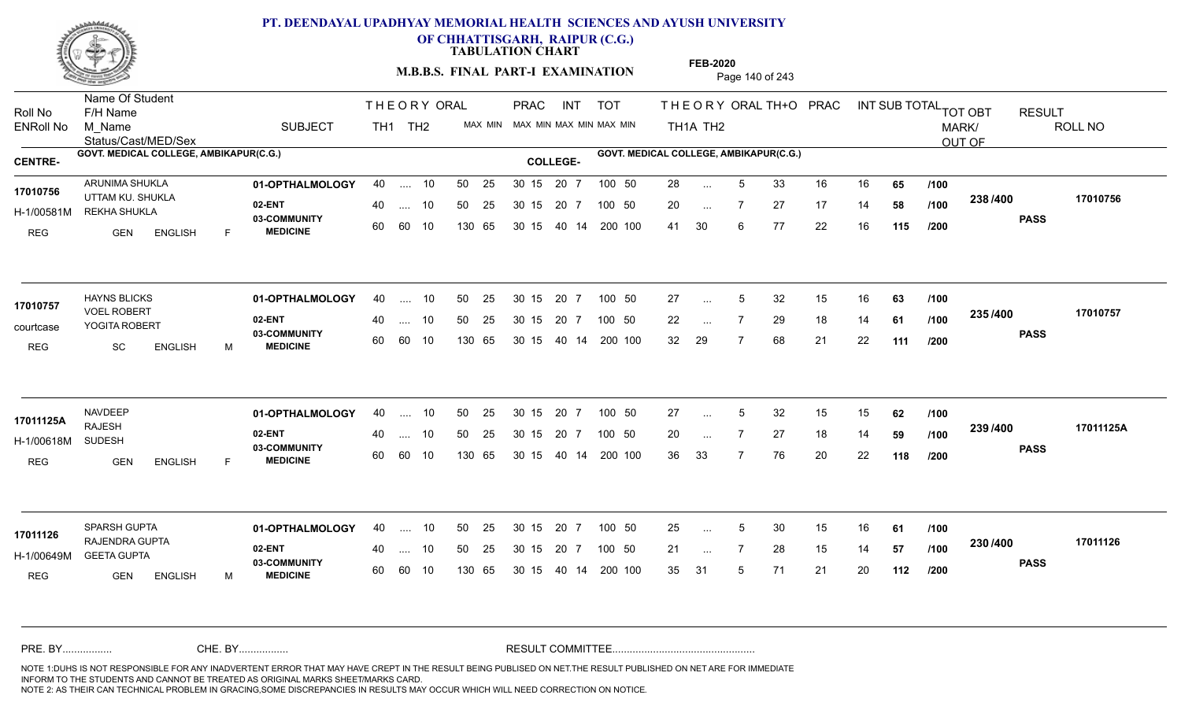# PT. DEENDAYAL UPADHYAY MEMORIAL HEALTH SCIENCES AND AYUSH UNIVERSITY OF CHHATTISGARH, RAIPUR (C.G.)

**TABULATION CHART**

**M.B.B.S. FINAL PART-I EXAMINATION**

**FEB-2020**

CENTRE- GOVT. MEDICAL COLLEGE, AMBIKAPUR(C.G.) | COLLEGE- GOVT. MEDICAL COLLEGE, AMBIKAPUR(C.G.)

| Roll No / ENRoll No / Status | Name Of Student / F/H Name / M_Name / Cast/MED/Sex | SUBJECT | TH1 | TH2 | ORAL MAX | ORAL MIN | PRAC MAX | PRAC MIN | INT MAX | INT MIN | TOT MAX | TOT MIN | TH1A | TH2 | ORAL | TH+O | PRAC | INT | SUB TOTAL | OUT OF | TOT OBT MARK/OUT OF | RESULT | ROLL NO |
|---|---|---|---|---|---|---|---|---|---|---|---|---|---|---|---|---|---|---|---|---|---|---|---|
| 17010756 | ARUNIMA SHUKLA | 01-OPTHALMOLOGY | 40 | .... | 10 | 50 | 25 | 30 15 | 20 | 7 | 100 | 50 | 28 | ... | 5 | 33 | 16 | 16 | 65 | /100 | 238 /400 | PASS | 17010756 |
| H-1/00581M | UTTAM KU. SHUKLA / REKHA SHUKLA | 02-ENT | 40 | .... | 10 | 50 | 25 | 30 15 | 20 | 7 | 100 | 50 | 20 | ... | 7 | 27 | 17 | 14 | 58 | /100 | | | |
| REG | GEN ENGLISH F | 03-COMMUNITY MEDICINE | 60 | 60 | 10 | 130 | 65 | 30 15 | 40 | 14 | 200 | 100 | 41 | 30 | 6 | 77 | 22 | 16 | 115 | /200 | | | |
| 17010757 | HAYNS BLICKS | 01-OPTHALMOLOGY | 40 | .... | 10 | 50 | 25 | 30 15 | 20 | 7 | 100 | 50 | 27 | ... | 5 | 32 | 15 | 16 | 63 | /100 | 235 /400 | PASS | 17010757 |
| courtcase | VOEL ROBERT / YOGITA ROBERT | 02-ENT | 40 | .... | 10 | 50 | 25 | 30 15 | 20 | 7 | 100 | 50 | 22 | ... | 7 | 29 | 18 | 14 | 61 | /100 | | | |
| REG | SC ENGLISH M | 03-COMMUNITY MEDICINE | 60 | 60 | 10 | 130 | 65 | 30 15 | 40 | 14 | 200 | 100 | 32 | 29 | 7 | 68 | 21 | 22 | 111 | /200 | | | |
| 17011125A | NAVDEEP | 01-OPTHALMOLOGY | 40 | .... | 10 | 50 | 25 | 30 15 | 20 | 7 | 100 | 50 | 27 | ... | 5 | 32 | 15 | 15 | 62 | /100 | 239 /400 | PASS | 17011125A |
| H-1/00618M | RAJESH / SUDESH | 02-ENT | 40 | .... | 10 | 50 | 25 | 30 15 | 20 | 7 | 100 | 50 | 20 | ... | 7 | 27 | 18 | 14 | 59 | /100 | | | |
| REG | GEN ENGLISH F | 03-COMMUNITY MEDICINE | 60 | 60 | 10 | 130 | 65 | 30 15 | 40 | 14 | 200 | 100 | 36 | 33 | 7 | 76 | 20 | 22 | 118 | /200 | | | |
| 17011126 | SPARSH GUPTA | 01-OPTHALMOLOGY | 40 | .... | 10 | 50 | 25 | 30 15 | 20 | 7 | 100 | 50 | 25 | ... | 5 | 30 | 15 | 16 | 61 | /100 | 230 /400 | PASS | 17011126 |
| H-1/00649M | RAJENDRA GUPTA / GEETA GUPTA | 02-ENT | 40 | .... | 10 | 50 | 25 | 30 15 | 20 | 7 | 100 | 50 | 21 | ... | 7 | 28 | 15 | 14 | 57 | /100 | | | |
| REG | GEN ENGLISH M | 03-COMMUNITY MEDICINE | 60 | 60 | 10 | 130 | 65 | 30 15 | 40 | 14 | 200 | 100 | 35 | 31 | 5 | 71 | 21 | 20 | 112 | /200 | | | |

PRE. BY................ CHE. BY................ RESULT COMMITTEE................................................

NOTE 1:DUHS IS NOT RESPONSIBLE FOR ANY INADVERTENT ERROR THAT MAY HAVE CREPT IN THE RESULT BEING PUBLISED ON NET.THE RESULT PUBLISHED ON NET ARE FOR IMMEDIATE INFORM TO THE STUDENTS AND CANNOT BE TREATED AS ORIGINAL MARKS SHEET/MARKS CARD.
NOTE 2: AS THEIR CAN TECHNICAL PROBLEM IN GRACING,SOME DISCREPANCIES IN RESULTS MAY OCCUR WHICH WILL NEED CORRECTION ON NOTICE.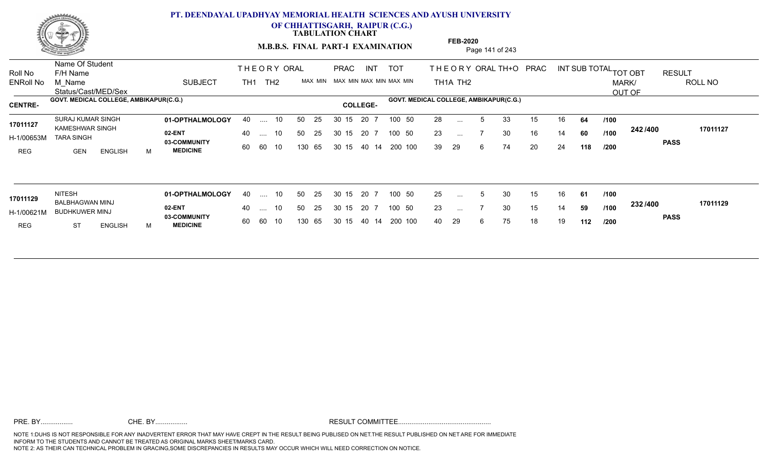# PT. DEENDAYAL UPADHYAY MEMORIAL HEALTH SCIENCES AND AYUSH UNIVERSITY OF CHHATTISGARH, RAIPUR (C.G.)

**TABULATION CHART**

**M.B.B.S. FINAL PART-I EXAMINATION**

**FEB-2020**

| Roll No / ENRoll No | Name Of Student / F/H Name / M_Name / Status/Cast/MED/Sex | SUBJECT | THEORY TH1 | THEORY TH2 | ORAL MAX | ORAL MIN | PRAC MAX | PRAC MIN | INT MAX | INT MIN | TOT MAX | TOT MIN | THEORY TH1A | THEORY TH2 | ORAL | TH+O | PRAC | INT | SUB TOTAL | OUT OF | TOT OBT MARK/OUT OF | RESULT | ROLL NO |
|---|---|---|---|---|---|---|---|---|---|---|---|---|---|---|---|---|---|---|---|---|---|---|---|
| | **CENTRE- GOVT. MEDICAL COLLEGE, AMBIKAPUR(C.G.)** | | | | | | | | | | | | **COLLEGE- GOVT. MEDICAL COLLEGE, AMBIKAPUR(C.G.)** | | | | | | | | | | |
| 17011127 | SURAJ KUMAR SINGH | 01-OPTHALMOLOGY | 40 | .... | 10 | | 50 | 25 | 30 15 | 20 7 | 100 | 50 | 28 | ... | 5 | 33 | 15 | 16 | 64 | /100 | 242 /400 | PASS | 17011127 |
| H-1/00653M | KAMESHWAR SINGH / TARA SINGH | 02-ENT | 40 | .... | 10 | | 50 | 25 | 30 15 | 20 7 | 100 | 50 | 23 | ... | 7 | 30 | 16 | 14 | 60 | /100 | | | |
| REG | GEN ENGLISH M | 03-COMMUNITY MEDICINE | 60 | 60 | 10 | | 130 | 65 | 30 15 | 40 14 | 200 | 100 | 39 | 29 | 6 | 74 | 20 | 24 | 118 | /200 | | | |
| 17011129 | NITESH | 01-OPTHALMOLOGY | 40 | .... | 10 | | 50 | 25 | 30 15 | 20 7 | 100 | 50 | 25 | ... | 5 | 30 | 15 | 16 | 61 | /100 | 232 /400 | PASS | 17011129 |
| H-1/00621M | BALBHAGWAN MINJ / BUDHKUWER MINJ | 02-ENT | 40 | .... | 10 | | 50 | 25 | 30 15 | 20 7 | 100 | 50 | 23 | ... | 7 | 30 | 15 | 14 | 59 | /100 | | | |
| REG | ST ENGLISH M | 03-COMMUNITY MEDICINE | 60 | 60 | 10 | | 130 | 65 | 30 15 | 40 14 | 200 | 100 | 40 | 29 | 6 | 75 | 18 | 19 | 112 | /200 | | | |

PRE. BY................ CHE. BY................ RESULT COMMITTEE................................................

NOTE 1:DUHS IS NOT RESPONSIBLE FOR ANY INADVERTENT ERROR THAT MAY HAVE CREPT IN THE RESULT BEING PUBLISED ON NET.THE RESULT PUBLISHED ON NET ARE FOR IMMEDIATE INFORM TO THE STUDENTS AND CANNOT BE TREATED AS ORIGINAL MARKS SHEET/MARKS CARD.
NOTE 2: AS THEIR CAN TECHNICAL PROBLEM IN GRACING,SOME DISCREPANCIES IN RESULTS MAY OCCUR WHICH WILL NEED CORRECTION ON NOTICE.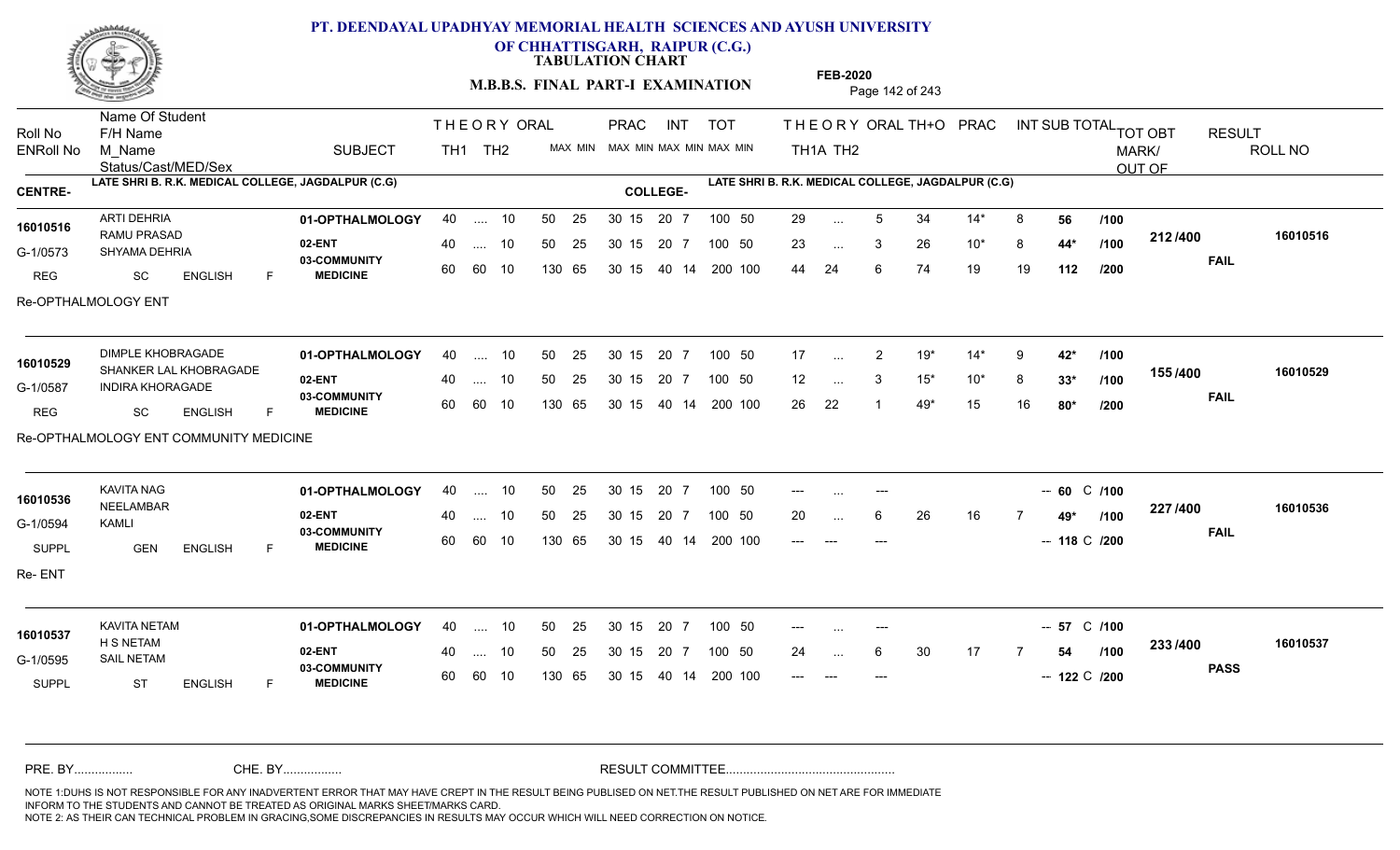**PT. DEENDAYAL UPADHYAY MEMORIAL HEALTH SCIENCES AND AYUSH UNIVERSITY OF CHHATTISGARH, RAIPUR (C.G.)**

**TABULATION CHART**

**M.B.B.S. FINAL PART-I EXAMINATION**

**FEB-2020**

CENTRE- LATE SHRI B. R.K. MEDICAL COLLEGE, JAGDALPUR (C.G) | COLLEGE- LATE SHRI B. R.K. MEDICAL COLLEGE, JAGDALPUR (C.G)

| Roll No / ENRoll No / Status/Cast/MED/Sex | Name Of Student / F/H Name / M_Name | SUBJECT | THEORY TH1 | THEORY TH2 | ORAL | PRAC MAX MIN | INT MAX MIN | TOT MAX MIN | TH1A | TH2 | ORAL | TH+O | PRAC | INT | SUB TOTAL | | TOT OBT MARK/OUT OF | RESULT | ROLL NO |
|---|---|---|---|---|---|---|---|---|---|---|---|---|---|---|---|---|---|---|---|
| 16010516 | ARTI DEHRIA | 01-OPTHALMOLOGY | 40 | .... | 10 | 50 25 | 30 15 / 20 7 | 100 50 | 29 | ... | 5 | 34 | 14* | 8 | 56 | /100 | 212 /400 | FAIL | 16010516 |
| G-1/0573 | RAMU PRASAD / SHYAMA DEHRIA | 02-ENT | 40 | .... | 10 | 50 25 | 30 15 / 20 7 | 100 50 | 23 | ... | 3 | 26 | 10* | 8 | 44* | /100 | | | |
| REG SC ENGLISH F | | 03-COMMUNITY MEDICINE | 60 | 60 | 10 | 130 65 | 30 15 / 40 14 | 200 100 | 44 | 24 | 6 | 74 | 19 | 19 | 112 | /200 | | | |
| Re-OPTHALMOLOGY ENT | | | | | | | | | | | | | | | | | | | |
| 16010529 | DIMPLE KHOBRAGADE | 01-OPTHALMOLOGY | 40 | .... | 10 | 50 25 | 30 15 / 20 7 | 100 50 | 17 | ... | 2 | 19* | 14* | 9 | 42* | /100 | 155 /400 | FAIL | 16010529 |
| G-1/0587 | SHANKER LAL KHOBRAGADE / INDIRA KHORAGADE | 02-ENT | 40 | .... | 10 | 50 25 | 30 15 / 20 7 | 100 50 | 12 | ... | 3 | 15* | 10* | 8 | 33* | /100 | | | |
| REG SC ENGLISH F | | 03-COMMUNITY MEDICINE | 60 | 60 | 10 | 130 65 | 30 15 / 40 14 | 200 100 | 26 | 22 | 1 | 49* | 15 | 16 | 80* | /200 | | | |
| Re-OPTHALMOLOGY ENT COMMUNITY MEDICINE | | | | | | | | | | | | | | | | | | | |
| 16010536 | KAVITA NAG | 01-OPTHALMOLOGY | 40 | .... | 10 | 50 25 | 30 15 / 20 7 | 100 50 | --- | ... | --- | | | -- | 60 C | /100 | 227 /400 | FAIL | 16010536 |
| G-1/0594 | NEELAMBAR / KAMLI | 02-ENT | 40 | .... | 10 | 50 25 | 30 15 / 20 7 | 100 50 | 20 | ... | 6 | 26 | 16 | 7 | 49* | /100 | | | |
| SUPPL GEN ENGLISH F | | 03-COMMUNITY MEDICINE | 60 | 60 | 10 | 130 65 | 30 15 / 40 14 | 200 100 | --- | --- | --- | | | -- | 118 C | /200 | | | |
| Re- ENT | | | | | | | | | | | | | | | | | | | |
| 16010537 | KAVITA NETAM | 01-OPTHALMOLOGY | 40 | .... | 10 | 50 25 | 30 15 / 20 7 | 100 50 | --- | ... | --- | | | -- | 57 C | /100 | 233 /400 | PASS | 16010537 |
| G-1/0595 | H S NETAM / SAIL NETAM | 02-ENT | 40 | .... | 10 | 50 25 | 30 15 / 20 7 | 100 50 | 24 | ... | 6 | 30 | 17 | 7 | 54 | /100 | | | |
| SUPPL ST ENGLISH F | | 03-COMMUNITY MEDICINE | 60 | 60 | 10 | 130 65 | 30 15 / 40 14 | 200 100 | --- | --- | --- | | | -- | 122 C | /200 | | | |

PRE. BY................ CHE. BY................ RESULT COMMITTEE................................................

NOTE 1:DUHS IS NOT RESPONSIBLE FOR ANY INADVERTENT ERROR THAT MAY HAVE CREPT IN THE RESULT BEING PUBLISED ON NET.THE RESULT PUBLISHED ON NET ARE FOR IMMEDIATE INFORM TO THE STUDENTS AND CANNOT BE TREATED AS ORIGINAL MARKS SHEET/MARKS CARD.
NOTE 2: AS THEIR CAN TECHNICAL PROBLEM IN GRACING,SOME DISCREPANCIES IN RESULTS MAY OCCUR WHICH WILL NEED CORRECTION ON NOTICE.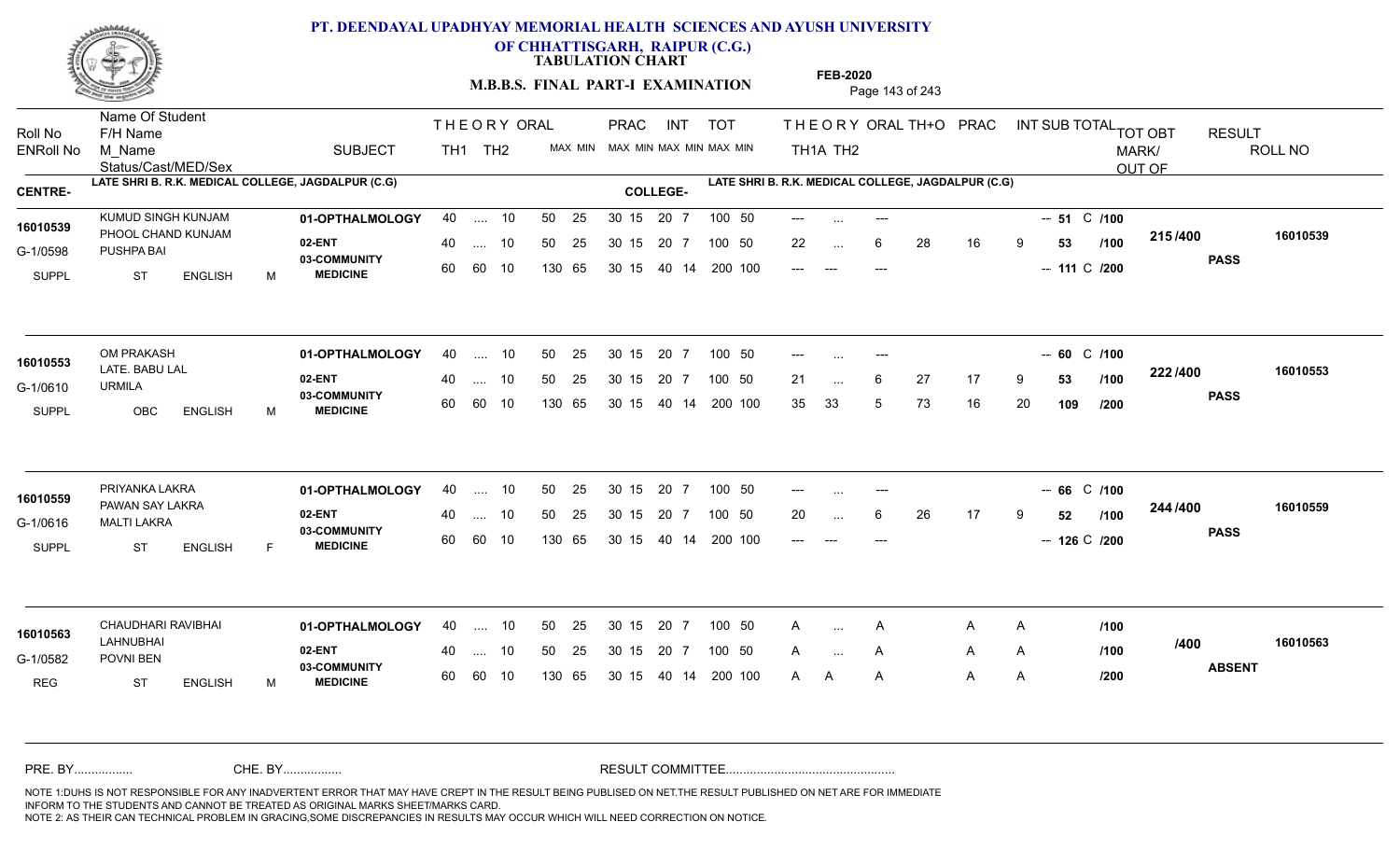# PT. DEENDAYAL UPADHYAY MEMORIAL HEALTH SCIENCES AND AYUSH UNIVERSITY OF CHHATTISGARH, RAIPUR (C.G.)

**TABULATION CHART**

**M.B.B.S. FINAL PART-I EXAMINATION**

**FEB-2020**

| Roll No / ENRoll No | Name Of Student / F/H Name / M_Name / Status/Cast/MED/Sex | SUBJECT | THEORY TH1 | THEORY TH2 | ORAL | PRAC MAX MIN | INT MAX MIN | TOT MAX MIN | THEORY TH1A | TH2 | ORAL | TH+O | PRAC | INT | SUB TOTAL | TOT OBT MARK/ OUT OF | RESULT | ROLL NO |
|---|---|---|---|---|---|---|---|---|---|---|---|---|---|---|---|---|---|---|
| **CENTRE-** LATE SHRI B. R.K. MEDICAL COLLEGE, JAGDALPUR (C.G) | | | | | | | | | **COLLEGE-** LATE SHRI B. R.K. MEDICAL COLLEGE, JAGDALPUR (C.G) | | | | | | | | | |
| 16010539 | KUMUD SINGH KUNJAM | 01-OPTHALMOLOGY | 40 | .... | 10 | 50 25 | 30 15 | 20 7 / 100 50 | --- | ... | --- | | | | -- 51 C /100 | 215/400 | PASS | 16010539 |
| G-1/0598 | PHOOL CHAND KUNJAM / PUSHPA BAI | 02-ENT | 40 | .... | 10 | 50 25 | 30 15 | 20 7 / 100 50 | 22 | ... | 6 | 28 | 16 | 9 | 53 /100 | | | |
| SUPPL | ST ENGLISH M | 03-COMMUNITY MEDICINE | 60 | 60 | 10 | 130 65 | 30 15 | 40 14 / 200 100 | --- | --- | --- | | | | -- 111 C /200 | | | |
| 16010553 | OM PRAKASH | 01-OPTHALMOLOGY | 40 | .... | 10 | 50 25 | 30 15 | 20 7 / 100 50 | --- | ... | --- | | | | -- 60 C /100 | 222/400 | PASS | 16010553 |
| G-1/0610 | LATE. BABU LAL / URMILA | 02-ENT | 40 | .... | 10 | 50 25 | 30 15 | 20 7 / 100 50 | 21 | ... | 6 | 27 | 17 | 9 | 53 /100 | | | |
| SUPPL | OBC ENGLISH M | 03-COMMUNITY MEDICINE | 60 | 60 | 10 | 130 65 | 30 15 | 40 14 / 200 100 | 35 | 33 | 5 | 73 | 16 | 20 | 109 /200 | | | |
| 16010559 | PRIYANKA LAKRA | 01-OPTHALMOLOGY | 40 | .... | 10 | 50 25 | 30 15 | 20 7 / 100 50 | --- | ... | --- | | | | -- 66 C /100 | 244/400 | PASS | 16010559 |
| G-1/0616 | PAWAN SAY LAKRA / MALTI LAKRA | 02-ENT | 40 | .... | 10 | 50 25 | 30 15 | 20 7 / 100 50 | 20 | ... | 6 | 26 | 17 | 9 | 52 /100 | | | |
| SUPPL | ST ENGLISH F | 03-COMMUNITY MEDICINE | 60 | 60 | 10 | 130 65 | 30 15 | 40 14 / 200 100 | --- | --- | --- | | | | -- 126 C /200 | | | |
| 16010563 | CHAUDHARI RAVIBHAI | 01-OPTHALMOLOGY | 40 | .... | 10 | 50 25 | 30 15 | 20 7 / 100 50 | A | ... | A | | A | A | /100 | /400 | ABSENT | 16010563 |
| G-1/0582 | LAHNUBHAI / POVNI BEN | 02-ENT | 40 | .... | 10 | 50 25 | 30 15 | 20 7 / 100 50 | A | ... | A | | A | A | /100 | | | |
| REG | ST ENGLISH M | 03-COMMUNITY MEDICINE | 60 | 60 | 10 | 130 65 | 30 15 | 40 14 / 200 100 | A | A | A | | A | A | /200 | | | |

PRE. BY................ CHE. BY................ RESULT COMMITTEE................................................

NOTE 1:DUHS IS NOT RESPONSIBLE FOR ANY INADVERTENT ERROR THAT MAY HAVE CREPT IN THE RESULT BEING PUBLISED ON NET.THE RESULT PUBLISHED ON NET ARE FOR IMMEDIATE INFORM TO THE STUDENTS AND CANNOT BE TREATED AS ORIGINAL MARKS SHEET/MARKS CARD.
NOTE 2: AS THEIR CAN TECHNICAL PROBLEM IN GRACING,SOME DISCREPANCIES IN RESULTS MAY OCCUR WHICH WILL NEED CORRECTION ON NOTICE.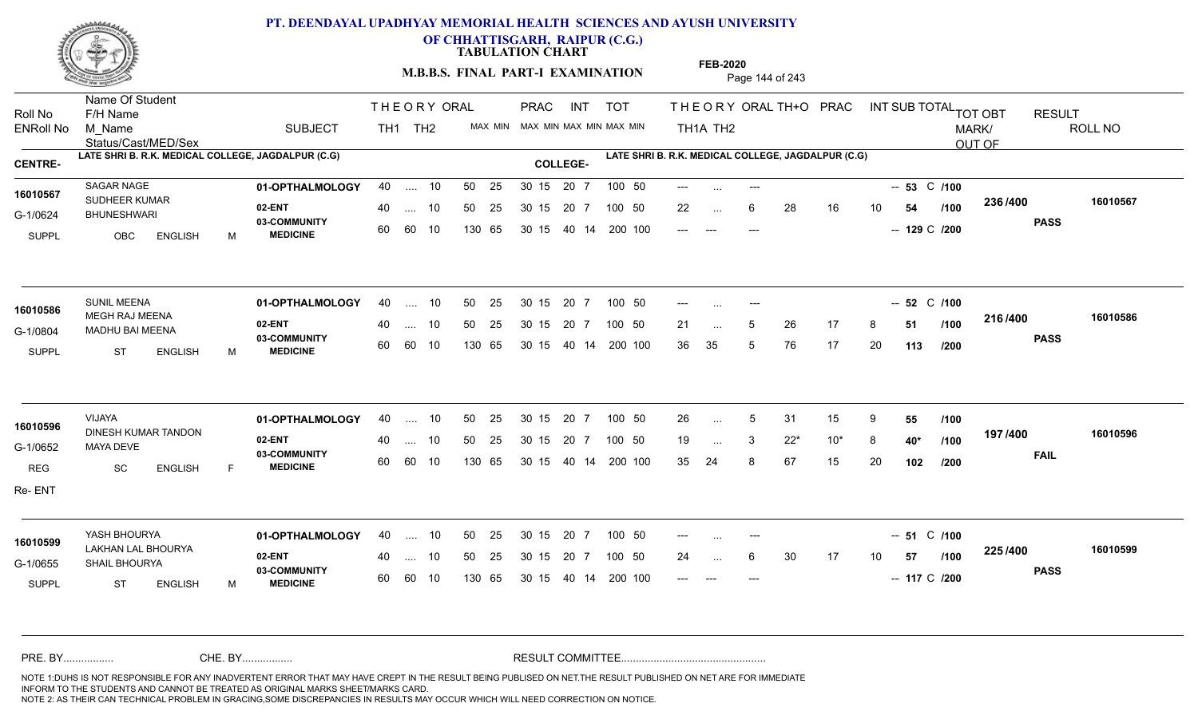# PT. DEENDAYAL UPADHYAY MEMORIAL HEALTH SCIENCES AND AYUSH UNIVERSITY
## OF CHHATTISGARH, RAIPUR (C.G.)
### TABULATION CHART
### M.B.B.S. FINAL PART-I EXAMINATION

FEB-2020

| Roll No / ENRoll No | Name Of Student / F/H Name / M_Name / Status/Cast/MED/Sex | SUBJECT | THEORY TH1 | THEORY TH2 | ORAL | PRAC MAX | PRAC MIN | INT MAX | INT MIN | TOT MAX | TOT MIN | THEORY TH1A | THEORY TH2 | ORAL | TH+O | PRAC | INT | SUB TOTAL | TOT OBT MARK/OUT OF | RESULT | ROLL NO |
|---|---|---|---|---|---|---|---|---|---|---|---|---|---|---|---|---|---|---|---|---|---|
| **CENTRE-** LATE SHRI B. R.K. MEDICAL COLLEGE, JAGDALPUR (C.G) | | **COLLEGE-** LATE SHRI B. R.K. MEDICAL COLLEGE, JAGDALPUR (C.G) | | | | | | | | | | | | | | | | | | | |
| 16010567 | SAGAR NAGE / SUDHEER KUMAR / BHUNESHWARI | 01-OPTHALMOLOGY | 40 | .... | 10 | 50 | 25 | 30 15 | | 20 7 | | 100 50 | --- | ... | --- | | | -- | 53 C /100 | 236 /400 | 16010567 |
| G-1/0624 | | 02-ENT | 40 | .... | 10 | 50 | 25 | 30 15 | | 20 7 | | 100 50 | 22 | ... | 6 | 28 | 16 | 10 | 54 /100 | | PASS |
| SUPPL | OBC ENGLISH M | 03-COMMUNITY MEDICINE | 60 | 60 | 10 | 130 | 65 | 30 15 | | 40 14 | | 200 100 | --- | --- | --- | | | -- | 129 C /200 | | |
| 16010586 | SUNIL MEENA / MEGH RAJ MEENA / MADHU BAI MEENA | 01-OPTHALMOLOGY | 40 | .... | 10 | 50 | 25 | 30 15 | | 20 7 | | 100 50 | --- | ... | --- | | | -- | 52 C /100 | 216 /400 | 16010586 |
| G-1/0804 | | 02-ENT | 40 | .... | 10 | 50 | 25 | 30 15 | | 20 7 | | 100 50 | 21 | ... | 5 | 26 | 17 | 8 | 51 /100 | | PASS |
| SUPPL | ST ENGLISH M | 03-COMMUNITY MEDICINE | 60 | 60 | 10 | 130 | 65 | 30 15 | | 40 14 | | 200 100 | 36 | 35 | 5 | 76 | 17 | 20 | 113 /200 | | |
| 16010596 | VIJAYA / DINESH KUMAR TANDON / MAYA DEVE | 01-OPTHALMOLOGY | 40 | .... | 10 | 50 | 25 | 30 15 | | 20 7 | | 100 50 | 26 | ... | 5 | 31 | 15 | 9 | 55 /100 | 197 /400 | 16010596 |
| G-1/0652 | | 02-ENT | 40 | .... | 10 | 50 | 25 | 30 15 | | 20 7 | | 100 50 | 19 | ... | 3 | 22* | 10* | 8 | 40* /100 | | FAIL |
| REG | SC ENGLISH F | 03-COMMUNITY MEDICINE | 60 | 60 | 10 | 130 | 65 | 30 15 | | 40 14 | | 200 100 | 35 | 24 | 8 | 67 | 15 | 20 | 102 /200 | | |
| Re- ENT | | | | | | | | | | | | | | | | | | | | | |
| 16010599 | YASH BHOURYA / LAKHAN LAL BHOURYA / SHAIL BHOURYA | 01-OPTHALMOLOGY | 40 | .... | 10 | 50 | 25 | 30 15 | | 20 7 | | 100 50 | --- | ... | --- | | | -- | 51 C /100 | 225 /400 | 16010599 |
| G-1/0655 | | 02-ENT | 40 | .... | 10 | 50 | 25 | 30 15 | | 20 7 | | 100 50 | 24 | ... | 6 | 30 | 17 | 10 | 57 /100 | | PASS |
| SUPPL | ST ENGLISH M | 03-COMMUNITY MEDICINE | 60 | 60 | 10 | 130 | 65 | 30 15 | | 40 14 | | 200 100 | --- | --- | --- | | | -- | 117 C /200 | | |

PRE. BY................ CHE. BY................ RESULT COMMITTEE................................................

NOTE 1:DUHS IS NOT RESPONSIBLE FOR ANY INADVERTENT ERROR THAT MAY HAVE CREPT IN THE RESULT BEING PUBLISED ON NET.THE RESULT PUBLISHED ON NET ARE FOR IMMEDIATE INFORM TO THE STUDENTS AND CANNOT BE TREATED AS ORIGINAL MARKS SHEET/MARKS CARD.
NOTE 2: AS THEIR CAN TECHNICAL PROBLEM IN GRACING,SOME DISCREPANCIES IN RESULTS MAY OCCUR WHICH WILL NEED CORRECTION ON NOTICE.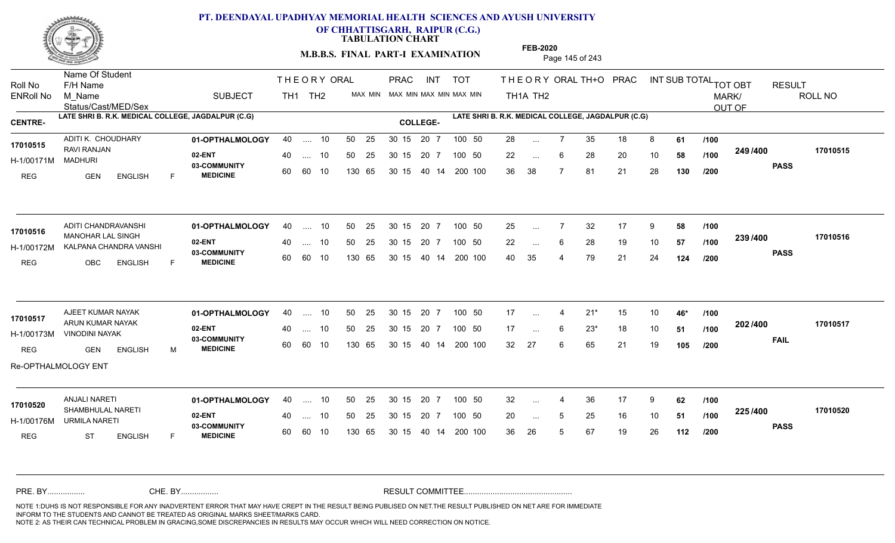# PT. DEENDAYAL UPADHYAY MEMORIAL HEALTH SCIENCES AND AYUSH UNIVERSITY OF CHHATTISGARH, RAIPUR (C.G.)

## TABULATION CHART

### M.B.B.S. FINAL PART-I EXAMINATION

FEB-2020

CENTRE- LATE SHRI B. R.K. MEDICAL COLLEGE, JAGDALPUR (C.G) | COLLEGE- LATE SHRI B. R.K. MEDICAL COLLEGE, JAGDALPUR (C.G)

| Roll No / ENRoll No | Name Of Student / F/H Name / M_Name / Status/Cast/MED/Sex | SUBJECT | THEORY TH1 | THEORY TH2 | ORAL | PRAC MAX | PRAC MIN | INT MAX | INT MIN | TOT MAX | TOT MIN | TH1A | TH2 | ORAL | TH+O | PRAC | INT | SUB TOTAL | | TOT OBT MARK/OUT OF | RESULT | ROLL NO |
|---|---|---|---|---|---|---|---|---|---|---|---|---|---|---|---|---|---|---|---|---|---|---|
| 17010515 / H-1/00171M / REG | ADITI K. CHOUDHARY / RAVI RANJAN / MADHURI / GEN ENGLISH F | 01-OPTHALMOLOGY | 40 | .... | 10 | 50 | 25 | 30 15 | 20 7 | 100 | 50 | 28 | ... | 7 | 35 | 18 | 8 | 61 | /100 | 249 /400 | PASS | 17010515 |
| | | 02-ENT | 40 | .... | 10 | 50 | 25 | 30 15 | 20 7 | 100 | 50 | 22 | ... | 6 | 28 | 20 | 10 | 58 | /100 | | | |
| | | 03-COMMUNITY MEDICINE | 60 | 60 | 10 | 130 | 65 | 30 15 | 40 14 | 200 | 100 | 36 | 38 | 7 | 81 | 21 | 28 | 130 | /200 | | | |
| 17010516 / H-1/00172M / REG | ADITI CHANDRAVANSHI / MANOHAR LAL SINGH / KALPANA CHANDRA VANSHI / OBC ENGLISH F | 01-OPTHALMOLOGY | 40 | .... | 10 | 50 | 25 | 30 15 | 20 7 | 100 | 50 | 25 | ... | 7 | 32 | 17 | 9 | 58 | /100 | 239 /400 | PASS | 17010516 |
| | | 02-ENT | 40 | .... | 10 | 50 | 25 | 30 15 | 20 7 | 100 | 50 | 22 | ... | 6 | 28 | 19 | 10 | 57 | /100 | | | |
| | | 03-COMMUNITY MEDICINE | 60 | 60 | 10 | 130 | 65 | 30 15 | 40 14 | 200 | 100 | 40 | 35 | 4 | 79 | 21 | 24 | 124 | /200 | | | |
| 17010517 / H-1/00173M / REG | AJEET KUMAR NAYAK / ARUN KUMAR NAYAK / VINODINI NAYAK / GEN ENGLISH M | 01-OPTHALMOLOGY | 40 | .... | 10 | 50 | 25 | 30 15 | 20 7 | 100 | 50 | 17 | ... | 4 | 21* | 15 | 10 | 46* | /100 | 202 /400 | FAIL | 17010517 |
| | | 02-ENT | 40 | .... | 10 | 50 | 25 | 30 15 | 20 7 | 100 | 50 | 17 | ... | 6 | 23* | 18 | 10 | 51 | /100 | | | |
| | | 03-COMMUNITY MEDICINE | 60 | 60 | 10 | 130 | 65 | 30 15 | 40 14 | 200 | 100 | 32 | 27 | 6 | 65 | 21 | 19 | 105 | /200 | | | |
| Re-OPTHALMOLOGY ENT | | | | | | | | | | | | | | | | | | | | | | |
| 17010520 / H-1/00176M / REG | ANJALI NARETI / SHAMBHULAL NARETI / URMILA NARETI / ST ENGLISH F | 01-OPTHALMOLOGY | 40 | .... | 10 | 50 | 25 | 30 15 | 20 7 | 100 | 50 | 32 | ... | 4 | 36 | 17 | 9 | 62 | /100 | 225 /400 | PASS | 17010520 |
| | | 02-ENT | 40 | .... | 10 | 50 | 25 | 30 15 | 20 7 | 100 | 50 | 20 | ... | 5 | 25 | 16 | 10 | 51 | /100 | | | |
| | | 03-COMMUNITY MEDICINE | 60 | 60 | 10 | 130 | 65 | 30 15 | 40 14 | 200 | 100 | 36 | 26 | 5 | 67 | 19 | 26 | 112 | /200 | | | |

PRE. BY................. CHE. BY................. RESULT COMMITTEE.................................................

NOTE 1:DUHS IS NOT RESPONSIBLE FOR ANY INADVERTENT ERROR THAT MAY HAVE CREPT IN THE RESULT BEING PUBLISED ON NET.THE RESULT PUBLISHED ON NET ARE FOR IMMEDIATE INFORM TO THE STUDENTS AND CANNOT BE TREATED AS ORIGINAL MARKS SHEET/MARKS CARD.
NOTE 2: AS THEIR CAN TECHNICAL PROBLEM IN GRACING,SOME DISCREPANCIES IN RESULTS MAY OCCUR WHICH WILL NEED CORRECTION ON NOTICE.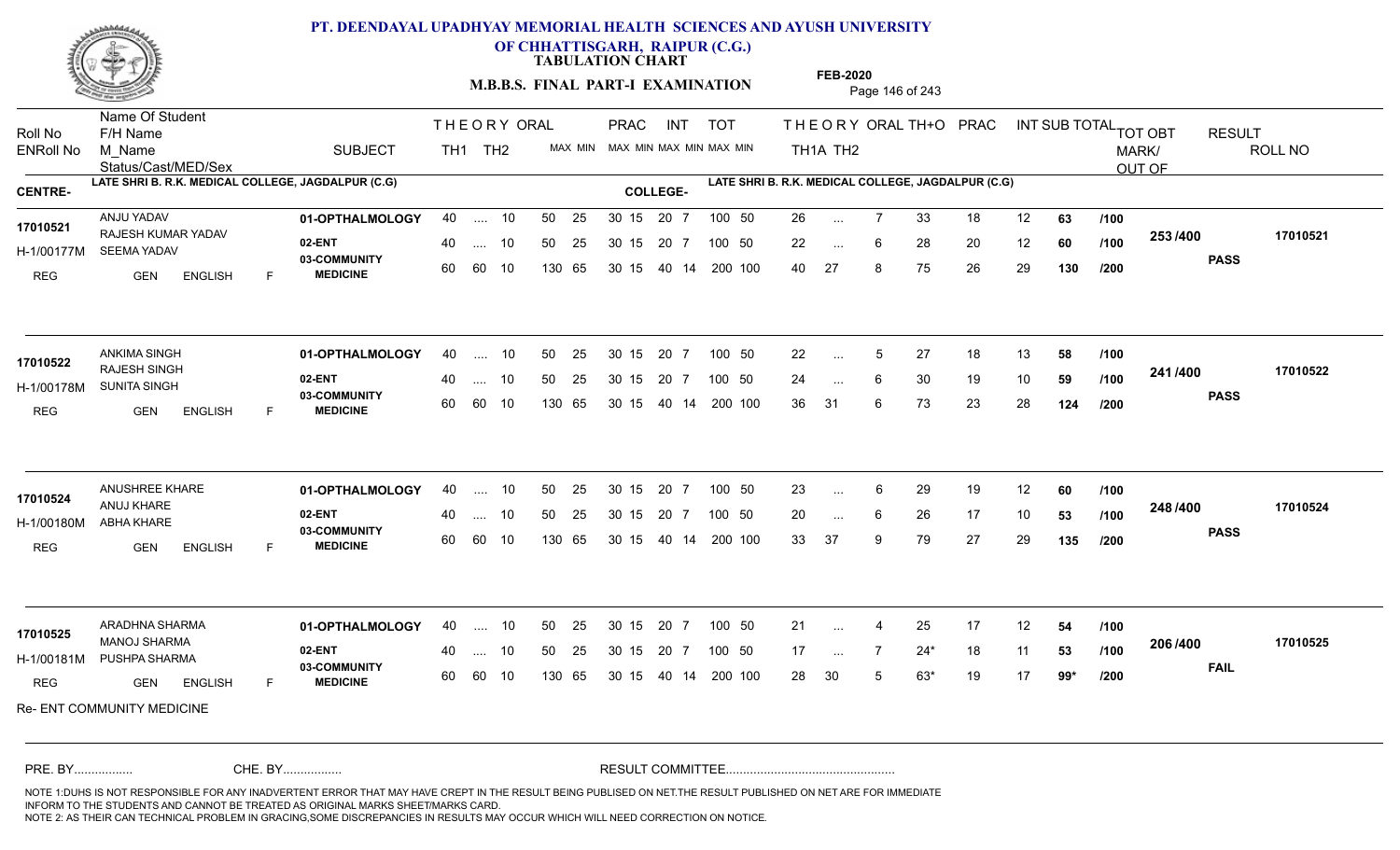# PT. DEENDAYAL UPADHYAY MEMORIAL HEALTH SCIENCES AND AYUSH UNIVERSITY OF CHHATTISGARH, RAIPUR (C.G.)

**TABULATION CHART**

**M.B.B.S. FINAL PART-I EXAMINATION**

**FEB-2020**

CENTRE- LATE SHRI B. R.K. MEDICAL COLLEGE, JAGDALPUR (C.G) | COLLEGE- LATE SHRI B. R.K. MEDICAL COLLEGE, JAGDALPUR (C.G)

| Roll No / ENRoll No / Status | Name Of Student / F/H Name / M_Name / Cast/MED/Sex | SUBJECT | THEORY TH1 | THEORY TH2 | ORAL | PRAC MAX MIN | INT MAX MIN | TOT MAX MIN | TH1A | TH2 | ORAL | TH+O | PRAC | INT | SUB TOTAL | | TOT OBT MARK/OUT OF | RESULT | ROLL NO |
|---|---|---|---|---|---|---|---|---|---|---|---|---|---|---|---|---|---|---|---|
| 17010521 | ANJU YADAV | 01-OPTHALMOLOGY | 40 | .... | 10 | 50 25 | 30 15 20 7 | 100 50 | 26 | ... | 7 | 33 | 18 | 12 | 63 | /100 | 253 /400 | PASS | 17010521 |
| H-1/00177M | RAJESH KUMAR YADAV / SEEMA YADAV | 02-ENT | 40 | .... | 10 | 50 25 | 30 15 20 7 | 100 50 | 22 | ... | 6 | 28 | 20 | 12 | 60 | /100 | | | |
| REG | GEN ENGLISH F | 03-COMMUNITY MEDICINE | 60 | 60 | 10 | 130 65 | 30 15 40 14 | 200 100 | 40 | 27 | 8 | 75 | 26 | 29 | 130 | /200 | | | |
| 17010522 | ANKIMA SINGH | 01-OPTHALMOLOGY | 40 | .... | 10 | 50 25 | 30 15 20 7 | 100 50 | 22 | ... | 5 | 27 | 18 | 13 | 58 | /100 | 241 /400 | PASS | 17010522 |
| H-1/00178M | RAJESH SINGH / SUNITA SINGH | 02-ENT | 40 | .... | 10 | 50 25 | 30 15 20 7 | 100 50 | 24 | ... | 6 | 30 | 19 | 10 | 59 | /100 | | | |
| REG | GEN ENGLISH F | 03-COMMUNITY MEDICINE | 60 | 60 | 10 | 130 65 | 30 15 40 14 | 200 100 | 36 | 31 | 6 | 73 | 23 | 28 | 124 | /200 | | | |
| 17010524 | ANUSHREE KHARE | 01-OPTHALMOLOGY | 40 | .... | 10 | 50 25 | 30 15 20 7 | 100 50 | 23 | ... | 6 | 29 | 19 | 12 | 60 | /100 | 248 /400 | PASS | 17010524 |
| H-1/00180M | ANUJ KHARE / ABHA KHARE | 02-ENT | 40 | .... | 10 | 50 25 | 30 15 20 7 | 100 50 | 20 | ... | 6 | 26 | 17 | 10 | 53 | /100 | | | |
| REG | GEN ENGLISH F | 03-COMMUNITY MEDICINE | 60 | 60 | 10 | 130 65 | 30 15 40 14 | 200 100 | 33 | 37 | 9 | 79 | 27 | 29 | 135 | /200 | | | |
| 17010525 | ARADHNA SHARMA | 01-OPTHALMOLOGY | 40 | .... | 10 | 50 25 | 30 15 20 7 | 100 50 | 21 | ... | 4 | 25 | 17 | 12 | 54 | /100 | 206 /400 | FAIL | 17010525 |
| H-1/00181M | MANOJ SHARMA / PUSHPA SHARMA | 02-ENT | 40 | .... | 10 | 50 25 | 30 15 20 7 | 100 50 | 17 | ... | 7 | 24* | 18 | 11 | 53 | /100 | | | |
| REG | GEN ENGLISH F | 03-COMMUNITY MEDICINE | 60 | 60 | 10 | 130 65 | 30 15 40 14 | 200 100 | 28 | 30 | 5 | 63* | 19 | 17 | 99* | /200 | | | |

Re- ENT COMMUNITY MEDICINE

PRE. BY................ CHE. BY................ RESULT COMMITTEE................................................

NOTE 1:DUHS IS NOT RESPONSIBLE FOR ANY INADVERTENT ERROR THAT MAY HAVE CREPT IN THE RESULT BEING PUBLISED ON NET.THE RESULT PUBLISHED ON NET ARE FOR IMMEDIATE INFORM TO THE STUDENTS AND CANNOT BE TREATED AS ORIGINAL MARKS SHEET/MARKS CARD.
NOTE 2: AS THEIR CAN TECHNICAL PROBLEM IN GRACING,SOME DISCREPANCIES IN RESULTS MAY OCCUR WHICH WILL NEED CORRECTION ON NOTICE.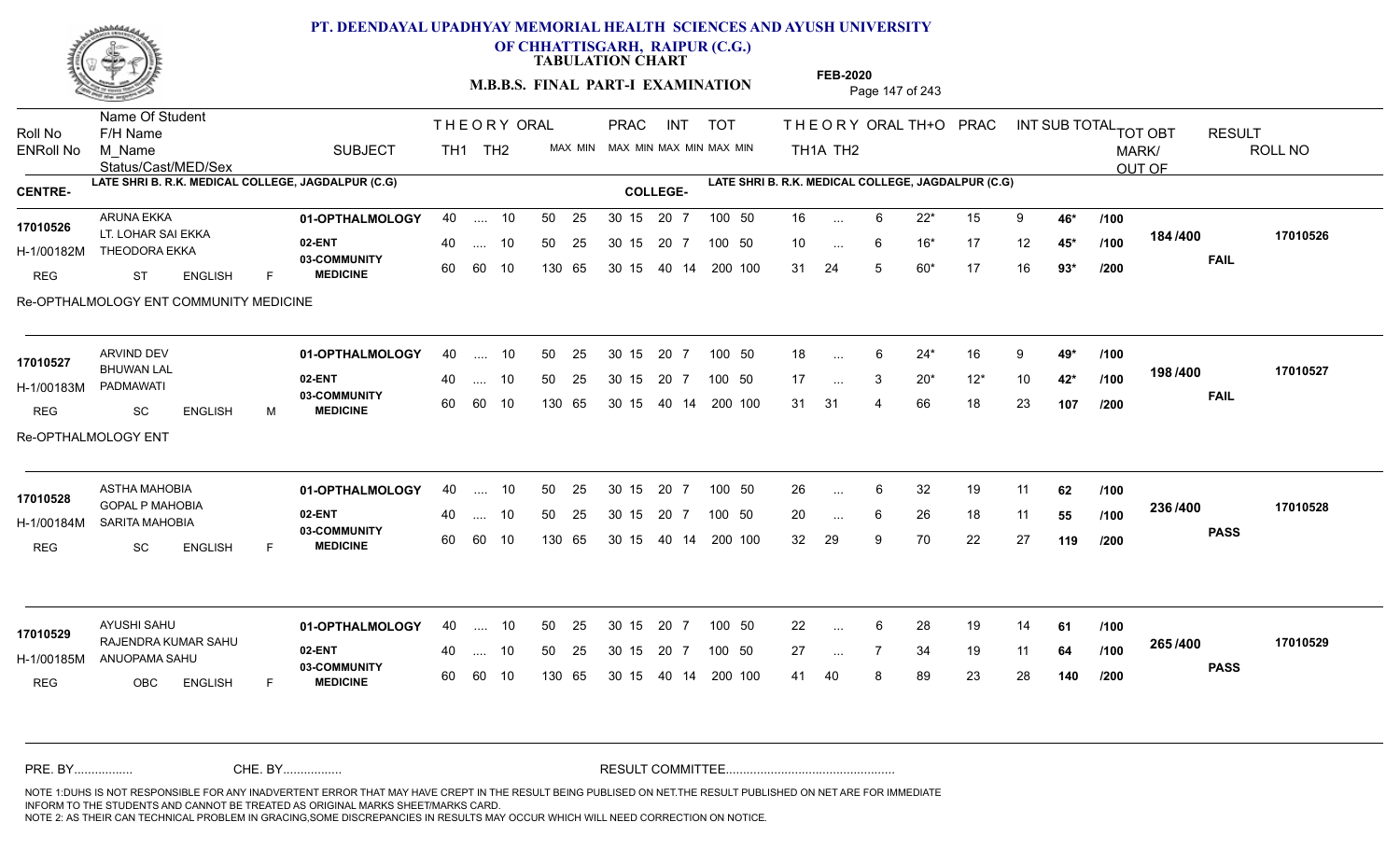# PT. DEENDAYAL UPADHYAY MEMORIAL HEALTH SCIENCES AND AYUSH UNIVERSITY OF CHHATTISGARH, RAIPUR (C.G.)

**TABULATION CHART**

**M.B.B.S. FINAL PART-I EXAMINATION**

**FEB-2020**

| Roll No / ENRoll No | Name Of Student / F/H Name / M_Name / Status/Cast/MED/Sex | SUBJECT | THEORY TH1 | THEORY TH2 | ORAL (MAX MIN) | PRAC (MAX MIN) | INT (MAX MIN) | TOT (MAX MIN) | THEORY TH1A | THEORY TH2 | ORAL | TH+O | PRAC | INT | SUB TOTAL | TOT OBT MARK/OUT OF | RESULT | ROLL NO |
|---|---|---|---|---|---|---|---|---|---|---|---|---|---|---|---|---|---|---|
| **CENTRE-** LATE SHRI B. R.K. MEDICAL COLLEGE, JAGDALPUR (C.G) | | | | | | | | | **COLLEGE-** LATE SHRI B. R.K. MEDICAL COLLEGE, JAGDALPUR (C.G) | | | | | | | | | |
| 17010526 | ARUNA EKKA / LT. LOHAR SAI EKKA | 01-OPTHALMOLOGY | 40 | .... | 10 | 50 25 | 30 15 | 20 7 | 100 50 | 16 | ... | 6 | 22* | 15 | 9 | 46* /100 | 184 /400 | FAIL | 17010526 |
| H-1/00182M | THEODORA EKKA | 02-ENT | 40 | .... | 10 | 50 25 | 30 15 | 20 7 | 100 50 | 10 | ... | 6 | 16* | 17 | 12 | 45* /100 | | | |
| REG | ST ENGLISH F | 03-COMMUNITY MEDICINE | 60 | 60 | 10 | 130 65 | 30 15 | 40 14 | 200 100 | 31 | 24 | 5 | 60* | 17 | 16 | 93* /200 | | | |
| Re-OPTHALMOLOGY ENT COMMUNITY MEDICINE | | | | | | | | | | | | | | | | | | | |
| 17010527 | ARVIND DEV / BHUWAN LAL | 01-OPTHALMOLOGY | 40 | .... | 10 | 50 25 | 30 15 | 20 7 | 100 50 | 18 | ... | 6 | 24* | 16 | 9 | 49* /100 | 198 /400 | FAIL | 17010527 |
| H-1/00183M | PADMAWATI | 02-ENT | 40 | .... | 10 | 50 25 | 30 15 | 20 7 | 100 50 | 17 | ... | 3 | 20* | 12* | 10 | 42* /100 | | | |
| REG | SC ENGLISH M | 03-COMMUNITY MEDICINE | 60 | 60 | 10 | 130 65 | 30 15 | 40 14 | 200 100 | 31 | 31 | 4 | 66 | 18 | 23 | 107 /200 | | | |
| Re-OPTHALMOLOGY ENT | | | | | | | | | | | | | | | | | | | |
| 17010528 | ASTHA MAHOBIA / GOPAL P MAHOBIA | 01-OPTHALMOLOGY | 40 | .... | 10 | 50 25 | 30 15 | 20 7 | 100 50 | 26 | ... | 6 | 32 | 19 | 11 | 62 /100 | 236 /400 | PASS | 17010528 |
| H-1/00184M | SARITA MAHOBIA | 02-ENT | 40 | .... | 10 | 50 25 | 30 15 | 20 7 | 100 50 | 20 | ... | 6 | 26 | 18 | 11 | 55 /100 | | | |
| REG | SC ENGLISH F | 03-COMMUNITY MEDICINE | 60 | 60 | 10 | 130 65 | 30 15 | 40 14 | 200 100 | 32 | 29 | 9 | 70 | 22 | 27 | 119 /200 | | | |
| 17010529 | AYUSHI SAHU / RAJENDRA KUMAR SAHU | 01-OPTHALMOLOGY | 40 | .... | 10 | 50 25 | 30 15 | 20 7 | 100 50 | 22 | ... | 6 | 28 | 19 | 14 | 61 /100 | 265 /400 | PASS | 17010529 |
| H-1/00185M | ANUOPAMA SAHU | 02-ENT | 40 | .... | 10 | 50 25 | 30 15 | 20 7 | 100 50 | 27 | ... | 7 | 34 | 19 | 11 | 64 /100 | | | |
| REG | OBC ENGLISH F | 03-COMMUNITY MEDICINE | 60 | 60 | 10 | 130 65 | 30 15 | 40 14 | 200 100 | 41 | 40 | 8 | 89 | 23 | 28 | 140 /200 | | | |

PRE. BY................ CHE. BY................ RESULT COMMITTEE................................................

NOTE 1:DUHS IS NOT RESPONSIBLE FOR ANY INADVERTENT ERROR THAT MAY HAVE CREPT IN THE RESULT BEING PUBLISED ON NET.THE RESULT PUBLISHED ON NET ARE FOR IMMEDIATE INFORM TO THE STUDENTS AND CANNOT BE TREATED AS ORIGINAL MARKS SHEET/MARKS CARD.
NOTE 2: AS THEIR CAN TECHNICAL PROBLEM IN GRACING,SOME DISCREPANCIES IN RESULTS MAY OCCUR WHICH WILL NEED CORRECTION ON NOTICE.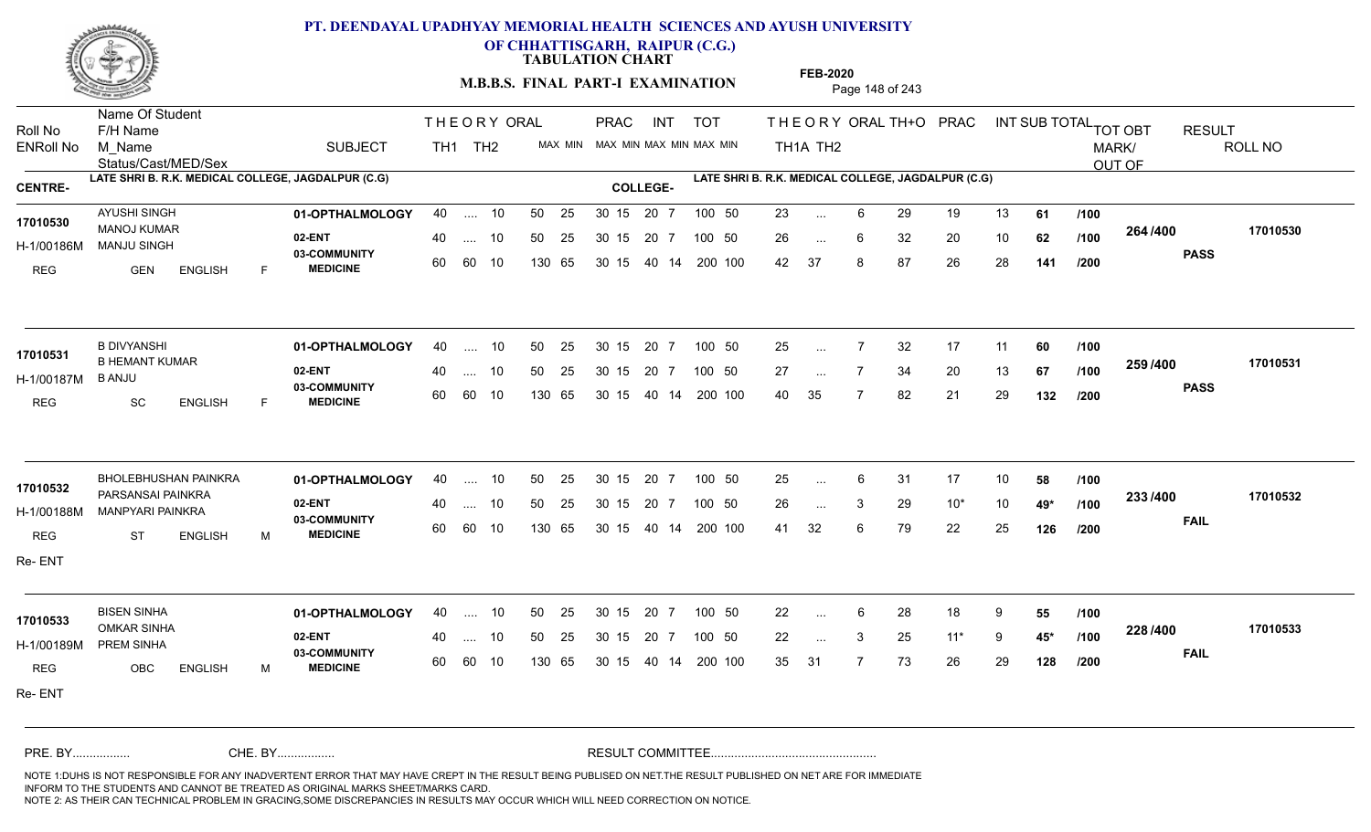# PT. DEENDAYAL UPADHYAY MEMORIAL HEALTH SCIENCES AND AYUSH UNIVERSITY OF CHHATTISGARH, RAIPUR (C.G.)

**TABULATION CHART**

**M.B.B.S. FINAL PART-I EXAMINATION**

**FEB-2020**

CENTRE- LATE SHRI B. R.K. MEDICAL COLLEGE, JAGDALPUR (C.G) | COLLEGE- LATE SHRI B. R.K. MEDICAL COLLEGE, JAGDALPUR (C.G)

| Roll No / ENRoll No | Name Of Student / F/H Name / M_Name / Status/Cast/MED/Sex | SUBJECT | TH1 | TH2 | ORAL | PRAC MAX MIN | INT MAX MIN | TOT MAX MIN | TH1A | TH2 | ORAL | TH+O | PRAC | INT | SUB TOTAL | | TOT OBT MARK/OUT OF | RESULT | ROLL NO |
|---|---|---|---|---|---|---|---|---|---|---|---|---|---|---|---|---|---|---|---|
| 17010530 / H-1/00186M | AYUSHI SINGH / MANOJ KUMAR / MANJU SINGH / REG GEN ENGLISH F | 01-OPTHALMOLOGY | 40 | .... | 10 | 50 25 | 30 15 20 7 | 100 50 | 23 | ... | 6 | 29 | 19 | 13 | 61 | /100 | 264 /400 | PASS | 17010530 |
| | | 02-ENT | 40 | .... | 10 | 50 25 | 30 15 20 7 | 100 50 | 26 | ... | 6 | 32 | 20 | 10 | 62 | /100 | | | |
| | | 03-COMMUNITY MEDICINE | 60 | 60 | 10 | 130 65 | 30 15 40 14 | 200 100 | 42 | 37 | 8 | 87 | 26 | 28 | 141 | /200 | | | |
| 17010531 / H-1/00187M | B DIVYANSHI / B HEMANT KUMAR / B ANJU / REG SC ENGLISH F | 01-OPTHALMOLOGY | 40 | .... | 10 | 50 25 | 30 15 20 7 | 100 50 | 25 | ... | 7 | 32 | 17 | 11 | 60 | /100 | 259 /400 | PASS | 17010531 |
| | | 02-ENT | 40 | .... | 10 | 50 25 | 30 15 20 7 | 100 50 | 27 | ... | 7 | 34 | 20 | 13 | 67 | /100 | | | |
| | | 03-COMMUNITY MEDICINE | 60 | 60 | 10 | 130 65 | 30 15 40 14 | 200 100 | 40 | 35 | 7 | 82 | 21 | 29 | 132 | /200 | | | |
| 17010532 / H-1/00188M | BHOLEBHUSHAN PAINKRA / PARSANSAI PAINKRA / MANPYARI PAINKRA / REG ST ENGLISH M / Re- ENT | 01-OPTHALMOLOGY | 40 | .... | 10 | 50 25 | 30 15 20 7 | 100 50 | 25 | ... | 6 | 31 | 17 | 10 | 58 | /100 | 233 /400 | FAIL | 17010532 |
| | | 02-ENT | 40 | .... | 10 | 50 25 | 30 15 20 7 | 100 50 | 26 | ... | 3 | 29 | 10* | 10 | 49* | /100 | | | |
| | | 03-COMMUNITY MEDICINE | 60 | 60 | 10 | 130 65 | 30 15 40 14 | 200 100 | 41 | 32 | 6 | 79 | 22 | 25 | 126 | /200 | | | |
| 17010533 / H-1/00189M | BISEN SINHA / OMKAR SINHA / PREM SINHA / REG OBC ENGLISH M / Re- ENT | 01-OPTHALMOLOGY | 40 | .... | 10 | 50 25 | 30 15 20 7 | 100 50 | 22 | ... | 6 | 28 | 18 | 9 | 55 | /100 | 228 /400 | FAIL | 17010533 |
| | | 02-ENT | 40 | .... | 10 | 50 25 | 30 15 20 7 | 100 50 | 22 | ... | 3 | 25 | 11* | 9 | 45* | /100 | | | |
| | | 03-COMMUNITY MEDICINE | 60 | 60 | 10 | 130 65 | 30 15 40 14 | 200 100 | 35 | 31 | 7 | 73 | 26 | 29 | 128 | /200 | | | |

PRE. BY................ CHE. BY................ RESULT COMMITTEE................................................

NOTE 1:DUHS IS NOT RESPONSIBLE FOR ANY INADVERTENT ERROR THAT MAY HAVE CREPT IN THE RESULT BEING PUBLISED ON NET.THE RESULT PUBLISHED ON NET ARE FOR IMMEDIATE INFORM TO THE STUDENTS AND CANNOT BE TREATED AS ORIGINAL MARKS SHEET/MARKS CARD.
NOTE 2: AS THEIR CAN TECHNICAL PROBLEM IN GRACING,SOME DISCREPANCIES IN RESULTS MAY OCCUR WHICH WILL NEED CORRECTION ON NOTICE.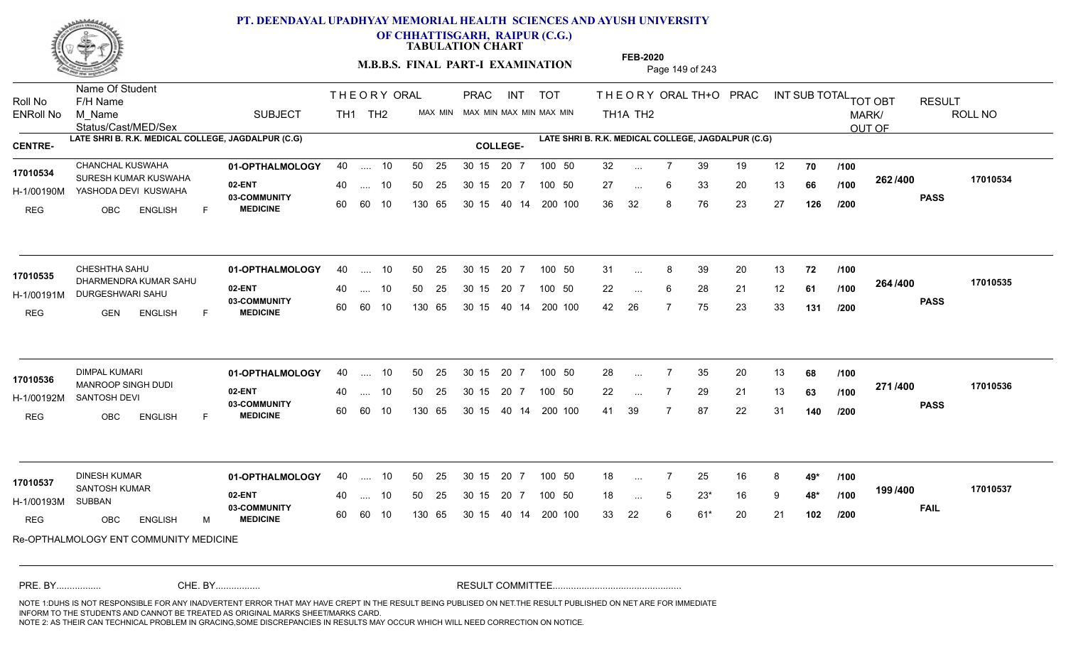# PT. DEENDAYAL UPADHYAY MEMORIAL HEALTH SCIENCES AND AYUSH UNIVERSITY OF CHHATTISGARH, RAIPUR (C.G.)

**TABULATION CHART**

**M.B.B.S. FINAL PART-I EXAMINATION**

**FEB-2020**

| Roll No / ENRoll No | Name Of Student / F/H Name / M_Name / Status/Cast/MED/Sex | SUBJECT | THEORY TH1 | THEORY TH2 | ORAL MAX MIN | PRAC MAX MIN | INT MAX MIN | TOT MAX MIN | THEORY TH1A | THEORY TH2 | ORAL | TH+O | PRAC | INT | SUB TOTAL | TOT OBT MARK/OUT OF | RESULT | ROLL NO |
|---|---|---|---|---|---|---|---|---|---|---|---|---|---|---|---|---|---|---|

**CENTRE-** LATE SHRI B. R.K. MEDICAL COLLEGE, JAGDALPUR (C.G) **COLLEGE-** LATE SHRI B. R.K. MEDICAL COLLEGE, JAGDALPUR (C.G)

| Roll No / ENRoll No | Name Of Student / F/H Name / M_Name / Status/Cast/MED/Sex | SUBJECT | TH1 | TH2 | ORAL | PRAC | INT | TOT | TH1A | TH2 | ORAL | TH+O | PRAC | INT | SUB TOTAL | | TOT OBT | RESULT | ROLL NO |
|---|---|---|---|---|---|---|---|---|---|---|---|---|---|---|---|---|---|---|---|
| 17010534 | CHANCHAL KUSWAHA | 01-OPTHALMOLOGY | 40 | .... | 10 | 50 25 | 30 15 | 20 7 | 32 | ... | 7 | 39 | 19 | 12 | 70 | /100 | 262 /400 | PASS | 17010534 |
| H-1/00190M | SURESH KUMAR KUSWAHA / YASHODA DEVI KUSWAHA | 02-ENT | 40 | .... | 10 | 50 25 | 30 15 | 20 7 | 27 | ... | 6 | 33 | 20 | 13 | 66 | /100 | | | |
| REG | OBC ENGLISH F | 03-COMMUNITY MEDICINE | 60 | 60 | 10 | 130 65 | 30 15 | 40 14 | 36 | 32 | 8 | 76 | 23 | 27 | 126 | /200 | | | |
| 17010535 | CHESHTHA SAHU | 01-OPTHALMOLOGY | 40 | .... | 10 | 50 25 | 30 15 | 20 7 | 31 | ... | 8 | 39 | 20 | 13 | 72 | /100 | 264 /400 | PASS | 17010535 |
| H-1/00191M | DHARMENDRA KUMAR SAHU / DURGESHWARI SAHU | 02-ENT | 40 | .... | 10 | 50 25 | 30 15 | 20 7 | 22 | ... | 6 | 28 | 21 | 12 | 61 | /100 | | | |
| REG | GEN ENGLISH F | 03-COMMUNITY MEDICINE | 60 | 60 | 10 | 130 65 | 30 15 | 40 14 | 42 | 26 | 7 | 75 | 23 | 33 | 131 | /200 | | | |
| 17010536 | DIMPAL KUMARI | 01-OPTHALMOLOGY | 40 | .... | 10 | 50 25 | 30 15 | 20 7 | 28 | ... | 7 | 35 | 20 | 13 | 68 | /100 | 271 /400 | PASS | 17010536 |
| H-1/00192M | MANROOP SINGH DUDI / SANTOSH DEVI | 02-ENT | 40 | .... | 10 | 50 25 | 30 15 | 20 7 | 22 | ... | 7 | 29 | 21 | 13 | 63 | /100 | | | |
| REG | OBC ENGLISH F | 03-COMMUNITY MEDICINE | 60 | 60 | 10 | 130 65 | 30 15 | 40 14 | 41 | 39 | 7 | 87 | 22 | 31 | 140 | /200 | | | |
| 17010537 | DINESH KUMAR | 01-OPTHALMOLOGY | 40 | .... | 10 | 50 25 | 30 15 | 20 7 | 18 | ... | 7 | 25 | 16 | 8 | 49* | /100 | 199 /400 | FAIL | 17010537 |
| H-1/00193M | SANTOSH KUMAR / SUBBAN | 02-ENT | 40 | .... | 10 | 50 25 | 30 15 | 20 7 | 18 | ... | 5 | 23* | 16 | 9 | 48* | /100 | | | |
| REG | OBC ENGLISH M | 03-COMMUNITY MEDICINE | 60 | 60 | 10 | 130 65 | 30 15 | 40 14 | 33 | 22 | 6 | 61* | 20 | 21 | 102 | /200 | | | |

(TOT MAX MIN for all rows: 100 50, 100 50, 200 100)

Re-OPTHALMOLOGY ENT COMMUNITY MEDICINE

PRE. BY................ CHE. BY................ RESULT COMMITTEE................................................

NOTE 1:DUHS IS NOT RESPONSIBLE FOR ANY INADVERTENT ERROR THAT MAY HAVE CREPT IN THE RESULT BEING PUBLISED ON NET.THE RESULT PUBLISHED ON NET ARE FOR IMMEDIATE INFORM TO THE STUDENTS AND CANNOT BE TREATED AS ORIGINAL MARKS SHEET/MARKS CARD.
NOTE 2: AS THEIR CAN TECHNICAL PROBLEM IN GRACING,SOME DISCREPANCIES IN RESULTS MAY OCCUR WHICH WILL NEED CORRECTION ON NOTICE.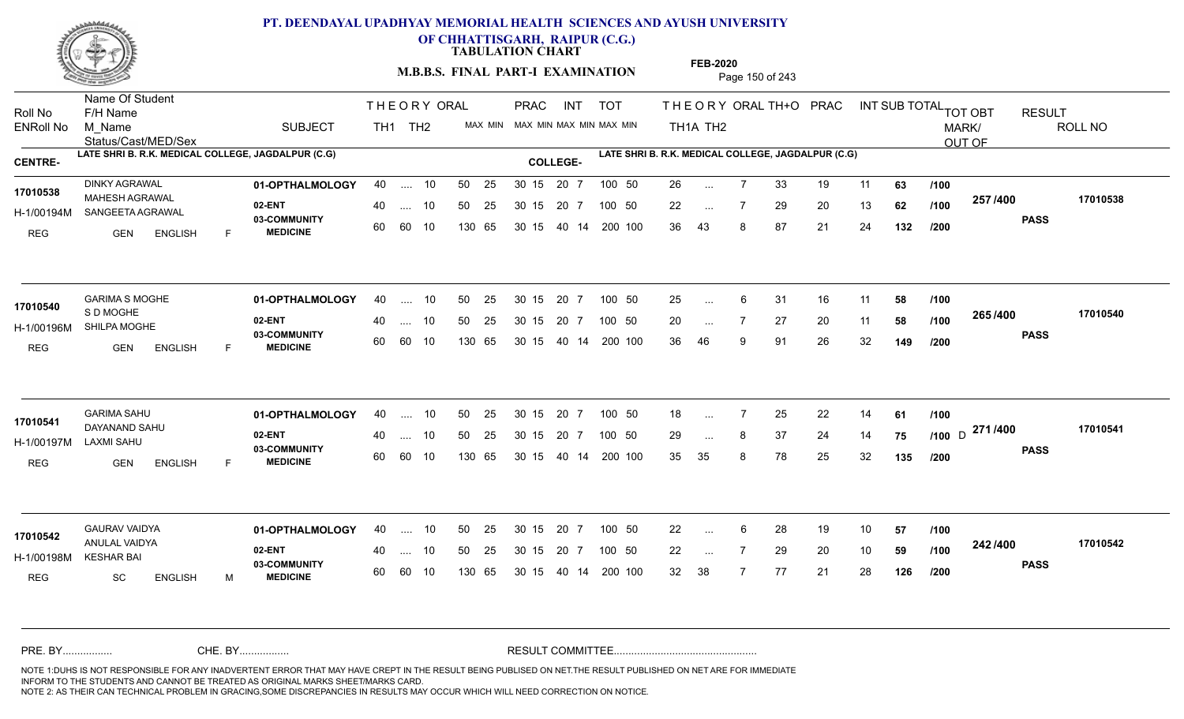# PT. DEENDAYAL UPADHYAY MEMORIAL HEALTH SCIENCES AND AYUSH UNIVERSITY OF CHHATTISGARH, RAIPUR (C.G.)

**TABULATION CHART**

**M.B.B.S. FINAL PART-I EXAMINATION**

**FEB-2020**

**CENTRE-** LATE SHRI B. R.K. MEDICAL COLLEGE, JAGDALPUR (C.G)
**COLLEGE-** LATE SHRI B. R.K. MEDICAL COLLEGE, JAGDALPUR (C.G)

| Roll No / ENRoll No | Name Of Student / F/H Name / M_Name / Status/Cast/MED/Sex | SUBJECT | THEORY TH1 | TH2 | ORAL MAX MIN | PRAC MAX MIN | INT MAX MIN | TOT MAX MIN | THEORY TH1A | TH2 | ORAL | TH+O | PRAC | INT | SUB TOTAL | | TOT OBT MARK/ OUT OF | RESULT | ROLL NO |
|---|---|---|---|---|---|---|---|---|---|---|---|---|---|---|---|---|---|---|---|
| 17010538 | DINKY AGRAWAL | 01-OPTHALMOLOGY | 40 | .... | 10 | 50 25 | 30 15 | 20 7 | 100 50 | 26 | ... | 7 | 33 | 19 | 11 | 63 | /100 | 257 /400 | 17010538 |
| H-1/00194M | MAHESH AGRAWAL / SANGEETA AGRAWAL | 02-ENT | 40 | .... | 10 | 50 25 | 30 15 | 20 7 | 100 50 | 22 | ... | 7 | 29 | 20 | 13 | 62 | /100 | | PASS |
| REG | GEN ENGLISH F | 03-COMMUNITY MEDICINE | 60 | 60 | 10 | 130 65 | 30 15 | 40 14 | 200 100 | 36 | 43 | 8 | 87 | 21 | 24 | 132 | /200 | | |
| 17010540 | GARIMA S MOGHE | 01-OPTHALMOLOGY | 40 | .... | 10 | 50 25 | 30 15 | 20 7 | 100 50 | 25 | ... | 6 | 31 | 16 | 11 | 58 | /100 | 265 /400 | 17010540 |
| H-1/00196M | S D MOGHE / SHILPA MOGHE | 02-ENT | 40 | .... | 10 | 50 25 | 30 15 | 20 7 | 100 50 | 20 | ... | 7 | 27 | 20 | 11 | 58 | /100 | | PASS |
| REG | GEN ENGLISH F | 03-COMMUNITY MEDICINE | 60 | 60 | 10 | 130 65 | 30 15 | 40 14 | 200 100 | 36 | 46 | 9 | 91 | 26 | 32 | 149 | /200 | | |
| 17010541 | GARIMA SAHU | 01-OPTHALMOLOGY | 40 | .... | 10 | 50 25 | 30 15 | 20 7 | 100 50 | 18 | ... | 7 | 25 | 22 | 14 | 61 | /100 | 271 /400 | 17010541 |
| H-1/00197M | DAYANAND SAHU / LAXMI SAHU | 02-ENT | 40 | .... | 10 | 50 25 | 30 15 | 20 7 | 100 50 | 29 | ... | 8 | 37 | 24 | 14 | 75 | /100 D | | PASS |
| REG | GEN ENGLISH F | 03-COMMUNITY MEDICINE | 60 | 60 | 10 | 130 65 | 30 15 | 40 14 | 200 100 | 35 | 35 | 8 | 78 | 25 | 32 | 135 | /200 | | |
| 17010542 | GAURAV VAIDYA | 01-OPTHALMOLOGY | 40 | .... | 10 | 50 25 | 30 15 | 20 7 | 100 50 | 22 | ... | 6 | 28 | 19 | 10 | 57 | /100 | 242 /400 | 17010542 |
| H-1/00198M | ANULAL VAIDYA / KESHAR BAI | 02-ENT | 40 | .... | 10 | 50 25 | 30 15 | 20 7 | 100 50 | 22 | ... | 7 | 29 | 20 | 10 | 59 | /100 | | PASS |
| REG | SC ENGLISH M | 03-COMMUNITY MEDICINE | 60 | 60 | 10 | 130 65 | 30 15 | 40 14 | 200 100 | 32 | 38 | 7 | 77 | 21 | 28 | 126 | /200 | | |

PRE. BY................ CHE. BY................ RESULT COMMITTEE................................................

NOTE 1:DUHS IS NOT RESPONSIBLE FOR ANY INADVERTENT ERROR THAT MAY HAVE CREPT IN THE RESULT BEING PUBLISED ON NET.THE RESULT PUBLISHED ON NET ARE FOR IMMEDIATE INFORM TO THE STUDENTS AND CANNOT BE TREATED AS ORIGINAL MARKS SHEET/MARKS CARD.
NOTE 2: AS THEIR CAN TECHNICAL PROBLEM IN GRACING,SOME DISCREPANCIES IN RESULTS MAY OCCUR WHICH WILL NEED CORRECTION ON NOTICE.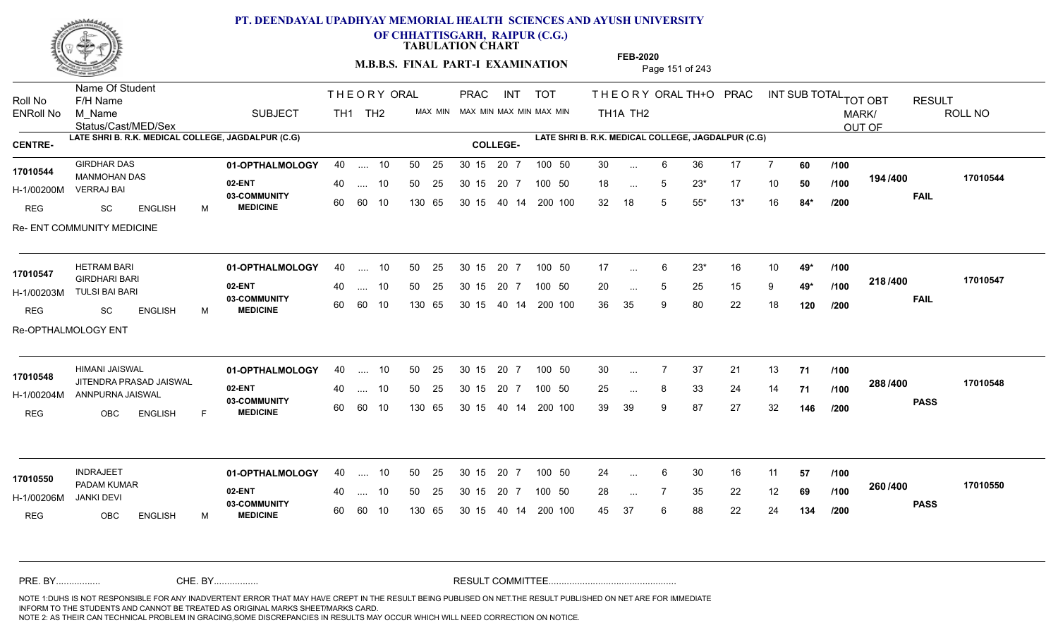# PT. DEENDAYAL UPADHYAY MEMORIAL HEALTH SCIENCES AND AYUSH UNIVERSITY OF CHHATTISGARH, RAIPUR (C.G.)

**TABULATION CHART**

**M.B.B.S. FINAL PART-I EXAMINATION**

**FEB-2020**

**CENTRE-** LATE SHRI B. R.K. MEDICAL COLLEGE, JAGDALPUR (C.G)

**COLLEGE-** LATE SHRI B. R.K. MEDICAL COLLEGE, JAGDALPUR (C.G)

| Roll No / ENRoll No | Name Of Student / F/H Name / M_Name / Status/Cast/MED/Sex | SUBJECT | THEORY TH1 | THEORY TH2 | ORAL | PRAC MAX | PRAC MIN | INT MAX | INT MIN | TOT MAX | TOT MIN | TH1A | TH2 | ORAL | TH+O | PRAC | INT | SUB TOTAL | | TOT OBT MARK/OUT OF | RESULT | ROLL NO |
|---|---|---|---|---|---|---|---|---|---|---|---|---|---|---|---|---|---|---|---|---|---|---|
| 17010544 | GIRDHAR DAS | 01-OPTHALMOLOGY | 40 | .... | 10 | 50 | 25 | 30 15 | | 20 | 7 | 100 50 | | 30 | ... | 6 | 36 | 17 | 7 | 60 | /100 | 194 /400 | FAIL | 17010544 |
| H-1/00200M | MANMOHAN DAS / VERRAJ BAI | 02-ENT | 40 | .... | 10 | 50 | 25 | 30 15 | | 20 | 7 | 100 50 | | 18 | ... | 5 | 23* | 17 | 10 | 50 | /100 | | | |
| REG | SC ENGLISH M | 03-COMMUNITY MEDICINE | 60 | 60 | 10 | 130 | 65 | 30 15 | | 40 | 14 | 200 100 | | 32 | 18 | 5 | 55* | 13* | 16 | 84* | /200 | | | |

Re- ENT COMMUNITY MEDICINE

| Roll No / ENRoll No | Name Of Student / F/H Name / M_Name / Status/Cast/MED/Sex | SUBJECT | THEORY TH1 | THEORY TH2 | ORAL | PRAC MAX | PRAC MIN | INT MAX | INT MIN | TOT MAX | TOT MIN | TH1A | TH2 | ORAL | TH+O | PRAC | INT | SUB TOTAL | | TOT OBT MARK/OUT OF | RESULT | ROLL NO |
|---|---|---|---|---|---|---|---|---|---|---|---|---|---|---|---|---|---|---|---|---|---|---|
| 17010547 | HETRAM BARI | 01-OPTHALMOLOGY | 40 | .... | 10 | 50 | 25 | 30 15 | | 20 | 7 | 100 50 | | 17 | ... | 6 | 23* | 16 | 10 | 49* | /100 | 218 /400 | FAIL | 17010547 |
| H-1/00203M | GIRDHARI BARI / TULSI BAI BARI | 02-ENT | 40 | .... | 10 | 50 | 25 | 30 15 | | 20 | 7 | 100 50 | | 20 | ... | 5 | 25 | 15 | 9 | 49* | /100 | | | |
| REG | SC ENGLISH M | 03-COMMUNITY MEDICINE | 60 | 60 | 10 | 130 | 65 | 30 15 | | 40 | 14 | 200 100 | | 36 | 35 | 9 | 80 | 22 | 18 | 120 | /200 | | | |

Re-OPTHALMOLOGY ENT

| Roll No / ENRoll No | Name Of Student / F/H Name / M_Name / Status/Cast/MED/Sex | SUBJECT | THEORY TH1 | THEORY TH2 | ORAL | PRAC MAX | PRAC MIN | INT MAX | INT MIN | TOT MAX | TOT MIN | TH1A | TH2 | ORAL | TH+O | PRAC | INT | SUB TOTAL | | TOT OBT MARK/OUT OF | RESULT | ROLL NO |
|---|---|---|---|---|---|---|---|---|---|---|---|---|---|---|---|---|---|---|---|---|---|---|
| 17010548 | HIMANI JAISWAL | 01-OPTHALMOLOGY | 40 | .... | 10 | 50 | 25 | 30 15 | | 20 | 7 | 100 50 | | 30 | ... | 7 | 37 | 21 | 13 | 71 | /100 | 288 /400 | PASS | 17010548 |
| H-1/00204M | JITENDRA PRASAD JAISWAL / ANNPURNA JAISWAL | 02-ENT | 40 | .... | 10 | 50 | 25 | 30 15 | | 20 | 7 | 100 50 | | 25 | ... | 8 | 33 | 24 | 14 | 71 | /100 | | | |
| REG | OBC ENGLISH F | 03-COMMUNITY MEDICINE | 60 | 60 | 10 | 130 | 65 | 30 15 | | 40 | 14 | 200 100 | | 39 | 39 | 9 | 87 | 27 | 32 | 146 | /200 | | | |

| Roll No / ENRoll No | Name Of Student / F/H Name / M_Name / Status/Cast/MED/Sex | SUBJECT | THEORY TH1 | THEORY TH2 | ORAL | PRAC MAX | PRAC MIN | INT MAX | INT MIN | TOT MAX | TOT MIN | TH1A | TH2 | ORAL | TH+O | PRAC | INT | SUB TOTAL | | TOT OBT MARK/OUT OF | RESULT | ROLL NO |
|---|---|---|---|---|---|---|---|---|---|---|---|---|---|---|---|---|---|---|---|---|---|---|
| 17010550 | INDRAJEET | 01-OPTHALMOLOGY | 40 | .... | 10 | 50 | 25 | 30 15 | | 20 | 7 | 100 50 | | 24 | ... | 6 | 30 | 16 | 11 | 57 | /100 | 260 /400 | PASS | 17010550 |
| H-1/00206M | PADAM KUMAR / JANKI DEVI | 02-ENT | 40 | .... | 10 | 50 | 25 | 30 15 | | 20 | 7 | 100 50 | | 28 | ... | 7 | 35 | 22 | 12 | 69 | /100 | | | |
| REG | OBC ENGLISH M | 03-COMMUNITY MEDICINE | 60 | 60 | 10 | 130 | 65 | 30 15 | | 40 | 14 | 200 100 | | 45 | 37 | 6 | 88 | 22 | 24 | 134 | /200 | | | |

PRE. BY................ CHE. BY................ RESULT COMMITTEE................................................

NOTE 1:DUHS IS NOT RESPONSIBLE FOR ANY INADVERTENT ERROR THAT MAY HAVE CREPT IN THE RESULT BEING PUBLISED ON NET.THE RESULT PUBLISHED ON NET ARE FOR IMMEDIATE INFORM TO THE STUDENTS AND CANNOT BE TREATED AS ORIGINAL MARKS SHEET/MARKS CARD.
NOTE 2: AS THEIR CAN TECHNICAL PROBLEM IN GRACING,SOME DISCREPANCIES IN RESULTS MAY OCCUR WHICH WILL NEED CORRECTION ON NOTICE.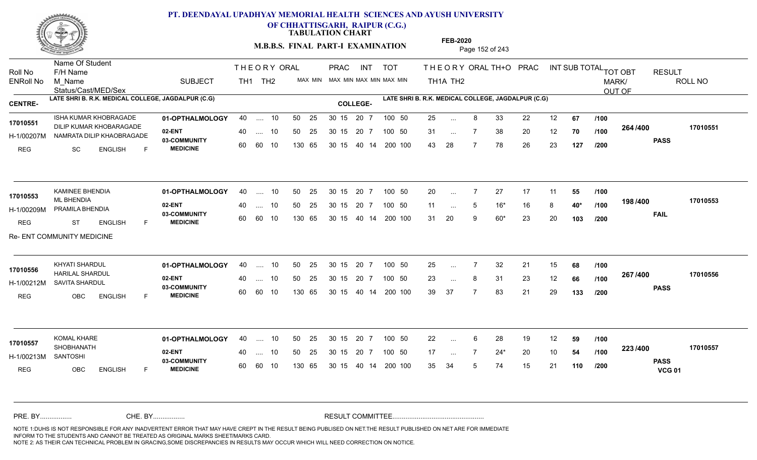# PT. DEENDAYAL UPADHYAY MEMORIAL HEALTH SCIENCES AND AYUSH UNIVERSITY OF CHHATTISGARH, RAIPUR (C.G.)

**TABULATION CHART**

**M.B.B.S. FINAL PART-I EXAMINATION** — **FEB-2020**

**CENTRE-** LATE SHRI B. R.K. MEDICAL COLLEGE, JAGDALPUR (C.G) — **COLLEGE-** LATE SHRI B. R.K. MEDICAL COLLEGE, JAGDALPUR (C.G)

| Roll No / ENRoll No | Name Of Student / F/H Name / M_Name / Status/Cast/MED/Sex | SUBJECT | TH1 | TH2 | ORAL | PRAC MAX | PRAC MIN | INT MAX | INT MIN | TOT MAX | TOT MIN | TH1A | TH2 | ORAL | TH+O | PRAC | INT | SUB TOTAL | OUT OF | TOT OBT MARK/OUT OF | RESULT | ROLL NO |
|---|---|---|---|---|---|---|---|---|---|---|---|---|---|---|---|---|---|---|---|---|---|---|
| 17010551 / H-1/00207M | ISHA KUMAR KHOBRAGADE / DILIP KUMAR KHOBARAGADE / NAMRATA DILIP KHAOBRAGADE / REG SC ENGLISH F | 01-OPTHALMOLOGY | 40 | .... | 10 | 50 | 25 | 30 15 | 20 7 | 100 | 50 | 25 | ... | 8 | 33 | 22 | 12 | 67 | /100 | 264 /400 | PASS | 17010551 |
| | | 02-ENT | 40 | .... | 10 | 50 | 25 | 30 15 | 20 7 | 100 | 50 | 31 | ... | 7 | 38 | 20 | 12 | 70 | /100 | | | |
| | | 03-COMMUNITY MEDICINE | 60 | 60 | 10 | 130 | 65 | 30 15 | 40 14 | 200 | 100 | 43 | 28 | 7 | 78 | 26 | 23 | 127 | /200 | | | |
| 17010553 / H-1/00209M | KAMINEE BHENDIA / ML BHENDIA / PRAMILA BHENDIA / REG ST ENGLISH F | 01-OPTHALMOLOGY | 40 | .... | 10 | 50 | 25 | 30 15 | 20 7 | 100 | 50 | 20 | ... | 7 | 27 | 17 | 11 | 55 | /100 | 198 /400 | FAIL | 17010553 |
| | | 02-ENT | 40 | .... | 10 | 50 | 25 | 30 15 | 20 7 | 100 | 50 | 11 | ... | 5 | 16* | 16 | 8 | 40* | /100 | | | |
| | | 03-COMMUNITY MEDICINE | 60 | 60 | 10 | 130 | 65 | 30 15 | 40 14 | 200 | 100 | 31 | 20 | 9 | 60* | 23 | 20 | 103 | /200 | | | |
| | Re- ENT COMMUNITY MEDICINE | | | | | | | | | | | | | | | | | | | | | |
| 17010556 / H-1/00212M | KHYATI SHARDUL / HARILAL SHARDUL / SAVITA SHARDUL / REG OBC ENGLISH F | 01-OPTHALMOLOGY | 40 | .... | 10 | 50 | 25 | 30 15 | 20 7 | 100 | 50 | 25 | ... | 7 | 32 | 21 | 15 | 68 | /100 | 267 /400 | PASS | 17010556 |
| | | 02-ENT | 40 | .... | 10 | 50 | 25 | 30 15 | 20 7 | 100 | 50 | 23 | ... | 8 | 31 | 23 | 12 | 66 | /100 | | | |
| | | 03-COMMUNITY MEDICINE | 60 | 60 | 10 | 130 | 65 | 30 15 | 40 14 | 200 | 100 | 39 | 37 | 7 | 83 | 21 | 29 | 133 | /200 | | | |
| 17010557 / H-1/00213M | KOMAL KHARE / SHOBHANATH / SANTOSHI / REG OBC ENGLISH F | 01-OPTHALMOLOGY | 40 | .... | 10 | 50 | 25 | 30 15 | 20 7 | 100 | 50 | 22 | ... | 6 | 28 | 19 | 12 | 59 | /100 | 223 /400 | PASS VCG 01 | 17010557 |
| | | 02-ENT | 40 | .... | 10 | 50 | 25 | 30 15 | 20 7 | 100 | 50 | 17 | ... | 7 | 24* | 20 | 10 | 54 | /100 | | | |
| | | 03-COMMUNITY MEDICINE | 60 | 60 | 10 | 130 | 65 | 30 15 | 40 14 | 200 | 100 | 35 | 34 | 5 | 74 | 15 | 21 | 110 | /200 | | | |

PRE. BY................ CHE. BY................ RESULT COMMITTEE................................................

NOTE 1:DUHS IS NOT RESPONSIBLE FOR ANY INADVERTENT ERROR THAT MAY HAVE CREPT IN THE RESULT BEING PUBLISED ON NET.THE RESULT PUBLISHED ON NET ARE FOR IMMEDIATE INFORM TO THE STUDENTS AND CANNOT BE TREATED AS ORIGINAL MARKS SHEET/MARKS CARD.
NOTE 2: AS THEIR CAN TECHNICAL PROBLEM IN GRACING,SOME DISCREPANCIES IN RESULTS MAY OCCUR WHICH WILL NEED CORRECTION ON NOTICE.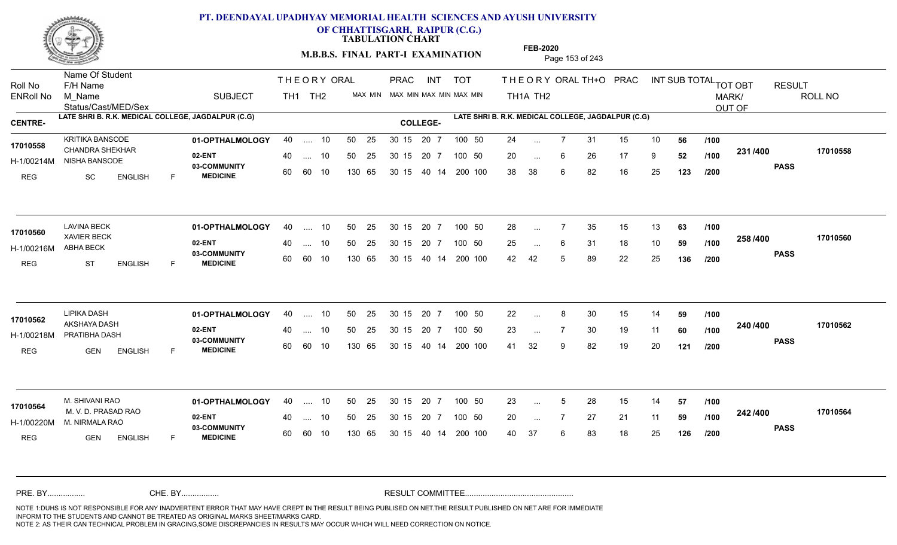# PT. DEENDAYAL UPADHYAY MEMORIAL HEALTH SCIENCES AND AYUSH UNIVERSITY OF CHHATTISGARH, RAIPUR (C.G.)

**TABULATION CHART**

**M.B.B.S. FINAL PART-I EXAMINATION**

**FEB-2020**

| Roll No / ENRoll No | Name Of Student / F/H Name / M_Name / Status/Cast/MED/Sex | SUBJECT | THEORY TH1 | THEORY TH2 | ORAL MAX MIN | PRAC MAX MIN | INT MAX MIN | TOT MAX MIN | THEORY TH1A | THEORY TH2 | ORAL | TH+O | PRAC | INT | SUB TOTAL | | TOT OBT MARK/OUT OF | RESULT | ROLL NO |
|---|---|---|---|---|---|---|---|---|---|---|---|---|---|---|---|---|---|---|---|

**CENTRE-** LATE SHRI B. R.K. MEDICAL COLLEGE, JAGDALPUR (C.G) **COLLEGE-** LATE SHRI B. R.K. MEDICAL COLLEGE, JAGDALPUR (C.G)

| Roll No / ENRoll No | Name Of Student / F/H Name / M_Name / Status/Cast/MED/Sex | SUBJECT | TH1 | TH2 | ORAL | PRAC | INT | TOT | TH1A | TH2 | ORAL | TH+O | PRAC | INT | SUB TOTAL | | TOT OBT MARK/OUT OF | RESULT | ROLL NO |
|---|---|---|---|---|---|---|---|---|---|---|---|---|---|---|---|---|---|---|---|
| 17010558 | KRITIKA BANSODE | 01-OPTHALMOLOGY | 40 | .... | 10 | 50 25 | 30 15 | 20 7 | 100 50 | 24 | ... | 7 | 31 | 15 | 10 | 56 | /100 | 231 /400 | 17010558 |
| H-1/00214M | CHANDRA SHEKHAR / NISHA BANSODE | 02-ENT | 40 | .... | 10 | 50 25 | 30 15 | 20 7 | 100 50 | 20 | ... | 6 | 26 | 17 | 9 | 52 | /100 | PASS | |
| REG | SC ENGLISH F | 03-COMMUNITY MEDICINE | 60 | 60 | 10 | 130 65 | 30 15 | 40 14 | 200 100 | 38 | 38 | 6 | 82 | 16 | 25 | 123 | /200 | | |
| 17010560 | LAVINA BECK | 01-OPTHALMOLOGY | 40 | .... | 10 | 50 25 | 30 15 | 20 7 | 100 50 | 28 | ... | 7 | 35 | 15 | 13 | 63 | /100 | 258 /400 | 17010560 |
| H-1/00216M | XAVIER BECK / ABHA BECK | 02-ENT | 40 | .... | 10 | 50 25 | 30 15 | 20 7 | 100 50 | 25 | ... | 6 | 31 | 18 | 10 | 59 | /100 | PASS | |
| REG | ST ENGLISH F | 03-COMMUNITY MEDICINE | 60 | 60 | 10 | 130 65 | 30 15 | 40 14 | 200 100 | 42 | 42 | 5 | 89 | 22 | 25 | 136 | /200 | | |
| 17010562 | LIPIKA DASH | 01-OPTHALMOLOGY | 40 | .... | 10 | 50 25 | 30 15 | 20 7 | 100 50 | 22 | ... | 8 | 30 | 15 | 14 | 59 | /100 | 240 /400 | 17010562 |
| H-1/00218M | AKSHAYA DASH / PRATIBHA DASH | 02-ENT | 40 | .... | 10 | 50 25 | 30 15 | 20 7 | 100 50 | 23 | ... | 7 | 30 | 19 | 11 | 60 | /100 | PASS | |
| REG | GEN ENGLISH F | 03-COMMUNITY MEDICINE | 60 | 60 | 10 | 130 65 | 30 15 | 40 14 | 200 100 | 41 | 32 | 9 | 82 | 19 | 20 | 121 | /200 | | |
| 17010564 | M. SHIVANI RAO | 01-OPTHALMOLOGY | 40 | .... | 10 | 50 25 | 30 15 | 20 7 | 100 50 | 23 | ... | 5 | 28 | 15 | 14 | 57 | /100 | 242 /400 | 17010564 |
| H-1/00220M | M. V. D. PRASAD RAO / M. NIRMALA RAO | 02-ENT | 40 | .... | 10 | 50 25 | 30 15 | 20 7 | 100 50 | 20 | ... | 7 | 27 | 21 | 11 | 59 | /100 | PASS | |
| REG | GEN ENGLISH F | 03-COMMUNITY MEDICINE | 60 | 60 | 10 | 130 65 | 30 15 | 40 14 | 200 100 | 40 | 37 | 6 | 83 | 18 | 25 | 126 | /200 | | |

PRE. BY................ CHE. BY................ RESULT COMMITTEE................................................

NOTE 1:DUHS IS NOT RESPONSIBLE FOR ANY INADVERTENT ERROR THAT MAY HAVE CREPT IN THE RESULT BEING PUBLISED ON NET.THE RESULT PUBLISHED ON NET ARE FOR IMMEDIATE INFORM TO THE STUDENTS AND CANNOT BE TREATED AS ORIGINAL MARKS SHEET/MARKS CARD.
NOTE 2: AS THEIR CAN TECHNICAL PROBLEM IN GRACING,SOME DISCREPANCIES IN RESULTS MAY OCCUR WHICH WILL NEED CORRECTION ON NOTICE.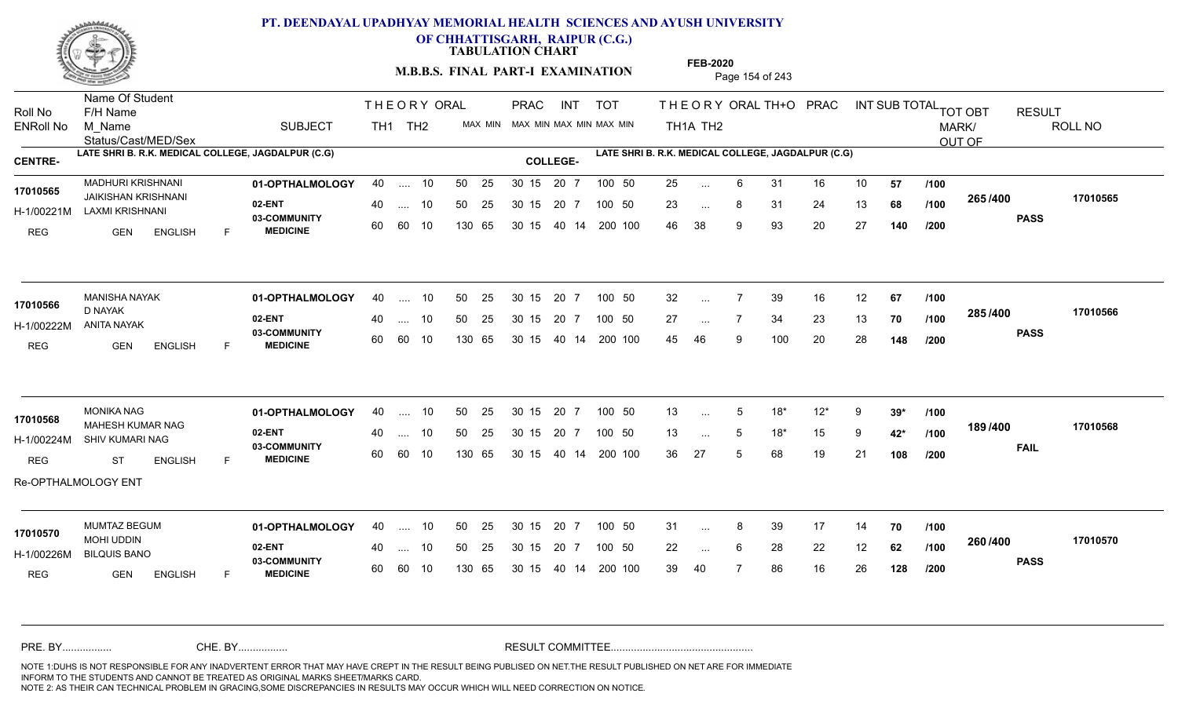**PT. DEENDAYAL UPADHYAY MEMORIAL HEALTH SCIENCES AND AYUSH UNIVERSITY OF CHHATTISGARH, RAIPUR (C.G.)**

**TABULATION CHART**

**M.B.B.S. FINAL PART-I EXAMINATION**

**FEB-2020**

CENTRE- LATE SHRI B. R.K. MEDICAL COLLEGE, JAGDALPUR (C.G) | COLLEGE- LATE SHRI B. R.K. MEDICAL COLLEGE, JAGDALPUR (C.G)

| Roll No / ENRoll No | Name Of Student / F/H Name / M_Name / Status/Cast/MED/Sex | SUBJECT | THEORY TH1 | THEORY TH2 | ORAL | PRAC MAX | PRAC MIN | INT MAX | INT MIN | TOT MAX | TOT MIN | TH1A | TH2 | ORAL | TH+O | PRAC | INT | SUB TOTAL | | TOT OBT MARK/OUT OF | RESULT | ROLL NO |
|---|---|---|---|---|---|---|---|---|---|---|---|---|---|---|---|---|---|---|---|---|---|---|
| 17010565 | MADHURI KRISHNANI | 01-OPTHALMOLOGY | 40 | .... | 10 | 50 | 25 | 30 15 | | 20 7 | | 25 | ... | 6 | 31 | 16 | 10 | 57 | /100 | 265/400 | PASS | 17010565 |
| H-1/00221M | JAIKISHAN KRISHNANI / LAXMI KRISHNANI | 02-ENT | 40 | .... | 10 | 50 | 25 | 30 15 | | 20 7 | | 23 | ... | 8 | 31 | 24 | 13 | 68 | /100 | | | |
| REG | GEN ENGLISH F | 03-COMMUNITY MEDICINE | 60 | 60 | 10 | 130 | 65 | 30 15 | | 40 14 | | 46 | 38 | 9 | 93 | 20 | 27 | 140 | /200 | | | |
| 17010566 | MANISHA NAYAK | 01-OPTHALMOLOGY | 40 | .... | 10 | 50 | 25 | 30 15 | | 20 7 | | 32 | ... | 7 | 39 | 16 | 12 | 67 | /100 | 285/400 | PASS | 17010566 |
| H-1/00222M | D NAYAK / ANITA NAYAK | 02-ENT | 40 | .... | 10 | 50 | 25 | 30 15 | | 20 7 | | 27 | ... | 7 | 34 | 23 | 13 | 70 | /100 | | | |
| REG | GEN ENGLISH F | 03-COMMUNITY MEDICINE | 60 | 60 | 10 | 130 | 65 | 30 15 | | 40 14 | | 45 | 46 | 9 | 100 | 20 | 28 | 148 | /200 | | | |
| 17010568 | MONIKA NAG | 01-OPTHALMOLOGY | 40 | .... | 10 | 50 | 25 | 30 15 | | 20 7 | | 13 | ... | 5 | 18* | 12* | 9 | 39* | /100 | 189/400 | FAIL | 17010568 |
| H-1/00224M | MAHESH KUMAR NAG / SHIV KUMARI NAG | 02-ENT | 40 | .... | 10 | 50 | 25 | 30 15 | | 20 7 | | 13 | ... | 5 | 18* | 15 | 9 | 42* | /100 | | | |
| REG | ST ENGLISH F | 03-COMMUNITY MEDICINE | 60 | 60 | 10 | 130 | 65 | 30 15 | | 40 14 | | 36 | 27 | 5 | 68 | 19 | 21 | 108 | /200 | | | |
| Re-OPTHALMOLOGY ENT | | | | | | | | | | | | | | | | | | | | | | |
| 17010570 | MUMTAZ BEGUM | 01-OPTHALMOLOGY | 40 | .... | 10 | 50 | 25 | 30 15 | | 20 7 | | 31 | ... | 8 | 39 | 17 | 14 | 70 | /100 | 260/400 | PASS | 17010570 |
| H-1/00226M | MOHI UDDIN / BILQUIS BANO | 02-ENT | 40 | .... | 10 | 50 | 25 | 30 15 | | 20 7 | | 22 | ... | 6 | 28 | 22 | 12 | 62 | /100 | | | |
| REG | GEN ENGLISH F | 03-COMMUNITY MEDICINE | 60 | 60 | 10 | 130 | 65 | 30 15 | | 40 14 | | 39 | 40 | 7 | 86 | 16 | 26 | 128 | /200 | | | |

Note: TOT MAX/MIN for each subject: 01-OPTHALMOLOGY 100 50; 02-ENT 100 50; 03-COMMUNITY MEDICINE 200 100.

PRE. BY................ CHE. BY................ RESULT COMMITTEE................................................

NOTE 1:DUHS IS NOT RESPONSIBLE FOR ANY INADVERTENT ERROR THAT MAY HAVE CREPT IN THE RESULT BEING PUBLISED ON NET.THE RESULT PUBLISHED ON NET ARE FOR IMMEDIATE INFORM TO THE STUDENTS AND CANNOT BE TREATED AS ORIGINAL MARKS SHEET/MARKS CARD.
NOTE 2: AS THEIR CAN TECHNICAL PROBLEM IN GRACING,SOME DISCREPANCIES IN RESULTS MAY OCCUR WHICH WILL NEED CORRECTION ON NOTICE.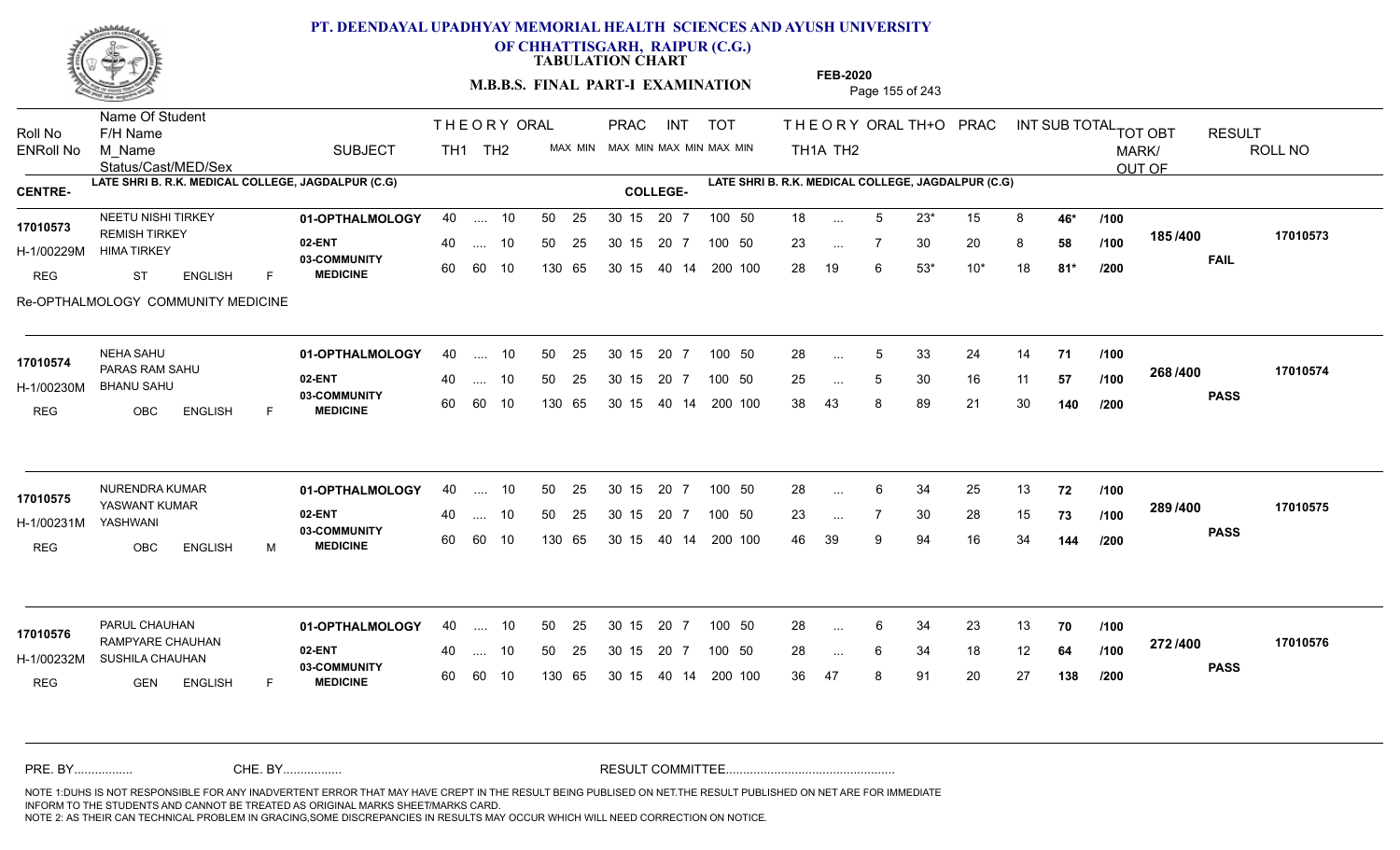# PT. DEENDAYAL UPADHYAY MEMORIAL HEALTH SCIENCES AND AYUSH UNIVERSITY OF CHHATTISGARH, RAIPUR (C.G.)

**TABULATION CHART**

**M.B.B.S. FINAL PART-I EXAMINATION**

**FEB-2020**

CENTRE- LATE SHRI B. R.K. MEDICAL COLLEGE, JAGDALPUR (C.G)

COLLEGE- LATE SHRI B. R.K. MEDICAL COLLEGE, JAGDALPUR (C.G)

| Roll No / ENRoll No / Status/Cast/MED/Sex | Name Of Student / F/H Name / M_Name | SUBJECT | THEORY TH1 | THEORY TH2 | ORAL | PRAC MAX MIN | INT MAX MIN | TOT MAX MIN | TH1A | TH2 | ORAL | TH+O | PRAC | INT | SUB TOTAL | TOT OBT MARK/OUT OF | RESULT | ROLL NO |
|---|---|---|---|---|---|---|---|---|---|---|---|---|---|---|---|---|---|---|
| 17010573 | NEETU NISHI TIRKEY | 01-OPTHALMOLOGY | 40 | .... | 10 | 50 25 | 30 15 | 20 7 / 100 50 | 18 | ... | 5 | 23* | 15 | 8 | 46* /100 | 185/400 | FAIL | 17010573 |
| H-1/00229M | REMISH TIRKEY / HIMA TIRKEY | 02-ENT | 40 | .... | 10 | 50 25 | 30 15 | 20 7 / 100 50 | 23 | ... | 7 | 30 | 20 | 8 | 58 /100 | | | |
| REG ST ENGLISH F | | 03-COMMUNITY MEDICINE | 60 | 60 | 10 | 130 65 | 30 15 | 40 14 / 200 100 | 28 | 19 | 6 | 53* | 10* | 18 | 81* /200 | | | |
| Re-OPTHALMOLOGY COMMUNITY MEDICINE | | | | | | | | | | | | | | | | | | |
| 17010574 | NEHA SAHU | 01-OPTHALMOLOGY | 40 | .... | 10 | 50 25 | 30 15 | 20 7 / 100 50 | 28 | ... | 5 | 33 | 24 | 14 | 71 /100 | 268/400 | PASS | 17010574 |
| H-1/00230M | PARAS RAM SAHU / BHANU SAHU | 02-ENT | 40 | .... | 10 | 50 25 | 30 15 | 20 7 / 100 50 | 25 | ... | 5 | 30 | 16 | 11 | 57 /100 | | | |
| REG OBC ENGLISH F | | 03-COMMUNITY MEDICINE | 60 | 60 | 10 | 130 65 | 30 15 | 40 14 / 200 100 | 38 | 43 | 8 | 89 | 21 | 30 | 140 /200 | | | |
| 17010575 | NURENDRA KUMAR | 01-OPTHALMOLOGY | 40 | .... | 10 | 50 25 | 30 15 | 20 7 / 100 50 | 28 | ... | 6 | 34 | 25 | 13 | 72 /100 | 289/400 | PASS | 17010575 |
| H-1/00231M | YASWANT KUMAR / YASHWANI | 02-ENT | 40 | .... | 10 | 50 25 | 30 15 | 20 7 / 100 50 | 23 | ... | 7 | 30 | 28 | 15 | 73 /100 | | | |
| REG OBC ENGLISH M | | 03-COMMUNITY MEDICINE | 60 | 60 | 10 | 130 65 | 30 15 | 40 14 / 200 100 | 46 | 39 | 9 | 94 | 16 | 34 | 144 /200 | | | |
| 17010576 | PARUL CHAUHAN | 01-OPTHALMOLOGY | 40 | .... | 10 | 50 25 | 30 15 | 20 7 / 100 50 | 28 | ... | 6 | 34 | 23 | 13 | 70 /100 | 272/400 | PASS | 17010576 |
| H-1/00232M | RAMPYARE CHAUHAN / SUSHILA CHAUHAN | 02-ENT | 40 | .... | 10 | 50 25 | 30 15 | 20 7 / 100 50 | 28 | ... | 6 | 34 | 18 | 12 | 64 /100 | | | |
| REG GEN ENGLISH F | | 03-COMMUNITY MEDICINE | 60 | 60 | 10 | 130 65 | 30 15 | 40 14 / 200 100 | 36 | 47 | 8 | 91 | 20 | 27 | 138 /200 | | | |

PRE. BY................ CHE. BY................ RESULT COMMITTEE................................................

NOTE 1:DUHS IS NOT RESPONSIBLE FOR ANY INADVERTENT ERROR THAT MAY HAVE CREPT IN THE RESULT BEING PUBLISED ON NET.THE RESULT PUBLISHED ON NET ARE FOR IMMEDIATE INFORM TO THE STUDENTS AND CANNOT BE TREATED AS ORIGINAL MARKS SHEET/MARKS CARD.
NOTE 2: AS THEIR CAN TECHNICAL PROBLEM IN GRACING,SOME DISCREPANCIES IN RESULTS MAY OCCUR WHICH WILL NEED CORRECTION ON NOTICE.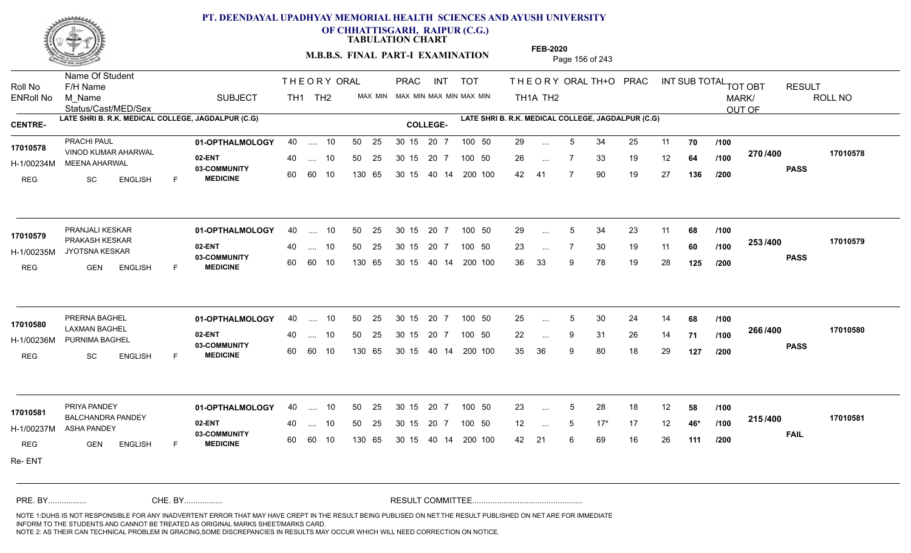# PT. DEENDAYAL UPADHYAY MEMORIAL HEALTH SCIENCES AND AYUSH UNIVERSITY OF CHHATTISGARH, RAIPUR (C.G.)

**TABULATION CHART**

**M.B.B.S. FINAL PART-I EXAMINATION**

**FEB-2020**

| Roll No / ENRoll No | Name Of Student / F/H Name / M_Name / Status/Cast/MED/Sex | SUBJECT | THEORY TH1 | THEORY TH2 | ORAL MAX MIN | PRAC MAX MIN | INT MAX MIN | TOT MAX MIN | THEORY TH1A | THEORY TH2 | ORAL | TH+O | PRAC | INT | SUB TOTAL | | TOT OBT MARK/ OUT OF | RESULT | ROLL NO |
|---|---|---|---|---|---|---|---|---|---|---|---|---|---|---|---|---|---|---|---|

**CENTRE-** LATE SHRI B. R.K. MEDICAL COLLEGE, JAGDALPUR (C.G) **COLLEGE-** LATE SHRI B. R.K. MEDICAL COLLEGE, JAGDALPUR (C.G)

| Roll No / ENRoll No | Name Of Student / F/H Name / M_Name / Status/Cast/MED/Sex | SUBJECT | TH1 | TH2 | ORAL | PRAC | INT | TOT | TH1A | TH2 | ORAL | TH+O | PRAC | INT | SUB TOTAL | | TOT OBT | RESULT | ROLL NO |
|---|---|---|---|---|---|---|---|---|---|---|---|---|---|---|---|---|---|---|---|
| 17010578 | PRACHI PAUL | 01-OPTHALMOLOGY | 40 | .... | 10 | 50 25 | 30 15 20 7 | 100 50 | 29 | ... | 5 | 34 | 25 | 11 | 70 | /100 | 270 /400 | PASS | 17010578 |
| H-1/00234M | VINOD KUMAR AHARWAL / MEENA AHARWAL | 02-ENT | 40 | .... | 10 | 50 25 | 30 15 20 7 | 100 50 | 26 | ... | 7 | 33 | 19 | 12 | 64 | /100 | | | |
| REG | SC ENGLISH F | 03-COMMUNITY MEDICINE | 60 | 60 | 10 | 130 65 | 30 15 40 14 | 200 100 | 42 | 41 | 7 | 90 | 19 | 27 | 136 | /200 | | | |
| 17010579 | PRANJALI KESKAR | 01-OPTHALMOLOGY | 40 | .... | 10 | 50 25 | 30 15 20 7 | 100 50 | 29 | ... | 5 | 34 | 23 | 11 | 68 | /100 | 253 /400 | PASS | 17010579 |
| H-1/00235M | PRAKASH KESKAR / JYOTSNA KESKAR | 02-ENT | 40 | .... | 10 | 50 25 | 30 15 20 7 | 100 50 | 23 | ... | 7 | 30 | 19 | 11 | 60 | /100 | | | |
| REG | GEN ENGLISH F | 03-COMMUNITY MEDICINE | 60 | 60 | 10 | 130 65 | 30 15 40 14 | 200 100 | 36 | 33 | 9 | 78 | 19 | 28 | 125 | /200 | | | |
| 17010580 | PRERNA BAGHEL | 01-OPTHALMOLOGY | 40 | .... | 10 | 50 25 | 30 15 20 7 | 100 50 | 25 | ... | 5 | 30 | 24 | 14 | 68 | /100 | 266 /400 | PASS | 17010580 |
| H-1/00236M | LAXMAN BAGHEL / PURNIMA BAGHEL | 02-ENT | 40 | .... | 10 | 50 25 | 30 15 20 7 | 100 50 | 22 | ... | 9 | 31 | 26 | 14 | 71 | /100 | | | |
| REG | SC ENGLISH F | 03-COMMUNITY MEDICINE | 60 | 60 | 10 | 130 65 | 30 15 40 14 | 200 100 | 35 | 36 | 9 | 80 | 18 | 29 | 127 | /200 | | | |
| 17010581 | PRIYA PANDEY | 01-OPTHALMOLOGY | 40 | .... | 10 | 50 25 | 30 15 20 7 | 100 50 | 23 | ... | 5 | 28 | 18 | 12 | 58 | /100 | 215 /400 | FAIL | 17010581 |
| H-1/00237M | BALCHANDRA PANDEY / ASHA PANDEY | 02-ENT | 40 | .... | 10 | 50 25 | 30 15 20 7 | 100 50 | 12 | ... | 5 | 17* | 17 | 12 | 46* | /100 | | | |
| REG | GEN ENGLISH F | 03-COMMUNITY MEDICINE | 60 | 60 | 10 | 130 65 | 30 15 40 14 | 200 100 | 42 | 21 | 6 | 69 | 16 | 26 | 111 | /200 | | | |

Re- ENT

PRE. BY................ CHE. BY................ RESULT COMMITTEE................................................

NOTE 1:DUHS IS NOT RESPONSIBLE FOR ANY INADVERTENT ERROR THAT MAY HAVE CREPT IN THE RESULT BEING PUBLISED ON NET.THE RESULT PUBLISHED ON NET ARE FOR IMMEDIATE INFORM TO THE STUDENTS AND CANNOT BE TREATED AS ORIGINAL MARKS SHEET/MARKS CARD.
NOTE 2: AS THEIR CAN TECHNICAL PROBLEM IN GRACING,SOME DISCREPANCIES IN RESULTS MAY OCCUR WHICH WILL NEED CORRECTION ON NOTICE.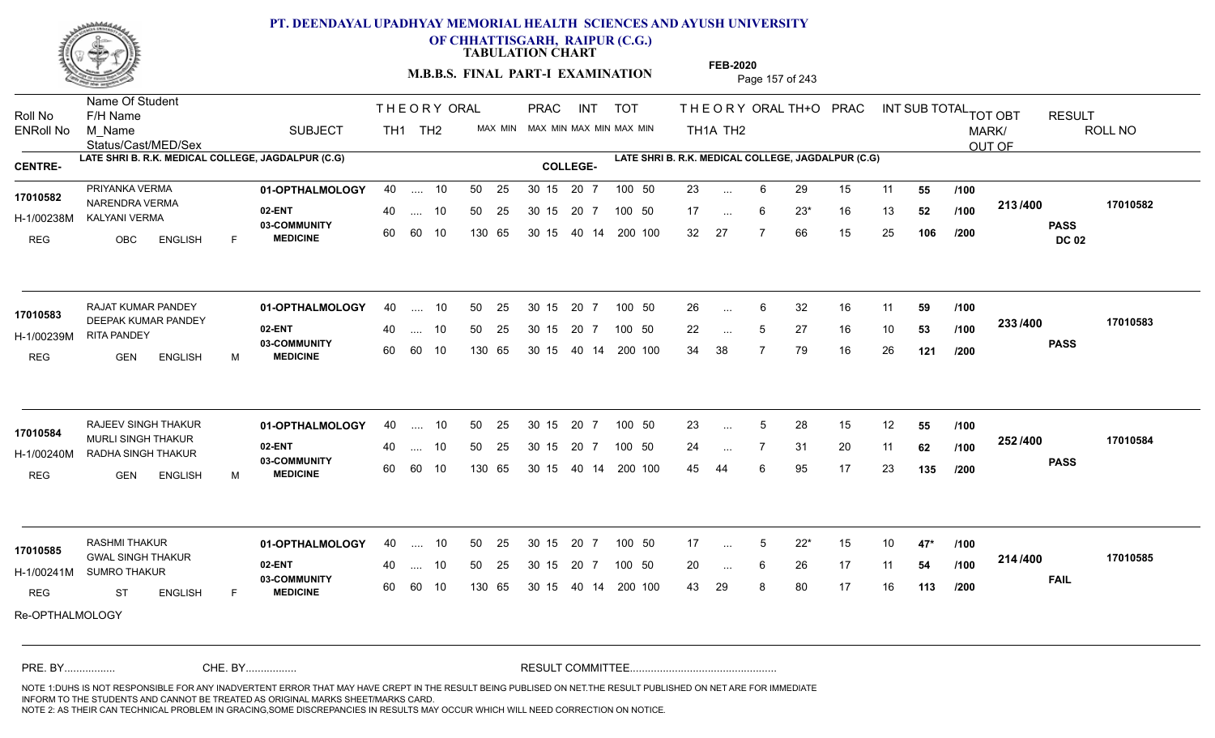# PT. DEENDAYAL UPADHYAY MEMORIAL HEALTH SCIENCES AND AYUSH UNIVERSITY OF CHHATTISGARH, RAIPUR (C.G.)

**TABULATION CHART**

**M.B.B.S. FINAL PART-I EXAMINATION**

**FEB-2020**

**CENTRE-** LATE SHRI B. R.K. MEDICAL COLLEGE, JAGDALPUR (C.G)

**COLLEGE-** LATE SHRI B. R.K. MEDICAL COLLEGE, JAGDALPUR (C.G)

| Roll No / ENRoll No | Name Of Student / F/H Name / M_Name / Status/Cast/MED/Sex | SUBJECT | THEORY TH1 | THEORY TH2 | ORAL MAX MIN | PRAC MAX MIN | INT MAX MIN | TOT MAX MIN | THEORY TH1A | THEORY TH2 | ORAL | TH+O | PRAC | INT | SUB TOTAL | TOT OBT MARK/OUT OF | RESULT | ROLL NO |
|---|---|---|---|---|---|---|---|---|---|---|---|---|---|---|---|---|---|---|
| 17010582 | PRIYANKA VERMA | 01-OPTHALMOLOGY | 40 | .... | 10 | 50 25 | 30 15 20 7 | 100 50 | 23 | ... | 6 | 29 | 15 | 11 | 55 /100 | 213 /400 | PASS DC 02 | 17010582 |
| H-1/00238M | NARENDRA VERMA / KALYANI VERMA | 02-ENT | 40 | .... | 10 | 50 25 | 30 15 20 7 | 100 50 | 17 | ... | 6 | 23* | 16 | 13 | 52 /100 | | | |
| REG | OBC ENGLISH F | 03-COMMUNITY MEDICINE | 60 | 60 | 10 | 130 65 | 30 15 40 14 | 200 100 | 32 | 27 | 7 | 66 | 15 | 25 | 106 /200 | | | |
| 17010583 | RAJAT KUMAR PANDEY | 01-OPTHALMOLOGY | 40 | .... | 10 | 50 25 | 30 15 20 7 | 100 50 | 26 | ... | 6 | 32 | 16 | 11 | 59 /100 | 233 /400 | PASS | 17010583 |
| H-1/00239M | DEEPAK KUMAR PANDEY / RITA PANDEY | 02-ENT | 40 | .... | 10 | 50 25 | 30 15 20 7 | 100 50 | 22 | ... | 5 | 27 | 16 | 10 | 53 /100 | | | |
| REG | GEN ENGLISH M | 03-COMMUNITY MEDICINE | 60 | 60 | 10 | 130 65 | 30 15 40 14 | 200 100 | 34 | 38 | 7 | 79 | 16 | 26 | 121 /200 | | | |
| 17010584 | RAJEEV SINGH THAKUR | 01-OPTHALMOLOGY | 40 | .... | 10 | 50 25 | 30 15 20 7 | 100 50 | 23 | ... | 5 | 28 | 15 | 12 | 55 /100 | 252 /400 | PASS | 17010584 |
| H-1/00240M | MURLI SINGH THAKUR / RADHA SINGH THAKUR | 02-ENT | 40 | .... | 10 | 50 25 | 30 15 20 7 | 100 50 | 24 | ... | 7 | 31 | 20 | 11 | 62 /100 | | | |
| REG | GEN ENGLISH M | 03-COMMUNITY MEDICINE | 60 | 60 | 10 | 130 65 | 30 15 40 14 | 200 100 | 45 | 44 | 6 | 95 | 17 | 23 | 135 /200 | | | |
| 17010585 | RASHMI THAKUR | 01-OPTHALMOLOGY | 40 | .... | 10 | 50 25 | 30 15 20 7 | 100 50 | 17 | ... | 5 | 22* | 15 | 10 | 47* /100 | 214 /400 | FAIL | 17010585 |
| H-1/00241M | GWAL SINGH THAKUR / SUMRO THAKUR | 02-ENT | 40 | .... | 10 | 50 25 | 30 15 20 7 | 100 50 | 20 | ... | 6 | 26 | 17 | 11 | 54 /100 | | | |
| REG | ST ENGLISH F | 03-COMMUNITY MEDICINE | 60 | 60 | 10 | 130 65 | 30 15 40 14 | 200 100 | 43 | 29 | 8 | 80 | 17 | 16 | 113 /200 | | | |

Re-OPTHALMOLOGY

PRE. BY................ CHE. BY................ RESULT COMMITTEE................................................

NOTE 1:DUHS IS NOT RESPONSIBLE FOR ANY INADVERTENT ERROR THAT MAY HAVE CREPT IN THE RESULT BEING PUBLISED ON NET.THE RESULT PUBLISHED ON NET ARE FOR IMMEDIATE INFORM TO THE STUDENTS AND CANNOT BE TREATED AS ORIGINAL MARKS SHEET/MARKS CARD.
NOTE 2: AS THEIR CAN TECHNICAL PROBLEM IN GRACING,SOME DISCREPANCIES IN RESULTS MAY OCCUR WHICH WILL NEED CORRECTION ON NOTICE.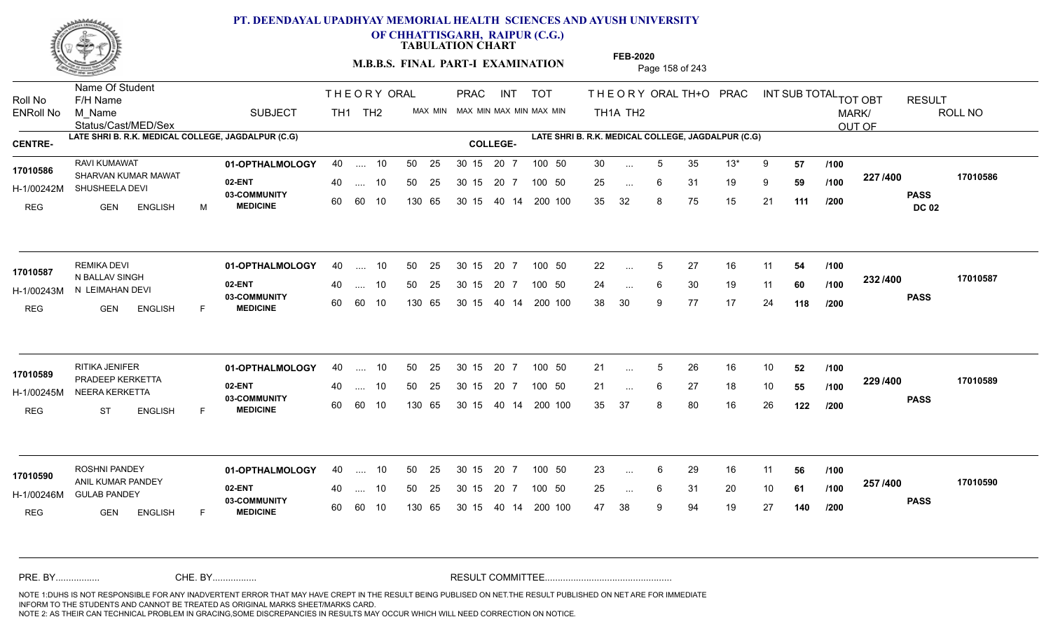# PT. DEENDAYAL UPADHYAY MEMORIAL HEALTH SCIENCES AND AYUSH UNIVERSITY OF CHHATTISGARH, RAIPUR (C.G.)

**TABULATION CHART**

**M.B.B.S. FINAL PART-I EXAMINATION**

**FEB-2020**

| Roll No / ENRoll No | Name Of Student / F/H Name / M_Name / Status/Cast/MED/Sex | SUBJECT | THEORY TH1 | TH2 | ORAL | PRAC MAX | PRAC MIN | INT MAX | INT MIN | TOT MAX | TOT MIN | THEORY TH1A | TH2 | ORAL | TH+O | PRAC | INT | SUB TOTAL | OUT OF | TOT OBT MARK/ OUT OF | RESULT | ROLL NO |
|---|---|---|---|---|---|---|---|---|---|---|---|---|---|---|---|---|---|---|---|---|---|---|
| **CENTRE-** LATE SHRI B. R.K. MEDICAL COLLEGE, JAGDALPUR (C.G) | | | | | | | | | | | | **COLLEGE-** LATE SHRI B. R.K. MEDICAL COLLEGE, JAGDALPUR (C.G) | | | | | | | | | | |
| 17010586 | RAVI KUMAWAT | 01-OPTHALMOLOGY | 40 | .... | 10 | 50 | 25 | 30 15 | 20 7 | 100 | 50 | 30 | ... | 5 | 35 | 13* | 9 | 57 | /100 | 227 /400 | PASS DC 02 | 17010586 |
| H-1/00242M | SHARVAN KUMAR MAWAT / SHUSHEELA DEVI | 02-ENT | 40 | .... | 10 | 50 | 25 | 30 15 | 20 7 | 100 | 50 | 25 | ... | 6 | 31 | 19 | 9 | 59 | /100 | | | |
| REG | GEN ENGLISH M | 03-COMMUNITY MEDICINE | 60 | 60 | 10 | 130 | 65 | 30 15 | 40 14 | 200 | 100 | 35 | 32 | 8 | 75 | 15 | 21 | 111 | /200 | | | |
| 17010587 | REMIKA DEVI | 01-OPTHALMOLOGY | 40 | .... | 10 | 50 | 25 | 30 15 | 20 7 | 100 | 50 | 22 | ... | 5 | 27 | 16 | 11 | 54 | /100 | 232 /400 | PASS | 17010587 |
| H-1/00243M | N BALLAV SINGH / N LEIMAHAN DEVI | 02-ENT | 40 | .... | 10 | 50 | 25 | 30 15 | 20 7 | 100 | 50 | 24 | ... | 6 | 30 | 19 | 11 | 60 | /100 | | | |
| REG | GEN ENGLISH F | 03-COMMUNITY MEDICINE | 60 | 60 | 10 | 130 | 65 | 30 15 | 40 14 | 200 | 100 | 38 | 30 | 9 | 77 | 17 | 24 | 118 | /200 | | | |
| 17010589 | RITIKA JENIFER | 01-OPTHALMOLOGY | 40 | .... | 10 | 50 | 25 | 30 15 | 20 7 | 100 | 50 | 21 | ... | 5 | 26 | 16 | 10 | 52 | /100 | 229 /400 | PASS | 17010589 |
| H-1/00245M | PRADEEP KERKETTA / NEERA KERKETTA | 02-ENT | 40 | .... | 10 | 50 | 25 | 30 15 | 20 7 | 100 | 50 | 21 | ... | 6 | 27 | 18 | 10 | 55 | /100 | | | |
| REG | ST ENGLISH F | 03-COMMUNITY MEDICINE | 60 | 60 | 10 | 130 | 65 | 30 15 | 40 14 | 200 | 100 | 35 | 37 | 8 | 80 | 16 | 26 | 122 | /200 | | | |
| 17010590 | ROSHNI PANDEY | 01-OPTHALMOLOGY | 40 | .... | 10 | 50 | 25 | 30 15 | 20 7 | 100 | 50 | 23 | ... | 6 | 29 | 16 | 11 | 56 | /100 | 257 /400 | PASS | 17010590 |
| H-1/00246M | ANIL KUMAR PANDEY / GULAB PANDEY | 02-ENT | 40 | .... | 10 | 50 | 25 | 30 15 | 20 7 | 100 | 50 | 25 | ... | 6 | 31 | 20 | 10 | 61 | /100 | | | |
| REG | GEN ENGLISH F | 03-COMMUNITY MEDICINE | 60 | 60 | 10 | 130 | 65 | 30 15 | 40 14 | 200 | 100 | 47 | 38 | 9 | 94 | 19 | 27 | 140 | /200 | | | |

PRE. BY................ CHE. BY................ RESULT COMMITTEE................................................

NOTE 1:DUHS IS NOT RESPONSIBLE FOR ANY INADVERTENT ERROR THAT MAY HAVE CREPT IN THE RESULT BEING PUBLISED ON NET.THE RESULT PUBLISHED ON NET ARE FOR IMMEDIATE INFORM TO THE STUDENTS AND CANNOT BE TREATED AS ORIGINAL MARKS SHEET/MARKS CARD.
NOTE 2: AS THEIR CAN TECHNICAL PROBLEM IN GRACING,SOME DISCREPANCIES IN RESULTS MAY OCCUR WHICH WILL NEED CORRECTION ON NOTICE.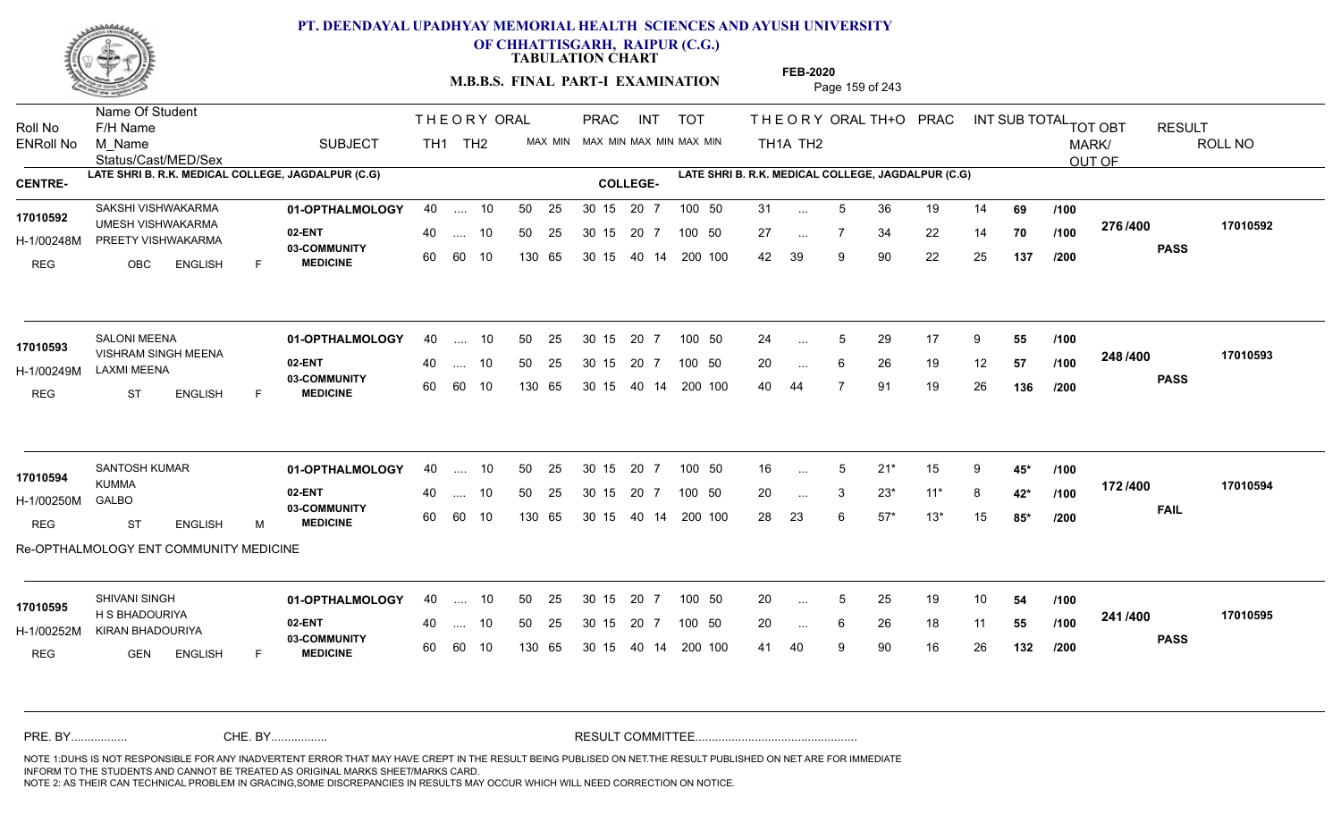# PT. DEENDAYAL UPADHYAY MEMORIAL HEALTH SCIENCES AND AYUSH UNIVERSITY OF CHHATTISGARH, RAIPUR (C.G.)

**TABULATION CHART**

**M.B.B.S. FINAL PART-I EXAMINATION** — **FEB-2020**

CENTRE- LATE SHRI B. R.K. MEDICAL COLLEGE, JAGDALPUR (C.G) — COLLEGE- LATE SHRI B. R.K. MEDICAL COLLEGE, JAGDALPUR (C.G)

| Roll No / ENRoll No | Name Of Student / F/H Name / M_Name / Status/Cast/MED/Sex | SUBJECT | THEORY TH1 | THEORY TH2 | ORAL | PRAC MAX | PRAC MIN | INT MAX | INT MIN | TOT MAX | TOT MIN | TH1A | TH2 | ORAL | TH+O | PRAC | INT | SUB TOTAL | | TOT OBT MARK/OUT OF | RESULT | ROLL NO |
|---|---|---|---|---|---|---|---|---|---|---|---|---|---|---|---|---|---|---|---|---|---|---|
| 17010592 / H-1/00248M | SAKSHI VISHWAKARMA / UMESH VISHWAKARMA / PREETY VISHWAKARMA / REG OBC ENGLISH F | 01-OPTHALMOLOGY | 40 | .... | 10 | 50 | 25 | 30 15 | | 20 7 | | 31 | ... | 5 | 36 | 19 | 14 | 69 | /100 | 276/400 | PASS | 17010592 |
| | | 02-ENT | 40 | .... | 10 | 50 | 25 | 30 15 | | 20 7 | | 27 | ... | 7 | 34 | 22 | 14 | 70 | /100 | | | |
| | | 03-COMMUNITY MEDICINE | 60 | 60 | 10 | 130 | 65 | 30 15 | | 40 14 | | 42 | 39 | 9 | 90 | 22 | 25 | 137 | /200 | | | |
| 17010593 / H-1/00249M | SALONI MEENA / VISHRAM SINGH MEENA / LAXMI MEENA / REG ST ENGLISH F | 01-OPTHALMOLOGY | 40 | .... | 10 | 50 | 25 | 30 15 | | 20 7 | | 24 | ... | 5 | 29 | 17 | 9 | 55 | /100 | 248/400 | PASS | 17010593 |
| | | 02-ENT | 40 | .... | 10 | 50 | 25 | 30 15 | | 20 7 | | 20 | ... | 6 | 26 | 19 | 12 | 57 | /100 | | | |
| | | 03-COMMUNITY MEDICINE | 60 | 60 | 10 | 130 | 65 | 30 15 | | 40 14 | | 40 | 44 | 7 | 91 | 19 | 26 | 136 | /200 | | | |
| 17010594 / H-1/00250M | SANTOSH KUMAR / KUMMA / GALBO / REG ST ENGLISH M | 01-OPTHALMOLOGY | 40 | .... | 10 | 50 | 25 | 30 15 | | 20 7 | | 16 | ... | 5 | 21* | 15 | 9 | 45* | /100 | 172/400 | FAIL | 17010594 |
| | | 02-ENT | 40 | .... | 10 | 50 | 25 | 30 15 | | 20 7 | | 20 | ... | 3 | 23* | 11* | 8 | 42* | /100 | | | |
| | | 03-COMMUNITY MEDICINE | 60 | 60 | 10 | 130 | 65 | 30 15 | | 40 14 | | 28 | 23 | 6 | 57* | 13* | 15 | 85* | /200 | | | |
| 17010595 / H-1/00252M | SHIVANI SINGH / H S BHADOURIYA / KIRAN BHADOURIYA / REG GEN ENGLISH F | 01-OPTHALMOLOGY | 40 | .... | 10 | 50 | 25 | 30 15 | | 20 7 | | 20 | ... | 5 | 25 | 19 | 10 | 54 | /100 | 241/400 | PASS | 17010595 |
| | | 02-ENT | 40 | .... | 10 | 50 | 25 | 30 15 | | 20 7 | | 20 | ... | 6 | 26 | 18 | 11 | 55 | /100 | | | |
| | | 03-COMMUNITY MEDICINE | 60 | 60 | 10 | 130 | 65 | 30 15 | | 40 14 | | 41 | 40 | 9 | 90 | 16 | 26 | 132 | /200 | | | |

Note: TOT MAX/MIN for each subject: 01-OPTHALMOLOGY 100 50; 02-ENT 100 50; 03-COMMUNITY MEDICINE 200 100.

Re-OPTHALMOLOGY ENT COMMUNITY MEDICINE (17010594)

PRE. BY................ CHE. BY................ RESULT COMMITTEE................................................

NOTE 1:DUHS IS NOT RESPONSIBLE FOR ANY INADVERTENT ERROR THAT MAY HAVE CREPT IN THE RESULT BEING PUBLISED ON NET.THE RESULT PUBLISHED ON NET ARE FOR IMMEDIATE INFORM TO THE STUDENTS AND CANNOT BE TREATED AS ORIGINAL MARKS SHEET/MARKS CARD.
NOTE 2: AS THEIR CAN TECHNICAL PROBLEM IN GRACING,SOME DISCREPANCIES IN RESULTS MAY OCCUR WHICH WILL NEED CORRECTION ON NOTICE.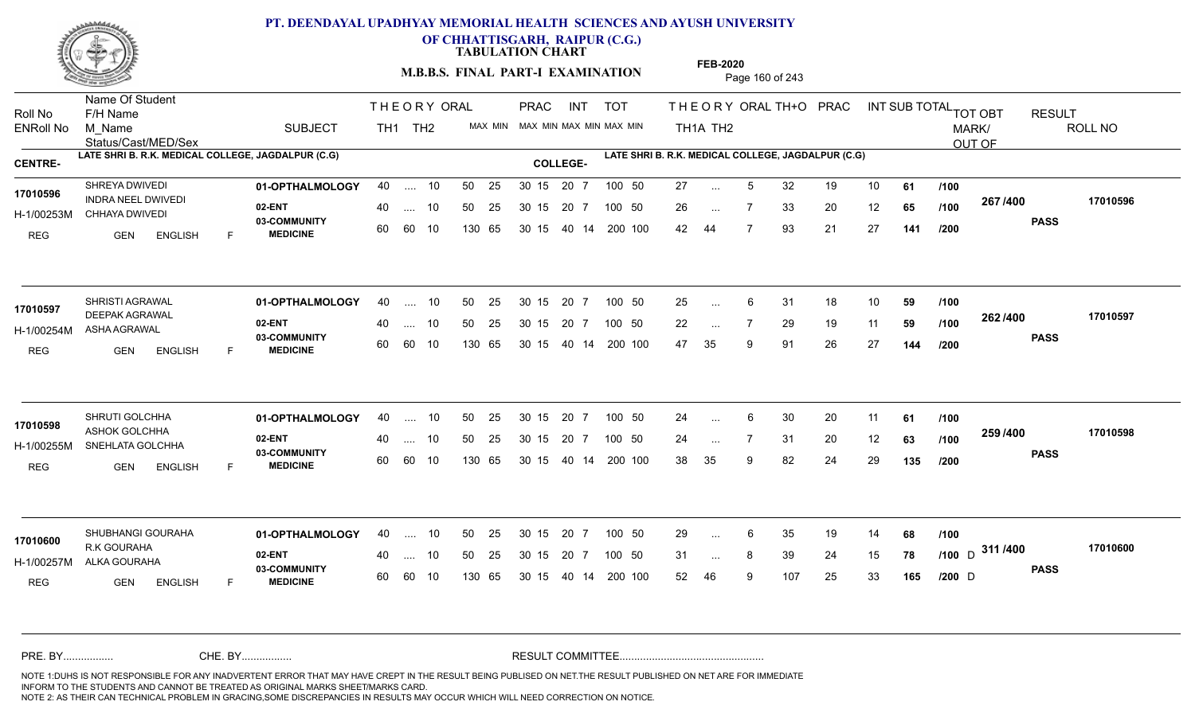# PT. DEENDAYAL UPADHYAY MEMORIAL HEALTH SCIENCES AND AYUSH UNIVERSITY OF CHHATTISGARH, RAIPUR (C.G.)

## TABULATION CHART

**M.B.B.S. FINAL PART-I EXAMINATION** — FEB-2020

**CENTRE-** LATE SHRI B. R.K. MEDICAL COLLEGE, JAGDALPUR (C.G) — **COLLEGE-** LATE SHRI B. R.K. MEDICAL COLLEGE, JAGDALPUR (C.G)

| Roll No / ENRoll No / Status | Name Of Student / F/H Name / M_Name / Cast/MED/Sex | SUBJECT | TH1 | TH2 | ORAL | PRAC MAX | PRAC MIN | INT MAX | INT MIN | TOT MAX | TOT MIN | TH1A | TH2 | ORAL | TH+O | PRAC | INT | SUB TOTAL | OUT OF | TOT OBT MARK/OUT OF | RESULT | ROLL NO |
|---|---|---|---|---|---|---|---|---|---|---|---|---|---|---|---|---|---|---|---|---|---|---|
| 17010596 | SHREYA DWIVEDI | 01-OPTHALMOLOGY | 40 | .... | 10 | 50 | 25 | 30 15 | 20 7 | 100 | 50 | 27 | ... | 5 | 32 | 19 | 10 | 61 | /100 | 267 /400 | PASS | 17010596 |
| H-1/00253M | INDRA NEEL DWIVEDI / CHHAYA DWIVEDI | 02-ENT | 40 | .... | 10 | 50 | 25 | 30 15 | 20 7 | 100 | 50 | 26 | ... | 7 | 33 | 20 | 12 | 65 | /100 | | | |
| REG | GEN ENGLISH F | 03-COMMUNITY MEDICINE | 60 | 60 | 10 | 130 | 65 | 30 15 | 40 14 | 200 | 100 | 42 | 44 | 7 | 93 | 21 | 27 | 141 | /200 | | | |
| 17010597 | SHRISTI AGRAWAL | 01-OPTHALMOLOGY | 40 | .... | 10 | 50 | 25 | 30 15 | 20 7 | 100 | 50 | 25 | ... | 6 | 31 | 18 | 10 | 59 | /100 | 262 /400 | PASS | 17010597 |
| H-1/00254M | DEEPAK AGRAWAL / ASHA AGRAWAL | 02-ENT | 40 | .... | 10 | 50 | 25 | 30 15 | 20 7 | 100 | 50 | 22 | ... | 7 | 29 | 19 | 11 | 59 | /100 | | | |
| REG | GEN ENGLISH F | 03-COMMUNITY MEDICINE | 60 | 60 | 10 | 130 | 65 | 30 15 | 40 14 | 200 | 100 | 47 | 35 | 9 | 91 | 26 | 27 | 144 | /200 | | | |
| 17010598 | SHRUTI GOLCHHA | 01-OPTHALMOLOGY | 40 | .... | 10 | 50 | 25 | 30 15 | 20 7 | 100 | 50 | 24 | ... | 6 | 30 | 20 | 11 | 61 | /100 | 259 /400 | PASS | 17010598 |
| H-1/00255M | ASHOK GOLCHHA / SNEHLATA GOLCHHA | 02-ENT | 40 | .... | 10 | 50 | 25 | 30 15 | 20 7 | 100 | 50 | 24 | ... | 7 | 31 | 20 | 12 | 63 | /100 | | | |
| REG | GEN ENGLISH F | 03-COMMUNITY MEDICINE | 60 | 60 | 10 | 130 | 65 | 30 15 | 40 14 | 200 | 100 | 38 | 35 | 9 | 82 | 24 | 29 | 135 | /200 | | | |
| 17010600 | SHUBHANGI GOURAHA | 01-OPTHALMOLOGY | 40 | .... | 10 | 50 | 25 | 30 15 | 20 7 | 100 | 50 | 29 | ... | 6 | 35 | 19 | 14 | 68 | /100 | 311 /400 | PASS | 17010600 |
| H-1/00257M | R.K GOURAHA / ALKA GOURAHA | 02-ENT | 40 | .... | 10 | 50 | 25 | 30 15 | 20 7 | 100 | 50 | 31 | ... | 8 | 39 | 24 | 15 | 78 | /100 D | | | |
| REG | GEN ENGLISH F | 03-COMMUNITY MEDICINE | 60 | 60 | 10 | 130 | 65 | 30 15 | 40 14 | 200 | 100 | 52 | 46 | 9 | 107 | 25 | 33 | 165 | /200 D | | | |

PRE. BY................ CHE. BY................ RESULT COMMITTEE................................................

NOTE 1:DUHS IS NOT RESPONSIBLE FOR ANY INADVERTENT ERROR THAT MAY HAVE CREPT IN THE RESULT BEING PUBLISED ON NET.THE RESULT PUBLISHED ON NET ARE FOR IMMEDIATE INFORM TO THE STUDENTS AND CANNOT BE TREATED AS ORIGINAL MARKS SHEET/MARKS CARD.
NOTE 2: AS THEIR CAN TECHNICAL PROBLEM IN GRACING,SOME DISCREPANCIES IN RESULTS MAY OCCUR WHICH WILL NEED CORRECTION ON NOTICE.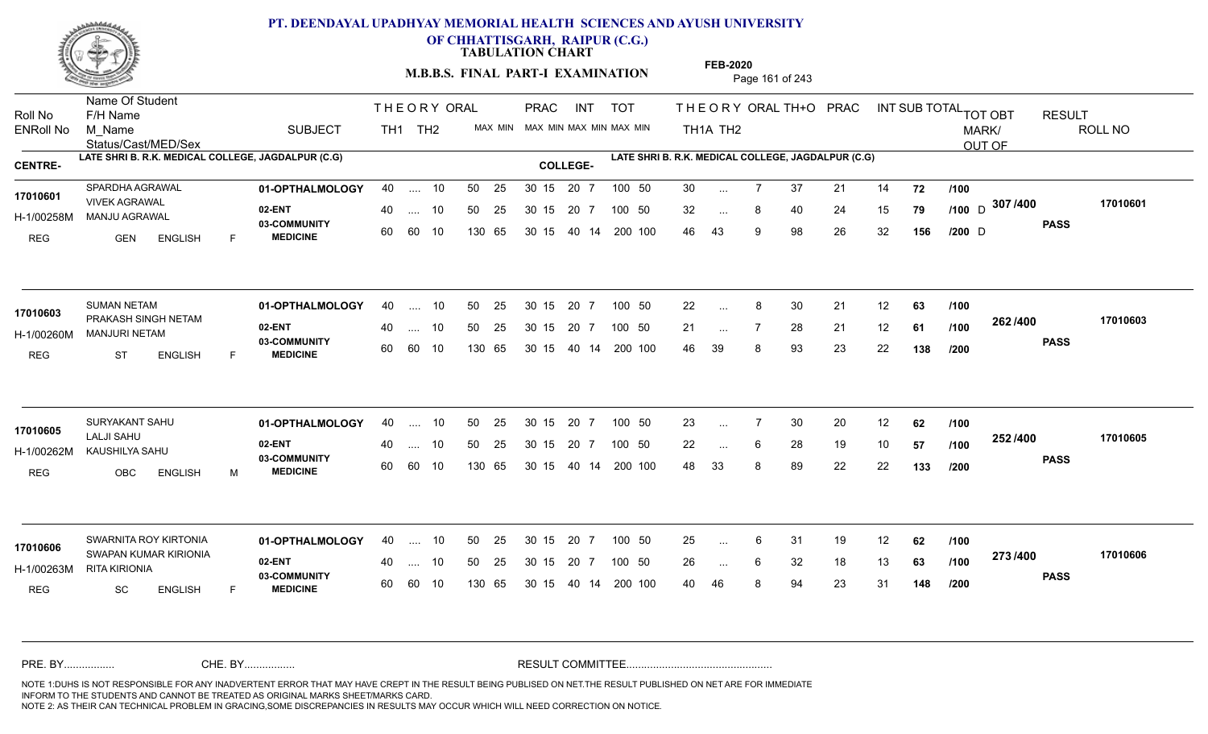**PT. DEENDAYAL UPADHYAY MEMORIAL HEALTH SCIENCES AND AYUSH UNIVERSITY OF CHHATTISGARH, RAIPUR (C.G.)**

**TABULATION CHART**

**M.B.B.S. FINAL PART-I EXAMINATION**

**FEB-2020**

**CENTRE-** LATE SHRI B. R.K. MEDICAL COLLEGE, JAGDALPUR (C.G) **COLLEGE-** LATE SHRI B. R.K. MEDICAL COLLEGE, JAGDALPUR (C.G)

| Roll No / ENRoll No | Name Of Student / F/H Name / M_Name / Status/Cast/MED/Sex | SUBJECT | THEORY TH1 | THEORY TH2 | ORAL | PRAC MAX MIN | INT MAX MIN | TOT MAX MIN | TH1A | TH2 | ORAL | TH+O | PRAC | INT | SUB TOTAL | | TOT OBT MARK/OUT OF | RESULT | ROLL NO |
|---|---|---|---|---|---|---|---|---|---|---|---|---|---|---|---|---|---|---|---|
| 17010601 | SPARDHA AGRAWAL | 01-OPTHALMOLOGY | 40 | .... | 10 | 50 25 | 30 15 20 7 | 100 50 | 30 | ... | 7 | 37 | 21 | 14 | 72 | /100 | | | |
| H-1/00258M | VIVEK AGRAWAL / MANJU AGRAWAL | 02-ENT | 40 | .... | 10 | 50 25 | 30 15 20 7 | 100 50 | 32 | ... | 8 | 40 | 24 | 15 | 79 | /100 D | 307 /400 | PASS | 17010601 |
| REG | GEN ENGLISH F | 03-COMMUNITY MEDICINE | 60 | 60 | 10 | 130 65 | 30 15 40 14 | 200 100 | 46 | 43 | 9 | 98 | 26 | 32 | 156 | /200 D | | | |
| 17010603 | SUMAN NETAM | 01-OPTHALMOLOGY | 40 | .... | 10 | 50 25 | 30 15 20 7 | 100 50 | 22 | ... | 8 | 30 | 21 | 12 | 63 | /100 | | | |
| H-1/00260M | PRAKASH SINGH NETAM / MANJURI NETAM | 02-ENT | 40 | .... | 10 | 50 25 | 30 15 20 7 | 100 50 | 21 | ... | 7 | 28 | 21 | 12 | 61 | /100 | 262 /400 | PASS | 17010603 |
| REG | ST ENGLISH F | 03-COMMUNITY MEDICINE | 60 | 60 | 10 | 130 65 | 30 15 40 14 | 200 100 | 46 | 39 | 8 | 93 | 23 | 22 | 138 | /200 | | | |
| 17010605 | SURYAKANT SAHU | 01-OPTHALMOLOGY | 40 | .... | 10 | 50 25 | 30 15 20 7 | 100 50 | 23 | ... | 7 | 30 | 20 | 12 | 62 | /100 | | | |
| H-1/00262M | LALJI SAHU / KAUSHILYA SAHU | 02-ENT | 40 | .... | 10 | 50 25 | 30 15 20 7 | 100 50 | 22 | ... | 6 | 28 | 19 | 10 | 57 | /100 | 252 /400 | PASS | 17010605 |
| REG | OBC ENGLISH M | 03-COMMUNITY MEDICINE | 60 | 60 | 10 | 130 65 | 30 15 40 14 | 200 100 | 48 | 33 | 8 | 89 | 22 | 22 | 133 | /200 | | | |
| 17010606 | SWARNITA ROY KIRTONIA | 01-OPTHALMOLOGY | 40 | .... | 10 | 50 25 | 30 15 20 7 | 100 50 | 25 | ... | 6 | 31 | 19 | 12 | 62 | /100 | | | |
| H-1/00263M | SWAPAN KUMAR KIRIONIA / RITA KIRIONIA | 02-ENT | 40 | .... | 10 | 50 25 | 30 15 20 7 | 100 50 | 26 | ... | 6 | 32 | 18 | 13 | 63 | /100 | 273 /400 | PASS | 17010606 |
| REG | SC ENGLISH F | 03-COMMUNITY MEDICINE | 60 | 60 | 10 | 130 65 | 30 15 40 14 | 200 100 | 40 | 46 | 8 | 94 | 23 | 31 | 148 | /200 | | | |

PRE. BY................ CHE. BY................ RESULT COMMITTEE................................................

NOTE 1:DUHS IS NOT RESPONSIBLE FOR ANY INADVERTENT ERROR THAT MAY HAVE CREPT IN THE RESULT BEING PUBLISED ON NET.THE RESULT PUBLISHED ON NET ARE FOR IMMEDIATE INFORM TO THE STUDENTS AND CANNOT BE TREATED AS ORIGINAL MARKS SHEET/MARKS CARD.
NOTE 2: AS THEIR CAN TECHNICAL PROBLEM IN GRACING,SOME DISCREPANCIES IN RESULTS MAY OCCUR WHICH WILL NEED CORRECTION ON NOTICE.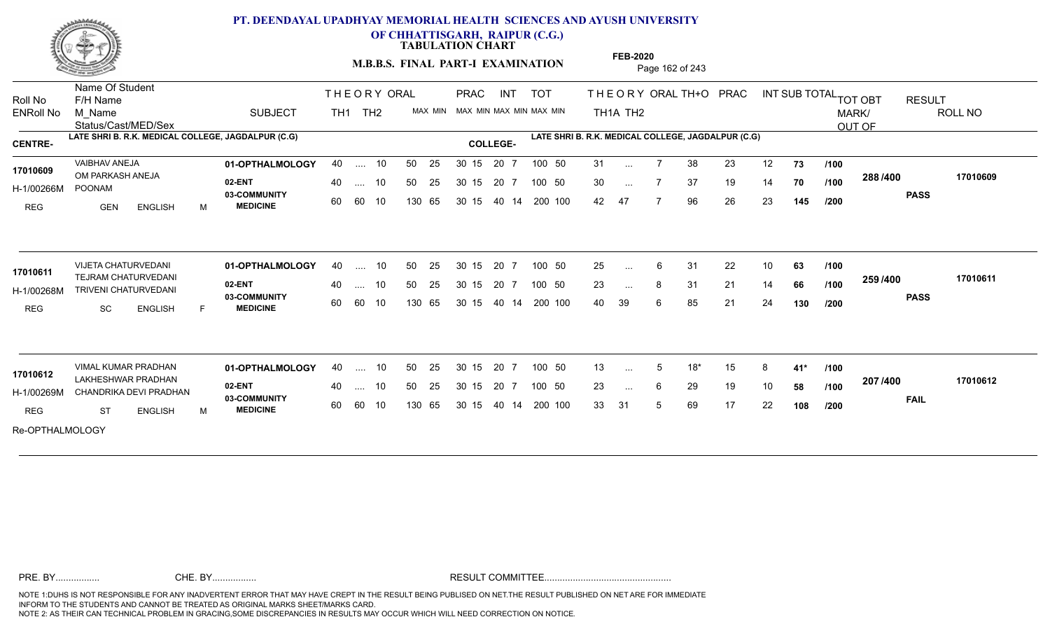# PT. DEENDAYAL UPADHYAY MEMORIAL HEALTH SCIENCES AND AYUSH UNIVERSITY OF CHHATTISGARH, RAIPUR (C.G.)

**TABULATION CHART**

**M.B.B.S. FINAL PART-I EXAMINATION**

**FEB-2020**

**CENTRE-** LATE SHRI B. R.K. MEDICAL COLLEGE, JAGDALPUR (C.G)

**COLLEGE-** LATE SHRI B. R.K. MEDICAL COLLEGE, JAGDALPUR (C.G)

| Roll No / ENRoll No | Name Of Student / F/H Name / M_Name / Status/Cast/MED/Sex | SUBJECT | THEORY TH1 | THEORY TH2 | ORAL MAX MIN | PRAC MAX MIN | INT MAX MIN | TOT MAX MIN | THEORY TH1A | THEORY TH2 | ORAL | TH+O | PRAC | INT | SUB TOTAL | | TOT OBT MARK/ OUT OF | RESULT | ROLL NO |
|---|---|---|---|---|---|---|---|---|---|---|---|---|---|---|---|---|---|---|---|
| 17010609 | VAIBHAV ANEJA | 01-OPTHALMOLOGY | 40 | .... | 10 | 50 25 | 30 15 | 20 7 | 100 50 | 31 | ... | 7 | 38 | 23 | 12 | 73 | /100 | 288 /400 | PASS | 17010609 |
| H-1/00266M | OM PARKASH ANEJA / POONAM | 02-ENT | 40 | .... | 10 | 50 25 | 30 15 | 20 7 | 100 50 | 30 | ... | 7 | 37 | 19 | 14 | 70 | /100 | | | |
| REG | GEN ENGLISH M | 03-COMMUNITY MEDICINE | 60 | 60 | 10 | 130 65 | 30 15 | 40 14 | 200 100 | 42 | 47 | 7 | 96 | 26 | 23 | 145 | /200 | | | |
| 17010611 | VIJETA CHATURVEDANI | 01-OPTHALMOLOGY | 40 | .... | 10 | 50 25 | 30 15 | 20 7 | 100 50 | 25 | ... | 6 | 31 | 22 | 10 | 63 | /100 | 259 /400 | PASS | 17010611 |
| H-1/00268M | TEJRAM CHATURVEDANI / TRIVENI CHATURVEDANI | 02-ENT | 40 | .... | 10 | 50 25 | 30 15 | 20 7 | 100 50 | 23 | ... | 8 | 31 | 21 | 14 | 66 | /100 | | | |
| REG | SC ENGLISH F | 03-COMMUNITY MEDICINE | 60 | 60 | 10 | 130 65 | 30 15 | 40 14 | 200 100 | 40 | 39 | 6 | 85 | 21 | 24 | 130 | /200 | | | |
| 17010612 | VIMAL KUMAR PRADHAN | 01-OPTHALMOLOGY | 40 | .... | 10 | 50 25 | 30 15 | 20 7 | 100 50 | 13 | ... | 5 | 18* | 15 | 8 | 41* | /100 | 207 /400 | FAIL | 17010612 |
| H-1/00269M | LAKHESHWAR PRADHAN / CHANDRIKA DEVI PRADHAN | 02-ENT | 40 | .... | 10 | 50 25 | 30 15 | 20 7 | 100 50 | 23 | ... | 6 | 29 | 19 | 10 | 58 | /100 | | | |
| REG | ST ENGLISH M | 03-COMMUNITY MEDICINE | 60 | 60 | 10 | 130 65 | 30 15 | 40 14 | 200 100 | 33 | 31 | 5 | 69 | 17 | 22 | 108 | /200 | | | |

Re-OPTHALMOLOGY

PRE. BY................ CHE. BY................ RESULT COMMITTEE................................................

NOTE 1:DUHS IS NOT RESPONSIBLE FOR ANY INADVERTENT ERROR THAT MAY HAVE CREPT IN THE RESULT BEING PUBLISED ON NET.THE RESULT PUBLISHED ON NET ARE FOR IMMEDIATE INFORM TO THE STUDENTS AND CANNOT BE TREATED AS ORIGINAL MARKS SHEET/MARKS CARD.
NOTE 2: AS THEIR CAN TECHNICAL PROBLEM IN GRACING,SOME DISCREPANCIES IN RESULTS MAY OCCUR WHICH WILL NEED CORRECTION ON NOTICE.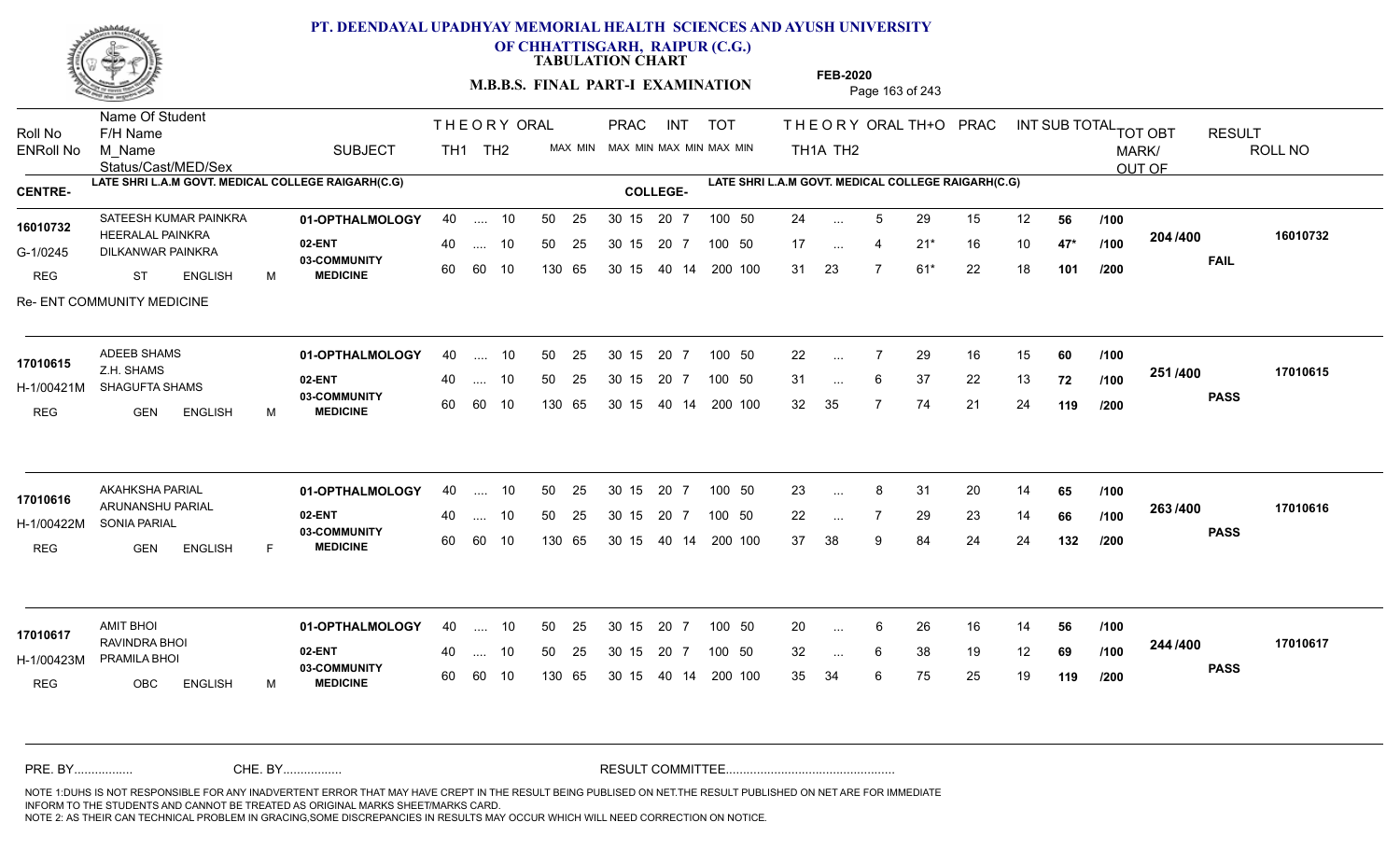# PT. DEENDAYAL UPADHYAY MEMORIAL HEALTH SCIENCES AND AYUSH UNIVERSITY OF CHHATTISGARH, RAIPUR (C.G.)

**TABULATION CHART**

**M.B.B.S. FINAL PART-I EXAMINATION**

**FEB-2020**

**CENTRE-** LATE SHRI L.A.M GOVT. MEDICAL COLLEGE RAIGARH(C.G)
**COLLEGE-** LATE SHRI L.A.M GOVT. MEDICAL COLLEGE RAIGARH(C.G)

| Roll No / ENRoll No / Status/Cast/MED/Sex | Name Of Student / F/H Name / M_Name | SUBJECT | THEORY TH1 | THEORY TH2 | ORAL | PRAC MAX | PRAC MIN | INT MAX | INT MIN | TOT MAX | TOT MIN | TH1A | TH2 | ORAL | TH+O | PRAC | INT | SUB TOTAL | OUT OF | TOT OBT MARK/OUT OF | RESULT | ROLL NO |
|---|---|---|---|---|---|---|---|---|---|---|---|---|---|---|---|---|---|---|---|---|---|---|
| 16010732 | SATEESH KUMAR PAINKRA | 01-OPTHALMOLOGY | 40 | .... | 10 | 50 | 25 | 30 15 | 20 7 | 100 | 50 | 24 | ... | 5 | 29 | 15 | 12 | 56 | /100 | 204 /400 | FAIL | 16010732 |
| G-1/0245 | HEERALAL PAINKRA / DILKANWAR PAINKRA | 02-ENT | 40 | .... | 10 | 50 | 25 | 30 15 | 20 7 | 100 | 50 | 17 | ... | 4 | 21* | 16 | 10 | 47* | /100 | | | |
| REG ST ENGLISH M | | 03-COMMUNITY MEDICINE | 60 | 60 | 10 | 130 | 65 | 30 15 | 40 14 | 200 | 100 | 31 | 23 | 7 | 61* | 22 | 18 | 101 | /200 | | | |

Re- ENT COMMUNITY MEDICINE

| Roll No / ENRoll No / Status/Cast/MED/Sex | Name Of Student / F/H Name / M_Name | SUBJECT | THEORY TH1 | THEORY TH2 | ORAL | PRAC MAX | PRAC MIN | INT MAX | INT MIN | TOT MAX | TOT MIN | TH1A | TH2 | ORAL | TH+O | PRAC | INT | SUB TOTAL | OUT OF | TOT OBT MARK/OUT OF | RESULT | ROLL NO |
|---|---|---|---|---|---|---|---|---|---|---|---|---|---|---|---|---|---|---|---|---|---|---|
| 17010615 | ADEEB SHAMS | 01-OPTHALMOLOGY | 40 | .... | 10 | 50 | 25 | 30 15 | 20 7 | 100 | 50 | 22 | ... | 7 | 29 | 16 | 15 | 60 | /100 | 251 /400 | PASS | 17010615 |
| H-1/00421M | Z.H. SHAMS / SHAGUFTA SHAMS | 02-ENT | 40 | .... | 10 | 50 | 25 | 30 15 | 20 7 | 100 | 50 | 31 | ... | 6 | 37 | 22 | 13 | 72 | /100 | | | |
| REG GEN ENGLISH M | | 03-COMMUNITY MEDICINE | 60 | 60 | 10 | 130 | 65 | 30 15 | 40 14 | 200 | 100 | 32 | 35 | 7 | 74 | 21 | 24 | 119 | /200 | | | |
| 17010616 | AKAHKSHA PARIAL | 01-OPTHALMOLOGY | 40 | .... | 10 | 50 | 25 | 30 15 | 20 7 | 100 | 50 | 23 | ... | 8 | 31 | 20 | 14 | 65 | /100 | 263 /400 | PASS | 17010616 |
| H-1/00422M | ARUNANSHU PARIAL / SONIA PARIAL | 02-ENT | 40 | .... | 10 | 50 | 25 | 30 15 | 20 7 | 100 | 50 | 22 | ... | 7 | 29 | 23 | 14 | 66 | /100 | | | |
| REG GEN ENGLISH F | | 03-COMMUNITY MEDICINE | 60 | 60 | 10 | 130 | 65 | 30 15 | 40 14 | 200 | 100 | 37 | 38 | 9 | 84 | 24 | 24 | 132 | /200 | | | |
| 17010617 | AMIT BHOI | 01-OPTHALMOLOGY | 40 | .... | 10 | 50 | 25 | 30 15 | 20 7 | 100 | 50 | 20 | ... | 6 | 26 | 16 | 14 | 56 | /100 | 244 /400 | PASS | 17010617 |
| H-1/00423M | RAVINDRA BHOI / PRAMILA BHOI | 02-ENT | 40 | .... | 10 | 50 | 25 | 30 15 | 20 7 | 100 | 50 | 32 | ... | 6 | 38 | 19 | 12 | 69 | /100 | | | |
| REG OBC ENGLISH M | | 03-COMMUNITY MEDICINE | 60 | 60 | 10 | 130 | 65 | 30 15 | 40 14 | 200 | 100 | 35 | 34 | 6 | 75 | 25 | 19 | 119 | /200 | | | |

PRE. BY................. CHE. BY................. RESULT COMMITTEE.................................................

NOTE 1:DUHS IS NOT RESPONSIBLE FOR ANY INADVERTENT ERROR THAT MAY HAVE CREPT IN THE RESULT BEING PUBLISED ON NET.THE RESULT PUBLISHED ON NET ARE FOR IMMEDIATE INFORM TO THE STUDENTS AND CANNOT BE TREATED AS ORIGINAL MARKS SHEET/MARKS CARD.
NOTE 2: AS THEIR CAN TECHNICAL PROBLEM IN GRACING,SOME DISCREPANCIES IN RESULTS MAY OCCUR WHICH WILL NEED CORRECTION ON NOTICE.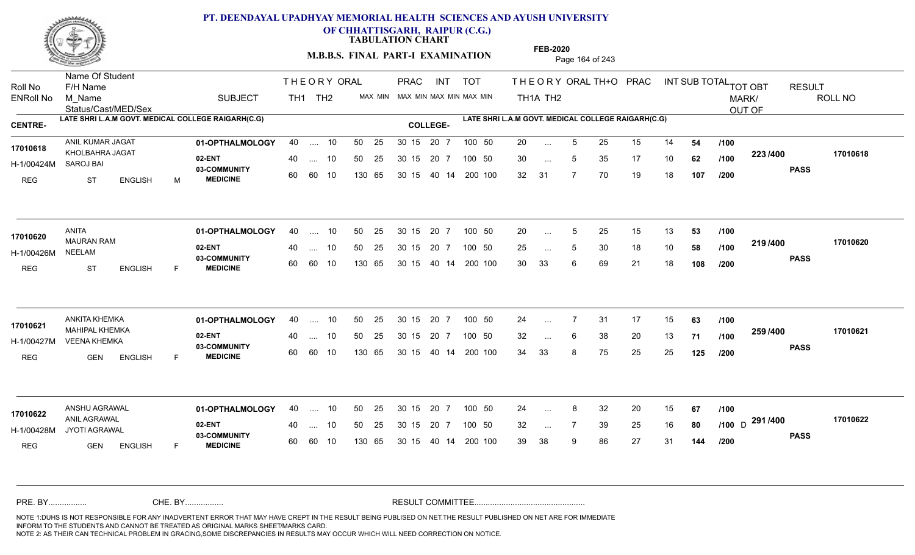# PT. DEENDAYAL UPADHYAY MEMORIAL HEALTH SCIENCES AND AYUSH UNIVERSITY OF CHHATTISGARH, RAIPUR (C.G.)

**TABULATION CHART**

**M.B.B.S. FINAL PART-I EXAMINATION**

**FEB-2020**

**CENTRE-** LATE SHRI L.A.M GOVT. MEDICAL COLLEGE RAIGARH(C.G)
**COLLEGE-** LATE SHRI L.A.M GOVT. MEDICAL COLLEGE RAIGARH(C.G)

| Roll No / ENRoll No | Name Of Student / F/H Name / M_Name / Status/Cast/MED/Sex | SUBJECT | THEORY TH1 | TH2 | ORAL MAX MIN | PRAC MAX MIN | INT MAX MIN | TOT MAX MIN | TH1A | TH2 | ORAL | TH+O | PRAC | INT | SUB TOTAL | | TOT OBT MARK/OUT OF | RESULT | ROLL NO |
|---|---|---|---|---|---|---|---|---|---|---|---|---|---|---|---|---|---|---|---|
| 17010618 / H-1/00424M / REG | ANIL KUMAR JAGAT / KHOLBAHRA JAGAT / SAROJ BAI / ST ENGLISH M | 01-OPTHALMOLOGY | 40 | .... | 10 | 50 25 | 30 15 | 20 7 | 100 50 | 20 | ... | 5 | 25 | 15 | 14 | 54 | /100 | 223 /400 | PASS | 17010618 |
| | | 02-ENT | 40 | .... | 10 | 50 25 | 30 15 | 20 7 | 100 50 | 30 | ... | 5 | 35 | 17 | 10 | 62 | /100 | | | |
| | | 03-COMMUNITY MEDICINE | 60 | 60 | 10 | 130 65 | 30 15 | 40 14 | 200 100 | 32 | 31 | 7 | 70 | 19 | 18 | 107 | /200 | | | |
| 17010620 / H-1/00426M / REG | ANITA / MAURAN RAM / NEELAM / ST ENGLISH F | 01-OPTHALMOLOGY | 40 | .... | 10 | 50 25 | 30 15 | 20 7 | 100 50 | 20 | ... | 5 | 25 | 15 | 13 | 53 | /100 | 219 /400 | PASS | 17010620 |
| | | 02-ENT | 40 | .... | 10 | 50 25 | 30 15 | 20 7 | 100 50 | 25 | ... | 5 | 30 | 18 | 10 | 58 | /100 | | | |
| | | 03-COMMUNITY MEDICINE | 60 | 60 | 10 | 130 65 | 30 15 | 40 14 | 200 100 | 30 | 33 | 6 | 69 | 21 | 18 | 108 | /200 | | | |
| 17010621 / H-1/00427M / REG | ANKITA KHEMKA / MAHIPAL KHEMKA / VEENA KHEMKA / GEN ENGLISH F | 01-OPTHALMOLOGY | 40 | .... | 10 | 50 25 | 30 15 | 20 7 | 100 50 | 24 | ... | 7 | 31 | 17 | 15 | 63 | /100 | 259 /400 | PASS | 17010621 |
| | | 02-ENT | 40 | .... | 10 | 50 25 | 30 15 | 20 7 | 100 50 | 32 | ... | 6 | 38 | 20 | 13 | 71 | /100 | | | |
| | | 03-COMMUNITY MEDICINE | 60 | 60 | 10 | 130 65 | 30 15 | 40 14 | 200 100 | 34 | 33 | 8 | 75 | 25 | 25 | 125 | /200 | | | |
| 17010622 / H-1/00428M / REG | ANSHU AGRAWAL / ANIL AGRAWAL / JYOTI AGRAWAL / GEN ENGLISH F | 01-OPTHALMOLOGY | 40 | .... | 10 | 50 25 | 30 15 | 20 7 | 100 50 | 24 | ... | 8 | 32 | 20 | 15 | 67 | /100 | 291 /400 | PASS | 17010622 |
| | | 02-ENT | 40 | .... | 10 | 50 25 | 30 15 | 20 7 | 100 50 | 32 | ... | 7 | 39 | 25 | 16 | 80 | /100 D | | | |
| | | 03-COMMUNITY MEDICINE | 60 | 60 | 10 | 130 65 | 30 15 | 40 14 | 200 100 | 39 | 38 | 9 | 86 | 27 | 31 | 144 | /200 | | | |

PRE. BY................ CHE. BY................ RESULT COMMITTEE................................................

NOTE 1:DUHS IS NOT RESPONSIBLE FOR ANY INADVERTENT ERROR THAT MAY HAVE CREPT IN THE RESULT BEING PUBLISED ON NET.THE RESULT PUBLISHED ON NET ARE FOR IMMEDIATE INFORM TO THE STUDENTS AND CANNOT BE TREATED AS ORIGINAL MARKS SHEET/MARKS CARD.
NOTE 2: AS THEIR CAN TECHNICAL PROBLEM IN GRACING,SOME DISCREPANCIES IN RESULTS MAY OCCUR WHICH WILL NEED CORRECTION ON NOTICE.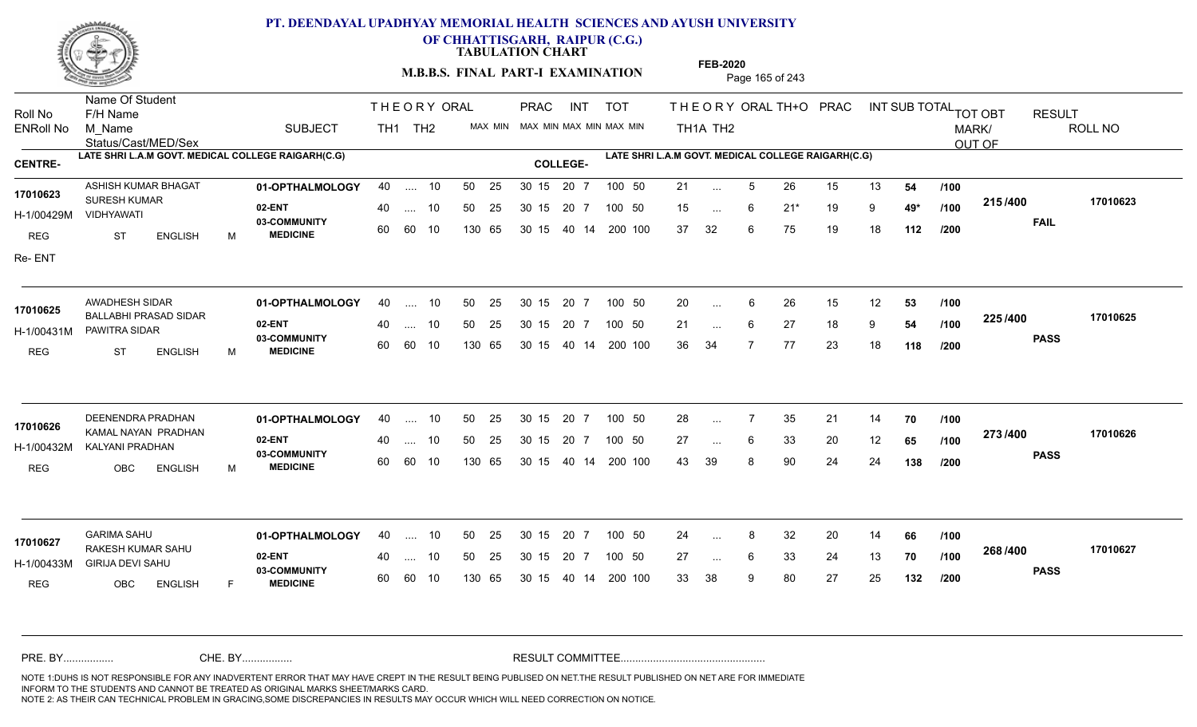# PT. DEENDAYAL UPADHYAY MEMORIAL HEALTH SCIENCES AND AYUSH UNIVERSITY OF CHHATTISGARH, RAIPUR (C.G.)

**TABULATION CHART**

**M.B.B.S. FINAL PART-I EXAMINATION**

**FEB-2020**

**CENTRE-** LATE SHRI L.A.M GOVT. MEDICAL COLLEGE RAIGARH(C.G)

**COLLEGE-** LATE SHRI L.A.M GOVT. MEDICAL COLLEGE RAIGARH(C.G)

| Roll No / ENRoll No | Name Of Student / F/H Name / M_Name / Status/Cast/MED/Sex | SUBJECT | THEORY TH1 | THEORY TH2 | ORAL MAX MIN | PRAC MAX MIN | INT MAX MIN | TOT MAX MIN | TH1A | TH2 | ORAL | TH+O | PRAC | INT | SUB TOTAL | | TOT OBT MARK/ OUT OF | RESULT | ROLL NO |
|---|---|---|---|---|---|---|---|---|---|---|---|---|---|---|---|---|---|---|---|
| 17010623 / H-1/00429M | ASHISH KUMAR BHAGAT / SURESH KUMAR / VIDHYAWATI / REG ST ENGLISH M / Re- ENT | 01-OPTHALMOLOGY | 40 | .... | 10 | 50 25 | 30 15 | 20 7 | 100 50 | 21 | ... | 5 | 26 | 15 | 13 | 54 | /100 | 215/400 | FAIL | 17010623 |
| | | 02-ENT | 40 | .... | 10 | 50 25 | 30 15 | 20 7 | 100 50 | 15 | ... | 6 | 21* | 19 | 9 | 49* | /100 | | | |
| | | 03-COMMUNITY MEDICINE | 60 | 60 | 10 | 130 65 | 30 15 | 40 14 | 200 100 | 37 | 32 | 6 | 75 | 19 | 18 | 112 | /200 | | | |
| 17010625 / H-1/00431M | AWADHESH SIDAR / BALLABHI PRASAD SIDAR / PAWITRA SIDAR / REG ST ENGLISH M | 01-OPTHALMOLOGY | 40 | .... | 10 | 50 25 | 30 15 | 20 7 | 100 50 | 20 | ... | 6 | 26 | 15 | 12 | 53 | /100 | 225/400 | PASS | 17010625 |
| | | 02-ENT | 40 | .... | 10 | 50 25 | 30 15 | 20 7 | 100 50 | 21 | ... | 6 | 27 | 18 | 9 | 54 | /100 | | | |
| | | 03-COMMUNITY MEDICINE | 60 | 60 | 10 | 130 65 | 30 15 | 40 14 | 200 100 | 36 | 34 | 7 | 77 | 23 | 18 | 118 | /200 | | | |
| 17010626 / H-1/00432M | DEENENDRA PRADHAN / KAMAL NAYAN PRADHAN / KALYANI PRADHAN / REG OBC ENGLISH M | 01-OPTHALMOLOGY | 40 | .... | 10 | 50 25 | 30 15 | 20 7 | 100 50 | 28 | ... | 7 | 35 | 21 | 14 | 70 | /100 | 273/400 | PASS | 17010626 |
| | | 02-ENT | 40 | .... | 10 | 50 25 | 30 15 | 20 7 | 100 50 | 27 | ... | 6 | 33 | 20 | 12 | 65 | /100 | | | |
| | | 03-COMMUNITY MEDICINE | 60 | 60 | 10 | 130 65 | 30 15 | 40 14 | 200 100 | 43 | 39 | 8 | 90 | 24 | 24 | 138 | /200 | | | |
| 17010627 / H-1/00433M | GARIMA SAHU / RAKESH KUMAR SAHU / GIRIJA DEVI SAHU / REG OBC ENGLISH F | 01-OPTHALMOLOGY | 40 | .... | 10 | 50 25 | 30 15 | 20 7 | 100 50 | 24 | ... | 8 | 32 | 20 | 14 | 66 | /100 | 268/400 | PASS | 17010627 |
| | | 02-ENT | 40 | .... | 10 | 50 25 | 30 15 | 20 7 | 100 50 | 27 | ... | 6 | 33 | 24 | 13 | 70 | /100 | | | |
| | | 03-COMMUNITY MEDICINE | 60 | 60 | 10 | 130 65 | 30 15 | 40 14 | 200 100 | 33 | 38 | 9 | 80 | 27 | 25 | 132 | /200 | | | |

PRE. BY................ CHE. BY................ RESULT COMMITTEE................................................

NOTE 1:DUHS IS NOT RESPONSIBLE FOR ANY INADVERTENT ERROR THAT MAY HAVE CREPT IN THE RESULT BEING PUBLISED ON NET.THE RESULT PUBLISHED ON NET ARE FOR IMMEDIATE INFORM TO THE STUDENTS AND CANNOT BE TREATED AS ORIGINAL MARKS SHEET/MARKS CARD.
NOTE 2: AS THEIR CAN TECHNICAL PROBLEM IN GRACING,SOME DISCREPANCIES IN RESULTS MAY OCCUR WHICH WILL NEED CORRECTION ON NOTICE.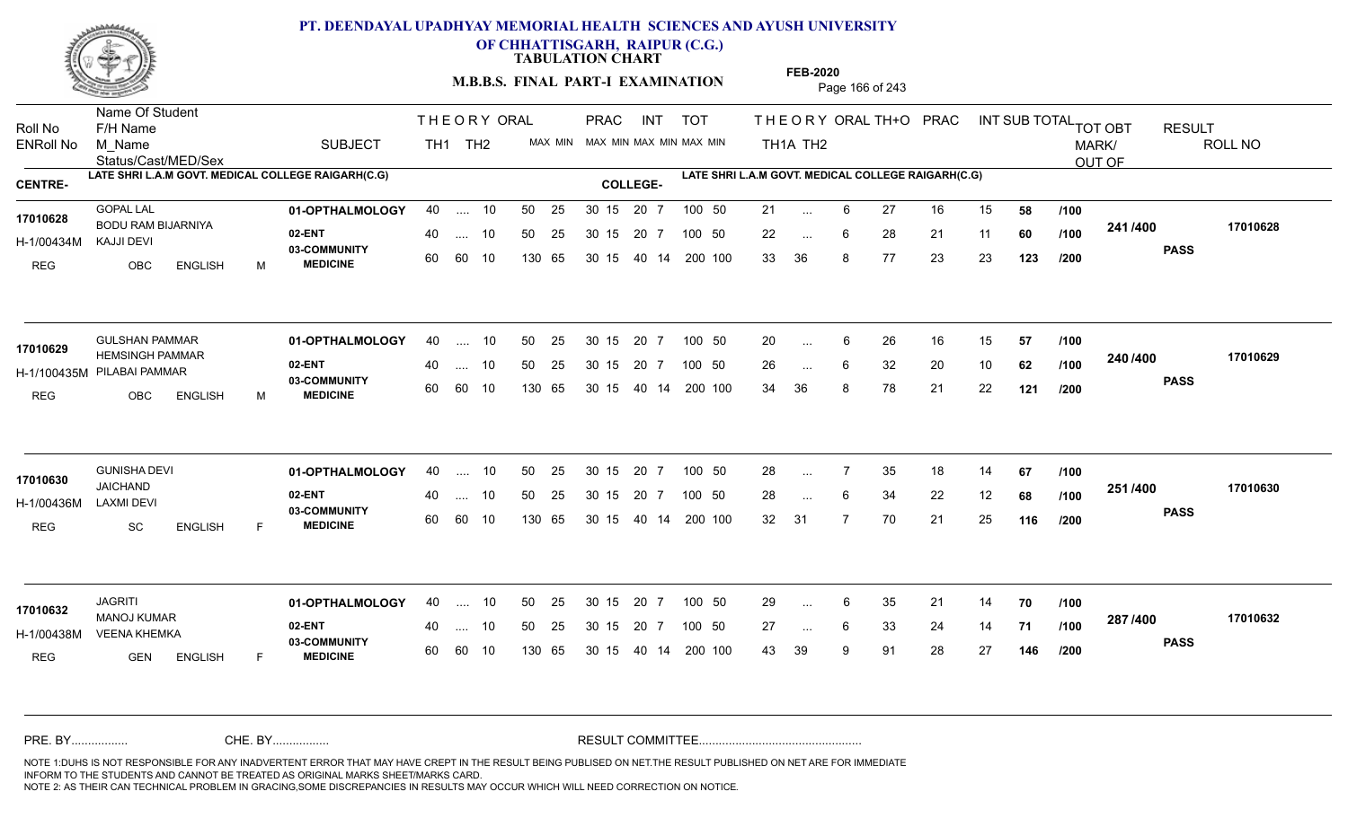# PT. DEENDAYAL UPADHYAY MEMORIAL HEALTH SCIENCES AND AYUSH UNIVERSITY OF CHHATTISGARH, RAIPUR (C.G.)

**TABULATION CHART**

**M.B.B.S. FINAL PART-I EXAMINATION**

**FEB-2020**

**CENTRE-** LATE SHRI L.A.M GOVT. MEDICAL COLLEGE RAIGARH(C.G)
**COLLEGE-** LATE SHRI L.A.M GOVT. MEDICAL COLLEGE RAIGARH(C.G)

| Roll No / ENRoll No | Name Of Student / F/H Name / M_Name / Status/Cast/MED/Sex | SUBJECT | THEORY TH1 | THEORY TH2 | ORAL MAX MIN | PRAC MAX MIN | INT MAX MIN | TOT MAX MIN | TH1A | TH2 | ORAL | TH+O | PRAC | INT | SUB TOTAL | OUT OF | TOT OBT MARK/OUT OF | RESULT | ROLL NO |
|---|---|---|---|---|---|---|---|---|---|---|---|---|---|---|---|---|---|---|---|
| 17010628 | GOPAL LAL | 01-OPTHALMOLOGY | 40 | .... | 10 | 50 25 | 30 15 | 20 7 | 100 50 | 21 | ... | 6 | 27 | 16 | 15 | 58 | /100 | 241 /400 | 17010628 |
| H-1/00434M | BODU RAM BIJARNIYA / KAJJI DEVI | 02-ENT | 40 | .... | 10 | 50 25 | 30 15 | 20 7 | 100 50 | 22 | ... | 6 | 28 | 21 | 11 | 60 | /100 | | PASS |
| REG | OBC ENGLISH M | 03-COMMUNITY MEDICINE | 60 | 60 | 10 | 130 65 | 30 15 | 40 14 | 200 100 | 33 | 36 | 8 | 77 | 23 | 23 | 123 | /200 | | |
| 17010629 | GULSHAN PAMMAR | 01-OPTHALMOLOGY | 40 | .... | 10 | 50 25 | 30 15 | 20 7 | 100 50 | 20 | ... | 6 | 26 | 16 | 15 | 57 | /100 | 240 /400 | 17010629 |
| H-1/100435M | HEMSINGH PAMMAR / PILABAI PAMMAR | 02-ENT | 40 | .... | 10 | 50 25 | 30 15 | 20 7 | 100 50 | 26 | ... | 6 | 32 | 20 | 10 | 62 | /100 | | PASS |
| REG | OBC ENGLISH M | 03-COMMUNITY MEDICINE | 60 | 60 | 10 | 130 65 | 30 15 | 40 14 | 200 100 | 34 | 36 | 8 | 78 | 21 | 22 | 121 | /200 | | |
| 17010630 | GUNISHA DEVI | 01-OPTHALMOLOGY | 40 | .... | 10 | 50 25 | 30 15 | 20 7 | 100 50 | 28 | ... | 7 | 35 | 18 | 14 | 67 | /100 | 251 /400 | 17010630 |
| H-1/00436M | JAICHAND / LAXMI DEVI | 02-ENT | 40 | .... | 10 | 50 25 | 30 15 | 20 7 | 100 50 | 28 | ... | 6 | 34 | 22 | 12 | 68 | /100 | | PASS |
| REG | SC ENGLISH F | 03-COMMUNITY MEDICINE | 60 | 60 | 10 | 130 65 | 30 15 | 40 14 | 200 100 | 32 | 31 | 7 | 70 | 21 | 25 | 116 | /200 | | |
| 17010632 | JAGRITI | 01-OPTHALMOLOGY | 40 | .... | 10 | 50 25 | 30 15 | 20 7 | 100 50 | 29 | ... | 6 | 35 | 21 | 14 | 70 | /100 | 287 /400 | 17010632 |
| H-1/00438M | MANOJ KUMAR / VEENA KHEMKA | 02-ENT | 40 | .... | 10 | 50 25 | 30 15 | 20 7 | 100 50 | 27 | ... | 6 | 33 | 24 | 14 | 71 | /100 | | PASS |
| REG | GEN ENGLISH F | 03-COMMUNITY MEDICINE | 60 | 60 | 10 | 130 65 | 30 15 | 40 14 | 200 100 | 43 | 39 | 9 | 91 | 28 | 27 | 146 | /200 | | |

PRE. BY................ CHE. BY................ RESULT COMMITTEE................................................

NOTE 1:DUHS IS NOT RESPONSIBLE FOR ANY INADVERTENT ERROR THAT MAY HAVE CREPT IN THE RESULT BEING PUBLISED ON NET.THE RESULT PUBLISHED ON NET ARE FOR IMMEDIATE INFORM TO THE STUDENTS AND CANNOT BE TREATED AS ORIGINAL MARKS SHEET/MARKS CARD.
NOTE 2: AS THEIR CAN TECHNICAL PROBLEM IN GRACING,SOME DISCREPANCIES IN RESULTS MAY OCCUR WHICH WILL NEED CORRECTION ON NOTICE.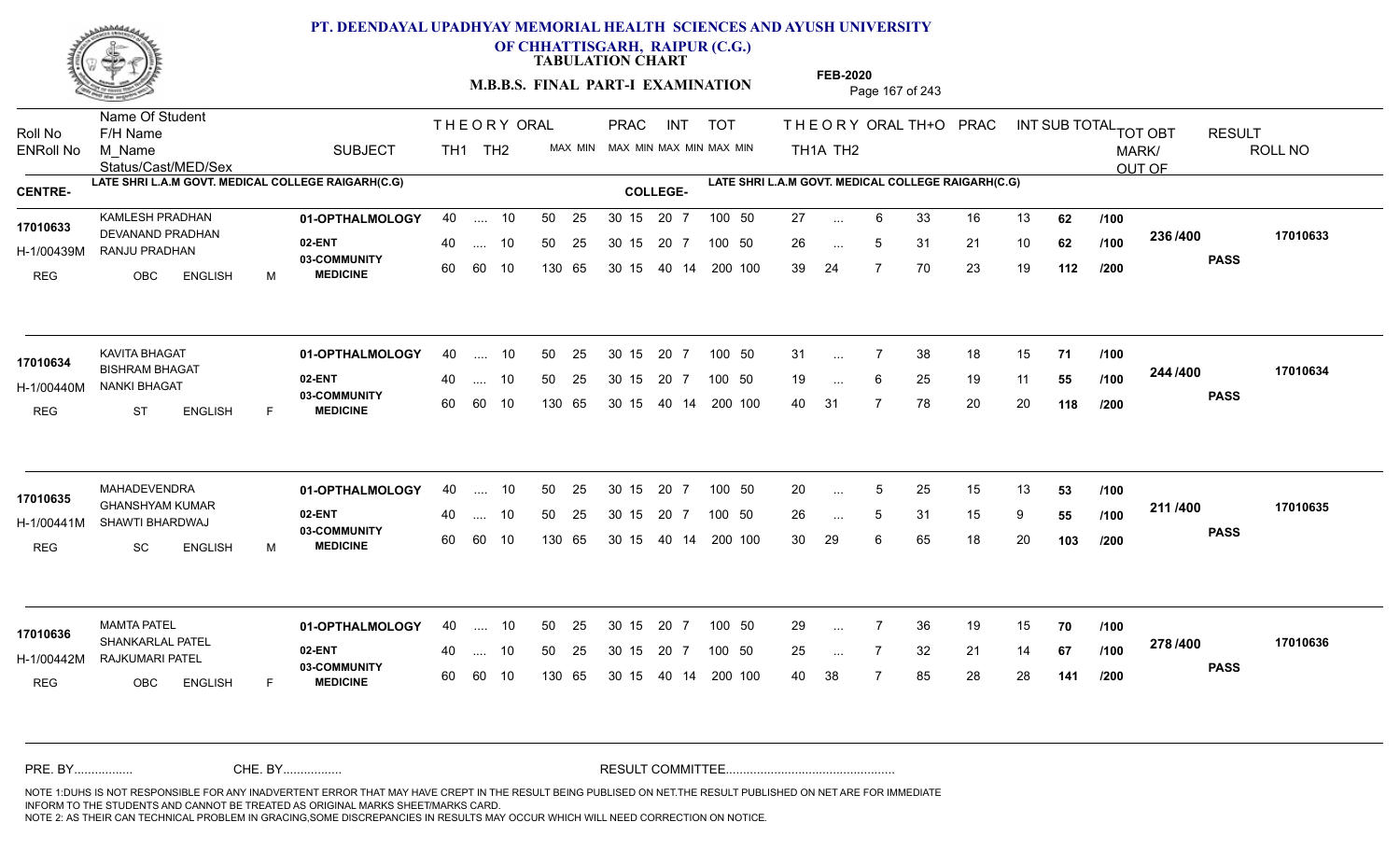**PT. DEENDAYAL UPADHYAY MEMORIAL HEALTH SCIENCES AND AYUSH UNIVERSITY OF CHHATTISGARH, RAIPUR (C.G.)**

**TABULATION CHART**

**M.B.B.S. FINAL PART-I EXAMINATION**

**FEB-2020**

CENTRE- LATE SHRI L.A.M GOVT. MEDICAL COLLEGE RAIGARH(C.G) | COLLEGE- LATE SHRI L.A.M GOVT. MEDICAL COLLEGE RAIGARH(C.G)

| Roll No / ENRoll No / Status | Name Of Student / F/H Name / M_Name / Cast/MED/Sex | SUBJECT | TH1 | TH2 | ORAL | PRAC MAX | PRAC MIN | INT MAX | INT MIN | TOT MAX | TOT MIN | TH1A | TH2 | ORAL | TH+O | PRAC | INT | SUB TOTAL | OUT OF | TOT OBT MARK/OUT OF | RESULT | ROLL NO |
|---|---|---|---|---|---|---|---|---|---|---|---|---|---|---|---|---|---|---|---|---|---|---|
| 17010633 | KAMLESH PRADHAN | 01-OPTHALMOLOGY | 40 | .... | 10 | 50 25 | 30 15 | 20 | 7 | 100 | 50 | 27 | ... | 6 | 33 | 16 | 13 | 62 | /100 | 236 /400 | PASS | 17010633 |
| H-1/00439M | DEVANAND PRADHAN / RANJU PRADHAN | 02-ENT | 40 | .... | 10 | 50 25 | 30 15 | 20 | 7 | 100 | 50 | 26 | ... | 5 | 31 | 21 | 10 | 62 | /100 | | | |
| REG | OBC ENGLISH M | 03-COMMUNITY MEDICINE | 60 | 60 | 10 | 130 65 | 30 15 | 40 | 14 | 200 | 100 | 39 | 24 | 7 | 70 | 23 | 19 | 112 | /200 | | | |
| 17010634 | KAVITA BHAGAT | 01-OPTHALMOLOGY | 40 | .... | 10 | 50 25 | 30 15 | 20 | 7 | 100 | 50 | 31 | ... | 7 | 38 | 18 | 15 | 71 | /100 | 244 /400 | PASS | 17010634 |
| H-1/00440M | BISHRAM BHAGAT / NANKI BHAGAT | 02-ENT | 40 | .... | 10 | 50 25 | 30 15 | 20 | 7 | 100 | 50 | 19 | ... | 6 | 25 | 19 | 11 | 55 | /100 | | | |
| REG | ST ENGLISH F | 03-COMMUNITY MEDICINE | 60 | 60 | 10 | 130 65 | 30 15 | 40 | 14 | 200 | 100 | 40 | 31 | 7 | 78 | 20 | 20 | 118 | /200 | | | |
| 17010635 | MAHADEVENDRA | 01-OPTHALMOLOGY | 40 | .... | 10 | 50 25 | 30 15 | 20 | 7 | 100 | 50 | 20 | ... | 5 | 25 | 15 | 13 | 53 | /100 | 211 /400 | PASS | 17010635 |
| H-1/00441M | GHANSHYAM KUMAR / SHAWTI BHARDWAJ | 02-ENT | 40 | .... | 10 | 50 25 | 30 15 | 20 | 7 | 100 | 50 | 26 | ... | 5 | 31 | 15 | 9 | 55 | /100 | | | |
| REG | SC ENGLISH M | 03-COMMUNITY MEDICINE | 60 | 60 | 10 | 130 65 | 30 15 | 40 | 14 | 200 | 100 | 30 | 29 | 6 | 65 | 18 | 20 | 103 | /200 | | | |
| 17010636 | MAMTA PATEL | 01-OPTHALMOLOGY | 40 | .... | 10 | 50 25 | 30 15 | 20 | 7 | 100 | 50 | 29 | ... | 7 | 36 | 19 | 15 | 70 | /100 | 278 /400 | PASS | 17010636 |
| H-1/00442M | SHANKARLAL PATEL / RAJKUMARI PATEL | 02-ENT | 40 | .... | 10 | 50 25 | 30 15 | 20 | 7 | 100 | 50 | 25 | ... | 7 | 32 | 21 | 14 | 67 | /100 | | | |
| REG | OBC ENGLISH F | 03-COMMUNITY MEDICINE | 60 | 60 | 10 | 130 65 | 30 15 | 40 | 14 | 200 | 100 | 40 | 38 | 7 | 85 | 28 | 28 | 141 | /200 | | | |

PRE. BY................ CHE. BY................ RESULT COMMITTEE................................................

NOTE 1:DUHS IS NOT RESPONSIBLE FOR ANY INADVERTENT ERROR THAT MAY HAVE CREPT IN THE RESULT BEING PUBLISED ON NET.THE RESULT PUBLISHED ON NET ARE FOR IMMEDIATE INFORM TO THE STUDENTS AND CANNOT BE TREATED AS ORIGINAL MARKS SHEET/MARKS CARD.
NOTE 2: AS THEIR CAN TECHNICAL PROBLEM IN GRACING,SOME DISCREPANCIES IN RESULTS MAY OCCUR WHICH WILL NEED CORRECTION ON NOTICE.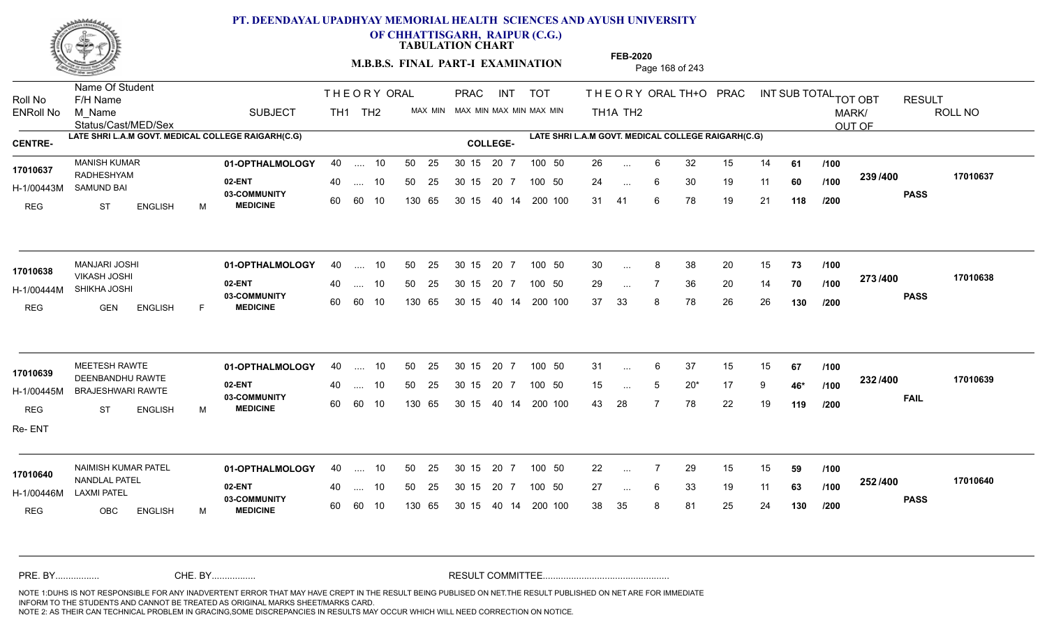# PT. DEENDAYAL UPADHYAY MEMORIAL HEALTH SCIENCES AND AYUSH UNIVERSITY OF CHHATTISGARH, RAIPUR (C.G.)

**TABULATION CHART**

**M.B.B.S. FINAL PART-I EXAMINATION**

**FEB-2020**

| Roll No / ENRoll No | Name Of Student / F/H Name / M_Name / Status/Cast/MED/Sex | SUBJECT | THEORY TH1 | THEORY TH2 | ORAL MAX MIN | PRAC MAX MIN | INT MAX MIN | TOT MAX MIN | TH1A | TH2 | ORAL | TH+O | PRAC | INT | SUB TOTAL | | TOT OBT MARK/OUT OF | RESULT | ROLL NO |
|---|---|---|---|---|---|---|---|---|---|---|---|---|---|---|---|---|---|---|---|
| **CENTRE-** LATE SHRI L.A.M GOVT. MEDICAL COLLEGE RAIGARH(C.G) | | | | | | | | **COLLEGE-** LATE SHRI L.A.M GOVT. MEDICAL COLLEGE RAIGARH(C.G) | | | | | | | | | | | |
| 17010637 | MANISH KUMAR | 01-OPTHALMOLOGY | 40 | .... | 10 | 50 25 | 30 15 | 20 7 | 100 50 | 26 | ... | 6 | 32 | 15 | 14 | 61 | /100 | 239 /400 | PASS | 17010637 |
| H-1/00443M | RADHESHYAM / SAMUND BAI | 02-ENT | 40 | .... | 10 | 50 25 | 30 15 | 20 7 | 100 50 | 24 | ... | 6 | 30 | 19 | 11 | 60 | /100 | | | |
| REG | ST ENGLISH M | 03-COMMUNITY MEDICINE | 60 | 60 | 10 | 130 65 | 30 15 | 40 14 | 200 100 | 31 | 41 | 6 | 78 | 19 | 21 | 118 | /200 | | | |
| 17010638 | MANJARI JOSHI | 01-OPTHALMOLOGY | 40 | .... | 10 | 50 25 | 30 15 | 20 7 | 100 50 | 30 | ... | 8 | 38 | 20 | 15 | 73 | /100 | 273 /400 | PASS | 17010638 |
| H-1/00444M | VIKASH JOSHI / SHIKHA JOSHI | 02-ENT | 40 | .... | 10 | 50 25 | 30 15 | 20 7 | 100 50 | 29 | ... | 7 | 36 | 20 | 14 | 70 | /100 | | | |
| REG | GEN ENGLISH F | 03-COMMUNITY MEDICINE | 60 | 60 | 10 | 130 65 | 30 15 | 40 14 | 200 100 | 37 | 33 | 8 | 78 | 26 | 26 | 130 | /200 | | | |
| 17010639 | MEETESH RAWTE | 01-OPTHALMOLOGY | 40 | .... | 10 | 50 25 | 30 15 | 20 7 | 100 50 | 31 | ... | 6 | 37 | 15 | 15 | 67 | /100 | 232 /400 | FAIL | 17010639 |
| H-1/00445M | DEENBANDHU RAWTE / BRAJESHWARI RAWTE | 02-ENT | 40 | .... | 10 | 50 25 | 30 15 | 20 7 | 100 50 | 15 | ... | 5 | 20* | 17 | 9 | 46* | /100 | | | |
| REG | ST ENGLISH M | 03-COMMUNITY MEDICINE | 60 | 60 | 10 | 130 65 | 30 15 | 40 14 | 200 100 | 43 | 28 | 7 | 78 | 22 | 19 | 119 | /200 | | | |
| Re- ENT | | | | | | | | | | | | | | | | | | | | |
| 17010640 | NAIMISH KUMAR PATEL | 01-OPTHALMOLOGY | 40 | .... | 10 | 50 25 | 30 15 | 20 7 | 100 50 | 22 | ... | 7 | 29 | 15 | 15 | 59 | /100 | 252 /400 | PASS | 17010640 |
| H-1/00446M | NANDLAL PATEL / LAXMI PATEL | 02-ENT | 40 | .... | 10 | 50 25 | 30 15 | 20 7 | 100 50 | 27 | ... | 6 | 33 | 19 | 11 | 63 | /100 | | | |
| REG | OBC ENGLISH M | 03-COMMUNITY MEDICINE | 60 | 60 | 10 | 130 65 | 30 15 | 40 14 | 200 100 | 38 | 35 | 8 | 81 | 25 | 24 | 130 | /200 | | | |

PRE. BY................ CHE. BY................ RESULT COMMITTEE................................................

NOTE 1:DUHS IS NOT RESPONSIBLE FOR ANY INADVERTENT ERROR THAT MAY HAVE CREPT IN THE RESULT BEING PUBLISED ON NET.THE RESULT PUBLISHED ON NET ARE FOR IMMEDIATE INFORM TO THE STUDENTS AND CANNOT BE TREATED AS ORIGINAL MARKS SHEET/MARKS CARD.
NOTE 2: AS THEIR CAN TECHNICAL PROBLEM IN GRACING,SOME DISCREPANCIES IN RESULTS MAY OCCUR WHICH WILL NEED CORRECTION ON NOTICE.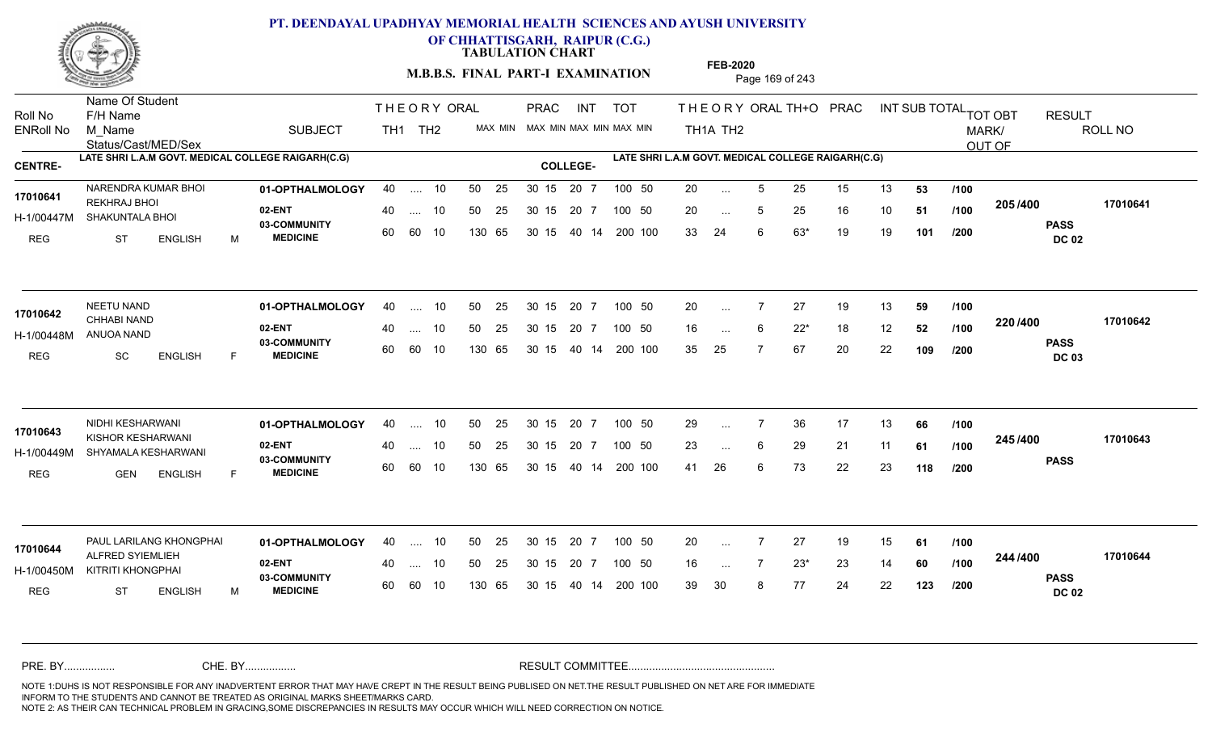# PT. DEENDAYAL UPADHYAY MEMORIAL HEALTH SCIENCES AND AYUSH UNIVERSITY OF CHHATTISGARH, RAIPUR (C.G.)

**TABULATION CHART**

**M.B.B.S. FINAL PART-I EXAMINATION**

**FEB-2020**

| Roll No / ENRoll No | Name Of Student / F/H Name / M_Name / Status/Cast/MED/Sex | SUBJECT | THEORY TH1 | THEORY TH2 | ORAL MAX MIN | PRAC MAX MIN | INT MAX MIN | TOT MAX MIN | THEORY TH1A | TH2 | ORAL | TH+O | PRAC | INT | SUB TOTAL | TOT OBT MARK/OUT OF | RESULT | ROLL NO |
|---|---|---|---|---|---|---|---|---|---|---|---|---|---|---|---|---|---|---|
| **CENTRE-** LATE SHRI L.A.M GOVT. MEDICAL COLLEGE RAIGARH(C.G) | | | | | | | | | **COLLEGE-** LATE SHRI L.A.M GOVT. MEDICAL COLLEGE RAIGARH(C.G) | | | | | | | | | |
| 17010641 | NARENDRA KUMAR BHOI | 01-OPTHALMOLOGY | 40 | .... | 10 | 50 25 | 30 15 | 20 7 | 100 50 | 20 | ... | 5 | 25 | 15 | 13 | 53 /100 | 205 /400 | 17010641 |
| H-1/00447M | REKHRAJ BHOI / SHAKUNTALA BHOI | 02-ENT | 40 | .... | 10 | 50 25 | 30 15 | 20 7 | 100 50 | 20 | ... | 5 | 25 | 16 | 10 | 51 /100 | | PASS DC 02 |
| REG | ST ENGLISH M | 03-COMMUNITY MEDICINE | 60 | 60 | 10 | 130 65 | 30 15 | 40 14 | 200 100 | 33 | 24 | 6 | 63* | 19 | 19 | 101 /200 | | |
| 17010642 | NEETU NAND | 01-OPTHALMOLOGY | 40 | .... | 10 | 50 25 | 30 15 | 20 7 | 100 50 | 20 | ... | 7 | 27 | 19 | 13 | 59 /100 | 220 /400 | 17010642 |
| H-1/00448M | CHHABI NAND / ANUOA NAND | 02-ENT | 40 | .... | 10 | 50 25 | 30 15 | 20 7 | 100 50 | 16 | ... | 6 | 22* | 18 | 12 | 52 /100 | | PASS DC 03 |
| REG | SC ENGLISH F | 03-COMMUNITY MEDICINE | 60 | 60 | 10 | 130 65 | 30 15 | 40 14 | 200 100 | 35 | 25 | 7 | 67 | 20 | 22 | 109 /200 | | |
| 17010643 | NIDHI KESHARWANI | 01-OPTHALMOLOGY | 40 | .... | 10 | 50 25 | 30 15 | 20 7 | 100 50 | 29 | ... | 7 | 36 | 17 | 13 | 66 /100 | 245 /400 | 17010643 |
| H-1/00449M | KISHOR KESHARWANI / SHYAMALA KESHARWANI | 02-ENT | 40 | .... | 10 | 50 25 | 30 15 | 20 7 | 100 50 | 23 | ... | 6 | 29 | 21 | 11 | 61 /100 | | PASS |
| REG | GEN ENGLISH F | 03-COMMUNITY MEDICINE | 60 | 60 | 10 | 130 65 | 30 15 | 40 14 | 200 100 | 41 | 26 | 6 | 73 | 22 | 23 | 118 /200 | | |
| 17010644 | PAUL LARILANG KHONGPHAI | 01-OPTHALMOLOGY | 40 | .... | 10 | 50 25 | 30 15 | 20 7 | 100 50 | 20 | ... | 7 | 27 | 19 | 15 | 61 /100 | 244 /400 | 17010644 |
| H-1/00450M | ALFRED SYIEMLIEH / KITRITI KHONGPHAI | 02-ENT | 40 | .... | 10 | 50 25 | 30 15 | 20 7 | 100 50 | 16 | ... | 7 | 23* | 23 | 14 | 60 /100 | | PASS DC 02 |
| REG | ST ENGLISH M | 03-COMMUNITY MEDICINE | 60 | 60 | 10 | 130 65 | 30 15 | 40 14 | 200 100 | 39 | 30 | 8 | 77 | 24 | 22 | 123 /200 | | |

PRE. BY................ CHE. BY................ RESULT COMMITTEE................................................

NOTE 1:DUHS IS NOT RESPONSIBLE FOR ANY INADVERTENT ERROR THAT MAY HAVE CREPT IN THE RESULT BEING PUBLISED ON NET.THE RESULT PUBLISHED ON NET ARE FOR IMMEDIATE INFORM TO THE STUDENTS AND CANNOT BE TREATED AS ORIGINAL MARKS SHEET/MARKS CARD.
NOTE 2: AS THEIR CAN TECHNICAL PROBLEM IN GRACING,SOME DISCREPANCIES IN RESULTS MAY OCCUR WHICH WILL NEED CORRECTION ON NOTICE.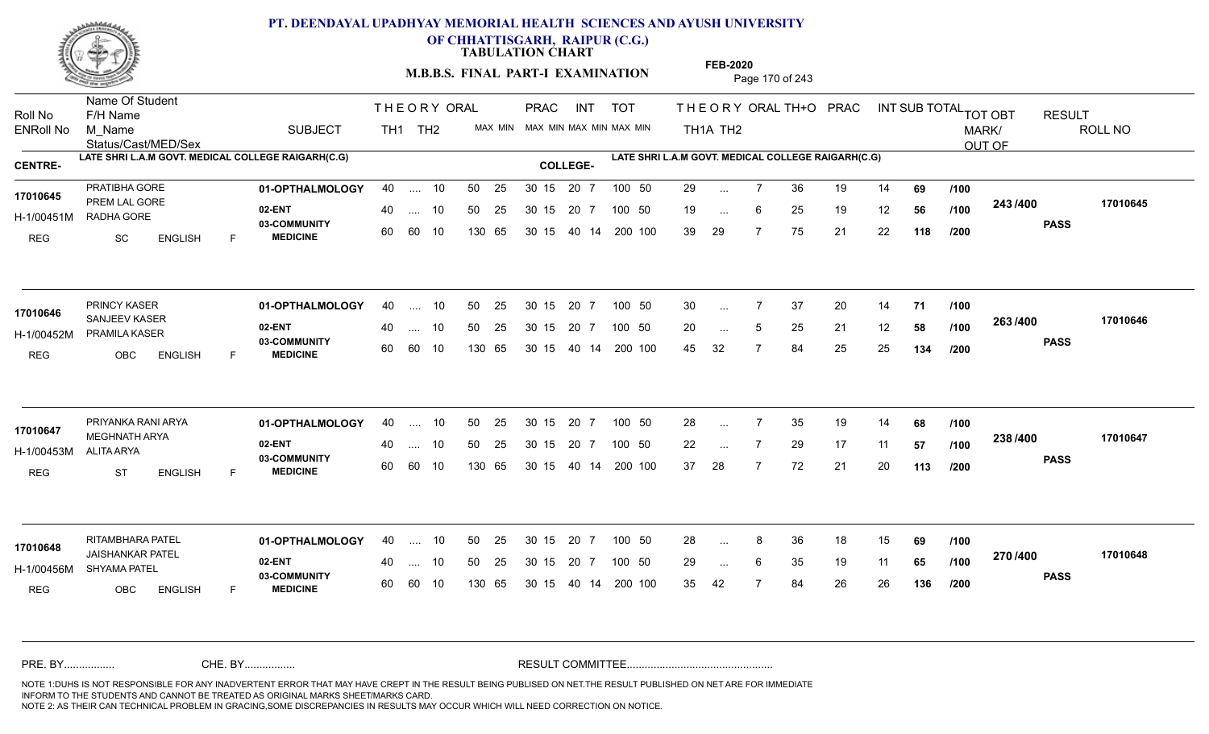# PT. DEENDAYAL UPADHYAY MEMORIAL HEALTH SCIENCES AND AYUSH UNIVERSITY OF CHHATTISGARH, RAIPUR (C.G.)

**TABULATION CHART**

**M.B.B.S. FINAL PART-I EXAMINATION**

**FEB-2020**

**CENTRE-** LATE SHRI L.A.M GOVT. MEDICAL COLLEGE RAIGARH(C.G) **COLLEGE-** LATE SHRI L.A.M GOVT. MEDICAL COLLEGE RAIGARH(C.G)

| Roll No / ENRoll No / Status | Name Of Student / F/H Name / M_Name / Cast/MED/Sex | SUBJECT | TH1 (MAX) | TH2 (MAX) | ORAL MAX MIN | PRAC MAX MIN | INT MAX MIN | TOT MAX MIN | TH1A | TH2 | ORAL | TH+O | PRAC | INT | SUB TOTAL | TOT OBT MARK/OUT OF | RESULT | ROLL NO |
|---|---|---|---|---|---|---|---|---|---|---|---|---|---|---|---|---|---|---|
| 17010645 | PRATIBHA GORE | 01-OPTHALMOLOGY | 40 | .... | 10 | 50 25 | 30 15 20 7 | 100 50 | 29 | ... | 7 | 36 | 19 | 14 | 69 /100 | 243 /400 | PASS | 17010645 |
| H-1/00451M | PREM LAL GORE / RADHA GORE | 02-ENT | 40 | .... | 10 | 50 25 | 30 15 20 7 | 100 50 | 19 | ... | 6 | 25 | 19 | 12 | 56 /100 | | | |
| REG | SC ENGLISH F | 03-COMMUNITY MEDICINE | 60 | 60 | 10 | 130 65 | 30 15 40 14 | 200 100 | 39 | 29 | 7 | 75 | 21 | 22 | 118 /200 | | | |
| 17010646 | PRINCY KASER | 01-OPTHALMOLOGY | 40 | .... | 10 | 50 25 | 30 15 20 7 | 100 50 | 30 | ... | 7 | 37 | 20 | 14 | 71 /100 | 263 /400 | PASS | 17010646 |
| H-1/00452M | SANJEEV KASER / PRAMILA KASER | 02-ENT | 40 | .... | 10 | 50 25 | 30 15 20 7 | 100 50 | 20 | ... | 5 | 25 | 21 | 12 | 58 /100 | | | |
| REG | OBC ENGLISH F | 03-COMMUNITY MEDICINE | 60 | 60 | 10 | 130 65 | 30 15 40 14 | 200 100 | 45 | 32 | 7 | 84 | 25 | 25 | 134 /200 | | | |
| 17010647 | PRIYANKA RANI ARYA | 01-OPTHALMOLOGY | 40 | .... | 10 | 50 25 | 30 15 20 7 | 100 50 | 28 | ... | 7 | 35 | 19 | 14 | 68 /100 | 238 /400 | PASS | 17010647 |
| H-1/00453M | MEGHNATH ARYA / ALITA ARYA | 02-ENT | 40 | .... | 10 | 50 25 | 30 15 20 7 | 100 50 | 22 | ... | 7 | 29 | 17 | 11 | 57 /100 | | | |
| REG | ST ENGLISH F | 03-COMMUNITY MEDICINE | 60 | 60 | 10 | 130 65 | 30 15 40 14 | 200 100 | 37 | 28 | 7 | 72 | 21 | 20 | 113 /200 | | | |
| 17010648 | RITAMBHARA PATEL | 01-OPTHALMOLOGY | 40 | .... | 10 | 50 25 | 30 15 20 7 | 100 50 | 28 | ... | 8 | 36 | 18 | 15 | 69 /100 | 270 /400 | PASS | 17010648 |
| H-1/00456M | JAISHANKAR PATEL / SHYAMA PATEL | 02-ENT | 40 | .... | 10 | 50 25 | 30 15 20 7 | 100 50 | 29 | ... | 6 | 35 | 19 | 11 | 65 /100 | | | |
| REG | OBC ENGLISH F | 03-COMMUNITY MEDICINE | 60 | 60 | 10 | 130 65 | 30 15 40 14 | 200 100 | 35 | 42 | 7 | 84 | 26 | 26 | 136 /200 | | | |

PRE. BY................ CHE. BY................ RESULT COMMITTEE................................................

NOTE 1:DUHS IS NOT RESPONSIBLE FOR ANY INADVERTENT ERROR THAT MAY HAVE CREPT IN THE RESULT BEING PUBLISED ON NET.THE RESULT PUBLISHED ON NET ARE FOR IMMEDIATE INFORM TO THE STUDENTS AND CANNOT BE TREATED AS ORIGINAL MARKS SHEET/MARKS CARD.
NOTE 2: AS THEIR CAN TECHNICAL PROBLEM IN GRACING,SOME DISCREPANCIES IN RESULTS MAY OCCUR WHICH WILL NEED CORRECTION ON NOTICE.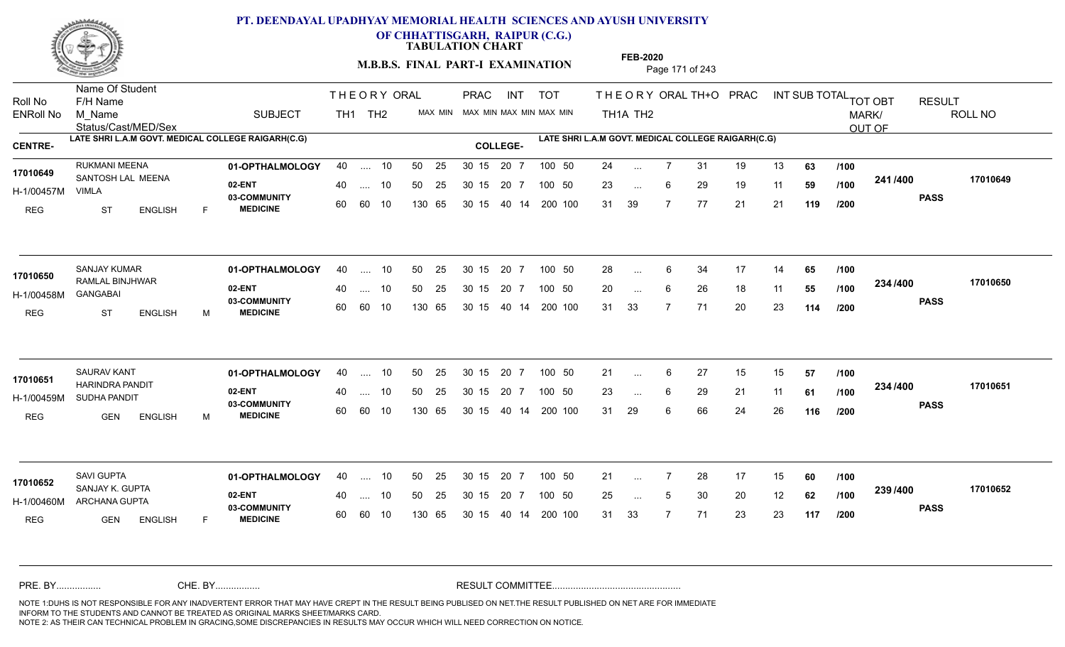# PT. DEENDAYAL UPADHYAY MEMORIAL HEALTH SCIENCES AND AYUSH UNIVERSITY
## OF CHHATTISGARH, RAIPUR (C.G.)
### TABULATION CHART

**M.B.B.S. FINAL PART-I EXAMINATION**

**FEB-2020**

**CENTRE-** LATE SHRI L.A.M GOVT. MEDICAL COLLEGE RAIGARH(C.G)
**COLLEGE-** LATE SHRI L.A.M GOVT. MEDICAL COLLEGE RAIGARH(C.G)

| Roll No / ENRoll No / Status | Name Of Student / F/H Name / M_Name / Cast/MED/Sex | SUBJECT | THEORY TH1 | THEORY TH2 | ORAL | PRAC MAX MIN | INT MAX MIN | TOT MAX MIN | TH1A | TH2 | ORAL | TH+O | PRAC | INT | SUB TOTAL | | TOT OBT MARK/OUT OF | RESULT | ROLL NO |
|---|---|---|---|---|---|---|---|---|---|---|---|---|---|---|---|---|---|---|---|
| 17010649 | RUKMANI MEENA | 01-OPTHALMOLOGY | 40 | .... | 10 | 50 25 | 30 15 20 7 | 100 50 | 24 | ... | 7 | 31 | 19 | 13 | 63 | /100 | 241 /400 | PASS | 17010649 |
| H-1/00457M | SANTOSH LAL MEENA / VIMLA | 02-ENT | 40 | .... | 10 | 50 25 | 30 15 20 7 | 100 50 | 23 | ... | 6 | 29 | 19 | 11 | 59 | /100 | | | |
| REG | ST ENGLISH F | 03-COMMUNITY MEDICINE | 60 | 60 | 10 | 130 65 | 30 15 40 14 | 200 100 | 31 | 39 | 7 | 77 | 21 | 21 | 119 | /200 | | | |
| 17010650 | SANJAY KUMAR | 01-OPTHALMOLOGY | 40 | .... | 10 | 50 25 | 30 15 20 7 | 100 50 | 28 | ... | 6 | 34 | 17 | 14 | 65 | /100 | 234 /400 | PASS | 17010650 |
| H-1/00458M | RAMLAL BINJHWAR / GANGABAI | 02-ENT | 40 | .... | 10 | 50 25 | 30 15 20 7 | 100 50 | 20 | ... | 6 | 26 | 18 | 11 | 55 | /100 | | | |
| REG | ST ENGLISH M | 03-COMMUNITY MEDICINE | 60 | 60 | 10 | 130 65 | 30 15 40 14 | 200 100 | 31 | 33 | 7 | 71 | 20 | 23 | 114 | /200 | | | |
| 17010651 | SAURAV KANT | 01-OPTHALMOLOGY | 40 | .... | 10 | 50 25 | 30 15 20 7 | 100 50 | 21 | ... | 6 | 27 | 15 | 15 | 57 | /100 | 234 /400 | PASS | 17010651 |
| H-1/00459M | HARINDRA PANDIT / SUDHA PANDIT | 02-ENT | 40 | .... | 10 | 50 25 | 30 15 20 7 | 100 50 | 23 | ... | 6 | 29 | 21 | 11 | 61 | /100 | | | |
| REG | GEN ENGLISH M | 03-COMMUNITY MEDICINE | 60 | 60 | 10 | 130 65 | 30 15 40 14 | 200 100 | 31 | 29 | 6 | 66 | 24 | 26 | 116 | /200 | | | |
| 17010652 | SAVI GUPTA | 01-OPTHALMOLOGY | 40 | .... | 10 | 50 25 | 30 15 20 7 | 100 50 | 21 | ... | 7 | 28 | 17 | 15 | 60 | /100 | 239 /400 | PASS | 17010652 |
| H-1/00460M | SANJAY K. GUPTA / ARCHANA GUPTA | 02-ENT | 40 | .... | 10 | 50 25 | 30 15 20 7 | 100 50 | 25 | ... | 5 | 30 | 20 | 12 | 62 | /100 | | | |
| REG | GEN ENGLISH F | 03-COMMUNITY MEDICINE | 60 | 60 | 10 | 130 65 | 30 15 40 14 | 200 100 | 31 | 33 | 7 | 71 | 23 | 23 | 117 | /200 | | | |

PRE. BY................ CHE. BY................ RESULT COMMITTEE................................................

NOTE 1:DUHS IS NOT RESPONSIBLE FOR ANY INADVERTENT ERROR THAT MAY HAVE CREPT IN THE RESULT BEING PUBLISED ON NET.THE RESULT PUBLISHED ON NET ARE FOR IMMEDIATE INFORM TO THE STUDENTS AND CANNOT BE TREATED AS ORIGINAL MARKS SHEET/MARKS CARD.
NOTE 2: AS THEIR CAN TECHNICAL PROBLEM IN GRACING,SOME DISCREPANCIES IN RESULTS MAY OCCUR WHICH WILL NEED CORRECTION ON NOTICE.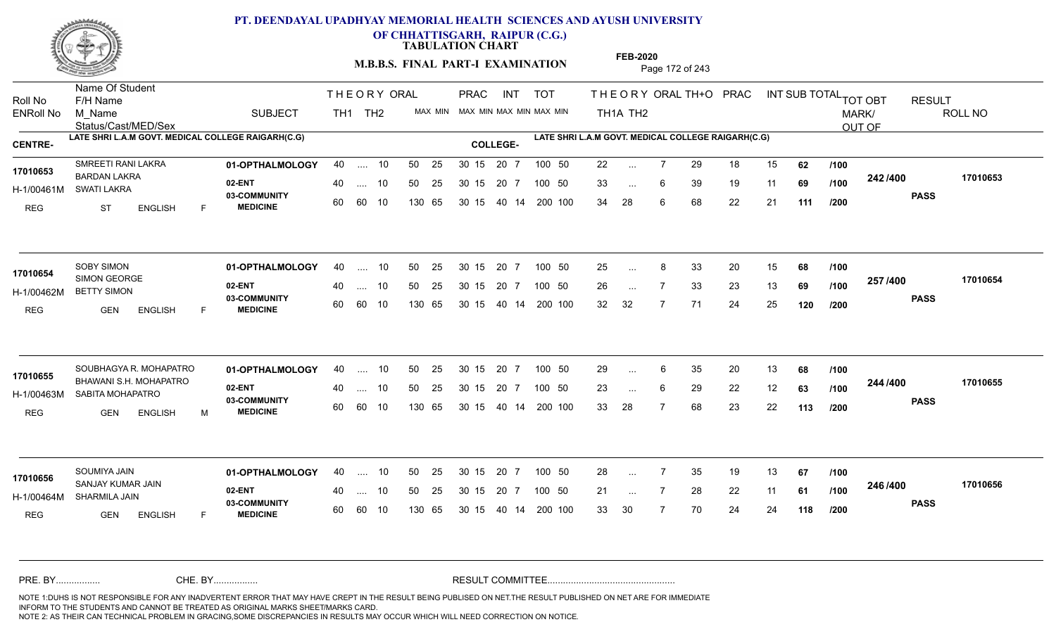# PT. DEENDAYAL UPADHYAY MEMORIAL HEALTH SCIENCES AND AYUSH UNIVERSITY OF CHHATTISGARH, RAIPUR (C.G.)

**TABULATION CHART**

**M.B.B.S. FINAL PART-I EXAMINATION**

**FEB-2020**

| Roll No / ENRoll No | Name Of Student / F/H Name / M_Name / Status/Cast/MED/Sex | SUBJECT | THEORY TH1 | THEORY TH2 | ORAL | PRAC MAX | PRAC MIN | INT MAX | INT MIN | TOT MAX | TOT MIN | THEORY TH1A | THEORY TH2 | ORAL | TH+O | PRAC | INT | SUB TOTAL | | TOT OBT MARK/OUT OF | RESULT | ROLL NO |
|---|---|---|---|---|---|---|---|---|---|---|---|---|---|---|---|---|---|---|---|---|---|---|

**CENTRE- LATE SHRI L.A.M GOVT. MEDICAL COLLEGE RAIGARH(C.G)** **COLLEGE- LATE SHRI L.A.M GOVT. MEDICAL COLLEGE RAIGARH(C.G)**

| Roll No / ENRoll No | Name Of Student / F/H Name / M_Name / Status/Cast/MED/Sex | SUBJECT | TH1 | TH2 | ORAL | PRAC MAX | PRAC MIN | INT MAX | INT MIN | TOT MAX | TOT MIN | TH1A | TH2 | ORAL | TH+O | PRAC | INT | SUB TOTAL | | TOT OBT MARK/OUT OF | RESULT | ROLL NO |
|---|---|---|---|---|---|---|---|---|---|---|---|---|---|---|---|---|---|---|---|---|---|---|
| 17010653 | SMREETI RANI LAKRA | 01-OPTHALMOLOGY | 40 | .... | 10 | 50 | 25 | 30 15 | 20 7 | 100 | 50 | 22 | ... | 7 | 29 | 18 | 15 | 62 | /100 | 242 /400 | PASS | 17010653 |
| H-1/00461M | BARDAN LAKRA / SWATI LAKRA | 02-ENT | 40 | .... | 10 | 50 | 25 | 30 15 | 20 7 | 100 | 50 | 33 | ... | 6 | 39 | 19 | 11 | 69 | /100 | | | |
| REG | ST ENGLISH F | 03-COMMUNITY MEDICINE | 60 | 60 | 10 | 130 | 65 | 30 15 | 40 14 | 200 | 100 | 34 | 28 | 6 | 68 | 22 | 21 | 111 | /200 | | | |
| 17010654 | SOBY SIMON | 01-OPTHALMOLOGY | 40 | .... | 10 | 50 | 25 | 30 15 | 20 7 | 100 | 50 | 25 | ... | 8 | 33 | 20 | 15 | 68 | /100 | 257 /400 | PASS | 17010654 |
| H-1/00462M | SIMON GEORGE / BETTY SIMON | 02-ENT | 40 | .... | 10 | 50 | 25 | 30 15 | 20 7 | 100 | 50 | 26 | ... | 7 | 33 | 23 | 13 | 69 | /100 | | | |
| REG | GEN ENGLISH F | 03-COMMUNITY MEDICINE | 60 | 60 | 10 | 130 | 65 | 30 15 | 40 14 | 200 | 100 | 32 | 32 | 7 | 71 | 24 | 25 | 120 | /200 | | | |
| 17010655 | SOUBHAGYA R. MOHAPATRO | 01-OPTHALMOLOGY | 40 | .... | 10 | 50 | 25 | 30 15 | 20 7 | 100 | 50 | 29 | ... | 6 | 35 | 20 | 13 | 68 | /100 | 244 /400 | PASS | 17010655 |
| H-1/00463M | BHAWANI S.H. MOHAPATRO / SABITA MOHAPATRO | 02-ENT | 40 | .... | 10 | 50 | 25 | 30 15 | 20 7 | 100 | 50 | 23 | ... | 6 | 29 | 22 | 12 | 63 | /100 | | | |
| REG | GEN ENGLISH M | 03-COMMUNITY MEDICINE | 60 | 60 | 10 | 130 | 65 | 30 15 | 40 14 | 200 | 100 | 33 | 28 | 7 | 68 | 23 | 22 | 113 | /200 | | | |
| 17010656 | SOUMIYA JAIN | 01-OPTHALMOLOGY | 40 | .... | 10 | 50 | 25 | 30 15 | 20 7 | 100 | 50 | 28 | ... | 7 | 35 | 19 | 13 | 67 | /100 | 246 /400 | PASS | 17010656 |
| H-1/00464M | SANJAY KUMAR JAIN / SHARMILA JAIN | 02-ENT | 40 | .... | 10 | 50 | 25 | 30 15 | 20 7 | 100 | 50 | 21 | ... | 7 | 28 | 22 | 11 | 61 | /100 | | | |
| REG | GEN ENGLISH F | 03-COMMUNITY MEDICINE | 60 | 60 | 10 | 130 | 65 | 30 15 | 40 14 | 200 | 100 | 33 | 30 | 7 | 70 | 24 | 24 | 118 | /200 | | | |

PRE. BY................ CHE. BY................ RESULT COMMITTEE................................................

NOTE 1:DUHS IS NOT RESPONSIBLE FOR ANY INADVERTENT ERROR THAT MAY HAVE CREPT IN THE RESULT BEING PUBLISED ON NET.THE RESULT PUBLISHED ON NET ARE FOR IMMEDIATE INFORM TO THE STUDENTS AND CANNOT BE TREATED AS ORIGINAL MARKS SHEET/MARKS CARD.
NOTE 2: AS THEIR CAN TECHNICAL PROBLEM IN GRACING,SOME DISCREPANCIES IN RESULTS MAY OCCUR WHICH WILL NEED CORRECTION ON NOTICE.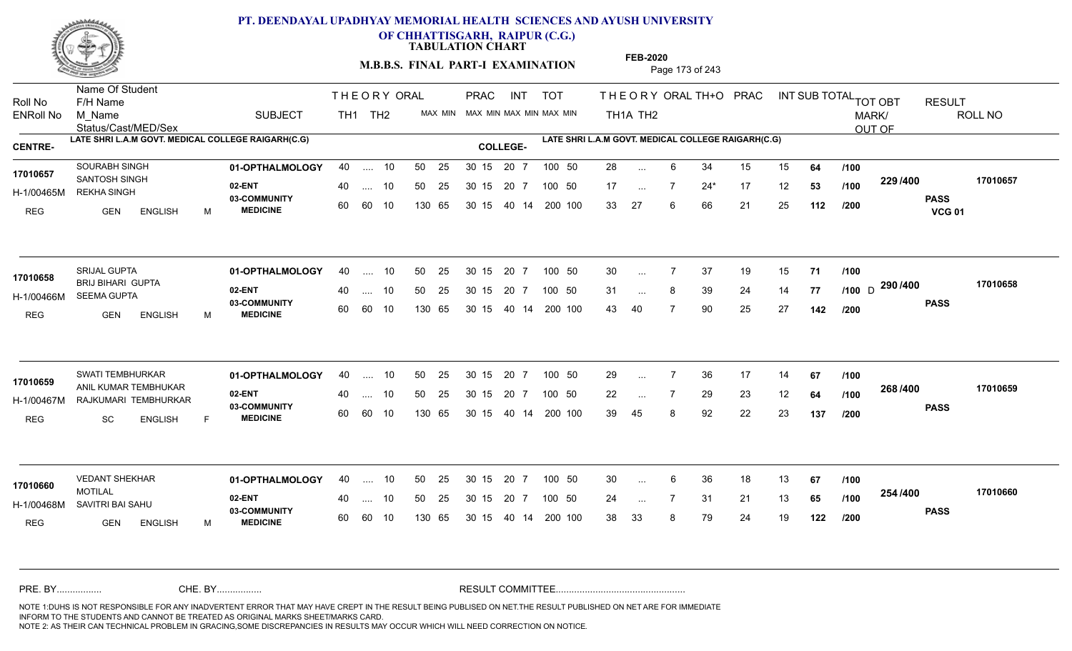# PT. DEENDAYAL UPADHYAY MEMORIAL HEALTH SCIENCES AND AYUSH UNIVERSITY OF CHHATTISGARH, RAIPUR (C.G.)

## TABULATION CHART

### M.B.B.S. FINAL PART-I EXAMINATION

**FEB-2020**

**CENTRE-** LATE SHRI L.A.M GOVT. MEDICAL COLLEGE RAIGARH(C.G)
**COLLEGE-** LATE SHRI L.A.M GOVT. MEDICAL COLLEGE RAIGARH(C.G)

| Roll No / ENRoll No / Status | Name Of Student / F/H Name / M_Name / Cast/MED/Sex | SUBJECT | TH1 | TH2 | ORAL | PRAC MAX | PRAC MIN | INT MAX | INT MIN | TOT MAX | TOT MIN | TH1A | TH2 | ORAL | TH+O | PRAC | INT | SUB TOTAL | OUT OF | TOT OBT MARK/OUT OF | RESULT | ROLL NO |
|---|---|---|---|---|---|---|---|---|---|---|---|---|---|---|---|---|---|---|---|---|---|---|
| 17010657 | SOURABH SINGH | 01-OPTHALMOLOGY | 40 | .... | 10 | 50 | 25 | 30 15 | 20 7 | 100 | 50 | 28 | ... | 6 | 34 | 15 | 15 | 64 | /100 | 229 /400 | PASS VCG 01 | 17010657 |
| H-1/00465M | SANTOSH SINGH / REKHA SINGH | 02-ENT | 40 | .... | 10 | 50 | 25 | 30 15 | 20 7 | 100 | 50 | 17 | ... | 7 | 24* | 17 | 12 | 53 | /100 | | | |
| REG | GEN ENGLISH M | 03-COMMUNITY MEDICINE | 60 | 60 | 10 | 130 | 65 | 30 15 | 40 14 | 200 | 100 | 33 | 27 | 6 | 66 | 21 | 25 | 112 | /200 | | | |
| 17010658 | SRIJAL GUPTA | 01-OPTHALMOLOGY | 40 | .... | 10 | 50 | 25 | 30 15 | 20 7 | 100 | 50 | 30 | ... | 7 | 37 | 19 | 15 | 71 | /100 | 290 /400 | PASS | 17010658 |
| H-1/00466M | BRIJ BIHARI GUPTA / SEEMA GUPTA | 02-ENT | 40 | .... | 10 | 50 | 25 | 30 15 | 20 7 | 100 | 50 | 31 | ... | 8 | 39 | 24 | 14 | 77 | /100 D | | | |
| REG | GEN ENGLISH M | 03-COMMUNITY MEDICINE | 60 | 60 | 10 | 130 | 65 | 30 15 | 40 14 | 200 | 100 | 43 | 40 | 7 | 90 | 25 | 27 | 142 | /200 | | | |
| 17010659 | SWATI TEMBHURKAR | 01-OPTHALMOLOGY | 40 | .... | 10 | 50 | 25 | 30 15 | 20 7 | 100 | 50 | 29 | ... | 7 | 36 | 17 | 14 | 67 | /100 | 268 /400 | PASS | 17010659 |
| H-1/00467M | ANIL KUMAR TEMBHUKAR / RAJKUMARI TEMBHURKAR | 02-ENT | 40 | .... | 10 | 50 | 25 | 30 15 | 20 7 | 100 | 50 | 22 | ... | 7 | 29 | 23 | 12 | 64 | /100 | | | |
| REG | SC ENGLISH F | 03-COMMUNITY MEDICINE | 60 | 60 | 10 | 130 | 65 | 30 15 | 40 14 | 200 | 100 | 39 | 45 | 8 | 92 | 22 | 23 | 137 | /200 | | | |
| 17010660 | VEDANT SHEKHAR | 01-OPTHALMOLOGY | 40 | .... | 10 | 50 | 25 | 30 15 | 20 7 | 100 | 50 | 30 | ... | 6 | 36 | 18 | 13 | 67 | /100 | 254 /400 | PASS | 17010660 |
| H-1/00468M | MOTILAL / SAVITRI BAI SAHU | 02-ENT | 40 | .... | 10 | 50 | 25 | 30 15 | 20 7 | 100 | 50 | 24 | ... | 7 | 31 | 21 | 13 | 65 | /100 | | | |
| REG | GEN ENGLISH M | 03-COMMUNITY MEDICINE | 60 | 60 | 10 | 130 | 65 | 30 15 | 40 14 | 200 | 100 | 38 | 33 | 8 | 79 | 24 | 19 | 122 | /200 | | | |

PRE. BY................ CHE. BY................ RESULT COMMITTEE................................................

NOTE 1:DUHS IS NOT RESPONSIBLE FOR ANY INADVERTENT ERROR THAT MAY HAVE CREPT IN THE RESULT BEING PUBLISED ON NET.THE RESULT PUBLISHED ON NET ARE FOR IMMEDIATE INFORM TO THE STUDENTS AND CANNOT BE TREATED AS ORIGINAL MARKS SHEET/MARKS CARD.
NOTE 2: AS THEIR CAN TECHNICAL PROBLEM IN GRACING,SOME DISCREPANCIES IN RESULTS MAY OCCUR WHICH WILL NEED CORRECTION ON NOTICE.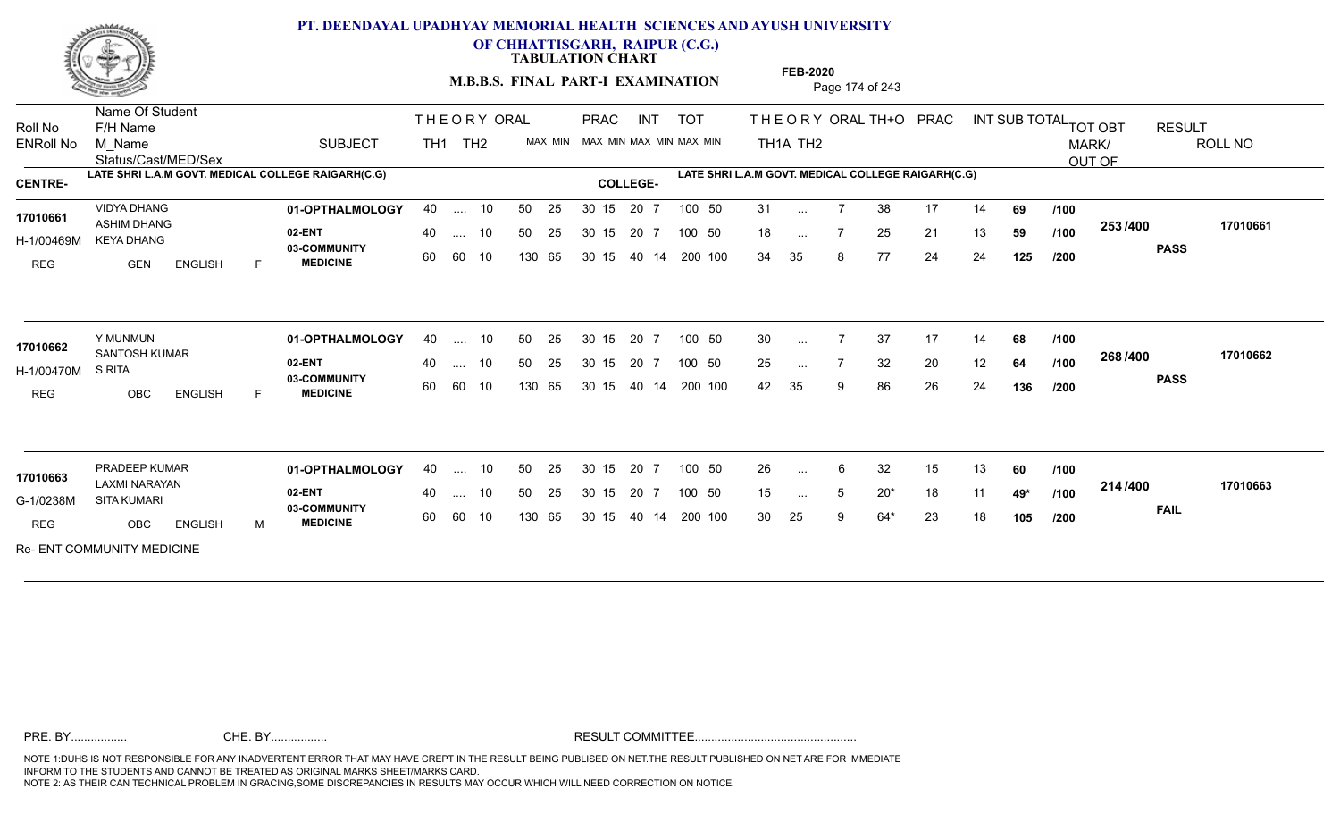# PT. DEENDAYAL UPADHYAY MEMORIAL HEALTH SCIENCES AND AYUSH UNIVERSITY OF CHHATTISGARH, RAIPUR (C.G.)

**TABULATION CHART**

**M.B.B.S. FINAL PART-I EXAMINATION**

**FEB-2020**

**CENTRE-** LATE SHRI L.A.M GOVT. MEDICAL COLLEGE RAIGARH(C.G)

**COLLEGE-** LATE SHRI L.A.M GOVT. MEDICAL COLLEGE RAIGARH(C.G)

| Roll No / ENRoll No | Name Of Student / F/H Name / M_Name / Status/Cast/MED/Sex | SUBJECT | THEORY TH1 | THEORY TH2 | ORAL | PRAC MAX | PRAC MIN | INT MAX | INT MIN | TOT MAX | TOT MIN | TH1A | TH2 | ORAL | TH+O | PRAC | INT | SUB TOTAL | | TOT OBT MARK/OUT OF | RESULT | ROLL NO |
|---|---|---|---|---|---|---|---|---|---|---|---|---|---|---|---|---|---|---|---|---|---|---|
| 17010661 | VIDYA DHANG | 01-OPTHALMOLOGY | 40 | .... | 10 | 50 | 25 | 30 15 | 20 7 | 100 | 50 | 31 | ... | 7 | 38 | 17 | 14 | 69 | /100 | 253 /400 | PASS | 17010661 |
| H-1/00469M | ASHIM DHANG / KEYA DHANG | 02-ENT | 40 | .... | 10 | 50 | 25 | 30 15 | 20 7 | 100 | 50 | 18 | ... | 7 | 25 | 21 | 13 | 59 | /100 | | | |
| REG | GEN ENGLISH F | 03-COMMUNITY MEDICINE | 60 | 60 | 10 | 130 | 65 | 30 15 | 40 14 | 200 | 100 | 34 | 35 | 8 | 77 | 24 | 24 | 125 | /200 | | | |
| 17010662 | Y MUNMUN | 01-OPTHALMOLOGY | 40 | .... | 10 | 50 | 25 | 30 15 | 20 7 | 100 | 50 | 30 | ... | 7 | 37 | 17 | 14 | 68 | /100 | 268 /400 | PASS | 17010662 |
| H-1/00470M | SANTOSH KUMAR / S RITA | 02-ENT | 40 | .... | 10 | 50 | 25 | 30 15 | 20 7 | 100 | 50 | 25 | ... | 7 | 32 | 20 | 12 | 64 | /100 | | | |
| REG | OBC ENGLISH F | 03-COMMUNITY MEDICINE | 60 | 60 | 10 | 130 | 65 | 30 15 | 40 14 | 200 | 100 | 42 | 35 | 9 | 86 | 26 | 24 | 136 | /200 | | | |
| 17010663 | PRADEEP KUMAR | 01-OPTHALMOLOGY | 40 | .... | 10 | 50 | 25 | 30 15 | 20 7 | 100 | 50 | 26 | ... | 6 | 32 | 15 | 13 | 60 | /100 | 214 /400 | FAIL | 17010663 |
| G-1/0238M | LAXMI NARAYAN / SITA KUMARI | 02-ENT | 40 | .... | 10 | 50 | 25 | 30 15 | 20 7 | 100 | 50 | 15 | ... | 5 | 20* | 18 | 11 | 49* | /100 | | | |
| REG | OBC ENGLISH M | 03-COMMUNITY MEDICINE | 60 | 60 | 10 | 130 | 65 | 30 15 | 40 14 | 200 | 100 | 30 | 25 | 9 | 64* | 23 | 18 | 105 | /200 | | | |

Re- ENT COMMUNITY MEDICINE

PRE. BY................ CHE. BY................ RESULT COMMITTEE................................................

NOTE 1:DUHS IS NOT RESPONSIBLE FOR ANY INADVERTENT ERROR THAT MAY HAVE CREPT IN THE RESULT BEING PUBLISED ON NET.THE RESULT PUBLISHED ON NET ARE FOR IMMEDIATE INFORM TO THE STUDENTS AND CANNOT BE TREATED AS ORIGINAL MARKS SHEET/MARKS CARD.
NOTE 2: AS THEIR CAN TECHNICAL PROBLEM IN GRACING,SOME DISCREPANCIES IN RESULTS MAY OCCUR WHICH WILL NEED CORRECTION ON NOTICE.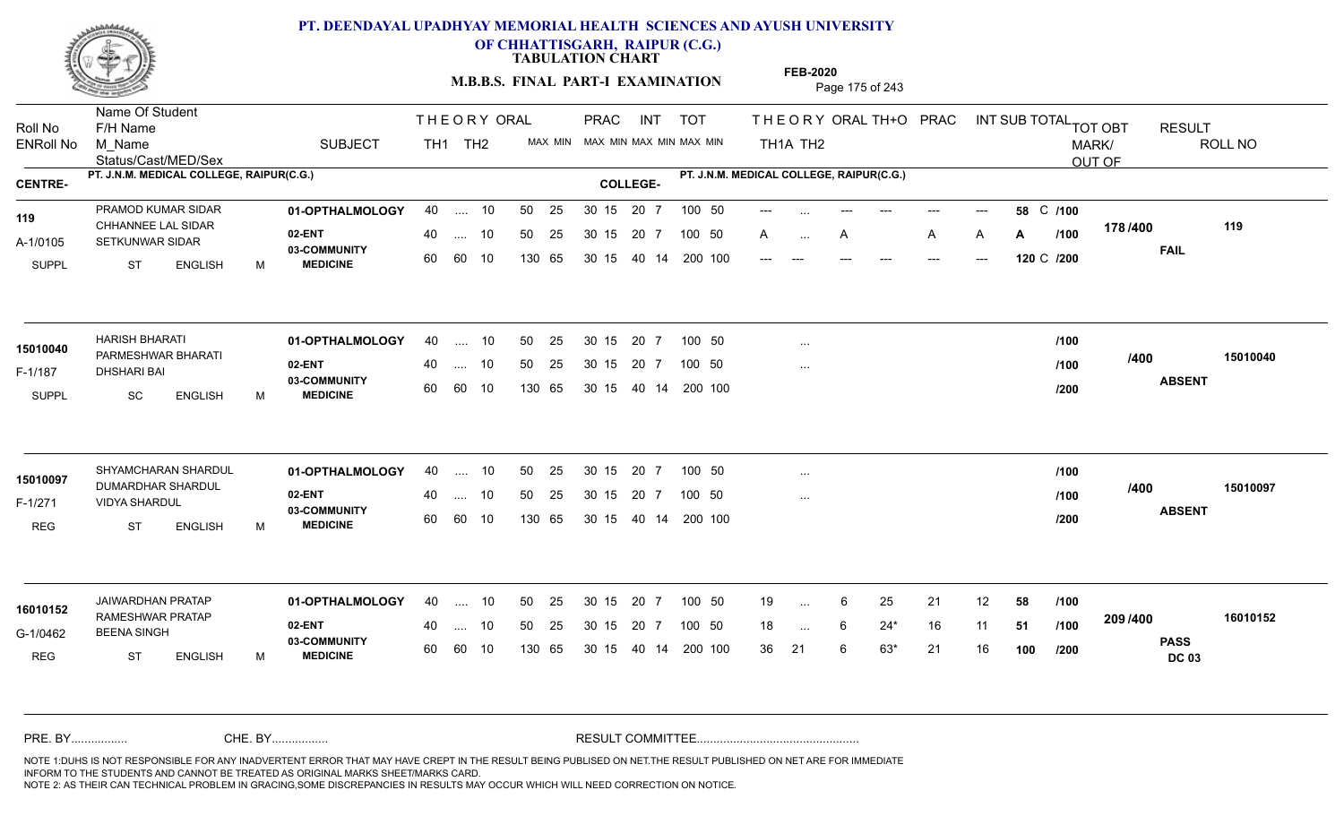# PT. DEENDAYAL UPADHYAY MEMORIAL HEALTH SCIENCES AND AYUSH UNIVERSITY OF CHHATTISGARH, RAIPUR (C.G.)

**TABULATION CHART**

**M.B.B.S. FINAL PART-I EXAMINATION**

**FEB-2020**

| Roll No / ENRoll No | Name Of Student / F/H Name / M_Name / Status/Cast/MED/Sex | SUBJECT | THEORY TH1 | THEORY TH2 | ORAL | PRAC MAX | PRAC MIN | INT MAX | INT MIN | TOT MAX | TOT MIN | THEORY TH1A | THEORY TH2 | ORAL | TH+O | PRAC | INT | SUB TOTAL | TOT OBT MARK/OUT OF | RESULT | ROLL NO |
|---|---|---|---|---|---|---|---|---|---|---|---|---|---|---|---|---|---|---|---|---|---|
| **CENTRE-** PT. J.N.M. MEDICAL COLLEGE, RAIPUR(C.G.) | | | | | | | | | | | | **COLLEGE-** PT. J.N.M. MEDICAL COLLEGE, RAIPUR(C.G.) | | | | | | | | | |
| 119 | PRAMOD KUMAR SIDAR | 01-OPTHALMOLOGY | 40 | .... | 10 | 50 | 25 | 30 15 | | 20 7 | 100 50 | --- | ... | --- | --- | --- | --- | 58 C /100 | 178 /400 | FAIL | 119 |
| A-1/0105 | CHHANNEE LAL SIDAR / SETKUNWAR SIDAR | 02-ENT | 40 | .... | 10 | 50 | 25 | 30 15 | | 20 7 | 100 50 | A | ... | A | | A | A | A /100 | | | |
| SUPPL | ST ENGLISH M | 03-COMMUNITY MEDICINE | 60 | 60 | 10 | 130 | 65 | 30 15 | | 40 14 | 200 100 | --- | --- | --- | --- | --- | --- | 120 C /200 | | | |
| 15010040 | HARISH BHARATI | 01-OPTHALMOLOGY | 40 | .... | 10 | 50 | 25 | 30 15 | | 20 7 | 100 50 | | ... | | | | | /100 | /400 | ABSENT | 15010040 |
| F-1/187 | PARMESHWAR BHARATI / DHSHARI BAI | 02-ENT | 40 | .... | 10 | 50 | 25 | 30 15 | | 20 7 | 100 50 | | ... | | | | | /100 | | | |
| SUPPL | SC ENGLISH M | 03-COMMUNITY MEDICINE | 60 | 60 | 10 | 130 | 65 | 30 15 | | 40 14 | 200 100 | | | | | | | /200 | | | |
| 15010097 | SHYAMCHARAN SHARDUL | 01-OPTHALMOLOGY | 40 | .... | 10 | 50 | 25 | 30 15 | | 20 7 | 100 50 | | ... | | | | | /100 | /400 | ABSENT | 15010097 |
| F-1/271 | DUMARDHAR SHARDUL / VIDYA SHARDUL | 02-ENT | 40 | .... | 10 | 50 | 25 | 30 15 | | 20 7 | 100 50 | | ... | | | | | /100 | | | |
| REG | ST ENGLISH M | 03-COMMUNITY MEDICINE | 60 | 60 | 10 | 130 | 65 | 30 15 | | 40 14 | 200 100 | | | | | | | /200 | | | |
| 16010152 | JAIWARDHAN PRATAP | 01-OPTHALMOLOGY | 40 | .... | 10 | 50 | 25 | 30 15 | | 20 7 | 100 50 | 19 | ... | 6 | 25 | 21 | 12 | 58 /100 | 209 /400 | PASS DC 03 | 16010152 |
| G-1/0462 | RAMESHWAR PRATAP / BEENA SINGH | 02-ENT | 40 | .... | 10 | 50 | 25 | 30 15 | | 20 7 | 100 50 | 18 | ... | 6 | 24* | 16 | 11 | 51 /100 | | | |
| REG | ST ENGLISH M | 03-COMMUNITY MEDICINE | 60 | 60 | 10 | 130 | 65 | 30 15 | | 40 14 | 200 100 | 36 | 21 | 6 | 63* | 21 | 16 | 100 /200 | | | |

PRE. BY................ CHE. BY................ RESULT COMMITTEE................................................

NOTE 1:DUHS IS NOT RESPONSIBLE FOR ANY INADVERTENT ERROR THAT MAY HAVE CREPT IN THE RESULT BEING PUBLISED ON NET.THE RESULT PUBLISHED ON NET ARE FOR IMMEDIATE INFORM TO THE STUDENTS AND CANNOT BE TREATED AS ORIGINAL MARKS SHEET/MARKS CARD.
NOTE 2: AS THEIR CAN TECHNICAL PROBLEM IN GRACING,SOME DISCREPANCIES IN RESULTS MAY OCCUR WHICH WILL NEED CORRECTION ON NOTICE.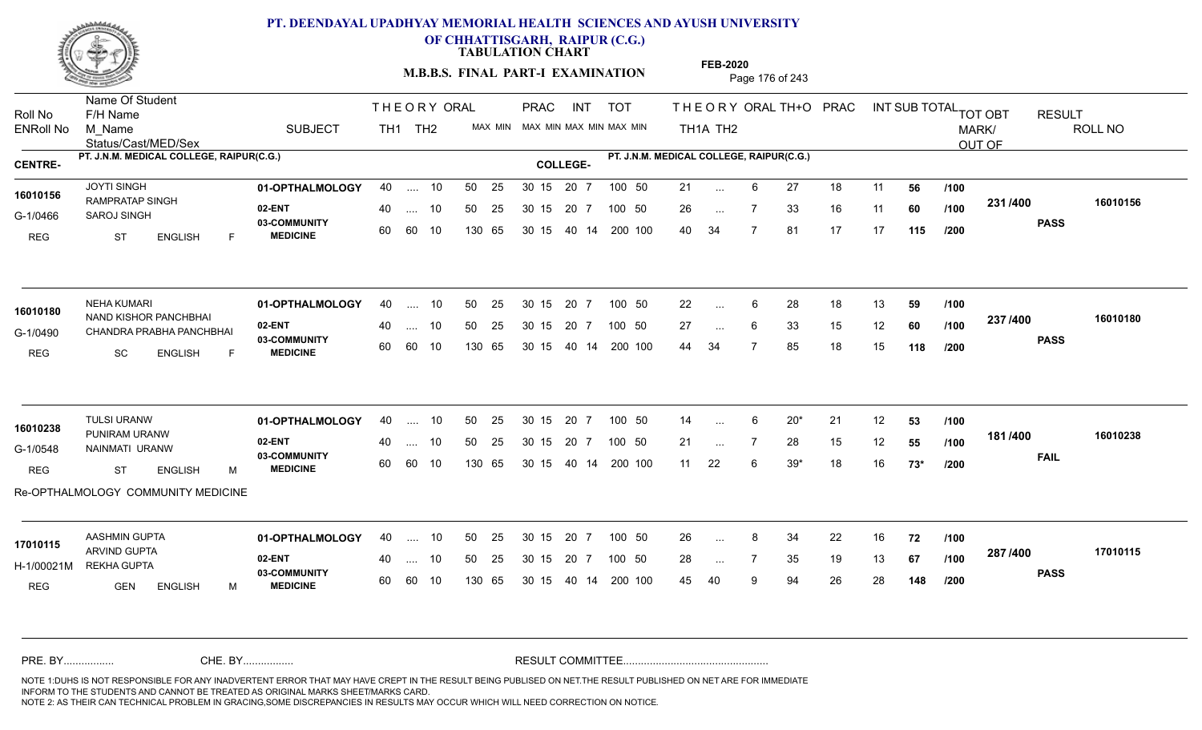# PT. DEENDAYAL UPADHYAY MEMORIAL HEALTH SCIENCES AND AYUSH UNIVERSITY OF CHHATTISGARH, RAIPUR (C.G.)

**TABULATION CHART**

**M.B.B.S. FINAL PART-I EXAMINATION**

**FEB-2020**

**CENTRE-** PT. J.N.M. MEDICAL COLLEGE, RAIPUR(C.G.)
**COLLEGE-** PT. J.N.M. MEDICAL COLLEGE, RAIPUR(C.G.)

| Roll No / ENRoll No | Name Of Student / F/H Name / M_Name / Status/Cast/MED/Sex | SUBJECT | THEORY TH1 | THEORY TH2 | ORAL | PRAC MAX | PRAC MIN | INT MAX | INT MIN | TOT MAX | TOT MIN | THEORY TH1A | THEORY TH2 | ORAL | TH+O | PRAC | INT | SUB TOTAL | TOT | TOT OBT MARK/OUT OF | RESULT | ROLL NO |
|---|---|---|---|---|---|---|---|---|---|---|---|---|---|---|---|---|---|---|---|---|---|---|
| 16010156 / G-1/0466 / REG | JOYTI SINGH / RAMPRATAP SINGH / SAROJ SINGH / ST ENGLISH F | 01-OPTHALMOLOGY | 40 | .... | 10 | 50 25 | | 30 15 | 20 7 | 100 | 50 | 21 | ... | 6 | 27 | 18 | 11 | 56 | /100 | 231 /400 | PASS | 16010156 |
| | | 02-ENT | 40 | .... | 10 | 50 25 | | 30 15 | 20 7 | 100 | 50 | 26 | ... | 7 | 33 | 16 | 11 | 60 | /100 | | | |
| | | 03-COMMUNITY MEDICINE | 60 | 60 | 10 | 130 65 | | 30 15 | 40 14 | 200 | 100 | 40 | 34 | 7 | 81 | 17 | 17 | 115 | /200 | | | |
| 16010180 / G-1/0490 / REG | NEHA KUMARI / NAND KISHOR PANCHBHAI / CHANDRA PRABHA PANCHBHAI / SC ENGLISH F | 01-OPTHALMOLOGY | 40 | .... | 10 | 50 25 | | 30 15 | 20 7 | 100 | 50 | 22 | ... | 6 | 28 | 18 | 13 | 59 | /100 | 237 /400 | PASS | 16010180 |
| | | 02-ENT | 40 | .... | 10 | 50 25 | | 30 15 | 20 7 | 100 | 50 | 27 | ... | 6 | 33 | 15 | 12 | 60 | /100 | | | |
| | | 03-COMMUNITY MEDICINE | 60 | 60 | 10 | 130 65 | | 30 15 | 40 14 | 200 | 100 | 44 | 34 | 7 | 85 | 18 | 15 | 118 | /200 | | | |
| 16010238 / G-1/0548 / REG | TULSI URANW / PUNIRAM URANW / NAINMATI URANW / ST ENGLISH M | 01-OPTHALMOLOGY | 40 | .... | 10 | 50 25 | | 30 15 | 20 7 | 100 | 50 | 14 | ... | 6 | 20* | 21 | 12 | 53 | /100 | 181 /400 | FAIL | 16010238 |
| | | 02-ENT | 40 | .... | 10 | 50 25 | | 30 15 | 20 7 | 100 | 50 | 21 | ... | 7 | 28 | 15 | 12 | 55 | /100 | | | |
| | | 03-COMMUNITY MEDICINE | 60 | 60 | 10 | 130 65 | | 30 15 | 40 14 | 200 | 100 | 11 | 22 | 6 | 39* | 18 | 16 | 73* | /200 | | | |
| | Re-OPTHALMOLOGY COMMUNITY MEDICINE | | | | | | | | | | | | | | | | | | | | | |
| 17010115 / H-1/00021M / REG | AASHMIN GUPTA / ARVIND GUPTA / REKHA GUPTA / GEN ENGLISH M | 01-OPTHALMOLOGY | 40 | .... | 10 | 50 25 | | 30 15 | 20 7 | 100 | 50 | 26 | ... | 8 | 34 | 22 | 16 | 72 | /100 | 287 /400 | PASS | 17010115 |
| | | 02-ENT | 40 | .... | 10 | 50 25 | | 30 15 | 20 7 | 100 | 50 | 28 | ... | 7 | 35 | 19 | 13 | 67 | /100 | | | |
| | | 03-COMMUNITY MEDICINE | 60 | 60 | 10 | 130 65 | | 30 15 | 40 14 | 200 | 100 | 45 | 40 | 9 | 94 | 26 | 28 | 148 | /200 | | | |

PRE. BY................ CHE. BY................ RESULT COMMITTEE................................................

NOTE 1:DUHS IS NOT RESPONSIBLE FOR ANY INADVERTENT ERROR THAT MAY HAVE CREPT IN THE RESULT BEING PUBLISED ON NET.THE RESULT PUBLISHED ON NET ARE FOR IMMEDIATE INFORM TO THE STUDENTS AND CANNOT BE TREATED AS ORIGINAL MARKS SHEET/MARKS CARD.
NOTE 2: AS THEIR CAN TECHNICAL PROBLEM IN GRACING,SOME DISCREPANCIES IN RESULTS MAY OCCUR WHICH WILL NEED CORRECTION ON NOTICE.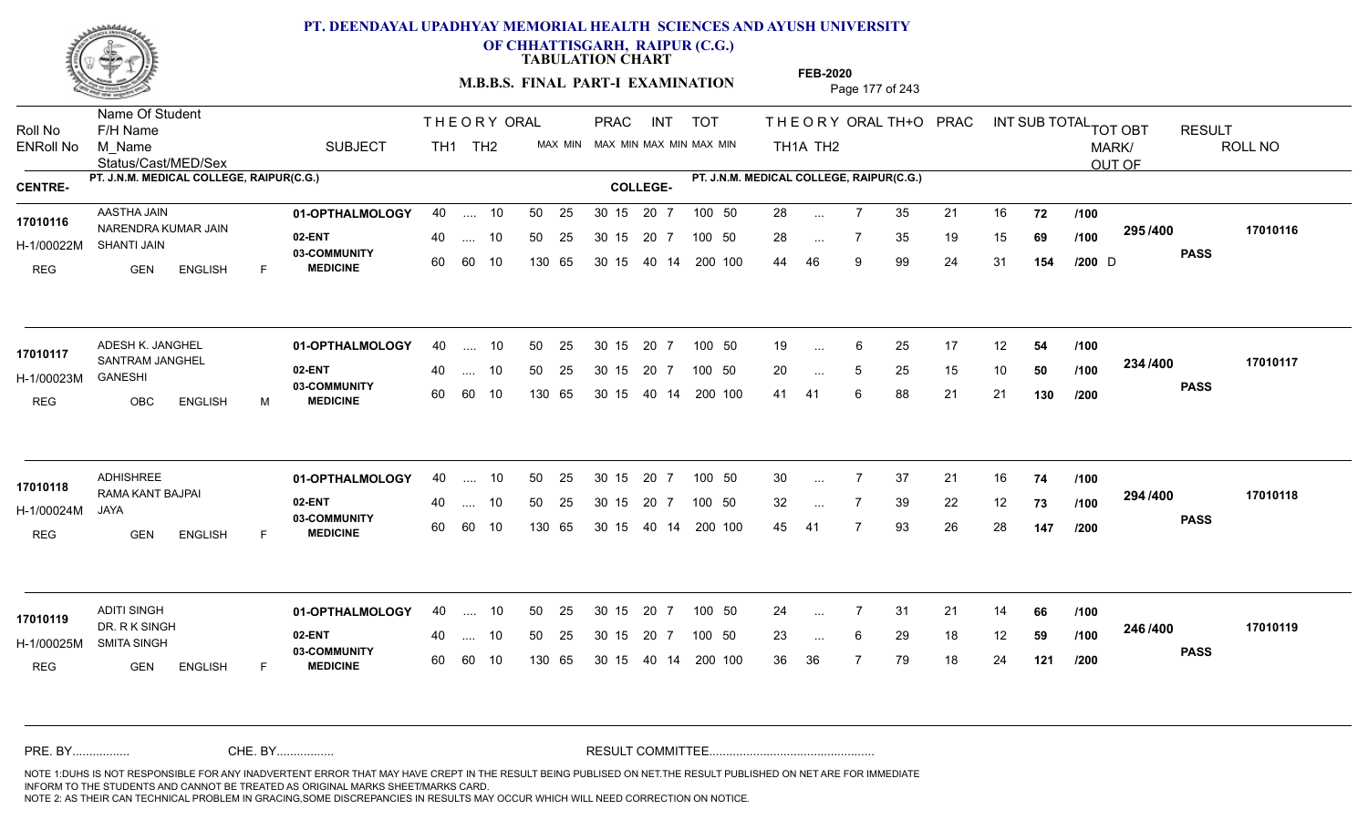# PT. DEENDAYAL UPADHYAY MEMORIAL HEALTH SCIENCES AND AYUSH UNIVERSITY OF CHHATTISGARH, RAIPUR (C.G.)

## TABULATION CHART

### M.B.B.S. FINAL PART-I EXAMINATION

FEB-2020

| Roll No / ENRoll No | Name Of Student / F/H Name / M_Name / Status/Cast/MED/Sex | SUBJECT | THEORY TH1 | THEORY TH2 | ORAL | PRAC MAX MIN | INT MAX MIN | TOT MAX MIN | THEORY TH1A | THEORY TH2 | ORAL | TH+O | PRAC | INT | SUB TOTAL | | TOT OBT MARK/OUT OF | RESULT | ROLL NO |
|---|---|---|---|---|---|---|---|---|---|---|---|---|---|---|---|---|---|---|---|
| **CENTRE-** PT. J.N.M. MEDICAL COLLEGE, RAIPUR(C.G.) | | | | | | | | **COLLEGE-** PT. J.N.M. MEDICAL COLLEGE, RAIPUR(C.G.) | | | | | | | | | | | |
| 17010116 | AASTHA JAIN | 01-OPTHALMOLOGY | 40 | .... | 10 | 50 25 | 30 15 | 20 7 100 50 | 28 | ... | 7 | 35 | 21 | 16 | 72 | /100 | 295 /400 | PASS | 17010116 |
| H-1/00022M | NARENDRA KUMAR JAIN / SHANTI JAIN | 02-ENT | 40 | .... | 10 | 50 25 | 30 15 | 20 7 100 50 | 28 | ... | 7 | 35 | 19 | 15 | 69 | /100 | | | |
| REG | GEN ENGLISH F | 03-COMMUNITY MEDICINE | 60 | 60 | 10 | 130 65 | 30 15 | 40 14 200 100 | 44 | 46 | 9 | 99 | 24 | 31 | 154 | /200 D | | | |
| 17010117 | ADESH K. JANGHEL | 01-OPTHALMOLOGY | 40 | .... | 10 | 50 25 | 30 15 | 20 7 100 50 | 19 | ... | 6 | 25 | 17 | 12 | 54 | /100 | 234 /400 | PASS | 17010117 |
| H-1/00023M | SANTRAM JANGHEL / GANESHI | 02-ENT | 40 | .... | 10 | 50 25 | 30 15 | 20 7 100 50 | 20 | ... | 5 | 25 | 15 | 10 | 50 | /100 | | | |
| REG | OBC ENGLISH M | 03-COMMUNITY MEDICINE | 60 | 60 | 10 | 130 65 | 30 15 | 40 14 200 100 | 41 | 41 | 6 | 88 | 21 | 21 | 130 | /200 | | | |
| 17010118 | ADHISHREE | 01-OPTHALMOLOGY | 40 | .... | 10 | 50 25 | 30 15 | 20 7 100 50 | 30 | ... | 7 | 37 | 21 | 16 | 74 | /100 | 294 /400 | PASS | 17010118 |
| H-1/00024M | RAMA KANT BAJPAI / JAYA | 02-ENT | 40 | .... | 10 | 50 25 | 30 15 | 20 7 100 50 | 32 | ... | 7 | 39 | 22 | 12 | 73 | /100 | | | |
| REG | GEN ENGLISH F | 03-COMMUNITY MEDICINE | 60 | 60 | 10 | 130 65 | 30 15 | 40 14 200 100 | 45 | 41 | 7 | 93 | 26 | 28 | 147 | /200 | | | |
| 17010119 | ADITI SINGH | 01-OPTHALMOLOGY | 40 | .... | 10 | 50 25 | 30 15 | 20 7 100 50 | 24 | ... | 7 | 31 | 21 | 14 | 66 | /100 | 246 /400 | PASS | 17010119 |
| H-1/00025M | DR. R K SINGH / SMITA SINGH | 02-ENT | 40 | .... | 10 | 50 25 | 30 15 | 20 7 100 50 | 23 | ... | 6 | 29 | 18 | 12 | 59 | /100 | | | |
| REG | GEN ENGLISH F | 03-COMMUNITY MEDICINE | 60 | 60 | 10 | 130 65 | 30 15 | 40 14 200 100 | 36 | 36 | 7 | 79 | 18 | 24 | 121 | /200 | | | |

PRE. BY................ CHE. BY................ RESULT COMMITTEE................................................

NOTE 1:DUHS IS NOT RESPONSIBLE FOR ANY INADVERTENT ERROR THAT MAY HAVE CREPT IN THE RESULT BEING PUBLISED ON NET.THE RESULT PUBLISHED ON NET ARE FOR IMMEDIATE INFORM TO THE STUDENTS AND CANNOT BE TREATED AS ORIGINAL MARKS SHEET/MARKS CARD.
NOTE 2: AS THEIR CAN TECHNICAL PROBLEM IN GRACING,SOME DISCREPANCIES IN RESULTS MAY OCCUR WHICH WILL NEED CORRECTION ON NOTICE.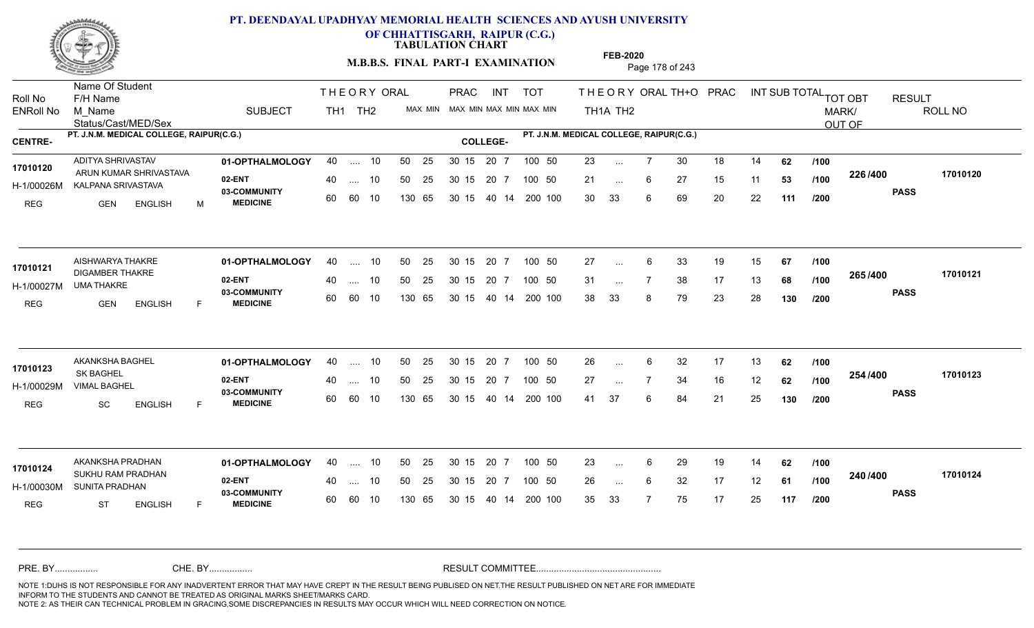# PT. DEENDAYAL UPADHYAY MEMORIAL HEALTH SCIENCES AND AYUSH UNIVERSITY OF CHHATTISGARH, RAIPUR (C.G.)

**TABULATION CHART**

**M.B.B.S. FINAL PART-I EXAMINATION**

**FEB-2020**

| Roll No / ENRoll No | Name Of Student / F/H Name / M_Name / Status/Cast/MED/Sex | SUBJECT | THEORY TH1 | THEORY TH2 | ORAL | PRAC MAX | PRAC MIN | INT MAX | INT MIN | TOT MAX | TOT MIN | THEORY TH1A | THEORY TH2 | ORAL | TH+O | PRAC | INT | SUB TOTAL | | TOT OBT MARK/ OUT OF | RESULT | ROLL NO |
|---|---|---|---|---|---|---|---|---|---|---|---|---|---|---|---|---|---|---|---|---|---|---|

**CENTRE-** PT. J.N.M. MEDICAL COLLEGE, RAIPUR(C.G.) **COLLEGE-** PT. J.N.M. MEDICAL COLLEGE, RAIPUR(C.G.)

| Roll No / ENRoll No | Name Of Student / F/H Name / M_Name / Status/Cast/MED/Sex | SUBJECT | TH1 | TH2 | ORAL | PRAC MAX | PRAC MIN | INT MAX | INT MIN | TOT MAX | TOT MIN | TH1A | TH2 | ORAL | TH+O | PRAC | INT | SUB TOTAL | | TOT OBT MARK/ OUT OF | RESULT | ROLL NO |
|---|---|---|---|---|---|---|---|---|---|---|---|---|---|---|---|---|---|---|---|---|---|---|
| 17010120 | ADITYA SHRIVASTAV | 01-OPTHALMOLOGY | 40 | .... | 10 | 50 25 | | 30 15 | | 20 7 | | 23 | ... | 7 | 30 | 18 | 14 | 62 | /100 | 226 /400 | PASS | 17010120 |
| H-1/00026M | ARUN KUMAR SHRIVASTAVA / KALPANA SRIVASTAVA | 02-ENT | 40 | .... | 10 | 50 25 | | 30 15 | | 20 7 | | 21 | ... | 6 | 27 | 15 | 11 | 53 | /100 | | | |
| REG | GEN ENGLISH M | 03-COMMUNITY MEDICINE | 60 | 60 | 10 | 130 65 | | 30 15 | | 40 14 | | 30 | 33 | 6 | 69 | 20 | 22 | 111 | /200 | | | |
| 17010121 | AISHWARYA THAKRE | 01-OPTHALMOLOGY | 40 | .... | 10 | 50 25 | | 30 15 | | 20 7 | | 27 | ... | 6 | 33 | 19 | 15 | 67 | /100 | 265 /400 | PASS | 17010121 |
| H-1/00027M | DIGAMBER THAKRE / UMA THAKRE | 02-ENT | 40 | .... | 10 | 50 25 | | 30 15 | | 20 7 | | 31 | ... | 7 | 38 | 17 | 13 | 68 | /100 | | | |
| REG | GEN ENGLISH F | 03-COMMUNITY MEDICINE | 60 | 60 | 10 | 130 65 | | 30 15 | | 40 14 | | 38 | 33 | 8 | 79 | 23 | 28 | 130 | /200 | | | |
| 17010123 | AKANKSHA BAGHEL | 01-OPTHALMOLOGY | 40 | .... | 10 | 50 25 | | 30 15 | | 20 7 | | 26 | ... | 6 | 32 | 17 | 13 | 62 | /100 | 254 /400 | PASS | 17010123 |
| H-1/00029M | SK BAGHEL / VIMAL BAGHEL | 02-ENT | 40 | .... | 10 | 50 25 | | 30 15 | | 20 7 | | 27 | ... | 7 | 34 | 16 | 12 | 62 | /100 | | | |
| REG | SC ENGLISH F | 03-COMMUNITY MEDICINE | 60 | 60 | 10 | 130 65 | | 30 15 | | 40 14 | | 41 | 37 | 6 | 84 | 21 | 25 | 130 | /200 | | | |
| 17010124 | AKANKSHA PRADHAN | 01-OPTHALMOLOGY | 40 | .... | 10 | 50 25 | | 30 15 | | 20 7 | | 23 | ... | 6 | 29 | 19 | 14 | 62 | /100 | 240 /400 | PASS | 17010124 |
| H-1/00030M | SUKHU RAM PRADHAN / SUNITA PRADHAN | 02-ENT | 40 | .... | 10 | 50 25 | | 30 15 | | 20 7 | | 26 | ... | 6 | 32 | 17 | 12 | 61 | /100 | | | |
| REG | ST ENGLISH F | 03-COMMUNITY MEDICINE | 60 | 60 | 10 | 130 65 | | 30 15 | | 40 14 | | 35 | 33 | 7 | 75 | 17 | 25 | 117 | /200 | | | |

Note: TOT column values per subject: 01-OPTHALMOLOGY 100 50; 02-ENT 100 50; 03-COMMUNITY MEDICINE 200 100.

PRE. BY................ CHE. BY................ RESULT COMMITTEE................................................

NOTE 1:DUHS IS NOT RESPONSIBLE FOR ANY INADVERTENT ERROR THAT MAY HAVE CREPT IN THE RESULT BEING PUBLISED ON NET.THE RESULT PUBLISHED ON NET ARE FOR IMMEDIATE INFORM TO THE STUDENTS AND CANNOT BE TREATED AS ORIGINAL MARKS SHEET/MARKS CARD.
NOTE 2: AS THEIR CAN TECHNICAL PROBLEM IN GRACING,SOME DISCREPANCIES IN RESULTS MAY OCCUR WHICH WILL NEED CORRECTION ON NOTICE.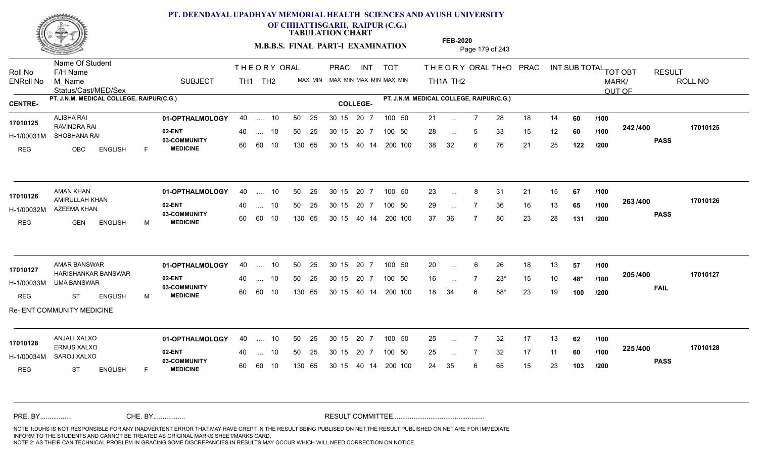# PT. DEENDAYAL UPADHYAY MEMORIAL HEALTH SCIENCES AND AYUSH UNIVERSITY OF CHHATTISGARH, RAIPUR (C.G.)

**TABULATION CHART**

**M.B.B.S. FINAL PART-I EXAMINATION**

**FEB-2020**

| Roll No / ENRoll No | Name Of Student / F/H Name / M_Name / Status/Cast/MED/Sex | SUBJECT | THEORY TH1 | THEORY TH2 | ORAL | PRAC MAX MIN | INT MAX MIN | TOT MAX MIN | TH1A | TH2 | ORAL | TH+O | PRAC | INT | SUB TOTAL | | TOT OBT MARK/OUT OF | RESULT | ROLL NO |
|---|---|---|---|---|---|---|---|---|---|---|---|---|---|---|---|---|---|---|---|
| **CENTRE-** PT. J.N.M. MEDICAL COLLEGE, RAIPUR(C.G.) | | **COLLEGE-** PT. J.N.M. MEDICAL COLLEGE, RAIPUR(C.G.) | | | | | | | | | | | | | | | | | |
| 17010125 | ALISHA RAI / RAVINDRA RAI | 01-OPTHALMOLOGY | 40 | .... | 10 | 50 25 | 30 15 | 20 7 | 100 50 | 21 | ... | 7 | 28 | 18 | 14 | 60 | /100 | 242 /400 | 17010125 |
| H-1/00031M | SHOBHANA RAI | 02-ENT | 40 | .... | 10 | 50 25 | 30 15 | 20 7 | 100 50 | 28 | ... | 5 | 33 | 15 | 12 | 60 | /100 | PASS | |
| REG | OBC ENGLISH F | 03-COMMUNITY MEDICINE | 60 | 60 | 10 | 130 65 | 30 15 | 40 14 | 200 100 | 38 | 32 | 6 | 76 | 21 | 25 | 122 | /200 | | |
| 17010126 | AMAN KHAN / AMIRULLAH KHAN | 01-OPTHALMOLOGY | 40 | .... | 10 | 50 25 | 30 15 | 20 7 | 100 50 | 23 | ... | 8 | 31 | 21 | 15 | 67 | /100 | 263 /400 | 17010126 |
| H-1/00032M | AZEEMA KHAN | 02-ENT | 40 | .... | 10 | 50 25 | 30 15 | 20 7 | 100 50 | 29 | ... | 7 | 36 | 16 | 13 | 65 | /100 | PASS | |
| REG | GEN ENGLISH M | 03-COMMUNITY MEDICINE | 60 | 60 | 10 | 130 65 | 30 15 | 40 14 | 200 100 | 37 | 36 | 7 | 80 | 23 | 28 | 131 | /200 | | |
| 17010127 | AMAR BANSWAR / HARISHANKAR BANSWAR | 01-OPTHALMOLOGY | 40 | .... | 10 | 50 25 | 30 15 | 20 7 | 100 50 | 20 | ... | 6 | 26 | 18 | 13 | 57 | /100 | 205 /400 | 17010127 |
| H-1/00033M | UMA BANSWAR | 02-ENT | 40 | .... | 10 | 50 25 | 30 15 | 20 7 | 100 50 | 16 | ... | 7 | 23* | 15 | 10 | 48* | /100 | FAIL | |
| REG | ST ENGLISH M | 03-COMMUNITY MEDICINE | 60 | 60 | 10 | 130 65 | 30 15 | 40 14 | 200 100 | 18 | 34 | 6 | 58* | 23 | 19 | 100 | /200 | | |
| Re- ENT COMMUNITY MEDICINE | | | | | | | | | | | | | | | | | | | |
| 17010128 | ANJALI XALXO / ERNUS XALXO | 01-OPTHALMOLOGY | 40 | .... | 10 | 50 25 | 30 15 | 20 7 | 100 50 | 25 | ... | 7 | 32 | 17 | 13 | 62 | /100 | 225 /400 | 17010128 |
| H-1/00034M | SAROJ XALXO | 02-ENT | 40 | .... | 10 | 50 25 | 30 15 | 20 7 | 100 50 | 25 | ... | 7 | 32 | 17 | 11 | 60 | /100 | PASS | |
| REG | ST ENGLISH F | 03-COMMUNITY MEDICINE | 60 | 60 | 10 | 130 65 | 30 15 | 40 14 | 200 100 | 24 | 35 | 6 | 65 | 15 | 23 | 103 | /200 | | |

PRE. BY................ CHE. BY................ RESULT COMMITTEE................................................

NOTE 1:DUHS IS NOT RESPONSIBLE FOR ANY INADVERTENT ERROR THAT MAY HAVE CREPT IN THE RESULT BEING PUBLISED ON NET.THE RESULT PUBLISHED ON NET ARE FOR IMMEDIATE INFORM TO THE STUDENTS AND CANNOT BE TREATED AS ORIGINAL MARKS SHEET/MARKS CARD.
NOTE 2: AS THEIR CAN TECHNICAL PROBLEM IN GRACING,SOME DISCREPANCIES IN RESULTS MAY OCCUR WHICH WILL NEED CORRECTION ON NOTICE.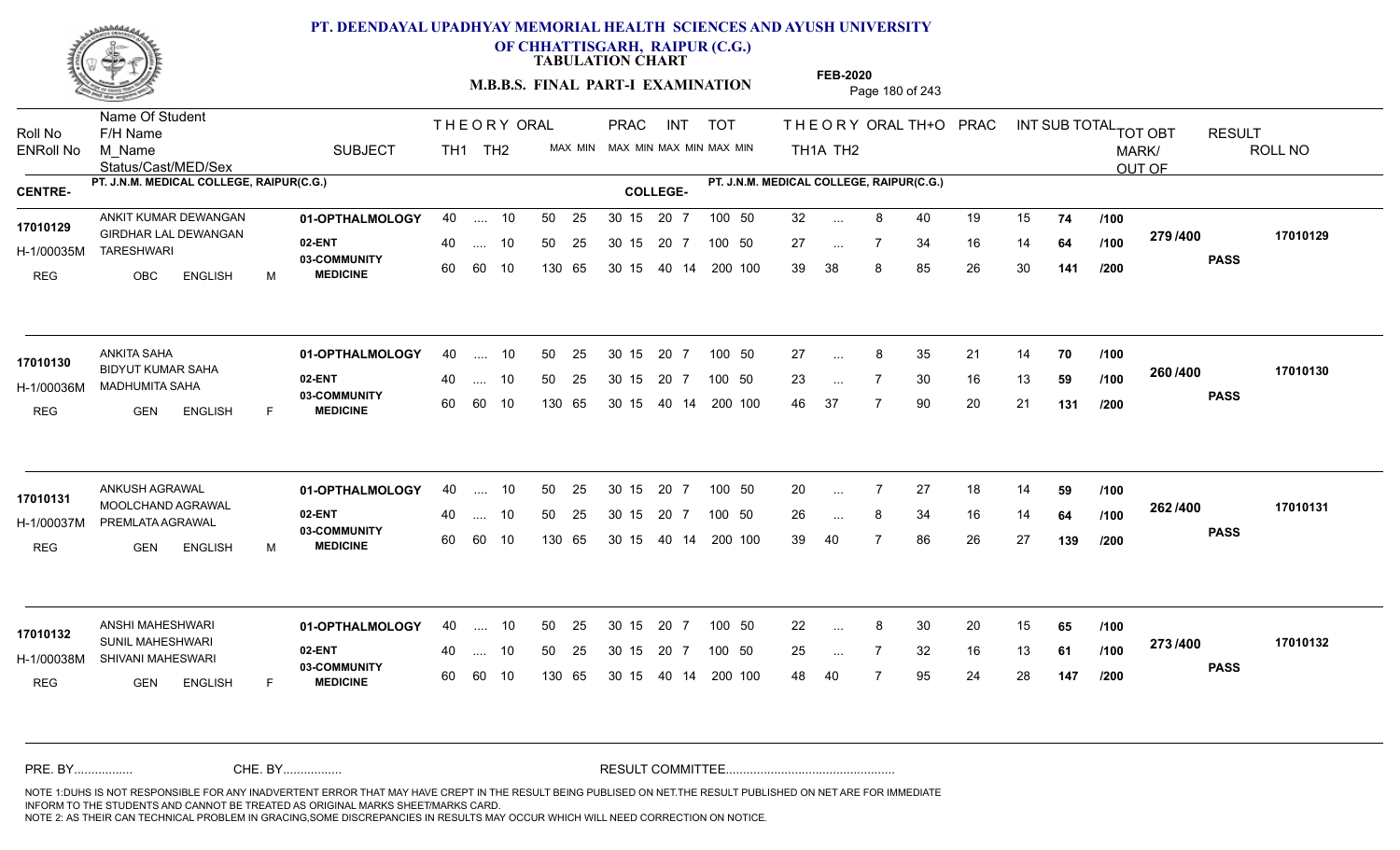# PT. DEENDAYAL UPADHYAY MEMORIAL HEALTH SCIENCES AND AYUSH UNIVERSITY OF CHHATTISGARH, RAIPUR (C.G.)

**TABULATION CHART**

**M.B.B.S. FINAL PART-I EXAMINATION**

**FEB-2020**

| Roll No / ENRoll No | Name Of Student / F/H Name / M_Name / Status/Cast/MED/Sex | SUBJECT | THEORY TH1 | TH2 | ORAL MAX MIN | PRAC MAX MIN | INT MAX MIN | TOT MAX MIN | THEORY TH1A | TH2 | ORAL | TH+O | PRAC | INT | SUB TOTAL | | TOT OBT MARK/ OUT OF | RESULT | ROLL NO |
|---|---|---|---|---|---|---|---|---|---|---|---|---|---|---|---|---|---|---|---|
| **CENTRE-** PT. J.N.M. MEDICAL COLLEGE, RAIPUR(C.G.) | | | | | | | | **COLLEGE-** PT. J.N.M. MEDICAL COLLEGE, RAIPUR(C.G.) | | | | | | | | | | | |
| 17010129 | ANKIT KUMAR DEWANGAN | 01-OPTHALMOLOGY | 40 | .... | 10 | 50 25 | 30 15 | 20 7 | 100 50 | 32 | ... | 8 | 40 | 19 | 15 | 74 | /100 | 279 /400 | 17010129 |
| H-1/00035M | GIRDHAR LAL DEWANGAN / TARESHWARI | 02-ENT | 40 | .... | 10 | 50 25 | 30 15 | 20 7 | 100 50 | 27 | ... | 7 | 34 | 16 | 14 | 64 | /100 | PASS | |
| REG | OBC ENGLISH M | 03-COMMUNITY MEDICINE | 60 | 60 | 10 | 130 65 | 30 15 | 40 14 | 200 100 | 39 | 38 | 8 | 85 | 26 | 30 | 141 | /200 | | |
| 17010130 | ANKITA SAHA | 01-OPTHALMOLOGY | 40 | .... | 10 | 50 25 | 30 15 | 20 7 | 100 50 | 27 | ... | 8 | 35 | 21 | 14 | 70 | /100 | 260 /400 | 17010130 |
| H-1/00036M | BIDYUT KUMAR SAHA / MADHUMITA SAHA | 02-ENT | 40 | .... | 10 | 50 25 | 30 15 | 20 7 | 100 50 | 23 | ... | 7 | 30 | 16 | 13 | 59 | /100 | PASS | |
| REG | GEN ENGLISH F | 03-COMMUNITY MEDICINE | 60 | 60 | 10 | 130 65 | 30 15 | 40 14 | 200 100 | 46 | 37 | 7 | 90 | 20 | 21 | 131 | /200 | | |
| 17010131 | ANKUSH AGRAWAL | 01-OPTHALMOLOGY | 40 | .... | 10 | 50 25 | 30 15 | 20 7 | 100 50 | 20 | ... | 7 | 27 | 18 | 14 | 59 | /100 | 262 /400 | 17010131 |
| H-1/00037M | MOOLCHAND AGRAWAL / PREMLATA AGRAWAL | 02-ENT | 40 | .... | 10 | 50 25 | 30 15 | 20 7 | 100 50 | 26 | ... | 8 | 34 | 16 | 14 | 64 | /100 | PASS | |
| REG | GEN ENGLISH M | 03-COMMUNITY MEDICINE | 60 | 60 | 10 | 130 65 | 30 15 | 40 14 | 200 100 | 39 | 40 | 7 | 86 | 26 | 27 | 139 | /200 | | |
| 17010132 | ANSHI MAHESHWARI | 01-OPTHALMOLOGY | 40 | .... | 10 | 50 25 | 30 15 | 20 7 | 100 50 | 22 | ... | 8 | 30 | 20 | 15 | 65 | /100 | 273 /400 | 17010132 |
| H-1/00038M | SUNIL MAHESHWARI / SHIVANI MAHESWARI | 02-ENT | 40 | .... | 10 | 50 25 | 30 15 | 20 7 | 100 50 | 25 | ... | 7 | 32 | 16 | 13 | 61 | /100 | PASS | |
| REG | GEN ENGLISH F | 03-COMMUNITY MEDICINE | 60 | 60 | 10 | 130 65 | 30 15 | 40 14 | 200 100 | 48 | 40 | 7 | 95 | 24 | 28 | 147 | /200 | | |

PRE. BY................ CHE. BY................ RESULT COMMITTEE................................................

NOTE 1:DUHS IS NOT RESPONSIBLE FOR ANY INADVERTENT ERROR THAT MAY HAVE CREPT IN THE RESULT BEING PUBLISED ON NET.THE RESULT PUBLISHED ON NET ARE FOR IMMEDIATE INFORM TO THE STUDENTS AND CANNOT BE TREATED AS ORIGINAL MARKS SHEET/MARKS CARD.
NOTE 2: AS THEIR CAN TECHNICAL PROBLEM IN GRACING,SOME DISCREPANCIES IN RESULTS MAY OCCUR WHICH WILL NEED CORRECTION ON NOTICE.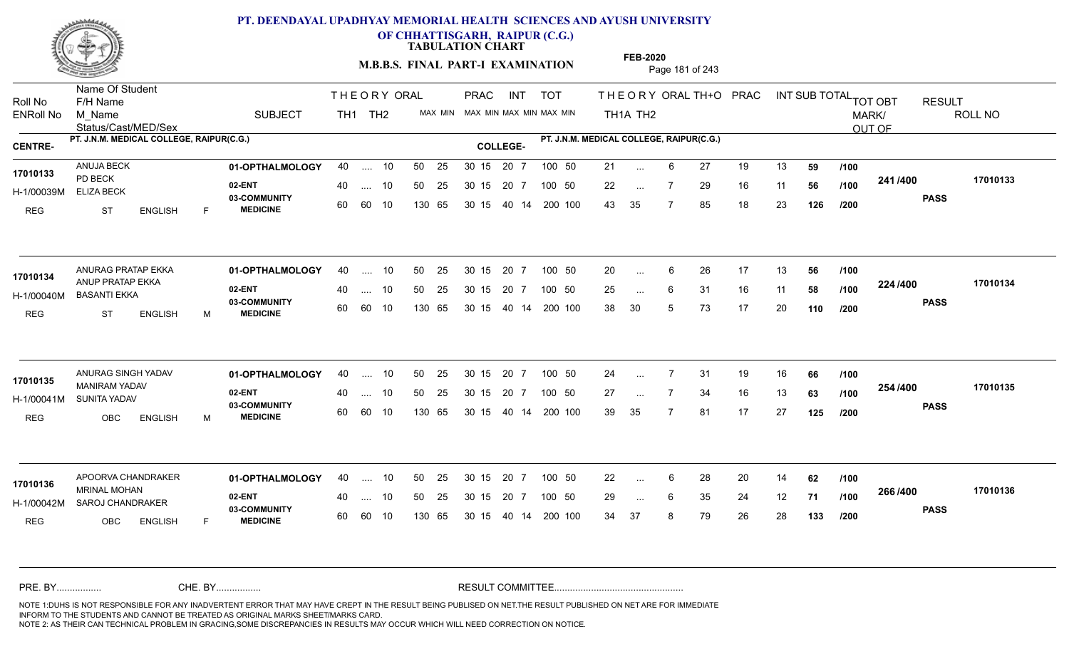# PT. DEENDAYAL UPADHYAY MEMORIAL HEALTH SCIENCES AND AYUSH UNIVERSITY OF CHHATTISGARH, RAIPUR (C.G.)

**TABULATION CHART**

**M.B.B.S. FINAL PART-I EXAMINATION**

**FEB-2020**

CENTRE- PT. J.N.M. MEDICAL COLLEGE, RAIPUR(C.G.)

COLLEGE- PT. J.N.M. MEDICAL COLLEGE, RAIPUR(C.G.)

| Roll No / ENRoll No | Name Of Student / F/H Name / M_Name / Status/Cast/MED/Sex | SUBJECT | THEORY TH1 | THEORY TH2 | ORAL | PRAC MAX | PRAC MIN | INT MAX | INT MIN | TOT MAX | TOT MIN | THEORY TH1A | THEORY TH2 | ORAL | TH+O | PRAC | INT | SUB TOTAL | | TOT OBT MARK/OUT OF | RESULT | ROLL NO |
|---|---|---|---|---|---|---|---|---|---|---|---|---|---|---|---|---|---|---|---|---|---|---|
| 17010133 | ANUJA BECK | 01-OPTHALMOLOGY | 40 | .... | 10 | 50 | 25 | 30 15 | | 20 7 | | 100 50 | 21 | ... | 6 | 27 | 19 | 13 | 59 | /100 | | | |
| H-1/00039M | PD BECK / ELIZA BECK | 02-ENT | 40 | .... | 10 | 50 | 25 | 30 15 | | 20 7 | | 100 50 | 22 | ... | 7 | 29 | 16 | 11 | 56 | /100 | 241 /400 | PASS | 17010133 |
| REG | ST ENGLISH F | 03-COMMUNITY MEDICINE | 60 | 60 | 10 | 130 | 65 | 30 15 | | 40 14 | | 200 100 | 43 | 35 | 7 | 85 | 18 | 23 | 126 | /200 | | | |
| 17010134 | ANURAG PRATAP EKKA | 01-OPTHALMOLOGY | 40 | .... | 10 | 50 | 25 | 30 15 | | 20 7 | | 100 50 | 20 | ... | 6 | 26 | 17 | 13 | 56 | /100 | | | |
| H-1/00040M | ANUP PRATAP EKKA / BASANTI EKKA | 02-ENT | 40 | .... | 10 | 50 | 25 | 30 15 | | 20 7 | | 100 50 | 25 | ... | 6 | 31 | 16 | 11 | 58 | /100 | 224 /400 | PASS | 17010134 |
| REG | ST ENGLISH M | 03-COMMUNITY MEDICINE | 60 | 60 | 10 | 130 | 65 | 30 15 | | 40 14 | | 200 100 | 38 | 30 | 5 | 73 | 17 | 20 | 110 | /200 | | | |
| 17010135 | ANURAG SINGH YADAV | 01-OPTHALMOLOGY | 40 | .... | 10 | 50 | 25 | 30 15 | | 20 7 | | 100 50 | 24 | ... | 7 | 31 | 19 | 16 | 66 | /100 | | | |
| H-1/00041M | MANIRAM YADAV / SUNITA YADAV | 02-ENT | 40 | .... | 10 | 50 | 25 | 30 15 | | 20 7 | | 100 50 | 27 | ... | 7 | 34 | 16 | 13 | 63 | /100 | 254 /400 | PASS | 17010135 |
| REG | OBC ENGLISH M | 03-COMMUNITY MEDICINE | 60 | 60 | 10 | 130 | 65 | 30 15 | | 40 14 | | 200 100 | 39 | 35 | 7 | 81 | 17 | 27 | 125 | /200 | | | |
| 17010136 | APOORVA CHANDRAKER | 01-OPTHALMOLOGY | 40 | .... | 10 | 50 | 25 | 30 15 | | 20 7 | | 100 50 | 22 | ... | 6 | 28 | 20 | 14 | 62 | /100 | | | |
| H-1/00042M | MRINAL MOHAN / SAROJ CHANDRAKER | 02-ENT | 40 | .... | 10 | 50 | 25 | 30 15 | | 20 7 | | 100 50 | 29 | ... | 6 | 35 | 24 | 12 | 71 | /100 | 266 /400 | PASS | 17010136 |
| REG | OBC ENGLISH F | 03-COMMUNITY MEDICINE | 60 | 60 | 10 | 130 | 65 | 30 15 | | 40 14 | | 200 100 | 34 | 37 | 8 | 79 | 26 | 28 | 133 | /200 | | | |

PRE. BY................ CHE. BY................ RESULT COMMITTEE................................................

NOTE 1:DUHS IS NOT RESPONSIBLE FOR ANY INADVERTENT ERROR THAT MAY HAVE CREPT IN THE RESULT BEING PUBLISED ON NET.THE RESULT PUBLISHED ON NET ARE FOR IMMEDIATE INFORM TO THE STUDENTS AND CANNOT BE TREATED AS ORIGINAL MARKS SHEET/MARKS CARD.
NOTE 2: AS THEIR CAN TECHNICAL PROBLEM IN GRACING,SOME DISCREPANCIES IN RESULTS MAY OCCUR WHICH WILL NEED CORRECTION ON NOTICE.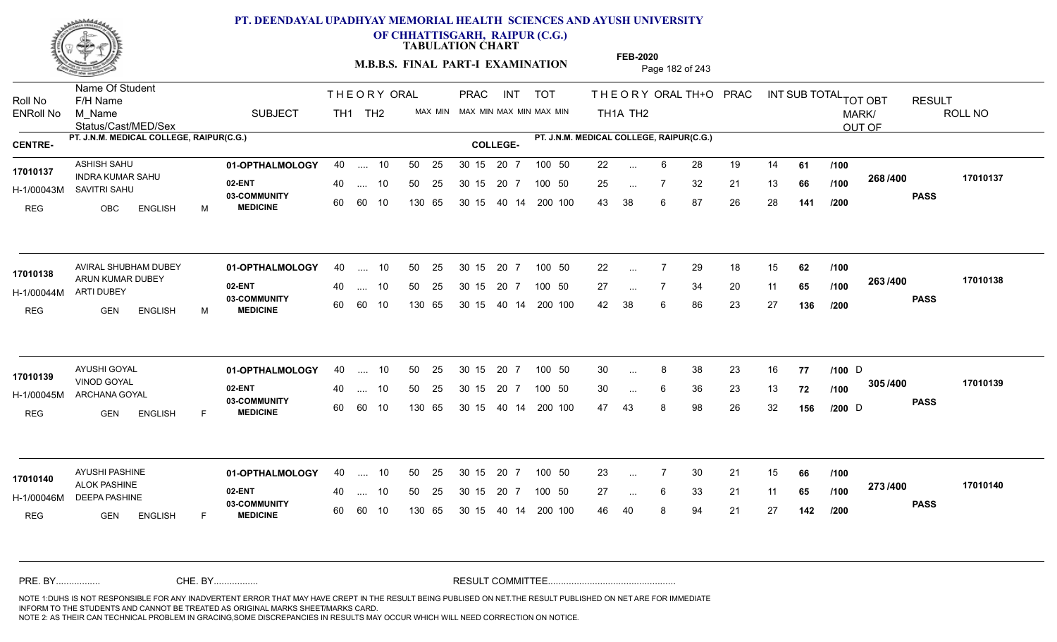# PT. DEENDAYAL UPADHYAY MEMORIAL HEALTH SCIENCES AND AYUSH UNIVERSITY OF CHHATTISGARH, RAIPUR (C.G.)

**TABULATION CHART**

**M.B.B.S. FINAL PART-I EXAMINATION**

**FEB-2020**

CENTRE- PT. J.N.M. MEDICAL COLLEGE, RAIPUR(C.G.)

COLLEGE- PT. J.N.M. MEDICAL COLLEGE, RAIPUR(C.G.)

| Roll No / ENRoll No | Name Of Student / F/H Name / M_Name / Status/Cast/MED/Sex | SUBJECT | THEORY TH1 | THEORY TH2 | ORAL MAX MIN | PRAC MAX MIN | INT MAX MIN | TOT MAX MIN | THEORY TH1A | THEORY TH2 | ORAL | TH+O | PRAC | INT | SUB TOTAL | | TOT OBT MARK/ OUT OF | RESULT | ROLL NO |
|---|---|---|---|---|---|---|---|---|---|---|---|---|---|---|---|---|---|---|---|
| 17010137 / H-1/00043M | ASHISH SAHU / INDRA KUMAR SAHU / SAVITRI SAHU / REG OBC ENGLISH M | 01-OPTHALMOLOGY | 40 | .... | 10 | 50 25 | 30 15 | 20 7 | 100 50 | 22 | ... | 6 | 28 | 19 | 14 | 61 | /100 | 268 /400 | PASS | 17010137 |
| | | 02-ENT | 40 | .... | 10 | 50 25 | 30 15 | 20 7 | 100 50 | 25 | ... | 7 | 32 | 21 | 13 | 66 | /100 | | | |
| | | 03-COMMUNITY MEDICINE | 60 | 60 | 10 | 130 65 | 30 15 | 40 14 | 200 100 | 43 | 38 | 6 | 87 | 26 | 28 | 141 | /200 | | | |
| 17010138 / H-1/00044M | AVIRAL SHUBHAM DUBEY / ARUN KUMAR DUBEY / ARTI DUBEY / REG GEN ENGLISH M | 01-OPTHALMOLOGY | 40 | .... | 10 | 50 25 | 30 15 | 20 7 | 100 50 | 22 | ... | 7 | 29 | 18 | 15 | 62 | /100 | 263 /400 | PASS | 17010138 |
| | | 02-ENT | 40 | .... | 10 | 50 25 | 30 15 | 20 7 | 100 50 | 27 | ... | 7 | 34 | 20 | 11 | 65 | /100 | | | |
| | | 03-COMMUNITY MEDICINE | 60 | 60 | 10 | 130 65 | 30 15 | 40 14 | 200 100 | 42 | 38 | 6 | 86 | 23 | 27 | 136 | /200 | | | |
| 17010139 / H-1/00045M | AYUSHI GOYAL / VINOD GOYAL / ARCHANA GOYAL / REG GEN ENGLISH F | 01-OPTHALMOLOGY | 40 | .... | 10 | 50 25 | 30 15 | 20 7 | 100 50 | 30 | ... | 8 | 38 | 23 | 16 | 77 | /100 D | 305 /400 | PASS | 17010139 |
| | | 02-ENT | 40 | .... | 10 | 50 25 | 30 15 | 20 7 | 100 50 | 30 | ... | 6 | 36 | 23 | 13 | 72 | /100 | | | |
| | | 03-COMMUNITY MEDICINE | 60 | 60 | 10 | 130 65 | 30 15 | 40 14 | 200 100 | 47 | 43 | 8 | 98 | 26 | 32 | 156 | /200 D | | | |
| 17010140 / H-1/00046M | AYUSHI PASHINE / ALOK PASHINE / DEEPA PASHINE / REG GEN ENGLISH F | 01-OPTHALMOLOGY | 40 | .... | 10 | 50 25 | 30 15 | 20 7 | 100 50 | 23 | ... | 7 | 30 | 21 | 15 | 66 | /100 | 273 /400 | PASS | 17010140 |
| | | 02-ENT | 40 | .... | 10 | 50 25 | 30 15 | 20 7 | 100 50 | 27 | ... | 6 | 33 | 21 | 11 | 65 | /100 | | | |
| | | 03-COMMUNITY MEDICINE | 60 | 60 | 10 | 130 65 | 30 15 | 40 14 | 200 100 | 46 | 40 | 8 | 94 | 21 | 27 | 142 | /200 | | | |

PRE. BY................ CHE. BY................ RESULT COMMITTEE................................................

NOTE 1:DUHS IS NOT RESPONSIBLE FOR ANY INADVERTENT ERROR THAT MAY HAVE CREPT IN THE RESULT BEING PUBLISED ON NET.THE RESULT PUBLISHED ON NET ARE FOR IMMEDIATE INFORM TO THE STUDENTS AND CANNOT BE TREATED AS ORIGINAL MARKS SHEET/MARKS CARD.
NOTE 2: AS THEIR CAN TECHNICAL PROBLEM IN GRACING,SOME DISCREPANCIES IN RESULTS MAY OCCUR WHICH WILL NEED CORRECTION ON NOTICE.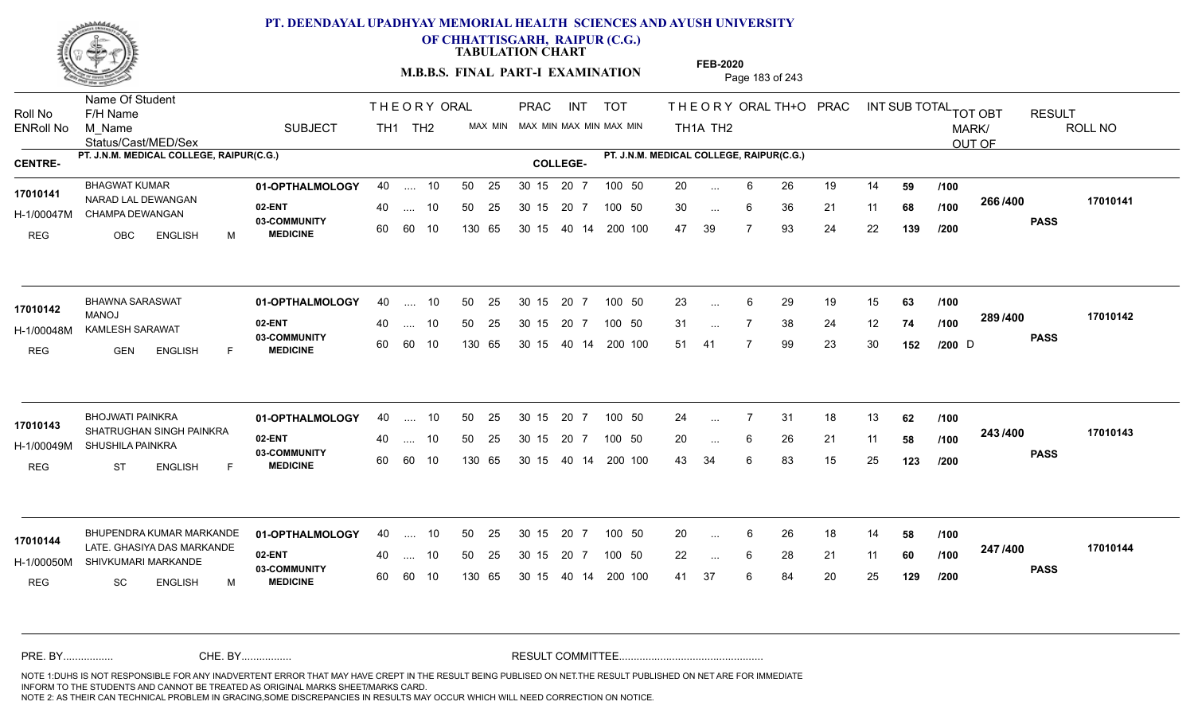# PT. DEENDAYAL UPADHYAY MEMORIAL HEALTH SCIENCES AND AYUSH UNIVERSITY OF CHHATTISGARH, RAIPUR (C.G.)

**TABULATION CHART**

**M.B.B.S. FINAL PART-I EXAMINATION**

**FEB-2020**

**CENTRE-** PT. J.N.M. MEDICAL COLLEGE, RAIPUR(C.G.)

**COLLEGE-** PT. J.N.M. MEDICAL COLLEGE, RAIPUR(C.G.)

| Roll No / ENRoll No | Name Of Student / F/H Name / M_Name / Status/Cast/MED/Sex | SUBJECT | THEORY TH1 | THEORY TH2 | ORAL | PRAC MAX MIN | INT MAX MIN | TOT MAX MIN | THEORY TH1A | THEORY TH2 | ORAL | TH+O | PRAC | INT | SUB TOTAL | | TOT OBT MARK/ OUT OF | RESULT | ROLL NO |
|---|---|---|---|---|---|---|---|---|---|---|---|---|---|---|---|---|---|---|---|
| 17010141 / H-1/00047M | BHAGWAT KUMAR / NARAD LAL DEWANGAN / CHAMPA DEWANGAN / REG OBC ENGLISH M | 01-OPTHALMOLOGY | 40 | .... | 10 | 50 25 | 30 15 20 7 | 100 50 | 20 | ... | 6 | 26 | 19 | 14 | 59 | /100 | 266 /400 | PASS | 17010141 |
| | | 02-ENT | 40 | .... | 10 | 50 25 | 30 15 20 7 | 100 50 | 30 | ... | 6 | 36 | 21 | 11 | 68 | /100 | | | |
| | | 03-COMMUNITY MEDICINE | 60 | 60 | 10 | 130 65 | 30 15 40 14 | 200 100 | 47 | 39 | 7 | 93 | 24 | 22 | 139 | /200 | | | |
| 17010142 / H-1/00048M | BHAWNA SARASWAT / MANOJ / KAMLESH SARAWAT / REG GEN ENGLISH F | 01-OPTHALMOLOGY | 40 | .... | 10 | 50 25 | 30 15 20 7 | 100 50 | 23 | ... | 6 | 29 | 19 | 15 | 63 | /100 | 289 /400 | PASS | 17010142 |
| | | 02-ENT | 40 | .... | 10 | 50 25 | 30 15 20 7 | 100 50 | 31 | ... | 7 | 38 | 24 | 12 | 74 | /100 | | | |
| | | 03-COMMUNITY MEDICINE | 60 | 60 | 10 | 130 65 | 30 15 40 14 | 200 100 | 51 | 41 | 7 | 99 | 23 | 30 | 152 | /200 D | | | |
| 17010143 / H-1/00049M | BHOJWATI PAINKRA / SHATRUGHAN SINGH PAINKRA / SHUSHILA PAINKRA / REG ST ENGLISH F | 01-OPTHALMOLOGY | 40 | .... | 10 | 50 25 | 30 15 20 7 | 100 50 | 24 | ... | 7 | 31 | 18 | 13 | 62 | /100 | 243 /400 | PASS | 17010143 |
| | | 02-ENT | 40 | .... | 10 | 50 25 | 30 15 20 7 | 100 50 | 20 | ... | 6 | 26 | 21 | 11 | 58 | /100 | | | |
| | | 03-COMMUNITY MEDICINE | 60 | 60 | 10 | 130 65 | 30 15 40 14 | 200 100 | 43 | 34 | 6 | 83 | 15 | 25 | 123 | /200 | | | |
| 17010144 / H-1/00050M | BHUPENDRA KUMAR MARKANDE / LATE. GHASIYA DAS MARKANDE / SHIVKUMARI MARKANDE / REG SC ENGLISH M | 01-OPTHALMOLOGY | 40 | .... | 10 | 50 25 | 30 15 20 7 | 100 50 | 20 | ... | 6 | 26 | 18 | 14 | 58 | /100 | 247 /400 | PASS | 17010144 |
| | | 02-ENT | 40 | .... | 10 | 50 25 | 30 15 20 7 | 100 50 | 22 | ... | 6 | 28 | 21 | 11 | 60 | /100 | | | |
| | | 03-COMMUNITY MEDICINE | 60 | 60 | 10 | 130 65 | 30 15 40 14 | 200 100 | 41 | 37 | 6 | 84 | 20 | 25 | 129 | /200 | | | |

PRE. BY................ CHE. BY................ RESULT COMMITTEE................................................

NOTE 1:DUHS IS NOT RESPONSIBLE FOR ANY INADVERTENT ERROR THAT MAY HAVE CREPT IN THE RESULT BEING PUBLISED ON NET.THE RESULT PUBLISHED ON NET ARE FOR IMMEDIATE INFORM TO THE STUDENTS AND CANNOT BE TREATED AS ORIGINAL MARKS SHEET/MARKS CARD.
NOTE 2: AS THEIR CAN TECHNICAL PROBLEM IN GRACING,SOME DISCREPANCIES IN RESULTS MAY OCCUR WHICH WILL NEED CORRECTION ON NOTICE.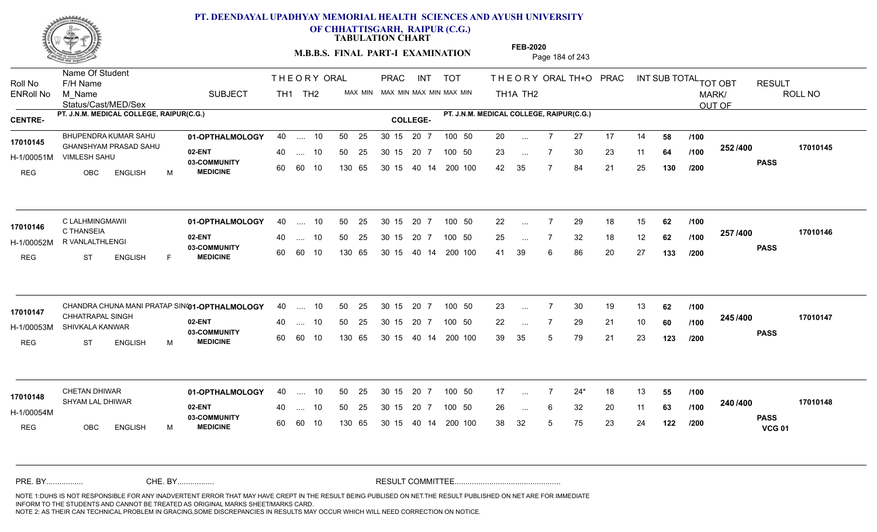# PT. DEENDAYAL UPADHYAY MEMORIAL HEALTH SCIENCES AND AYUSH UNIVERSITY OF CHHATTISGARH, RAIPUR (C.G.)

**TABULATION CHART**

**M.B.B.S. FINAL PART-I EXAMINATION**

**FEB-2020**

| Roll No / ENRoll No | Name Of Student / F/H Name / M_Name / Status/Cast/MED/Sex | SUBJECT | THEORY TH1 | THEORY TH2 | ORAL MAX MIN | PRAC MAX MIN | INT MAX MIN | TOT MAX MIN | THEORY TH1A | THEORY TH2 | ORAL | TH+O | PRAC | INT | SUB TOTAL | TOT OBT MARK/ OUT OF | RESULT | ROLL NO |
|---|---|---|---|---|---|---|---|---|---|---|---|---|---|---|---|---|---|---|

**CENTRE-** PT. J.N.M. MEDICAL COLLEGE, RAIPUR(C.G.) **COLLEGE-** PT. J.N.M. MEDICAL COLLEGE, RAIPUR(C.G.)

| Roll No / ENRoll No | Name / F/H Name / M_Name / Status | SUBJECT | TH1 | TH2 | ORAL MAX MIN | PRAC MAX MIN | INT MAX MIN | TOT MAX MIN | TH1A | TH2 | ORAL | TH+O | PRAC | INT | SUB TOTAL | | TOT OBT | RESULT | ROLL NO |
|---|---|---|---|---|---|---|---|---|---|---|---|---|---|---|---|---|---|---|---|
| 17010145 | BHUPENDRA KUMAR SAHU | 01-OPTHALMOLOGY | 40 | .... | 10 | 50 25 | 30 15 | 20 7 | 100 50 | 20 | ... | 7 | 27 | 17 | 14 | 58 | /100 | 252 /400 | PASS | 17010145 |
| H-1/00051M | GHANSHYAM PRASAD SAHU / VIMLESH SAHU | 02-ENT | 40 | .... | 10 | 50 25 | 30 15 | 20 7 | 100 50 | 23 | ... | 7 | 30 | 23 | 11 | 64 | /100 | | | |
| REG | OBC ENGLISH M | 03-COMMUNITY MEDICINE | 60 | 60 | 10 | 130 65 | 30 15 | 40 14 | 200 100 | 42 | 35 | 7 | 84 | 21 | 25 | 130 | /200 | | | |
| 17010146 | C LALHMINGMAWII | 01-OPTHALMOLOGY | 40 | .... | 10 | 50 25 | 30 15 | 20 7 | 100 50 | 22 | ... | 7 | 29 | 18 | 15 | 62 | /100 | 257 /400 | PASS | 17010146 |
| H-1/00052M | C THANSEIA / R VANLALTHLENGI | 02-ENT | 40 | .... | 10 | 50 25 | 30 15 | 20 7 | 100 50 | 25 | ... | 7 | 32 | 18 | 12 | 62 | /100 | | | |
| REG | ST ENGLISH F | 03-COMMUNITY MEDICINE | 60 | 60 | 10 | 130 65 | 30 15 | 40 14 | 200 100 | 41 | 39 | 6 | 86 | 20 | 27 | 133 | /200 | | | |
| 17010147 | CHANDRA CHUNA MANI PRATAP SINGH | 01-OPTHALMOLOGY | 40 | .... | 10 | 50 25 | 30 15 | 20 7 | 100 50 | 23 | ... | 7 | 30 | 19 | 13 | 62 | /100 | 245 /400 | PASS | 17010147 |
| H-1/00053M | CHHATRAPAL SINGH / SHIVKALA KANWAR | 02-ENT | 40 | .... | 10 | 50 25 | 30 15 | 20 7 | 100 50 | 22 | ... | 7 | 29 | 21 | 10 | 60 | /100 | | | |
| REG | ST ENGLISH M | 03-COMMUNITY MEDICINE | 60 | 60 | 10 | 130 65 | 30 15 | 40 14 | 200 100 | 39 | 35 | 5 | 79 | 21 | 23 | 123 | /200 | | | |
| 17010148 | CHETAN DHIWAR | 01-OPTHALMOLOGY | 40 | .... | 10 | 50 25 | 30 15 | 20 7 | 100 50 | 17 | ... | 7 | 24* | 18 | 13 | 55 | /100 | 240 /400 | PASS VCG 01 | 17010148 |
| H-1/00054M | SHYAM LAL DHIWAR | 02-ENT | 40 | .... | 10 | 50 25 | 30 15 | 20 7 | 100 50 | 26 | ... | 6 | 32 | 20 | 11 | 63 | /100 | | | |
| REG | OBC ENGLISH M | 03-COMMUNITY MEDICINE | 60 | 60 | 10 | 130 65 | 30 15 | 40 14 | 200 100 | 38 | 32 | 5 | 75 | 23 | 24 | 122 | /200 | | | |

PRE. BY................ CHE. BY................ RESULT COMMITTEE................................................

NOTE 1:DUHS IS NOT RESPONSIBLE FOR ANY INADVERTENT ERROR THAT MAY HAVE CREPT IN THE RESULT BEING PUBLISED ON NET.THE RESULT PUBLISHED ON NET ARE FOR IMMEDIATE INFORM TO THE STUDENTS AND CANNOT BE TREATED AS ORIGINAL MARKS SHEET/MARKS CARD.
NOTE 2: AS THEIR CAN TECHNICAL PROBLEM IN GRACING,SOME DISCREPANCIES IN RESULTS MAY OCCUR WHICH WILL NEED CORRECTION ON NOTICE.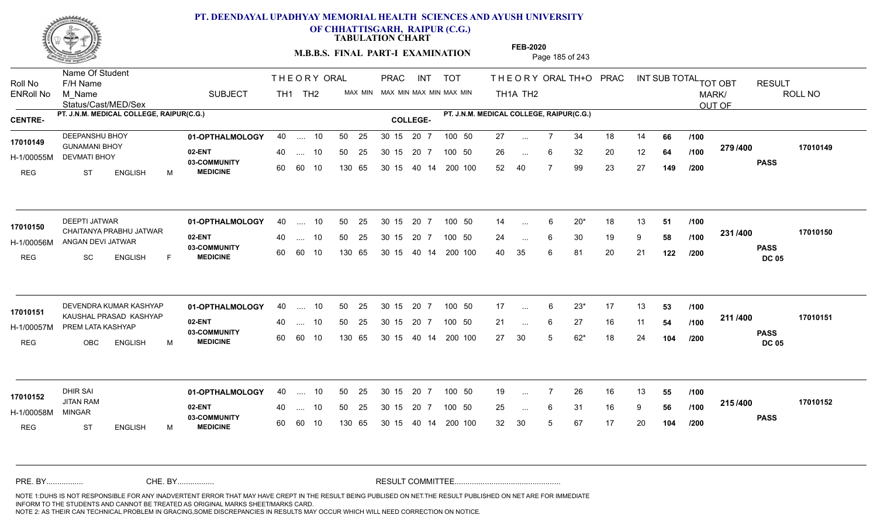# PT. DEENDAYAL UPADHYAY MEMORIAL HEALTH SCIENCES AND AYUSH UNIVERSITY OF CHHATTISGARH, RAIPUR (C.G.)

**TABULATION CHART**

**M.B.B.S. FINAL PART-I EXAMINATION** — **FEB-2020**

**CENTRE-** PT. J.N.M. MEDICAL COLLEGE, RAIPUR(C.G.) — **COLLEGE-** PT. J.N.M. MEDICAL COLLEGE, RAIPUR(C.G.)

| Roll No / ENRoll No | Name Of Student / F/H Name / M_Name / Status/Cast/MED/Sex | SUBJECT | THEORY TH1 | THEORY TH2 | ORAL | PRAC MAX | PRAC MIN | INT MAX | INT MIN | TOT MAX | TOT MIN | TH1A | TH2 | ORAL | TH+O | PRAC | INT | SUB TOTAL | OUT OF | TOT OBT MARK/OUT OF | RESULT | ROLL NO |
|---|---|---|---|---|---|---|---|---|---|---|---|---|---|---|---|---|---|---|---|---|---|---|
| 17010149 / H-1/00055M | DEEPANSHU BHOY / GUNAMANI BHOY / DEVMATI BHOY / REG ST ENGLISH M | 01-OPTHALMOLOGY | 40 | .... | 10 | 50 25 | | 30 15 | 20 7 | 100 | 50 | 27 | ... | 7 | 34 | 18 | 14 | 66 | /100 | 279 /400 | PASS | 17010149 |
| | | 02-ENT | 40 | .... | 10 | 50 25 | | 30 15 | 20 7 | 100 | 50 | 26 | ... | 6 | 32 | 20 | 12 | 64 | /100 | | | |
| | | 03-COMMUNITY MEDICINE | 60 | 60 | 10 | 130 65 | | 30 15 | 40 14 | 200 | 100 | 52 | 40 | 7 | 99 | 23 | 27 | 149 | /200 | | | |
| 17010150 / H-1/00056M | DEEPTI JATWAR / CHAITANYA PRABHU JATWAR / ANGAN DEVI JATWAR / REG SC ENGLISH F | 01-OPTHALMOLOGY | 40 | .... | 10 | 50 25 | | 30 15 | 20 7 | 100 | 50 | 14 | ... | 6 | 20* | 18 | 13 | 51 | /100 | 231 /400 | PASS DC 05 | 17010150 |
| | | 02-ENT | 40 | .... | 10 | 50 25 | | 30 15 | 20 7 | 100 | 50 | 24 | ... | 6 | 30 | 19 | 9 | 58 | /100 | | | |
| | | 03-COMMUNITY MEDICINE | 60 | 60 | 10 | 130 65 | | 30 15 | 40 14 | 200 | 100 | 40 | 35 | 6 | 81 | 20 | 21 | 122 | /200 | | | |
| 17010151 / H-1/00057M | DEVENDRA KUMAR KASHYAP / KAUSHAL PRASAD KASHYAP / PREM LATA KASHYAP / REG OBC ENGLISH M | 01-OPTHALMOLOGY | 40 | .... | 10 | 50 25 | | 30 15 | 20 7 | 100 | 50 | 17 | ... | 6 | 23* | 17 | 13 | 53 | /100 | 211 /400 | PASS DC 05 | 17010151 |
| | | 02-ENT | 40 | .... | 10 | 50 25 | | 30 15 | 20 7 | 100 | 50 | 21 | ... | 6 | 27 | 16 | 11 | 54 | /100 | | | |
| | | 03-COMMUNITY MEDICINE | 60 | 60 | 10 | 130 65 | | 30 15 | 40 14 | 200 | 100 | 27 | 30 | 5 | 62* | 18 | 24 | 104 | /200 | | | |
| 17010152 / H-1/00058M | DHIR SAI / JITAN RAM / MINGAR / REG ST ENGLISH M | 01-OPTHALMOLOGY | 40 | .... | 10 | 50 25 | | 30 15 | 20 7 | 100 | 50 | 19 | ... | 7 | 26 | 16 | 13 | 55 | /100 | 215 /400 | PASS | 17010152 |
| | | 02-ENT | 40 | .... | 10 | 50 25 | | 30 15 | 20 7 | 100 | 50 | 25 | ... | 6 | 31 | 16 | 9 | 56 | /100 | | | |
| | | 03-COMMUNITY MEDICINE | 60 | 60 | 10 | 130 65 | | 30 15 | 40 14 | 200 | 100 | 32 | 30 | 5 | 67 | 17 | 20 | 104 | /200 | | | |

PRE. BY................ CHE. BY................ RESULT COMMITTEE................................................

NOTE 1:DUHS IS NOT RESPONSIBLE FOR ANY INADVERTENT ERROR THAT MAY HAVE CREPT IN THE RESULT BEING PUBLISED ON NET.THE RESULT PUBLISHED ON NET ARE FOR IMMEDIATE INFORM TO THE STUDENTS AND CANNOT BE TREATED AS ORIGINAL MARKS SHEET/MARKS CARD.
NOTE 2: AS THEIR CAN TECHNICAL PROBLEM IN GRACING,SOME DISCREPANCIES IN RESULTS MAY OCCUR WHICH WILL NEED CORRECTION ON NOTICE.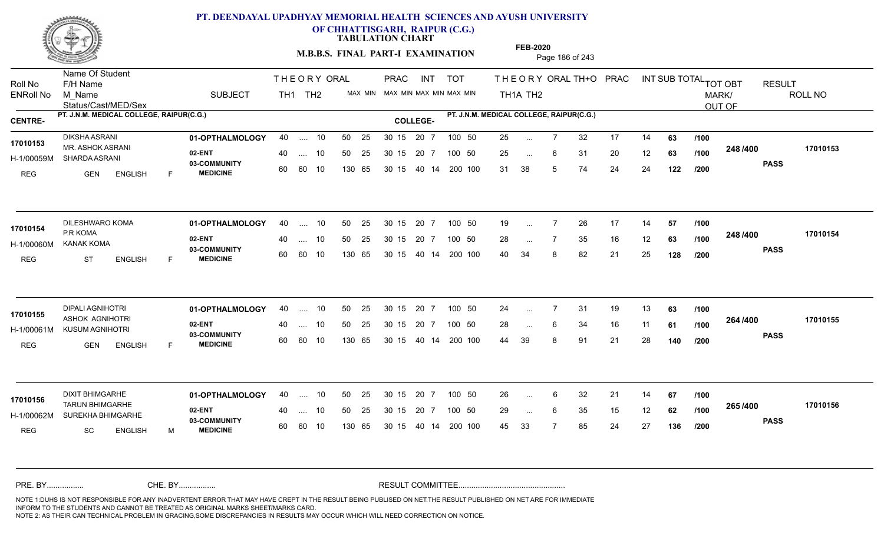# PT. DEENDAYAL UPADHYAY MEMORIAL HEALTH SCIENCES AND AYUSH UNIVERSITY OF CHHATTISGARH, RAIPUR (C.G.)

**TABULATION CHART**

**M.B.B.S. FINAL PART-I EXAMINATION**

**FEB-2020**

| Roll No / ENRoll No | Name Of Student / F/H Name / M_Name / Status/Cast/MED/Sex | SUBJECT | THEORY TH1 | THEORY TH2 | ORAL | PRAC MAX | PRAC MIN | INT MAX | INT MIN | TOT MAX | TOT MIN | TH1A | TH2 | ORAL | TH+O | PRAC | INT | SUB TOTAL | | TOT OBT MARK/OUT OF | RESULT | ROLL NO |
|---|---|---|---|---|---|---|---|---|---|---|---|---|---|---|---|---|---|---|---|---|---|---|
| **CENTRE-** PT. J.N.M. MEDICAL COLLEGE, RAIPUR(C.G.) | | | | | | | | | | | | **COLLEGE-** PT. J.N.M. MEDICAL COLLEGE, RAIPUR(C.G.) | | | | | | | | | | |
| 17010153 | DIKSHA ASRANI | 01-OPTHALMOLOGY | 40 | .... | 10 | 50 | 25 | 30 15 | 20 7 | 100 | 50 | 25 | ... | 7 | 32 | 17 | 14 | 63 | /100 | 248 /400 | PASS | 17010153 |
| H-1/00059M | MR. ASHOK ASRANI / SHARDA ASRANI | 02-ENT | 40 | .... | 10 | 50 | 25 | 30 15 | 20 7 | 100 | 50 | 25 | ... | 6 | 31 | 20 | 12 | 63 | /100 | | | |
| REG | GEN ENGLISH F | 03-COMMUNITY MEDICINE | 60 | 60 | 10 | 130 | 65 | 30 15 | 40 14 | 200 | 100 | 31 | 38 | 5 | 74 | 24 | 24 | 122 | /200 | | | |
| 17010154 | DILESHWARO KOMA | 01-OPTHALMOLOGY | 40 | .... | 10 | 50 | 25 | 30 15 | 20 7 | 100 | 50 | 19 | ... | 7 | 26 | 17 | 14 | 57 | /100 | 248 /400 | PASS | 17010154 |
| H-1/00060M | P.R KOMA / KANAK KOMA | 02-ENT | 40 | .... | 10 | 50 | 25 | 30 15 | 20 7 | 100 | 50 | 28 | ... | 7 | 35 | 16 | 12 | 63 | /100 | | | |
| REG | ST ENGLISH F | 03-COMMUNITY MEDICINE | 60 | 60 | 10 | 130 | 65 | 30 15 | 40 14 | 200 | 100 | 40 | 34 | 8 | 82 | 21 | 25 | 128 | /200 | | | |
| 17010155 | DIPALI AGNIHOTRI | 01-OPTHALMOLOGY | 40 | .... | 10 | 50 | 25 | 30 15 | 20 7 | 100 | 50 | 24 | ... | 7 | 31 | 19 | 13 | 63 | /100 | 264 /400 | PASS | 17010155 |
| H-1/00061M | ASHOK AGNIHOTRI / KUSUM AGNIHOTRI | 02-ENT | 40 | .... | 10 | 50 | 25 | 30 15 | 20 7 | 100 | 50 | 28 | ... | 6 | 34 | 16 | 11 | 61 | /100 | | | |
| REG | GEN ENGLISH F | 03-COMMUNITY MEDICINE | 60 | 60 | 10 | 130 | 65 | 30 15 | 40 14 | 200 | 100 | 44 | 39 | 8 | 91 | 21 | 28 | 140 | /200 | | | |
| 17010156 | DIXIT BHIMGARHE | 01-OPTHALMOLOGY | 40 | .... | 10 | 50 | 25 | 30 15 | 20 7 | 100 | 50 | 26 | ... | 6 | 32 | 21 | 14 | 67 | /100 | 265 /400 | PASS | 17010156 |
| H-1/00062M | TARUN BHIMGARHE / SUREKHA BHIMGARHE | 02-ENT | 40 | .... | 10 | 50 | 25 | 30 15 | 20 7 | 100 | 50 | 29 | ... | 6 | 35 | 15 | 12 | 62 | /100 | | | |
| REG | SC ENGLISH M | 03-COMMUNITY MEDICINE | 60 | 60 | 10 | 130 | 65 | 30 15 | 40 14 | 200 | 100 | 45 | 33 | 7 | 85 | 24 | 27 | 136 | /200 | | | |

PRE. BY................ CHE. BY................ RESULT COMMITTEE................................................

NOTE 1:DUHS IS NOT RESPONSIBLE FOR ANY INADVERTENT ERROR THAT MAY HAVE CREPT IN THE RESULT BEING PUBLISED ON NET.THE RESULT PUBLISHED ON NET ARE FOR IMMEDIATE INFORM TO THE STUDENTS AND CANNOT BE TREATED AS ORIGINAL MARKS SHEET/MARKS CARD.
NOTE 2: AS THEIR CAN TECHNICAL PROBLEM IN GRACING,SOME DISCREPANCIES IN RESULTS MAY OCCUR WHICH WILL NEED CORRECTION ON NOTICE.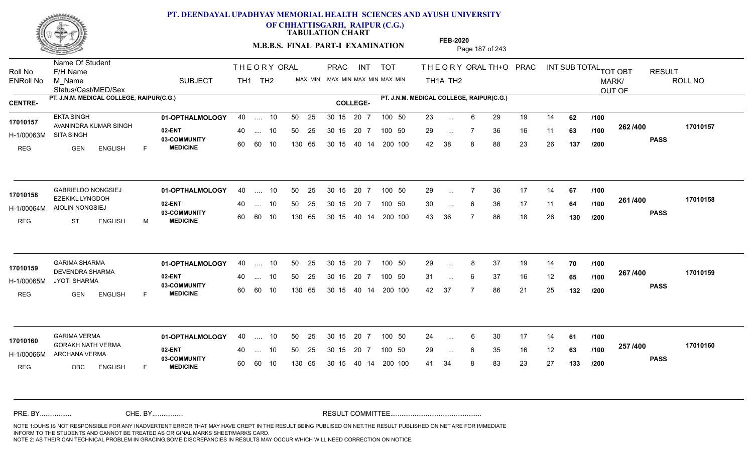# PT. DEENDAYAL UPADHYAY MEMORIAL HEALTH SCIENCES AND AYUSH UNIVERSITY
## OF CHHATTISGARH, RAIPUR (C.G.)
### TABULATION CHART
### M.B.B.S. FINAL PART-I EXAMINATION

FEB-2020

CENTRE- PT. J.N.M. MEDICAL COLLEGE, RAIPUR(C.G.) COLLEGE- PT. J.N.M. MEDICAL COLLEGE, RAIPUR(C.G.)

| Roll No / ENRoll No | Name Of Student / F/H Name / M_Name / Status/Cast/MED/Sex | SUBJECT | TH1 | TH2 | ORAL MAX MIN | PRAC MAX MIN | INT MAX MIN | TOT MAX MIN | TH1A | TH2 | ORAL | TH+O | PRAC | INT | SUB TOTAL | TOT OBT MARK/OUT OF | RESULT | ROLL NO |
|---|---|---|---|---|---|---|---|---|---|---|---|---|---|---|---|---|---|---|
| 17010157 | EKTA SINGH / AVANINDRA KUMAR SINGH | 01-OPTHALMOLOGY | 40 | .... | 10 | 50 25 | 30 15 | 20 7 | 100 50 | 23 | ... | 6 | 29 | 19 | 14 | 62 /100 | 262 /400 | PASS | 17010157 |
| H-1/00063M | SITA SINGH | 02-ENT | 40 | .... | 10 | 50 25 | 30 15 | 20 7 | 100 50 | 29 | ... | 7 | 36 | 16 | 11 | 63 /100 | | | |
| REG | GEN ENGLISH F | 03-COMMUNITY MEDICINE | 60 | 60 | 10 | 130 65 | 30 15 | 40 14 | 200 100 | 42 | 38 | 8 | 88 | 23 | 26 | 137 /200 | | | |
| 17010158 | GABRIELDO NONGSIEJ / EZEKIKL LYNGDOH | 01-OPTHALMOLOGY | 40 | .... | 10 | 50 25 | 30 15 | 20 7 | 100 50 | 29 | ... | 7 | 36 | 17 | 14 | 67 /100 | 261 /400 | PASS | 17010158 |
| H-1/00064M | AIOLIN NONGSIEJ | 02-ENT | 40 | .... | 10 | 50 25 | 30 15 | 20 7 | 100 50 | 30 | ... | 6 | 36 | 17 | 11 | 64 /100 | | | |
| REG | ST ENGLISH M | 03-COMMUNITY MEDICINE | 60 | 60 | 10 | 130 65 | 30 15 | 40 14 | 200 100 | 43 | 36 | 7 | 86 | 18 | 26 | 130 /200 | | | |
| 17010159 | GARIMA SHARMA / DEVENDRA SHARMA | 01-OPTHALMOLOGY | 40 | .... | 10 | 50 25 | 30 15 | 20 7 | 100 50 | 29 | ... | 8 | 37 | 19 | 14 | 70 /100 | 267 /400 | PASS | 17010159 |
| H-1/00065M | JYOTI SHARMA | 02-ENT | 40 | .... | 10 | 50 25 | 30 15 | 20 7 | 100 50 | 31 | ... | 6 | 37 | 16 | 12 | 65 /100 | | | |
| REG | GEN ENGLISH F | 03-COMMUNITY MEDICINE | 60 | 60 | 10 | 130 65 | 30 15 | 40 14 | 200 100 | 42 | 37 | 7 | 86 | 21 | 25 | 132 /200 | | | |
| 17010160 | GARIMA VERMA / GORAKH NATH VERMA | 01-OPTHALMOLOGY | 40 | .... | 10 | 50 25 | 30 15 | 20 7 | 100 50 | 24 | ... | 6 | 30 | 17 | 14 | 61 /100 | 257 /400 | PASS | 17010160 |
| H-1/00066M | ARCHANA VERMA | 02-ENT | 40 | .... | 10 | 50 25 | 30 15 | 20 7 | 100 50 | 29 | ... | 6 | 35 | 16 | 12 | 63 /100 | | | |
| REG | OBC ENGLISH F | 03-COMMUNITY MEDICINE | 60 | 60 | 10 | 130 65 | 30 15 | 40 14 | 200 100 | 41 | 34 | 8 | 83 | 23 | 27 | 133 /200 | | | |

PRE. BY................ CHE. BY................ RESULT COMMITTEE................................................

NOTE 1:DUHS IS NOT RESPONSIBLE FOR ANY INADVERTENT ERROR THAT MAY HAVE CREPT IN THE RESULT BEING PUBLISED ON NET.THE RESULT PUBLISHED ON NET ARE FOR IMMEDIATE INFORM TO THE STUDENTS AND CANNOT BE TREATED AS ORIGINAL MARKS SHEET/MARKS CARD.
NOTE 2: AS THEIR CAN TECHNICAL PROBLEM IN GRACING,SOME DISCREPANCIES IN RESULTS MAY OCCUR WHICH WILL NEED CORRECTION ON NOTICE.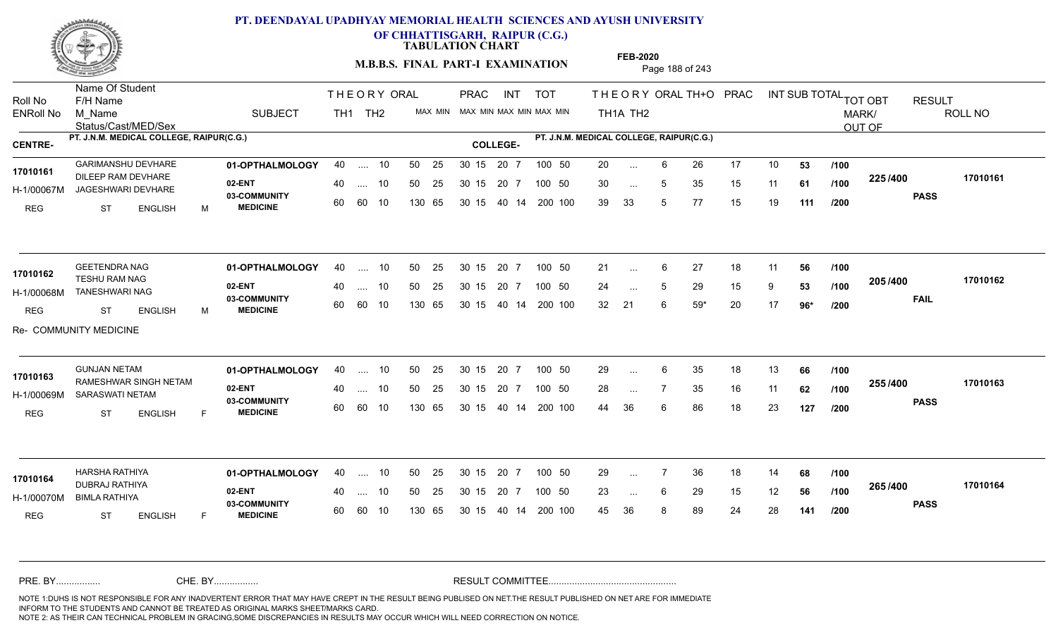# PT. DEENDAYAL UPADHYAY MEMORIAL HEALTH SCIENCES AND AYUSH UNIVERSITY OF CHHATTISGARH, RAIPUR (C.G.)

**TABULATION CHART**

**M.B.B.S. FINAL PART-I EXAMINATION** — **FEB-2020**

**CENTRE-** PT. J.N.M. MEDICAL COLLEGE, RAIPUR(C.G.) — **COLLEGE-** PT. J.N.M. MEDICAL COLLEGE, RAIPUR(C.G.)

| Roll No / ENRoll No / Status | Name / F/H Name / M_Name / Cast/MED/Sex | SUBJECT | TH1 | TH2 | ORAL | PRAC MAX | PRAC MIN | INT MAX | INT MIN | TOT MAX | TOT MIN | TH1A | TH2 | ORAL | TH+O | PRAC | INT | SUB TOTAL | OUT OF | TOT OBT MARK/OUT OF | RESULT | ROLL NO |
|---|---|---|---|---|---|---|---|---|---|---|---|---|---|---|---|---|---|---|---|---|---|---|
| 17010161 | GARIMANSHU DEVHARE | 01-OPTHALMOLOGY | 40 | .... | 10 | 50 | 25 | 30 15 | 20 7 | 100 | 50 | 20 | ... | 6 | 26 | 17 | 10 | 53 | /100 | 225/400 | PASS | 17010161 |
| H-1/00067M | DILEEP RAM DEVHARE / JAGESHWARI DEVHARE | 02-ENT | 40 | .... | 10 | 50 | 25 | 30 15 | 20 7 | 100 | 50 | 30 | ... | 5 | 35 | 15 | 11 | 61 | /100 | | | |
| REG | ST ENGLISH M | 03-COMMUNITY MEDICINE | 60 | 60 | 10 | 130 | 65 | 30 15 | 40 14 | 200 | 100 | 39 | 33 | 5 | 77 | 15 | 19 | 111 | /200 | | | |
| 17010162 | GEETENDRA NAG | 01-OPTHALMOLOGY | 40 | .... | 10 | 50 | 25 | 30 15 | 20 7 | 100 | 50 | 21 | ... | 6 | 27 | 18 | 11 | 56 | /100 | 205/400 | FAIL | 17010162 |
| H-1/00068M | TESHU RAM NAG / TANESHWARI NAG | 02-ENT | 40 | .... | 10 | 50 | 25 | 30 15 | 20 7 | 100 | 50 | 24 | ... | 5 | 29 | 15 | 9 | 53 | /100 | | | |
| REG | ST ENGLISH M | 03-COMMUNITY MEDICINE | 60 | 60 | 10 | 130 | 65 | 30 15 | 40 14 | 200 | 100 | 32 | 21 | 6 | 59* | 20 | 17 | 96* | /200 | | | |
| Re- COMMUNITY MEDICINE | | | | | | | | | | | | | | | | | | | | | | |
| 17010163 | GUNJAN NETAM | 01-OPTHALMOLOGY | 40 | .... | 10 | 50 | 25 | 30 15 | 20 7 | 100 | 50 | 29 | ... | 6 | 35 | 18 | 13 | 66 | /100 | 255/400 | PASS | 17010163 |
| H-1/00069M | RAMESHWAR SINGH NETAM / SARASWATI NETAM | 02-ENT | 40 | .... | 10 | 50 | 25 | 30 15 | 20 7 | 100 | 50 | 28 | ... | 7 | 35 | 16 | 11 | 62 | /100 | | | |
| REG | ST ENGLISH F | 03-COMMUNITY MEDICINE | 60 | 60 | 10 | 130 | 65 | 30 15 | 40 14 | 200 | 100 | 44 | 36 | 6 | 86 | 18 | 23 | 127 | /200 | | | |
| 17010164 | HARSHA RATHIYA | 01-OPTHALMOLOGY | 40 | .... | 10 | 50 | 25 | 30 15 | 20 7 | 100 | 50 | 29 | ... | 7 | 36 | 18 | 14 | 68 | /100 | 265/400 | PASS | 17010164 |
| H-1/00070M | DUBRAJ RATHIYA / BIMLA RATHIYA | 02-ENT | 40 | .... | 10 | 50 | 25 | 30 15 | 20 7 | 100 | 50 | 23 | ... | 6 | 29 | 15 | 12 | 56 | /100 | | | |
| REG | ST ENGLISH F | 03-COMMUNITY MEDICINE | 60 | 60 | 10 | 130 | 65 | 30 15 | 40 14 | 200 | 100 | 45 | 36 | 8 | 89 | 24 | 28 | 141 | /200 | | | |

PRE. BY................ CHE. BY................ RESULT COMMITTEE................................................

NOTE 1:DUHS IS NOT RESPONSIBLE FOR ANY INADVERTENT ERROR THAT MAY HAVE CREPT IN THE RESULT BEING PUBLISED ON NET.THE RESULT PUBLISHED ON NET ARE FOR IMMEDIATE INFORM TO THE STUDENTS AND CANNOT BE TREATED AS ORIGINAL MARKS SHEET/MARKS CARD.
NOTE 2: AS THEIR CAN TECHNICAL PROBLEM IN GRACING,SOME DISCREPANCIES IN RESULTS MAY OCCUR WHICH WILL NEED CORRECTION ON NOTICE.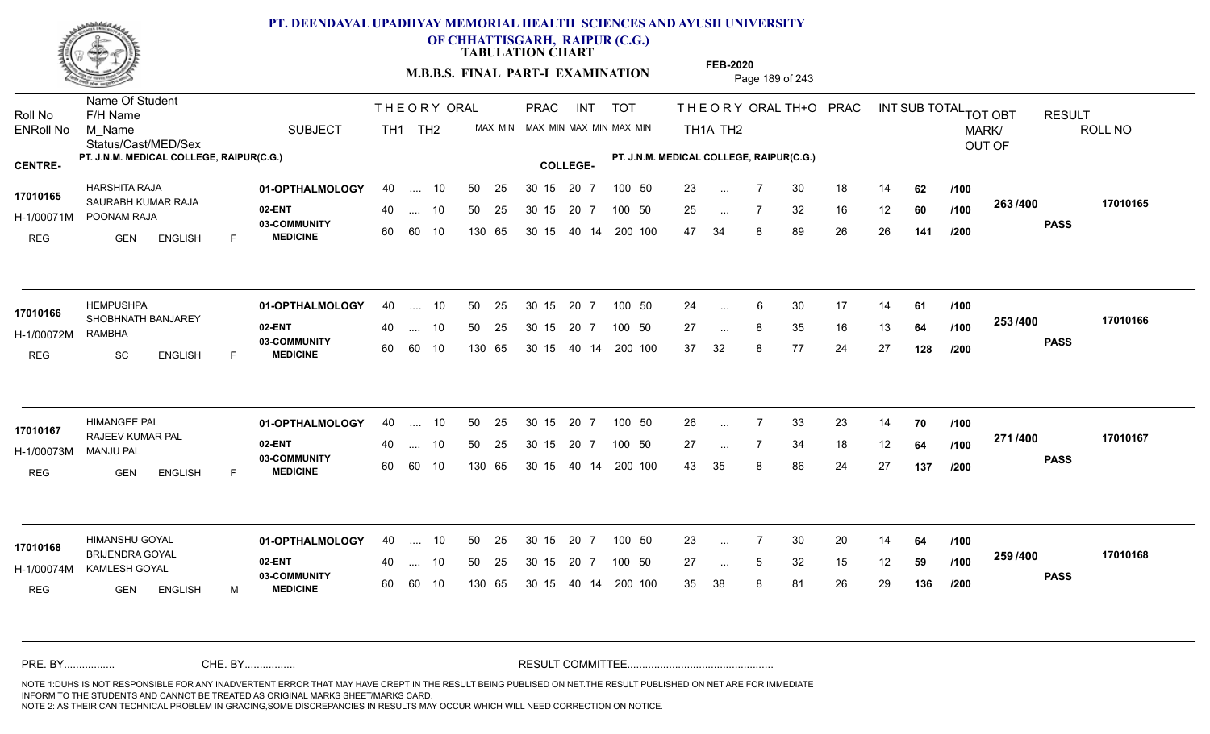# PT. DEENDAYAL UPADHYAY MEMORIAL HEALTH SCIENCES AND AYUSH UNIVERSITY OF CHHATTISGARH, RAIPUR (C.G.)

## TABULATION CHART

## M.B.B.S. FINAL PART-I EXAMINATION

**FEB-2020**

**CENTRE-** PT. J.N.M. MEDICAL COLLEGE, RAIPUR(C.G.)   **COLLEGE-** PT. J.N.M. MEDICAL COLLEGE, RAIPUR(C.G.)

| Roll No / ENRoll No / Status | Name Of Student / F/H Name / M_Name / Cast/MED/Sex | SUBJECT | THEORY TH1 | THEORY TH2 | ORAL | PRAC MAX | PRAC MIN | INT MAX | INT MIN | TOT MAX | TOT MIN | TH1A | TH2 | ORAL | TH+O | PRAC | INT | SUB TOTAL | | TOT OBT MARK/OUT OF | RESULT | ROLL NO |
|---|---|---|---|---|---|---|---|---|---|---|---|---|---|---|---|---|---|---|---|---|---|---|
| 17010165 | HARSHITA RAJA | 01-OPTHALMOLOGY | 40 | .... | 10 | 50 | 25 | 30 15 | 20 7 | 100 | 50 | 23 | ... | 7 | 30 | 18 | 14 | 62 | /100 | 263 /400 | PASS | 17010165 |
| H-1/00071M | SAURABH KUMAR RAJA | 02-ENT | 40 | .... | 10 | 50 | 25 | 30 15 | 20 7 | 100 | 50 | 25 | ... | 7 | 32 | 16 | 12 | 60 | /100 | | | |
| REG | POONAM RAJA / GEN ENGLISH F | 03-COMMUNITY MEDICINE | 60 | 60 | 10 | 130 | 65 | 30 15 | 40 14 | 200 | 100 | 47 | 34 | 8 | 89 | 26 | 26 | 141 | /200 | | | |
| 17010166 | HEMPUSHPA | 01-OPTHALMOLOGY | 40 | .... | 10 | 50 | 25 | 30 15 | 20 7 | 100 | 50 | 24 | ... | 6 | 30 | 17 | 14 | 61 | /100 | 253 /400 | PASS | 17010166 |
| H-1/00072M | SHOBHNATH BANJAREY | 02-ENT | 40 | .... | 10 | 50 | 25 | 30 15 | 20 7 | 100 | 50 | 27 | ... | 8 | 35 | 16 | 13 | 64 | /100 | | | |
| REG | RAMBHA / SC ENGLISH F | 03-COMMUNITY MEDICINE | 60 | 60 | 10 | 130 | 65 | 30 15 | 40 14 | 200 | 100 | 37 | 32 | 8 | 77 | 24 | 27 | 128 | /200 | | | |
| 17010167 | HIMANGEE PAL | 01-OPTHALMOLOGY | 40 | .... | 10 | 50 | 25 | 30 15 | 20 7 | 100 | 50 | 26 | ... | 7 | 33 | 23 | 14 | 70 | /100 | 271 /400 | PASS | 17010167 |
| H-1/00073M | RAJEEV KUMAR PAL | 02-ENT | 40 | .... | 10 | 50 | 25 | 30 15 | 20 7 | 100 | 50 | 27 | ... | 7 | 34 | 18 | 12 | 64 | /100 | | | |
| REG | MANJU PAL / GEN ENGLISH F | 03-COMMUNITY MEDICINE | 60 | 60 | 10 | 130 | 65 | 30 15 | 40 14 | 200 | 100 | 43 | 35 | 8 | 86 | 24 | 27 | 137 | /200 | | | |
| 17010168 | HIMANSHU GOYAL | 01-OPTHALMOLOGY | 40 | .... | 10 | 50 | 25 | 30 15 | 20 7 | 100 | 50 | 23 | ... | 7 | 30 | 20 | 14 | 64 | /100 | 259 /400 | PASS | 17010168 |
| H-1/00074M | BRIJENDRA GOYAL | 02-ENT | 40 | .... | 10 | 50 | 25 | 30 15 | 20 7 | 100 | 50 | 27 | ... | 5 | 32 | 15 | 12 | 59 | /100 | | | |
| REG | KAMLESH GOYAL / GEN ENGLISH M | 03-COMMUNITY MEDICINE | 60 | 60 | 10 | 130 | 65 | 30 15 | 40 14 | 200 | 100 | 35 | 38 | 8 | 81 | 26 | 29 | 136 | /200 | | | |

PRE. BY................ CHE. BY................ RESULT COMMITTEE................................................

NOTE 1:DUHS IS NOT RESPONSIBLE FOR ANY INADVERTENT ERROR THAT MAY HAVE CREPT IN THE RESULT BEING PUBLISED ON NET.THE RESULT PUBLISHED ON NET ARE FOR IMMEDIATE INFORM TO THE STUDENTS AND CANNOT BE TREATED AS ORIGINAL MARKS SHEET/MARKS CARD.
NOTE 2: AS THEIR CAN TECHNICAL PROBLEM IN GRACING,SOME DISCREPANCIES IN RESULTS MAY OCCUR WHICH WILL NEED CORRECTION ON NOTICE.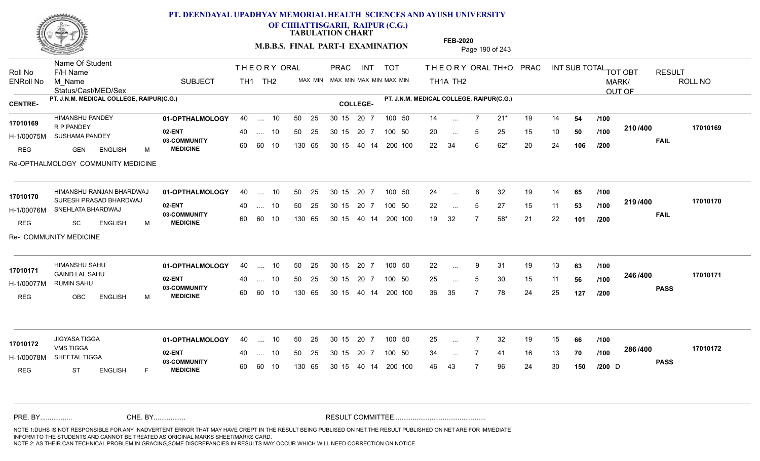# PT. DEENDAYAL UPADHYAY MEMORIAL HEALTH SCIENCES AND AYUSH UNIVERSITY OF CHHATTISGARH, RAIPUR (C.G.)

## TABULATION CHART

**M.B.B.S. FINAL PART-I EXAMINATION** — FEB-2020

| Roll No / ENRoll No | Name Of Student / F/H Name / M_Name / Status/Cast/MED/Sex | SUBJECT | TH1 | TH2 | ORAL | PRAC MAX | PRAC MIN | INT MAX | INT MIN | TOT MAX | TOT MIN | TH1A | TH2 | ORAL | TH+O | PRAC | INT | SUB TOTAL | | TOT OBT MARK/OUT OF | RESULT | ROLL NO |
|---|---|---|---|---|---|---|---|---|---|---|---|---|---|---|---|---|---|---|---|---|---|---|
| **CENTRE-** PT. J.N.M. MEDICAL COLLEGE, RAIPUR(C.G.) | | | | | | | | | | | | **COLLEGE-** PT. J.N.M. MEDICAL COLLEGE, RAIPUR(C.G.) | | | | | | | | | | |
| 17010169 | HIMANSHU PANDEY | 01-OPTHALMOLOGY | 40 | .... | 10 | 50 | 25 | 30 15 | | 20 7 | 100 50 | 14 | ... | 7 | 21* | 19 | 14 | 54 | /100 | 210/400 | FAIL | 17010169 |
| H-1/00075M | R P PANDEY | 02-ENT | 40 | .... | 10 | 50 | 25 | 30 15 | | 20 7 | 100 50 | 20 | ... | 5 | 25 | 15 | 10 | 50 | /100 | | | |
| REG | SUSHAMA PANDEY / GEN ENGLISH M | 03-COMMUNITY MEDICINE | 60 | 60 | 10 | 130 | 65 | 30 15 | | 40 14 | 200 100 | 22 | 34 | 6 | 62* | 20 | 24 | 106 | /200 | | | |
| Re-OPTHALMOLOGY COMMUNITY MEDICINE | | | | | | | | | | | | | | | | | | | | | | |
| 17010170 | HIMANSHU RANJAN BHARDWAJ | 01-OPTHALMOLOGY | 40 | .... | 10 | 50 | 25 | 30 15 | | 20 7 | 100 50 | 24 | ... | 8 | 32 | 19 | 14 | 65 | /100 | 219/400 | FAIL | 17010170 |
| H-1/00076M | SURESH PRASAD BHARDWAJ | 02-ENT | 40 | .... | 10 | 50 | 25 | 30 15 | | 20 7 | 100 50 | 22 | ... | 5 | 27 | 15 | 11 | 53 | /100 | | | |
| REG | SNEHLATA BHARDWAJ / SC ENGLISH M | 03-COMMUNITY MEDICINE | 60 | 60 | 10 | 130 | 65 | 30 15 | | 40 14 | 200 100 | 19 | 32 | 7 | 58* | 21 | 22 | 101 | /200 | | | |
| Re- COMMUNITY MEDICINE | | | | | | | | | | | | | | | | | | | | | | |
| 17010171 | HIMANSHU SAHU | 01-OPTHALMOLOGY | 40 | .... | 10 | 50 | 25 | 30 15 | | 20 7 | 100 50 | 22 | ... | 9 | 31 | 19 | 13 | 63 | /100 | 246/400 | PASS | 17010171 |
| H-1/00077M | GAIND LAL SAHU | 02-ENT | 40 | .... | 10 | 50 | 25 | 30 15 | | 20 7 | 100 50 | 25 | ... | 5 | 30 | 15 | 11 | 56 | /100 | | | |
| REG | RUMIN SAHU / OBC ENGLISH M | 03-COMMUNITY MEDICINE | 60 | 60 | 10 | 130 | 65 | 30 15 | | 40 14 | 200 100 | 36 | 35 | 7 | 78 | 24 | 25 | 127 | /200 | | | |
| 17010172 | JIGYASA TIGGA | 01-OPTHALMOLOGY | 40 | .... | 10 | 50 | 25 | 30 15 | | 20 7 | 100 50 | 25 | ... | 7 | 32 | 19 | 15 | 66 | /100 | 286/400 | PASS | 17010172 |
| H-1/00078M | VMS TIGGA | 02-ENT | 40 | .... | 10 | 50 | 25 | 30 15 | | 20 7 | 100 50 | 34 | ... | 7 | 41 | 16 | 13 | 70 | /100 | | | |
| REG | SHEETAL TIGGA / ST ENGLISH F | 03-COMMUNITY MEDICINE | 60 | 60 | 10 | 130 | 65 | 30 15 | | 40 14 | 200 100 | 46 | 43 | 7 | 96 | 24 | 30 | 150 | /200 D | | | |

PRE. BY................ CHE. BY................ RESULT COMMITTEE................................................

NOTE 1:DUHS IS NOT RESPONSIBLE FOR ANY INADVERTENT ERROR THAT MAY HAVE CREPT IN THE RESULT BEING PUBLISED ON NET.THE RESULT PUBLISHED ON NET ARE FOR IMMEDIATE INFORM TO THE STUDENTS AND CANNOT BE TREATED AS ORIGINAL MARKS SHEET/MARKS CARD.
NOTE 2: AS THEIR CAN TECHNICAL PROBLEM IN GRACING,SOME DISCREPANCIES IN RESULTS MAY OCCUR WHICH WILL NEED CORRECTION ON NOTICE.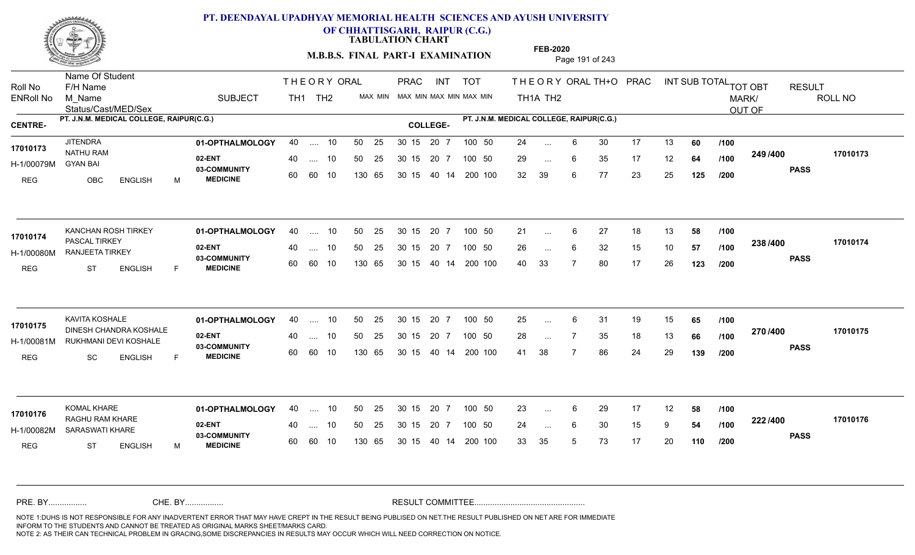# PT. DEENDAYAL UPADHYAY MEMORIAL HEALTH SCIENCES AND AYUSH UNIVERSITY OF CHHATTISGARH, RAIPUR (C.G.)

**TABULATION CHART**

**M.B.B.S. FINAL PART-I EXAMINATION**

**FEB-2020**

| Roll No / ENRoll No | Name Of Student / F/H Name / M_Name / Status/Cast/MED/Sex | SUBJECT | THEORY TH1 | THEORY TH2 | ORAL MAX MIN | PRAC MAX MIN | INT MAX MIN | TOT MAX MIN | THEORY TH1A | THEORY TH2 | ORAL | TH+O | PRAC | INT | SUB TOTAL | | TOT OBT MARK/ OUT OF | RESULT | ROLL NO |
|---|---|---|---|---|---|---|---|---|---|---|---|---|---|---|---|---|---|---|---|

**CENTRE-** PT. J.N.M. MEDICAL COLLEGE, RAIPUR(C.G.) **COLLEGE-** PT. J.N.M. MEDICAL COLLEGE, RAIPUR(C.G.)

| Roll No / ENRoll No | Name Of Student / F/H Name / M_Name / Status/Cast/MED/Sex | SUBJECT | TH1 | TH2 | ORAL MAX MIN | PRAC MAX MIN | INT MAX MIN | TOT MAX MIN | TH1A | TH2 | ORAL | TH+O | PRAC | INT | SUB TOTAL | | TOT OBT MARK/ OUT OF | RESULT | ROLL NO |
|---|---|---|---|---|---|---|---|---|---|---|---|---|---|---|---|---|---|---|---|
| 17010173 | JITENDRA | 01-OPTHALMOLOGY | 40 | .... | 10 | 50 25 | 30 15 | 20 7 | 100 50 | 24 | ... | 6 | 30 | 17 | 13 | 60 | /100 | 249 /400 | PASS | 17010173 |
| H-1/00079M | NATHU RAM / GYAN BAI | 02-ENT | 40 | .... | 10 | 50 25 | 30 15 | 20 7 | 100 50 | 29 | ... | 6 | 35 | 17 | 12 | 64 | /100 | | | |
| REG | OBC ENGLISH M | 03-COMMUNITY MEDICINE | 60 | 60 | 10 | 130 65 | 30 15 | 40 14 | 200 100 | 32 | 39 | 6 | 77 | 23 | 25 | 125 | /200 | | | |
| 17010174 | KANCHAN ROSH TIRKEY | 01-OPTHALMOLOGY | 40 | .... | 10 | 50 25 | 30 15 | 20 7 | 100 50 | 21 | ... | 6 | 27 | 18 | 13 | 58 | /100 | 238 /400 | PASS | 17010174 |
| H-1/00080M | PASCAL TIRKEY / RANJEETA TIRKEY | 02-ENT | 40 | .... | 10 | 50 25 | 30 15 | 20 7 | 100 50 | 26 | ... | 6 | 32 | 15 | 10 | 57 | /100 | | | |
| REG | ST ENGLISH F | 03-COMMUNITY MEDICINE | 60 | 60 | 10 | 130 65 | 30 15 | 40 14 | 200 100 | 40 | 33 | 7 | 80 | 17 | 26 | 123 | /200 | | | |
| 17010175 | KAVITA KOSHALE | 01-OPTHALMOLOGY | 40 | .... | 10 | 50 25 | 30 15 | 20 7 | 100 50 | 25 | ... | 6 | 31 | 19 | 15 | 65 | /100 | 270 /400 | PASS | 17010175 |
| H-1/00081M | DINESH CHANDRA KOSHALE / RUKHMANI DEVI KOSHALE | 02-ENT | 40 | .... | 10 | 50 25 | 30 15 | 20 7 | 100 50 | 28 | ... | 7 | 35 | 18 | 13 | 66 | /100 | | | |
| REG | SC ENGLISH F | 03-COMMUNITY MEDICINE | 60 | 60 | 10 | 130 65 | 30 15 | 40 14 | 200 100 | 41 | 38 | 7 | 86 | 24 | 29 | 139 | /200 | | | |
| 17010176 | KOMAL KHARE | 01-OPTHALMOLOGY | 40 | .... | 10 | 50 25 | 30 15 | 20 7 | 100 50 | 23 | ... | 6 | 29 | 17 | 12 | 58 | /100 | 222 /400 | PASS | 17010176 |
| H-1/00082M | RAGHU RAM KHARE / SARASWATI KHARE | 02-ENT | 40 | .... | 10 | 50 25 | 30 15 | 20 7 | 100 50 | 24 | ... | 6 | 30 | 15 | 9 | 54 | /100 | | | |
| REG | ST ENGLISH M | 03-COMMUNITY MEDICINE | 60 | 60 | 10 | 130 65 | 30 15 | 40 14 | 200 100 | 33 | 35 | 5 | 73 | 17 | 20 | 110 | /200 | | | |

PRE. BY................ CHE. BY................ RESULT COMMITTEE................................................

NOTE 1:DUHS IS NOT RESPONSIBLE FOR ANY INADVERTENT ERROR THAT MAY HAVE CREPT IN THE RESULT BEING PUBLISED ON NET.THE RESULT PUBLISHED ON NET ARE FOR IMMEDIATE INFORM TO THE STUDENTS AND CANNOT BE TREATED AS ORIGINAL MARKS SHEET/MARKS CARD.
NOTE 2: AS THEIR CAN TECHNICAL PROBLEM IN GRACING,SOME DISCREPANCIES IN RESULTS MAY OCCUR WHICH WILL NEED CORRECTION ON NOTICE.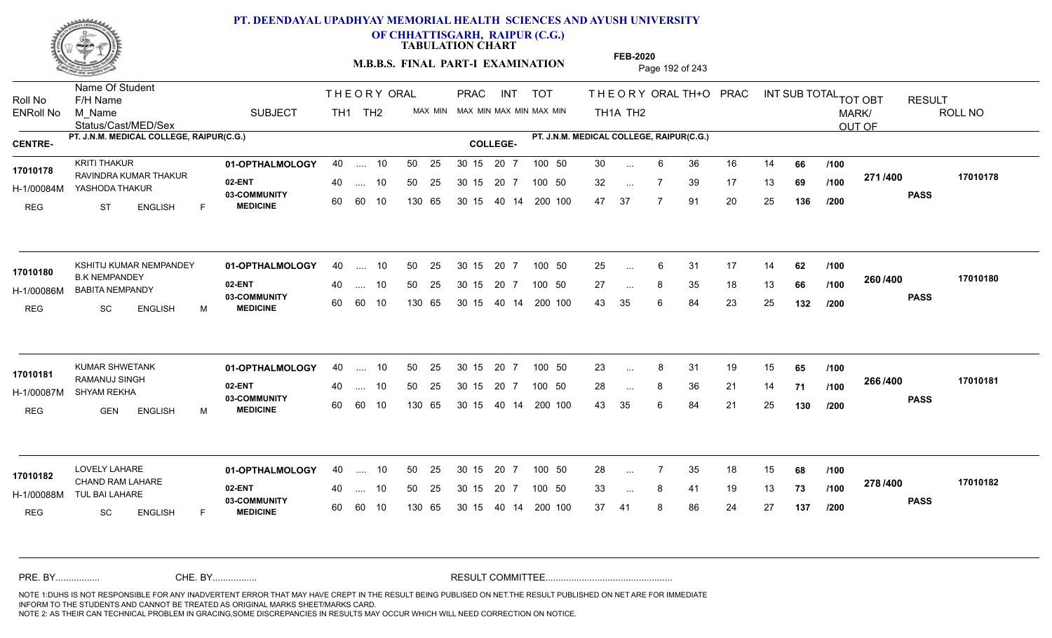# PT. DEENDAYAL UPADHYAY MEMORIAL HEALTH SCIENCES AND AYUSH UNIVERSITY OF CHHATTISGARH, RAIPUR (C.G.)

**TABULATION CHART**

**M.B.B.S. FINAL PART-I EXAMINATION**

**FEB-2020**

| Roll No / ENRoll No | Name Of Student / F/H Name / M_Name / Status/Cast/MED/Sex | SUBJECT | THEORY TH1 | THEORY TH2 | ORAL | PRAC MAX | PRAC MIN | INT MAX | INT MIN | TOT MAX | TOT MIN | THEORY TH1A | THEORY TH2 | ORAL | TH+O | PRAC | INT | SUB TOTAL | | TOT OBT MARK/OUT OF | RESULT | ROLL NO |
|---|---|---|---|---|---|---|---|---|---|---|---|---|---|---|---|---|---|---|---|---|---|---|
| **CENTRE-** PT. J.N.M. MEDICAL COLLEGE, RAIPUR(C.G.) | | | | | | | | | | | | **COLLEGE-** PT. J.N.M. MEDICAL COLLEGE, RAIPUR(C.G.) | | | | | | | | | | |
| 17010178 | KRITI THAKUR | 01-OPTHALMOLOGY | 40 | .... | 10 | 50 | 25 | 30 15 | 20 7 | 100 | 50 | 30 | ... | 6 | 36 | 16 | 14 | 66 | /100 | 271 /400 | PASS | 17010178 |
| H-1/00084M | RAVINDRA KUMAR THAKUR / YASHODA THAKUR | 02-ENT | 40 | .... | 10 | 50 | 25 | 30 15 | 20 7 | 100 | 50 | 32 | ... | 7 | 39 | 17 | 13 | 69 | /100 | | | |
| REG | ST ENGLISH F | 03-COMMUNITY MEDICINE | 60 | 60 | 10 | 130 | 65 | 30 15 | 40 14 | 200 | 100 | 47 | 37 | 7 | 91 | 20 | 25 | 136 | /200 | | | |
| 17010180 | KSHITIJ KUMAR NEMPANDEY | 01-OPTHALMOLOGY | 40 | .... | 10 | 50 | 25 | 30 15 | 20 7 | 100 | 50 | 25 | ... | 6 | 31 | 17 | 14 | 62 | /100 | 260 /400 | PASS | 17010180 |
| H-1/00086M | B.K NEMPANDEY / BABITA NEMPANDY | 02-ENT | 40 | .... | 10 | 50 | 25 | 30 15 | 20 7 | 100 | 50 | 27 | ... | 8 | 35 | 18 | 13 | 66 | /100 | | | |
| REG | SC ENGLISH M | 03-COMMUNITY MEDICINE | 60 | 60 | 10 | 130 | 65 | 30 15 | 40 14 | 200 | 100 | 43 | 35 | 6 | 84 | 23 | 25 | 132 | /200 | | | |
| 17010181 | KUMAR SHWETANK | 01-OPTHALMOLOGY | 40 | .... | 10 | 50 | 25 | 30 15 | 20 7 | 100 | 50 | 23 | ... | 8 | 31 | 19 | 15 | 65 | /100 | 266 /400 | PASS | 17010181 |
| H-1/00087M | RAMANUJ SINGH / SHYAM REKHA | 02-ENT | 40 | .... | 10 | 50 | 25 | 30 15 | 20 7 | 100 | 50 | 28 | ... | 8 | 36 | 21 | 14 | 71 | /100 | | | |
| REG | GEN ENGLISH M | 03-COMMUNITY MEDICINE | 60 | 60 | 10 | 130 | 65 | 30 15 | 40 14 | 200 | 100 | 43 | 35 | 6 | 84 | 21 | 25 | 130 | /200 | | | |
| 17010182 | LOVELY LAHARE | 01-OPTHALMOLOGY | 40 | .... | 10 | 50 | 25 | 30 15 | 20 7 | 100 | 50 | 28 | ... | 7 | 35 | 18 | 15 | 68 | /100 | 278 /400 | PASS | 17010182 |
| H-1/00088M | CHAND RAM LAHARE / TUL BAI LAHARE | 02-ENT | 40 | .... | 10 | 50 | 25 | 30 15 | 20 7 | 100 | 50 | 33 | ... | 8 | 41 | 19 | 13 | 73 | /100 | | | |
| REG | SC ENGLISH F | 03-COMMUNITY MEDICINE | 60 | 60 | 10 | 130 | 65 | 30 15 | 40 14 | 200 | 100 | 37 | 41 | 8 | 86 | 24 | 27 | 137 | /200 | | | |

PRE. BY................ CHE. BY................ RESULT COMMITTEE................................................

NOTE 1:DUHS IS NOT RESPONSIBLE FOR ANY INADVERTENT ERROR THAT MAY HAVE CREPT IN THE RESULT BEING PUBLISED ON NET.THE RESULT PUBLISHED ON NET ARE FOR IMMEDIATE INFORM TO THE STUDENTS AND CANNOT BE TREATED AS ORIGINAL MARKS SHEET/MARKS CARD.
NOTE 2: AS THEIR CAN TECHNICAL PROBLEM IN GRACING,SOME DISCREPANCIES IN RESULTS MAY OCCUR WHICH WILL NEED CORRECTION ON NOTICE.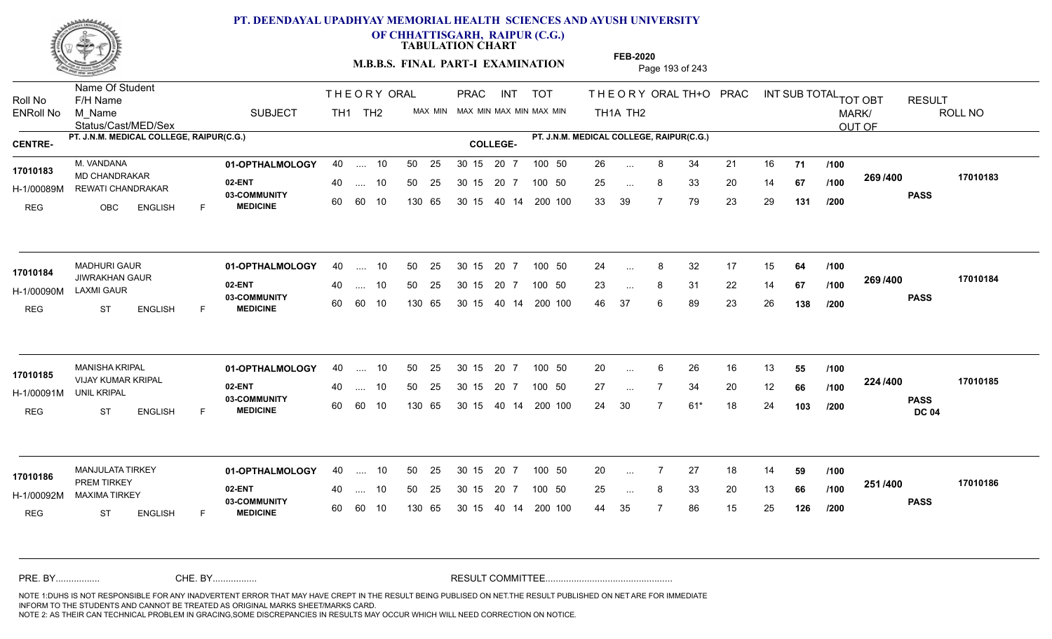# PT. DEENDAYAL UPADHYAY MEMORIAL HEALTH SCIENCES AND AYUSH UNIVERSITY OF CHHATTISGARH, RAIPUR (C.G.)

**TABULATION CHART**

**M.B.B.S. FINAL PART-I EXAMINATION**

**FEB-2020**

| Roll No | Name Of Student F/H Name M_Name Status/Cast/MED/Sex | SUBJECT | THEORY TH1 | THEORY TH2 | ORAL MAX MIN | PRAC MAX MIN | INT MAX MIN | TOT MAX MIN | THEORY TH1A | THEORY TH2 | ORAL | TH+O | PRAC | INT | SUB TOTAL | TOT OBT MARK/ OUT OF | RESULT | ROLL NO |
|---|---|---|---|---|---|---|---|---|---|---|---|---|---|---|---|---|---|---|
| **CENTRE-** PT. J.N.M. MEDICAL COLLEGE, RAIPUR(C.G.) | | **COLLEGE-** PT. J.N.M. MEDICAL COLLEGE, RAIPUR(C.G.) | | | | | | | | | | | | | | | | |
| 17010183 | M. VANDANA | 01-OPTHALMOLOGY | 40 | .... | 10 | 50 25 | 30 15 20 7 | 100 50 | 26 | ... | 8 | 34 | 21 | 16 | 71 /100 | 269 /400 | PASS | 17010183 |
| H-1/00089M | MD CHANDRAKAR REWATI CHANDRAKAR | 02-ENT | 40 | .... | 10 | 50 25 | 30 15 20 7 | 100 50 | 25 | ... | 8 | 33 | 20 | 14 | 67 /100 | | | |
| REG | OBC ENGLISH F | 03-COMMUNITY MEDICINE | 60 | 60 | 10 | 130 65 | 30 15 40 14 | 200 100 | 33 | 39 | 7 | 79 | 23 | 29 | 131 /200 | | | |
| 17010184 | MADHURI GAUR | 01-OPTHALMOLOGY | 40 | .... | 10 | 50 25 | 30 15 20 7 | 100 50 | 24 | ... | 8 | 32 | 17 | 15 | 64 /100 | 269 /400 | PASS | 17010184 |
| H-1/00090M | JIWRAKHAN GAUR LAXMI GAUR | 02-ENT | 40 | .... | 10 | 50 25 | 30 15 20 7 | 100 50 | 23 | ... | 8 | 31 | 22 | 14 | 67 /100 | | | |
| REG | ST ENGLISH F | 03-COMMUNITY MEDICINE | 60 | 60 | 10 | 130 65 | 30 15 40 14 | 200 100 | 46 | 37 | 6 | 89 | 23 | 26 | 138 /200 | | | |
| 17010185 | MANISHA KRIPAL | 01-OPTHALMOLOGY | 40 | .... | 10 | 50 25 | 30 15 20 7 | 100 50 | 20 | ... | 6 | 26 | 16 | 13 | 55 /100 | 224 /400 | PASS DC 04 | 17010185 |
| H-1/00091M | VIJAY KUMAR KRIPAL UNIL KRIPAL | 02-ENT | 40 | .... | 10 | 50 25 | 30 15 20 7 | 100 50 | 27 | ... | 7 | 34 | 20 | 12 | 66 /100 | | | |
| REG | ST ENGLISH F | 03-COMMUNITY MEDICINE | 60 | 60 | 10 | 130 65 | 30 15 40 14 | 200 100 | 24 | 30 | 7 | 61* | 18 | 24 | 103 /200 | | | |
| 17010186 | MANJULATA TIRKEY | 01-OPTHALMOLOGY | 40 | .... | 10 | 50 25 | 30 15 20 7 | 100 50 | 20 | ... | 7 | 27 | 18 | 14 | 59 /100 | 251 /400 | PASS | 17010186 |
| H-1/00092M | PREM TIRKEY MAXIMA TIRKEY | 02-ENT | 40 | .... | 10 | 50 25 | 30 15 20 7 | 100 50 | 25 | ... | 8 | 33 | 20 | 13 | 66 /100 | | | |
| REG | ST ENGLISH F | 03-COMMUNITY MEDICINE | 60 | 60 | 10 | 130 65 | 30 15 40 14 | 200 100 | 44 | 35 | 7 | 86 | 15 | 25 | 126 /200 | | | |

PRE. BY................ CHE. BY................ RESULT COMMITTEE................................................

NOTE 1:DUHS IS NOT RESPONSIBLE FOR ANY INADVERTENT ERROR THAT MAY HAVE CREPT IN THE RESULT BEING PUBLISED ON NET.THE RESULT PUBLISHED ON NET ARE FOR IMMEDIATE INFORM TO THE STUDENTS AND CANNOT BE TREATED AS ORIGINAL MARKS SHEET/MARKS CARD.
NOTE 2: AS THEIR CAN TECHNICAL PROBLEM IN GRACING,SOME DISCREPANCIES IN RESULTS MAY OCCUR WHICH WILL NEED CORRECTION ON NOTICE.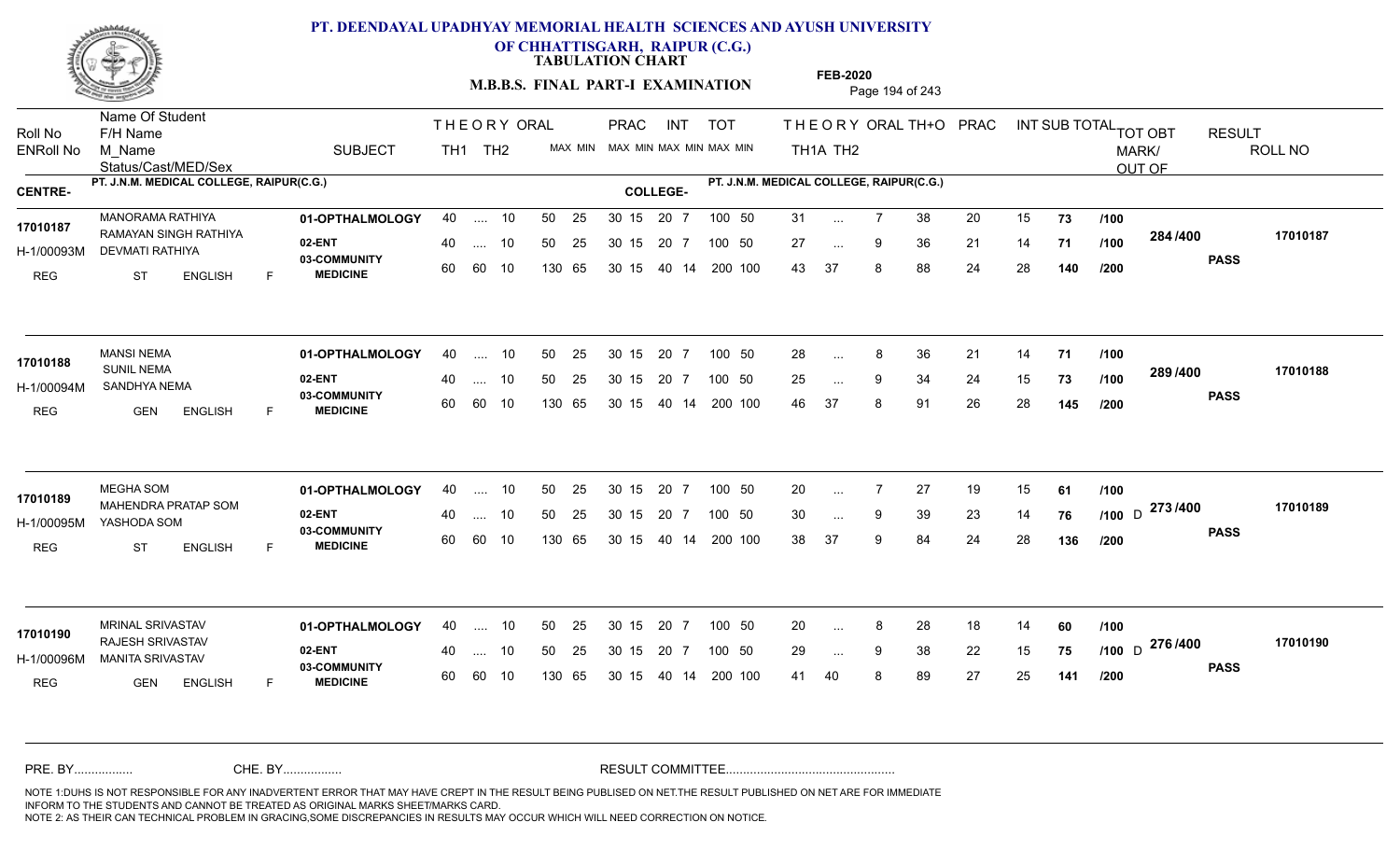# PT. DEENDAYAL UPADHYAY MEMORIAL HEALTH SCIENCES AND AYUSH UNIVERSITY OF CHHATTISGARH, RAIPUR (C.G.)

**TABULATION CHART**

**M.B.B.S. FINAL PART-I EXAMINATION**

**FEB-2020**

**CENTRE-** PT. J.N.M. MEDICAL COLLEGE, RAIPUR(C.G.) **COLLEGE-** PT. J.N.M. MEDICAL COLLEGE, RAIPUR(C.G.)

| Roll No / ENRoll No / Status | Name Of Student / F/H Name / M_Name / Cast/MED/Sex | SUBJECT | THEORY TH1 | THEORY TH2 | ORAL MAX MIN | PRAC MAX MIN | INT MAX MIN | TOT MAX MIN | TH1A | TH2 | ORAL | TH+O | PRAC | INT | SUB TOTAL | OUT OF | TOT OBT MARK/OUT OF | RESULT | ROLL NO |
|---|---|---|---|---|---|---|---|---|---|---|---|---|---|---|---|---|---|---|---|
| 17010187 | MANORAMA RATHIYA | 01-OPTHALMOLOGY | 40 | .... | 10 | 50 25 | 30 15 | 20 7 / 100 50 | 31 | ... | 7 | 38 | 20 | 15 | 73 | /100 | 284 /400 | PASS | 17010187 |
| H-1/00093M | RAMAYAN SINGH RATHIYA / DEVMATI RATHIYA | 02-ENT | 40 | .... | 10 | 50 25 | 30 15 | 20 7 / 100 50 | 27 | ... | 9 | 36 | 21 | 14 | 71 | /100 | | | |
| REG | ST ENGLISH F | 03-COMMUNITY MEDICINE | 60 | 60 | 10 | 130 65 | 30 15 | 40 14 / 200 100 | 43 | 37 | 8 | 88 | 24 | 28 | 140 | /200 | | | |
| 17010188 | MANSI NEMA | 01-OPTHALMOLOGY | 40 | .... | 10 | 50 25 | 30 15 | 20 7 / 100 50 | 28 | ... | 8 | 36 | 21 | 14 | 71 | /100 | 289 /400 | PASS | 17010188 |
| H-1/00094M | SUNIL NEMA / SANDHYA NEMA | 02-ENT | 40 | .... | 10 | 50 25 | 30 15 | 20 7 / 100 50 | 25 | ... | 9 | 34 | 24 | 15 | 73 | /100 | | | |
| REG | GEN ENGLISH F | 03-COMMUNITY MEDICINE | 60 | 60 | 10 | 130 65 | 30 15 | 40 14 / 200 100 | 46 | 37 | 8 | 91 | 26 | 28 | 145 | /200 | | | |
| 17010189 | MEGHA SOM | 01-OPTHALMOLOGY | 40 | .... | 10 | 50 25 | 30 15 | 20 7 / 100 50 | 20 | ... | 7 | 27 | 19 | 15 | 61 | /100 | 273 /400 | PASS | 17010189 |
| H-1/00095M | MAHENDRA PRATAP SOM / YASHODA SOM | 02-ENT | 40 | .... | 10 | 50 25 | 30 15 | 20 7 / 100 50 | 30 | ... | 9 | 39 | 23 | 14 | 76 | /100 D | | | |
| REG | ST ENGLISH F | 03-COMMUNITY MEDICINE | 60 | 60 | 10 | 130 65 | 30 15 | 40 14 / 200 100 | 38 | 37 | 9 | 84 | 24 | 28 | 136 | /200 | | | |
| 17010190 | MRINAL SRIVASTAV | 01-OPTHALMOLOGY | 40 | .... | 10 | 50 25 | 30 15 | 20 7 / 100 50 | 20 | ... | 8 | 28 | 18 | 14 | 60 | /100 | 276 /400 | PASS | 17010190 |
| H-1/00096M | RAJESH SRIVASTAV / MANITA SRIVASTAV | 02-ENT | 40 | .... | 10 | 50 25 | 30 15 | 20 7 / 100 50 | 29 | ... | 9 | 38 | 22 | 15 | 75 | /100 D | | | |
| REG | GEN ENGLISH F | 03-COMMUNITY MEDICINE | 60 | 60 | 10 | 130 65 | 30 15 | 40 14 / 200 100 | 41 | 40 | 8 | 89 | 27 | 25 | 141 | /200 | | | |

PRE. BY................. CHE. BY................. RESULT COMMITTEE.................................................

NOTE 1:DUHS IS NOT RESPONSIBLE FOR ANY INADVERTENT ERROR THAT MAY HAVE CREPT IN THE RESULT BEING PUBLISED ON NET.THE RESULT PUBLISHED ON NET ARE FOR IMMEDIATE INFORM TO THE STUDENTS AND CANNOT BE TREATED AS ORIGINAL MARKS SHEET/MARKS CARD.
NOTE 2: AS THEIR CAN TECHNICAL PROBLEM IN GRACING,SOME DISCREPANCIES IN RESULTS MAY OCCUR WHICH WILL NEED CORRECTION ON NOTICE.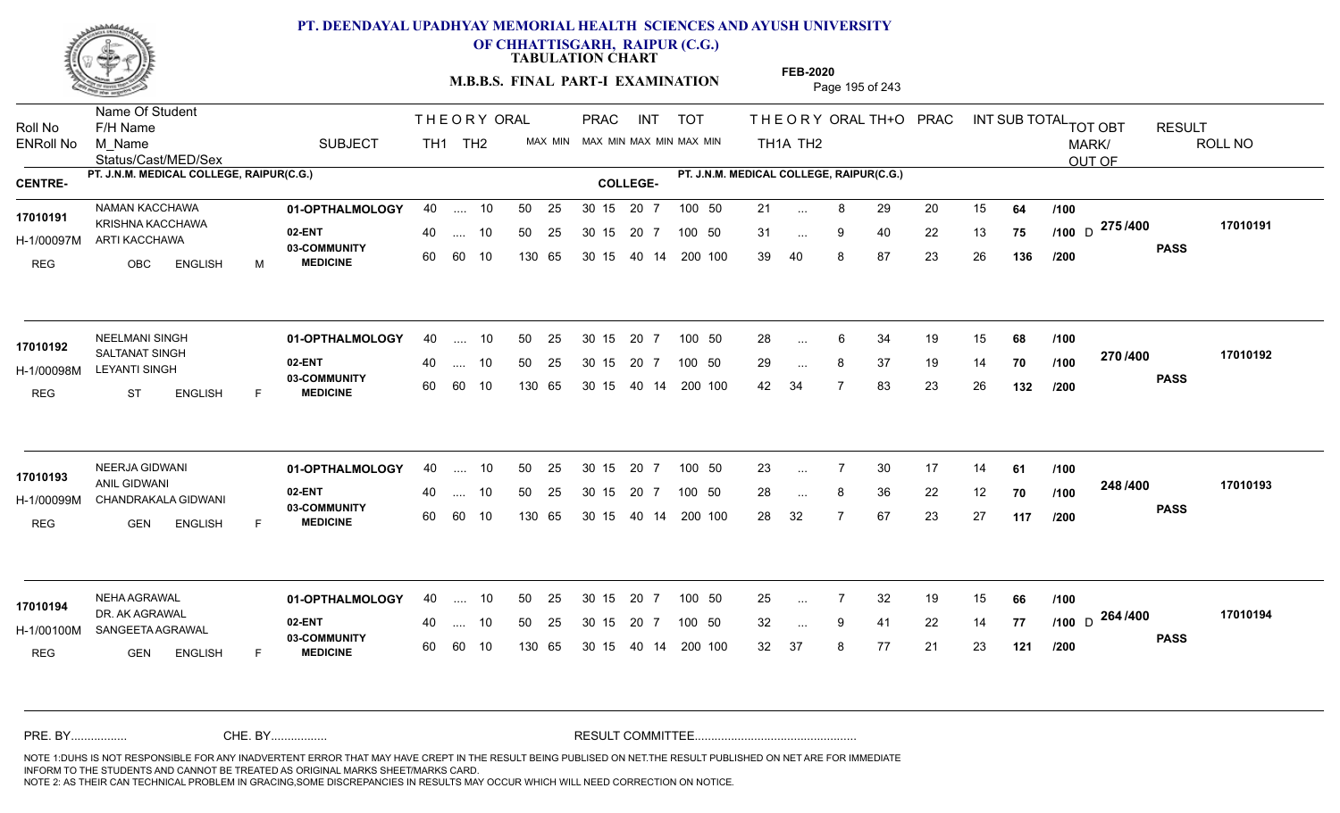# PT. DEENDAYAL UPADHYAY MEMORIAL HEALTH SCIENCES AND AYUSH UNIVERSITY OF CHHATTISGARH, RAIPUR (C.G.)

**TABULATION CHART**

**M.B.B.S. FINAL PART-I EXAMINATION**

**FEB-2020**

| Roll No / ENRoll No | Name Of Student / F/H Name / M_Name / Status/Cast/MED/Sex | SUBJECT | THEORY TH1 | THEORY TH2 | ORAL | PRAC MAX | PRAC MIN | INT MAX | INT MIN | TOT MAX | TOT MIN | TH1A | TH2 | ORAL | TH+O | PRAC | INT | SUB TOTAL | OUT OF | TOT OBT MARK/OUT OF | RESULT | ROLL NO |
|---|---|---|---|---|---|---|---|---|---|---|---|---|---|---|---|---|---|---|---|---|---|---|
| **CENTRE-** PT. J.N.M. MEDICAL COLLEGE, RAIPUR(C.G.) | | | | | | | | | | | | **COLLEGE-** PT. J.N.M. MEDICAL COLLEGE, RAIPUR(C.G.) | | | | | | | | | | |
| 17010191 | NAMAN KACCHAWA | 01-OPTHALMOLOGY | 40 | .... | 10 | 50 25 | 30 15 | 20 | 7 | 100 | 50 | 21 | ... | 8 | 29 | 20 | 15 | 64 | /100 | | | 17010191 |
| H-1/00097M | KRISHNA KACCHAWA / ARTI KACCHAWA | 02-ENT | 40 | .... | 10 | 50 25 | 30 15 | 20 | 7 | 100 | 50 | 31 | ... | 9 | 40 | 22 | 13 | 75 | /100 D | 275 /400 | PASS | |
| REG | OBC ENGLISH M | 03-COMMUNITY MEDICINE | 60 | 60 | 10 | 130 65 | 30 15 | 40 | 14 | 200 | 100 | 39 | 40 | 8 | 87 | 23 | 26 | 136 | /200 | | | |
| 17010192 | NEELMANI SINGH | 01-OPTHALMOLOGY | 40 | .... | 10 | 50 25 | 30 15 | 20 | 7 | 100 | 50 | 28 | ... | 6 | 34 | 19 | 15 | 68 | /100 | | | 17010192 |
| H-1/00098M | SALTANAT SINGH / LEYANTI SINGH | 02-ENT | 40 | .... | 10 | 50 25 | 30 15 | 20 | 7 | 100 | 50 | 29 | ... | 8 | 37 | 19 | 14 | 70 | /100 | 270 /400 | PASS | |
| REG | ST ENGLISH F | 03-COMMUNITY MEDICINE | 60 | 60 | 10 | 130 65 | 30 15 | 40 | 14 | 200 | 100 | 42 | 34 | 7 | 83 | 23 | 26 | 132 | /200 | | | |
| 17010193 | NEERJA GIDWANI | 01-OPTHALMOLOGY | 40 | .... | 10 | 50 25 | 30 15 | 20 | 7 | 100 | 50 | 23 | ... | 7 | 30 | 17 | 14 | 61 | /100 | | | 17010193 |
| H-1/00099M | ANIL GIDWANI / CHANDRAKALA GIDWANI | 02-ENT | 40 | .... | 10 | 50 25 | 30 15 | 20 | 7 | 100 | 50 | 28 | ... | 8 | 36 | 22 | 12 | 70 | /100 | 248 /400 | PASS | |
| REG | GEN ENGLISH F | 03-COMMUNITY MEDICINE | 60 | 60 | 10 | 130 65 | 30 15 | 40 | 14 | 200 | 100 | 28 | 32 | 7 | 67 | 23 | 27 | 117 | /200 | | | |
| 17010194 | NEHA AGRAWAL | 01-OPTHALMOLOGY | 40 | .... | 10 | 50 25 | 30 15 | 20 | 7 | 100 | 50 | 25 | ... | 7 | 32 | 19 | 15 | 66 | /100 | | | 17010194 |
| H-1/00100M | DR. AK AGRAWAL / SANGEETA AGRAWAL | 02-ENT | 40 | .... | 10 | 50 25 | 30 15 | 20 | 7 | 100 | 50 | 32 | ... | 9 | 41 | 22 | 14 | 77 | /100 D | 264 /400 | PASS | |
| REG | GEN ENGLISH F | 03-COMMUNITY MEDICINE | 60 | 60 | 10 | 130 65 | 30 15 | 40 | 14 | 200 | 100 | 32 | 37 | 8 | 77 | 21 | 23 | 121 | /200 | | | |

PRE. BY................ CHE. BY................ RESULT COMMITTEE................................................

NOTE 1:DUHS IS NOT RESPONSIBLE FOR ANY INADVERTENT ERROR THAT MAY HAVE CREPT IN THE RESULT BEING PUBLISED ON NET.THE RESULT PUBLISHED ON NET ARE FOR IMMEDIATE INFORM TO THE STUDENTS AND CANNOT BE TREATED AS ORIGINAL MARKS SHEET/MARKS CARD.
NOTE 2: AS THEIR CAN TECHNICAL PROBLEM IN GRACING,SOME DISCREPANCIES IN RESULTS MAY OCCUR WHICH WILL NEED CORRECTION ON NOTICE.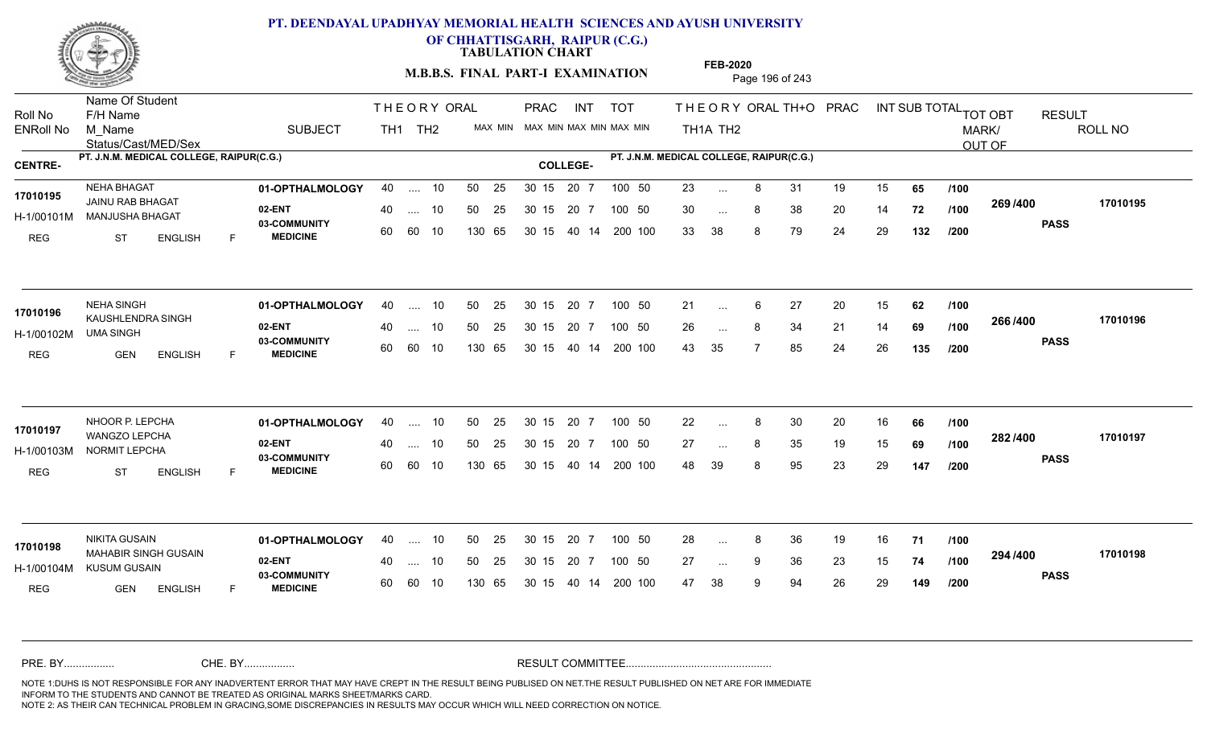# PT. DEENDAYAL UPADHYAY MEMORIAL HEALTH SCIENCES AND AYUSH UNIVERSITY OF CHHATTISGARH, RAIPUR (C.G.)

**TABULATION CHART**

**M.B.B.S. FINAL PART-I EXAMINATION**

**FEB-2020**

| Roll No / ENRoll No | Name Of Student / F/H Name / M_Name / Status/Cast/MED/Sex | SUBJECT | THEORY TH1 | TH2 | ORAL | PRAC MAX | MIN | INT MAX | MIN | TOT MAX | MIN | THEORY TH1A | TH2 | ORAL | TH+O | PRAC | INT | SUB TOTAL | | TOT OBT MARK/OUT OF | RESULT | ROLL NO |
|---|---|---|---|---|---|---|---|---|---|---|---|---|---|---|---|---|---|---|---|---|---|---|
| **CENTRE-** PT. J.N.M. MEDICAL COLLEGE, RAIPUR(C.G.) | | | | | | | | | | | | **COLLEGE-** PT. J.N.M. MEDICAL COLLEGE, RAIPUR(C.G.) | | | | | | | | | | |
| 17010195 | NEHA BHAGAT | 01-OPTHALMOLOGY | 40 | .... | 10 | 50 | 25 | 30 15 | 20 7 | 100 | 50 | 23 | ... | 8 | 31 | 19 | 15 | 65 | /100 | 269 /400 | PASS | 17010195 |
| H-1/00101M | JAINU RAB BHAGAT / MANJUSHA BHAGAT | 02-ENT | 40 | .... | 10 | 50 | 25 | 30 15 | 20 7 | 100 | 50 | 30 | ... | 8 | 38 | 20 | 14 | 72 | /100 | | | |
| REG | ST ENGLISH F | 03-COMMUNITY MEDICINE | 60 | 60 | 10 | 130 | 65 | 30 15 | 40 14 | 200 | 100 | 33 | 38 | 8 | 79 | 24 | 29 | 132 | /200 | | | |
| 17010196 | NEHA SINGH | 01-OPTHALMOLOGY | 40 | .... | 10 | 50 | 25 | 30 15 | 20 7 | 100 | 50 | 21 | ... | 6 | 27 | 20 | 15 | 62 | /100 | 266 /400 | PASS | 17010196 |
| H-1/00102M | KAUSHLENDRA SINGH / UMA SINGH | 02-ENT | 40 | .... | 10 | 50 | 25 | 30 15 | 20 7 | 100 | 50 | 26 | ... | 8 | 34 | 21 | 14 | 69 | /100 | | | |
| REG | GEN ENGLISH F | 03-COMMUNITY MEDICINE | 60 | 60 | 10 | 130 | 65 | 30 15 | 40 14 | 200 | 100 | 43 | 35 | 7 | 85 | 24 | 26 | 135 | /200 | | | |
| 17010197 | NHOOR P. LEPCHA | 01-OPTHALMOLOGY | 40 | .... | 10 | 50 | 25 | 30 15 | 20 7 | 100 | 50 | 22 | ... | 8 | 30 | 20 | 16 | 66 | /100 | 282 /400 | PASS | 17010197 |
| H-1/00103M | WANGZO LEPCHA / NORMIT LEPCHA | 02-ENT | 40 | .... | 10 | 50 | 25 | 30 15 | 20 7 | 100 | 50 | 27 | ... | 8 | 35 | 19 | 15 | 69 | /100 | | | |
| REG | ST ENGLISH F | 03-COMMUNITY MEDICINE | 60 | 60 | 10 | 130 | 65 | 30 15 | 40 14 | 200 | 100 | 48 | 39 | 8 | 95 | 23 | 29 | 147 | /200 | | | |
| 17010198 | NIKITA GUSAIN | 01-OPTHALMOLOGY | 40 | .... | 10 | 50 | 25 | 30 15 | 20 7 | 100 | 50 | 28 | ... | 8 | 36 | 19 | 16 | 71 | /100 | 294 /400 | PASS | 17010198 |
| H-1/00104M | MAHABIR SINGH GUSAIN / KUSUM GUSAIN | 02-ENT | 40 | .... | 10 | 50 | 25 | 30 15 | 20 7 | 100 | 50 | 27 | ... | 9 | 36 | 23 | 15 | 74 | /100 | | | |
| REG | GEN ENGLISH F | 03-COMMUNITY MEDICINE | 60 | 60 | 10 | 130 | 65 | 30 15 | 40 14 | 200 | 100 | 47 | 38 | 9 | 94 | 26 | 29 | 149 | /200 | | | |

PRE. BY................ CHE. BY................ RESULT COMMITTEE................................................

NOTE 1:DUHS IS NOT RESPONSIBLE FOR ANY INADVERTENT ERROR THAT MAY HAVE CREPT IN THE RESULT BEING PUBLISED ON NET.THE RESULT PUBLISHED ON NET ARE FOR IMMEDIATE INFORM TO THE STUDENTS AND CANNOT BE TREATED AS ORIGINAL MARKS SHEET/MARKS CARD.
NOTE 2: AS THEIR CAN TECHNICAL PROBLEM IN GRACING,SOME DISCREPANCIES IN RESULTS MAY OCCUR WHICH WILL NEED CORRECTION ON NOTICE.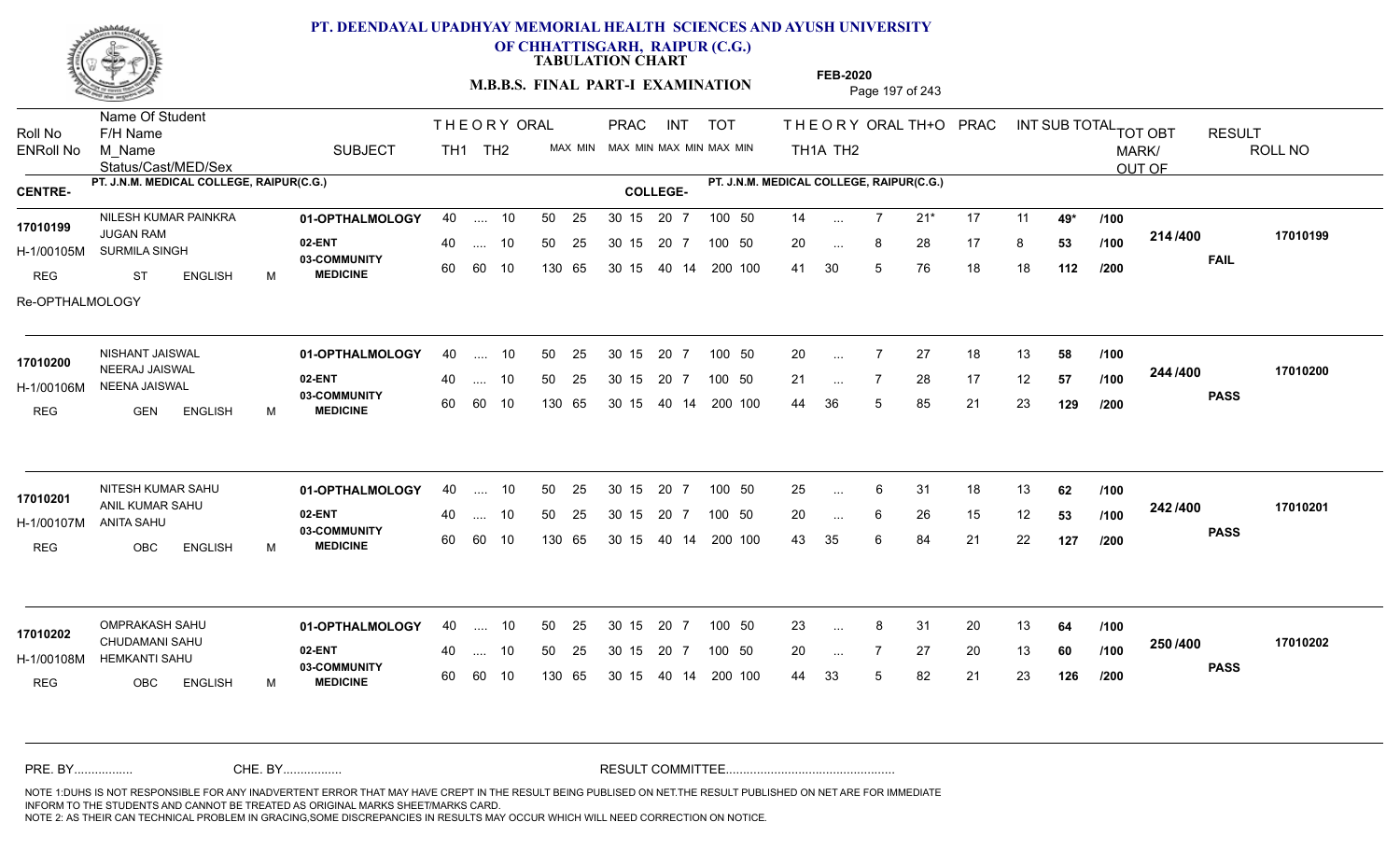# PT. DEENDAYAL UPADHYAY MEMORIAL HEALTH SCIENCES AND AYUSH UNIVERSITY OF CHHATTISGARH, RAIPUR (C.G.)

**TABULATION CHART**

**M.B.B.S. FINAL PART-I EXAMINATION** — **FEB-2020**

**CENTRE-** PT. J.N.M. MEDICAL COLLEGE, RAIPUR(C.G.) **COLLEGE-** PT. J.N.M. MEDICAL COLLEGE, RAIPUR(C.G.)

| Roll No / ENRoll No | Name Of Student / F/H Name / M_Name / Status/Cast/MED/Sex | SUBJECT | THEORY TH1 | THEORY TH2 | ORAL | PRAC MAX MIN | INT MAX MIN | TOT MAX MIN | TH1A | TH2 | ORAL | TH+O | PRAC | INT | SUB TOTAL | | TOT OBT MARK/OUT OF | RESULT | ROLL NO |
|---|---|---|---|---|---|---|---|---|---|---|---|---|---|---|---|---|---|---|---|
| 17010199 | NILESH KUMAR PAINKRA | 01-OPTHALMOLOGY | 40 | .... | 10 | 50 25 | 30 15 20 7 | 100 50 | 14 | ... | 7 | 21* | 17 | 11 | 49* | /100 | 214 /400 | FAIL | 17010199 |
| H-1/00105M | JUGAN RAM / SURMILA SINGH | 02-ENT | 40 | .... | 10 | 50 25 | 30 15 20 7 | 100 50 | 20 | ... | 8 | 28 | 17 | 8 | 53 | /100 | | | |
| REG | ST ENGLISH M | 03-COMMUNITY MEDICINE | 60 | 60 | 10 | 130 65 | 30 15 40 14 | 200 100 | 41 | 30 | 5 | 76 | 18 | 18 | 112 | /200 | | | |
| Re-OPTHALMOLOGY | | | | | | | | | | | | | | | | | | | |
| 17010200 | NISHANT JAISWAL | 01-OPTHALMOLOGY | 40 | .... | 10 | 50 25 | 30 15 20 7 | 100 50 | 20 | ... | 7 | 27 | 18 | 13 | 58 | /100 | 244 /400 | PASS | 17010200 |
| H-1/00106M | NEERAJ JAISWAL / NEENA JAISWAL | 02-ENT | 40 | .... | 10 | 50 25 | 30 15 20 7 | 100 50 | 21 | ... | 7 | 28 | 17 | 12 | 57 | /100 | | | |
| REG | GEN ENGLISH M | 03-COMMUNITY MEDICINE | 60 | 60 | 10 | 130 65 | 30 15 40 14 | 200 100 | 44 | 36 | 5 | 85 | 21 | 23 | 129 | /200 | | | |
| 17010201 | NITESH KUMAR SAHU | 01-OPTHALMOLOGY | 40 | .... | 10 | 50 25 | 30 15 20 7 | 100 50 | 25 | ... | 6 | 31 | 18 | 13 | 62 | /100 | 242 /400 | PASS | 17010201 |
| H-1/00107M | ANIL KUMAR SAHU / ANITA SAHU | 02-ENT | 40 | .... | 10 | 50 25 | 30 15 20 7 | 100 50 | 20 | ... | 6 | 26 | 15 | 12 | 53 | /100 | | | |
| REG | OBC ENGLISH M | 03-COMMUNITY MEDICINE | 60 | 60 | 10 | 130 65 | 30 15 40 14 | 200 100 | 43 | 35 | 6 | 84 | 21 | 22 | 127 | /200 | | | |
| 17010202 | OMPRAKASH SAHU | 01-OPTHALMOLOGY | 40 | .... | 10 | 50 25 | 30 15 20 7 | 100 50 | 23 | ... | 8 | 31 | 20 | 13 | 64 | /100 | 250 /400 | PASS | 17010202 |
| H-1/00108M | CHUDAMANI SAHU / HEMKANTI SAHU | 02-ENT | 40 | .... | 10 | 50 25 | 30 15 20 7 | 100 50 | 20 | ... | 7 | 27 | 20 | 13 | 60 | /100 | | | |
| REG | OBC ENGLISH M | 03-COMMUNITY MEDICINE | 60 | 60 | 10 | 130 65 | 30 15 40 14 | 200 100 | 44 | 33 | 5 | 82 | 21 | 23 | 126 | /200 | | | |

PRE. BY................ CHE. BY................ RESULT COMMITTEE................................................

NOTE 1:DUHS IS NOT RESPONSIBLE FOR ANY INADVERTENT ERROR THAT MAY HAVE CREPT IN THE RESULT BEING PUBLISED ON NET.THE RESULT PUBLISHED ON NET ARE FOR IMMEDIATE INFORM TO THE STUDENTS AND CANNOT BE TREATED AS ORIGINAL MARKS SHEET/MARKS CARD.
NOTE 2: AS THEIR CAN TECHNICAL PROBLEM IN GRACING,SOME DISCREPANCIES IN RESULTS MAY OCCUR WHICH WILL NEED CORRECTION ON NOTICE.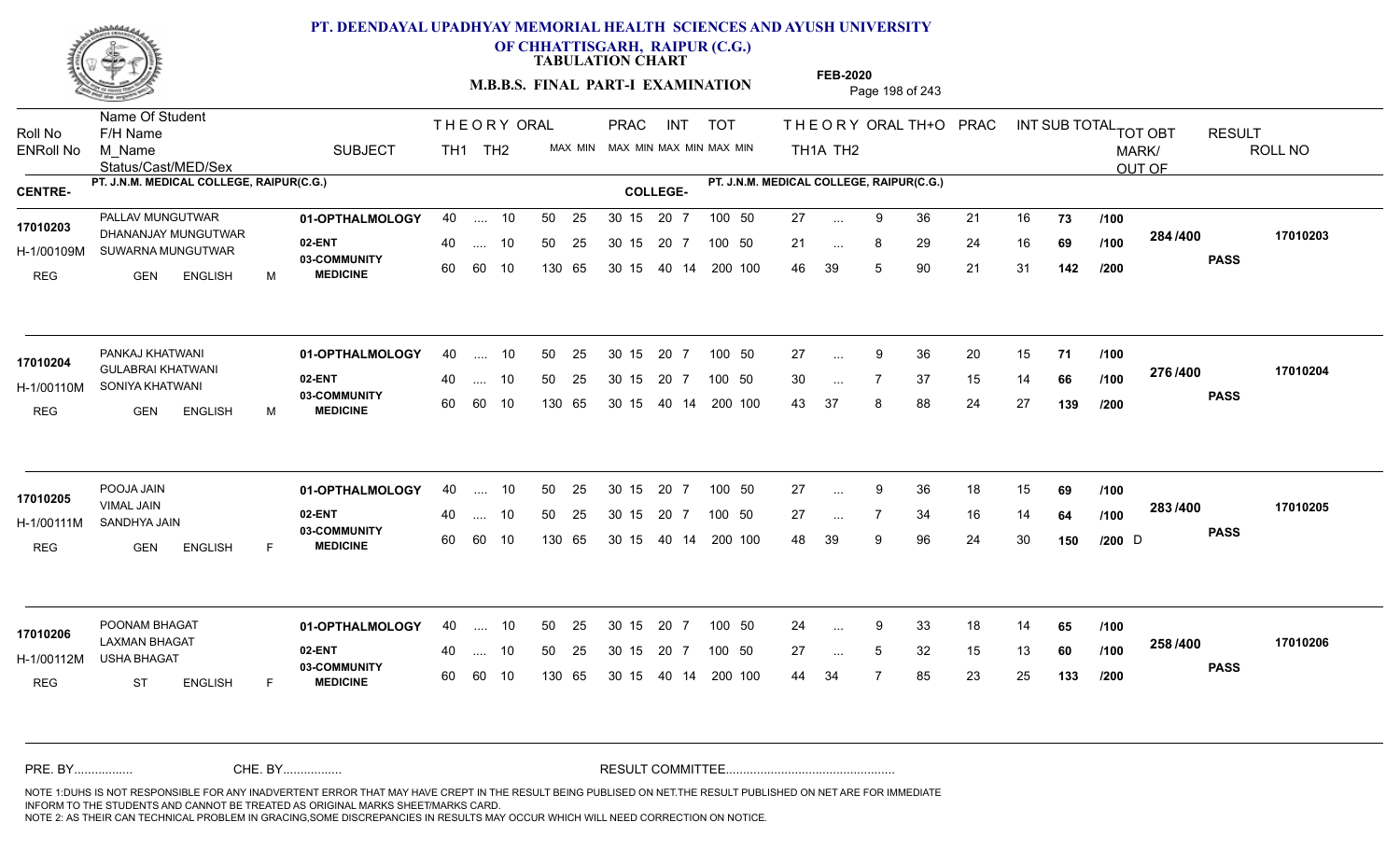# PT. DEENDAYAL UPADHYAY MEMORIAL HEALTH SCIENCES AND AYUSH UNIVERSITY OF CHHATTISGARH, RAIPUR (C.G.)

## TABULATION CHART

### M.B.B.S. FINAL PART-I EXAMINATION

**FEB-2020**

CENTRE- PT. J.N.M. MEDICAL COLLEGE, RAIPUR(C.G.)    COLLEGE- PT. J.N.M. MEDICAL COLLEGE, RAIPUR(C.G.)

| Roll No / ENRoll No | Name Of Student / F/H Name / M_Name / Status/Cast/MED/Sex | SUBJECT | THEORY TH1 | THEORY TH2 | ORAL | PRAC MAX MIN | INT MAX MIN | TOT MAX MIN | TH1A | TH2 | ORAL | TH+O | PRAC | INT | SUB TOTAL | | TOT OBT MARK/OUT OF | RESULT | ROLL NO |
|---|---|---|---|---|---|---|---|---|---|---|---|---|---|---|---|---|---|---|---|
| 17010203 | PALLAV MUNGUTWAR | 01-OPTHALMOLOGY | 40 | .... | 10 | 50 25 | 30 15 20 7 | 100 50 | 27 | ... | 9 | 36 | 21 | 16 | 73 | /100 | 284 /400 | PASS | 17010203 |
| H-1/00109M | DHANANJAY MUNGUTWAR | 02-ENT | 40 | .... | 10 | 50 25 | 30 15 20 7 | 100 50 | 21 | ... | 8 | 29 | 24 | 16 | 69 | /100 | | | |
| REG | SUWARNA MUNGUTWAR / GEN ENGLISH M | 03-COMMUNITY MEDICINE | 60 | 60 | 10 | 130 65 | 30 15 40 14 | 200 100 | 46 | 39 | 5 | 90 | 21 | 31 | 142 | /200 | | | |
| 17010204 | PANKAJ KHATWANI | 01-OPTHALMOLOGY | 40 | .... | 10 | 50 25 | 30 15 20 7 | 100 50 | 27 | ... | 9 | 36 | 20 | 15 | 71 | /100 | 276 /400 | PASS | 17010204 |
| H-1/00110M | GULABRAI KHATWANI | 02-ENT | 40 | .... | 10 | 50 25 | 30 15 20 7 | 100 50 | 30 | ... | 7 | 37 | 15 | 14 | 66 | /100 | | | |
| REG | SONIYA KHATWANI / GEN ENGLISH M | 03-COMMUNITY MEDICINE | 60 | 60 | 10 | 130 65 | 30 15 40 14 | 200 100 | 43 | 37 | 8 | 88 | 24 | 27 | 139 | /200 | | | |
| 17010205 | POOJA JAIN | 01-OPTHALMOLOGY | 40 | .... | 10 | 50 25 | 30 15 20 7 | 100 50 | 27 | ... | 9 | 36 | 18 | 15 | 69 | /100 | 283 /400 | PASS | 17010205 |
| H-1/00111M | VIMAL JAIN | 02-ENT | 40 | .... | 10 | 50 25 | 30 15 20 7 | 100 50 | 27 | ... | 7 | 34 | 16 | 14 | 64 | /100 | | | |
| REG | SANDHYA JAIN / GEN ENGLISH F | 03-COMMUNITY MEDICINE | 60 | 60 | 10 | 130 65 | 30 15 40 14 | 200 100 | 48 | 39 | 9 | 96 | 24 | 30 | 150 | /200 D | | | |
| 17010206 | POONAM BHAGAT | 01-OPTHALMOLOGY | 40 | .... | 10 | 50 25 | 30 15 20 7 | 100 50 | 24 | ... | 9 | 33 | 18 | 14 | 65 | /100 | 258 /400 | PASS | 17010206 |
| H-1/00112M | LAXMAN BHAGAT | 02-ENT | 40 | .... | 10 | 50 25 | 30 15 20 7 | 100 50 | 27 | ... | 5 | 32 | 15 | 13 | 60 | /100 | | | |
| REG | USHA BHAGAT / ST ENGLISH F | 03-COMMUNITY MEDICINE | 60 | 60 | 10 | 130 65 | 30 15 40 14 | 200 100 | 44 | 34 | 7 | 85 | 23 | 25 | 133 | /200 | | | |

PRE. BY................ CHE. BY................ RESULT COMMITTEE................................................

NOTE 1:DUHS IS NOT RESPONSIBLE FOR ANY INADVERTENT ERROR THAT MAY HAVE CREPT IN THE RESULT BEING PUBLISED ON NET.THE RESULT PUBLISHED ON NET ARE FOR IMMEDIATE INFORM TO THE STUDENTS AND CANNOT BE TREATED AS ORIGINAL MARKS SHEET/MARKS CARD.
NOTE 2: AS THEIR CAN TECHNICAL PROBLEM IN GRACING,SOME DISCREPANCIES IN RESULTS MAY OCCUR WHICH WILL NEED CORRECTION ON NOTICE.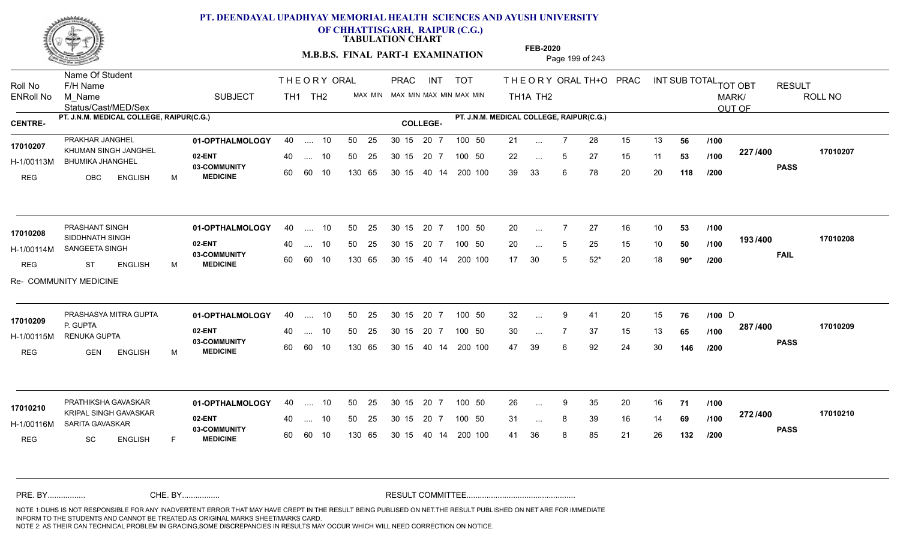# PT. DEENDAYAL UPADHYAY MEMORIAL HEALTH SCIENCES AND AYUSH UNIVERSITY OF CHHATTISGARH, RAIPUR (C.G.)

**TABULATION CHART**

**M.B.B.S. FINAL PART-I EXAMINATION**

**FEB-2020**

**CENTRE-** PT. J.N.M. MEDICAL COLLEGE, RAIPUR(C.G.)

**COLLEGE-** PT. J.N.M. MEDICAL COLLEGE, RAIPUR(C.G.)

| Roll No / ENRoll No | Name Of Student / F/H Name / M_Name / Status/Cast/MED/Sex | SUBJECT | THEORY TH1 | THEORY TH2 | ORAL MAX | ORAL MIN | PRAC MAX | PRAC MIN | INT MAX | INT MIN | TOT MAX | TOT MIN | TH1A | TH2 | ORAL | TH+O | PRAC | INT | SUB TOTAL | | TOT OBT MARK/ OUT OF | RESULT | ROLL NO |
|---|---|---|---|---|---|---|---|---|---|---|---|---|---|---|---|---|---|---|---|---|---|---|---|
| 17010207 / H-1/00113M | PRAKHAR JANGHEL / KHUMAN SINGH JANGHEL / BHUMIKA JHANGHEL / REG OBC ENGLISH M | 01-OPTHALMOLOGY | 40 | .... | 10 | | 50 | 25 | 30 15 | 20 7 | 100 | 50 | 21 | ... | 7 | 28 | 15 | 13 | 56 | /100 | 227/400 | PASS | 17010207 |
| | | 02-ENT | 40 | .... | 10 | | 50 | 25 | 30 15 | 20 7 | 100 | 50 | 22 | ... | 5 | 27 | 15 | 11 | 53 | /100 | | | |
| | | 03-COMMUNITY MEDICINE | 60 | 60 | 10 | | 130 | 65 | 30 15 | 40 14 | 200 | 100 | 39 | 33 | 6 | 78 | 20 | 20 | 118 | /200 | | | |
| 17010208 / H-1/00114M | PRASHANT SINGH / SIDDHNATH SINGH / SANGEETA SINGH / REG ST ENGLISH M | 01-OPTHALMOLOGY | 40 | .... | 10 | | 50 | 25 | 30 15 | 20 7 | 100 | 50 | 20 | ... | 7 | 27 | 16 | 10 | 53 | /100 | 193/400 | FAIL | 17010208 |
| | | 02-ENT | 40 | .... | 10 | | 50 | 25 | 30 15 | 20 7 | 100 | 50 | 20 | ... | 5 | 25 | 15 | 10 | 50 | /100 | | | |
| | | 03-COMMUNITY MEDICINE | 60 | 60 | 10 | | 130 | 65 | 30 15 | 40 14 | 200 | 100 | 17 | 30 | 5 | 52* | 20 | 18 | 90* | /200 | | | |
| 17010209 / H-1/00115M | PRASHASYA MITRA GUPTA / P. GUPTA / RENUKA GUPTA / REG GEN ENGLISH M | 01-OPTHALMOLOGY | 40 | .... | 10 | | 50 | 25 | 30 15 | 20 7 | 100 | 50 | 32 | ... | 9 | 41 | 20 | 15 | 76 | /100 D | 287/400 | PASS | 17010209 |
| | | 02-ENT | 40 | .... | 10 | | 50 | 25 | 30 15 | 20 7 | 100 | 50 | 30 | ... | 7 | 37 | 15 | 13 | 65 | /100 | | | |
| | | 03-COMMUNITY MEDICINE | 60 | 60 | 10 | | 130 | 65 | 30 15 | 40 14 | 200 | 100 | 47 | 39 | 6 | 92 | 24 | 30 | 146 | /200 | | | |
| 17010210 / H-1/00116M | PRATHIKSHA GAVASKAR / KRIPAL SINGH GAVASKAR / SARITA GAVASKAR / REG SC ENGLISH F | 01-OPTHALMOLOGY | 40 | .... | 10 | | 50 | 25 | 30 15 | 20 7 | 100 | 50 | 26 | ... | 9 | 35 | 20 | 16 | 71 | /100 | 272/400 | PASS | 17010210 |
| | | 02-ENT | 40 | .... | 10 | | 50 | 25 | 30 15 | 20 7 | 100 | 50 | 31 | ... | 8 | 39 | 16 | 14 | 69 | /100 | | | |
| | | 03-COMMUNITY MEDICINE | 60 | 60 | 10 | | 130 | 65 | 30 15 | 40 14 | 200 | 100 | 41 | 36 | 8 | 85 | 21 | 26 | 132 | /200 | | | |

17010208: Re- COMMUNITY MEDICINE

PRE. BY................ CHE. BY................ RESULT COMMITTEE................................................

NOTE 1:DUHS IS NOT RESPONSIBLE FOR ANY INADVERTENT ERROR THAT MAY HAVE CREPT IN THE RESULT BEING PUBLISED ON NET.THE RESULT PUBLISHED ON NET ARE FOR IMMEDIATE INFORM TO THE STUDENTS AND CANNOT BE TREATED AS ORIGINAL MARKS SHEET/MARKS CARD.
NOTE 2: AS THEIR CAN TECHNICAL PROBLEM IN GRACING,SOME DISCREPANCIES IN RESULTS MAY OCCUR WHICH WILL NEED CORRECTION ON NOTICE.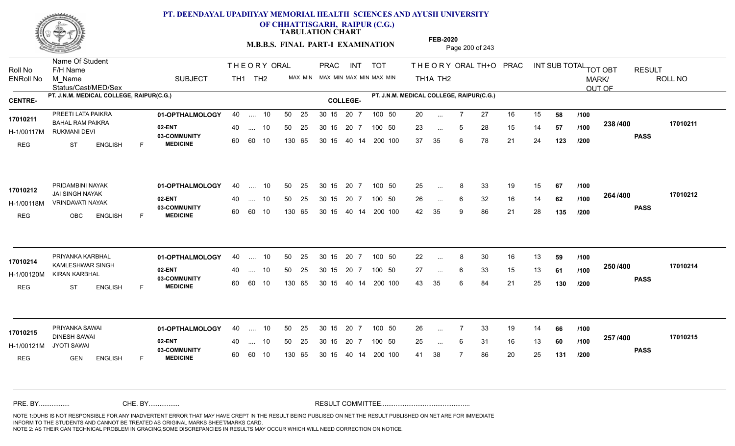# PT. DEENDAYAL UPADHYAY MEMORIAL HEALTH SCIENCES AND AYUSH UNIVERSITY OF CHHATTISGARH, RAIPUR (C.G.)

**TABULATION CHART**

**M.B.B.S. FINAL PART-I EXAMINATION**

**FEB-2020**

| Roll No / ENRoll No | Name Of Student / F/H Name / M_Name / Status/Cast/MED/Sex | SUBJECT | THEORY TH1 | THEORY TH2 | ORAL MAX MIN | PRAC MAX MIN | INT MAX MIN | TOT MAX MIN | TH1A | TH2 | ORAL | TH+O | PRAC | INT | SUB TOTAL | | TOT OBT MARK/OUT OF | RESULT | ROLL NO |
|---|---|---|---|---|---|---|---|---|---|---|---|---|---|---|---|---|---|---|---|
| | | | | | | | | | | | | | | | | | | | |

**CENTRE-** PT. J.N.M. MEDICAL COLLEGE, RAIPUR(C.G.) **COLLEGE-** PT. J.N.M. MEDICAL COLLEGE, RAIPUR(C.G.)

| Roll No / ENRoll No | Name Of Student / F/H Name / M_Name / Status/Cast/MED/Sex | SUBJECT | TH1 | TH2 | ORAL | PRAC | INT | TOT | TH1A | TH2 | ORAL | TH+O | PRAC | INT | SUB TOTAL | | TOT OBT | RESULT | ROLL NO |
|---|---|---|---|---|---|---|---|---|---|---|---|---|---|---|---|---|---|---|---|
| 17010211 | PREETI LATA PAIKRA | 01-OPTHALMOLOGY | 40 | .... | 10 | 50 25 | 30 15 | 20 7 | 100 50 | 20 | ... | 7 | 27 | 16 | 15 | 58 | /100 | 238 /400 | 17010211 |
| H-1/00117M | BAHAL RAM PAIKRA / RUKMANI DEVI | 02-ENT | 40 | .... | 10 | 50 25 | 30 15 | 20 7 | 100 50 | 23 | ... | 5 | 28 | 15 | 14 | 57 | /100 | PASS | |
| REG | ST ENGLISH F | 03-COMMUNITY MEDICINE | 60 | 60 | 10 | 130 65 | 30 15 | 40 14 | 200 100 | 37 | 35 | 6 | 78 | 21 | 24 | 123 | /200 | | |
| 17010212 | PRIDAMBINI NAYAK | 01-OPTHALMOLOGY | 40 | .... | 10 | 50 25 | 30 15 | 20 7 | 100 50 | 25 | ... | 8 | 33 | 19 | 15 | 67 | /100 | 264 /400 | 17010212 |
| H-1/00118M | JAI SINGH NAYAK / VRINDAVATI NAYAK | 02-ENT | 40 | .... | 10 | 50 25 | 30 15 | 20 7 | 100 50 | 26 | ... | 6 | 32 | 16 | 14 | 62 | /100 | PASS | |
| REG | OBC ENGLISH F | 03-COMMUNITY MEDICINE | 60 | 60 | 10 | 130 65 | 30 15 | 40 14 | 200 100 | 42 | 35 | 9 | 86 | 21 | 28 | 135 | /200 | | |
| 17010214 | PRIYANKA KARBHAL | 01-OPTHALMOLOGY | 40 | .... | 10 | 50 25 | 30 15 | 20 7 | 100 50 | 22 | ... | 8 | 30 | 16 | 13 | 59 | /100 | 250 /400 | 17010214 |
| H-1/00120M | KAMLESHWAR SINGH / KIRAN KARBHAL | 02-ENT | 40 | .... | 10 | 50 25 | 30 15 | 20 7 | 100 50 | 27 | ... | 6 | 33 | 15 | 13 | 61 | /100 | PASS | |
| REG | ST ENGLISH F | 03-COMMUNITY MEDICINE | 60 | 60 | 10 | 130 65 | 30 15 | 40 14 | 200 100 | 43 | 35 | 6 | 84 | 21 | 25 | 130 | /200 | | |
| 17010215 | PRIYANKA SAWAI | 01-OPTHALMOLOGY | 40 | .... | 10 | 50 25 | 30 15 | 20 7 | 100 50 | 26 | ... | 7 | 33 | 19 | 14 | 66 | /100 | 257 /400 | 17010215 |
| H-1/00121M | DINESH SAWAI / JYOTI SAWAI | 02-ENT | 40 | .... | 10 | 50 25 | 30 15 | 20 7 | 100 50 | 25 | ... | 6 | 31 | 16 | 13 | 60 | /100 | PASS | |
| REG | GEN ENGLISH F | 03-COMMUNITY MEDICINE | 60 | 60 | 10 | 130 65 | 30 15 | 40 14 | 200 100 | 41 | 38 | 7 | 86 | 20 | 25 | 131 | /200 | | |

PRE. BY................ CHE. BY................ RESULT COMMITTEE................................................

NOTE 1:DUHS IS NOT RESPONSIBLE FOR ANY INADVERTENT ERROR THAT MAY HAVE CREPT IN THE RESULT BEING PUBLISED ON NET.THE RESULT PUBLISHED ON NET ARE FOR IMMEDIATE INFORM TO THE STUDENTS AND CANNOT BE TREATED AS ORIGINAL MARKS SHEET/MARKS CARD.
NOTE 2: AS THEIR CAN TECHNICAL PROBLEM IN GRACING,SOME DISCREPANCIES IN RESULTS MAY OCCUR WHICH WILL NEED CORRECTION ON NOTICE.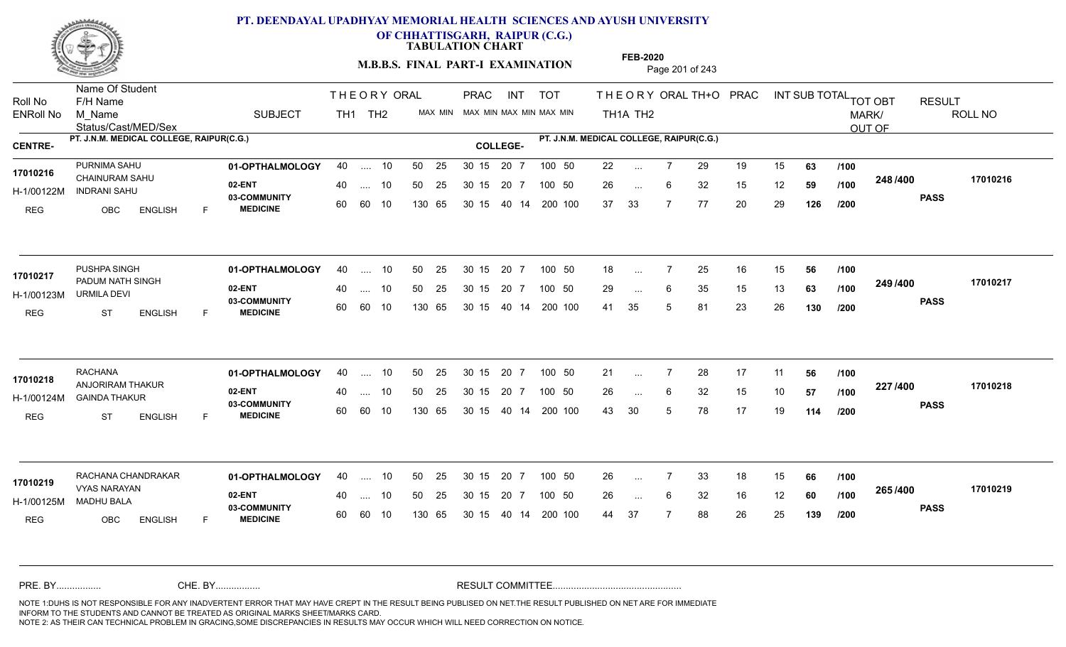# PT. DEENDAYAL UPADHYAY MEMORIAL HEALTH SCIENCES AND AYUSH UNIVERSITY OF CHHATTISGARH, RAIPUR (C.G.)

**TABULATION CHART**

**M.B.B.S. FINAL PART-I EXAMINATION**

**FEB-2020**

CENTRE- PT. J.N.M. MEDICAL COLLEGE, RAIPUR(C.G.)    COLLEGE- PT. J.N.M. MEDICAL COLLEGE, RAIPUR(C.G.)

| Roll No / ENRoll No | Name Of Student / F/H Name / M_Name / Status/Cast/MED/Sex | SUBJECT | TH1 | TH2 | ORAL | PRAC MAX | PRAC MIN | INT MAX | INT MIN | TOT MAX | TOT MIN | TH1A | TH2 | ORAL | TH+O | PRAC | INT | SUB TOTAL | | TOT OBT MARK/OUT OF | RESULT | ROLL NO |
|---|---|---|---|---|---|---|---|---|---|---|---|---|---|---|---|---|---|---|---|---|---|---|
| 17010216 / H-1/00122M | PURNIMA SAHU / CHAINURAM SAHU / INDRANI SAHU / REG OBC ENGLISH F | 01-OPTHALMOLOGY | 40 | .... | 10 | 50 | 25 | 30 15 | 20 7 | 100 | 50 | 22 | ... | 7 | 29 | 19 | 15 | 63 | /100 | 248 /400 | PASS | 17010216 |
| | | 02-ENT | 40 | .... | 10 | 50 | 25 | 30 15 | 20 7 | 100 | 50 | 26 | ... | 6 | 32 | 15 | 12 | 59 | /100 | | | |
| | | 03-COMMUNITY MEDICINE | 60 | 60 | 10 | 130 | 65 | 30 15 | 40 14 | 200 | 100 | 37 | 33 | 7 | 77 | 20 | 29 | 126 | /200 | | | |
| 17010217 / H-1/00123M | PUSHPA SINGH / PADUM NATH SINGH / URMILA DEVI / REG ST ENGLISH F | 01-OPTHALMOLOGY | 40 | .... | 10 | 50 | 25 | 30 15 | 20 7 | 100 | 50 | 18 | ... | 7 | 25 | 16 | 15 | 56 | /100 | 249 /400 | PASS | 17010217 |
| | | 02-ENT | 40 | .... | 10 | 50 | 25 | 30 15 | 20 7 | 100 | 50 | 29 | ... | 6 | 35 | 15 | 13 | 63 | /100 | | | |
| | | 03-COMMUNITY MEDICINE | 60 | 60 | 10 | 130 | 65 | 30 15 | 40 14 | 200 | 100 | 41 | 35 | 5 | 81 | 23 | 26 | 130 | /200 | | | |
| 17010218 / H-1/00124M | RACHANA / ANJORIRAM THAKUR / GAINDA THAKUR / REG ST ENGLISH F | 01-OPTHALMOLOGY | 40 | .... | 10 | 50 | 25 | 30 15 | 20 7 | 100 | 50 | 21 | ... | 7 | 28 | 17 | 11 | 56 | /100 | 227 /400 | PASS | 17010218 |
| | | 02-ENT | 40 | .... | 10 | 50 | 25 | 30 15 | 20 7 | 100 | 50 | 26 | ... | 6 | 32 | 15 | 10 | 57 | /100 | | | |
| | | 03-COMMUNITY MEDICINE | 60 | 60 | 10 | 130 | 65 | 30 15 | 40 14 | 200 | 100 | 43 | 30 | 5 | 78 | 17 | 19 | 114 | /200 | | | |
| 17010219 / H-1/00125M | RACHANA CHANDRAKAR / VYAS NARAYAN / MADHU BALA / REG OBC ENGLISH F | 01-OPTHALMOLOGY | 40 | .... | 10 | 50 | 25 | 30 15 | 20 7 | 100 | 50 | 26 | ... | 7 | 33 | 18 | 15 | 66 | /100 | 265 /400 | PASS | 17010219 |
| | | 02-ENT | 40 | .... | 10 | 50 | 25 | 30 15 | 20 7 | 100 | 50 | 26 | ... | 6 | 32 | 16 | 12 | 60 | /100 | | | |
| | | 03-COMMUNITY MEDICINE | 60 | 60 | 10 | 130 | 65 | 30 15 | 40 14 | 200 | 100 | 44 | 37 | 7 | 88 | 26 | 25 | 139 | /200 | | | |

PRE. BY................ CHE. BY................ RESULT COMMITTEE................................................

NOTE 1:DUHS IS NOT RESPONSIBLE FOR ANY INADVERTENT ERROR THAT MAY HAVE CREPT IN THE RESULT BEING PUBLISED ON NET.THE RESULT PUBLISHED ON NET ARE FOR IMMEDIATE INFORM TO THE STUDENTS AND CANNOT BE TREATED AS ORIGINAL MARKS SHEET/MARKS CARD.
NOTE 2: AS THEIR CAN TECHNICAL PROBLEM IN GRACING,SOME DISCREPANCIES IN RESULTS MAY OCCUR WHICH WILL NEED CORRECTION ON NOTICE.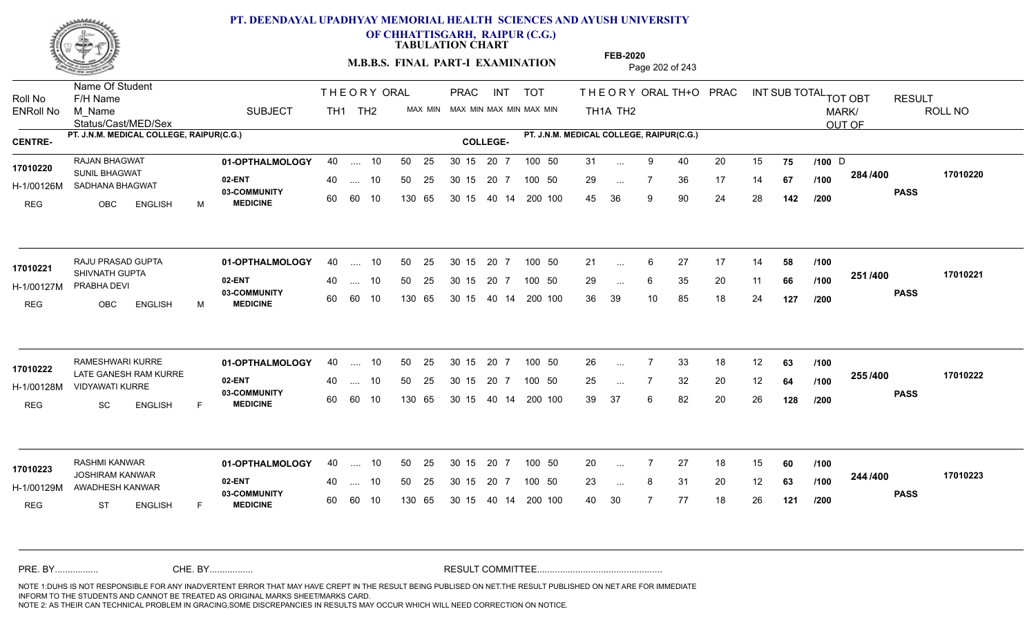# PT. DEENDAYAL UPADHYAY MEMORIAL HEALTH SCIENCES AND AYUSH UNIVERSITY OF CHHATTISGARH, RAIPUR (C.G.)

**TABULATION CHART**

**M.B.B.S. FINAL PART-I EXAMINATION**

**FEB-2020**

| Roll No | Name Of Student / F/H Name / M_Name / Status/Cast/MED/Sex | SUBJECT | THEORY TH1 | THEORY TH2 | ORAL MAX MIN | PRAC MAX MIN | INT MAX MIN | TOT MAX MIN | THEORY TH1A | THEORY TH2 | ORAL | TH+O | PRAC | INT | SUB TOTAL | TOT OUT OF | TOT OBT MARK/OUT OF | RESULT | ROLL NO |
|---|---|---|---|---|---|---|---|---|---|---|---|---|---|---|---|---|---|---|---|
| **CENTRE-** PT. J.N.M. MEDICAL COLLEGE, RAIPUR(C.G.) | | | | | | | | **COLLEGE-** PT. J.N.M. MEDICAL COLLEGE, RAIPUR(C.G.) | | | | | | | | | | | |
| 17010220 | RAJAN BHAGWAT | 01-OPTHALMOLOGY | 40 | .... | 10 | 50 25 | 30 15 | 20 7 | 100 50 | 31 | ... | 9 | 40 | 20 | 15 | 75 | /100 D | 284 /400 | 17010220 |
| H-1/00126M | SUNIL BHAGWAT / SADHANA BHAGWAT | 02-ENT | 40 | .... | 10 | 50 25 | 30 15 | 20 7 | 100 50 | 29 | ... | 7 | 36 | 17 | 14 | 67 | /100 | | PASS |
| REG | OBC ENGLISH M | 03-COMMUNITY MEDICINE | 60 | 60 | 10 | 130 65 | 30 15 | 40 14 | 200 100 | 45 | 36 | 9 | 90 | 24 | 28 | 142 | /200 | | |
| 17010221 | RAJU PRASAD GUPTA | 01-OPTHALMOLOGY | 40 | .... | 10 | 50 25 | 30 15 | 20 7 | 100 50 | 21 | ... | 6 | 27 | 17 | 14 | 58 | /100 | 251 /400 | 17010221 |
| H-1/00127M | SHIVNATH GUPTA / PRABHA DEVI | 02-ENT | 40 | .... | 10 | 50 25 | 30 15 | 20 7 | 100 50 | 29 | ... | 6 | 35 | 20 | 11 | 66 | /100 | | PASS |
| REG | OBC ENGLISH M | 03-COMMUNITY MEDICINE | 60 | 60 | 10 | 130 65 | 30 15 | 40 14 | 200 100 | 36 | 39 | 10 | 85 | 18 | 24 | 127 | /200 | | |
| 17010222 | RAMESHWARI KURRE | 01-OPTHALMOLOGY | 40 | .... | 10 | 50 25 | 30 15 | 20 7 | 100 50 | 26 | ... | 7 | 33 | 18 | 12 | 63 | /100 | 255 /400 | 17010222 |
| H-1/00128M | LATE GANESH RAM KURRE / VIDYAWATI KURRE | 02-ENT | 40 | .... | 10 | 50 25 | 30 15 | 20 7 | 100 50 | 25 | ... | 7 | 32 | 20 | 12 | 64 | /100 | | PASS |
| REG | SC ENGLISH F | 03-COMMUNITY MEDICINE | 60 | 60 | 10 | 130 65 | 30 15 | 40 14 | 200 100 | 39 | 37 | 6 | 82 | 20 | 26 | 128 | /200 | | |
| 17010223 | RASHMI KANWAR | 01-OPTHALMOLOGY | 40 | .... | 10 | 50 25 | 30 15 | 20 7 | 100 50 | 20 | ... | 7 | 27 | 18 | 15 | 60 | /100 | 244 /400 | 17010223 |
| H-1/00129M | JOSHIRAM KANWAR / AWADHESH KANWAR | 02-ENT | 40 | .... | 10 | 50 25 | 30 15 | 20 7 | 100 50 | 23 | ... | 8 | 31 | 20 | 12 | 63 | /100 | | PASS |
| REG | ST ENGLISH F | 03-COMMUNITY MEDICINE | 60 | 60 | 10 | 130 65 | 30 15 | 40 14 | 200 100 | 40 | 30 | 7 | 77 | 18 | 26 | 121 | /200 | | |

PRE. BY................ CHE. BY................ RESULT COMMITTEE................................................

NOTE 1:DUHS IS NOT RESPONSIBLE FOR ANY INADVERTENT ERROR THAT MAY HAVE CREPT IN THE RESULT BEING PUBLISED ON NET.THE RESULT PUBLISHED ON NET ARE FOR IMMEDIATE INFORM TO THE STUDENTS AND CANNOT BE TREATED AS ORIGINAL MARKS SHEET/MARKS CARD.
NOTE 2: AS THEIR CAN TECHNICAL PROBLEM IN GRACING,SOME DISCREPANCIES IN RESULTS MAY OCCUR WHICH WILL NEED CORRECTION ON NOTICE.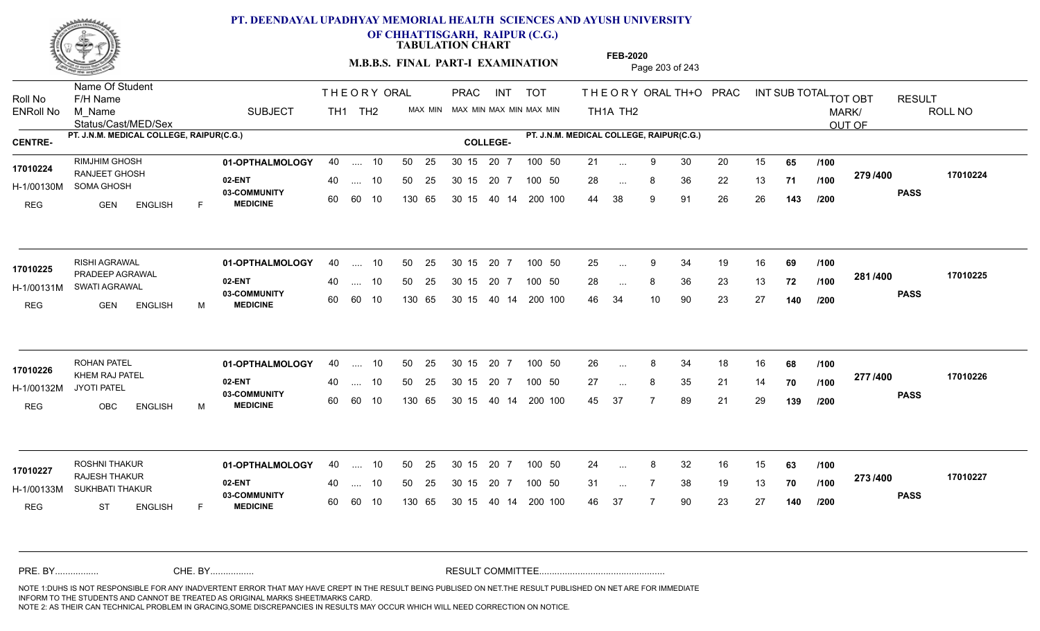# PT. DEENDAYAL UPADHYAY MEMORIAL HEALTH SCIENCES AND AYUSH UNIVERSITY OF CHHATTISGARH, RAIPUR (C.G.)

**TABULATION CHART**

**M.B.B.S. FINAL PART-I EXAMINATION**

**FEB-2020**

| Roll No / ENRoll No | Name Of Student / F/H Name / M_Name / Status/Cast/MED/Sex | SUBJECT | THEORY TH1 | THEORY TH2 | ORAL | PRAC MAX | PRAC MIN | INT MAX | INT MIN | TOT MAX | TOT MIN | TH1A | TH2 | ORAL | TH+O | PRAC | INT | SUB TOTAL | | TOT OBT MARK/OUT OF | RESULT | ROLL NO |
|---|---|---|---|---|---|---|---|---|---|---|---|---|---|---|---|---|---|---|---|---|---|---|
| **CENTRE-** PT. J.N.M. MEDICAL COLLEGE, RAIPUR(C.G.) | | | | | | | | | | | | **COLLEGE-** PT. J.N.M. MEDICAL COLLEGE, RAIPUR(C.G.) | | | | | | | | | | |
| 17010224 | RIMJHIM GHOSH | 01-OPTHALMOLOGY | 40 | .... | 10 | 50 25 | | 30 15 | | 20 7 | 100 50 | 21 | ... | 9 | 30 | 20 | 15 | 65 | /100 | 279 /400 | PASS | 17010224 |
| H-1/00130M | RANJEET GHOSH | 02-ENT | 40 | .... | 10 | 50 25 | | 30 15 | | 20 7 | 100 50 | 28 | ... | 8 | 36 | 22 | 13 | 71 | /100 | | | |
| REG | SOMA GHOSH / GEN ENGLISH F | 03-COMMUNITY MEDICINE | 60 | 60 | 10 | 130 65 | | 30 15 | | 40 14 | 200 100 | 44 | 38 | 9 | 91 | 26 | 26 | 143 | /200 | | | |
| 17010225 | RISHI AGRAWAL | 01-OPTHALMOLOGY | 40 | .... | 10 | 50 25 | | 30 15 | | 20 7 | 100 50 | 25 | ... | 9 | 34 | 19 | 16 | 69 | /100 | 281 /400 | PASS | 17010225 |
| H-1/00131M | PRADEEP AGRAWAL | 02-ENT | 40 | .... | 10 | 50 25 | | 30 15 | | 20 7 | 100 50 | 28 | ... | 8 | 36 | 23 | 13 | 72 | /100 | | | |
| REG | SWATI AGRAWAL / GEN ENGLISH M | 03-COMMUNITY MEDICINE | 60 | 60 | 10 | 130 65 | | 30 15 | | 40 14 | 200 100 | 46 | 34 | 10 | 90 | 23 | 27 | 140 | /200 | | | |
| 17010226 | ROHAN PATEL | 01-OPTHALMOLOGY | 40 | .... | 10 | 50 25 | | 30 15 | | 20 7 | 100 50 | 26 | ... | 8 | 34 | 18 | 16 | 68 | /100 | 277 /400 | PASS | 17010226 |
| H-1/00132M | KHEM RAJ PATEL | 02-ENT | 40 | .... | 10 | 50 25 | | 30 15 | | 20 7 | 100 50 | 27 | ... | 8 | 35 | 21 | 14 | 70 | /100 | | | |
| REG | JYOTI PATEL / OBC ENGLISH M | 03-COMMUNITY MEDICINE | 60 | 60 | 10 | 130 65 | | 30 15 | | 40 14 | 200 100 | 45 | 37 | 7 | 89 | 21 | 29 | 139 | /200 | | | |
| 17010227 | ROSHNI THAKUR | 01-OPTHALMOLOGY | 40 | .... | 10 | 50 25 | | 30 15 | | 20 7 | 100 50 | 24 | ... | 8 | 32 | 16 | 15 | 63 | /100 | 273 /400 | PASS | 17010227 |
| H-1/00133M | RAJESH THAKUR | 02-ENT | 40 | .... | 10 | 50 25 | | 30 15 | | 20 7 | 100 50 | 31 | ... | 7 | 38 | 19 | 13 | 70 | /100 | | | |
| REG | SUKHBATI THAKUR / ST ENGLISH F | 03-COMMUNITY MEDICINE | 60 | 60 | 10 | 130 65 | | 30 15 | | 40 14 | 200 100 | 46 | 37 | 7 | 90 | 23 | 27 | 140 | /200 | | | |

PRE. BY................ CHE. BY................ RESULT COMMITTEE................................................

NOTE 1:DUHS IS NOT RESPONSIBLE FOR ANY INADVERTENT ERROR THAT MAY HAVE CREPT IN THE RESULT BEING PUBLISED ON NET.THE RESULT PUBLISHED ON NET ARE FOR IMMEDIATE INFORM TO THE STUDENTS AND CANNOT BE TREATED AS ORIGINAL MARKS SHEET/MARKS CARD.
NOTE 2: AS THEIR CAN TECHNICAL PROBLEM IN GRACING,SOME DISCREPANCIES IN RESULTS MAY OCCUR WHICH WILL NEED CORRECTION ON NOTICE.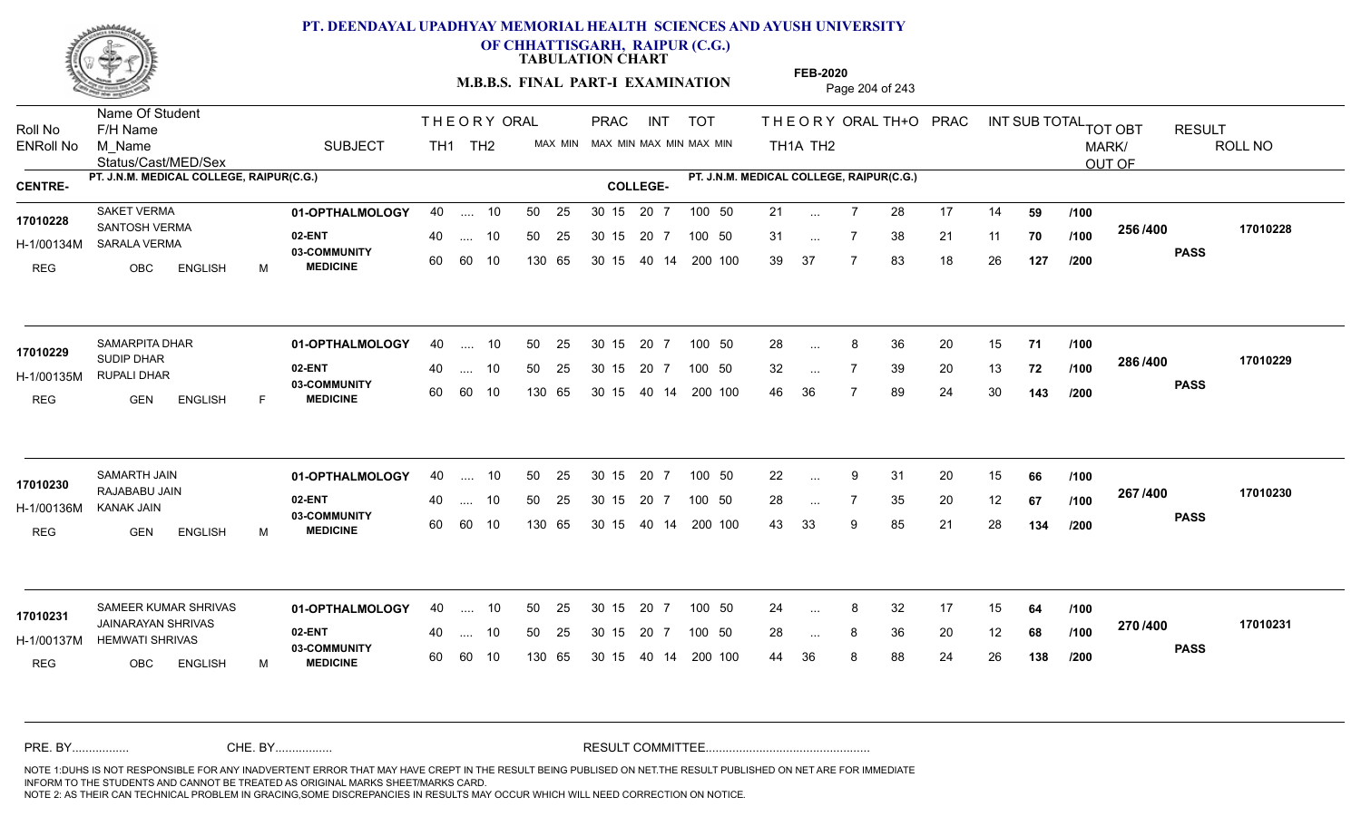# PT. DEENDAYAL UPADHYAY MEMORIAL HEALTH SCIENCES AND AYUSH UNIVERSITY OF CHHATTISGARH, RAIPUR (C.G.)

**TABULATION CHART**

**M.B.B.S. FINAL PART-I EXAMINATION**

**FEB-2020**

CENTRE- PT. J.N.M. MEDICAL COLLEGE, RAIPUR(C.G.)    COLLEGE- PT. J.N.M. MEDICAL COLLEGE, RAIPUR(C.G.)

| Roll No / ENRoll No | Name Of Student / F/H Name / M_Name / Status/Cast/MED/Sex | SUBJECT | THEORY TH1 | THEORY TH2 | ORAL | PRAC MAX | PRAC MIN | INT MAX | INT MIN | TOT MAX | TOT MIN | TH1A | TH2 | ORAL | TH+O | PRAC | INT | SUB TOTAL | | TOT OBT MARK/OUT OF | RESULT | ROLL NO |
|---|---|---|---|---|---|---|---|---|---|---|---|---|---|---|---|---|---|---|---|---|---|---|
| 17010228 | SAKET VERMA | 01-OPTHALMOLOGY | 40 | .... | 10 | 50 | 25 | 30 15 | 20 7 | 100 | 50 | 21 | ... | 7 | 28 | 17 | 14 | 59 | /100 | 256 /400 | PASS | 17010228 |
| H-1/00134M | SANTOSH VERMA / SARALA VERMA | 02-ENT | 40 | .... | 10 | 50 | 25 | 30 15 | 20 7 | 100 | 50 | 31 | ... | 7 | 38 | 21 | 11 | 70 | /100 | | | |
| REG | OBC ENGLISH M | 03-COMMUNITY MEDICINE | 60 | 60 | 10 | 130 | 65 | 30 15 | 40 14 | 200 | 100 | 39 | 37 | 7 | 83 | 18 | 26 | 127 | /200 | | | |
| 17010229 | SAMARPITA DHAR | 01-OPTHALMOLOGY | 40 | .... | 10 | 50 | 25 | 30 15 | 20 7 | 100 | 50 | 28 | ... | 8 | 36 | 20 | 15 | 71 | /100 | 286 /400 | PASS | 17010229 |
| H-1/00135M | SUDIP DHAR / RUPALI DHAR | 02-ENT | 40 | .... | 10 | 50 | 25 | 30 15 | 20 7 | 100 | 50 | 32 | ... | 7 | 39 | 20 | 13 | 72 | /100 | | | |
| REG | GEN ENGLISH F | 03-COMMUNITY MEDICINE | 60 | 60 | 10 | 130 | 65 | 30 15 | 40 14 | 200 | 100 | 46 | 36 | 7 | 89 | 24 | 30 | 143 | /200 | | | |
| 17010230 | SAMARTH JAIN | 01-OPTHALMOLOGY | 40 | .... | 10 | 50 | 25 | 30 15 | 20 7 | 100 | 50 | 22 | ... | 9 | 31 | 20 | 15 | 66 | /100 | 267 /400 | PASS | 17010230 |
| H-1/00136M | RAJABABU JAIN / KANAK JAIN | 02-ENT | 40 | .... | 10 | 50 | 25 | 30 15 | 20 7 | 100 | 50 | 28 | ... | 7 | 35 | 20 | 12 | 67 | /100 | | | |
| REG | GEN ENGLISH M | 03-COMMUNITY MEDICINE | 60 | 60 | 10 | 130 | 65 | 30 15 | 40 14 | 200 | 100 | 43 | 33 | 9 | 85 | 21 | 28 | 134 | /200 | | | |
| 17010231 | SAMEER KUMAR SHRIVAS | 01-OPTHALMOLOGY | 40 | .... | 10 | 50 | 25 | 30 15 | 20 7 | 100 | 50 | 24 | ... | 8 | 32 | 17 | 15 | 64 | /100 | 270 /400 | PASS | 17010231 |
| H-1/00137M | JAINARAYAN SHRIVAS / HEMWATI SHRIVAS | 02-ENT | 40 | .... | 10 | 50 | 25 | 30 15 | 20 7 | 100 | 50 | 28 | ... | 8 | 36 | 20 | 12 | 68 | /100 | | | |
| REG | OBC ENGLISH M | 03-COMMUNITY MEDICINE | 60 | 60 | 10 | 130 | 65 | 30 15 | 40 14 | 200 | 100 | 44 | 36 | 8 | 88 | 24 | 26 | 138 | /200 | | | |

PRE. BY................ CHE. BY................ RESULT COMMITTEE................................................

NOTE 1:DUHS IS NOT RESPONSIBLE FOR ANY INADVERTENT ERROR THAT MAY HAVE CREPT IN THE RESULT BEING PUBLISED ON NET.THE RESULT PUBLISHED ON NET ARE FOR IMMEDIATE INFORM TO THE STUDENTS AND CANNOT BE TREATED AS ORIGINAL MARKS SHEET/MARKS CARD.
NOTE 2: AS THEIR CAN TECHNICAL PROBLEM IN GRACING,SOME DISCREPANCIES IN RESULTS MAY OCCUR WHICH WILL NEED CORRECTION ON NOTICE.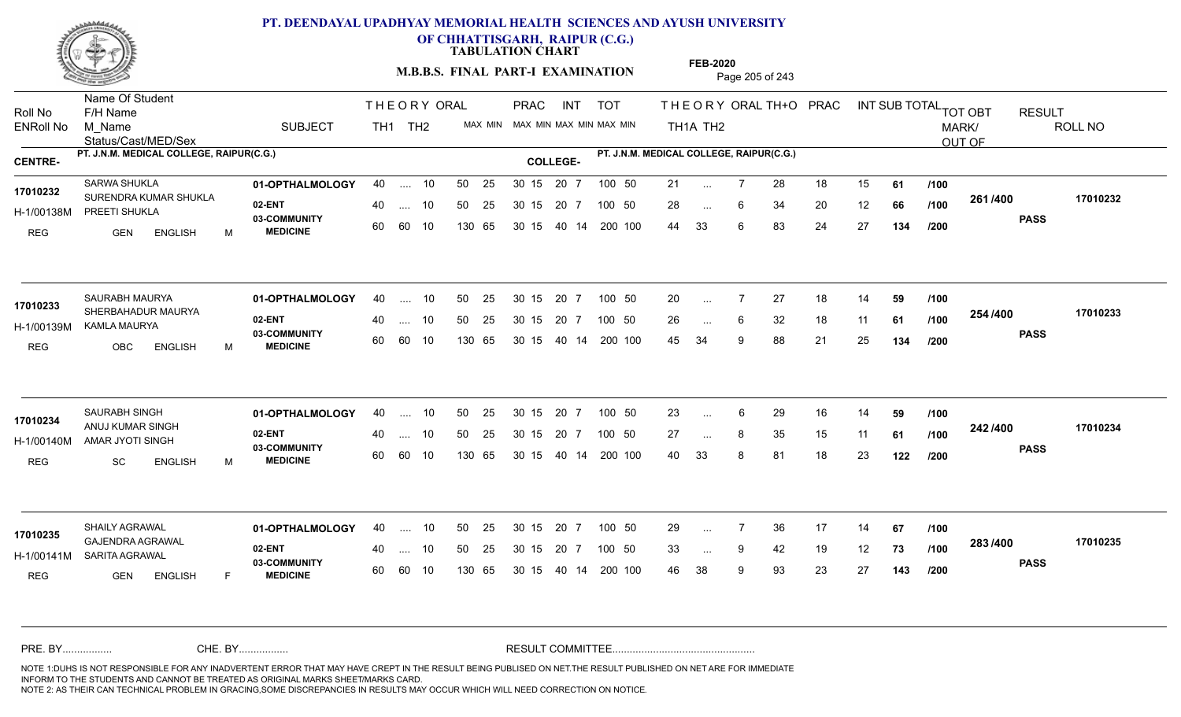# PT. DEENDAYAL UPADHYAY MEMORIAL HEALTH SCIENCES AND AYUSH UNIVERSITY OF CHHATTISGARH, RAIPUR (C.G.)

**TABULATION CHART**

**M.B.B.S. FINAL PART-I EXAMINATION**

**FEB-2020**

| Roll No / ENRoll No | Name Of Student / F/H Name / M_Name / Status/Cast/MED/Sex | SUBJECT | THEORY TH1 | THEORY TH2 | ORAL | PRAC MAX | PRAC MIN | INT MAX | INT MIN | TOT MAX | TOT MIN | THEORY TH1A | THEORY TH2 | ORAL | TH+O | PRAC | INT | SUB TOTAL | | TOT OBT MARK/OUT OF | RESULT | ROLL NO |
|---|---|---|---|---|---|---|---|---|---|---|---|---|---|---|---|---|---|---|---|---|---|---|
| **CENTRE-** PT. J.N.M. MEDICAL COLLEGE, RAIPUR(C.G.) | | | | | | | | | | | | **COLLEGE-** PT. J.N.M. MEDICAL COLLEGE, RAIPUR(C.G.) | | | | | | | | | | |
| 17010232 | SARWA SHUKLA | 01-OPTHALMOLOGY | 40 | .... | 10 | 50 25 | 30 15 | 20 | 7 | 100 | 50 | 21 | ... | 7 | 28 | 18 | 15 | 61 | /100 | 261 /400 | PASS | 17010232 |
| H-1/00138M | SURENDRA KUMAR SHUKLA / PREETI SHUKLA | 02-ENT | 40 | .... | 10 | 50 25 | 30 15 | 20 | 7 | 100 | 50 | 28 | ... | 6 | 34 | 20 | 12 | 66 | /100 | | | |
| REG | GEN ENGLISH M | 03-COMMUNITY MEDICINE | 60 | 60 | 10 | 130 65 | 30 15 | 40 | 14 | 200 | 100 | 44 | 33 | 6 | 83 | 24 | 27 | 134 | /200 | | | |
| 17010233 | SAURABH MAURYA | 01-OPTHALMOLOGY | 40 | .... | 10 | 50 25 | 30 15 | 20 | 7 | 100 | 50 | 20 | ... | 7 | 27 | 18 | 14 | 59 | /100 | 254 /400 | PASS | 17010233 |
| H-1/00139M | SHERBAHADUR MAURYA / KAMLA MAURYA | 02-ENT | 40 | .... | 10 | 50 25 | 30 15 | 20 | 7 | 100 | 50 | 26 | ... | 6 | 32 | 18 | 11 | 61 | /100 | | | |
| REG | OBC ENGLISH M | 03-COMMUNITY MEDICINE | 60 | 60 | 10 | 130 65 | 30 15 | 40 | 14 | 200 | 100 | 45 | 34 | 9 | 88 | 21 | 25 | 134 | /200 | | | |
| 17010234 | SAURABH SINGH | 01-OPTHALMOLOGY | 40 | .... | 10 | 50 25 | 30 15 | 20 | 7 | 100 | 50 | 23 | ... | 6 | 29 | 16 | 14 | 59 | /100 | 242 /400 | PASS | 17010234 |
| H-1/00140M | ANUJ KUMAR SINGH / AMAR JYOTI SINGH | 02-ENT | 40 | .... | 10 | 50 25 | 30 15 | 20 | 7 | 100 | 50 | 27 | ... | 8 | 35 | 15 | 11 | 61 | /100 | | | |
| REG | SC ENGLISH M | 03-COMMUNITY MEDICINE | 60 | 60 | 10 | 130 65 | 30 15 | 40 | 14 | 200 | 100 | 40 | 33 | 8 | 81 | 18 | 23 | 122 | /200 | | | |
| 17010235 | SHAILY AGRAWAL | 01-OPTHALMOLOGY | 40 | .... | 10 | 50 25 | 30 15 | 20 | 7 | 100 | 50 | 29 | ... | 7 | 36 | 17 | 14 | 67 | /100 | 283 /400 | PASS | 17010235 |
| H-1/00141M | GAJENDRA AGRAWAL / SARITA AGRAWAL | 02-ENT | 40 | .... | 10 | 50 25 | 30 15 | 20 | 7 | 100 | 50 | 33 | ... | 9 | 42 | 19 | 12 | 73 | /100 | | | |
| REG | GEN ENGLISH F | 03-COMMUNITY MEDICINE | 60 | 60 | 10 | 130 65 | 30 15 | 40 | 14 | 200 | 100 | 46 | 38 | 9 | 93 | 23 | 27 | 143 | /200 | | | |

PRE. BY................. CHE. BY................. RESULT COMMITTEE.................................................

NOTE 1:DUHS IS NOT RESPONSIBLE FOR ANY INADVERTENT ERROR THAT MAY HAVE CREPT IN THE RESULT BEING PUBLISED ON NET.THE RESULT PUBLISHED ON NET ARE FOR IMMEDIATE INFORM TO THE STUDENTS AND CANNOT BE TREATED AS ORIGINAL MARKS SHEET/MARKS CARD.
NOTE 2: AS THEIR CAN TECHNICAL PROBLEM IN GRACING,SOME DISCREPANCIES IN RESULTS MAY OCCUR WHICH WILL NEED CORRECTION ON NOTICE.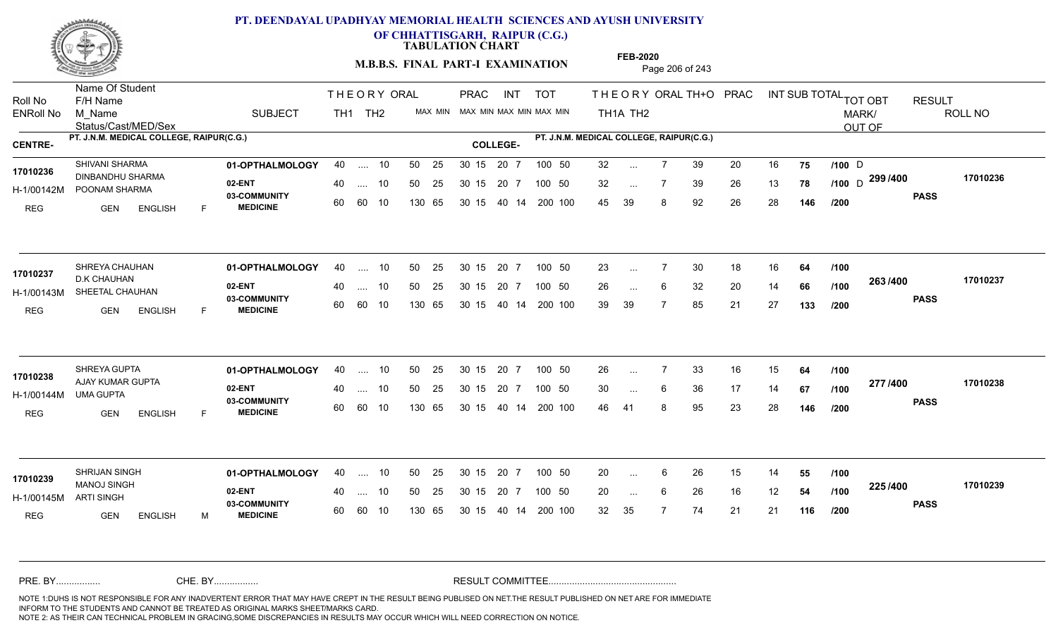## PT. DEENDAYAL UPADHYAY MEMORIAL HEALTH SCIENCES AND AYUSH UNIVERSITY OF CHHATTISGARH, RAIPUR (C.G.)

**TABULATION CHART**

**M.B.B.S. FINAL PART-I EXAMINATION**

**FEB-2020**

| Roll No / ENRoll No | Name Of Student / F/H Name / M_Name / Status/Cast/MED/Sex | SUBJECT | THEORY TH1 | THEORY TH2 | ORAL MAX MIN | PRAC MAX MIN | INT MAX MIN | TOT MAX MIN | THEORY TH1A | THEORY TH2 | ORAL | TH+O | PRAC | INT | SUB TOTAL | TOT OBT MARK/OUT OF | RESULT | ROLL NO |
|---|---|---|---|---|---|---|---|---|---|---|---|---|---|---|---|---|---|---|
| **CENTRE-** PT. J.N.M. MEDICAL COLLEGE, RAIPUR(C.G.) | | **COLLEGE-** PT. J.N.M. MEDICAL COLLEGE, RAIPUR(C.G.) | | | | | | | | | | | | | | | | |
| 17010236 | SHIVANI SHARMA | 01-OPTHALMOLOGY | 40 | .... | 10 | 50 25 | 30 15 | 20 7 | 100 50 | 32 | ... | 7 | 39 | 20 | 16 | 75 | /100 D | | |
| H-1/00142M | DINBANDHU SHARMA / POONAM SHARMA | 02-ENT | 40 | .... | 10 | 50 25 | 30 15 | 20 7 | 100 50 | 32 | ... | 7 | 39 | 26 | 13 | 78 | /100 D | 299/400 | PASS | 17010236 |
| REG | GEN ENGLISH F | 03-COMMUNITY MEDICINE | 60 | 60 | 10 | 130 65 | 30 15 | 40 14 | 200 100 | 45 | 39 | 8 | 92 | 26 | 28 | 146 | /200 | | |
| 17010237 | SHREYA CHAUHAN | 01-OPTHALMOLOGY | 40 | .... | 10 | 50 25 | 30 15 | 20 7 | 100 50 | 23 | ... | 7 | 30 | 18 | 16 | 64 | /100 | | |
| H-1/00143M | D.K CHAUHAN / SHEETAL CHAUHAN | 02-ENT | 40 | .... | 10 | 50 25 | 30 15 | 20 7 | 100 50 | 26 | ... | 6 | 32 | 20 | 14 | 66 | /100 | 263/400 | PASS | 17010237 |
| REG | GEN ENGLISH F | 03-COMMUNITY MEDICINE | 60 | 60 | 10 | 130 65 | 30 15 | 40 14 | 200 100 | 39 | 39 | 7 | 85 | 21 | 27 | 133 | /200 | | |
| 17010238 | SHREYA GUPTA | 01-OPTHALMOLOGY | 40 | .... | 10 | 50 25 | 30 15 | 20 7 | 100 50 | 26 | ... | 7 | 33 | 16 | 15 | 64 | /100 | | |
| H-1/00144M | AJAY KUMAR GUPTA / UMA GUPTA | 02-ENT | 40 | .... | 10 | 50 25 | 30 15 | 20 7 | 100 50 | 30 | ... | 6 | 36 | 17 | 14 | 67 | /100 | 277/400 | PASS | 17010238 |
| REG | GEN ENGLISH F | 03-COMMUNITY MEDICINE | 60 | 60 | 10 | 130 65 | 30 15 | 40 14 | 200 100 | 46 | 41 | 8 | 95 | 23 | 28 | 146 | /200 | | |
| 17010239 | SHRIJAN SINGH | 01-OPTHALMOLOGY | 40 | .... | 10 | 50 25 | 30 15 | 20 7 | 100 50 | 20 | ... | 6 | 26 | 15 | 14 | 55 | /100 | | |
| H-1/00145M | MANOJ SINGH / ARTI SINGH | 02-ENT | 40 | .... | 10 | 50 25 | 30 15 | 20 7 | 100 50 | 20 | ... | 6 | 26 | 16 | 12 | 54 | /100 | 225/400 | PASS | 17010239 |
| REG | GEN ENGLISH M | 03-COMMUNITY MEDICINE | 60 | 60 | 10 | 130 65 | 30 15 | 40 14 | 200 100 | 32 | 35 | 7 | 74 | 21 | 21 | 116 | /200 | | |

PRE. BY................ CHE. BY................ RESULT COMMITTEE................................................

NOTE 1:DUHS IS NOT RESPONSIBLE FOR ANY INADVERTENT ERROR THAT MAY HAVE CREPT IN THE RESULT BEING PUBLISED ON NET.THE RESULT PUBLISHED ON NET ARE FOR IMMEDIATE INFORM TO THE STUDENTS AND CANNOT BE TREATED AS ORIGINAL MARKS SHEET/MARKS CARD.
NOTE 2: AS THEIR CAN TECHNICAL PROBLEM IN GRACING,SOME DISCREPANCIES IN RESULTS MAY OCCUR WHICH WILL NEED CORRECTION ON NOTICE.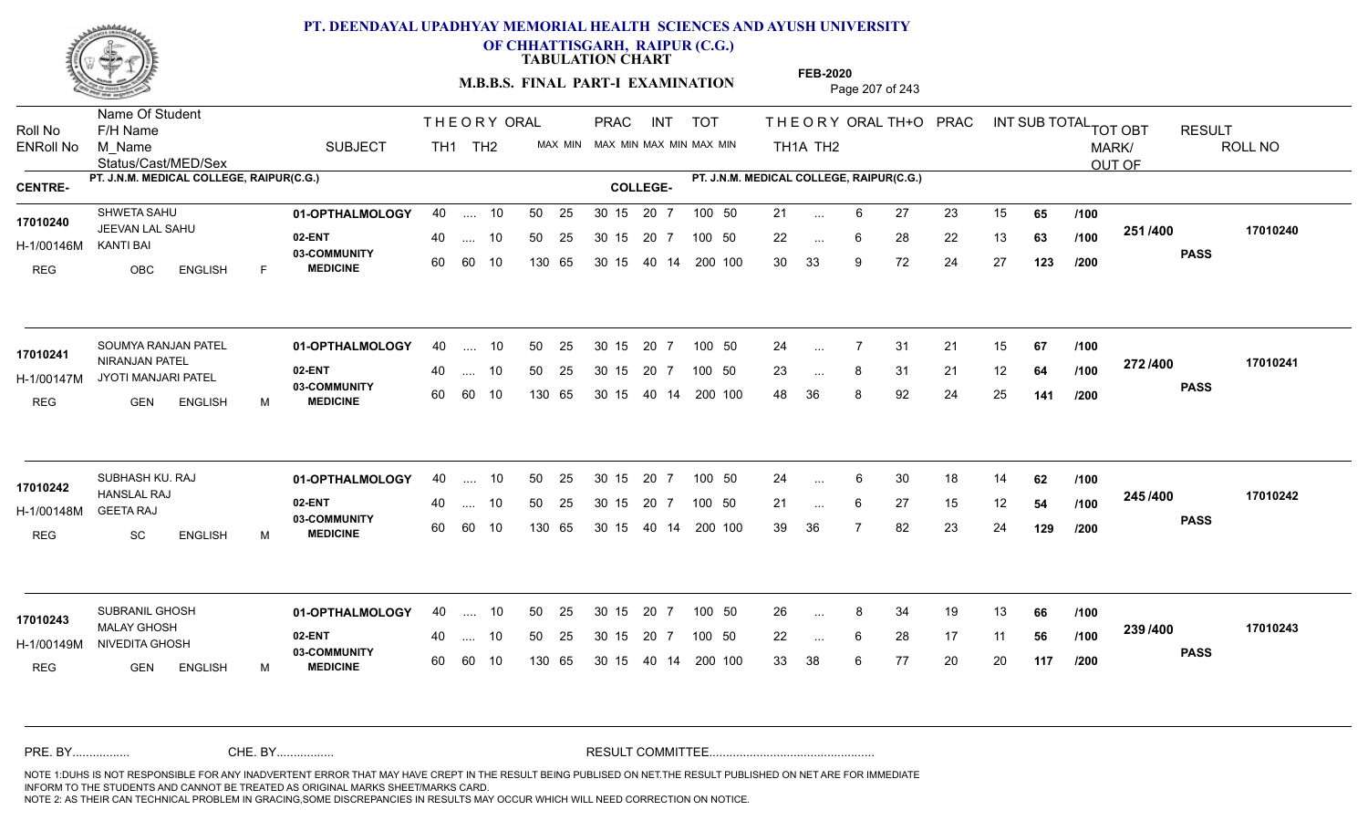# PT. DEENDAYAL UPADHYAY MEMORIAL HEALTH SCIENCES AND AYUSH UNIVERSITY OF CHHATTISGARH, RAIPUR (C.G.)

**TABULATION CHART**

**M.B.B.S. FINAL PART-I EXAMINATION**

**FEB-2020**

| Roll No / ENRoll No | Name Of Student / F/H Name / M_Name / Status/Cast/MED/Sex | SUBJECT | THEORY TH1 | TH2 | ORAL MAX MIN | PRAC MAX MIN | INT MAX MIN | TOT MAX MIN | THEORY TH1A | TH2 | ORAL | TH+O | PRAC | INT | SUB TOTAL | | TOT OBT MARK/OUT OF | RESULT | ROLL NO |
|---|---|---|---|---|---|---|---|---|---|---|---|---|---|---|---|---|---|---|---|
| **CENTRE-** PT. J.N.M. MEDICAL COLLEGE, RAIPUR(C.G.) | | | | | | | | | **COLLEGE-** PT. J.N.M. MEDICAL COLLEGE, RAIPUR(C.G.) | | | | | | | | | | |
| 17010240 | SHWETA SAHU | 01-OPTHALMOLOGY | 40 | .... | 10 | 50 25 | 30 15 | 20 7 | 100 50 | 21 | ... | 6 | 27 | 23 | 15 | 65 | /100 | 251 /400 | 17010240 |
| H-1/00146M | JEEVAN LAL SAHU / KANTI BAI | 02-ENT | 40 | .... | 10 | 50 25 | 30 15 | 20 7 | 100 50 | 22 | ... | 6 | 28 | 22 | 13 | 63 | /100 | PASS | |
| REG | OBC ENGLISH F | 03-COMMUNITY MEDICINE | 60 | 60 | 10 | 130 65 | 30 15 | 40 14 | 200 100 | 30 | 33 | 9 | 72 | 24 | 27 | 123 | /200 | | |
| 17010241 | SOUMYA RANJAN PATEL | 01-OPTHALMOLOGY | 40 | .... | 10 | 50 25 | 30 15 | 20 7 | 100 50 | 24 | ... | 7 | 31 | 21 | 15 | 67 | /100 | 272 /400 | 17010241 |
| H-1/00147M | NIRANJAN PATEL / JYOTI MANJARI PATEL | 02-ENT | 40 | .... | 10 | 50 25 | 30 15 | 20 7 | 100 50 | 23 | ... | 8 | 31 | 21 | 12 | 64 | /100 | PASS | |
| REG | GEN ENGLISH M | 03-COMMUNITY MEDICINE | 60 | 60 | 10 | 130 65 | 30 15 | 40 14 | 200 100 | 48 | 36 | 8 | 92 | 24 | 25 | 141 | /200 | | |
| 17010242 | SUBHASH KU. RAJ | 01-OPTHALMOLOGY | 40 | .... | 10 | 50 25 | 30 15 | 20 7 | 100 50 | 24 | ... | 6 | 30 | 18 | 14 | 62 | /100 | 245 /400 | 17010242 |
| H-1/00148M | HANSLAL RAJ / GEETA RAJ | 02-ENT | 40 | .... | 10 | 50 25 | 30 15 | 20 7 | 100 50 | 21 | ... | 6 | 27 | 15 | 12 | 54 | /100 | PASS | |
| REG | SC ENGLISH M | 03-COMMUNITY MEDICINE | 60 | 60 | 10 | 130 65 | 30 15 | 40 14 | 200 100 | 39 | 36 | 7 | 82 | 23 | 24 | 129 | /200 | | |
| 17010243 | SUBRANIL GHOSH | 01-OPTHALMOLOGY | 40 | .... | 10 | 50 25 | 30 15 | 20 7 | 100 50 | 26 | ... | 8 | 34 | 19 | 13 | 66 | /100 | 239 /400 | 17010243 |
| H-1/00149M | MALAY GHOSH / NIVEDITA GHOSH | 02-ENT | 40 | .... | 10 | 50 25 | 30 15 | 20 7 | 100 50 | 22 | ... | 6 | 28 | 17 | 11 | 56 | /100 | PASS | |
| REG | GEN ENGLISH M | 03-COMMUNITY MEDICINE | 60 | 60 | 10 | 130 65 | 30 15 | 40 14 | 200 100 | 33 | 38 | 6 | 77 | 20 | 20 | 117 | /200 | | |

PRE. BY................ CHE. BY................ RESULT COMMITTEE................................................

NOTE 1:DUHS IS NOT RESPONSIBLE FOR ANY INADVERTENT ERROR THAT MAY HAVE CREPT IN THE RESULT BEING PUBLISED ON NET.THE RESULT PUBLISHED ON NET ARE FOR IMMEDIATE INFORM TO THE STUDENTS AND CANNOT BE TREATED AS ORIGINAL MARKS SHEET/MARKS CARD.
NOTE 2: AS THEIR CAN TECHNICAL PROBLEM IN GRACING,SOME DISCREPANCIES IN RESULTS MAY OCCUR WHICH WILL NEED CORRECTION ON NOTICE.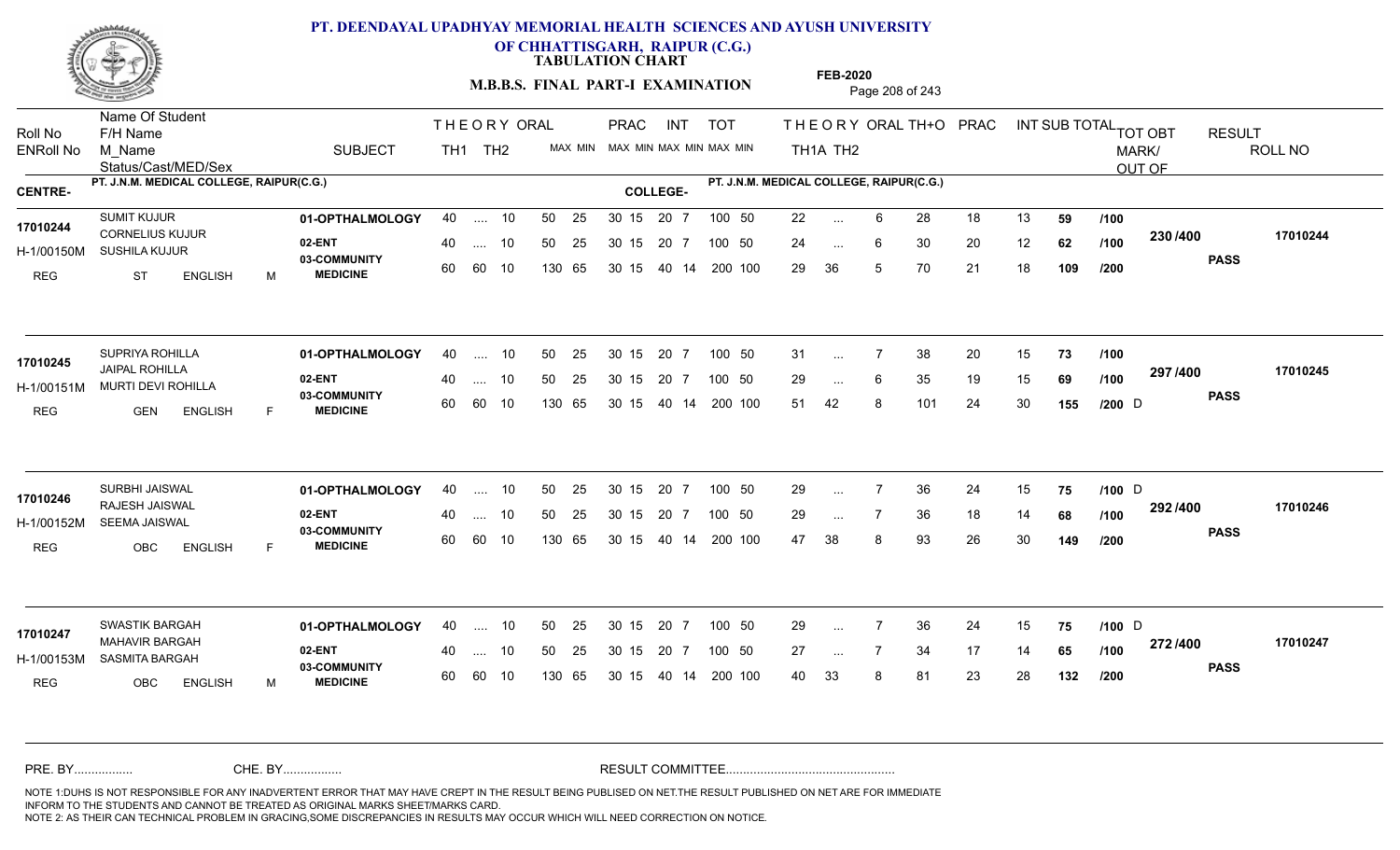# PT. DEENDAYAL UPADHYAY MEMORIAL HEALTH SCIENCES AND AYUSH UNIVERSITY OF CHHATTISGARH, RAIPUR (C.G.)

**TABULATION CHART**

**M.B.B.S. FINAL PART-I EXAMINATION**

**FEB-2020**

CENTRE- PT. J.N.M. MEDICAL COLLEGE, RAIPUR(C.G.) COLLEGE- PT. J.N.M. MEDICAL COLLEGE, RAIPUR(C.G.)

| Roll No / ENRoll No | Name Of Student / F/H Name / M_Name / Status/Cast/MED/Sex | SUBJECT | TH1 (MAX) | TH2 (MAX) | ORAL (MAX) | PRAC MAX | PRAC MIN | INT MAX | INT MIN | TOT MAX | TOT MIN | TH1A | TH2 | ORAL | TH+O | PRAC | INT | SUB TOTAL | | TOT OBT MARK/OUT OF | RESULT | ROLL NO |
|---|---|---|---|---|---|---|---|---|---|---|---|---|---|---|---|---|---|---|---|---|---|---|
| 17010244 | SUMIT KUJUR | 01-OPTHALMOLOGY | 40 | .... | 10 | 50 25 | 30 15 | 20 7 | | 100 50 | | 22 | ... | 6 | 28 | 18 | 13 | 59 | /100 | 230 /400 | PASS | 17010244 |
| H-1/00150M | CORNELIUS KUJUR / SUSHILA KUJUR | 02-ENT | 40 | .... | 10 | 50 25 | 30 15 | 20 7 | | 100 50 | | 24 | ... | 6 | 30 | 20 | 12 | 62 | /100 | | | |
| REG | ST ENGLISH M | 03-COMMUNITY MEDICINE | 60 | 60 | 10 | 130 65 | 30 15 | 40 14 | | 200 100 | | 29 | 36 | 5 | 70 | 21 | 18 | 109 | /200 | | | |
| 17010245 | SUPRIYA ROHILLA | 01-OPTHALMOLOGY | 40 | .... | 10 | 50 25 | 30 15 | 20 7 | | 100 50 | | 31 | ... | 7 | 38 | 20 | 15 | 73 | /100 | 297 /400 | PASS | 17010245 |
| H-1/00151M | JAIPAL ROHILLA / MURTI DEVI ROHILLA | 02-ENT | 40 | .... | 10 | 50 25 | 30 15 | 20 7 | | 100 50 | | 29 | ... | 6 | 35 | 19 | 15 | 69 | /100 | | | |
| REG | GEN ENGLISH F | 03-COMMUNITY MEDICINE | 60 | 60 | 10 | 130 65 | 30 15 | 40 14 | | 200 100 | | 51 | 42 | 8 | 101 | 24 | 30 | 155 | /200 D | | | |
| 17010246 | SURBHI JAISWAL | 01-OPTHALMOLOGY | 40 | .... | 10 | 50 25 | 30 15 | 20 7 | | 100 50 | | 29 | ... | 7 | 36 | 24 | 15 | 75 | /100 D | 292 /400 | PASS | 17010246 |
| H-1/00152M | RAJESH JAISWAL / SEEMA JAISWAL | 02-ENT | 40 | .... | 10 | 50 25 | 30 15 | 20 7 | | 100 50 | | 29 | ... | 7 | 36 | 18 | 14 | 68 | /100 | | | |
| REG | OBC ENGLISH F | 03-COMMUNITY MEDICINE | 60 | 60 | 10 | 130 65 | 30 15 | 40 14 | | 200 100 | | 47 | 38 | 8 | 93 | 26 | 30 | 149 | /200 | | | |
| 17010247 | SWASTIK BARGAH | 01-OPTHALMOLOGY | 40 | .... | 10 | 50 25 | 30 15 | 20 7 | | 100 50 | | 29 | ... | 7 | 36 | 24 | 15 | 75 | /100 D | 272 /400 | PASS | 17010247 |
| H-1/00153M | MAHAVIR BARGAH / SASMITA BARGAH | 02-ENT | 40 | .... | 10 | 50 25 | 30 15 | 20 7 | | 100 50 | | 27 | ... | 7 | 34 | 17 | 14 | 65 | /100 | | | |
| REG | OBC ENGLISH M | 03-COMMUNITY MEDICINE | 60 | 60 | 10 | 130 65 | 30 15 | 40 14 | | 200 100 | | 40 | 33 | 8 | 81 | 23 | 28 | 132 | /200 | | | |

PRE. BY................ CHE. BY................ RESULT COMMITTEE................................................

NOTE 1:DUHS IS NOT RESPONSIBLE FOR ANY INADVERTENT ERROR THAT MAY HAVE CREPT IN THE RESULT BEING PUBLISED ON NET.THE RESULT PUBLISHED ON NET ARE FOR IMMEDIATE INFORM TO THE STUDENTS AND CANNOT BE TREATED AS ORIGINAL MARKS SHEET/MARKS CARD.
NOTE 2: AS THEIR CAN TECHNICAL PROBLEM IN GRACING,SOME DISCREPANCIES IN RESULTS MAY OCCUR WHICH WILL NEED CORRECTION ON NOTICE.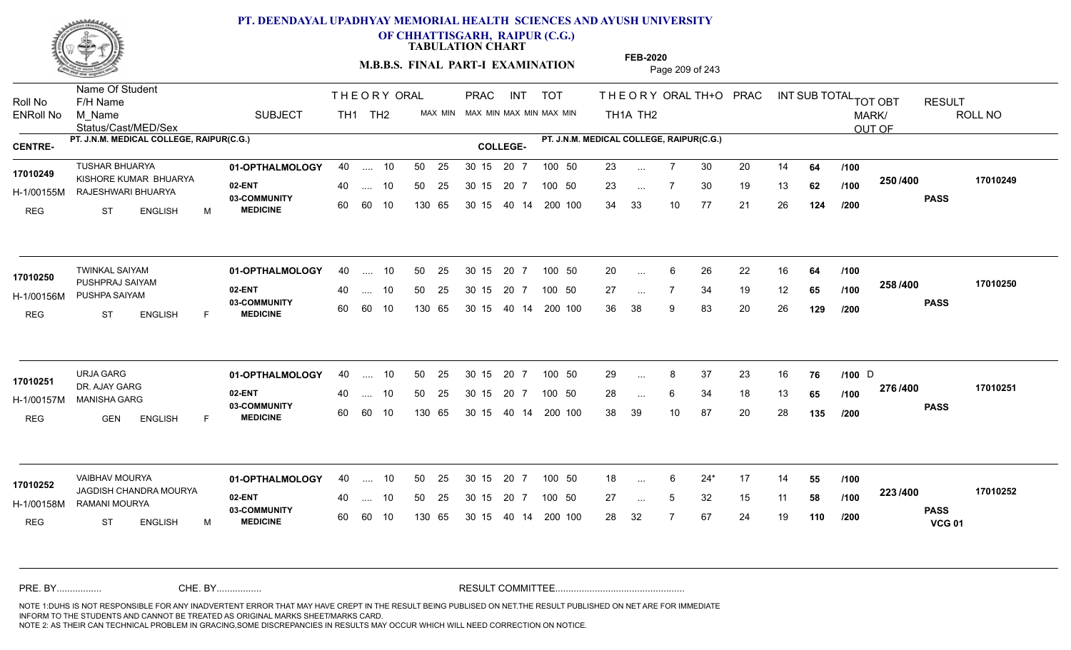# PT. DEENDAYAL UPADHYAY MEMORIAL HEALTH SCIENCES AND AYUSH UNIVERSITY OF CHHATTISGARH, RAIPUR (C.G.)

**TABULATION CHART**

**M.B.B.S. FINAL PART-I EXAMINATION**

**FEB-2020**

CENTRE- PT. J.N.M. MEDICAL COLLEGE, RAIPUR(C.G.) COLLEGE- PT. J.N.M. MEDICAL COLLEGE, RAIPUR(C.G.)

| Roll No / ENRoll No | Name Of Student / F/H Name / M_Name / Status/Cast/MED/Sex | SUBJECT | THEORY TH1 | THEORY TH2 | ORAL | PRAC MAX | PRAC MIN | INT MAX | INT MIN | TOT MAX | TOT MIN | TH1A | TH2 | ORAL | TH+O | PRAC | INT | SUB TOTAL | OUT OF | TOT OBT MARK/OUT OF | RESULT | ROLL NO |
|---|---|---|---|---|---|---|---|---|---|---|---|---|---|---|---|---|---|---|---|---|---|---|
| 17010249 | TUSHAR BHUARYA | 01-OPTHALMOLOGY | 40 | .... | 10 | 50 | 25 | 30 15 | 20 7 | 100 | 50 | 23 | ... | 7 | 30 | 20 | 14 | 64 | /100 | 250 /400 | PASS | 17010249 |
| H-1/00155M | KISHORE KUMAR BHUARYA / RAJESHWARI BHUARYA | 02-ENT | 40 | .... | 10 | 50 | 25 | 30 15 | 20 7 | 100 | 50 | 23 | ... | 7 | 30 | 19 | 13 | 62 | /100 | | | |
| REG | ST ENGLISH M | 03-COMMUNITY MEDICINE | 60 | 60 | 10 | 130 | 65 | 30 15 | 40 14 | 200 | 100 | 34 | 33 | 10 | 77 | 21 | 26 | 124 | /200 | | | |
| 17010250 | TWINKAL SAIYAM | 01-OPTHALMOLOGY | 40 | .... | 10 | 50 | 25 | 30 15 | 20 7 | 100 | 50 | 20 | ... | 6 | 26 | 22 | 16 | 64 | /100 | 258 /400 | PASS | 17010250 |
| H-1/00156M | PUSHPRAJ SAIYAM / PUSHPA SAIYAM | 02-ENT | 40 | .... | 10 | 50 | 25 | 30 15 | 20 7 | 100 | 50 | 27 | ... | 7 | 34 | 19 | 12 | 65 | /100 | | | |
| REG | ST ENGLISH F | 03-COMMUNITY MEDICINE | 60 | 60 | 10 | 130 | 65 | 30 15 | 40 14 | 200 | 100 | 36 | 38 | 9 | 83 | 20 | 26 | 129 | /200 | | | |
| 17010251 | URJA GARG | 01-OPTHALMOLOGY | 40 | .... | 10 | 50 | 25 | 30 15 | 20 7 | 100 | 50 | 29 | ... | 8 | 37 | 23 | 16 | 76 | /100 D | 276 /400 | PASS | 17010251 |
| H-1/00157M | DR. AJAY GARG / MANISHA GARG | 02-ENT | 40 | .... | 10 | 50 | 25 | 30 15 | 20 7 | 100 | 50 | 28 | ... | 6 | 34 | 18 | 13 | 65 | /100 | | | |
| REG | GEN ENGLISH F | 03-COMMUNITY MEDICINE | 60 | 60 | 10 | 130 | 65 | 30 15 | 40 14 | 200 | 100 | 38 | 39 | 10 | 87 | 20 | 28 | 135 | /200 | | | |
| 17010252 | VAIBHAV MOURYA | 01-OPTHALMOLOGY | 40 | .... | 10 | 50 | 25 | 30 15 | 20 7 | 100 | 50 | 18 | ... | 6 | 24* | 17 | 14 | 55 | /100 | 223 /400 | PASS VCG 01 | 17010252 |
| H-1/00158M | JAGDISH CHANDRA MOURYA / RAMANI MOURYA | 02-ENT | 40 | .... | 10 | 50 | 25 | 30 15 | 20 7 | 100 | 50 | 27 | ... | 5 | 32 | 15 | 11 | 58 | /100 | | | |
| REG | ST ENGLISH M | 03-COMMUNITY MEDICINE | 60 | 60 | 10 | 130 | 65 | 30 15 | 40 14 | 200 | 100 | 28 | 32 | 7 | 67 | 24 | 19 | 110 | /200 | | | |

PRE. BY................ CHE. BY................ RESULT COMMITTEE................................................

NOTE 1:DUHS IS NOT RESPONSIBLE FOR ANY INADVERTENT ERROR THAT MAY HAVE CREPT IN THE RESULT BEING PUBLISED ON NET.THE RESULT PUBLISHED ON NET ARE FOR IMMEDIATE INFORM TO THE STUDENTS AND CANNOT BE TREATED AS ORIGINAL MARKS SHEET/MARKS CARD.
NOTE 2: AS THEIR CAN TECHNICAL PROBLEM IN GRACING,SOME DISCREPANCIES IN RESULTS MAY OCCUR WHICH WILL NEED CORRECTION ON NOTICE.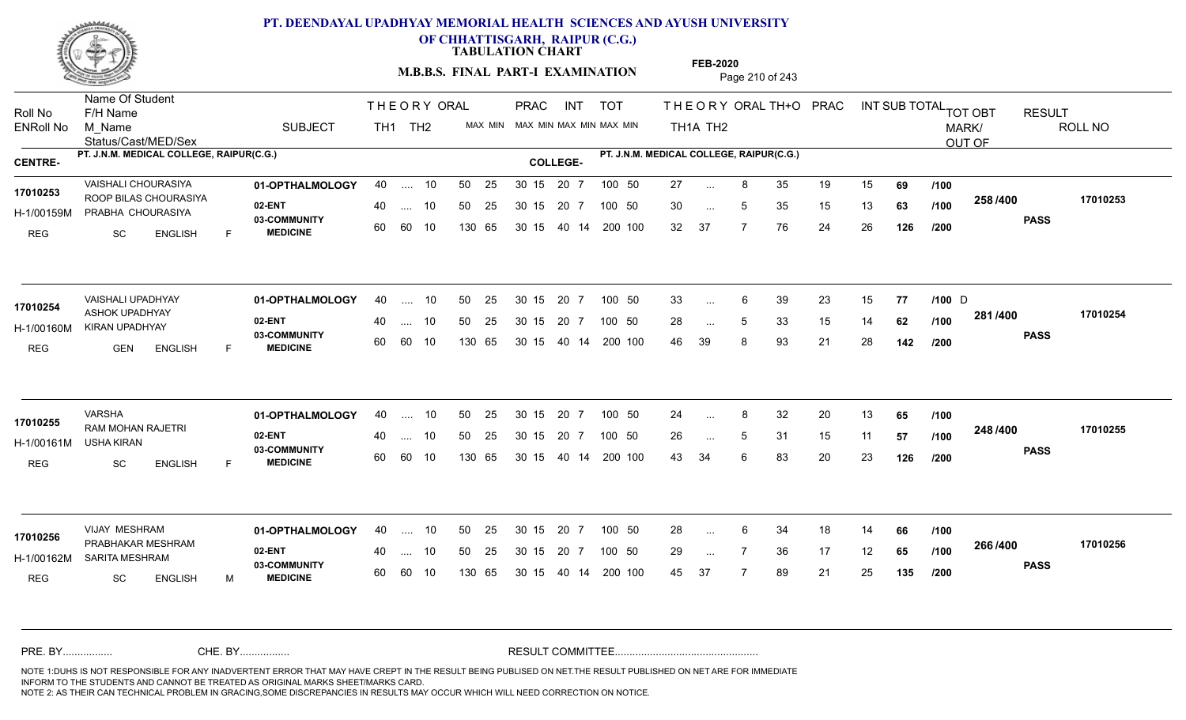# PT. DEENDAYAL UPADHYAY MEMORIAL HEALTH SCIENCES AND AYUSH UNIVERSITY OF CHHATTISGARH, RAIPUR (C.G.)

## TABULATION CHART

### M.B.B.S. FINAL PART-I EXAMINATION

FEB-2020

| Roll No / ENRoll No | Name Of Student / F/H Name / M_Name / Status/Cast/MED/Sex | SUBJECT | THEORY TH1 | THEORY TH2 | ORAL MAX MIN | PRAC MAX MIN | INT MAX MIN | TOT MAX MIN | THEORY TH1A | THEORY TH2 | ORAL | TH+O | PRAC | INT | SUB TOTAL | TOT OBT MARK/OUT OF | RESULT | ROLL NO |
|---|---|---|---|---|---|---|---|---|---|---|---|---|---|---|---|---|---|---|

**CENTRE-** PT. J.N.M. MEDICAL COLLEGE, RAIPUR(C.G.) **COLLEGE-** PT. J.N.M. MEDICAL COLLEGE, RAIPUR(C.G.)

| Roll No / ENRoll No | Name Of Student / F/H Name / M_Name / Status/Cast/MED/Sex | SUBJECT | TH1 | TH2 | ORAL | PRAC | INT | TOT | TH1A | TH2 | ORAL | TH+O | PRAC | INT | SUB TOTAL | | TOT OBT | RESULT | ROLL NO |
|---|---|---|---|---|---|---|---|---|---|---|---|---|---|---|---|---|---|---|---|
| 17010253 | VAISHALI CHOURASIYA | 01-OPTHALMOLOGY | 40 | .... | 10 | 50 25 | 30 15 | 20 7 | 100 50 | 27 | ... | 8 | 35 | 19 | 15 | 69 | /100 | 258 /400 | 17010253 |
| H-1/00159M | ROOP BILAS CHOURASIYA / PRABHA CHOURASIYA | 02-ENT | 40 | .... | 10 | 50 25 | 30 15 | 20 7 | 100 50 | 30 | ... | 5 | 35 | 15 | 13 | 63 | /100 | PASS | |
| REG | SC ENGLISH F | 03-COMMUNITY MEDICINE | 60 | 60 | 10 | 130 65 | 30 15 | 40 14 | 200 100 | 32 | 37 | 7 | 76 | 24 | 26 | 126 | /200 | | |
| 17010254 | VAISHALI UPADHYAY | 01-OPTHALMOLOGY | 40 | .... | 10 | 50 25 | 30 15 | 20 7 | 100 50 | 33 | ... | 6 | 39 | 23 | 15 | 77 | /100 D | 281 /400 | 17010254 |
| H-1/00160M | ASHOK UPADHYAY / KIRAN UPADHYAY | 02-ENT | 40 | .... | 10 | 50 25 | 30 15 | 20 7 | 100 50 | 28 | ... | 5 | 33 | 15 | 14 | 62 | /100 | PASS | |
| REG | GEN ENGLISH F | 03-COMMUNITY MEDICINE | 60 | 60 | 10 | 130 65 | 30 15 | 40 14 | 200 100 | 46 | 39 | 8 | 93 | 21 | 28 | 142 | /200 | | |
| 17010255 | VARSHA | 01-OPTHALMOLOGY | 40 | .... | 10 | 50 25 | 30 15 | 20 7 | 100 50 | 24 | ... | 8 | 32 | 20 | 13 | 65 | /100 | 248 /400 | 17010255 |
| H-1/00161M | RAM MOHAN RAJETRI / USHA KIRAN | 02-ENT | 40 | .... | 10 | 50 25 | 30 15 | 20 7 | 100 50 | 26 | ... | 5 | 31 | 15 | 11 | 57 | /100 | PASS | |
| REG | SC ENGLISH F | 03-COMMUNITY MEDICINE | 60 | 60 | 10 | 130 65 | 30 15 | 40 14 | 200 100 | 43 | 34 | 6 | 83 | 20 | 23 | 126 | /200 | | |
| 17010256 | VIJAY MESHRAM | 01-OPTHALMOLOGY | 40 | .... | 10 | 50 25 | 30 15 | 20 7 | 100 50 | 28 | ... | 6 | 34 | 18 | 14 | 66 | /100 | 266 /400 | 17010256 |
| H-1/00162M | PRABHAKAR MESHRAM / SARITA MESHRAM | 02-ENT | 40 | .... | 10 | 50 25 | 30 15 | 20 7 | 100 50 | 29 | ... | 7 | 36 | 17 | 12 | 65 | /100 | PASS | |
| REG | SC ENGLISH M | 03-COMMUNITY MEDICINE | 60 | 60 | 10 | 130 65 | 30 15 | 40 14 | 200 100 | 45 | 37 | 7 | 89 | 21 | 25 | 135 | /200 | | |

PRE. BY................ CHE. BY................ RESULT COMMITTEE................................................

NOTE 1:DUHS IS NOT RESPONSIBLE FOR ANY INADVERTENT ERROR THAT MAY HAVE CREPT IN THE RESULT BEING PUBLISED ON NET.THE RESULT PUBLISHED ON NET ARE FOR IMMEDIATE INFORM TO THE STUDENTS AND CANNOT BE TREATED AS ORIGINAL MARKS SHEET/MARKS CARD.
NOTE 2: AS THEIR CAN TECHNICAL PROBLEM IN GRACING,SOME DISCREPANCIES IN RESULTS MAY OCCUR WHICH WILL NEED CORRECTION ON NOTICE.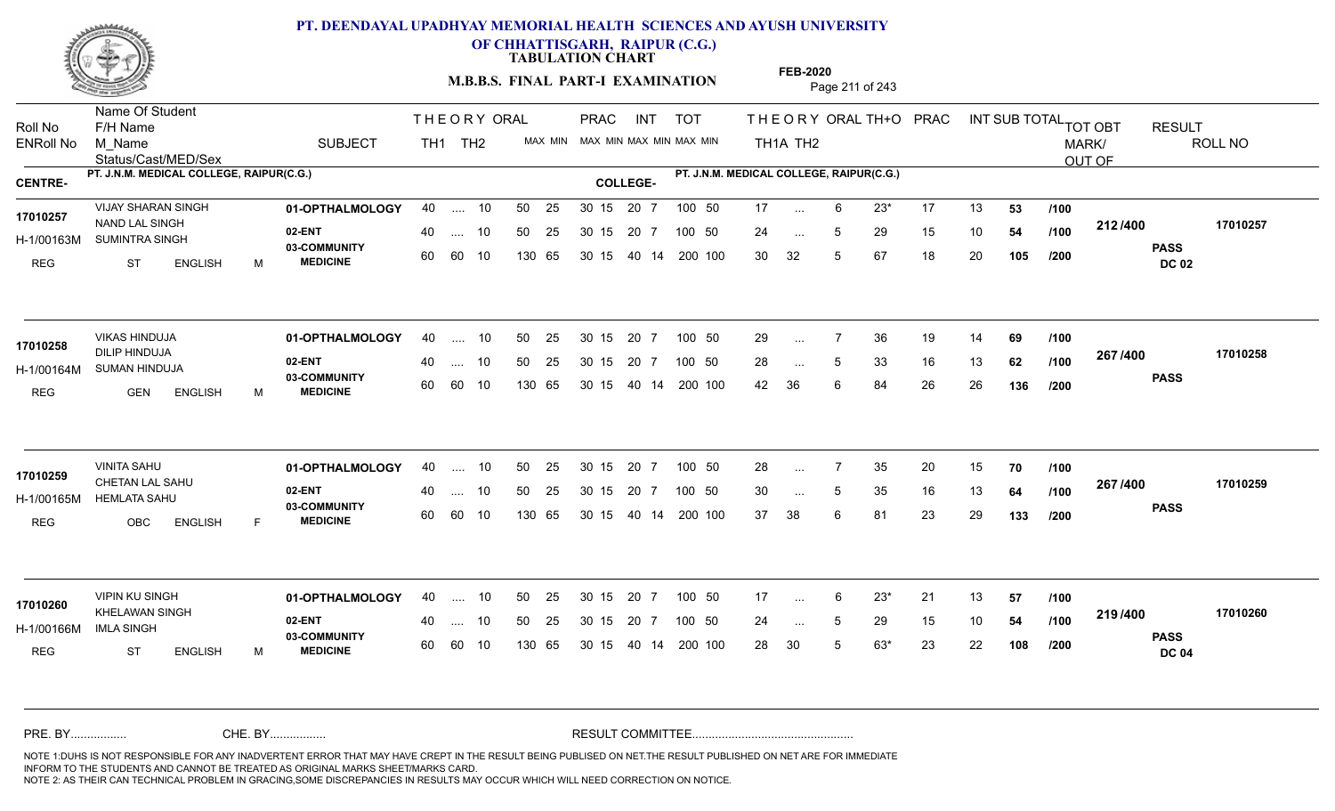# PT. DEENDAYAL UPADHYAY MEMORIAL HEALTH SCIENCES AND AYUSH UNIVERSITY OF CHHATTISGARH, RAIPUR (C.G.)

**TABULATION CHART**

**M.B.B.S. FINAL PART-I EXAMINATION**

**FEB-2020**

| Roll No / ENRoll No | Name Of Student / F/H Name / M_Name / Status/Cast/MED/Sex | SUBJECT | THEORY TH1 | THEORY TH2 | ORAL | PRAC MAX | PRAC MIN | INT MAX | INT MIN | TOT MAX | TOT MIN | TH1A | TH2 | ORAL | TH+O | PRAC | INT | SUB TOTAL | TOT OBT MARK/OUT OF | RESULT | ROLL NO |
|---|---|---|---|---|---|---|---|---|---|---|---|---|---|---|---|---|---|---|---|---|---|
| **CENTRE-** PT. J.N.M. MEDICAL COLLEGE, RAIPUR(C.G.) | | | | | | | | | | | | **COLLEGE-** PT. J.N.M. MEDICAL COLLEGE, RAIPUR(C.G.) | | | | | | | | | |
| 17010257 | VIJAY SHARAN SINGH | 01-OPTHALMOLOGY | 40 | .... | 10 | 50 | 25 | 30 15 | 20 7 | 100 | 50 | 17 | ... | 6 | 23* | 17 | 13 | 53 /100 | 212 /400 | PASS DC 02 | 17010257 |
| H-1/00163M | NAND LAL SINGH | 02-ENT | 40 | .... | 10 | 50 | 25 | 30 15 | 20 7 | 100 | 50 | 24 | ... | 5 | 29 | 15 | 10 | 54 /100 | | | |
| REG | SUMINTRA SINGH / ST / ENGLISH / M | 03-COMMUNITY MEDICINE | 60 | 60 | 10 | 130 | 65 | 30 15 | 40 14 | 200 | 100 | 30 | 32 | 5 | 67 | 18 | 20 | 105 /200 | | | |
| 17010258 | VIKAS HINDUJA | 01-OPTHALMOLOGY | 40 | .... | 10 | 50 | 25 | 30 15 | 20 7 | 100 | 50 | 29 | ... | 7 | 36 | 19 | 14 | 69 /100 | 267 /400 | PASS | 17010258 |
| H-1/00164M | DILIP HINDUJA | 02-ENT | 40 | .... | 10 | 50 | 25 | 30 15 | 20 7 | 100 | 50 | 28 | ... | 5 | 33 | 16 | 13 | 62 /100 | | | |
| REG | SUMAN HINDUJA / GEN / ENGLISH / M | 03-COMMUNITY MEDICINE | 60 | 60 | 10 | 130 | 65 | 30 15 | 40 14 | 200 | 100 | 42 | 36 | 6 | 84 | 26 | 26 | 136 /200 | | | |
| 17010259 | VINITA SAHU | 01-OPTHALMOLOGY | 40 | .... | 10 | 50 | 25 | 30 15 | 20 7 | 100 | 50 | 28 | ... | 7 | 35 | 20 | 15 | 70 /100 | 267 /400 | PASS | 17010259 |
| H-1/00165M | CHETAN LAL SAHU | 02-ENT | 40 | .... | 10 | 50 | 25 | 30 15 | 20 7 | 100 | 50 | 30 | ... | 5 | 35 | 16 | 13 | 64 /100 | | | |
| REG | HEMLATA SAHU / OBC / ENGLISH / F | 03-COMMUNITY MEDICINE | 60 | 60 | 10 | 130 | 65 | 30 15 | 40 14 | 200 | 100 | 37 | 38 | 6 | 81 | 23 | 29 | 133 /200 | | | |
| 17010260 | VIPIN KU SINGH | 01-OPTHALMOLOGY | 40 | .... | 10 | 50 | 25 | 30 15 | 20 7 | 100 | 50 | 17 | ... | 6 | 23* | 21 | 13 | 57 /100 | 219 /400 | PASS DC 04 | 17010260 |
| H-1/00166M | KHELAWAN SINGH | 02-ENT | 40 | .... | 10 | 50 | 25 | 30 15 | 20 7 | 100 | 50 | 24 | ... | 5 | 29 | 15 | 10 | 54 /100 | | | |
| REG | IMLA SINGH / ST / ENGLISH / M | 03-COMMUNITY MEDICINE | 60 | 60 | 10 | 130 | 65 | 30 15 | 40 14 | 200 | 100 | 28 | 30 | 5 | 63* | 23 | 22 | 108 /200 | | | |

PRE. BY................ CHE. BY................ RESULT COMMITTEE................................................

NOTE 1:DUHS IS NOT RESPONSIBLE FOR ANY INADVERTENT ERROR THAT MAY HAVE CREPT IN THE RESULT BEING PUBLISED ON NET.THE RESULT PUBLISHED ON NET ARE FOR IMMEDIATE INFORM TO THE STUDENTS AND CANNOT BE TREATED AS ORIGINAL MARKS SHEET/MARKS CARD.
NOTE 2: AS THEIR CAN TECHNICAL PROBLEM IN GRACING,SOME DISCREPANCIES IN RESULTS MAY OCCUR WHICH WILL NEED CORRECTION ON NOTICE.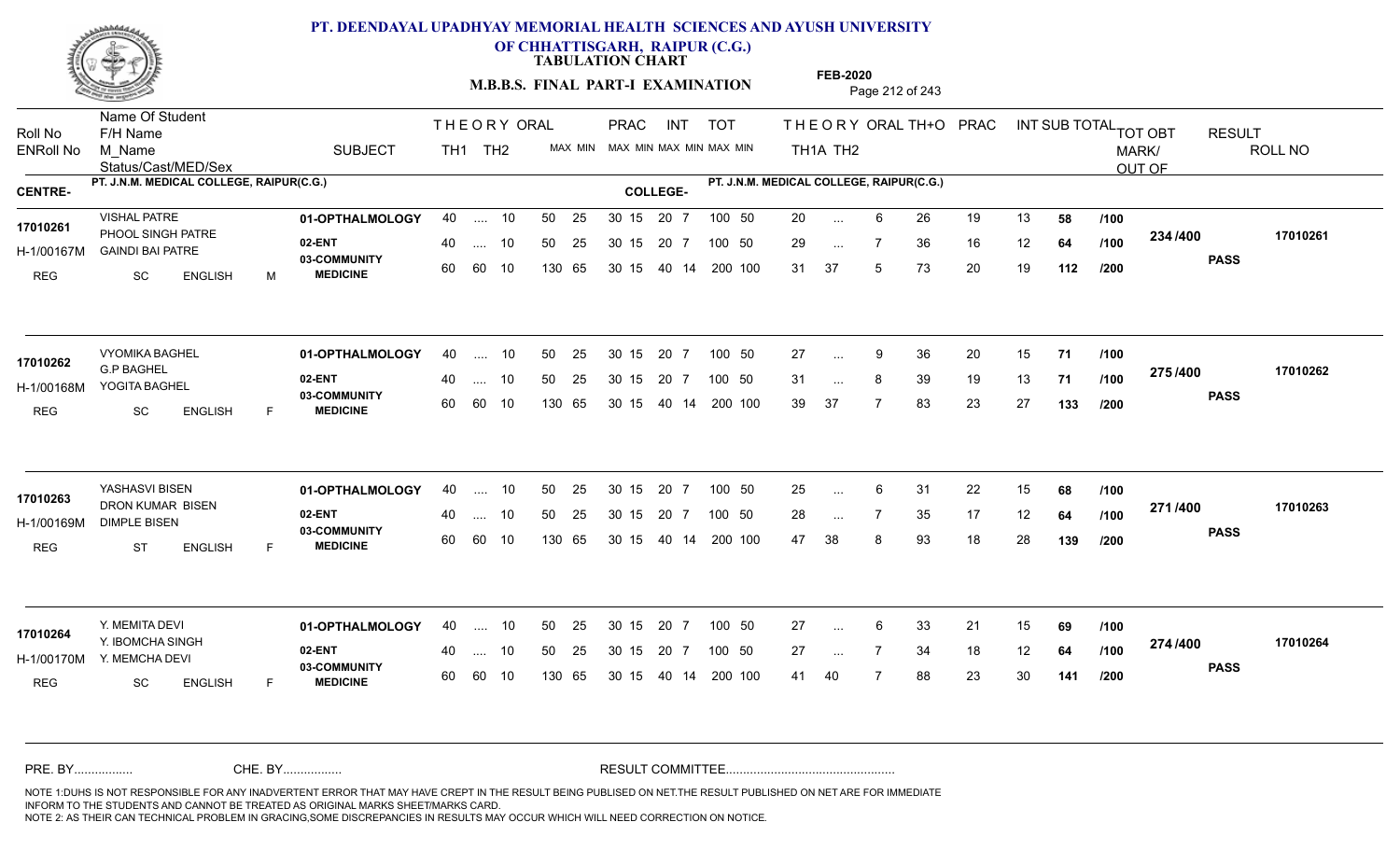# PT. DEENDAYAL UPADHYAY MEMORIAL HEALTH SCIENCES AND AYUSH UNIVERSITY
## OF CHHATTISGARH, RAIPUR (C.G.)
### TABULATION CHART

**M.B.B.S. FINAL PART-I EXAMINATION** — **FEB-2020**

| Roll No / ENRoll No | Name Of Student / F/H Name / M_Name / Status/Cast/MED/Sex | SUBJECT | THEORY TH1 | THEORY TH2 | ORAL | PRAC MAX MIN | INT MAX MIN | TOT MAX MIN | TH1A | TH2 | ORAL | TH+O | PRAC | INT | SUB TOTAL | TOT OBT | TOT OBT MARK/OUT OF | RESULT | ROLL NO |
|---|---|---|---|---|---|---|---|---|---|---|---|---|---|---|---|---|---|---|---|

**CENTRE- PT. J.N.M. MEDICAL COLLEGE, RAIPUR(C.G.)** — **COLLEGE- PT. J.N.M. MEDICAL COLLEGE, RAIPUR(C.G.)**

| Roll No / ENRoll No | Name / F/H Name / M_Name / Status/Cast/MED/Sex | SUBJECT | TH1 | TH2 | ORAL | PRAC | INT | TOT | TH1A | TH2 | ORAL | TH+O | PRAC | INT | SUB TOTAL | OUT OF | TOT OBT MARK/OUT OF | RESULT | ROLL NO |
|---|---|---|---|---|---|---|---|---|---|---|---|---|---|---|---|---|---|---|---|
| 17010261 | VISHAL PATRE | 01-OPTHALMOLOGY | 40 | .... | 10 | 50 25 | 30 15 20 7 | 100 50 | 20 | ... | 6 | 26 | 19 | 13 | 58 | /100 | 234 /400 | PASS | 17010261 |
| H-1/00167M | PHOOL SINGH PATRE | 02-ENT | 40 | .... | 10 | 50 25 | 30 15 20 7 | 100 50 | 29 | ... | 7 | 36 | 16 | 12 | 64 | /100 | | | |
| REG | GAINDI BAI PATRE / SC ENGLISH M | 03-COMMUNITY MEDICINE | 60 | 60 | 10 | 130 65 | 30 15 40 14 | 200 100 | 31 | 37 | 5 | 73 | 20 | 19 | 112 | /200 | | | |
| 17010262 | VYOMIKA BAGHEL | 01-OPTHALMOLOGY | 40 | .... | 10 | 50 25 | 30 15 20 7 | 100 50 | 27 | ... | 9 | 36 | 20 | 15 | 71 | /100 | 275 /400 | PASS | 17010262 |
| H-1/00168M | G.P BAGHEL | 02-ENT | 40 | .... | 10 | 50 25 | 30 15 20 7 | 100 50 | 31 | ... | 8 | 39 | 19 | 13 | 71 | /100 | | | |
| REG | YOGITA BAGHEL / SC ENGLISH F | 03-COMMUNITY MEDICINE | 60 | 60 | 10 | 130 65 | 30 15 40 14 | 200 100 | 39 | 37 | 7 | 83 | 23 | 27 | 133 | /200 | | | |
| 17010263 | YASHASVI BISEN | 01-OPTHALMOLOGY | 40 | .... | 10 | 50 25 | 30 15 20 7 | 100 50 | 25 | ... | 6 | 31 | 22 | 15 | 68 | /100 | 271 /400 | PASS | 17010263 |
| H-1/00169M | DRON KUMAR BISEN | 02-ENT | 40 | .... | 10 | 50 25 | 30 15 20 7 | 100 50 | 28 | ... | 7 | 35 | 17 | 12 | 64 | /100 | | | |
| REG | DIMPLE BISEN / ST ENGLISH F | 03-COMMUNITY MEDICINE | 60 | 60 | 10 | 130 65 | 30 15 40 14 | 200 100 | 47 | 38 | 8 | 93 | 18 | 28 | 139 | /200 | | | |
| 17010264 | Y. MEMITA DEVI | 01-OPTHALMOLOGY | 40 | .... | 10 | 50 25 | 30 15 20 7 | 100 50 | 27 | ... | 6 | 33 | 21 | 15 | 69 | /100 | 274 /400 | PASS | 17010264 |
| H-1/00170M | Y. IBOMCHA SINGH | 02-ENT | 40 | .... | 10 | 50 25 | 30 15 20 7 | 100 50 | 27 | ... | 7 | 34 | 18 | 12 | 64 | /100 | | | |
| REG | Y. MEMCHA DEVI / SC ENGLISH F | 03-COMMUNITY MEDICINE | 60 | 60 | 10 | 130 65 | 30 15 40 14 | 200 100 | 41 | 40 | 7 | 88 | 23 | 30 | 141 | /200 | | | |

PRE. BY................ CHE. BY................ RESULT COMMITTEE................................................

NOTE 1:DUHS IS NOT RESPONSIBLE FOR ANY INADVERTENT ERROR THAT MAY HAVE CREPT IN THE RESULT BEING PUBLISED ON NET.THE RESULT PUBLISHED ON NET ARE FOR IMMEDIATE INFORM TO THE STUDENTS AND CANNOT BE TREATED AS ORIGINAL MARKS SHEET/MARKS CARD.
NOTE 2: AS THEIR CAN TECHNICAL PROBLEM IN GRACING,SOME DISCREPANCIES IN RESULTS MAY OCCUR WHICH WILL NEED CORRECTION ON NOTICE.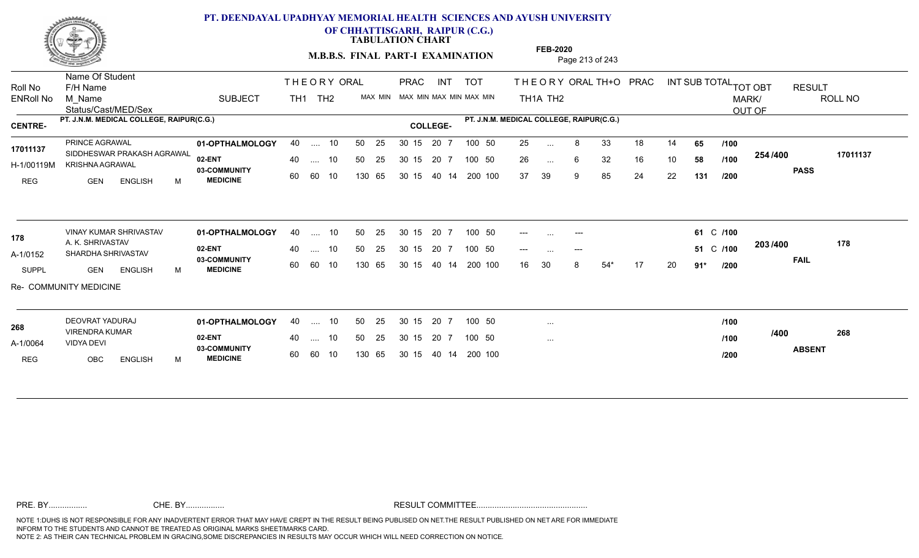# PT. DEENDAYAL UPADHYAY MEMORIAL HEALTH SCIENCES AND AYUSH UNIVERSITY OF CHHATTISGARH, RAIPUR (C.G.)

**TABULATION CHART**

**M.B.B.S. FINAL PART-I EXAMINATION**

**FEB-2020**

| Roll No / ENRoll No | Name Of Student / F/H Name / M_Name / Status/Cast/MED/Sex | SUBJECT | THEORY TH1 | THEORY TH2 | ORAL MAX MIN | PRAC MAX MIN | INT MAX MIN | TOT MAX MIN | TH1A | TH2 | ORAL | TH+O | PRAC | INT | SUB TOTAL | TOT OUT OF | TOT OBT MARK/OUT OF | RESULT | ROLL NO |
|---|---|---|---|---|---|---|---|---|---|---|---|---|---|---|---|---|---|---|---|
| | | | | | | | | | | | | | | | | | | | |

**CENTRE-** PT. J.N.M. MEDICAL COLLEGE, RAIPUR(C.G.) **COLLEGE-** PT. J.N.M. MEDICAL COLLEGE, RAIPUR(C.G.)

| Roll No / ENRoll No | Name / F/H Name / M_Name / Status | SUBJECT | TH1 | TH2 | ORAL | PRAC | INT | TOT | TH1A | TH2 | ORAL | TH+O | PRAC | INT | SUB TOTAL | OUT OF | TOT OBT | RESULT | ROLL NO |
|---|---|---|---|---|---|---|---|---|---|---|---|---|---|---|---|---|---|---|---|
| 17011137 | PRINCE AGRAWAL | 01-OPTHALMOLOGY | 40 | .... | 10 | 50 25 | 30 15 | 20 7 | 100 50 | 25 | ... | 8 | 33 | 18 | 14 | 65 | /100 | 254 /400 | 17011137 |
| H-1/00119M | SIDDHESWAR PRAKASH AGRAWAL / KRISHNA AGRAWAL | 02-ENT | 40 | .... | 10 | 50 25 | 30 15 | 20 7 | 100 50 | 26 | ... | 6 | 32 | 16 | 10 | 58 | /100 | PASS | |
| REG | GEN ENGLISH M | 03-COMMUNITY MEDICINE | 60 | 60 | 10 | 130 65 | 30 15 | 40 14 | 200 100 | 37 | 39 | 9 | 85 | 24 | 22 | 131 | /200 | | |
| 178 | VINAY KUMAR SHRIVASTAV | 01-OPTHALMOLOGY | 40 | .... | 10 | 50 25 | 30 15 | 20 7 | 100 50 | --- | ... | --- | | | | 61 C | /100 | 203 /400 | 178 |
| A-1/0152 | A. K. SHRIVASTAV / SHARDHA SHRIVASTAV | 02-ENT | 40 | .... | 10 | 50 25 | 30 15 | 20 7 | 100 50 | --- | ... | --- | | | | 51 C | /100 | FAIL | |
| SUPPL | GEN ENGLISH M | 03-COMMUNITY MEDICINE | 60 | 60 | 10 | 130 65 | 30 15 | 40 14 | 200 100 | 16 | 30 | 8 | 54* | 17 | 20 | 91* | /200 | | |
| | Re- COMMUNITY MEDICINE | | | | | | | | | | | | | | | | | | |
| 268 | DEOVRAT YADURAJ | 01-OPTHALMOLOGY | 40 | .... | 10 | 50 25 | 30 15 | 20 7 | 100 50 | | ... | | | | | | /100 | /400 | 268 |
| A-1/0064 | VIRENDRA KUMAR / VIDYA DEVI | 02-ENT | 40 | .... | 10 | 50 25 | 30 15 | 20 7 | 100 50 | | ... | | | | | | /100 | ABSENT | |
| REG | OBC ENGLISH M | 03-COMMUNITY MEDICINE | 60 | 60 | 10 | 130 65 | 30 15 | 40 14 | 200 100 | | | | | | | | /200 | | |

PRE. BY................. CHE. BY................. RESULT COMMITTEE................................................

NOTE 1:DUHS IS NOT RESPONSIBLE FOR ANY INADVERTENT ERROR THAT MAY HAVE CREPT IN THE RESULT BEING PUBLISED ON NET.THE RESULT PUBLISHED ON NET ARE FOR IMMEDIATE INFORM TO THE STUDENTS AND CANNOT BE TREATED AS ORIGINAL MARKS SHEET/MARKS CARD.
NOTE 2: AS THEIR CAN TECHNICAL PROBLEM IN GRACING,SOME DISCREPANCIES IN RESULTS MAY OCCUR WHICH WILL NEED CORRECTION ON NOTICE.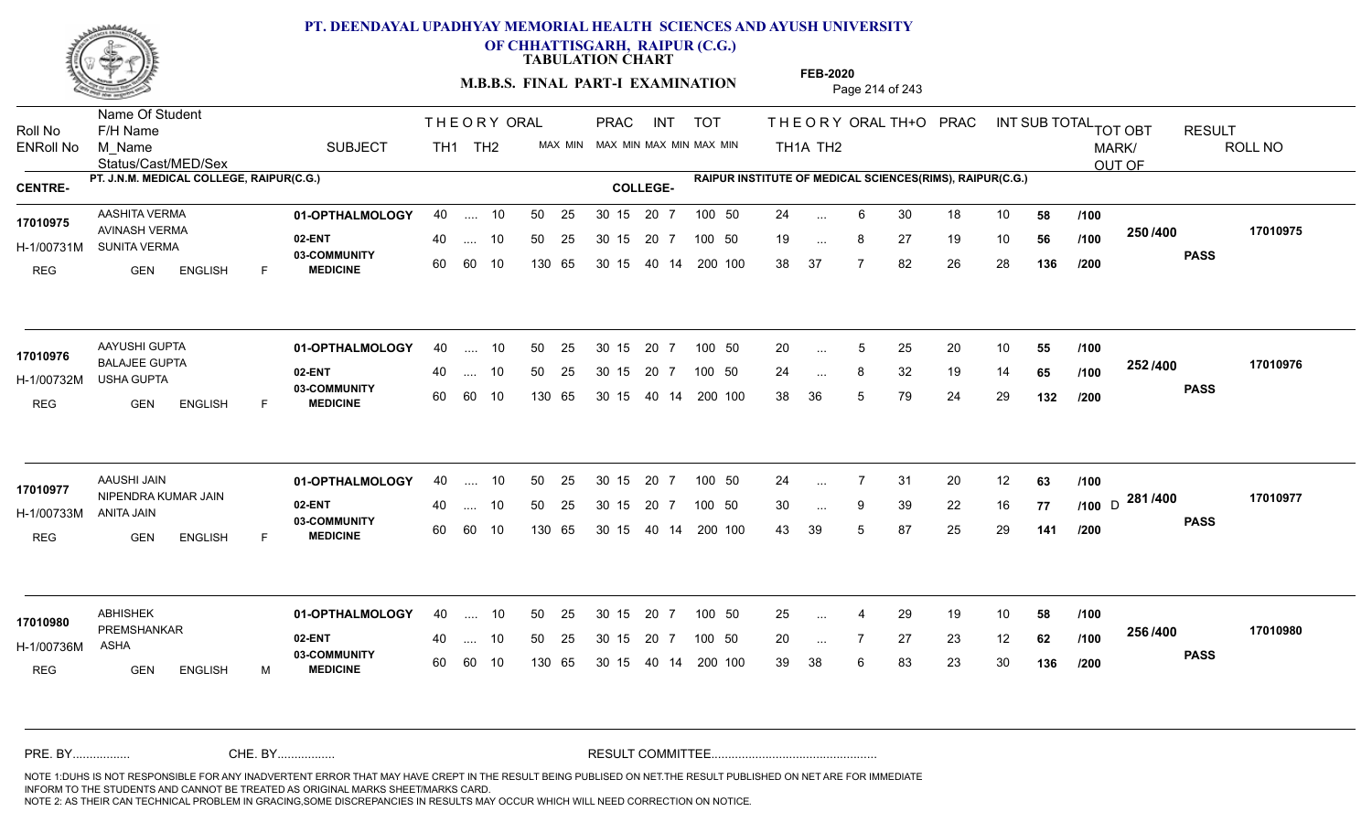# PT. DEENDAYAL UPADHYAY MEMORIAL HEALTH SCIENCES AND AYUSH UNIVERSITY OF CHHATTISGARH, RAIPUR (C.G.)

**TABULATION CHART**

**M.B.B.S. FINAL PART-I EXAMINATION**

**FEB-2020**

| Roll No / ENRoll No | Name Of Student / F/H Name / M_Name / Status/Cast/MED/Sex | SUBJECT | THEORY TH1 | THEORY TH2 | ORAL | PRAC MAX | PRAC MIN | INT MAX | INT MIN | TOT MAX | TOT MIN | TH1A | TH2 | ORAL | TH+O | PRAC | INT | SUB TOTAL | | TOT OBT MARK/ OUT OF | RESULT | ROLL NO |
|---|---|---|---|---|---|---|---|---|---|---|---|---|---|---|---|---|---|---|---|---|---|---|
| **CENTRE-** PT. J.N.M. MEDICAL COLLEGE, RAIPUR(C.G.) | | **COLLEGE-** RAIPUR INSTITUTE OF MEDICAL SCIENCES(RIMS), RAIPUR(C.G.) | | | | | | | | | | | | | | | | | | | | |
| **17010975** | AASHITA VERMA | 01-OPTHALMOLOGY | 40 | .... | 10 | 50 | 25 | 30 15 | | 20 7 | | 100 50 | | 24 | ... | 6 | 30 | 18 | 10 | **58** | /100 | | | |
| H-1/00731M | AVINASH VERMA / SUNITA VERMA | 02-ENT | 40 | .... | 10 | 50 | 25 | 30 15 | | 20 7 | | 100 50 | | 19 | ... | 8 | 27 | 19 | 10 | **56** | /100 | **250 /400** | **PASS** | **17010975** |
| REG | GEN ENGLISH F | 03-COMMUNITY MEDICINE | 60 | 60 | 10 | 130 | 65 | 30 15 | | 40 14 | | 200 100 | | 38 | 37 | 7 | 82 | 26 | 28 | **136** | /200 | | | |
| **17010976** | AAYUSHI GUPTA | 01-OPTHALMOLOGY | 40 | .... | 10 | 50 | 25 | 30 15 | | 20 7 | | 100 50 | | 20 | ... | 5 | 25 | 20 | 10 | **55** | /100 | | | |
| H-1/00732M | BALAJEE GUPTA / USHA GUPTA | 02-ENT | 40 | .... | 10 | 50 | 25 | 30 15 | | 20 7 | | 100 50 | | 24 | ... | 8 | 32 | 19 | 14 | **65** | /100 | **252 /400** | **PASS** | **17010976** |
| REG | GEN ENGLISH F | 03-COMMUNITY MEDICINE | 60 | 60 | 10 | 130 | 65 | 30 15 | | 40 14 | | 200 100 | | 38 | 36 | 5 | 79 | 24 | 29 | **132** | /200 | | | |
| **17010977** | AAUSHI JAIN | 01-OPTHALMOLOGY | 40 | .... | 10 | 50 | 25 | 30 15 | | 20 7 | | 100 50 | | 24 | ... | 7 | 31 | 20 | 12 | **63** | /100 | | | |
| H-1/00733M | NIPENDRA KUMAR JAIN / ANITA JAIN | 02-ENT | 40 | .... | 10 | 50 | 25 | 30 15 | | 20 7 | | 100 50 | | 30 | ... | 9 | 39 | 22 | 16 | **77** | /100 D | **281 /400** | **PASS** | **17010977** |
| REG | GEN ENGLISH F | 03-COMMUNITY MEDICINE | 60 | 60 | 10 | 130 | 65 | 30 15 | | 40 14 | | 200 100 | | 43 | 39 | 5 | 87 | 25 | 29 | **141** | /200 | | | |
| **17010980** | ABHISHEK | 01-OPTHALMOLOGY | 40 | .... | 10 | 50 | 25 | 30 15 | | 20 7 | | 100 50 | | 25 | ... | 4 | 29 | 19 | 10 | **58** | /100 | | | |
| H-1/00736M | PREMSHANKAR / ASHA | 02-ENT | 40 | .... | 10 | 50 | 25 | 30 15 | | 20 7 | | 100 50 | | 20 | ... | 7 | 27 | 23 | 12 | **62** | /100 | **256 /400** | **PASS** | **17010980** |
| REG | GEN ENGLISH M | 03-COMMUNITY MEDICINE | 60 | 60 | 10 | 130 | 65 | 30 15 | | 40 14 | | 200 100 | | 39 | 38 | 6 | 83 | 23 | 30 | **136** | /200 | | | |

PRE. BY................ CHE. BY................ RESULT COMMITTEE................................................

NOTE 1:DUHS IS NOT RESPONSIBLE FOR ANY INADVERTENT ERROR THAT MAY HAVE CREPT IN THE RESULT BEING PUBLISED ON NET.THE RESULT PUBLISHED ON NET ARE FOR IMMEDIATE INFORM TO THE STUDENTS AND CANNOT BE TREATED AS ORIGINAL MARKS SHEET/MARKS CARD.
NOTE 2: AS THEIR CAN TECHNICAL PROBLEM IN GRACING,SOME DISCREPANCIES IN RESULTS MAY OCCUR WHICH WILL NEED CORRECTION ON NOTICE.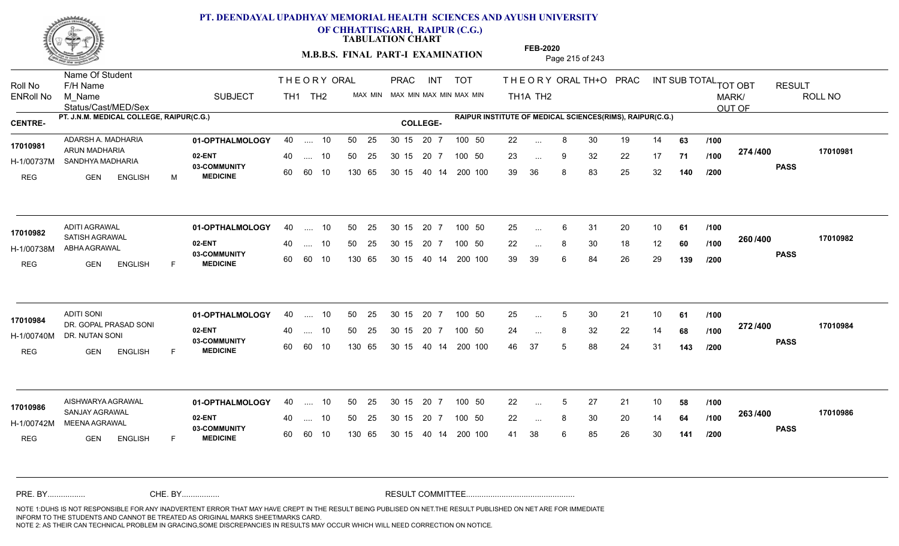# PT. DEENDAYAL UPADHYAY MEMORIAL HEALTH SCIENCES AND AYUSH UNIVERSITY OF CHHATTISGARH, RAIPUR (C.G.)

**TABULATION CHART**

**M.B.B.S. FINAL PART-I EXAMINATION**

**FEB-2020**

**CENTRE-** PT. J.N.M. MEDICAL COLLEGE, RAIPUR(C.G.)

**COLLEGE-** RAIPUR INSTITUTE OF MEDICAL SCIENCES(RIMS), RAIPUR(C.G.)

| Roll No / ENRoll No | Name Of Student / F/H Name / M_Name / Status/Cast/MED/Sex | SUBJECT | THEORY TH1 | THEORY TH2 | ORAL | PRAC MAX | PRAC MIN | INT MAX | INT MIN | TOT MAX | TOT MIN | TH1A | TH2 | ORAL | TH+O | PRAC | INT | SUB TOTAL | OUT OF | TOT OBT MARK/OUT OF | RESULT | ROLL NO |
|---|---|---|---|---|---|---|---|---|---|---|---|---|---|---|---|---|---|---|---|---|---|---|
| 17010981 / H-1/00737M | ADARSH A. MADHARIA / ARUN MADHARIA / SANDHYA MADHARIA / REG GEN ENGLISH M | 01-OPTHALMOLOGY | 40 | .... | 10 | 50 | 25 | 30 15 | 20 7 | 100 | 50 | 22 | ... | 8 | 30 | 19 | 14 | 63 | /100 | 274 /400 | PASS | 17010981 |
| | | 02-ENT | 40 | .... | 10 | 50 | 25 | 30 15 | 20 7 | 100 | 50 | 23 | ... | 9 | 32 | 22 | 17 | 71 | /100 | | | |
| | | 03-COMMUNITY MEDICINE | 60 | 60 | 10 | 130 | 65 | 30 15 | 40 14 | 200 | 100 | 39 | 36 | 8 | 83 | 25 | 32 | 140 | /200 | | | |
| 17010982 / H-1/00738M | ADITI AGRAWAL / SATISH AGRAWAL / ABHA AGRAWAL / REG GEN ENGLISH F | 01-OPTHALMOLOGY | 40 | .... | 10 | 50 | 25 | 30 15 | 20 7 | 100 | 50 | 25 | ... | 6 | 31 | 20 | 10 | 61 | /100 | 260 /400 | PASS | 17010982 |
| | | 02-ENT | 40 | .... | 10 | 50 | 25 | 30 15 | 20 7 | 100 | 50 | 22 | ... | 8 | 30 | 18 | 12 | 60 | /100 | | | |
| | | 03-COMMUNITY MEDICINE | 60 | 60 | 10 | 130 | 65 | 30 15 | 40 14 | 200 | 100 | 39 | 39 | 6 | 84 | 26 | 29 | 139 | /200 | | | |
| 17010984 / H-1/00740M | ADITI SONI / DR. GOPAL PRASAD SONI / DR. NUTAN SONI / REG GEN ENGLISH F | 01-OPTHALMOLOGY | 40 | .... | 10 | 50 | 25 | 30 15 | 20 7 | 100 | 50 | 25 | ... | 5 | 30 | 21 | 10 | 61 | /100 | 272 /400 | PASS | 17010984 |
| | | 02-ENT | 40 | .... | 10 | 50 | 25 | 30 15 | 20 7 | 100 | 50 | 24 | ... | 8 | 32 | 22 | 14 | 68 | /100 | | | |
| | | 03-COMMUNITY MEDICINE | 60 | 60 | 10 | 130 | 65 | 30 15 | 40 14 | 200 | 100 | 46 | 37 | 5 | 88 | 24 | 31 | 143 | /200 | | | |
| 17010986 / H-1/00742M | AISHWARYA AGRAWAL / SANJAY AGRAWAL / MEENA AGRAWAL / REG GEN ENGLISH F | 01-OPTHALMOLOGY | 40 | .... | 10 | 50 | 25 | 30 15 | 20 7 | 100 | 50 | 22 | ... | 5 | 27 | 21 | 10 | 58 | /100 | 263 /400 | PASS | 17010986 |
| | | 02-ENT | 40 | .... | 10 | 50 | 25 | 30 15 | 20 7 | 100 | 50 | 22 | ... | 8 | 30 | 20 | 14 | 64 | /100 | | | |
| | | 03-COMMUNITY MEDICINE | 60 | 60 | 10 | 130 | 65 | 30 15 | 40 14 | 200 | 100 | 41 | 38 | 6 | 85 | 26 | 30 | 141 | /200 | | | |

PRE. BY................ CHE. BY................ RESULT COMMITTEE................................................

NOTE 1:DUHS IS NOT RESPONSIBLE FOR ANY INADVERTENT ERROR THAT MAY HAVE CREPT IN THE RESULT BEING PUBLISED ON NET.THE RESULT PUBLISHED ON NET ARE FOR IMMEDIATE INFORM TO THE STUDENTS AND CANNOT BE TREATED AS ORIGINAL MARKS SHEET/MARKS CARD.
NOTE 2: AS THEIR CAN TECHNICAL PROBLEM IN GRACING,SOME DISCREPANCIES IN RESULTS MAY OCCUR WHICH WILL NEED CORRECTION ON NOTICE.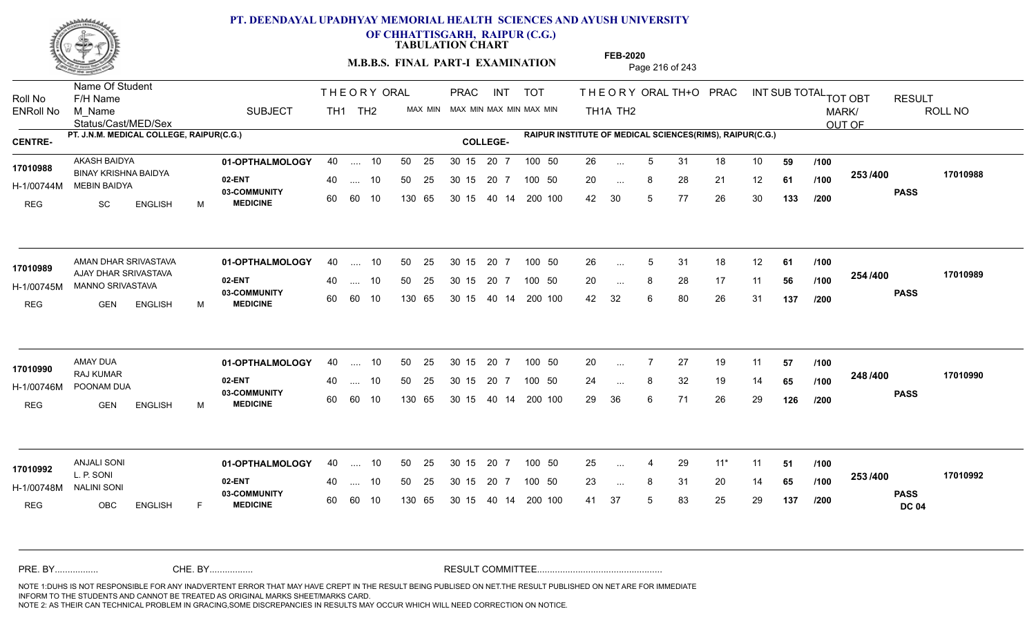# PT. DEENDAYAL UPADHYAY MEMORIAL HEALTH SCIENCES AND AYUSH UNIVERSITY OF CHHATTISGARH, RAIPUR (C.G.)

**TABULATION CHART**

**M.B.B.S. FINAL PART-I EXAMINATION**

**FEB-2020**

**CENTRE-** PT. J.N.M. MEDICAL COLLEGE, RAIPUR(C.G.)

**COLLEGE-** RAIPUR INSTITUTE OF MEDICAL SCIENCES(RIMS), RAIPUR(C.G.)

| Roll No / ENRoll No | Name Of Student / F/H Name / M_Name / Status/Cast/MED/Sex | SUBJECT | THEORY TH1 | THEORY TH2 | ORAL MAX MIN | PRAC MAX MIN | INT MAX MIN | TOT MAX MIN | THEORY TH1A | THEORY TH2 | ORAL | TH+O | PRAC | INT | SUB TOTAL | | TOT OBT MARK/ OUT OF | RESULT | ROLL NO |
|---|---|---|---|---|---|---|---|---|---|---|---|---|---|---|---|---|---|---|---|
| 17010988 | AKASH BAIDYA | 01-OPTHALMOLOGY | 40 | .... | 10 | 50 25 | 30 15 | 20 7 | 100 50 | 26 | ... | 5 | 31 | 18 | 10 | 59 | /100 | 253 /400 | PASS | 17010988 |
| H-1/00744M | BINAY KRISHNA BAIDYA / MEBIN BAIDYA | 02-ENT | 40 | .... | 10 | 50 25 | 30 15 | 20 7 | 100 50 | 20 | ... | 8 | 28 | 21 | 12 | 61 | /100 | | | |
| REG | SC ENGLISH M | 03-COMMUNITY MEDICINE | 60 | 60 | 10 | 130 65 | 30 15 | 40 14 | 200 100 | 42 | 30 | 5 | 77 | 26 | 30 | 133 | /200 | | | |
| 17010989 | AMAN DHAR SRIVASTAVA | 01-OPTHALMOLOGY | 40 | .... | 10 | 50 25 | 30 15 | 20 7 | 100 50 | 26 | ... | 5 | 31 | 18 | 12 | 61 | /100 | 254 /400 | PASS | 17010989 |
| H-1/00745M | AJAY DHAR SRIVASTAVA / MANNO SRIVASTAVA | 02-ENT | 40 | .... | 10 | 50 25 | 30 15 | 20 7 | 100 50 | 20 | ... | 8 | 28 | 17 | 11 | 56 | /100 | | | |
| REG | GEN ENGLISH M | 03-COMMUNITY MEDICINE | 60 | 60 | 10 | 130 65 | 30 15 | 40 14 | 200 100 | 42 | 32 | 6 | 80 | 26 | 31 | 137 | /200 | | | |
| 17010990 | AMAY DUA | 01-OPTHALMOLOGY | 40 | .... | 10 | 50 25 | 30 15 | 20 7 | 100 50 | 20 | ... | 7 | 27 | 19 | 11 | 57 | /100 | 248 /400 | PASS | 17010990 |
| H-1/00746M | RAJ KUMAR / POONAM DUA | 02-ENT | 40 | .... | 10 | 50 25 | 30 15 | 20 7 | 100 50 | 24 | ... | 8 | 32 | 19 | 14 | 65 | /100 | | | |
| REG | GEN ENGLISH M | 03-COMMUNITY MEDICINE | 60 | 60 | 10 | 130 65 | 30 15 | 40 14 | 200 100 | 29 | 36 | 6 | 71 | 26 | 29 | 126 | /200 | | | |
| 17010992 | ANJALI SONI | 01-OPTHALMOLOGY | 40 | .... | 10 | 50 25 | 30 15 | 20 7 | 100 50 | 25 | ... | 4 | 29 | 11* | 11 | 51 | /100 | 253 /400 | PASS DC 04 | 17010992 |
| H-1/00748M | L. P. SONI / NALINI SONI | 02-ENT | 40 | .... | 10 | 50 25 | 30 15 | 20 7 | 100 50 | 23 | ... | 8 | 31 | 20 | 14 | 65 | /100 | | | |
| REG | OBC ENGLISH F | 03-COMMUNITY MEDICINE | 60 | 60 | 10 | 130 65 | 30 15 | 40 14 | 200 100 | 41 | 37 | 5 | 83 | 25 | 29 | 137 | /200 | | | |

PRE. BY................ CHE. BY................ RESULT COMMITTEE................................................

NOTE 1:DUHS IS NOT RESPONSIBLE FOR ANY INADVERTENT ERROR THAT MAY HAVE CREPT IN THE RESULT BEING PUBLISED ON NET.THE RESULT PUBLISHED ON NET ARE FOR IMMEDIATE INFORM TO THE STUDENTS AND CANNOT BE TREATED AS ORIGINAL MARKS SHEET/MARKS CARD.
NOTE 2: AS THEIR CAN TECHNICAL PROBLEM IN GRACING,SOME DISCREPANCIES IN RESULTS MAY OCCUR WHICH WILL NEED CORRECTION ON NOTICE.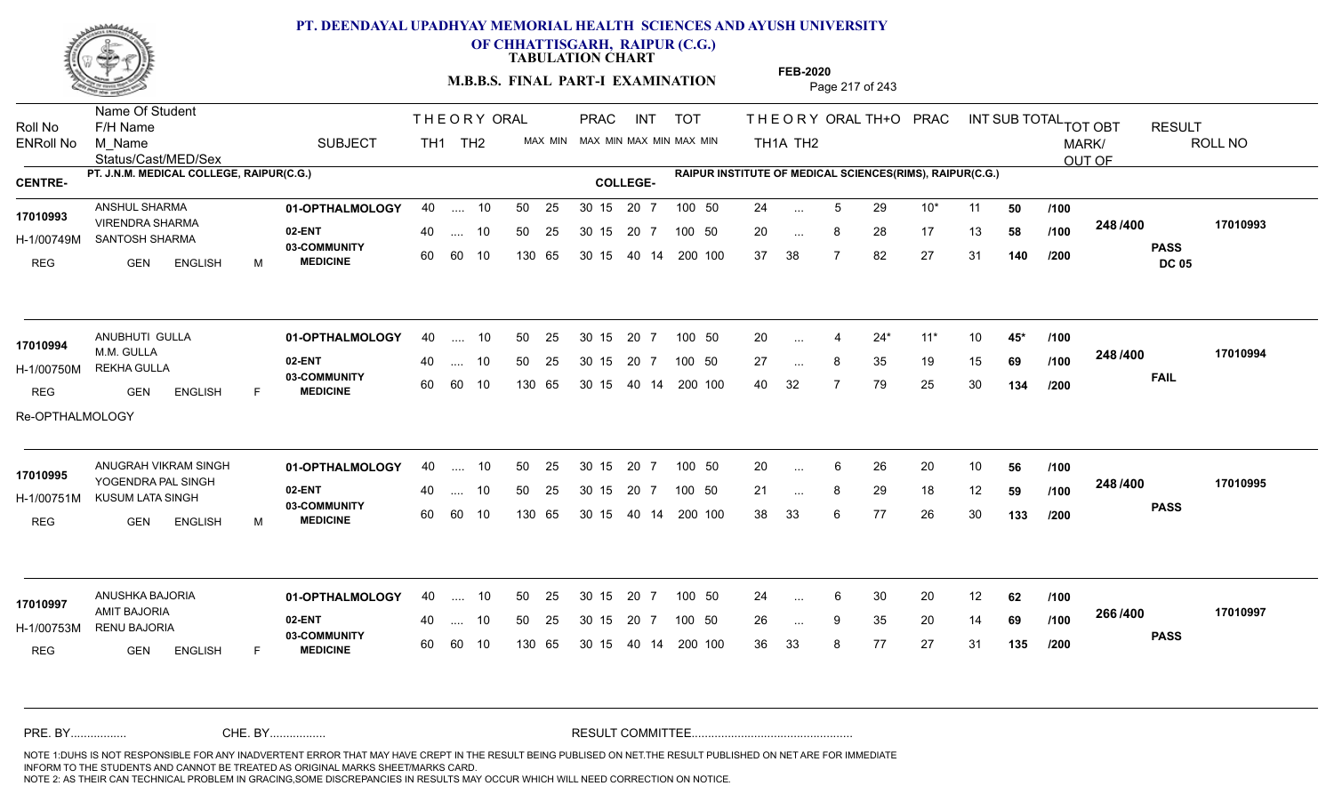# PT. DEENDAYAL UPADHYAY MEMORIAL HEALTH SCIENCES AND AYUSH UNIVERSITY OF CHHATTISGARH, RAIPUR (C.G.)

**TABULATION CHART**

**M.B.B.S. FINAL PART-I EXAMINATION**

**FEB-2020**

| Roll No / ENRoll No | Name Of Student / F/H Name / M_Name / Status/Cast/MED/Sex | SUBJECT | THEORY TH1 | THEORY TH2 | ORAL | PRAC MAX | PRAC MIN | INT MAX | INT MIN | TOT MAX | TOT MIN | THEORY TH1A | THEORY TH2 | ORAL | TH+O | PRAC | INT | SUB TOTAL | TOT OBT MARK/OUT OF | RESULT | ROLL NO |
|---|---|---|---|---|---|---|---|---|---|---|---|---|---|---|---|---|---|---|---|---|---|
| **CENTRE-** PT. J.N.M. MEDICAL COLLEGE, RAIPUR(C.G.) | | **COLLEGE-** RAIPUR INSTITUTE OF MEDICAL SCIENCES(RIMS), RAIPUR(C.G.) | | | | | | | | | | | | | | | | | | | |
| 17010993 | ANSHUL SHARMA | 01-OPTHALMOLOGY | 40 | .... | 10 | 50 | 25 | 30 15 | | 20 7 | | 24 | ... | 5 | 29 | 10* | 11 | 50 | /100 | | |
| H-1/00749M | VIRENDRA SHARMA | 02-ENT | 40 | .... | 10 | 50 | 25 | 30 15 | | 20 7 | 100 50 | 20 | ... | 8 | 28 | 17 | 13 | 58 | /100 | 248 /400 | 17010993 |
| REG | SANTOSH SHARMA / GEN ENGLISH M | 03-COMMUNITY MEDICINE | 60 | 60 | 10 | 130 | 65 | 30 15 | | 40 14 | 200 100 | 37 | 38 | 7 | 82 | 27 | 31 | 140 | /200 | PASS DC 05 | |
| 17010994 | ANUBHUTI GULLA | 01-OPTHALMOLOGY | 40 | .... | 10 | 50 | 25 | 30 15 | | 20 7 | 100 50 | 20 | ... | 4 | 24* | 11* | 10 | 45* | /100 | | |
| H-1/00750M | M.M. GULLA | 02-ENT | 40 | .... | 10 | 50 | 25 | 30 15 | | 20 7 | 100 50 | 27 | ... | 8 | 35 | 19 | 15 | 69 | /100 | 248 /400 | 17010994 |
| REG | REKHA GULLA / GEN ENGLISH F | 03-COMMUNITY MEDICINE | 60 | 60 | 10 | 130 | 65 | 30 15 | | 40 14 | 200 100 | 40 | 32 | 7 | 79 | 25 | 30 | 134 | /200 | FAIL | |
| Re-OPTHALMOLOGY | | | | | | | | | | | | | | | | | | | | | |
| 17010995 | ANUGRAH VIKRAM SINGH | 01-OPTHALMOLOGY | 40 | .... | 10 | 50 | 25 | 30 15 | | 20 7 | 100 50 | 20 | ... | 6 | 26 | 20 | 10 | 56 | /100 | | |
| H-1/00751M | YOGENDRA PAL SINGH | 02-ENT | 40 | .... | 10 | 50 | 25 | 30 15 | | 20 7 | 100 50 | 21 | ... | 8 | 29 | 18 | 12 | 59 | /100 | 248 /400 | 17010995 |
| REG | KUSUM LATA SINGH / GEN ENGLISH M | 03-COMMUNITY MEDICINE | 60 | 60 | 10 | 130 | 65 | 30 15 | | 40 14 | 200 100 | 38 | 33 | 6 | 77 | 26 | 30 | 133 | /200 | PASS | |
| 17010997 | ANUSHKA BAJORIA | 01-OPTHALMOLOGY | 40 | .... | 10 | 50 | 25 | 30 15 | | 20 7 | 100 50 | 24 | ... | 6 | 30 | 20 | 12 | 62 | /100 | | |
| H-1/00753M | AMIT BAJORIA | 02-ENT | 40 | .... | 10 | 50 | 25 | 30 15 | | 20 7 | 100 50 | 26 | ... | 9 | 35 | 20 | 14 | 69 | /100 | 266 /400 | 17010997 |
| REG | RENU BAJORIA / GEN ENGLISH F | 03-COMMUNITY MEDICINE | 60 | 60 | 10 | 130 | 65 | 30 15 | | 40 14 | 200 100 | 36 | 33 | 8 | 77 | 27 | 31 | 135 | /200 | PASS | |

PRE. BY................ CHE. BY................ RESULT COMMITTEE................................................

NOTE 1:DUHS IS NOT RESPONSIBLE FOR ANY INADVERTENT ERROR THAT MAY HAVE CREPT IN THE RESULT BEING PUBLISED ON NET.THE RESULT PUBLISHED ON NET ARE FOR IMMEDIATE INFORM TO THE STUDENTS AND CANNOT BE TREATED AS ORIGINAL MARKS SHEET/MARKS CARD.
NOTE 2: AS THEIR CAN TECHNICAL PROBLEM IN GRACING,SOME DISCREPANCIES IN RESULTS MAY OCCUR WHICH WILL NEED CORRECTION ON NOTICE.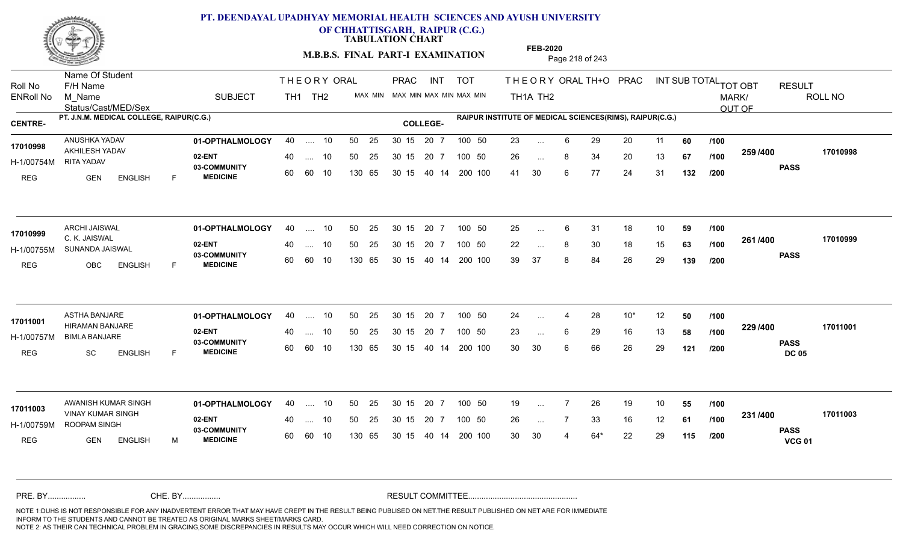# PT. DEENDAYAL UPADHYAY MEMORIAL HEALTH SCIENCES AND AYUSH UNIVERSITY OF CHHATTISGARH, RAIPUR (C.G.)

**TABULATION CHART**

**M.B.B.S. FINAL PART-I EXAMINATION**

**FEB-2020**

CENTRE- PT. J.N.M. MEDICAL COLLEGE, RAIPUR(C.G.)

COLLEGE- RAIPUR INSTITUTE OF MEDICAL SCIENCES(RIMS), RAIPUR(C.G.)

| Roll No / ENRoll No / Status | Name Of Student / F/H Name / M_Name / Cast / MED / Sex | SUBJECT | THEORY TH1 | TH2 | ORAL | PRAC MAX | PRAC MIN | INT MAX | INT MIN | TOT MAX | TOT MIN | THEORY TH1A | TH2 | ORAL | TH+O | PRAC | INT | SUB TOTAL | OUT OF | TOT OBT MARK/OUT OF | RESULT | ROLL NO |
|---|---|---|---|---|---|---|---|---|---|---|---|---|---|---|---|---|---|---|---|---|---|---|
| 17010998 | ANUSHKA YADAV | 01-OPTHALMOLOGY | 40 | .... | 10 | 50 | 25 | 30 15 | | 20 7 | | 100 50 | 23 | ... | 6 | 29 | 20 | 11 | 60 | /100 | 259 /400 | PASS | 17010998 |
| H-1/00754M | AKHILESH YADAV / RITA YADAV | 02-ENT | 40 | .... | 10 | 50 | 25 | 30 15 | | 20 7 | | 100 50 | 26 | ... | 8 | 34 | 20 | 13 | 67 | /100 | | | |
| REG | GEN ENGLISH F | 03-COMMUNITY MEDICINE | 60 | 60 | 10 | 130 | 65 | 30 15 | | 40 14 | | 200 100 | 41 | 30 | 6 | 77 | 24 | 31 | 132 | /200 | | | |
| 17010999 | ARCHI JAISWAL | 01-OPTHALMOLOGY | 40 | .... | 10 | 50 | 25 | 30 15 | | 20 7 | | 100 50 | 25 | ... | 6 | 31 | 18 | 10 | 59 | /100 | 261 /400 | PASS | 17010999 |
| H-1/00755M | C. K. JAISWAL / SUNANDA JAISWAL | 02-ENT | 40 | .... | 10 | 50 | 25 | 30 15 | | 20 7 | | 100 50 | 22 | ... | 8 | 30 | 18 | 15 | 63 | /100 | | | |
| REG | OBC ENGLISH F | 03-COMMUNITY MEDICINE | 60 | 60 | 10 | 130 | 65 | 30 15 | | 40 14 | | 200 100 | 39 | 37 | 8 | 84 | 26 | 29 | 139 | /200 | | | |
| 17011001 | ASTHA BANJARE | 01-OPTHALMOLOGY | 40 | .... | 10 | 50 | 25 | 30 15 | | 20 7 | | 100 50 | 24 | ... | 4 | 28 | 10* | 12 | 50 | /100 | 229 /400 | PASS DC 05 | 17011001 |
| H-1/00757M | HIRAMAN BANJARE / BIMLA BANJARE | 02-ENT | 40 | .... | 10 | 50 | 25 | 30 15 | | 20 7 | | 100 50 | 23 | ... | 6 | 29 | 16 | 13 | 58 | /100 | | | |
| REG | SC ENGLISH F | 03-COMMUNITY MEDICINE | 60 | 60 | 10 | 130 | 65 | 30 15 | | 40 14 | | 200 100 | 30 | 30 | 6 | 66 | 26 | 29 | 121 | /200 | | | |
| 17011003 | AWANISH KUMAR SINGH | 01-OPTHALMOLOGY | 40 | .... | 10 | 50 | 25 | 30 15 | | 20 7 | | 100 50 | 19 | ... | 7 | 26 | 19 | 10 | 55 | /100 | 231 /400 | PASS VCG 01 | 17011003 |
| H-1/00759M | VINAY KUMAR SINGH / ROOPAM SINGH | 02-ENT | 40 | .... | 10 | 50 | 25 | 30 15 | | 20 7 | | 100 50 | 26 | ... | 7 | 33 | 16 | 12 | 61 | /100 | | | |
| REG | GEN ENGLISH M | 03-COMMUNITY MEDICINE | 60 | 60 | 10 | 130 | 65 | 30 15 | | 40 14 | | 200 100 | 30 | 30 | 4 | 64* | 22 | 29 | 115 | /200 | | | |

PRE. BY................ CHE. BY................ RESULT COMMITTEE................................................

NOTE 1:DUHS IS NOT RESPONSIBLE FOR ANY INADVERTENT ERROR THAT MAY HAVE CREPT IN THE RESULT BEING PUBLISED ON NET.THE RESULT PUBLISHED ON NET ARE FOR IMMEDIATE INFORM TO THE STUDENTS AND CANNOT BE TREATED AS ORIGINAL MARKS SHEET/MARKS CARD.
NOTE 2: AS THEIR CAN TECHNICAL PROBLEM IN GRACING,SOME DISCREPANCIES IN RESULTS MAY OCCUR WHICH WILL NEED CORRECTION ON NOTICE.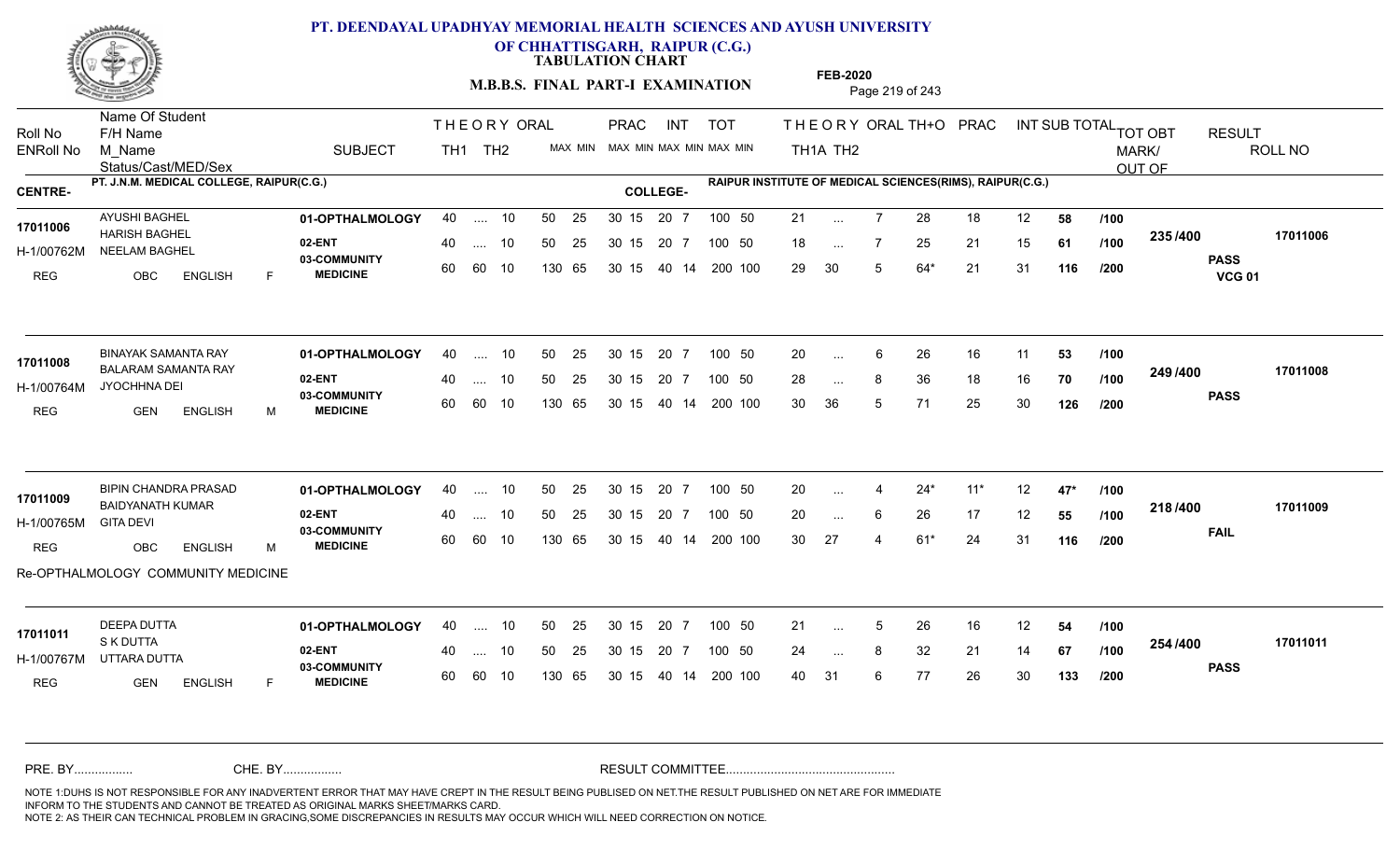# PT. DEENDAYAL UPADHYAY MEMORIAL HEALTH SCIENCES AND AYUSH UNIVERSITY OF CHHATTISGARH, RAIPUR (C.G.)

**TABULATION CHART**

**M.B.B.S. FINAL PART-I EXAMINATION**

**FEB-2020**

| Roll No / ENRoll No | Name Of Student / F/H Name / M_Name / Status/Cast/MED/Sex | SUBJECT | THEORY TH1 | THEORY TH2 | ORAL MAX MIN | PRAC MAX MIN | INT MAX MIN | TOT MAX MIN | THEORY TH1A | THEORY TH2 | ORAL | TH+O | PRAC | INT | SUB TOTAL | TOT OBT MARK/OUT OF | RESULT | ROLL NO |
|---|---|---|---|---|---|---|---|---|---|---|---|---|---|---|---|---|---|---|

**CENTRE-** PT. J.N.M. MEDICAL COLLEGE, RAIPUR(C.G.) **COLLEGE-** RAIPUR INSTITUTE OF MEDICAL SCIENCES(RIMS), RAIPUR(C.G.)

| Roll No / ENRoll No | Name Of Student / F/H Name / M_Name / Status/Cast/MED/Sex | SUBJECT | TH1 | TH2 | ORAL MAX MIN | PRAC MAX MIN | INT MAX MIN | TOT MAX MIN | TH1A | TH2 | ORAL | TH+O | PRAC | INT | SUB TOTAL | | TOT OBT | RESULT | ROLL NO |
|---|---|---|---|---|---|---|---|---|---|---|---|---|---|---|---|---|---|---|---|
| 17011006 | AYUSHI BAGHEL | 01-OPTHALMOLOGY | 40 | .... | 10 | 50 25 | 30 15 | 20 7 | 100 50 | 21 | ... | 7 | 28 | 18 | 12 | 58 | /100 | 235 /400 | 17011006 |
| H-1/00762M | HARISH BAGHEL / NEELAM BAGHEL | 02-ENT | 40 | .... | 10 | 50 25 | 30 15 | 20 7 | 100 50 | 18 | ... | 7 | 25 | 21 | 15 | 61 | /100 | PASS | |
| REG | OBC ENGLISH F | 03-COMMUNITY MEDICINE | 60 | 60 | 10 | 130 65 | 30 15 | 40 14 | 200 100 | 29 | 30 | 5 | 64* | 21 | 31 | 116 | /200 | VCG 01 | |
| 17011008 | BINAYAK SAMANTA RAY | 01-OPTHALMOLOGY | 40 | .... | 10 | 50 25 | 30 15 | 20 7 | 100 50 | 20 | ... | 6 | 26 | 16 | 11 | 53 | /100 | 249 /400 | 17011008 |
| H-1/00764M | BALARAM SAMANTA RAY / JYOCHHNA DEI | 02-ENT | 40 | .... | 10 | 50 25 | 30 15 | 20 7 | 100 50 | 28 | ... | 8 | 36 | 18 | 16 | 70 | /100 | PASS | |
| REG | GEN ENGLISH M | 03-COMMUNITY MEDICINE | 60 | 60 | 10 | 130 65 | 30 15 | 40 14 | 200 100 | 30 | 36 | 5 | 71 | 25 | 30 | 126 | /200 | | |
| 17011009 | BIPIN CHANDRA PRASAD | 01-OPTHALMOLOGY | 40 | .... | 10 | 50 25 | 30 15 | 20 7 | 100 50 | 20 | ... | 4 | 24* | 11* | 12 | 47* | /100 | 218 /400 | 17011009 |
| H-1/00765M | BAIDYANATH KUMAR / GITA DEVI | 02-ENT | 40 | .... | 10 | 50 25 | 30 15 | 20 7 | 100 50 | 20 | ... | 6 | 26 | 17 | 12 | 55 | /100 | FAIL | |
| REG | OBC ENGLISH M | 03-COMMUNITY MEDICINE | 60 | 60 | 10 | 130 65 | 30 15 | 40 14 | 200 100 | 30 | 27 | 4 | 61* | 24 | 31 | 116 | /200 | | |
| | Re-OPTHALMOLOGY COMMUNITY MEDICINE | | | | | | | | | | | | | | | | | | |
| 17011011 | DEEPA DUTTA | 01-OPTHALMOLOGY | 40 | .... | 10 | 50 25 | 30 15 | 20 7 | 100 50 | 21 | ... | 5 | 26 | 16 | 12 | 54 | /100 | 254 /400 | 17011011 |
| H-1/00767M | S K DUTTA / UTTARA DUTTA | 02-ENT | 40 | .... | 10 | 50 25 | 30 15 | 20 7 | 100 50 | 24 | ... | 8 | 32 | 21 | 14 | 67 | /100 | PASS | |
| REG | GEN ENGLISH F | 03-COMMUNITY MEDICINE | 60 | 60 | 10 | 130 65 | 30 15 | 40 14 | 200 100 | 40 | 31 | 6 | 77 | 26 | 30 | 133 | /200 | | |

PRE. BY................ CHE. BY................ RESULT COMMITTEE................................................

NOTE 1:DUHS IS NOT RESPONSIBLE FOR ANY INADVERTENT ERROR THAT MAY HAVE CREPT IN THE RESULT BEING PUBLISED ON NET.THE RESULT PUBLISHED ON NET ARE FOR IMMEDIATE INFORM TO THE STUDENTS AND CANNOT BE TREATED AS ORIGINAL MARKS SHEET/MARKS CARD.
NOTE 2: AS THEIR CAN TECHNICAL PROBLEM IN GRACING,SOME DISCREPANCIES IN RESULTS MAY OCCUR WHICH WILL NEED CORRECTION ON NOTICE.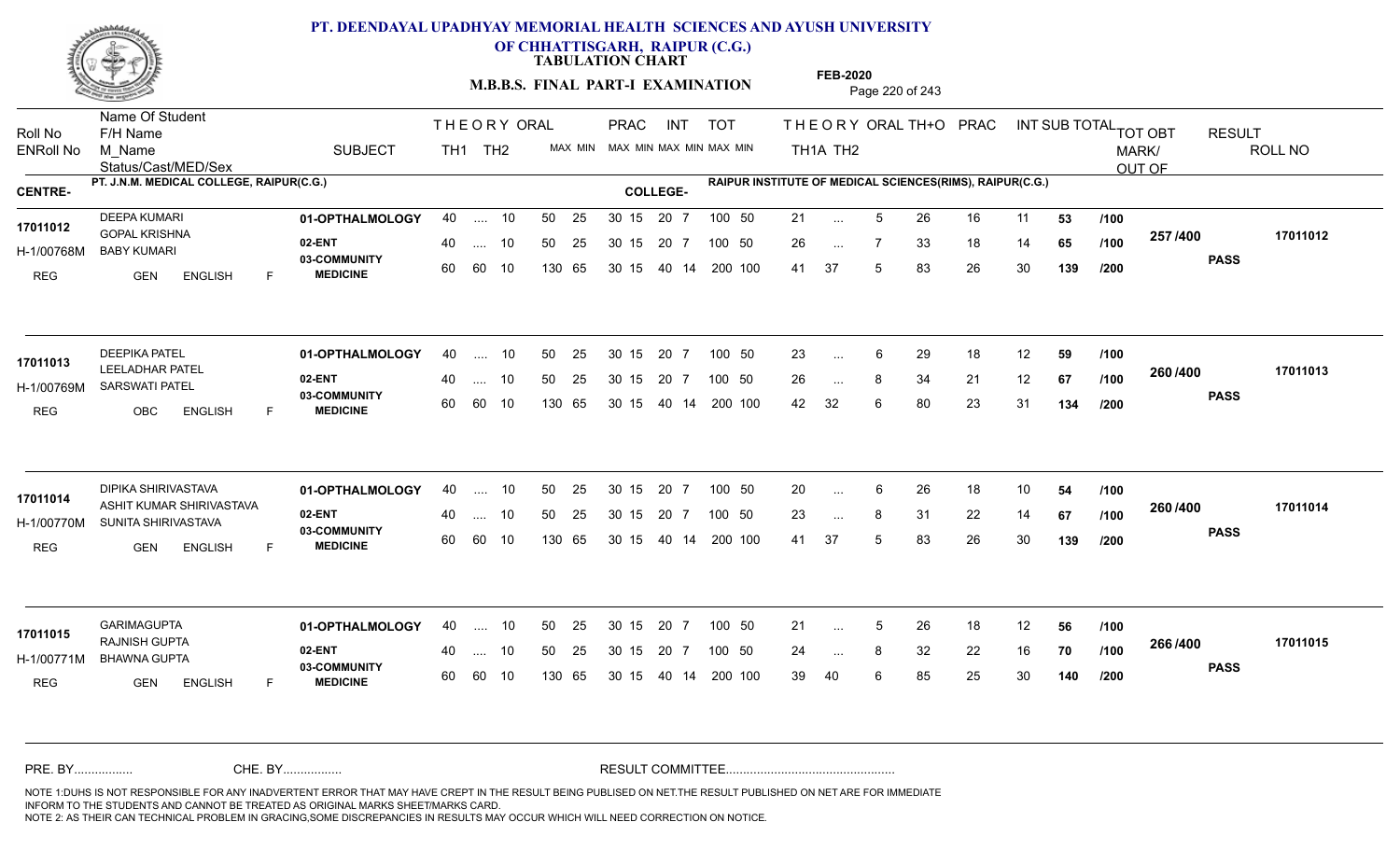# PT. DEENDAYAL UPADHYAY MEMORIAL HEALTH SCIENCES AND AYUSH UNIVERSITY OF CHHATTISGARH, RAIPUR (C.G.)

## TABULATION CHART

### M.B.B.S. FINAL PART-I EXAMINATION

FEB-2020

| Roll No / ENRoll No | Name Of Student / F/H Name / M_Name / Status/Cast/MED/Sex | SUBJECT | THEORY TH1 | THEORY TH2 | ORAL MAX MIN | PRAC MAX MIN | INT MAX MIN | TOT MAX MIN | THEORY TH1A | THEORY TH2 | ORAL | TH+O | PRAC | INT | SUB TOTAL | | TOT OBT MARK/ OUT OF | RESULT | ROLL NO |
|---|---|---|---|---|---|---|---|---|---|---|---|---|---|---|---|---|---|---|---|

**CENTRE-** PT. J.N.M. MEDICAL COLLEGE, RAIPUR(C.G.) **COLLEGE-** RAIPUR INSTITUTE OF MEDICAL SCIENCES(RIMS), RAIPUR(C.G.)

| Roll No / ENRoll No | Name Of Student / F/H Name / M_Name / Status/Cast/MED/Sex | SUBJECT | TH1 | TH2 | ORAL | PRAC | INT | TOT | TH1A | TH2 | ORAL | TH+O | PRAC | INT | SUB TOTAL | | TOT OBT | RESULT | ROLL NO |
|---|---|---|---|---|---|---|---|---|---|---|---|---|---|---|---|---|---|---|---|
| 17011012 | DEEPA KUMARI | 01-OPTHALMOLOGY | 40 | .... | 10 | 50 25 | 30 15 | 20 7 | 100 50 | 21 | ... | 5 | 26 | 16 | 11 | 53 | /100 | 257 /400 | 17011012 |
| H-1/00768M | GOPAL KRISHNA / BABY KUMARI | 02-ENT | 40 | .... | 10 | 50 25 | 30 15 | 20 7 | 100 50 | 26 | ... | 7 | 33 | 18 | 14 | 65 | /100 | | PASS |
| REG | GEN ENGLISH F | 03-COMMUNITY MEDICINE | 60 | 60 | 10 | 130 65 | 30 15 | 40 14 | 200 100 | 41 | 37 | 5 | 83 | 26 | 30 | 139 | /200 | | |
| 17011013 | DEEPIKA PATEL | 01-OPTHALMOLOGY | 40 | .... | 10 | 50 25 | 30 15 | 20 7 | 100 50 | 23 | ... | 6 | 29 | 18 | 12 | 59 | /100 | 260 /400 | 17011013 |
| H-1/00769M | LEELADHAR PATEL / SARSWATI PATEL | 02-ENT | 40 | .... | 10 | 50 25 | 30 15 | 20 7 | 100 50 | 26 | ... | 8 | 34 | 21 | 12 | 67 | /100 | | PASS |
| REG | OBC ENGLISH F | 03-COMMUNITY MEDICINE | 60 | 60 | 10 | 130 65 | 30 15 | 40 14 | 200 100 | 42 | 32 | 6 | 80 | 23 | 31 | 134 | /200 | | |
| 17011014 | DIPIKA SHIRIVASTAVA | 01-OPTHALMOLOGY | 40 | .... | 10 | 50 25 | 30 15 | 20 7 | 100 50 | 20 | ... | 6 | 26 | 18 | 10 | 54 | /100 | 260 /400 | 17011014 |
| H-1/00770M | ASHIT KUMAR SHIRIVASTAVA / SUNITA SHIRIVASTAVA | 02-ENT | 40 | .... | 10 | 50 25 | 30 15 | 20 7 | 100 50 | 23 | ... | 8 | 31 | 22 | 14 | 67 | /100 | | PASS |
| REG | GEN ENGLISH F | 03-COMMUNITY MEDICINE | 60 | 60 | 10 | 130 65 | 30 15 | 40 14 | 200 100 | 41 | 37 | 5 | 83 | 26 | 30 | 139 | /200 | | |
| 17011015 | GARIMAGUPTA | 01-OPTHALMOLOGY | 40 | .... | 10 | 50 25 | 30 15 | 20 7 | 100 50 | 21 | ... | 5 | 26 | 18 | 12 | 56 | /100 | 266 /400 | 17011015 |
| H-1/00771M | RAJNISH GUPTA / BHAWNA GUPTA | 02-ENT | 40 | .... | 10 | 50 25 | 30 15 | 20 7 | 100 50 | 24 | ... | 8 | 32 | 22 | 16 | 70 | /100 | | PASS |
| REG | GEN ENGLISH F | 03-COMMUNITY MEDICINE | 60 | 60 | 10 | 130 65 | 30 15 | 40 14 | 200 100 | 39 | 40 | 6 | 85 | 25 | 30 | 140 | /200 | | |

PRE. BY................ CHE. BY................ RESULT COMMITTEE................................................

NOTE 1:DUHS IS NOT RESPONSIBLE FOR ANY INADVERTENT ERROR THAT MAY HAVE CREPT IN THE RESULT BEING PUBLISED ON NET.THE RESULT PUBLISHED ON NET ARE FOR IMMEDIATE INFORM TO THE STUDENTS AND CANNOT BE TREATED AS ORIGINAL MARKS SHEET/MARKS CARD.
NOTE 2: AS THEIR CAN TECHNICAL PROBLEM IN GRACING,SOME DISCREPANCIES IN RESULTS MAY OCCUR WHICH WILL NEED CORRECTION ON NOTICE.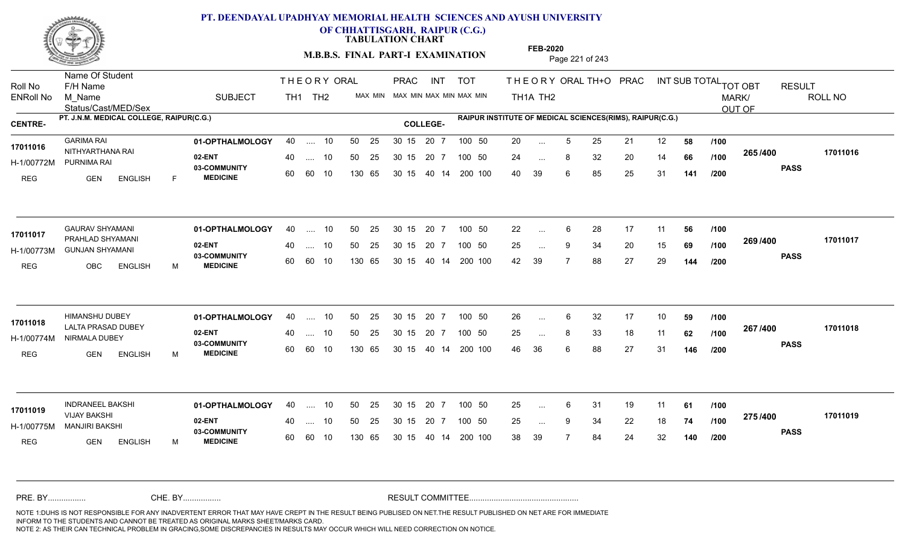# PT. DEENDAYAL UPADHYAY MEMORIAL HEALTH SCIENCES AND AYUSH UNIVERSITY OF CHHATTISGARH, RAIPUR (C.G.)

**TABULATION CHART**

**M.B.B.S. FINAL PART-I EXAMINATION**

**FEB-2020**

**CENTRE-** PT. J.N.M. MEDICAL COLLEGE, RAIPUR(C.G.)

**COLLEGE-** RAIPUR INSTITUTE OF MEDICAL SCIENCES(RIMS), RAIPUR(C.G.)

| Roll No / ENRoll No | Name Of Student / F/H Name / M_Name / Status/Cast/MED/Sex | SUBJECT | THEORY TH1 | THEORY TH2 | ORAL MAX MIN | PRAC MAX MIN | INT MAX MIN | TOT MAX MIN | THEORY TH1A | THEORY TH2 | ORAL | TH+O | PRAC | INT | SUB TOTAL | | TOT OBT MARK/OUT OF | RESULT | ROLL NO |
|---|---|---|---|---|---|---|---|---|---|---|---|---|---|---|---|---|---|---|---|
| 17011016 / H-1/00772M | GARIMA RAI / NITHYARTHANA RAI / PURNIMA RAI / REG GEN ENGLISH F | 01-OPTHALMOLOGY | 40 | .... | 10 | 50 25 | 30 15 | 20 7 | 100 50 | 20 | ... | 5 | 25 | 21 | 12 | 58 | /100 | 265/400 | PASS | 17011016 |
| | | 02-ENT | 40 | .... | 10 | 50 25 | 30 15 | 20 7 | 100 50 | 24 | ... | 8 | 32 | 20 | 14 | 66 | /100 | | | |
| | | 03-COMMUNITY MEDICINE | 60 | 60 | 10 | 130 65 | 30 15 | 40 14 | 200 100 | 40 | 39 | 6 | 85 | 25 | 31 | 141 | /200 | | | |
| 17011017 / H-1/00773M | GAURAV SHYAMANI / PRAHLAD SHYAMANI / GUNJAN SHYAMANI / REG OBC ENGLISH M | 01-OPTHALMOLOGY | 40 | .... | 10 | 50 25 | 30 15 | 20 7 | 100 50 | 22 | ... | 6 | 28 | 17 | 11 | 56 | /100 | 269/400 | PASS | 17011017 |
| | | 02-ENT | 40 | .... | 10 | 50 25 | 30 15 | 20 7 | 100 50 | 25 | ... | 9 | 34 | 20 | 15 | 69 | /100 | | | |
| | | 03-COMMUNITY MEDICINE | 60 | 60 | 10 | 130 65 | 30 15 | 40 14 | 200 100 | 42 | 39 | 7 | 88 | 27 | 29 | 144 | /200 | | | |
| 17011018 / H-1/00774M | HIMANSHU DUBEY / LALTA PRASAD DUBEY / NIRMALA DUBEY / REG GEN ENGLISH M | 01-OPTHALMOLOGY | 40 | .... | 10 | 50 25 | 30 15 | 20 7 | 100 50 | 26 | ... | 6 | 32 | 17 | 10 | 59 | /100 | 267/400 | PASS | 17011018 |
| | | 02-ENT | 40 | .... | 10 | 50 25 | 30 15 | 20 7 | 100 50 | 25 | ... | 8 | 33 | 18 | 11 | 62 | /100 | | | |
| | | 03-COMMUNITY MEDICINE | 60 | 60 | 10 | 130 65 | 30 15 | 40 14 | 200 100 | 46 | 36 | 6 | 88 | 27 | 31 | 146 | /200 | | | |
| 17011019 / H-1/00775M | INDRANEEL BAKSHI / VIJAY BAKSHI / MANJIRI BAKSHI / REG GEN ENGLISH M | 01-OPTHALMOLOGY | 40 | .... | 10 | 50 25 | 30 15 | 20 7 | 100 50 | 25 | ... | 6 | 31 | 19 | 11 | 61 | /100 | 275/400 | PASS | 17011019 |
| | | 02-ENT | 40 | .... | 10 | 50 25 | 30 15 | 20 7 | 100 50 | 25 | ... | 9 | 34 | 22 | 18 | 74 | /100 | | | |
| | | 03-COMMUNITY MEDICINE | 60 | 60 | 10 | 130 65 | 30 15 | 40 14 | 200 100 | 38 | 39 | 7 | 84 | 24 | 32 | 140 | /200 | | | |

PRE. BY................ CHE. BY................ RESULT COMMITTEE................................................

NOTE 1:DUHS IS NOT RESPONSIBLE FOR ANY INADVERTENT ERROR THAT MAY HAVE CREPT IN THE RESULT BEING PUBLISED ON NET.THE RESULT PUBLISHED ON NET ARE FOR IMMEDIATE INFORM TO THE STUDENTS AND CANNOT BE TREATED AS ORIGINAL MARKS SHEET/MARKS CARD.
NOTE 2: AS THEIR CAN TECHNICAL PROBLEM IN GRACING,SOME DISCREPANCIES IN RESULTS MAY OCCUR WHICH WILL NEED CORRECTION ON NOTICE.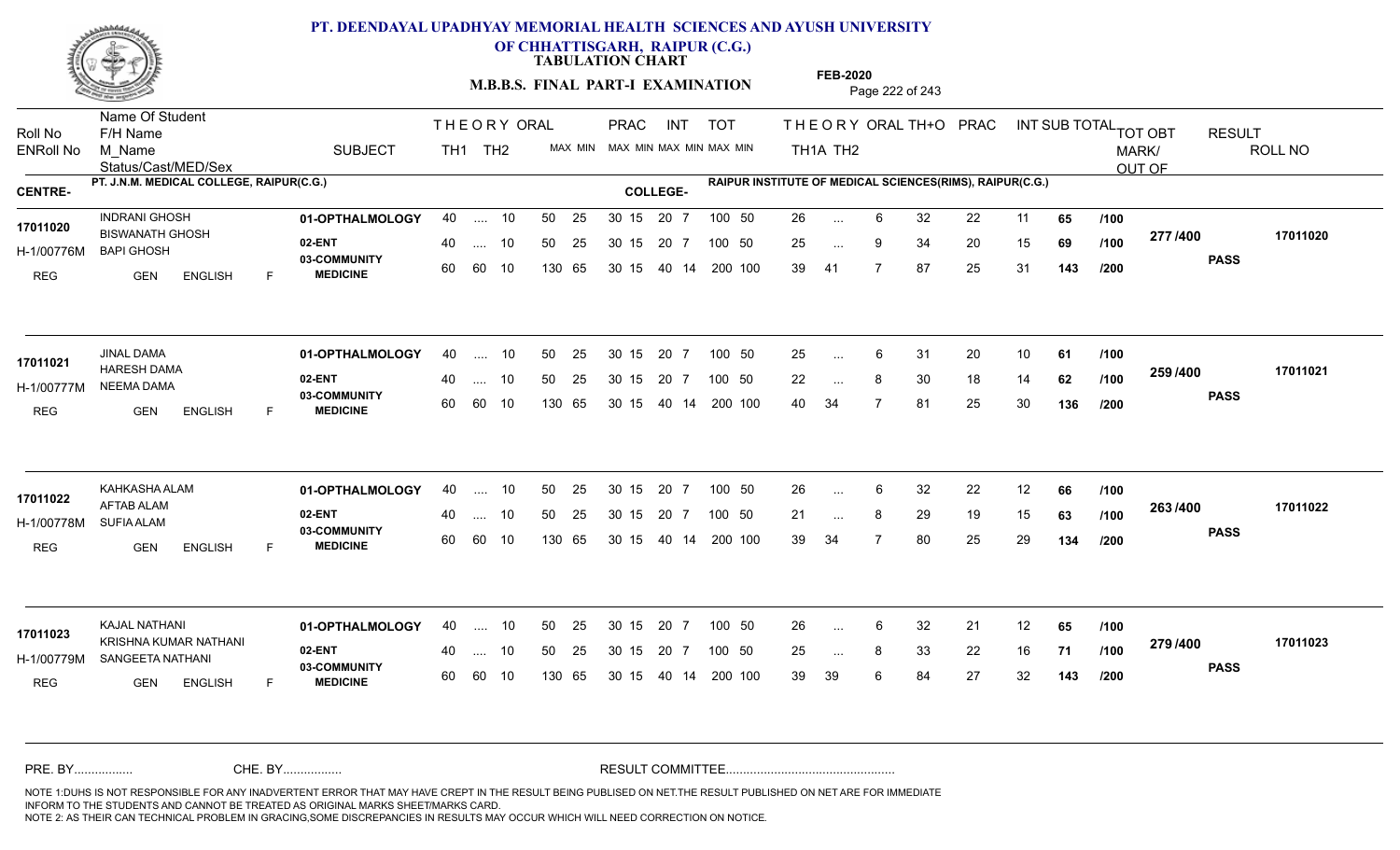# PT. DEENDAYAL UPADHYAY MEMORIAL HEALTH SCIENCES AND AYUSH UNIVERSITY OF CHHATTISGARH, RAIPUR (C.G.)

**TABULATION CHART**

**M.B.B.S. FINAL PART-I EXAMINATION**

**FEB-2020**

| Roll No / ENRoll No | Name Of Student / F/H Name / M_Name / Status/Cast/MED/Sex | SUBJECT | THEORY TH1 | THEORY TH2 | ORAL | PRAC MAX | PRAC MIN | INT MAX | INT MIN | TOT MAX | TOT MIN | TH1A | TH2 | ORAL | TH+O | PRAC | INT | SUB TOTAL | | TOT OBT MARK/OUT OF | RESULT | ROLL NO |
|---|---|---|---|---|---|---|---|---|---|---|---|---|---|---|---|---|---|---|---|---|---|---|
| **CENTRE-** PT. J.N.M. MEDICAL COLLEGE, RAIPUR(C.G.) | | **COLLEGE-** RAIPUR INSTITUTE OF MEDICAL SCIENCES(RIMS), RAIPUR(C.G.) | | | | | | | | | | | | | | | | | | | | |
| 17011020 | INDRANI GHOSH | 01-OPTHALMOLOGY | 40 | .... | 10 | 50 25 | 30 15 | 20 | 7 | 100 | 50 | 26 | ... | 6 | 32 | 22 | 11 | 65 | /100 | 277 /400 | PASS | 17011020 |
| H-1/00776M | BISWANATH GHOSH / BAPI GHOSH | 02-ENT | 40 | .... | 10 | 50 25 | 30 15 | 20 | 7 | 100 | 50 | 25 | ... | 9 | 34 | 20 | 15 | 69 | /100 | | | |
| REG | GEN ENGLISH F | 03-COMMUNITY MEDICINE | 60 | 60 | 10 | 130 65 | 30 15 | 40 | 14 | 200 | 100 | 39 | 41 | 7 | 87 | 25 | 31 | 143 | /200 | | | |
| 17011021 | JINAL DAMA | 01-OPTHALMOLOGY | 40 | .... | 10 | 50 25 | 30 15 | 20 | 7 | 100 | 50 | 25 | ... | 6 | 31 | 20 | 10 | 61 | /100 | 259 /400 | PASS | 17011021 |
| H-1/00777M | HARESH DAMA / NEEMA DAMA | 02-ENT | 40 | .... | 10 | 50 25 | 30 15 | 20 | 7 | 100 | 50 | 22 | ... | 8 | 30 | 18 | 14 | 62 | /100 | | | |
| REG | GEN ENGLISH F | 03-COMMUNITY MEDICINE | 60 | 60 | 10 | 130 65 | 30 15 | 40 | 14 | 200 | 100 | 40 | 34 | 7 | 81 | 25 | 30 | 136 | /200 | | | |
| 17011022 | KAHKASHA ALAM | 01-OPTHALMOLOGY | 40 | .... | 10 | 50 25 | 30 15 | 20 | 7 | 100 | 50 | 26 | ... | 6 | 32 | 22 | 12 | 66 | /100 | 263 /400 | PASS | 17011022 |
| H-1/00778M | AFTAB ALAM / SUFIA ALAM | 02-ENT | 40 | .... | 10 | 50 25 | 30 15 | 20 | 7 | 100 | 50 | 21 | ... | 8 | 29 | 19 | 15 | 63 | /100 | | | |
| REG | GEN ENGLISH F | 03-COMMUNITY MEDICINE | 60 | 60 | 10 | 130 65 | 30 15 | 40 | 14 | 200 | 100 | 39 | 34 | 7 | 80 | 25 | 29 | 134 | /200 | | | |
| 17011023 | KAJAL NATHANI | 01-OPTHALMOLOGY | 40 | .... | 10 | 50 25 | 30 15 | 20 | 7 | 100 | 50 | 26 | ... | 6 | 32 | 21 | 12 | 65 | /100 | 279 /400 | PASS | 17011023 |
| H-1/00779M | KRISHNA KUMAR NATHANI / SANGEETA NATHANI | 02-ENT | 40 | .... | 10 | 50 25 | 30 15 | 20 | 7 | 100 | 50 | 25 | ... | 8 | 33 | 22 | 16 | 71 | /100 | | | |
| REG | GEN ENGLISH F | 03-COMMUNITY MEDICINE | 60 | 60 | 10 | 130 65 | 30 15 | 40 | 14 | 200 | 100 | 39 | 39 | 6 | 84 | 27 | 32 | 143 | /200 | | | |

PRE. BY................ CHE. BY................ RESULT COMMITTEE................................................

NOTE 1:DUHS IS NOT RESPONSIBLE FOR ANY INADVERTENT ERROR THAT MAY HAVE CREPT IN THE RESULT BEING PUBLISED ON NET.THE RESULT PUBLISHED ON NET ARE FOR IMMEDIATE INFORM TO THE STUDENTS AND CANNOT BE TREATED AS ORIGINAL MARKS SHEET/MARKS CARD.
NOTE 2: AS THEIR CAN TECHNICAL PROBLEM IN GRACING,SOME DISCREPANCIES IN RESULTS MAY OCCUR WHICH WILL NEED CORRECTION ON NOTICE.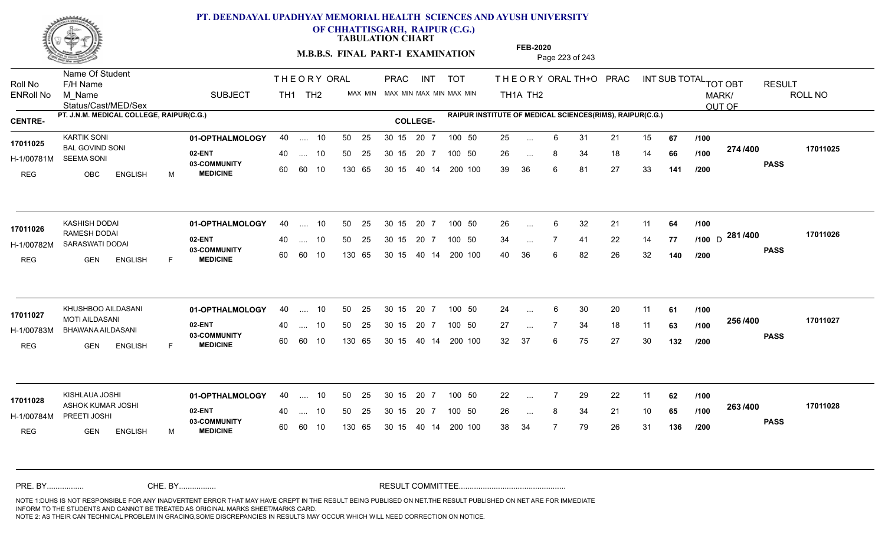# PT. DEENDAYAL UPADHYAY MEMORIAL HEALTH SCIENCES AND AYUSH UNIVERSITY OF CHHATTISGARH, RAIPUR (C.G.)

**TABULATION CHART**

**M.B.B.S. FINAL PART-I EXAMINATION**

**FEB-2020**

| Roll No / ENRoll No | Name Of Student / F/H Name / M_Name / Status/Cast/MED/Sex | SUBJECT | THEORY TH1 | THEORY TH2 | ORAL | PRAC MAX | PRAC MIN | INT MAX | INT MIN | TOT MAX | TOT MIN | THEORY TH1A | THEORY TH2 | ORAL | TH+O | PRAC | INT | SUB TOTAL | TOT OBT MARK/ OUT OF | RESULT | ROLL NO |
|---|---|---|---|---|---|---|---|---|---|---|---|---|---|---|---|---|---|---|---|---|---|
| **CENTRE-** PT. J.N.M. MEDICAL COLLEGE, RAIPUR(C.G.) | | **COLLEGE-** RAIPUR INSTITUTE OF MEDICAL SCIENCES(RIMS), RAIPUR(C.G.) | | | | | | | | | | | | | | | | | | | |
| 17011025 | KARTIK SONI | 01-OPTHALMOLOGY | 40 | .... | 10 | 50 | 25 | 30 15 | | 20 7 | | 25 | ... | 6 | 31 | 21 | 15 | 67 /100 | 274 /400 | PASS | 17011025 |
| H-1/00781M | BAL GOVIND SONI / SEEMA SONI | 02-ENT | 40 | .... | 10 | 50 | 25 | 30 15 | | 20 7 | 100 50 | 26 | ... | 8 | 34 | 18 | 14 | 66 /100 | | | |
| REG | OBC ENGLISH M | 03-COMMUNITY MEDICINE | 60 | 60 | 10 | 130 | 65 | 30 15 | | 40 14 | 200 100 | 39 | 36 | 6 | 81 | 27 | 33 | 141 /200 | | | |
| 17011026 | KASHISH DODAI | 01-OPTHALMOLOGY | 40 | .... | 10 | 50 | 25 | 30 15 | | 20 7 | 100 50 | 26 | ... | 6 | 32 | 21 | 11 | 64 /100 | 281 /400 | PASS | 17011026 |
| H-1/00782M | RAMESH DODAI / SARASWATI DODAI | 02-ENT | 40 | .... | 10 | 50 | 25 | 30 15 | | 20 7 | 100 50 | 34 | ... | 7 | 41 | 22 | 14 | 77 /100 D | | | |
| REG | GEN ENGLISH F | 03-COMMUNITY MEDICINE | 60 | 60 | 10 | 130 | 65 | 30 15 | | 40 14 | 200 100 | 40 | 36 | 6 | 82 | 26 | 32 | 140 /200 | | | |
| 17011027 | KHUSHBOO AILDASANI | 01-OPTHALMOLOGY | 40 | .... | 10 | 50 | 25 | 30 15 | | 20 7 | 100 50 | 24 | ... | 6 | 30 | 20 | 11 | 61 /100 | 256 /400 | PASS | 17011027 |
| H-1/00783M | MOTI AILDASANI / BHAWANA AILDASANI | 02-ENT | 40 | .... | 10 | 50 | 25 | 30 15 | | 20 7 | 100 50 | 27 | ... | 7 | 34 | 18 | 11 | 63 /100 | | | |
| REG | GEN ENGLISH F | 03-COMMUNITY MEDICINE | 60 | 60 | 10 | 130 | 65 | 30 15 | | 40 14 | 200 100 | 32 | 37 | 6 | 75 | 27 | 30 | 132 /200 | | | |
| 17011028 | KISHLAUA JOSHI | 01-OPTHALMOLOGY | 40 | .... | 10 | 50 | 25 | 30 15 | | 20 7 | 100 50 | 22 | ... | 7 | 29 | 22 | 11 | 62 /100 | 263 /400 | PASS | 17011028 |
| H-1/00784M | ASHOK KUMAR JOSHI / PREETI JOSHI | 02-ENT | 40 | .... | 10 | 50 | 25 | 30 15 | | 20 7 | 100 50 | 26 | ... | 8 | 34 | 21 | 10 | 65 /100 | | | |
| REG | GEN ENGLISH M | 03-COMMUNITY MEDICINE | 60 | 60 | 10 | 130 | 65 | 30 15 | | 40 14 | 200 100 | 38 | 34 | 7 | 79 | 26 | 31 | 136 /200 | | | |

PRE. BY................ CHE. BY................ RESULT COMMITTEE................................................

NOTE 1:DUHS IS NOT RESPONSIBLE FOR ANY INADVERTENT ERROR THAT MAY HAVE CREPT IN THE RESULT BEING PUBLISED ON NET.THE RESULT PUBLISHED ON NET ARE FOR IMMEDIATE INFORM TO THE STUDENTS AND CANNOT BE TREATED AS ORIGINAL MARKS SHEET/MARKS CARD.
NOTE 2: AS THEIR CAN TECHNICAL PROBLEM IN GRACING,SOME DISCREPANCIES IN RESULTS MAY OCCUR WHICH WILL NEED CORRECTION ON NOTICE.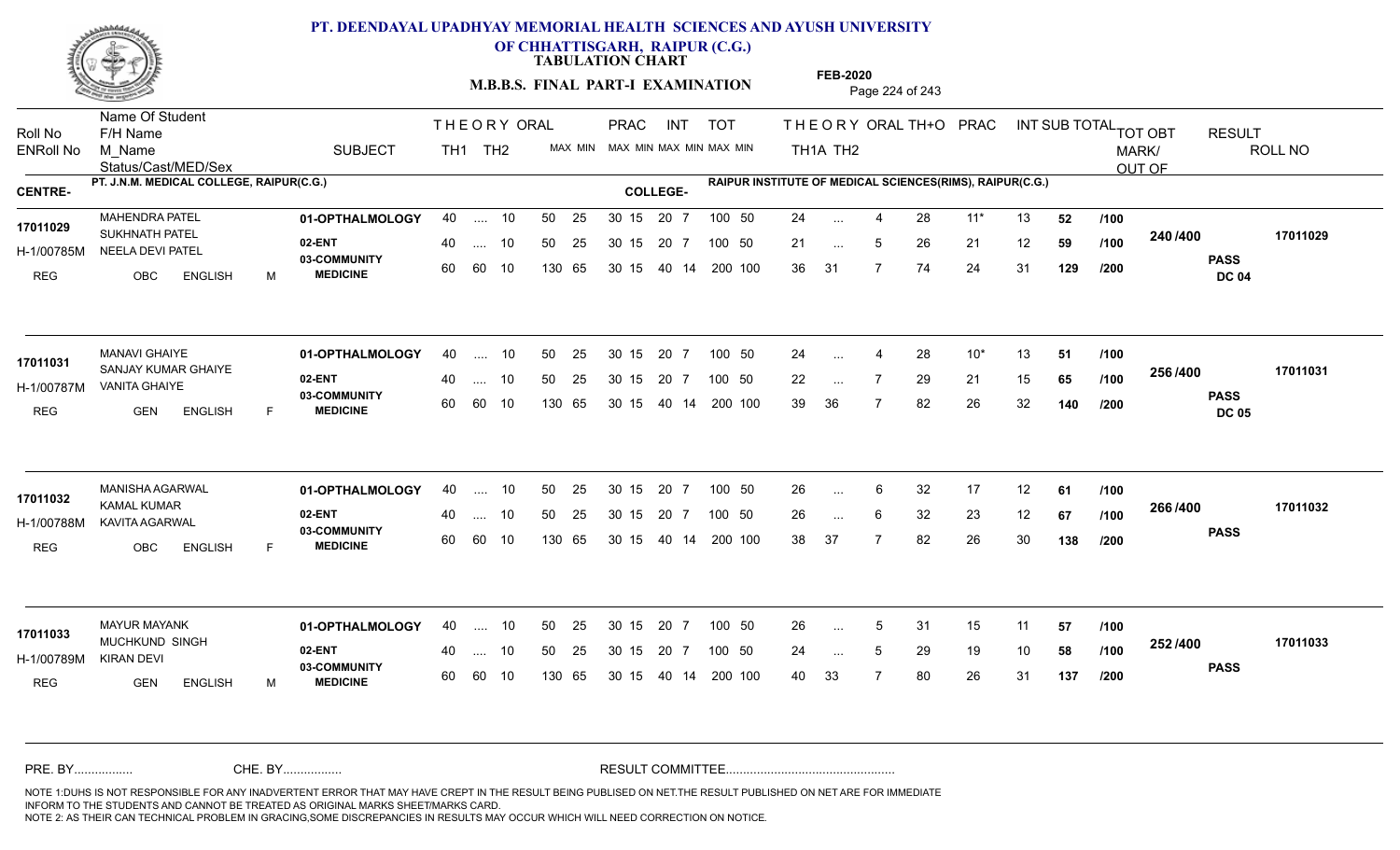# PT. DEENDAYAL UPADHYAY MEMORIAL HEALTH SCIENCES AND AYUSH UNIVERSITY OF CHHATTISGARH, RAIPUR (C.G.)

**TABULATION CHART**

**M.B.B.S. FINAL PART-I EXAMINATION**

**FEB-2020**

| Roll No / ENRoll No | Name Of Student / F/H Name / M_Name / Status/Cast/MED/Sex | SUBJECT | THEORY TH1 | THEORY TH2 | ORAL | PRAC MAX | PRAC MIN | INT MAX | INT MIN | TOT MAX | TOT MIN | THEORY TH1A | THEORY TH2 | ORAL | TH+O | PRAC | INT | SUB TOTAL | | TOT OBT MARK/ OUT OF | RESULT | ROLL NO |
|---|---|---|---|---|---|---|---|---|---|---|---|---|---|---|---|---|---|---|---|---|---|---|

**CENTRE-** PT. J.N.M. MEDICAL COLLEGE, RAIPUR(C.G.) **COLLEGE-** RAIPUR INSTITUTE OF MEDICAL SCIENCES(RIMS), RAIPUR(C.G.)

| Roll No / ENRoll No | Name Of Student / F/H Name / M_Name / Status/Cast/MED/Sex | SUBJECT | TH1 | TH2 | ORAL | PRAC MAX | PRAC MIN | INT MAX | INT MIN | TOT MAX | TOT MIN | TH1A | TH2 | ORAL | TH+O | PRAC | INT | SUB TOTAL | | TOT OBT MARK/ OUT OF | RESULT | ROLL NO |
|---|---|---|---|---|---|---|---|---|---|---|---|---|---|---|---|---|---|---|---|---|---|---|
| 17011029 | MAHENDRA PATEL | 01-OPTHALMOLOGY | 40 | .... | 10 | 50 | 25 | 30 15 | 20 7 | 100 | 50 | 24 | ... | 4 | 28 | 11* | 13 | 52 | /100 | 240 /400 | PASS DC 04 | 17011029 |
| H-1/00785M | SUKHNATH PATEL / NEELA DEVI PATEL | 02-ENT | 40 | .... | 10 | 50 | 25 | 30 15 | 20 7 | 100 | 50 | 21 | ... | 5 | 26 | 21 | 12 | 59 | /100 | | | |
| REG | OBC ENGLISH M | 03-COMMUNITY MEDICINE | 60 | 60 | 10 | 130 | 65 | 30 15 | 40 14 | 200 | 100 | 36 | 31 | 7 | 74 | 24 | 31 | 129 | /200 | | | |
| 17011031 | MANAVI GHAIYE | 01-OPTHALMOLOGY | 40 | .... | 10 | 50 | 25 | 30 15 | 20 7 | 100 | 50 | 24 | ... | 4 | 28 | 10* | 13 | 51 | /100 | 256 /400 | PASS DC 05 | 17011031 |
| H-1/00787M | SANJAY KUMAR GHAIYE / VANITA GHAIYE | 02-ENT | 40 | .... | 10 | 50 | 25 | 30 15 | 20 7 | 100 | 50 | 22 | ... | 7 | 29 | 21 | 15 | 65 | /100 | | | |
| REG | GEN ENGLISH F | 03-COMMUNITY MEDICINE | 60 | 60 | 10 | 130 | 65 | 30 15 | 40 14 | 200 | 100 | 39 | 36 | 7 | 82 | 26 | 32 | 140 | /200 | | | |
| 17011032 | MANISHA AGARWAL | 01-OPTHALMOLOGY | 40 | .... | 10 | 50 | 25 | 30 15 | 20 7 | 100 | 50 | 26 | ... | 6 | 32 | 17 | 12 | 61 | /100 | 266 /400 | PASS | 17011032 |
| H-1/00788M | KAMAL KUMAR / KAVITA AGARWAL | 02-ENT | 40 | .... | 10 | 50 | 25 | 30 15 | 20 7 | 100 | 50 | 26 | ... | 6 | 32 | 23 | 12 | 67 | /100 | | | |
| REG | OBC ENGLISH F | 03-COMMUNITY MEDICINE | 60 | 60 | 10 | 130 | 65 | 30 15 | 40 14 | 200 | 100 | 38 | 37 | 7 | 82 | 26 | 30 | 138 | /200 | | | |
| 17011033 | MAYUR MAYANK | 01-OPTHALMOLOGY | 40 | .... | 10 | 50 | 25 | 30 15 | 20 7 | 100 | 50 | 26 | ... | 5 | 31 | 15 | 11 | 57 | /100 | 252 /400 | PASS | 17011033 |
| H-1/00789M | MUCHKUND SINGH / KIRAN DEVI | 02-ENT | 40 | .... | 10 | 50 | 25 | 30 15 | 20 7 | 100 | 50 | 24 | ... | 5 | 29 | 19 | 10 | 58 | /100 | | | |
| REG | GEN ENGLISH M | 03-COMMUNITY MEDICINE | 60 | 60 | 10 | 130 | 65 | 30 15 | 40 14 | 200 | 100 | 40 | 33 | 7 | 80 | 26 | 31 | 137 | /200 | | | |

PRE. BY................ CHE. BY................ RESULT COMMITTEE................................................

NOTE 1:DUHS IS NOT RESPONSIBLE FOR ANY INADVERTENT ERROR THAT MAY HAVE CREPT IN THE RESULT BEING PUBLISED ON NET.THE RESULT PUBLISHED ON NET ARE FOR IMMEDIATE INFORM TO THE STUDENTS AND CANNOT BE TREATED AS ORIGINAL MARKS SHEET/MARKS CARD.
NOTE 2: AS THEIR CAN TECHNICAL PROBLEM IN GRACING,SOME DISCREPANCIES IN RESULTS MAY OCCUR WHICH WILL NEED CORRECTION ON NOTICE.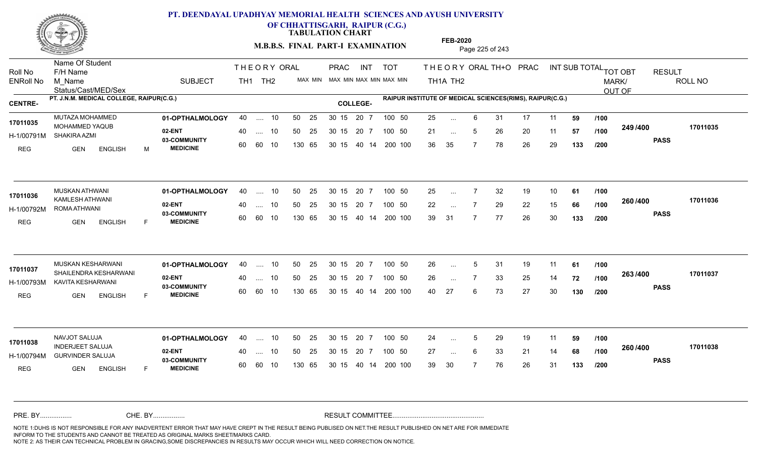# PT. DEENDAYAL UPADHYAY MEMORIAL HEALTH SCIENCES AND AYUSH UNIVERSITY OF CHHATTISGARH, RAIPUR (C.G.)

**TABULATION CHART**

**M.B.B.S. FINAL PART-I EXAMINATION**

**FEB-2020**

**CENTRE-** PT. J.N.M. MEDICAL COLLEGE, RAIPUR(C.G.)

**COLLEGE-** RAIPUR INSTITUTE OF MEDICAL SCIENCES(RIMS), RAIPUR(C.G.)

| Roll No / ENRoll No | Name Of Student / F/H Name / M_Name / Status/Cast/MED/Sex | SUBJECT | THEORY TH1 | THEORY TH2 | ORAL | PRAC MAX MIN | INT MAX MIN | TOT MAX MIN | THEORY TH1A | THEORY TH2 | ORAL | TH+O | PRAC | INT | SUB TOTAL | | TOT OBT MARK/OUT OF | RESULT | ROLL NO |
|---|---|---|---|---|---|---|---|---|---|---|---|---|---|---|---|---|---|---|---|
| 17011035 | MUTAZA MOHAMMED | 01-OPTHALMOLOGY | 40 | .... | 10 | 50 25 | 30 15 20 7 | 100 50 | 25 | ... | 6 | 31 | 17 | 11 | 59 | /100 | 249 /400 | PASS | 17011035 |
| H-1/00791M | MOHAMMED YAQUB / SHAKIRA AZMI | 02-ENT | 40 | .... | 10 | 50 25 | 30 15 20 7 | 100 50 | 21 | ... | 5 | 26 | 20 | 11 | 57 | /100 | | | |
| REG | GEN ENGLISH M | 03-COMMUNITY MEDICINE | 60 | 60 | 10 | 130 65 | 30 15 40 14 | 200 100 | 36 | 35 | 7 | 78 | 26 | 29 | 133 | /200 | | | |
| 17011036 | MUSKAN ATHWANI | 01-OPTHALMOLOGY | 40 | .... | 10 | 50 25 | 30 15 20 7 | 100 50 | 25 | ... | 7 | 32 | 19 | 10 | 61 | /100 | 260 /400 | PASS | 17011036 |
| H-1/00792M | KAMLESH ATHWANI / ROMA ATHWANI | 02-ENT | 40 | .... | 10 | 50 25 | 30 15 20 7 | 100 50 | 22 | ... | 7 | 29 | 22 | 15 | 66 | /100 | | | |
| REG | GEN ENGLISH F | 03-COMMUNITY MEDICINE | 60 | 60 | 10 | 130 65 | 30 15 40 14 | 200 100 | 39 | 31 | 7 | 77 | 26 | 30 | 133 | /200 | | | |
| 17011037 | MUSKAN KESHARWANI | 01-OPTHALMOLOGY | 40 | .... | 10 | 50 25 | 30 15 20 7 | 100 50 | 26 | ... | 5 | 31 | 19 | 11 | 61 | /100 | 263 /400 | PASS | 17011037 |
| H-1/00793M | SHAILENDRA KESHARWANI / KAVITA KESHARWANI | 02-ENT | 40 | .... | 10 | 50 25 | 30 15 20 7 | 100 50 | 26 | ... | 7 | 33 | 25 | 14 | 72 | /100 | | | |
| REG | GEN ENGLISH F | 03-COMMUNITY MEDICINE | 60 | 60 | 10 | 130 65 | 30 15 40 14 | 200 100 | 40 | 27 | 6 | 73 | 27 | 30 | 130 | /200 | | | |
| 17011038 | NAVJOT SALUJA | 01-OPTHALMOLOGY | 40 | .... | 10 | 50 25 | 30 15 20 7 | 100 50 | 24 | ... | 5 | 29 | 19 | 11 | 59 | /100 | 260 /400 | PASS | 17011038 |
| H-1/00794M | INDERJEET SALUJA / GURVINDER SALUJA | 02-ENT | 40 | .... | 10 | 50 25 | 30 15 20 7 | 100 50 | 27 | ... | 6 | 33 | 21 | 14 | 68 | /100 | | | |
| REG | GEN ENGLISH F | 03-COMMUNITY MEDICINE | 60 | 60 | 10 | 130 65 | 30 15 40 14 | 200 100 | 39 | 30 | 7 | 76 | 26 | 31 | 133 | /200 | | | |

PRE. BY................. CHE. BY................. RESULT COMMITTEE.................................................

NOTE 1:DUHS IS NOT RESPONSIBLE FOR ANY INADVERTENT ERROR THAT MAY HAVE CREPT IN THE RESULT BEING PUBLISED ON NET.THE RESULT PUBLISHED ON NET ARE FOR IMMEDIATE INFORM TO THE STUDENTS AND CANNOT BE TREATED AS ORIGINAL MARKS SHEET/MARKS CARD.
NOTE 2: AS THEIR CAN TECHNICAL PROBLEM IN GRACING,SOME DISCREPANCIES IN RESULTS MAY OCCUR WHICH WILL NEED CORRECTION ON NOTICE.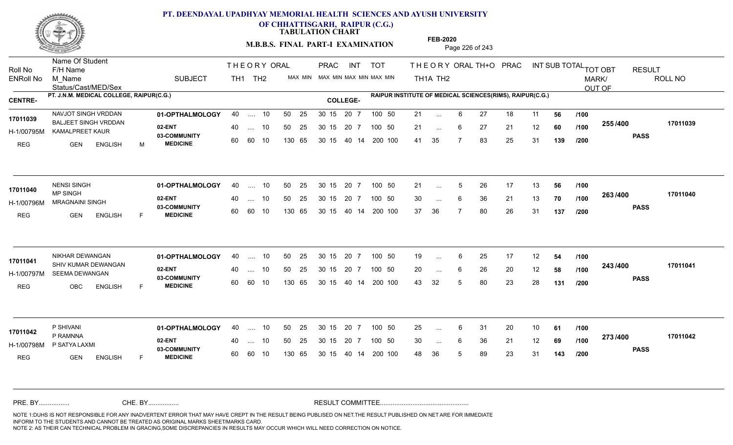# PT. DEENDAYAL UPADHYAY MEMORIAL HEALTH SCIENCES AND AYUSH UNIVERSITY OF CHHATTISGARH, RAIPUR (C.G.)

## TABULATION CHART

### M.B.B.S. FINAL PART-I EXAMINATION

FEB-2020

CENTRE- PT. J.N.M. MEDICAL COLLEGE, RAIPUR(C.G.)

COLLEGE- RAIPUR INSTITUTE OF MEDICAL SCIENCES(RIMS), RAIPUR(C.G.)

| Roll No / ENRoll No | Name Of Student / F/H Name / M_Name / Status/Cast/MED/Sex | SUBJECT | THEORY TH1 | THEORY TH2 | ORAL | PRAC MAX | PRAC MIN | INT MAX | INT MIN | TOT MAX | TOT MIN | THEORY TH1A | THEORY TH2 | ORAL | TH+O | PRAC | INT | SUB TOTAL | OUT OF | TOT OBT MARK/OUT OF | RESULT | ROLL NO |
|---|---|---|---|---|---|---|---|---|---|---|---|---|---|---|---|---|---|---|---|---|---|---|
| 17011039 | NAVJOT SINGH VRDDAN | 01-OPTHALMOLOGY | 40 | .... | 10 | 50 | 25 | 30 15 | 20 7 | 100 | 50 | 21 | ... | 6 | 27 | 18 | 11 | 56 | /100 | 255/400 | PASS | 17011039 |
| H-1/00795M | BALJEET SINGH VRDDAN | 02-ENT | 40 | .... | 10 | 50 | 25 | 30 15 | 20 7 | 100 | 50 | 21 | ... | 6 | 27 | 21 | 12 | 60 | /100 | | | |
| REG | KAMALPREET KAUR / GEN ENGLISH M | 03-COMMUNITY MEDICINE | 60 | 60 | 10 | 130 | 65 | 30 15 | 40 14 | 200 | 100 | 41 | 35 | 7 | 83 | 25 | 31 | 139 | /200 | | | |
| 17011040 | NENSI SINGH | 01-OPTHALMOLOGY | 40 | .... | 10 | 50 | 25 | 30 15 | 20 7 | 100 | 50 | 21 | ... | 5 | 26 | 17 | 13 | 56 | /100 | 263/400 | PASS | 17011040 |
| H-1/00796M | MP SINGH | 02-ENT | 40 | .... | 10 | 50 | 25 | 30 15 | 20 7 | 100 | 50 | 30 | ... | 6 | 36 | 21 | 13 | 70 | /100 | | | |
| REG | MRAGNAINI SINGH / GEN ENGLISH F | 03-COMMUNITY MEDICINE | 60 | 60 | 10 | 130 | 65 | 30 15 | 40 14 | 200 | 100 | 37 | 36 | 7 | 80 | 26 | 31 | 137 | /200 | | | |
| 17011041 | NIKHAR DEWANGAN | 01-OPTHALMOLOGY | 40 | .... | 10 | 50 | 25 | 30 15 | 20 7 | 100 | 50 | 19 | ... | 6 | 25 | 17 | 12 | 54 | /100 | 243/400 | PASS | 17011041 |
| H-1/00797M | SHIV KUMAR DEWANGAN | 02-ENT | 40 | .... | 10 | 50 | 25 | 30 15 | 20 7 | 100 | 50 | 20 | ... | 6 | 26 | 20 | 12 | 58 | /100 | | | |
| REG | SEEMA DEWANGAN / OBC ENGLISH F | 03-COMMUNITY MEDICINE | 60 | 60 | 10 | 130 | 65 | 30 15 | 40 14 | 200 | 100 | 43 | 32 | 5 | 80 | 23 | 28 | 131 | /200 | | | |
| 17011042 | P SHIVANI | 01-OPTHALMOLOGY | 40 | .... | 10 | 50 | 25 | 30 15 | 20 7 | 100 | 50 | 25 | ... | 6 | 31 | 20 | 10 | 61 | /100 | 273/400 | PASS | 17011042 |
| H-1/00798M | P RAMNNA | 02-ENT | 40 | .... | 10 | 50 | 25 | 30 15 | 20 7 | 100 | 50 | 30 | ... | 6 | 36 | 21 | 12 | 69 | /100 | | | |
| REG | P SATYA LAXMI / GEN ENGLISH F | 03-COMMUNITY MEDICINE | 60 | 60 | 10 | 130 | 65 | 30 15 | 40 14 | 200 | 100 | 48 | 36 | 5 | 89 | 23 | 31 | 143 | /200 | | | |

PRE. BY................ CHE. BY................ RESULT COMMITTEE................................................

NOTE 1:DUHS IS NOT RESPONSIBLE FOR ANY INADVERTENT ERROR THAT MAY HAVE CREPT IN THE RESULT BEING PUBLISED ON NET.THE RESULT PUBLISHED ON NET ARE FOR IMMEDIATE INFORM TO THE STUDENTS AND CANNOT BE TREATED AS ORIGINAL MARKS SHEET/MARKS CARD.
NOTE 2: AS THEIR CAN TECHNICAL PROBLEM IN GRACING,SOME DISCREPANCIES IN RESULTS MAY OCCUR WHICH WILL NEED CORRECTION ON NOTICE.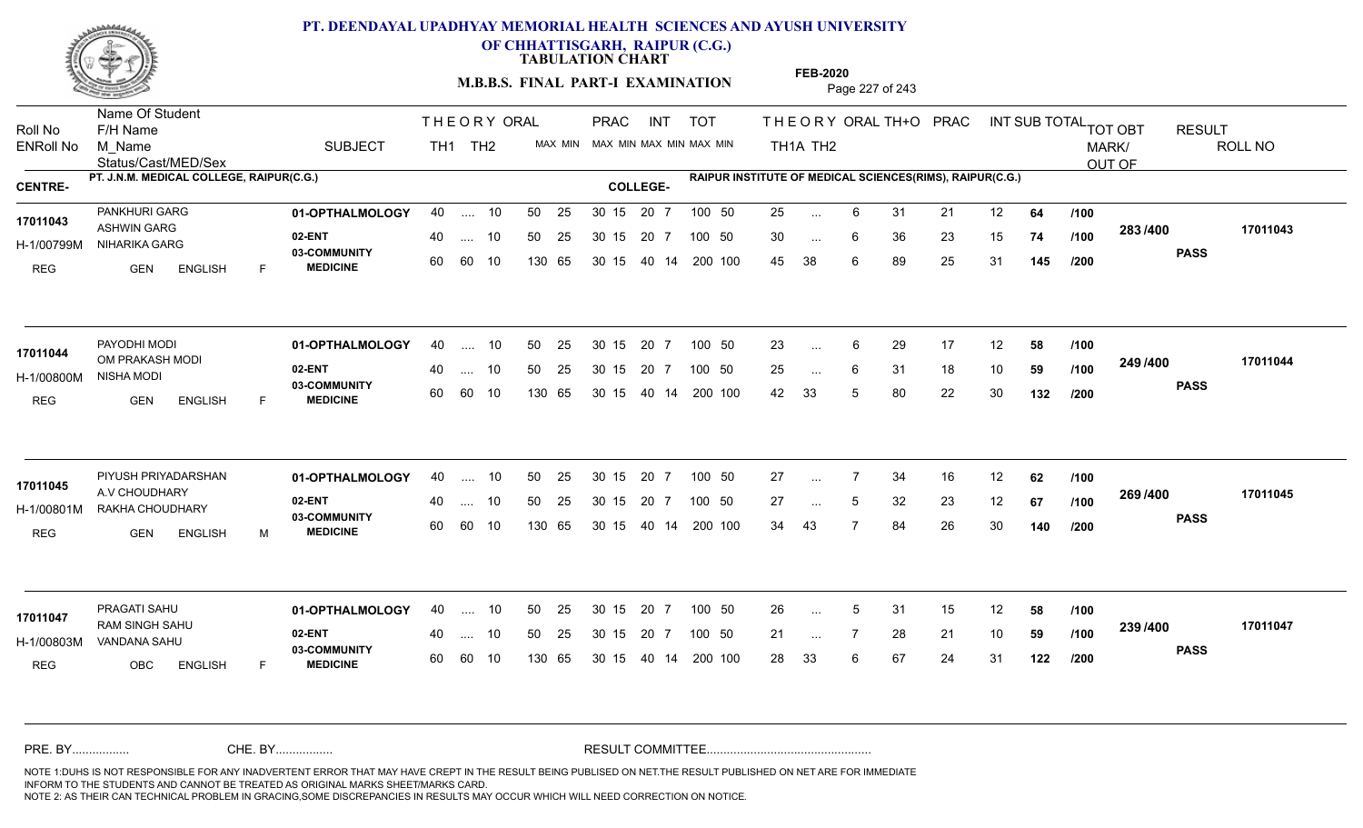# PT. DEENDAYAL UPADHYAY MEMORIAL HEALTH SCIENCES AND AYUSH UNIVERSITY OF CHHATTISGARH, RAIPUR (C.G.)

**TABULATION CHART**

**M.B.B.S. FINAL PART-I EXAMINATION**

**FEB-2020**

**CENTRE-** PT. J.N.M. MEDICAL COLLEGE, RAIPUR(C.G.)

**COLLEGE-** RAIPUR INSTITUTE OF MEDICAL SCIENCES(RIMS), RAIPUR(C.G.)

| Roll No / ENRoll No / Status | Name Of Student / F/H Name / M_Name / Cast/MED/Sex | SUBJECT | THEORY TH1 (MAX) | THEORY TH2 (MAX) | ORAL (MAX MIN) | THEORY+ORAL (MAX MIN) | PRAC (MAX MIN) | INT (MAX MIN) | TOT (MAX MIN) | TH1A | TH2 | ORAL | TH+O | PRAC | INT | SUB TOTAL | OUT OF | TOT OBT MARK/OUT OF | RESULT | ROLL NO |
|---|---|---|---|---|---|---|---|---|---|---|---|---|---|---|---|---|---|---|---|---|
| 17011043 | PANKHURI GARG | 01-OPTHALMOLOGY | 40 | .... | 10 | 50 25 | 30 15 | 20 7 | 100 50 | 25 | ... | 6 | 31 | 21 | 12 | 64 | /100 | 283 /400 | PASS | 17011043 |
| H-1/00799M | ASHWIN GARG / NIHARIKA GARG | 02-ENT | 40 | .... | 10 | 50 25 | 30 15 | 20 7 | 100 50 | 30 | ... | 6 | 36 | 23 | 15 | 74 | /100 | | | |
| REG | GEN ENGLISH F | 03-COMMUNITY MEDICINE | 60 | 60 | 10 | 130 65 | 30 15 | 40 14 | 200 100 | 45 | 38 | 6 | 89 | 25 | 31 | 145 | /200 | | | |
| 17011044 | PAYODHI MODI | 01-OPTHALMOLOGY | 40 | .... | 10 | 50 25 | 30 15 | 20 7 | 100 50 | 23 | ... | 6 | 29 | 17 | 12 | 58 | /100 | 249 /400 | PASS | 17011044 |
| H-1/00800M | OM PRAKASH MODI / NISHA MODI | 02-ENT | 40 | .... | 10 | 50 25 | 30 15 | 20 7 | 100 50 | 25 | ... | 6 | 31 | 18 | 10 | 59 | /100 | | | |
| REG | GEN ENGLISH F | 03-COMMUNITY MEDICINE | 60 | 60 | 10 | 130 65 | 30 15 | 40 14 | 200 100 | 42 | 33 | 5 | 80 | 22 | 30 | 132 | /200 | | | |
| 17011045 | PIYUSH PRIYADARSHAN | 01-OPTHALMOLOGY | 40 | .... | 10 | 50 25 | 30 15 | 20 7 | 100 50 | 27 | ... | 7 | 34 | 16 | 12 | 62 | /100 | 269 /400 | PASS | 17011045 |
| H-1/00801M | A.V CHOUDHARY / RAKHA CHOUDHARY | 02-ENT | 40 | .... | 10 | 50 25 | 30 15 | 20 7 | 100 50 | 27 | ... | 5 | 32 | 23 | 12 | 67 | /100 | | | |
| REG | GEN ENGLISH M | 03-COMMUNITY MEDICINE | 60 | 60 | 10 | 130 65 | 30 15 | 40 14 | 200 100 | 34 | 43 | 7 | 84 | 26 | 30 | 140 | /200 | | | |
| 17011047 | PRAGATI SAHU | 01-OPTHALMOLOGY | 40 | .... | 10 | 50 25 | 30 15 | 20 7 | 100 50 | 26 | ... | 5 | 31 | 15 | 12 | 58 | /100 | 239 /400 | PASS | 17011047 |
| H-1/00803M | RAM SINGH SAHU / VANDANA SAHU | 02-ENT | 40 | .... | 10 | 50 25 | 30 15 | 20 7 | 100 50 | 21 | ... | 7 | 28 | 21 | 10 | 59 | /100 | | | |
| REG | OBC ENGLISH F | 03-COMMUNITY MEDICINE | 60 | 60 | 10 | 130 65 | 30 15 | 40 14 | 200 100 | 28 | 33 | 6 | 67 | 24 | 31 | 122 | /200 | | | |

PRE. BY................ CHE. BY................ RESULT COMMITTEE................................................

NOTE 1:DUHS IS NOT RESPONSIBLE FOR ANY INADVERTENT ERROR THAT MAY HAVE CREPT IN THE RESULT BEING PUBLISED ON NET.THE RESULT PUBLISHED ON NET ARE FOR IMMEDIATE INFORM TO THE STUDENTS AND CANNOT BE TREATED AS ORIGINAL MARKS SHEET/MARKS CARD.
NOTE 2: AS THEIR CAN TECHNICAL PROBLEM IN GRACING,SOME DISCREPANCIES IN RESULTS MAY OCCUR WHICH WILL NEED CORRECTION ON NOTICE.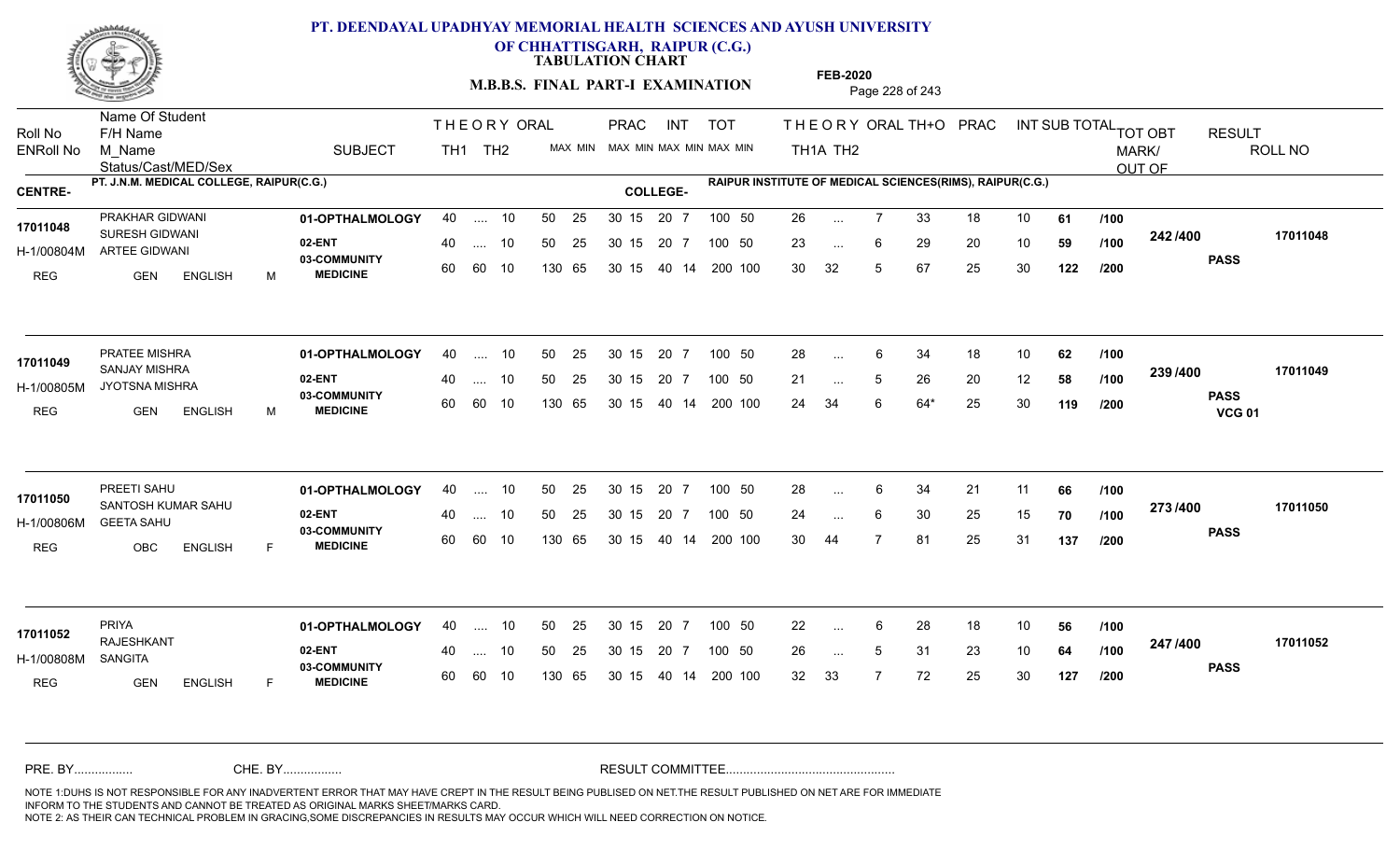# PT. DEENDAYAL UPADHYAY MEMORIAL HEALTH SCIENCES AND AYUSH UNIVERSITY OF CHHATTISGARH, RAIPUR (C.G.)

**TABULATION CHART**

**M.B.B.S. FINAL PART-I EXAMINATION**

**FEB-2020**

**CENTRE-** PT. J.N.M. MEDICAL COLLEGE, RAIPUR(C.G.)

**COLLEGE-** RAIPUR INSTITUTE OF MEDICAL SCIENCES(RIMS), RAIPUR(C.G.)

| Roll No / ENRoll No | Name Of Student / F/H Name / M_Name / Status/Cast/MED/Sex | SUBJECT | THEORY TH1 (MAX MIN) | THEORY TH2 | ORAL | PRAC MAX MIN | INT MAX MIN | TOT MAX MIN | TH1A | TH2 | ORAL | TH+O | PRAC | INT | SUB TOTAL | TOT OBT MARK/ OUT OF | RESULT | ROLL NO |
|---|---|---|---|---|---|---|---|---|---|---|---|---|---|---|---|---|---|---|
| 17011048 | PRAKHAR GIDWANI | 01-OPTHALMOLOGY | 40 | .... | 10 | 50 25 | 30 15 | 20 7 | 100 50 | 26 | ... | 7 | 33 | 18 | 10 | 61 /100 | 242 /400 | 17011048 |
| H-1/00804M | SURESH GIDWANI / ARTEE GIDWANI | 02-ENT | 40 | .... | 10 | 50 25 | 30 15 | 20 7 | 100 50 | 23 | ... | 6 | 29 | 20 | 10 | 59 /100 | | |
| REG | GEN ENGLISH M | 03-COMMUNITY MEDICINE | 60 | 60 | 10 | 130 65 | 30 15 | 40 14 | 200 100 | 30 | 32 | 5 | 67 | 25 | 30 | 122 /200 | PASS | |
| 17011049 | PRATEE MISHRA | 01-OPTHALMOLOGY | 40 | .... | 10 | 50 25 | 30 15 | 20 7 | 100 50 | 28 | ... | 6 | 34 | 18 | 10 | 62 /100 | 239 /400 | 17011049 |
| H-1/00805M | SANJAY MISHRA / JYOTSNA MISHRA | 02-ENT | 40 | .... | 10 | 50 25 | 30 15 | 20 7 | 100 50 | 21 | ... | 5 | 26 | 20 | 12 | 58 /100 | | |
| REG | GEN ENGLISH M | 03-COMMUNITY MEDICINE | 60 | 60 | 10 | 130 65 | 30 15 | 40 14 | 200 100 | 24 | 34 | 6 | 64* | 25 | 30 | 119 /200 | PASS VCG 01 | |
| 17011050 | PREETI SAHU | 01-OPTHALMOLOGY | 40 | .... | 10 | 50 25 | 30 15 | 20 7 | 100 50 | 28 | ... | 6 | 34 | 21 | 11 | 66 /100 | 273 /400 | 17011050 |
| H-1/00806M | SANTOSH KUMAR SAHU / GEETA SAHU | 02-ENT | 40 | .... | 10 | 50 25 | 30 15 | 20 7 | 100 50 | 24 | ... | 6 | 30 | 25 | 15 | 70 /100 | | |
| REG | OBC ENGLISH F | 03-COMMUNITY MEDICINE | 60 | 60 | 10 | 130 65 | 30 15 | 40 14 | 200 100 | 30 | 44 | 7 | 81 | 25 | 31 | 137 /200 | PASS | |
| 17011052 | PRIYA | 01-OPTHALMOLOGY | 40 | .... | 10 | 50 25 | 30 15 | 20 7 | 100 50 | 22 | ... | 6 | 28 | 18 | 10 | 56 /100 | 247 /400 | 17011052 |
| H-1/00808M | RAJESHKANT / SANGITA | 02-ENT | 40 | .... | 10 | 50 25 | 30 15 | 20 7 | 100 50 | 26 | ... | 5 | 31 | 23 | 10 | 64 /100 | | |
| REG | GEN ENGLISH F | 03-COMMUNITY MEDICINE | 60 | 60 | 10 | 130 65 | 30 15 | 40 14 | 200 100 | 32 | 33 | 7 | 72 | 25 | 30 | 127 /200 | PASS | |

PRE. BY................ CHE. BY................ RESULT COMMITTEE................................................

NOTE 1:DUHS IS NOT RESPONSIBLE FOR ANY INADVERTENT ERROR THAT MAY HAVE CREPT IN THE RESULT BEING PUBLISED ON NET.THE RESULT PUBLISHED ON NET ARE FOR IMMEDIATE INFORM TO THE STUDENTS AND CANNOT BE TREATED AS ORIGINAL MARKS SHEET/MARKS CARD.
NOTE 2: AS THEIR CAN TECHNICAL PROBLEM IN GRACING,SOME DISCREPANCIES IN RESULTS MAY OCCUR WHICH WILL NEED CORRECTION ON NOTICE.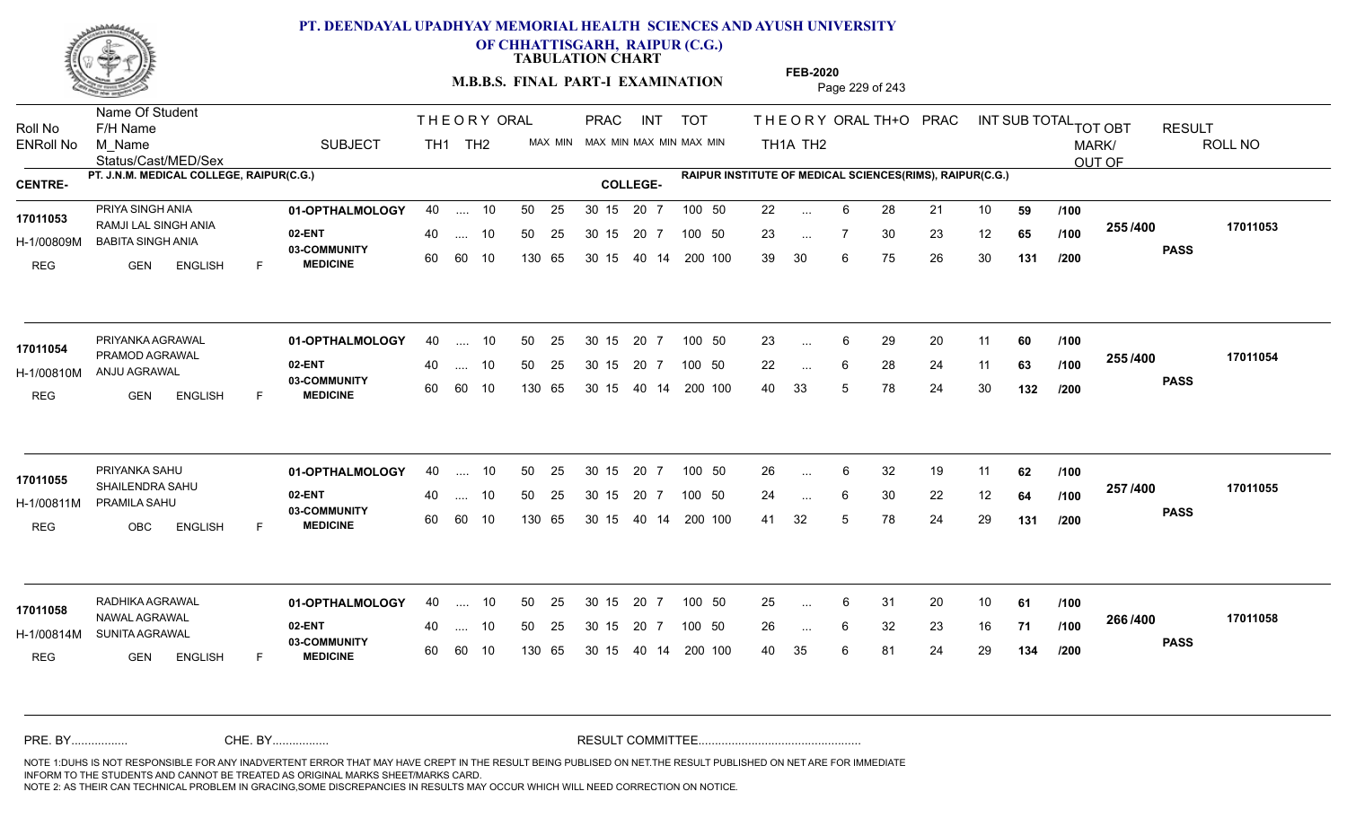# PT. DEENDAYAL UPADHYAY MEMORIAL HEALTH SCIENCES AND AYUSH UNIVERSITY OF CHHATTISGARH, RAIPUR (C.G.)

**TABULATION CHART**

**M.B.B.S. FINAL PART-I EXAMINATION**

**FEB-2020**

**CENTRE-** PT. J.N.M. MEDICAL COLLEGE, RAIPUR(C.G.)

**COLLEGE-** RAIPUR INSTITUTE OF MEDICAL SCIENCES(RIMS), RAIPUR(C.G.)

| Roll No / ENRoll No | Name Of Student / F/H Name / M_Name / Status/Cast/MED/Sex | SUBJECT | THEORY TH1 | THEORY TH2 | ORAL | PRAC MAX MIN | INT MAX MIN | TOT MAX MIN | TH1A | TH2 | ORAL | TH+O | PRAC | INT | SUB TOTAL | | TOT OBT MARK/OUT OF | RESULT | ROLL NO |
|---|---|---|---|---|---|---|---|---|---|---|---|---|---|---|---|---|---|---|---|
| 17011053 | PRIYA SINGH ANIA | 01-OPTHALMOLOGY | 40 | .... | 10 | 50 25 | 30 15 | 100 50 | 22 | ... | 6 | 28 | 21 | 10 | 59 | /100 | 255/400 | PASS | 17011053 |
| H-1/00809M | RAMJI LAL SINGH ANIA | 02-ENT | 40 | .... | 10 | 50 25 | 30 15 | 100 50 | 23 | ... | 7 | 30 | 23 | 12 | 65 | /100 | | | |
| REG | BABITA SINGH ANIA / GEN ENGLISH F | 03-COMMUNITY MEDICINE | 60 | 60 | 10 | 130 65 | 30 15 / 40 14 | 200 100 | 39 | 30 | 6 | 75 | 26 | 30 | 131 | /200 | | | |
| 17011054 | PRIYANKA AGRAWAL | 01-OPTHALMOLOGY | 40 | .... | 10 | 50 25 | 30 15 | 100 50 | 23 | ... | 6 | 29 | 20 | 11 | 60 | /100 | 255/400 | PASS | 17011054 |
| H-1/00810M | PRAMOD AGRAWAL | 02-ENT | 40 | .... | 10 | 50 25 | 30 15 | 100 50 | 22 | ... | 6 | 28 | 24 | 11 | 63 | /100 | | | |
| REG | ANJU AGRAWAL / GEN ENGLISH F | 03-COMMUNITY MEDICINE | 60 | 60 | 10 | 130 65 | 30 15 / 40 14 | 200 100 | 40 | 33 | 5 | 78 | 24 | 30 | 132 | /200 | | | |
| 17011055 | PRIYANKA SAHU | 01-OPTHALMOLOGY | 40 | .... | 10 | 50 25 | 30 15 | 100 50 | 26 | ... | 6 | 32 | 19 | 11 | 62 | /100 | 257/400 | PASS | 17011055 |
| H-1/00811M | SHAILENDRA SAHU | 02-ENT | 40 | .... | 10 | 50 25 | 30 15 | 100 50 | 24 | ... | 6 | 30 | 22 | 12 | 64 | /100 | | | |
| REG | PRAMILA SAHU / OBC ENGLISH F | 03-COMMUNITY MEDICINE | 60 | 60 | 10 | 130 65 | 30 15 / 40 14 | 200 100 | 41 | 32 | 5 | 78 | 24 | 29 | 131 | /200 | | | |
| 17011058 | RADHIKA AGRAWAL | 01-OPTHALMOLOGY | 40 | .... | 10 | 50 25 | 30 15 | 100 50 | 25 | ... | 6 | 31 | 20 | 10 | 61 | /100 | 266/400 | PASS | 17011058 |
| H-1/00814M | NAWAL AGRAWAL | 02-ENT | 40 | .... | 10 | 50 25 | 30 15 | 100 50 | 26 | ... | 6 | 32 | 23 | 16 | 71 | /100 | | | |
| REG | SUNITA AGRAWAL / GEN ENGLISH F | 03-COMMUNITY MEDICINE | 60 | 60 | 10 | 130 65 | 30 15 / 40 14 | 200 100 | 40 | 35 | 6 | 81 | 24 | 29 | 134 | /200 | | | |

PRE. BY................ CHE. BY................ RESULT COMMITTEE................................................

NOTE 1:DUHS IS NOT RESPONSIBLE FOR ANY INADVERTENT ERROR THAT MAY HAVE CREPT IN THE RESULT BEING PUBLISED ON NET.THE RESULT PUBLISHED ON NET ARE FOR IMMEDIATE INFORM TO THE STUDENTS AND CANNOT BE TREATED AS ORIGINAL MARKS SHEET/MARKS CARD.
NOTE 2: AS THEIR CAN TECHNICAL PROBLEM IN GRACING,SOME DISCREPANCIES IN RESULTS MAY OCCUR WHICH WILL NEED CORRECTION ON NOTICE.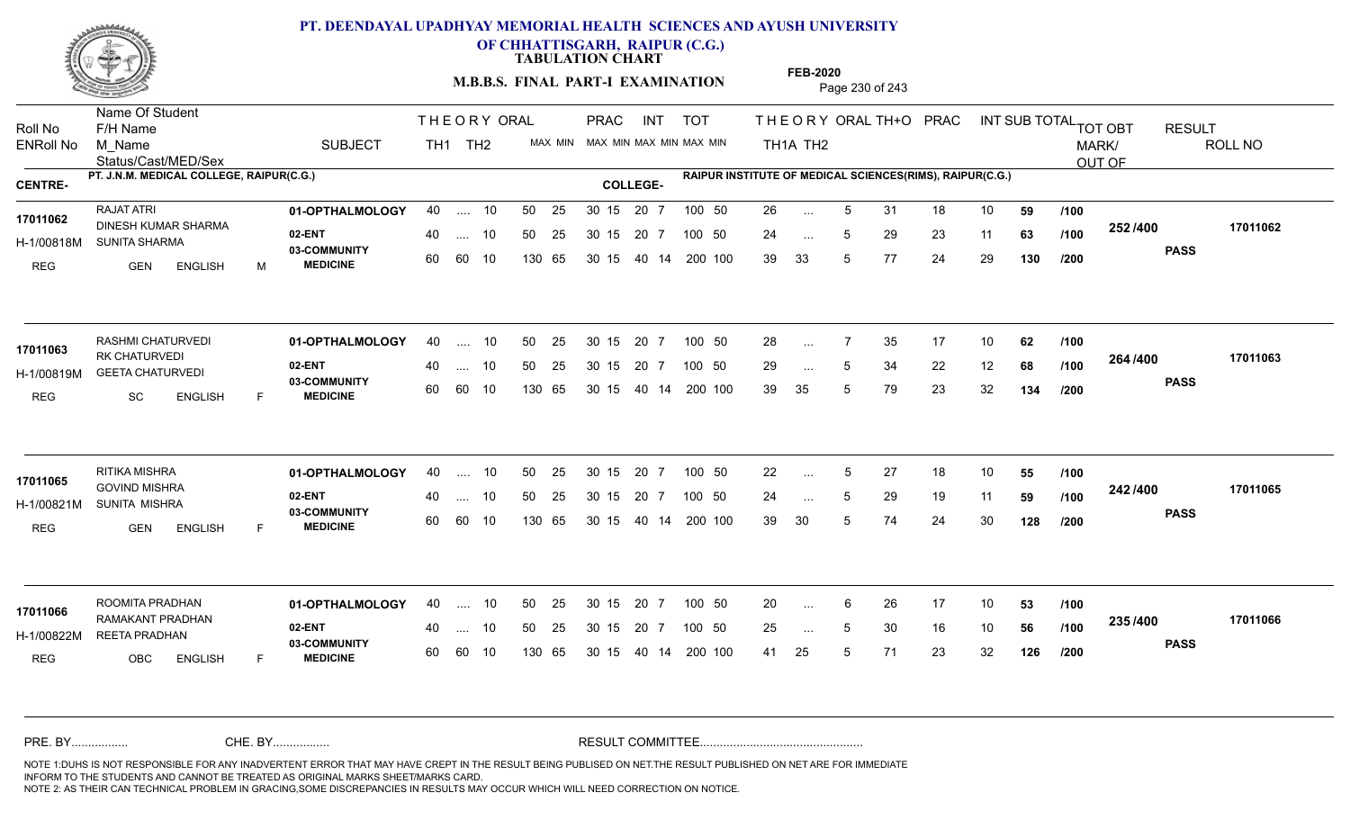# PT. DEENDAYAL UPADHYAY MEMORIAL HEALTH SCIENCES AND AYUSH UNIVERSITY OF CHHATTISGARH, RAIPUR (C.G.)

**TABULATION CHART**

**M.B.B.S. FINAL PART-I EXAMINATION**

**FEB-2020**

**CENTRE-** PT. J.N.M. MEDICAL COLLEGE, RAIPUR(C.G.)

**COLLEGE-** RAIPUR INSTITUTE OF MEDICAL SCIENCES(RIMS), RAIPUR(C.G.)

| Roll No / ENRoll No | Name Of Student / F/H Name / M_Name / Status/Cast/MED/Sex | SUBJECT | THEORY TH1 | THEORY TH2 | ORAL | PRAC MAX | PRAC MIN | INT MAX | INT MIN | TOT MAX | TOT MIN | TH1A | TH2 | ORAL | TH+O | PRAC | INT | SUB TOTAL | | TOT OBT MARK/OUT OF | RESULT | ROLL NO |
|---|---|---|---|---|---|---|---|---|---|---|---|---|---|---|---|---|---|---|---|---|---|---|
| 17011062 | RAJAT ATRI | 01-OPTHALMOLOGY | 40 | .... | 10 | 50 | 25 | 30 15 | 20 7 | 100 | 50 | 26 | ... | 5 | 31 | 18 | 10 | 59 | /100 | 252 /400 | PASS | 17011062 |
| H-1/00818M | DINESH KUMAR SHARMA / SUNITA SHARMA | 02-ENT | 40 | .... | 10 | 50 | 25 | 30 15 | 20 7 | 100 | 50 | 24 | ... | 5 | 29 | 23 | 11 | 63 | /100 | | | |
| REG | GEN ENGLISH M | 03-COMMUNITY MEDICINE | 60 | 60 | 10 | 130 | 65 | 30 15 | 40 14 | 200 | 100 | 39 | 33 | 5 | 77 | 24 | 29 | 130 | /200 | | | |
| 17011063 | RASHMI CHATURVEDI | 01-OPTHALMOLOGY | 40 | .... | 10 | 50 | 25 | 30 15 | 20 7 | 100 | 50 | 28 | ... | 7 | 35 | 17 | 10 | 62 | /100 | 264 /400 | PASS | 17011063 |
| H-1/00819M | RK CHATURVEDI / GEETA CHATURVEDI | 02-ENT | 40 | .... | 10 | 50 | 25 | 30 15 | 20 7 | 100 | 50 | 29 | ... | 5 | 34 | 22 | 12 | 68 | /100 | | | |
| REG | SC ENGLISH F | 03-COMMUNITY MEDICINE | 60 | 60 | 10 | 130 | 65 | 30 15 | 40 14 | 200 | 100 | 39 | 35 | 5 | 79 | 23 | 32 | 134 | /200 | | | |
| 17011065 | RITIKA MISHRA | 01-OPTHALMOLOGY | 40 | .... | 10 | 50 | 25 | 30 15 | 20 7 | 100 | 50 | 22 | ... | 5 | 27 | 18 | 10 | 55 | /100 | 242 /400 | PASS | 17011065 |
| H-1/00821M | GOVIND MISHRA / SUNITA MISHRA | 02-ENT | 40 | .... | 10 | 50 | 25 | 30 15 | 20 7 | 100 | 50 | 24 | ... | 5 | 29 | 19 | 11 | 59 | /100 | | | |
| REG | GEN ENGLISH F | 03-COMMUNITY MEDICINE | 60 | 60 | 10 | 130 | 65 | 30 15 | 40 14 | 200 | 100 | 39 | 30 | 5 | 74 | 24 | 30 | 128 | /200 | | | |
| 17011066 | ROOMITA PRADHAN | 01-OPTHALMOLOGY | 40 | .... | 10 | 50 | 25 | 30 15 | 20 7 | 100 | 50 | 20 | ... | 6 | 26 | 17 | 10 | 53 | /100 | 235 /400 | PASS | 17011066 |
| H-1/00822M | RAMAKANT PRADHAN / REETA PRADHAN | 02-ENT | 40 | .... | 10 | 50 | 25 | 30 15 | 20 7 | 100 | 50 | 25 | ... | 5 | 30 | 16 | 10 | 56 | /100 | | | |
| REG | OBC ENGLISH F | 03-COMMUNITY MEDICINE | 60 | 60 | 10 | 130 | 65 | 30 15 | 40 14 | 200 | 100 | 41 | 25 | 5 | 71 | 23 | 32 | 126 | /200 | | | |

PRE. BY................. CHE. BY................. RESULT COMMITTEE................................................

NOTE 1:DUHS IS NOT RESPONSIBLE FOR ANY INADVERTENT ERROR THAT MAY HAVE CREPT IN THE RESULT BEING PUBLISED ON NET.THE RESULT PUBLISHED ON NET ARE FOR IMMEDIATE INFORM TO THE STUDENTS AND CANNOT BE TREATED AS ORIGINAL MARKS SHEET/MARKS CARD.
NOTE 2: AS THEIR CAN TECHNICAL PROBLEM IN GRACING,SOME DISCREPANCIES IN RESULTS MAY OCCUR WHICH WILL NEED CORRECTION ON NOTICE.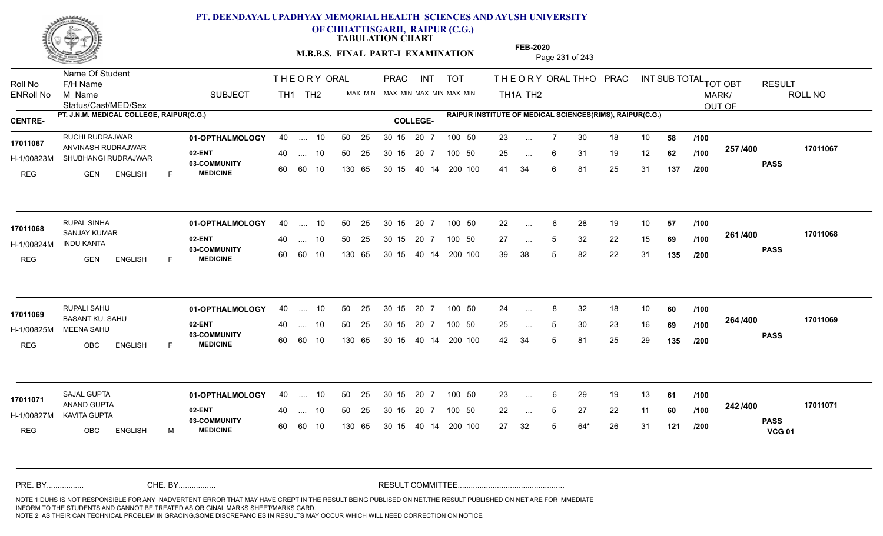# PT. DEENDAYAL UPADHYAY MEMORIAL HEALTH SCIENCES AND AYUSH UNIVERSITY OF CHHATTISGARH, RAIPUR (C.G.)

**TABULATION CHART**

**M.B.B.S. FINAL PART-I EXAMINATION**

**FEB-2020**

| Roll No / ENRoll No | Name Of Student / F/H Name / M_Name / Status/Cast/MED/Sex | SUBJECT | THEORY TH1 | THEORY TH2 | ORAL | PRAC MAX | PRAC MIN | INT MAX | INT MIN | TOT MAX | TOT MIN | THEORY TH1A | THEORY TH2 | ORAL | TH+O | PRAC | INT | SUB TOTAL | | TOT OBT MARK/OUT OF | RESULT | ROLL NO |
|---|---|---|---|---|---|---|---|---|---|---|---|---|---|---|---|---|---|---|---|---|---|---|

**CENTRE-** PT. J.N.M. MEDICAL COLLEGE, RAIPUR(C.G.) **COLLEGE-** RAIPUR INSTITUTE OF MEDICAL SCIENCES(RIMS), RAIPUR(C.G.)

| Roll No / ENRoll No | Name Of Student / F/H Name / M_Name / Status/Cast/MED/Sex | SUBJECT | TH1 | TH2 | ORAL | PRAC MAX | PRAC MIN | INT MAX | INT MIN | TOT MAX | TOT MIN | TH1A | TH2 | ORAL | TH+O | PRAC | INT | SUB TOTAL | | TOT OBT | RESULT | ROLL NO |
|---|---|---|---|---|---|---|---|---|---|---|---|---|---|---|---|---|---|---|---|---|---|---|
| 17011067 | RUCHI RUDRAJWAR | 01-OPTHALMOLOGY | 40 | .... | 10 | 50 | 25 | 30 15 | 20 7 | 100 | 50 | 23 | ... | 7 | 30 | 18 | 10 | 58 | /100 | 257 /400 | PASS | 17011067 |
| H-1/00823M | ANVINASH RUDRAJWAR / SHUBHANGI RUDRAJWAR | 02-ENT | 40 | .... | 10 | 50 | 25 | 30 15 | 20 7 | 100 | 50 | 25 | ... | 6 | 31 | 19 | 12 | 62 | /100 | | | |
| REG | GEN ENGLISH F | 03-COMMUNITY MEDICINE | 60 | 60 | 10 | 130 | 65 | 30 15 | 40 14 | 200 | 100 | 41 | 34 | 6 | 81 | 25 | 31 | 137 | /200 | | | |
| 17011068 | RUPAL SINHA | 01-OPTHALMOLOGY | 40 | .... | 10 | 50 | 25 | 30 15 | 20 7 | 100 | 50 | 22 | ... | 6 | 28 | 19 | 10 | 57 | /100 | 261 /400 | PASS | 17011068 |
| H-1/00824M | SANJAY KUMAR / INDU KANTA | 02-ENT | 40 | .... | 10 | 50 | 25 | 30 15 | 20 7 | 100 | 50 | 27 | ... | 5 | 32 | 22 | 15 | 69 | /100 | | | |
| REG | GEN ENGLISH F | 03-COMMUNITY MEDICINE | 60 | 60 | 10 | 130 | 65 | 30 15 | 40 14 | 200 | 100 | 39 | 38 | 5 | 82 | 22 | 31 | 135 | /200 | | | |
| 17011069 | RUPALI SAHU | 01-OPTHALMOLOGY | 40 | .... | 10 | 50 | 25 | 30 15 | 20 7 | 100 | 50 | 24 | ... | 8 | 32 | 18 | 10 | 60 | /100 | 264 /400 | PASS | 17011069 |
| H-1/00825M | BASANT KU. SAHU / MEENA SAHU | 02-ENT | 40 | .... | 10 | 50 | 25 | 30 15 | 20 7 | 100 | 50 | 25 | ... | 5 | 30 | 23 | 16 | 69 | /100 | | | |
| REG | OBC ENGLISH F | 03-COMMUNITY MEDICINE | 60 | 60 | 10 | 130 | 65 | 30 15 | 40 14 | 200 | 100 | 42 | 34 | 5 | 81 | 25 | 29 | 135 | /200 | | | |
| 17011071 | SAJAL GUPTA | 01-OPTHALMOLOGY | 40 | .... | 10 | 50 | 25 | 30 15 | 20 7 | 100 | 50 | 23 | ... | 6 | 29 | 19 | 13 | 61 | /100 | 242 /400 | PASS VCG 01 | 17011071 |
| H-1/00827M | ANAND GUPTA / KAVITA GUPTA | 02-ENT | 40 | .... | 10 | 50 | 25 | 30 15 | 20 7 | 100 | 50 | 22 | ... | 5 | 27 | 22 | 11 | 60 | /100 | | | |
| REG | OBC ENGLISH M | 03-COMMUNITY MEDICINE | 60 | 60 | 10 | 130 | 65 | 30 15 | 40 14 | 200 | 100 | 27 | 32 | 5 | 64* | 26 | 31 | 121 | /200 | | | |

PRE. BY................. CHE. BY................. RESULT COMMITTEE.................................................

NOTE 1:DUHS IS NOT RESPONSIBLE FOR ANY INADVERTENT ERROR THAT MAY HAVE CREPT IN THE RESULT BEING PUBLISED ON NET.THE RESULT PUBLISHED ON NET ARE FOR IMMEDIATE INFORM TO THE STUDENTS AND CANNOT BE TREATED AS ORIGINAL MARKS SHEET/MARKS CARD.
NOTE 2: AS THEIR CAN TECHNICAL PROBLEM IN GRACING,SOME DISCREPANCIES IN RESULTS MAY OCCUR WHICH WILL NEED CORRECTION ON NOTICE.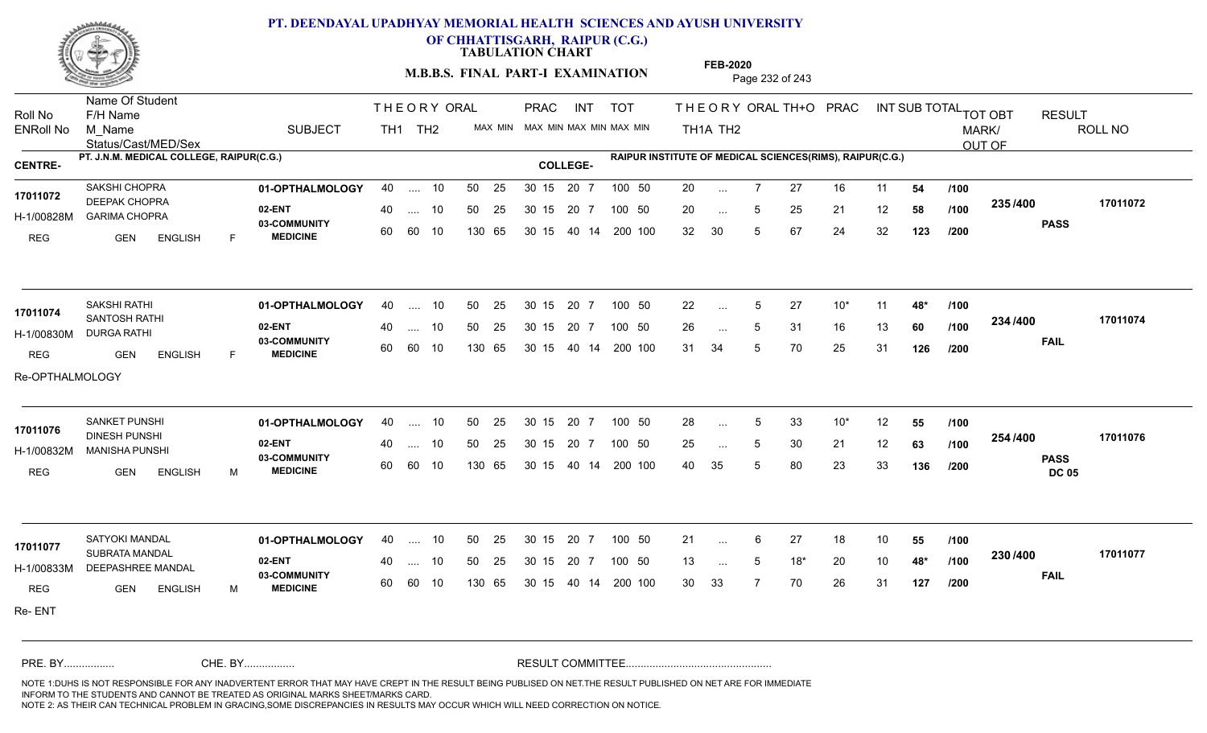# PT. DEENDAYAL UPADHYAY MEMORIAL HEALTH SCIENCES AND AYUSH UNIVERSITY OF CHHATTISGARH, RAIPUR (C.G.)

**TABULATION CHART**

**M.B.B.S. FINAL PART-I EXAMINATION**

**FEB-2020**

CENTRE- PT. J.N.M. MEDICAL COLLEGE, RAIPUR(C.G.)

COLLEGE- RAIPUR INSTITUTE OF MEDICAL SCIENCES(RIMS), RAIPUR(C.G.)

| Roll No / ENRoll No | Name Of Student / F/H Name / M_Name / Status/Cast/MED/Sex | SUBJECT | THEORY TH1 | THEORY TH2 | ORAL MAX | ORAL MIN | PRAC MAX | PRAC MIN | INT MAX | INT MIN | TOT MAX | TOT MIN | THEORY TH1A | THEORY TH2 | ORAL | TH+O | PRAC | INT | SUB TOTAL | TOT OBT MARK/OUT OF | RESULT | ROLL NO |
|---|---|---|---|---|---|---|---|---|---|---|---|---|---|---|---|---|---|---|---|---|---|---|
| 17011072 | SAKSHI CHOPRA | 01-OPTHALMOLOGY | 40 | .... | 10 | | 50 | 25 | 30 15 | | 20 7 | 100 50 | 20 | ... | 7 | 27 | 16 | 11 | 54 /100 | 235 /400 | PASS | 17011072 |
| H-1/00828M | DEEPAK CHOPRA / GARIMA CHOPRA | 02-ENT | 40 | .... | 10 | | 50 | 25 | 30 15 | | 20 7 | 100 50 | 20 | ... | 5 | 25 | 21 | 12 | 58 /100 | | | |
| REG | GEN ENGLISH F | 03-COMMUNITY MEDICINE | 60 | 60 | 10 | | 130 | 65 | 30 15 | | 40 14 | 200 100 | 32 | 30 | 5 | 67 | 24 | 32 | 123 /200 | | | |
| 17011074 | SAKSHI RATHI | 01-OPTHALMOLOGY | 40 | .... | 10 | | 50 | 25 | 30 15 | | 20 7 | 100 50 | 22 | ... | 5 | 27 | 10* | 11 | 48* /100 | 234 /400 | FAIL | 17011074 |
| H-1/00830M | SANTOSH RATHI / DURGA RATHI | 02-ENT | 40 | .... | 10 | | 50 | 25 | 30 15 | | 20 7 | 100 50 | 26 | ... | 5 | 31 | 16 | 13 | 60 /100 | | | |
| REG | GEN ENGLISH F | 03-COMMUNITY MEDICINE | 60 | 60 | 10 | | 130 | 65 | 30 15 | | 40 14 | 200 100 | 31 | 34 | 5 | 70 | 25 | 31 | 126 /200 | | | |
| Re-OPTHALMOLOGY | | | | | | | | | | | | | | | | | | | | | | |
| 17011076 | SANKET PUNSHI | 01-OPTHALMOLOGY | 40 | .... | 10 | | 50 | 25 | 30 15 | | 20 7 | 100 50 | 28 | ... | 5 | 33 | 10* | 12 | 55 /100 | 254 /400 | PASS DC 05 | 17011076 |
| H-1/00832M | DINESH PUNSHI / MANISHA PUNSHI | 02-ENT | 40 | .... | 10 | | 50 | 25 | 30 15 | | 20 7 | 100 50 | 25 | ... | 5 | 30 | 21 | 12 | 63 /100 | | | |
| REG | GEN ENGLISH M | 03-COMMUNITY MEDICINE | 60 | 60 | 10 | | 130 | 65 | 30 15 | | 40 14 | 200 100 | 40 | 35 | 5 | 80 | 23 | 33 | 136 /200 | | | |
| 17011077 | SATYOKI MANDAL | 01-OPTHALMOLOGY | 40 | .... | 10 | | 50 | 25 | 30 15 | | 20 7 | 100 50 | 21 | ... | 6 | 27 | 18 | 10 | 55 /100 | 230 /400 | FAIL | 17011077 |
| H-1/00833M | SUBRATA MANDAL / DEEPASHREE MANDAL | 02-ENT | 40 | .... | 10 | | 50 | 25 | 30 15 | | 20 7 | 100 50 | 13 | ... | 5 | 18* | 20 | 10 | 48* /100 | | | |
| REG | GEN ENGLISH M | 03-COMMUNITY MEDICINE | 60 | 60 | 10 | | 130 | 65 | 30 15 | | 40 14 | 200 100 | 30 | 33 | 7 | 70 | 26 | 31 | 127 /200 | | | |
| Re- ENT | | | | | | | | | | | | | | | | | | | | | | |

PRE. BY................ CHE. BY................ RESULT COMMITTEE................................................

NOTE 1:DUHS IS NOT RESPONSIBLE FOR ANY INADVERTENT ERROR THAT MAY HAVE CREPT IN THE RESULT BEING PUBLISED ON NET.THE RESULT PUBLISHED ON NET ARE FOR IMMEDIATE INFORM TO THE STUDENTS AND CANNOT BE TREATED AS ORIGINAL MARKS SHEET/MARKS CARD.
NOTE 2: AS THEIR CAN TECHNICAL PROBLEM IN GRACING,SOME DISCREPANCIES IN RESULTS MAY OCCUR WHICH WILL NEED CORRECTION ON NOTICE.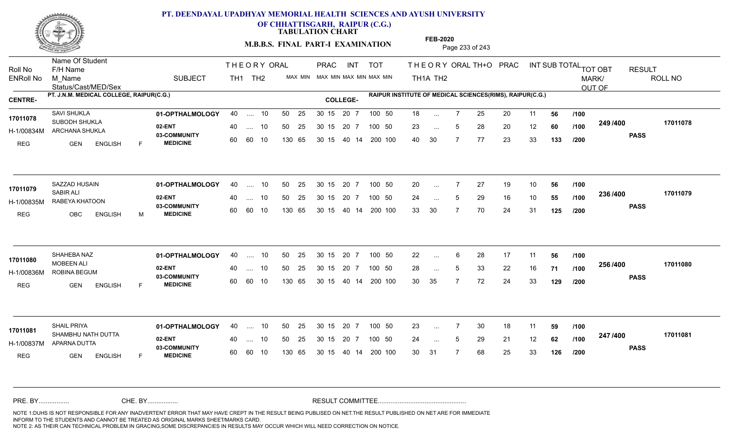**PT. DEENDAYAL UPADHYAY MEMORIAL HEALTH SCIENCES AND AYUSH UNIVERSITY OF CHHATTISGARH, RAIPUR (C.G.)**

**TABULATION CHART**

**M.B.B.S. FINAL PART-I EXAMINATION**

**FEB-2020**

CENTRE- PT. J.N.M. MEDICAL COLLEGE, RAIPUR(C.G.)

COLLEGE- RAIPUR INSTITUTE OF MEDICAL SCIENCES(RIMS), RAIPUR(C.G.)

| Roll No / ENRoll No | Name Of Student / F/H Name / M_Name / Status/Cast/MED/Sex | SUBJECT | THEORY TH1 | THEORY TH2 | ORAL | PRAC MAX | PRAC MIN | INT MAX | INT MIN | TOT MAX | TOT MIN | TH1A | TH2 | ORAL | TH+O | PRAC | INT | SUB TOTAL | | TOT OBT MARK/OUT OF | RESULT | ROLL NO |
|---|---|---|---|---|---|---|---|---|---|---|---|---|---|---|---|---|---|---|---|---|---|---|
| 17011078 | SAVI SHUKLA | 01-OPTHALMOLOGY | 40 | .... | 10 | 50 25 | 30 15 | 20 | 7 | 100 | 50 | 18 | ... | 7 | 25 | 20 | 11 | 56 | /100 | 249 /400 | PASS | 17011078 |
| H-1/00834M | SUBODH SHUKLA / ARCHANA SHUKLA | 02-ENT | 40 | .... | 10 | 50 25 | 30 15 | 20 | 7 | 100 | 50 | 23 | ... | 5 | 28 | 20 | 12 | 60 | /100 | | | |
| REG | GEN ENGLISH F | 03-COMMUNITY MEDICINE | 60 | 60 | 10 | 130 65 | 30 15 | 40 | 14 | 200 | 100 | 40 | 30 | 7 | 77 | 23 | 33 | 133 | /200 | | | |
| 17011079 | SAZZAD HUSAIN | 01-OPTHALMOLOGY | 40 | .... | 10 | 50 25 | 30 15 | 20 | 7 | 100 | 50 | 20 | ... | 7 | 27 | 19 | 10 | 56 | /100 | 236 /400 | PASS | 17011079 |
| H-1/00835M | SABIR ALI / RABEYA KHATOON | 02-ENT | 40 | .... | 10 | 50 25 | 30 15 | 20 | 7 | 100 | 50 | 24 | ... | 5 | 29 | 16 | 10 | 55 | /100 | | | |
| REG | OBC ENGLISH M | 03-COMMUNITY MEDICINE | 60 | 60 | 10 | 130 65 | 30 15 | 40 | 14 | 200 | 100 | 33 | 30 | 7 | 70 | 24 | 31 | 125 | /200 | | | |
| 17011080 | SHAHEBA NAZ | 01-OPTHALMOLOGY | 40 | .... | 10 | 50 25 | 30 15 | 20 | 7 | 100 | 50 | 22 | ... | 6 | 28 | 17 | 11 | 56 | /100 | 256 /400 | PASS | 17011080 |
| H-1/00836M | MOBEEN ALI / ROBINA BEGUM | 02-ENT | 40 | .... | 10 | 50 25 | 30 15 | 20 | 7 | 100 | 50 | 28 | ... | 5 | 33 | 22 | 16 | 71 | /100 | | | |
| REG | GEN ENGLISH F | 03-COMMUNITY MEDICINE | 60 | 60 | 10 | 130 65 | 30 15 | 40 | 14 | 200 | 100 | 30 | 35 | 7 | 72 | 24 | 33 | 129 | /200 | | | |
| 17011081 | SHAIL PRIYA | 01-OPTHALMOLOGY | 40 | .... | 10 | 50 25 | 30 15 | 20 | 7 | 100 | 50 | 23 | ... | 7 | 30 | 18 | 11 | 59 | /100 | 247 /400 | PASS | 17011081 |
| H-1/00837M | SHAMBHU NATH DUTTA / APARNA DUTTA | 02-ENT | 40 | .... | 10 | 50 25 | 30 15 | 20 | 7 | 100 | 50 | 24 | ... | 5 | 29 | 21 | 12 | 62 | /100 | | | |
| REG | GEN ENGLISH F | 03-COMMUNITY MEDICINE | 60 | 60 | 10 | 130 65 | 30 15 | 40 | 14 | 200 | 100 | 30 | 31 | 7 | 68 | 25 | 33 | 126 | /200 | | | |

PRE. BY................ CHE. BY................ RESULT COMMITTEE................................................

NOTE 1:DUHS IS NOT RESPONSIBLE FOR ANY INADVERTENT ERROR THAT MAY HAVE CREPT IN THE RESULT BEING PUBLISED ON NET.THE RESULT PUBLISHED ON NET ARE FOR IMMEDIATE INFORM TO THE STUDENTS AND CANNOT BE TREATED AS ORIGINAL MARKS SHEET/MARKS CARD.
NOTE 2: AS THEIR CAN TECHNICAL PROBLEM IN GRACING,SOME DISCREPANCIES IN RESULTS MAY OCCUR WHICH WILL NEED CORRECTION ON NOTICE.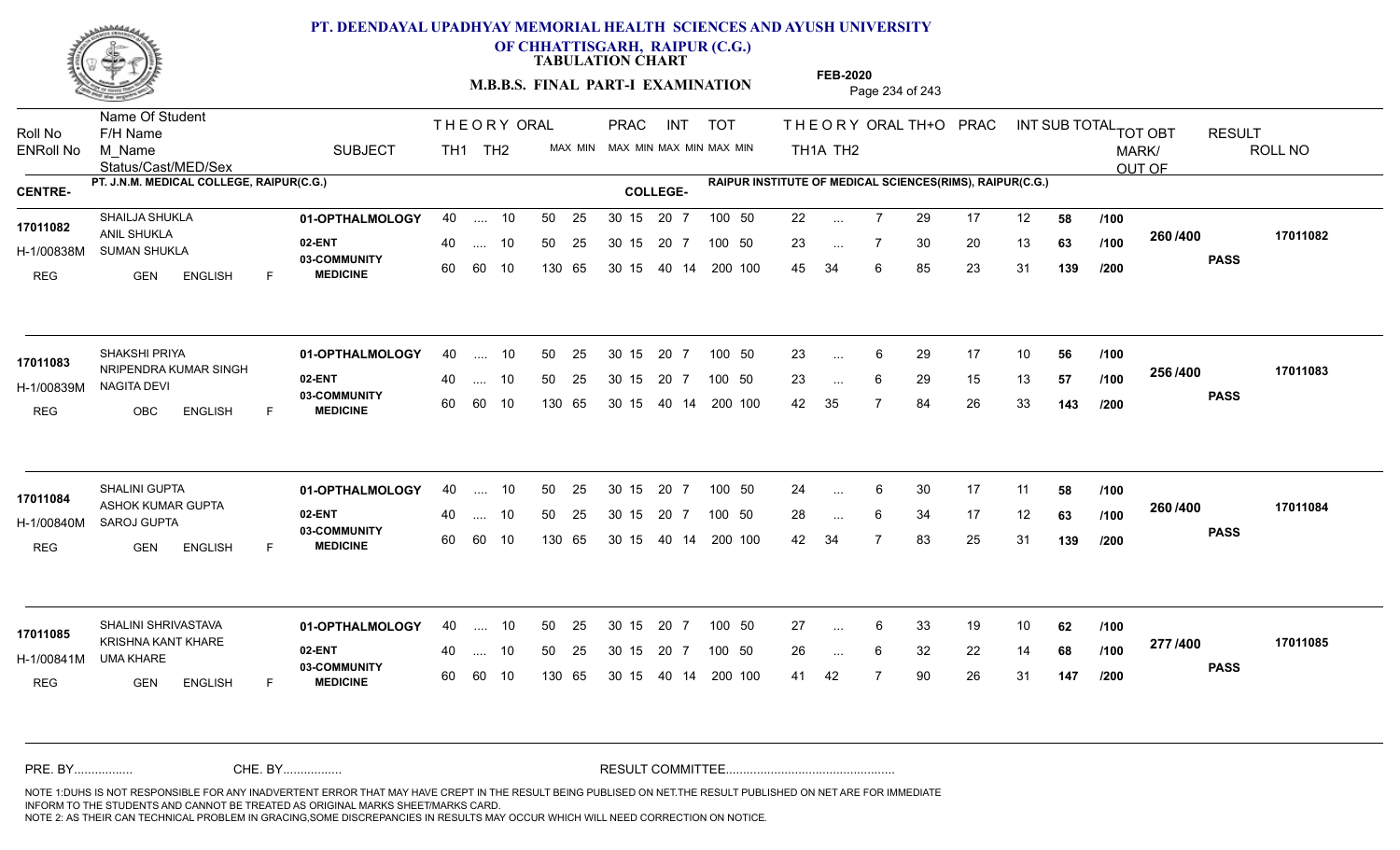# PT. DEENDAYAL UPADHYAY MEMORIAL HEALTH SCIENCES AND AYUSH UNIVERSITY OF CHHATTISGARH, RAIPUR (C.G.)

## TABULATION CHART

**M.B.B.S. FINAL PART-I EXAMINATION** — FEB-2020

| Roll No | Name Of Student / F/H Name / M_Name / Status/Cast/MED/Sex | SUBJECT | THEORY TH1 | THEORY TH2 | ORAL MAX MIN | PRAC MAX MIN | INT MAX MIN | TOT MAX MIN | THEORY TH1A | THEORY TH2 | ORAL | TH+O | PRAC | INT | SUB TOTAL | | TOT OBT MARK/OUT OF | RESULT | ROLL NO |
|---|---|---|---|---|---|---|---|---|---|---|---|---|---|---|---|---|---|---|---|

**CENTRE-** PT. J.N.M. MEDICAL COLLEGE, RAIPUR(C.G.) **COLLEGE-** RAIPUR INSTITUTE OF MEDICAL SCIENCES(RIMS), RAIPUR(C.G.)

| Roll No | Name Of Student / F/H Name / M_Name / Status/Cast/MED/Sex | SUBJECT | TH1 | TH2 | ORAL MAX MIN | PRAC MAX MIN | INT MAX MIN | TOT MAX MIN | TH1A | TH2 | ORAL | TH+O | PRAC | INT | SUB TOTAL | | TOT OBT MARK/OUT OF | RESULT | ROLL NO |
|---|---|---|---|---|---|---|---|---|---|---|---|---|---|---|---|---|---|---|---|
| 17011082 | SHAILJA SHUKLA | 01-OPTHALMOLOGY | 40 | .... | 10 | 50 25 | 30 15 | 20 7 | 100 50 | 22 | ... | 7 | 29 | 17 | 12 | 58 | /100 | 260 /400 | PASS | 17011082 |
| H-1/00838M | ANIL SHUKLA / SUMAN SHUKLA | 02-ENT | 40 | .... | 10 | 50 25 | 30 15 | 20 7 | 100 50 | 23 | ... | 7 | 30 | 20 | 13 | 63 | /100 | | | |
| REG | GEN ENGLISH F | 03-COMMUNITY MEDICINE | 60 | 60 | 10 | 130 65 | 30 15 | 40 14 | 200 100 | 45 | 34 | 6 | 85 | 23 | 31 | 139 | /200 | | | |
| 17011083 | SHAKSHI PRIYA | 01-OPTHALMOLOGY | 40 | .... | 10 | 50 25 | 30 15 | 20 7 | 100 50 | 23 | ... | 6 | 29 | 17 | 10 | 56 | /100 | 256 /400 | PASS | 17011083 |
| H-1/00839M | NRIPENDRA KUMAR SINGH / NAGITA DEVI | 02-ENT | 40 | .... | 10 | 50 25 | 30 15 | 20 7 | 100 50 | 23 | ... | 6 | 29 | 15 | 13 | 57 | /100 | | | |
| REG | OBC ENGLISH F | 03-COMMUNITY MEDICINE | 60 | 60 | 10 | 130 65 | 30 15 | 40 14 | 200 100 | 42 | 35 | 7 | 84 | 26 | 33 | 143 | /200 | | | |
| 17011084 | SHALINI GUPTA | 01-OPTHALMOLOGY | 40 | .... | 10 | 50 25 | 30 15 | 20 7 | 100 50 | 24 | ... | 6 | 30 | 17 | 11 | 58 | /100 | 260 /400 | PASS | 17011084 |
| H-1/00840M | ASHOK KUMAR GUPTA / SAROJ GUPTA | 02-ENT | 40 | .... | 10 | 50 25 | 30 15 | 20 7 | 100 50 | 28 | ... | 6 | 34 | 17 | 12 | 63 | /100 | | | |
| REG | GEN ENGLISH F | 03-COMMUNITY MEDICINE | 60 | 60 | 10 | 130 65 | 30 15 | 40 14 | 200 100 | 42 | 34 | 7 | 83 | 25 | 31 | 139 | /200 | | | |
| 17011085 | SHALINI SHRIVASTAVA | 01-OPTHALMOLOGY | 40 | .... | 10 | 50 25 | 30 15 | 20 7 | 100 50 | 27 | ... | 6 | 33 | 19 | 10 | 62 | /100 | 277 /400 | PASS | 17011085 |
| H-1/00841M | KRISHNA KANT KHARE / UMA KHARE | 02-ENT | 40 | .... | 10 | 50 25 | 30 15 | 20 7 | 100 50 | 26 | ... | 6 | 32 | 22 | 14 | 68 | /100 | | | |
| REG | GEN ENGLISH F | 03-COMMUNITY MEDICINE | 60 | 60 | 10 | 130 65 | 30 15 | 40 14 | 200 100 | 41 | 42 | 7 | 90 | 26 | 31 | 147 | /200 | | | |

PRE. BY................ CHE. BY................ RESULT COMMITTEE................................................

NOTE 1:DUHS IS NOT RESPONSIBLE FOR ANY INADVERTENT ERROR THAT MAY HAVE CREPT IN THE RESULT BEING PUBLISED ON NET.THE RESULT PUBLISHED ON NET ARE FOR IMMEDIATE INFORM TO THE STUDENTS AND CANNOT BE TREATED AS ORIGINAL MARKS SHEET/MARKS CARD.
NOTE 2: AS THEIR CAN TECHNICAL PROBLEM IN GRACING,SOME DISCREPANCIES IN RESULTS MAY OCCUR WHICH WILL NEED CORRECTION ON NOTICE.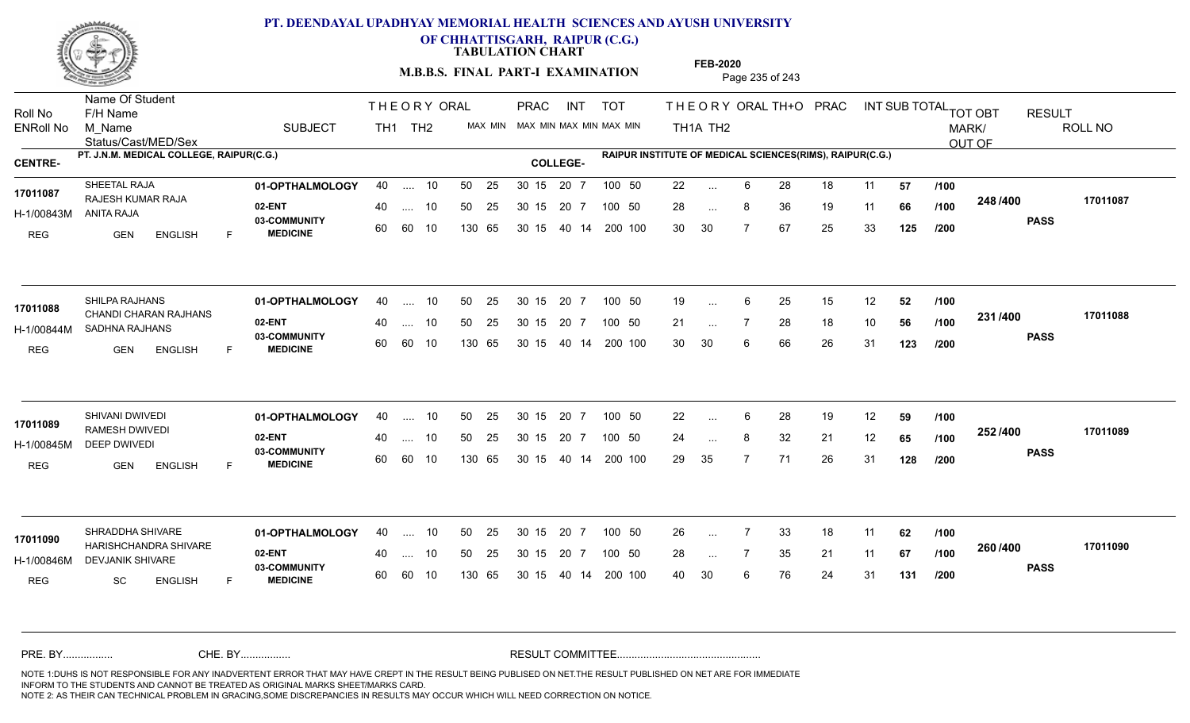# PT. DEENDAYAL UPADHYAY MEMORIAL HEALTH SCIENCES AND AYUSH UNIVERSITY OF CHHATTISGARH, RAIPUR (C.G.)

**TABULATION CHART**

**M.B.B.S. FINAL PART-I EXAMINATION**

**FEB-2020**

| Roll No / ENRoll No / Status/Cast/MED/Sex | Name Of Student / F/H Name / M_Name | SUBJECT | THEORY TH1 | THEORY TH2 | ORAL | PRAC MAX | PRAC MIN | INT MAX | INT MIN | TOT MAX | TOT MIN | THEORY TH1A | THEORY TH2 | ORAL | TH+O | PRAC | INT | SUB TOTAL | | TOT OBT MARK/OUT OF | RESULT | ROLL NO |
|---|---|---|---|---|---|---|---|---|---|---|---|---|---|---|---|---|---|---|---|---|---|---|
| **CENTRE-** PT. J.N.M. MEDICAL COLLEGE, RAIPUR(C.G.) | | **COLLEGE-** RAIPUR INSTITUTE OF MEDICAL SCIENCES(RIMS), RAIPUR(C.G.) | | | | | | | | | | | | | | | | | | | | |
| **17011087** | SHEETAL RAJA | 01-OPTHALMOLOGY | 40 | .... | 10 | 50 | 25 | 30 15 | | 20 7 | | 22 | ... | 6 | 28 | 18 | 11 | **57** | **/100** | **248 /400** | **PASS** | **17011087** |
| H-1/00843M | RAJESH KUMAR RAJA | 02-ENT | 40 | .... | 10 | 50 | 25 | 30 15 | | 20 7 | 100 50 | 28 | ... | 8 | 36 | 19 | 11 | **66** | **/100** | | | |
| REG GEN ENGLISH F | ANITA RAJA | 03-COMMUNITY MEDICINE | 60 | 60 | 10 | 130 | 65 | 30 15 | | 40 14 | 200 100 | 30 | 30 | 7 | 67 | 25 | 33 | **125** | **/200** | | | |
| **17011088** | SHILPA RAJHANS | 01-OPTHALMOLOGY | 40 | .... | 10 | 50 | 25 | 30 15 | | 20 7 | 100 50 | 19 | ... | 6 | 25 | 15 | 12 | **52** | **/100** | **231 /400** | **PASS** | **17011088** |
| H-1/00844M | CHANDI CHARAN RAJHANS | 02-ENT | 40 | .... | 10 | 50 | 25 | 30 15 | | 20 7 | 100 50 | 21 | ... | 7 | 28 | 18 | 10 | **56** | **/100** | | | |
| REG GEN ENGLISH F | SADHNA RAJHANS | 03-COMMUNITY MEDICINE | 60 | 60 | 10 | 130 | 65 | 30 15 | | 40 14 | 200 100 | 30 | 30 | 6 | 66 | 26 | 31 | **123** | **/200** | | | |
| **17011089** | SHIVANI DWIVEDI | 01-OPTHALMOLOGY | 40 | .... | 10 | 50 | 25 | 30 15 | | 20 7 | 100 50 | 22 | ... | 6 | 28 | 19 | 12 | **59** | **/100** | **252 /400** | **PASS** | **17011089** |
| H-1/00845M | RAMESH DWIVEDI | 02-ENT | 40 | .... | 10 | 50 | 25 | 30 15 | | 20 7 | 100 50 | 24 | ... | 8 | 32 | 21 | 12 | **65** | **/100** | | | |
| REG GEN ENGLISH F | DEEP DWIVEDI | 03-COMMUNITY MEDICINE | 60 | 60 | 10 | 130 | 65 | 30 15 | | 40 14 | 200 100 | 29 | 35 | 7 | 71 | 26 | 31 | **128** | **/200** | | | |
| **17011090** | SHRADDHA SHIVARE | 01-OPTHALMOLOGY | 40 | .... | 10 | 50 | 25 | 30 15 | | 20 7 | 100 50 | 26 | ... | 7 | 33 | 18 | 11 | **62** | **/100** | **260 /400** | **PASS** | **17011090** |
| H-1/00846M | HARISHCHANDRA SHIVARE | 02-ENT | 40 | .... | 10 | 50 | 25 | 30 15 | | 20 7 | 100 50 | 28 | ... | 7 | 35 | 21 | 11 | **67** | **/100** | | | |
| REG SC ENGLISH F | DEVJANIK SHIVARE | 03-COMMUNITY MEDICINE | 60 | 60 | 10 | 130 | 65 | 30 15 | | 40 14 | 200 100 | 40 | 30 | 6 | 76 | 24 | 31 | **131** | **/200** | | | |

PRE. BY................ CHE. BY................ RESULT COMMITTEE................................................

NOTE 1:DUHS IS NOT RESPONSIBLE FOR ANY INADVERTENT ERROR THAT MAY HAVE CREPT IN THE RESULT BEING PUBLISED ON NET.THE RESULT PUBLISHED ON NET ARE FOR IMMEDIATE INFORM TO THE STUDENTS AND CANNOT BE TREATED AS ORIGINAL MARKS SHEET/MARKS CARD.
NOTE 2: AS THEIR CAN TECHNICAL PROBLEM IN GRACING,SOME DISCREPANCIES IN RESULTS MAY OCCUR WHICH WILL NEED CORRECTION ON NOTICE.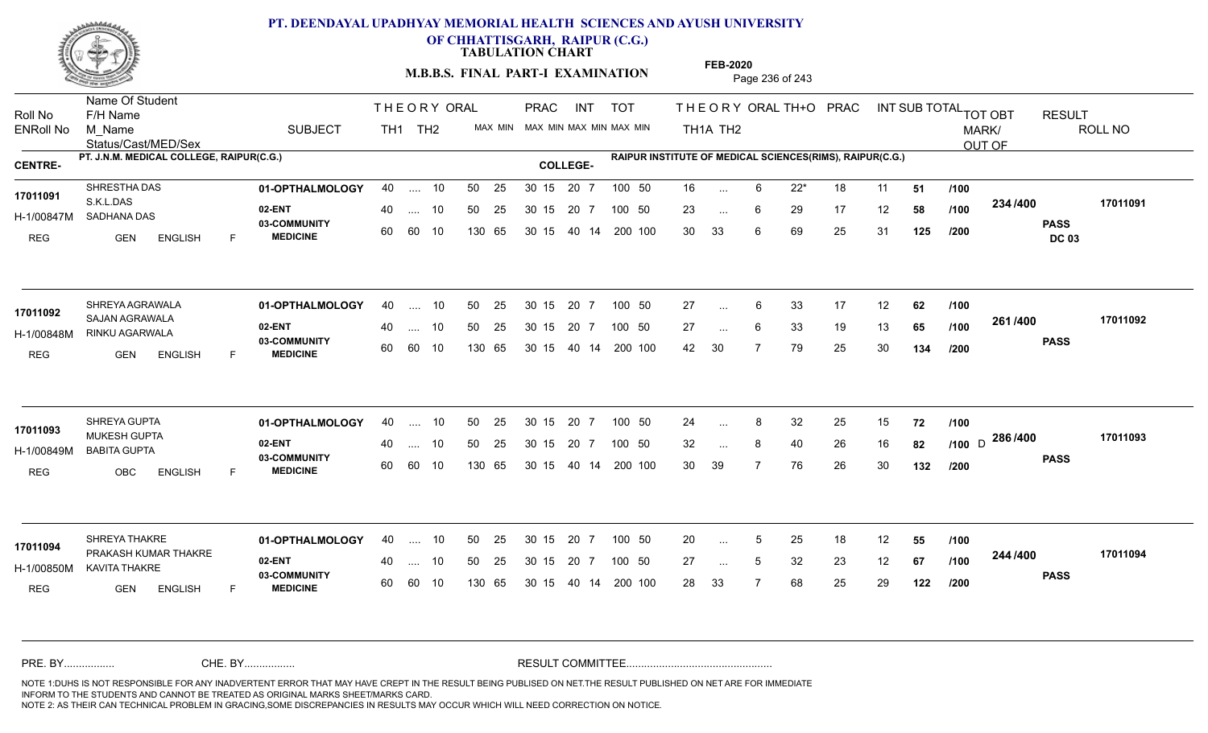# PT. DEENDAYAL UPADHYAY MEMORIAL HEALTH SCIENCES AND AYUSH UNIVERSITY OF CHHATTISGARH, RAIPUR (C.G.)

**TABULATION CHART**

**M.B.B.S. FINAL PART-I EXAMINATION**

**FEB-2020**

CENTRE- PT. J.N.M. MEDICAL COLLEGE, RAIPUR(C.G.)

COLLEGE- RAIPUR INSTITUTE OF MEDICAL SCIENCES(RIMS), RAIPUR(C.G.)

| Roll No / ENRoll No | Name Of Student / F/H Name / M_Name / Status/Cast/MED/Sex | SUBJECT | THEORY TH1 | THEORY TH2 | ORAL | PRAC MAX MIN | INT MAX MIN | TOT MAX MIN | TH1A | TH2 | ORAL | TH+O | PRAC | INT | SUB TOTAL | | TOT OBT MARK/OUT OF | RESULT | ROLL NO |
|---|---|---|---|---|---|---|---|---|---|---|---|---|---|---|---|---|---|---|---|
| 17011091 | SHRESTHA DAS | 01-OPTHALMOLOGY | 40 | .... | 10 | 50 25 | 30 15 / 20 7 | 100 50 | 16 | ... | 6 | 22* | 18 | 11 | 51 | /100 | 234 /400 | PASS DC 03 | 17011091 |
| H-1/00847M | S.K.L.DAS / SADHANA DAS | 02-ENT | 40 | .... | 10 | 50 25 | 30 15 / 20 7 | 100 50 | 23 | ... | 6 | 29 | 17 | 12 | 58 | /100 | | | |
| REG | GEN ENGLISH F | 03-COMMUNITY MEDICINE | 60 | 60 | 10 | 130 65 | 30 15 / 40 14 | 200 100 | 30 | 33 | 6 | 69 | 25 | 31 | 125 | /200 | | | |
| 17011092 | SHREYA AGRAWALA | 01-OPTHALMOLOGY | 40 | .... | 10 | 50 25 | 30 15 / 20 7 | 100 50 | 27 | ... | 6 | 33 | 17 | 12 | 62 | /100 | 261 /400 | PASS | 17011092 |
| H-1/00848M | SAJAN AGRAWALA / RINKU AGARWALA | 02-ENT | 40 | .... | 10 | 50 25 | 30 15 / 20 7 | 100 50 | 27 | ... | 6 | 33 | 19 | 13 | 65 | /100 | | | |
| REG | GEN ENGLISH F | 03-COMMUNITY MEDICINE | 60 | 60 | 10 | 130 65 | 30 15 / 40 14 | 200 100 | 42 | 30 | 7 | 79 | 25 | 30 | 134 | /200 | | | |
| 17011093 | SHREYA GUPTA | 01-OPTHALMOLOGY | 40 | .... | 10 | 50 25 | 30 15 / 20 7 | 100 50 | 24 | ... | 8 | 32 | 25 | 15 | 72 | /100 | 286 /400 | PASS | 17011093 |
| H-1/00849M | MUKESH GUPTA / BABITA GUPTA | 02-ENT | 40 | .... | 10 | 50 25 | 30 15 / 20 7 | 100 50 | 32 | ... | 8 | 40 | 26 | 16 | 82 | /100 D | | | |
| REG | OBC ENGLISH F | 03-COMMUNITY MEDICINE | 60 | 60 | 10 | 130 65 | 30 15 / 40 14 | 200 100 | 30 | 39 | 7 | 76 | 26 | 30 | 132 | /200 | | | |
| 17011094 | SHREYA THAKRE | 01-OPTHALMOLOGY | 40 | .... | 10 | 50 25 | 30 15 / 20 7 | 100 50 | 20 | ... | 5 | 25 | 18 | 12 | 55 | /100 | 244 /400 | PASS | 17011094 |
| H-1/00850M | PRAKASH KUMAR THAKRE / KAVITA THAKRE | 02-ENT | 40 | .... | 10 | 50 25 | 30 15 / 20 7 | 100 50 | 27 | ... | 5 | 32 | 23 | 12 | 67 | /100 | | | |
| REG | GEN ENGLISH F | 03-COMMUNITY MEDICINE | 60 | 60 | 10 | 130 65 | 30 15 / 40 14 | 200 100 | 28 | 33 | 7 | 68 | 25 | 29 | 122 | /200 | | | |

PRE. BY................ CHE. BY................ RESULT COMMITTEE................................................

NOTE 1:DUHS IS NOT RESPONSIBLE FOR ANY INADVERTENT ERROR THAT MAY HAVE CREPT IN THE RESULT BEING PUBLISED ON NET.THE RESULT PUBLISHED ON NET ARE FOR IMMEDIATE INFORM TO THE STUDENTS AND CANNOT BE TREATED AS ORIGINAL MARKS SHEET/MARKS CARD.
NOTE 2: AS THEIR CAN TECHNICAL PROBLEM IN GRACING,SOME DISCREPANCIES IN RESULTS MAY OCCUR WHICH WILL NEED CORRECTION ON NOTICE.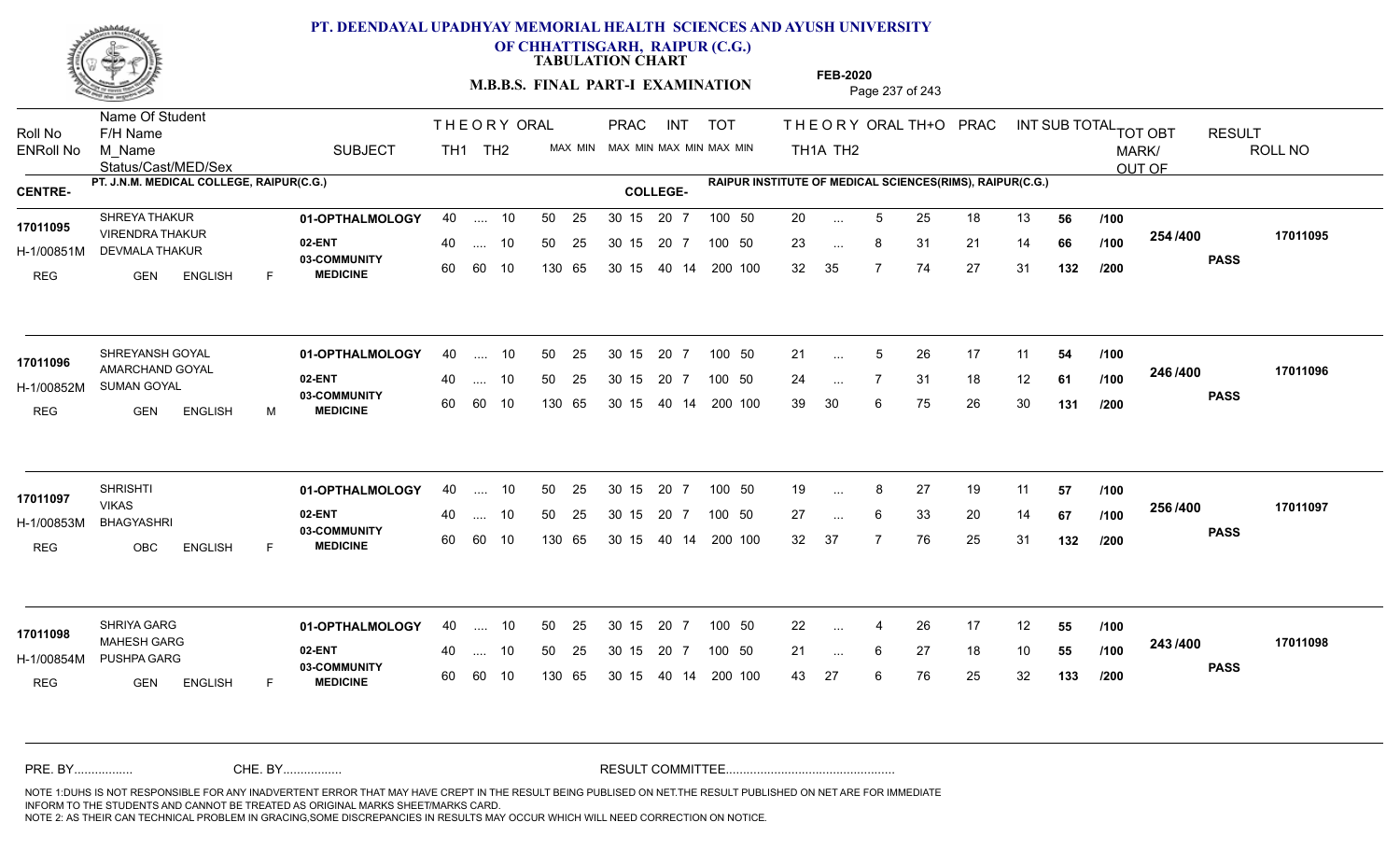# PT. DEENDAYAL UPADHYAY MEMORIAL HEALTH SCIENCES AND AYUSH UNIVERSITY OF CHHATTISGARH, RAIPUR (C.G.)

## TABULATION CHART

### M.B.B.S. FINAL PART-I EXAMINATION

FEB-2020

| Roll No | Name Of Student / F/H Name / M_Name | SUBJECT | THEORY TH1 | THEORY TH2 | ORAL | PRAC MAX | PRAC MIN | INT MAX | INT MIN | TOT MAX | TOT MIN | TH1A | TH2 | ORAL | TH+O | PRAC | INT | SUB TOTAL | OUT OF | TOT OBT MARK/OUT OF | RESULT | ROLL NO |
|---|---|---|---|---|---|---|---|---|---|---|---|---|---|---|---|---|---|---|---|---|---|---|
| ENRoll No | Status/Cast/MED/Sex | | | | | | | | | | | | | | | | | | | | | |

**CENTRE-** PT. J.N.M. MEDICAL COLLEGE, RAIPUR(C.G.) **COLLEGE-** RAIPUR INSTITUTE OF MEDICAL SCIENCES(RIMS), RAIPUR(C.G.)

| Roll No | Name Of Student / F/H Name / M_Name | SUBJECT | TH1 | TH2 | ORAL | PRAC MAX | PRAC MIN | INT MAX | INT MIN | TOT MAX | TOT MIN | TH1A | TH2 | ORAL | TH+O | PRAC | INT | SUB TOTAL | OUT OF | TOT OBT MARK/OUT OF | RESULT | ROLL NO |
|---|---|---|---|---|---|---|---|---|---|---|---|---|---|---|---|---|---|---|---|---|---|---|
| 17011095 | SHREYA THAKUR | 01-OPTHALMOLOGY | 40 | .... | 10 | 50 | 25 | 30 15 | 20 7 | 100 | 50 | 20 | ... | 5 | 25 | 18 | 13 | 56 | /100 | 254 /400 | PASS | 17011095 |
| H-1/00851M | VIRENDRA THAKUR / DEVMALA THAKUR | 02-ENT | 40 | .... | 10 | 50 | 25 | 30 15 | 20 7 | 100 | 50 | 23 | ... | 8 | 31 | 21 | 14 | 66 | /100 | | | |
| REG | GEN ENGLISH F | 03-COMMUNITY MEDICINE | 60 | 60 | 10 | 130 | 65 | 30 15 | 40 14 | 200 | 100 | 32 | 35 | 7 | 74 | 27 | 31 | 132 | /200 | | | |
| 17011096 | SHREYANSH GOYAL | 01-OPTHALMOLOGY | 40 | .... | 10 | 50 | 25 | 30 15 | 20 7 | 100 | 50 | 21 | ... | 5 | 26 | 17 | 11 | 54 | /100 | 246 /400 | PASS | 17011096 |
| H-1/00852M | AMARCHAND GOYAL / SUMAN GOYAL | 02-ENT | 40 | .... | 10 | 50 | 25 | 30 15 | 20 7 | 100 | 50 | 24 | ... | 7 | 31 | 18 | 12 | 61 | /100 | | | |
| REG | GEN ENGLISH M | 03-COMMUNITY MEDICINE | 60 | 60 | 10 | 130 | 65 | 30 15 | 40 14 | 200 | 100 | 39 | 30 | 6 | 75 | 26 | 30 | 131 | /200 | | | |
| 17011097 | SHRISHTI | 01-OPTHALMOLOGY | 40 | .... | 10 | 50 | 25 | 30 15 | 20 7 | 100 | 50 | 19 | ... | 8 | 27 | 19 | 11 | 57 | /100 | 256 /400 | PASS | 17011097 |
| H-1/00853M | VIKAS / BHAGYASHRI | 02-ENT | 40 | .... | 10 | 50 | 25 | 30 15 | 20 7 | 100 | 50 | 27 | ... | 6 | 33 | 20 | 14 | 67 | /100 | | | |
| REG | OBC ENGLISH F | 03-COMMUNITY MEDICINE | 60 | 60 | 10 | 130 | 65 | 30 15 | 40 14 | 200 | 100 | 32 | 37 | 7 | 76 | 25 | 31 | 132 | /200 | | | |
| 17011098 | SHRIYA GARG | 01-OPTHALMOLOGY | 40 | .... | 10 | 50 | 25 | 30 15 | 20 7 | 100 | 50 | 22 | ... | 4 | 26 | 17 | 12 | 55 | /100 | 243 /400 | PASS | 17011098 |
| H-1/00854M | MAHESH GARG / PUSHPA GARG | 02-ENT | 40 | .... | 10 | 50 | 25 | 30 15 | 20 7 | 100 | 50 | 21 | ... | 6 | 27 | 18 | 10 | 55 | /100 | | | |
| REG | GEN ENGLISH F | 03-COMMUNITY MEDICINE | 60 | 60 | 10 | 130 | 65 | 30 15 | 40 14 | 200 | 100 | 43 | 27 | 6 | 76 | 25 | 32 | 133 | /200 | | | |

PRE. BY................ CHE. BY................ RESULT COMMITTEE................................................

NOTE 1:DUHS IS NOT RESPONSIBLE FOR ANY INADVERTENT ERROR THAT MAY HAVE CREPT IN THE RESULT BEING PUBLISED ON NET.THE RESULT PUBLISHED ON NET ARE FOR IMMEDIATE INFORM TO THE STUDENTS AND CANNOT BE TREATED AS ORIGINAL MARKS SHEET/MARKS CARD.
NOTE 2: AS THEIR CAN TECHNICAL PROBLEM IN GRACING,SOME DISCREPANCIES IN RESULTS MAY OCCUR WHICH WILL NEED CORRECTION ON NOTICE.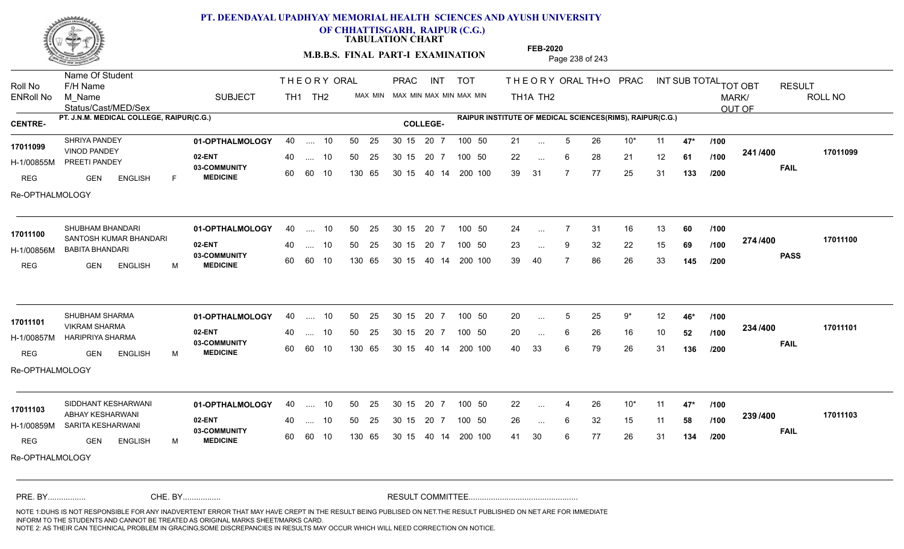# PT. DEENDAYAL UPADHYAY MEMORIAL HEALTH SCIENCES AND AYUSH UNIVERSITY OF CHHATTISGARH, RAIPUR (C.G.)

**TABULATION CHART**

**M.B.B.S. FINAL PART-I EXAMINATION**

**FEB-2020**

| Roll No / ENRoll No | Name Of Student / F/H Name / M_Name / Status/Cast/MED/Sex | SUBJECT | THEORY TH1 | THEORY TH2 | ORAL MAX | ORAL MIN | PRAC MAX | PRAC MIN | INT MAX | INT MIN | TOT MAX | TOT MIN | THEORY TH1A | THEORY TH2 | ORAL | TH+O | PRAC | INT | SUB TOTAL | | TOT OBT MARK/OUT OF | RESULT | ROLL NO |
|---|---|---|---|---|---|---|---|---|---|---|---|---|---|---|---|---|---|---|---|---|---|---|---|

**CENTRE-** PT. J.N.M. MEDICAL COLLEGE, RAIPUR(C.G.) **COLLEGE-** RAIPUR INSTITUTE OF MEDICAL SCIENCES(RIMS), RAIPUR(C.G.)

| Roll No / ENRoll No | Name Of Student / F/H Name / M_Name / Status/Cast/MED/Sex | SUBJECT | TH1 | TH2 | ORAL MAX | ORAL MIN | PRAC MAX | PRAC MIN | INT MAX | INT MIN | TOT MAX | TOT MIN | TH1A | TH2 | ORAL | TH+O | PRAC | INT | SUB TOTAL | | TOT OBT | RESULT | ROLL NO |
|---|---|---|---|---|---|---|---|---|---|---|---|---|---|---|---|---|---|---|---|---|---|---|---|
| 17011099 | SHRIYA PANDEY | 01-OPTHALMOLOGY | 40 | .... | 10 | | 50 | 25 | 30 15 | 20 7 | 100 | 50 | 21 | ... | 5 | 26 | 10* | 11 | 47* | /100 | 241 /400 | FAIL | 17011099 |
| H-1/00855M | VINOD PANDEY / PREETI PANDEY | 02-ENT | 40 | .... | 10 | | 50 | 25 | 30 15 | 20 7 | 100 | 50 | 22 | ... | 6 | 28 | 21 | 12 | 61 | /100 | | | |
| REG | GEN ENGLISH F | 03-COMMUNITY MEDICINE | 60 | 60 | 10 | | 130 | 65 | 30 15 | 40 14 | 200 | 100 | 39 | 31 | 7 | 77 | 25 | 31 | 133 | /200 | | | |
| Re-OPTHALMOLOGY | | | | | | | | | | | | | | | | | | | | | | | |
| 17011100 | SHUBHAM BHANDARI | 01-OPTHALMOLOGY | 40 | .... | 10 | | 50 | 25 | 30 15 | 20 7 | 100 | 50 | 24 | ... | 7 | 31 | 16 | 13 | 60 | /100 | 274 /400 | PASS | 17011100 |
| H-1/00856M | SANTOSH KUMAR BHANDARI / BABITA BHANDARI | 02-ENT | 40 | .... | 10 | | 50 | 25 | 30 15 | 20 7 | 100 | 50 | 23 | ... | 9 | 32 | 22 | 15 | 69 | /100 | | | |
| REG | GEN ENGLISH M | 03-COMMUNITY MEDICINE | 60 | 60 | 10 | | 130 | 65 | 30 15 | 40 14 | 200 | 100 | 39 | 40 | 7 | 86 | 26 | 33 | 145 | /200 | | | |
| 17011101 | SHUBHAM SHARMA | 01-OPTHALMOLOGY | 40 | .... | 10 | | 50 | 25 | 30 15 | 20 7 | 100 | 50 | 20 | ... | 5 | 25 | 9* | 12 | 46* | /100 | 234 /400 | FAIL | 17011101 |
| H-1/00857M | VIKRAM SHARMA / HARIPRIYA SHARMA | 02-ENT | 40 | .... | 10 | | 50 | 25 | 30 15 | 20 7 | 100 | 50 | 20 | ... | 6 | 26 | 16 | 10 | 52 | /100 | | | |
| REG | GEN ENGLISH M | 03-COMMUNITY MEDICINE | 60 | 60 | 10 | | 130 | 65 | 30 15 | 40 14 | 200 | 100 | 40 | 33 | 6 | 79 | 26 | 31 | 136 | /200 | | | |
| Re-OPTHALMOLOGY | | | | | | | | | | | | | | | | | | | | | | | |
| 17011103 | SIDDHANT KESHARWANI | 01-OPTHALMOLOGY | 40 | .... | 10 | | 50 | 25 | 30 15 | 20 7 | 100 | 50 | 22 | ... | 4 | 26 | 10* | 11 | 47* | /100 | 239 /400 | FAIL | 17011103 |
| H-1/00859M | ABHAY KESHARWANI / SARITA KESHARWANI | 02-ENT | 40 | .... | 10 | | 50 | 25 | 30 15 | 20 7 | 100 | 50 | 26 | ... | 6 | 32 | 15 | 11 | 58 | /100 | | | |
| REG | GEN ENGLISH M | 03-COMMUNITY MEDICINE | 60 | 60 | 10 | | 130 | 65 | 30 15 | 40 14 | 200 | 100 | 41 | 30 | 6 | 77 | 26 | 31 | 134 | /200 | | | |
| Re-OPTHALMOLOGY | | | | | | | | | | | | | | | | | | | | | | | |

PRE. BY................ CHE. BY................ RESULT COMMITTEE................................................

NOTE 1:DUHS IS NOT RESPONSIBLE FOR ANY INADVERTENT ERROR THAT MAY HAVE CREPT IN THE RESULT BEING PUBLISED ON NET.THE RESULT PUBLISHED ON NET ARE FOR IMMEDIATE INFORM TO THE STUDENTS AND CANNOT BE TREATED AS ORIGINAL MARKS SHEET/MARKS CARD.
NOTE 2: AS THEIR CAN TECHNICAL PROBLEM IN GRACING,SOME DISCREPANCIES IN RESULTS MAY OCCUR WHICH WILL NEED CORRECTION ON NOTICE.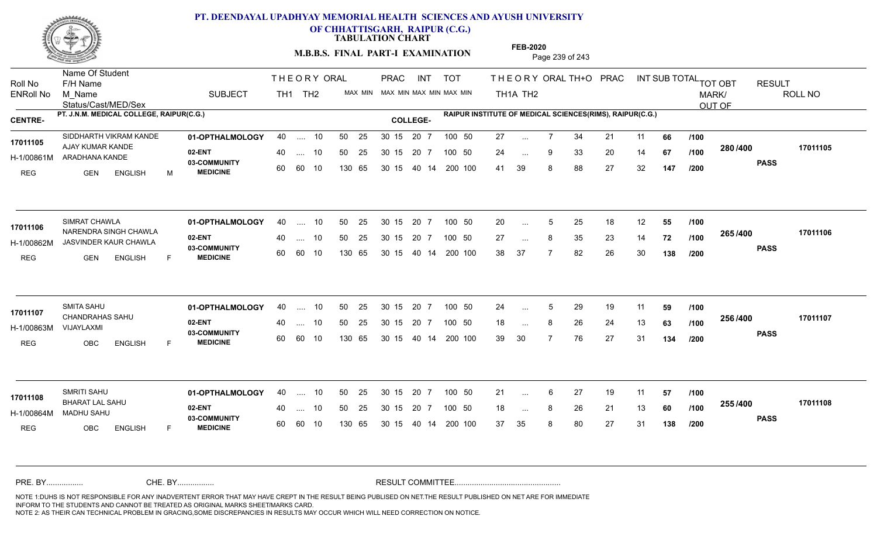# PT. DEENDAYAL UPADHYAY MEMORIAL HEALTH SCIENCES AND AYUSH UNIVERSITY OF CHHATTISGARH, RAIPUR (C.G.)

**TABULATION CHART**

**M.B.B.S. FINAL PART-I EXAMINATION**

**FEB-2020**

**CENTRE-** PT. J.N.M. MEDICAL COLLEGE, RAIPUR(C.G.)

**COLLEGE-** RAIPUR INSTITUTE OF MEDICAL SCIENCES(RIMS), RAIPUR(C.G.)

| Roll No / ENRoll No | Name Of Student / F/H Name / M_Name / Status/Cast/MED/Sex | SUBJECT | THEORY TH1 | TH2 | ORAL MAX | PRAC MAX | PRAC MIN | INT MAX | INT MIN | TOT MAX | TOT MIN | TH1A | TH2 | ORAL | TH+O | PRAC | INT | SUB TOTAL | | TOT OBT MARK/ OUT OF | RESULT | ROLL NO |
|---|---|---|---|---|---|---|---|---|---|---|---|---|---|---|---|---|---|---|---|---|---|---|
| 17011105 | SIDDHARTH VIKRAM KANDE | 01-OPTHALMOLOGY | 40 | .... | 10 | 50 | 25 | 30 15 | 20 7 | 100 | 50 | 27 | ... | 7 | 34 | 21 | 11 | 66 | /100 | 280 /400 | PASS | 17011105 |
| H-1/00861M | AJAY KUMAR KANDE / ARADHANA KANDE | 02-ENT | 40 | .... | 10 | 50 | 25 | 30 15 | 20 7 | 100 | 50 | 24 | ... | 9 | 33 | 20 | 14 | 67 | /100 | | | |
| REG | GEN ENGLISH M | 03-COMMUNITY MEDICINE | 60 | 60 | 10 | 130 | 65 | 30 15 | 40 14 | 200 | 100 | 41 | 39 | 8 | 88 | 27 | 32 | 147 | /200 | | | |
| 17011106 | SIMRAT CHAWLA | 01-OPTHALMOLOGY | 40 | .... | 10 | 50 | 25 | 30 15 | 20 7 | 100 | 50 | 20 | ... | 5 | 25 | 18 | 12 | 55 | /100 | 265 /400 | PASS | 17011106 |
| H-1/00862M | NARENDRA SINGH CHAWLA / JASVINDER KAUR CHAWLA | 02-ENT | 40 | .... | 10 | 50 | 25 | 30 15 | 20 7 | 100 | 50 | 27 | ... | 8 | 35 | 23 | 14 | 72 | /100 | | | |
| REG | GEN ENGLISH F | 03-COMMUNITY MEDICINE | 60 | 60 | 10 | 130 | 65 | 30 15 | 40 14 | 200 | 100 | 38 | 37 | 7 | 82 | 26 | 30 | 138 | /200 | | | |
| 17011107 | SMITA SAHU | 01-OPTHALMOLOGY | 40 | .... | 10 | 50 | 25 | 30 15 | 20 7 | 100 | 50 | 24 | ... | 5 | 29 | 19 | 11 | 59 | /100 | 256 /400 | PASS | 17011107 |
| H-1/00863M | CHANDRAHAS SAHU / VIJAYLAXMI | 02-ENT | 40 | .... | 10 | 50 | 25 | 30 15 | 20 7 | 100 | 50 | 18 | ... | 8 | 26 | 24 | 13 | 63 | /100 | | | |
| REG | OBC ENGLISH F | 03-COMMUNITY MEDICINE | 60 | 60 | 10 | 130 | 65 | 30 15 | 40 14 | 200 | 100 | 39 | 30 | 7 | 76 | 27 | 31 | 134 | /200 | | | |
| 17011108 | SMRITI SAHU | 01-OPTHALMOLOGY | 40 | .... | 10 | 50 | 25 | 30 15 | 20 7 | 100 | 50 | 21 | ... | 6 | 27 | 19 | 11 | 57 | /100 | 255 /400 | PASS | 17011108 |
| H-1/00864M | BHARAT LAL SAHU / MADHU SAHU | 02-ENT | 40 | .... | 10 | 50 | 25 | 30 15 | 20 7 | 100 | 50 | 18 | ... | 8 | 26 | 21 | 13 | 60 | /100 | | | |
| REG | OBC ENGLISH F | 03-COMMUNITY MEDICINE | 60 | 60 | 10 | 130 | 65 | 30 15 | 40 14 | 200 | 100 | 37 | 35 | 8 | 80 | 27 | 31 | 138 | /200 | | | |

PRE. BY................ CHE. BY................ RESULT COMMITTEE................................................

NOTE 1:DUHS IS NOT RESPONSIBLE FOR ANY INADVERTENT ERROR THAT MAY HAVE CREPT IN THE RESULT BEING PUBLISED ON NET.THE RESULT PUBLISHED ON NET ARE FOR IMMEDIATE INFORM TO THE STUDENTS AND CANNOT BE TREATED AS ORIGINAL MARKS SHEET/MARKS CARD.
NOTE 2: AS THEIR CAN TECHNICAL PROBLEM IN GRACING,SOME DISCREPANCIES IN RESULTS MAY OCCUR WHICH WILL NEED CORRECTION ON NOTICE.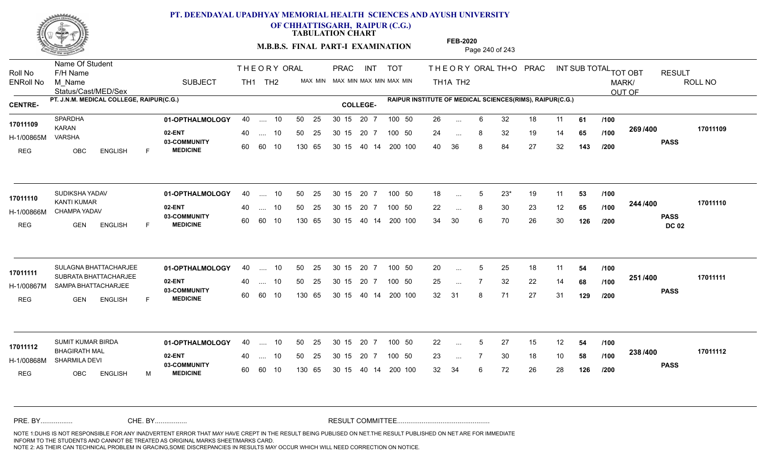# PT. DEENDAYAL UPADHYAY MEMORIAL HEALTH SCIENCES AND AYUSH UNIVERSITY OF CHHATTISGARH, RAIPUR (C.G.)

**TABULATION CHART**

**M.B.B.S. FINAL PART-I EXAMINATION**

**FEB-2020**

| Roll No / ENRoll No | Name Of Student / F/H Name / M_Name / Status/Cast/MED/Sex | SUBJECT | THEORY TH1 | TH2 | ORAL MAX | MIN | PRAC MAX | MIN | INT MAX | MIN | TOT MAX | MIN | THEORY TH1A | TH2 | ORAL | TH+O | PRAC | INT | SUB TOTAL | | TOT OBT MARK/OUT OF | RESULT | ROLL NO |
|---|---|---|---|---|---|---|---|---|---|---|---|---|---|---|---|---|---|---|---|---|---|---|---|

**CENTRE-** PT. J.N.M. MEDICAL COLLEGE, RAIPUR(C.G.) **COLLEGE-** RAIPUR INSTITUTE OF MEDICAL SCIENCES(RIMS), RAIPUR(C.G.)

| Roll No / ENRoll No | Name Of Student / F/H Name / M_Name / Status/Cast/MED/Sex | SUBJECT | TH1 | TH2 | ORAL MAX | MIN | PRAC MAX | MIN | INT MAX | MIN | TOT MAX | MIN | TH1A | TH2 | ORAL | TH+O | PRAC | INT | SUB TOTAL | | TOT OBT MARK/OUT OF | RESULT | ROLL NO |
|---|---|---|---|---|---|---|---|---|---|---|---|---|---|---|---|---|---|---|---|---|---|---|---|
| 17011109 | SPARDHA | 01-OPTHALMOLOGY | 40 | .... | 10 | | 50 | 25 | 30 15 | 20 7 | 100 | 50 | 26 | ... | 6 | 32 | 18 | 11 | 61 | /100 | 269 /400 | PASS | 17011109 |
| H-1/00865M | KARAN / VARSHA | 02-ENT | 40 | .... | 10 | | 50 | 25 | 30 15 | 20 7 | 100 | 50 | 24 | ... | 8 | 32 | 19 | 14 | 65 | /100 | | | |
| REG | OBC ENGLISH F | 03-COMMUNITY MEDICINE | 60 | 60 | 10 | | 130 | 65 | 30 15 | 40 14 | 200 | 100 | 40 | 36 | 8 | 84 | 27 | 32 | 143 | /200 | | | |
| 17011110 | SUDIKSHA YADAV | 01-OPTHALMOLOGY | 40 | .... | 10 | | 50 | 25 | 30 15 | 20 7 | 100 | 50 | 18 | ... | 5 | 23* | 19 | 11 | 53 | /100 | 244 /400 | PASS DC 02 | 17011110 |
| H-1/00866M | KANTI KUMAR / CHAMPA YADAV | 02-ENT | 40 | .... | 10 | | 50 | 25 | 30 15 | 20 7 | 100 | 50 | 22 | ... | 8 | 30 | 23 | 12 | 65 | /100 | | | |
| REG | GEN ENGLISH F | 03-COMMUNITY MEDICINE | 60 | 60 | 10 | | 130 | 65 | 30 15 | 40 14 | 200 | 100 | 34 | 30 | 6 | 70 | 26 | 30 | 126 | /200 | | | |
| 17011111 | SULAGNA BHATTACHARJEE | 01-OPTHALMOLOGY | 40 | .... | 10 | | 50 | 25 | 30 15 | 20 7 | 100 | 50 | 20 | ... | 5 | 25 | 18 | 11 | 54 | /100 | 251 /400 | PASS | 17011111 |
| H-1/00867M | SUBRATA BHATTACHARJEE / SAMPA BHATTACHARJEE | 02-ENT | 40 | .... | 10 | | 50 | 25 | 30 15 | 20 7 | 100 | 50 | 25 | ... | 7 | 32 | 22 | 14 | 68 | /100 | | | |
| REG | GEN ENGLISH F | 03-COMMUNITY MEDICINE | 60 | 60 | 10 | | 130 | 65 | 30 15 | 40 14 | 200 | 100 | 32 | 31 | 8 | 71 | 27 | 31 | 129 | /200 | | | |
| 17011112 | SUMIT KUMAR BIRDA | 01-OPTHALMOLOGY | 40 | .... | 10 | | 50 | 25 | 30 15 | 20 7 | 100 | 50 | 22 | ... | 5 | 27 | 15 | 12 | 54 | /100 | 238 /400 | PASS | 17011112 |
| H-1/00868M | BHAGIRATH MAL / SHARMILA DEVI | 02-ENT | 40 | .... | 10 | | 50 | 25 | 30 15 | 20 7 | 100 | 50 | 23 | ... | 7 | 30 | 18 | 10 | 58 | /100 | | | |
| REG | OBC ENGLISH M | 03-COMMUNITY MEDICINE | 60 | 60 | 10 | | 130 | 65 | 30 15 | 40 14 | 200 | 100 | 32 | 34 | 6 | 72 | 26 | 28 | 126 | /200 | | | |

PRE. BY................ CHE. BY................ RESULT COMMITTEE................................................

NOTE 1:DUHS IS NOT RESPONSIBLE FOR ANY INADVERTENT ERROR THAT MAY HAVE CREPT IN THE RESULT BEING PUBLISED ON NET.THE RESULT PUBLISHED ON NET ARE FOR IMMEDIATE INFORM TO THE STUDENTS AND CANNOT BE TREATED AS ORIGINAL MARKS SHEET/MARKS CARD.
NOTE 2: AS THEIR CAN TECHNICAL PROBLEM IN GRACING,SOME DISCREPANCIES IN RESULTS MAY OCCUR WHICH WILL NEED CORRECTION ON NOTICE.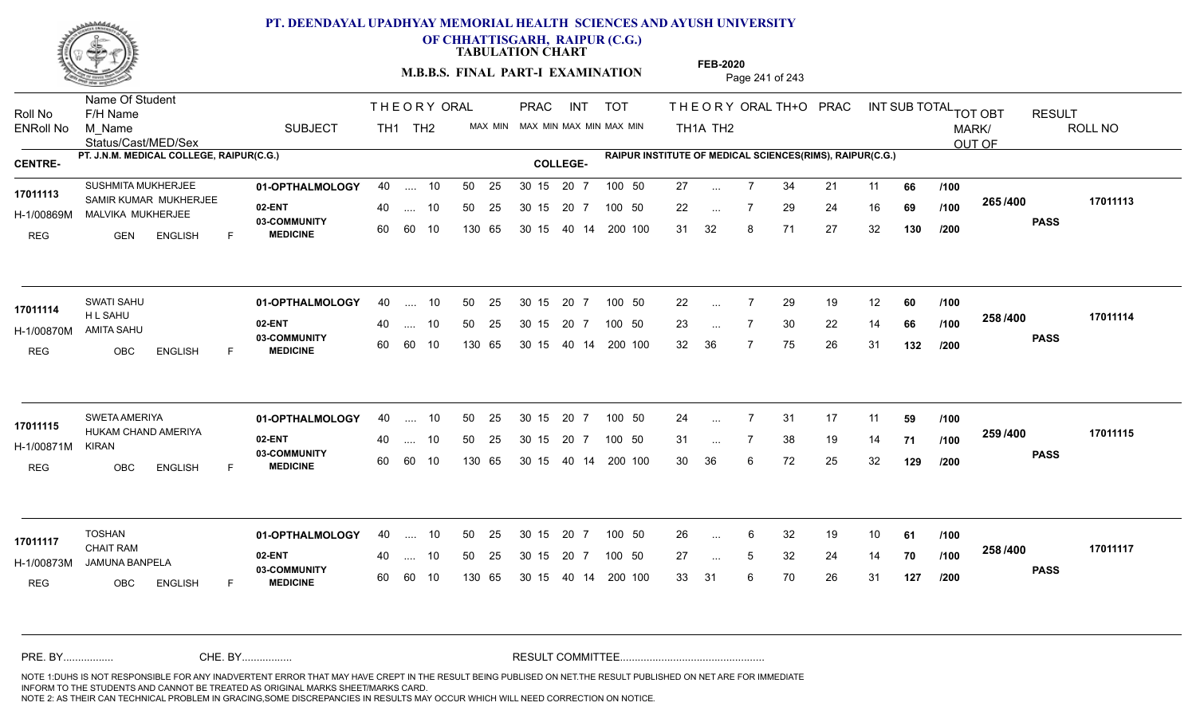# PT. DEENDAYAL UPADHYAY MEMORIAL HEALTH SCIENCES AND AYUSH UNIVERSITY OF CHHATTISGARH, RAIPUR (C.G.)

## TABULATION CHART

### M.B.B.S. FINAL PART-I EXAMINATION

FEB-2020

CENTRE- PT. J.N.M. MEDICAL COLLEGE, RAIPUR(C.G.)

COLLEGE- RAIPUR INSTITUTE OF MEDICAL SCIENCES(RIMS), RAIPUR(C.G.)

| Roll No / ENRoll No | Name Of Student / F/H Name / M_Name / Status/Cast/MED/Sex | SUBJECT | THEORY TH1 | THEORY TH2 | ORAL MAX MIN | PRAC MAX MIN | INT MAX MIN | TOT MAX MIN | THEORY TH1A | THEORY TH2 | ORAL | TH+O | PRAC | INT | SUB TOTAL | OUT OF | TOT OBT MARK/ OUT OF | RESULT | ROLL NO |
|---|---|---|---|---|---|---|---|---|---|---|---|---|---|---|---|---|---|---|---|
| 17011113 | SUSHMITA MUKHERJEE | 01-OPTHALMOLOGY | 40 | .... | 10 | 50 25 | 30 15 | 20 7 | 100 50 | 27 | ... | 7 | 34 | 21 | 11 | 66 | /100 | 265/400 | PASS | 17011113 |
| H-1/00869M | SAMIR KUMAR MUKHERJEE / MALVIKA MUKHERJEE | 02-ENT | 40 | .... | 10 | 50 25 | 30 15 | 20 7 | 100 50 | 22 | ... | 7 | 29 | 24 | 16 | 69 | /100 | | | |
| REG | GEN ENGLISH F | 03-COMMUNITY MEDICINE | 60 | 60 | 10 | 130 65 | 30 15 | 40 14 | 200 100 | 31 | 32 | 8 | 71 | 27 | 32 | 130 | /200 | | | |
| 17011114 | SWATI SAHU | 01-OPTHALMOLOGY | 40 | .... | 10 | 50 25 | 30 15 | 20 7 | 100 50 | 22 | ... | 7 | 29 | 19 | 12 | 60 | /100 | 258/400 | PASS | 17011114 |
| H-1/00870M | H L SAHU / AMITA SAHU | 02-ENT | 40 | .... | 10 | 50 25 | 30 15 | 20 7 | 100 50 | 23 | ... | 7 | 30 | 22 | 14 | 66 | /100 | | | |
| REG | OBC ENGLISH F | 03-COMMUNITY MEDICINE | 60 | 60 | 10 | 130 65 | 30 15 | 40 14 | 200 100 | 32 | 36 | 7 | 75 | 26 | 31 | 132 | /200 | | | |
| 17011115 | SWETA AMERIYA | 01-OPTHALMOLOGY | 40 | .... | 10 | 50 25 | 30 15 | 20 7 | 100 50 | 24 | ... | 7 | 31 | 17 | 11 | 59 | /100 | 259/400 | PASS | 17011115 |
| H-1/00871M | HUKAM CHAND AMERIYA / KIRAN | 02-ENT | 40 | .... | 10 | 50 25 | 30 15 | 20 7 | 100 50 | 31 | ... | 7 | 38 | 19 | 14 | 71 | /100 | | | |
| REG | OBC ENGLISH F | 03-COMMUNITY MEDICINE | 60 | 60 | 10 | 130 65 | 30 15 | 40 14 | 200 100 | 30 | 36 | 6 | 72 | 25 | 32 | 129 | /200 | | | |
| 17011117 | TOSHAN | 01-OPTHALMOLOGY | 40 | .... | 10 | 50 25 | 30 15 | 20 7 | 100 50 | 26 | ... | 6 | 32 | 19 | 10 | 61 | /100 | 258/400 | PASS | 17011117 |
| H-1/00873M | CHAIT RAM / JAMUNA BANPELA | 02-ENT | 40 | .... | 10 | 50 25 | 30 15 | 20 7 | 100 50 | 27 | ... | 5 | 32 | 24 | 14 | 70 | /100 | | | |
| REG | OBC ENGLISH F | 03-COMMUNITY MEDICINE | 60 | 60 | 10 | 130 65 | 30 15 | 40 14 | 200 100 | 33 | 31 | 6 | 70 | 26 | 31 | 127 | /200 | | | |

PRE. BY................ CHE. BY................ RESULT COMMITTEE................................................

NOTE 1:DUHS IS NOT RESPONSIBLE FOR ANY INADVERTENT ERROR THAT MAY HAVE CREPT IN THE RESULT BEING PUBLISED ON NET.THE RESULT PUBLISHED ON NET ARE FOR IMMEDIATE INFORM TO THE STUDENTS AND CANNOT BE TREATED AS ORIGINAL MARKS SHEET/MARKS CARD.
NOTE 2: AS THEIR CAN TECHNICAL PROBLEM IN GRACING,SOME DISCREPANCIES IN RESULTS MAY OCCUR WHICH WILL NEED CORRECTION ON NOTICE.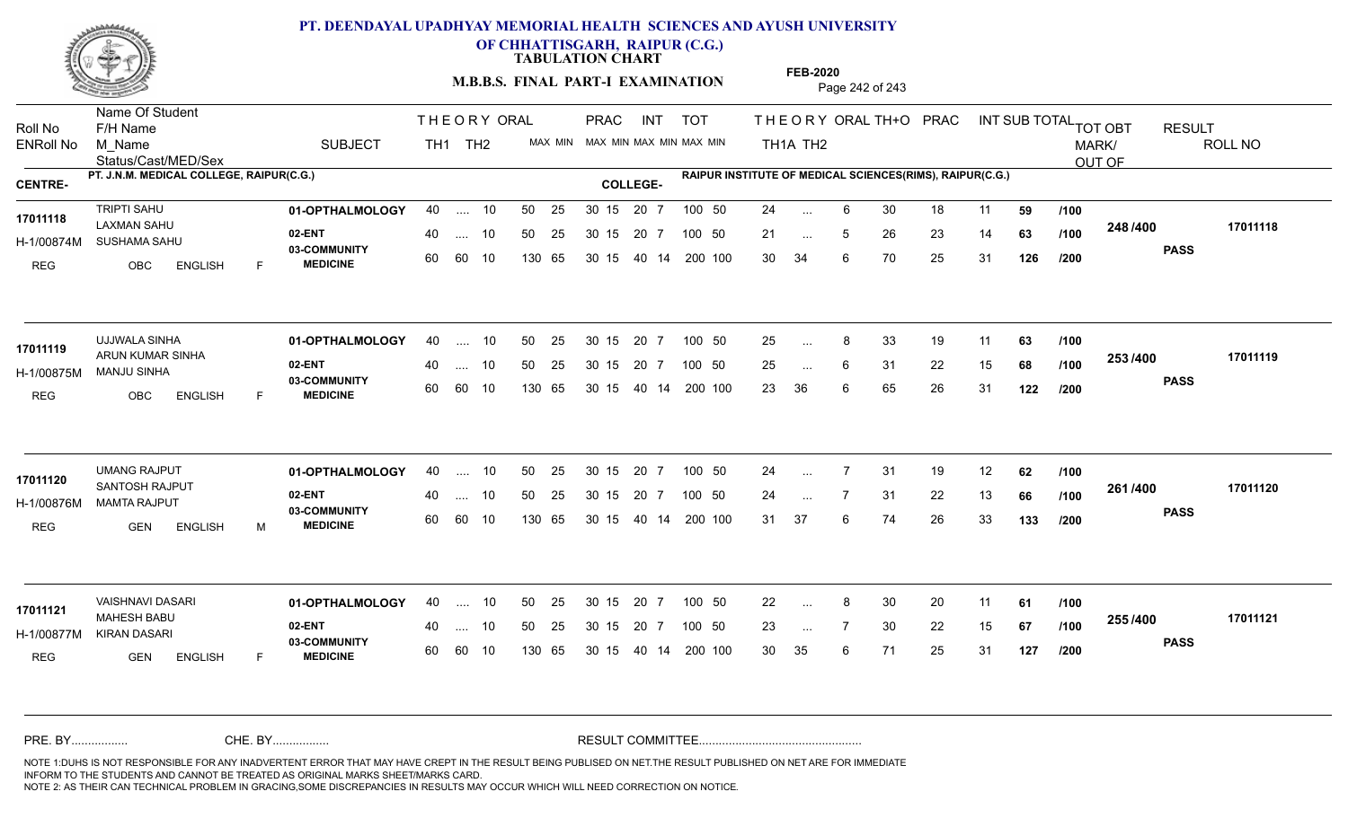# PT. DEENDAYAL UPADHYAY MEMORIAL HEALTH SCIENCES AND AYUSH UNIVERSITY OF CHHATTISGARH, RAIPUR (C.G.)

**TABULATION CHART**

**M.B.B.S. FINAL PART-I EXAMINATION**

**FEB-2020**

CENTRE- PT. J.N.M. MEDICAL COLLEGE, RAIPUR(C.G.)

COLLEGE- RAIPUR INSTITUTE OF MEDICAL SCIENCES(RIMS), RAIPUR(C.G.)

| Roll No / ENRoll No / Status | Name Of Student / F/H Name / M_Name / Cast/MED/Sex | SUBJECT | THEORY TH1 | TH2 | ORAL | PRAC MAX MIN | INT MAX MIN | TOT MAX MIN | THEORY TH1A | TH2 | ORAL | TH+O | PRAC | INT | SUB TOTAL | | TOT OBT MARK/OUT OF | RESULT | ROLL NO |
|---|---|---|---|---|---|---|---|---|---|---|---|---|---|---|---|---|---|---|---|
| 17011118 | TRIPTI SAHU | 01-OPTHALMOLOGY | 40 | .... | 10 | 50 25 | 30 15 20 7 | 100 50 | 24 | ... | 6 | 30 | 18 | 11 | 59 | /100 | 248 /400 | PASS | 17011118 |
| H-1/00874M | LAXMAN SAHU / SUSHAMA SAHU | 02-ENT | 40 | .... | 10 | 50 25 | 30 15 20 7 | 100 50 | 21 | ... | 5 | 26 | 23 | 14 | 63 | /100 | | | |
| REG | OBC ENGLISH F | 03-COMMUNITY MEDICINE | 60 | 60 | 10 | 130 65 | 30 15 40 14 | 200 100 | 30 | 34 | 6 | 70 | 25 | 31 | 126 | /200 | | | |
| 17011119 | UJJWALA SINHA | 01-OPTHALMOLOGY | 40 | .... | 10 | 50 25 | 30 15 20 7 | 100 50 | 25 | ... | 8 | 33 | 19 | 11 | 63 | /100 | 253 /400 | PASS | 17011119 |
| H-1/00875M | ARUN KUMAR SINHA / MANJU SINHA | 02-ENT | 40 | .... | 10 | 50 25 | 30 15 20 7 | 100 50 | 25 | ... | 6 | 31 | 22 | 15 | 68 | /100 | | | |
| REG | OBC ENGLISH F | 03-COMMUNITY MEDICINE | 60 | 60 | 10 | 130 65 | 30 15 40 14 | 200 100 | 23 | 36 | 6 | 65 | 26 | 31 | 122 | /200 | | | |
| 17011120 | UMANG RAJPUT | 01-OPTHALMOLOGY | 40 | .... | 10 | 50 25 | 30 15 20 7 | 100 50 | 24 | ... | 7 | 31 | 19 | 12 | 62 | /100 | 261 /400 | PASS | 17011120 |
| H-1/00876M | SANTOSH RAJPUT / MAMTA RAJPUT | 02-ENT | 40 | .... | 10 | 50 25 | 30 15 20 7 | 100 50 | 24 | ... | 7 | 31 | 22 | 13 | 66 | /100 | | | |
| REG | GEN ENGLISH M | 03-COMMUNITY MEDICINE | 60 | 60 | 10 | 130 65 | 30 15 40 14 | 200 100 | 31 | 37 | 6 | 74 | 26 | 33 | 133 | /200 | | | |
| 17011121 | VAISHNAVI DASARI | 01-OPTHALMOLOGY | 40 | .... | 10 | 50 25 | 30 15 20 7 | 100 50 | 22 | ... | 8 | 30 | 20 | 11 | 61 | /100 | 255 /400 | PASS | 17011121 |
| H-1/00877M | MAHESH BABU / KIRAN DASARI | 02-ENT | 40 | .... | 10 | 50 25 | 30 15 20 7 | 100 50 | 23 | ... | 7 | 30 | 22 | 15 | 67 | /100 | | | |
| REG | GEN ENGLISH F | 03-COMMUNITY MEDICINE | 60 | 60 | 10 | 130 65 | 30 15 40 14 | 200 100 | 30 | 35 | 6 | 71 | 25 | 31 | 127 | /200 | | | |

PRE. BY................ CHE. BY................ RESULT COMMITTEE................................................

NOTE 1:DUHS IS NOT RESPONSIBLE FOR ANY INADVERTENT ERROR THAT MAY HAVE CREPT IN THE RESULT BEING PUBLISED ON NET.THE RESULT PUBLISHED ON NET ARE FOR IMMEDIATE INFORM TO THE STUDENTS AND CANNOT BE TREATED AS ORIGINAL MARKS SHEET/MARKS CARD.
NOTE 2: AS THEIR CAN TECHNICAL PROBLEM IN GRACING,SOME DISCREPANCIES IN RESULTS MAY OCCUR WHICH WILL NEED CORRECTION ON NOTICE.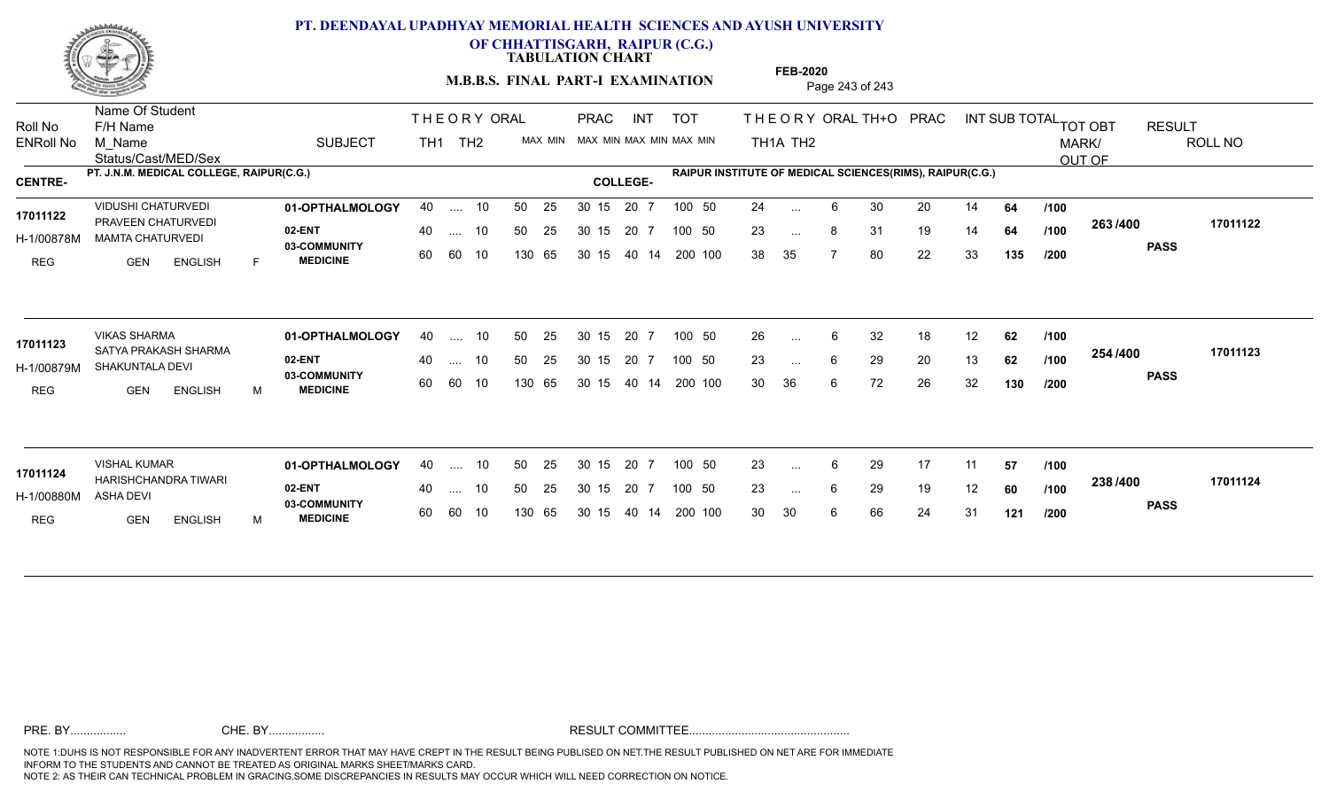# PT. DEENDAYAL UPADHYAY MEMORIAL HEALTH SCIENCES AND AYUSH UNIVERSITY OF CHHATTISGARH, RAIPUR (C.G.)

**TABULATION CHART**

**M.B.B.S. FINAL PART-I EXAMINATION**

**FEB-2020**

| Roll No / ENRoll No | Name Of Student / F/H Name / M_Name / Status/Cast/MED/Sex | SUBJECT | THEORY TH1 | THEORY TH2 | ORAL | PRAC MAX | PRAC MIN | INT MAX | INT MIN | TOT MAX | TOT MIN | THEORY TH1A | THEORY TH2 | ORAL | TH+O | PRAC | INT | SUB TOTAL | TOT OBT MARK/OUT OF | RESULT | ROLL NO |
|---|---|---|---|---|---|---|---|---|---|---|---|---|---|---|---|---|---|---|---|---|---|
| **CENTRE-** PT. J.N.M. MEDICAL COLLEGE, RAIPUR(C.G.) | | **COLLEGE-** RAIPUR INSTITUTE OF MEDICAL SCIENCES(RIMS), RAIPUR(C.G.) | | | | | | | | | | | | | | | | | | | |
| 17011122 | VIDUSHI CHATURVEDI | 01-OPTHALMOLOGY | 40 | .... | 10 | 50 | 25 | 30 15 | 20 7 | 100 | 50 | 24 | ... | 6 | 30 | 20 | 14 | 64 /100 | 263 /400 | PASS | 17011122 |
| H-1/00878M | PRAVEEN CHATURVEDI / MAMTA CHATURVEDI | 02-ENT | 40 | .... | 10 | 50 | 25 | 30 15 | 20 7 | 100 | 50 | 23 | ... | 8 | 31 | 19 | 14 | 64 /100 | | | |
| REG | GEN ENGLISH F | 03-COMMUNITY MEDICINE | 60 | 60 | 10 | 130 | 65 | 30 15 | 40 14 | 200 | 100 | 38 | 35 | 7 | 80 | 22 | 33 | 135 /200 | | | |
| 17011123 | VIKAS SHARMA | 01-OPTHALMOLOGY | 40 | .... | 10 | 50 | 25 | 30 15 | 20 7 | 100 | 50 | 26 | ... | 6 | 32 | 18 | 12 | 62 /100 | 254 /400 | PASS | 17011123 |
| H-1/00879M | SATYA PRAKASH SHARMA / SHAKUNTALA DEVI | 02-ENT | 40 | .... | 10 | 50 | 25 | 30 15 | 20 7 | 100 | 50 | 23 | ... | 6 | 29 | 20 | 13 | 62 /100 | | | |
| REG | GEN ENGLISH M | 03-COMMUNITY MEDICINE | 60 | 60 | 10 | 130 | 65 | 30 15 | 40 14 | 200 | 100 | 30 | 36 | 6 | 72 | 26 | 32 | 130 /200 | | | |
| 17011124 | VISHAL KUMAR | 01-OPTHALMOLOGY | 40 | .... | 10 | 50 | 25 | 30 15 | 20 7 | 100 | 50 | 23 | ... | 6 | 29 | 17 | 11 | 57 /100 | 238 /400 | PASS | 17011124 |
| H-1/00880M | HARISHCHANDRA TIWARI / ASHA DEVI | 02-ENT | 40 | .... | 10 | 50 | 25 | 30 15 | 20 7 | 100 | 50 | 23 | ... | 6 | 29 | 19 | 12 | 60 /100 | | | |
| REG | GEN ENGLISH M | 03-COMMUNITY MEDICINE | 60 | 60 | 10 | 130 | 65 | 30 15 | 40 14 | 200 | 100 | 30 | 30 | 6 | 66 | 24 | 31 | 121 /200 | | | |

PRE. BY................ CHE. BY................ RESULT COMMITTEE................................................

NOTE 1:DUHS IS NOT RESPONSIBLE FOR ANY INADVERTENT ERROR THAT MAY HAVE CREPT IN THE RESULT BEING PUBLISED ON NET.THE RESULT PUBLISHED ON NET ARE FOR IMMEDIATE INFORM TO THE STUDENTS AND CANNOT BE TREATED AS ORIGINAL MARKS SHEET/MARKS CARD.
NOTE 2: AS THEIR CAN TECHNICAL PROBLEM IN GRACING,SOME DISCREPANCIES IN RESULTS MAY OCCUR WHICH WILL NEED CORRECTION ON NOTICE.